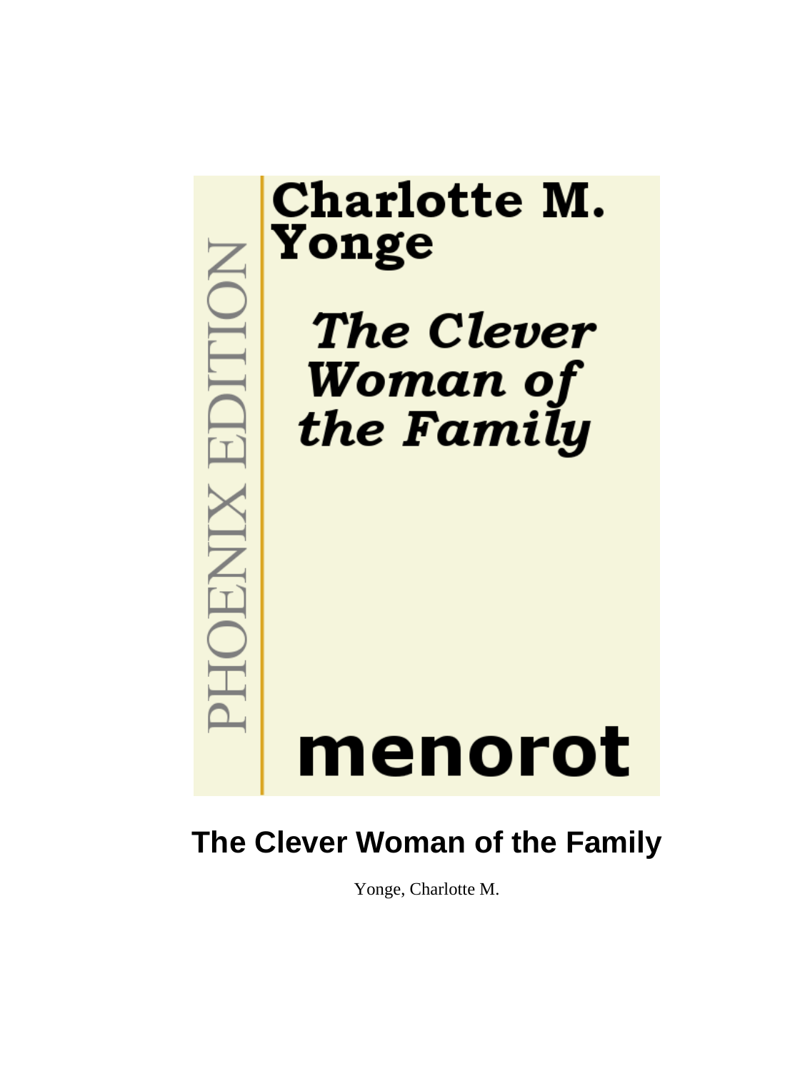PHOENIX EDITION

Charlotte M. Yonge

*The Clever Woman of the Family*

menorot

# The Clever Woman of the Family

Yonge, Charlotte M.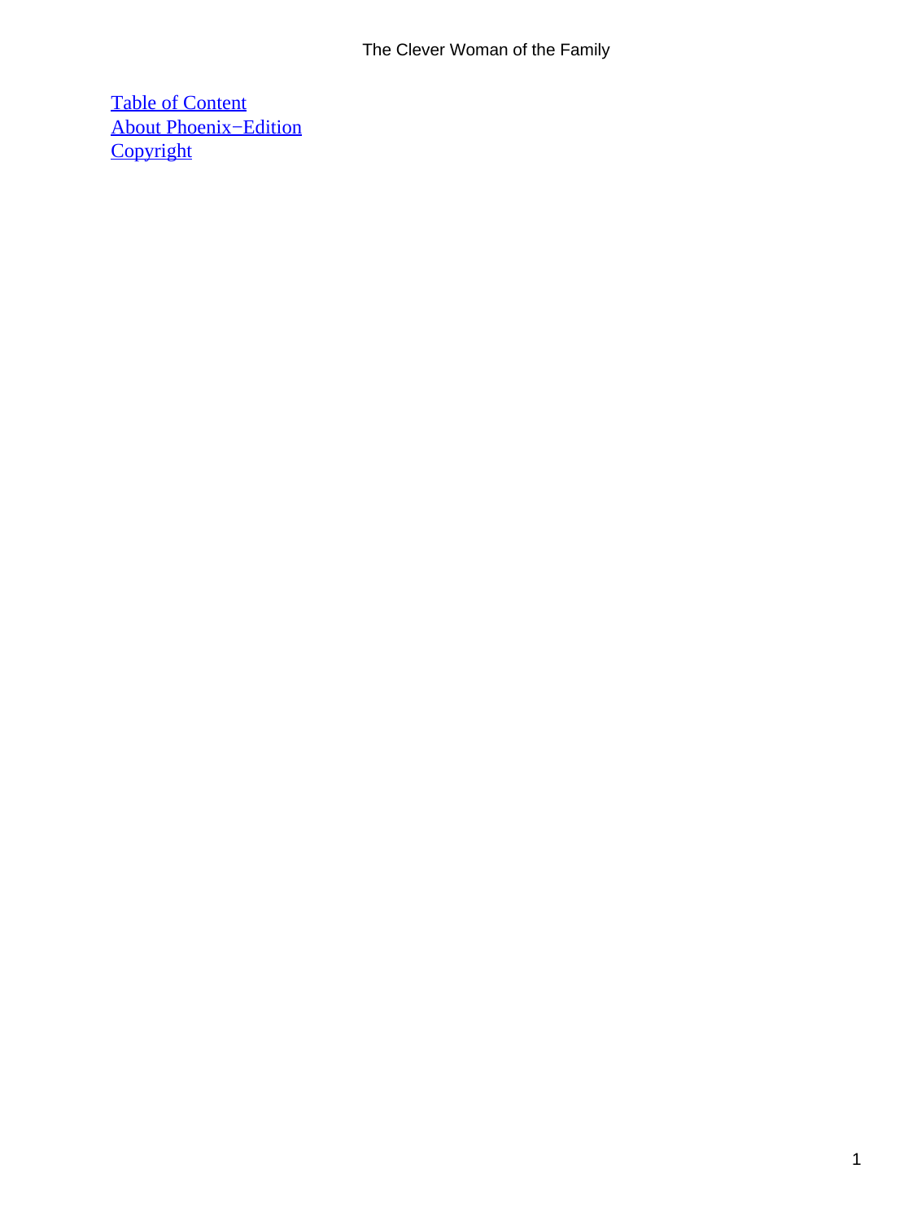[Table of Content](#)
[About Phoenix−Edition](#)
[Copyright](#)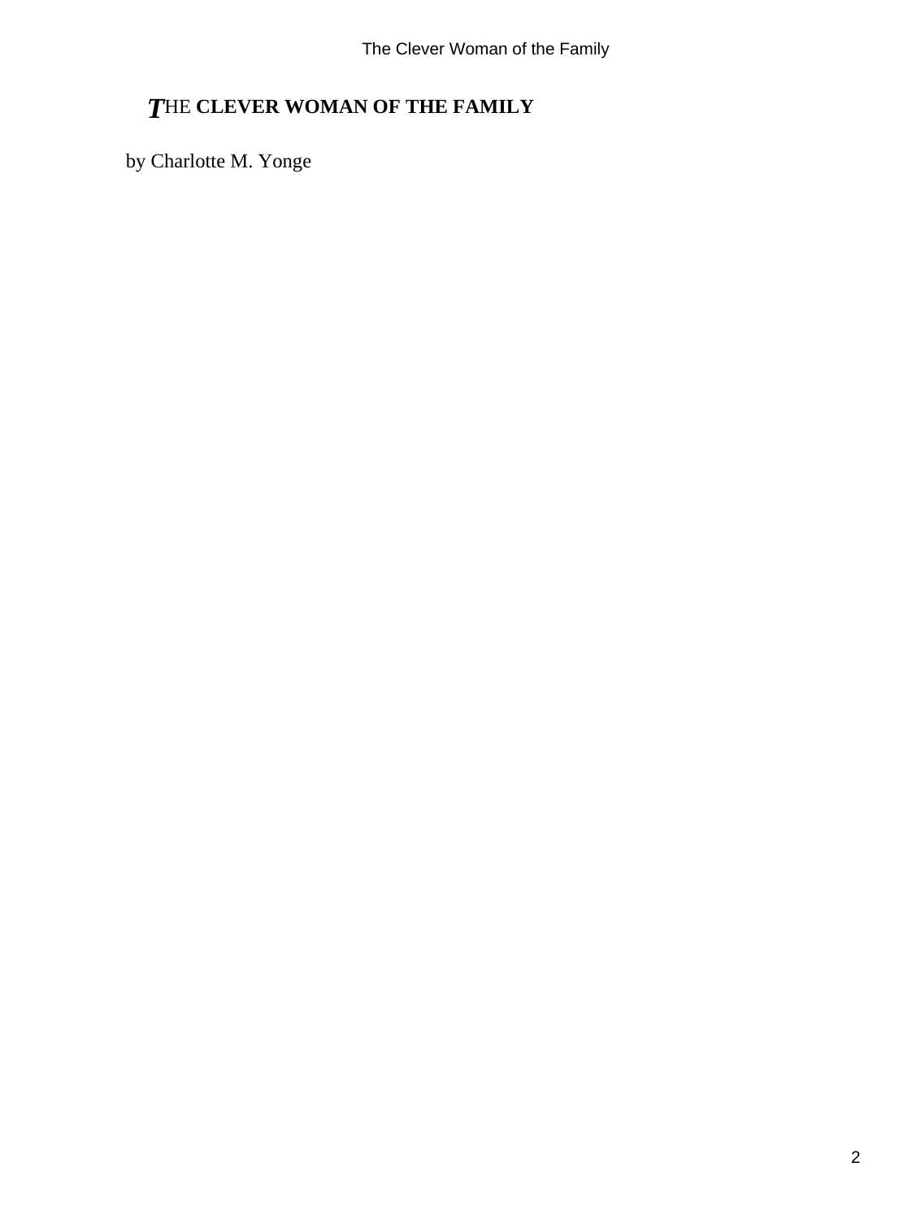# THE CLEVER WOMAN OF THE FAMILY

by Charlotte M. Yonge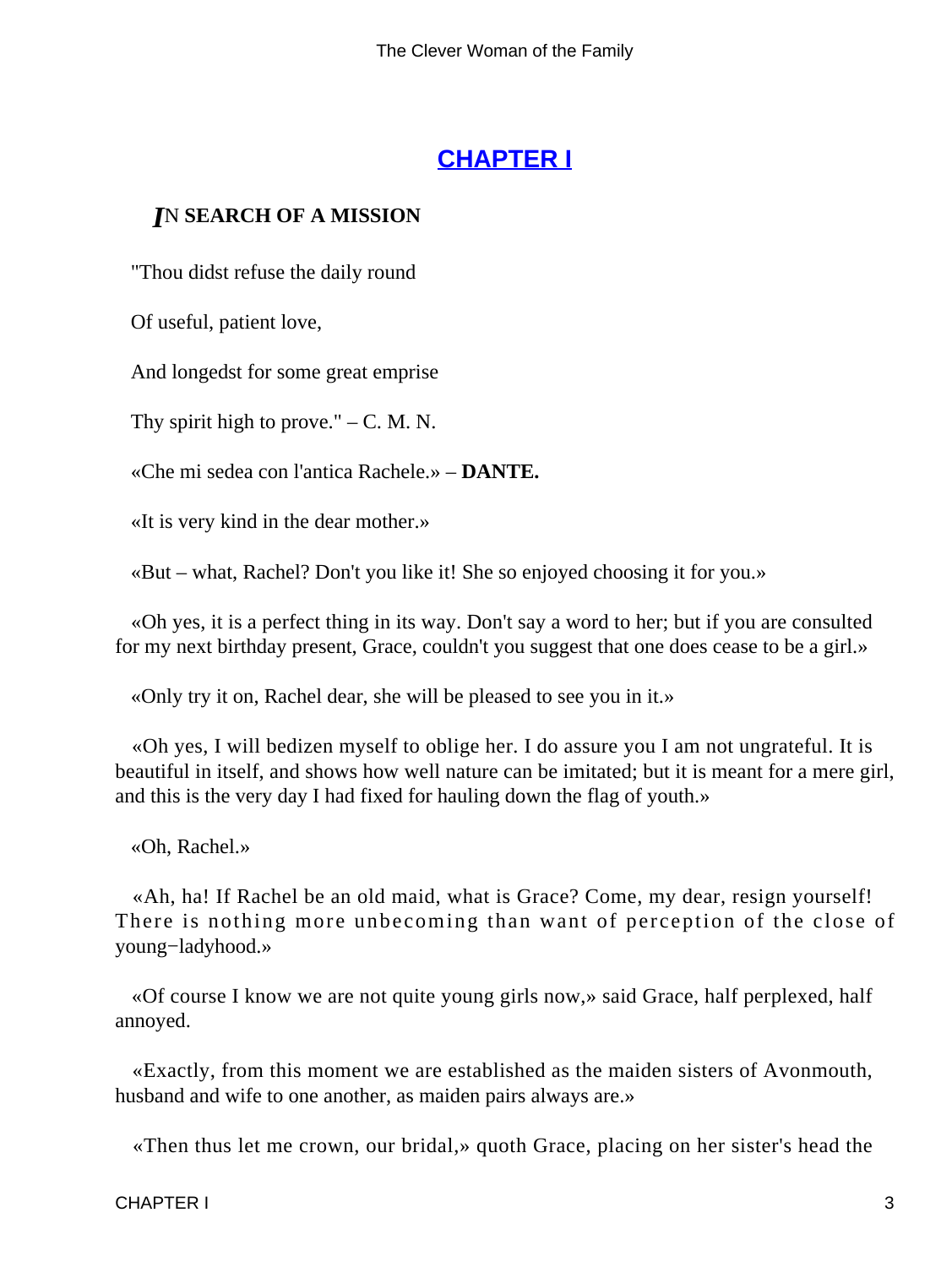## CHAPTER I

### *I*N SEARCH OF A MISSION

"Thou didst refuse the daily round

Of useful, patient love,

And longedst for some great emprise

Thy spirit high to prove." – C. M. N.

«Che mi sedea con l'antica Rachele.» – **DANTE.**

«It is very kind in the dear mother.»

«But – what, Rachel? Don't you like it! She so enjoyed choosing it for you.»

«Oh yes, it is a perfect thing in its way. Don't say a word to her; but if you are consulted for my next birthday present, Grace, couldn't you suggest that one does cease to be a girl.»

«Only try it on, Rachel dear, she will be pleased to see you in it.»

«Oh yes, I will bedizen myself to oblige her. I do assure you I am not ungrateful. It is beautiful in itself, and shows how well nature can be imitated; but it is meant for a mere girl, and this is the very day I had fixed for hauling down the flag of youth.»

«Oh, Rachel.»

«Ah, ha! If Rachel be an old maid, what is Grace? Come, my dear, resign yourself! There is nothing more unbecoming than want of perception of the close of young−ladyhood.»

«Of course I know we are not quite young girls now,» said Grace, half perplexed, half annoyed.

«Exactly, from this moment we are established as the maiden sisters of Avonmouth, husband and wife to one another, as maiden pairs always are.»

«Then thus let me crown, our bridal,» quoth Grace, placing on her sister's head the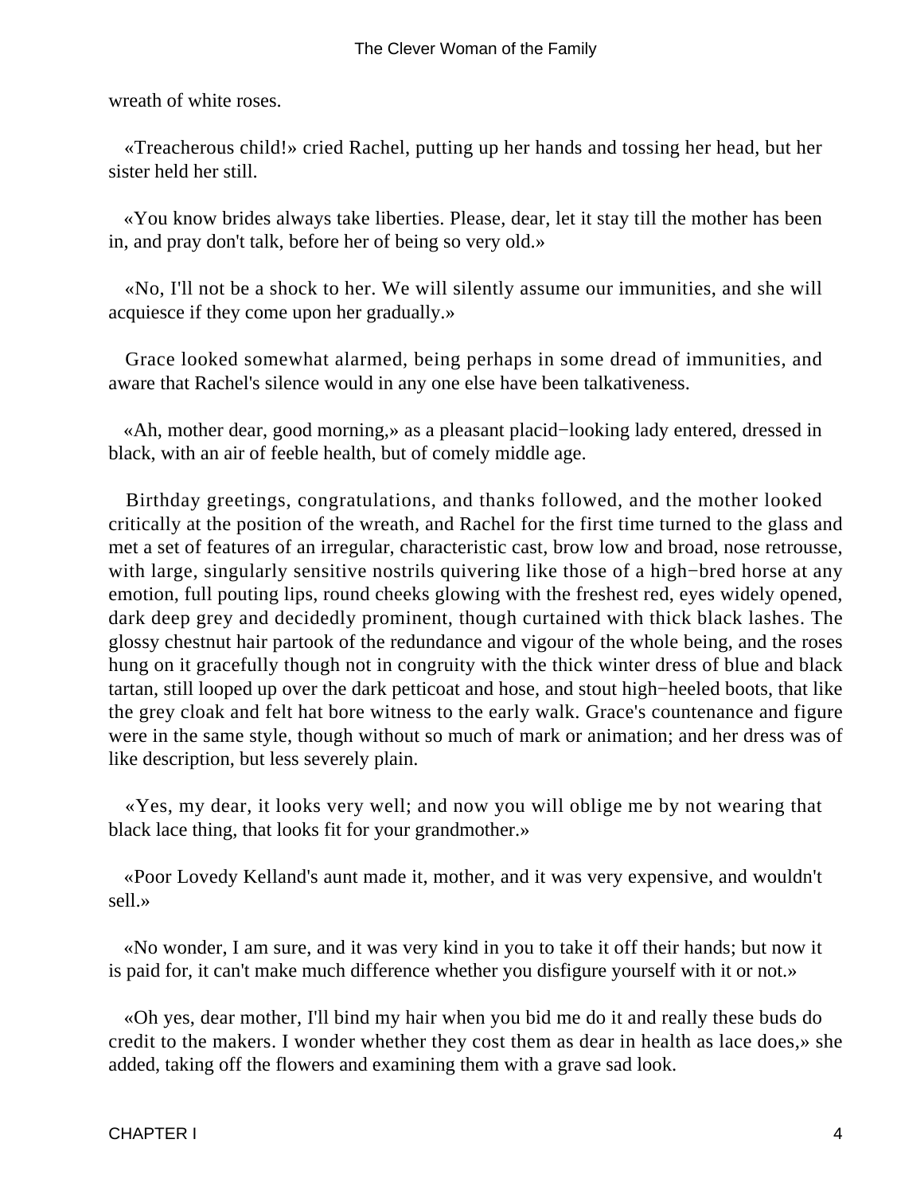wreath of white roses.

«Treacherous child!» cried Rachel, putting up her hands and tossing her head, but her sister held her still.

«You know brides always take liberties. Please, dear, let it stay till the mother has been in, and pray don't talk, before her of being so very old.»

«No, I'll not be a shock to her. We will silently assume our immunities, and she will acquiesce if they come upon her gradually.»

Grace looked somewhat alarmed, being perhaps in some dread of immunities, and aware that Rachel's silence would in any one else have been talkativeness.

«Ah, mother dear, good morning,» as a pleasant placid−looking lady entered, dressed in black, with an air of feeble health, but of comely middle age.

Birthday greetings, congratulations, and thanks followed, and the mother looked critically at the position of the wreath, and Rachel for the first time turned to the glass and met a set of features of an irregular, characteristic cast, brow low and broad, nose retrousse, with large, singularly sensitive nostrils quivering like those of a high−bred horse at any emotion, full pouting lips, round cheeks glowing with the freshest red, eyes widely opened, dark deep grey and decidedly prominent, though curtained with thick black lashes. The glossy chestnut hair partook of the redundance and vigour of the whole being, and the roses hung on it gracefully though not in congruity with the thick winter dress of blue and black tartan, still looped up over the dark petticoat and hose, and stout high−heeled boots, that like the grey cloak and felt hat bore witness to the early walk. Grace's countenance and figure were in the same style, though without so much of mark or animation; and her dress was of like description, but less severely plain.

«Yes, my dear, it looks very well; and now you will oblige me by not wearing that black lace thing, that looks fit for your grandmother.»

«Poor Lovedy Kelland's aunt made it, mother, and it was very expensive, and wouldn't sell.»

«No wonder, I am sure, and it was very kind in you to take it off their hands; but now it is paid for, it can't make much difference whether you disfigure yourself with it or not.»

«Oh yes, dear mother, I'll bind my hair when you bid me do it and really these buds do credit to the makers. I wonder whether they cost them as dear in health as lace does,» she added, taking off the flowers and examining them with a grave sad look.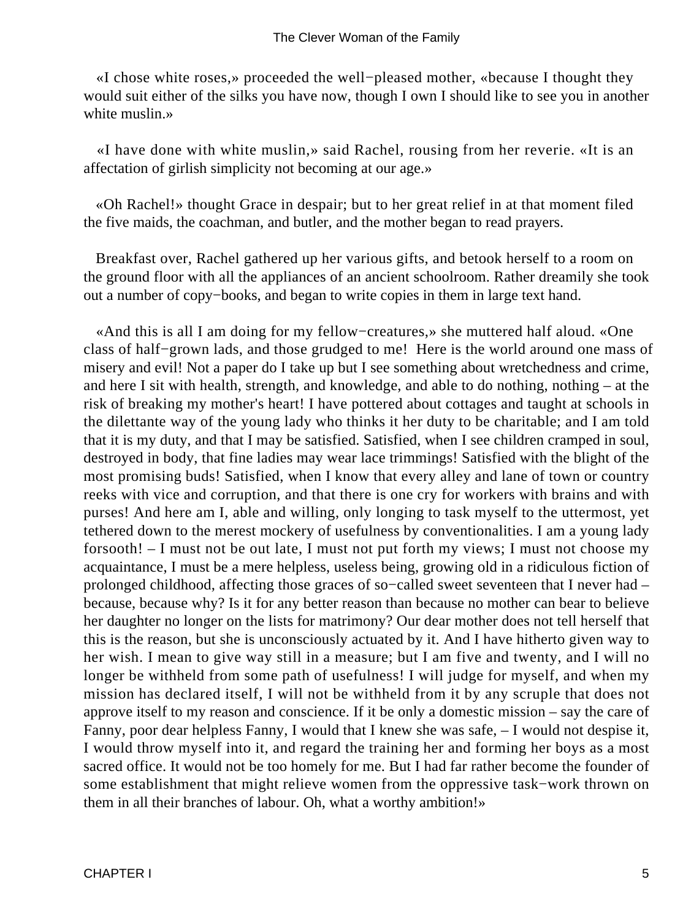«I chose white roses,» proceeded the well−pleased mother, «because I thought they would suit either of the silks you have now, though I own I should like to see you in another white muslin.»

«I have done with white muslin,» said Rachel, rousing from her reverie. «It is an affectation of girlish simplicity not becoming at our age.»

«Oh Rachel!» thought Grace in despair; but to her great relief in at that moment filed the five maids, the coachman, and butler, and the mother began to read prayers.

Breakfast over, Rachel gathered up her various gifts, and betook herself to a room on the ground floor with all the appliances of an ancient schoolroom. Rather dreamily she took out a number of copy−books, and began to write copies in them in large text hand.

«And this is all I am doing for my fellow−creatures,» she muttered half aloud. «One class of half−grown lads, and those grudged to me! Here is the world around one mass of misery and evil! Not a paper do I take up but I see something about wretchedness and crime, and here I sit with health, strength, and knowledge, and able to do nothing, nothing – at the risk of breaking my mother's heart! I have pottered about cottages and taught at schools in the dilettante way of the young lady who thinks it her duty to be charitable; and I am told that it is my duty, and that I may be satisfied. Satisfied, when I see children cramped in soul, destroyed in body, that fine ladies may wear lace trimmings! Satisfied with the blight of the most promising buds! Satisfied, when I know that every alley and lane of town or country reeks with vice and corruption, and that there is one cry for workers with brains and with purses! And here am I, able and willing, only longing to task myself to the uttermost, yet tethered down to the merest mockery of usefulness by conventionalities. I am a young lady forsooth! – I must not be out late, I must not put forth my views; I must not choose my acquaintance, I must be a mere helpless, useless being, growing old in a ridiculous fiction of prolonged childhood, affecting those graces of so−called sweet seventeen that I never had – because, because why? Is it for any better reason than because no mother can bear to believe her daughter no longer on the lists for matrimony? Our dear mother does not tell herself that this is the reason, but she is unconsciously actuated by it. And I have hitherto given way to her wish. I mean to give way still in a measure; but I am five and twenty, and I will no longer be withheld from some path of usefulness! I will judge for myself, and when my mission has declared itself, I will not be withheld from it by any scruple that does not approve itself to my reason and conscience. If it be only a domestic mission – say the care of Fanny, poor dear helpless Fanny, I would that I knew she was safe, – I would not despise it, I would throw myself into it, and regard the training her and forming her boys as a most sacred office. It would not be too homely for me. But I had far rather become the founder of some establishment that might relieve women from the oppressive task−work thrown on them in all their branches of labour. Oh, what a worthy ambition!»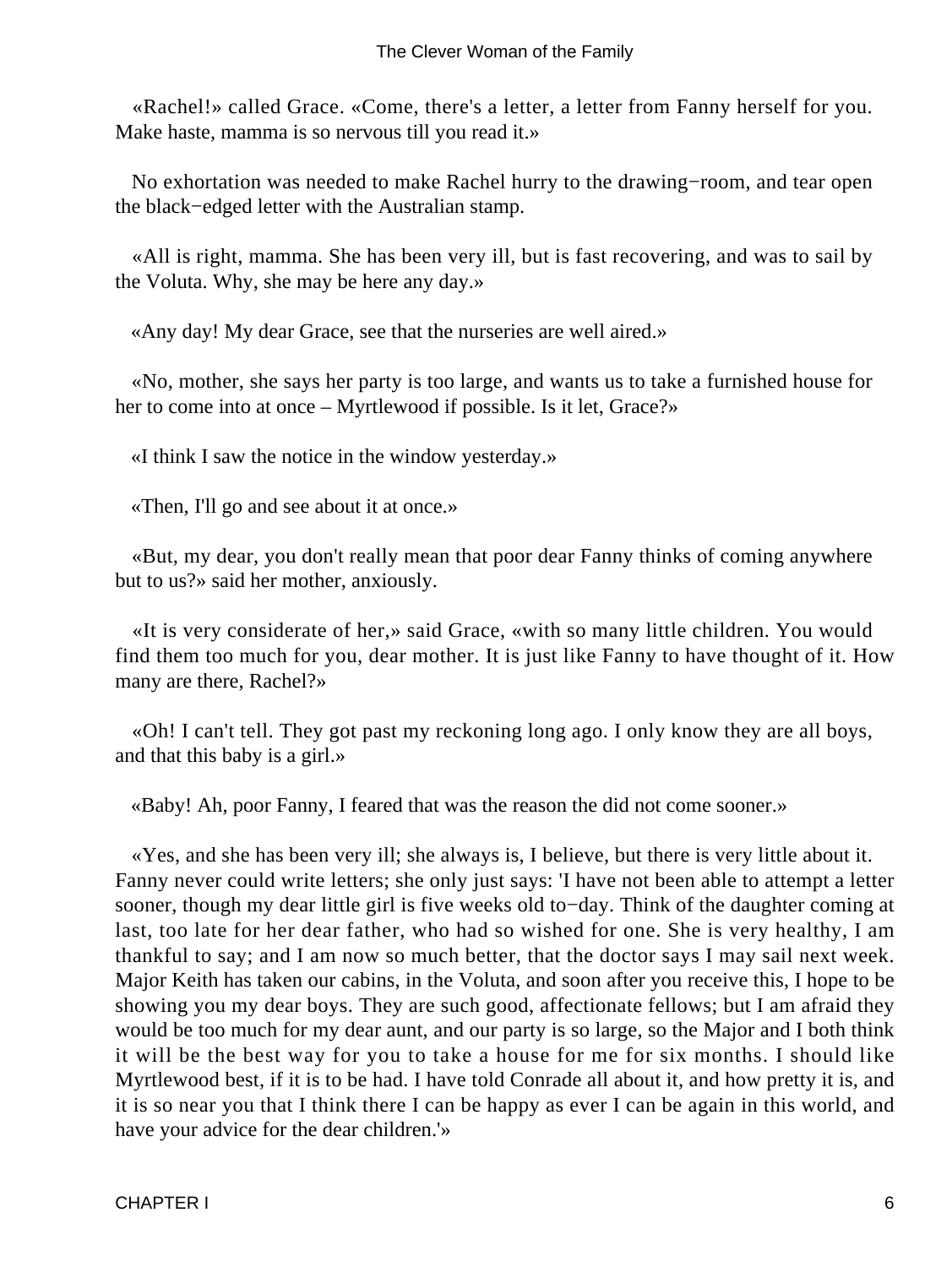«Rachel!» called Grace. «Come, there's a letter, a letter from Fanny herself for you. Make haste, mamma is so nervous till you read it.»

No exhortation was needed to make Rachel hurry to the drawing−room, and tear open the black−edged letter with the Australian stamp.

«All is right, mamma. She has been very ill, but is fast recovering, and was to sail by the Voluta. Why, she may be here any day.»

«Any day! My dear Grace, see that the nurseries are well aired.»

«No, mother, she says her party is too large, and wants us to take a furnished house for her to come into at once – Myrtlewood if possible. Is it let, Grace?»

«I think I saw the notice in the window yesterday.»

«Then, I'll go and see about it at once.»

«But, my dear, you don't really mean that poor dear Fanny thinks of coming anywhere but to us?» said her mother, anxiously.

«It is very considerate of her,» said Grace, «with so many little children. You would find them too much for you, dear mother. It is just like Fanny to have thought of it. How many are there, Rachel?»

«Oh! I can't tell. They got past my reckoning long ago. I only know they are all boys, and that this baby is a girl.»

«Baby! Ah, poor Fanny, I feared that was the reason the did not come sooner.»

«Yes, and she has been very ill; she always is, I believe, but there is very little about it. Fanny never could write letters; she only just says: 'I have not been able to attempt a letter sooner, though my dear little girl is five weeks old to−day. Think of the daughter coming at last, too late for her dear father, who had so wished for one. She is very healthy, I am thankful to say; and I am now so much better, that the doctor says I may sail next week. Major Keith has taken our cabins, in the Voluta, and soon after you receive this, I hope to be showing you my dear boys. They are such good, affectionate fellows; but I am afraid they would be too much for my dear aunt, and our party is so large, so the Major and I both think it will be the best way for you to take a house for me for six months. I should like Myrtlewood best, if it is to be had. I have told Conrade all about it, and how pretty it is, and it is so near you that I think there I can be happy as ever I can be again in this world, and have your advice for the dear children.'»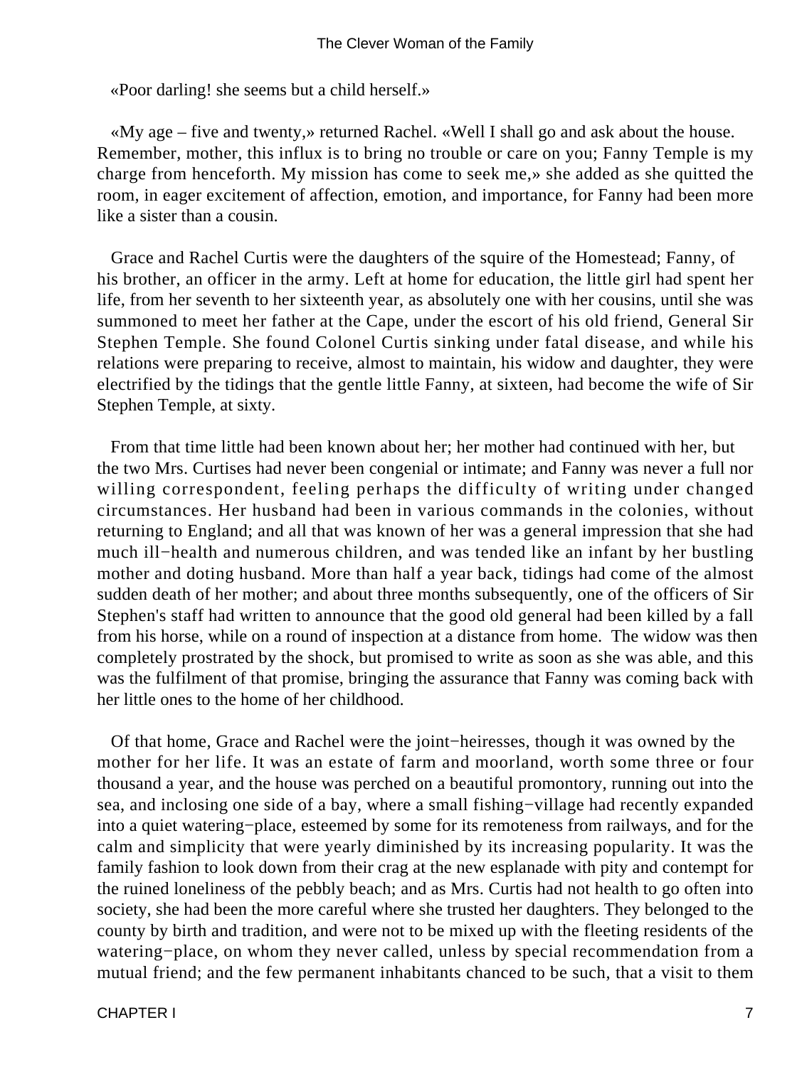«Poor darling! she seems but a child herself.»

«My age – five and twenty,» returned Rachel. «Well I shall go and ask about the house. Remember, mother, this influx is to bring no trouble or care on you; Fanny Temple is my charge from henceforth. My mission has come to seek me,» she added as she quitted the room, in eager excitement of affection, emotion, and importance, for Fanny had been more like a sister than a cousin.

Grace and Rachel Curtis were the daughters of the squire of the Homestead; Fanny, of his brother, an officer in the army. Left at home for education, the little girl had spent her life, from her seventh to her sixteenth year, as absolutely one with her cousins, until she was summoned to meet her father at the Cape, under the escort of his old friend, General Sir Stephen Temple. She found Colonel Curtis sinking under fatal disease, and while his relations were preparing to receive, almost to maintain, his widow and daughter, they were electrified by the tidings that the gentle little Fanny, at sixteen, had become the wife of Sir Stephen Temple, at sixty.

From that time little had been known about her; her mother had continued with her, but the two Mrs. Curtises had never been congenial or intimate; and Fanny was never a full nor willing correspondent, feeling perhaps the difficulty of writing under changed circumstances. Her husband had been in various commands in the colonies, without returning to England; and all that was known of her was a general impression that she had much ill−health and numerous children, and was tended like an infant by her bustling mother and doting husband. More than half a year back, tidings had come of the almost sudden death of her mother; and about three months subsequently, one of the officers of Sir Stephen's staff had written to announce that the good old general had been killed by a fall from his horse, while on a round of inspection at a distance from home. The widow was then completely prostrated by the shock, but promised to write as soon as she was able, and this was the fulfilment of that promise, bringing the assurance that Fanny was coming back with her little ones to the home of her childhood.

Of that home, Grace and Rachel were the joint−heiresses, though it was owned by the mother for her life. It was an estate of farm and moorland, worth some three or four thousand a year, and the house was perched on a beautiful promontory, running out into the sea, and inclosing one side of a bay, where a small fishing−village had recently expanded into a quiet watering−place, esteemed by some for its remoteness from railways, and for the calm and simplicity that were yearly diminished by its increasing popularity. It was the family fashion to look down from their crag at the new esplanade with pity and contempt for the ruined loneliness of the pebbly beach; and as Mrs. Curtis had not health to go often into society, she had been the more careful where she trusted her daughters. They belonged to the county by birth and tradition, and were not to be mixed up with the fleeting residents of the watering−place, on whom they never called, unless by special recommendation from a mutual friend; and the few permanent inhabitants chanced to be such, that a visit to them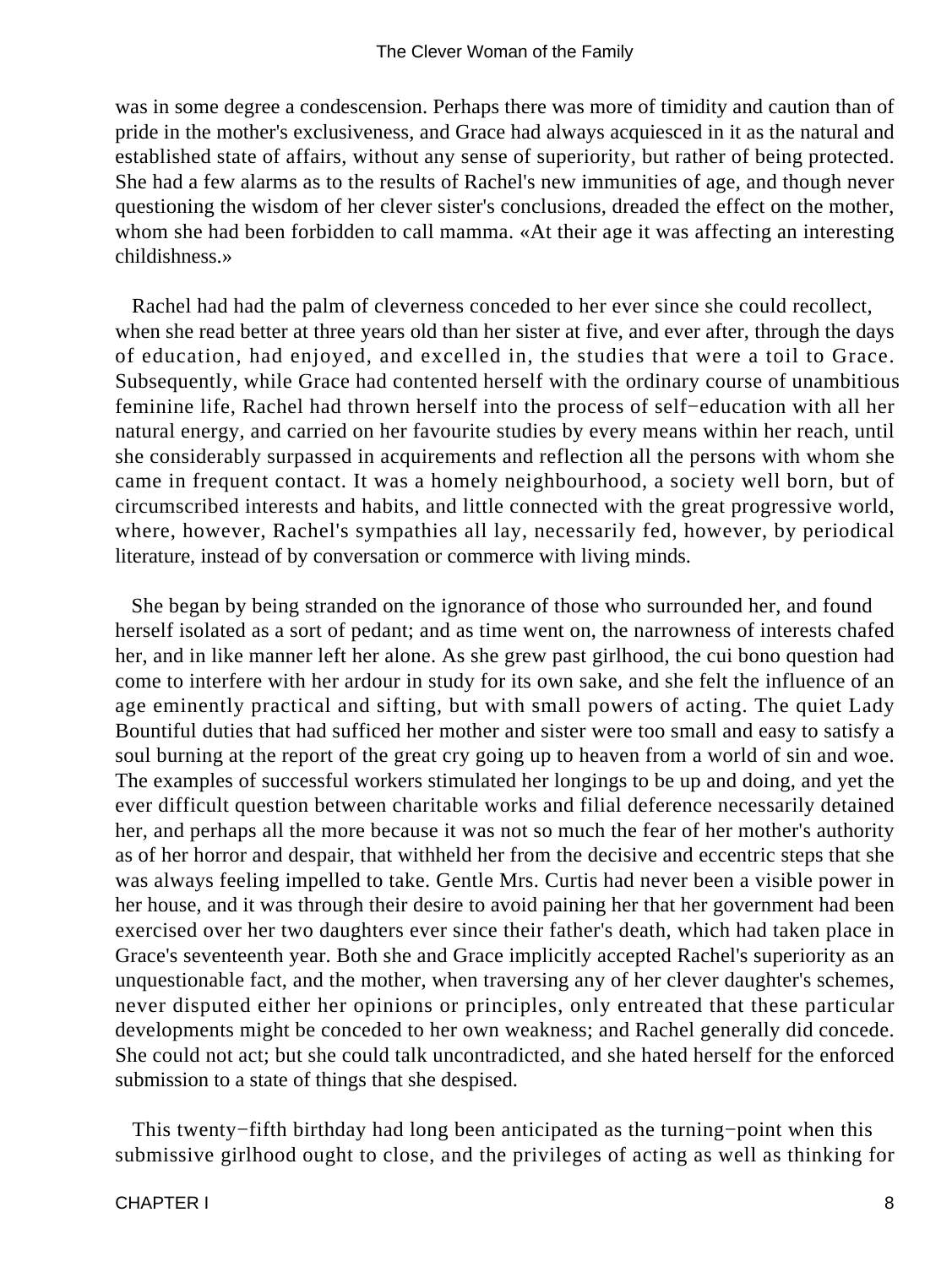was in some degree a condescension. Perhaps there was more of timidity and caution than of pride in the mother's exclusiveness, and Grace had always acquiesced in it as the natural and established state of affairs, without any sense of superiority, but rather of being protected. She had a few alarms as to the results of Rachel's new immunities of age, and though never questioning the wisdom of her clever sister's conclusions, dreaded the effect on the mother, whom she had been forbidden to call mamma. «At their age it was affecting an interesting childishness.»

Rachel had had the palm of cleverness conceded to her ever since she could recollect, when she read better at three years old than her sister at five, and ever after, through the days of education, had enjoyed, and excelled in, the studies that were a toil to Grace. Subsequently, while Grace had contented herself with the ordinary course of unambitious feminine life, Rachel had thrown herself into the process of self−education with all her natural energy, and carried on her favourite studies by every means within her reach, until she considerably surpassed in acquirements and reflection all the persons with whom she came in frequent contact. It was a homely neighbourhood, a society well born, but of circumscribed interests and habits, and little connected with the great progressive world, where, however, Rachel's sympathies all lay, necessarily fed, however, by periodical literature, instead of by conversation or commerce with living minds.

She began by being stranded on the ignorance of those who surrounded her, and found herself isolated as a sort of pedant; and as time went on, the narrowness of interests chafed her, and in like manner left her alone. As she grew past girlhood, the cui bono question had come to interfere with her ardour in study for its own sake, and she felt the influence of an age eminently practical and sifting, but with small powers of acting. The quiet Lady Bountiful duties that had sufficed her mother and sister were too small and easy to satisfy a soul burning at the report of the great cry going up to heaven from a world of sin and woe. The examples of successful workers stimulated her longings to be up and doing, and yet the ever difficult question between charitable works and filial deference necessarily detained her, and perhaps all the more because it was not so much the fear of her mother's authority as of her horror and despair, that withheld her from the decisive and eccentric steps that she was always feeling impelled to take. Gentle Mrs. Curtis had never been a visible power in her house, and it was through their desire to avoid paining her that her government had been exercised over her two daughters ever since their father's death, which had taken place in Grace's seventeenth year. Both she and Grace implicitly accepted Rachel's superiority as an unquestionable fact, and the mother, when traversing any of her clever daughter's schemes, never disputed either her opinions or principles, only entreated that these particular developments might be conceded to her own weakness; and Rachel generally did concede. She could not act; but she could talk uncontradicted, and she hated herself for the enforced submission to a state of things that she despised.

This twenty−fifth birthday had long been anticipated as the turning−point when this submissive girlhood ought to close, and the privileges of acting as well as thinking for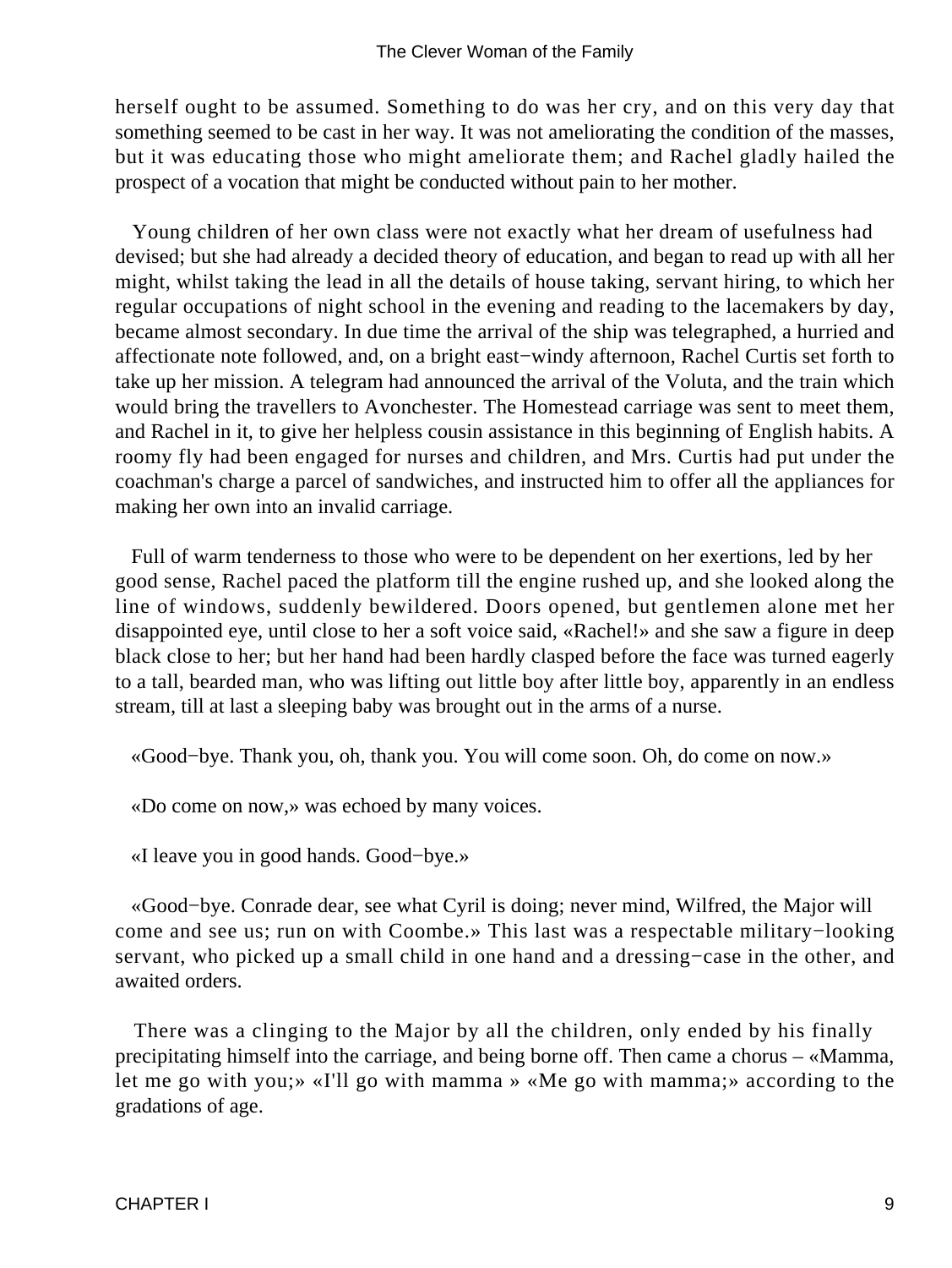herself ought to be assumed. Something to do was her cry, and on this very day that something seemed to be cast in her way. It was not ameliorating the condition of the masses, but it was educating those who might ameliorate them; and Rachel gladly hailed the prospect of a vocation that might be conducted without pain to her mother.

Young children of her own class were not exactly what her dream of usefulness had devised; but she had already a decided theory of education, and began to read up with all her might, whilst taking the lead in all the details of house taking, servant hiring, to which her regular occupations of night school in the evening and reading to the lacemakers by day, became almost secondary. In due time the arrival of the ship was telegraphed, a hurried and affectionate note followed, and, on a bright east−windy afternoon, Rachel Curtis set forth to take up her mission. A telegram had announced the arrival of the Voluta, and the train which would bring the travellers to Avonchester. The Homestead carriage was sent to meet them, and Rachel in it, to give her helpless cousin assistance in this beginning of English habits. A roomy fly had been engaged for nurses and children, and Mrs. Curtis had put under the coachman's charge a parcel of sandwiches, and instructed him to offer all the appliances for making her own into an invalid carriage.

Full of warm tenderness to those who were to be dependent on her exertions, led by her good sense, Rachel paced the platform till the engine rushed up, and she looked along the line of windows, suddenly bewildered. Doors opened, but gentlemen alone met her disappointed eye, until close to her a soft voice said, «Rachel!» and she saw a figure in deep black close to her; but her hand had been hardly clasped before the face was turned eagerly to a tall, bearded man, who was lifting out little boy after little boy, apparently in an endless stream, till at last a sleeping baby was brought out in the arms of a nurse.

«Good−bye. Thank you, oh, thank you. You will come soon. Oh, do come on now.»

«Do come on now,» was echoed by many voices.

«I leave you in good hands. Good−bye.»

«Good−bye. Conrade dear, see what Cyril is doing; never mind, Wilfred, the Major will come and see us; run on with Coombe.» This last was a respectable military−looking servant, who picked up a small child in one hand and a dressing−case in the other, and awaited orders.

There was a clinging to the Major by all the children, only ended by his finally precipitating himself into the carriage, and being borne off. Then came a chorus – «Mamma, let me go with you;» «I'll go with mamma » «Me go with mamma;» according to the gradations of age.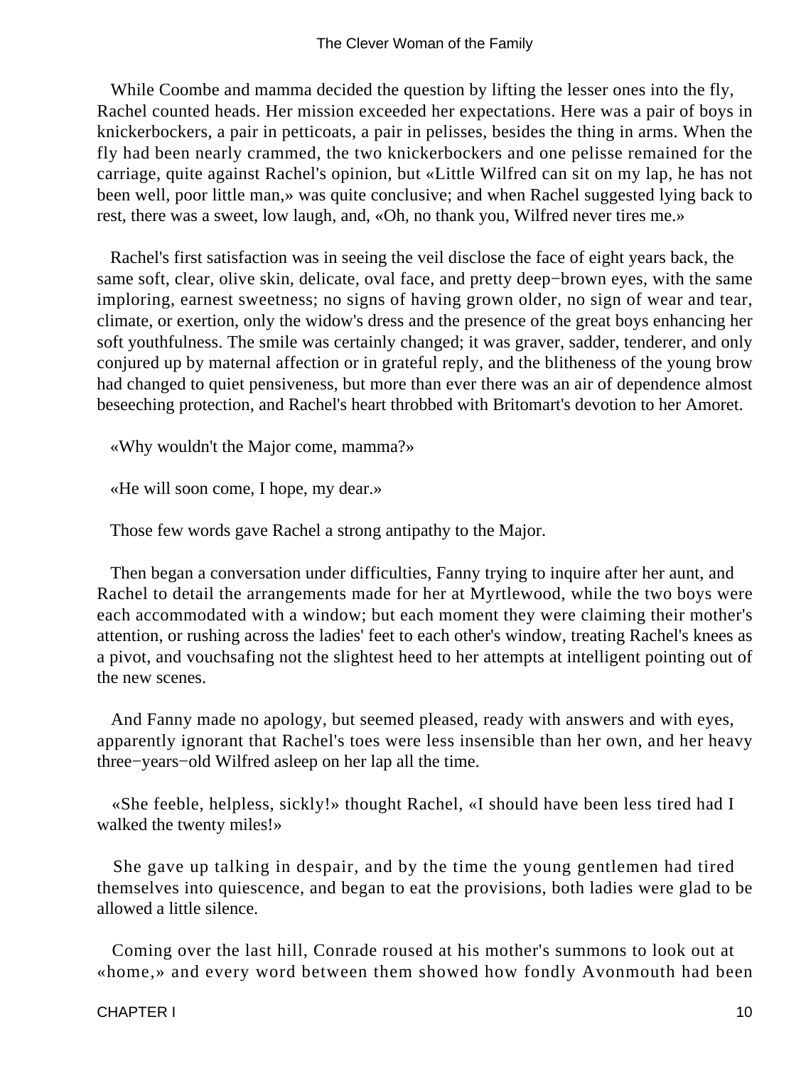While Coombe and mamma decided the question by lifting the lesser ones into the fly, Rachel counted heads. Her mission exceeded her expectations. Here was a pair of boys in knickerbockers, a pair in petticoats, a pair in pelisses, besides the thing in arms. When the fly had been nearly crammed, the two knickerbockers and one pelisse remained for the carriage, quite against Rachel's opinion, but «Little Wilfred can sit on my lap, he has not been well, poor little man,» was quite conclusive; and when Rachel suggested lying back to rest, there was a sweet, low laugh, and, «Oh, no thank you, Wilfred never tires me.»

Rachel's first satisfaction was in seeing the veil disclose the face of eight years back, the same soft, clear, olive skin, delicate, oval face, and pretty deep−brown eyes, with the same imploring, earnest sweetness; no signs of having grown older, no sign of wear and tear, climate, or exertion, only the widow's dress and the presence of the great boys enhancing her soft youthfulness. The smile was certainly changed; it was graver, sadder, tenderer, and only conjured up by maternal affection or in grateful reply, and the blitheness of the young brow had changed to quiet pensiveness, but more than ever there was an air of dependence almost beseeching protection, and Rachel's heart throbbed with Britomart's devotion to her Amoret.

«Why wouldn't the Major come, mamma?»

«He will soon come, I hope, my dear.»

Those few words gave Rachel a strong antipathy to the Major.

Then began a conversation under difficulties, Fanny trying to inquire after her aunt, and Rachel to detail the arrangements made for her at Myrtlewood, while the two boys were each accommodated with a window; but each moment they were claiming their mother's attention, or rushing across the ladies' feet to each other's window, treating Rachel's knees as a pivot, and vouchsafing not the slightest heed to her attempts at intelligent pointing out of the new scenes.

And Fanny made no apology, but seemed pleased, ready with answers and with eyes, apparently ignorant that Rachel's toes were less insensible than her own, and her heavy three−years−old Wilfred asleep on her lap all the time.

«She feeble, helpless, sickly!» thought Rachel, «I should have been less tired had I walked the twenty miles!»

She gave up talking in despair, and by the time the young gentlemen had tired themselves into quiescence, and began to eat the provisions, both ladies were glad to be allowed a little silence.

Coming over the last hill, Conrade roused at his mother's summons to look out at «home,» and every word between them showed how fondly Avonmouth had been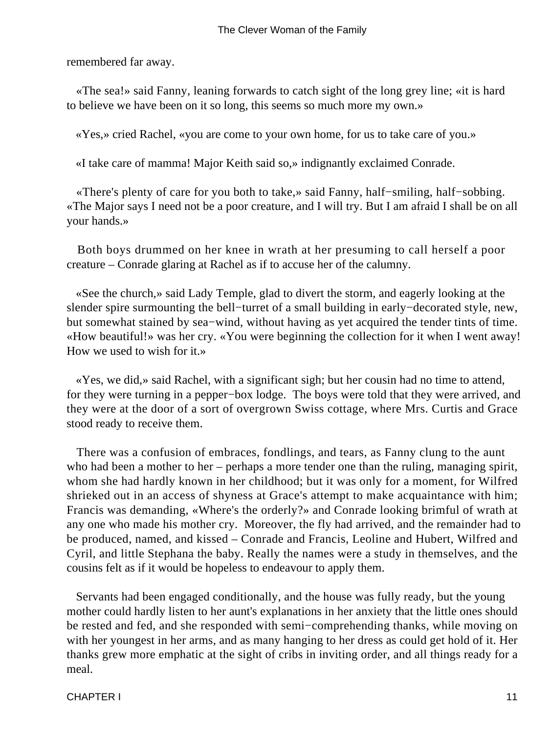remembered far away.

«The sea!» said Fanny, leaning forwards to catch sight of the long grey line; «it is hard to believe we have been on it so long, this seems so much more my own.»

«Yes,» cried Rachel, «you are come to your own home, for us to take care of you.»

«I take care of mamma! Major Keith said so,» indignantly exclaimed Conrade.

«There's plenty of care for you both to take,» said Fanny, half−smiling, half−sobbing. «The Major says I need not be a poor creature, and I will try. But I am afraid I shall be on all your hands.»

Both boys drummed on her knee in wrath at her presuming to call herself a poor creature – Conrade glaring at Rachel as if to accuse her of the calumny.

«See the church,» said Lady Temple, glad to divert the storm, and eagerly looking at the slender spire surmounting the bell−turret of a small building in early−decorated style, new, but somewhat stained by sea−wind, without having as yet acquired the tender tints of time. «How beautiful!» was her cry. «You were beginning the collection for it when I went away! How we used to wish for it.»

«Yes, we did,» said Rachel, with a significant sigh; but her cousin had no time to attend, for they were turning in a pepper−box lodge. The boys were told that they were arrived, and they were at the door of a sort of overgrown Swiss cottage, where Mrs. Curtis and Grace stood ready to receive them.

There was a confusion of embraces, fondlings, and tears, as Fanny clung to the aunt who had been a mother to her – perhaps a more tender one than the ruling, managing spirit, whom she had hardly known in her childhood; but it was only for a moment, for Wilfred shrieked out in an access of shyness at Grace's attempt to make acquaintance with him; Francis was demanding, «Where's the orderly?» and Conrade looking brimful of wrath at any one who made his mother cry. Moreover, the fly had arrived, and the remainder had to be produced, named, and kissed – Conrade and Francis, Leoline and Hubert, Wilfred and Cyril, and little Stephana the baby. Really the names were a study in themselves, and the cousins felt as if it would be hopeless to endeavour to apply them.

Servants had been engaged conditionally, and the house was fully ready, but the young mother could hardly listen to her aunt's explanations in her anxiety that the little ones should be rested and fed, and she responded with semi−comprehending thanks, while moving on with her youngest in her arms, and as many hanging to her dress as could get hold of it. Her thanks grew more emphatic at the sight of cribs in inviting order, and all things ready for a meal.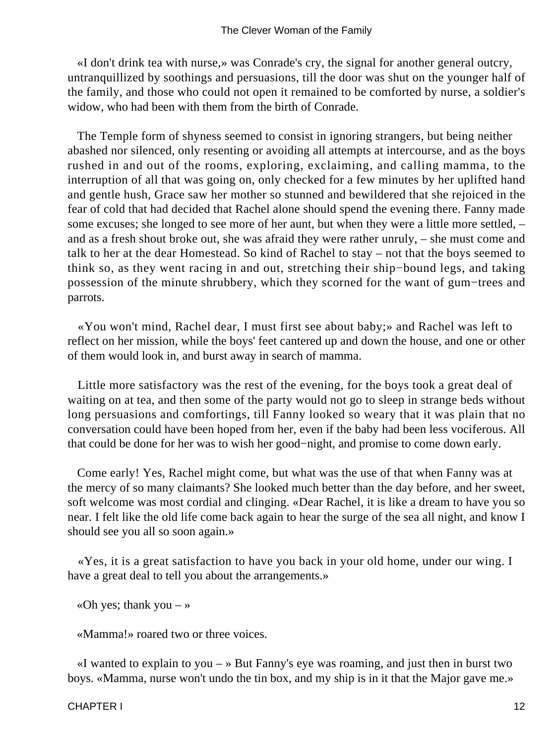«I don't drink tea with nurse,» was Conrade's cry, the signal for another general outcry, untranquillized by soothings and persuasions, till the door was shut on the younger half of the family, and those who could not open it remained to be comforted by nurse, a soldier's widow, who had been with them from the birth of Conrade.

The Temple form of shyness seemed to consist in ignoring strangers, but being neither abashed nor silenced, only resenting or avoiding all attempts at intercourse, and as the boys rushed in and out of the rooms, exploring, exclaiming, and calling mamma, to the interruption of all that was going on, only checked for a few minutes by her uplifted hand and gentle hush, Grace saw her mother so stunned and bewildered that she rejoiced in the fear of cold that had decided that Rachel alone should spend the evening there. Fanny made some excuses; she longed to see more of her aunt, but when they were a little more settled, – and as a fresh shout broke out, she was afraid they were rather unruly, – she must come and talk to her at the dear Homestead. So kind of Rachel to stay – not that the boys seemed to think so, as they went racing in and out, stretching their ship−bound legs, and taking possession of the minute shrubbery, which they scorned for the want of gum−trees and parrots.

«You won't mind, Rachel dear, I must first see about baby;» and Rachel was left to reflect on her mission, while the boys' feet cantered up and down the house, and one or other of them would look in, and burst away in search of mamma.

Little more satisfactory was the rest of the evening, for the boys took a great deal of waiting on at tea, and then some of the party would not go to sleep in strange beds without long persuasions and comfortings, till Fanny looked so weary that it was plain that no conversation could have been hoped from her, even if the baby had been less vociferous. All that could be done for her was to wish her good−night, and promise to come down early.

Come early! Yes, Rachel might come, but what was the use of that when Fanny was at the mercy of so many claimants? She looked much better than the day before, and her sweet, soft welcome was most cordial and clinging. «Dear Rachel, it is like a dream to have you so near. I felt like the old life come back again to hear the surge of the sea all night, and know I should see you all so soon again.»

«Yes, it is a great satisfaction to have you back in your old home, under our wing. I have a great deal to tell you about the arrangements.»

«Oh yes; thank you – »

«Mamma!» roared two or three voices.

«I wanted to explain to you – » But Fanny's eye was roaming, and just then in burst two boys. «Mamma, nurse won't undo the tin box, and my ship is in it that the Major gave me.»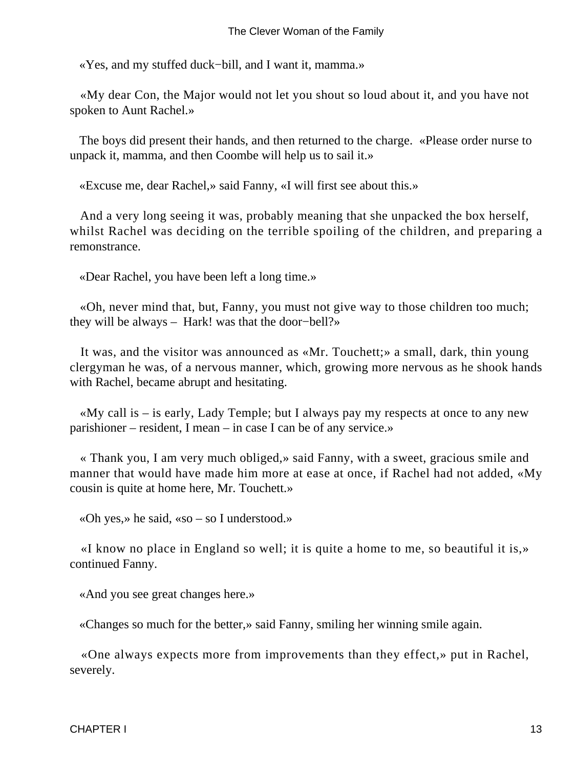«Yes, and my stuffed duck−bill, and I want it, mamma.»

«My dear Con, the Major would not let you shout so loud about it, and you have not spoken to Aunt Rachel.»

The boys did present their hands, and then returned to the charge. «Please order nurse to unpack it, mamma, and then Coombe will help us to sail it.»

«Excuse me, dear Rachel,» said Fanny, «I will first see about this.»

And a very long seeing it was, probably meaning that she unpacked the box herself, whilst Rachel was deciding on the terrible spoiling of the children, and preparing a remonstrance.

«Dear Rachel, you have been left a long time.»

«Oh, never mind that, but, Fanny, you must not give way to those children too much; they will be always – Hark! was that the door−bell?»

It was, and the visitor was announced as «Mr. Touchett;» a small, dark, thin young clergyman he was, of a nervous manner, which, growing more nervous as he shook hands with Rachel, became abrupt and hesitating.

«My call is – is early, Lady Temple; but I always pay my respects at once to any new parishioner – resident, I mean – in case I can be of any service.»

« Thank you, I am very much obliged,» said Fanny, with a sweet, gracious smile and manner that would have made him more at ease at once, if Rachel had not added, «My cousin is quite at home here, Mr. Touchett.»

«Oh yes,» he said, «so – so I understood.»

«I know no place in England so well; it is quite a home to me, so beautiful it is,» continued Fanny.

«And you see great changes here.»

«Changes so much for the better,» said Fanny, smiling her winning smile again.

«One always expects more from improvements than they effect,» put in Rachel, severely.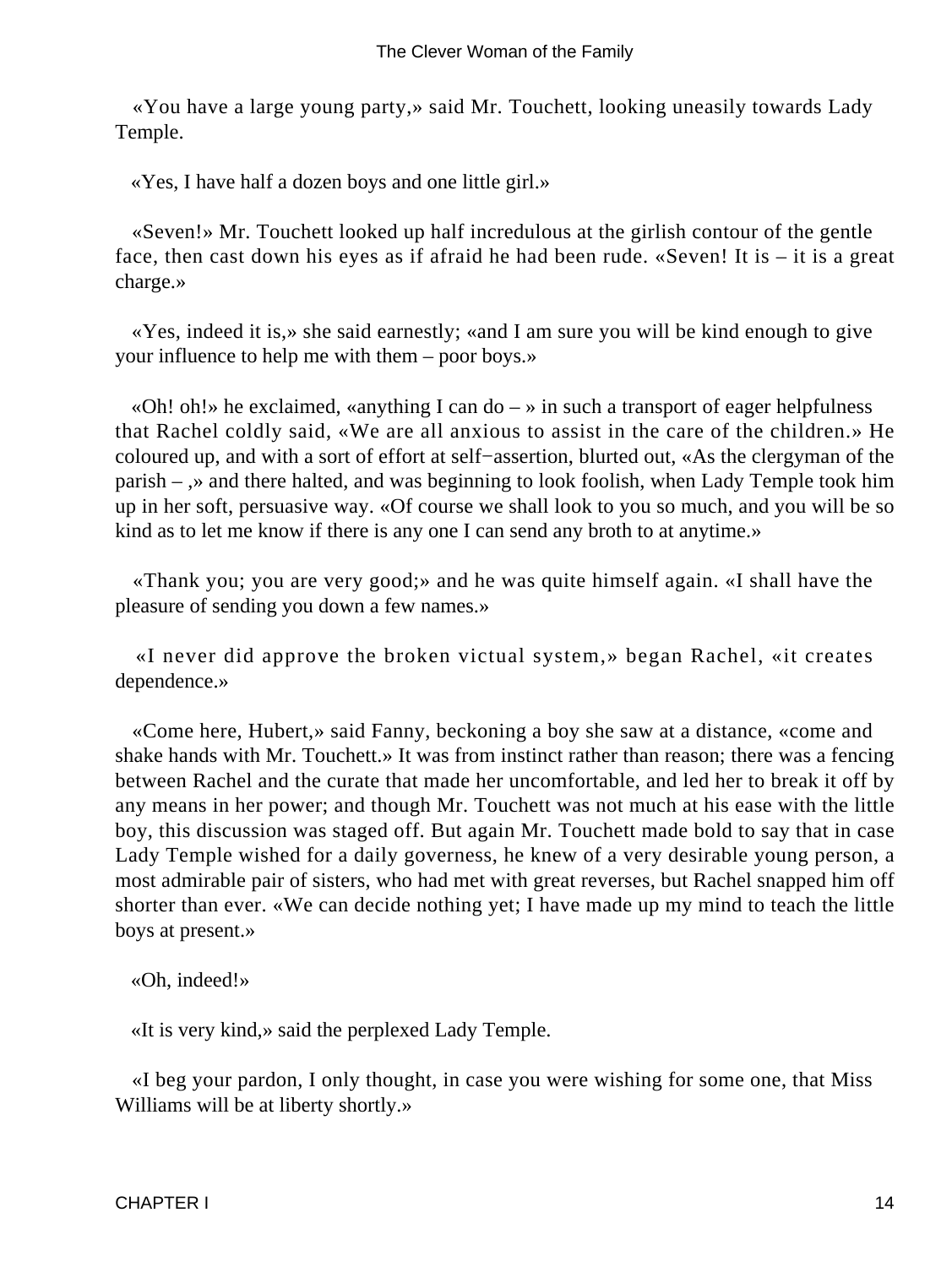«You have a large young party,» said Mr. Touchett, looking uneasily towards Lady Temple.

«Yes, I have half a dozen boys and one little girl.»

«Seven!» Mr. Touchett looked up half incredulous at the girlish contour of the gentle face, then cast down his eyes as if afraid he had been rude. «Seven! It is – it is a great charge.»

«Yes, indeed it is,» she said earnestly; «and I am sure you will be kind enough to give your influence to help me with them – poor boys.»

«Oh! oh!» he exclaimed, «anything I can do – » in such a transport of eager helpfulness that Rachel coldly said, «We are all anxious to assist in the care of the children.» He coloured up, and with a sort of effort at self−assertion, blurted out, «As the clergyman of the parish – ,» and there halted, and was beginning to look foolish, when Lady Temple took him up in her soft, persuasive way. «Of course we shall look to you so much, and you will be so kind as to let me know if there is any one I can send any broth to at anytime.»

«Thank you; you are very good;» and he was quite himself again. «I shall have the pleasure of sending you down a few names.»

«I never did approve the broken victual system,» began Rachel, «it creates dependence.»

«Come here, Hubert,» said Fanny, beckoning a boy she saw at a distance, «come and shake hands with Mr. Touchett.» It was from instinct rather than reason; there was a fencing between Rachel and the curate that made her uncomfortable, and led her to break it off by any means in her power; and though Mr. Touchett was not much at his ease with the little boy, this discussion was staged off. But again Mr. Touchett made bold to say that in case Lady Temple wished for a daily governess, he knew of a very desirable young person, a most admirable pair of sisters, who had met with great reverses, but Rachel snapped him off shorter than ever. «We can decide nothing yet; I have made up my mind to teach the little boys at present.»

«Oh, indeed!»

«It is very kind,» said the perplexed Lady Temple.

«I beg your pardon, I only thought, in case you were wishing for some one, that Miss Williams will be at liberty shortly.»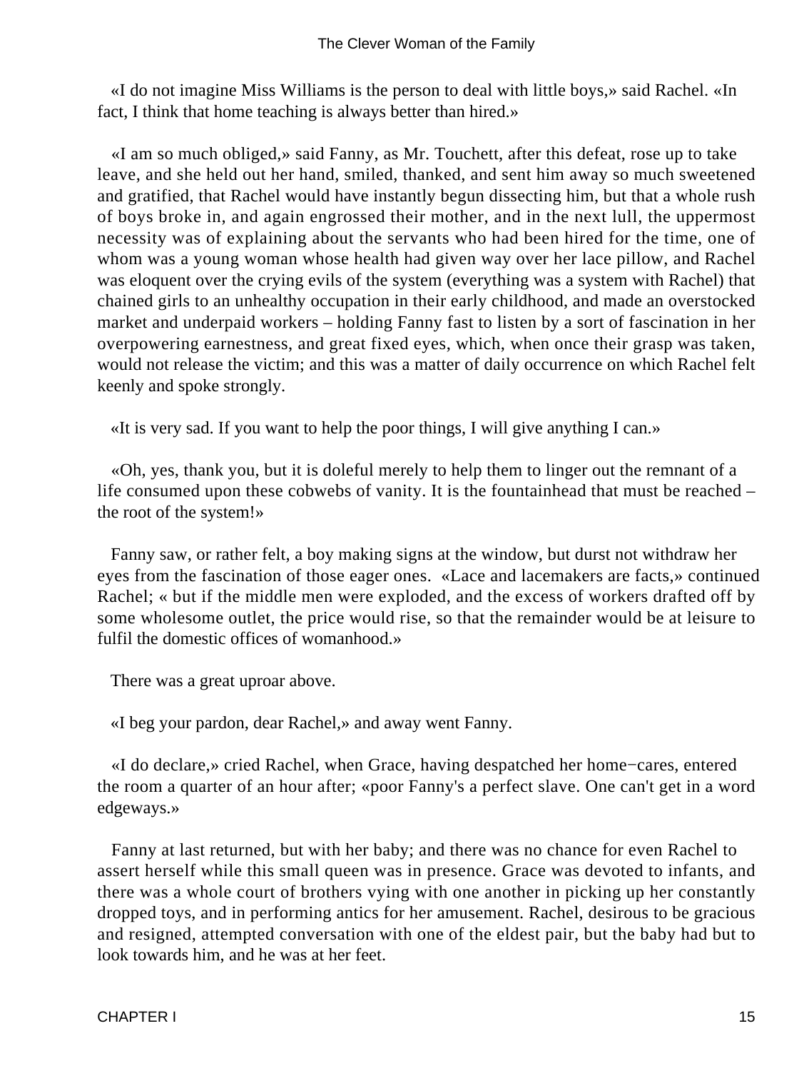«I do not imagine Miss Williams is the person to deal with little boys,» said Rachel. «In fact, I think that home teaching is always better than hired.»

«I am so much obliged,» said Fanny, as Mr. Touchett, after this defeat, rose up to take leave, and she held out her hand, smiled, thanked, and sent him away so much sweetened and gratified, that Rachel would have instantly begun dissecting him, but that a whole rush of boys broke in, and again engrossed their mother, and in the next lull, the uppermost necessity was of explaining about the servants who had been hired for the time, one of whom was a young woman whose health had given way over her lace pillow, and Rachel was eloquent over the crying evils of the system (everything was a system with Rachel) that chained girls to an unhealthy occupation in their early childhood, and made an overstocked market and underpaid workers – holding Fanny fast to listen by a sort of fascination in her overpowering earnestness, and great fixed eyes, which, when once their grasp was taken, would not release the victim; and this was a matter of daily occurrence on which Rachel felt keenly and spoke strongly.

«It is very sad. If you want to help the poor things, I will give anything I can.»

«Oh, yes, thank you, but it is doleful merely to help them to linger out the remnant of a life consumed upon these cobwebs of vanity. It is the fountainhead that must be reached – the root of the system!»

Fanny saw, or rather felt, a boy making signs at the window, but durst not withdraw her eyes from the fascination of those eager ones. «Lace and lacemakers are facts,» continued Rachel; « but if the middle men were exploded, and the excess of workers drafted off by some wholesome outlet, the price would rise, so that the remainder would be at leisure to fulfil the domestic offices of womanhood.»

There was a great uproar above.

«I beg your pardon, dear Rachel,» and away went Fanny.

«I do declare,» cried Rachel, when Grace, having despatched her home−cares, entered the room a quarter of an hour after; «poor Fanny's a perfect slave. One can't get in a word edgeways.»

Fanny at last returned, but with her baby; and there was no chance for even Rachel to assert herself while this small queen was in presence. Grace was devoted to infants, and there was a whole court of brothers vying with one another in picking up her constantly dropped toys, and in performing antics for her amusement. Rachel, desirous to be gracious and resigned, attempted conversation with one of the eldest pair, but the baby had but to look towards him, and he was at her feet.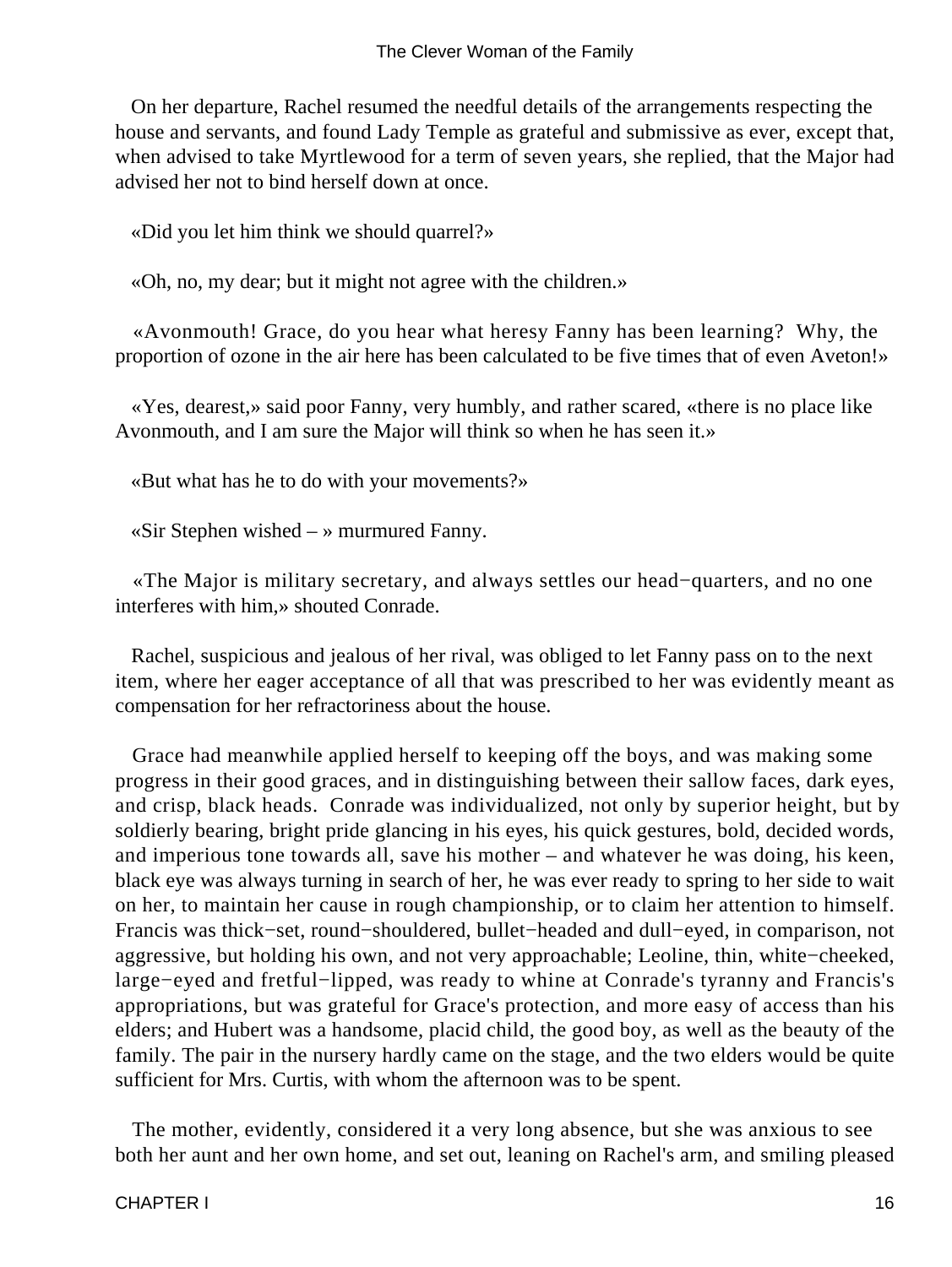On her departure, Rachel resumed the needful details of the arrangements respecting the house and servants, and found Lady Temple as grateful and submissive as ever, except that, when advised to take Myrtlewood for a term of seven years, she replied, that the Major had advised her not to bind herself down at once.

«Did you let him think we should quarrel?»

«Oh, no, my dear; but it might not agree with the children.»

«Avonmouth! Grace, do you hear what heresy Fanny has been learning? Why, the proportion of ozone in the air here has been calculated to be five times that of even Aveton!»

«Yes, dearest,» said poor Fanny, very humbly, and rather scared, «there is no place like Avonmouth, and I am sure the Major will think so when he has seen it.»

«But what has he to do with your movements?»

«Sir Stephen wished – » murmured Fanny.

«The Major is military secretary, and always settles our head−quarters, and no one interferes with him,» shouted Conrade.

Rachel, suspicious and jealous of her rival, was obliged to let Fanny pass on to the next item, where her eager acceptance of all that was prescribed to her was evidently meant as compensation for her refractoriness about the house.

Grace had meanwhile applied herself to keeping off the boys, and was making some progress in their good graces, and in distinguishing between their sallow faces, dark eyes, and crisp, black heads. Conrade was individualized, not only by superior height, but by soldierly bearing, bright pride glancing in his eyes, his quick gestures, bold, decided words, and imperious tone towards all, save his mother – and whatever he was doing, his keen, black eye was always turning in search of her, he was ever ready to spring to her side to wait on her, to maintain her cause in rough championship, or to claim her attention to himself. Francis was thick−set, round−shouldered, bullet−headed and dull−eyed, in comparison, not aggressive, but holding his own, and not very approachable; Leoline, thin, white−cheeked, large−eyed and fretful−lipped, was ready to whine at Conrade's tyranny and Francis's appropriations, but was grateful for Grace's protection, and more easy of access than his elders; and Hubert was a handsome, placid child, the good boy, as well as the beauty of the family. The pair in the nursery hardly came on the stage, and the two elders would be quite sufficient for Mrs. Curtis, with whom the afternoon was to be spent.

The mother, evidently, considered it a very long absence, but she was anxious to see both her aunt and her own home, and set out, leaning on Rachel's arm, and smiling pleased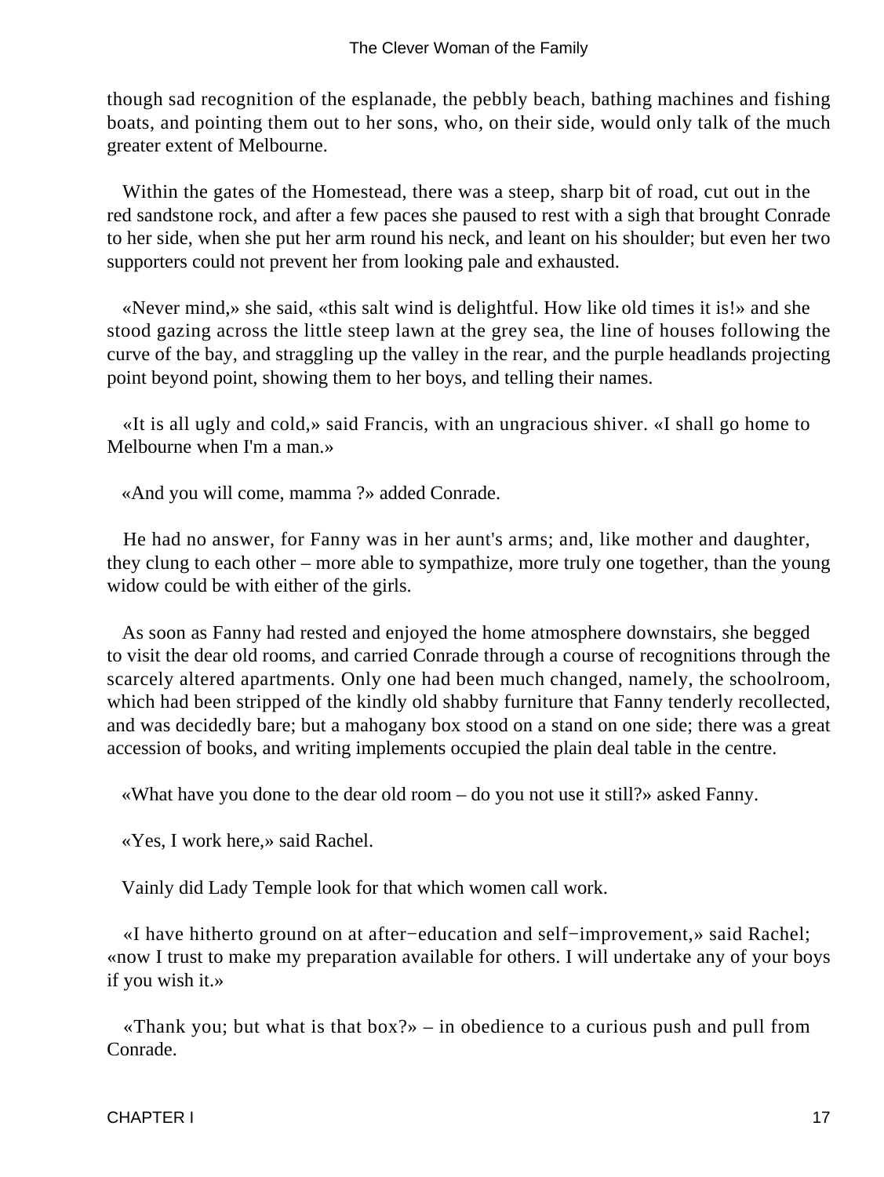though sad recognition of the esplanade, the pebbly beach, bathing machines and fishing boats, and pointing them out to her sons, who, on their side, would only talk of the much greater extent of Melbourne.

Within the gates of the Homestead, there was a steep, sharp bit of road, cut out in the red sandstone rock, and after a few paces she paused to rest with a sigh that brought Conrade to her side, when she put her arm round his neck, and leant on his shoulder; but even her two supporters could not prevent her from looking pale and exhausted.

«Never mind,» she said, «this salt wind is delightful. How like old times it is!» and she stood gazing across the little steep lawn at the grey sea, the line of houses following the curve of the bay, and straggling up the valley in the rear, and the purple headlands projecting point beyond point, showing them to her boys, and telling their names.

«It is all ugly and cold,» said Francis, with an ungracious shiver. «I shall go home to Melbourne when I'm a man.»

«And you will come, mamma ?» added Conrade.

He had no answer, for Fanny was in her aunt's arms; and, like mother and daughter, they clung to each other – more able to sympathize, more truly one together, than the young widow could be with either of the girls.

As soon as Fanny had rested and enjoyed the home atmosphere downstairs, she begged to visit the dear old rooms, and carried Conrade through a course of recognitions through the scarcely altered apartments. Only one had been much changed, namely, the schoolroom, which had been stripped of the kindly old shabby furniture that Fanny tenderly recollected, and was decidedly bare; but a mahogany box stood on a stand on one side; there was a great accession of books, and writing implements occupied the plain deal table in the centre.

«What have you done to the dear old room – do you not use it still?» asked Fanny.

«Yes, I work here,» said Rachel.

Vainly did Lady Temple look for that which women call work.

«I have hitherto ground on at after−education and self−improvement,» said Rachel; «now I trust to make my preparation available for others. I will undertake any of your boys if you wish it.»

«Thank you; but what is that box?» – in obedience to a curious push and pull from Conrade.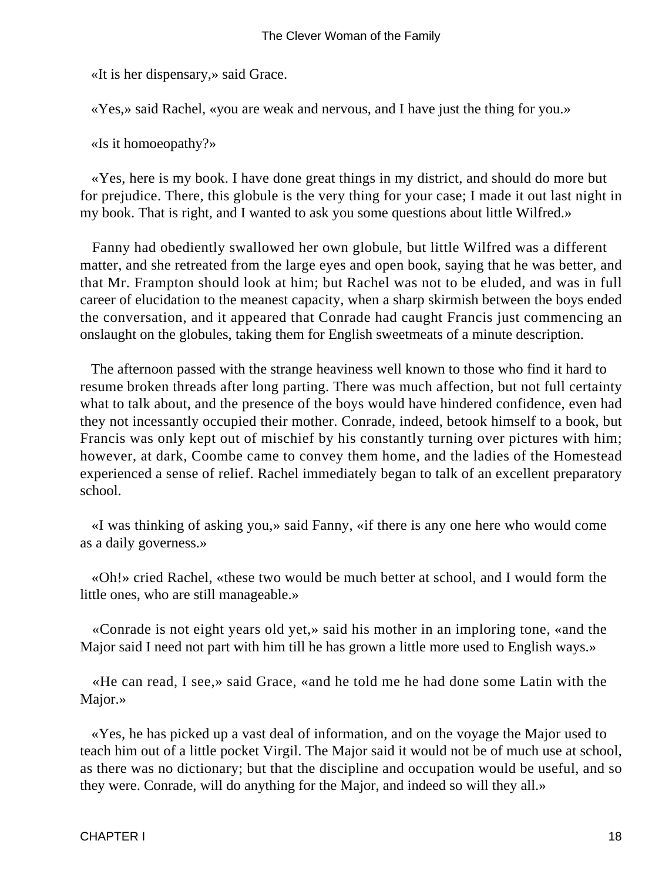«It is her dispensary,» said Grace.

«Yes,» said Rachel, «you are weak and nervous, and I have just the thing for you.»

«Is it homoeopathy?»

«Yes, here is my book. I have done great things in my district, and should do more but for prejudice. There, this globule is the very thing for your case; I made it out last night in my book. That is right, and I wanted to ask you some questions about little Wilfred.»

Fanny had obediently swallowed her own globule, but little Wilfred was a different matter, and she retreated from the large eyes and open book, saying that he was better, and that Mr. Frampton should look at him; but Rachel was not to be eluded, and was in full career of elucidation to the meanest capacity, when a sharp skirmish between the boys ended the conversation, and it appeared that Conrade had caught Francis just commencing an onslaught on the globules, taking them for English sweetmeats of a minute description.

The afternoon passed with the strange heaviness well known to those who find it hard to resume broken threads after long parting. There was much affection, but not full certainty what to talk about, and the presence of the boys would have hindered confidence, even had they not incessantly occupied their mother. Conrade, indeed, betook himself to a book, but Francis was only kept out of mischief by his constantly turning over pictures with him; however, at dark, Coombe came to convey them home, and the ladies of the Homestead experienced a sense of relief. Rachel immediately began to talk of an excellent preparatory school.

«I was thinking of asking you,» said Fanny, «if there is any one here who would come as a daily governess.»

«Oh!» cried Rachel, «these two would be much better at school, and I would form the little ones, who are still manageable.»

«Conrade is not eight years old yet,» said his mother in an imploring tone, «and the Major said I need not part with him till he has grown a little more used to English ways.»

«He can read, I see,» said Grace, «and he told me he had done some Latin with the Major.»

«Yes, he has picked up a vast deal of information, and on the voyage the Major used to teach him out of a little pocket Virgil. The Major said it would not be of much use at school, as there was no dictionary; but that the discipline and occupation would be useful, and so they were. Conrade, will do anything for the Major, and indeed so will they all.»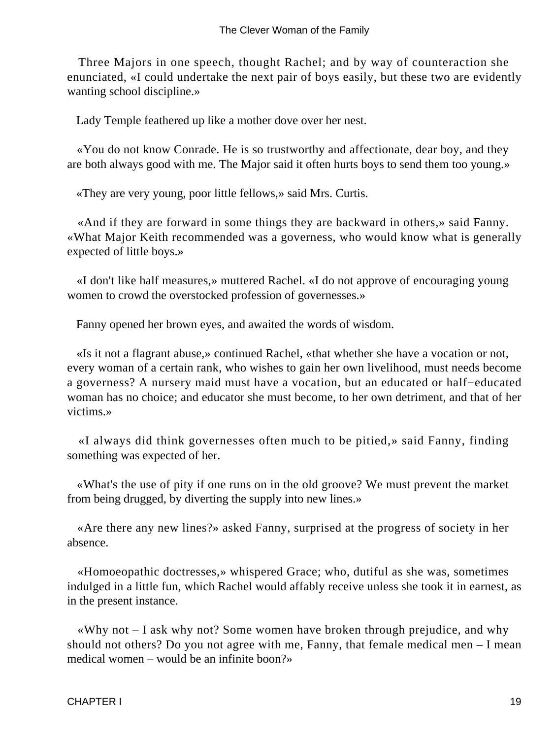Three Majors in one speech, thought Rachel; and by way of counteraction she enunciated, «I could undertake the next pair of boys easily, but these two are evidently wanting school discipline.»

Lady Temple feathered up like a mother dove over her nest.

«You do not know Conrade. He is so trustworthy and affectionate, dear boy, and they are both always good with me. The Major said it often hurts boys to send them too young.»

«They are very young, poor little fellows,» said Mrs. Curtis.

«And if they are forward in some things they are backward in others,» said Fanny. «What Major Keith recommended was a governess, who would know what is generally expected of little boys.»

«I don't like half measures,» muttered Rachel. «I do not approve of encouraging young women to crowd the overstocked profession of governesses.»

Fanny opened her brown eyes, and awaited the words of wisdom.

«Is it not a flagrant abuse,» continued Rachel, «that whether she have a vocation or not, every woman of a certain rank, who wishes to gain her own livelihood, must needs become a governess? A nursery maid must have a vocation, but an educated or half−educated woman has no choice; and educator she must become, to her own detriment, and that of her victims.»

«I always did think governesses often much to be pitied,» said Fanny, finding something was expected of her.

«What's the use of pity if one runs on in the old groove? We must prevent the market from being drugged, by diverting the supply into new lines.»

«Are there any new lines?» asked Fanny, surprised at the progress of society in her absence.

«Homoeopathic doctresses,» whispered Grace; who, dutiful as she was, sometimes indulged in a little fun, which Rachel would affably receive unless she took it in earnest, as in the present instance.

«Why not – I ask why not? Some women have broken through prejudice, and why should not others? Do you not agree with me, Fanny, that female medical men – I mean medical women – would be an infinite boon?»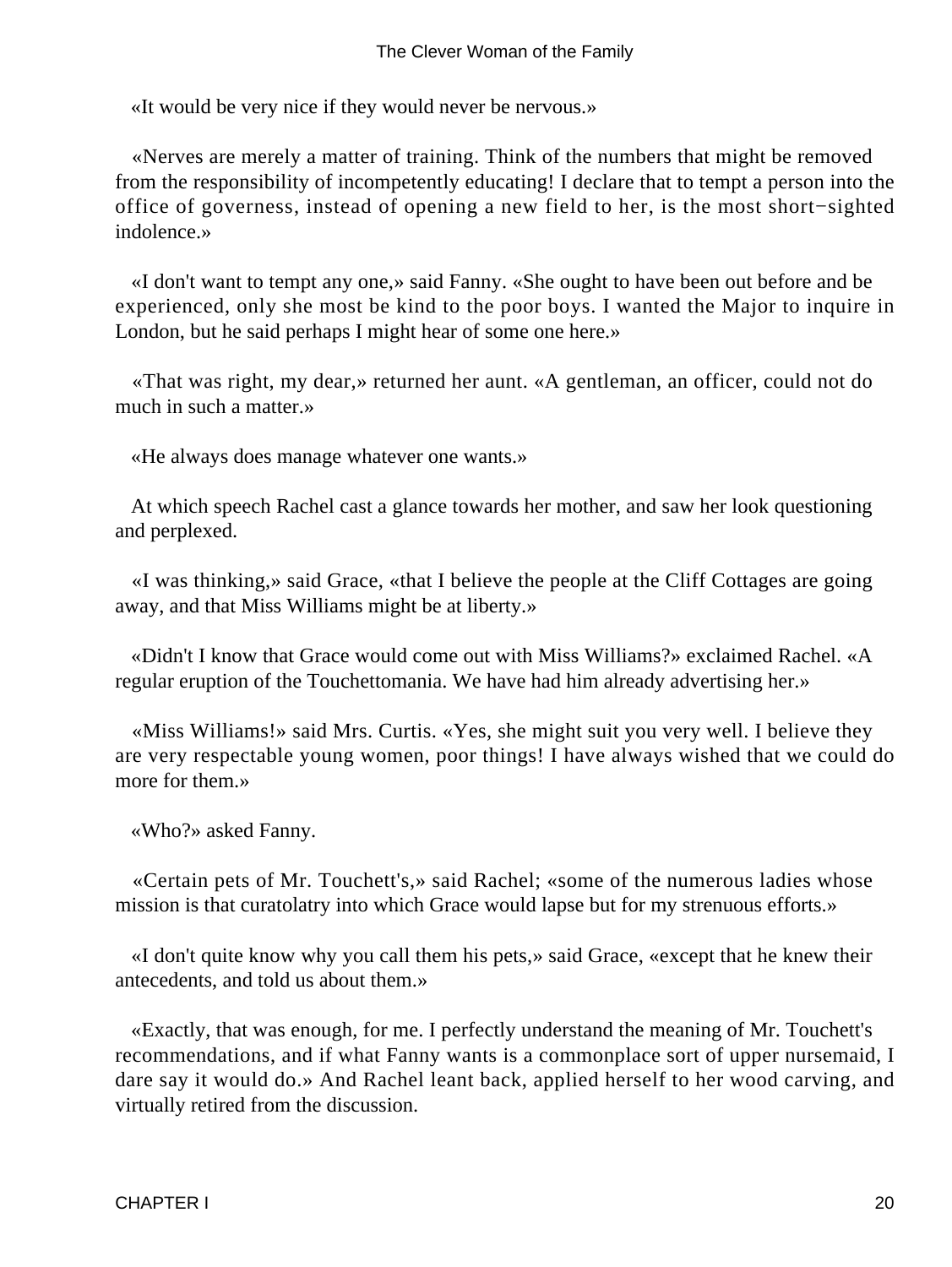«It would be very nice if they would never be nervous.»

«Nerves are merely a matter of training. Think of the numbers that might be removed from the responsibility of incompetently educating! I declare that to tempt a person into the office of governess, instead of opening a new field to her, is the most short−sighted indolence.»

«I don't want to tempt any one,» said Fanny. «She ought to have been out before and be experienced, only she most be kind to the poor boys. I wanted the Major to inquire in London, but he said perhaps I might hear of some one here.»

«That was right, my dear,» returned her aunt. «A gentleman, an officer, could not do much in such a matter.»

«He always does manage whatever one wants.»

At which speech Rachel cast a glance towards her mother, and saw her look questioning and perplexed.

«I was thinking,» said Grace, «that I believe the people at the Cliff Cottages are going away, and that Miss Williams might be at liberty.»

«Didn't I know that Grace would come out with Miss Williams?» exclaimed Rachel. «A regular eruption of the Touchettomania. We have had him already advertising her.»

«Miss Williams!» said Mrs. Curtis. «Yes, she might suit you very well. I believe they are very respectable young women, poor things! I have always wished that we could do more for them.»

«Who?» asked Fanny.

«Certain pets of Mr. Touchett's,» said Rachel; «some of the numerous ladies whose mission is that curatolatry into which Grace would lapse but for my strenuous efforts.»

«I don't quite know why you call them his pets,» said Grace, «except that he knew their antecedents, and told us about them.»

«Exactly, that was enough, for me. I perfectly understand the meaning of Mr. Touchett's recommendations, and if what Fanny wants is a commonplace sort of upper nursemaid, I dare say it would do.» And Rachel leant back, applied herself to her wood carving, and virtually retired from the discussion.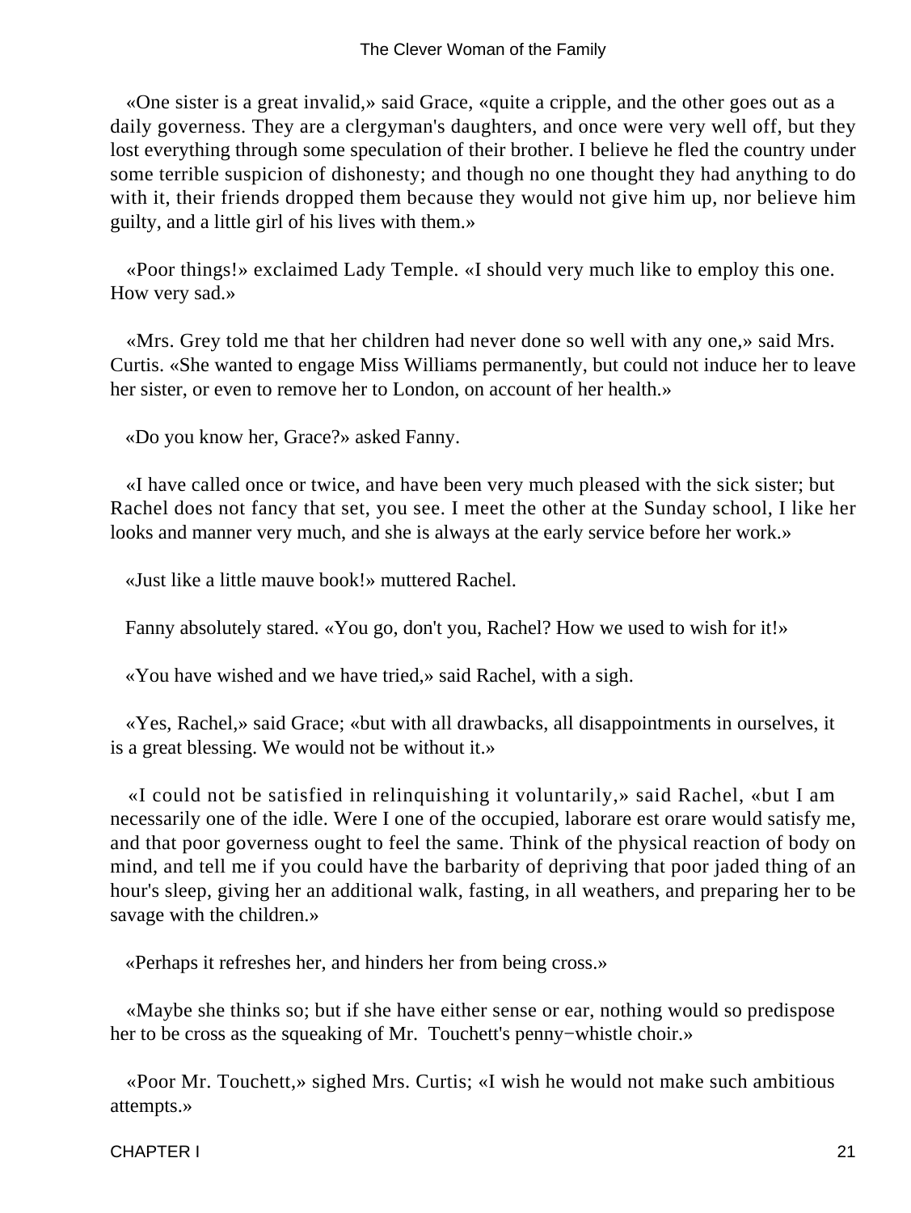«One sister is a great invalid,» said Grace, «quite a cripple, and the other goes out as a daily governess. They are a clergyman's daughters, and once were very well off, but they lost everything through some speculation of their brother. I believe he fled the country under some terrible suspicion of dishonesty; and though no one thought they had anything to do with it, their friends dropped them because they would not give him up, nor believe him guilty, and a little girl of his lives with them.»

«Poor things!» exclaimed Lady Temple. «I should very much like to employ this one. How very sad.»

«Mrs. Grey told me that her children had never done so well with any one,» said Mrs. Curtis. «She wanted to engage Miss Williams permanently, but could not induce her to leave her sister, or even to remove her to London, on account of her health.»

«Do you know her, Grace?» asked Fanny.

«I have called once or twice, and have been very much pleased with the sick sister; but Rachel does not fancy that set, you see. I meet the other at the Sunday school, I like her looks and manner very much, and she is always at the early service before her work.»

«Just like a little mauve book!» muttered Rachel.

Fanny absolutely stared. «You go, don't you, Rachel? How we used to wish for it!»

«You have wished and we have tried,» said Rachel, with a sigh.

«Yes, Rachel,» said Grace; «but with all drawbacks, all disappointments in ourselves, it is a great blessing. We would not be without it.»

«I could not be satisfied in relinquishing it voluntarily,» said Rachel, «but I am necessarily one of the idle. Were I one of the occupied, laborare est orare would satisfy me, and that poor governess ought to feel the same. Think of the physical reaction of body on mind, and tell me if you could have the barbarity of depriving that poor jaded thing of an hour's sleep, giving her an additional walk, fasting, in all weathers, and preparing her to be savage with the children.»

«Perhaps it refreshes her, and hinders her from being cross.»

«Maybe she thinks so; but if she have either sense or ear, nothing would so predispose her to be cross as the squeaking of Mr. Touchett's penny−whistle choir.»

«Poor Mr. Touchett,» sighed Mrs. Curtis; «I wish he would not make such ambitious attempts.»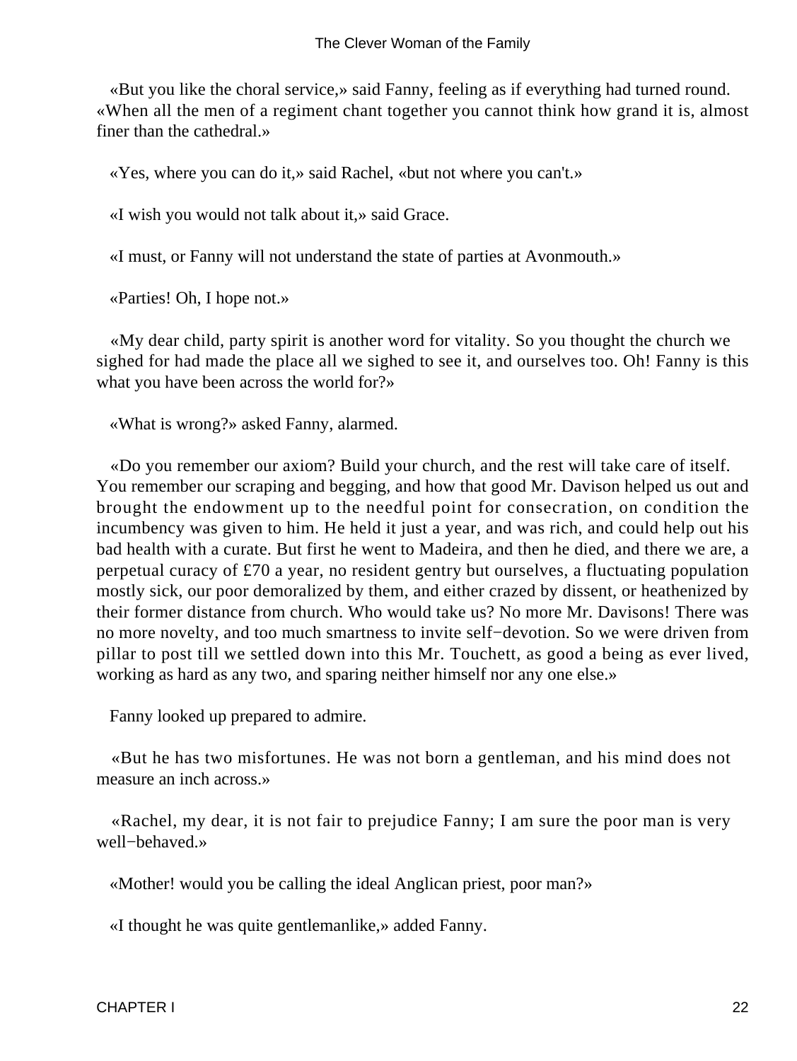«But you like the choral service,» said Fanny, feeling as if everything had turned round. «When all the men of a regiment chant together you cannot think how grand it is, almost finer than the cathedral.»

«Yes, where you can do it,» said Rachel, «but not where you can't.»

«I wish you would not talk about it,» said Grace.

«I must, or Fanny will not understand the state of parties at Avonmouth.»

«Parties! Oh, I hope not.»

«My dear child, party spirit is another word for vitality. So you thought the church we sighed for had made the place all we sighed to see it, and ourselves too. Oh! Fanny is this what you have been across the world for?»

«What is wrong?» asked Fanny, alarmed.

«Do you remember our axiom? Build your church, and the rest will take care of itself. You remember our scraping and begging, and how that good Mr. Davison helped us out and brought the endowment up to the needful point for consecration, on condition the incumbency was given to him. He held it just a year, and was rich, and could help out his bad health with a curate. But first he went to Madeira, and then he died, and there we are, a perpetual curacy of £70 a year, no resident gentry but ourselves, a fluctuating population mostly sick, our poor demoralized by them, and either crazed by dissent, or heathenized by their former distance from church. Who would take us? No more Mr. Davisons! There was no more novelty, and too much smartness to invite self−devotion. So we were driven from pillar to post till we settled down into this Mr. Touchett, as good a being as ever lived, working as hard as any two, and sparing neither himself nor any one else.»

Fanny looked up prepared to admire.

«But he has two misfortunes. He was not born a gentleman, and his mind does not measure an inch across.»

«Rachel, my dear, it is not fair to prejudice Fanny; I am sure the poor man is very well−behaved.»

«Mother! would you be calling the ideal Anglican priest, poor man?»

«I thought he was quite gentlemanlike,» added Fanny.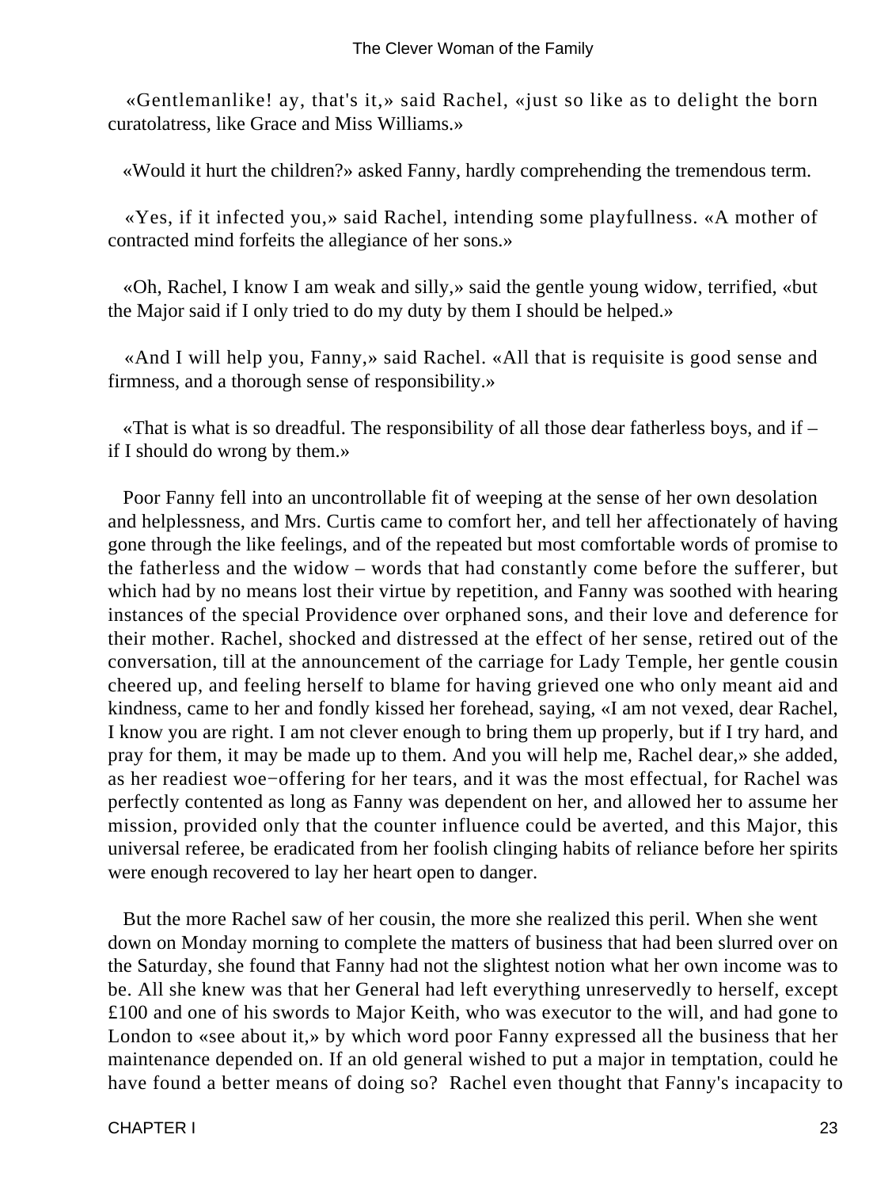«Gentlemanlike! ay, that's it,» said Rachel, «just so like as to delight the born curatolatress, like Grace and Miss Williams.»

«Would it hurt the children?» asked Fanny, hardly comprehending the tremendous term.

«Yes, if it infected you,» said Rachel, intending some playfullness. «A mother of contracted mind forfeits the allegiance of her sons.»

«Oh, Rachel, I know I am weak and silly,» said the gentle young widow, terrified, «but the Major said if I only tried to do my duty by them I should be helped.»

«And I will help you, Fanny,» said Rachel. «All that is requisite is good sense and firmness, and a thorough sense of responsibility.»

«That is what is so dreadful. The responsibility of all those dear fatherless boys, and if – if I should do wrong by them.»

Poor Fanny fell into an uncontrollable fit of weeping at the sense of her own desolation and helplessness, and Mrs. Curtis came to comfort her, and tell her affectionately of having gone through the like feelings, and of the repeated but most comfortable words of promise to the fatherless and the widow – words that had constantly come before the sufferer, but which had by no means lost their virtue by repetition, and Fanny was soothed with hearing instances of the special Providence over orphaned sons, and their love and deference for their mother. Rachel, shocked and distressed at the effect of her sense, retired out of the conversation, till at the announcement of the carriage for Lady Temple, her gentle cousin cheered up, and feeling herself to blame for having grieved one who only meant aid and kindness, came to her and fondly kissed her forehead, saying, «I am not vexed, dear Rachel, I know you are right. I am not clever enough to bring them up properly, but if I try hard, and pray for them, it may be made up to them. And you will help me, Rachel dear,» she added, as her readiest woe−offering for her tears, and it was the most effectual, for Rachel was perfectly contented as long as Fanny was dependent on her, and allowed her to assume her mission, provided only that the counter influence could be averted, and this Major, this universal referee, be eradicated from her foolish clinging habits of reliance before her spirits were enough recovered to lay her heart open to danger.

But the more Rachel saw of her cousin, the more she realized this peril. When she went down on Monday morning to complete the matters of business that had been slurred over on the Saturday, she found that Fanny had not the slightest notion what her own income was to be. All she knew was that her General had left everything unreservedly to herself, except £100 and one of his swords to Major Keith, who was executor to the will, and had gone to London to «see about it,» by which word poor Fanny expressed all the business that her maintenance depended on. If an old general wished to put a major in temptation, could he have found a better means of doing so? Rachel even thought that Fanny's incapacity to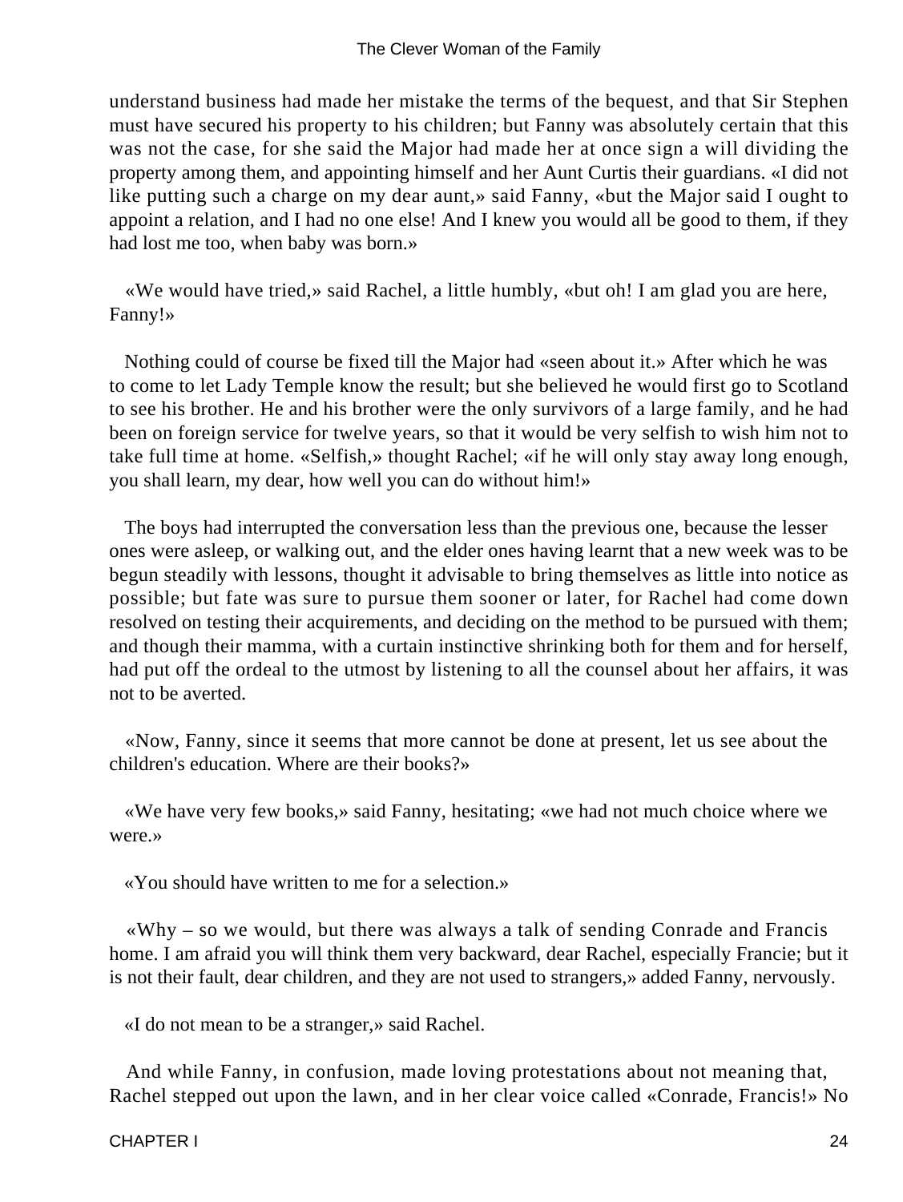understand business had made her mistake the terms of the bequest, and that Sir Stephen must have secured his property to his children; but Fanny was absolutely certain that this was not the case, for she said the Major had made her at once sign a will dividing the property among them, and appointing himself and her Aunt Curtis their guardians. «I did not like putting such a charge on my dear aunt,» said Fanny, «but the Major said I ought to appoint a relation, and I had no one else! And I knew you would all be good to them, if they had lost me too, when baby was born.»

«We would have tried,» said Rachel, a little humbly, «but oh! I am glad you are here, Fanny!»

Nothing could of course be fixed till the Major had «seen about it.» After which he was to come to let Lady Temple know the result; but she believed he would first go to Scotland to see his brother. He and his brother were the only survivors of a large family, and he had been on foreign service for twelve years, so that it would be very selfish to wish him not to take full time at home. «Selfish,» thought Rachel; «if he will only stay away long enough, you shall learn, my dear, how well you can do without him!»

The boys had interrupted the conversation less than the previous one, because the lesser ones were asleep, or walking out, and the elder ones having learnt that a new week was to be begun steadily with lessons, thought it advisable to bring themselves as little into notice as possible; but fate was sure to pursue them sooner or later, for Rachel had come down resolved on testing their acquirements, and deciding on the method to be pursued with them; and though their mamma, with a curtain instinctive shrinking both for them and for herself, had put off the ordeal to the utmost by listening to all the counsel about her affairs, it was not to be averted.

«Now, Fanny, since it seems that more cannot be done at present, let us see about the children's education. Where are their books?»

«We have very few books,» said Fanny, hesitating; «we had not much choice where we were.»

«You should have written to me for a selection.»

«Why – so we would, but there was always a talk of sending Conrade and Francis home. I am afraid you will think them very backward, dear Rachel, especially Francie; but it is not their fault, dear children, and they are not used to strangers,» added Fanny, nervously.

«I do not mean to be a stranger,» said Rachel.

And while Fanny, in confusion, made loving protestations about not meaning that, Rachel stepped out upon the lawn, and in her clear voice called «Conrade, Francis!» No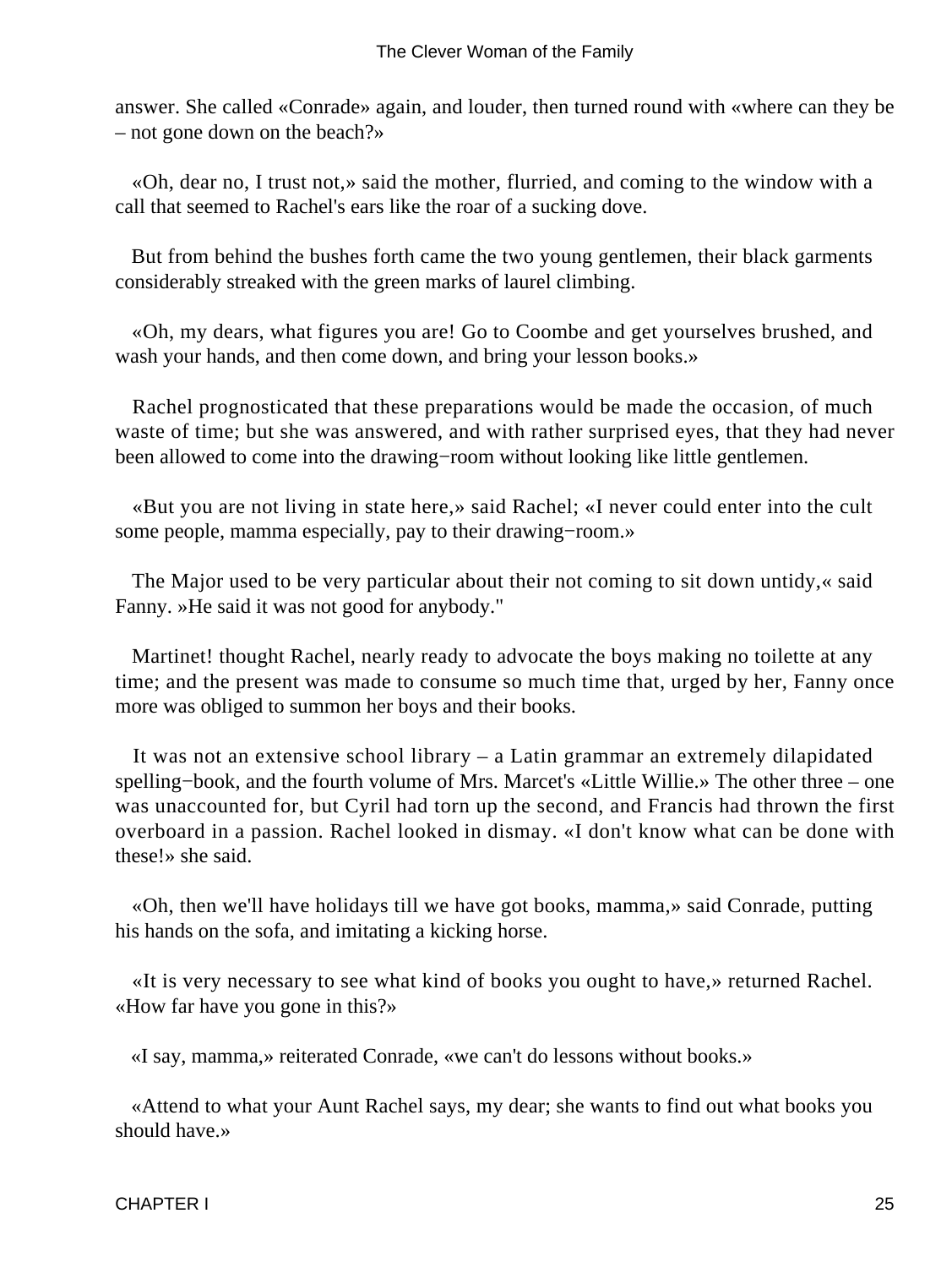answer. She called «Conrade» again, and louder, then turned round with «where can they be – not gone down on the beach?»

«Oh, dear no, I trust not,» said the mother, flurried, and coming to the window with a call that seemed to Rachel's ears like the roar of a sucking dove.

But from behind the bushes forth came the two young gentlemen, their black garments considerably streaked with the green marks of laurel climbing.

«Oh, my dears, what figures you are! Go to Coombe and get yourselves brushed, and wash your hands, and then come down, and bring your lesson books.»

Rachel prognosticated that these preparations would be made the occasion, of much waste of time; but she was answered, and with rather surprised eyes, that they had never been allowed to come into the drawing−room without looking like little gentlemen.

«But you are not living in state here,» said Rachel; «I never could enter into the cult some people, mamma especially, pay to their drawing−room.»

The Major used to be very particular about their not coming to sit down untidy,« said Fanny. »He said it was not good for anybody."

Martinet! thought Rachel, nearly ready to advocate the boys making no toilette at any time; and the present was made to consume so much time that, urged by her, Fanny once more was obliged to summon her boys and their books.

It was not an extensive school library – a Latin grammar an extremely dilapidated spelling−book, and the fourth volume of Mrs. Marcet's «Little Willie.» The other three – one was unaccounted for, but Cyril had torn up the second, and Francis had thrown the first overboard in a passion. Rachel looked in dismay. «I don't know what can be done with these!» she said.

«Oh, then we'll have holidays till we have got books, mamma,» said Conrade, putting his hands on the sofa, and imitating a kicking horse.

«It is very necessary to see what kind of books you ought to have,» returned Rachel. «How far have you gone in this?»

«I say, mamma,» reiterated Conrade, «we can't do lessons without books.»

«Attend to what your Aunt Rachel says, my dear; she wants to find out what books you should have.»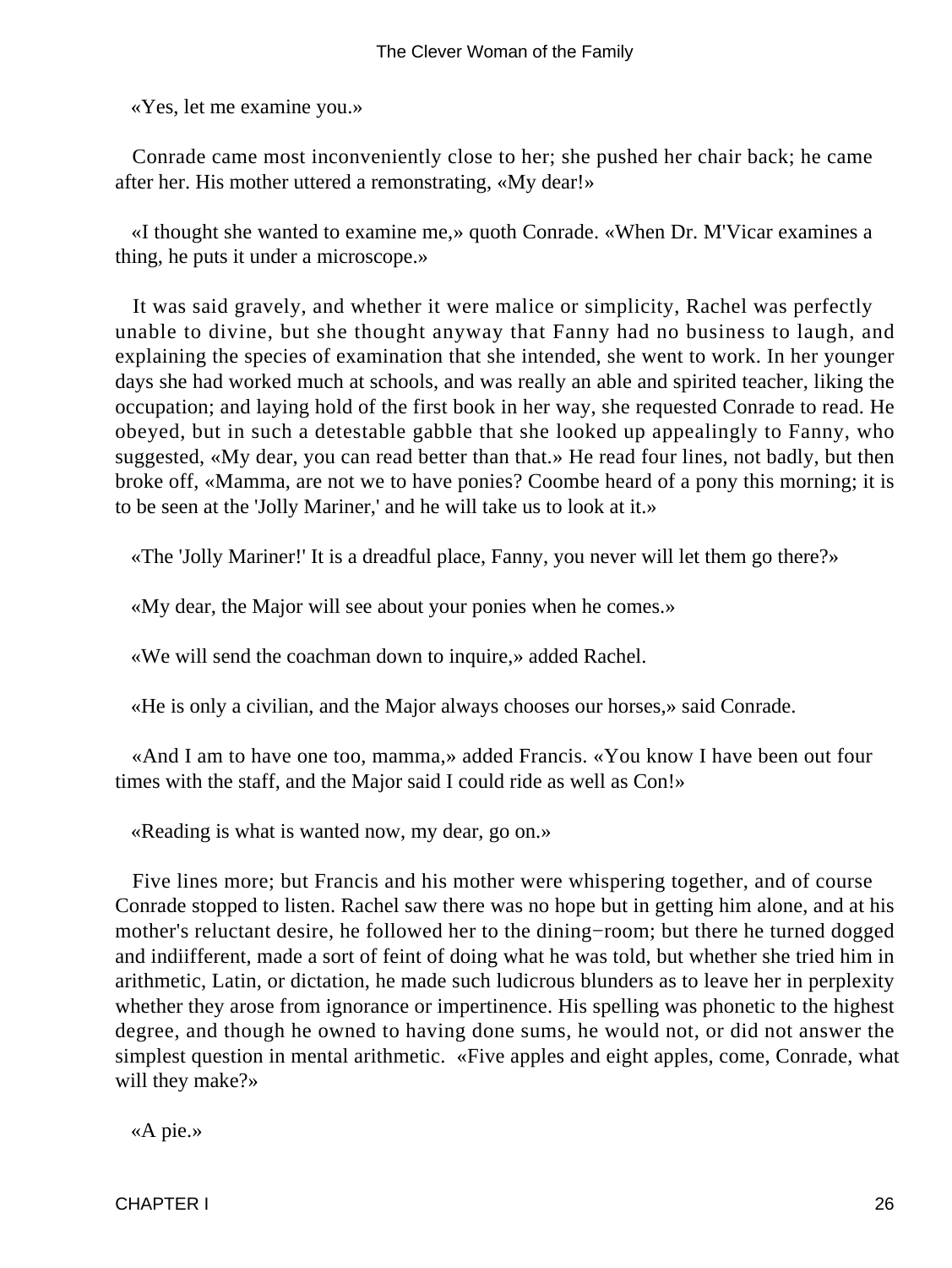«Yes, let me examine you.»

Conrade came most inconveniently close to her; she pushed her chair back; he came after her. His mother uttered a remonstrating, «My dear!»

«I thought she wanted to examine me,» quoth Conrade. «When Dr. M'Vicar examines a thing, he puts it under a microscope.»

It was said gravely, and whether it were malice or simplicity, Rachel was perfectly unable to divine, but she thought anyway that Fanny had no business to laugh, and explaining the species of examination that she intended, she went to work. In her younger days she had worked much at schools, and was really an able and spirited teacher, liking the occupation; and laying hold of the first book in her way, she requested Conrade to read. He obeyed, but in such a detestable gabble that she looked up appealingly to Fanny, who suggested, «My dear, you can read better than that.» He read four lines, not badly, but then broke off, «Mamma, are not we to have ponies? Coombe heard of a pony this morning; it is to be seen at the 'Jolly Mariner,' and he will take us to look at it.»

«The 'Jolly Mariner!' It is a dreadful place, Fanny, you never will let them go there?»

«My dear, the Major will see about your ponies when he comes.»

«We will send the coachman down to inquire,» added Rachel.

«He is only a civilian, and the Major always chooses our horses,» said Conrade.

«And I am to have one too, mamma,» added Francis. «You know I have been out four times with the staff, and the Major said I could ride as well as Con!»

«Reading is what is wanted now, my dear, go on.»

Five lines more; but Francis and his mother were whispering together, and of course Conrade stopped to listen. Rachel saw there was no hope but in getting him alone, and at his mother's reluctant desire, he followed her to the dining−room; but there he turned dogged and indiifferent, made a sort of feint of doing what he was told, but whether she tried him in arithmetic, Latin, or dictation, he made such ludicrous blunders as to leave her in perplexity whether they arose from ignorance or impertinence. His spelling was phonetic to the highest degree, and though he owned to having done sums, he would not, or did not answer the simplest question in mental arithmetic. «Five apples and eight apples, come, Conrade, what will they make?»

«A pie.»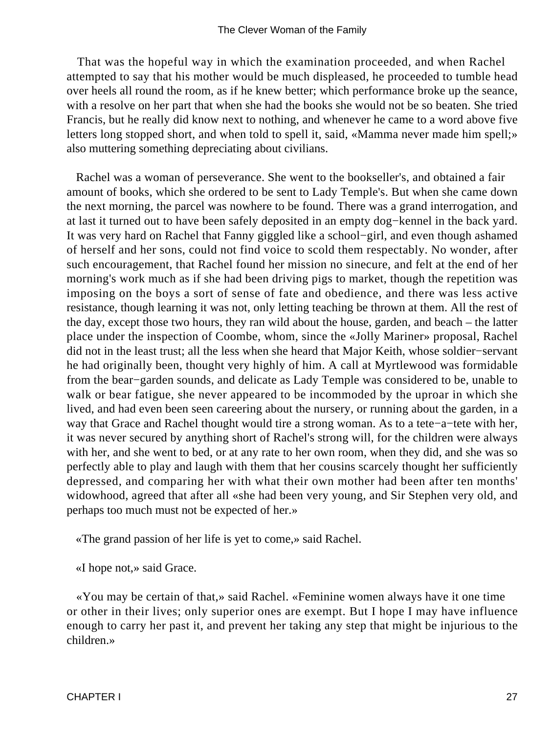That was the hopeful way in which the examination proceeded, and when Rachel attempted to say that his mother would be much displeased, he proceeded to tumble head over heels all round the room, as if he knew better; which performance broke up the seance, with a resolve on her part that when she had the books she would not be so beaten. She tried Francis, but he really did know next to nothing, and whenever he came to a word above five letters long stopped short, and when told to spell it, said, «Mamma never made him spell;» also muttering something depreciating about civilians.

Rachel was a woman of perseverance. She went to the bookseller's, and obtained a fair amount of books, which she ordered to be sent to Lady Temple's. But when she came down the next morning, the parcel was nowhere to be found. There was a grand interrogation, and at last it turned out to have been safely deposited in an empty dog−kennel in the back yard. It was very hard on Rachel that Fanny giggled like a school−girl, and even though ashamed of herself and her sons, could not find voice to scold them respectably. No wonder, after such encouragement, that Rachel found her mission no sinecure, and felt at the end of her morning's work much as if she had been driving pigs to market, though the repetition was imposing on the boys a sort of sense of fate and obedience, and there was less active resistance, though learning it was not, only letting teaching be thrown at them. All the rest of the day, except those two hours, they ran wild about the house, garden, and beach – the latter place under the inspection of Coombe, whom, since the «Jolly Mariner» proposal, Rachel did not in the least trust; all the less when she heard that Major Keith, whose soldier−servant he had originally been, thought very highly of him. A call at Myrtlewood was formidable from the bear−garden sounds, and delicate as Lady Temple was considered to be, unable to walk or bear fatigue, she never appeared to be incommoded by the uproar in which she lived, and had even been seen careering about the nursery, or running about the garden, in a way that Grace and Rachel thought would tire a strong woman. As to a tete−a−tete with her, it was never secured by anything short of Rachel's strong will, for the children were always with her, and she went to bed, or at any rate to her own room, when they did, and she was so perfectly able to play and laugh with them that her cousins scarcely thought her sufficiently depressed, and comparing her with what their own mother had been after ten months' widowhood, agreed that after all «she had been very young, and Sir Stephen very old, and perhaps too much must not be expected of her.»

«The grand passion of her life is yet to come,» said Rachel.

«I hope not,» said Grace.

«You may be certain of that,» said Rachel. «Feminine women always have it one time or other in their lives; only superior ones are exempt. But I hope I may have influence enough to carry her past it, and prevent her taking any step that might be injurious to the children.»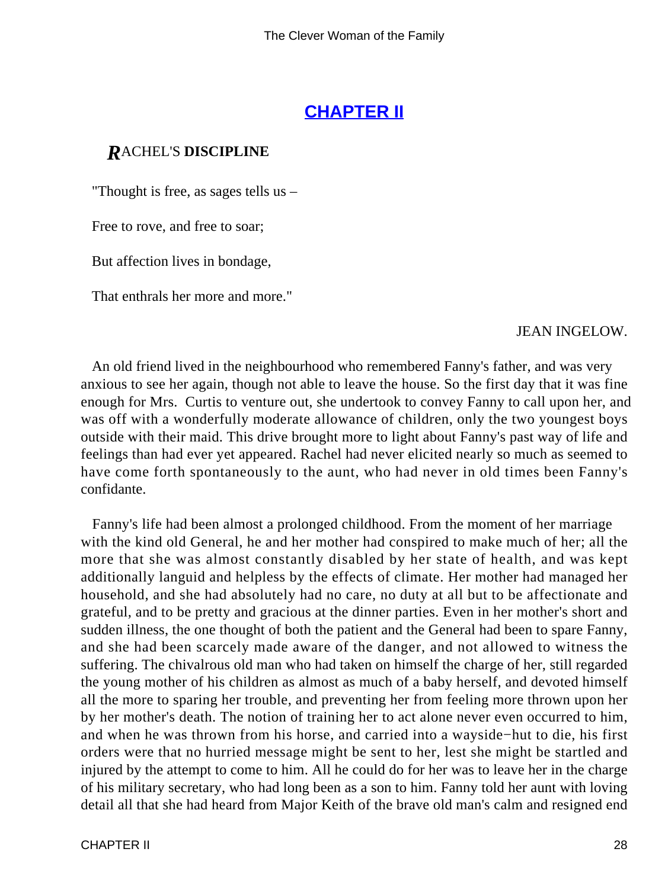## CHAPTER II

### *R*ACHEL'S **DISCIPLINE**

"Thought is free, as sages tells us –

Free to rove, and free to soar;

But affection lives in bondage,

That enthrals her more and more."

JEAN INGELOW.

An old friend lived in the neighbourhood who remembered Fanny's father, and was very anxious to see her again, though not able to leave the house. So the first day that it was fine enough for Mrs. Curtis to venture out, she undertook to convey Fanny to call upon her, and was off with a wonderfully moderate allowance of children, only the two youngest boys outside with their maid. This drive brought more to light about Fanny's past way of life and feelings than had ever yet appeared. Rachel had never elicited nearly so much as seemed to have come forth spontaneously to the aunt, who had never in old times been Fanny's confidante.

Fanny's life had been almost a prolonged childhood. From the moment of her marriage with the kind old General, he and her mother had conspired to make much of her; all the more that she was almost constantly disabled by her state of health, and was kept additionally languid and helpless by the effects of climate. Her mother had managed her household, and she had absolutely had no care, no duty at all but to be affectionate and grateful, and to be pretty and gracious at the dinner parties. Even in her mother's short and sudden illness, the one thought of both the patient and the General had been to spare Fanny, and she had been scarcely made aware of the danger, and not allowed to witness the suffering. The chivalrous old man who had taken on himself the charge of her, still regarded the young mother of his children as almost as much of a baby herself, and devoted himself all the more to sparing her trouble, and preventing her from feeling more thrown upon her by her mother's death. The notion of training her to act alone never even occurred to him, and when he was thrown from his horse, and carried into a wayside−hut to die, his first orders were that no hurried message might be sent to her, lest she might be startled and injured by the attempt to come to him. All he could do for her was to leave her in the charge of his military secretary, who had long been as a son to him. Fanny told her aunt with loving detail all that she had heard from Major Keith of the brave old man's calm and resigned end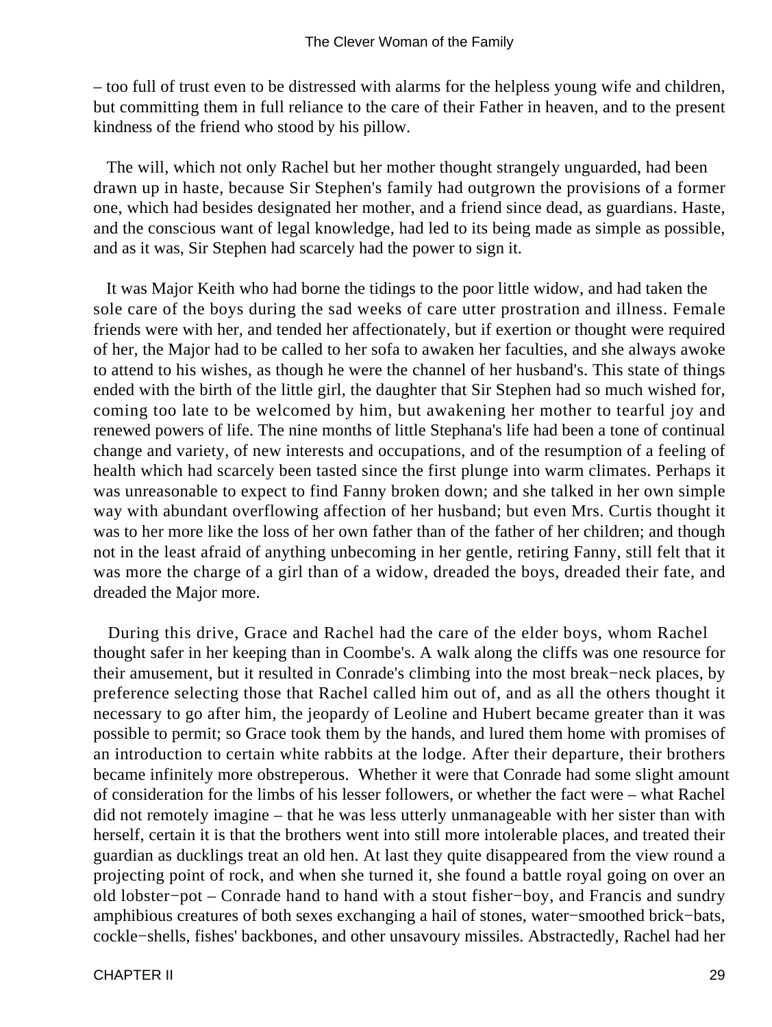– too full of trust even to be distressed with alarms for the helpless young wife and children, but committing them in full reliance to the care of their Father in heaven, and to the present kindness of the friend who stood by his pillow.

The will, which not only Rachel but her mother thought strangely unguarded, had been drawn up in haste, because Sir Stephen's family had outgrown the provisions of a former one, which had besides designated her mother, and a friend since dead, as guardians. Haste, and the conscious want of legal knowledge, had led to its being made as simple as possible, and as it was, Sir Stephen had scarcely had the power to sign it.

It was Major Keith who had borne the tidings to the poor little widow, and had taken the sole care of the boys during the sad weeks of care utter prostration and illness. Female friends were with her, and tended her affectionately, but if exertion or thought were required of her, the Major had to be called to her sofa to awaken her faculties, and she always awoke to attend to his wishes, as though he were the channel of her husband's. This state of things ended with the birth of the little girl, the daughter that Sir Stephen had so much wished for, coming too late to be welcomed by him, but awakening her mother to tearful joy and renewed powers of life. The nine months of little Stephana's life had been a tone of continual change and variety, of new interests and occupations, and of the resumption of a feeling of health which had scarcely been tasted since the first plunge into warm climates. Perhaps it was unreasonable to expect to find Fanny broken down; and she talked in her own simple way with abundant overflowing affection of her husband; but even Mrs. Curtis thought it was to her more like the loss of her own father than of the father of her children; and though not in the least afraid of anything unbecoming in her gentle, retiring Fanny, still felt that it was more the charge of a girl than of a widow, dreaded the boys, dreaded their fate, and dreaded the Major more.

During this drive, Grace and Rachel had the care of the elder boys, whom Rachel thought safer in her keeping than in Coombe's. A walk along the cliffs was one resource for their amusement, but it resulted in Conrade's climbing into the most break−neck places, by preference selecting those that Rachel called him out of, and as all the others thought it necessary to go after him, the jeopardy of Leoline and Hubert became greater than it was possible to permit; so Grace took them by the hands, and lured them home with promises of an introduction to certain white rabbits at the lodge. After their departure, their brothers became infinitely more obstreperous. Whether it were that Conrade had some slight amount of consideration for the limbs of his lesser followers, or whether the fact were – what Rachel did not remotely imagine – that he was less utterly unmanageable with her sister than with herself, certain it is that the brothers went into still more intolerable places, and treated their guardian as ducklings treat an old hen. At last they quite disappeared from the view round a projecting point of rock, and when she turned it, she found a battle royal going on over an old lobster−pot – Conrade hand to hand with a stout fisher−boy, and Francis and sundry amphibious creatures of both sexes exchanging a hail of stones, water−smoothed brick−bats, cockle−shells, fishes' backbones, and other unsavoury missiles. Abstractedly, Rachel had her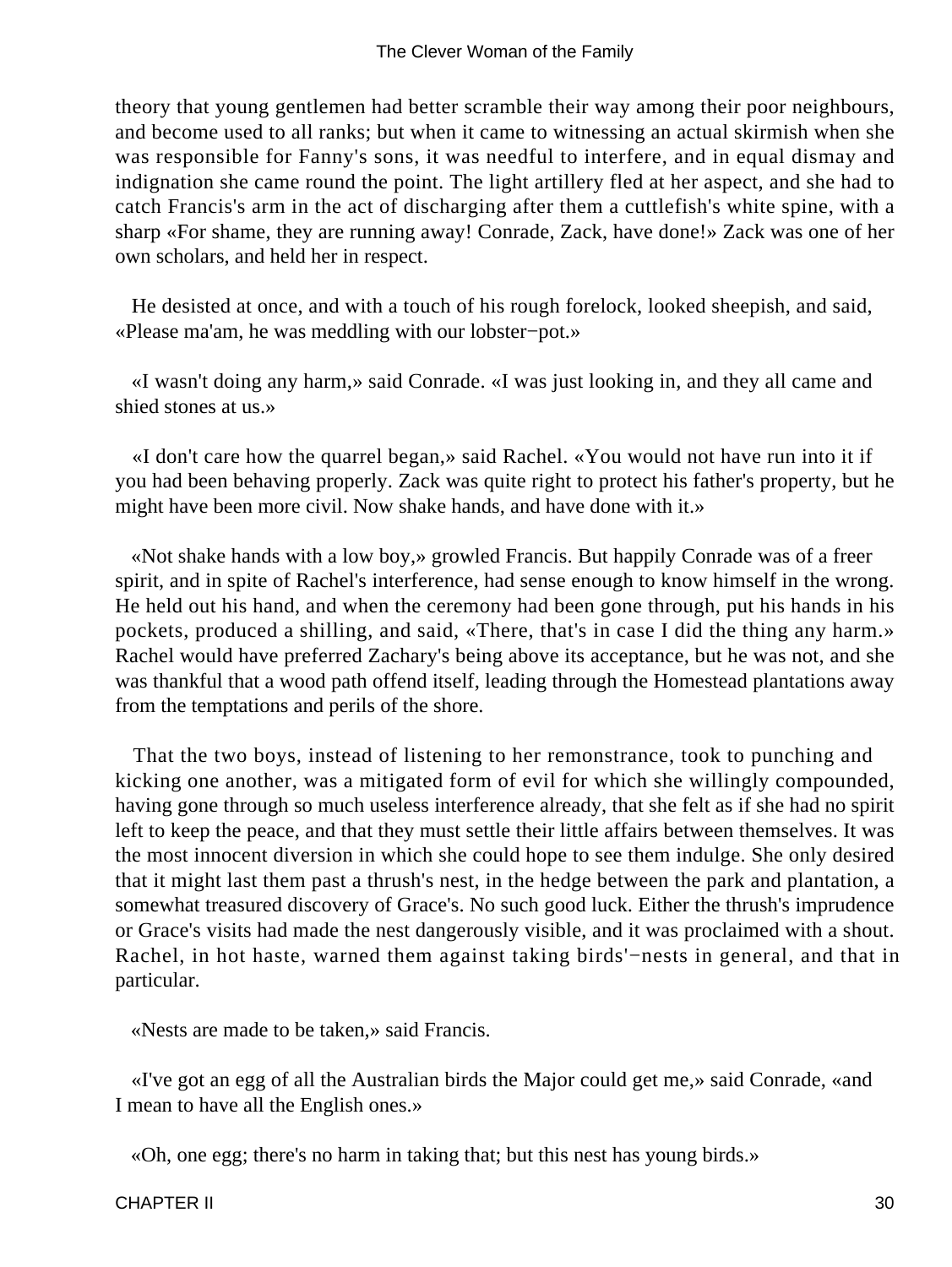theory that young gentlemen had better scramble their way among their poor neighbours, and become used to all ranks; but when it came to witnessing an actual skirmish when she was responsible for Fanny's sons, it was needful to interfere, and in equal dismay and indignation she came round the point. The light artillery fled at her aspect, and she had to catch Francis's arm in the act of discharging after them a cuttlefish's white spine, with a sharp «For shame, they are running away! Conrade, Zack, have done!» Zack was one of her own scholars, and held her in respect.

He desisted at once, and with a touch of his rough forelock, looked sheepish, and said, «Please ma'am, he was meddling with our lobster−pot.»

«I wasn't doing any harm,» said Conrade. «I was just looking in, and they all came and shied stones at us.»

«I don't care how the quarrel began,» said Rachel. «You would not have run into it if you had been behaving properly. Zack was quite right to protect his father's property, but he might have been more civil. Now shake hands, and have done with it.»

«Not shake hands with a low boy,» growled Francis. But happily Conrade was of a freer spirit, and in spite of Rachel's interference, had sense enough to know himself in the wrong. He held out his hand, and when the ceremony had been gone through, put his hands in his pockets, produced a shilling, and said, «There, that's in case I did the thing any harm.» Rachel would have preferred Zachary's being above its acceptance, but he was not, and she was thankful that a wood path offend itself, leading through the Homestead plantations away from the temptations and perils of the shore.

That the two boys, instead of listening to her remonstrance, took to punching and kicking one another, was a mitigated form of evil for which she willingly compounded, having gone through so much useless interference already, that she felt as if she had no spirit left to keep the peace, and that they must settle their little affairs between themselves. It was the most innocent diversion in which she could hope to see them indulge. She only desired that it might last them past a thrush's nest, in the hedge between the park and plantation, a somewhat treasured discovery of Grace's. No such good luck. Either the thrush's imprudence or Grace's visits had made the nest dangerously visible, and it was proclaimed with a shout. Rachel, in hot haste, warned them against taking birds'−nests in general, and that in particular.

«Nests are made to be taken,» said Francis.

«I've got an egg of all the Australian birds the Major could get me,» said Conrade, «and I mean to have all the English ones.»

«Oh, one egg; there's no harm in taking that; but this nest has young birds.»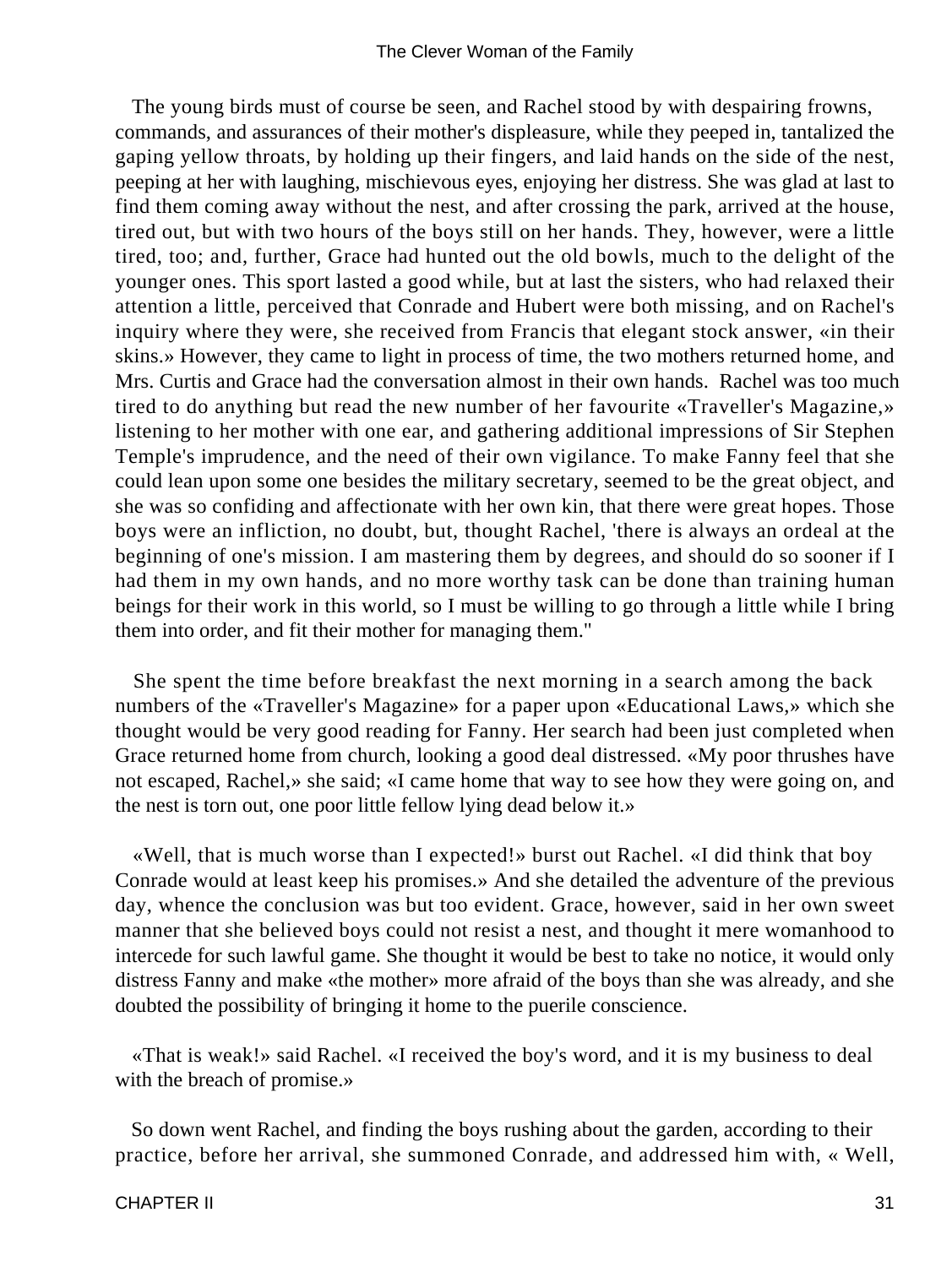The young birds must of course be seen, and Rachel stood by with despairing frowns, commands, and assurances of their mother's displeasure, while they peeped in, tantalized the gaping yellow throats, by holding up their fingers, and laid hands on the side of the nest, peeping at her with laughing, mischievous eyes, enjoying her distress. She was glad at last to find them coming away without the nest, and after crossing the park, arrived at the house, tired out, but with two hours of the boys still on her hands. They, however, were a little tired, too; and, further, Grace had hunted out the old bowls, much to the delight of the younger ones. This sport lasted a good while, but at last the sisters, who had relaxed their attention a little, perceived that Conrade and Hubert were both missing, and on Rachel's inquiry where they were, she received from Francis that elegant stock answer, «in their skins.» However, they came to light in process of time, the two mothers returned home, and Mrs. Curtis and Grace had the conversation almost in their own hands. Rachel was too much tired to do anything but read the new number of her favourite «Traveller's Magazine,» listening to her mother with one ear, and gathering additional impressions of Sir Stephen Temple's imprudence, and the need of their own vigilance. To make Fanny feel that she could lean upon some one besides the military secretary, seemed to be the great object, and she was so confiding and affectionate with her own kin, that there were great hopes. Those boys were an infliction, no doubt, but, thought Rachel, 'there is always an ordeal at the beginning of one's mission. I am mastering them by degrees, and should do so sooner if I had them in my own hands, and no more worthy task can be done than training human beings for their work in this world, so I must be willing to go through a little while I bring them into order, and fit their mother for managing them."

She spent the time before breakfast the next morning in a search among the back numbers of the «Traveller's Magazine» for a paper upon «Educational Laws,» which she thought would be very good reading for Fanny. Her search had been just completed when Grace returned home from church, looking a good deal distressed. «My poor thrushes have not escaped, Rachel,» she said; «I came home that way to see how they were going on, and the nest is torn out, one poor little fellow lying dead below it.»

«Well, that is much worse than I expected!» burst out Rachel. «I did think that boy Conrade would at least keep his promises.» And she detailed the adventure of the previous day, whence the conclusion was but too evident. Grace, however, said in her own sweet manner that she believed boys could not resist a nest, and thought it mere womanhood to intercede for such lawful game. She thought it would be best to take no notice, it would only distress Fanny and make «the mother» more afraid of the boys than she was already, and she doubted the possibility of bringing it home to the puerile conscience.

«That is weak!» said Rachel. «I received the boy's word, and it is my business to deal with the breach of promise.»

So down went Rachel, and finding the boys rushing about the garden, according to their practice, before her arrival, she summoned Conrade, and addressed him with, « Well,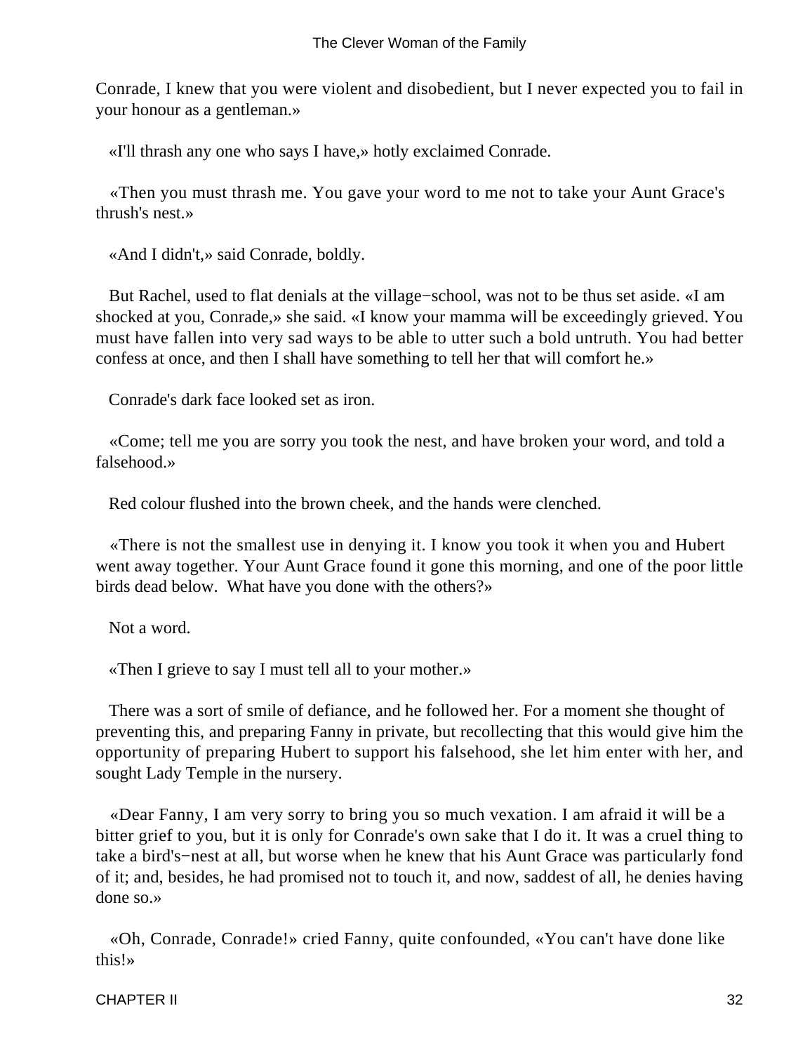Conrade, I knew that you were violent and disobedient, but I never expected you to fail in your honour as a gentleman.»

«I'll thrash any one who says I have,» hotly exclaimed Conrade.

«Then you must thrash me. You gave your word to me not to take your Aunt Grace's thrush's nest.»

«And I didn't,» said Conrade, boldly.

But Rachel, used to flat denials at the village−school, was not to be thus set aside. «I am shocked at you, Conrade,» she said. «I know your mamma will be exceedingly grieved. You must have fallen into very sad ways to be able to utter such a bold untruth. You had better confess at once, and then I shall have something to tell her that will comfort he.»

Conrade's dark face looked set as iron.

«Come; tell me you are sorry you took the nest, and have broken your word, and told a falsehood.»

Red colour flushed into the brown cheek, and the hands were clenched.

«There is not the smallest use in denying it. I know you took it when you and Hubert went away together. Your Aunt Grace found it gone this morning, and one of the poor little birds dead below. What have you done with the others?»

Not a word.

«Then I grieve to say I must tell all to your mother.»

There was a sort of smile of defiance, and he followed her. For a moment she thought of preventing this, and preparing Fanny in private, but recollecting that this would give him the opportunity of preparing Hubert to support his falsehood, she let him enter with her, and sought Lady Temple in the nursery.

«Dear Fanny, I am very sorry to bring you so much vexation. I am afraid it will be a bitter grief to you, but it is only for Conrade's own sake that I do it. It was a cruel thing to take a bird's−nest at all, but worse when he knew that his Aunt Grace was particularly fond of it; and, besides, he had promised not to touch it, and now, saddest of all, he denies having done so.»

«Oh, Conrade, Conrade!» cried Fanny, quite confounded, «You can't have done like this!»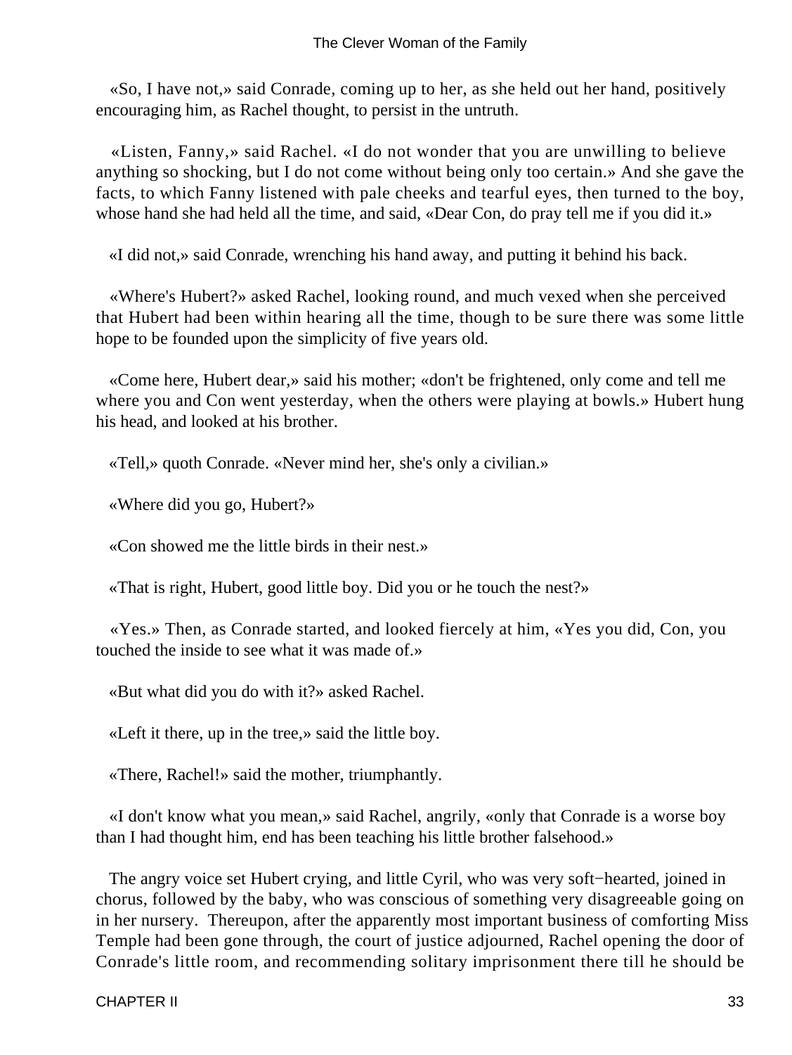«So, I have not,» said Conrade, coming up to her, as she held out her hand, positively encouraging him, as Rachel thought, to persist in the untruth.

«Listen, Fanny,» said Rachel. «I do not wonder that you are unwilling to believe anything so shocking, but I do not come without being only too certain.» And she gave the facts, to which Fanny listened with pale cheeks and tearful eyes, then turned to the boy, whose hand she had held all the time, and said, «Dear Con, do pray tell me if you did it.»

«I did not,» said Conrade, wrenching his hand away, and putting it behind his back.

«Where's Hubert?» asked Rachel, looking round, and much vexed when she perceived that Hubert had been within hearing all the time, though to be sure there was some little hope to be founded upon the simplicity of five years old.

«Come here, Hubert dear,» said his mother; «don't be frightened, only come and tell me where you and Con went yesterday, when the others were playing at bowls.» Hubert hung his head, and looked at his brother.

«Tell,» quoth Conrade. «Never mind her, she's only a civilian.»

«Where did you go, Hubert?»

«Con showed me the little birds in their nest.»

«That is right, Hubert, good little boy. Did you or he touch the nest?»

«Yes.» Then, as Conrade started, and looked fiercely at him, «Yes you did, Con, you touched the inside to see what it was made of.»

«But what did you do with it?» asked Rachel.

«Left it there, up in the tree,» said the little boy.

«There, Rachel!» said the mother, triumphantly.

«I don't know what you mean,» said Rachel, angrily, «only that Conrade is a worse boy than I had thought him, end has been teaching his little brother falsehood.»

The angry voice set Hubert crying, and little Cyril, who was very soft−hearted, joined in chorus, followed by the baby, who was conscious of something very disagreeable going on in her nursery. Thereupon, after the apparently most important business of comforting Miss Temple had been gone through, the court of justice adjourned, Rachel opening the door of Conrade's little room, and recommending solitary imprisonment there till he should be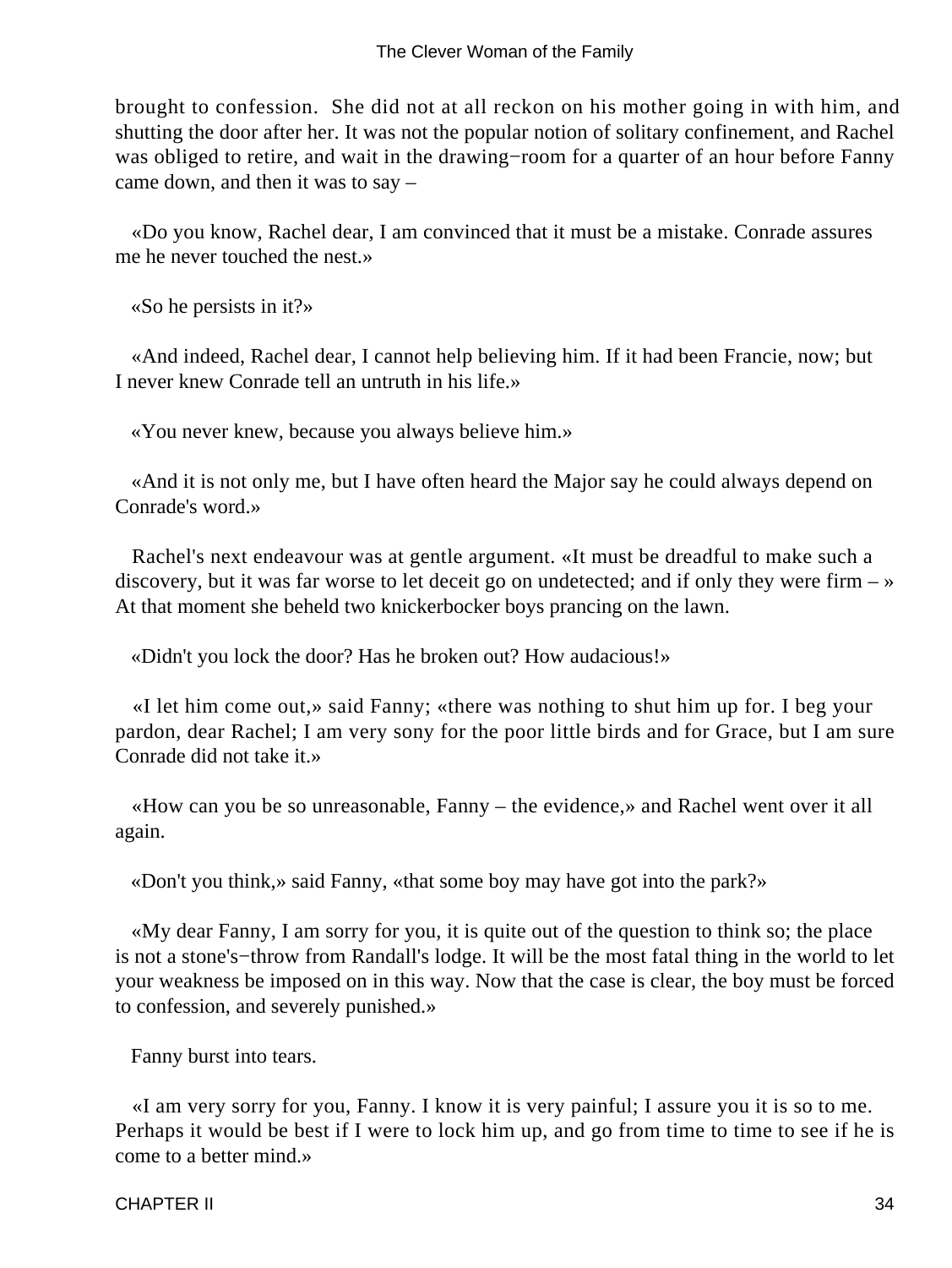brought to confession. She did not at all reckon on his mother going in with him, and shutting the door after her. It was not the popular notion of solitary confinement, and Rachel was obliged to retire, and wait in the drawing−room for a quarter of an hour before Fanny came down, and then it was to say –

«Do you know, Rachel dear, I am convinced that it must be a mistake. Conrade assures me he never touched the nest.»

«So he persists in it?»

«And indeed, Rachel dear, I cannot help believing him. If it had been Francie, now; but I never knew Conrade tell an untruth in his life.»

«You never knew, because you always believe him.»

«And it is not only me, but I have often heard the Major say he could always depend on Conrade's word.»

Rachel's next endeavour was at gentle argument. «It must be dreadful to make such a discovery, but it was far worse to let deceit go on undetected; and if only they were firm – » At that moment she beheld two knickerbocker boys prancing on the lawn.

«Didn't you lock the door? Has he broken out? How audacious!»

«I let him come out,» said Fanny; «there was nothing to shut him up for. I beg your pardon, dear Rachel; I am very sony for the poor little birds and for Grace, but I am sure Conrade did not take it.»

«How can you be so unreasonable, Fanny – the evidence,» and Rachel went over it all again.

«Don't you think,» said Fanny, «that some boy may have got into the park?»

«My dear Fanny, I am sorry for you, it is quite out of the question to think so; the place is not a stone's−throw from Randall's lodge. It will be the most fatal thing in the world to let your weakness be imposed on in this way. Now that the case is clear, the boy must be forced to confession, and severely punished.»

Fanny burst into tears.

«I am very sorry for you, Fanny. I know it is very painful; I assure you it is so to me. Perhaps it would be best if I were to lock him up, and go from time to time to see if he is come to a better mind.»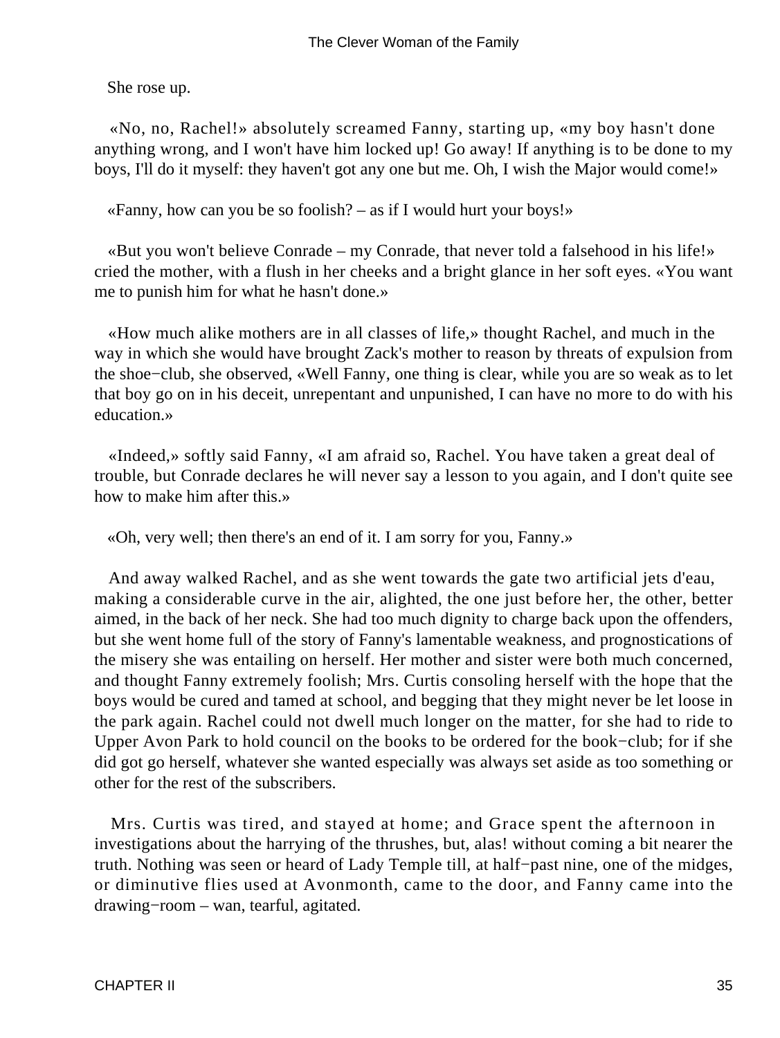She rose up.

«No, no, Rachel!» absolutely screamed Fanny, starting up, «my boy hasn't done anything wrong, and I won't have him locked up! Go away! If anything is to be done to my boys, I'll do it myself: they haven't got any one but me. Oh, I wish the Major would come!»

«Fanny, how can you be so foolish? – as if I would hurt your boys!»

«But you won't believe Conrade – my Conrade, that never told a falsehood in his life!» cried the mother, with a flush in her cheeks and a bright glance in her soft eyes. «You want me to punish him for what he hasn't done.»

«How much alike mothers are in all classes of life,» thought Rachel, and much in the way in which she would have brought Zack's mother to reason by threats of expulsion from the shoe−club, she observed, «Well Fanny, one thing is clear, while you are so weak as to let that boy go on in his deceit, unrepentant and unpunished, I can have no more to do with his education.»

«Indeed,» softly said Fanny, «I am afraid so, Rachel. You have taken a great deal of trouble, but Conrade declares he will never say a lesson to you again, and I don't quite see how to make him after this.»

«Oh, very well; then there's an end of it. I am sorry for you, Fanny.»

And away walked Rachel, and as she went towards the gate two artificial jets d'eau, making a considerable curve in the air, alighted, the one just before her, the other, better aimed, in the back of her neck. She had too much dignity to charge back upon the offenders, but she went home full of the story of Fanny's lamentable weakness, and prognostications of the misery she was entailing on herself. Her mother and sister were both much concerned, and thought Fanny extremely foolish; Mrs. Curtis consoling herself with the hope that the boys would be cured and tamed at school, and begging that they might never be let loose in the park again. Rachel could not dwell much longer on the matter, for she had to ride to Upper Avon Park to hold council on the books to be ordered for the book−club; for if she did got go herself, whatever she wanted especially was always set aside as too something or other for the rest of the subscribers.

Mrs. Curtis was tired, and stayed at home; and Grace spent the afternoon in investigations about the harrying of the thrushes, but, alas! without coming a bit nearer the truth. Nothing was seen or heard of Lady Temple till, at half−past nine, one of the midges, or diminutive flies used at Avonmonth, came to the door, and Fanny came into the drawing−room – wan, tearful, agitated.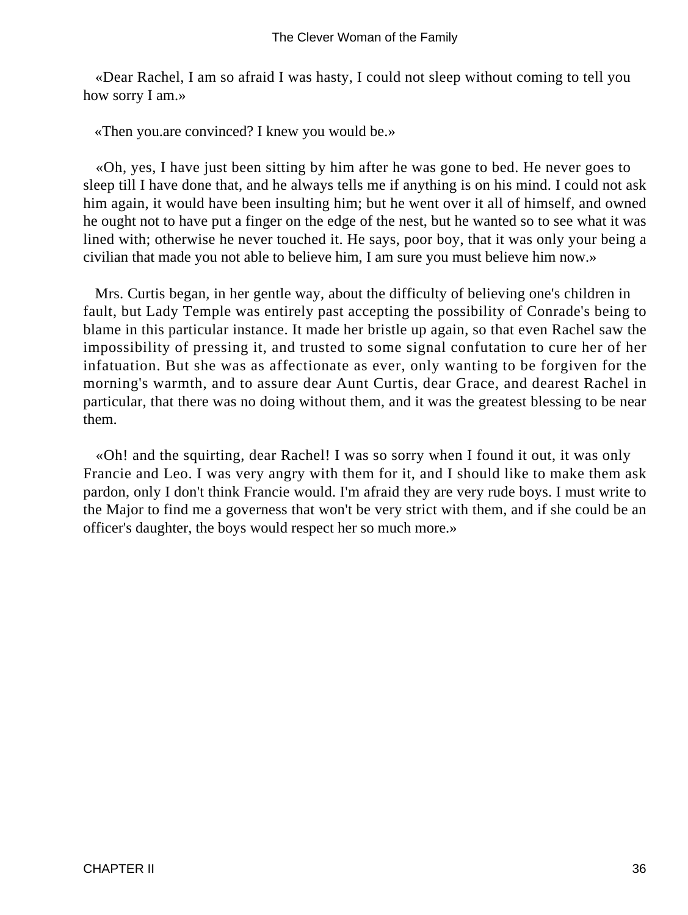«Dear Rachel, I am so afraid I was hasty, I could not sleep without coming to tell you how sorry I am.»

«Then you.are convinced? I knew you would be.»

«Oh, yes, I have just been sitting by him after he was gone to bed. He never goes to sleep till I have done that, and he always tells me if anything is on his mind. I could not ask him again, it would have been insulting him; but he went over it all of himself, and owned he ought not to have put a finger on the edge of the nest, but he wanted so to see what it was lined with; otherwise he never touched it. He says, poor boy, that it was only your being a civilian that made you not able to believe him, I am sure you must believe him now.»

Mrs. Curtis began, in her gentle way, about the difficulty of believing one's children in fault, but Lady Temple was entirely past accepting the possibility of Conrade's being to blame in this particular instance. It made her bristle up again, so that even Rachel saw the impossibility of pressing it, and trusted to some signal confutation to cure her of her infatuation. But she was as affectionate as ever, only wanting to be forgiven for the morning's warmth, and to assure dear Aunt Curtis, dear Grace, and dearest Rachel in particular, that there was no doing without them, and it was the greatest blessing to be near them.

«Oh! and the squirting, dear Rachel! I was so sorry when I found it out, it was only Francie and Leo. I was very angry with them for it, and I should like to make them ask pardon, only I don't think Francie would. I'm afraid they are very rude boys. I must write to the Major to find me a governess that won't be very strict with them, and if she could be an officer's daughter, the boys would respect her so much more.»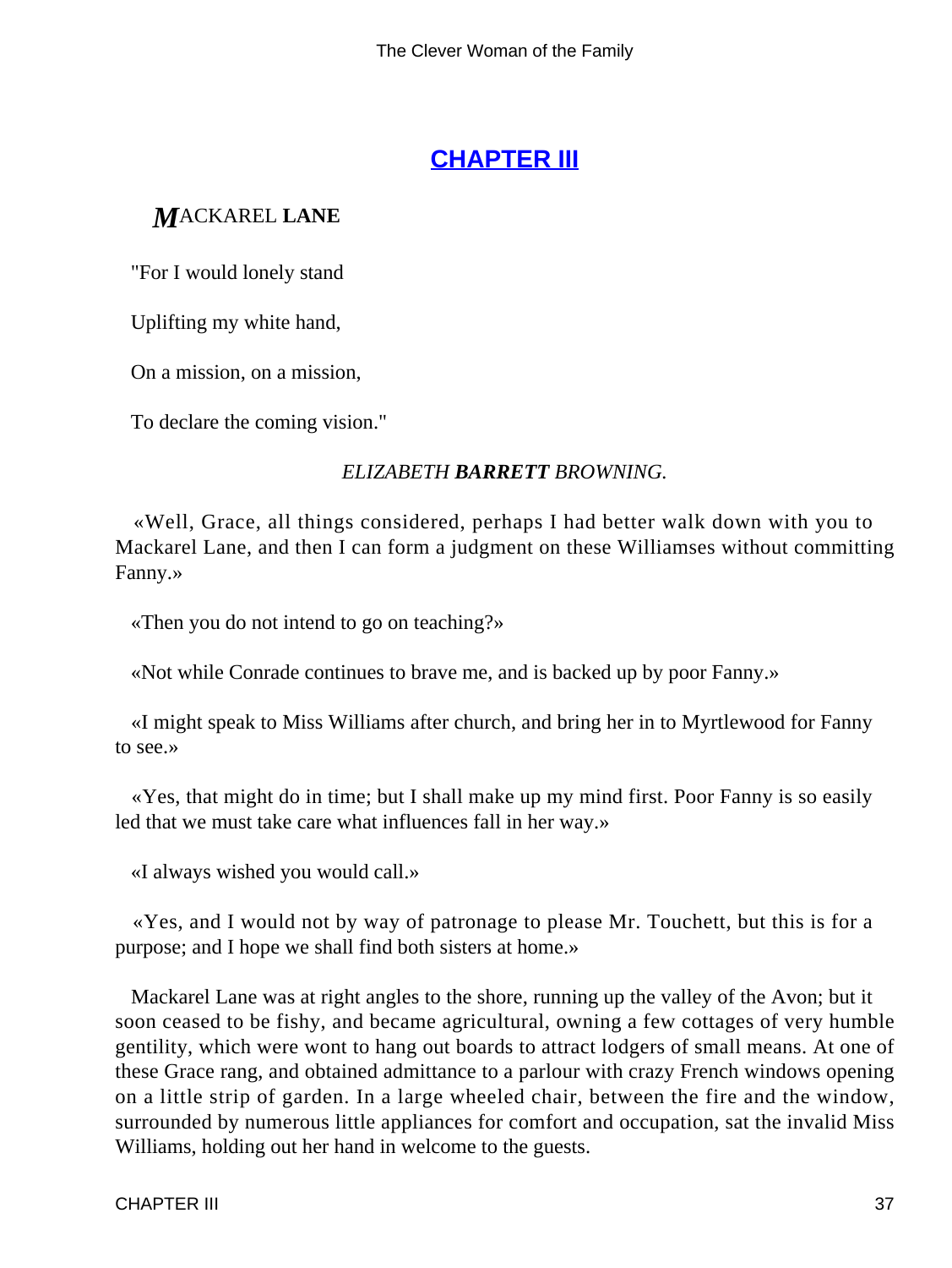## CHAPTER III

### MACKAREL LANE

"For I would lonely stand

Uplifting my white hand,

On a mission, on a mission,

To declare the coming vision."

*ELIZABETH **BARRETT** BROWNING.*

«Well, Grace, all things considered, perhaps I had better walk down with you to Mackarel Lane, and then I can form a judgment on these Williamses without committing Fanny.»

«Then you do not intend to go on teaching?»

«Not while Conrade continues to brave me, and is backed up by poor Fanny.»

«I might speak to Miss Williams after church, and bring her in to Myrtlewood for Fanny to see.»

«Yes, that might do in time; but I shall make up my mind first. Poor Fanny is so easily led that we must take care what influences fall in her way.»

«I always wished you would call.»

«Yes, and I would not by way of patronage to please Mr. Touchett, but this is for a purpose; and I hope we shall find both sisters at home.»

Mackarel Lane was at right angles to the shore, running up the valley of the Avon; but it soon ceased to be fishy, and became agricultural, owning a few cottages of very humble gentility, which were wont to hang out boards to attract lodgers of small means. At one of these Grace rang, and obtained admittance to a parlour with crazy French windows opening on a little strip of garden. In a large wheeled chair, between the fire and the window, surrounded by numerous little appliances for comfort and occupation, sat the invalid Miss Williams, holding out her hand in welcome to the guests.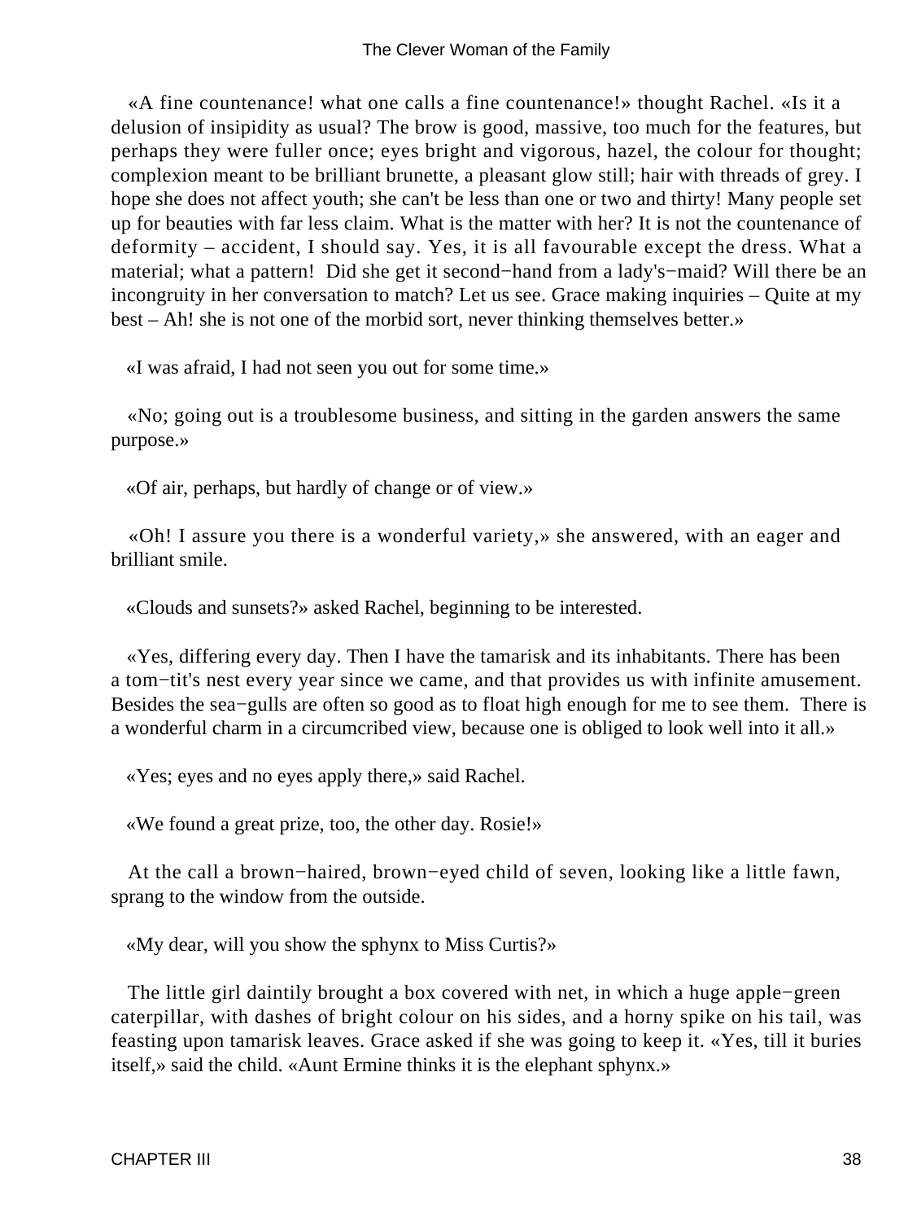«A fine countenance! what one calls a fine countenance!» thought Rachel. «Is it a delusion of insipidity as usual? The brow is good, massive, too much for the features, but perhaps they were fuller once; eyes bright and vigorous, hazel, the colour for thought; complexion meant to be brilliant brunette, a pleasant glow still; hair with threads of grey. I hope she does not affect youth; she can't be less than one or two and thirty! Many people set up for beauties with far less claim. What is the matter with her? It is not the countenance of deformity – accident, I should say. Yes, it is all favourable except the dress. What a material; what a pattern! Did she get it second−hand from a lady's−maid? Will there be an incongruity in her conversation to match? Let us see. Grace making inquiries – Quite at my best – Ah! she is not one of the morbid sort, never thinking themselves better.»

«I was afraid, I had not seen you out for some time.»

«No; going out is a troublesome business, and sitting in the garden answers the same purpose.»

«Of air, perhaps, but hardly of change or of view.»

«Oh! I assure you there is a wonderful variety,» she answered, with an eager and brilliant smile.

«Clouds and sunsets?» asked Rachel, beginning to be interested.

«Yes, differing every day. Then I have the tamarisk and its inhabitants. There has been a tom−tit's nest every year since we came, and that provides us with infinite amusement. Besides the sea−gulls are often so good as to float high enough for me to see them. There is a wonderful charm in a circumcribed view, because one is obliged to look well into it all.»

«Yes; eyes and no eyes apply there,» said Rachel.

«We found a great prize, too, the other day. Rosie!»

At the call a brown−haired, brown−eyed child of seven, looking like a little fawn, sprang to the window from the outside.

«My dear, will you show the sphynx to Miss Curtis?»

The little girl daintily brought a box covered with net, in which a huge apple−green caterpillar, with dashes of bright colour on his sides, and a horny spike on his tail, was feasting upon tamarisk leaves. Grace asked if she was going to keep it. «Yes, till it buries itself,» said the child. «Aunt Ermine thinks it is the elephant sphynx.»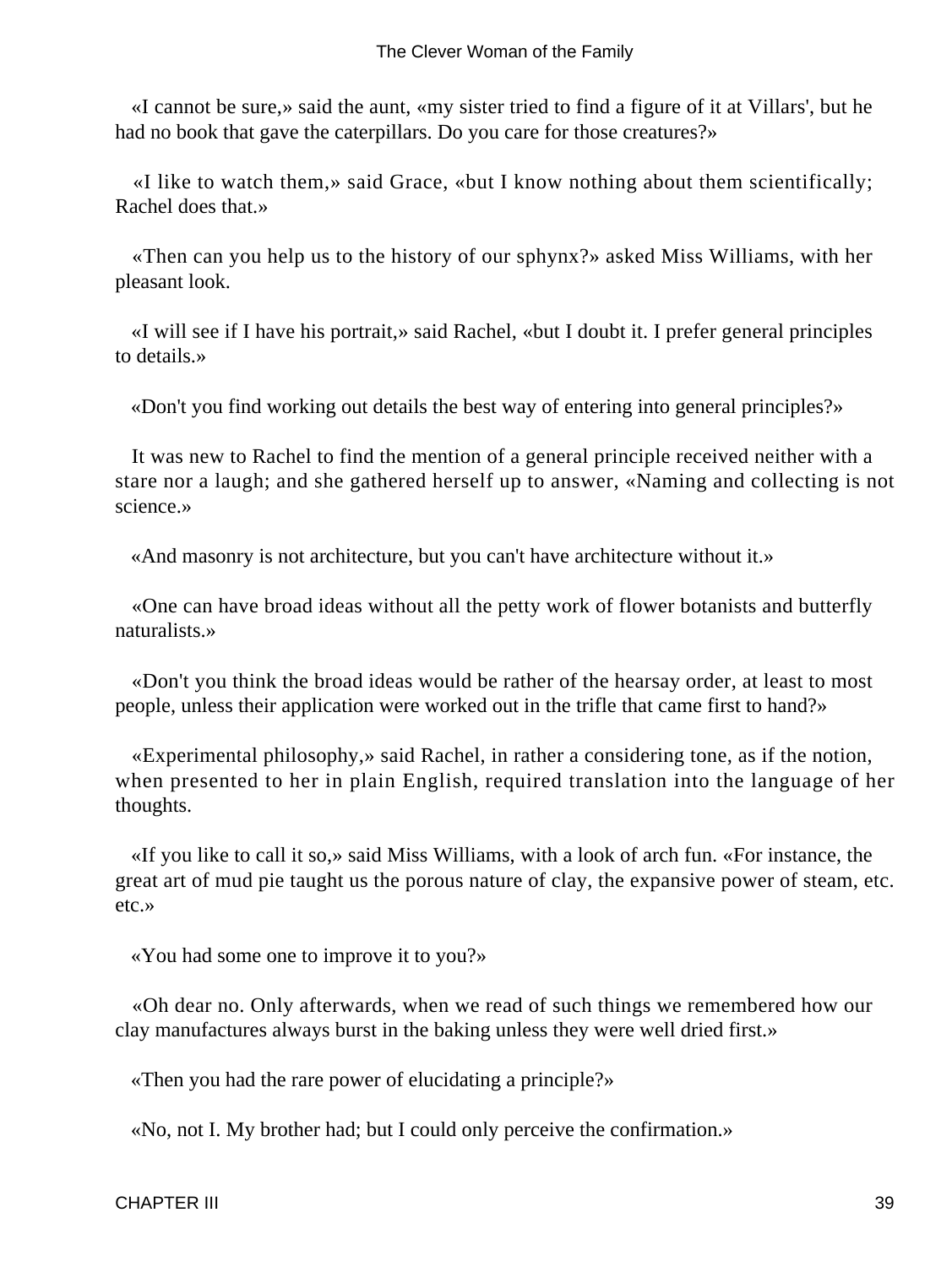«I cannot be sure,» said the aunt, «my sister tried to find a figure of it at Villars', but he had no book that gave the caterpillars. Do you care for those creatures?»

«I like to watch them,» said Grace, «but I know nothing about them scientifically; Rachel does that.»

«Then can you help us to the history of our sphynx?» asked Miss Williams, with her pleasant look.

«I will see if I have his portrait,» said Rachel, «but I doubt it. I prefer general principles to details.»

«Don't you find working out details the best way of entering into general principles?»

It was new to Rachel to find the mention of a general principle received neither with a stare nor a laugh; and she gathered herself up to answer, «Naming and collecting is not science.»

«And masonry is not architecture, but you can't have architecture without it.»

«One can have broad ideas without all the petty work of flower botanists and butterfly naturalists.»

«Don't you think the broad ideas would be rather of the hearsay order, at least to most people, unless their application were worked out in the trifle that came first to hand?»

«Experimental philosophy,» said Rachel, in rather a considering tone, as if the notion, when presented to her in plain English, required translation into the language of her thoughts.

«If you like to call it so,» said Miss Williams, with a look of arch fun. «For instance, the great art of mud pie taught us the porous nature of clay, the expansive power of steam, etc. etc.»

«You had some one to improve it to you?»

«Oh dear no. Only afterwards, when we read of such things we remembered how our clay manufactures always burst in the baking unless they were well dried first.»

«Then you had the rare power of elucidating a principle?»

«No, not I. My brother had; but I could only perceive the confirmation.»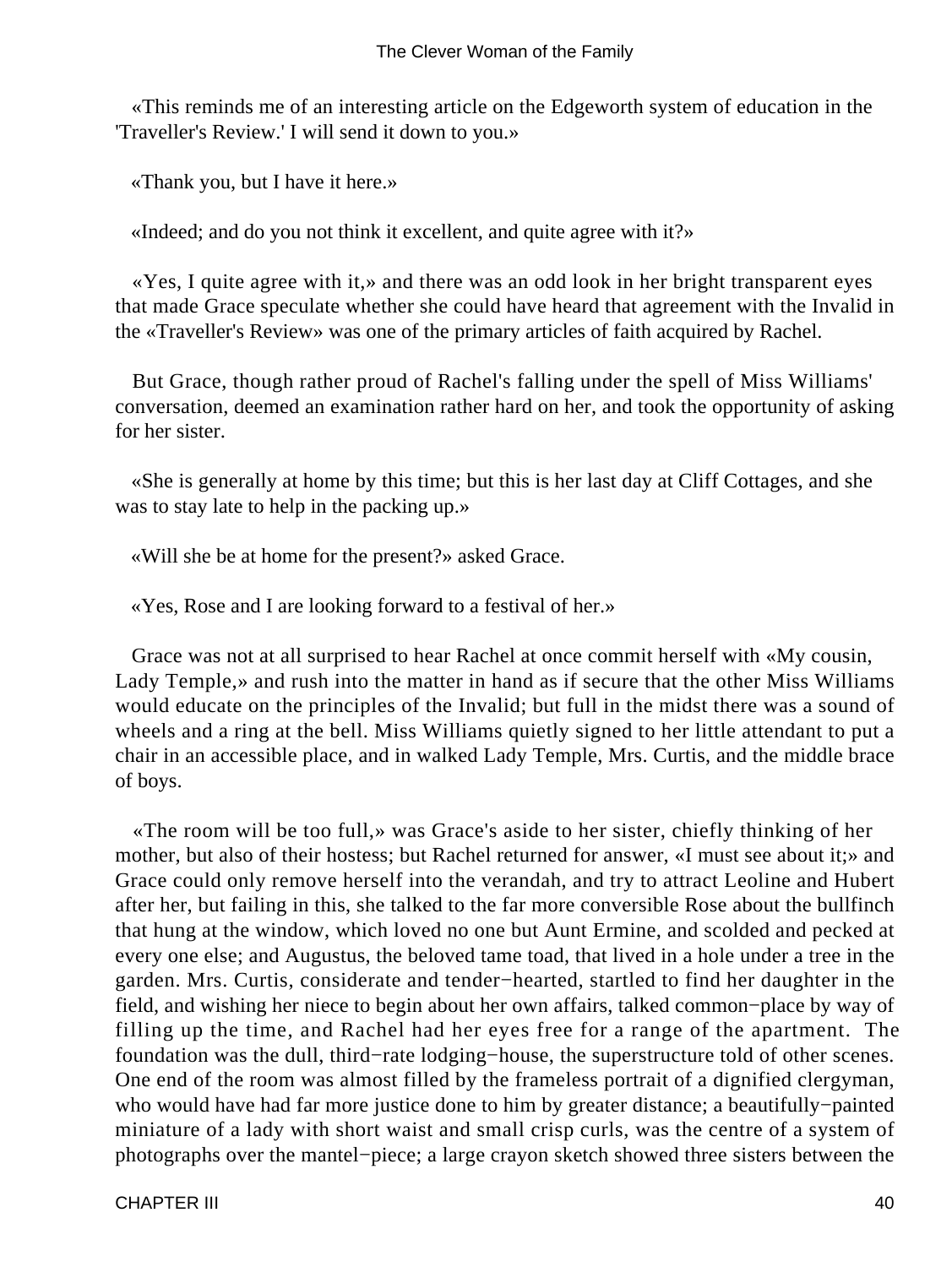«This reminds me of an interesting article on the Edgeworth system of education in the 'Traveller's Review.' I will send it down to you.»

«Thank you, but I have it here.»

«Indeed; and do you not think it excellent, and quite agree with it?»

«Yes, I quite agree with it,» and there was an odd look in her bright transparent eyes that made Grace speculate whether she could have heard that agreement with the Invalid in the «Traveller's Review» was one of the primary articles of faith acquired by Rachel.

But Grace, though rather proud of Rachel's falling under the spell of Miss Williams' conversation, deemed an examination rather hard on her, and took the opportunity of asking for her sister.

«She is generally at home by this time; but this is her last day at Cliff Cottages, and she was to stay late to help in the packing up.»

«Will she be at home for the present?» asked Grace.

«Yes, Rose and I are looking forward to a festival of her.»

Grace was not at all surprised to hear Rachel at once commit herself with «My cousin, Lady Temple,» and rush into the matter in hand as if secure that the other Miss Williams would educate on the principles of the Invalid; but full in the midst there was a sound of wheels and a ring at the bell. Miss Williams quietly signed to her little attendant to put a chair in an accessible place, and in walked Lady Temple, Mrs. Curtis, and the middle brace of boys.

«The room will be too full,» was Grace's aside to her sister, chiefly thinking of her mother, but also of their hostess; but Rachel returned for answer, «I must see about it;» and Grace could only remove herself into the verandah, and try to attract Leoline and Hubert after her, but failing in this, she talked to the far more conversible Rose about the bullfinch that hung at the window, which loved no one but Aunt Ermine, and scolded and pecked at every one else; and Augustus, the beloved tame toad, that lived in a hole under a tree in the garden. Mrs. Curtis, considerate and tender-hearted, startled to find her daughter in the field, and wishing her niece to begin about her own affairs, talked common-place by way of filling up the time, and Rachel had her eyes free for a range of the apartment. The foundation was the dull, third-rate lodging-house, the superstructure told of other scenes. One end of the room was almost filled by the frameless portrait of a dignified clergyman, who would have had far more justice done to him by greater distance; a beautifully-painted miniature of a lady with short waist and small crisp curls, was the centre of a system of photographs over the mantel-piece; a large crayon sketch showed three sisters between the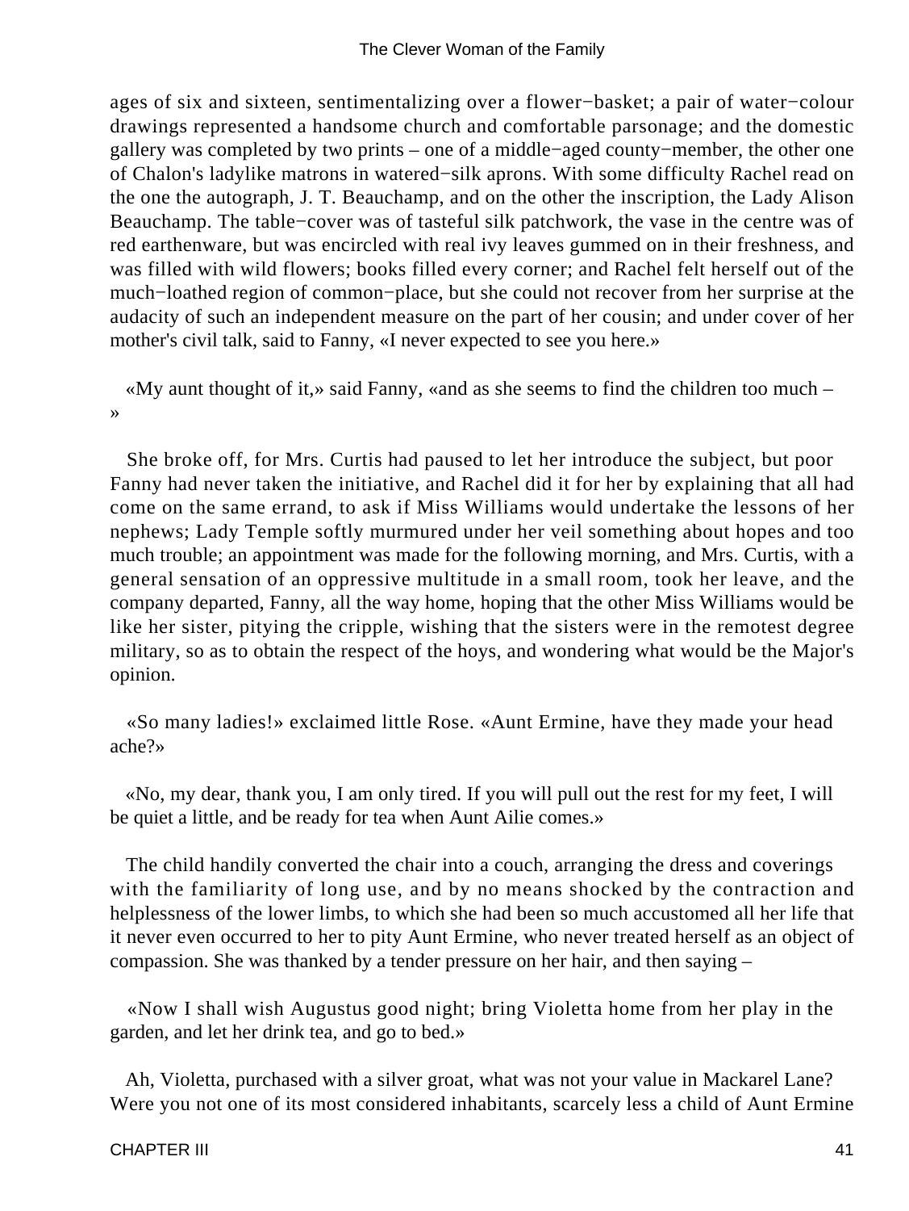ages of six and sixteen, sentimentalizing over a flower−basket; a pair of water−colour drawings represented a handsome church and comfortable parsonage; and the domestic gallery was completed by two prints – one of a middle−aged county−member, the other one of Chalon's ladylike matrons in watered−silk aprons. With some difficulty Rachel read on the one the autograph, J. T. Beauchamp, and on the other the inscription, the Lady Alison Beauchamp. The table−cover was of tasteful silk patchwork, the vase in the centre was of red earthenware, but was encircled with real ivy leaves gummed on in their freshness, and was filled with wild flowers; books filled every corner; and Rachel felt herself out of the much−loathed region of common−place, but she could not recover from her surprise at the audacity of such an independent measure on the part of her cousin; and under cover of her mother's civil talk, said to Fanny, «I never expected to see you here.»

«My aunt thought of it,» said Fanny, «and as she seems to find the children too much – »

She broke off, for Mrs. Curtis had paused to let her introduce the subject, but poor Fanny had never taken the initiative, and Rachel did it for her by explaining that all had come on the same errand, to ask if Miss Williams would undertake the lessons of her nephews; Lady Temple softly murmured under her veil something about hopes and too much trouble; an appointment was made for the following morning, and Mrs. Curtis, with a general sensation of an oppressive multitude in a small room, took her leave, and the company departed, Fanny, all the way home, hoping that the other Miss Williams would be like her sister, pitying the cripple, wishing that the sisters were in the remotest degree military, so as to obtain the respect of the hoys, and wondering what would be the Major's opinion.

«So many ladies!» exclaimed little Rose. «Aunt Ermine, have they made your head ache?»

«No, my dear, thank you, I am only tired. If you will pull out the rest for my feet, I will be quiet a little, and be ready for tea when Aunt Ailie comes.»

The child handily converted the chair into a couch, arranging the dress and coverings with the familiarity of long use, and by no means shocked by the contraction and helplessness of the lower limbs, to which she had been so much accustomed all her life that it never even occurred to her to pity Aunt Ermine, who never treated herself as an object of compassion. She was thanked by a tender pressure on her hair, and then saying –

«Now I shall wish Augustus good night; bring Violetta home from her play in the garden, and let her drink tea, and go to bed.»

Ah, Violetta, purchased with a silver groat, what was not your value in Mackarel Lane? Were you not one of its most considered inhabitants, scarcely less a child of Aunt Ermine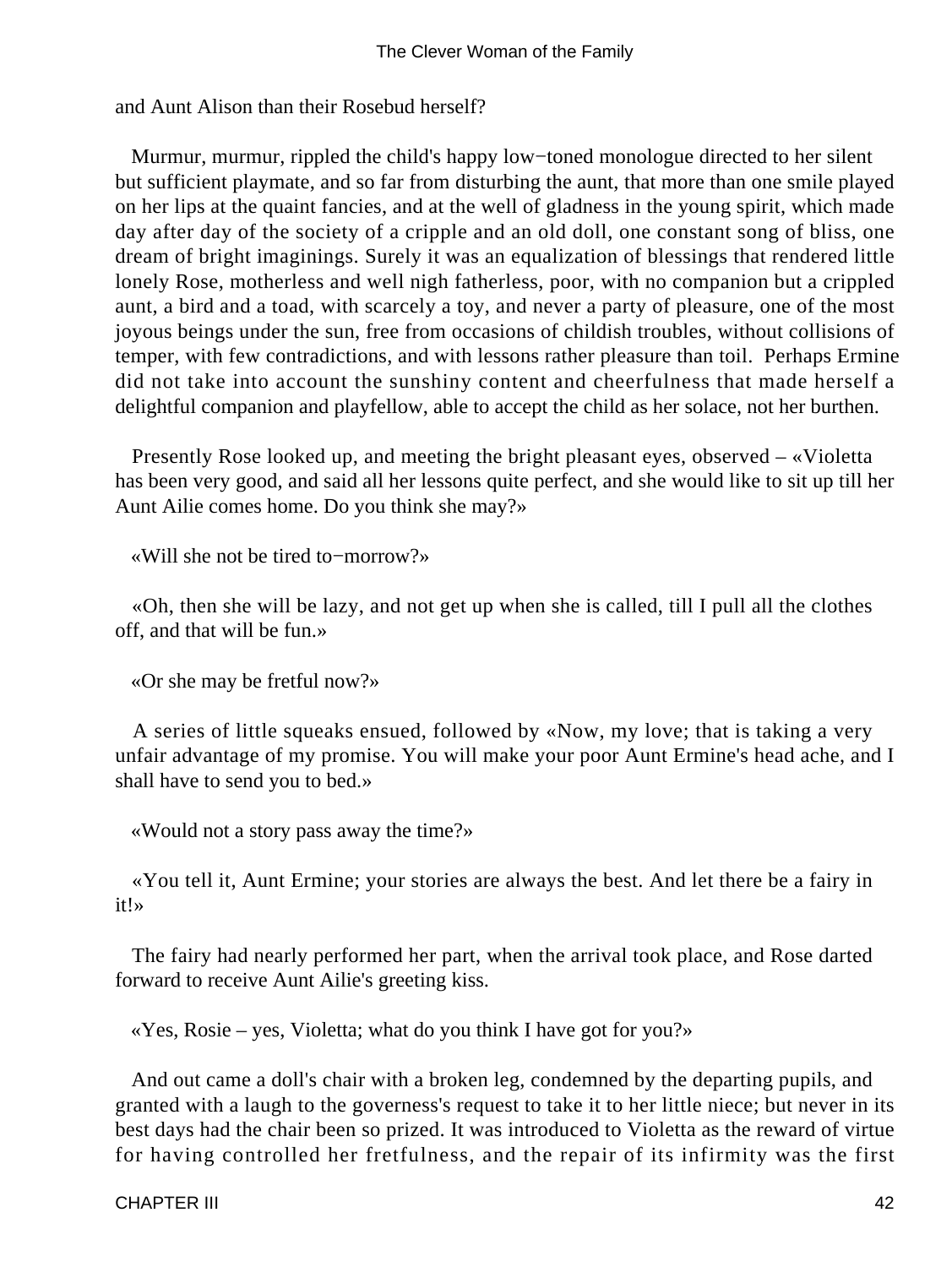and Aunt Alison than their Rosebud herself?

Murmur, murmur, rippled the child's happy low−toned monologue directed to her silent but sufficient playmate, and so far from disturbing the aunt, that more than one smile played on her lips at the quaint fancies, and at the well of gladness in the young spirit, which made day after day of the society of a cripple and an old doll, one constant song of bliss, one dream of bright imaginings. Surely it was an equalization of blessings that rendered little lonely Rose, motherless and well nigh fatherless, poor, with no companion but a crippled aunt, a bird and a toad, with scarcely a toy, and never a party of pleasure, one of the most joyous beings under the sun, free from occasions of childish troubles, without collisions of temper, with few contradictions, and with lessons rather pleasure than toil. Perhaps Ermine did not take into account the sunshiny content and cheerfulness that made herself a delightful companion and playfellow, able to accept the child as her solace, not her burthen.

Presently Rose looked up, and meeting the bright pleasant eyes, observed – «Violetta has been very good, and said all her lessons quite perfect, and she would like to sit up till her Aunt Ailie comes home. Do you think she may?»

«Will she not be tired to−morrow?»

«Oh, then she will be lazy, and not get up when she is called, till I pull all the clothes off, and that will be fun.»

«Or she may be fretful now?»

A series of little squeaks ensued, followed by «Now, my love; that is taking a very unfair advantage of my promise. You will make your poor Aunt Ermine's head ache, and I shall have to send you to bed.»

«Would not a story pass away the time?»

«You tell it, Aunt Ermine; your stories are always the best. And let there be a fairy in it!»

The fairy had nearly performed her part, when the arrival took place, and Rose darted forward to receive Aunt Ailie's greeting kiss.

«Yes, Rosie – yes, Violetta; what do you think I have got for you?»

And out came a doll's chair with a broken leg, condemned by the departing pupils, and granted with a laugh to the governess's request to take it to her little niece; but never in its best days had the chair been so prized. It was introduced to Violetta as the reward of virtue for having controlled her fretfulness, and the repair of its infirmity was the first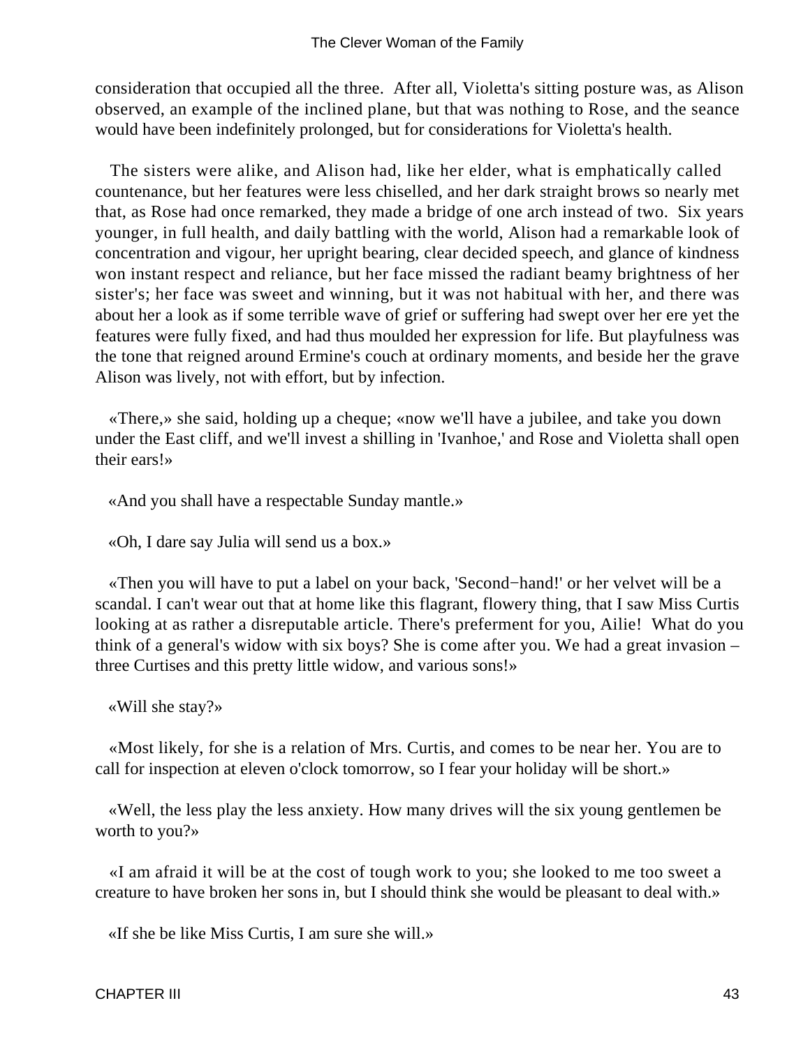consideration that occupied all the three.  After all, Violetta's sitting posture was, as Alison observed, an example of the inclined plane, but that was nothing to Rose, and the seance would have been indefinitely prolonged, but for considerations for Violetta's health.

The sisters were alike, and Alison had, like her elder, what is emphatically called countenance, but her features were less chiselled, and her dark straight brows so nearly met that, as Rose had once remarked, they made a bridge of one arch instead of two.  Six years younger, in full health, and daily battling with the world, Alison had a remarkable look of concentration and vigour, her upright bearing, clear decided speech, and glance of kindness won instant respect and reliance, but her face missed the radiant beamy brightness of her sister's; her face was sweet and winning, but it was not habitual with her, and there was about her a look as if some terrible wave of grief or suffering had swept over her ere yet the features were fully fixed, and had thus moulded her expression for life. But playfulness was the tone that reigned around Ermine's couch at ordinary moments, and beside her the grave Alison was lively, not with effort, but by infection.

«There,» she said, holding up a cheque; «now we'll have a jubilee, and take you down under the East cliff, and we'll invest a shilling in 'Ivanhoe,' and Rose and Violetta shall open their ears!»

«And you shall have a respectable Sunday mantle.»

«Oh, I dare say Julia will send us a box.»

«Then you will have to put a label on your back, 'Second−hand!' or her velvet will be a scandal. I can't wear out that at home like this flagrant, flowery thing, that I saw Miss Curtis looking at as rather a disreputable article. There's preferment for you, Ailie!  What do you think of a general's widow with six boys? She is come after you. We had a great invasion – three Curtises and this pretty little widow, and various sons!»

«Will she stay?»

«Most likely, for she is a relation of Mrs. Curtis, and comes to be near her. You are to call for inspection at eleven o'clock tomorrow, so I fear your holiday will be short.»

«Well, the less play the less anxiety. How many drives will the six young gentlemen be worth to you?»

«I am afraid it will be at the cost of tough work to you; she looked to me too sweet a creature to have broken her sons in, but I should think she would be pleasant to deal with.»

«If she be like Miss Curtis, I am sure she will.»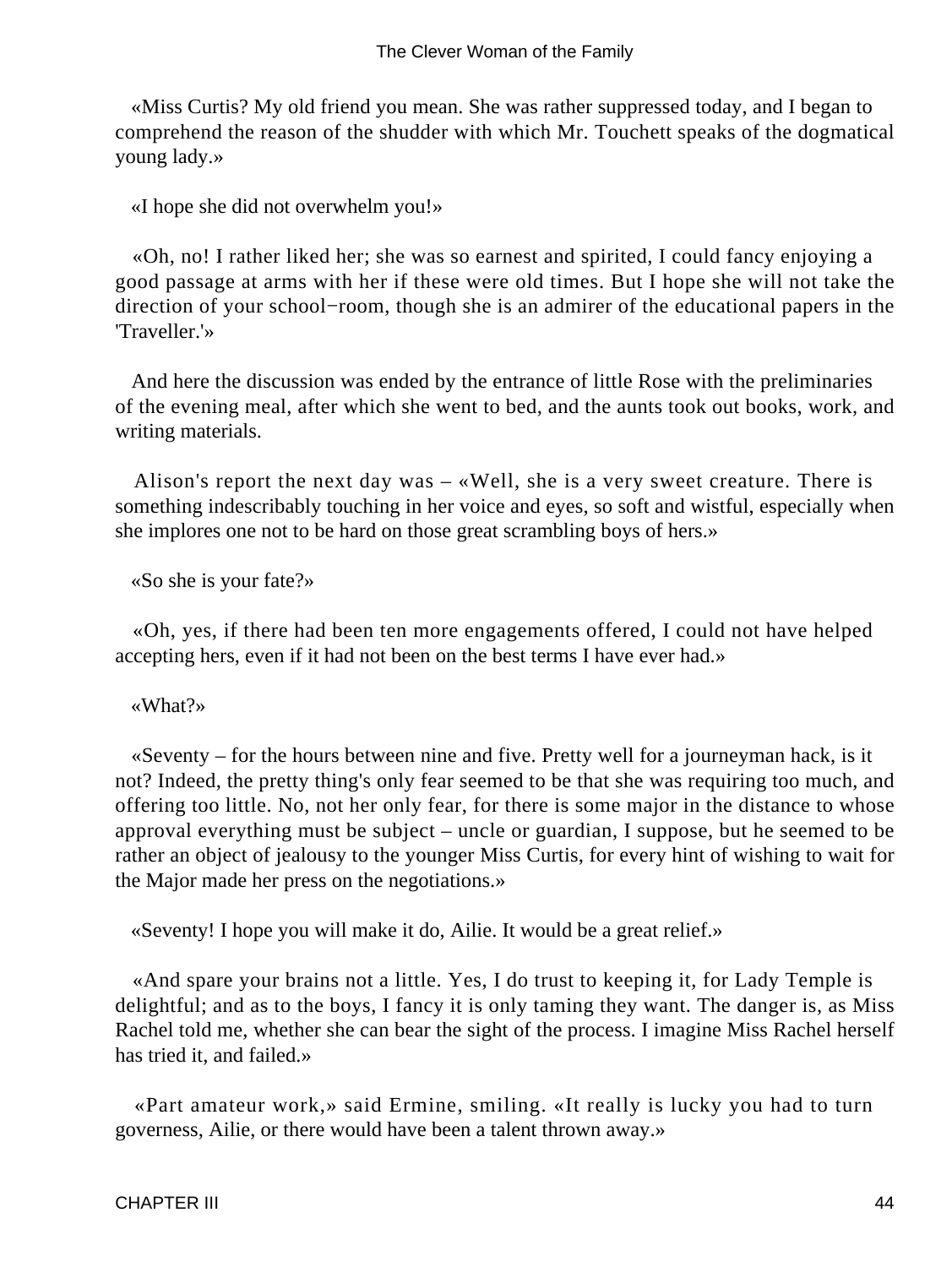«Miss Curtis? My old friend you mean. She was rather suppressed today, and I began to comprehend the reason of the shudder with which Mr. Touchett speaks of the dogmatical young lady.»

«I hope she did not overwhelm you!»

«Oh, no! I rather liked her; she was so earnest and spirited, I could fancy enjoying a good passage at arms with her if these were old times. But I hope she will not take the direction of your school−room, though she is an admirer of the educational papers in the 'Traveller.'»

And here the discussion was ended by the entrance of little Rose with the preliminaries of the evening meal, after which she went to bed, and the aunts took out books, work, and writing materials.

Alison's report the next day was – «Well, she is a very sweet creature. There is something indescribably touching in her voice and eyes, so soft and wistful, especially when she implores one not to be hard on those great scrambling boys of hers.»

«So she is your fate?»

«Oh, yes, if there had been ten more engagements offered, I could not have helped accepting hers, even if it had not been on the best terms I have ever had.»

«What?»

«Seventy – for the hours between nine and five. Pretty well for a journeyman hack, is it not? Indeed, the pretty thing's only fear seemed to be that she was requiring too much, and offering too little. No, not her only fear, for there is some major in the distance to whose approval everything must be subject – uncle or guardian, I suppose, but he seemed to be rather an object of jealousy to the younger Miss Curtis, for every hint of wishing to wait for the Major made her press on the negotiations.»

«Seventy! I hope you will make it do, Ailie. It would be a great relief.»

«And spare your brains not a little. Yes, I do trust to keeping it, for Lady Temple is delightful; and as to the boys, I fancy it is only taming they want. The danger is, as Miss Rachel told me, whether she can bear the sight of the process. I imagine Miss Rachel herself has tried it, and failed.»

«Part amateur work,» said Ermine, smiling. «It really is lucky you had to turn governess, Ailie, or there would have been a talent thrown away.»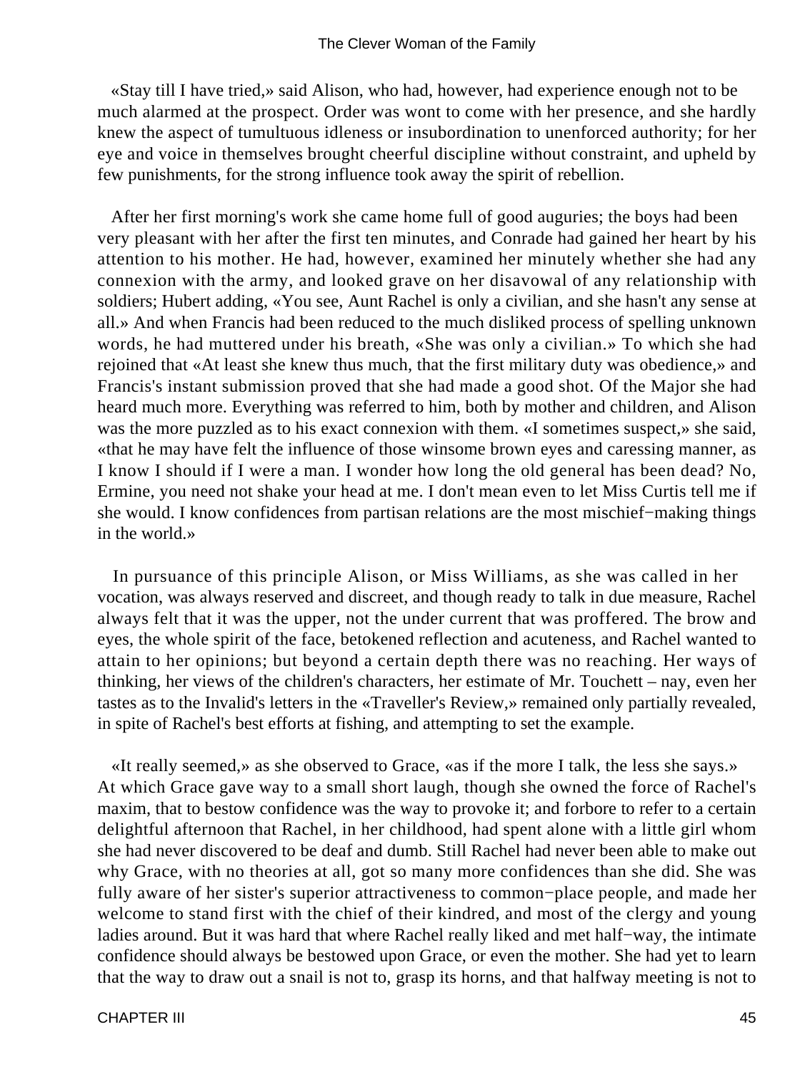«Stay till I have tried,» said Alison, who had, however, had experience enough not to be much alarmed at the prospect. Order was wont to come with her presence, and she hardly knew the aspect of tumultuous idleness or insubordination to unenforced authority; for her eye and voice in themselves brought cheerful discipline without constraint, and upheld by few punishments, for the strong influence took away the spirit of rebellion.

After her first morning's work she came home full of good auguries; the boys had been very pleasant with her after the first ten minutes, and Conrade had gained her heart by his attention to his mother. He had, however, examined her minutely whether she had any connexion with the army, and looked grave on her disavowal of any relationship with soldiers; Hubert adding, «You see, Aunt Rachel is only a civilian, and she hasn't any sense at all.» And when Francis had been reduced to the much disliked process of spelling unknown words, he had muttered under his breath, «She was only a civilian.» To which she had rejoined that «At least she knew thus much, that the first military duty was obedience,» and Francis's instant submission proved that she had made a good shot. Of the Major she had heard much more. Everything was referred to him, both by mother and children, and Alison was the more puzzled as to his exact connexion with them. «I sometimes suspect,» she said, «that he may have felt the influence of those winsome brown eyes and caressing manner, as I know I should if I were a man. I wonder how long the old general has been dead? No, Ermine, you need not shake your head at me. I don't mean even to let Miss Curtis tell me if she would. I know confidences from partisan relations are the most mischief−making things in the world.»

In pursuance of this principle Alison, or Miss Williams, as she was called in her vocation, was always reserved and discreet, and though ready to talk in due measure, Rachel always felt that it was the upper, not the under current that was proffered. The brow and eyes, the whole spirit of the face, betokened reflection and acuteness, and Rachel wanted to attain to her opinions; but beyond a certain depth there was no reaching. Her ways of thinking, her views of the children's characters, her estimate of Mr. Touchett – nay, even her tastes as to the Invalid's letters in the «Traveller's Review,» remained only partially revealed, in spite of Rachel's best efforts at fishing, and attempting to set the example.

«It really seemed,» as she observed to Grace, «as if the more I talk, the less she says.» At which Grace gave way to a small short laugh, though she owned the force of Rachel's maxim, that to bestow confidence was the way to provoke it; and forbore to refer to a certain delightful afternoon that Rachel, in her childhood, had spent alone with a little girl whom she had never discovered to be deaf and dumb. Still Rachel had never been able to make out why Grace, with no theories at all, got so many more confidences than she did. She was fully aware of her sister's superior attractiveness to common−place people, and made her welcome to stand first with the chief of their kindred, and most of the clergy and young ladies around. But it was hard that where Rachel really liked and met half−way, the intimate confidence should always be bestowed upon Grace, or even the mother. She had yet to learn that the way to draw out a snail is not to, grasp its horns, and that halfway meeting is not to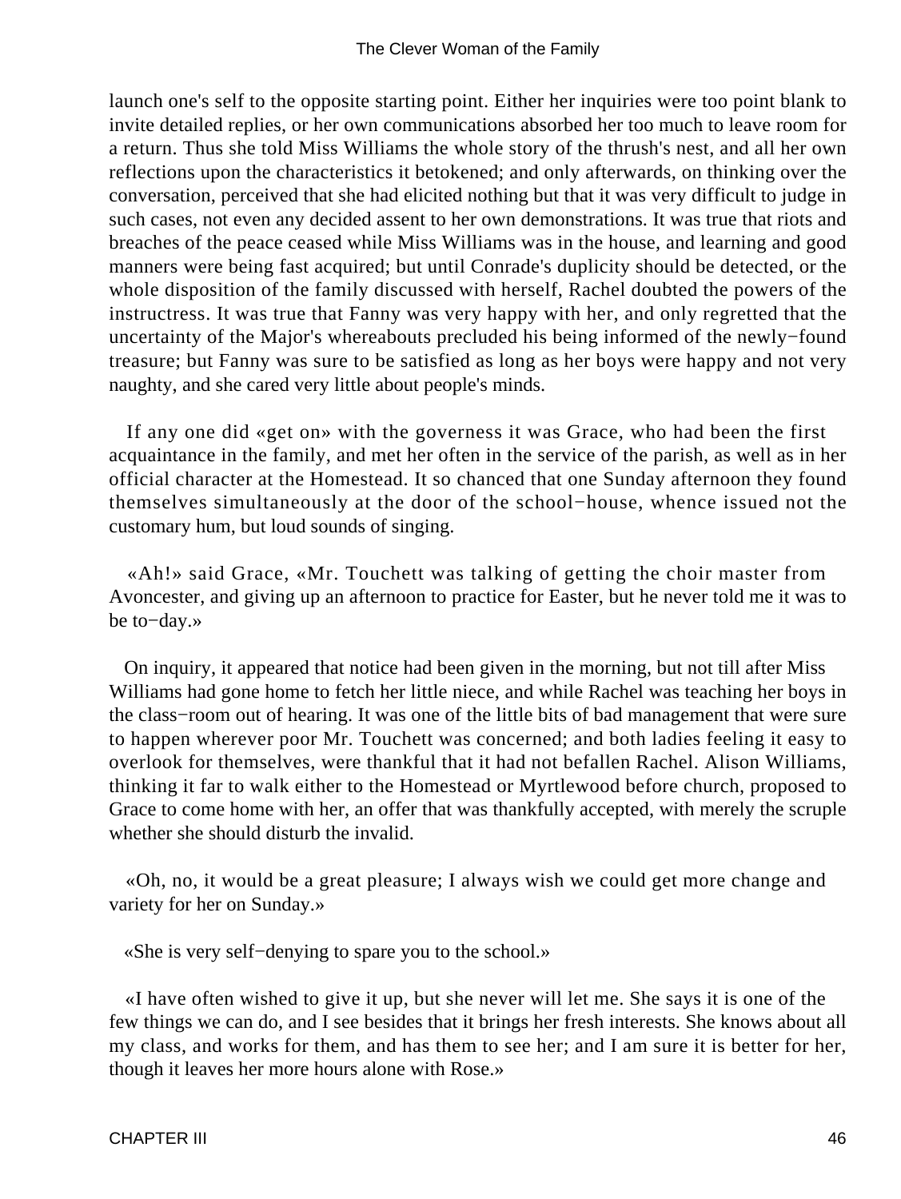launch one's self to the opposite starting point. Either her inquiries were too point blank to invite detailed replies, or her own communications absorbed her too much to leave room for a return. Thus she told Miss Williams the whole story of the thrush's nest, and all her own reflections upon the characteristics it betokened; and only afterwards, on thinking over the conversation, perceived that she had elicited nothing but that it was very difficult to judge in such cases, not even any decided assent to her own demonstrations. It was true that riots and breaches of the peace ceased while Miss Williams was in the house, and learning and good manners were being fast acquired; but until Conrade's duplicity should be detected, or the whole disposition of the family discussed with herself, Rachel doubted the powers of the instructress. It was true that Fanny was very happy with her, and only regretted that the uncertainty of the Major's whereabouts precluded his being informed of the newly−found treasure; but Fanny was sure to be satisfied as long as her boys were happy and not very naughty, and she cared very little about people's minds.

If any one did «get on» with the governess it was Grace, who had been the first acquaintance in the family, and met her often in the service of the parish, as well as in her official character at the Homestead. It so chanced that one Sunday afternoon they found themselves simultaneously at the door of the school−house, whence issued not the customary hum, but loud sounds of singing.

«Ah!» said Grace, «Mr. Touchett was talking of getting the choir master from Avoncester, and giving up an afternoon to practice for Easter, but he never told me it was to be to−day.»

On inquiry, it appeared that notice had been given in the morning, but not till after Miss Williams had gone home to fetch her little niece, and while Rachel was teaching her boys in the class−room out of hearing. It was one of the little bits of bad management that were sure to happen wherever poor Mr. Touchett was concerned; and both ladies feeling it easy to overlook for themselves, were thankful that it had not befallen Rachel. Alison Williams, thinking it far to walk either to the Homestead or Myrtlewood before church, proposed to Grace to come home with her, an offer that was thankfully accepted, with merely the scruple whether she should disturb the invalid.

«Oh, no, it would be a great pleasure; I always wish we could get more change and variety for her on Sunday.»

«She is very self−denying to spare you to the school.»

«I have often wished to give it up, but she never will let me. She says it is one of the few things we can do, and I see besides that it brings her fresh interests. She knows about all my class, and works for them, and has them to see her; and I am sure it is better for her, though it leaves her more hours alone with Rose.»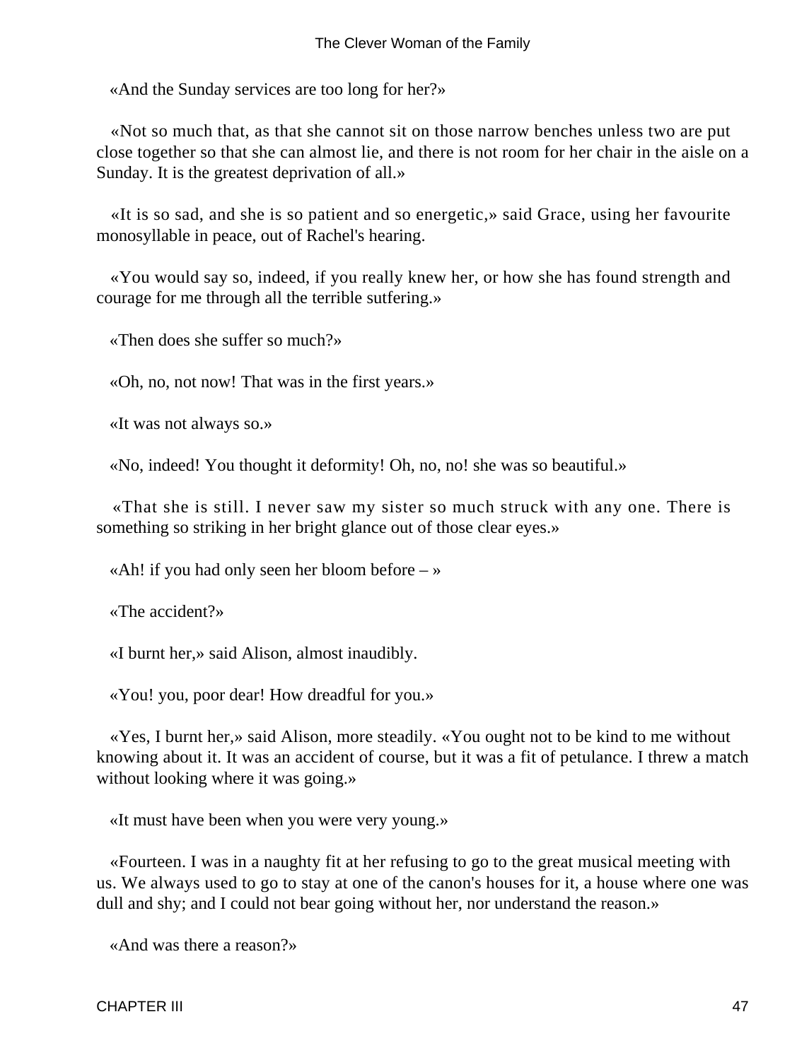«And the Sunday services are too long for her?»

«Not so much that, as that she cannot sit on those narrow benches unless two are put close together so that she can almost lie, and there is not room for her chair in the aisle on a Sunday. It is the greatest deprivation of all.»

«It is so sad, and she is so patient and so energetic,» said Grace, using her favourite monosyllable in peace, out of Rachel's hearing.

«You would say so, indeed, if you really knew her, or how she has found strength and courage for me through all the terrible sutfering.»

«Then does she suffer so much?»

«Oh, no, not now! That was in the first years.»

«It was not always so.»

«No, indeed! You thought it deformity! Oh, no, no! she was so beautiful.»

«That she is still. I never saw my sister so much struck with any one. There is something so striking in her bright glance out of those clear eyes.»

«Ah! if you had only seen her bloom before – »

«The accident?»

«I burnt her,» said Alison, almost inaudibly.

«You! you, poor dear! How dreadful for you.»

«Yes, I burnt her,» said Alison, more steadily. «You ought not to be kind to me without knowing about it. It was an accident of course, but it was a fit of petulance. I threw a match without looking where it was going.»

«It must have been when you were very young.»

«Fourteen. I was in a naughty fit at her refusing to go to the great musical meeting with us. We always used to go to stay at one of the canon's houses for it, a house where one was dull and shy; and I could not bear going without her, nor understand the reason.»

«And was there a reason?»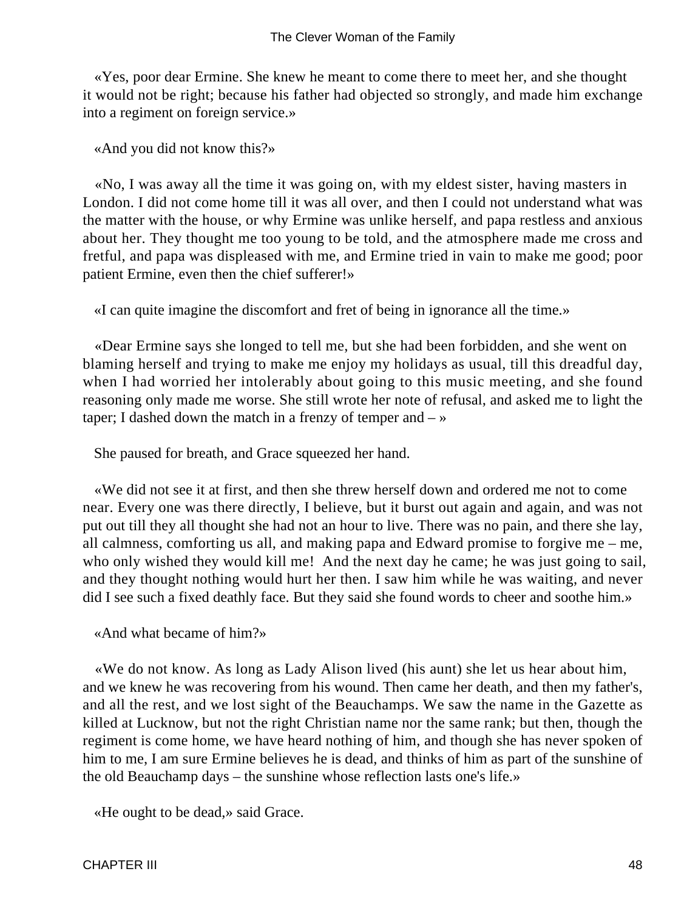«Yes, poor dear Ermine. She knew he meant to come there to meet her, and she thought it would not be right; because his father had objected so strongly, and made him exchange into a regiment on foreign service.»

«And you did not know this?»

«No, I was away all the time it was going on, with my eldest sister, having masters in London. I did not come home till it was all over, and then I could not understand what was the matter with the house, or why Ermine was unlike herself, and papa restless and anxious about her. They thought me too young to be told, and the atmosphere made me cross and fretful, and papa was displeased with me, and Ermine tried in vain to make me good; poor patient Ermine, even then the chief sufferer!»

«I can quite imagine the discomfort and fret of being in ignorance all the time.»

«Dear Ermine says she longed to tell me, but she had been forbidden, and she went on blaming herself and trying to make me enjoy my holidays as usual, till this dreadful day, when I had worried her intolerably about going to this music meeting, and she found reasoning only made me worse. She still wrote her note of refusal, and asked me to light the taper; I dashed down the match in a frenzy of temper and – »

She paused for breath, and Grace squeezed her hand.

«We did not see it at first, and then she threw herself down and ordered me not to come near. Every one was there directly, I believe, but it burst out again and again, and was not put out till they all thought she had not an hour to live. There was no pain, and there she lay, all calmness, comforting us all, and making papa and Edward promise to forgive me – me, who only wished they would kill me! And the next day he came; he was just going to sail, and they thought nothing would hurt her then. I saw him while he was waiting, and never did I see such a fixed deathly face. But they said she found words to cheer and soothe him.»

«And what became of him?»

«We do not know. As long as Lady Alison lived (his aunt) she let us hear about him, and we knew he was recovering from his wound. Then came her death, and then my father's, and all the rest, and we lost sight of the Beauchamps. We saw the name in the Gazette as killed at Lucknow, but not the right Christian name nor the same rank; but then, though the regiment is come home, we have heard nothing of him, and though she has never spoken of him to me, I am sure Ermine believes he is dead, and thinks of him as part of the sunshine of the old Beauchamp days – the sunshine whose reflection lasts one's life.»

«He ought to be dead,» said Grace.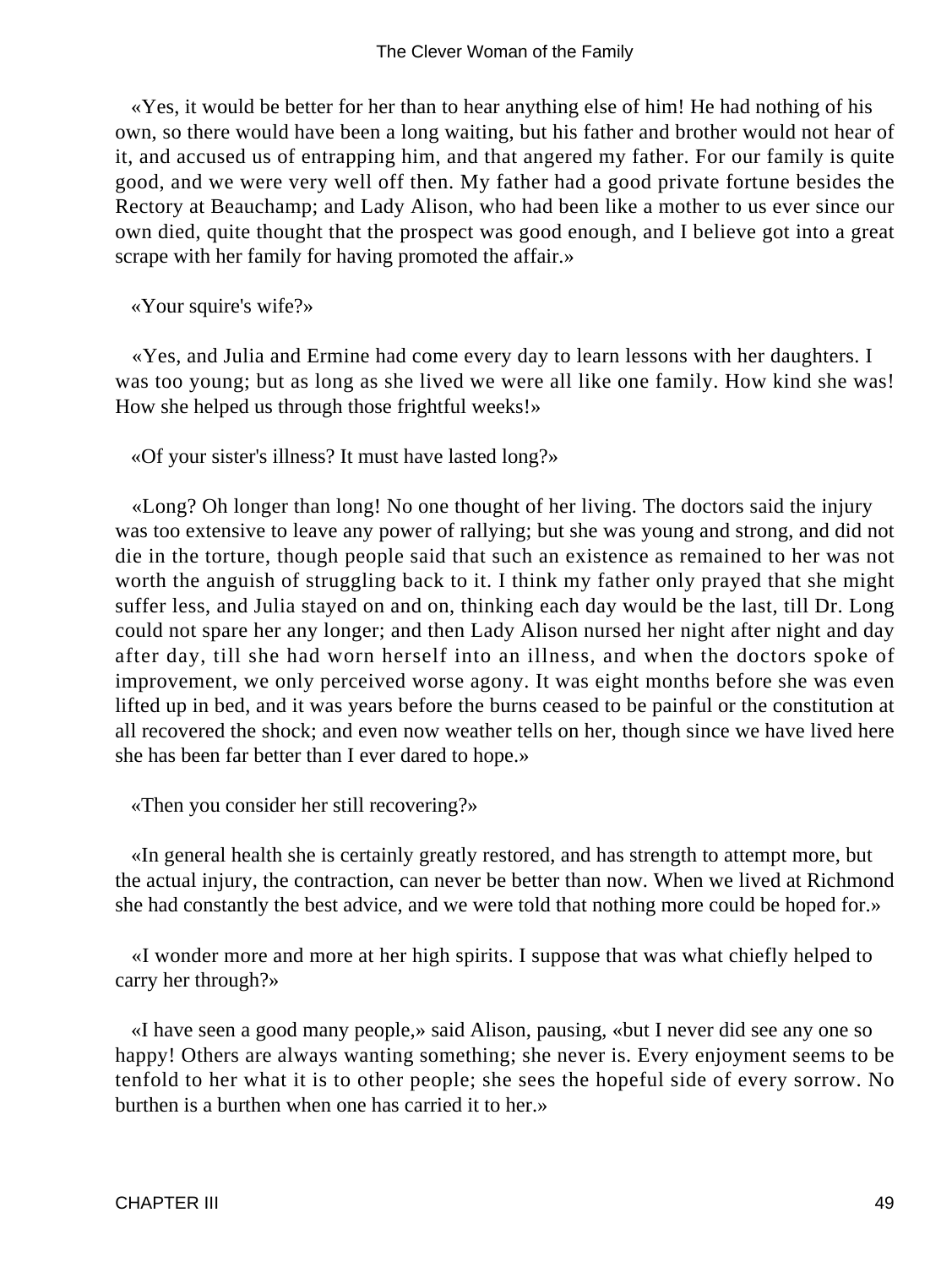«Yes, it would be better for her than to hear anything else of him! He had nothing of his own, so there would have been a long waiting, but his father and brother would not hear of it, and accused us of entrapping him, and that angered my father. For our family is quite good, and we were very well off then. My father had a good private fortune besides the Rectory at Beauchamp; and Lady Alison, who had been like a mother to us ever since our own died, quite thought that the prospect was good enough, and I believe got into a great scrape with her family for having promoted the affair.»

«Your squire's wife?»

«Yes, and Julia and Ermine had come every day to learn lessons with her daughters. I was too young; but as long as she lived we were all like one family. How kind she was! How she helped us through those frightful weeks!»

«Of your sister's illness? It must have lasted long?»

«Long? Oh longer than long! No one thought of her living. The doctors said the injury was too extensive to leave any power of rallying; but she was young and strong, and did not die in the torture, though people said that such an existence as remained to her was not worth the anguish of struggling back to it. I think my father only prayed that she might suffer less, and Julia stayed on and on, thinking each day would be the last, till Dr. Long could not spare her any longer; and then Lady Alison nursed her night after night and day after day, till she had worn herself into an illness, and when the doctors spoke of improvement, we only perceived worse agony. It was eight months before she was even lifted up in bed, and it was years before the burns ceased to be painful or the constitution at all recovered the shock; and even now weather tells on her, though since we have lived here she has been far better than I ever dared to hope.»

«Then you consider her still recovering?»

«In general health she is certainly greatly restored, and has strength to attempt more, but the actual injury, the contraction, can never be better than now. When we lived at Richmond she had constantly the best advice, and we were told that nothing more could be hoped for.»

«I wonder more and more at her high spirits. I suppose that was what chiefly helped to carry her through?»

«I have seen a good many people,» said Alison, pausing, «but I never did see any one so happy! Others are always wanting something; she never is. Every enjoyment seems to be tenfold to her what it is to other people; she sees the hopeful side of every sorrow. No burthen is a burthen when one has carried it to her.»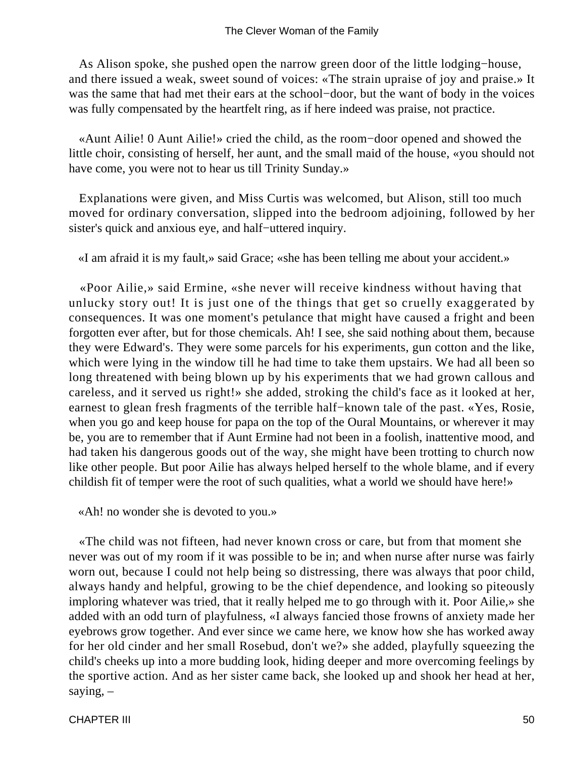As Alison spoke, she pushed open the narrow green door of the little lodging−house, and there issued a weak, sweet sound of voices: «The strain upraise of joy and praise.» It was the same that had met their ears at the school−door, but the want of body in the voices was fully compensated by the heartfelt ring, as if here indeed was praise, not practice.

«Aunt Ailie! 0 Aunt Ailie!» cried the child, as the room−door opened and showed the little choir, consisting of herself, her aunt, and the small maid of the house, «you should not have come, you were not to hear us till Trinity Sunday.»

Explanations were given, and Miss Curtis was welcomed, but Alison, still too much moved for ordinary conversation, slipped into the bedroom adjoining, followed by her sister's quick and anxious eye, and half−uttered inquiry.

«I am afraid it is my fault,» said Grace; «she has been telling me about your accident.»

«Poor Ailie,» said Ermine, «she never will receive kindness without having that unlucky story out! It is just one of the things that get so cruelly exaggerated by consequences. It was one moment's petulance that might have caused a fright and been forgotten ever after, but for those chemicals. Ah! I see, she said nothing about them, because they were Edward's. They were some parcels for his experiments, gun cotton and the like, which were lying in the window till he had time to take them upstairs. We had all been so long threatened with being blown up by his experiments that we had grown callous and careless, and it served us right!» she added, stroking the child's face as it looked at her, earnest to glean fresh fragments of the terrible half−known tale of the past. «Yes, Rosie, when you go and keep house for papa on the top of the Oural Mountains, or wherever it may be, you are to remember that if Aunt Ermine had not been in a foolish, inattentive mood, and had taken his dangerous goods out of the way, she might have been trotting to church now like other people. But poor Ailie has always helped herself to the whole blame, and if every childish fit of temper were the root of such qualities, what a world we should have here!»

«Ah! no wonder she is devoted to you.»

«The child was not fifteen, had never known cross or care, but from that moment she never was out of my room if it was possible to be in; and when nurse after nurse was fairly worn out, because I could not help being so distressing, there was always that poor child, always handy and helpful, growing to be the chief dependence, and looking so piteously imploring whatever was tried, that it really helped me to go through with it. Poor Ailie,» she added with an odd turn of playfulness, «I always fancied those frowns of anxiety made her eyebrows grow together. And ever since we came here, we know how she has worked away for her old cinder and her small Rosebud, don't we?» she added, playfully squeezing the child's cheeks up into a more budding look, hiding deeper and more overcoming feelings by the sportive action. And as her sister came back, she looked up and shook her head at her, saying, –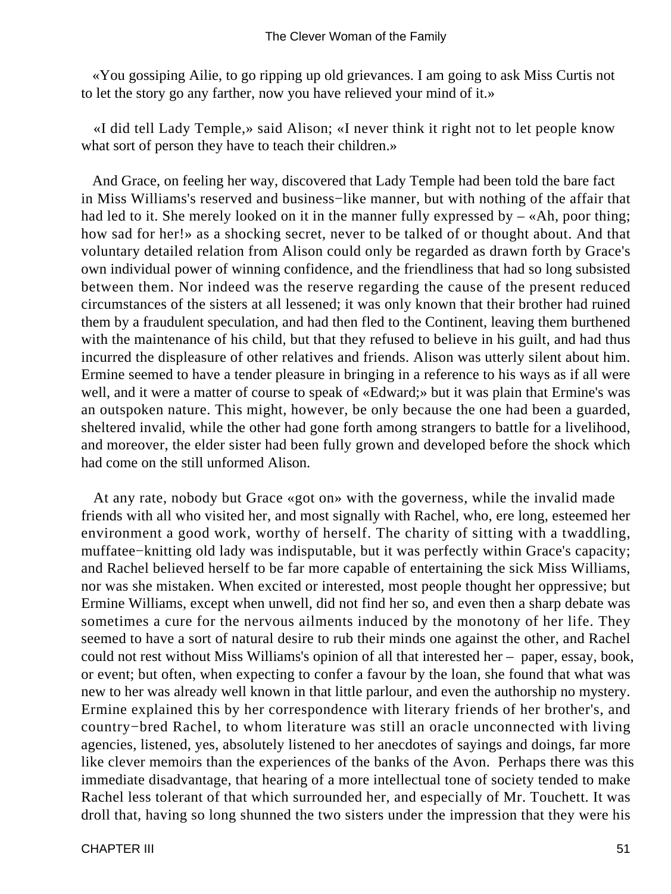«You gossiping Ailie, to go ripping up old grievances. I am going to ask Miss Curtis not to let the story go any farther, now you have relieved your mind of it.»

«I did tell Lady Temple,» said Alison; «I never think it right not to let people know what sort of person they have to teach their children.»

And Grace, on feeling her way, discovered that Lady Temple had been told the bare fact in Miss Williams's reserved and business−like manner, but with nothing of the affair that had led to it. She merely looked on it in the manner fully expressed by – «Ah, poor thing; how sad for her!» as a shocking secret, never to be talked of or thought about. And that voluntary detailed relation from Alison could only be regarded as drawn forth by Grace's own individual power of winning confidence, and the friendliness that had so long subsisted between them. Nor indeed was the reserve regarding the cause of the present reduced circumstances of the sisters at all lessened; it was only known that their brother had ruined them by a fraudulent speculation, and had then fled to the Continent, leaving them burthened with the maintenance of his child, but that they refused to believe in his guilt, and had thus incurred the displeasure of other relatives and friends. Alison was utterly silent about him. Ermine seemed to have a tender pleasure in bringing in a reference to his ways as if all were well, and it were a matter of course to speak of «Edward;» but it was plain that Ermine's was an outspoken nature. This might, however, be only because the one had been a guarded, sheltered invalid, while the other had gone forth among strangers to battle for a livelihood, and moreover, the elder sister had been fully grown and developed before the shock which had come on the still unformed Alison.

At any rate, nobody but Grace «got on» with the governess, while the invalid made friends with all who visited her, and most signally with Rachel, who, ere long, esteemed her environment a good work, worthy of herself. The charity of sitting with a twaddling, muffatee−knitting old lady was indisputable, but it was perfectly within Grace's capacity; and Rachel believed herself to be far more capable of entertaining the sick Miss Williams, nor was she mistaken. When excited or interested, most people thought her oppressive; but Ermine Williams, except when unwell, did not find her so, and even then a sharp debate was sometimes a cure for the nervous ailments induced by the monotony of her life. They seemed to have a sort of natural desire to rub their minds one against the other, and Rachel could not rest without Miss Williams's opinion of all that interested her – paper, essay, book, or event; but often, when expecting to confer a favour by the loan, she found that what was new to her was already well known in that little parlour, and even the authorship no mystery. Ermine explained this by her correspondence with literary friends of her brother's, and country−bred Rachel, to whom literature was still an oracle unconnected with living agencies, listened, yes, absolutely listened to her anecdotes of sayings and doings, far more like clever memoirs than the experiences of the banks of the Avon. Perhaps there was this immediate disadvantage, that hearing of a more intellectual tone of society tended to make Rachel less tolerant of that which surrounded her, and especially of Mr. Touchett. It was droll that, having so long shunned the two sisters under the impression that they were his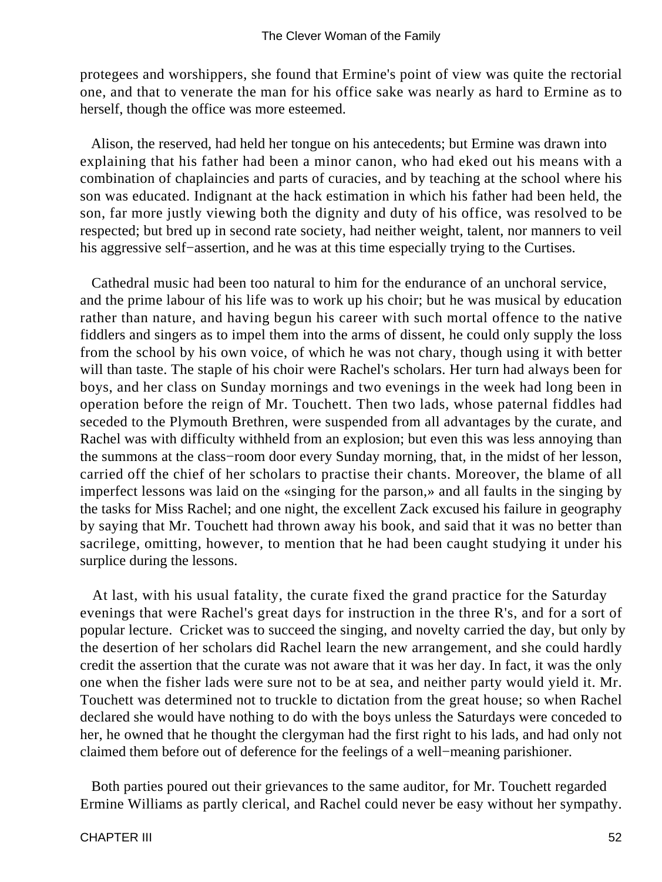protegees and worshippers, she found that Ermine's point of view was quite the rectorial one, and that to venerate the man for his office sake was nearly as hard to Ermine as to herself, though the office was more esteemed.

Alison, the reserved, had held her tongue on his antecedents; but Ermine was drawn into explaining that his father had been a minor canon, who had eked out his means with a combination of chaplaincies and parts of curacies, and by teaching at the school where his son was educated. Indignant at the hack estimation in which his father had been held, the son, far more justly viewing both the dignity and duty of his office, was resolved to be respected; but bred up in second rate society, had neither weight, talent, nor manners to veil his aggressive self−assertion, and he was at this time especially trying to the Curtises.

Cathedral music had been too natural to him for the endurance of an unchoral service, and the prime labour of his life was to work up his choir; but he was musical by education rather than nature, and having begun his career with such mortal offence to the native fiddlers and singers as to impel them into the arms of dissent, he could only supply the loss from the school by his own voice, of which he was not chary, though using it with better will than taste. The staple of his choir were Rachel's scholars. Her turn had always been for boys, and her class on Sunday mornings and two evenings in the week had long been in operation before the reign of Mr. Touchett. Then two lads, whose paternal fiddles had seceded to the Plymouth Brethren, were suspended from all advantages by the curate, and Rachel was with difficulty withheld from an explosion; but even this was less annoying than the summons at the class−room door every Sunday morning, that, in the midst of her lesson, carried off the chief of her scholars to practise their chants. Moreover, the blame of all imperfect lessons was laid on the «singing for the parson,» and all faults in the singing by the tasks for Miss Rachel; and one night, the excellent Zack excused his failure in geography by saying that Mr. Touchett had thrown away his book, and said that it was no better than sacrilege, omitting, however, to mention that he had been caught studying it under his surplice during the lessons.

At last, with his usual fatality, the curate fixed the grand practice for the Saturday evenings that were Rachel's great days for instruction in the three R's, and for a sort of popular lecture. Cricket was to succeed the singing, and novelty carried the day, but only by the desertion of her scholars did Rachel learn the new arrangement, and she could hardly credit the assertion that the curate was not aware that it was her day. In fact, it was the only one when the fisher lads were sure not to be at sea, and neither party would yield it. Mr. Touchett was determined not to truckle to dictation from the great house; so when Rachel declared she would have nothing to do with the boys unless the Saturdays were conceded to her, he owned that he thought the clergyman had the first right to his lads, and had only not claimed them before out of deference for the feelings of a well−meaning parishioner.

Both parties poured out their grievances to the same auditor, for Mr. Touchett regarded Ermine Williams as partly clerical, and Rachel could never be easy without her sympathy.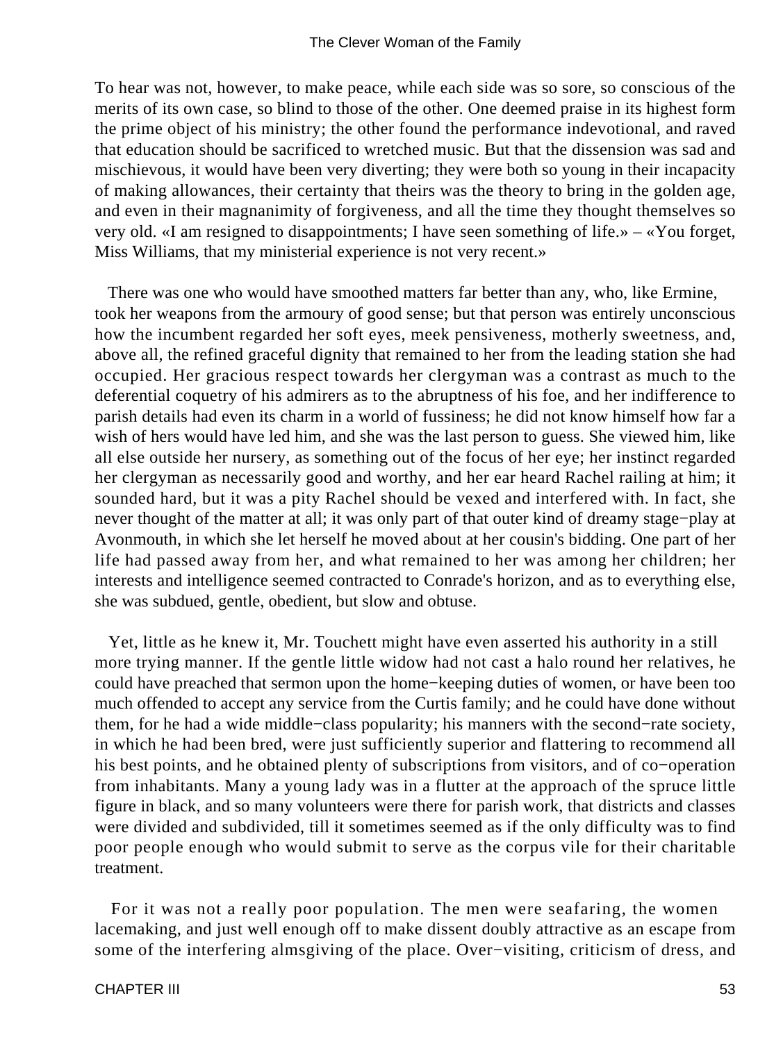To hear was not, however, to make peace, while each side was so sore, so conscious of the merits of its own case, so blind to those of the other. One deemed praise in its highest form the prime object of his ministry; the other found the performance indevotional, and raved that education should be sacrificed to wretched music. But that the dissension was sad and mischievous, it would have been very diverting; they were both so young in their incapacity of making allowances, their certainty that theirs was the theory to bring in the golden age, and even in their magnanimity of forgiveness, and all the time they thought themselves so very old. «I am resigned to disappointments; I have seen something of life.» – «You forget, Miss Williams, that my ministerial experience is not very recent.»

There was one who would have smoothed matters far better than any, who, like Ermine, took her weapons from the armoury of good sense; but that person was entirely unconscious how the incumbent regarded her soft eyes, meek pensiveness, motherly sweetness, and, above all, the refined graceful dignity that remained to her from the leading station she had occupied. Her gracious respect towards her clergyman was a contrast as much to the deferential coquetry of his admirers as to the abruptness of his foe, and her indifference to parish details had even its charm in a world of fussiness; he did not know himself how far a wish of hers would have led him, and she was the last person to guess. She viewed him, like all else outside her nursery, as something out of the focus of her eye; her instinct regarded her clergyman as necessarily good and worthy, and her ear heard Rachel railing at him; it sounded hard, but it was a pity Rachel should be vexed and interfered with. In fact, she never thought of the matter at all; it was only part of that outer kind of dreamy stage−play at Avonmouth, in which she let herself he moved about at her cousin's bidding. One part of her life had passed away from her, and what remained to her was among her children; her interests and intelligence seemed contracted to Conrade's horizon, and as to everything else, she was subdued, gentle, obedient, but slow and obtuse.

Yet, little as he knew it, Mr. Touchett might have even asserted his authority in a still more trying manner. If the gentle little widow had not cast a halo round her relatives, he could have preached that sermon upon the home−keeping duties of women, or have been too much offended to accept any service from the Curtis family; and he could have done without them, for he had a wide middle−class popularity; his manners with the second−rate society, in which he had been bred, were just sufficiently superior and flattering to recommend all his best points, and he obtained plenty of subscriptions from visitors, and of co−operation from inhabitants. Many a young lady was in a flutter at the approach of the spruce little figure in black, and so many volunteers were there for parish work, that districts and classes were divided and subdivided, till it sometimes seemed as if the only difficulty was to find poor people enough who would submit to serve as the corpus vile for their charitable treatment.

For it was not a really poor population. The men were seafaring, the women lacemaking, and just well enough off to make dissent doubly attractive as an escape from some of the interfering almsgiving of the place. Over−visiting, criticism of dress, and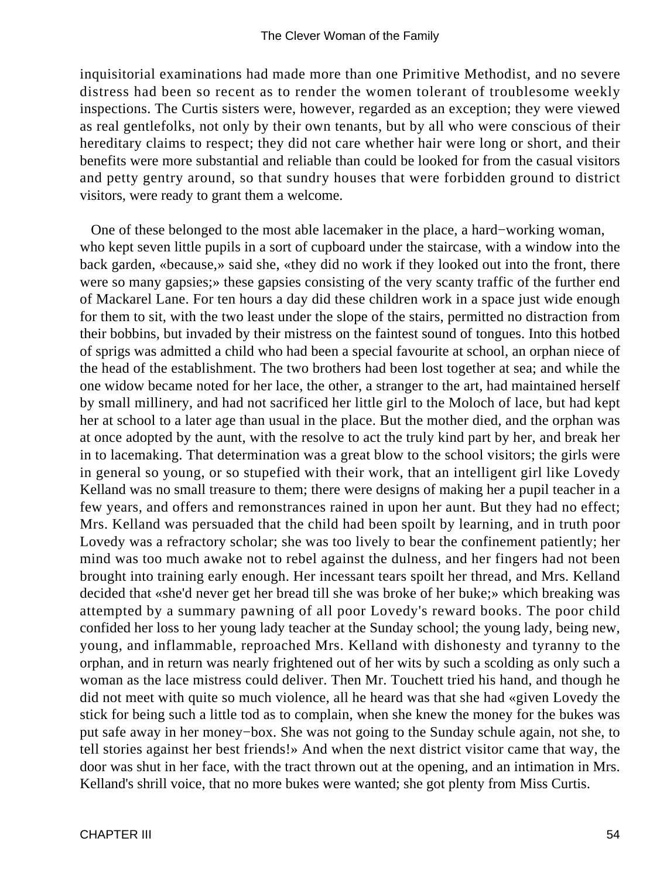inquisitorial examinations had made more than one Primitive Methodist, and no severe distress had been so recent as to render the women tolerant of troublesome weekly inspections. The Curtis sisters were, however, regarded as an exception; they were viewed as real gentlefolks, not only by their own tenants, but by all who were conscious of their hereditary claims to respect; they did not care whether hair were long or short, and their benefits were more substantial and reliable than could be looked for from the casual visitors and petty gentry around, so that sundry houses that were forbidden ground to district visitors, were ready to grant them a welcome.

One of these belonged to the most able lacemaker in the place, a hard−working woman, who kept seven little pupils in a sort of cupboard under the staircase, with a window into the back garden, «because,» said she, «they did no work if they looked out into the front, there were so many gapsies;» these gapsies consisting of the very scanty traffic of the further end of Mackarel Lane. For ten hours a day did these children work in a space just wide enough for them to sit, with the two least under the slope of the stairs, permitted no distraction from their bobbins, but invaded by their mistress on the faintest sound of tongues. Into this hotbed of sprigs was admitted a child who had been a special favourite at school, an orphan niece of the head of the establishment. The two brothers had been lost together at sea; and while the one widow became noted for her lace, the other, a stranger to the art, had maintained herself by small millinery, and had not sacrificed her little girl to the Moloch of lace, but had kept her at school to a later age than usual in the place. But the mother died, and the orphan was at once adopted by the aunt, with the resolve to act the truly kind part by her, and break her in to lacemaking. That determination was a great blow to the school visitors; the girls were in general so young, or so stupefied with their work, that an intelligent girl like Lovedy Kelland was no small treasure to them; there were designs of making her a pupil teacher in a few years, and offers and remonstrances rained in upon her aunt. But they had no effect; Mrs. Kelland was persuaded that the child had been spoilt by learning, and in truth poor Lovedy was a refractory scholar; she was too lively to bear the confinement patiently; her mind was too much awake not to rebel against the dulness, and her fingers had not been brought into training early enough. Her incessant tears spoilt her thread, and Mrs. Kelland decided that «she'd never get her bread till she was broke of her buke;» which breaking was attempted by a summary pawning of all poor Lovedy's reward books. The poor child confided her loss to her young lady teacher at the Sunday school; the young lady, being new, young, and inflammable, reproached Mrs. Kelland with dishonesty and tyranny to the orphan, and in return was nearly frightened out of her wits by such a scolding as only such a woman as the lace mistress could deliver. Then Mr. Touchett tried his hand, and though he did not meet with quite so much violence, all he heard was that she had «given Lovedy the stick for being such a little tod as to complain, when she knew the money for the bukes was put safe away in her money−box. She was not going to the Sunday schule again, not she, to tell stories against her best friends!» And when the next district visitor came that way, the door was shut in her face, with the tract thrown out at the opening, and an intimation in Mrs. Kelland's shrill voice, that no more bukes were wanted; she got plenty from Miss Curtis.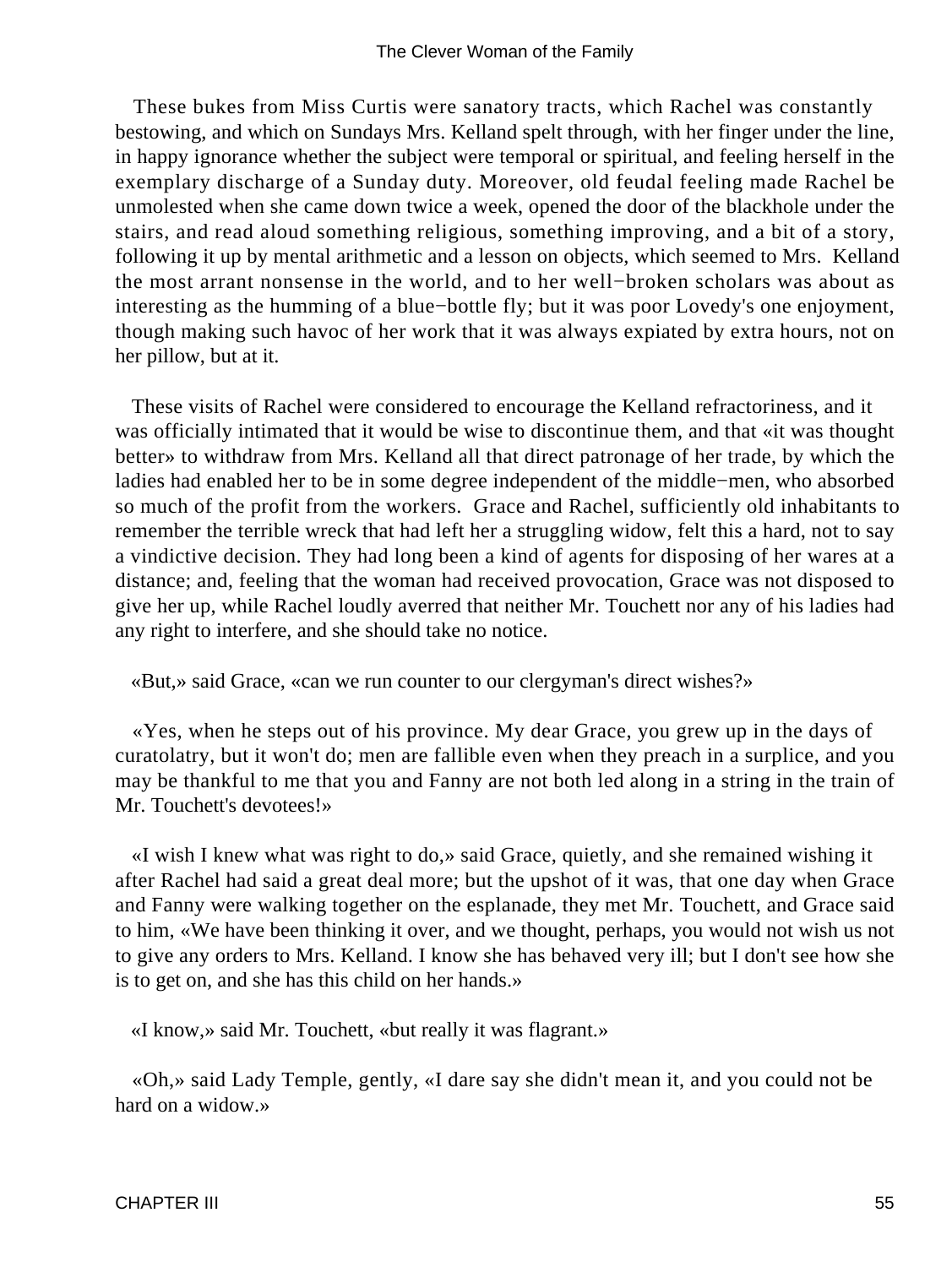These bukes from Miss Curtis were sanatory tracts, which Rachel was constantly bestowing, and which on Sundays Mrs. Kelland spelt through, with her finger under the line, in happy ignorance whether the subject were temporal or spiritual, and feeling herself in the exemplary discharge of a Sunday duty. Moreover, old feudal feeling made Rachel be unmolested when she came down twice a week, opened the door of the blackhole under the stairs, and read aloud something religious, something improving, and a bit of a story, following it up by mental arithmetic and a lesson on objects, which seemed to Mrs. Kelland the most arrant nonsense in the world, and to her well−broken scholars was about as interesting as the humming of a blue−bottle fly; but it was poor Lovedy's one enjoyment, though making such havoc of her work that it was always expiated by extra hours, not on her pillow, but at it.

These visits of Rachel were considered to encourage the Kelland refractoriness, and it was officially intimated that it would be wise to discontinue them, and that «it was thought better» to withdraw from Mrs. Kelland all that direct patronage of her trade, by which the ladies had enabled her to be in some degree independent of the middle−men, who absorbed so much of the profit from the workers. Grace and Rachel, sufficiently old inhabitants to remember the terrible wreck that had left her a struggling widow, felt this a hard, not to say a vindictive decision. They had long been a kind of agents for disposing of her wares at a distance; and, feeling that the woman had received provocation, Grace was not disposed to give her up, while Rachel loudly averred that neither Mr. Touchett nor any of his ladies had any right to interfere, and she should take no notice.

«But,» said Grace, «can we run counter to our clergyman's direct wishes?»

«Yes, when he steps out of his province. My dear Grace, you grew up in the days of curatolatry, but it won't do; men are fallible even when they preach in a surplice, and you may be thankful to me that you and Fanny are not both led along in a string in the train of Mr. Touchett's devotees!»

«I wish I knew what was right to do,» said Grace, quietly, and she remained wishing it after Rachel had said a great deal more; but the upshot of it was, that one day when Grace and Fanny were walking together on the esplanade, they met Mr. Touchett, and Grace said to him, «We have been thinking it over, and we thought, perhaps, you would not wish us not to give any orders to Mrs. Kelland. I know she has behaved very ill; but I don't see how she is to get on, and she has this child on her hands.»

«I know,» said Mr. Touchett, «but really it was flagrant.»

«Oh,» said Lady Temple, gently, «I dare say she didn't mean it, and you could not be hard on a widow.»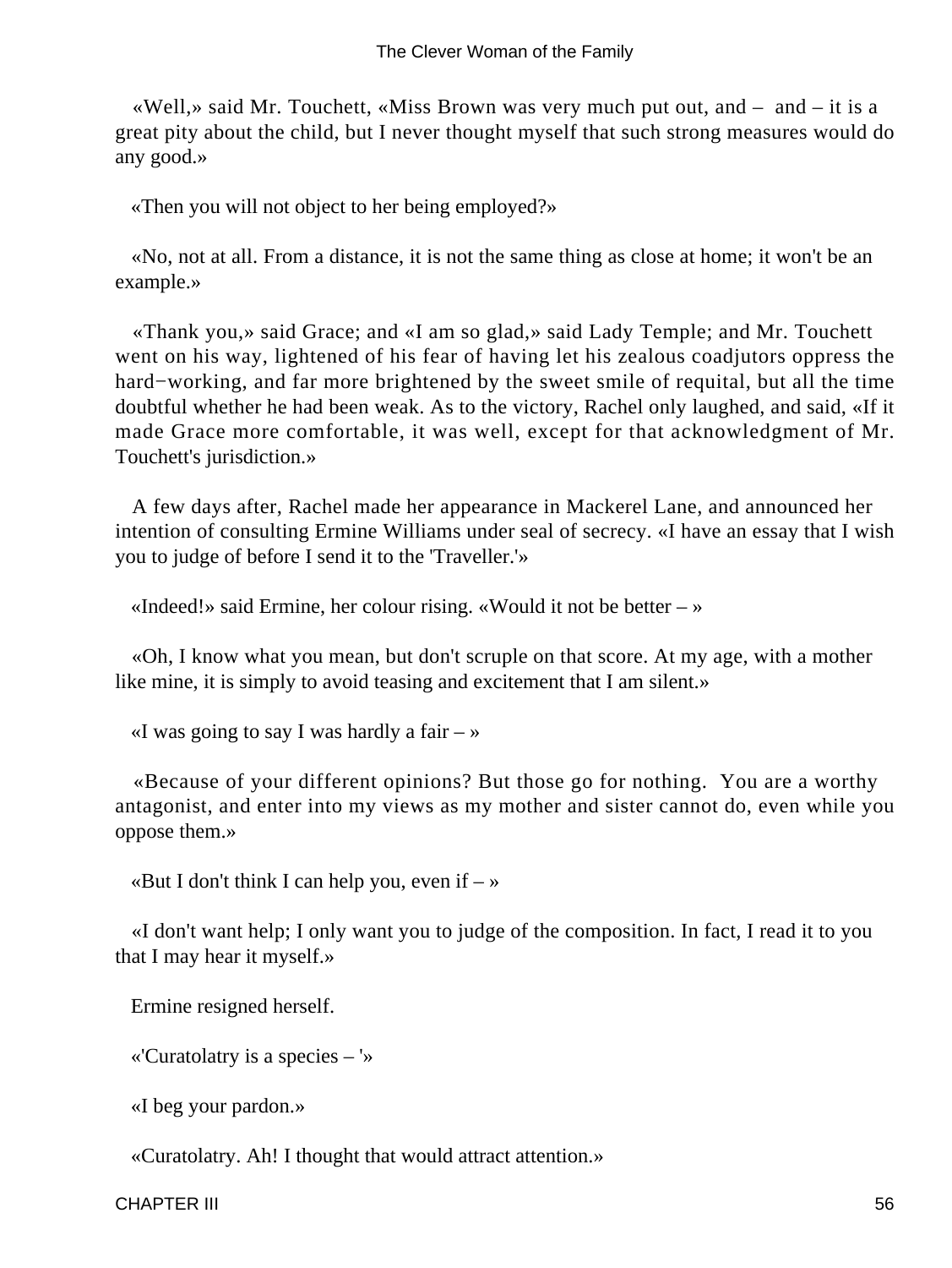«Well,» said Mr. Touchett, «Miss Brown was very much put out, and – and – it is a great pity about the child, but I never thought myself that such strong measures would do any good.»

«Then you will not object to her being employed?»

«No, not at all. From a distance, it is not the same thing as close at home; it won't be an example.»

«Thank you,» said Grace; and «I am so glad,» said Lady Temple; and Mr. Touchett went on his way, lightened of his fear of having let his zealous coadjutors oppress the hard−working, and far more brightened by the sweet smile of requital, but all the time doubtful whether he had been weak. As to the victory, Rachel only laughed, and said, «If it made Grace more comfortable, it was well, except for that acknowledgment of Mr. Touchett's jurisdiction.»

A few days after, Rachel made her appearance in Mackerel Lane, and announced her intention of consulting Ermine Williams under seal of secrecy. «I have an essay that I wish you to judge of before I send it to the 'Traveller.'»

«Indeed!» said Ermine, her colour rising. «Would it not be better – »

«Oh, I know what you mean, but don't scruple on that score. At my age, with a mother like mine, it is simply to avoid teasing and excitement that I am silent.»

«I was going to say I was hardly a fair – »

«Because of your different opinions? But those go for nothing. You are a worthy antagonist, and enter into my views as my mother and sister cannot do, even while you oppose them.»

«But I don't think I can help you, even if – »

«I don't want help; I only want you to judge of the composition. In fact, I read it to you that I may hear it myself.»

Ermine resigned herself.

«'Curatolatry is a species – '»

«I beg your pardon.»

«Curatolatry. Ah! I thought that would attract attention.»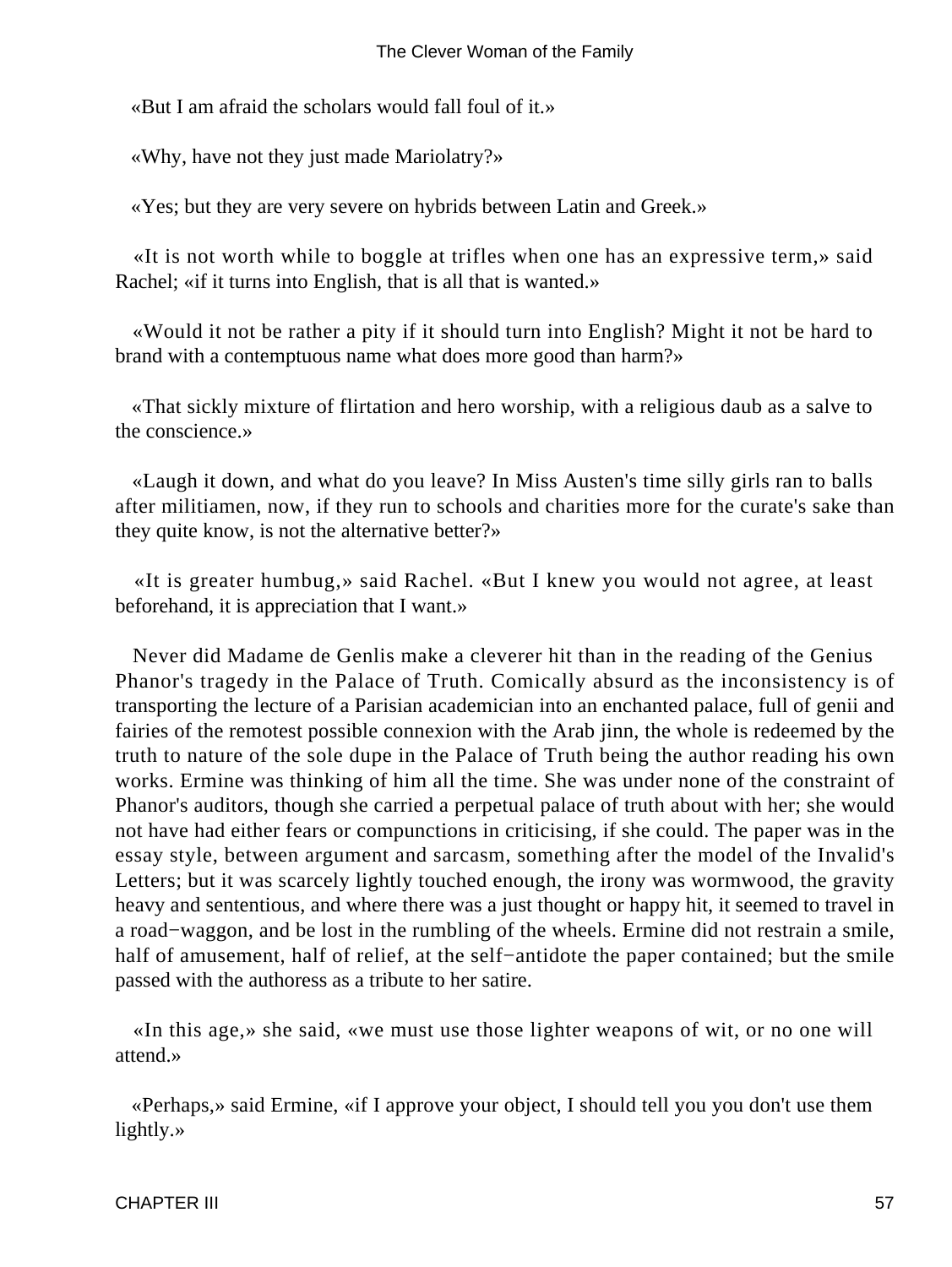«But I am afraid the scholars would fall foul of it.»

«Why, have not they just made Mariolatry?»

«Yes; but they are very severe on hybrids between Latin and Greek.»

«It is not worth while to boggle at trifles when one has an expressive term,» said Rachel; «if it turns into English, that is all that is wanted.»

«Would it not be rather a pity if it should turn into English? Might it not be hard to brand with a contemptuous name what does more good than harm?»

«That sickly mixture of flirtation and hero worship, with a religious daub as a salve to the conscience.»

«Laugh it down, and what do you leave? In Miss Austen's time silly girls ran to balls after militiamen, now, if they run to schools and charities more for the curate's sake than they quite know, is not the alternative better?»

«It is greater humbug,» said Rachel. «But I knew you would not agree, at least beforehand, it is appreciation that I want.»

Never did Madame de Genlis make a cleverer hit than in the reading of the Genius Phanor's tragedy in the Palace of Truth. Comically absurd as the inconsistency is of transporting the lecture of a Parisian academician into an enchanted palace, full of genii and fairies of the remotest possible connexion with the Arab jinn, the whole is redeemed by the truth to nature of the sole dupe in the Palace of Truth being the author reading his own works. Ermine was thinking of him all the time. She was under none of the constraint of Phanor's auditors, though she carried a perpetual palace of truth about with her; she would not have had either fears or compunctions in criticising, if she could. The paper was in the essay style, between argument and sarcasm, something after the model of the Invalid's Letters; but it was scarcely lightly touched enough, the irony was wormwood, the gravity heavy and sententious, and where there was a just thought or happy hit, it seemed to travel in a road−waggon, and be lost in the rumbling of the wheels. Ermine did not restrain a smile, half of amusement, half of relief, at the self−antidote the paper contained; but the smile passed with the authoress as a tribute to her satire.

«In this age,» she said, «we must use those lighter weapons of wit, or no one will attend.»

«Perhaps,» said Ermine, «if I approve your object, I should tell you you don't use them lightly.»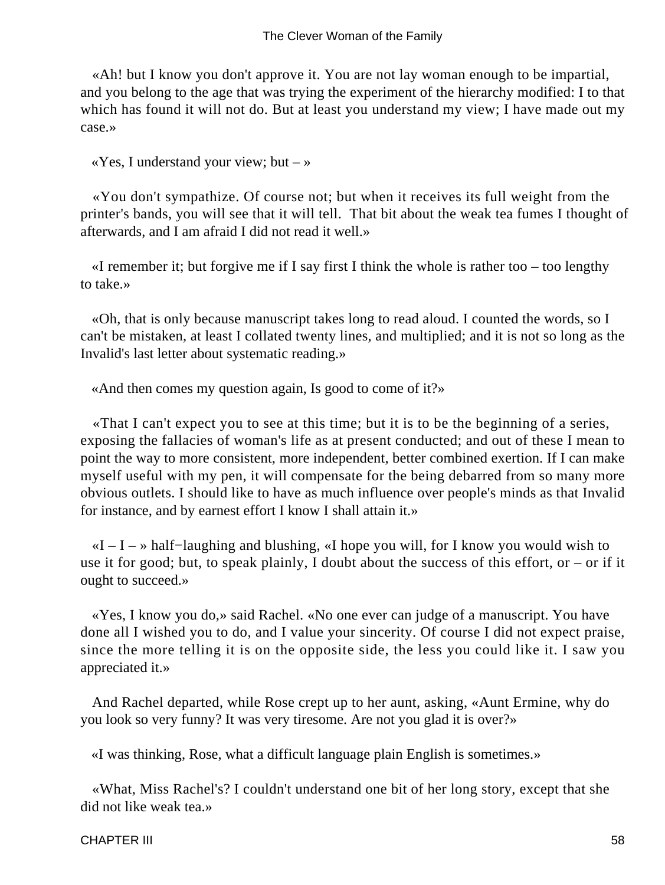«Ah! but I know you don't approve it. You are not lay woman enough to be impartial, and you belong to the age that was trying the experiment of the hierarchy modified: I to that which has found it will not do. But at least you understand my view; I have made out my case.»

«Yes, I understand your view; but – »

«You don't sympathize. Of course not; but when it receives its full weight from the printer's bands, you will see that it will tell. That bit about the weak tea fumes I thought of afterwards, and I am afraid I did not read it well.»

«I remember it; but forgive me if I say first I think the whole is rather too – too lengthy to take.»

«Oh, that is only because manuscript takes long to read aloud. I counted the words, so I can't be mistaken, at least I collated twenty lines, and multiplied; and it is not so long as the Invalid's last letter about systematic reading.»

«And then comes my question again, Is good to come of it?»

«That I can't expect you to see at this time; but it is to be the beginning of a series, exposing the fallacies of woman's life as at present conducted; and out of these I mean to point the way to more consistent, more independent, better combined exertion. If I can make myself useful with my pen, it will compensate for the being debarred from so many more obvious outlets. I should like to have as much influence over people's minds as that Invalid for instance, and by earnest effort I know I shall attain it.»

«I – I – » half−laughing and blushing, «I hope you will, for I know you would wish to use it for good; but, to speak plainly, I doubt about the success of this effort, or – or if it ought to succeed.»

«Yes, I know you do,» said Rachel. «No one ever can judge of a manuscript. You have done all I wished you to do, and I value your sincerity. Of course I did not expect praise, since the more telling it is on the opposite side, the less you could like it. I saw you appreciated it.»

And Rachel departed, while Rose crept up to her aunt, asking, «Aunt Ermine, why do you look so very funny? It was very tiresome. Are not you glad it is over?»

«I was thinking, Rose, what a difficult language plain English is sometimes.»

«What, Miss Rachel's? I couldn't understand one bit of her long story, except that she did not like weak tea.»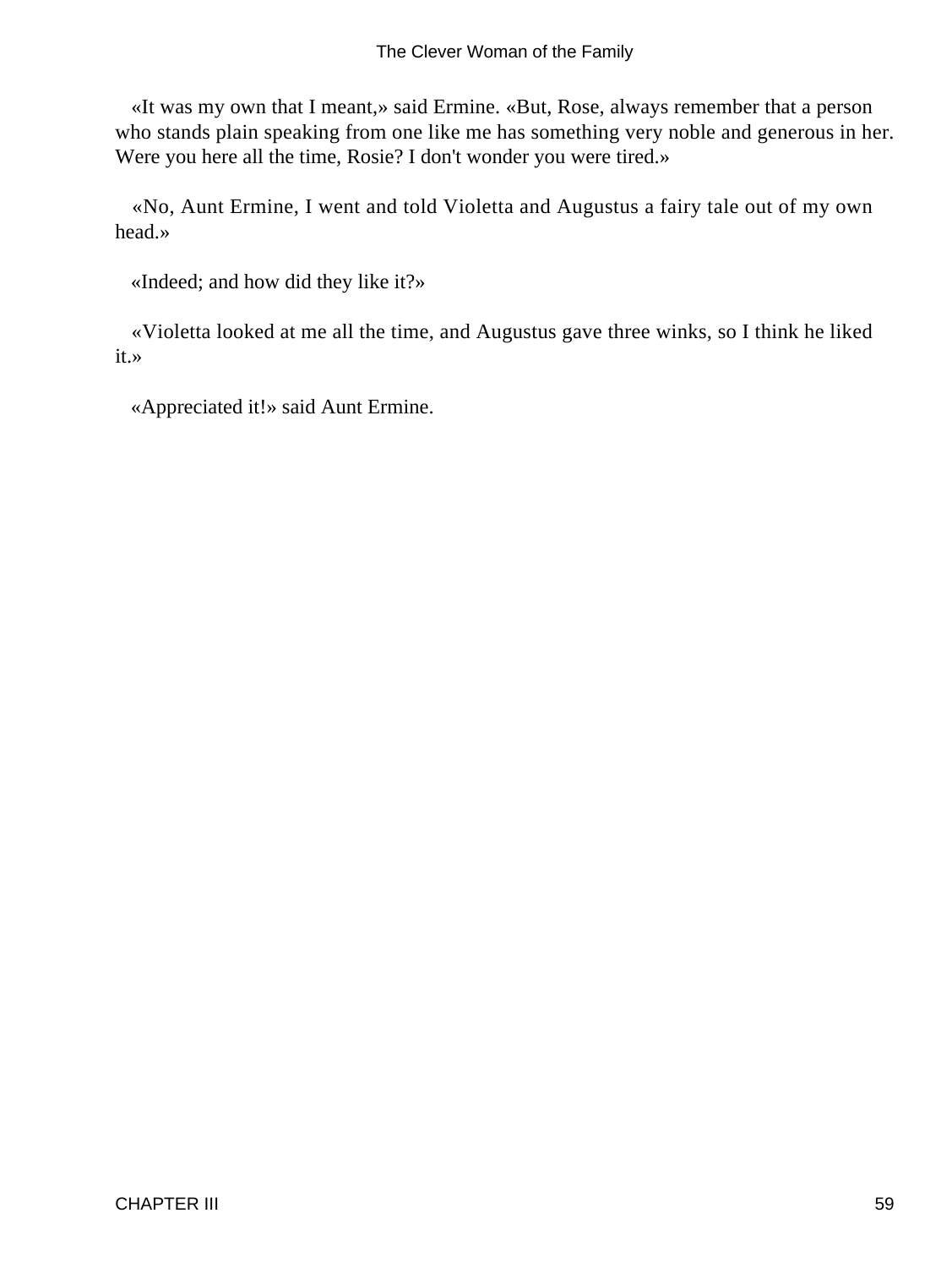«It was my own that I meant,» said Ermine. «But, Rose, always remember that a person who stands plain speaking from one like me has something very noble and generous in her. Were you here all the time, Rosie? I don't wonder you were tired.»

«No, Aunt Ermine, I went and told Violetta and Augustus a fairy tale out of my own head.»

«Indeed; and how did they like it?»

«Violetta looked at me all the time, and Augustus gave three winks, so I think he liked it.»

«Appreciated it!» said Aunt Ermine.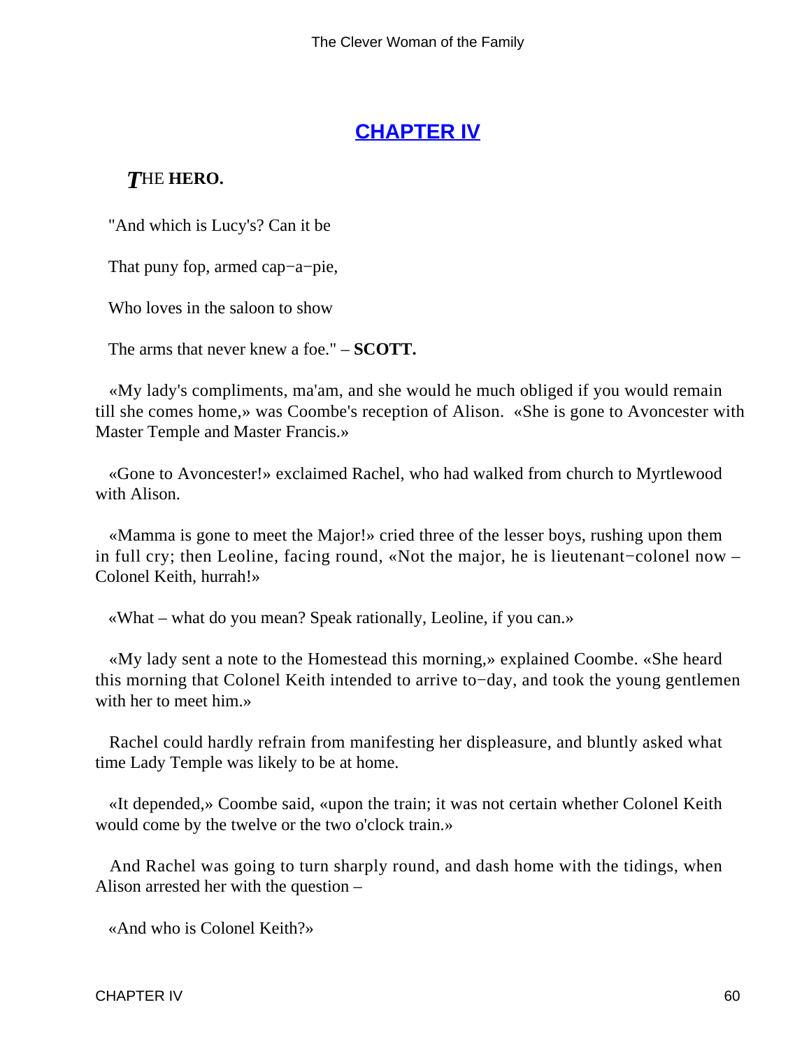## CHAPTER IV

***T**HE* **HERO.**

"And which is Lucy's? Can it be

That puny fop, armed cap−a−pie,

Who loves in the saloon to show

The arms that never knew a foe." – **SCOTT.**

«My lady's compliments, ma'am, and she would he much obliged if you would remain till she comes home,» was Coombe's reception of Alison. «She is gone to Avoncester with Master Temple and Master Francis.»

«Gone to Avoncester!» exclaimed Rachel, who had walked from church to Myrtlewood with Alison.

«Mamma is gone to meet the Major!» cried three of the lesser boys, rushing upon them in full cry; then Leoline, facing round, «Not the major, he is lieutenant−colonel now – Colonel Keith, hurrah!»

«What – what do you mean? Speak rationally, Leoline, if you can.»

«My lady sent a note to the Homestead this morning,» explained Coombe. «She heard this morning that Colonel Keith intended to arrive to−day, and took the young gentlemen with her to meet him.»

Rachel could hardly refrain from manifesting her displeasure, and bluntly asked what time Lady Temple was likely to be at home.

«It depended,» Coombe said, «upon the train; it was not certain whether Colonel Keith would come by the twelve or the two o'clock train.»

And Rachel was going to turn sharply round, and dash home with the tidings, when Alison arrested her with the question –

«And who is Colonel Keith?»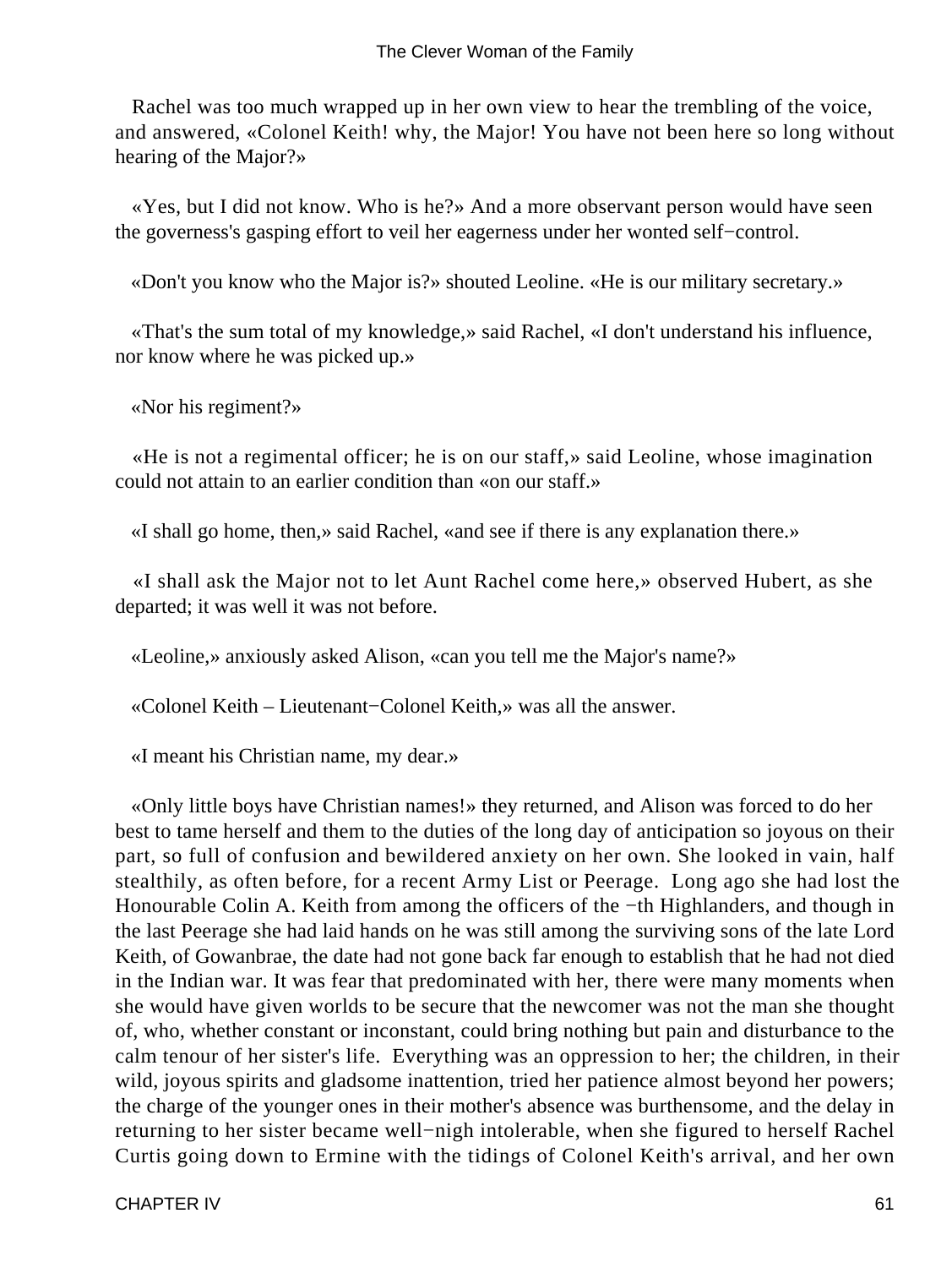Rachel was too much wrapped up in her own view to hear the trembling of the voice, and answered, «Colonel Keith! why, the Major! You have not been here so long without hearing of the Major?»

«Yes, but I did not know. Who is he?» And a more observant person would have seen the governess's gasping effort to veil her eagerness under her wonted self−control.

«Don't you know who the Major is?» shouted Leoline. «He is our military secretary.»

«That's the sum total of my knowledge,» said Rachel, «I don't understand his influence, nor know where he was picked up.»

«Nor his regiment?»

«He is not a regimental officer; he is on our staff,» said Leoline, whose imagination could not attain to an earlier condition than «on our staff.»

«I shall go home, then,» said Rachel, «and see if there is any explanation there.»

«I shall ask the Major not to let Aunt Rachel come here,» observed Hubert, as she departed; it was well it was not before.

«Leoline,» anxiously asked Alison, «can you tell me the Major's name?»

«Colonel Keith – Lieutenant−Colonel Keith,» was all the answer.

«I meant his Christian name, my dear.»

«Only little boys have Christian names!» they returned, and Alison was forced to do her best to tame herself and them to the duties of the long day of anticipation so joyous on their part, so full of confusion and bewildered anxiety on her own. She looked in vain, half stealthily, as often before, for a recent Army List or Peerage. Long ago she had lost the Honourable Colin A. Keith from among the officers of the −th Highlanders, and though in the last Peerage she had laid hands on he was still among the surviving sons of the late Lord Keith, of Gowanbrae, the date had not gone back far enough to establish that he had not died in the Indian war. It was fear that predominated with her, there were many moments when she would have given worlds to be secure that the newcomer was not the man she thought of, who, whether constant or inconstant, could bring nothing but pain and disturbance to the calm tenour of her sister's life. Everything was an oppression to her; the children, in their wild, joyous spirits and gladsome inattention, tried her patience almost beyond her powers; the charge of the younger ones in their mother's absence was burthensome, and the delay in returning to her sister became well−nigh intolerable, when she figured to herself Rachel Curtis going down to Ermine with the tidings of Colonel Keith's arrival, and her own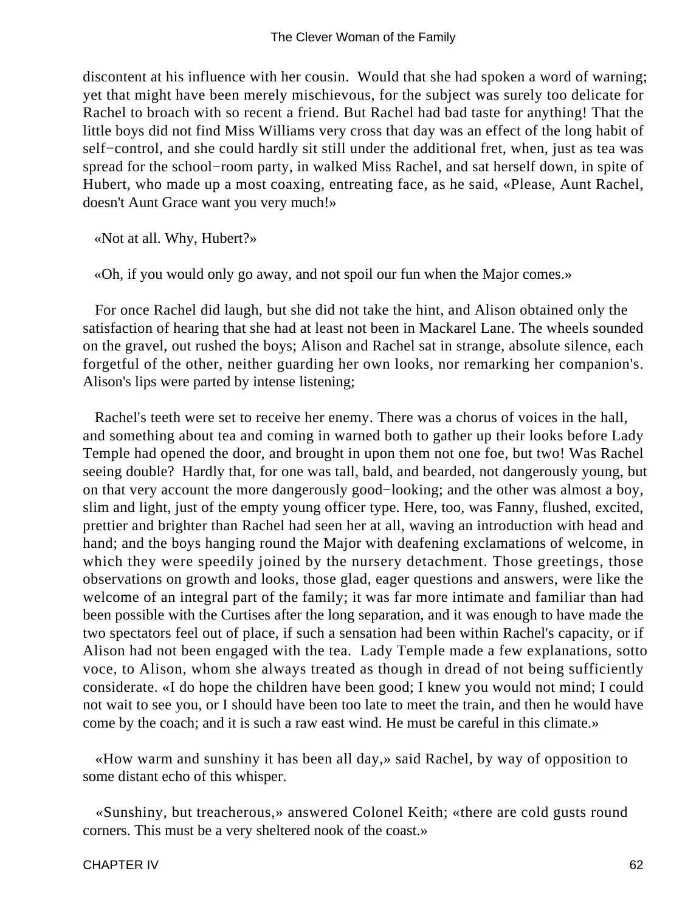discontent at his influence with her cousin. Would that she had spoken a word of warning; yet that might have been merely mischievous, for the subject was surely too delicate for Rachel to broach with so recent a friend. But Rachel had bad taste for anything! That the little boys did not find Miss Williams very cross that day was an effect of the long habit of self−control, and she could hardly sit still under the additional fret, when, just as tea was spread for the school−room party, in walked Miss Rachel, and sat herself down, in spite of Hubert, who made up a most coaxing, entreating face, as he said, «Please, Aunt Rachel, doesn't Aunt Grace want you very much!»

«Not at all. Why, Hubert?»

«Oh, if you would only go away, and not spoil our fun when the Major comes.»

For once Rachel did laugh, but she did not take the hint, and Alison obtained only the satisfaction of hearing that she had at least not been in Mackarel Lane. The wheels sounded on the gravel, out rushed the boys; Alison and Rachel sat in strange, absolute silence, each forgetful of the other, neither guarding her own looks, nor remarking her companion's. Alison's lips were parted by intense listening;

Rachel's teeth were set to receive her enemy. There was a chorus of voices in the hall, and something about tea and coming in warned both to gather up their looks before Lady Temple had opened the door, and brought in upon them not one foe, but two! Was Rachel seeing double? Hardly that, for one was tall, bald, and bearded, not dangerously young, but on that very account the more dangerously good−looking; and the other was almost a boy, slim and light, just of the empty young officer type. Here, too, was Fanny, flushed, excited, prettier and brighter than Rachel had seen her at all, waving an introduction with head and hand; and the boys hanging round the Major with deafening exclamations of welcome, in which they were speedily joined by the nursery detachment. Those greetings, those observations on growth and looks, those glad, eager questions and answers, were like the welcome of an integral part of the family; it was far more intimate and familiar than had been possible with the Curtises after the long separation, and it was enough to have made the two spectators feel out of place, if such a sensation had been within Rachel's capacity, or if Alison had not been engaged with the tea. Lady Temple made a few explanations, sotto voce, to Alison, whom she always treated as though in dread of not being sufficiently considerate. «I do hope the children have been good; I knew you would not mind; I could not wait to see you, or I should have been too late to meet the train, and then he would have come by the coach; and it is such a raw east wind. He must be careful in this climate.»

«How warm and sunshiny it has been all day,» said Rachel, by way of opposition to some distant echo of this whisper.

«Sunshiny, but treacherous,» answered Colonel Keith; «there are cold gusts round corners. This must be a very sheltered nook of the coast.»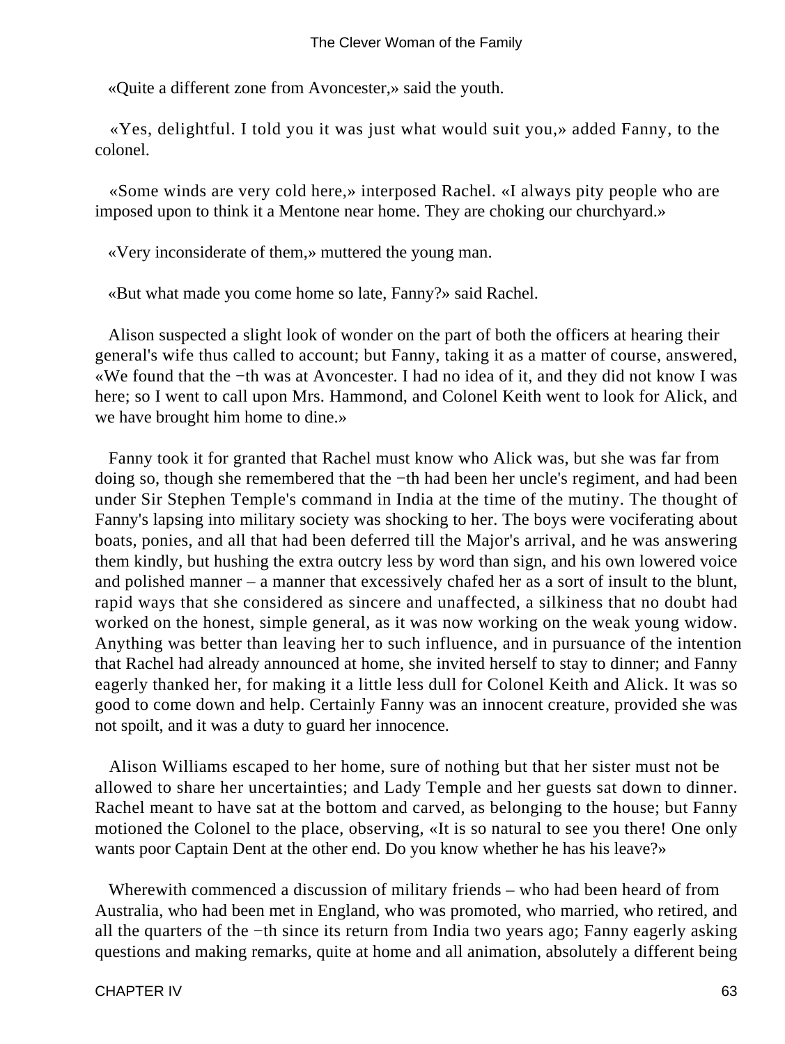«Quite a different zone from Avoncester,» said the youth.

«Yes, delightful. I told you it was just what would suit you,» added Fanny, to the colonel.

«Some winds are very cold here,» interposed Rachel. «I always pity people who are imposed upon to think it a Mentone near home. They are choking our churchyard.»

«Very inconsiderate of them,» muttered the young man.

«But what made you come home so late, Fanny?» said Rachel.

Alison suspected a slight look of wonder on the part of both the officers at hearing their general's wife thus called to account; but Fanny, taking it as a matter of course, answered, «We found that the −th was at Avoncester. I had no idea of it, and they did not know I was here; so I went to call upon Mrs. Hammond, and Colonel Keith went to look for Alick, and we have brought him home to dine.»

Fanny took it for granted that Rachel must know who Alick was, but she was far from doing so, though she remembered that the −th had been her uncle's regiment, and had been under Sir Stephen Temple's command in India at the time of the mutiny. The thought of Fanny's lapsing into military society was shocking to her. The boys were vociferating about boats, ponies, and all that had been deferred till the Major's arrival, and he was answering them kindly, but hushing the extra outcry less by word than sign, and his own lowered voice and polished manner – a manner that excessively chafed her as a sort of insult to the blunt, rapid ways that she considered as sincere and unaffected, a silkiness that no doubt had worked on the honest, simple general, as it was now working on the weak young widow. Anything was better than leaving her to such influence, and in pursuance of the intention that Rachel had already announced at home, she invited herself to stay to dinner; and Fanny eagerly thanked her, for making it a little less dull for Colonel Keith and Alick. It was so good to come down and help. Certainly Fanny was an innocent creature, provided she was not spoilt, and it was a duty to guard her innocence.

Alison Williams escaped to her home, sure of nothing but that her sister must not be allowed to share her uncertainties; and Lady Temple and her guests sat down to dinner. Rachel meant to have sat at the bottom and carved, as belonging to the house; but Fanny motioned the Colonel to the place, observing, «It is so natural to see you there! One only wants poor Captain Dent at the other end. Do you know whether he has his leave?»

Wherewith commenced a discussion of military friends – who had been heard of from Australia, who had been met in England, who was promoted, who married, who retired, and all the quarters of the −th since its return from India two years ago; Fanny eagerly asking questions and making remarks, quite at home and all animation, absolutely a different being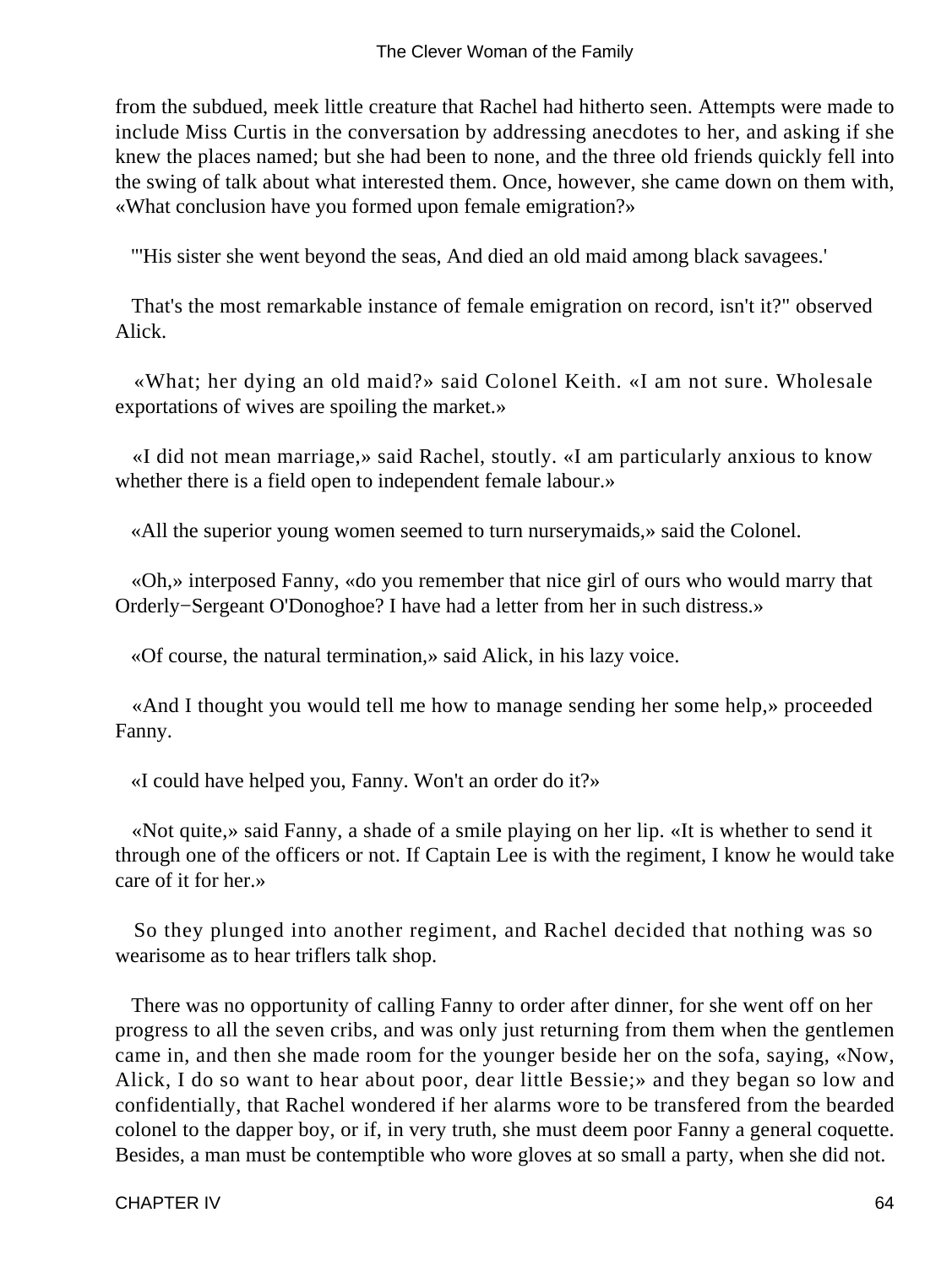from the subdued, meek little creature that Rachel had hitherto seen. Attempts were made to include Miss Curtis in the conversation by addressing anecdotes to her, and asking if she knew the places named; but she had been to none, and the three old friends quickly fell into the swing of talk about what interested them. Once, however, she came down on them with, «What conclusion have you formed upon female emigration?»

"'His sister she went beyond the seas, And died an old maid among black savagees.'

That's the most remarkable instance of female emigration on record, isn't it?" observed Alick.

«What; her dying an old maid?» said Colonel Keith. «I am not sure. Wholesale exportations of wives are spoiling the market.»

«I did not mean marriage,» said Rachel, stoutly. «I am particularly anxious to know whether there is a field open to independent female labour.»

«All the superior young women seemed to turn nurserymaids,» said the Colonel.

«Oh,» interposed Fanny, «do you remember that nice girl of ours who would marry that Orderly−Sergeant O'Donoghoe? I have had a letter from her in such distress.»

«Of course, the natural termination,» said Alick, in his lazy voice.

«And I thought you would tell me how to manage sending her some help,» proceeded Fanny.

«I could have helped you, Fanny. Won't an order do it?»

«Not quite,» said Fanny, a shade of a smile playing on her lip. «It is whether to send it through one of the officers or not. If Captain Lee is with the regiment, I know he would take care of it for her.»

So they plunged into another regiment, and Rachel decided that nothing was so wearisome as to hear triflers talk shop.

There was no opportunity of calling Fanny to order after dinner, for she went off on her progress to all the seven cribs, and was only just returning from them when the gentlemen came in, and then she made room for the younger beside her on the sofa, saying, «Now, Alick, I do so want to hear about poor, dear little Bessie;» and they began so low and confidentially, that Rachel wondered if her alarms wore to be transfered from the bearded colonel to the dapper boy, or if, in very truth, she must deem poor Fanny a general coquette. Besides, a man must be contemptible who wore gloves at so small a party, when she did not.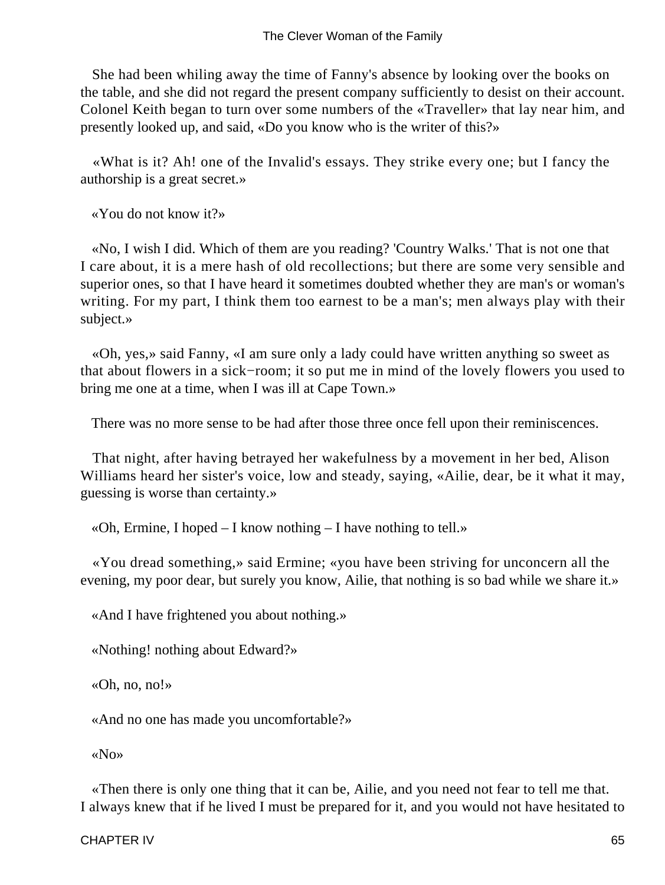She had been whiling away the time of Fanny's absence by looking over the books on the table, and she did not regard the present company sufficiently to desist on their account. Colonel Keith began to turn over some numbers of the «Traveller» that lay near him, and presently looked up, and said, «Do you know who is the writer of this?»

«What is it? Ah! one of the Invalid's essays. They strike every one; but I fancy the authorship is a great secret.»

«You do not know it?»

«No, I wish I did. Which of them are you reading? 'Country Walks.' That is not one that I care about, it is a mere hash of old recollections; but there are some very sensible and superior ones, so that I have heard it sometimes doubted whether they are man's or woman's writing. For my part, I think them too earnest to be a man's; men always play with their subject.»

«Oh, yes,» said Fanny, «I am sure only a lady could have written anything so sweet as that about flowers in a sick−room; it so put me in mind of the lovely flowers you used to bring me one at a time, when I was ill at Cape Town.»

There was no more sense to be had after those three once fell upon their reminiscences.

That night, after having betrayed her wakefulness by a movement in her bed, Alison Williams heard her sister's voice, low and steady, saying, «Ailie, dear, be it what it may, guessing is worse than certainty.»

«Oh, Ermine, I hoped – I know nothing – I have nothing to tell.»

«You dread something,» said Ermine; «you have been striving for unconcern all the evening, my poor dear, but surely you know, Ailie, that nothing is so bad while we share it.»

«And I have frightened you about nothing.»

«Nothing! nothing about Edward?»

«Oh, no, no!»

«And no one has made you uncomfortable?»

«No»

«Then there is only one thing that it can be, Ailie, and you need not fear to tell me that. I always knew that if he lived I must be prepared for it, and you would not have hesitated to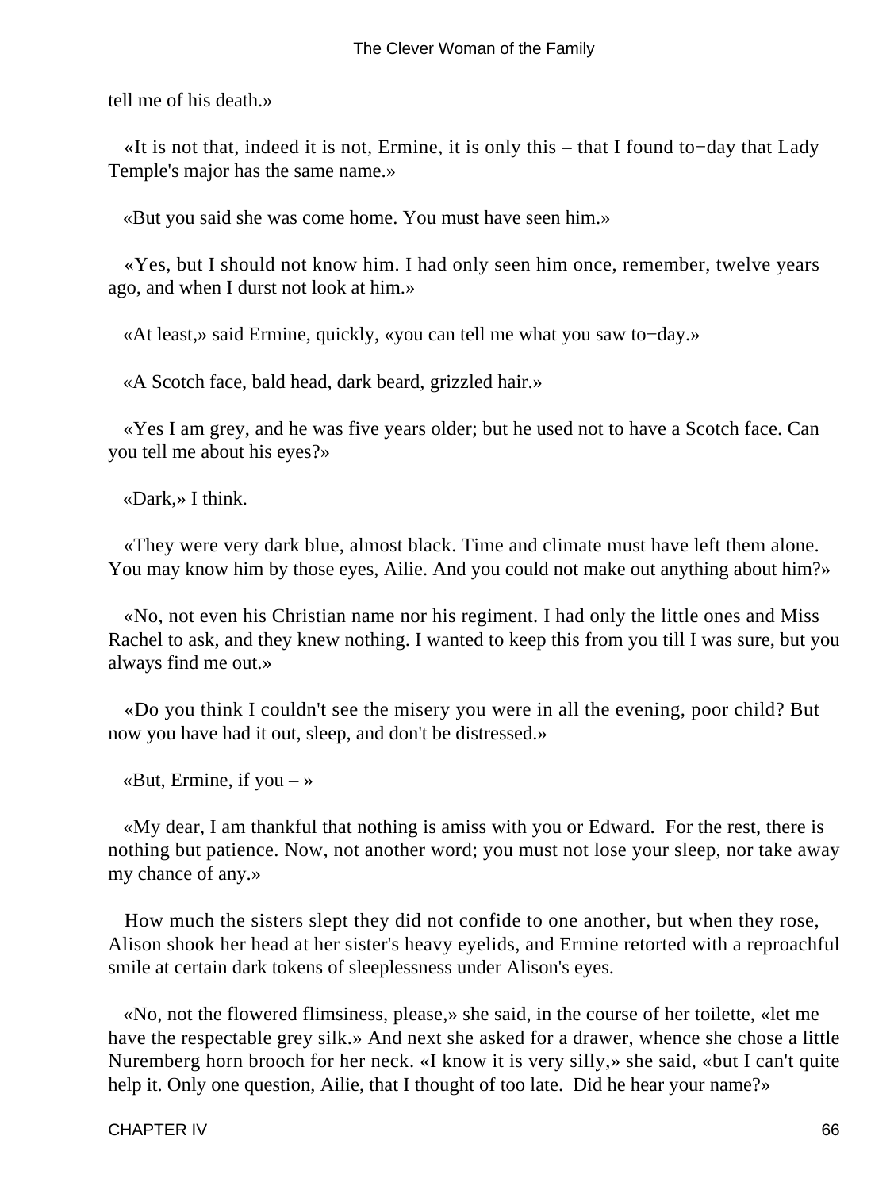tell me of his death.»

«It is not that, indeed it is not, Ermine, it is only this – that I found to−day that Lady Temple's major has the same name.»

«But you said she was come home. You must have seen him.»

«Yes, but I should not know him. I had only seen him once, remember, twelve years ago, and when I durst not look at him.»

«At least,» said Ermine, quickly, «you can tell me what you saw to−day.»

«A Scotch face, bald head, dark beard, grizzled hair.»

«Yes I am grey, and he was five years older; but he used not to have a Scotch face. Can you tell me about his eyes?»

«Dark,» I think.

«They were very dark blue, almost black. Time and climate must have left them alone. You may know him by those eyes, Ailie. And you could not make out anything about him?»

«No, not even his Christian name nor his regiment. I had only the little ones and Miss Rachel to ask, and they knew nothing. I wanted to keep this from you till I was sure, but you always find me out.»

«Do you think I couldn't see the misery you were in all the evening, poor child? But now you have had it out, sleep, and don't be distressed.»

«But, Ermine, if you – »

«My dear, I am thankful that nothing is amiss with you or Edward. For the rest, there is nothing but patience. Now, not another word; you must not lose your sleep, nor take away my chance of any.»

How much the sisters slept they did not confide to one another, but when they rose, Alison shook her head at her sister's heavy eyelids, and Ermine retorted with a reproachful smile at certain dark tokens of sleeplessness under Alison's eyes.

«No, not the flowered flimsiness, please,» she said, in the course of her toilette, «let me have the respectable grey silk.» And next she asked for a drawer, whence she chose a little Nuremberg horn brooch for her neck. «I know it is very silly,» she said, «but I can't quite help it. Only one question, Ailie, that I thought of too late. Did he hear your name?»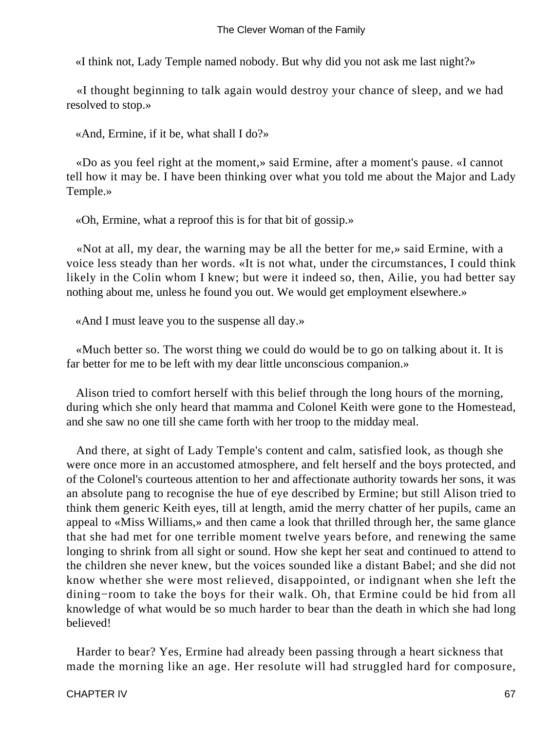«I think not, Lady Temple named nobody. But why did you not ask me last night?»

«I thought beginning to talk again would destroy your chance of sleep, and we had resolved to stop.»

«And, Ermine, if it be, what shall I do?»

«Do as you feel right at the moment,» said Ermine, after a moment's pause. «I cannot tell how it may be. I have been thinking over what you told me about the Major and Lady Temple.»

«Oh, Ermine, what a reproof this is for that bit of gossip.»

«Not at all, my dear, the warning may be all the better for me,» said Ermine, with a voice less steady than her words. «It is not what, under the circumstances, I could think likely in the Colin whom I knew; but were it indeed so, then, Ailie, you had better say nothing about me, unless he found you out. We would get employment elsewhere.»

«And I must leave you to the suspense all day.»

«Much better so. The worst thing we could do would be to go on talking about it. It is far better for me to be left with my dear little unconscious companion.»

Alison tried to comfort herself with this belief through the long hours of the morning, during which she only heard that mamma and Colonel Keith were gone to the Homestead, and she saw no one till she came forth with her troop to the midday meal.

And there, at sight of Lady Temple's content and calm, satisfied look, as though she were once more in an accustomed atmosphere, and felt herself and the boys protected, and of the Colonel's courteous attention to her and affectionate authority towards her sons, it was an absolute pang to recognise the hue of eye described by Ermine; but still Alison tried to think them generic Keith eyes, till at length, amid the merry chatter of her pupils, came an appeal to «Miss Williams,» and then came a look that thrilled through her, the same glance that she had met for one terrible moment twelve years before, and renewing the same longing to shrink from all sight or sound. How she kept her seat and continued to attend to the children she never knew, but the voices sounded like a distant Babel; and she did not know whether she were most relieved, disappointed, or indignant when she left the dining−room to take the boys for their walk. Oh, that Ermine could be hid from all knowledge of what would be so much harder to bear than the death in which she had long believed!

Harder to bear? Yes, Ermine had already been passing through a heart sickness that made the morning like an age. Her resolute will had struggled hard for composure,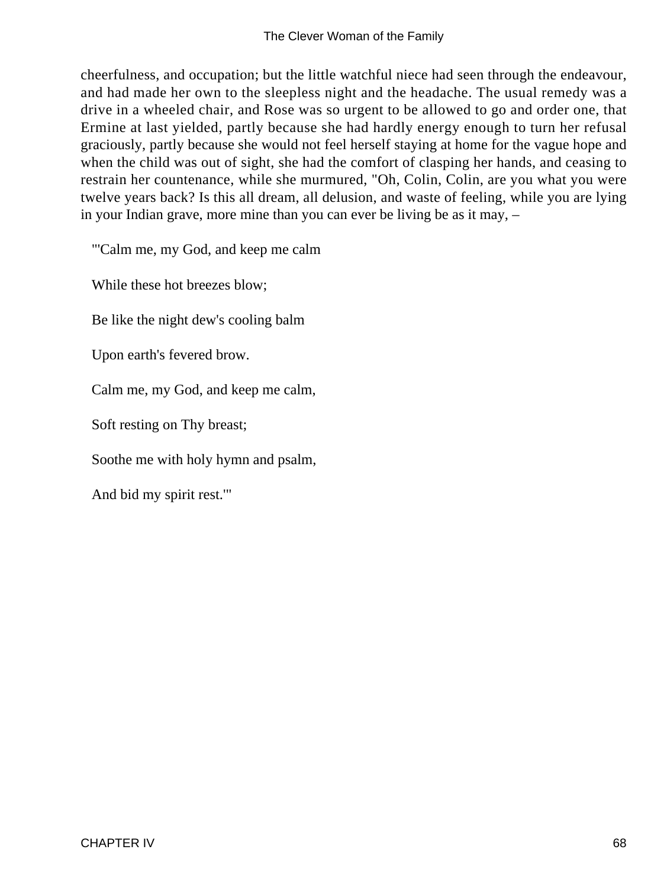cheerfulness, and occupation; but the little watchful niece had seen through the endeavour, and had made her own to the sleepless night and the headache. The usual remedy was a drive in a wheeled chair, and Rose was so urgent to be allowed to go and order one, that Ermine at last yielded, partly because she had hardly energy enough to turn her refusal graciously, partly because she would not feel herself staying at home for the vague hope and when the child was out of sight, she had the comfort of clasping her hands, and ceasing to restrain her countenance, while she murmured, "Oh, Colin, Colin, are you what you were twelve years back? Is this all dream, all delusion, and waste of feeling, while you are lying in your Indian grave, more mine than you can ever be living be as it may, –

"'Calm me, my God, and keep me calm

While these hot breezes blow;

Be like the night dew's cooling balm

Upon earth's fevered brow.

Calm me, my God, and keep me calm,

Soft resting on Thy breast;

Soothe me with holy hymn and psalm,

And bid my spirit rest.'"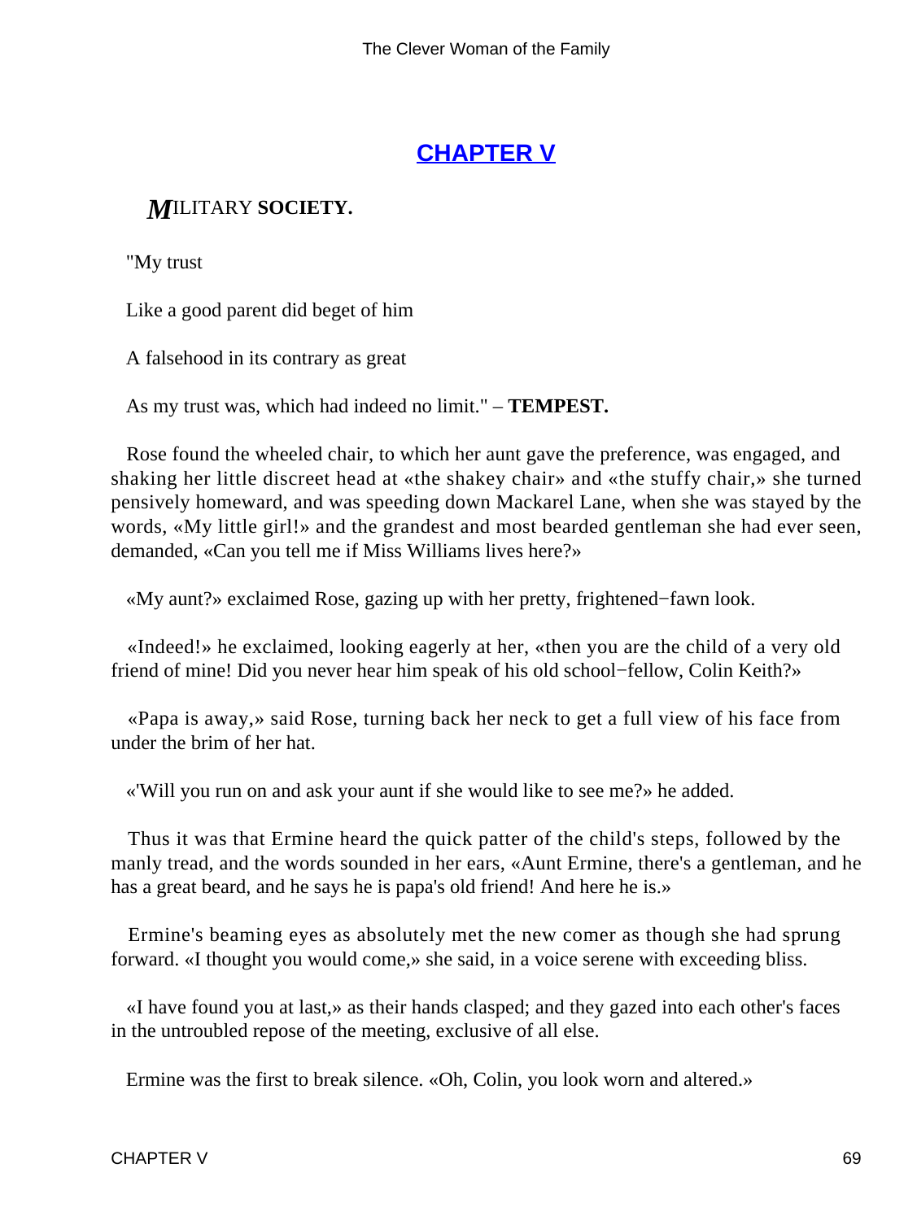## [CHAPTER V](#)

### *M*ILITARY **SOCIETY.**

"My trust

Like a good parent did beget of him

A falsehood in its contrary as great

As my trust was, which had indeed no limit." – **TEMPEST.**

Rose found the wheeled chair, to which her aunt gave the preference, was engaged, and shaking her little discreet head at «the shakey chair» and «the stuffy chair,» she turned pensively homeward, and was speeding down Mackarel Lane, when she was stayed by the words, «My little girl!» and the grandest and most bearded gentleman she had ever seen, demanded, «Can you tell me if Miss Williams lives here?»

«My aunt?» exclaimed Rose, gazing up with her pretty, frightened−fawn look.

«Indeed!» he exclaimed, looking eagerly at her, «then you are the child of a very old friend of mine! Did you never hear him speak of his old school−fellow, Colin Keith?»

«Papa is away,» said Rose, turning back her neck to get a full view of his face from under the brim of her hat.

«'Will you run on and ask your aunt if she would like to see me?» he added.

Thus it was that Ermine heard the quick patter of the child's steps, followed by the manly tread, and the words sounded in her ears, «Aunt Ermine, there's a gentleman, and he has a great beard, and he says he is papa's old friend! And here he is.»

Ermine's beaming eyes as absolutely met the new comer as though she had sprung forward. «I thought you would come,» she said, in a voice serene with exceeding bliss.

«I have found you at last,» as their hands clasped; and they gazed into each other's faces in the untroubled repose of the meeting, exclusive of all else.

Ermine was the first to break silence. «Oh, Colin, you look worn and altered.»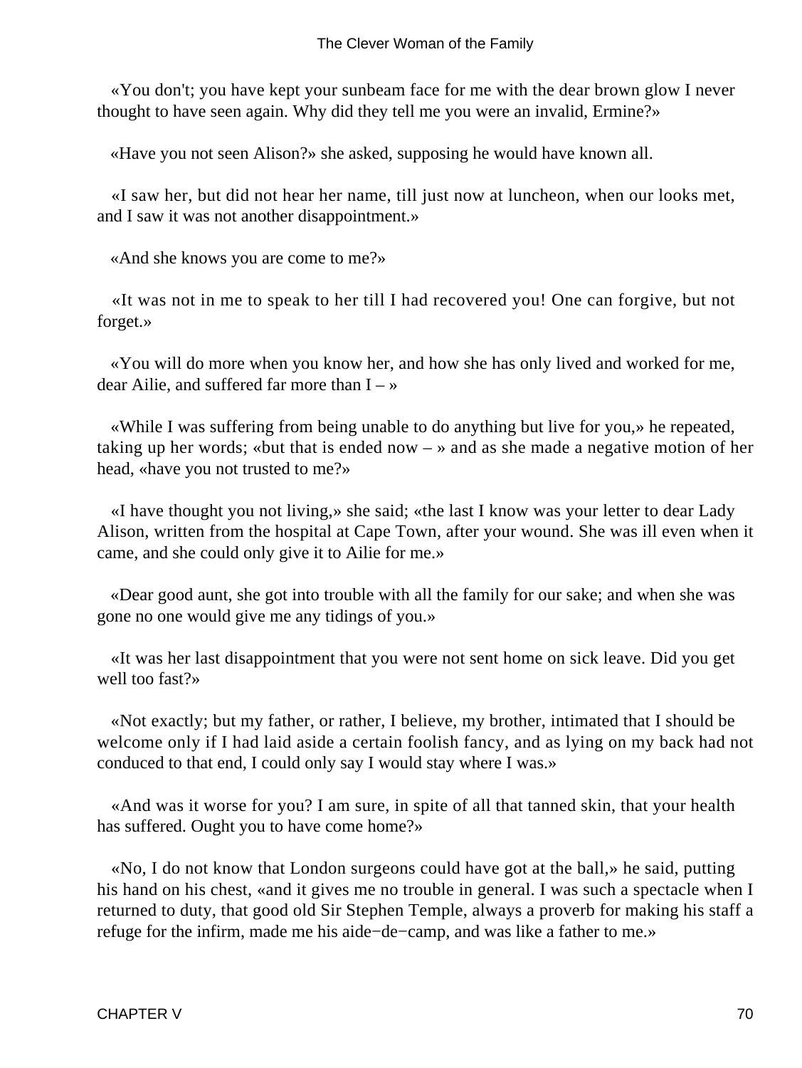«You don't; you have kept your sunbeam face for me with the dear brown glow I never thought to have seen again. Why did they tell me you were an invalid, Ermine?»

«Have you not seen Alison?» she asked, supposing he would have known all.

«I saw her, but did not hear her name, till just now at luncheon, when our looks met, and I saw it was not another disappointment.»

«And she knows you are come to me?»

«It was not in me to speak to her till I had recovered you! One can forgive, but not forget.»

«You will do more when you know her, and how she has only lived and worked for me, dear Ailie, and suffered far more than I – »

«While I was suffering from being unable to do anything but live for you,» he repeated, taking up her words; «but that is ended now – » and as she made a negative motion of her head, «have you not trusted to me?»

«I have thought you not living,» she said; «the last I know was your letter to dear Lady Alison, written from the hospital at Cape Town, after your wound. She was ill even when it came, and she could only give it to Ailie for me.»

«Dear good aunt, she got into trouble with all the family for our sake; and when she was gone no one would give me any tidings of you.»

«It was her last disappointment that you were not sent home on sick leave. Did you get well too fast?»

«Not exactly; but my father, or rather, I believe, my brother, intimated that I should be welcome only if I had laid aside a certain foolish fancy, and as lying on my back had not conduced to that end, I could only say I would stay where I was.»

«And was it worse for you? I am sure, in spite of all that tanned skin, that your health has suffered. Ought you to have come home?»

«No, I do not know that London surgeons could have got at the ball,» he said, putting his hand on his chest, «and it gives me no trouble in general. I was such a spectacle when I returned to duty, that good old Sir Stephen Temple, always a proverb for making his staff a refuge for the infirm, made me his aide−de−camp, and was like a father to me.»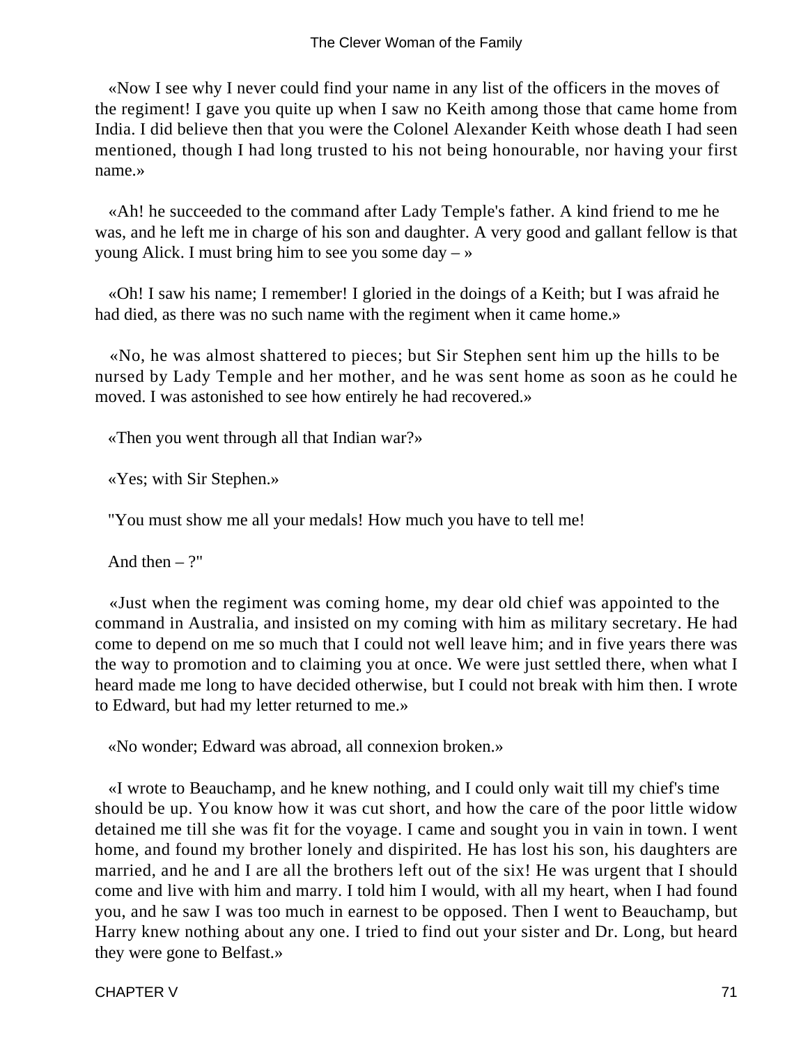«Now I see why I never could find your name in any list of the officers in the moves of the regiment! I gave you quite up when I saw no Keith among those that came home from India. I did believe then that you were the Colonel Alexander Keith whose death I had seen mentioned, though I had long trusted to his not being honourable, nor having your first name.»

«Ah! he succeeded to the command after Lady Temple's father. A kind friend to me he was, and he left me in charge of his son and daughter. A very good and gallant fellow is that young Alick. I must bring him to see you some day – »

«Oh! I saw his name; I remember! I gloried in the doings of a Keith; but I was afraid he had died, as there was no such name with the regiment when it came home.»

«No, he was almost shattered to pieces; but Sir Stephen sent him up the hills to be nursed by Lady Temple and her mother, and he was sent home as soon as he could he moved. I was astonished to see how entirely he had recovered.»

«Then you went through all that Indian war?»

«Yes; with Sir Stephen.»

"You must show me all your medals! How much you have to tell me!

And then – ?"

«Just when the regiment was coming home, my dear old chief was appointed to the command in Australia, and insisted on my coming with him as military secretary. He had come to depend on me so much that I could not well leave him; and in five years there was the way to promotion and to claiming you at once. We were just settled there, when what I heard made me long to have decided otherwise, but I could not break with him then. I wrote to Edward, but had my letter returned to me.»

«No wonder; Edward was abroad, all connexion broken.»

«I wrote to Beauchamp, and he knew nothing, and I could only wait till my chief's time should be up. You know how it was cut short, and how the care of the poor little widow detained me till she was fit for the voyage. I came and sought you in vain in town. I went home, and found my brother lonely and dispirited. He has lost his son, his daughters are married, and he and I are all the brothers left out of the six! He was urgent that I should come and live with him and marry. I told him I would, with all my heart, when I had found you, and he saw I was too much in earnest to be opposed. Then I went to Beauchamp, but Harry knew nothing about any one. I tried to find out your sister and Dr. Long, but heard they were gone to Belfast.»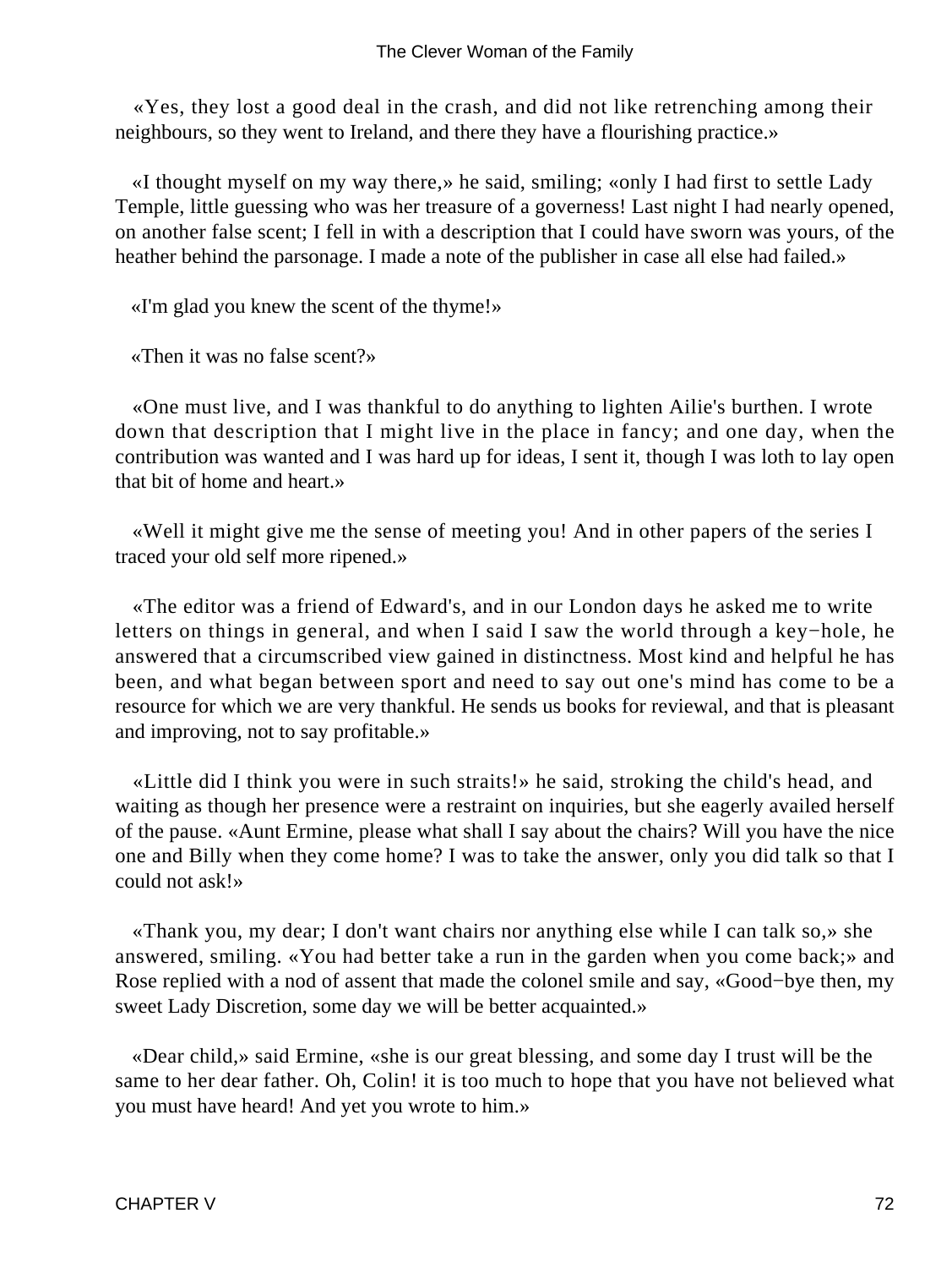«Yes, they lost a good deal in the crash, and did not like retrenching among their neighbours, so they went to Ireland, and there they have a flourishing practice.»

«I thought myself on my way there,» he said, smiling; «only I had first to settle Lady Temple, little guessing who was her treasure of a governess! Last night I had nearly opened, on another false scent; I fell in with a description that I could have sworn was yours, of the heather behind the parsonage. I made a note of the publisher in case all else had failed.»

«I'm glad you knew the scent of the thyme!»

«Then it was no false scent?»

«One must live, and I was thankful to do anything to lighten Ailie's burthen. I wrote down that description that I might live in the place in fancy; and one day, when the contribution was wanted and I was hard up for ideas, I sent it, though I was loth to lay open that bit of home and heart.»

«Well it might give me the sense of meeting you! And in other papers of the series I traced your old self more ripened.»

«The editor was a friend of Edward's, and in our London days he asked me to write letters on things in general, and when I said I saw the world through a key−hole, he answered that a circumscribed view gained in distinctness. Most kind and helpful he has been, and what began between sport and need to say out one's mind has come to be a resource for which we are very thankful. He sends us books for reviewal, and that is pleasant and improving, not to say profitable.»

«Little did I think you were in such straits!» he said, stroking the child's head, and waiting as though her presence were a restraint on inquiries, but she eagerly availed herself of the pause. «Aunt Ermine, please what shall I say about the chairs? Will you have the nice one and Billy when they come home? I was to take the answer, only you did talk so that I could not ask!»

«Thank you, my dear; I don't want chairs nor anything else while I can talk so,» she answered, smiling. «You had better take a run in the garden when you come back;» and Rose replied with a nod of assent that made the colonel smile and say, «Good−bye then, my sweet Lady Discretion, some day we will be better acquainted.»

«Dear child,» said Ermine, «she is our great blessing, and some day I trust will be the same to her dear father. Oh, Colin! it is too much to hope that you have not believed what you must have heard! And yet you wrote to him.»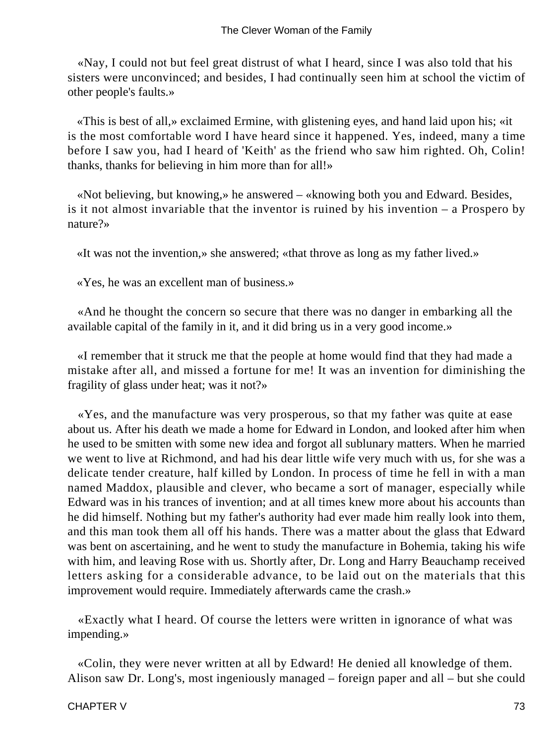«Nay, I could not but feel great distrust of what I heard, since I was also told that his sisters were unconvinced; and besides, I had continually seen him at school the victim of other people's faults.»

«This is best of all,» exclaimed Ermine, with glistening eyes, and hand laid upon his; «it is the most comfortable word I have heard since it happened. Yes, indeed, many a time before I saw you, had I heard of 'Keith' as the friend who saw him righted. Oh, Colin! thanks, thanks for believing in him more than for all!»

«Not believing, but knowing,» he answered – «knowing both you and Edward. Besides, is it not almost invariable that the inventor is ruined by his invention – a Prospero by nature?»

«It was not the invention,» she answered; «that throve as long as my father lived.»

«Yes, he was an excellent man of business.»

«And he thought the concern so secure that there was no danger in embarking all the available capital of the family in it, and it did bring us in a very good income.»

«I remember that it struck me that the people at home would find that they had made a mistake after all, and missed a fortune for me! It was an invention for diminishing the fragility of glass under heat; was it not?»

«Yes, and the manufacture was very prosperous, so that my father was quite at ease about us. After his death we made a home for Edward in London, and looked after him when he used to be smitten with some new idea and forgot all sublunary matters. When he married we went to live at Richmond, and had his dear little wife very much with us, for she was a delicate tender creature, half killed by London. In process of time he fell in with a man named Maddox, plausible and clever, who became a sort of manager, especially while Edward was in his trances of invention; and at all times knew more about his accounts than he did himself. Nothing but my father's authority had ever made him really look into them, and this man took them all off his hands. There was a matter about the glass that Edward was bent on ascertaining, and he went to study the manufacture in Bohemia, taking his wife with him, and leaving Rose with us. Shortly after, Dr. Long and Harry Beauchamp received letters asking for a considerable advance, to be laid out on the materials that this improvement would require. Immediately afterwards came the crash.»

«Exactly what I heard. Of course the letters were written in ignorance of what was impending.»

«Colin, they were never written at all by Edward! He denied all knowledge of them. Alison saw Dr. Long's, most ingeniously managed – foreign paper and all – but she could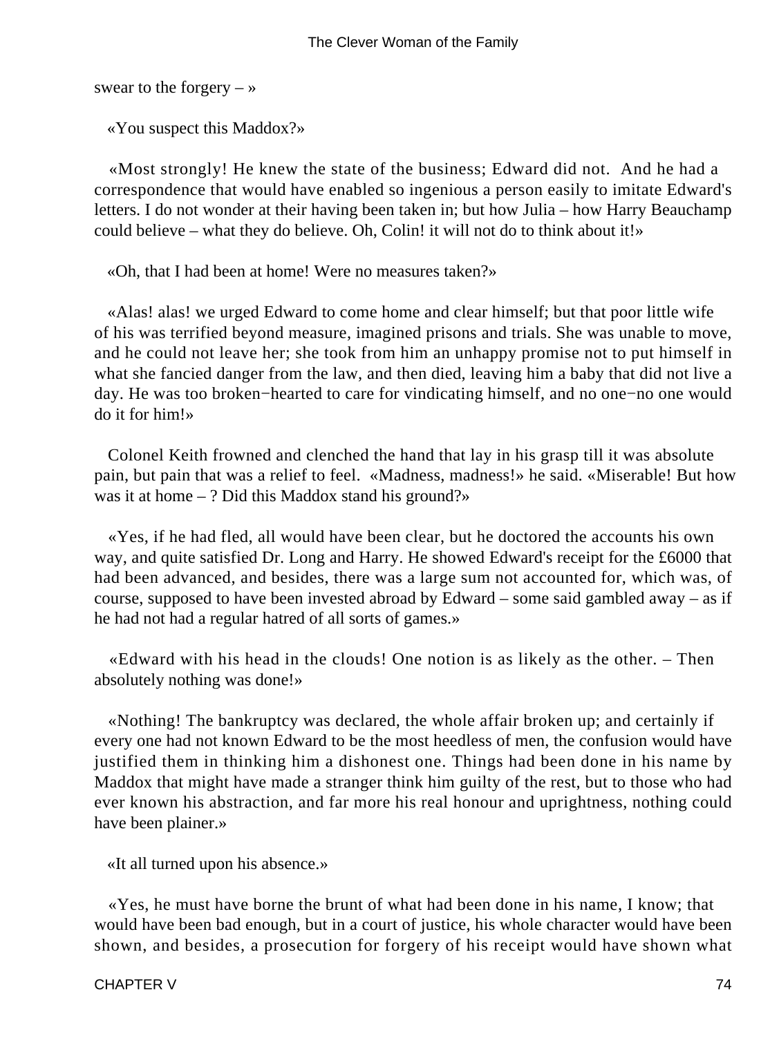swear to the forgery – »

«You suspect this Maddox?»

«Most strongly! He knew the state of the business; Edward did not. And he had a correspondence that would have enabled so ingenious a person easily to imitate Edward's letters. I do not wonder at their having been taken in; but how Julia – how Harry Beauchamp could believe – what they do believe. Oh, Colin! it will not do to think about it!»

«Oh, that I had been at home! Were no measures taken?»

«Alas! alas! we urged Edward to come home and clear himself; but that poor little wife of his was terrified beyond measure, imagined prisons and trials. She was unable to move, and he could not leave her; she took from him an unhappy promise not to put himself in what she fancied danger from the law, and then died, leaving him a baby that did not live a day. He was too broken−hearted to care for vindicating himself, and no one−no one would do it for him!»

Colonel Keith frowned and clenched the hand that lay in his grasp till it was absolute pain, but pain that was a relief to feel. «Madness, madness!» he said. «Miserable! But how was it at home – ? Did this Maddox stand his ground?»

«Yes, if he had fled, all would have been clear, but he doctored the accounts his own way, and quite satisfied Dr. Long and Harry. He showed Edward's receipt for the £6000 that had been advanced, and besides, there was a large sum not accounted for, which was, of course, supposed to have been invested abroad by Edward – some said gambled away – as if he had not had a regular hatred of all sorts of games.»

«Edward with his head in the clouds! One notion is as likely as the other. – Then absolutely nothing was done!»

«Nothing! The bankruptcy was declared, the whole affair broken up; and certainly if every one had not known Edward to be the most heedless of men, the confusion would have justified them in thinking him a dishonest one. Things had been done in his name by Maddox that might have made a stranger think him guilty of the rest, but to those who had ever known his abstraction, and far more his real honour and uprightness, nothing could have been plainer.»

«It all turned upon his absence.»

«Yes, he must have borne the brunt of what had been done in his name, I know; that would have been bad enough, but in a court of justice, his whole character would have been shown, and besides, a prosecution for forgery of his receipt would have shown what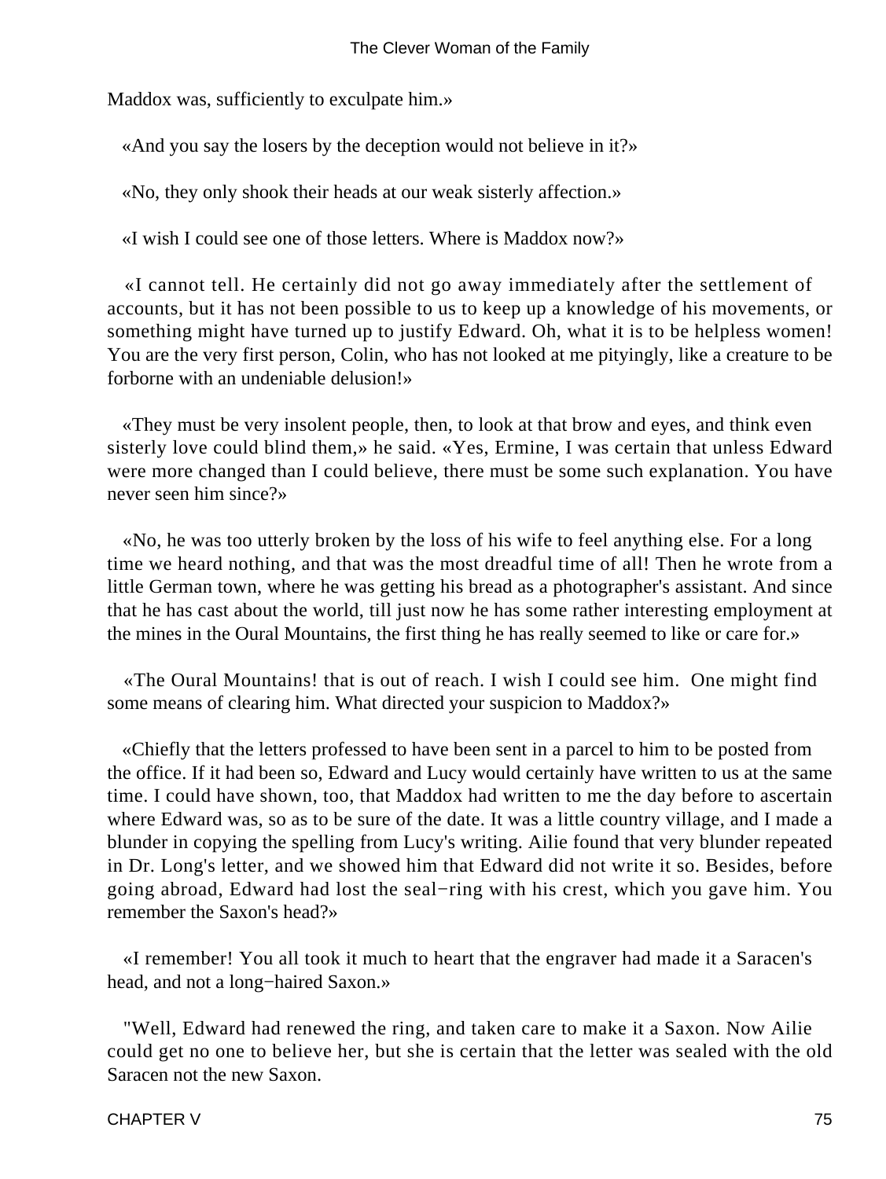Maddox was, sufficiently to exculpate him.»

«And you say the losers by the deception would not believe in it?»

«No, they only shook their heads at our weak sisterly affection.»

«I wish I could see one of those letters. Where is Maddox now?»

«I cannot tell. He certainly did not go away immediately after the settlement of accounts, but it has not been possible to us to keep up a knowledge of his movements, or something might have turned up to justify Edward. Oh, what it is to be helpless women! You are the very first person, Colin, who has not looked at me pityingly, like a creature to be forborne with an undeniable delusion!»

«They must be very insolent people, then, to look at that brow and eyes, and think even sisterly love could blind them,» he said. «Yes, Ermine, I was certain that unless Edward were more changed than I could believe, there must be some such explanation. You have never seen him since?»

«No, he was too utterly broken by the loss of his wife to feel anything else. For a long time we heard nothing, and that was the most dreadful time of all! Then he wrote from a little German town, where he was getting his bread as a photographer's assistant. And since that he has cast about the world, till just now he has some rather interesting employment at the mines in the Oural Mountains, the first thing he has really seemed to like or care for.»

«The Oural Mountains! that is out of reach. I wish I could see him. One might find some means of clearing him. What directed your suspicion to Maddox?»

«Chiefly that the letters professed to have been sent in a parcel to him to be posted from the office. If it had been so, Edward and Lucy would certainly have written to us at the same time. I could have shown, too, that Maddox had written to me the day before to ascertain where Edward was, so as to be sure of the date. It was a little country village, and I made a blunder in copying the spelling from Lucy's writing. Ailie found that very blunder repeated in Dr. Long's letter, and we showed him that Edward did not write it so. Besides, before going abroad, Edward had lost the seal−ring with his crest, which you gave him. You remember the Saxon's head?»

«I remember! You all took it much to heart that the engraver had made it a Saracen's head, and not a long−haired Saxon.»

"Well, Edward had renewed the ring, and taken care to make it a Saxon. Now Ailie could get no one to believe her, but she is certain that the letter was sealed with the old Saracen not the new Saxon.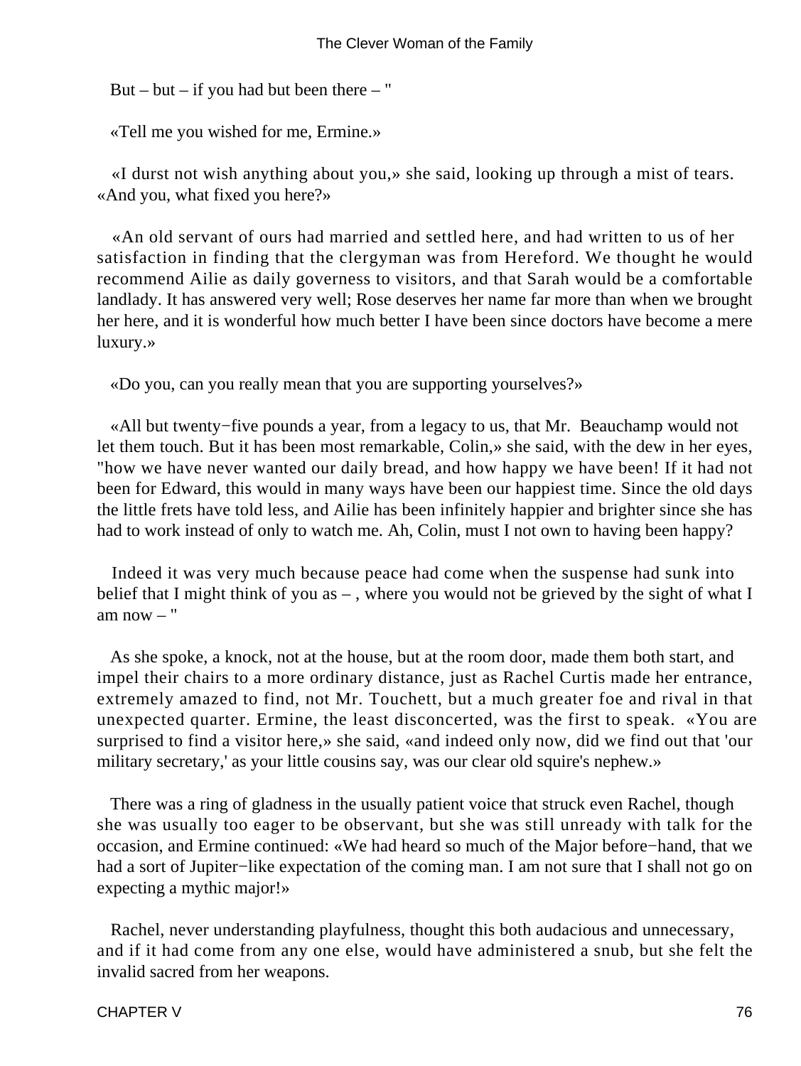But – but – if you had but been there – "

«Tell me you wished for me, Ermine.»

«I durst not wish anything about you,» she said, looking up through a mist of tears. «And you, what fixed you here?»

«An old servant of ours had married and settled here, and had written to us of her satisfaction in finding that the clergyman was from Hereford. We thought he would recommend Ailie as daily governess to visitors, and that Sarah would be a comfortable landlady. It has answered very well; Rose deserves her name far more than when we brought her here, and it is wonderful how much better I have been since doctors have become a mere luxury.»

«Do you, can you really mean that you are supporting yourselves?»

«All but twenty−five pounds a year, from a legacy to us, that Mr. Beauchamp would not let them touch. But it has been most remarkable, Colin,» she said, with the dew in her eyes, "how we have never wanted our daily bread, and how happy we have been! If it had not been for Edward, this would in many ways have been our happiest time. Since the old days the little frets have told less, and Ailie has been infinitely happier and brighter since she has had to work instead of only to watch me. Ah, Colin, must I not own to having been happy?

Indeed it was very much because peace had come when the suspense had sunk into belief that I might think of you as – , where you would not be grieved by the sight of what I am now – "

As she spoke, a knock, not at the house, but at the room door, made them both start, and impel their chairs to a more ordinary distance, just as Rachel Curtis made her entrance, extremely amazed to find, not Mr. Touchett, but a much greater foe and rival in that unexpected quarter. Ermine, the least disconcerted, was the first to speak. «You are surprised to find a visitor here,» she said, «and indeed only now, did we find out that 'our military secretary,' as your little cousins say, was our clear old squire's nephew.»

There was a ring of gladness in the usually patient voice that struck even Rachel, though she was usually too eager to be observant, but she was still unready with talk for the occasion, and Ermine continued: «We had heard so much of the Major before−hand, that we had a sort of Jupiter−like expectation of the coming man. I am not sure that I shall not go on expecting a mythic major!»

Rachel, never understanding playfulness, thought this both audacious and unnecessary, and if it had come from any one else, would have administered a snub, but she felt the invalid sacred from her weapons.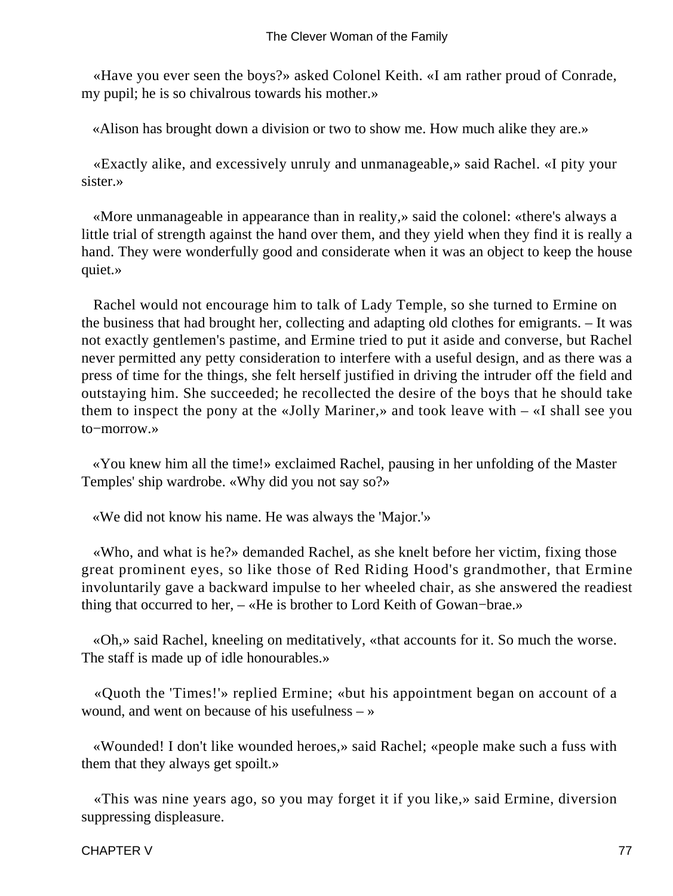«Have you ever seen the boys?» asked Colonel Keith. «I am rather proud of Conrade, my pupil; he is so chivalrous towards his mother.»

«Alison has brought down a division or two to show me. How much alike they are.»

«Exactly alike, and excessively unruly and unmanageable,» said Rachel. «I pity your sister.»

«More unmanageable in appearance than in reality,» said the colonel: «there's always a little trial of strength against the hand over them, and they yield when they find it is really a hand. They were wonderfully good and considerate when it was an object to keep the house quiet.»

Rachel would not encourage him to talk of Lady Temple, so she turned to Ermine on the business that had brought her, collecting and adapting old clothes for emigrants. – It was not exactly gentlemen's pastime, and Ermine tried to put it aside and converse, but Rachel never permitted any petty consideration to interfere with a useful design, and as there was a press of time for the things, she felt herself justified in driving the intruder off the field and outstaying him. She succeeded; he recollected the desire of the boys that he should take them to inspect the pony at the «Jolly Mariner,» and took leave with – «I shall see you to−morrow.»

«You knew him all the time!» exclaimed Rachel, pausing in her unfolding of the Master Temples' ship wardrobe. «Why did you not say so?»

«We did not know his name. He was always the 'Major.'»

«Who, and what is he?» demanded Rachel, as she knelt before her victim, fixing those great prominent eyes, so like those of Red Riding Hood's grandmother, that Ermine involuntarily gave a backward impulse to her wheeled chair, as she answered the readiest thing that occurred to her, – «He is brother to Lord Keith of Gowan−brae.»

«Oh,» said Rachel, kneeling on meditatively, «that accounts for it. So much the worse. The staff is made up of idle honourables.»

«Quoth the 'Times!'» replied Ermine; «but his appointment began on account of a wound, and went on because of his usefulness – »

«Wounded! I don't like wounded heroes,» said Rachel; «people make such a fuss with them that they always get spoilt.»

«This was nine years ago, so you may forget it if you like,» said Ermine, diversion suppressing displeasure.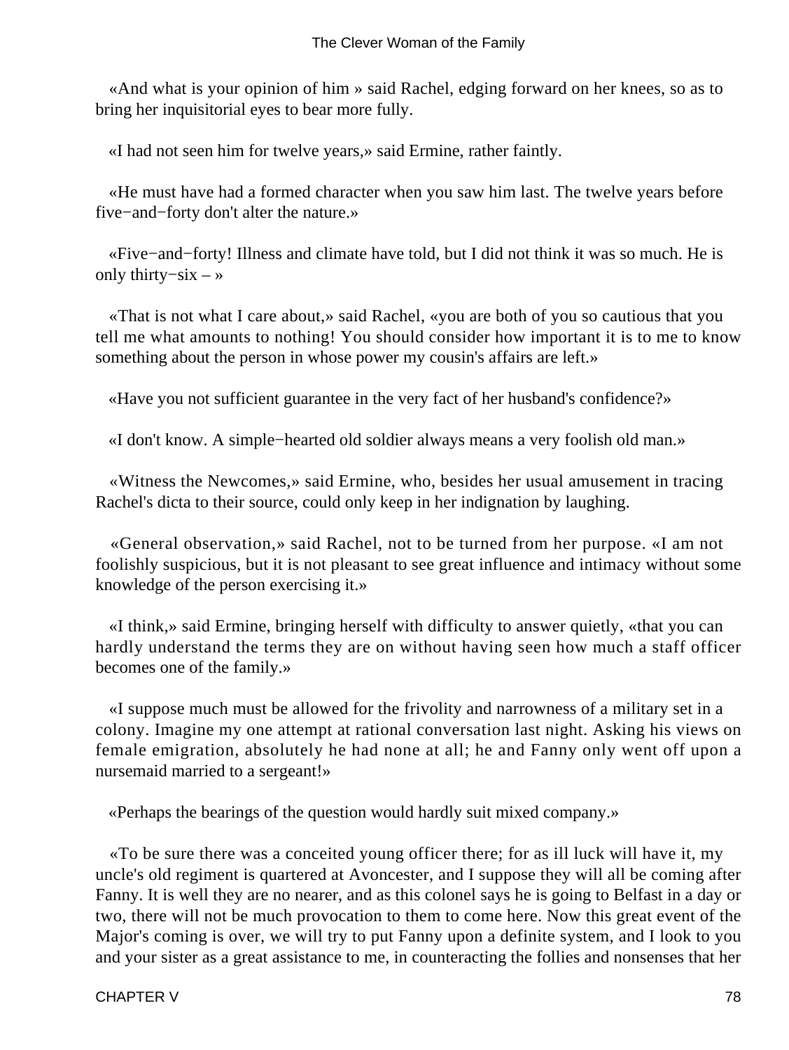«And what is your opinion of him » said Rachel, edging forward on her knees, so as to bring her inquisitorial eyes to bear more fully.

«I had not seen him for twelve years,» said Ermine, rather faintly.

«He must have had a formed character when you saw him last. The twelve years before five−and−forty don't alter the nature.»

«Five−and−forty! Illness and climate have told, but I did not think it was so much. He is only thirty−six – »

«That is not what I care about,» said Rachel, «you are both of you so cautious that you tell me what amounts to nothing! You should consider how important it is to me to know something about the person in whose power my cousin's affairs are left.»

«Have you not sufficient guarantee in the very fact of her husband's confidence?»

«I don't know. A simple−hearted old soldier always means a very foolish old man.»

«Witness the Newcomes,» said Ermine, who, besides her usual amusement in tracing Rachel's dicta to their source, could only keep in her indignation by laughing.

«General observation,» said Rachel, not to be turned from her purpose. «I am not foolishly suspicious, but it is not pleasant to see great influence and intimacy without some knowledge of the person exercising it.»

«I think,» said Ermine, bringing herself with difficulty to answer quietly, «that you can hardly understand the terms they are on without having seen how much a staff officer becomes one of the family.»

«I suppose much must be allowed for the frivolity and narrowness of a military set in a colony. Imagine my one attempt at rational conversation last night. Asking his views on female emigration, absolutely he had none at all; he and Fanny only went off upon a nursemaid married to a sergeant!»

«Perhaps the bearings of the question would hardly suit mixed company.»

«To be sure there was a conceited young officer there; for as ill luck will have it, my uncle's old regiment is quartered at Avoncester, and I suppose they will all be coming after Fanny. It is well they are no nearer, and as this colonel says he is going to Belfast in a day or two, there will not be much provocation to them to come here. Now this great event of the Major's coming is over, we will try to put Fanny upon a definite system, and I look to you and your sister as a great assistance to me, in counteracting the follies and nonsenses that her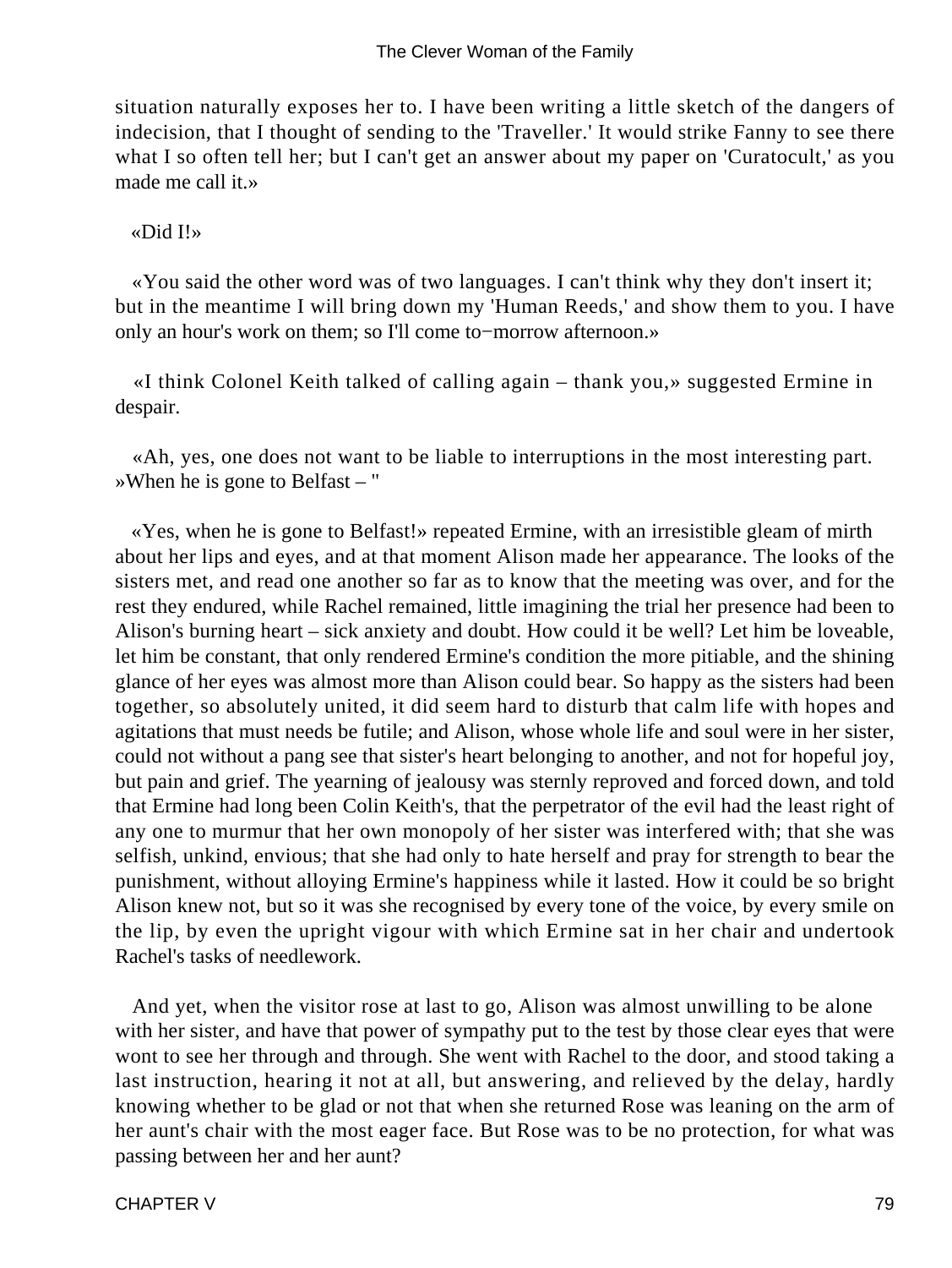situation naturally exposes her to. I have been writing a little sketch of the dangers of indecision, that I thought of sending to the 'Traveller.' It would strike Fanny to see there what I so often tell her; but I can't get an answer about my paper on 'Curatocult,' as you made me call it.»

«Did I!»

«You said the other word was of two languages. I can't think why they don't insert it; but in the meantime I will bring down my 'Human Reeds,' and show them to you. I have only an hour's work on them; so I'll come to−morrow afternoon.»

«I think Colonel Keith talked of calling again – thank you,» suggested Ermine in despair.

«Ah, yes, one does not want to be liable to interruptions in the most interesting part. »When he is gone to Belfast – "

«Yes, when he is gone to Belfast!» repeated Ermine, with an irresistible gleam of mirth about her lips and eyes, and at that moment Alison made her appearance. The looks of the sisters met, and read one another so far as to know that the meeting was over, and for the rest they endured, while Rachel remained, little imagining the trial her presence had been to Alison's burning heart – sick anxiety and doubt. How could it be well? Let him be loveable, let him be constant, that only rendered Ermine's condition the more pitiable, and the shining glance of her eyes was almost more than Alison could bear. So happy as the sisters had been together, so absolutely united, it did seem hard to disturb that calm life with hopes and agitations that must needs be futile; and Alison, whose whole life and soul were in her sister, could not without a pang see that sister's heart belonging to another, and not for hopeful joy, but pain and grief. The yearning of jealousy was sternly reproved and forced down, and told that Ermine had long been Colin Keith's, that the perpetrator of the evil had the least right of any one to murmur that her own monopoly of her sister was interfered with; that she was selfish, unkind, envious; that she had only to hate herself and pray for strength to bear the punishment, without alloying Ermine's happiness while it lasted. How it could be so bright Alison knew not, but so it was she recognised by every tone of the voice, by every smile on the lip, by even the upright vigour with which Ermine sat in her chair and undertook Rachel's tasks of needlework.

And yet, when the visitor rose at last to go, Alison was almost unwilling to be alone with her sister, and have that power of sympathy put to the test by those clear eyes that were wont to see her through and through. She went with Rachel to the door, and stood taking a last instruction, hearing it not at all, but answering, and relieved by the delay, hardly knowing whether to be glad or not that when she returned Rose was leaning on the arm of her aunt's chair with the most eager face. But Rose was to be no protection, for what was passing between her and her aunt?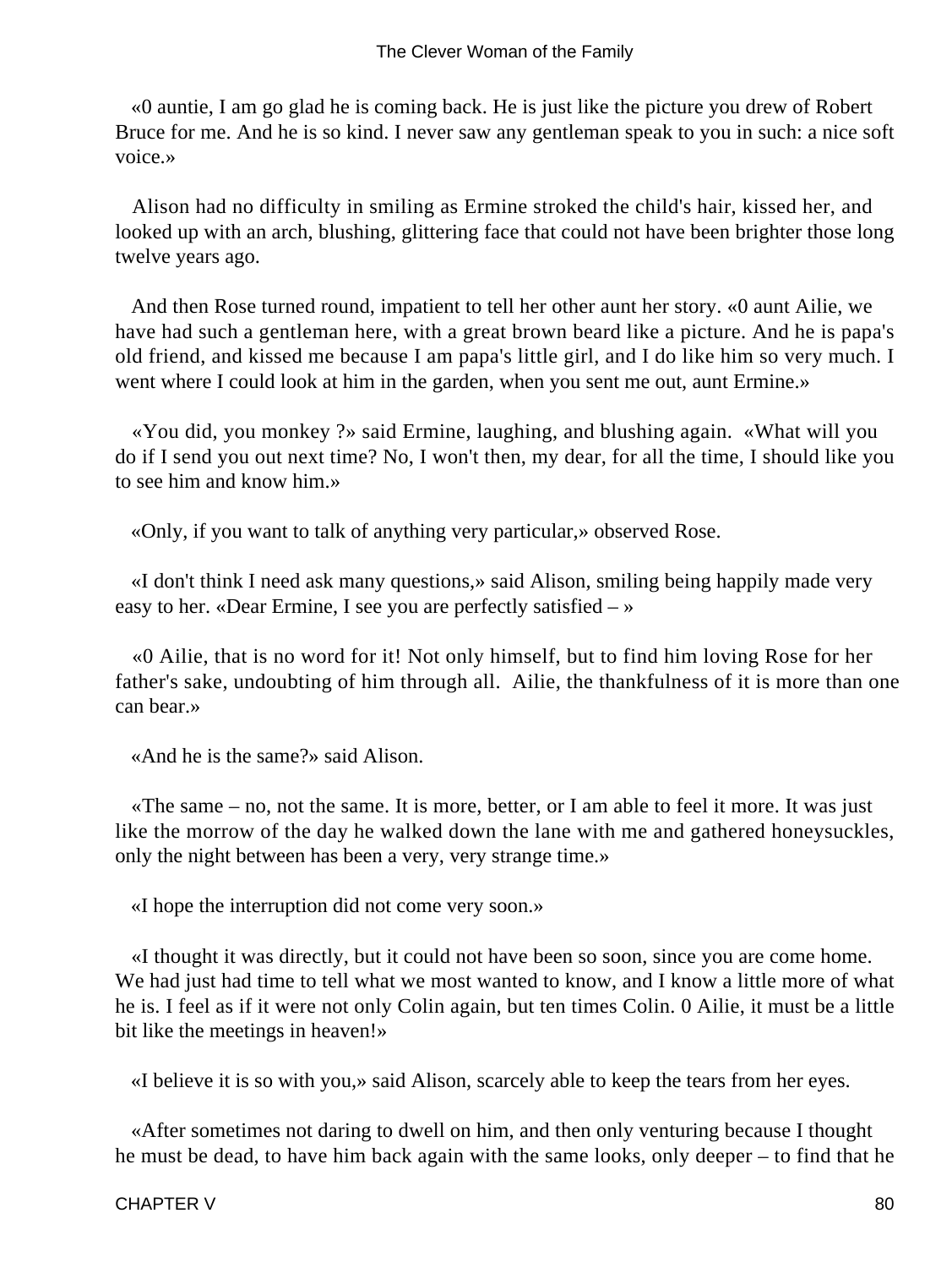«0 auntie, I am go glad he is coming back. He is just like the picture you drew of Robert Bruce for me. And he is so kind. I never saw any gentleman speak to you in such: a nice soft voice.»

Alison had no difficulty in smiling as Ermine stroked the child's hair, kissed her, and looked up with an arch, blushing, glittering face that could not have been brighter those long twelve years ago.

And then Rose turned round, impatient to tell her other aunt her story. «0 aunt Ailie, we have had such a gentleman here, with a great brown beard like a picture. And he is papa's old friend, and kissed me because I am papa's little girl, and I do like him so very much. I went where I could look at him in the garden, when you sent me out, aunt Ermine.»

«You did, you monkey ?» said Ermine, laughing, and blushing again. «What will you do if I send you out next time? No, I won't then, my dear, for all the time, I should like you to see him and know him.»

«Only, if you want to talk of anything very particular,» observed Rose.

«I don't think I need ask many questions,» said Alison, smiling being happily made very easy to her. «Dear Ermine, I see you are perfectly satisfied – »

«0 Ailie, that is no word for it! Not only himself, but to find him loving Rose for her father's sake, undoubting of him through all. Ailie, the thankfulness of it is more than one can bear.»

«And he is the same?» said Alison.

«The same – no, not the same. It is more, better, or I am able to feel it more. It was just like the morrow of the day he walked down the lane with me and gathered honeysuckles, only the night between has been a very, very strange time.»

«I hope the interruption did not come very soon.»

«I thought it was directly, but it could not have been so soon, since you are come home. We had just had time to tell what we most wanted to know, and I know a little more of what he is. I feel as if it were not only Colin again, but ten times Colin. 0 Ailie, it must be a little bit like the meetings in heaven!»

«I believe it is so with you,» said Alison, scarcely able to keep the tears from her eyes.

«After sometimes not daring to dwell on him, and then only venturing because I thought he must be dead, to have him back again with the same looks, only deeper – to find that he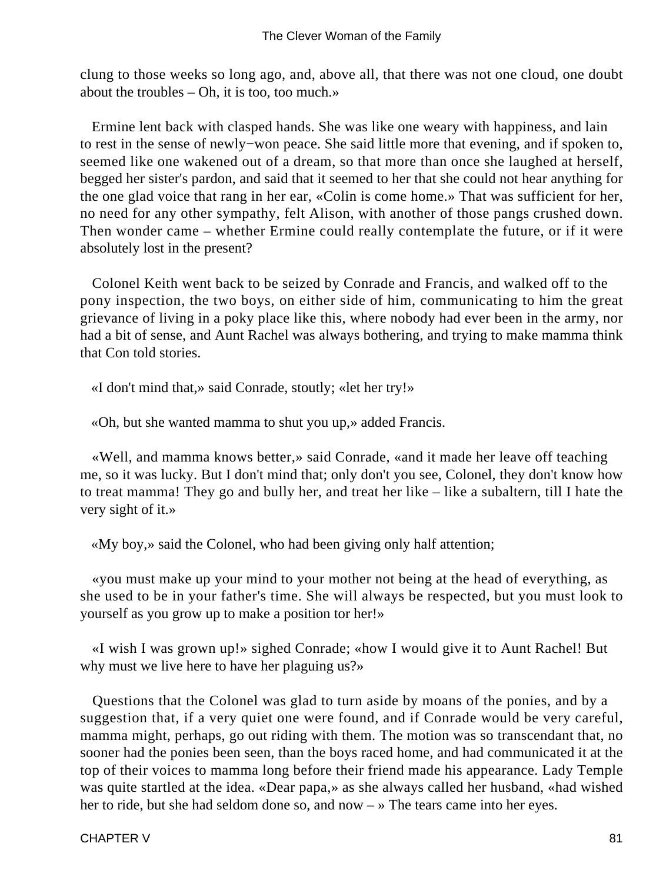clung to those weeks so long ago, and, above all, that there was not one cloud, one doubt about the troubles – Oh, it is too, too much.»

Ermine lent back with clasped hands. She was like one weary with happiness, and lain to rest in the sense of newly−won peace. She said little more that evening, and if spoken to, seemed like one wakened out of a dream, so that more than once she laughed at herself, begged her sister's pardon, and said that it seemed to her that she could not hear anything for the one glad voice that rang in her ear, «Colin is come home.» That was sufficient for her, no need for any other sympathy, felt Alison, with another of those pangs crushed down. Then wonder came – whether Ermine could really contemplate the future, or if it were absolutely lost in the present?

Colonel Keith went back to be seized by Conrade and Francis, and walked off to the pony inspection, the two boys, on either side of him, communicating to him the great grievance of living in a poky place like this, where nobody had ever been in the army, nor had a bit of sense, and Aunt Rachel was always bothering, and trying to make mamma think that Con told stories.

«I don't mind that,» said Conrade, stoutly; «let her try!»

«Oh, but she wanted mamma to shut you up,» added Francis.

«Well, and mamma knows better,» said Conrade, «and it made her leave off teaching me, so it was lucky. But I don't mind that; only don't you see, Colonel, they don't know how to treat mamma! They go and bully her, and treat her like – like a subaltern, till I hate the very sight of it.»

«My boy,» said the Colonel, who had been giving only half attention;

«you must make up your mind to your mother not being at the head of everything, as she used to be in your father's time. She will always be respected, but you must look to yourself as you grow up to make a position tor her!»

«I wish I was grown up!» sighed Conrade; «how I would give it to Aunt Rachel! But why must we live here to have her plaguing us?»

Questions that the Colonel was glad to turn aside by moans of the ponies, and by a suggestion that, if a very quiet one were found, and if Conrade would be very careful, mamma might, perhaps, go out riding with them. The motion was so transcendant that, no sooner had the ponies been seen, than the boys raced home, and had communicated it at the top of their voices to mamma long before their friend made his appearance. Lady Temple was quite startled at the idea. «Dear papa,» as she always called her husband, «had wished her to ride, but she had seldom done so, and now – » The tears came into her eyes.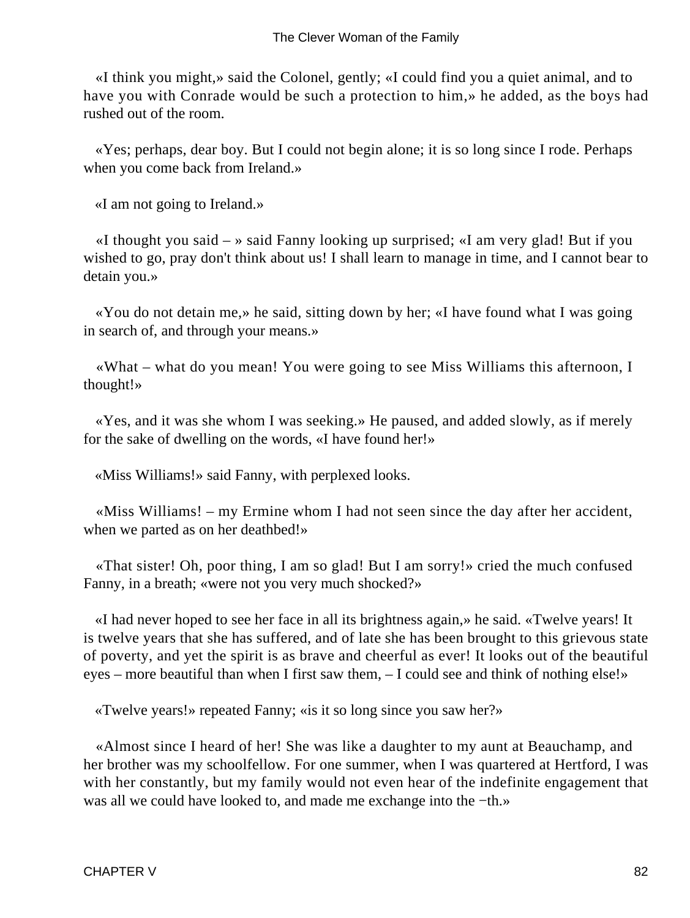«I think you might,» said the Colonel, gently; «I could find you a quiet animal, and to have you with Conrade would be such a protection to him,» he added, as the boys had rushed out of the room.

«Yes; perhaps, dear boy. But I could not begin alone; it is so long since I rode. Perhaps when you come back from Ireland.»

«I am not going to Ireland.»

«I thought you said – » said Fanny looking up surprised; «I am very glad! But if you wished to go, pray don't think about us! I shall learn to manage in time, and I cannot bear to detain you.»

«You do not detain me,» he said, sitting down by her; «I have found what I was going in search of, and through your means.»

«What – what do you mean! You were going to see Miss Williams this afternoon, I thought!»

«Yes, and it was she whom I was seeking.» He paused, and added slowly, as if merely for the sake of dwelling on the words, «I have found her!»

«Miss Williams!» said Fanny, with perplexed looks.

«Miss Williams! – my Ermine whom I had not seen since the day after her accident, when we parted as on her deathbed!»

«That sister! Oh, poor thing, I am so glad! But I am sorry!» cried the much confused Fanny, in a breath; «were not you very much shocked?»

«I had never hoped to see her face in all its brightness again,» he said. «Twelve years! It is twelve years that she has suffered, and of late she has been brought to this grievous state of poverty, and yet the spirit is as brave and cheerful as ever! It looks out of the beautiful eyes – more beautiful than when I first saw them, – I could see and think of nothing else!»

«Twelve years!» repeated Fanny; «is it so long since you saw her?»

«Almost since I heard of her! She was like a daughter to my aunt at Beauchamp, and her brother was my schoolfellow. For one summer, when I was quartered at Hertford, I was with her constantly, but my family would not even hear of the indefinite engagement that was all we could have looked to, and made me exchange into the −th.»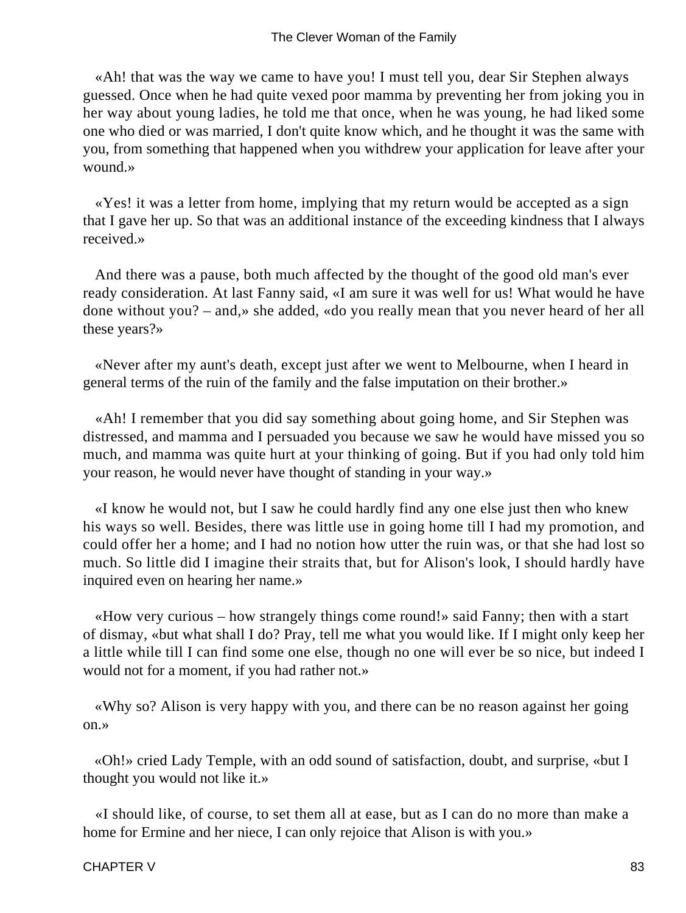«Ah! that was the way we came to have you! I must tell you, dear Sir Stephen always guessed. Once when he had quite vexed poor mamma by preventing her from joking you in her way about young ladies, he told me that once, when he was young, he had liked some one who died or was married, I don't quite know which, and he thought it was the same with you, from something that happened when you withdrew your application for leave after your wound.»

«Yes! it was a letter from home, implying that my return would be accepted as a sign that I gave her up. So that was an additional instance of the exceeding kindness that I always received.»

And there was a pause, both much affected by the thought of the good old man's ever ready consideration. At last Fanny said, «I am sure it was well for us! What would he have done without you? – and,» she added, «do you really mean that you never heard of her all these years?»

«Never after my aunt's death, except just after we went to Melbourne, when I heard in general terms of the ruin of the family and the false imputation on their brother.»

«Ah! I remember that you did say something about going home, and Sir Stephen was distressed, and mamma and I persuaded you because we saw he would have missed you so much, and mamma was quite hurt at your thinking of going. But if you had only told him your reason, he would never have thought of standing in your way.»

«I know he would not, but I saw he could hardly find any one else just then who knew his ways so well. Besides, there was little use in going home till I had my promotion, and could offer her a home; and I had no notion how utter the ruin was, or that she had lost so much. So little did I imagine their straits that, but for Alison's look, I should hardly have inquired even on hearing her name.»

«How very curious – how strangely things come round!» said Fanny; then with a start of dismay, «but what shall I do? Pray, tell me what you would like. If I might only keep her a little while till I can find some one else, though no one will ever be so nice, but indeed I would not for a moment, if you had rather not.»

«Why so? Alison is very happy with you, and there can be no reason against her going on.»

«Oh!» cried Lady Temple, with an odd sound of satisfaction, doubt, and surprise, «but I thought you would not like it.»

«I should like, of course, to set them all at ease, but as I can do no more than make a home for Ermine and her niece, I can only rejoice that Alison is with you.»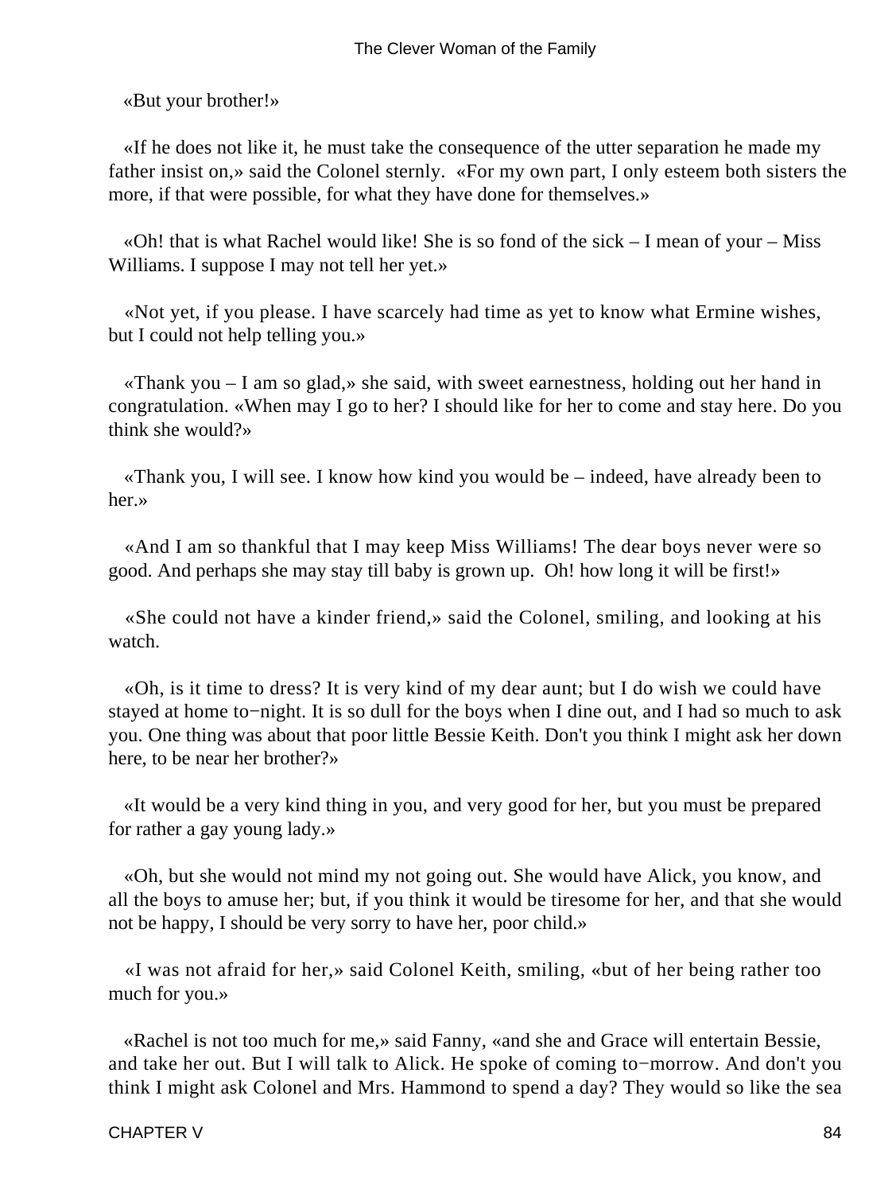«But your brother!»

«If he does not like it, he must take the consequence of the utter separation he made my father insist on,» said the Colonel sternly. «For my own part, I only esteem both sisters the more, if that were possible, for what they have done for themselves.»

«Oh! that is what Rachel would like! She is so fond of the sick – I mean of your – Miss Williams. I suppose I may not tell her yet.»

«Not yet, if you please. I have scarcely had time as yet to know what Ermine wishes, but I could not help telling you.»

«Thank you – I am so glad,» she said, with sweet earnestness, holding out her hand in congratulation. «When may I go to her? I should like for her to come and stay here. Do you think she would?»

«Thank you, I will see. I know how kind you would be – indeed, have already been to her.»

«And I am so thankful that I may keep Miss Williams! The dear boys never were so good. And perhaps she may stay till baby is grown up. Oh! how long it will be first!»

«She could not have a kinder friend,» said the Colonel, smiling, and looking at his watch.

«Oh, is it time to dress? It is very kind of my dear aunt; but I do wish we could have stayed at home to−night. It is so dull for the boys when I dine out, and I had so much to ask you. One thing was about that poor little Bessie Keith. Don't you think I might ask her down here, to be near her brother?»

«It would be a very kind thing in you, and very good for her, but you must be prepared for rather a gay young lady.»

«Oh, but she would not mind my not going out. She would have Alick, you know, and all the boys to amuse her; but, if you think it would be tiresome for her, and that she would not be happy, I should be very sorry to have her, poor child.»

«I was not afraid for her,» said Colonel Keith, smiling, «but of her being rather too much for you.»

«Rachel is not too much for me,» said Fanny, «and she and Grace will entertain Bessie, and take her out. But I will talk to Alick. He spoke of coming to−morrow. And don't you think I might ask Colonel and Mrs. Hammond to spend a day? They would so like the sea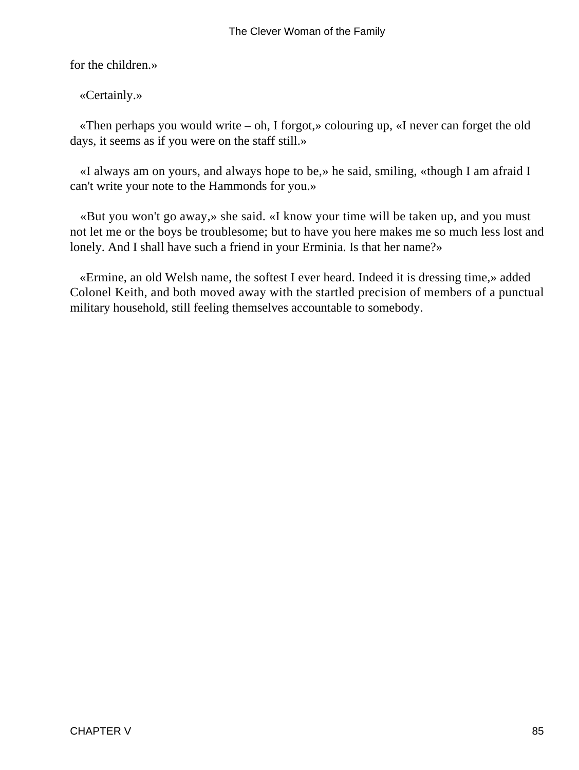for the children.»

«Certainly.»

«Then perhaps you would write – oh, I forgot,» colouring up, «I never can forget the old days, it seems as if you were on the staff still.»

«I always am on yours, and always hope to be,» he said, smiling, «though I am afraid I can't write your note to the Hammonds for you.»

«But you won't go away,» she said. «I know your time will be taken up, and you must not let me or the boys be troublesome; but to have you here makes me so much less lost and lonely. And I shall have such a friend in your Erminia. Is that her name?»

«Ermine, an old Welsh name, the softest I ever heard. Indeed it is dressing time,» added Colonel Keith, and both moved away with the startled precision of members of a punctual military household, still feeling themselves accountable to somebody.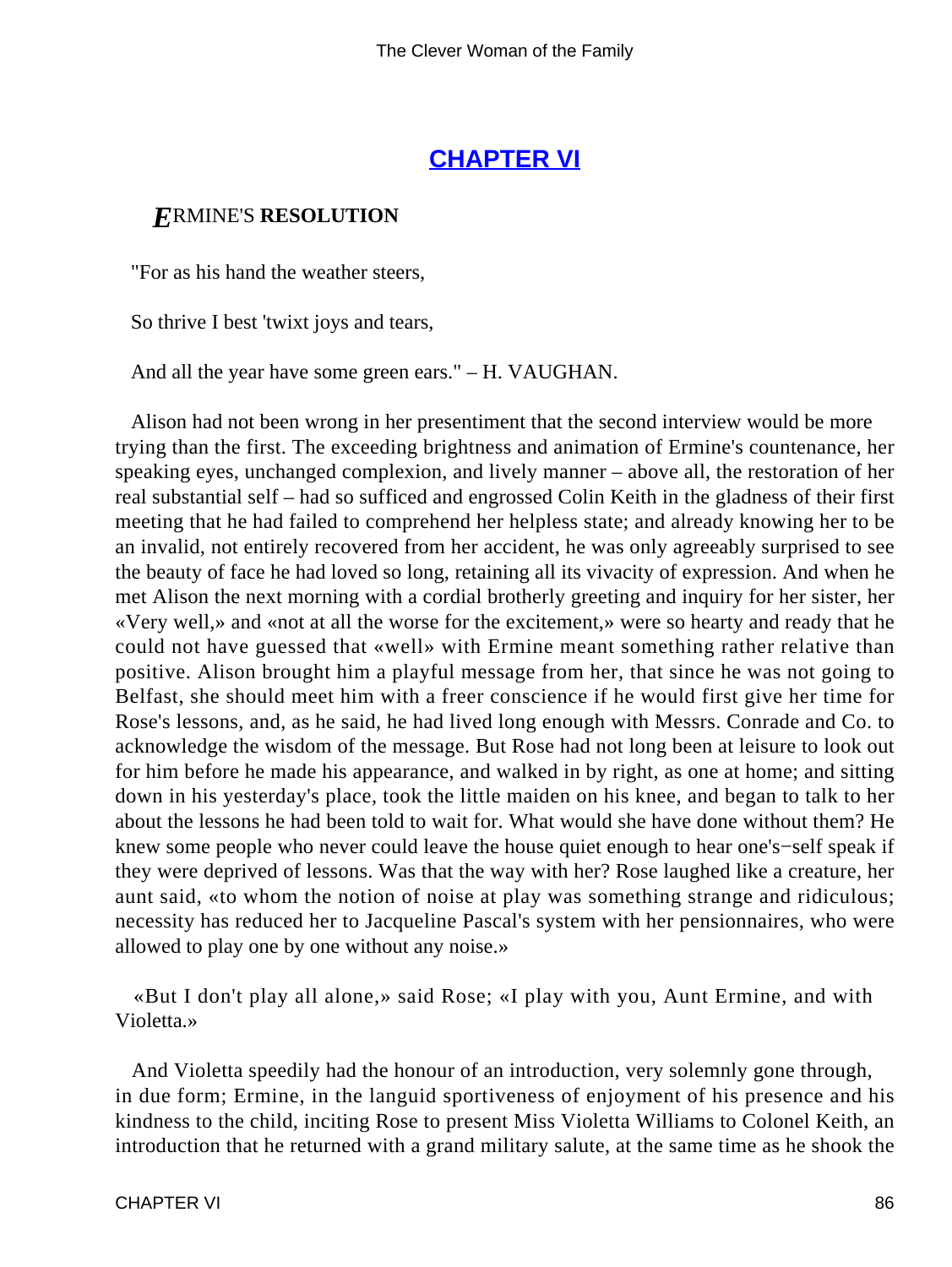## CHAPTER VI

### *E*RMINE'S **RESOLUTION**

"For as his hand the weather steers,

So thrive I best 'twixt joys and tears,

And all the year have some green ears." – H. VAUGHAN.

Alison had not been wrong in her presentiment that the second interview would be more trying than the first. The exceeding brightness and animation of Ermine's countenance, her speaking eyes, unchanged complexion, and lively manner – above all, the restoration of her real substantial self – had so sufficed and engrossed Colin Keith in the gladness of their first meeting that he had failed to comprehend her helpless state; and already knowing her to be an invalid, not entirely recovered from her accident, he was only agreeably surprised to see the beauty of face he had loved so long, retaining all its vivacity of expression. And when he met Alison the next morning with a cordial brotherly greeting and inquiry for her sister, her «Very well,» and «not at all the worse for the excitement,» were so hearty and ready that he could not have guessed that «well» with Ermine meant something rather relative than positive. Alison brought him a playful message from her, that since he was not going to Belfast, she should meet him with a freer conscience if he would first give her time for Rose's lessons, and, as he said, he had lived long enough with Messrs. Conrade and Co. to acknowledge the wisdom of the message. But Rose had not long been at leisure to look out for him before he made his appearance, and walked in by right, as one at home; and sitting down in his yesterday's place, took the little maiden on his knee, and began to talk to her about the lessons he had been told to wait for. What would she have done without them? He knew some people who never could leave the house quiet enough to hear one's−self speak if they were deprived of lessons. Was that the way with her? Rose laughed like a creature, her aunt said, «to whom the notion of noise at play was something strange and ridiculous; necessity has reduced her to Jacqueline Pascal's system with her pensionnaires, who were allowed to play one by one without any noise.»

«But I don't play all alone,» said Rose; «I play with you, Aunt Ermine, and with Violetta.»

And Violetta speedily had the honour of an introduction, very solemnly gone through, in due form; Ermine, in the languid sportiveness of enjoyment of his presence and his kindness to the child, inciting Rose to present Miss Violetta Williams to Colonel Keith, an introduction that he returned with a grand military salute, at the same time as he shook the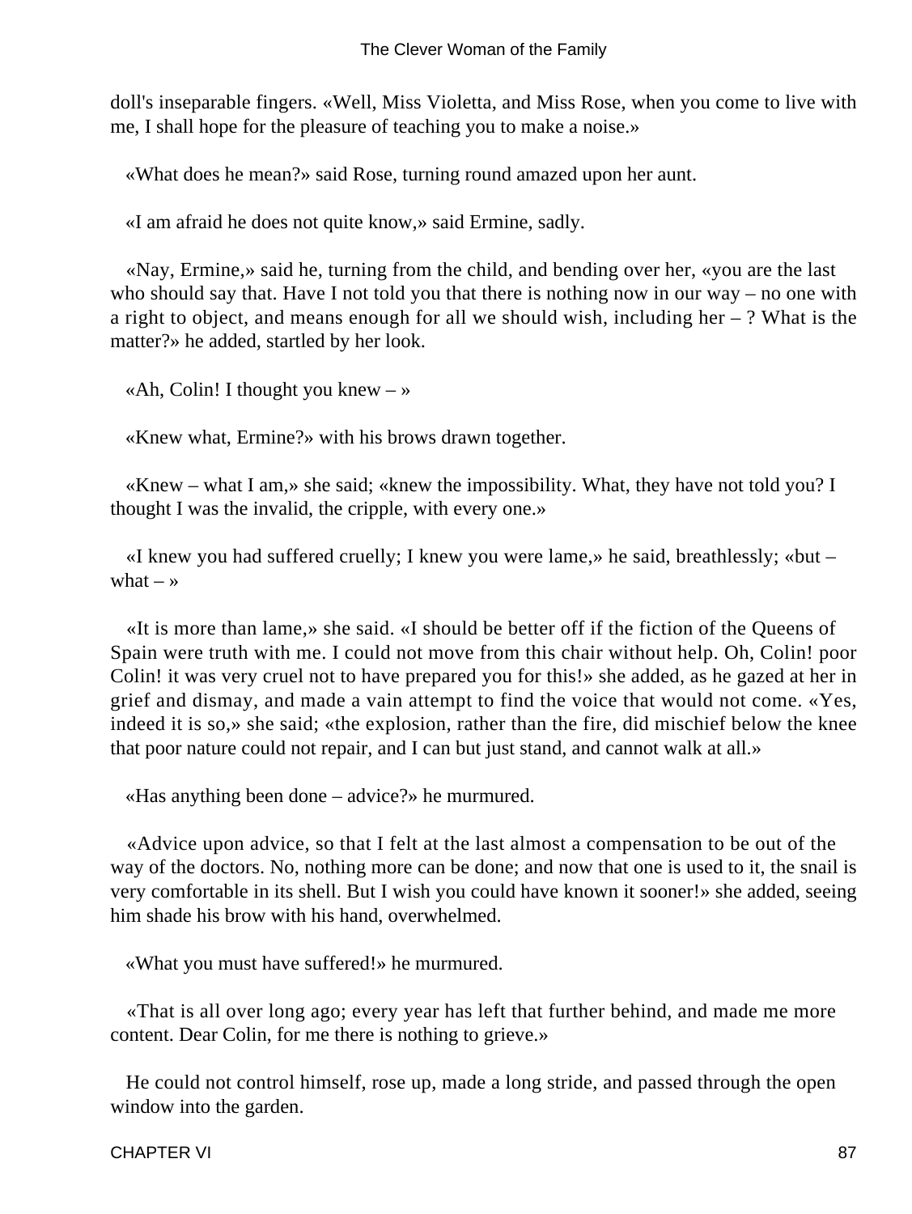doll's inseparable fingers. «Well, Miss Violetta, and Miss Rose, when you come to live with me, I shall hope for the pleasure of teaching you to make a noise.»

«What does he mean?» said Rose, turning round amazed upon her aunt.

«I am afraid he does not quite know,» said Ermine, sadly.

«Nay, Ermine,» said he, turning from the child, and bending over her, «you are the last who should say that. Have I not told you that there is nothing now in our way – no one with a right to object, and means enough for all we should wish, including her – ? What is the matter?» he added, startled by her look.

«Ah, Colin! I thought you knew – »

«Knew what, Ermine?» with his brows drawn together.

«Knew – what I am,» she said; «knew the impossibility. What, they have not told you? I thought I was the invalid, the cripple, with every one.»

«I knew you had suffered cruelly; I knew you were lame,» he said, breathlessly; «but – what – »

«It is more than lame,» she said. «I should be better off if the fiction of the Queens of Spain were truth with me. I could not move from this chair without help. Oh, Colin! poor Colin! it was very cruel not to have prepared you for this!» she added, as he gazed at her in grief and dismay, and made a vain attempt to find the voice that would not come. «Yes, indeed it is so,» she said; «the explosion, rather than the fire, did mischief below the knee that poor nature could not repair, and I can but just stand, and cannot walk at all.»

«Has anything been done – advice?» he murmured.

«Advice upon advice, so that I felt at the last almost a compensation to be out of the way of the doctors. No, nothing more can be done; and now that one is used to it, the snail is very comfortable in its shell. But I wish you could have known it sooner!» she added, seeing him shade his brow with his hand, overwhelmed.

«What you must have suffered!» he murmured.

«That is all over long ago; every year has left that further behind, and made me more content. Dear Colin, for me there is nothing to grieve.»

He could not control himself, rose up, made a long stride, and passed through the open window into the garden.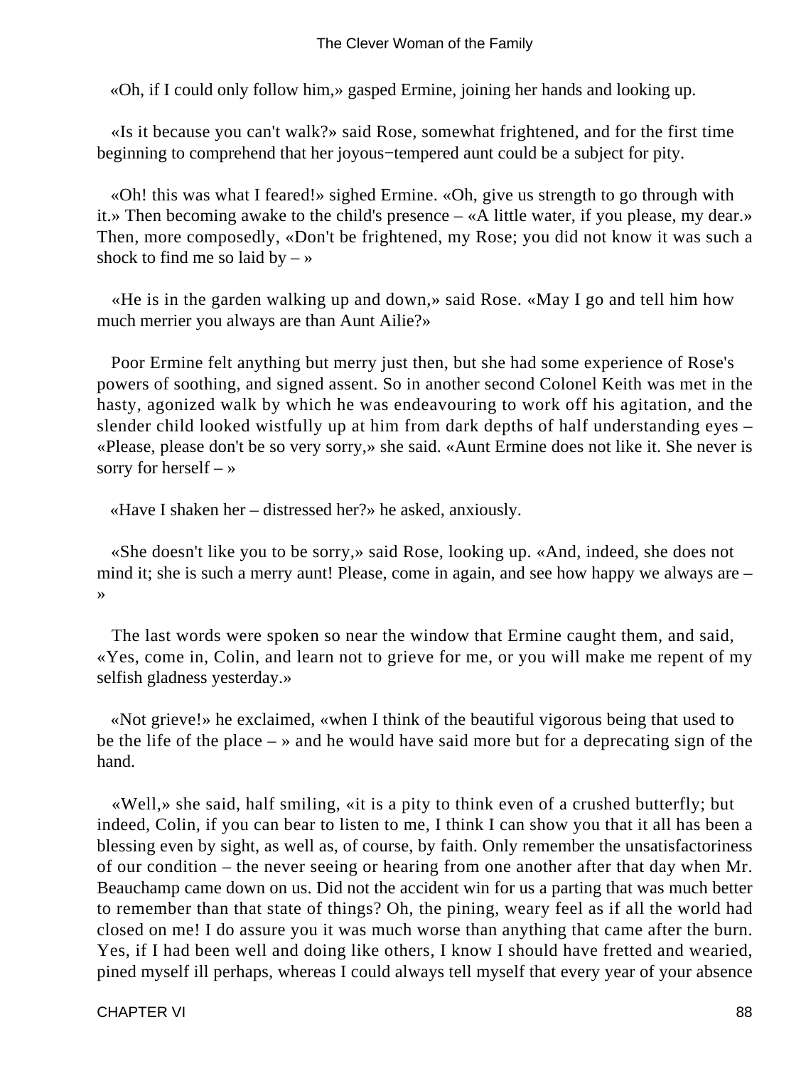«Oh, if I could only follow him,» gasped Ermine, joining her hands and looking up.

«Is it because you can't walk?» said Rose, somewhat frightened, and for the first time beginning to comprehend that her joyous−tempered aunt could be a subject for pity.

«Oh! this was what I feared!» sighed Ermine. «Oh, give us strength to go through with it.» Then becoming awake to the child's presence – «A little water, if you please, my dear.» Then, more composedly, «Don't be frightened, my Rose; you did not know it was such a shock to find me so laid by – »

«He is in the garden walking up and down,» said Rose. «May I go and tell him how much merrier you always are than Aunt Ailie?»

Poor Ermine felt anything but merry just then, but she had some experience of Rose's powers of soothing, and signed assent. So in another second Colonel Keith was met in the hasty, agonized walk by which he was endeavouring to work off his agitation, and the slender child looked wistfully up at him from dark depths of half understanding eyes – «Please, please don't be so very sorry,» she said. «Aunt Ermine does not like it. She never is sorry for herself – »

«Have I shaken her – distressed her?» he asked, anxiously.

«She doesn't like you to be sorry,» said Rose, looking up. «And, indeed, she does not mind it; she is such a merry aunt! Please, come in again, and see how happy we always are – »

The last words were spoken so near the window that Ermine caught them, and said, «Yes, come in, Colin, and learn not to grieve for me, or you will make me repent of my selfish gladness yesterday.»

«Not grieve!» he exclaimed, «when I think of the beautiful vigorous being that used to be the life of the place – » and he would have said more but for a deprecating sign of the hand.

«Well,» she said, half smiling, «it is a pity to think even of a crushed butterfly; but indeed, Colin, if you can bear to listen to me, I think I can show you that it all has been a blessing even by sight, as well as, of course, by faith. Only remember the unsatisfactoriness of our condition – the never seeing or hearing from one another after that day when Mr. Beauchamp came down on us. Did not the accident win for us a parting that was much better to remember than that state of things? Oh, the pining, weary feel as if all the world had closed on me! I do assure you it was much worse than anything that came after the burn. Yes, if I had been well and doing like others, I know I should have fretted and wearied, pined myself ill perhaps, whereas I could always tell myself that every year of your absence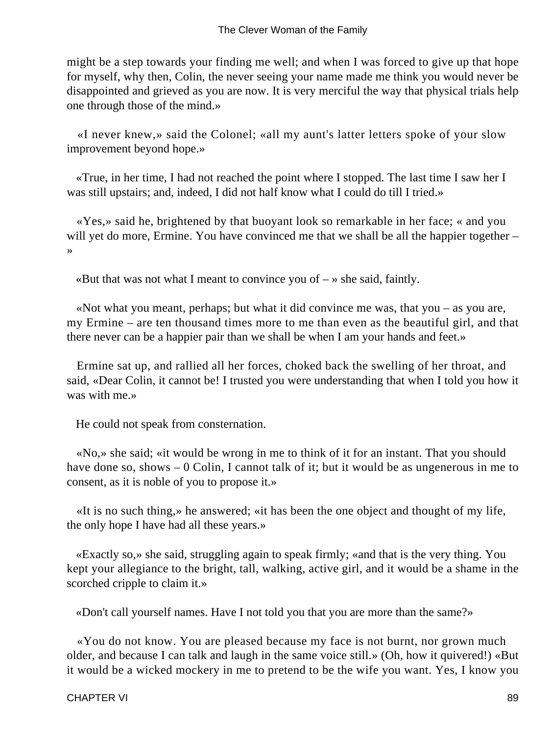might be a step towards your finding me well; and when I was forced to give up that hope for myself, why then, Colin, the never seeing your name made me think you would never be disappointed and grieved as you are now. It is very merciful the way that physical trials help one through those of the mind.»

«I never knew,» said the Colonel; «all my aunt's latter letters spoke of your slow improvement beyond hope.»

«True, in her time, I had not reached the point where I stopped. The last time I saw her I was still upstairs; and, indeed, I did not half know what I could do till I tried.»

«Yes,» said he, brightened by that buoyant look so remarkable in her face; « and you will yet do more, Ermine. You have convinced me that we shall be all the happier together – »

«But that was not what I meant to convince you of – » she said, faintly.

«Not what you meant, perhaps; but what it did convince me was, that you – as you are, my Ermine – are ten thousand times more to me than even as the beautiful girl, and that there never can be a happier pair than we shall be when I am your hands and feet.»

Ermine sat up, and rallied all her forces, choked back the swelling of her throat, and said, «Dear Colin, it cannot be! I trusted you were understanding that when I told you how it was with me.»

He could not speak from consternation.

«No,» she said; «it would be wrong in me to think of it for an instant. That you should have done so, shows – 0 Colin, I cannot talk of it; but it would be as ungenerous in me to consent, as it is noble of you to propose it.»

«It is no such thing,» he answered; «it has been the one object and thought of my life, the only hope I have had all these years.»

«Exactly so,» she said, struggling again to speak firmly; «and that is the very thing. You kept your allegiance to the bright, tall, walking, active girl, and it would be a shame in the scorched cripple to claim it.»

«Don't call yourself names. Have I not told you that you are more than the same?»

«You do not know. You are pleased because my face is not burnt, nor grown much older, and because I can talk and laugh in the same voice still.» (Oh, how it quivered!) «But it would be a wicked mockery in me to pretend to be the wife you want. Yes, I know you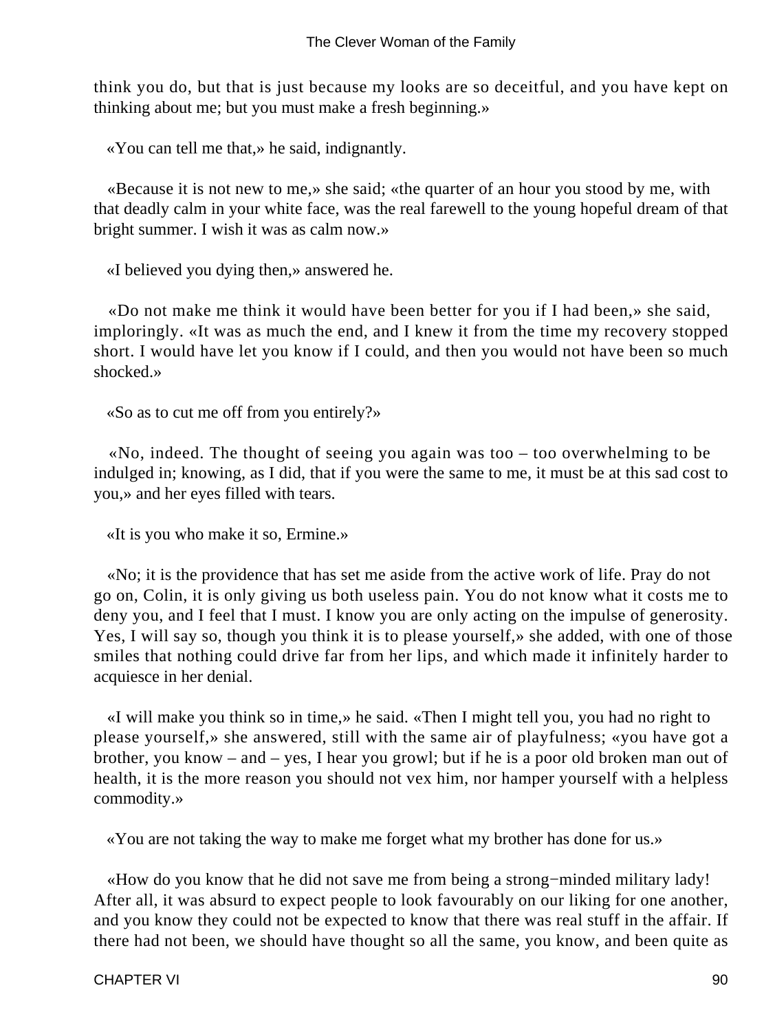think you do, but that is just because my looks are so deceitful, and you have kept on thinking about me; but you must make a fresh beginning.»

«You can tell me that,» he said, indignantly.

«Because it is not new to me,» she said; «the quarter of an hour you stood by me, with that deadly calm in your white face, was the real farewell to the young hopeful dream of that bright summer. I wish it was as calm now.»

«I believed you dying then,» answered he.

«Do not make me think it would have been better for you if I had been,» she said, imploringly. «It was as much the end, and I knew it from the time my recovery stopped short. I would have let you know if I could, and then you would not have been so much shocked.»

«So as to cut me off from you entirely?»

«No, indeed. The thought of seeing you again was too – too overwhelming to be indulged in; knowing, as I did, that if you were the same to me, it must be at this sad cost to you,» and her eyes filled with tears.

«It is you who make it so, Ermine.»

«No; it is the providence that has set me aside from the active work of life. Pray do not go on, Colin, it is only giving us both useless pain. You do not know what it costs me to deny you, and I feel that I must. I know you are only acting on the impulse of generosity. Yes, I will say so, though you think it is to please yourself,» she added, with one of those smiles that nothing could drive far from her lips, and which made it infinitely harder to acquiesce in her denial.

«I will make you think so in time,» he said. «Then I might tell you, you had no right to please yourself,» she answered, still with the same air of playfulness; «you have got a brother, you know – and – yes, I hear you growl; but if he is a poor old broken man out of health, it is the more reason you should not vex him, nor hamper yourself with a helpless commodity.»

«You are not taking the way to make me forget what my brother has done for us.»

«How do you know that he did not save me from being a strong−minded military lady! After all, it was absurd to expect people to look favourably on our liking for one another, and you know they could not be expected to know that there was real stuff in the affair. If there had not been, we should have thought so all the same, you know, and been quite as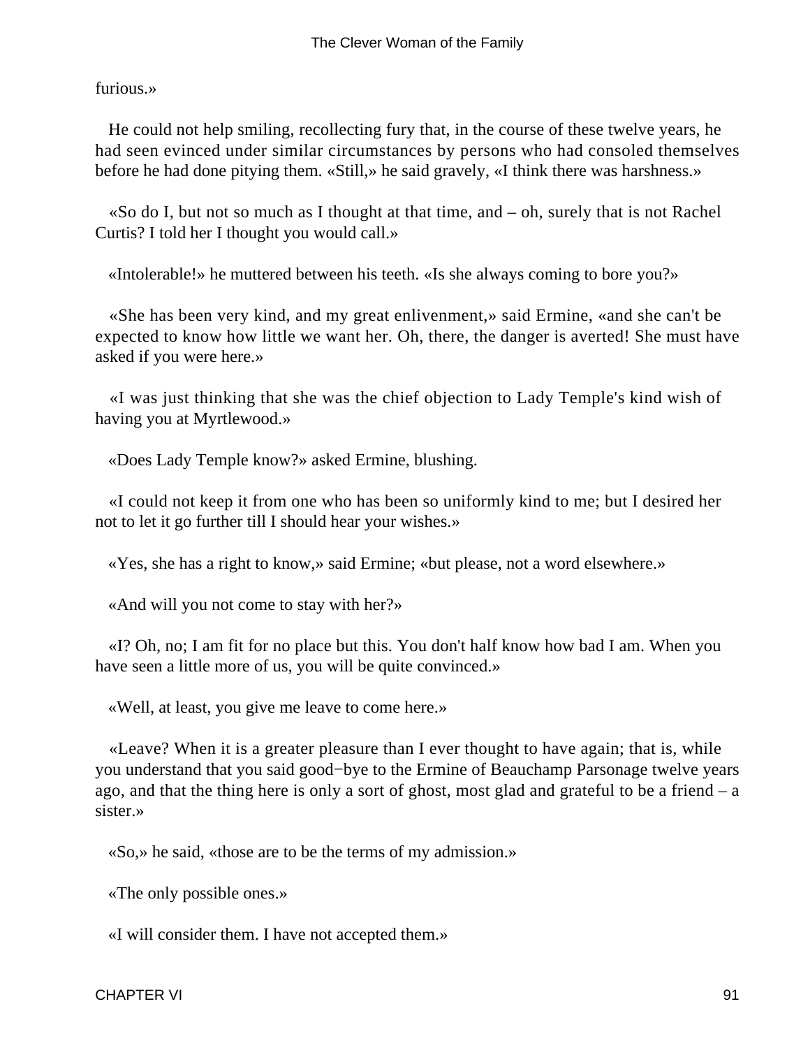furious.»

He could not help smiling, recollecting fury that, in the course of these twelve years, he had seen evinced under similar circumstances by persons who had consoled themselves before he had done pitying them. «Still,» he said gravely, «I think there was harshness.»

«So do I, but not so much as I thought at that time, and – oh, surely that is not Rachel Curtis? I told her I thought you would call.»

«Intolerable!» he muttered between his teeth. «Is she always coming to bore you?»

«She has been very kind, and my great enlivenment,» said Ermine, «and she can't be expected to know how little we want her. Oh, there, the danger is averted! She must have asked if you were here.»

«I was just thinking that she was the chief objection to Lady Temple's kind wish of having you at Myrtlewood.»

«Does Lady Temple know?» asked Ermine, blushing.

«I could not keep it from one who has been so uniformly kind to me; but I desired her not to let it go further till I should hear your wishes.»

«Yes, she has a right to know,» said Ermine; «but please, not a word elsewhere.»

«And will you not come to stay with her?»

«I? Oh, no; I am fit for no place but this. You don't half know how bad I am. When you have seen a little more of us, you will be quite convinced.»

«Well, at least, you give me leave to come here.»

«Leave? When it is a greater pleasure than I ever thought to have again; that is, while you understand that you said good−bye to the Ermine of Beauchamp Parsonage twelve years ago, and that the thing here is only a sort of ghost, most glad and grateful to be a friend – a sister.»

«So,» he said, «those are to be the terms of my admission.»

«The only possible ones.»

«I will consider them. I have not accepted them.»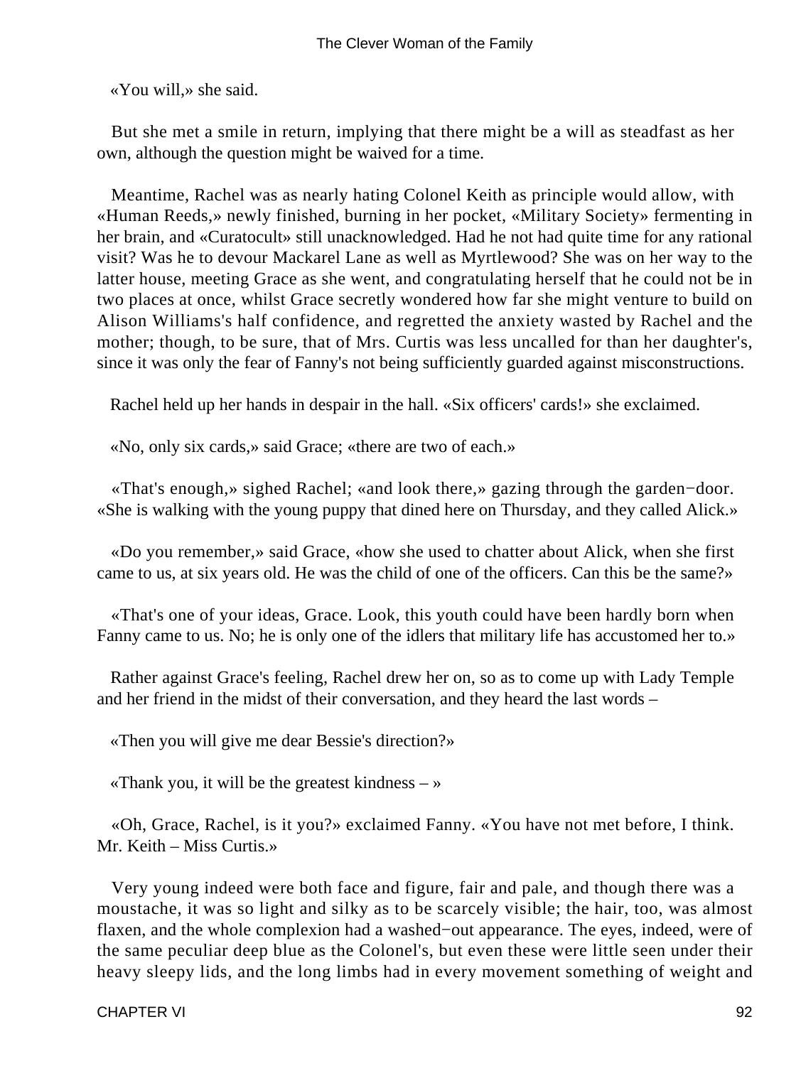«You will,» she said.

But she met a smile in return, implying that there might be a will as steadfast as her own, although the question might be waived for a time.

Meantime, Rachel was as nearly hating Colonel Keith as principle would allow, with «Human Reeds,» newly finished, burning in her pocket, «Military Society» fermenting in her brain, and «Curatocult» still unacknowledged. Had he not had quite time for any rational visit? Was he to devour Mackarel Lane as well as Myrtlewood? She was on her way to the latter house, meeting Grace as she went, and congratulating herself that he could not be in two places at once, whilst Grace secretly wondered how far she might venture to build on Alison Williams's half confidence, and regretted the anxiety wasted by Rachel and the mother; though, to be sure, that of Mrs. Curtis was less uncalled for than her daughter's, since it was only the fear of Fanny's not being sufficiently guarded against misconstructions.

Rachel held up her hands in despair in the hall. «Six officers' cards!» she exclaimed.

«No, only six cards,» said Grace; «there are two of each.»

«That's enough,» sighed Rachel; «and look there,» gazing through the garden−door. «She is walking with the young puppy that dined here on Thursday, and they called Alick.»

«Do you remember,» said Grace, «how she used to chatter about Alick, when she first came to us, at six years old. He was the child of one of the officers. Can this be the same?»

«That's one of your ideas, Grace. Look, this youth could have been hardly born when Fanny came to us. No; he is only one of the idlers that military life has accustomed her to.»

Rather against Grace's feeling, Rachel drew her on, so as to come up with Lady Temple and her friend in the midst of their conversation, and they heard the last words –

«Then you will give me dear Bessie's direction?»

«Thank you, it will be the greatest kindness – »

«Oh, Grace, Rachel, is it you?» exclaimed Fanny. «You have not met before, I think. Mr. Keith – Miss Curtis.»

Very young indeed were both face and figure, fair and pale, and though there was a moustache, it was so light and silky as to be scarcely visible; the hair, too, was almost flaxen, and the whole complexion had a washed−out appearance. The eyes, indeed, were of the same peculiar deep blue as the Colonel's, but even these were little seen under their heavy sleepy lids, and the long limbs had in every movement something of weight and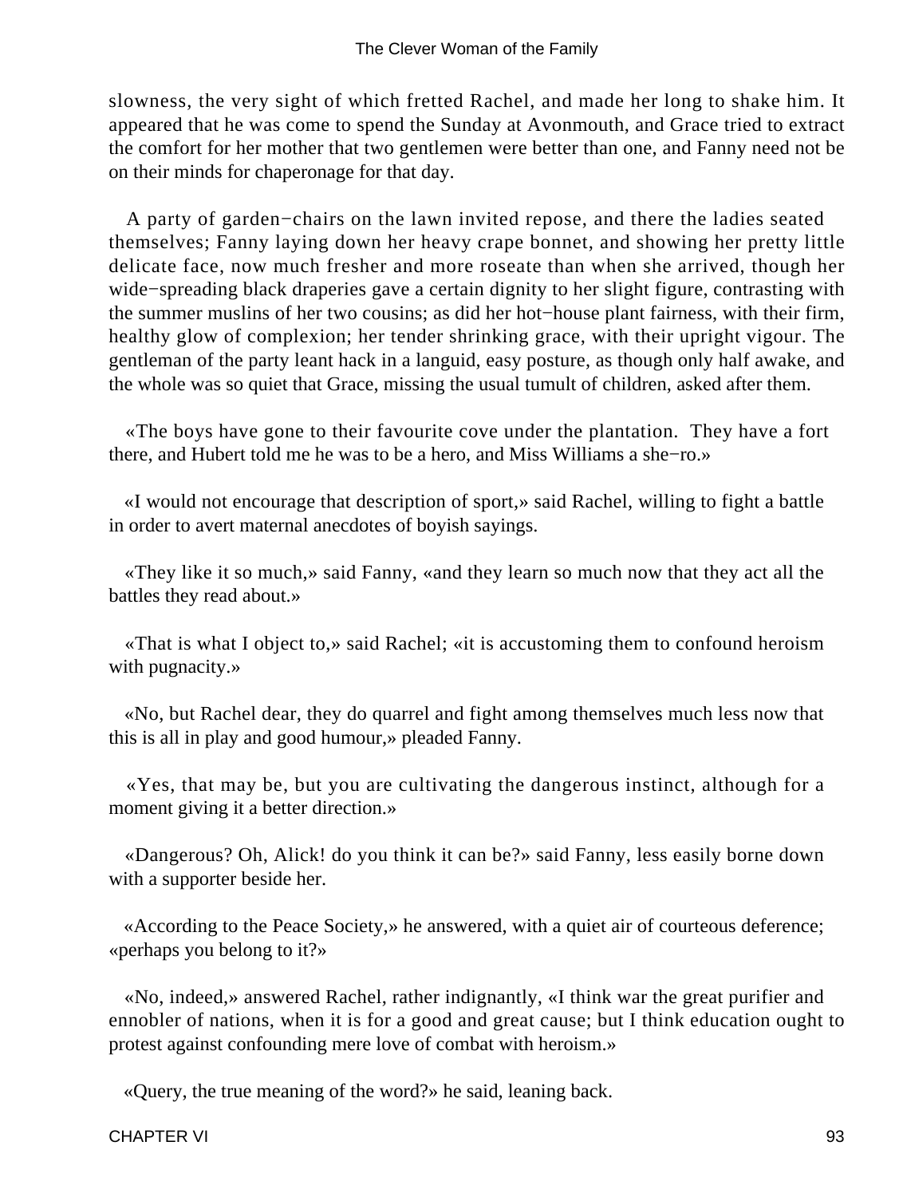slowness, the very sight of which fretted Rachel, and made her long to shake him. It appeared that he was come to spend the Sunday at Avonmouth, and Grace tried to extract the comfort for her mother that two gentlemen were better than one, and Fanny need not be on their minds for chaperonage for that day.

A party of garden−chairs on the lawn invited repose, and there the ladies seated themselves; Fanny laying down her heavy crape bonnet, and showing her pretty little delicate face, now much fresher and more roseate than when she arrived, though her wide−spreading black draperies gave a certain dignity to her slight figure, contrasting with the summer muslins of her two cousins; as did her hot−house plant fairness, with their firm, healthy glow of complexion; her tender shrinking grace, with their upright vigour. The gentleman of the party leant hack in a languid, easy posture, as though only half awake, and the whole was so quiet that Grace, missing the usual tumult of children, asked after them.

«The boys have gone to their favourite cove under the plantation. They have a fort there, and Hubert told me he was to be a hero, and Miss Williams a she−ro.»

«I would not encourage that description of sport,» said Rachel, willing to fight a battle in order to avert maternal anecdotes of boyish sayings.

«They like it so much,» said Fanny, «and they learn so much now that they act all the battles they read about.»

«That is what I object to,» said Rachel; «it is accustoming them to confound heroism with pugnacity.»

«No, but Rachel dear, they do quarrel and fight among themselves much less now that this is all in play and good humour,» pleaded Fanny.

«Yes, that may be, but you are cultivating the dangerous instinct, although for a moment giving it a better direction.»

«Dangerous? Oh, Alick! do you think it can be?» said Fanny, less easily borne down with a supporter beside her.

«According to the Peace Society,» he answered, with a quiet air of courteous deference; «perhaps you belong to it?»

«No, indeed,» answered Rachel, rather indignantly, «I think war the great purifier and ennobler of nations, when it is for a good and great cause; but I think education ought to protest against confounding mere love of combat with heroism.»

«Query, the true meaning of the word?» he said, leaning back.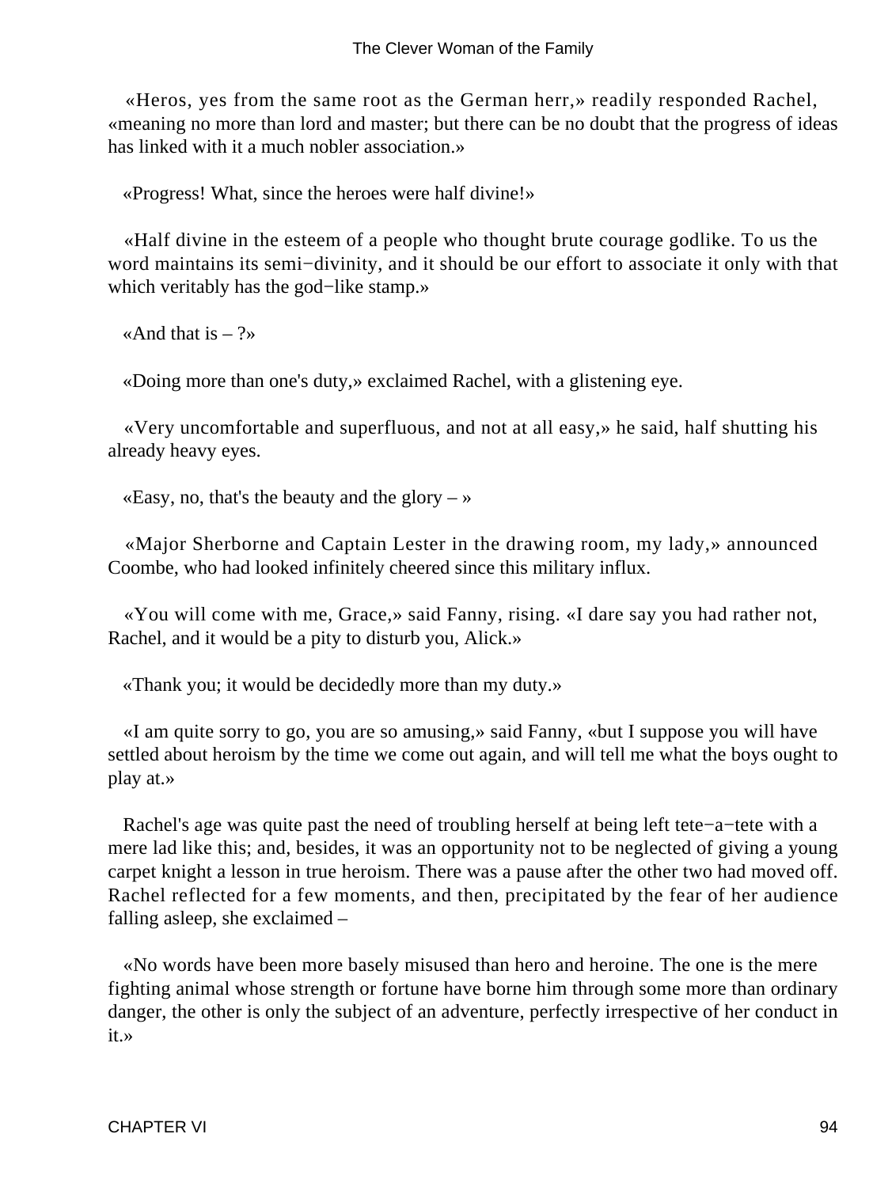«Heros, yes from the same root as the German herr,» readily responded Rachel, «meaning no more than lord and master; but there can be no doubt that the progress of ideas has linked with it a much nobler association.»

«Progress! What, since the heroes were half divine!»

«Half divine in the esteem of a people who thought brute courage godlike. To us the word maintains its semi−divinity, and it should be our effort to associate it only with that which veritably has the god−like stamp.»

«And that is – ?»

«Doing more than one's duty,» exclaimed Rachel, with a glistening eye.

«Very uncomfortable and superfluous, and not at all easy,» he said, half shutting his already heavy eyes.

«Easy, no, that's the beauty and the glory – »

«Major Sherborne and Captain Lester in the drawing room, my lady,» announced Coombe, who had looked infinitely cheered since this military influx.

«You will come with me, Grace,» said Fanny, rising. «I dare say you had rather not, Rachel, and it would be a pity to disturb you, Alick.»

«Thank you; it would be decidedly more than my duty.»

«I am quite sorry to go, you are so amusing,» said Fanny, «but I suppose you will have settled about heroism by the time we come out again, and will tell me what the boys ought to play at.»

Rachel's age was quite past the need of troubling herself at being left tete−a−tete with a mere lad like this; and, besides, it was an opportunity not to be neglected of giving a young carpet knight a lesson in true heroism. There was a pause after the other two had moved off. Rachel reflected for a few moments, and then, precipitated by the fear of her audience falling asleep, she exclaimed –

«No words have been more basely misused than hero and heroine. The one is the mere fighting animal whose strength or fortune have borne him through some more than ordinary danger, the other is only the subject of an adventure, perfectly irrespective of her conduct in it.»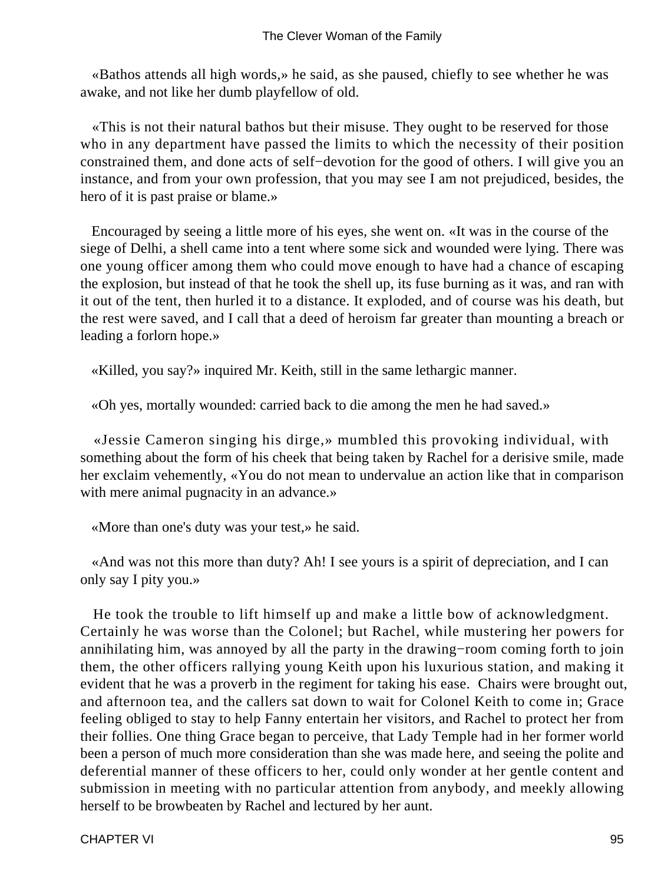«Bathos attends all high words,» he said, as she paused, chiefly to see whether he was awake, and not like her dumb playfellow of old.

«This is not their natural bathos but their misuse. They ought to be reserved for those who in any department have passed the limits to which the necessity of their position constrained them, and done acts of self−devotion for the good of others. I will give you an instance, and from your own profession, that you may see I am not prejudiced, besides, the hero of it is past praise or blame.»

Encouraged by seeing a little more of his eyes, she went on. «It was in the course of the siege of Delhi, a shell came into a tent where some sick and wounded were lying. There was one young officer among them who could move enough to have had a chance of escaping the explosion, but instead of that he took the shell up, its fuse burning as it was, and ran with it out of the tent, then hurled it to a distance. It exploded, and of course was his death, but the rest were saved, and I call that a deed of heroism far greater than mounting a breach or leading a forlorn hope.»

«Killed, you say?» inquired Mr. Keith, still in the same lethargic manner.

«Oh yes, mortally wounded: carried back to die among the men he had saved.»

«Jessie Cameron singing his dirge,» mumbled this provoking individual, with something about the form of his cheek that being taken by Rachel for a derisive smile, made her exclaim vehemently, «You do not mean to undervalue an action like that in comparison with mere animal pugnacity in an advance.»

«More than one's duty was your test,» he said.

«And was not this more than duty? Ah! I see yours is a spirit of depreciation, and I can only say I pity you.»

He took the trouble to lift himself up and make a little bow of acknowledgment. Certainly he was worse than the Colonel; but Rachel, while mustering her powers for annihilating him, was annoyed by all the party in the drawing−room coming forth to join them, the other officers rallying young Keith upon his luxurious station, and making it evident that he was a proverb in the regiment for taking his ease. Chairs were brought out, and afternoon tea, and the callers sat down to wait for Colonel Keith to come in; Grace feeling obliged to stay to help Fanny entertain her visitors, and Rachel to protect her from their follies. One thing Grace began to perceive, that Lady Temple had in her former world been a person of much more consideration than she was made here, and seeing the polite and deferential manner of these officers to her, could only wonder at her gentle content and submission in meeting with no particular attention from anybody, and meekly allowing herself to be browbeaten by Rachel and lectured by her aunt.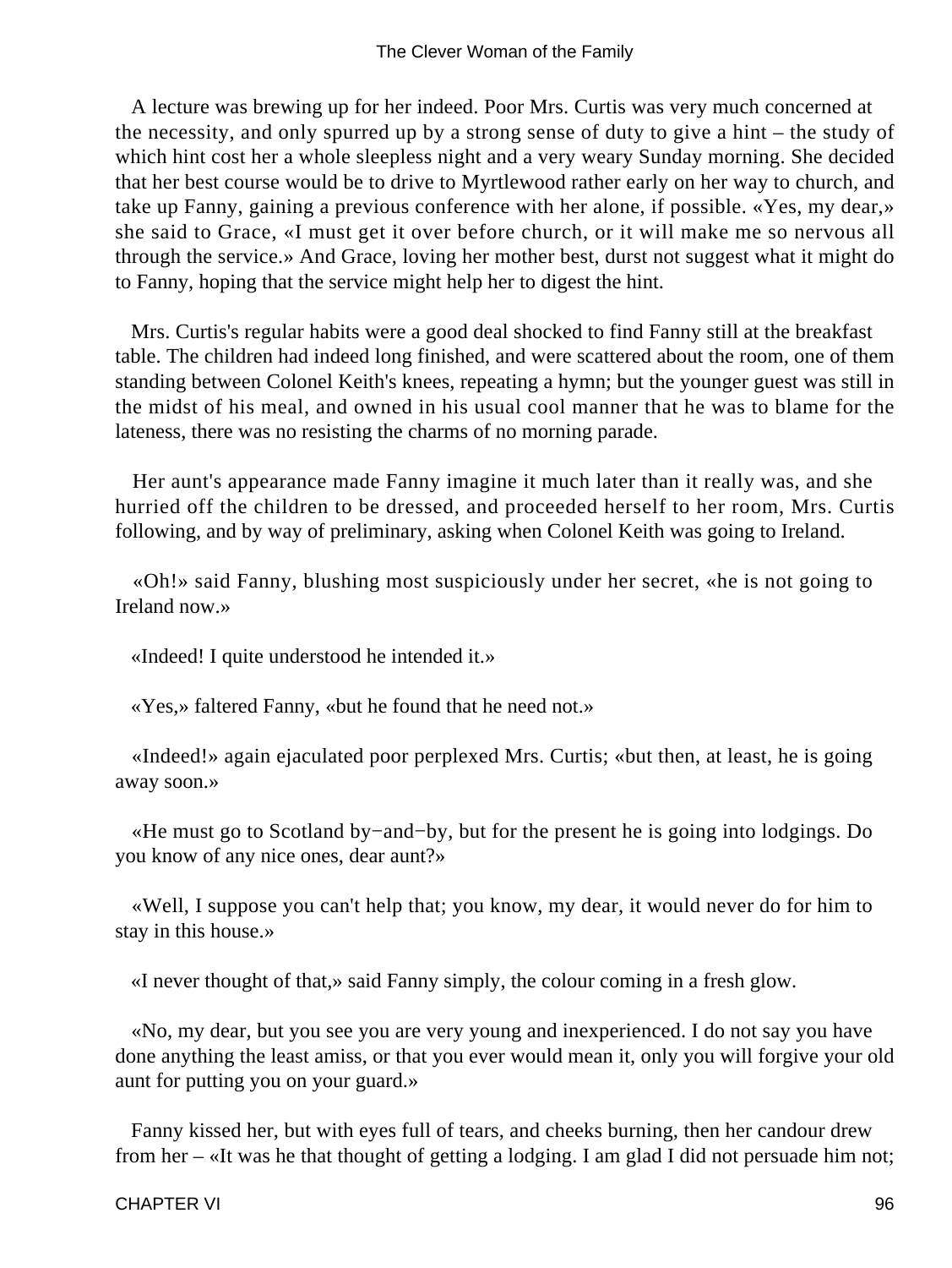A lecture was brewing up for her indeed. Poor Mrs. Curtis was very much concerned at the necessity, and only spurred up by a strong sense of duty to give a hint – the study of which hint cost her a whole sleepless night and a very weary Sunday morning. She decided that her best course would be to drive to Myrtlewood rather early on her way to church, and take up Fanny, gaining a previous conference with her alone, if possible. «Yes, my dear,» she said to Grace, «I must get it over before church, or it will make me so nervous all through the service.» And Grace, loving her mother best, durst not suggest what it might do to Fanny, hoping that the service might help her to digest the hint.

Mrs. Curtis's regular habits were a good deal shocked to find Fanny still at the breakfast table. The children had indeed long finished, and were scattered about the room, one of them standing between Colonel Keith's knees, repeating a hymn; but the younger guest was still in the midst of his meal, and owned in his usual cool manner that he was to blame for the lateness, there was no resisting the charms of no morning parade.

Her aunt's appearance made Fanny imagine it much later than it really was, and she hurried off the children to be dressed, and proceeded herself to her room, Mrs. Curtis following, and by way of preliminary, asking when Colonel Keith was going to Ireland.

«Oh!» said Fanny, blushing most suspiciously under her secret, «he is not going to Ireland now.»

«Indeed! I quite understood he intended it.»

«Yes,» faltered Fanny, «but he found that he need not.»

«Indeed!» again ejaculated poor perplexed Mrs. Curtis; «but then, at least, he is going away soon.»

«He must go to Scotland by−and−by, but for the present he is going into lodgings. Do you know of any nice ones, dear aunt?»

«Well, I suppose you can't help that; you know, my dear, it would never do for him to stay in this house.»

«I never thought of that,» said Fanny simply, the colour coming in a fresh glow.

«No, my dear, but you see you are very young and inexperienced. I do not say you have done anything the least amiss, or that you ever would mean it, only you will forgive your old aunt for putting you on your guard.»

Fanny kissed her, but with eyes full of tears, and cheeks burning, then her candour drew from her – «It was he that thought of getting a lodging. I am glad I did not persuade him not;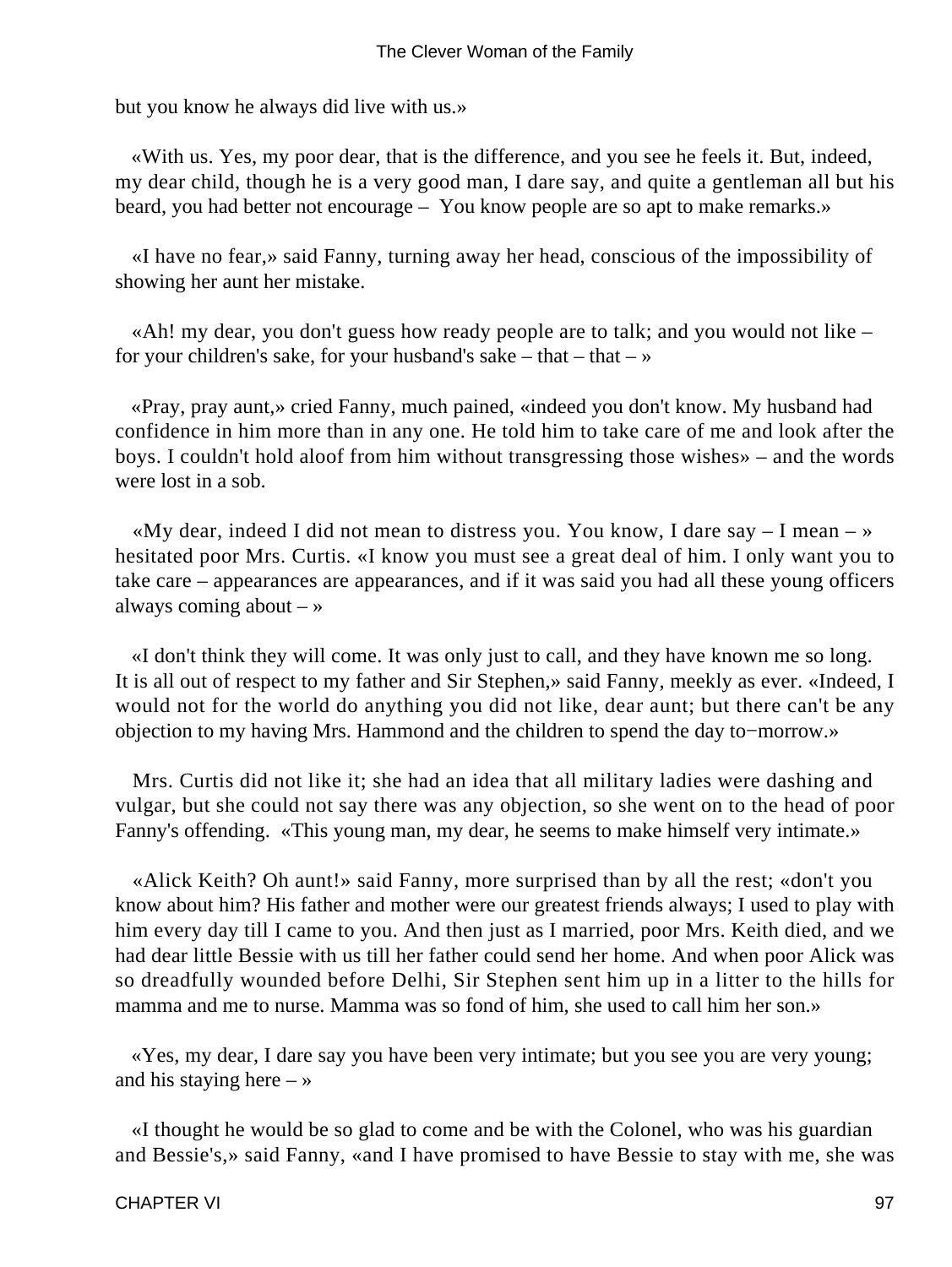but you know he always did live with us.»

«With us. Yes, my poor dear, that is the difference, and you see he feels it. But, indeed, my dear child, though he is a very good man, I dare say, and quite a gentleman all but his beard, you had better not encourage – You know people are so apt to make remarks.»

«I have no fear,» said Fanny, turning away her head, conscious of the impossibility of showing her aunt her mistake.

«Ah! my dear, you don't guess how ready people are to talk; and you would not like – for your children's sake, for your husband's sake – that – that – »

«Pray, pray aunt,» cried Fanny, much pained, «indeed you don't know. My husband had confidence in him more than in any one. He told him to take care of me and look after the boys. I couldn't hold aloof from him without transgressing those wishes» – and the words were lost in a sob.

«My dear, indeed I did not mean to distress you. You know, I dare say – I mean – » hesitated poor Mrs. Curtis. «I know you must see a great deal of him. I only want you to take care – appearances are appearances, and if it was said you had all these young officers always coming about – »

«I don't think they will come. It was only just to call, and they have known me so long. It is all out of respect to my father and Sir Stephen,» said Fanny, meekly as ever. «Indeed, I would not for the world do anything you did not like, dear aunt; but there can't be any objection to my having Mrs. Hammond and the children to spend the day to−morrow.»

Mrs. Curtis did not like it; she had an idea that all military ladies were dashing and vulgar, but she could not say there was any objection, so she went on to the head of poor Fanny's offending. «This young man, my dear, he seems to make himself very intimate.»

«Alick Keith? Oh aunt!» said Fanny, more surprised than by all the rest; «don't you know about him? His father and mother were our greatest friends always; I used to play with him every day till I came to you. And then just as I married, poor Mrs. Keith died, and we had dear little Bessie with us till her father could send her home. And when poor Alick was so dreadfully wounded before Delhi, Sir Stephen sent him up in a litter to the hills for mamma and me to nurse. Mamma was so fond of him, she used to call him her son.»

«Yes, my dear, I dare say you have been very intimate; but you see you are very young; and his staying here – »

«I thought he would be so glad to come and be with the Colonel, who was his guardian and Bessie's,» said Fanny, «and I have promised to have Bessie to stay with me, she was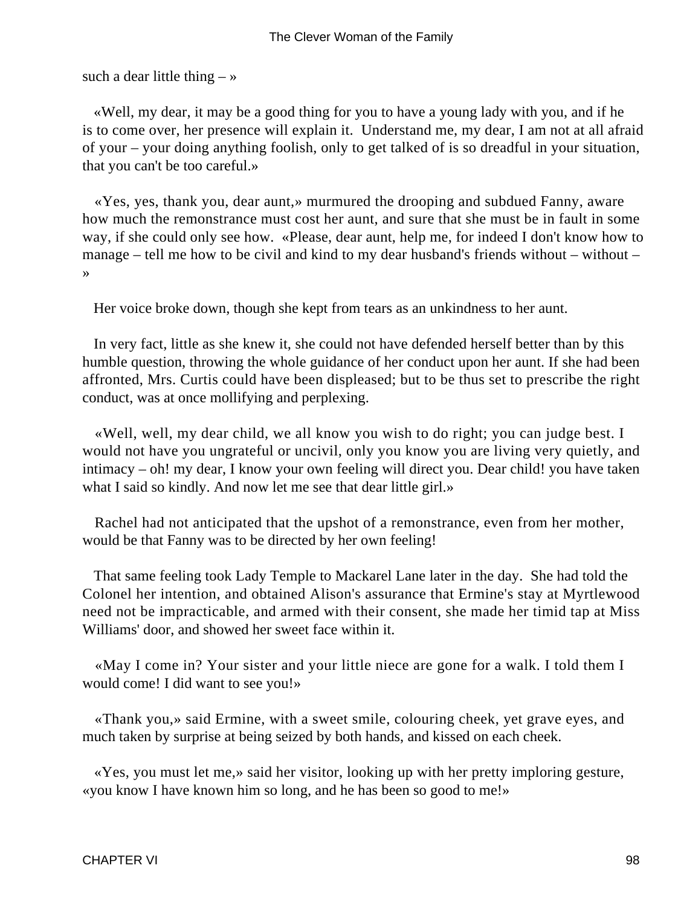such a dear little thing – »

«Well, my dear, it may be a good thing for you to have a young lady with you, and if he is to come over, her presence will explain it. Understand me, my dear, I am not at all afraid of your – your doing anything foolish, only to get talked of is so dreadful in your situation, that you can't be too careful.»

«Yes, yes, thank you, dear aunt,» murmured the drooping and subdued Fanny, aware how much the remonstrance must cost her aunt, and sure that she must be in fault in some way, if she could only see how. «Please, dear aunt, help me, for indeed I don't know how to manage – tell me how to be civil and kind to my dear husband's friends without – without – »

Her voice broke down, though she kept from tears as an unkindness to her aunt.

In very fact, little as she knew it, she could not have defended herself better than by this humble question, throwing the whole guidance of her conduct upon her aunt. If she had been affronted, Mrs. Curtis could have been displeased; but to be thus set to prescribe the right conduct, was at once mollifying and perplexing.

«Well, well, my dear child, we all know you wish to do right; you can judge best. I would not have you ungrateful or uncivil, only you know you are living very quietly, and intimacy – oh! my dear, I know your own feeling will direct you. Dear child! you have taken what I said so kindly. And now let me see that dear little girl.»

Rachel had not anticipated that the upshot of a remonstrance, even from her mother, would be that Fanny was to be directed by her own feeling!

That same feeling took Lady Temple to Mackarel Lane later in the day. She had told the Colonel her intention, and obtained Alison's assurance that Ermine's stay at Myrtlewood need not be impracticable, and armed with their consent, she made her timid tap at Miss Williams' door, and showed her sweet face within it.

«May I come in? Your sister and your little niece are gone for a walk. I told them I would come! I did want to see you!»

«Thank you,» said Ermine, with a sweet smile, colouring cheek, yet grave eyes, and much taken by surprise at being seized by both hands, and kissed on each cheek.

«Yes, you must let me,» said her visitor, looking up with her pretty imploring gesture, «you know I have known him so long, and he has been so good to me!»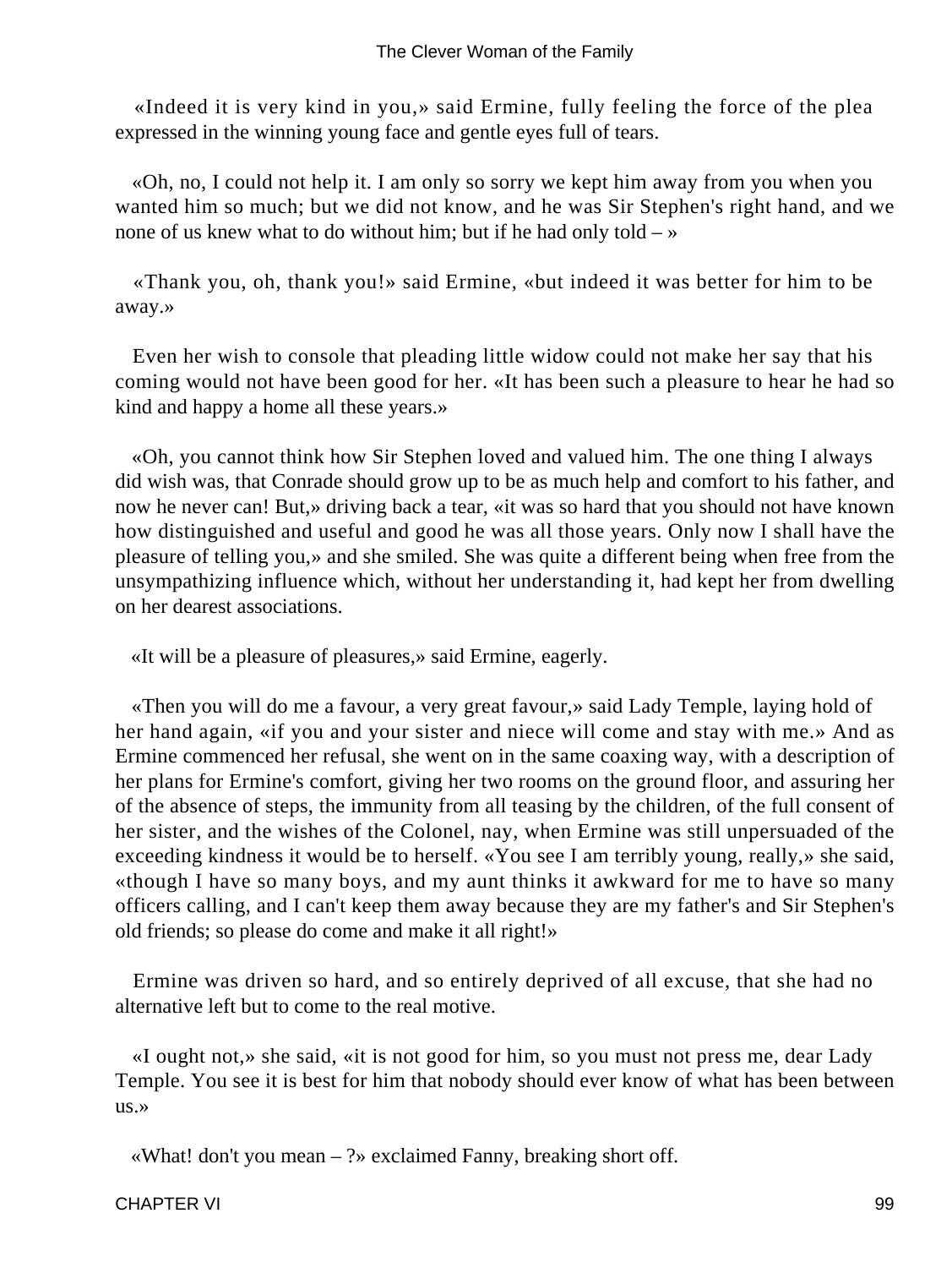«Indeed it is very kind in you,» said Ermine, fully feeling the force of the plea expressed in the winning young face and gentle eyes full of tears.

«Oh, no, I could not help it. I am only so sorry we kept him away from you when you wanted him so much; but we did not know, and he was Sir Stephen's right hand, and we none of us knew what to do without him; but if he had only told – »

«Thank you, oh, thank you!» said Ermine, «but indeed it was better for him to be away.»

Even her wish to console that pleading little widow could not make her say that his coming would not have been good for her. «It has been such a pleasure to hear he had so kind and happy a home all these years.»

«Oh, you cannot think how Sir Stephen loved and valued him. The one thing I always did wish was, that Conrade should grow up to be as much help and comfort to his father, and now he never can! But,» driving back a tear, «it was so hard that you should not have known how distinguished and useful and good he was all those years. Only now I shall have the pleasure of telling you,» and she smiled. She was quite a different being when free from the unsympathizing influence which, without her understanding it, had kept her from dwelling on her dearest associations.

«It will be a pleasure of pleasures,» said Ermine, eagerly.

«Then you will do me a favour, a very great favour,» said Lady Temple, laying hold of her hand again, «if you and your sister and niece will come and stay with me.» And as Ermine commenced her refusal, she went on in the same coaxing way, with a description of her plans for Ermine's comfort, giving her two rooms on the ground floor, and assuring her of the absence of steps, the immunity from all teasing by the children, of the full consent of her sister, and the wishes of the Colonel, nay, when Ermine was still unpersuaded of the exceeding kindness it would be to herself. «You see I am terribly young, really,» she said, «though I have so many boys, and my aunt thinks it awkward for me to have so many officers calling, and I can't keep them away because they are my father's and Sir Stephen's old friends; so please do come and make it all right!»

Ermine was driven so hard, and so entirely deprived of all excuse, that she had no alternative left but to come to the real motive.

«I ought not,» she said, «it is not good for him, so you must not press me, dear Lady Temple. You see it is best for him that nobody should ever know of what has been between us.»

«What! don't you mean – ?» exclaimed Fanny, breaking short off.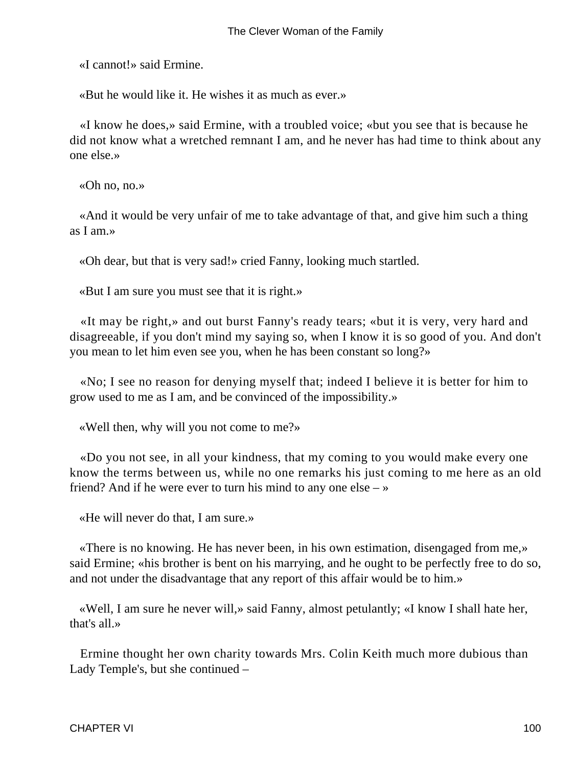«I cannot!» said Ermine.

«But he would like it. He wishes it as much as ever.»

«I know he does,» said Ermine, with a troubled voice; «but you see that is because he did not know what a wretched remnant I am, and he never has had time to think about any one else.»

«Oh no, no.»

«And it would be very unfair of me to take advantage of that, and give him such a thing as I am.»

«Oh dear, but that is very sad!» cried Fanny, looking much startled.

«But I am sure you must see that it is right.»

«It may be right,» and out burst Fanny's ready tears; «but it is very, very hard and disagreeable, if you don't mind my saying so, when I know it is so good of you. And don't you mean to let him even see you, when he has been constant so long?»

«No; I see no reason for denying myself that; indeed I believe it is better for him to grow used to me as I am, and be convinced of the impossibility.»

«Well then, why will you not come to me?»

«Do you not see, in all your kindness, that my coming to you would make every one know the terms between us, while no one remarks his just coming to me here as an old friend? And if he were ever to turn his mind to any one else – »

«He will never do that, I am sure.»

«There is no knowing. He has never been, in his own estimation, disengaged from me,» said Ermine; «his brother is bent on his marrying, and he ought to be perfectly free to do so, and not under the disadvantage that any report of this affair would be to him.»

«Well, I am sure he never will,» said Fanny, almost petulantly; «I know I shall hate her, that's all.»

Ermine thought her own charity towards Mrs. Colin Keith much more dubious than Lady Temple's, but she continued –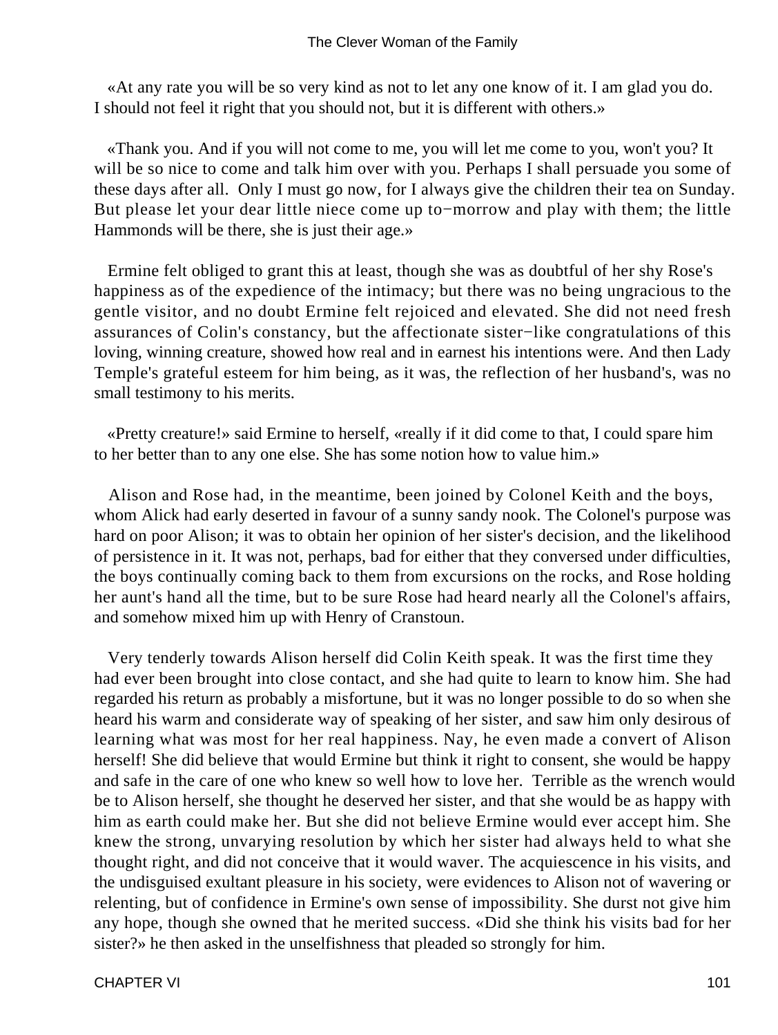«At any rate you will be so very kind as not to let any one know of it. I am glad you do. I should not feel it right that you should not, but it is different with others.»

«Thank you. And if you will not come to me, you will let me come to you, won't you? It will be so nice to come and talk him over with you. Perhaps I shall persuade you some of these days after all. Only I must go now, for I always give the children their tea on Sunday. But please let your dear little niece come up to−morrow and play with them; the little Hammonds will be there, she is just their age.»

Ermine felt obliged to grant this at least, though she was as doubtful of her shy Rose's happiness as of the expedience of the intimacy; but there was no being ungracious to the gentle visitor, and no doubt Ermine felt rejoiced and elevated. She did not need fresh assurances of Colin's constancy, but the affectionate sister−like congratulations of this loving, winning creature, showed how real and in earnest his intentions were. And then Lady Temple's grateful esteem for him being, as it was, the reflection of her husband's, was no small testimony to his merits.

«Pretty creature!» said Ermine to herself, «really if it did come to that, I could spare him to her better than to any one else. She has some notion how to value him.»

Alison and Rose had, in the meantime, been joined by Colonel Keith and the boys, whom Alick had early deserted in favour of a sunny sandy nook. The Colonel's purpose was hard on poor Alison; it was to obtain her opinion of her sister's decision, and the likelihood of persistence in it. It was not, perhaps, bad for either that they conversed under difficulties, the boys continually coming back to them from excursions on the rocks, and Rose holding her aunt's hand all the time, but to be sure Rose had heard nearly all the Colonel's affairs, and somehow mixed him up with Henry of Cranstoun.

Very tenderly towards Alison herself did Colin Keith speak. It was the first time they had ever been brought into close contact, and she had quite to learn to know him. She had regarded his return as probably a misfortune, but it was no longer possible to do so when she heard his warm and considerate way of speaking of her sister, and saw him only desirous of learning what was most for her real happiness. Nay, he even made a convert of Alison herself! She did believe that would Ermine but think it right to consent, she would be happy and safe in the care of one who knew so well how to love her. Terrible as the wrench would be to Alison herself, she thought he deserved her sister, and that she would be as happy with him as earth could make her. But she did not believe Ermine would ever accept him. She knew the strong, unvarying resolution by which her sister had always held to what she thought right, and did not conceive that it would waver. The acquiescence in his visits, and the undisguised exultant pleasure in his society, were evidences to Alison not of wavering or relenting, but of confidence in Ermine's own sense of impossibility. She durst not give him any hope, though she owned that he merited success. «Did she think his visits bad for her sister?» he then asked in the unselfishness that pleaded so strongly for him.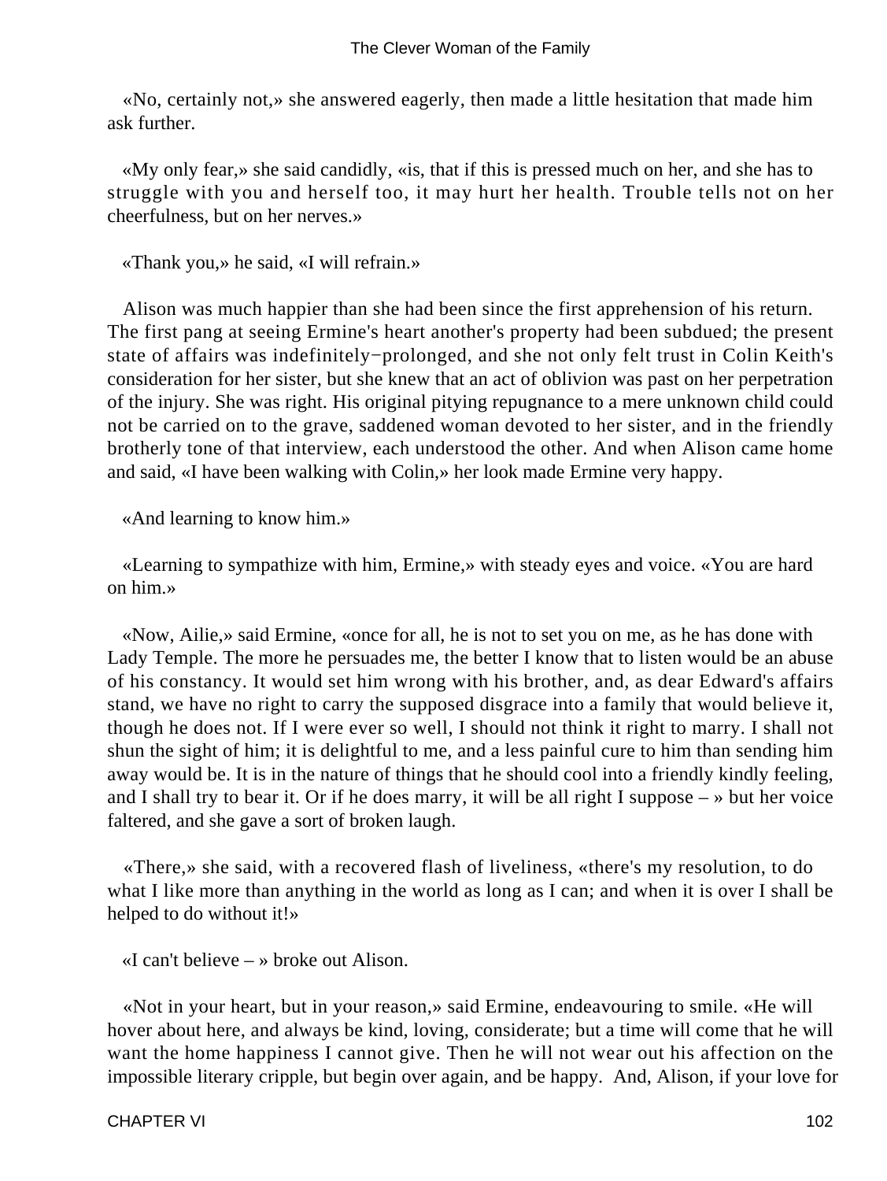«No, certainly not,» she answered eagerly, then made a little hesitation that made him ask further.

«My only fear,» she said candidly, «is, that if this is pressed much on her, and she has to struggle with you and herself too, it may hurt her health. Trouble tells not on her cheerfulness, but on her nerves.»

«Thank you,» he said, «I will refrain.»

Alison was much happier than she had been since the first apprehension of his return. The first pang at seeing Ermine's heart another's property had been subdued; the present state of affairs was indefinitely−prolonged, and she not only felt trust in Colin Keith's consideration for her sister, but she knew that an act of oblivion was past on her perpetration of the injury. She was right. His original pitying repugnance to a mere unknown child could not be carried on to the grave, saddened woman devoted to her sister, and in the friendly brotherly tone of that interview, each understood the other. And when Alison came home and said, «I have been walking with Colin,» her look made Ermine very happy.

«And learning to know him.»

«Learning to sympathize with him, Ermine,» with steady eyes and voice. «You are hard on him.»

«Now, Ailie,» said Ermine, «once for all, he is not to set you on me, as he has done with Lady Temple. The more he persuades me, the better I know that to listen would be an abuse of his constancy. It would set him wrong with his brother, and, as dear Edward's affairs stand, we have no right to carry the supposed disgrace into a family that would believe it, though he does not. If I were ever so well, I should not think it right to marry. I shall not shun the sight of him; it is delightful to me, and a less painful cure to him than sending him away would be. It is in the nature of things that he should cool into a friendly kindly feeling, and I shall try to bear it. Or if he does marry, it will be all right I suppose – » but her voice faltered, and she gave a sort of broken laugh.

«There,» she said, with a recovered flash of liveliness, «there's my resolution, to do what I like more than anything in the world as long as I can; and when it is over I shall be helped to do without it!»

«I can't believe – » broke out Alison.

«Not in your heart, but in your reason,» said Ermine, endeavouring to smile. «He will hover about here, and always be kind, loving, considerate; but a time will come that he will want the home happiness I cannot give. Then he will not wear out his affection on the impossible literary cripple, but begin over again, and be happy. And, Alison, if your love for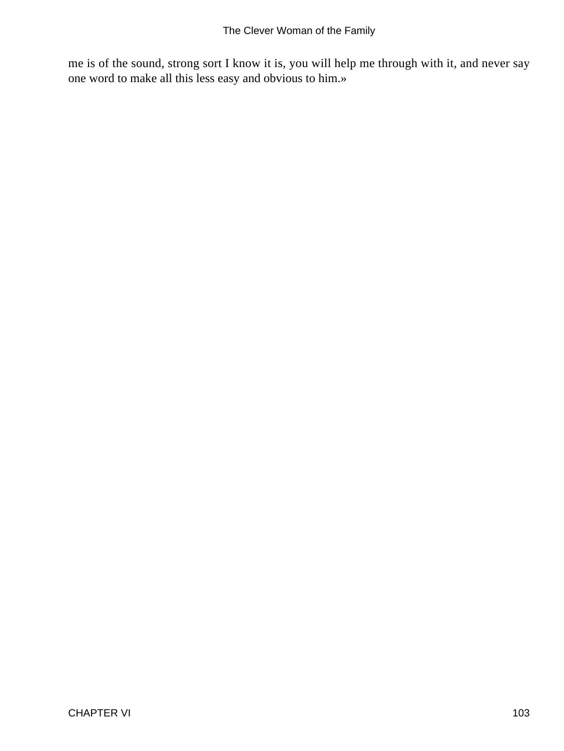me is of the sound, strong sort I know it is, you will help me through with it, and never say one word to make all this less easy and obvious to him.»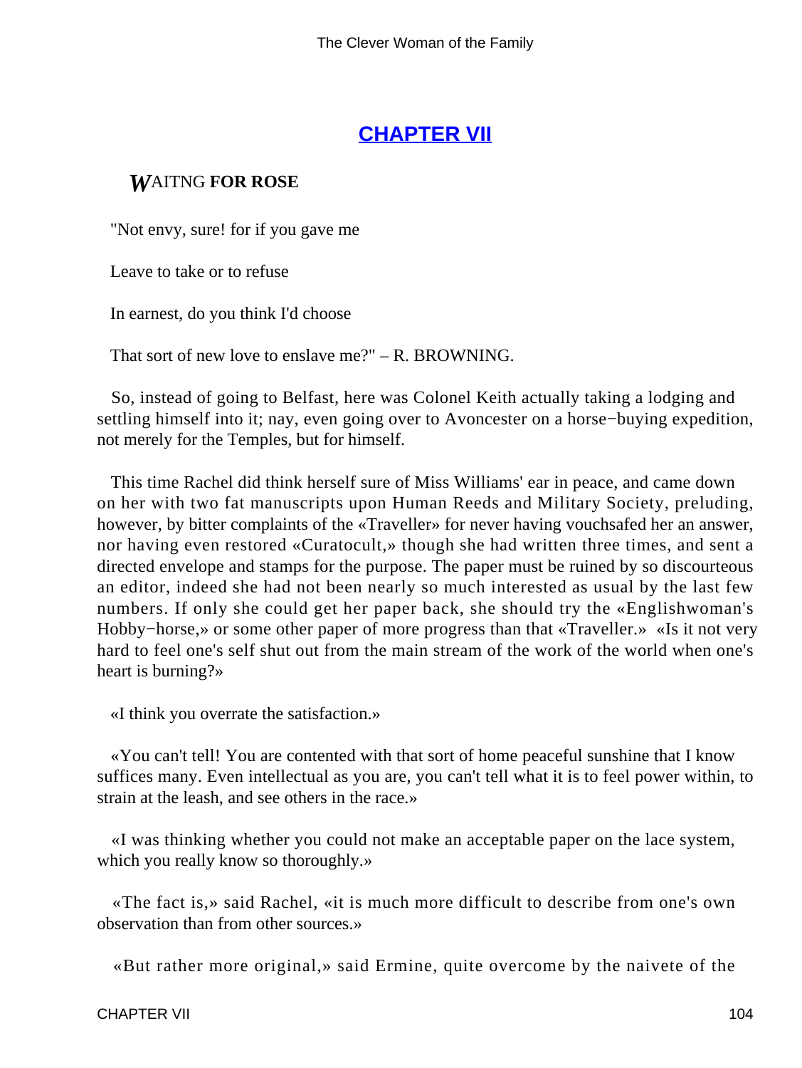## CHAPTER VII

### *W*AITNG **FOR ROSE**

"Not envy, sure! for if you gave me

Leave to take or to refuse

In earnest, do you think I'd choose

That sort of new love to enslave me?" – R. BROWNING.

So, instead of going to Belfast, here was Colonel Keith actually taking a lodging and settling himself into it; nay, even going over to Avoncester on a horse−buying expedition, not merely for the Temples, but for himself.

This time Rachel did think herself sure of Miss Williams' ear in peace, and came down on her with two fat manuscripts upon Human Reeds and Military Society, preluding, however, by bitter complaints of the «Traveller» for never having vouchsafed her an answer, nor having even restored «Curatocult,» though she had written three times, and sent a directed envelope and stamps for the purpose. The paper must be ruined by so discourteous an editor, indeed she had not been nearly so much interested as usual by the last few numbers. If only she could get her paper back, she should try the «Englishwoman's Hobby−horse,» or some other paper of more progress than that «Traveller.» «Is it not very hard to feel one's self shut out from the main stream of the work of the world when one's heart is burning?»

«I think you overrate the satisfaction.»

«You can't tell! You are contented with that sort of home peaceful sunshine that I know suffices many. Even intellectual as you are, you can't tell what it is to feel power within, to strain at the leash, and see others in the race.»

«I was thinking whether you could not make an acceptable paper on the lace system, which you really know so thoroughly.»

«The fact is,» said Rachel, «it is much more difficult to describe from one's own observation than from other sources.»

«But rather more original,» said Ermine, quite overcome by the naivete of the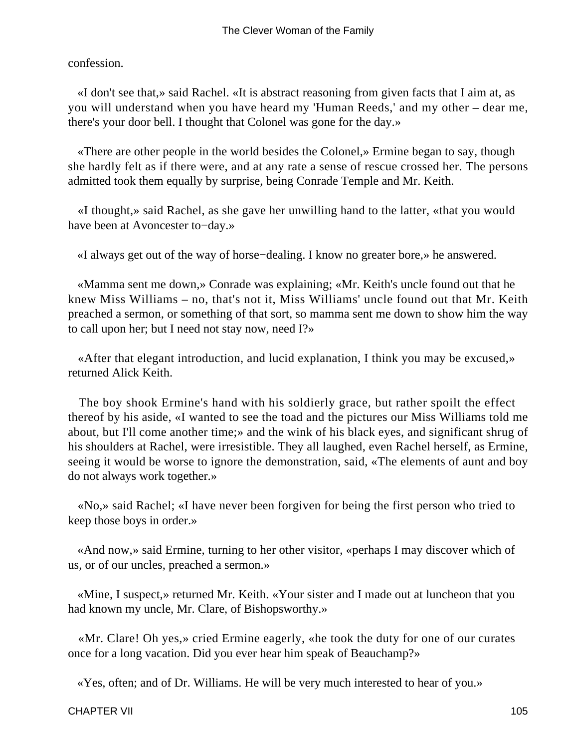confession.

«I don't see that,» said Rachel. «It is abstract reasoning from given facts that I aim at, as you will understand when you have heard my 'Human Reeds,' and my other – dear me, there's your door bell. I thought that Colonel was gone for the day.»

«There are other people in the world besides the Colonel,» Ermine began to say, though she hardly felt as if there were, and at any rate a sense of rescue crossed her. The persons admitted took them equally by surprise, being Conrade Temple and Mr. Keith.

«I thought,» said Rachel, as she gave her unwilling hand to the latter, «that you would have been at Avoncester to−day.»

«I always get out of the way of horse−dealing. I know no greater bore,» he answered.

«Mamma sent me down,» Conrade was explaining; «Mr. Keith's uncle found out that he knew Miss Williams – no, that's not it, Miss Williams' uncle found out that Mr. Keith preached a sermon, or something of that sort, so mamma sent me down to show him the way to call upon her; but I need not stay now, need I?»

«After that elegant introduction, and lucid explanation, I think you may be excused,» returned Alick Keith.

The boy shook Ermine's hand with his soldierly grace, but rather spoilt the effect thereof by his aside, «I wanted to see the toad and the pictures our Miss Williams told me about, but I'll come another time;» and the wink of his black eyes, and significant shrug of his shoulders at Rachel, were irresistible. They all laughed, even Rachel herself, as Ermine, seeing it would be worse to ignore the demonstration, said, «The elements of aunt and boy do not always work together.»

«No,» said Rachel; «I have never been forgiven for being the first person who tried to keep those boys in order.»

«And now,» said Ermine, turning to her other visitor, «perhaps I may discover which of us, or of our uncles, preached a sermon.»

«Mine, I suspect,» returned Mr. Keith. «Your sister and I made out at luncheon that you had known my uncle, Mr. Clare, of Bishopsworthy.»

«Mr. Clare! Oh yes,» cried Ermine eagerly, «he took the duty for one of our curates once for a long vacation. Did you ever hear him speak of Beauchamp?»

«Yes, often; and of Dr. Williams. He will be very much interested to hear of you.»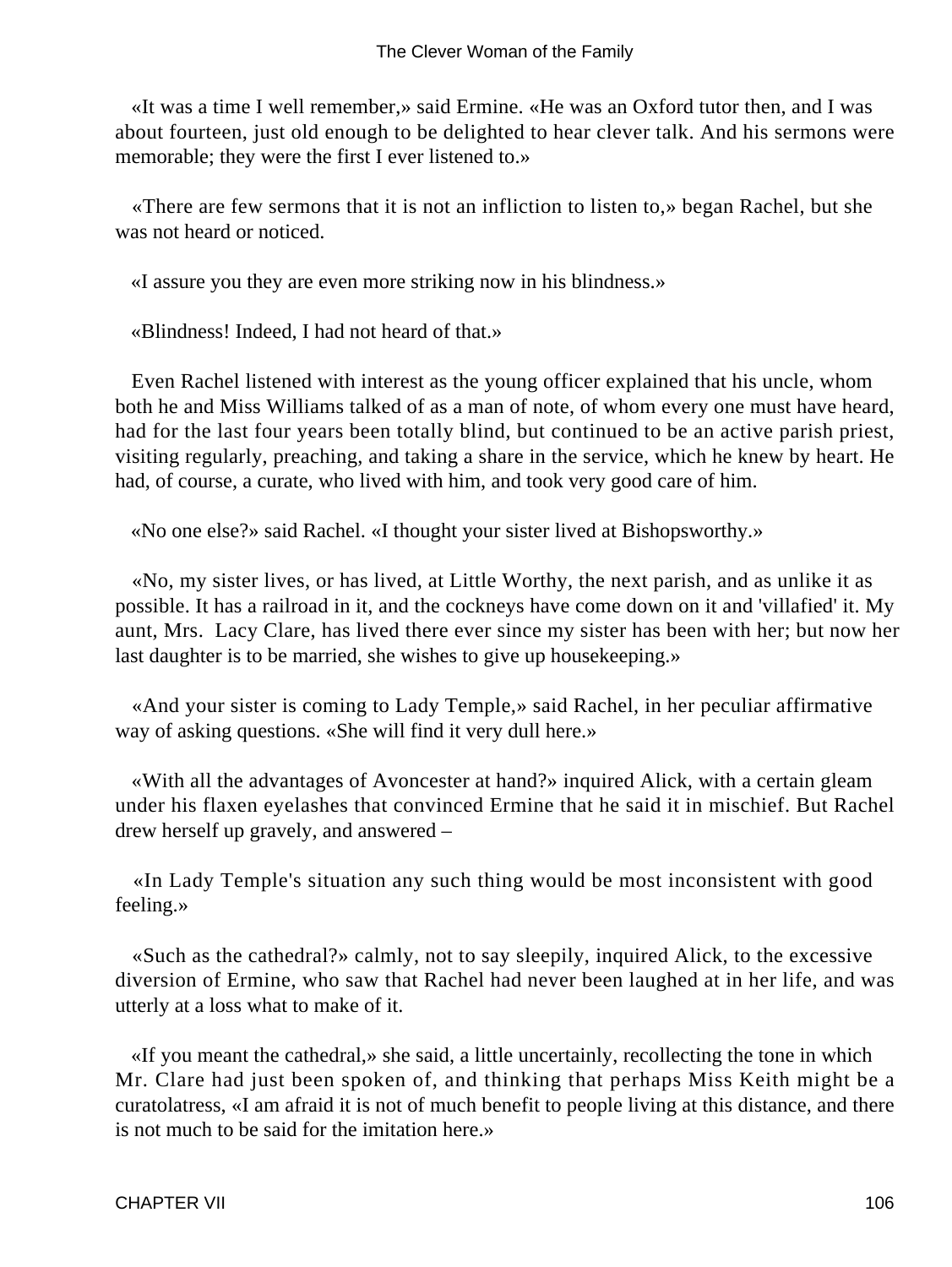«It was a time I well remember,» said Ermine. «He was an Oxford tutor then, and I was about fourteen, just old enough to be delighted to hear clever talk. And his sermons were memorable; they were the first I ever listened to.»

«There are few sermons that it is not an infliction to listen to,» began Rachel, but she was not heard or noticed.

«I assure you they are even more striking now in his blindness.»

«Blindness! Indeed, I had not heard of that.»

Even Rachel listened with interest as the young officer explained that his uncle, whom both he and Miss Williams talked of as a man of note, of whom every one must have heard, had for the last four years been totally blind, but continued to be an active parish priest, visiting regularly, preaching, and taking a share in the service, which he knew by heart. He had, of course, a curate, who lived with him, and took very good care of him.

«No one else?» said Rachel. «I thought your sister lived at Bishopsworthy.»

«No, my sister lives, or has lived, at Little Worthy, the next parish, and as unlike it as possible. It has a railroad in it, and the cockneys have come down on it and 'villafied' it. My aunt, Mrs. Lacy Clare, has lived there ever since my sister has been with her; but now her last daughter is to be married, she wishes to give up housekeeping.»

«And your sister is coming to Lady Temple,» said Rachel, in her peculiar affirmative way of asking questions. «She will find it very dull here.»

«With all the advantages of Avoncester at hand?» inquired Alick, with a certain gleam under his flaxen eyelashes that convinced Ermine that he said it in mischief. But Rachel drew herself up gravely, and answered –

«In Lady Temple's situation any such thing would be most inconsistent with good feeling.»

«Such as the cathedral?» calmly, not to say sleepily, inquired Alick, to the excessive diversion of Ermine, who saw that Rachel had never been laughed at in her life, and was utterly at a loss what to make of it.

«If you meant the cathedral,» she said, a little uncertainly, recollecting the tone in which Mr. Clare had just been spoken of, and thinking that perhaps Miss Keith might be a curatolatress, «I am afraid it is not of much benefit to people living at this distance, and there is not much to be said for the imitation here.»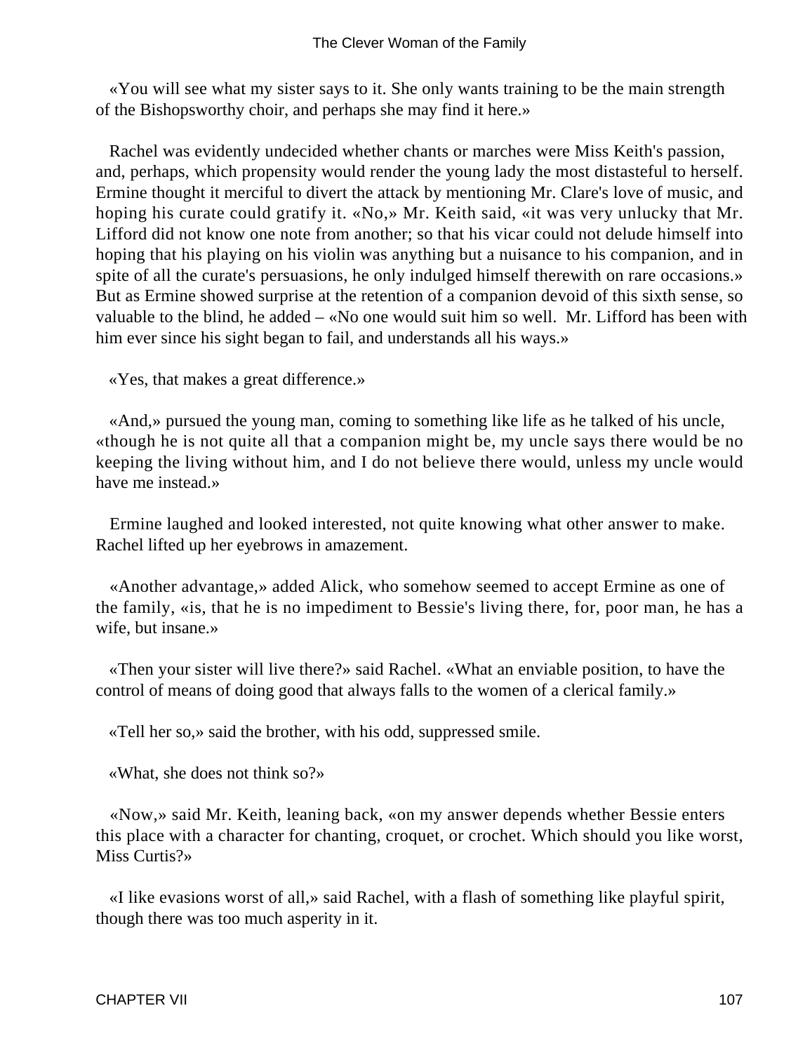«You will see what my sister says to it. She only wants training to be the main strength of the Bishopsworthy choir, and perhaps she may find it here.»

Rachel was evidently undecided whether chants or marches were Miss Keith's passion, and, perhaps, which propensity would render the young lady the most distasteful to herself. Ermine thought it merciful to divert the attack by mentioning Mr. Clare's love of music, and hoping his curate could gratify it. «No,» Mr. Keith said, «it was very unlucky that Mr. Lifford did not know one note from another; so that his vicar could not delude himself into hoping that his playing on his violin was anything but a nuisance to his companion, and in spite of all the curate's persuasions, he only indulged himself therewith on rare occasions.» But as Ermine showed surprise at the retention of a companion devoid of this sixth sense, so valuable to the blind, he added – «No one would suit him so well. Mr. Lifford has been with him ever since his sight began to fail, and understands all his ways.»

«Yes, that makes a great difference.»

«And,» pursued the young man, coming to something like life as he talked of his uncle, «though he is not quite all that a companion might be, my uncle says there would be no keeping the living without him, and I do not believe there would, unless my uncle would have me instead.»

Ermine laughed and looked interested, not quite knowing what other answer to make. Rachel lifted up her eyebrows in amazement.

«Another advantage,» added Alick, who somehow seemed to accept Ermine as one of the family, «is, that he is no impediment to Bessie's living there, for, poor man, he has a wife, but insane.»

«Then your sister will live there?» said Rachel. «What an enviable position, to have the control of means of doing good that always falls to the women of a clerical family.»

«Tell her so,» said the brother, with his odd, suppressed smile.

«What, she does not think so?»

«Now,» said Mr. Keith, leaning back, «on my answer depends whether Bessie enters this place with a character for chanting, croquet, or crochet. Which should you like worst, Miss Curtis?»

«I like evasions worst of all,» said Rachel, with a flash of something like playful spirit, though there was too much asperity in it.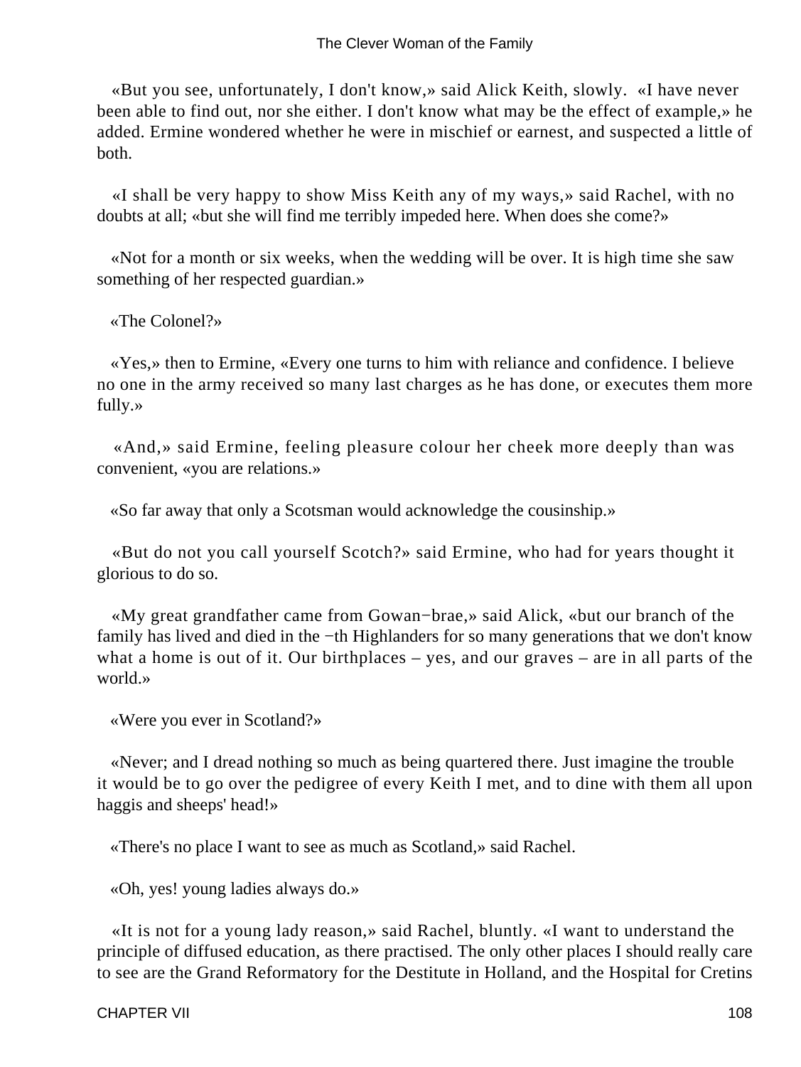«But you see, unfortunately, I don't know,» said Alick Keith, slowly. «I have never been able to find out, nor she either. I don't know what may be the effect of example,» he added. Ermine wondered whether he were in mischief or earnest, and suspected a little of both.

«I shall be very happy to show Miss Keith any of my ways,» said Rachel, with no doubts at all; «but she will find me terribly impeded here. When does she come?»

«Not for a month or six weeks, when the wedding will be over. It is high time she saw something of her respected guardian.»

«The Colonel?»

«Yes,» then to Ermine, «Every one turns to him with reliance and confidence. I believe no one in the army received so many last charges as he has done, or executes them more fully.»

«And,» said Ermine, feeling pleasure colour her cheek more deeply than was convenient, «you are relations.»

«So far away that only a Scotsman would acknowledge the cousinship.»

«But do not you call yourself Scotch?» said Ermine, who had for years thought it glorious to do so.

«My great grandfather came from Gowan−brae,» said Alick, «but our branch of the family has lived and died in the −th Highlanders for so many generations that we don't know what a home is out of it. Our birthplaces – yes, and our graves – are in all parts of the world.»

«Were you ever in Scotland?»

«Never; and I dread nothing so much as being quartered there. Just imagine the trouble it would be to go over the pedigree of every Keith I met, and to dine with them all upon haggis and sheeps' head!»

«There's no place I want to see as much as Scotland,» said Rachel.

«Oh, yes! young ladies always do.»

«It is not for a young lady reason,» said Rachel, bluntly. «I want to understand the principle of diffused education, as there practised. The only other places I should really care to see are the Grand Reformatory for the Destitute in Holland, and the Hospital for Cretins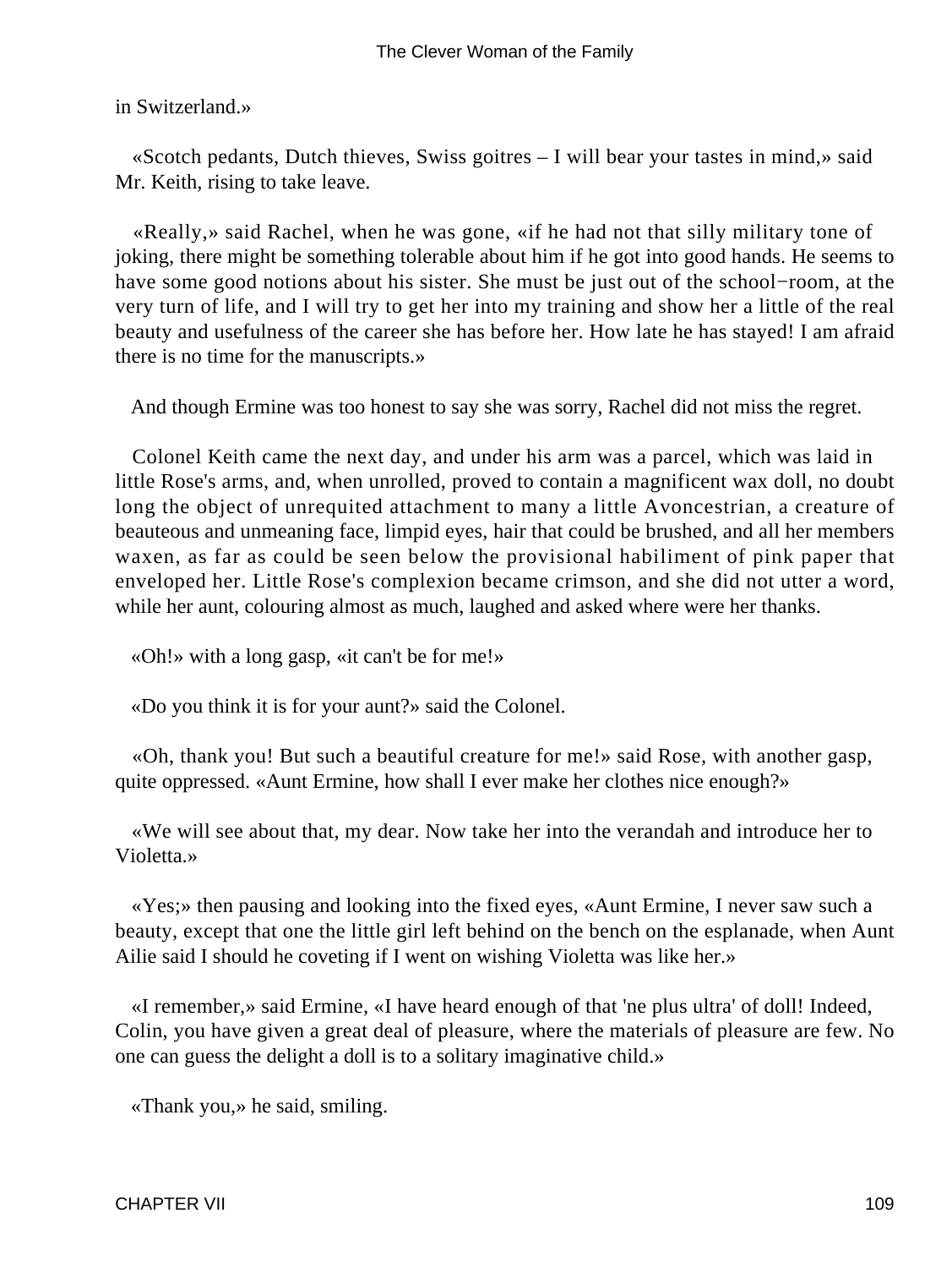in Switzerland.»

«Scotch pedants, Dutch thieves, Swiss goitres – I will bear your tastes in mind,» said Mr. Keith, rising to take leave.

«Really,» said Rachel, when he was gone, «if he had not that silly military tone of joking, there might be something tolerable about him if he got into good hands. He seems to have some good notions about his sister. She must be just out of the school−room, at the very turn of life, and I will try to get her into my training and show her a little of the real beauty and usefulness of the career she has before her. How late he has stayed! I am afraid there is no time for the manuscripts.»

And though Ermine was too honest to say she was sorry, Rachel did not miss the regret.

Colonel Keith came the next day, and under his arm was a parcel, which was laid in little Rose's arms, and, when unrolled, proved to contain a magnificent wax doll, no doubt long the object of unrequited attachment to many a little Avoncestrian, a creature of beauteous and unmeaning face, limpid eyes, hair that could be brushed, and all her members waxen, as far as could be seen below the provisional habiliment of pink paper that enveloped her. Little Rose's complexion became crimson, and she did not utter a word, while her aunt, colouring almost as much, laughed and asked where were her thanks.

«Oh!» with a long gasp, «it can't be for me!»

«Do you think it is for your aunt?» said the Colonel.

«Oh, thank you! But such a beautiful creature for me!» said Rose, with another gasp, quite oppressed. «Aunt Ermine, how shall I ever make her clothes nice enough?»

«We will see about that, my dear. Now take her into the verandah and introduce her to Violetta.»

«Yes;» then pausing and looking into the fixed eyes, «Aunt Ermine, I never saw such a beauty, except that one the little girl left behind on the bench on the esplanade, when Aunt Ailie said I should he coveting if I went on wishing Violetta was like her.»

«I remember,» said Ermine, «I have heard enough of that 'ne plus ultra' of doll! Indeed, Colin, you have given a great deal of pleasure, where the materials of pleasure are few. No one can guess the delight a doll is to a solitary imaginative child.»

«Thank you,» he said, smiling.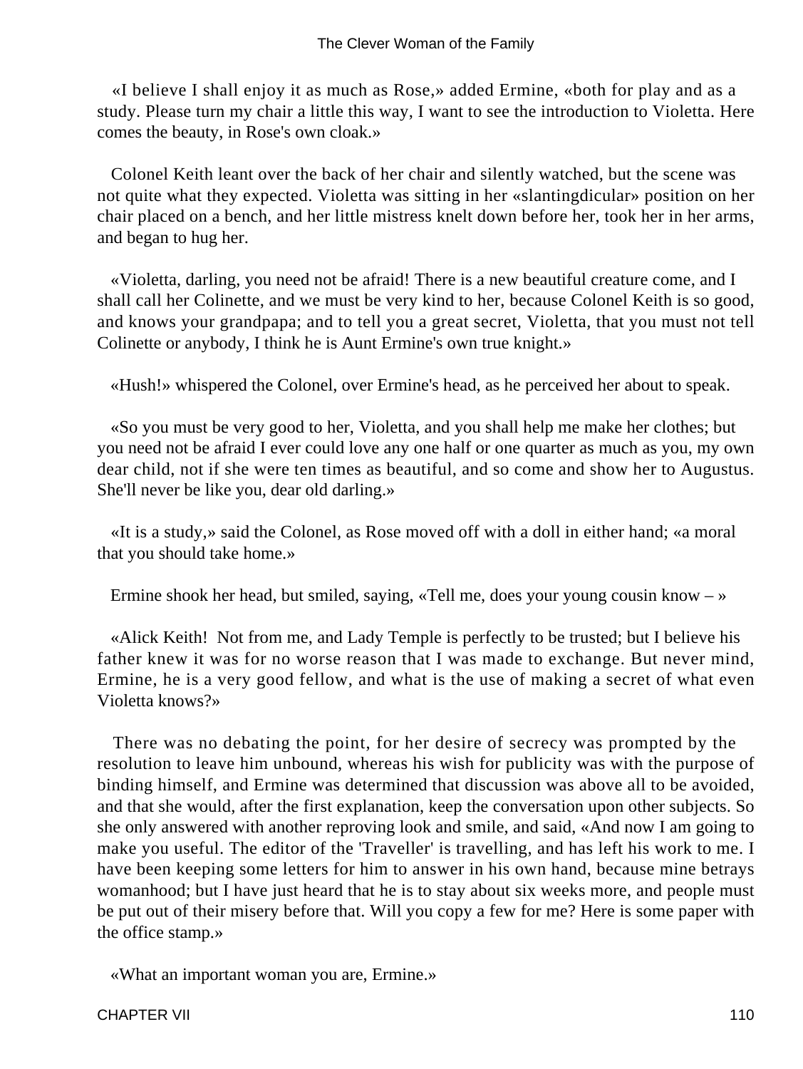«I believe I shall enjoy it as much as Rose,» added Ermine, «both for play and as a study. Please turn my chair a little this way, I want to see the introduction to Violetta. Here comes the beauty, in Rose's own cloak.»

Colonel Keith leant over the back of her chair and silently watched, but the scene was not quite what they expected. Violetta was sitting in her «slantingdicular» position on her chair placed on a bench, and her little mistress knelt down before her, took her in her arms, and began to hug her.

«Violetta, darling, you need not be afraid! There is a new beautiful creature come, and I shall call her Colinette, and we must be very kind to her, because Colonel Keith is so good, and knows your grandpapa; and to tell you a great secret, Violetta, that you must not tell Colinette or anybody, I think he is Aunt Ermine's own true knight.»

«Hush!» whispered the Colonel, over Ermine's head, as he perceived her about to speak.

«So you must be very good to her, Violetta, and you shall help me make her clothes; but you need not be afraid I ever could love any one half or one quarter as much as you, my own dear child, not if she were ten times as beautiful, and so come and show her to Augustus. She'll never be like you, dear old darling.»

«It is a study,» said the Colonel, as Rose moved off with a doll in either hand; «a moral that you should take home.»

Ermine shook her head, but smiled, saying, «Tell me, does your young cousin know – »

«Alick Keith! Not from me, and Lady Temple is perfectly to be trusted; but I believe his father knew it was for no worse reason that I was made to exchange. But never mind, Ermine, he is a very good fellow, and what is the use of making a secret of what even Violetta knows?»

There was no debating the point, for her desire of secrecy was prompted by the resolution to leave him unbound, whereas his wish for publicity was with the purpose of binding himself, and Ermine was determined that discussion was above all to be avoided, and that she would, after the first explanation, keep the conversation upon other subjects. So she only answered with another reproving look and smile, and said, «And now I am going to make you useful. The editor of the 'Traveller' is travelling, and has left his work to me. I have been keeping some letters for him to answer in his own hand, because mine betrays womanhood; but I have just heard that he is to stay about six weeks more, and people must be put out of their misery before that. Will you copy a few for me? Here is some paper with the office stamp.»

«What an important woman you are, Ermine.»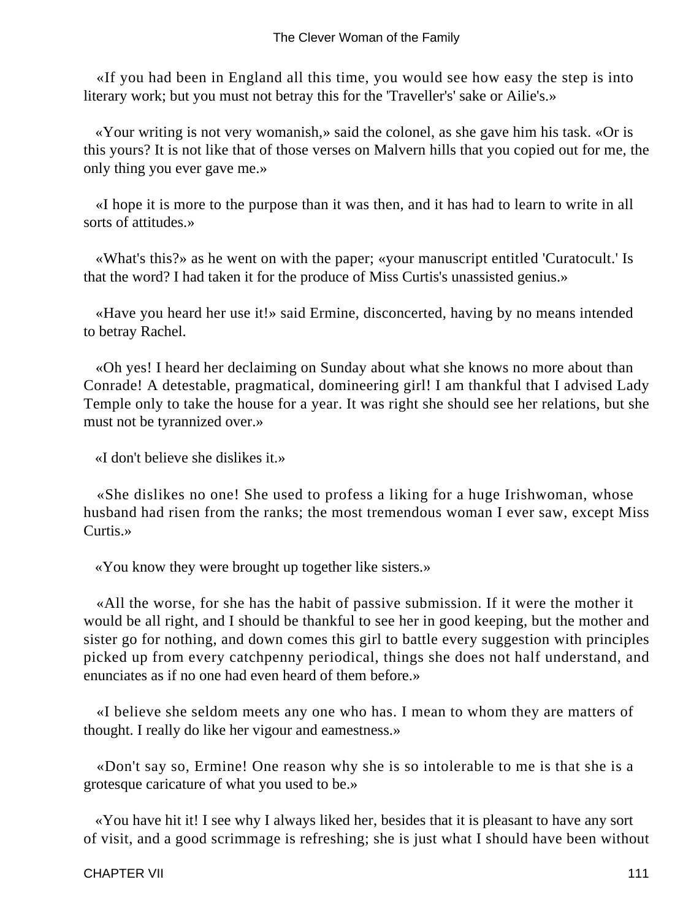«If you had been in England all this time, you would see how easy the step is into literary work; but you must not betray this for the 'Traveller's' sake or Ailie's.»

«Your writing is not very womanish,» said the colonel, as she gave him his task. «Or is this yours? It is not like that of those verses on Malvern hills that you copied out for me, the only thing you ever gave me.»

«I hope it is more to the purpose than it was then, and it has had to learn to write in all sorts of attitudes.»

«What's this?» as he went on with the paper; «your manuscript entitled 'Curatocult.' Is that the word? I had taken it for the produce of Miss Curtis's unassisted genius.»

«Have you heard her use it!» said Ermine, disconcerted, having by no means intended to betray Rachel.

«Oh yes! I heard her declaiming on Sunday about what she knows no more about than Conrade! A detestable, pragmatical, domineering girl! I am thankful that I advised Lady Temple only to take the house for a year. It was right she should see her relations, but she must not be tyrannized over.»

«I don't believe she dislikes it.»

«She dislikes no one! She used to profess a liking for a huge Irishwoman, whose husband had risen from the ranks; the most tremendous woman I ever saw, except Miss Curtis.»

«You know they were brought up together like sisters.»

«All the worse, for she has the habit of passive submission. If it were the mother it would be all right, and I should be thankful to see her in good keeping, but the mother and sister go for nothing, and down comes this girl to battle every suggestion with principles picked up from every catchpenny periodical, things she does not half understand, and enunciates as if no one had even heard of them before.»

«I believe she seldom meets any one who has. I mean to whom they are matters of thought. I really do like her vigour and eamestness.»

«Don't say so, Ermine! One reason why she is so intolerable to me is that she is a grotesque caricature of what you used to be.»

«You have hit it! I see why I always liked her, besides that it is pleasant to have any sort of visit, and a good scrimmage is refreshing; she is just what I should have been without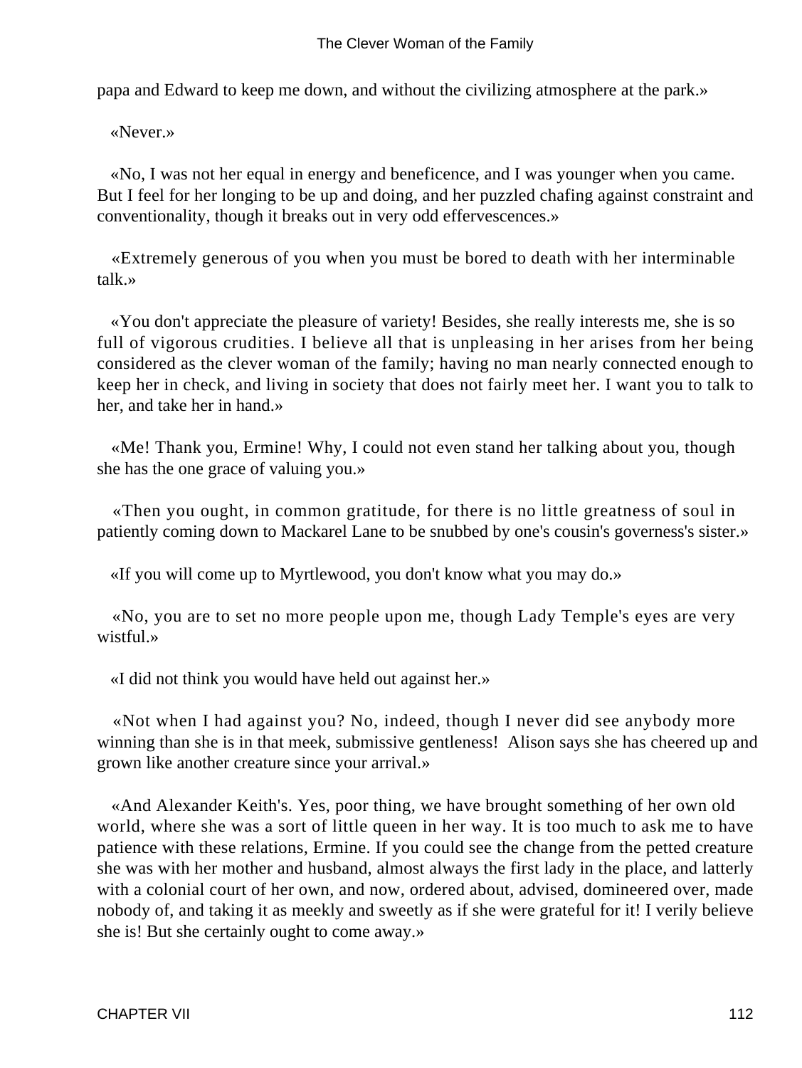papa and Edward to keep me down, and without the civilizing atmosphere at the park.»

«Never.»

«No, I was not her equal in energy and beneficence, and I was younger when you came. But I feel for her longing to be up and doing, and her puzzled chafing against constraint and conventionality, though it breaks out in very odd effervescences.»

«Extremely generous of you when you must be bored to death with her interminable talk.»

«You don't appreciate the pleasure of variety! Besides, she really interests me, she is so full of vigorous crudities. I believe all that is unpleasing in her arises from her being considered as the clever woman of the family; having no man nearly connected enough to keep her in check, and living in society that does not fairly meet her. I want you to talk to her, and take her in hand.»

«Me! Thank you, Ermine! Why, I could not even stand her talking about you, though she has the one grace of valuing you.»

«Then you ought, in common gratitude, for there is no little greatness of soul in patiently coming down to Mackarel Lane to be snubbed by one's cousin's governess's sister.»

«If you will come up to Myrtlewood, you don't know what you may do.»

«No, you are to set no more people upon me, though Lady Temple's eyes are very wistful.»

«I did not think you would have held out against her.»

«Not when I had against you? No, indeed, though I never did see anybody more winning than she is in that meek, submissive gentleness! Alison says she has cheered up and grown like another creature since your arrival.»

«And Alexander Keith's. Yes, poor thing, we have brought something of her own old world, where she was a sort of little queen in her way. It is too much to ask me to have patience with these relations, Ermine. If you could see the change from the petted creature she was with her mother and husband, almost always the first lady in the place, and latterly with a colonial court of her own, and now, ordered about, advised, domineered over, made nobody of, and taking it as meekly and sweetly as if she were grateful for it! I verily believe she is! But she certainly ought to come away.»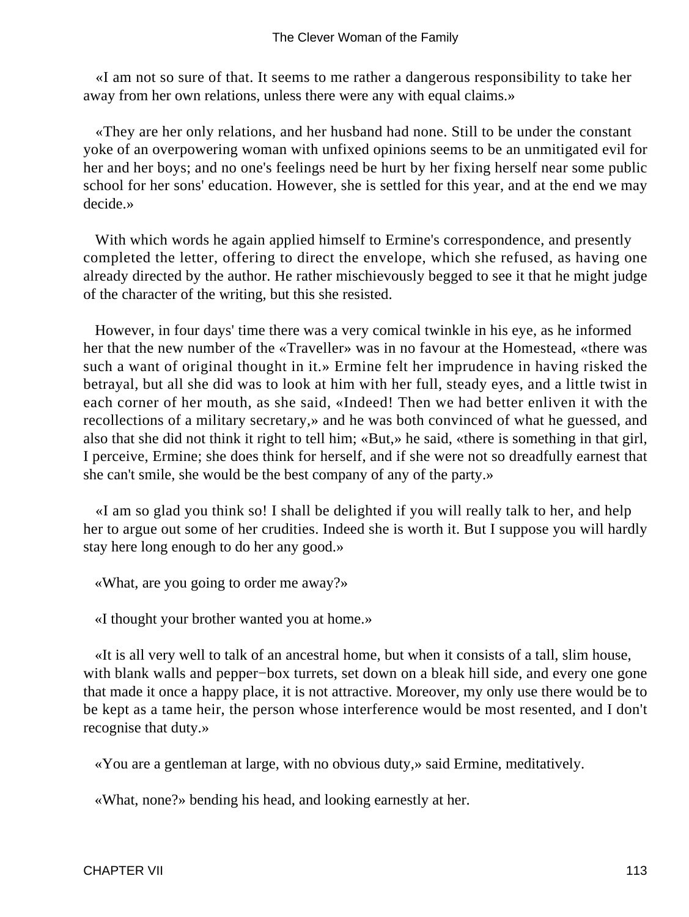«I am not so sure of that. It seems to me rather a dangerous responsibility to take her away from her own relations, unless there were any with equal claims.»

«They are her only relations, and her husband had none. Still to be under the constant yoke of an overpowering woman with unfixed opinions seems to be an unmitigated evil for her and her boys; and no one's feelings need be hurt by her fixing herself near some public school for her sons' education. However, she is settled for this year, and at the end we may decide.»

With which words he again applied himself to Ermine's correspondence, and presently completed the letter, offering to direct the envelope, which she refused, as having one already directed by the author. He rather mischievously begged to see it that he might judge of the character of the writing, but this she resisted.

However, in four days' time there was a very comical twinkle in his eye, as he informed her that the new number of the «Traveller» was in no favour at the Homestead, «there was such a want of original thought in it.» Ermine felt her imprudence in having risked the betrayal, but all she did was to look at him with her full, steady eyes, and a little twist in each corner of her mouth, as she said, «Indeed! Then we had better enliven it with the recollections of a military secretary,» and he was both convinced of what he guessed, and also that she did not think it right to tell him; «But,» he said, «there is something in that girl, I perceive, Ermine; she does think for herself, and if she were not so dreadfully earnest that she can't smile, she would be the best company of any of the party.»

«I am so glad you think so! I shall be delighted if you will really talk to her, and help her to argue out some of her crudities. Indeed she is worth it. But I suppose you will hardly stay here long enough to do her any good.»

«What, are you going to order me away?»

«I thought your brother wanted you at home.»

«It is all very well to talk of an ancestral home, but when it consists of a tall, slim house, with blank walls and pepper−box turrets, set down on a bleak hill side, and every one gone that made it once a happy place, it is not attractive. Moreover, my only use there would be to be kept as a tame heir, the person whose interference would be most resented, and I don't recognise that duty.»

«You are a gentleman at large, with no obvious duty,» said Ermine, meditatively.

«What, none?» bending his head, and looking earnestly at her.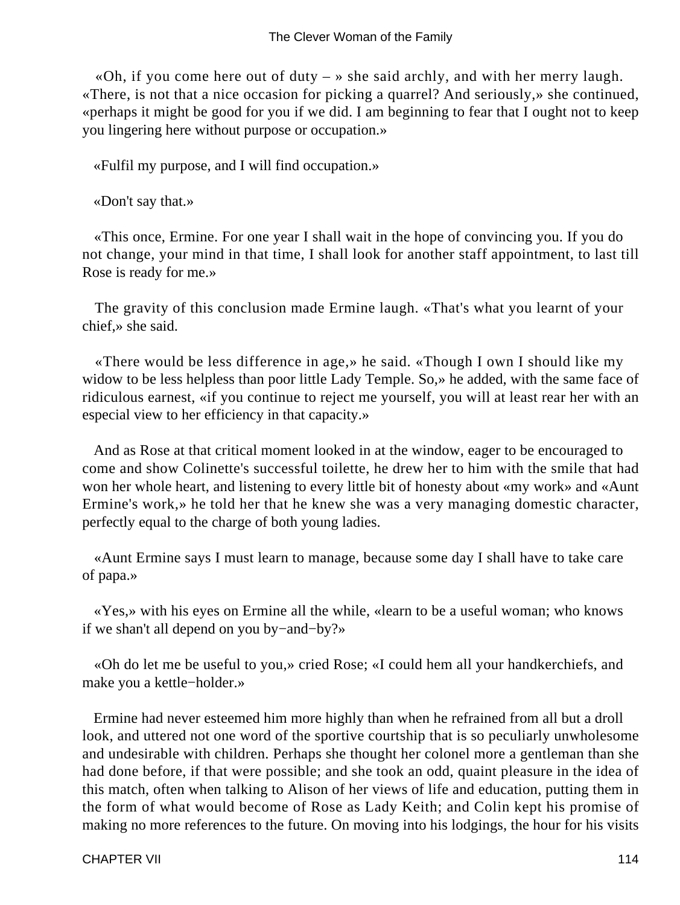«Oh, if you come here out of duty – » she said archly, and with her merry laugh. «There, is not that a nice occasion for picking a quarrel? And seriously,» she continued, «perhaps it might be good for you if we did. I am beginning to fear that I ought not to keep you lingering here without purpose or occupation.»

«Fulfil my purpose, and I will find occupation.»

«Don't say that.»

«This once, Ermine. For one year I shall wait in the hope of convincing you. If you do not change, your mind in that time, I shall look for another staff appointment, to last till Rose is ready for me.»

The gravity of this conclusion made Ermine laugh. «That's what you learnt of your chief,» she said.

«There would be less difference in age,» he said. «Though I own I should like my widow to be less helpless than poor little Lady Temple. So,» he added, with the same face of ridiculous earnest, «if you continue to reject me yourself, you will at least rear her with an especial view to her efficiency in that capacity.»

And as Rose at that critical moment looked in at the window, eager to be encouraged to come and show Colinette's successful toilette, he drew her to him with the smile that had won her whole heart, and listening to every little bit of honesty about «my work» and «Aunt Ermine's work,» he told her that he knew she was a very managing domestic character, perfectly equal to the charge of both young ladies.

«Aunt Ermine says I must learn to manage, because some day I shall have to take care of papa.»

«Yes,» with his eyes on Ermine all the while, «learn to be a useful woman; who knows if we shan't all depend on you by−and−by?»

«Oh do let me be useful to you,» cried Rose; «I could hem all your handkerchiefs, and make you a kettle−holder.»

Ermine had never esteemed him more highly than when he refrained from all but a droll look, and uttered not one word of the sportive courtship that is so peculiarly unwholesome and undesirable with children. Perhaps she thought her colonel more a gentleman than she had done before, if that were possible; and she took an odd, quaint pleasure in the idea of this match, often when talking to Alison of her views of life and education, putting them in the form of what would become of Rose as Lady Keith; and Colin kept his promise of making no more references to the future. On moving into his lodgings, the hour for his visits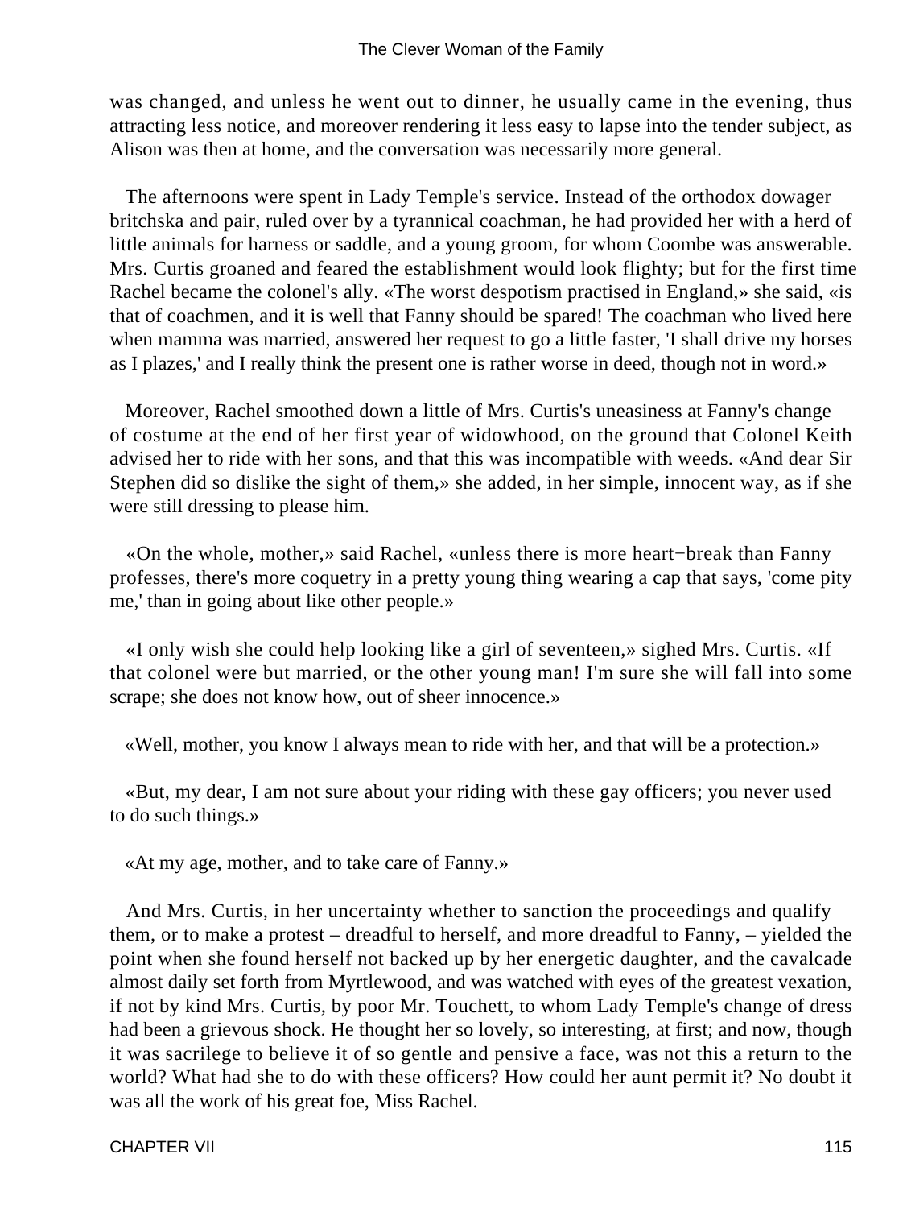was changed, and unless he went out to dinner, he usually came in the evening, thus attracting less notice, and moreover rendering it less easy to lapse into the tender subject, as Alison was then at home, and the conversation was necessarily more general.

The afternoons were spent in Lady Temple's service. Instead of the orthodox dowager britchska and pair, ruled over by a tyrannical coachman, he had provided her with a herd of little animals for harness or saddle, and a young groom, for whom Coombe was answerable. Mrs. Curtis groaned and feared the establishment would look flighty; but for the first time Rachel became the colonel's ally. «The worst despotism practised in England,» she said, «is that of coachmen, and it is well that Fanny should be spared! The coachman who lived here when mamma was married, answered her request to go a little faster, 'I shall drive my horses as I plazes,' and I really think the present one is rather worse in deed, though not in word.»

Moreover, Rachel smoothed down a little of Mrs. Curtis's uneasiness at Fanny's change of costume at the end of her first year of widowhood, on the ground that Colonel Keith advised her to ride with her sons, and that this was incompatible with weeds. «And dear Sir Stephen did so dislike the sight of them,» she added, in her simple, innocent way, as if she were still dressing to please him.

«On the whole, mother,» said Rachel, «unless there is more heart−break than Fanny professes, there's more coquetry in a pretty young thing wearing a cap that says, 'come pity me,' than in going about like other people.»

«I only wish she could help looking like a girl of seventeen,» sighed Mrs. Curtis. «If that colonel were but married, or the other young man! I'm sure she will fall into some scrape; she does not know how, out of sheer innocence.»

«Well, mother, you know I always mean to ride with her, and that will be a protection.»

«But, my dear, I am not sure about your riding with these gay officers; you never used to do such things.»

«At my age, mother, and to take care of Fanny.»

And Mrs. Curtis, in her uncertainty whether to sanction the proceedings and qualify them, or to make a protest – dreadful to herself, and more dreadful to Fanny, – yielded the point when she found herself not backed up by her energetic daughter, and the cavalcade almost daily set forth from Myrtlewood, and was watched with eyes of the greatest vexation, if not by kind Mrs. Curtis, by poor Mr. Touchett, to whom Lady Temple's change of dress had been a grievous shock. He thought her so lovely, so interesting, at first; and now, though it was sacrilege to believe it of so gentle and pensive a face, was not this a return to the world? What had she to do with these officers? How could her aunt permit it? No doubt it was all the work of his great foe, Miss Rachel.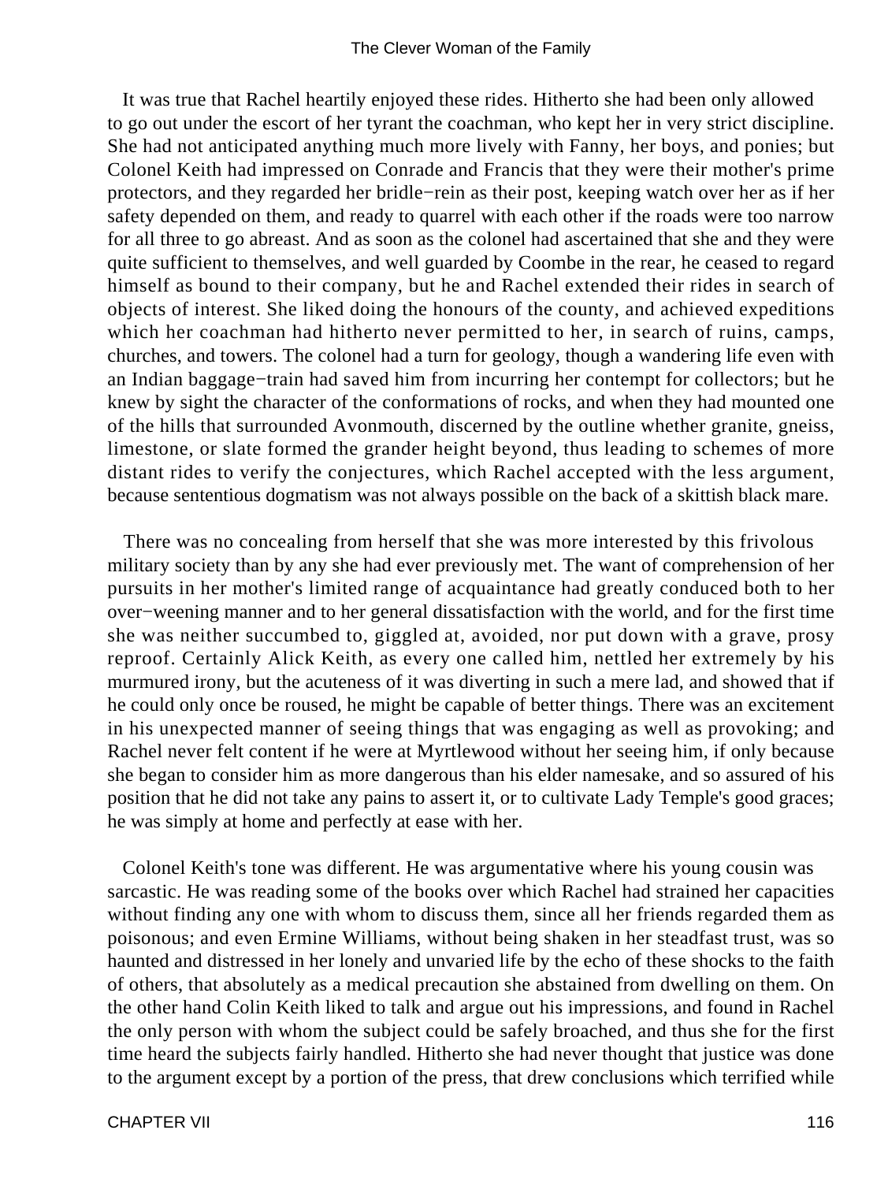It was true that Rachel heartily enjoyed these rides. Hitherto she had been only allowed to go out under the escort of her tyrant the coachman, who kept her in very strict discipline. She had not anticipated anything much more lively with Fanny, her boys, and ponies; but Colonel Keith had impressed on Conrade and Francis that they were their mother's prime protectors, and they regarded her bridle−rein as their post, keeping watch over her as if her safety depended on them, and ready to quarrel with each other if the roads were too narrow for all three to go abreast. And as soon as the colonel had ascertained that she and they were quite sufficient to themselves, and well guarded by Coombe in the rear, he ceased to regard himself as bound to their company, but he and Rachel extended their rides in search of objects of interest. She liked doing the honours of the county, and achieved expeditions which her coachman had hitherto never permitted to her, in search of ruins, camps, churches, and towers. The colonel had a turn for geology, though a wandering life even with an Indian baggage−train had saved him from incurring her contempt for collectors; but he knew by sight the character of the conformations of rocks, and when they had mounted one of the hills that surrounded Avonmouth, discerned by the outline whether granite, gneiss, limestone, or slate formed the grander height beyond, thus leading to schemes of more distant rides to verify the conjectures, which Rachel accepted with the less argument, because sententious dogmatism was not always possible on the back of a skittish black mare.

There was no concealing from herself that she was more interested by this frivolous military society than by any she had ever previously met. The want of comprehension of her pursuits in her mother's limited range of acquaintance had greatly conduced both to her over−weening manner and to her general dissatisfaction with the world, and for the first time she was neither succumbed to, giggled at, avoided, nor put down with a grave, prosy reproof. Certainly Alick Keith, as every one called him, nettled her extremely by his murmured irony, but the acuteness of it was diverting in such a mere lad, and showed that if he could only once be roused, he might be capable of better things. There was an excitement in his unexpected manner of seeing things that was engaging as well as provoking; and Rachel never felt content if he were at Myrtlewood without her seeing him, if only because she began to consider him as more dangerous than his elder namesake, and so assured of his position that he did not take any pains to assert it, or to cultivate Lady Temple's good graces; he was simply at home and perfectly at ease with her.

Colonel Keith's tone was different. He was argumentative where his young cousin was sarcastic. He was reading some of the books over which Rachel had strained her capacities without finding any one with whom to discuss them, since all her friends regarded them as poisonous; and even Ermine Williams, without being shaken in her steadfast trust, was so haunted and distressed in her lonely and unvaried life by the echo of these shocks to the faith of others, that absolutely as a medical precaution she abstained from dwelling on them. On the other hand Colin Keith liked to talk and argue out his impressions, and found in Rachel the only person with whom the subject could be safely broached, and thus she for the first time heard the subjects fairly handled. Hitherto she had never thought that justice was done to the argument except by a portion of the press, that drew conclusions which terrified while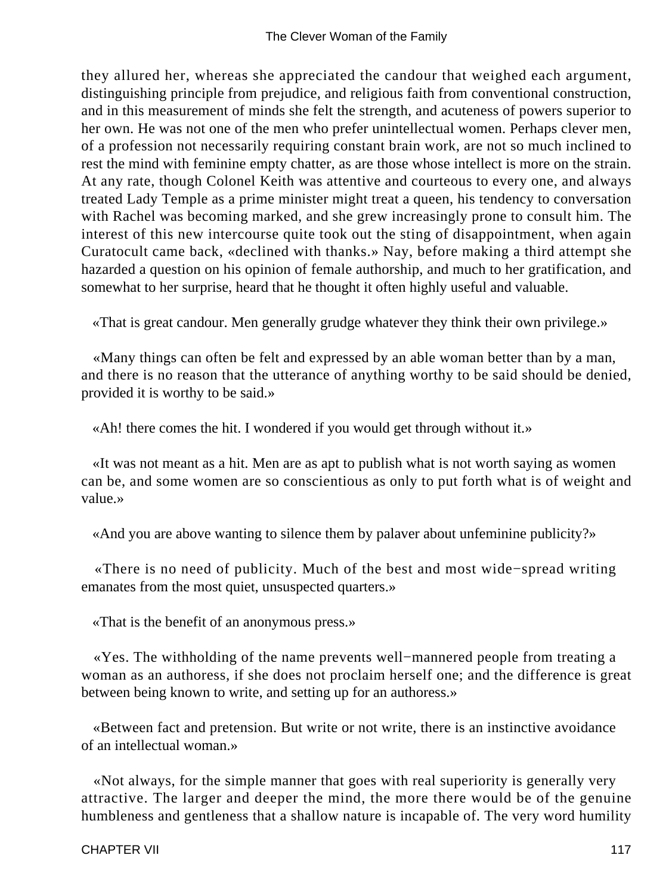they allured her, whereas she appreciated the candour that weighed each argument, distinguishing principle from prejudice, and religious faith from conventional construction, and in this measurement of minds she felt the strength, and acuteness of powers superior to her own. He was not one of the men who prefer unintellectual women. Perhaps clever men, of a profession not necessarily requiring constant brain work, are not so much inclined to rest the mind with feminine empty chatter, as are those whose intellect is more on the strain. At any rate, though Colonel Keith was attentive and courteous to every one, and always treated Lady Temple as a prime minister might treat a queen, his tendency to conversation with Rachel was becoming marked, and she grew increasingly prone to consult him. The interest of this new intercourse quite took out the sting of disappointment, when again Curatocult came back, «declined with thanks.» Nay, before making a third attempt she hazarded a question on his opinion of female authorship, and much to her gratification, and somewhat to her surprise, heard that he thought it often highly useful and valuable.

«That is great candour. Men generally grudge whatever they think their own privilege.»

«Many things can often be felt and expressed by an able woman better than by a man, and there is no reason that the utterance of anything worthy to be said should be denied, provided it is worthy to be said.»

«Ah! there comes the hit. I wondered if you would get through without it.»

«It was not meant as a hit. Men are as apt to publish what is not worth saying as women can be, and some women are so conscientious as only to put forth what is of weight and value.»

«And you are above wanting to silence them by palaver about unfeminine publicity?»

«There is no need of publicity. Much of the best and most wide−spread writing emanates from the most quiet, unsuspected quarters.»

«That is the benefit of an anonymous press.»

«Yes. The withholding of the name prevents well−mannered people from treating a woman as an authoress, if she does not proclaim herself one; and the difference is great between being known to write, and setting up for an authoress.»

«Between fact and pretension. But write or not write, there is an instinctive avoidance of an intellectual woman.»

«Not always, for the simple manner that goes with real superiority is generally very attractive. The larger and deeper the mind, the more there would be of the genuine humbleness and gentleness that a shallow nature is incapable of. The very word humility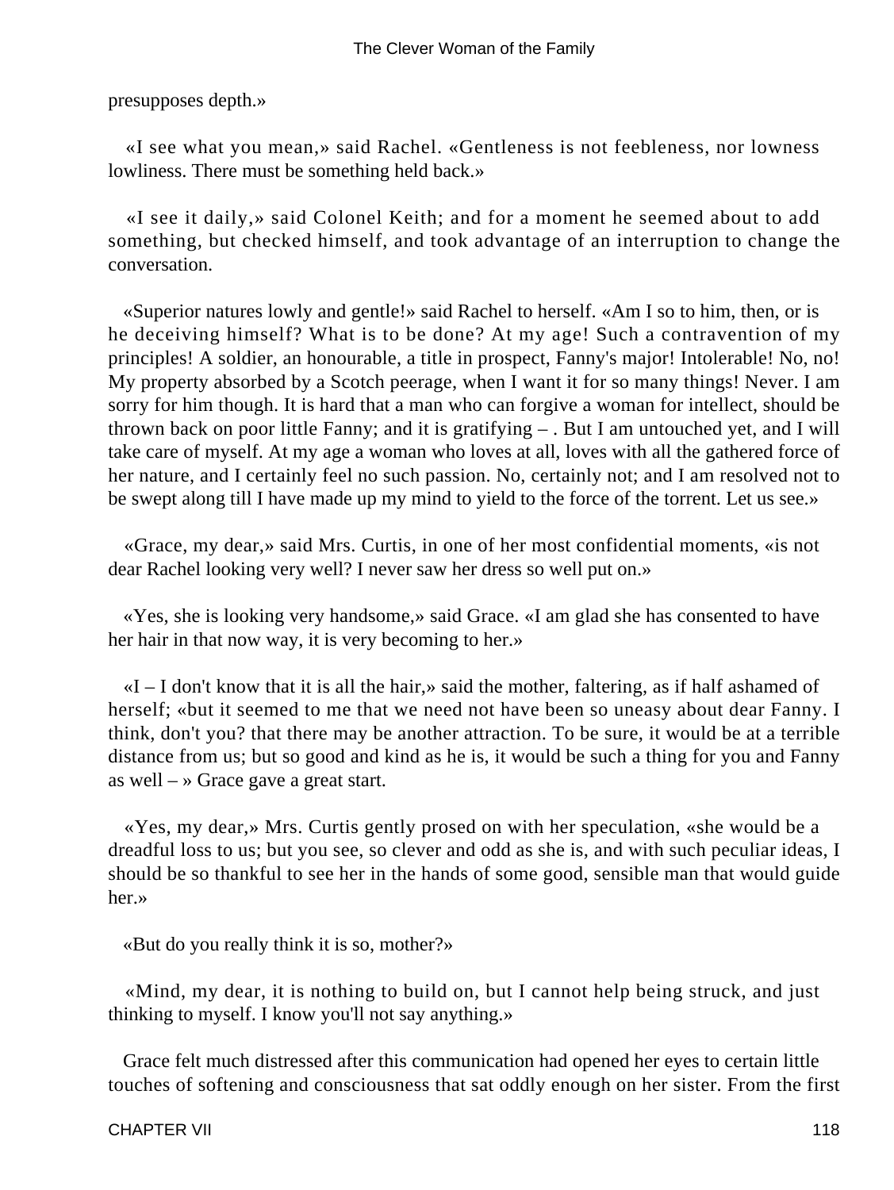presupposes depth.»

«I see what you mean,» said Rachel. «Gentleness is not feebleness, nor lowness lowliness. There must be something held back.»

«I see it daily,» said Colonel Keith; and for a moment he seemed about to add something, but checked himself, and took advantage of an interruption to change the conversation.

«Superior natures lowly and gentle!» said Rachel to herself. «Am I so to him, then, or is he deceiving himself? What is to be done? At my age! Such a contravention of my principles! A soldier, an honourable, a title in prospect, Fanny's major! Intolerable! No, no! My property absorbed by a Scotch peerage, when I want it for so many things! Never. I am sorry for him though. It is hard that a man who can forgive a woman for intellect, should be thrown back on poor little Fanny; and it is gratifying – . But I am untouched yet, and I will take care of myself. At my age a woman who loves at all, loves with all the gathered force of her nature, and I certainly feel no such passion. No, certainly not; and I am resolved not to be swept along till I have made up my mind to yield to the force of the torrent. Let us see.»

«Grace, my dear,» said Mrs. Curtis, in one of her most confidential moments, «is not dear Rachel looking very well? I never saw her dress so well put on.»

«Yes, she is looking very handsome,» said Grace. «I am glad she has consented to have her hair in that now way, it is very becoming to her.»

«I – I don't know that it is all the hair,» said the mother, faltering, as if half ashamed of herself; «but it seemed to me that we need not have been so uneasy about dear Fanny. I think, don't you? that there may be another attraction. To be sure, it would be at a terrible distance from us; but so good and kind as he is, it would be such a thing for you and Fanny as well – » Grace gave a great start.

«Yes, my dear,» Mrs. Curtis gently prosed on with her speculation, «she would be a dreadful loss to us; but you see, so clever and odd as she is, and with such peculiar ideas, I should be so thankful to see her in the hands of some good, sensible man that would guide her.»

«But do you really think it is so, mother?»

«Mind, my dear, it is nothing to build on, but I cannot help being struck, and just thinking to myself. I know you'll not say anything.»

Grace felt much distressed after this communication had opened her eyes to certain little touches of softening and consciousness that sat oddly enough on her sister. From the first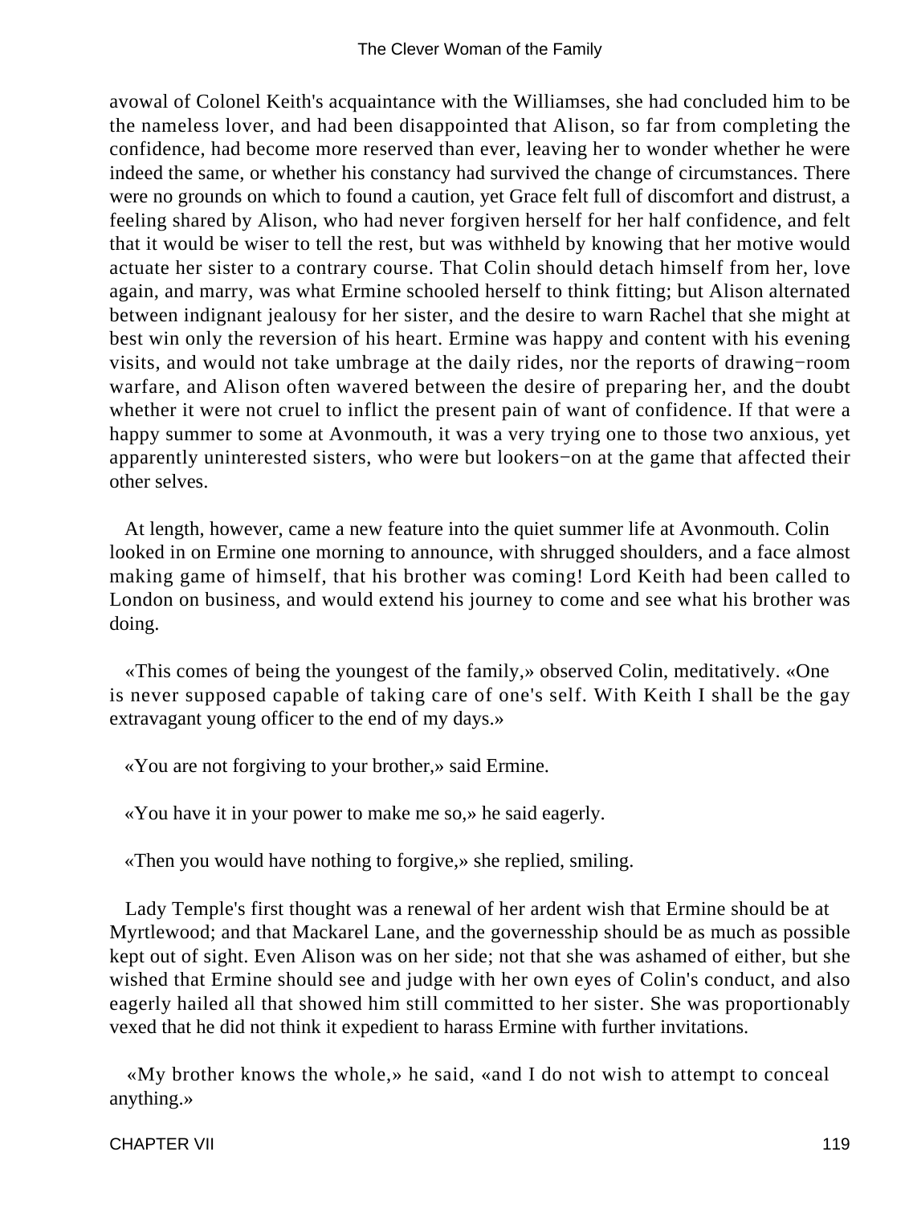avowal of Colonel Keith's acquaintance with the Williamses, she had concluded him to be the nameless lover, and had been disappointed that Alison, so far from completing the confidence, had become more reserved than ever, leaving her to wonder whether he were indeed the same, or whether his constancy had survived the change of circumstances. There were no grounds on which to found a caution, yet Grace felt full of discomfort and distrust, a feeling shared by Alison, who had never forgiven herself for her half confidence, and felt that it would be wiser to tell the rest, but was withheld by knowing that her motive would actuate her sister to a contrary course. That Colin should detach himself from her, love again, and marry, was what Ermine schooled herself to think fitting; but Alison alternated between indignant jealousy for her sister, and the desire to warn Rachel that she might at best win only the reversion of his heart. Ermine was happy and content with his evening visits, and would not take umbrage at the daily rides, nor the reports of drawing−room warfare, and Alison often wavered between the desire of preparing her, and the doubt whether it were not cruel to inflict the present pain of want of confidence. If that were a happy summer to some at Avonmouth, it was a very trying one to those two anxious, yet apparently uninterested sisters, who were but lookers−on at the game that affected their other selves.

At length, however, came a new feature into the quiet summer life at Avonmouth. Colin looked in on Ermine one morning to announce, with shrugged shoulders, and a face almost making game of himself, that his brother was coming! Lord Keith had been called to London on business, and would extend his journey to come and see what his brother was doing.

«This comes of being the youngest of the family,» observed Colin, meditatively. «One is never supposed capable of taking care of one's self. With Keith I shall be the gay extravagant young officer to the end of my days.»

«You are not forgiving to your brother,» said Ermine.

«You have it in your power to make me so,» he said eagerly.

«Then you would have nothing to forgive,» she replied, smiling.

Lady Temple's first thought was a renewal of her ardent wish that Ermine should be at Myrtlewood; and that Mackarel Lane, and the governesship should be as much as possible kept out of sight. Even Alison was on her side; not that she was ashamed of either, but she wished that Ermine should see and judge with her own eyes of Colin's conduct, and also eagerly hailed all that showed him still committed to her sister. She was proportionably vexed that he did not think it expedient to harass Ermine with further invitations.

«My brother knows the whole,» he said, «and I do not wish to attempt to conceal anything.»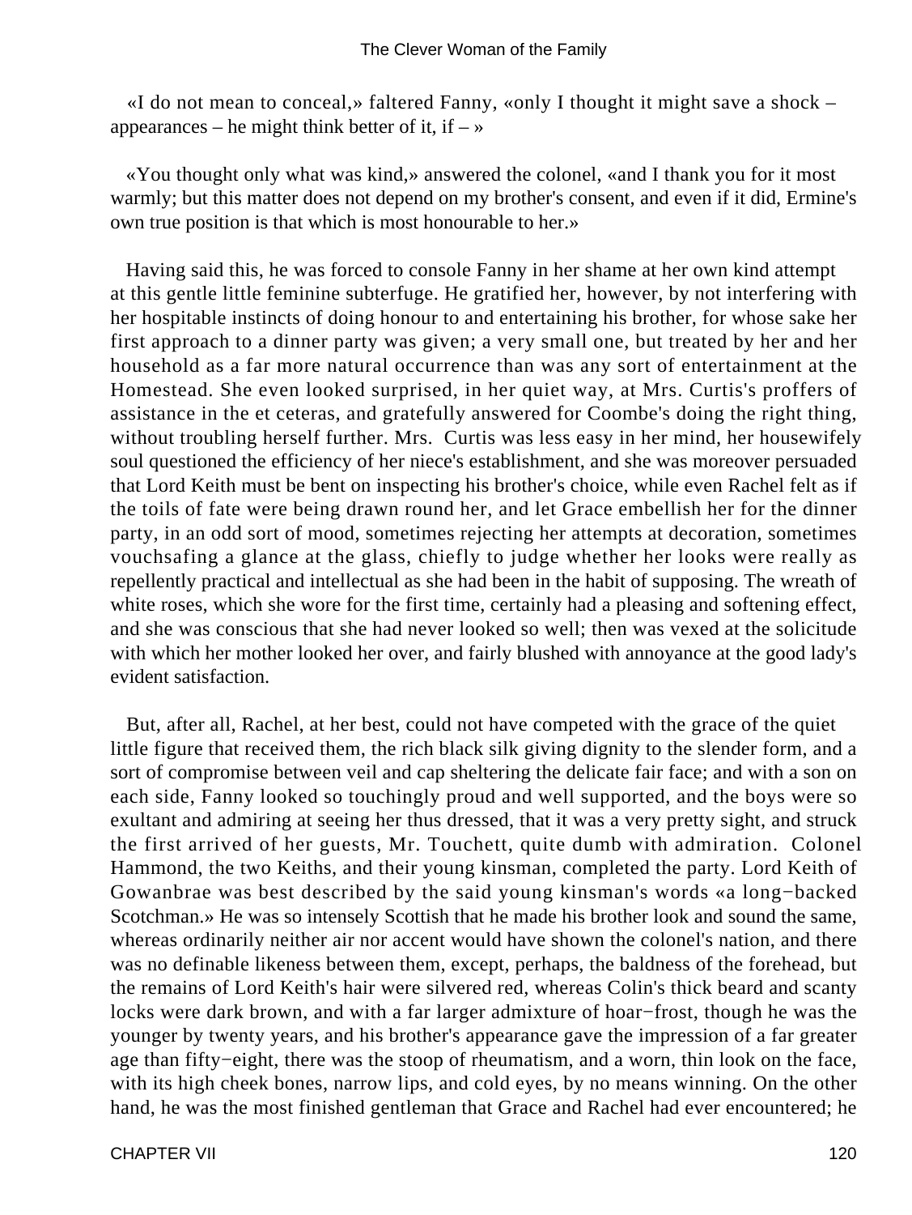«I do not mean to conceal,» faltered Fanny, «only I thought it might save a shock – appearances – he might think better of it, if – »

«You thought only what was kind,» answered the colonel, «and I thank you for it most warmly; but this matter does not depend on my brother's consent, and even if it did, Ermine's own true position is that which is most honourable to her.»

Having said this, he was forced to console Fanny in her shame at her own kind attempt at this gentle little feminine subterfuge. He gratified her, however, by not interfering with her hospitable instincts of doing honour to and entertaining his brother, for whose sake her first approach to a dinner party was given; a very small one, but treated by her and her household as a far more natural occurrence than was any sort of entertainment at the Homestead. She even looked surprised, in her quiet way, at Mrs. Curtis's proffers of assistance in the et ceteras, and gratefully answered for Coombe's doing the right thing, without troubling herself further. Mrs. Curtis was less easy in her mind, her housewifely soul questioned the efficiency of her niece's establishment, and she was moreover persuaded that Lord Keith must be bent on inspecting his brother's choice, while even Rachel felt as if the toils of fate were being drawn round her, and let Grace embellish her for the dinner party, in an odd sort of mood, sometimes rejecting her attempts at decoration, sometimes vouchsafing a glance at the glass, chiefly to judge whether her looks were really as repellently practical and intellectual as she had been in the habit of supposing. The wreath of white roses, which she wore for the first time, certainly had a pleasing and softening effect, and she was conscious that she had never looked so well; then was vexed at the solicitude with which her mother looked her over, and fairly blushed with annoyance at the good lady's evident satisfaction.

But, after all, Rachel, at her best, could not have competed with the grace of the quiet little figure that received them, the rich black silk giving dignity to the slender form, and a sort of compromise between veil and cap sheltering the delicate fair face; and with a son on each side, Fanny looked so touchingly proud and well supported, and the boys were so exultant and admiring at seeing her thus dressed, that it was a very pretty sight, and struck the first arrived of her guests, Mr. Touchett, quite dumb with admiration. Colonel Hammond, the two Keiths, and their young kinsman, completed the party. Lord Keith of Gowanbrae was best described by the said young kinsman's words «a long−backed Scotchman.» He was so intensely Scottish that he made his brother look and sound the same, whereas ordinarily neither air nor accent would have shown the colonel's nation, and there was no definable likeness between them, except, perhaps, the baldness of the forehead, but the remains of Lord Keith's hair were silvered red, whereas Colin's thick beard and scanty locks were dark brown, and with a far larger admixture of hoar−frost, though he was the younger by twenty years, and his brother's appearance gave the impression of a far greater age than fifty−eight, there was the stoop of rheumatism, and a worn, thin look on the face, with its high cheek bones, narrow lips, and cold eyes, by no means winning. On the other hand, he was the most finished gentleman that Grace and Rachel had ever encountered; he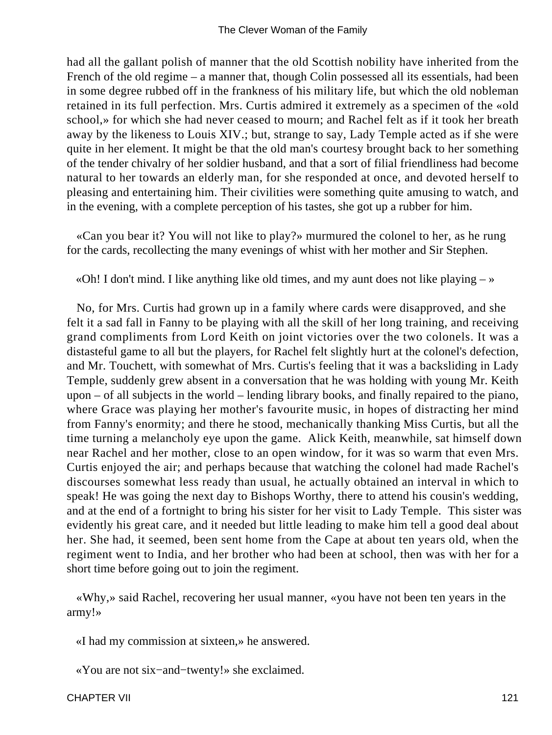had all the gallant polish of manner that the old Scottish nobility have inherited from the French of the old regime – a manner that, though Colin possessed all its essentials, had been in some degree rubbed off in the frankness of his military life, but which the old nobleman retained in its full perfection. Mrs. Curtis admired it extremely as a specimen of the «old school,» for which she had never ceased to mourn; and Rachel felt as if it took her breath away by the likeness to Louis XIV.; but, strange to say, Lady Temple acted as if she were quite in her element. It might be that the old man's courtesy brought back to her something of the tender chivalry of her soldier husband, and that a sort of filial friendliness had become natural to her towards an elderly man, for she responded at once, and devoted herself to pleasing and entertaining him. Their civilities were something quite amusing to watch, and in the evening, with a complete perception of his tastes, she got up a rubber for him.

«Can you bear it? You will not like to play?» murmured the colonel to her, as he rung for the cards, recollecting the many evenings of whist with her mother and Sir Stephen.

«Oh! I don't mind. I like anything like old times, and my aunt does not like playing – »

No, for Mrs. Curtis had grown up in a family where cards were disapproved, and she felt it a sad fall in Fanny to be playing with all the skill of her long training, and receiving grand compliments from Lord Keith on joint victories over the two colonels. It was a distasteful game to all but the players, for Rachel felt slightly hurt at the colonel's defection, and Mr. Touchett, with somewhat of Mrs. Curtis's feeling that it was a backsliding in Lady Temple, suddenly grew absent in a conversation that he was holding with young Mr. Keith upon – of all subjects in the world – lending library books, and finally repaired to the piano, where Grace was playing her mother's favourite music, in hopes of distracting her mind from Fanny's enormity; and there he stood, mechanically thanking Miss Curtis, but all the time turning a melancholy eye upon the game. Alick Keith, meanwhile, sat himself down near Rachel and her mother, close to an open window, for it was so warm that even Mrs. Curtis enjoyed the air; and perhaps because that watching the colonel had made Rachel's discourses somewhat less ready than usual, he actually obtained an interval in which to speak! He was going the next day to Bishops Worthy, there to attend his cousin's wedding, and at the end of a fortnight to bring his sister for her visit to Lady Temple. This sister was evidently his great care, and it needed but little leading to make him tell a good deal about her. She had, it seemed, been sent home from the Cape at about ten years old, when the regiment went to India, and her brother who had been at school, then was with her for a short time before going out to join the regiment.

«Why,» said Rachel, recovering her usual manner, «you have not been ten years in the army!»

«I had my commission at sixteen,» he answered.

«You are not six−and−twenty!» she exclaimed.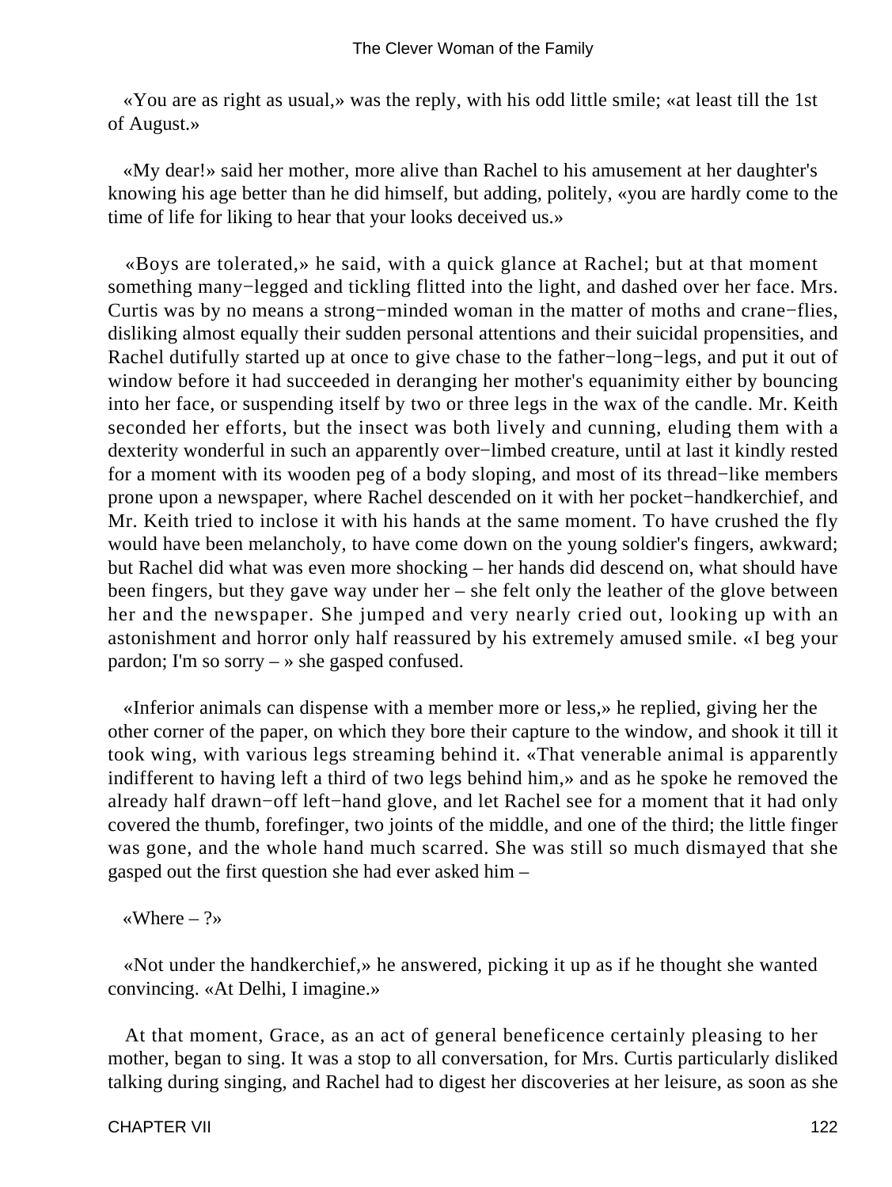«You are as right as usual,» was the reply, with his odd little smile; «at least till the 1st of August.»

«My dear!» said her mother, more alive than Rachel to his amusement at her daughter's knowing his age better than he did himself, but adding, politely, «you are hardly come to the time of life for liking to hear that your looks deceived us.»

«Boys are tolerated,» he said, with a quick glance at Rachel; but at that moment something many−legged and tickling flitted into the light, and dashed over her face. Mrs. Curtis was by no means a strong−minded woman in the matter of moths and crane−flies, disliking almost equally their sudden personal attentions and their suicidal propensities, and Rachel dutifully started up at once to give chase to the father−long−legs, and put it out of window before it had succeeded in deranging her mother's equanimity either by bouncing into her face, or suspending itself by two or three legs in the wax of the candle. Mr. Keith seconded her efforts, but the insect was both lively and cunning, eluding them with a dexterity wonderful in such an apparently over−limbed creature, until at last it kindly rested for a moment with its wooden peg of a body sloping, and most of its thread−like members prone upon a newspaper, where Rachel descended on it with her pocket−handkerchief, and Mr. Keith tried to inclose it with his hands at the same moment. To have crushed the fly would have been melancholy, to have come down on the young soldier's fingers, awkward; but Rachel did what was even more shocking – her hands did descend on, what should have been fingers, but they gave way under her – she felt only the leather of the glove between her and the newspaper. She jumped and very nearly cried out, looking up with an astonishment and horror only half reassured by his extremely amused smile. «I beg your pardon; I'm so sorry – » she gasped confused.

«Inferior animals can dispense with a member more or less,» he replied, giving her the other corner of the paper, on which they bore their capture to the window, and shook it till it took wing, with various legs streaming behind it. «That venerable animal is apparently indifferent to having left a third of two legs behind him,» and as he spoke he removed the already half drawn−off left−hand glove, and let Rachel see for a moment that it had only covered the thumb, forefinger, two joints of the middle, and one of the third; the little finger was gone, and the whole hand much scarred. She was still so much dismayed that she gasped out the first question she had ever asked him –

«Where – ?»

«Not under the handkerchief,» he answered, picking it up as if he thought she wanted convincing. «At Delhi, I imagine.»

At that moment, Grace, as an act of general beneficence certainly pleasing to her mother, began to sing. It was a stop to all conversation, for Mrs. Curtis particularly disliked talking during singing, and Rachel had to digest her discoveries at her leisure, as soon as she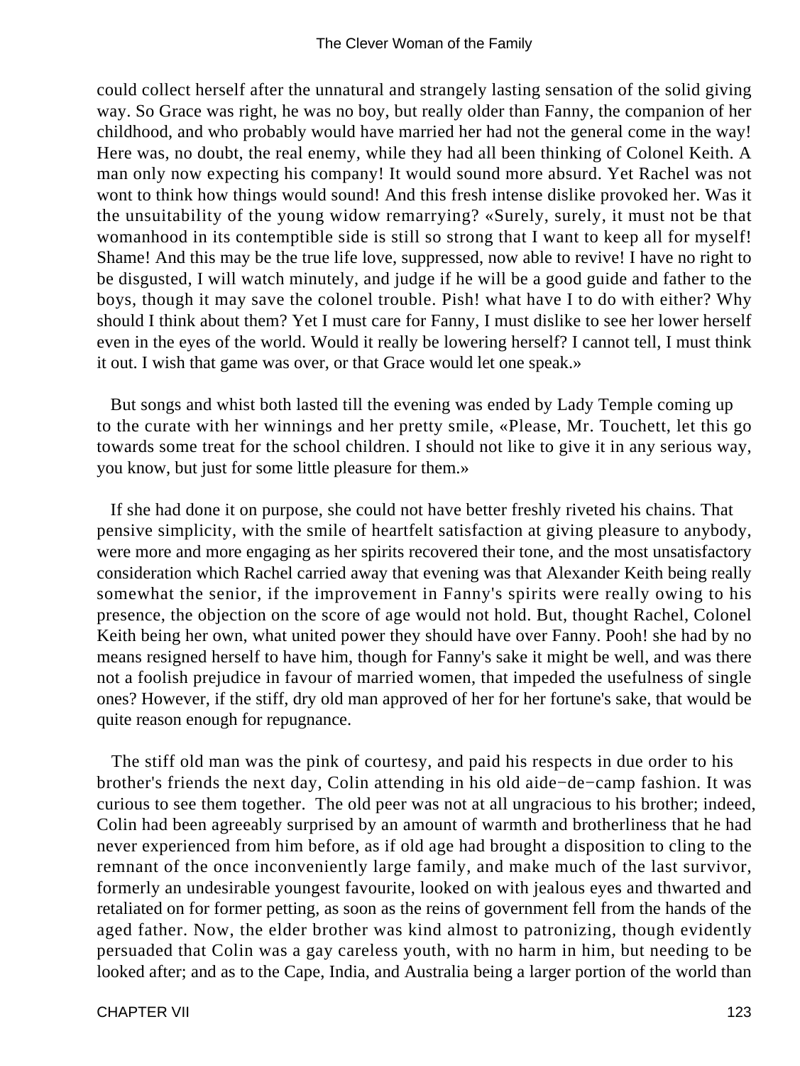could collect herself after the unnatural and strangely lasting sensation of the solid giving way. So Grace was right, he was no boy, but really older than Fanny, the companion of her childhood, and who probably would have married her had not the general come in the way! Here was, no doubt, the real enemy, while they had all been thinking of Colonel Keith. A man only now expecting his company! It would sound more absurd. Yet Rachel was not wont to think how things would sound! And this fresh intense dislike provoked her. Was it the unsuitability of the young widow remarrying? «Surely, surely, it must not be that womanhood in its contemptible side is still so strong that I want to keep all for myself! Shame! And this may be the true life love, suppressed, now able to revive! I have no right to be disgusted, I will watch minutely, and judge if he will be a good guide and father to the boys, though it may save the colonel trouble. Pish! what have I to do with either? Why should I think about them? Yet I must care for Fanny, I must dislike to see her lower herself even in the eyes of the world. Would it really be lowering herself? I cannot tell, I must think it out. I wish that game was over, or that Grace would let one speak.»

But songs and whist both lasted till the evening was ended by Lady Temple coming up to the curate with her winnings and her pretty smile, «Please, Mr. Touchett, let this go towards some treat for the school children. I should not like to give it in any serious way, you know, but just for some little pleasure for them.»

If she had done it on purpose, she could not have better freshly riveted his chains. That pensive simplicity, with the smile of heartfelt satisfaction at giving pleasure to anybody, were more and more engaging as her spirits recovered their tone, and the most unsatisfactory consideration which Rachel carried away that evening was that Alexander Keith being really somewhat the senior, if the improvement in Fanny's spirits were really owing to his presence, the objection on the score of age would not hold. But, thought Rachel, Colonel Keith being her own, what united power they should have over Fanny. Pooh! she had by no means resigned herself to have him, though for Fanny's sake it might be well, and was there not a foolish prejudice in favour of married women, that impeded the usefulness of single ones? However, if the stiff, dry old man approved of her for her fortune's sake, that would be quite reason enough for repugnance.

The stiff old man was the pink of courtesy, and paid his respects in due order to his brother's friends the next day, Colin attending in his old aide−de−camp fashion. It was curious to see them together. The old peer was not at all ungracious to his brother; indeed, Colin had been agreeably surprised by an amount of warmth and brotherliness that he had never experienced from him before, as if old age had brought a disposition to cling to the remnant of the once inconveniently large family, and make much of the last survivor, formerly an undesirable youngest favourite, looked on with jealous eyes and thwarted and retaliated on for former petting, as soon as the reins of government fell from the hands of the aged father. Now, the elder brother was kind almost to patronizing, though evidently persuaded that Colin was a gay careless youth, with no harm in him, but needing to be looked after; and as to the Cape, India, and Australia being a larger portion of the world than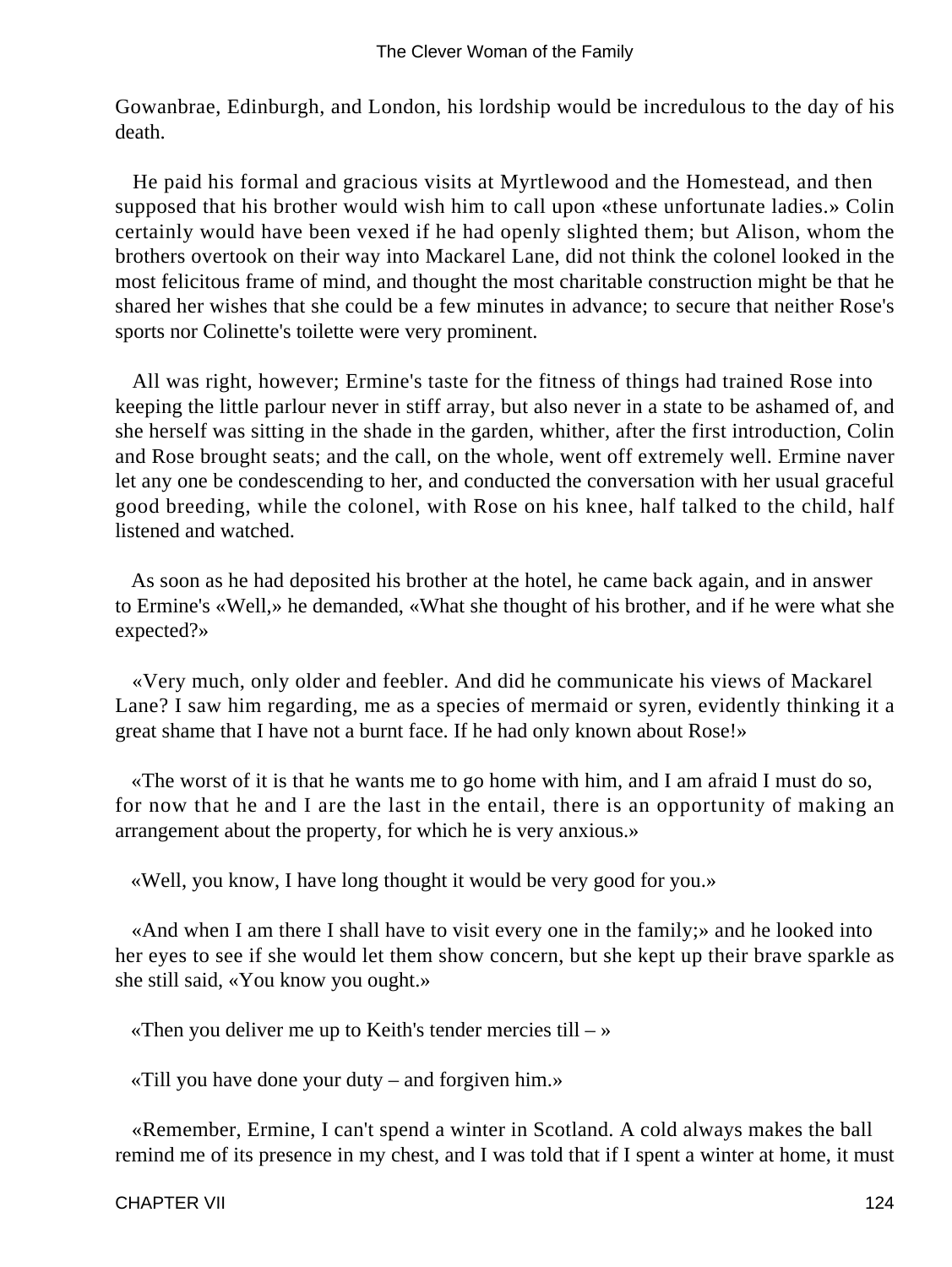Gowanbrae, Edinburgh, and London, his lordship would be incredulous to the day of his death.

He paid his formal and gracious visits at Myrtlewood and the Homestead, and then supposed that his brother would wish him to call upon «these unfortunate ladies.» Colin certainly would have been vexed if he had openly slighted them; but Alison, whom the brothers overtook on their way into Mackarel Lane, did not think the colonel looked in the most felicitous frame of mind, and thought the most charitable construction might be that he shared her wishes that she could be a few minutes in advance; to secure that neither Rose's sports nor Colinette's toilette were very prominent.

All was right, however; Ermine's taste for the fitness of things had trained Rose into keeping the little parlour never in stiff array, but also never in a state to be ashamed of, and she herself was sitting in the shade in the garden, whither, after the first introduction, Colin and Rose brought seats; and the call, on the whole, went off extremely well. Ermine naver let any one be condescending to her, and conducted the conversation with her usual graceful good breeding, while the colonel, with Rose on his knee, half talked to the child, half listened and watched.

As soon as he had deposited his brother at the hotel, he came back again, and in answer to Ermine's «Well,» he demanded, «What she thought of his brother, and if he were what she expected?»

«Very much, only older and feebler. And did he communicate his views of Mackarel Lane? I saw him regarding, me as a species of mermaid or syren, evidently thinking it a great shame that I have not a burnt face. If he had only known about Rose!»

«The worst of it is that he wants me to go home with him, and I am afraid I must do so, for now that he and I are the last in the entail, there is an opportunity of making an arrangement about the property, for which he is very anxious.»

«Well, you know, I have long thought it would be very good for you.»

«And when I am there I shall have to visit every one in the family;» and he looked into her eyes to see if she would let them show concern, but she kept up their brave sparkle as she still said, «You know you ought.»

«Then you deliver me up to Keith's tender mercies till – »

«Till you have done your duty – and forgiven him.»

«Remember, Ermine, I can't spend a winter in Scotland. A cold always makes the ball remind me of its presence in my chest, and I was told that if I spent a winter at home, it must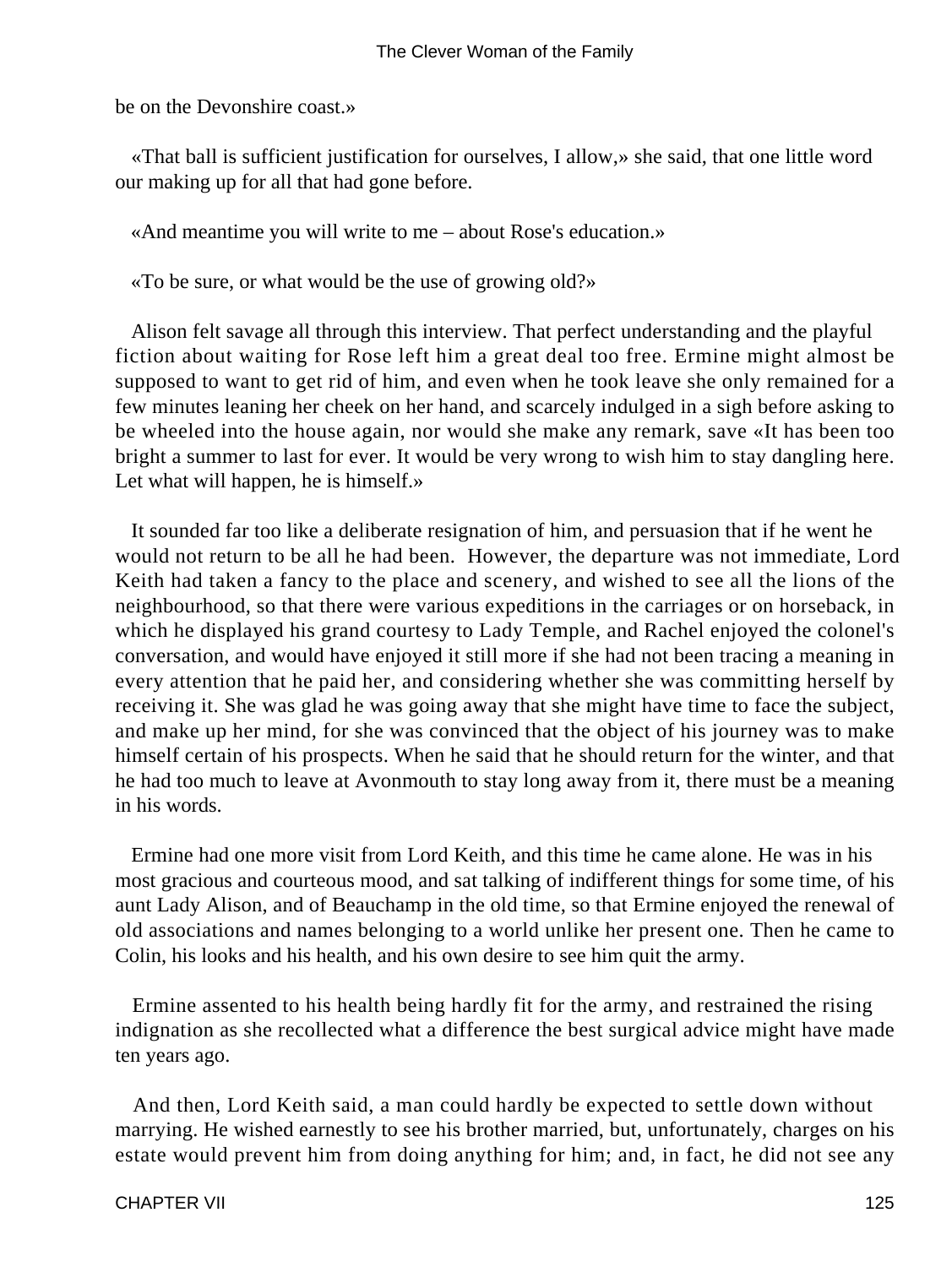be on the Devonshire coast.»

«That ball is sufficient justification for ourselves, I allow,» she said, that one little word our making up for all that had gone before.

«And meantime you will write to me – about Rose's education.»

«To be sure, or what would be the use of growing old?»

Alison felt savage all through this interview. That perfect understanding and the playful fiction about waiting for Rose left him a great deal too free. Ermine might almost be supposed to want to get rid of him, and even when he took leave she only remained for a few minutes leaning her cheek on her hand, and scarcely indulged in a sigh before asking to be wheeled into the house again, nor would she make any remark, save «It has been too bright a summer to last for ever. It would be very wrong to wish him to stay dangling here. Let what will happen, he is himself.»

It sounded far too like a deliberate resignation of him, and persuasion that if he went he would not return to be all he had been. However, the departure was not immediate, Lord Keith had taken a fancy to the place and scenery, and wished to see all the lions of the neighbourhood, so that there were various expeditions in the carriages or on horseback, in which he displayed his grand courtesy to Lady Temple, and Rachel enjoyed the colonel's conversation, and would have enjoyed it still more if she had not been tracing a meaning in every attention that he paid her, and considering whether she was committing herself by receiving it. She was glad he was going away that she might have time to face the subject, and make up her mind, for she was convinced that the object of his journey was to make himself certain of his prospects. When he said that he should return for the winter, and that he had too much to leave at Avonmouth to stay long away from it, there must be a meaning in his words.

Ermine had one more visit from Lord Keith, and this time he came alone. He was in his most gracious and courteous mood, and sat talking of indifferent things for some time, of his aunt Lady Alison, and of Beauchamp in the old time, so that Ermine enjoyed the renewal of old associations and names belonging to a world unlike her present one. Then he came to Colin, his looks and his health, and his own desire to see him quit the army.

Ermine assented to his health being hardly fit for the army, and restrained the rising indignation as she recollected what a difference the best surgical advice might have made ten years ago.

And then, Lord Keith said, a man could hardly be expected to settle down without marrying. He wished earnestly to see his brother married, but, unfortunately, charges on his estate would prevent him from doing anything for him; and, in fact, he did not see any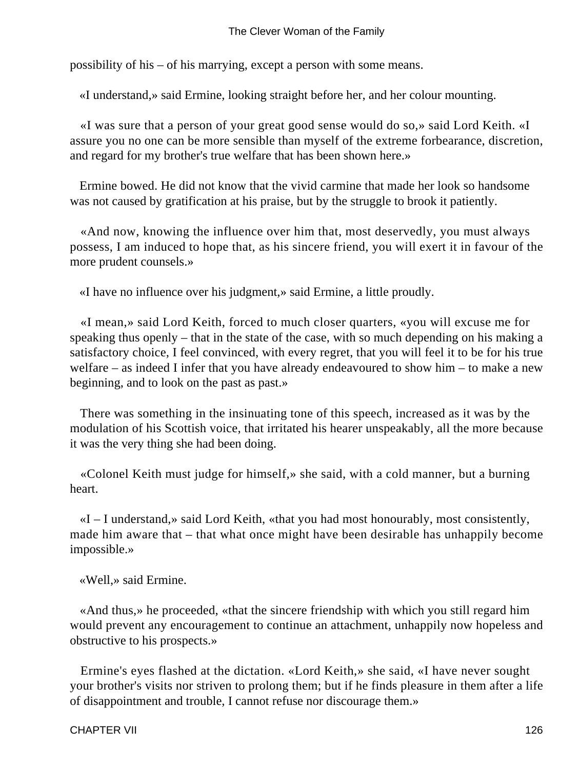possibility of his – of his marrying, except a person with some means.

«I understand,» said Ermine, looking straight before her, and her colour mounting.

«I was sure that a person of your great good sense would do so,» said Lord Keith. «I assure you no one can be more sensible than myself of the extreme forbearance, discretion, and regard for my brother's true welfare that has been shown here.»

Ermine bowed. He did not know that the vivid carmine that made her look so handsome was not caused by gratification at his praise, but by the struggle to brook it patiently.

«And now, knowing the influence over him that, most deservedly, you must always possess, I am induced to hope that, as his sincere friend, you will exert it in favour of the more prudent counsels.»

«I have no influence over his judgment,» said Ermine, a little proudly.

«I mean,» said Lord Keith, forced to much closer quarters, «you will excuse me for speaking thus openly – that in the state of the case, with so much depending on his making a satisfactory choice, I feel convinced, with every regret, that you will feel it to be for his true welfare – as indeed I infer that you have already endeavoured to show him – to make a new beginning, and to look on the past as past.»

There was something in the insinuating tone of this speech, increased as it was by the modulation of his Scottish voice, that irritated his hearer unspeakably, all the more because it was the very thing she had been doing.

«Colonel Keith must judge for himself,» she said, with a cold manner, but a burning heart.

«I – I understand,» said Lord Keith, «that you had most honourably, most consistently, made him aware that – that what once might have been desirable has unhappily become impossible.»

«Well,» said Ermine.

«And thus,» he proceeded, «that the sincere friendship with which you still regard him would prevent any encouragement to continue an attachment, unhappily now hopeless and obstructive to his prospects.»

Ermine's eyes flashed at the dictation. «Lord Keith,» she said, «I have never sought your brother's visits nor striven to prolong them; but if he finds pleasure in them after a life of disappointment and trouble, I cannot refuse nor discourage them.»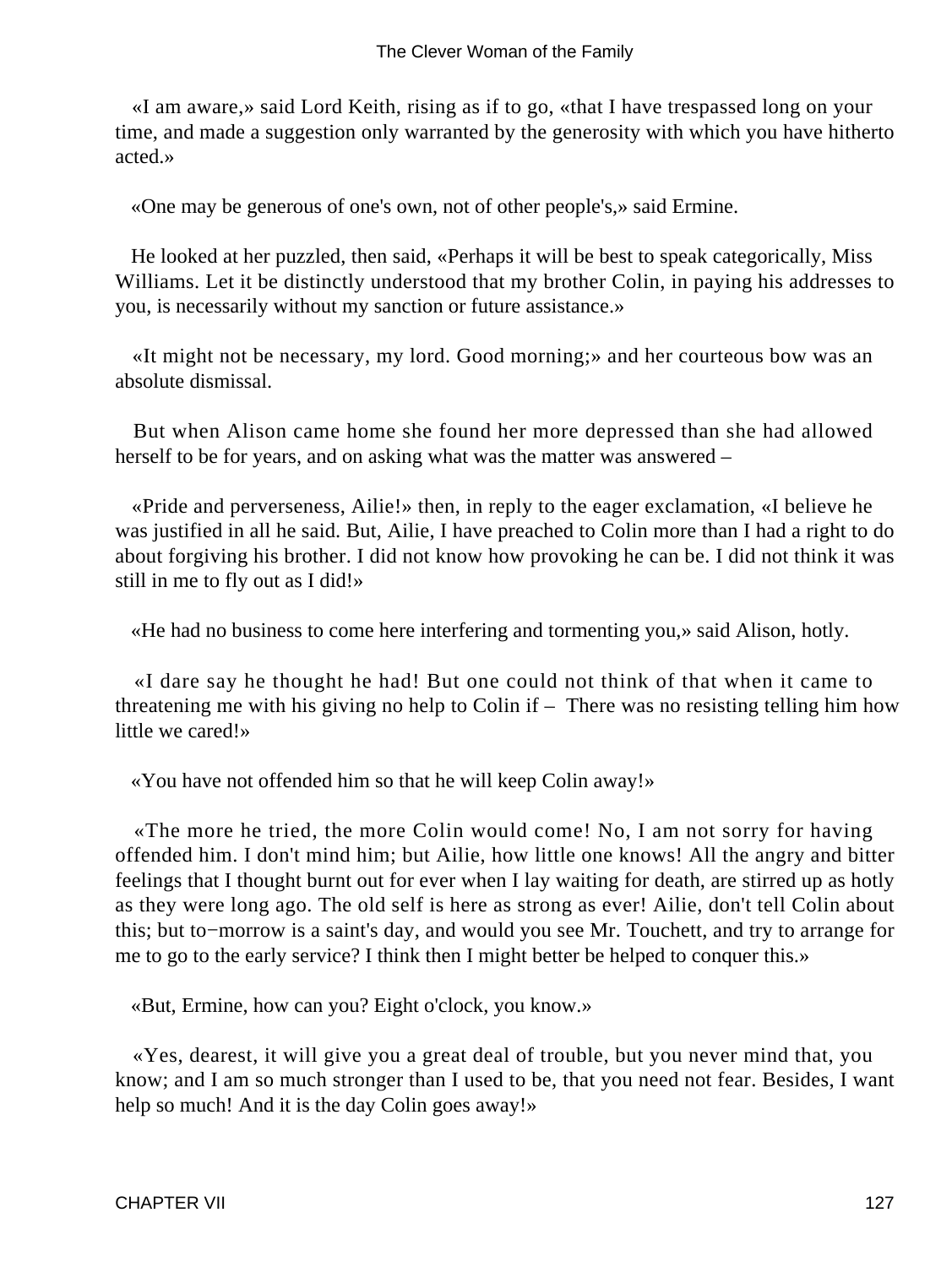«I am aware,» said Lord Keith, rising as if to go, «that I have trespassed long on your time, and made a suggestion only warranted by the generosity with which you have hitherto acted.»

«One may be generous of one's own, not of other people's,» said Ermine.

He looked at her puzzled, then said, «Perhaps it will be best to speak categorically, Miss Williams. Let it be distinctly understood that my brother Colin, in paying his addresses to you, is necessarily without my sanction or future assistance.»

«It might not be necessary, my lord. Good morning;» and her courteous bow was an absolute dismissal.

But when Alison came home she found her more depressed than she had allowed herself to be for years, and on asking what was the matter was answered –

«Pride and perverseness, Ailie!» then, in reply to the eager exclamation, «I believe he was justified in all he said. But, Ailie, I have preached to Colin more than I had a right to do about forgiving his brother. I did not know how provoking he can be. I did not think it was still in me to fly out as I did!»

«He had no business to come here interfering and tormenting you,» said Alison, hotly.

«I dare say he thought he had! But one could not think of that when it came to threatening me with his giving no help to Colin if – There was no resisting telling him how little we cared!»

«You have not offended him so that he will keep Colin away!»

«The more he tried, the more Colin would come! No, I am not sorry for having offended him. I don't mind him; but Ailie, how little one knows! All the angry and bitter feelings that I thought burnt out for ever when I lay waiting for death, are stirred up as hotly as they were long ago. The old self is here as strong as ever! Ailie, don't tell Colin about this; but to−morrow is a saint's day, and would you see Mr. Touchett, and try to arrange for me to go to the early service? I think then I might better be helped to conquer this.»

«But, Ermine, how can you? Eight o'clock, you know.»

«Yes, dearest, it will give you a great deal of trouble, but you never mind that, you know; and I am so much stronger than I used to be, that you need not fear. Besides, I want help so much! And it is the day Colin goes away!»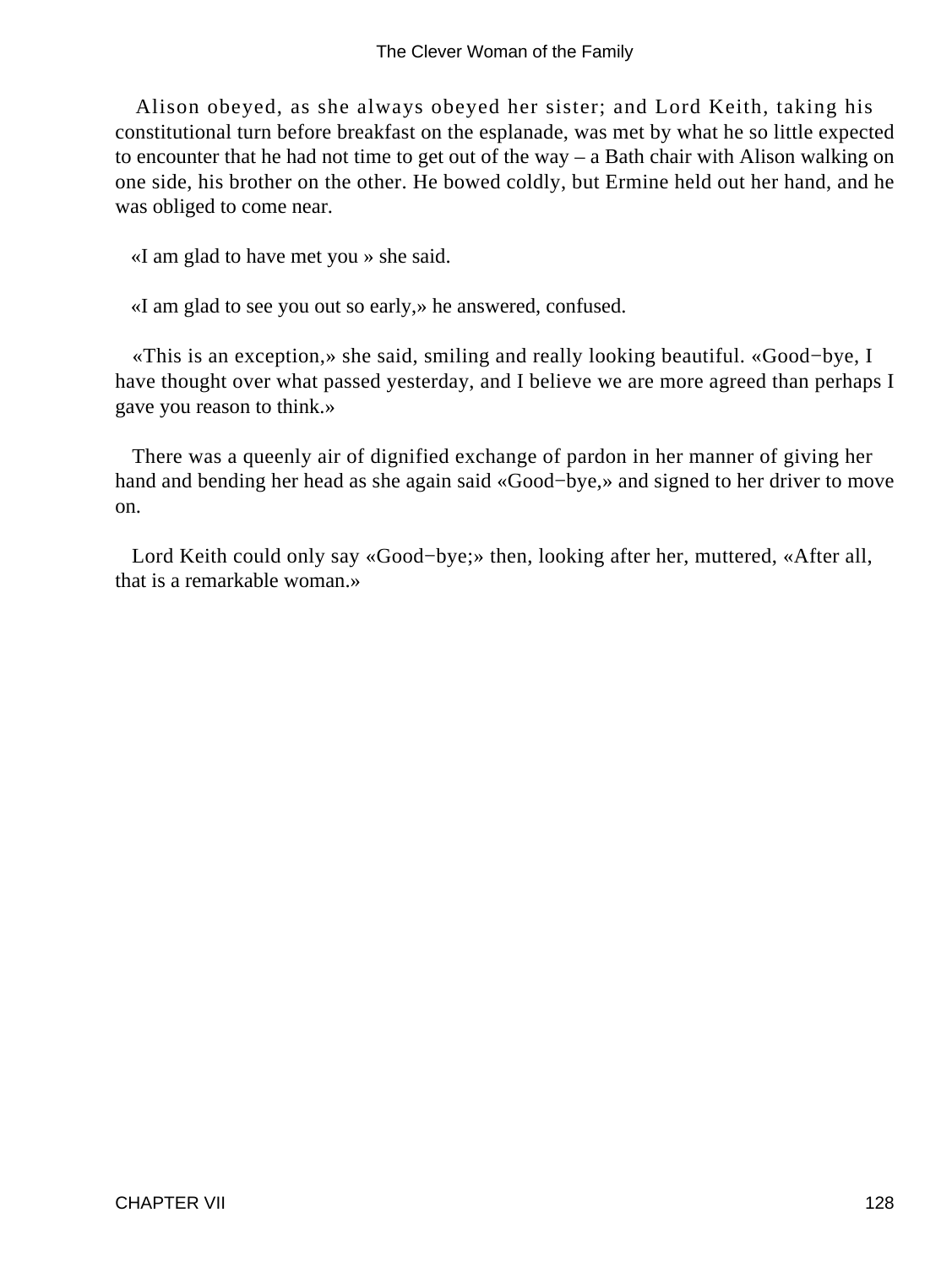Alison obeyed, as she always obeyed her sister; and Lord Keith, taking his constitutional turn before breakfast on the esplanade, was met by what he so little expected to encounter that he had not time to get out of the way – a Bath chair with Alison walking on one side, his brother on the other. He bowed coldly, but Ermine held out her hand, and he was obliged to come near.

«I am glad to have met you » she said.

«I am glad to see you out so early,» he answered, confused.

«This is an exception,» she said, smiling and really looking beautiful. «Good−bye, I have thought over what passed yesterday, and I believe we are more agreed than perhaps I gave you reason to think.»

There was a queenly air of dignified exchange of pardon in her manner of giving her hand and bending her head as she again said «Good−bye,» and signed to her driver to move on.

Lord Keith could only say «Good−bye;» then, looking after her, muttered, «After all, that is a remarkable woman.»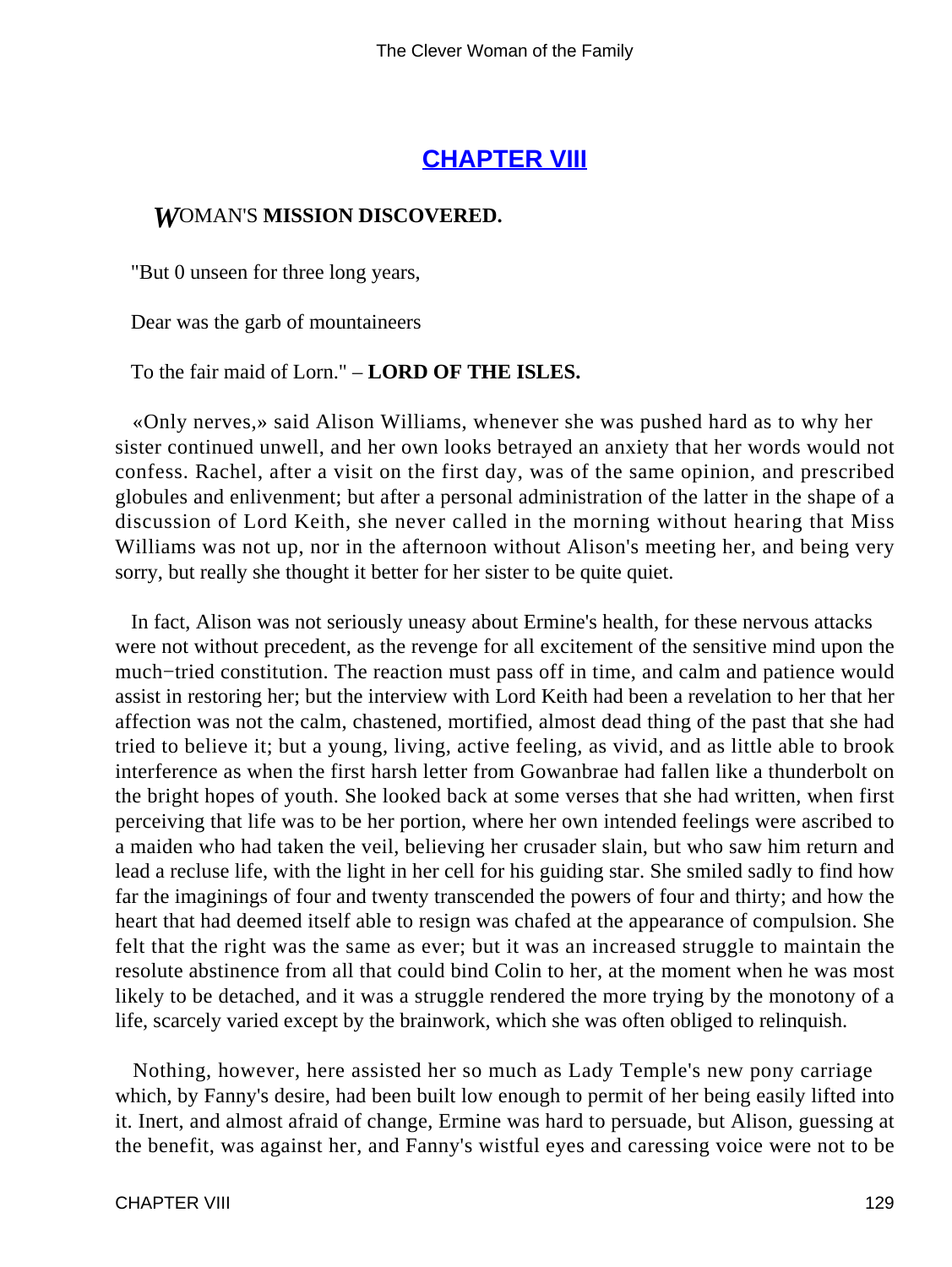## [CHAPTER VIII](#)

### *W*OMAN'S **MISSION DISCOVERED.**

"But 0 unseen for three long years,

Dear was the garb of mountaineers

To the fair maid of Lorn." – **LORD OF THE ISLES.**

«Only nerves,» said Alison Williams, whenever she was pushed hard as to why her sister continued unwell, and her own looks betrayed an anxiety that her words would not confess. Rachel, after a visit on the first day, was of the same opinion, and prescribed globules and enlivenment; but after a personal administration of the latter in the shape of a discussion of Lord Keith, she never called in the morning without hearing that Miss Williams was not up, nor in the afternoon without Alison's meeting her, and being very sorry, but really she thought it better for her sister to be quite quiet.

In fact, Alison was not seriously uneasy about Ermine's health, for these nervous attacks were not without precedent, as the revenge for all excitement of the sensitive mind upon the much−tried constitution. The reaction must pass off in time, and calm and patience would assist in restoring her; but the interview with Lord Keith had been a revelation to her that her affection was not the calm, chastened, mortified, almost dead thing of the past that she had tried to believe it; but a young, living, active feeling, as vivid, and as little able to brook interference as when the first harsh letter from Gowanbrae had fallen like a thunderbolt on the bright hopes of youth. She looked back at some verses that she had written, when first perceiving that life was to be her portion, where her own intended feelings were ascribed to a maiden who had taken the veil, believing her crusader slain, but who saw him return and lead a recluse life, with the light in her cell for his guiding star. She smiled sadly to find how far the imaginings of four and twenty transcended the powers of four and thirty; and how the heart that had deemed itself able to resign was chafed at the appearance of compulsion. She felt that the right was the same as ever; but it was an increased struggle to maintain the resolute abstinence from all that could bind Colin to her, at the moment when he was most likely to be detached, and it was a struggle rendered the more trying by the monotony of a life, scarcely varied except by the brainwork, which she was often obliged to relinquish.

Nothing, however, here assisted her so much as Lady Temple's new pony carriage which, by Fanny's desire, had been built low enough to permit of her being easily lifted into it. Inert, and almost afraid of change, Ermine was hard to persuade, but Alison, guessing at the benefit, was against her, and Fanny's wistful eyes and caressing voice were not to be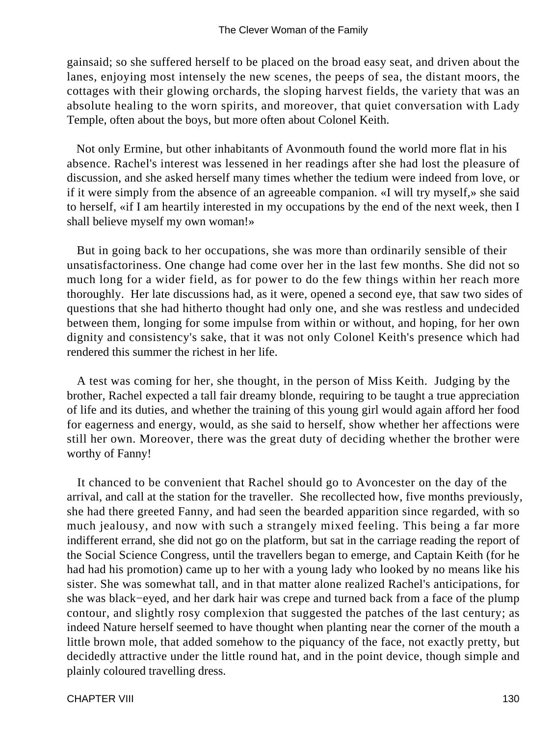gainsaid; so she suffered herself to be placed on the broad easy seat, and driven about the lanes, enjoying most intensely the new scenes, the peeps of sea, the distant moors, the cottages with their glowing orchards, the sloping harvest fields, the variety that was an absolute healing to the worn spirits, and moreover, that quiet conversation with Lady Temple, often about the boys, but more often about Colonel Keith.

Not only Ermine, but other inhabitants of Avonmouth found the world more flat in his absence. Rachel's interest was lessened in her readings after she had lost the pleasure of discussion, and she asked herself many times whether the tedium were indeed from love, or if it were simply from the absence of an agreeable companion. «I will try myself,» she said to herself, «if I am heartily interested in my occupations by the end of the next week, then I shall believe myself my own woman!»

But in going back to her occupations, she was more than ordinarily sensible of their unsatisfactoriness. One change had come over her in the last few months. She did not so much long for a wider field, as for power to do the few things within her reach more thoroughly. Her late discussions had, as it were, opened a second eye, that saw two sides of questions that she had hitherto thought had only one, and she was restless and undecided between them, longing for some impulse from within or without, and hoping, for her own dignity and consistency's sake, that it was not only Colonel Keith's presence which had rendered this summer the richest in her life.

A test was coming for her, she thought, in the person of Miss Keith. Judging by the brother, Rachel expected a tall fair dreamy blonde, requiring to be taught a true appreciation of life and its duties, and whether the training of this young girl would again afford her food for eagerness and energy, would, as she said to herself, show whether her affections were still her own. Moreover, there was the great duty of deciding whether the brother were worthy of Fanny!

It chanced to be convenient that Rachel should go to Avoncester on the day of the arrival, and call at the station for the traveller. She recollected how, five months previously, she had there greeted Fanny, and had seen the bearded apparition since regarded, with so much jealousy, and now with such a strangely mixed feeling. This being a far more indifferent errand, she did not go on the platform, but sat in the carriage reading the report of the Social Science Congress, until the travellers began to emerge, and Captain Keith (for he had had his promotion) came up to her with a young lady who looked by no means like his sister. She was somewhat tall, and in that matter alone realized Rachel's anticipations, for she was black−eyed, and her dark hair was crepe and turned back from a face of the plump contour, and slightly rosy complexion that suggested the patches of the last century; as indeed Nature herself seemed to have thought when planting near the corner of the mouth a little brown mole, that added somehow to the piquancy of the face, not exactly pretty, but decidedly attractive under the little round hat, and in the point device, though simple and plainly coloured travelling dress.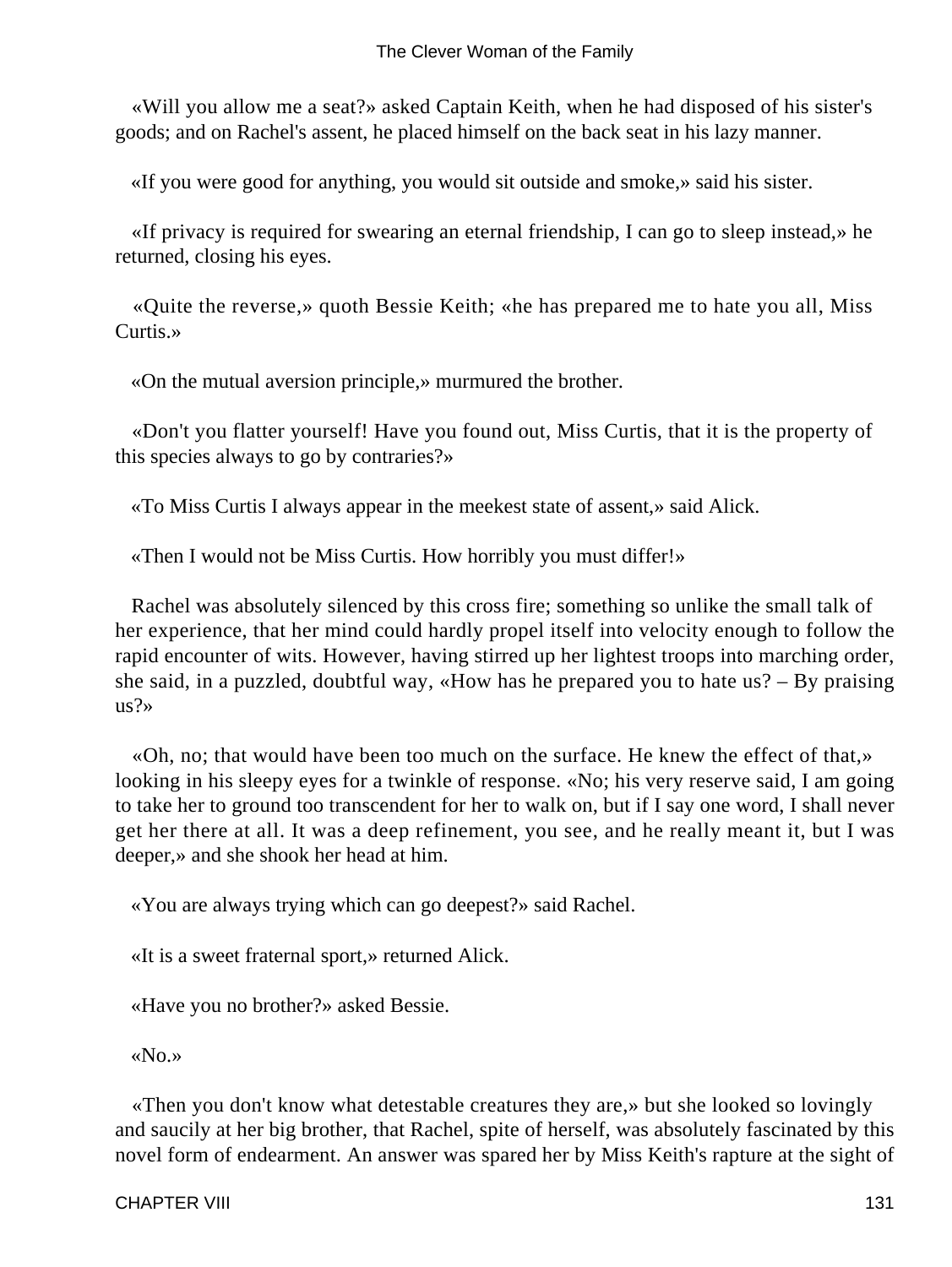«Will you allow me a seat?» asked Captain Keith, when he had disposed of his sister's goods; and on Rachel's assent, he placed himself on the back seat in his lazy manner.

«If you were good for anything, you would sit outside and smoke,» said his sister.

«If privacy is required for swearing an eternal friendship, I can go to sleep instead,» he returned, closing his eyes.

«Quite the reverse,» quoth Bessie Keith; «he has prepared me to hate you all, Miss Curtis.»

«On the mutual aversion principle,» murmured the brother.

«Don't you flatter yourself! Have you found out, Miss Curtis, that it is the property of this species always to go by contraries?»

«To Miss Curtis I always appear in the meekest state of assent,» said Alick.

«Then I would not be Miss Curtis. How horribly you must differ!»

Rachel was absolutely silenced by this cross fire; something so unlike the small talk of her experience, that her mind could hardly propel itself into velocity enough to follow the rapid encounter of wits. However, having stirred up her lightest troops into marching order, she said, in a puzzled, doubtful way, «How has he prepared you to hate us? – By praising us?»

«Oh, no; that would have been too much on the surface. He knew the effect of that,» looking in his sleepy eyes for a twinkle of response. «No; his very reserve said, I am going to take her to ground too transcendent for her to walk on, but if I say one word, I shall never get her there at all. It was a deep refinement, you see, and he really meant it, but I was deeper,» and she shook her head at him.

«You are always trying which can go deepest?» said Rachel.

«It is a sweet fraternal sport,» returned Alick.

«Have you no brother?» asked Bessie.

«No.»

«Then you don't know what detestable creatures they are,» but she looked so lovingly and saucily at her big brother, that Rachel, spite of herself, was absolutely fascinated by this novel form of endearment. An answer was spared her by Miss Keith's rapture at the sight of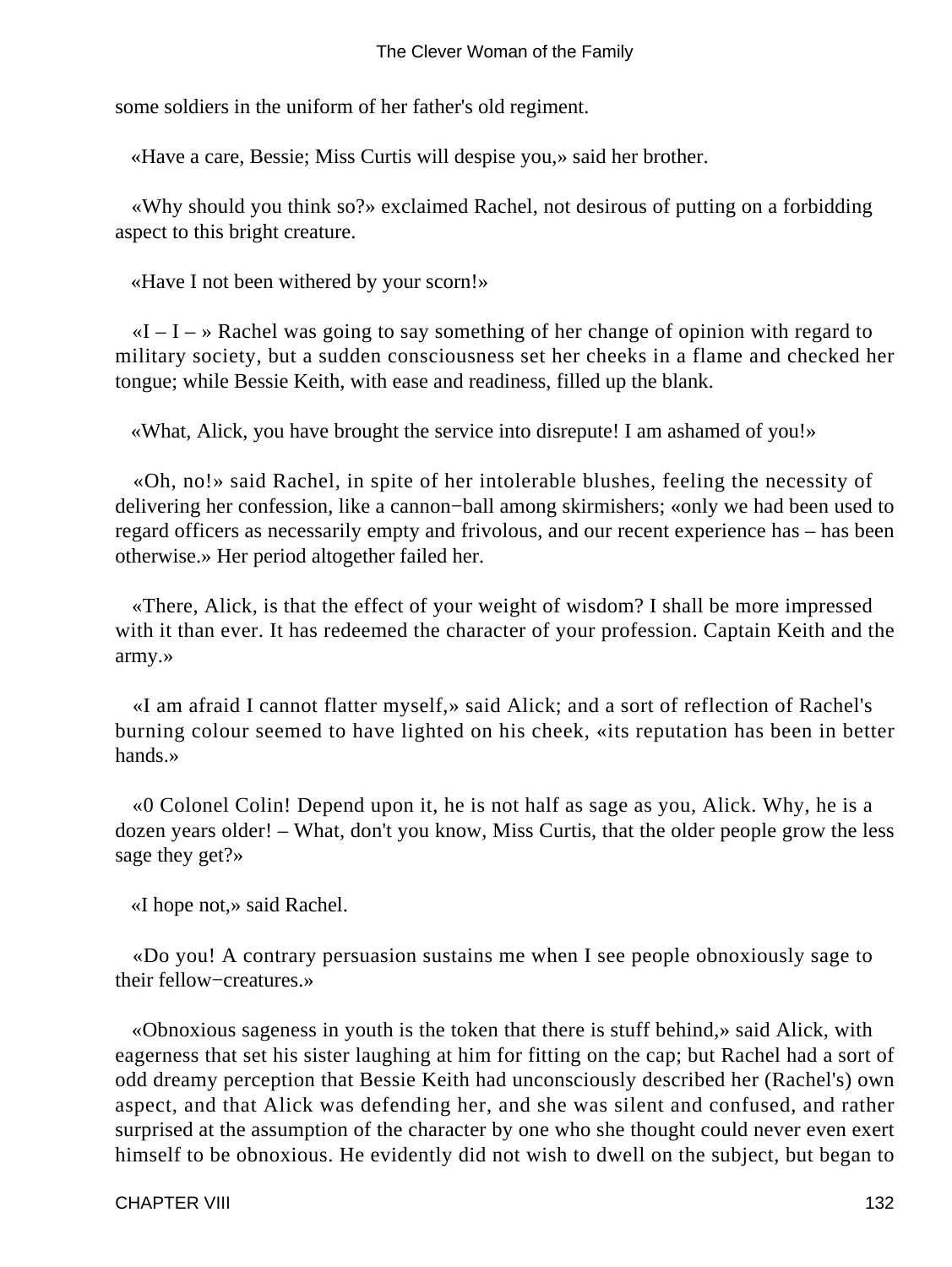some soldiers in the uniform of her father's old regiment.

«Have a care, Bessie; Miss Curtis will despise you,» said her brother.

«Why should you think so?» exclaimed Rachel, not desirous of putting on a forbidding aspect to this bright creature.

«Have I not been withered by your scorn!»

«I – I – » Rachel was going to say something of her change of opinion with regard to military society, but a sudden consciousness set her cheeks in a flame and checked her tongue; while Bessie Keith, with ease and readiness, filled up the blank.

«What, Alick, you have brought the service into disrepute! I am ashamed of you!»

«Oh, no!» said Rachel, in spite of her intolerable blushes, feeling the necessity of delivering her confession, like a cannon−ball among skirmishers; «only we had been used to regard officers as necessarily empty and frivolous, and our recent experience has – has been otherwise.» Her period altogether failed her.

«There, Alick, is that the effect of your weight of wisdom? I shall be more impressed with it than ever. It has redeemed the character of your profession. Captain Keith and the army.»

«I am afraid I cannot flatter myself,» said Alick; and a sort of reflection of Rachel's burning colour seemed to have lighted on his cheek, «its reputation has been in better hands.»

«0 Colonel Colin! Depend upon it, he is not half as sage as you, Alick. Why, he is a dozen years older! – What, don't you know, Miss Curtis, that the older people grow the less sage they get?»

«I hope not,» said Rachel.

«Do you! A contrary persuasion sustains me when I see people obnoxiously sage to their fellow−creatures.»

«Obnoxious sageness in youth is the token that there is stuff behind,» said Alick, with eagerness that set his sister laughing at him for fitting on the cap; but Rachel had a sort of odd dreamy perception that Bessie Keith had unconsciously described her (Rachel's) own aspect, and that Alick was defending her, and she was silent and confused, and rather surprised at the assumption of the character by one who she thought could never even exert himself to be obnoxious. He evidently did not wish to dwell on the subject, but began to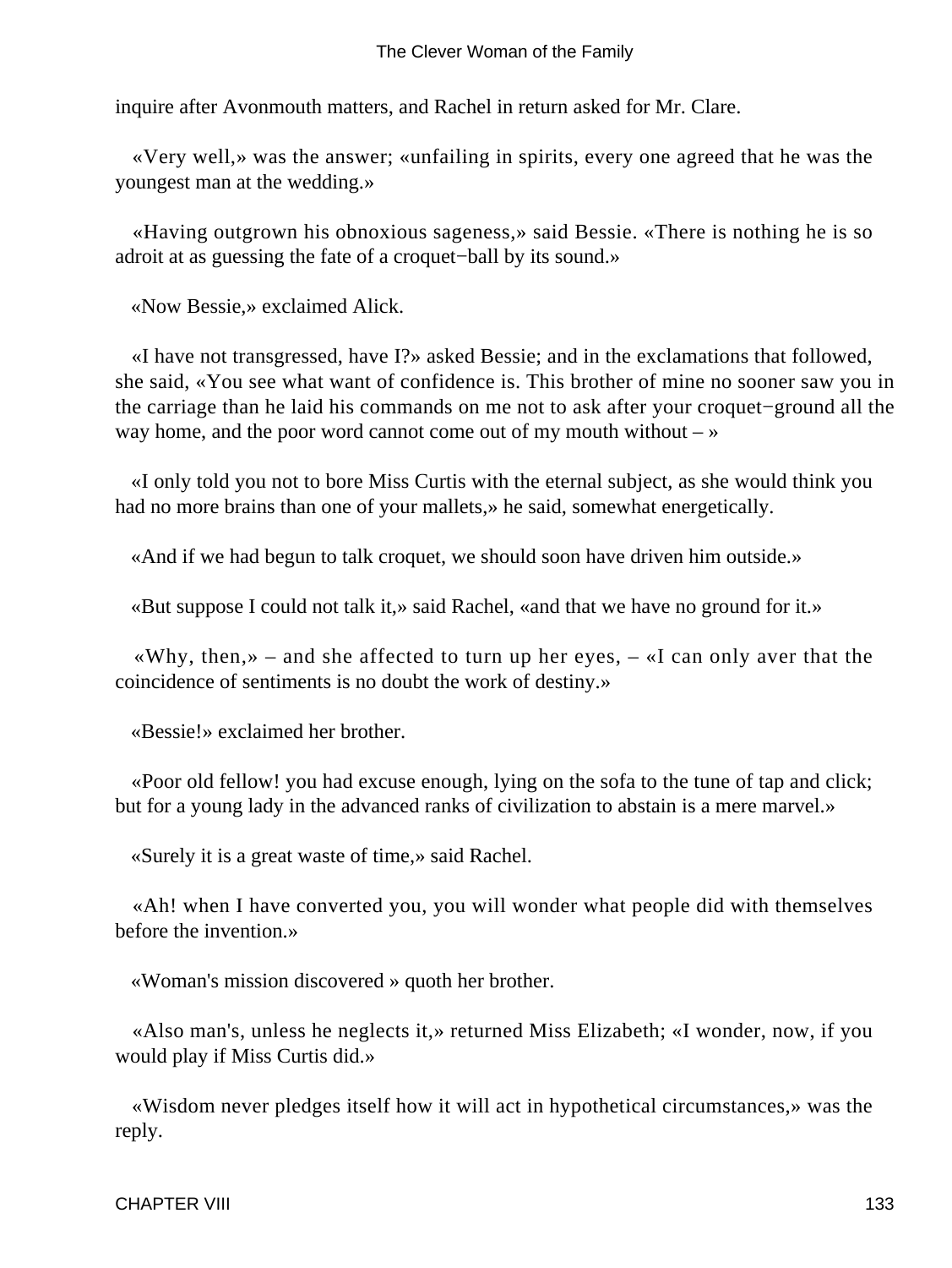inquire after Avonmouth matters, and Rachel in return asked for Mr. Clare.

«Very well,» was the answer; «unfailing in spirits, every one agreed that he was the youngest man at the wedding.»

«Having outgrown his obnoxious sageness,» said Bessie. «There is nothing he is so adroit at as guessing the fate of a croquet−ball by its sound.»

«Now Bessie,» exclaimed Alick.

«I have not transgressed, have I?» asked Bessie; and in the exclamations that followed, she said, «You see what want of confidence is. This brother of mine no sooner saw you in the carriage than he laid his commands on me not to ask after your croquet−ground all the way home, and the poor word cannot come out of my mouth without – »

«I only told you not to bore Miss Curtis with the eternal subject, as she would think you had no more brains than one of your mallets,» he said, somewhat energetically.

«And if we had begun to talk croquet, we should soon have driven him outside.»

«But suppose I could not talk it,» said Rachel, «and that we have no ground for it.»

«Why, then,» – and she affected to turn up her eyes, – «I can only aver that the coincidence of sentiments is no doubt the work of destiny.»

«Bessie!» exclaimed her brother.

«Poor old fellow! you had excuse enough, lying on the sofa to the tune of tap and click; but for a young lady in the advanced ranks of civilization to abstain is a mere marvel.»

«Surely it is a great waste of time,» said Rachel.

«Ah! when I have converted you, you will wonder what people did with themselves before the invention.»

«Woman's mission discovered » quoth her brother.

«Also man's, unless he neglects it,» returned Miss Elizabeth; «I wonder, now, if you would play if Miss Curtis did.»

«Wisdom never pledges itself how it will act in hypothetical circumstances,» was the reply.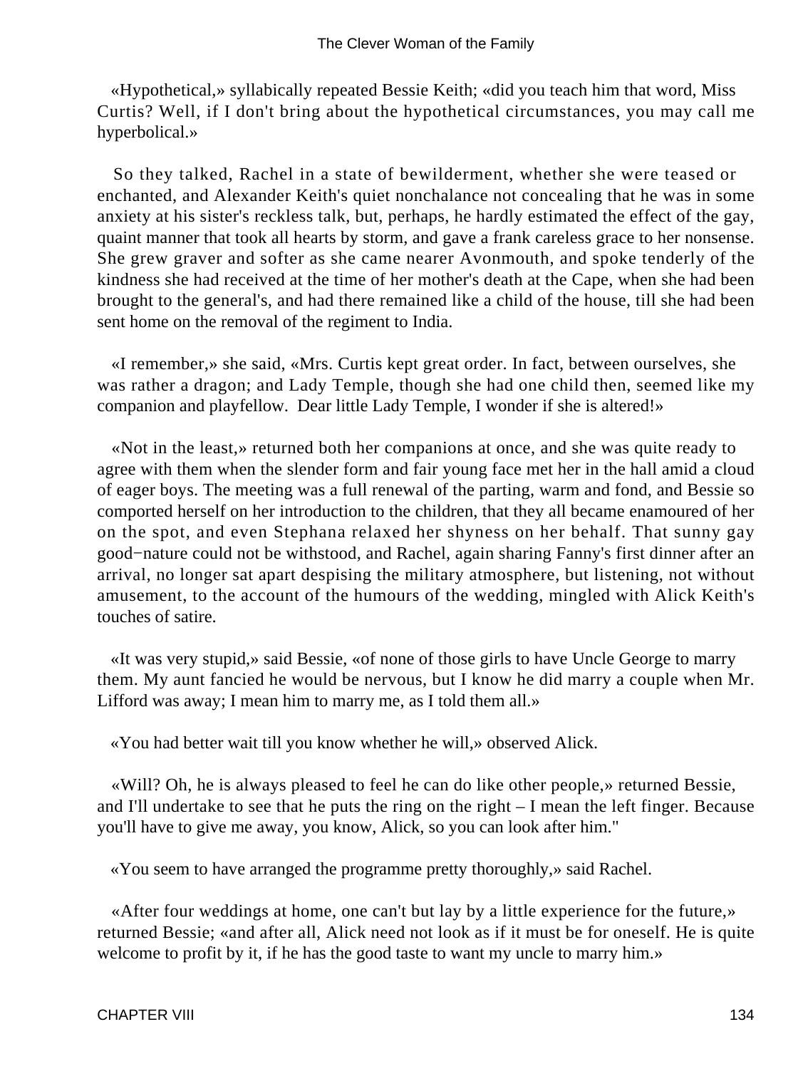«Hypothetical,» syllabically repeated Bessie Keith; «did you teach him that word, Miss Curtis? Well, if I don't bring about the hypothetical circumstances, you may call me hyperbolical.»

So they talked, Rachel in a state of bewilderment, whether she were teased or enchanted, and Alexander Keith's quiet nonchalance not concealing that he was in some anxiety at his sister's reckless talk, but, perhaps, he hardly estimated the effect of the gay, quaint manner that took all hearts by storm, and gave a frank careless grace to her nonsense. She grew graver and softer as she came nearer Avonmouth, and spoke tenderly of the kindness she had received at the time of her mother's death at the Cape, when she had been brought to the general's, and had there remained like a child of the house, till she had been sent home on the removal of the regiment to India.

«I remember,» she said, «Mrs. Curtis kept great order. In fact, between ourselves, she was rather a dragon; and Lady Temple, though she had one child then, seemed like my companion and playfellow. Dear little Lady Temple, I wonder if she is altered!»

«Not in the least,» returned both her companions at once, and she was quite ready to agree with them when the slender form and fair young face met her in the hall amid a cloud of eager boys. The meeting was a full renewal of the parting, warm and fond, and Bessie so comported herself on her introduction to the children, that they all became enamoured of her on the spot, and even Stephana relaxed her shyness on her behalf. That sunny gay good−nature could not be withstood, and Rachel, again sharing Fanny's first dinner after an arrival, no longer sat apart despising the military atmosphere, but listening, not without amusement, to the account of the humours of the wedding, mingled with Alick Keith's touches of satire.

«It was very stupid,» said Bessie, «of none of those girls to have Uncle George to marry them. My aunt fancied he would be nervous, but I know he did marry a couple when Mr. Lifford was away; I mean him to marry me, as I told them all.»

«You had better wait till you know whether he will,» observed Alick.

«Will? Oh, he is always pleased to feel he can do like other people,» returned Bessie, and I'll undertake to see that he puts the ring on the right – I mean the left finger. Because you'll have to give me away, you know, Alick, so you can look after him."

«You seem to have arranged the programme pretty thoroughly,» said Rachel.

«After four weddings at home, one can't but lay by a little experience for the future,» returned Bessie; «and after all, Alick need not look as if it must be for oneself. He is quite welcome to profit by it, if he has the good taste to want my uncle to marry him.»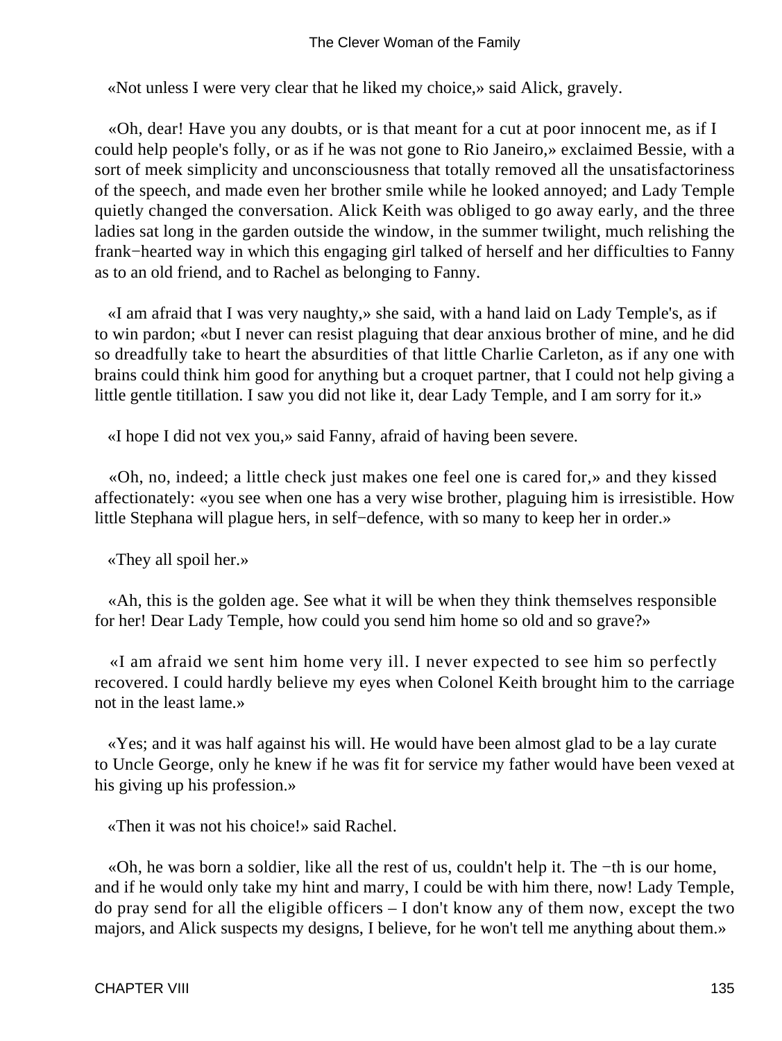«Not unless I were very clear that he liked my choice,» said Alick, gravely.

«Oh, dear! Have you any doubts, or is that meant for a cut at poor innocent me, as if I could help people's folly, or as if he was not gone to Rio Janeiro,» exclaimed Bessie, with a sort of meek simplicity and unconsciousness that totally removed all the unsatisfactoriness of the speech, and made even her brother smile while he looked annoyed; and Lady Temple quietly changed the conversation. Alick Keith was obliged to go away early, and the three ladies sat long in the garden outside the window, in the summer twilight, much relishing the frank−hearted way in which this engaging girl talked of herself and her difficulties to Fanny as to an old friend, and to Rachel as belonging to Fanny.

«I am afraid that I was very naughty,» she said, with a hand laid on Lady Temple's, as if to win pardon; «but I never can resist plaguing that dear anxious brother of mine, and he did so dreadfully take to heart the absurdities of that little Charlie Carleton, as if any one with brains could think him good for anything but a croquet partner, that I could not help giving a little gentle titillation. I saw you did not like it, dear Lady Temple, and I am sorry for it.»

«I hope I did not vex you,» said Fanny, afraid of having been severe.

«Oh, no, indeed; a little check just makes one feel one is cared for,» and they kissed affectionately: «you see when one has a very wise brother, plaguing him is irresistible. How little Stephana will plague hers, in self−defence, with so many to keep her in order.»

«They all spoil her.»

«Ah, this is the golden age. See what it will be when they think themselves responsible for her! Dear Lady Temple, how could you send him home so old and so grave?»

«I am afraid we sent him home very ill. I never expected to see him so perfectly recovered. I could hardly believe my eyes when Colonel Keith brought him to the carriage not in the least lame.»

«Yes; and it was half against his will. He would have been almost glad to be a lay curate to Uncle George, only he knew if he was fit for service my father would have been vexed at his giving up his profession.»

«Then it was not his choice!» said Rachel.

«Oh, he was born a soldier, like all the rest of us, couldn't help it. The −th is our home, and if he would only take my hint and marry, I could be with him there, now! Lady Temple, do pray send for all the eligible officers – I don't know any of them now, except the two majors, and Alick suspects my designs, I believe, for he won't tell me anything about them.»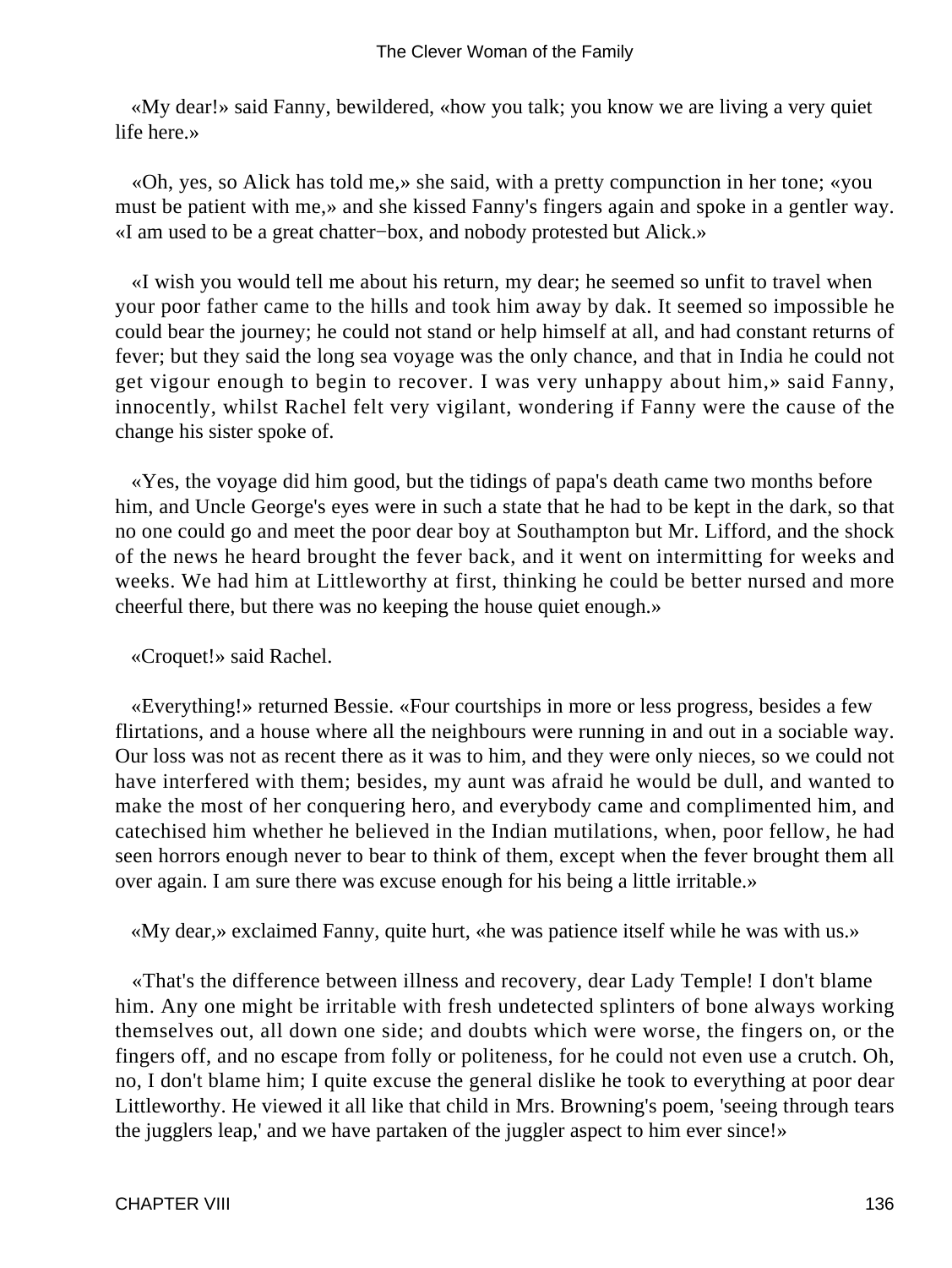«My dear!» said Fanny, bewildered, «how you talk; you know we are living a very quiet life here.»

«Oh, yes, so Alick has told me,» she said, with a pretty compunction in her tone; «you must be patient with me,» and she kissed Fanny's fingers again and spoke in a gentler way. «I am used to be a great chatter−box, and nobody protested but Alick.»

«I wish you would tell me about his return, my dear; he seemed so unfit to travel when your poor father came to the hills and took him away by dak. It seemed so impossible he could bear the journey; he could not stand or help himself at all, and had constant returns of fever; but they said the long sea voyage was the only chance, and that in India he could not get vigour enough to begin to recover. I was very unhappy about him,» said Fanny, innocently, whilst Rachel felt very vigilant, wondering if Fanny were the cause of the change his sister spoke of.

«Yes, the voyage did him good, but the tidings of papa's death came two months before him, and Uncle George's eyes were in such a state that he had to be kept in the dark, so that no one could go and meet the poor dear boy at Southampton but Mr. Lifford, and the shock of the news he heard brought the fever back, and it went on intermitting for weeks and weeks. We had him at Littleworthy at first, thinking he could be better nursed and more cheerful there, but there was no keeping the house quiet enough.»

«Croquet!» said Rachel.

«Everything!» returned Bessie. «Four courtships in more or less progress, besides a few flirtations, and a house where all the neighbours were running in and out in a sociable way. Our loss was not as recent there as it was to him, and they were only nieces, so we could not have interfered with them; besides, my aunt was afraid he would be dull, and wanted to make the most of her conquering hero, and everybody came and complimented him, and catechised him whether he believed in the Indian mutilations, when, poor fellow, he had seen horrors enough never to bear to think of them, except when the fever brought them all over again. I am sure there was excuse enough for his being a little irritable.»

«My dear,» exclaimed Fanny, quite hurt, «he was patience itself while he was with us.»

«That's the difference between illness and recovery, dear Lady Temple! I don't blame him. Any one might be irritable with fresh undetected splinters of bone always working themselves out, all down one side; and doubts which were worse, the fingers on, or the fingers off, and no escape from folly or politeness, for he could not even use a crutch. Oh, no, I don't blame him; I quite excuse the general dislike he took to everything at poor dear Littleworthy. He viewed it all like that child in Mrs. Browning's poem, 'seeing through tears the jugglers leap,' and we have partaken of the juggler aspect to him ever since!»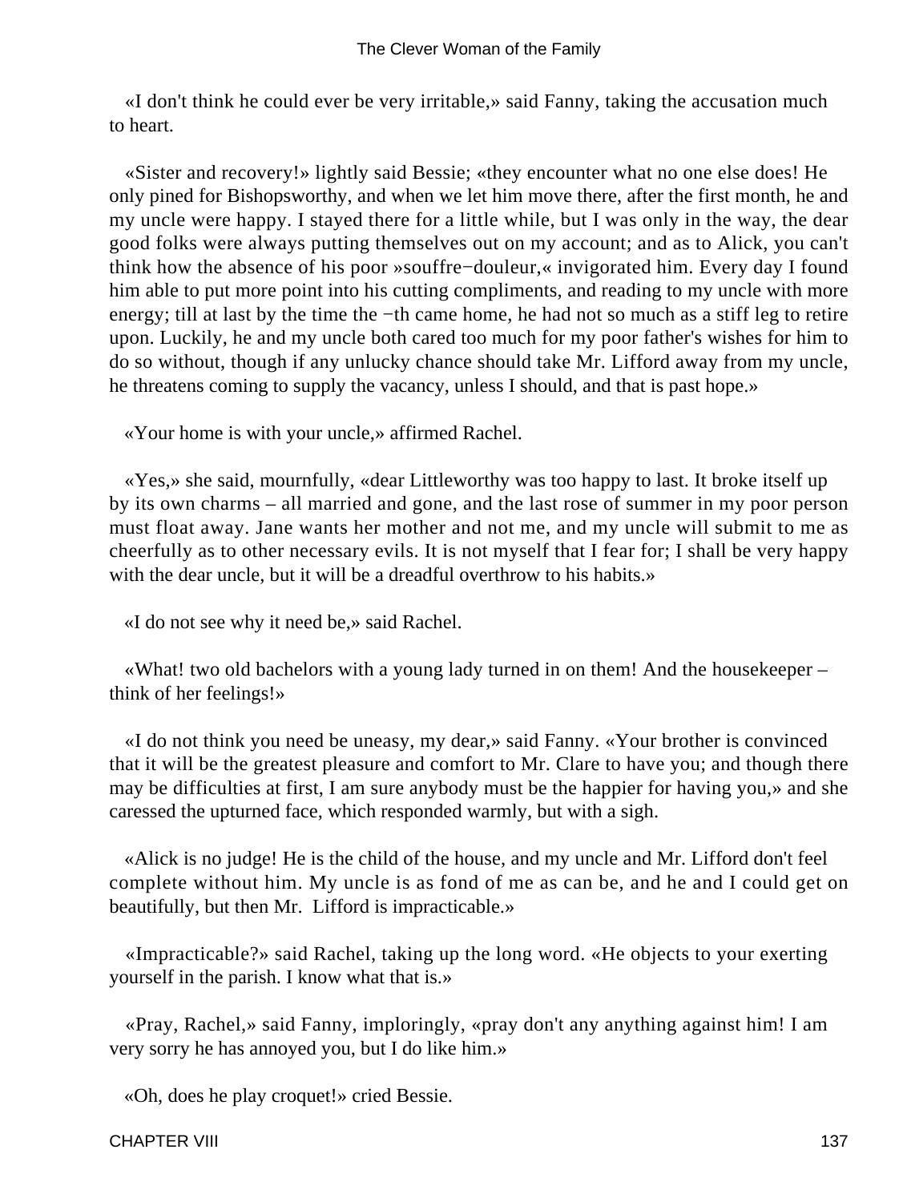«I don't think he could ever be very irritable,» said Fanny, taking the accusation much to heart.

«Sister and recovery!» lightly said Bessie; «they encounter what no one else does! He only pined for Bishopsworthy, and when we let him move there, after the first month, he and my uncle were happy. I stayed there for a little while, but I was only in the way, the dear good folks were always putting themselves out on my account; and as to Alick, you can't think how the absence of his poor »souffre−douleur,« invigorated him. Every day I found him able to put more point into his cutting compliments, and reading to my uncle with more energy; till at last by the time the −th came home, he had not so much as a stiff leg to retire upon. Luckily, he and my uncle both cared too much for my poor father's wishes for him to do so without, though if any unlucky chance should take Mr. Lifford away from my uncle, he threatens coming to supply the vacancy, unless I should, and that is past hope.»

«Your home is with your uncle,» affirmed Rachel.

«Yes,» she said, mournfully, «dear Littleworthy was too happy to last. It broke itself up by its own charms – all married and gone, and the last rose of summer in my poor person must float away. Jane wants her mother and not me, and my uncle will submit to me as cheerfully as to other necessary evils. It is not myself that I fear for; I shall be very happy with the dear uncle, but it will be a dreadful overthrow to his habits.»

«I do not see why it need be,» said Rachel.

«What! two old bachelors with a young lady turned in on them! And the housekeeper – think of her feelings!»

«I do not think you need be uneasy, my dear,» said Fanny. «Your brother is convinced that it will be the greatest pleasure and comfort to Mr. Clare to have you; and though there may be difficulties at first, I am sure anybody must be the happier for having you,» and she caressed the upturned face, which responded warmly, but with a sigh.

«Alick is no judge! He is the child of the house, and my uncle and Mr. Lifford don't feel complete without him. My uncle is as fond of me as can be, and he and I could get on beautifully, but then Mr. Lifford is impracticable.»

«Impracticable?» said Rachel, taking up the long word. «He objects to your exerting yourself in the parish. I know what that is.»

«Pray, Rachel,» said Fanny, imploringly, «pray don't any anything against him! I am very sorry he has annoyed you, but I do like him.»

«Oh, does he play croquet!» cried Bessie.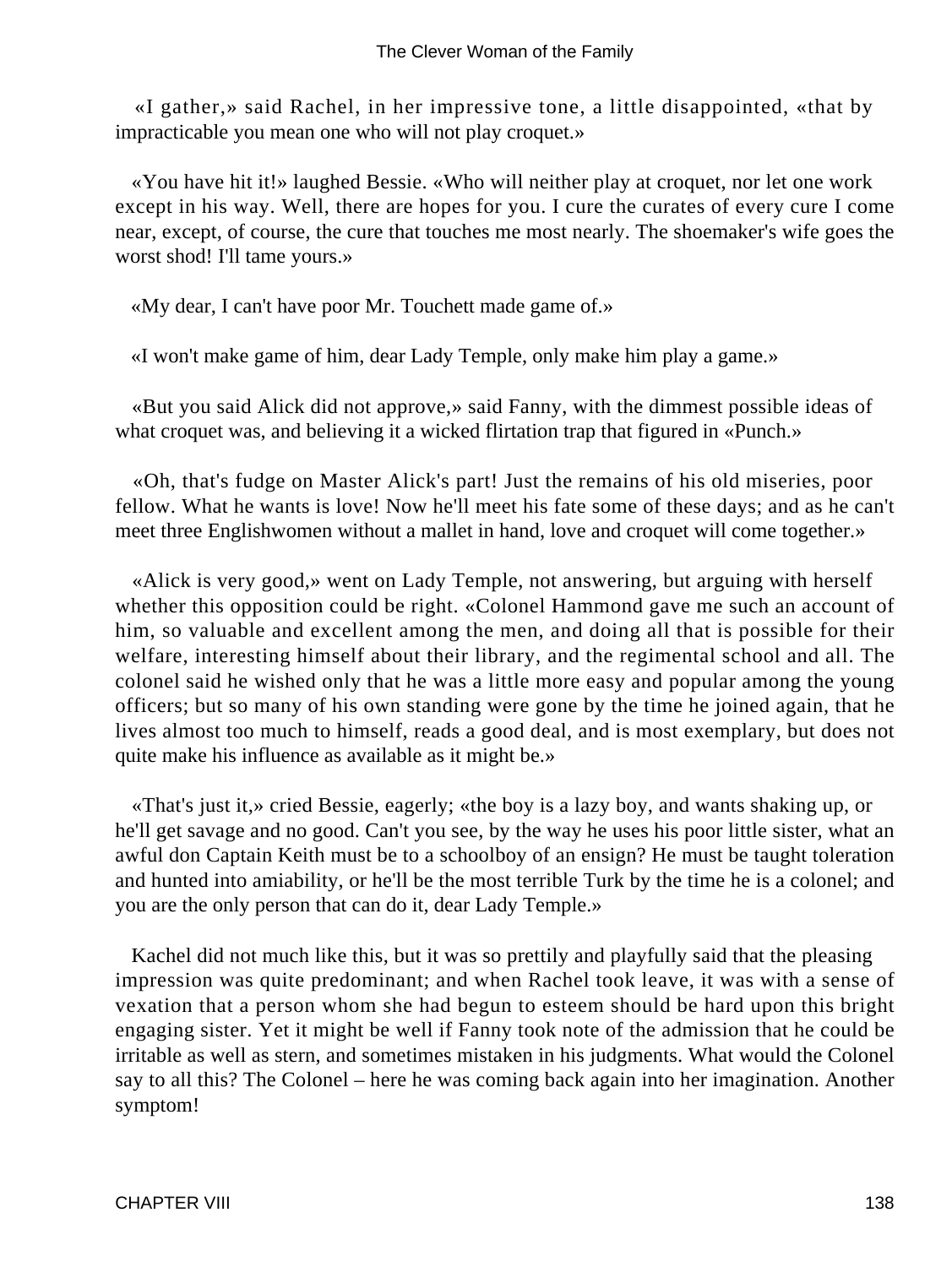«I gather,» said Rachel, in her impressive tone, a little disappointed, «that by impracticable you mean one who will not play croquet.»

«You have hit it!» laughed Bessie. «Who will neither play at croquet, nor let one work except in his way. Well, there are hopes for you. I cure the curates of every cure I come near, except, of course, the cure that touches me most nearly. The shoemaker's wife goes the worst shod! I'll tame yours.»

«My dear, I can't have poor Mr. Touchett made game of.»

«I won't make game of him, dear Lady Temple, only make him play a game.»

«But you said Alick did not approve,» said Fanny, with the dimmest possible ideas of what croquet was, and believing it a wicked flirtation trap that figured in «Punch.»

«Oh, that's fudge on Master Alick's part! Just the remains of his old miseries, poor fellow. What he wants is love! Now he'll meet his fate some of these days; and as he can't meet three Englishwomen without a mallet in hand, love and croquet will come together.»

«Alick is very good,» went on Lady Temple, not answering, but arguing with herself whether this opposition could be right. «Colonel Hammond gave me such an account of him, so valuable and excellent among the men, and doing all that is possible for their welfare, interesting himself about their library, and the regimental school and all. The colonel said he wished only that he was a little more easy and popular among the young officers; but so many of his own standing were gone by the time he joined again, that he lives almost too much to himself, reads a good deal, and is most exemplary, but does not quite make his influence as available as it might be.»

«That's just it,» cried Bessie, eagerly; «the boy is a lazy boy, and wants shaking up, or he'll get savage and no good. Can't you see, by the way he uses his poor little sister, what an awful don Captain Keith must be to a schoolboy of an ensign? He must be taught toleration and hunted into amiability, or he'll be the most terrible Turk by the time he is a colonel; and you are the only person that can do it, dear Lady Temple.»

Kachel did not much like this, but it was so prettily and playfully said that the pleasing impression was quite predominant; and when Rachel took leave, it was with a sense of vexation that a person whom she had begun to esteem should be hard upon this bright engaging sister. Yet it might be well if Fanny took note of the admission that he could be irritable as well as stern, and sometimes mistaken in his judgments. What would the Colonel say to all this? The Colonel – here he was coming back again into her imagination. Another symptom!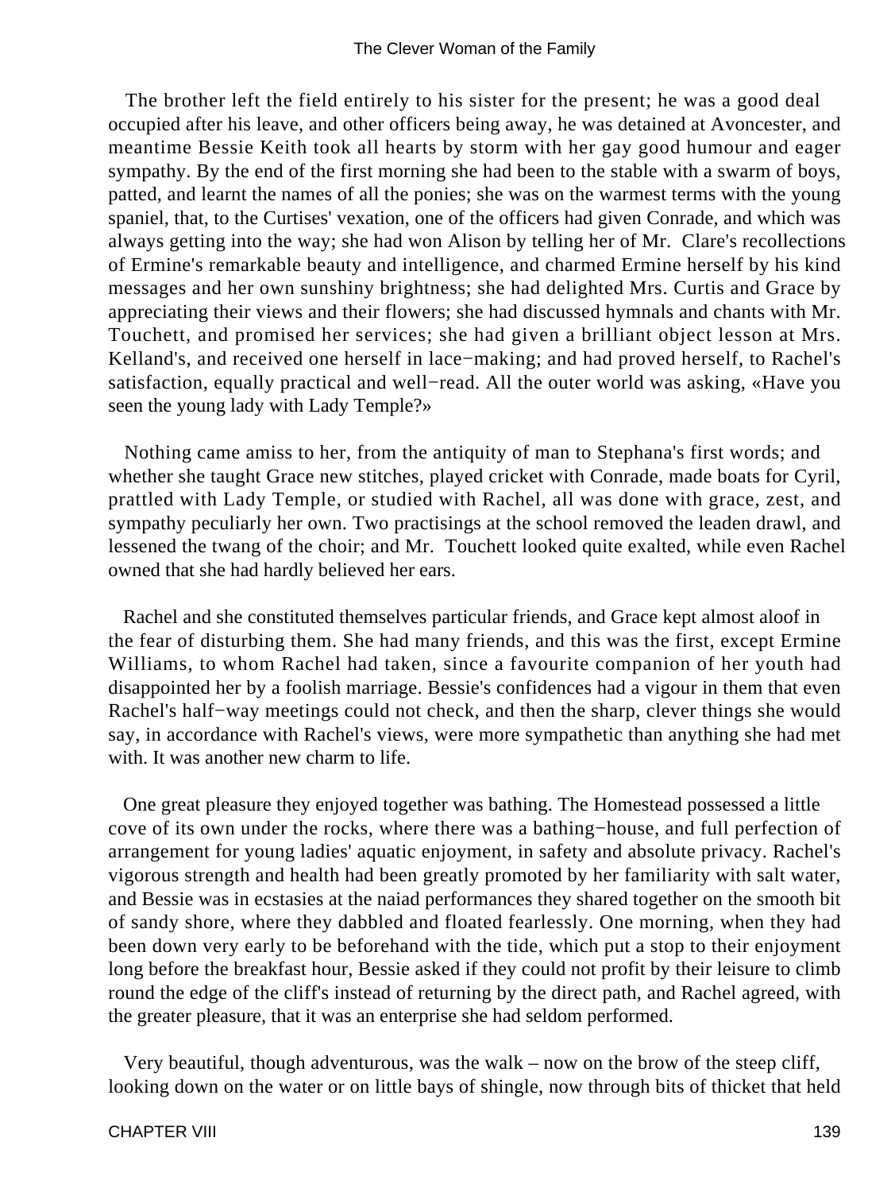The brother left the field entirely to his sister for the present; he was a good deal occupied after his leave, and other officers being away, he was detained at Avoncester, and meantime Bessie Keith took all hearts by storm with her gay good humour and eager sympathy. By the end of the first morning she had been to the stable with a swarm of boys, patted, and learnt the names of all the ponies; she was on the warmest terms with the young spaniel, that, to the Curtises' vexation, one of the officers had given Conrade, and which was always getting into the way; she had won Alison by telling her of Mr. Clare's recollections of Ermine's remarkable beauty and intelligence, and charmed Ermine herself by his kind messages and her own sunshiny brightness; she had delighted Mrs. Curtis and Grace by appreciating their views and their flowers; she had discussed hymnals and chants with Mr. Touchett, and promised her services; she had given a brilliant object lesson at Mrs. Kelland's, and received one herself in lace−making; and had proved herself, to Rachel's satisfaction, equally practical and well−read. All the outer world was asking, «Have you seen the young lady with Lady Temple?»

Nothing came amiss to her, from the antiquity of man to Stephana's first words; and whether she taught Grace new stitches, played cricket with Conrade, made boats for Cyril, prattled with Lady Temple, or studied with Rachel, all was done with grace, zest, and sympathy peculiarly her own. Two practisings at the school removed the leaden drawl, and lessened the twang of the choir; and Mr. Touchett looked quite exalted, while even Rachel owned that she had hardly believed her ears.

Rachel and she constituted themselves particular friends, and Grace kept almost aloof in the fear of disturbing them. She had many friends, and this was the first, except Ermine Williams, to whom Rachel had taken, since a favourite companion of her youth had disappointed her by a foolish marriage. Bessie's confidences had a vigour in them that even Rachel's half−way meetings could not check, and then the sharp, clever things she would say, in accordance with Rachel's views, were more sympathetic than anything she had met with. It was another new charm to life.

One great pleasure they enjoyed together was bathing. The Homestead possessed a little cove of its own under the rocks, where there was a bathing−house, and full perfection of arrangement for young ladies' aquatic enjoyment, in safety and absolute privacy. Rachel's vigorous strength and health had been greatly promoted by her familiarity with salt water, and Bessie was in ecstasies at the naiad performances they shared together on the smooth bit of sandy shore, where they dabbled and floated fearlessly. One morning, when they had been down very early to be beforehand with the tide, which put a stop to their enjoyment long before the breakfast hour, Bessie asked if they could not profit by their leisure to climb round the edge of the cliff's instead of returning by the direct path, and Rachel agreed, with the greater pleasure, that it was an enterprise she had seldom performed.

Very beautiful, though adventurous, was the walk – now on the brow of the steep cliff, looking down on the water or on little bays of shingle, now through bits of thicket that held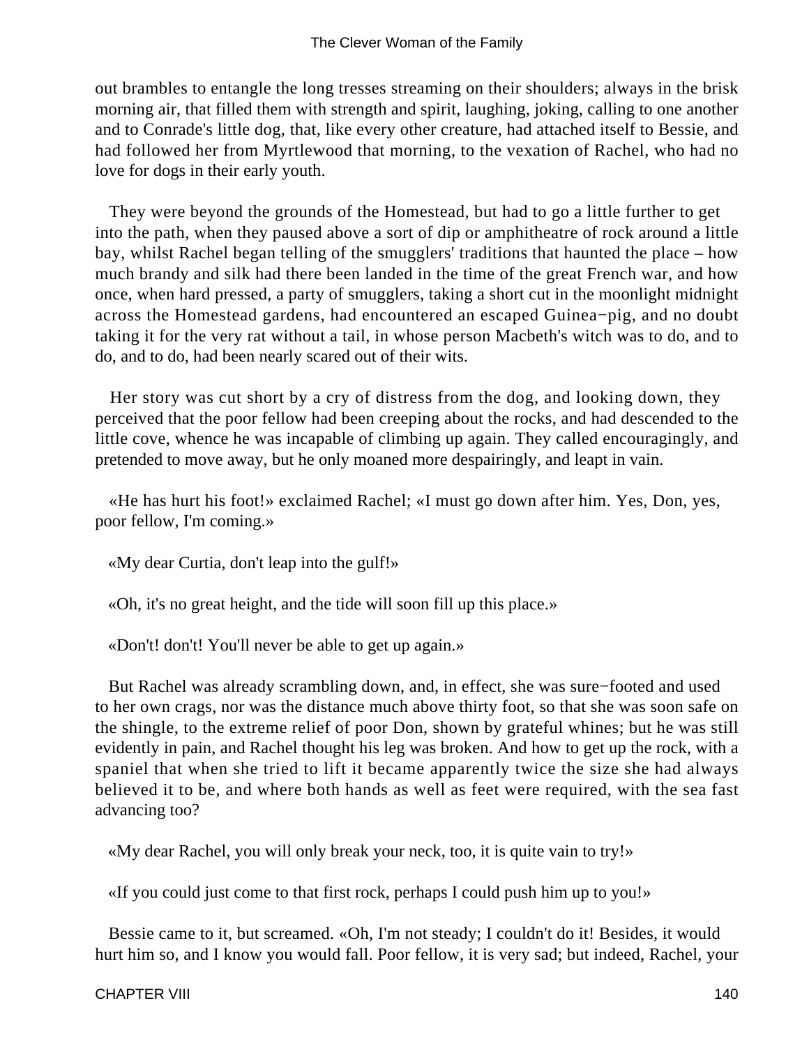out brambles to entangle the long tresses streaming on their shoulders; always in the brisk morning air, that filled them with strength and spirit, laughing, joking, calling to one another and to Conrade's little dog, that, like every other creature, had attached itself to Bessie, and had followed her from Myrtlewood that morning, to the vexation of Rachel, who had no love for dogs in their early youth.

They were beyond the grounds of the Homestead, but had to go a little further to get into the path, when they paused above a sort of dip or amphitheatre of rock around a little bay, whilst Rachel began telling of the smugglers' traditions that haunted the place – how much brandy and silk had there been landed in the time of the great French war, and how once, when hard pressed, a party of smugglers, taking a short cut in the moonlight midnight across the Homestead gardens, had encountered an escaped Guinea−pig, and no doubt taking it for the very rat without a tail, in whose person Macbeth's witch was to do, and to do, and to do, had been nearly scared out of their wits.

Her story was cut short by a cry of distress from the dog, and looking down, they perceived that the poor fellow had been creeping about the rocks, and had descended to the little cove, whence he was incapable of climbing up again. They called encouragingly, and pretended to move away, but he only moaned more despairingly, and leapt in vain.

«He has hurt his foot!» exclaimed Rachel; «I must go down after him. Yes, Don, yes, poor fellow, I'm coming.»

«My dear Curtia, don't leap into the gulf!»

«Oh, it's no great height, and the tide will soon fill up this place.»

«Don't! don't! You'll never be able to get up again.»

But Rachel was already scrambling down, and, in effect, she was sure−footed and used to her own crags, nor was the distance much above thirty foot, so that she was soon safe on the shingle, to the extreme relief of poor Don, shown by grateful whines; but he was still evidently in pain, and Rachel thought his leg was broken. And how to get up the rock, with a spaniel that when she tried to lift it became apparently twice the size she had always believed it to be, and where both hands as well as feet were required, with the sea fast advancing too?

«My dear Rachel, you will only break your neck, too, it is quite vain to try!»

«If you could just come to that first rock, perhaps I could push him up to you!»

Bessie came to it, but screamed. «Oh, I'm not steady; I couldn't do it! Besides, it would hurt him so, and I know you would fall. Poor fellow, it is very sad; but indeed, Rachel, your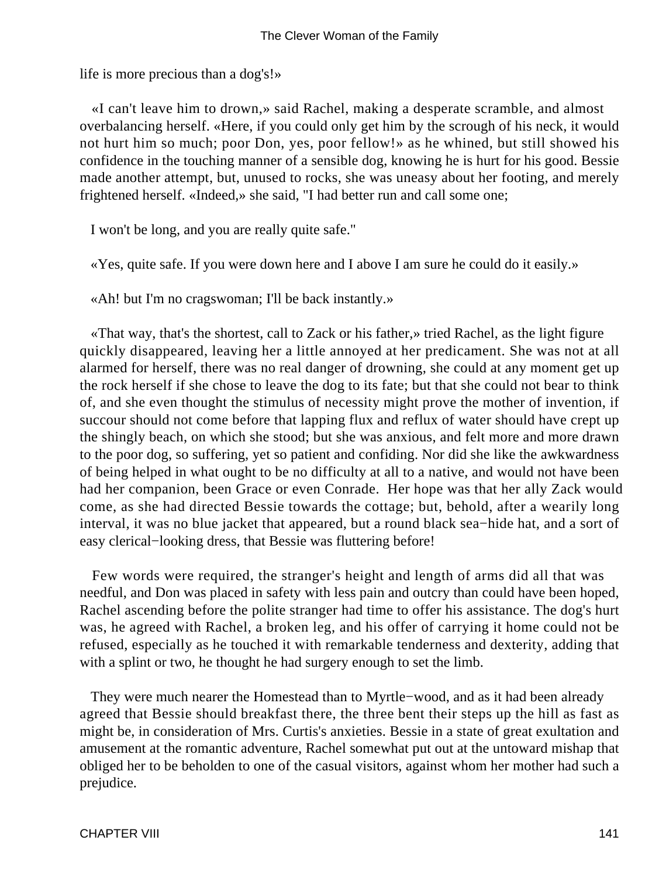life is more precious than a dog's!»

«I can't leave him to drown,» said Rachel, making a desperate scramble, and almost overbalancing herself. «Here, if you could only get him by the scrough of his neck, it would not hurt him so much; poor Don, yes, poor fellow!» as he whined, but still showed his confidence in the touching manner of a sensible dog, knowing he is hurt for his good. Bessie made another attempt, but, unused to rocks, she was uneasy about her footing, and merely frightened herself. «Indeed,» she said, "I had better run and call some one;

I won't be long, and you are really quite safe."

«Yes, quite safe. If you were down here and I above I am sure he could do it easily.»

«Ah! but I'm no cragswoman; I'll be back instantly.»

«That way, that's the shortest, call to Zack or his father,» tried Rachel, as the light figure quickly disappeared, leaving her a little annoyed at her predicament. She was not at all alarmed for herself, there was no real danger of drowning, she could at any moment get up the rock herself if she chose to leave the dog to its fate; but that she could not bear to think of, and she even thought the stimulus of necessity might prove the mother of invention, if succour should not come before that lapping flux and reflux of water should have crept up the shingly beach, on which she stood; but she was anxious, and felt more and more drawn to the poor dog, so suffering, yet so patient and confiding. Nor did she like the awkwardness of being helped in what ought to be no difficulty at all to a native, and would not have been had her companion, been Grace or even Conrade. Her hope was that her ally Zack would come, as she had directed Bessie towards the cottage; but, behold, after a wearily long interval, it was no blue jacket that appeared, but a round black sea−hide hat, and a sort of easy clerical−looking dress, that Bessie was fluttering before!

Few words were required, the stranger's height and length of arms did all that was needful, and Don was placed in safety with less pain and outcry than could have been hoped, Rachel ascending before the polite stranger had time to offer his assistance. The dog's hurt was, he agreed with Rachel, a broken leg, and his offer of carrying it home could not be refused, especially as he touched it with remarkable tenderness and dexterity, adding that with a splint or two, he thought he had surgery enough to set the limb.

They were much nearer the Homestead than to Myrtle−wood, and as it had been already agreed that Bessie should breakfast there, the three bent their steps up the hill as fast as might be, in consideration of Mrs. Curtis's anxieties. Bessie in a state of great exultation and amusement at the romantic adventure, Rachel somewhat put out at the untoward mishap that obliged her to be beholden to one of the casual visitors, against whom her mother had such a prejudice.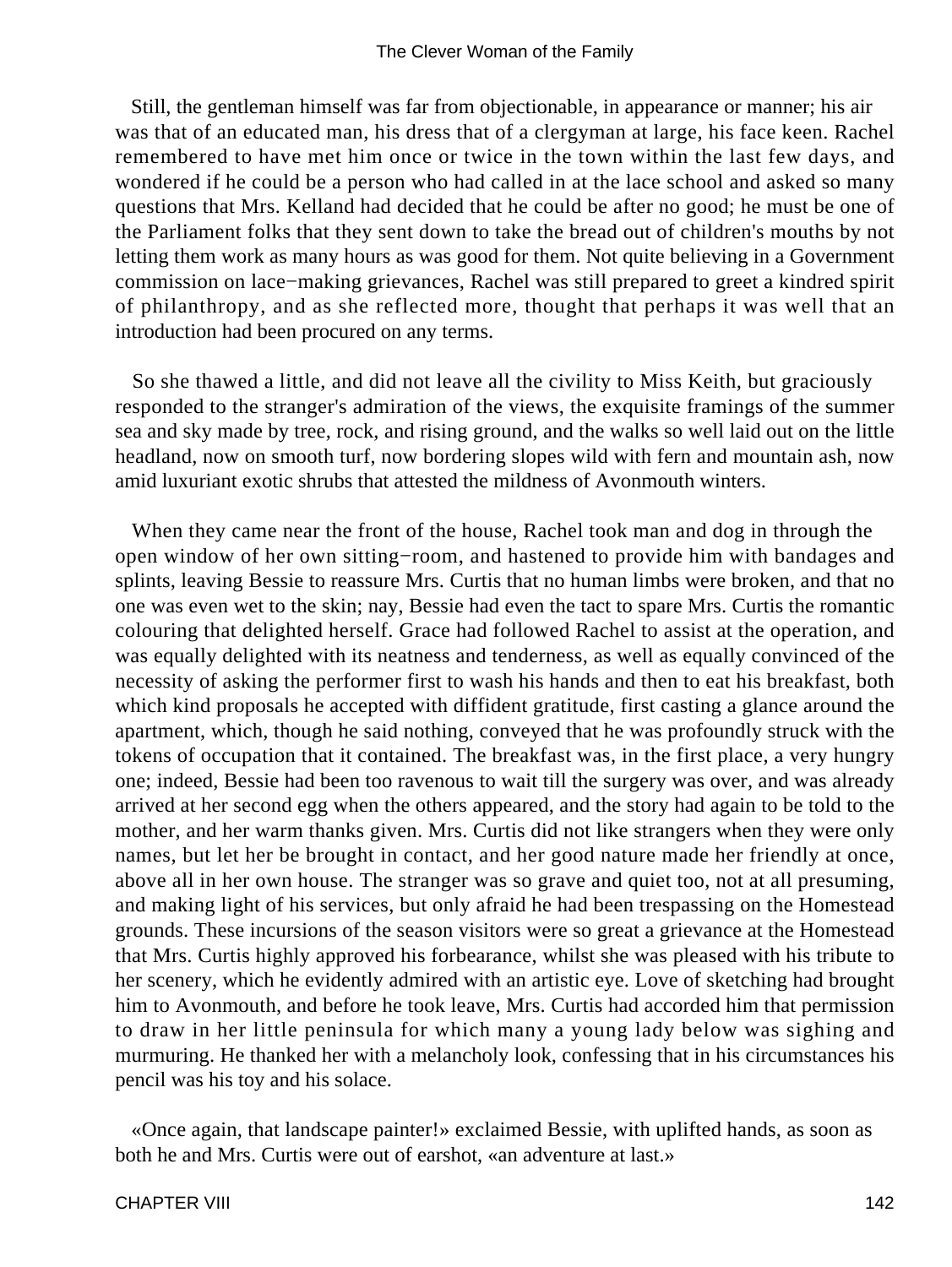Still, the gentleman himself was far from objectionable, in appearance or manner; his air was that of an educated man, his dress that of a clergyman at large, his face keen. Rachel remembered to have met him once or twice in the town within the last few days, and wondered if he could be a person who had called in at the lace school and asked so many questions that Mrs. Kelland had decided that he could be after no good; he must be one of the Parliament folks that they sent down to take the bread out of children's mouths by not letting them work as many hours as was good for them. Not quite believing in a Government commission on lace−making grievances, Rachel was still prepared to greet a kindred spirit of philanthropy, and as she reflected more, thought that perhaps it was well that an introduction had been procured on any terms.

So she thawed a little, and did not leave all the civility to Miss Keith, but graciously responded to the stranger's admiration of the views, the exquisite framings of the summer sea and sky made by tree, rock, and rising ground, and the walks so well laid out on the little headland, now on smooth turf, now bordering slopes wild with fern and mountain ash, now amid luxuriant exotic shrubs that attested the mildness of Avonmouth winters.

When they came near the front of the house, Rachel took man and dog in through the open window of her own sitting−room, and hastened to provide him with bandages and splints, leaving Bessie to reassure Mrs. Curtis that no human limbs were broken, and that no one was even wet to the skin; nay, Bessie had even the tact to spare Mrs. Curtis the romantic colouring that delighted herself. Grace had followed Rachel to assist at the operation, and was equally delighted with its neatness and tenderness, as well as equally convinced of the necessity of asking the performer first to wash his hands and then to eat his breakfast, both which kind proposals he accepted with diffident gratitude, first casting a glance around the apartment, which, though he said nothing, conveyed that he was profoundly struck with the tokens of occupation that it contained. The breakfast was, in the first place, a very hungry one; indeed, Bessie had been too ravenous to wait till the surgery was over, and was already arrived at her second egg when the others appeared, and the story had again to be told to the mother, and her warm thanks given. Mrs. Curtis did not like strangers when they were only names, but let her be brought in contact, and her good nature made her friendly at once, above all in her own house. The stranger was so grave and quiet too, not at all presuming, and making light of his services, but only afraid he had been trespassing on the Homestead grounds. These incursions of the season visitors were so great a grievance at the Homestead that Mrs. Curtis highly approved his forbearance, whilst she was pleased with his tribute to her scenery, which he evidently admired with an artistic eye. Love of sketching had brought him to Avonmouth, and before he took leave, Mrs. Curtis had accorded him that permission to draw in her little peninsula for which many a young lady below was sighing and murmuring. He thanked her with a melancholy look, confessing that in his circumstances his pencil was his toy and his solace.

«Once again, that landscape painter!» exclaimed Bessie, with uplifted hands, as soon as both he and Mrs. Curtis were out of earshot, «an adventure at last.»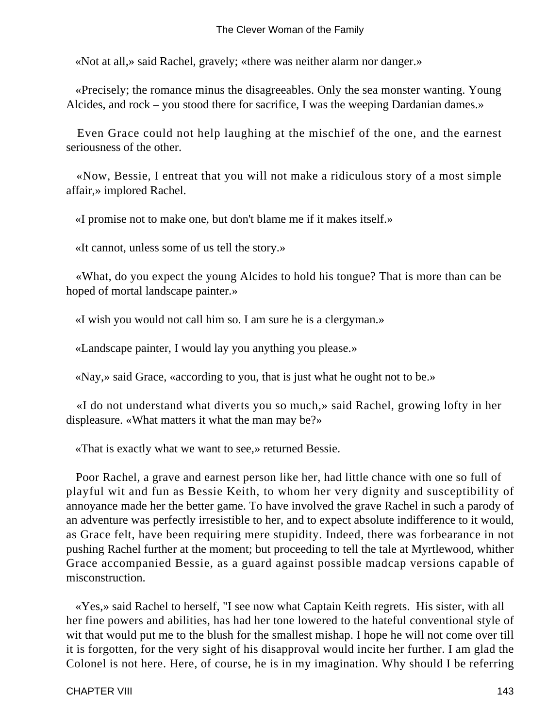«Not at all,» said Rachel, gravely; «there was neither alarm nor danger.»

«Precisely; the romance minus the disagreeables. Only the sea monster wanting. Young Alcides, and rock – you stood there for sacrifice, I was the weeping Dardanian dames.»

Even Grace could not help laughing at the mischief of the one, and the earnest seriousness of the other.

«Now, Bessie, I entreat that you will not make a ridiculous story of a most simple affair,» implored Rachel.

«I promise not to make one, but don't blame me if it makes itself.»

«It cannot, unless some of us tell the story.»

«What, do you expect the young Alcides to hold his tongue? That is more than can be hoped of mortal landscape painter.»

«I wish you would not call him so. I am sure he is a clergyman.»

«Landscape painter, I would lay you anything you please.»

«Nay,» said Grace, «according to you, that is just what he ought not to be.»

«I do not understand what diverts you so much,» said Rachel, growing lofty in her displeasure. «What matters it what the man may be?»

«That is exactly what we want to see,» returned Bessie.

Poor Rachel, a grave and earnest person like her, had little chance with one so full of playful wit and fun as Bessie Keith, to whom her very dignity and susceptibility of annoyance made her the better game. To have involved the grave Rachel in such a parody of an adventure was perfectly irresistible to her, and to expect absolute indifference to it would, as Grace felt, have been requiring mere stupidity. Indeed, there was forbearance in not pushing Rachel further at the moment; but proceeding to tell the tale at Myrtlewood, whither Grace accompanied Bessie, as a guard against possible madcap versions capable of misconstruction.

«Yes,» said Rachel to herself, "I see now what Captain Keith regrets. His sister, with all her fine powers and abilities, has had her tone lowered to the hateful conventional style of wit that would put me to the blush for the smallest mishap. I hope he will not come over till it is forgotten, for the very sight of his disapproval would incite her further. I am glad the Colonel is not here. Here, of course, he is in my imagination. Why should I be referring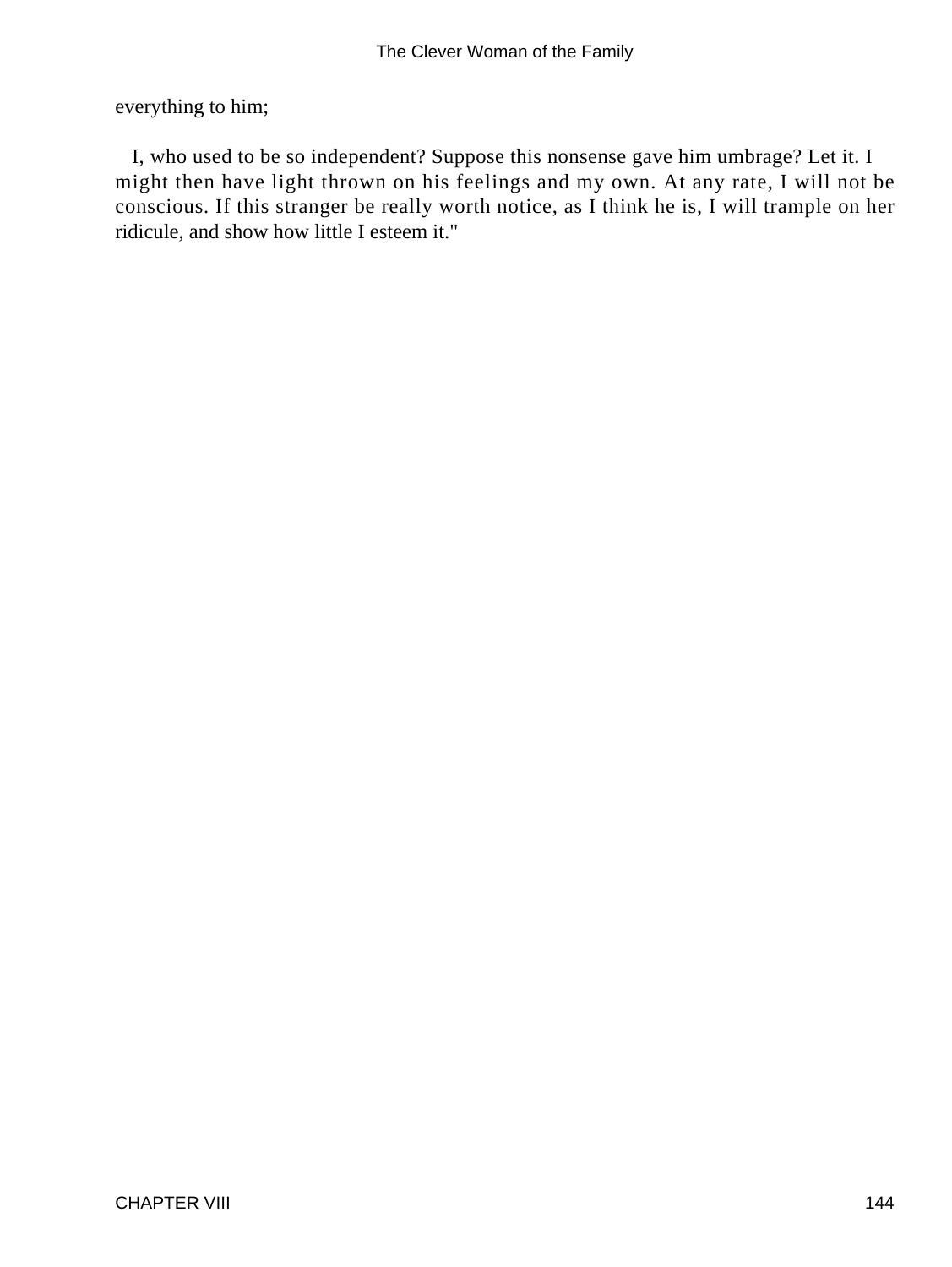everything to him;

I, who used to be so independent? Suppose this nonsense gave him umbrage? Let it. I might then have light thrown on his feelings and my own. At any rate, I will not be conscious. If this stranger be really worth notice, as I think he is, I will trample on her ridicule, and show how little I esteem it."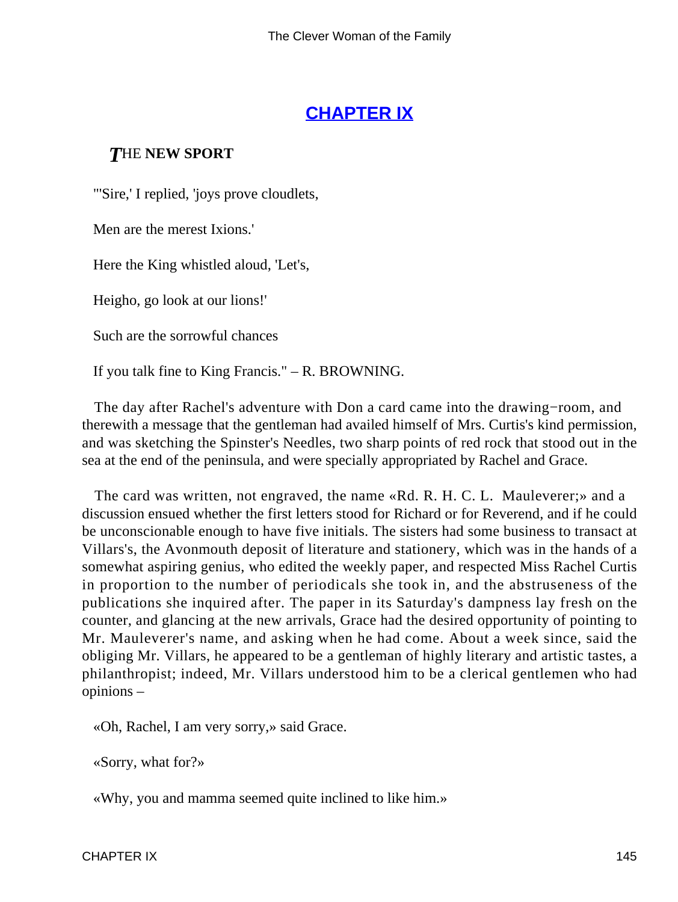## CHAPTER IX

### *T*HE **NEW SPORT**

"'Sire,' I replied, 'joys prove cloudlets,

Men are the merest Ixions.'

Here the King whistled aloud, 'Let's,

Heigho, go look at our lions!'

Such are the sorrowful chances

If you talk fine to King Francis." – R. BROWNING.

The day after Rachel's adventure with Don a card came into the drawing−room, and therewith a message that the gentleman had availed himself of Mrs. Curtis's kind permission, and was sketching the Spinster's Needles, two sharp points of red rock that stood out in the sea at the end of the peninsula, and were specially appropriated by Rachel and Grace.

The card was written, not engraved, the name «Rd. R. H. C. L. Mauleverer;» and a discussion ensued whether the first letters stood for Richard or for Reverend, and if he could be unconscionable enough to have five initials. The sisters had some business to transact at Villars's, the Avonmouth deposit of literature and stationery, which was in the hands of a somewhat aspiring genius, who edited the weekly paper, and respected Miss Rachel Curtis in proportion to the number of periodicals she took in, and the abstruseness of the publications she inquired after. The paper in its Saturday's dampness lay fresh on the counter, and glancing at the new arrivals, Grace had the desired opportunity of pointing to Mr. Mauleverer's name, and asking when he had come. About a week since, said the obliging Mr. Villars, he appeared to be a gentleman of highly literary and artistic tastes, a philanthropist; indeed, Mr. Villars understood him to be a clerical gentlemen who had opinions –

«Oh, Rachel, I am very sorry,» said Grace.

«Sorry, what for?»

«Why, you and mamma seemed quite inclined to like him.»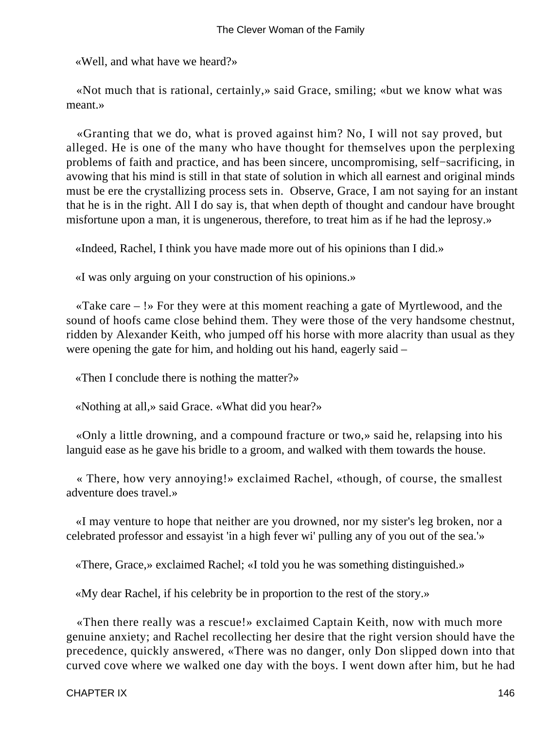«Well, and what have we heard?»

«Not much that is rational, certainly,» said Grace, smiling; «but we know what was meant.»

«Granting that we do, what is proved against him? No, I will not say proved, but alleged. He is one of the many who have thought for themselves upon the perplexing problems of faith and practice, and has been sincere, uncompromising, self−sacrificing, in avowing that his mind is still in that state of solution in which all earnest and original minds must be ere the crystallizing process sets in. Observe, Grace, I am not saying for an instant that he is in the right. All I do say is, that when depth of thought and candour have brought misfortune upon a man, it is ungenerous, therefore, to treat him as if he had the leprosy.»

«Indeed, Rachel, I think you have made more out of his opinions than I did.»

«I was only arguing on your construction of his opinions.»

«Take care – !» For they were at this moment reaching a gate of Myrtlewood, and the sound of hoofs came close behind them. They were those of the very handsome chestnut, ridden by Alexander Keith, who jumped off his horse with more alacrity than usual as they were opening the gate for him, and holding out his hand, eagerly said –

«Then I conclude there is nothing the matter?»

«Nothing at all,» said Grace. «What did you hear?»

«Only a little drowning, and a compound fracture or two,» said he, relapsing into his languid ease as he gave his bridle to a groom, and walked with them towards the house.

« There, how very annoying!» exclaimed Rachel, «though, of course, the smallest adventure does travel.»

«I may venture to hope that neither are you drowned, nor my sister's leg broken, nor a celebrated professor and essayist 'in a high fever wi' pulling any of you out of the sea.'»

«There, Grace,» exclaimed Rachel; «I told you he was something distinguished.»

«My dear Rachel, if his celebrity be in proportion to the rest of the story.»

«Then there really was a rescue!» exclaimed Captain Keith, now with much more genuine anxiety; and Rachel recollecting her desire that the right version should have the precedence, quickly answered, «There was no danger, only Don slipped down into that curved cove where we walked one day with the boys. I went down after him, but he had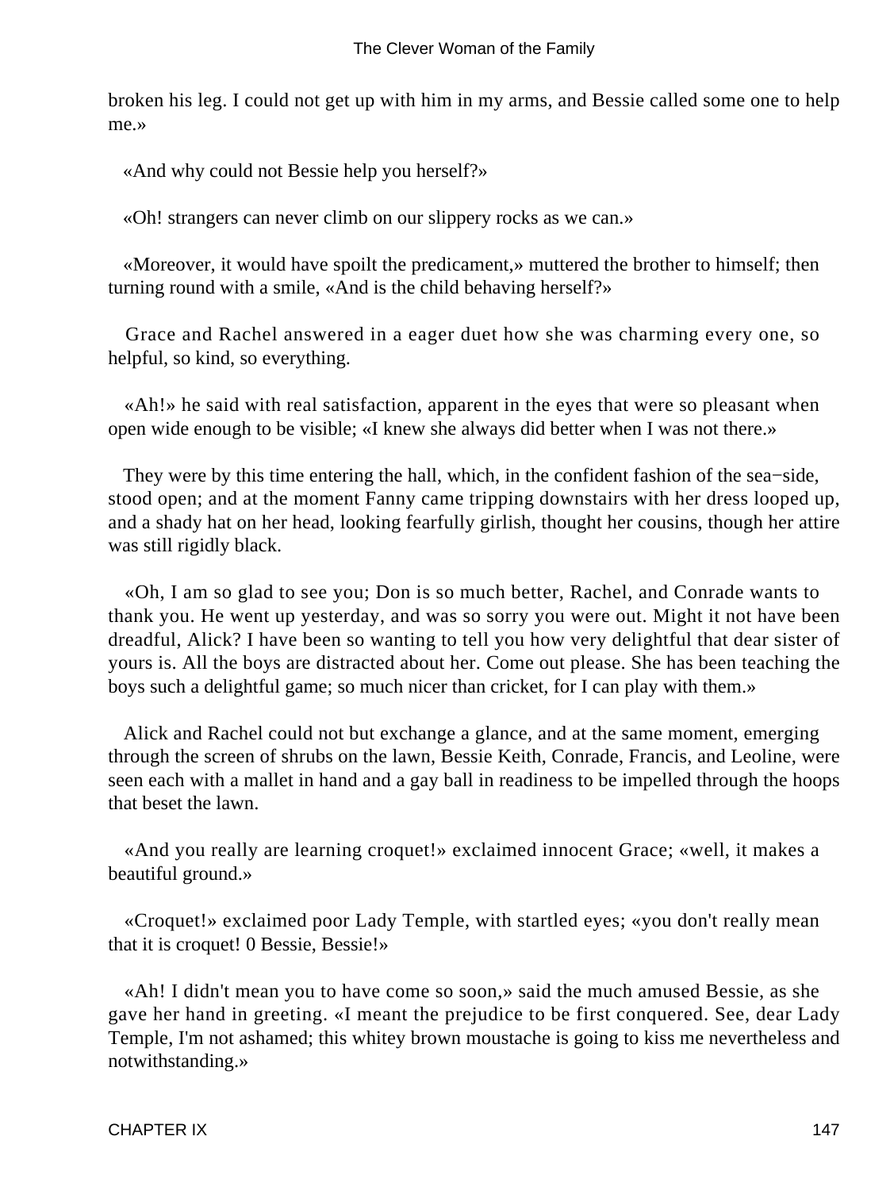broken his leg. I could not get up with him in my arms, and Bessie called some one to help me.»

«And why could not Bessie help you herself?»

«Oh! strangers can never climb on our slippery rocks as we can.»

«Moreover, it would have spoilt the predicament,» muttered the brother to himself; then turning round with a smile, «And is the child behaving herself?»

Grace and Rachel answered in a eager duet how she was charming every one, so helpful, so kind, so everything.

«Ah!» he said with real satisfaction, apparent in the eyes that were so pleasant when open wide enough to be visible; «I knew she always did better when I was not there.»

They were by this time entering the hall, which, in the confident fashion of the sea−side, stood open; and at the moment Fanny came tripping downstairs with her dress looped up, and a shady hat on her head, looking fearfully girlish, thought her cousins, though her attire was still rigidly black.

«Oh, I am so glad to see you; Don is so much better, Rachel, and Conrade wants to thank you. He went up yesterday, and was so sorry you were out. Might it not have been dreadful, Alick? I have been so wanting to tell you how very delightful that dear sister of yours is. All the boys are distracted about her. Come out please. She has been teaching the boys such a delightful game; so much nicer than cricket, for I can play with them.»

Alick and Rachel could not but exchange a glance, and at the same moment, emerging through the screen of shrubs on the lawn, Bessie Keith, Conrade, Francis, and Leoline, were seen each with a mallet in hand and a gay ball in readiness to be impelled through the hoops that beset the lawn.

«And you really are learning croquet!» exclaimed innocent Grace; «well, it makes a beautiful ground.»

«Croquet!» exclaimed poor Lady Temple, with startled eyes; «you don't really mean that it is croquet! 0 Bessie, Bessie!»

«Ah! I didn't mean you to have come so soon,» said the much amused Bessie, as she gave her hand in greeting. «I meant the prejudice to be first conquered. See, dear Lady Temple, I'm not ashamed; this whitey brown moustache is going to kiss me nevertheless and notwithstanding.»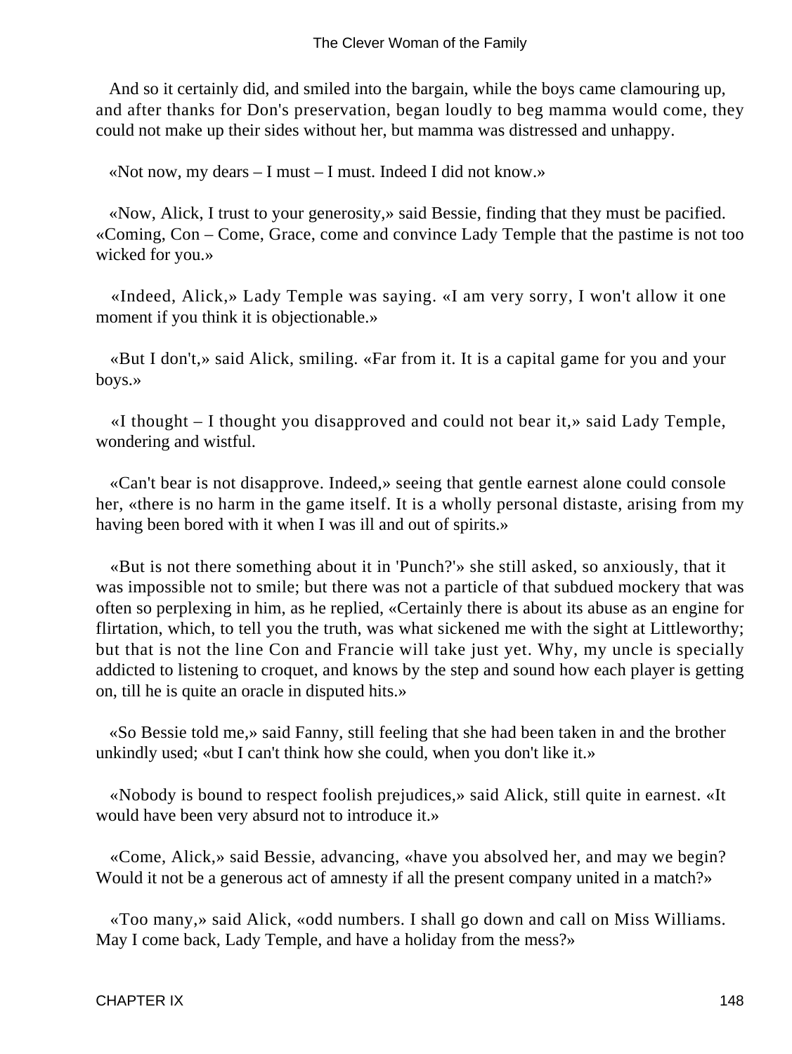And so it certainly did, and smiled into the bargain, while the boys came clamouring up, and after thanks for Don's preservation, began loudly to beg mamma would come, they could not make up their sides without her, but mamma was distressed and unhappy.

«Not now, my dears – I must – I must. Indeed I did not know.»

«Now, Alick, I trust to your generosity,» said Bessie, finding that they must be pacified. «Coming, Con – Come, Grace, come and convince Lady Temple that the pastime is not too wicked for you.»

«Indeed, Alick,» Lady Temple was saying. «I am very sorry, I won't allow it one moment if you think it is objectionable.»

«But I don't,» said Alick, smiling. «Far from it. It is a capital game for you and your boys.»

«I thought – I thought you disapproved and could not bear it,» said Lady Temple, wondering and wistful.

«Can't bear is not disapprove. Indeed,» seeing that gentle earnest alone could console her, «there is no harm in the game itself. It is a wholly personal distaste, arising from my having been bored with it when I was ill and out of spirits.»

«But is not there something about it in 'Punch?'» she still asked, so anxiously, that it was impossible not to smile; but there was not a particle of that subdued mockery that was often so perplexing in him, as he replied, «Certainly there is about its abuse as an engine for flirtation, which, to tell you the truth, was what sickened me with the sight at Littleworthy; but that is not the line Con and Francie will take just yet. Why, my uncle is specially addicted to listening to croquet, and knows by the step and sound how each player is getting on, till he is quite an oracle in disputed hits.»

«So Bessie told me,» said Fanny, still feeling that she had been taken in and the brother unkindly used; «but I can't think how she could, when you don't like it.»

«Nobody is bound to respect foolish prejudices,» said Alick, still quite in earnest. «It would have been very absurd not to introduce it.»

«Come, Alick,» said Bessie, advancing, «have you absolved her, and may we begin? Would it not be a generous act of amnesty if all the present company united in a match?»

«Too many,» said Alick, «odd numbers. I shall go down and call on Miss Williams. May I come back, Lady Temple, and have a holiday from the mess?»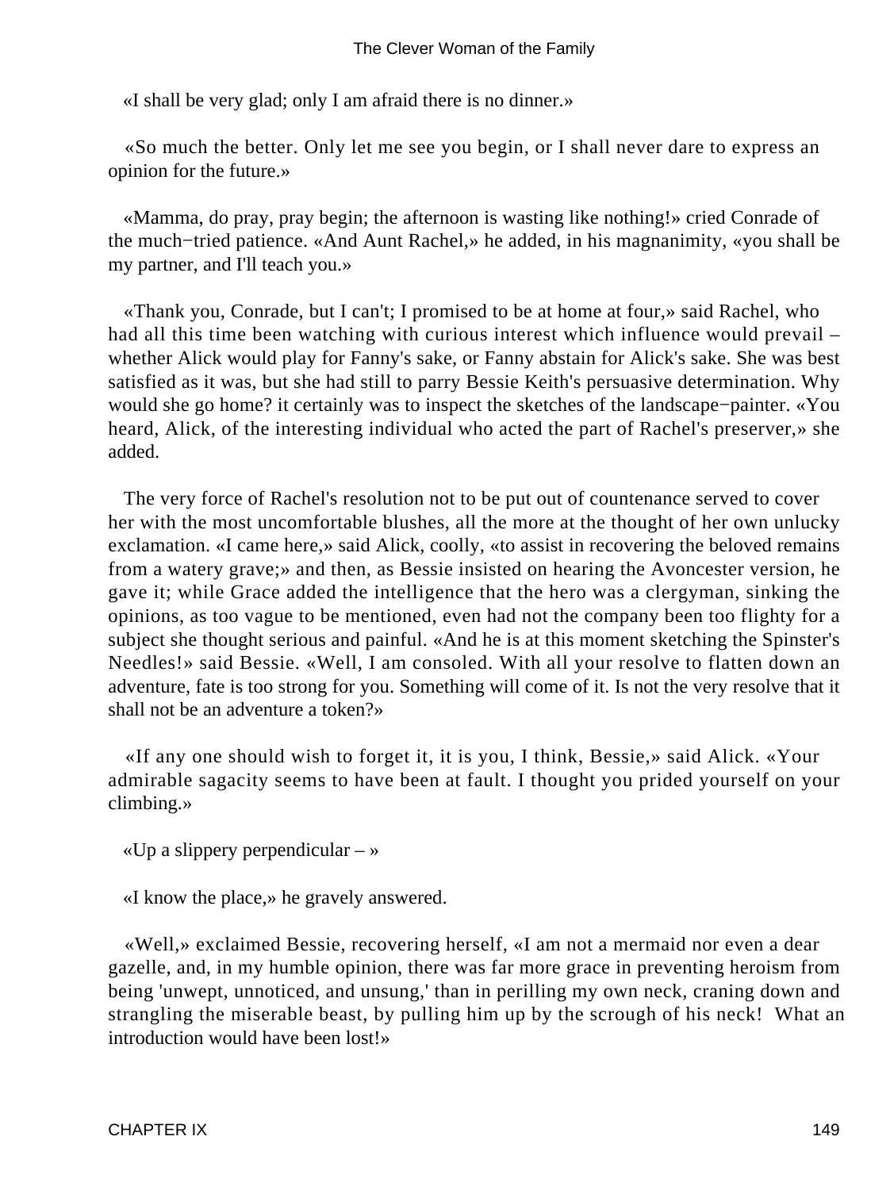«I shall be very glad; only I am afraid there is no dinner.»

«So much the better. Only let me see you begin, or I shall never dare to express an opinion for the future.»

«Mamma, do pray, pray begin; the afternoon is wasting like nothing!» cried Conrade of the much−tried patience. «And Aunt Rachel,» he added, in his magnanimity, «you shall be my partner, and I'll teach you.»

«Thank you, Conrade, but I can't; I promised to be at home at four,» said Rachel, who had all this time been watching with curious interest which influence would prevail – whether Alick would play for Fanny's sake, or Fanny abstain for Alick's sake. She was best satisfied as it was, but she had still to parry Bessie Keith's persuasive determination. Why would she go home? it certainly was to inspect the sketches of the landscape−painter. «You heard, Alick, of the interesting individual who acted the part of Rachel's preserver,» she added.

The very force of Rachel's resolution not to be put out of countenance served to cover her with the most uncomfortable blushes, all the more at the thought of her own unlucky exclamation. «I came here,» said Alick, coolly, «to assist in recovering the beloved remains from a watery grave;» and then, as Bessie insisted on hearing the Avoncester version, he gave it; while Grace added the intelligence that the hero was a clergyman, sinking the opinions, as too vague to be mentioned, even had not the company been too flighty for a subject she thought serious and painful. «And he is at this moment sketching the Spinster's Needles!» said Bessie. «Well, I am consoled. With all your resolve to flatten down an adventure, fate is too strong for you. Something will come of it. Is not the very resolve that it shall not be an adventure a token?»

«If any one should wish to forget it, it is you, I think, Bessie,» said Alick. «Your admirable sagacity seems to have been at fault. I thought you prided yourself on your climbing.»

«Up a slippery perpendicular – »

«I know the place,» he gravely answered.

«Well,» exclaimed Bessie, recovering herself, «I am not a mermaid nor even a dear gazelle, and, in my humble opinion, there was far more grace in preventing heroism from being 'unwept, unnoticed, and unsung,' than in perilling my own neck, craning down and strangling the miserable beast, by pulling him up by the scrough of his neck! What an introduction would have been lost!»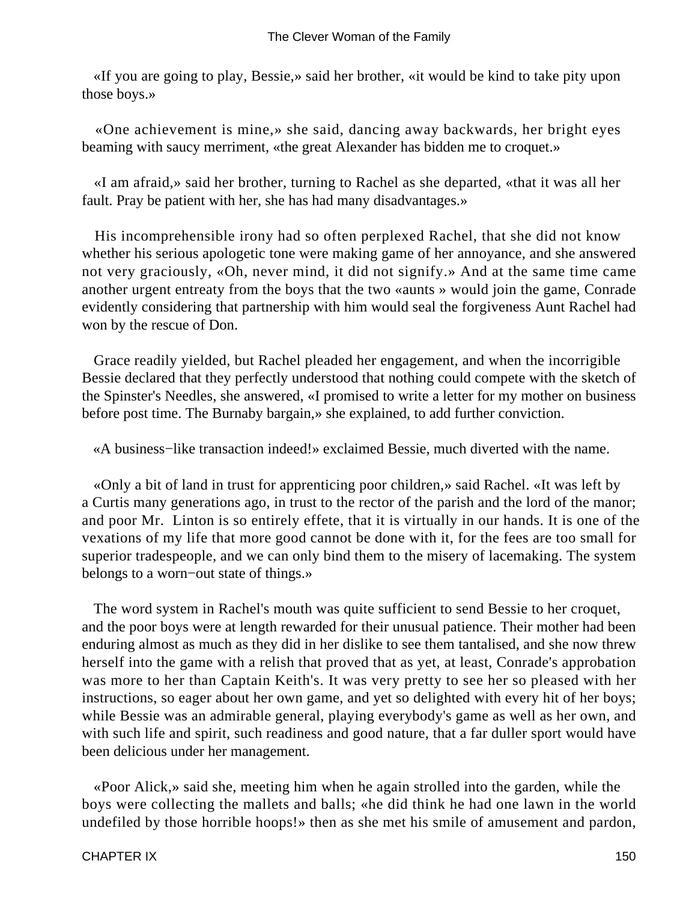«If you are going to play, Bessie,» said her brother, «it would be kind to take pity upon those boys.»

«One achievement is mine,» she said, dancing away backwards, her bright eyes beaming with saucy merriment, «the great Alexander has bidden me to croquet.»

«I am afraid,» said her brother, turning to Rachel as she departed, «that it was all her fault. Pray be patient with her, she has had many disadvantages.»

His incomprehensible irony had so often perplexed Rachel, that she did not know whether his serious apologetic tone were making game of her annoyance, and she answered not very graciously, «Oh, never mind, it did not signify.» And at the same time came another urgent entreaty from the boys that the two «aunts » would join the game, Conrade evidently considering that partnership with him would seal the forgiveness Aunt Rachel had won by the rescue of Don.

Grace readily yielded, but Rachel pleaded her engagement, and when the incorrigible Bessie declared that they perfectly understood that nothing could compete with the sketch of the Spinster's Needles, she answered, «I promised to write a letter for my mother on business before post time. The Burnaby bargain,» she explained, to add further conviction.

«A business−like transaction indeed!» exclaimed Bessie, much diverted with the name.

«Only a bit of land in trust for apprenticing poor children,» said Rachel. «It was left by a Curtis many generations ago, in trust to the rector of the parish and the lord of the manor; and poor Mr. Linton is so entirely effete, that it is virtually in our hands. It is one of the vexations of my life that more good cannot be done with it, for the fees are too small for superior tradespeople, and we can only bind them to the misery of lacemaking. The system belongs to a worn−out state of things.»

The word system in Rachel's mouth was quite sufficient to send Bessie to her croquet, and the poor boys were at length rewarded for their unusual patience. Their mother had been enduring almost as much as they did in her dislike to see them tantalised, and she now threw herself into the game with a relish that proved that as yet, at least, Conrade's approbation was more to her than Captain Keith's. It was very pretty to see her so pleased with her instructions, so eager about her own game, and yet so delighted with every hit of her boys; while Bessie was an admirable general, playing everybody's game as well as her own, and with such life and spirit, such readiness and good nature, that a far duller sport would have been delicious under her management.

«Poor Alick,» said she, meeting him when he again strolled into the garden, while the boys were collecting the mallets and balls; «he did think he had one lawn in the world undefiled by those horrible hoops!» then as she met his smile of amusement and pardon,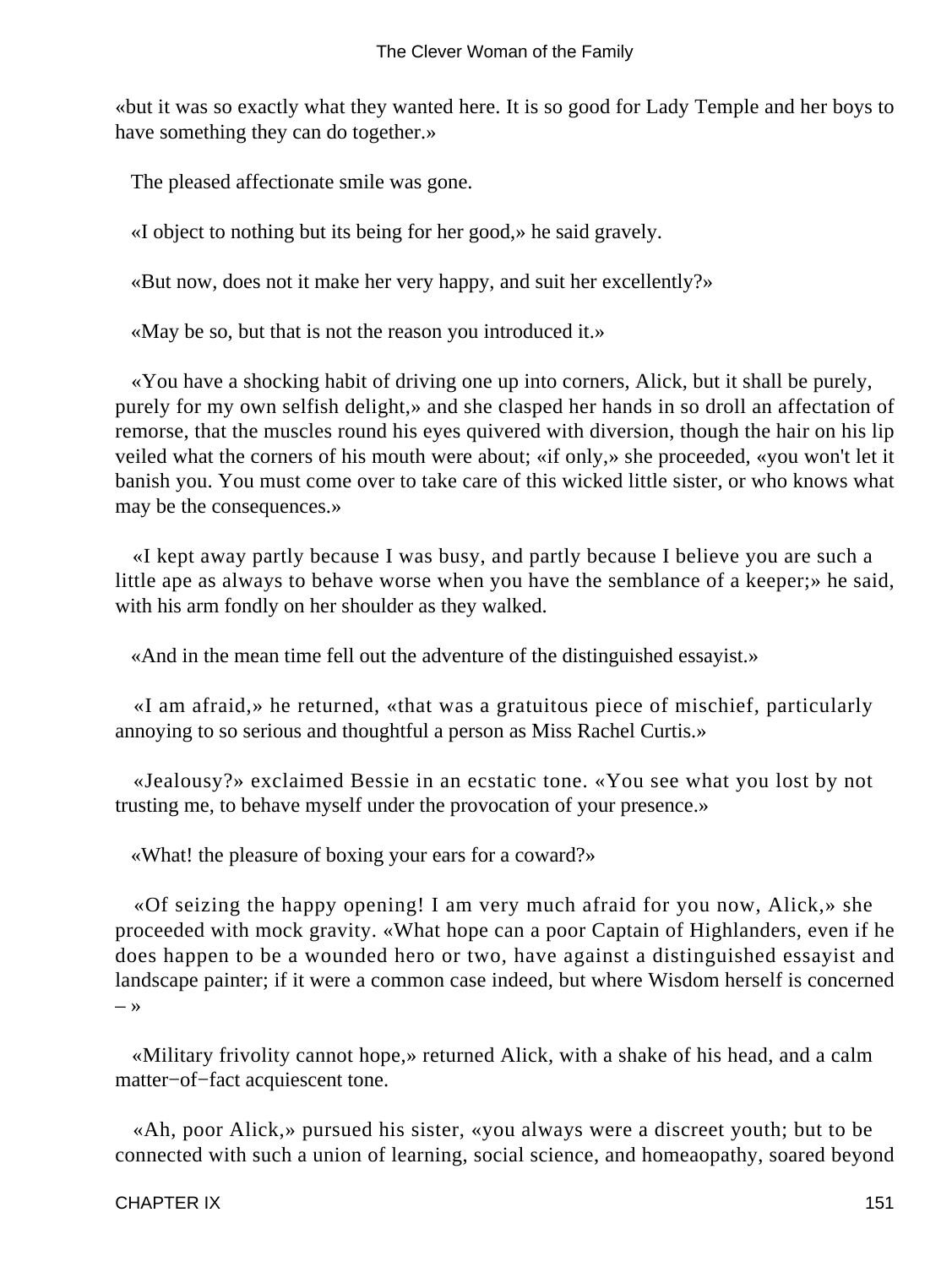«but it was so exactly what they wanted here. It is so good for Lady Temple and her boys to have something they can do together.»

The pleased affectionate smile was gone.

«I object to nothing but its being for her good,» he said gravely.

«But now, does not it make her very happy, and suit her excellently?»

«May be so, but that is not the reason you introduced it.»

«You have a shocking habit of driving one up into corners, Alick, but it shall be purely, purely for my own selfish delight,» and she clasped her hands in so droll an affectation of remorse, that the muscles round his eyes quivered with diversion, though the hair on his lip veiled what the corners of his mouth were about; «if only,» she proceeded, «you won't let it banish you. You must come over to take care of this wicked little sister, or who knows what may be the consequences.»

«I kept away partly because I was busy, and partly because I believe you are such a little ape as always to behave worse when you have the semblance of a keeper;» he said, with his arm fondly on her shoulder as they walked.

«And in the mean time fell out the adventure of the distinguished essayist.»

«I am afraid,» he returned, «that was a gratuitous piece of mischief, particularly annoying to so serious and thoughtful a person as Miss Rachel Curtis.»

«Jealousy?» exclaimed Bessie in an ecstatic tone. «You see what you lost by not trusting me, to behave myself under the provocation of your presence.»

«What! the pleasure of boxing your ears for a coward?»

«Of seizing the happy opening! I am very much afraid for you now, Alick,» she proceeded with mock gravity. «What hope can a poor Captain of Highlanders, even if he does happen to be a wounded hero or two, have against a distinguished essayist and landscape painter; if it were a common case indeed, but where Wisdom herself is concerned – »

«Military frivolity cannot hope,» returned Alick, with a shake of his head, and a calm matter−of−fact acquiescent tone.

«Ah, poor Alick,» pursued his sister, «you always were a discreet youth; but to be connected with such a union of learning, social science, and homeaopathy, soared beyond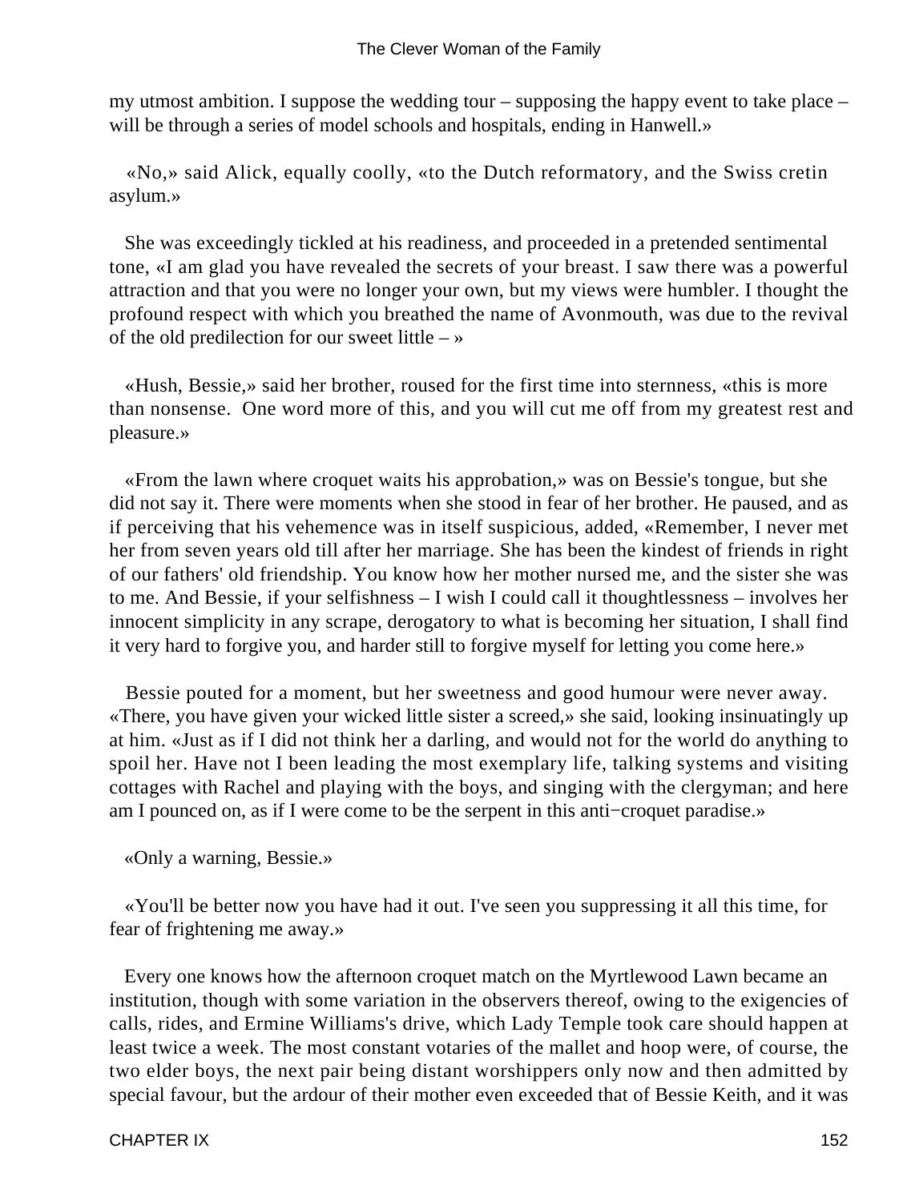my utmost ambition. I suppose the wedding tour – supposing the happy event to take place – will be through a series of model schools and hospitals, ending in Hanwell.»

«No,» said Alick, equally coolly, «to the Dutch reformatory, and the Swiss cretin asylum.»

She was exceedingly tickled at his readiness, and proceeded in a pretended sentimental tone, «I am glad you have revealed the secrets of your breast. I saw there was a powerful attraction and that you were no longer your own, but my views were humbler. I thought the profound respect with which you breathed the name of Avonmouth, was due to the revival of the old predilection for our sweet little – »

«Hush, Bessie,» said her brother, roused for the first time into sternness, «this is more than nonsense. One word more of this, and you will cut me off from my greatest rest and pleasure.»

«From the lawn where croquet waits his approbation,» was on Bessie's tongue, but she did not say it. There were moments when she stood in fear of her brother. He paused, and as if perceiving that his vehemence was in itself suspicious, added, «Remember, I never met her from seven years old till after her marriage. She has been the kindest of friends in right of our fathers' old friendship. You know how her mother nursed me, and the sister she was to me. And Bessie, if your selfishness – I wish I could call it thoughtlessness – involves her innocent simplicity in any scrape, derogatory to what is becoming her situation, I shall find it very hard to forgive you, and harder still to forgive myself for letting you come here.»

Bessie pouted for a moment, but her sweetness and good humour were never away. «There, you have given your wicked little sister a screed,» she said, looking insinuatingly up at him. «Just as if I did not think her a darling, and would not for the world do anything to spoil her. Have not I been leading the most exemplary life, talking systems and visiting cottages with Rachel and playing with the boys, and singing with the clergyman; and here am I pounced on, as if I were come to be the serpent in this anti−croquet paradise.»

«Only a warning, Bessie.»

«You'll be better now you have had it out. I've seen you suppressing it all this time, for fear of frightening me away.»

Every one knows how the afternoon croquet match on the Myrtlewood Lawn became an institution, though with some variation in the observers thereof, owing to the exigencies of calls, rides, and Ermine Williams's drive, which Lady Temple took care should happen at least twice a week. The most constant votaries of the mallet and hoop were, of course, the two elder boys, the next pair being distant worshippers only now and then admitted by special favour, but the ardour of their mother even exceeded that of Bessie Keith, and it was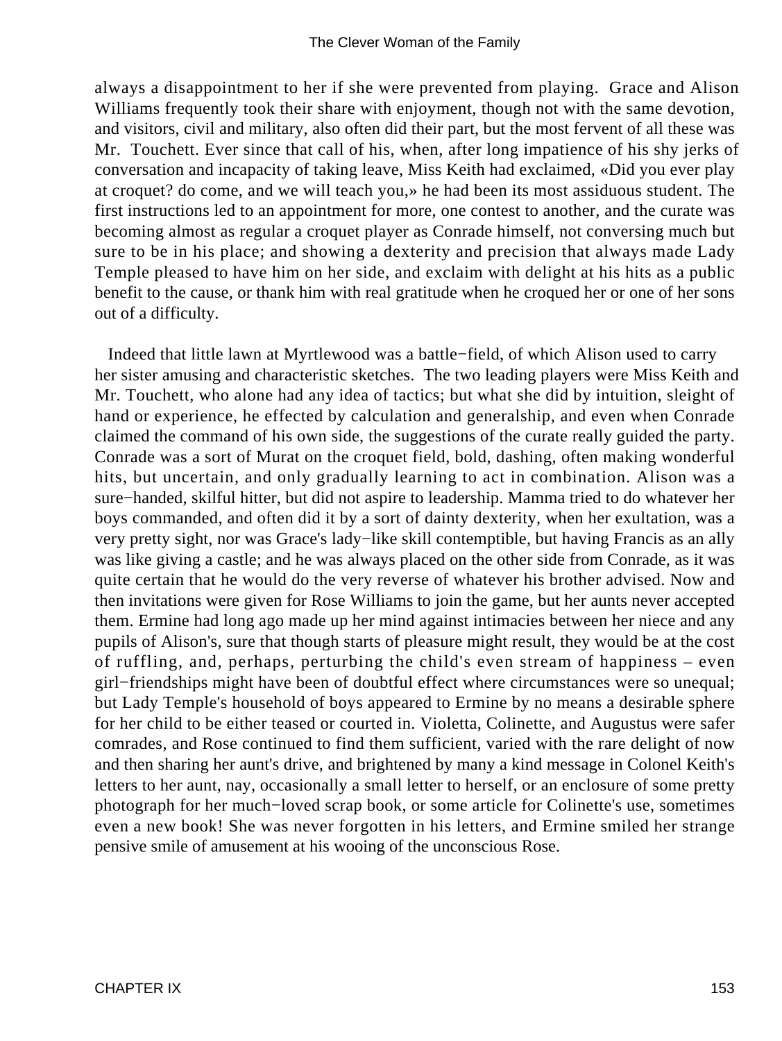always a disappointment to her if she were prevented from playing. Grace and Alison Williams frequently took their share with enjoyment, though not with the same devotion, and visitors, civil and military, also often did their part, but the most fervent of all these was Mr. Touchett. Ever since that call of his, when, after long impatience of his shy jerks of conversation and incapacity of taking leave, Miss Keith had exclaimed, «Did you ever play at croquet? do come, and we will teach you,» he had been its most assiduous student. The first instructions led to an appointment for more, one contest to another, and the curate was becoming almost as regular a croquet player as Conrade himself, not conversing much but sure to be in his place; and showing a dexterity and precision that always made Lady Temple pleased to have him on her side, and exclaim with delight at his hits as a public benefit to the cause, or thank him with real gratitude when he croqued her or one of her sons out of a difficulty.

Indeed that little lawn at Myrtlewood was a battle−field, of which Alison used to carry her sister amusing and characteristic sketches. The two leading players were Miss Keith and Mr. Touchett, who alone had any idea of tactics; but what she did by intuition, sleight of hand or experience, he effected by calculation and generalship, and even when Conrade claimed the command of his own side, the suggestions of the curate really guided the party. Conrade was a sort of Murat on the croquet field, bold, dashing, often making wonderful hits, but uncertain, and only gradually learning to act in combination. Alison was a sure−handed, skilful hitter, but did not aspire to leadership. Mamma tried to do whatever her boys commanded, and often did it by a sort of dainty dexterity, when her exultation, was a very pretty sight, nor was Grace's lady−like skill contemptible, but having Francis as an ally was like giving a castle; and he was always placed on the other side from Conrade, as it was quite certain that he would do the very reverse of whatever his brother advised. Now and then invitations were given for Rose Williams to join the game, but her aunts never accepted them. Ermine had long ago made up her mind against intimacies between her niece and any pupils of Alison's, sure that though starts of pleasure might result, they would be at the cost of ruffling, and, perhaps, perturbing the child's even stream of happiness – even girl−friendships might have been of doubtful effect where circumstances were so unequal; but Lady Temple's household of boys appeared to Ermine by no means a desirable sphere for her child to be either teased or courted in. Violetta, Colinette, and Augustus were safer comrades, and Rose continued to find them sufficient, varied with the rare delight of now and then sharing her aunt's drive, and brightened by many a kind message in Colonel Keith's letters to her aunt, nay, occasionally a small letter to herself, or an enclosure of some pretty photograph for her much−loved scrap book, or some article for Colinette's use, sometimes even a new book! She was never forgotten in his letters, and Ermine smiled her strange pensive smile of amusement at his wooing of the unconscious Rose.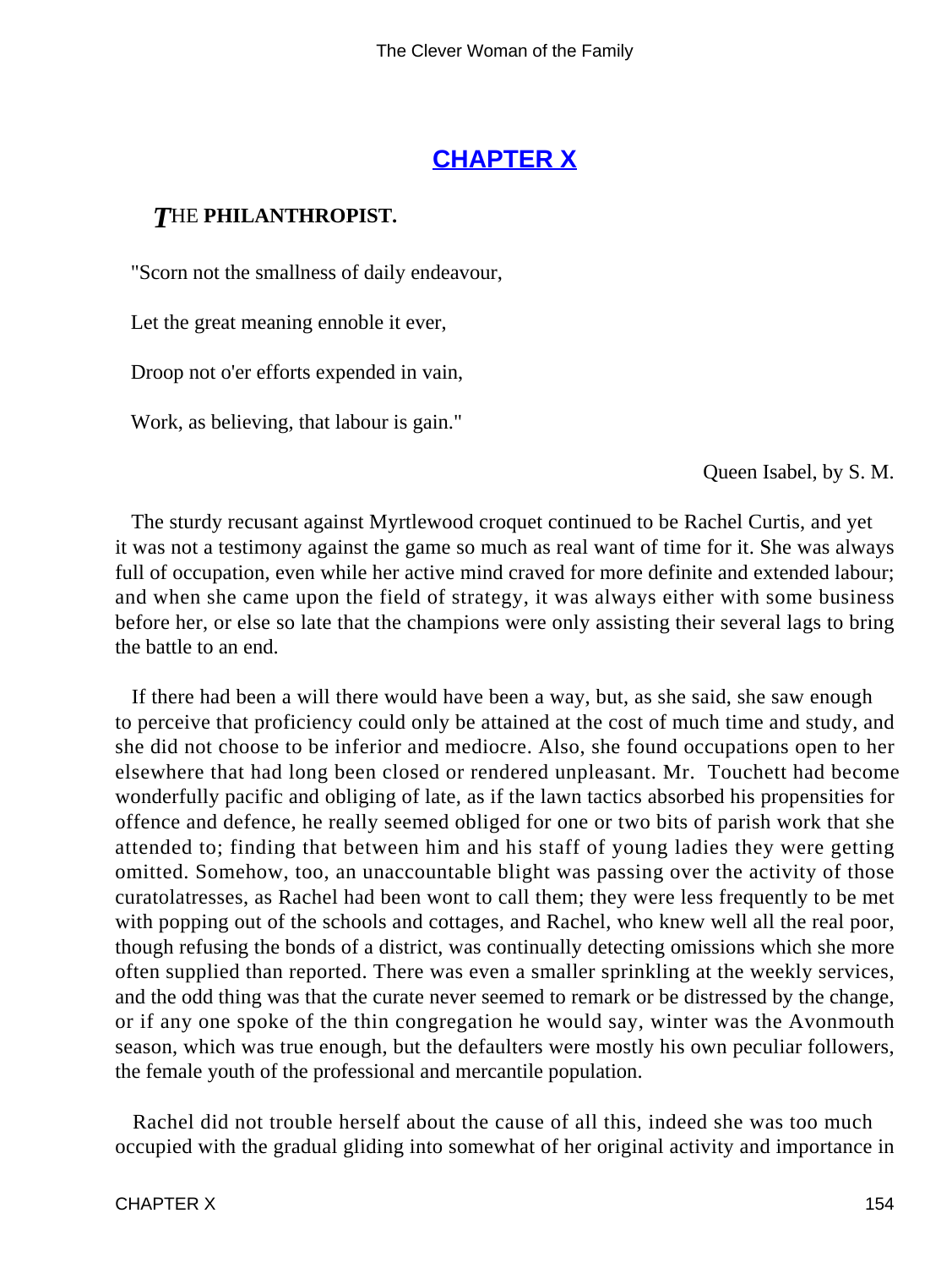## CHAPTER X

### THE PHILANTHROPIST.

"Scorn not the smallness of daily endeavour,

Let the great meaning ennoble it ever,

Droop not o'er efforts expended in vain,

Work, as believing, that labour is gain."

Queen Isabel, by S. M.

The sturdy recusant against Myrtlewood croquet continued to be Rachel Curtis, and yet it was not a testimony against the game so much as real want of time for it. She was always full of occupation, even while her active mind craved for more definite and extended labour; and when she came upon the field of strategy, it was always either with some business before her, or else so late that the champions were only assisting their several lags to bring the battle to an end.

If there had been a will there would have been a way, but, as she said, she saw enough to perceive that proficiency could only be attained at the cost of much time and study, and she did not choose to be inferior and mediocre. Also, she found occupations open to her elsewhere that had long been closed or rendered unpleasant. Mr. Touchett had become wonderfully pacific and obliging of late, as if the lawn tactics absorbed his propensities for offence and defence, he really seemed obliged for one or two bits of parish work that she attended to; finding that between him and his staff of young ladies they were getting omitted. Somehow, too, an unaccountable blight was passing over the activity of those curatolatresses, as Rachel had been wont to call them; they were less frequently to be met with popping out of the schools and cottages, and Rachel, who knew well all the real poor, though refusing the bonds of a district, was continually detecting omissions which she more often supplied than reported. There was even a smaller sprinkling at the weekly services, and the odd thing was that the curate never seemed to remark or be distressed by the change, or if any one spoke of the thin congregation he would say, winter was the Avonmouth season, which was true enough, but the defaulters were mostly his own peculiar followers, the female youth of the professional and mercantile population.

Rachel did not trouble herself about the cause of all this, indeed she was too much occupied with the gradual gliding into somewhat of her original activity and importance in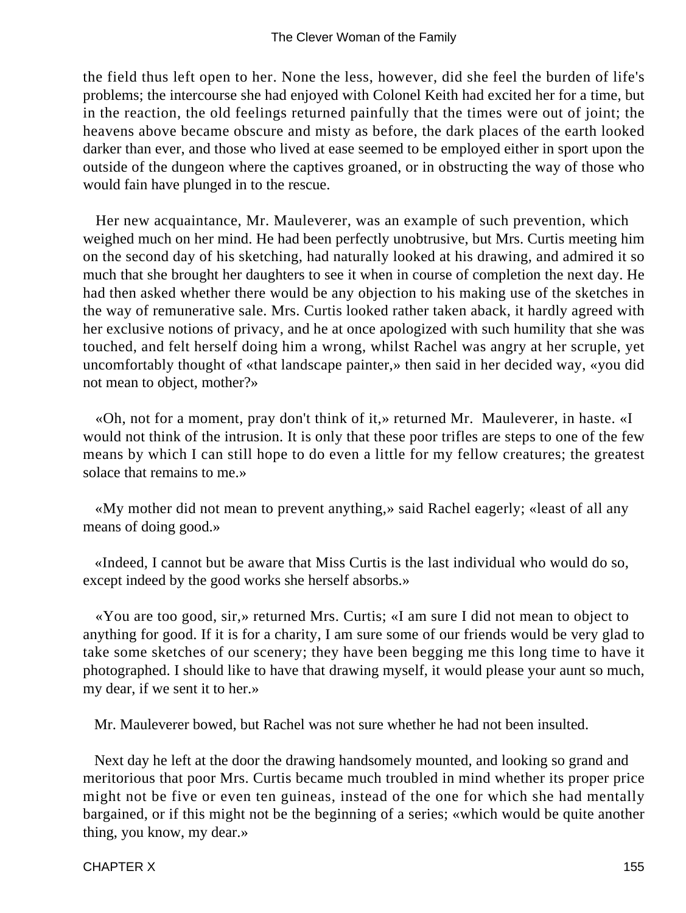the field thus left open to her. None the less, however, did she feel the burden of life's problems; the intercourse she had enjoyed with Colonel Keith had excited her for a time, but in the reaction, the old feelings returned painfully that the times were out of joint; the heavens above became obscure and misty as before, the dark places of the earth looked darker than ever, and those who lived at ease seemed to be employed either in sport upon the outside of the dungeon where the captives groaned, or in obstructing the way of those who would fain have plunged in to the rescue.

Her new acquaintance, Mr. Mauleverer, was an example of such prevention, which weighed much on her mind. He had been perfectly unobtrusive, but Mrs. Curtis meeting him on the second day of his sketching, had naturally looked at his drawing, and admired it so much that she brought her daughters to see it when in course of completion the next day. He had then asked whether there would be any objection to his making use of the sketches in the way of remunerative sale. Mrs. Curtis looked rather taken aback, it hardly agreed with her exclusive notions of privacy, and he at once apologized with such humility that she was touched, and felt herself doing him a wrong, whilst Rachel was angry at her scruple, yet uncomfortably thought of «that landscape painter,» then said in her decided way, «you did not mean to object, mother?»

«Oh, not for a moment, pray don't think of it,» returned Mr. Mauleverer, in haste. «I would not think of the intrusion. It is only that these poor trifles are steps to one of the few means by which I can still hope to do even a little for my fellow creatures; the greatest solace that remains to me.»

«My mother did not mean to prevent anything,» said Rachel eagerly; «least of all any means of doing good.»

«Indeed, I cannot but be aware that Miss Curtis is the last individual who would do so, except indeed by the good works she herself absorbs.»

«You are too good, sir,» returned Mrs. Curtis; «I am sure I did not mean to object to anything for good. If it is for a charity, I am sure some of our friends would be very glad to take some sketches of our scenery; they have been begging me this long time to have it photographed. I should like to have that drawing myself, it would please your aunt so much, my dear, if we sent it to her.»

Mr. Mauleverer bowed, but Rachel was not sure whether he had not been insulted.

Next day he left at the door the drawing handsomely mounted, and looking so grand and meritorious that poor Mrs. Curtis became much troubled in mind whether its proper price might not be five or even ten guineas, instead of the one for which she had mentally bargained, or if this might not be the beginning of a series; «which would be quite another thing, you know, my dear.»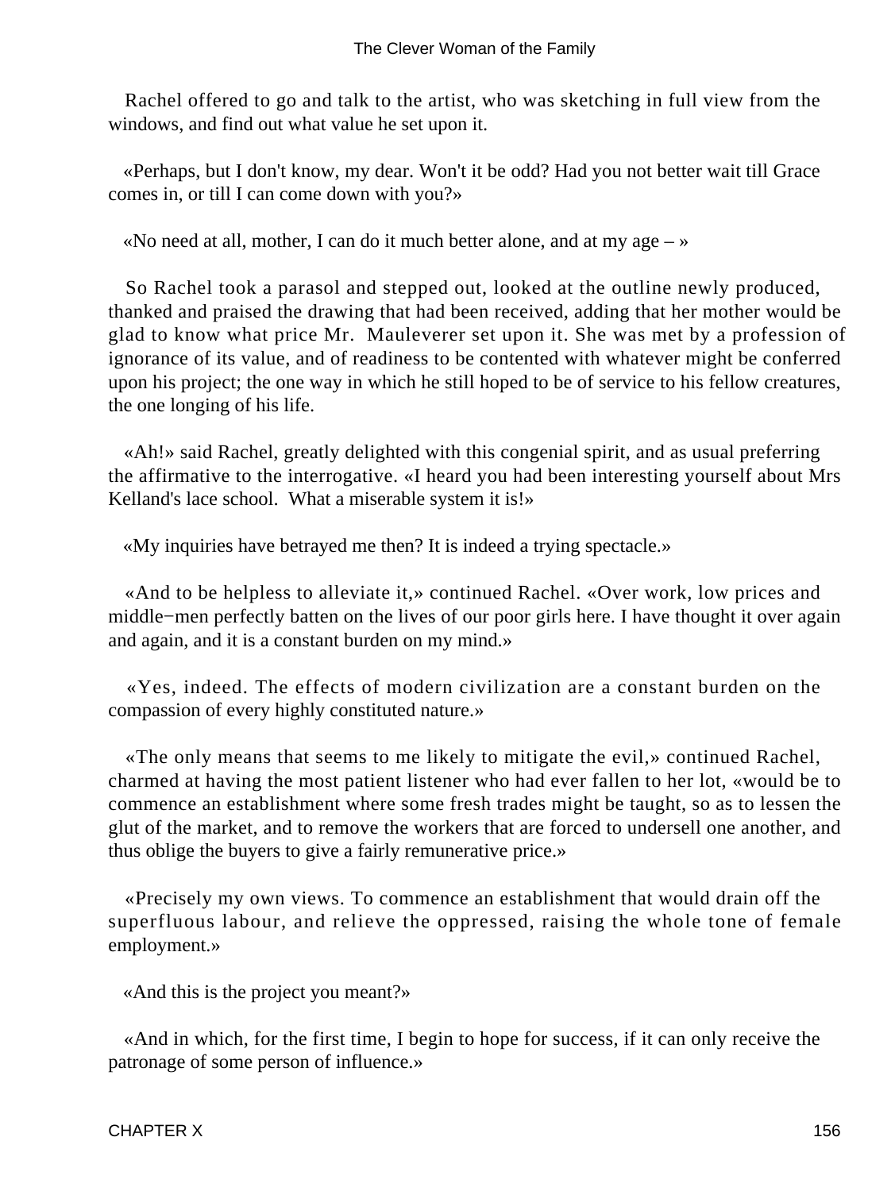Rachel offered to go and talk to the artist, who was sketching in full view from the windows, and find out what value he set upon it.

«Perhaps, but I don't know, my dear. Won't it be odd? Had you not better wait till Grace comes in, or till I can come down with you?»

«No need at all, mother, I can do it much better alone, and at my age – »

So Rachel took a parasol and stepped out, looked at the outline newly produced, thanked and praised the drawing that had been received, adding that her mother would be glad to know what price Mr. Mauleverer set upon it. She was met by a profession of ignorance of its value, and of readiness to be contented with whatever might be conferred upon his project; the one way in which he still hoped to be of service to his fellow creatures, the one longing of his life.

«Ah!» said Rachel, greatly delighted with this congenial spirit, and as usual preferring the affirmative to the interrogative. «I heard you had been interesting yourself about Mrs Kelland's lace school. What a miserable system it is!»

«My inquiries have betrayed me then? It is indeed a trying spectacle.»

«And to be helpless to alleviate it,» continued Rachel. «Over work, low prices and middle−men perfectly batten on the lives of our poor girls here. I have thought it over again and again, and it is a constant burden on my mind.»

«Yes, indeed. The effects of modern civilization are a constant burden on the compassion of every highly constituted nature.»

«The only means that seems to me likely to mitigate the evil,» continued Rachel, charmed at having the most patient listener who had ever fallen to her lot, «would be to commence an establishment where some fresh trades might be taught, so as to lessen the glut of the market, and to remove the workers that are forced to undersell one another, and thus oblige the buyers to give a fairly remunerative price.»

«Precisely my own views. To commence an establishment that would drain off the superfluous labour, and relieve the oppressed, raising the whole tone of female employment.»

«And this is the project you meant?»

«And in which, for the first time, I begin to hope for success, if it can only receive the patronage of some person of influence.»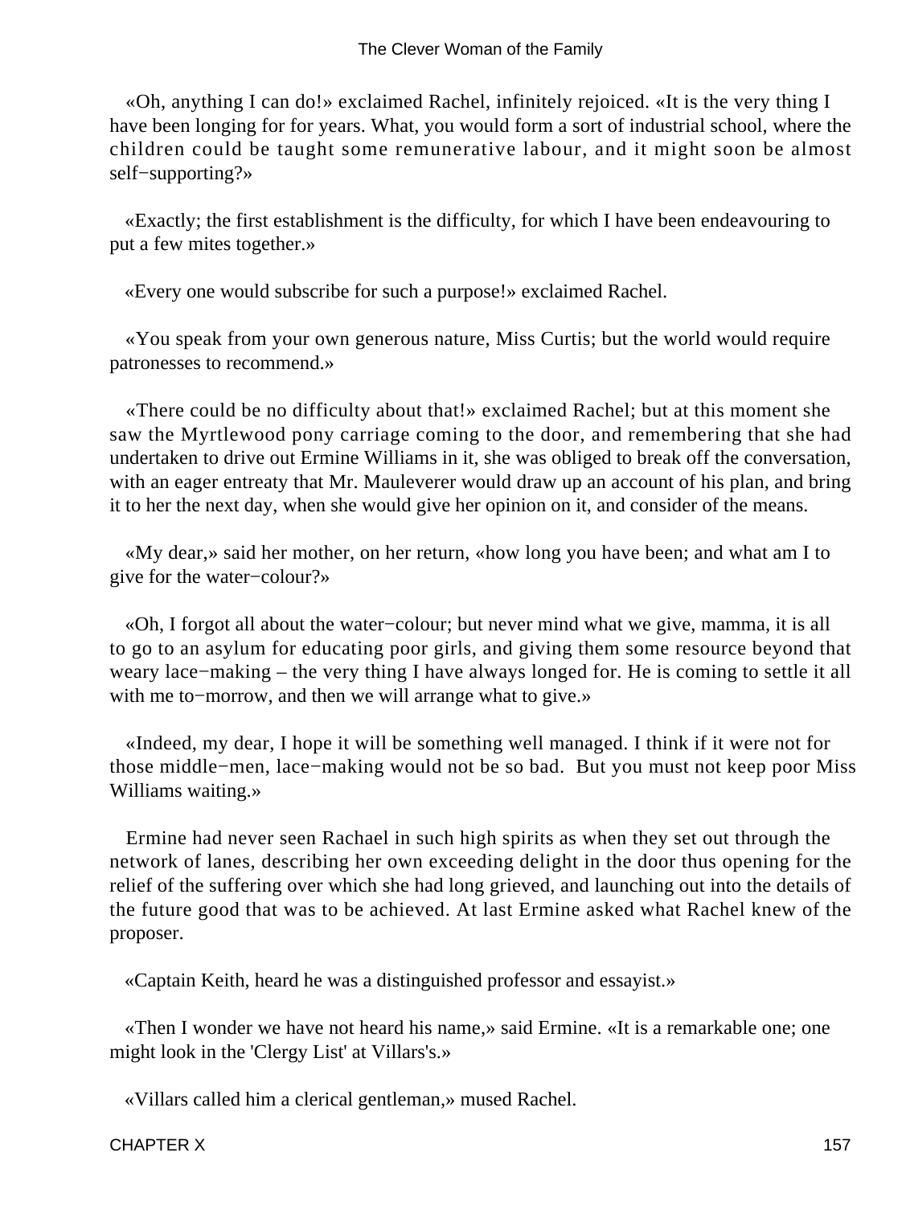«Oh, anything I can do!» exclaimed Rachel, infinitely rejoiced. «It is the very thing I have been longing for for years. What, you would form a sort of industrial school, where the children could be taught some remunerative labour, and it might soon be almost self−supporting?»

«Exactly; the first establishment is the difficulty, for which I have been endeavouring to put a few mites together.»

«Every one would subscribe for such a purpose!» exclaimed Rachel.

«You speak from your own generous nature, Miss Curtis; but the world would require patronesses to recommend.»

«There could be no difficulty about that!» exclaimed Rachel; but at this moment she saw the Myrtlewood pony carriage coming to the door, and remembering that she had undertaken to drive out Ermine Williams in it, she was obliged to break off the conversation, with an eager entreaty that Mr. Mauleverer would draw up an account of his plan, and bring it to her the next day, when she would give her opinion on it, and consider of the means.

«My dear,» said her mother, on her return, «how long you have been; and what am I to give for the water−colour?»

«Oh, I forgot all about the water−colour; but never mind what we give, mamma, it is all to go to an asylum for educating poor girls, and giving them some resource beyond that weary lace−making – the very thing I have always longed for. He is coming to settle it all with me to−morrow, and then we will arrange what to give.»

«Indeed, my dear, I hope it will be something well managed. I think if it were not for those middle−men, lace−making would not be so bad. But you must not keep poor Miss Williams waiting.»

Ermine had never seen Rachael in such high spirits as when they set out through the network of lanes, describing her own exceeding delight in the door thus opening for the relief of the suffering over which she had long grieved, and launching out into the details of the future good that was to be achieved. At last Ermine asked what Rachel knew of the proposer.

«Captain Keith, heard he was a distinguished professor and essayist.»

«Then I wonder we have not heard his name,» said Ermine. «It is a remarkable one; one might look in the 'Clergy List' at Villars's.»

«Villars called him a clerical gentleman,» mused Rachel.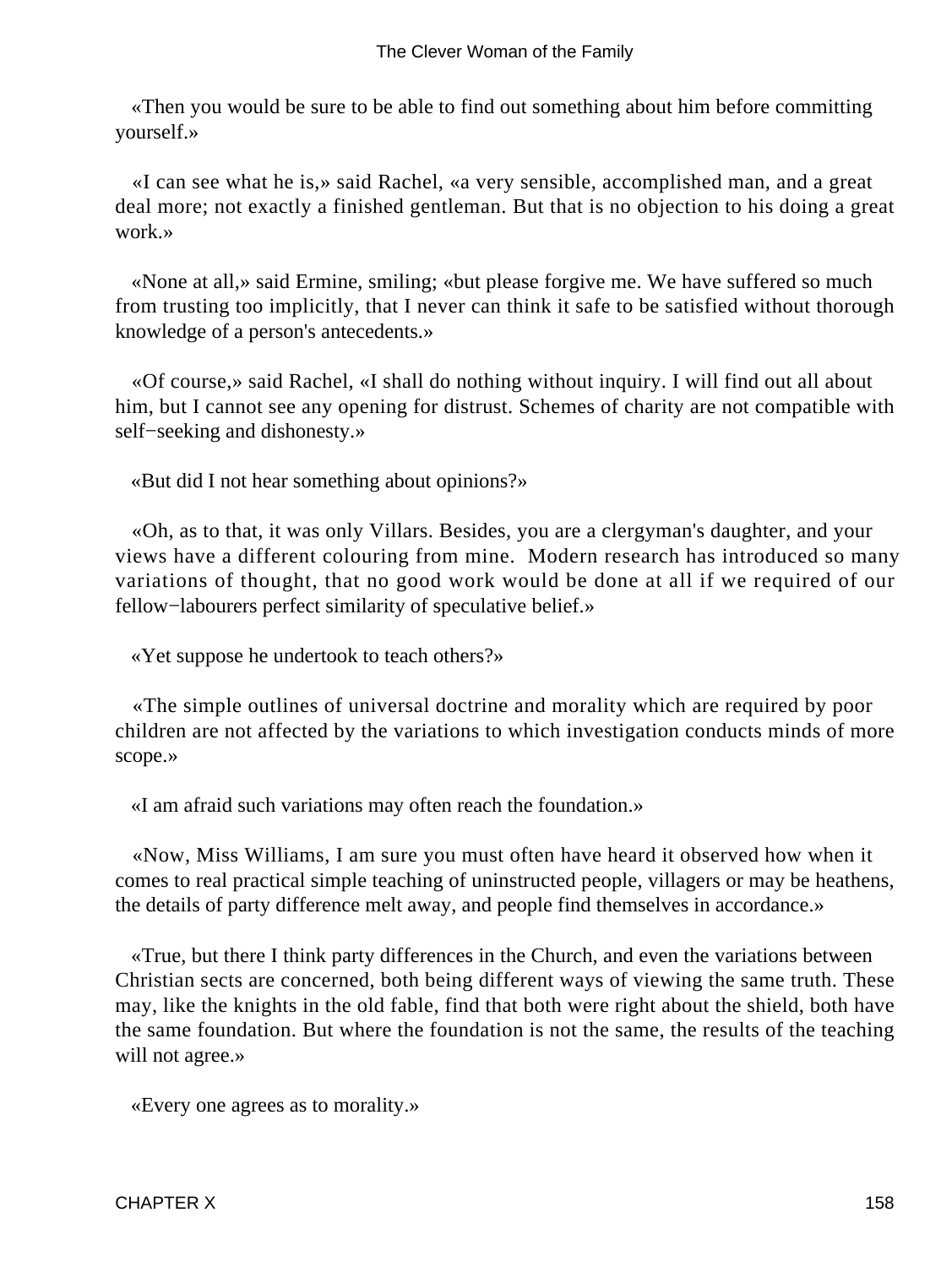«Then you would be sure to be able to find out something about him before committing yourself.»

«I can see what he is,» said Rachel, «a very sensible, accomplished man, and a great deal more; not exactly a finished gentleman. But that is no objection to his doing a great work.»

«None at all,» said Ermine, smiling; «but please forgive me. We have suffered so much from trusting too implicitly, that I never can think it safe to be satisfied without thorough knowledge of a person's antecedents.»

«Of course,» said Rachel, «I shall do nothing without inquiry. I will find out all about him, but I cannot see any opening for distrust. Schemes of charity are not compatible with self−seeking and dishonesty.»

«But did I not hear something about opinions?»

«Oh, as to that, it was only Villars. Besides, you are a clergyman's daughter, and your views have a different colouring from mine. Modern research has introduced so many variations of thought, that no good work would be done at all if we required of our fellow−labourers perfect similarity of speculative belief.»

«Yet suppose he undertook to teach others?»

«The simple outlines of universal doctrine and morality which are required by poor children are not affected by the variations to which investigation conducts minds of more scope.»

«I am afraid such variations may often reach the foundation.»

«Now, Miss Williams, I am sure you must often have heard it observed how when it comes to real practical simple teaching of uninstructed people, villagers or may be heathens, the details of party difference melt away, and people find themselves in accordance.»

«True, but there I think party differences in the Church, and even the variations between Christian sects are concerned, both being different ways of viewing the same truth. These may, like the knights in the old fable, find that both were right about the shield, both have the same foundation. But where the foundation is not the same, the results of the teaching will not agree.»

«Every one agrees as to morality.»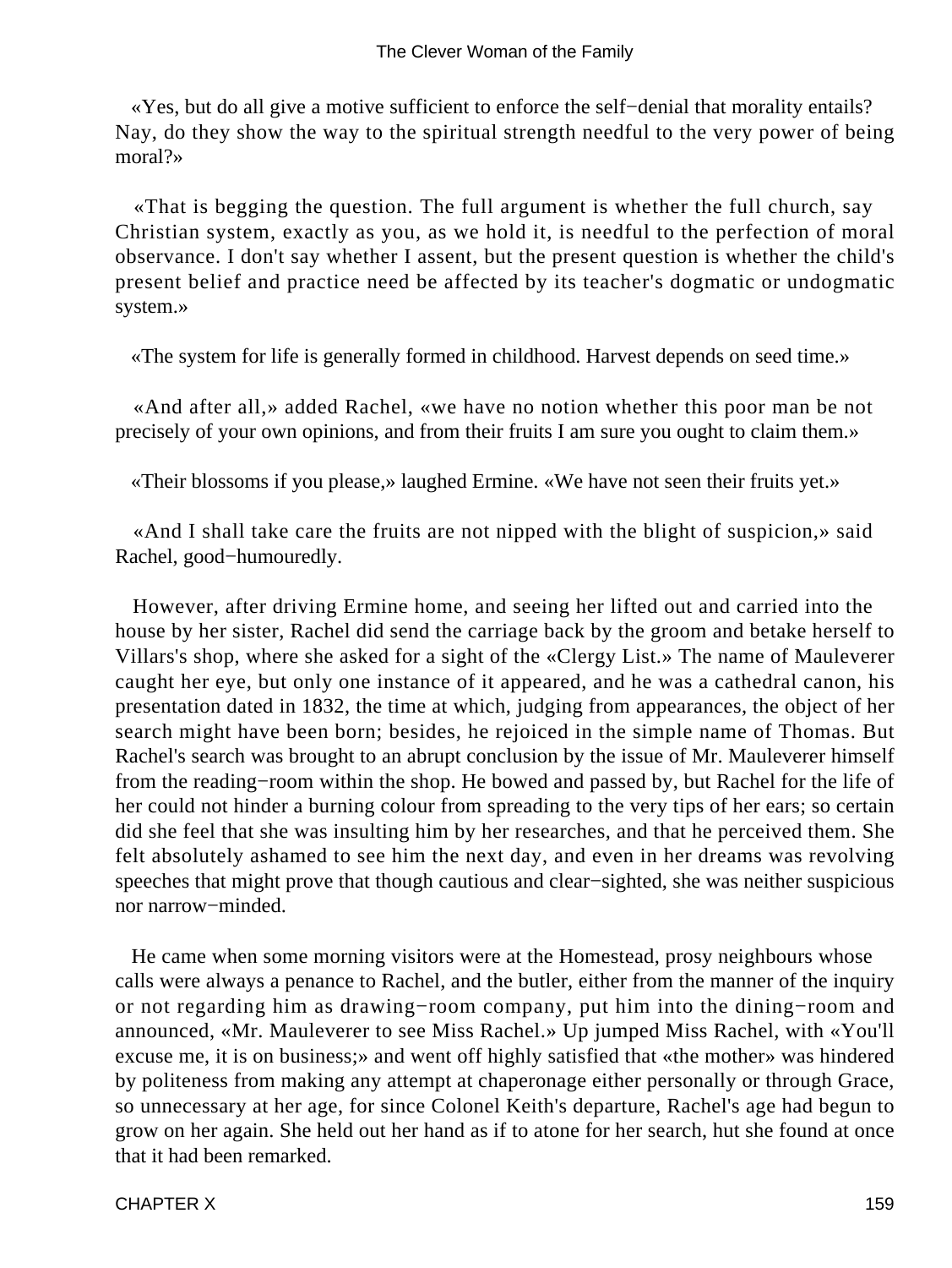«Yes, but do all give a motive sufficient to enforce the self−denial that morality entails? Nay, do they show the way to the spiritual strength needful to the very power of being moral?»

«That is begging the question. The full argument is whether the full church, say Christian system, exactly as you, as we hold it, is needful to the perfection of moral observance. I don't say whether I assent, but the present question is whether the child's present belief and practice need be affected by its teacher's dogmatic or undogmatic system.»

«The system for life is generally formed in childhood. Harvest depends on seed time.»

«And after all,» added Rachel, «we have no notion whether this poor man be not precisely of your own opinions, and from their fruits I am sure you ought to claim them.»

«Their blossoms if you please,» laughed Ermine. «We have not seen their fruits yet.»

«And I shall take care the fruits are not nipped with the blight of suspicion,» said Rachel, good−humouredly.

However, after driving Ermine home, and seeing her lifted out and carried into the house by her sister, Rachel did send the carriage back by the groom and betake herself to Villars's shop, where she asked for a sight of the «Clergy List.» The name of Mauleverer caught her eye, but only one instance of it appeared, and he was a cathedral canon, his presentation dated in 1832, the time at which, judging from appearances, the object of her search might have been born; besides, he rejoiced in the simple name of Thomas. But Rachel's search was brought to an abrupt conclusion by the issue of Mr. Mauleverer himself from the reading−room within the shop. He bowed and passed by, but Rachel for the life of her could not hinder a burning colour from spreading to the very tips of her ears; so certain did she feel that she was insulting him by her researches, and that he perceived them. She felt absolutely ashamed to see him the next day, and even in her dreams was revolving speeches that might prove that though cautious and clear−sighted, she was neither suspicious nor narrow−minded.

He came when some morning visitors were at the Homestead, prosy neighbours whose calls were always a penance to Rachel, and the butler, either from the manner of the inquiry or not regarding him as drawing−room company, put him into the dining−room and announced, «Mr. Mauleverer to see Miss Rachel.» Up jumped Miss Rachel, with «You'll excuse me, it is on business;» and went off highly satisfied that «the mother» was hindered by politeness from making any attempt at chaperonage either personally or through Grace, so unnecessary at her age, for since Colonel Keith's departure, Rachel's age had begun to grow on her again. She held out her hand as if to atone for her search, hut she found at once that it had been remarked.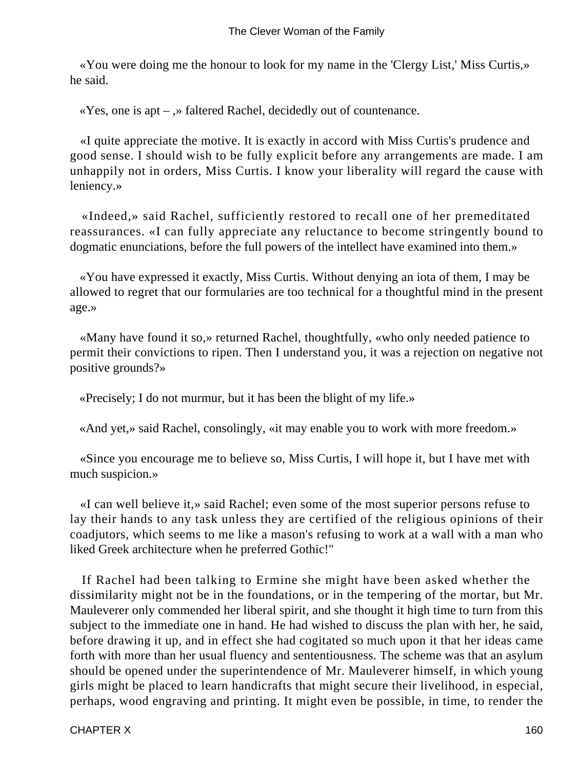«You were doing me the honour to look for my name in the 'Clergy List,' Miss Curtis,» he said.

«Yes, one is apt – ,» faltered Rachel, decidedly out of countenance.

«I quite appreciate the motive. It is exactly in accord with Miss Curtis's prudence and good sense. I should wish to be fully explicit before any arrangements are made. I am unhappily not in orders, Miss Curtis. I know your liberality will regard the cause with leniency.»

«Indeed,» said Rachel, sufficiently restored to recall one of her premeditated reassurances. «I can fully appreciate any reluctance to become stringently bound to dogmatic enunciations, before the full powers of the intellect have examined into them.»

«You have expressed it exactly, Miss Curtis. Without denying an iota of them, I may be allowed to regret that our formularies are too technical for a thoughtful mind in the present age.»

«Many have found it so,» returned Rachel, thoughtfully, «who only needed patience to permit their convictions to ripen. Then I understand you, it was a rejection on negative not positive grounds?»

«Precisely; I do not murmur, but it has been the blight of my life.»

«And yet,» said Rachel, consolingly, «it may enable you to work with more freedom.»

«Since you encourage me to believe so, Miss Curtis, I will hope it, but I have met with much suspicion.»

«I can well believe it,» said Rachel; even some of the most superior persons refuse to lay their hands to any task unless they are certified of the religious opinions of their coadjutors, which seems to me like a mason's refusing to work at a wall with a man who liked Greek architecture when he preferred Gothic!"

If Rachel had been talking to Ermine she might have been asked whether the dissimilarity might not be in the foundations, or in the tempering of the mortar, but Mr. Mauleverer only commended her liberal spirit, and she thought it high time to turn from this subject to the immediate one in hand. He had wished to discuss the plan with her, he said, before drawing it up, and in effect she had cogitated so much upon it that her ideas came forth with more than her usual fluency and sententiousness. The scheme was that an asylum should be opened under the superintendence of Mr. Mauleverer himself, in which young girls might be placed to learn handicrafts that might secure their livelihood, in especial, perhaps, wood engraving and printing. It might even be possible, in time, to render the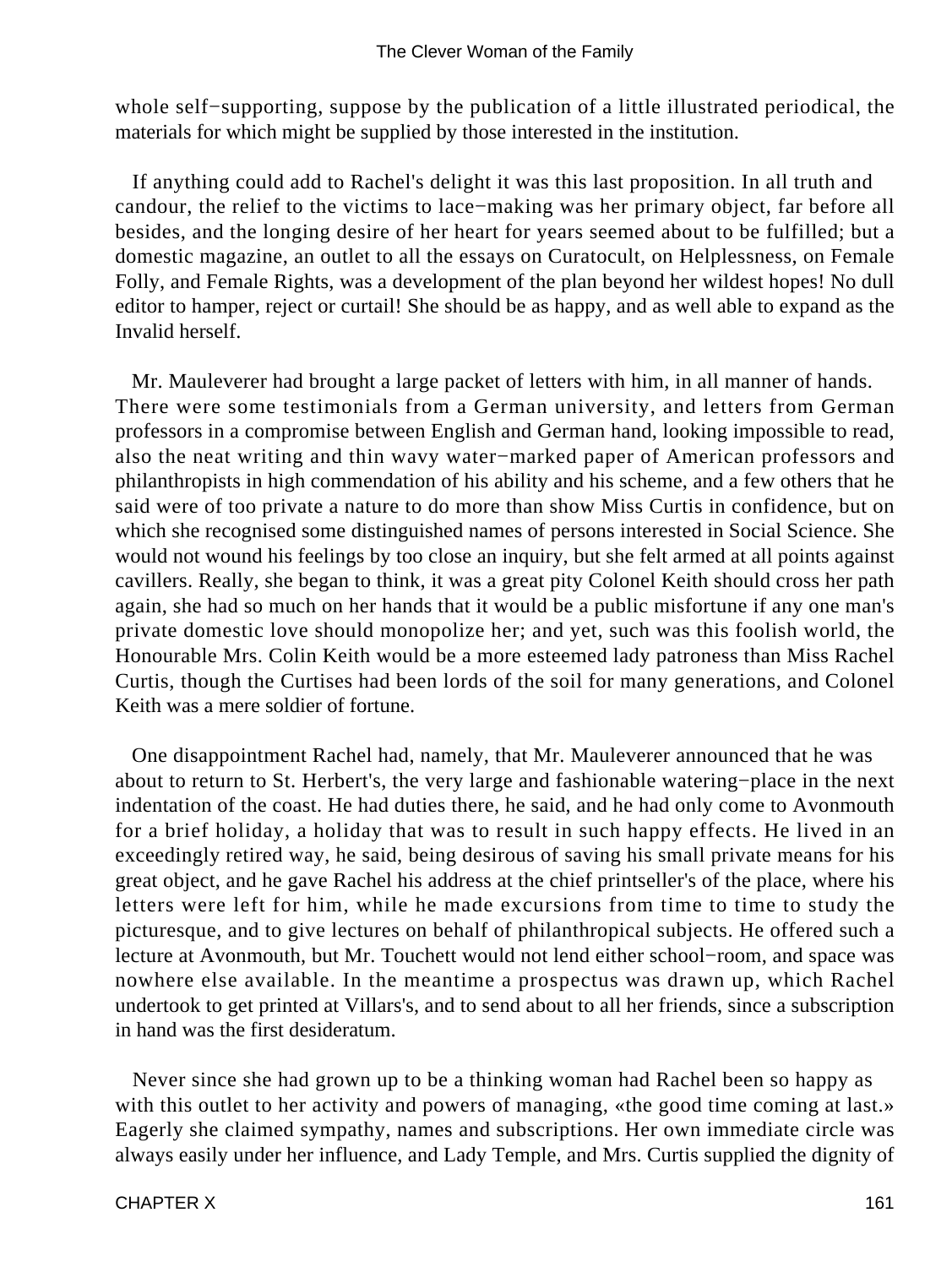whole self−supporting, suppose by the publication of a little illustrated periodical, the materials for which might be supplied by those interested in the institution.

If anything could add to Rachel's delight it was this last proposition. In all truth and candour, the relief to the victims to lace−making was her primary object, far before all besides, and the longing desire of her heart for years seemed about to be fulfilled; but a domestic magazine, an outlet to all the essays on Curatocult, on Helplessness, on Female Folly, and Female Rights, was a development of the plan beyond her wildest hopes! No dull editor to hamper, reject or curtail! She should be as happy, and as well able to expand as the Invalid herself.

Mr. Mauleverer had brought a large packet of letters with him, in all manner of hands. There were some testimonials from a German university, and letters from German professors in a compromise between English and German hand, looking impossible to read, also the neat writing and thin wavy water−marked paper of American professors and philanthropists in high commendation of his ability and his scheme, and a few others that he said were of too private a nature to do more than show Miss Curtis in confidence, but on which she recognised some distinguished names of persons interested in Social Science. She would not wound his feelings by too close an inquiry, but she felt armed at all points against cavillers. Really, she began to think, it was a great pity Colonel Keith should cross her path again, she had so much on her hands that it would be a public misfortune if any one man's private domestic love should monopolize her; and yet, such was this foolish world, the Honourable Mrs. Colin Keith would be a more esteemed lady patroness than Miss Rachel Curtis, though the Curtises had been lords of the soil for many generations, and Colonel Keith was a mere soldier of fortune.

One disappointment Rachel had, namely, that Mr. Mauleverer announced that he was about to return to St. Herbert's, the very large and fashionable watering−place in the next indentation of the coast. He had duties there, he said, and he had only come to Avonmouth for a brief holiday, a holiday that was to result in such happy effects. He lived in an exceedingly retired way, he said, being desirous of saving his small private means for his great object, and he gave Rachel his address at the chief printseller's of the place, where his letters were left for him, while he made excursions from time to time to study the picturesque, and to give lectures on behalf of philanthropical subjects. He offered such a lecture at Avonmouth, but Mr. Touchett would not lend either school−room, and space was nowhere else available. In the meantime a prospectus was drawn up, which Rachel undertook to get printed at Villars's, and to send about to all her friends, since a subscription in hand was the first desideratum.

Never since she had grown up to be a thinking woman had Rachel been so happy as with this outlet to her activity and powers of managing, «the good time coming at last.» Eagerly she claimed sympathy, names and subscriptions. Her own immediate circle was always easily under her influence, and Lady Temple, and Mrs. Curtis supplied the dignity of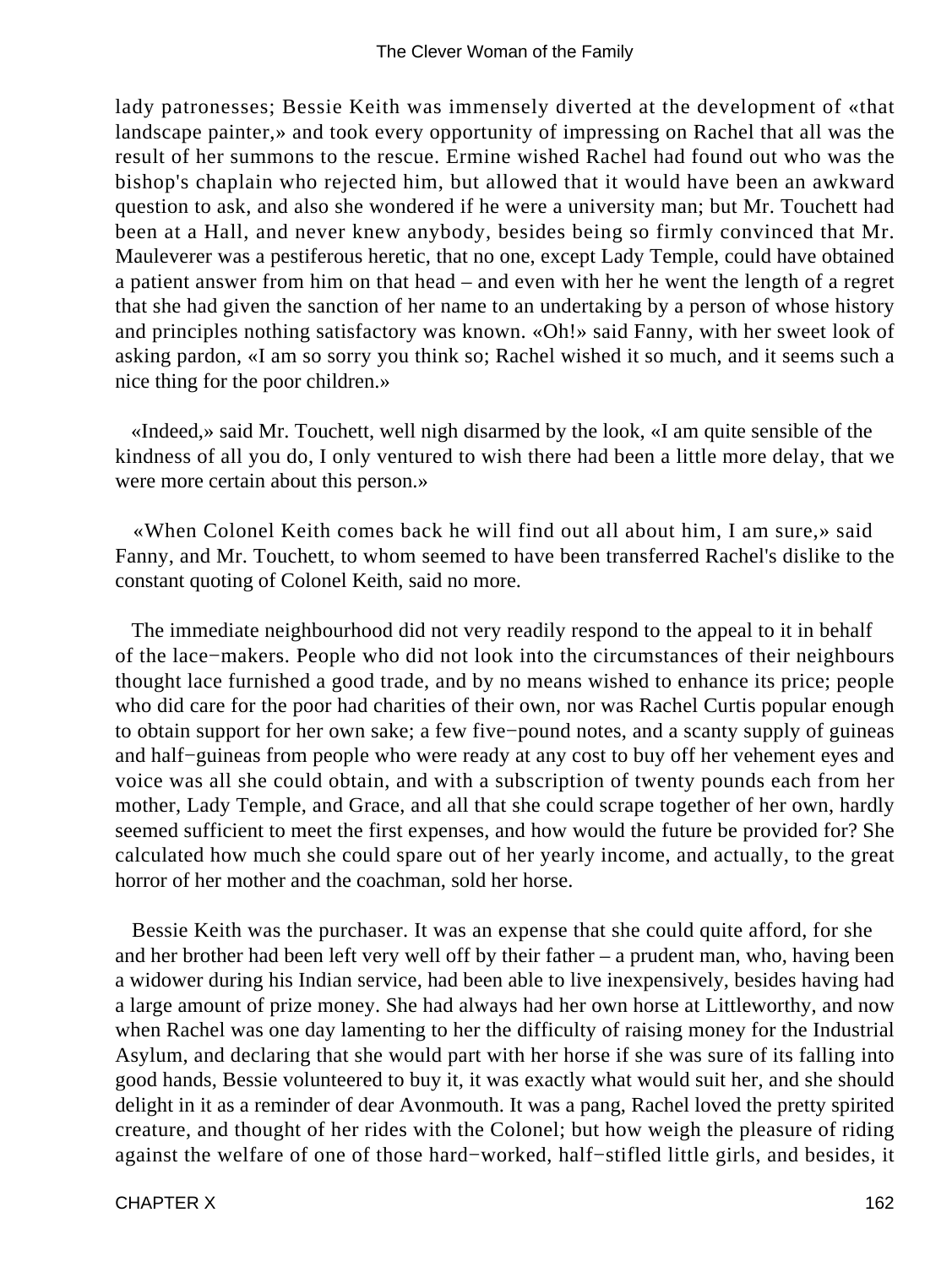lady patronesses; Bessie Keith was immensely diverted at the development of «that landscape painter,» and took every opportunity of impressing on Rachel that all was the result of her summons to the rescue. Ermine wished Rachel had found out who was the bishop's chaplain who rejected him, but allowed that it would have been an awkward question to ask, and also she wondered if he were a university man; but Mr. Touchett had been at a Hall, and never knew anybody, besides being so firmly convinced that Mr. Mauleverer was a pestiferous heretic, that no one, except Lady Temple, could have obtained a patient answer from him on that head – and even with her he went the length of a regret that she had given the sanction of her name to an undertaking by a person of whose history and principles nothing satisfactory was known. «Oh!» said Fanny, with her sweet look of asking pardon, «I am so sorry you think so; Rachel wished it so much, and it seems such a nice thing for the poor children.»

«Indeed,» said Mr. Touchett, well nigh disarmed by the look, «I am quite sensible of the kindness of all you do, I only ventured to wish there had been a little more delay, that we were more certain about this person.»

«When Colonel Keith comes back he will find out all about him, I am sure,» said Fanny, and Mr. Touchett, to whom seemed to have been transferred Rachel's dislike to the constant quoting of Colonel Keith, said no more.

The immediate neighbourhood did not very readily respond to the appeal to it in behalf of the lace−makers. People who did not look into the circumstances of their neighbours thought lace furnished a good trade, and by no means wished to enhance its price; people who did care for the poor had charities of their own, nor was Rachel Curtis popular enough to obtain support for her own sake; a few five−pound notes, and a scanty supply of guineas and half−guineas from people who were ready at any cost to buy off her vehement eyes and voice was all she could obtain, and with a subscription of twenty pounds each from her mother, Lady Temple, and Grace, and all that she could scrape together of her own, hardly seemed sufficient to meet the first expenses, and how would the future be provided for? She calculated how much she could spare out of her yearly income, and actually, to the great horror of her mother and the coachman, sold her horse.

Bessie Keith was the purchaser. It was an expense that she could quite afford, for she and her brother had been left very well off by their father – a prudent man, who, having been a widower during his Indian service, had been able to live inexpensively, besides having had a large amount of prize money. She had always had her own horse at Littleworthy, and now when Rachel was one day lamenting to her the difficulty of raising money for the Industrial Asylum, and declaring that she would part with her horse if she was sure of its falling into good hands, Bessie volunteered to buy it, it was exactly what would suit her, and she should delight in it as a reminder of dear Avonmouth. It was a pang, Rachel loved the pretty spirited creature, and thought of her rides with the Colonel; but how weigh the pleasure of riding against the welfare of one of those hard−worked, half−stifled little girls, and besides, it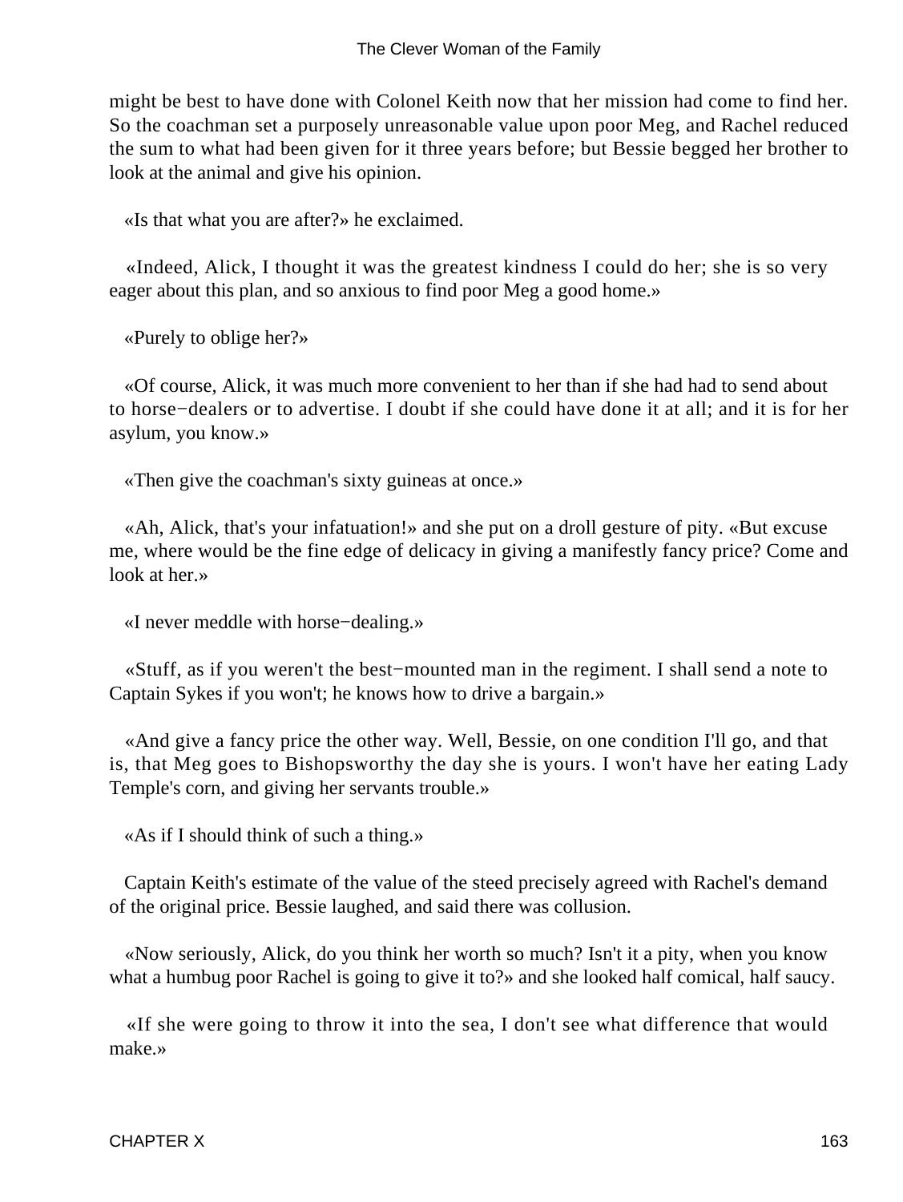might be best to have done with Colonel Keith now that her mission had come to find her. So the coachman set a purposely unreasonable value upon poor Meg, and Rachel reduced the sum to what had been given for it three years before; but Bessie begged her brother to look at the animal and give his opinion.

«Is that what you are after?» he exclaimed.

«Indeed, Alick, I thought it was the greatest kindness I could do her; she is so very eager about this plan, and so anxious to find poor Meg a good home.»

«Purely to oblige her?»

«Of course, Alick, it was much more convenient to her than if she had had to send about to horse−dealers or to advertise. I doubt if she could have done it at all; and it is for her asylum, you know.»

«Then give the coachman's sixty guineas at once.»

«Ah, Alick, that's your infatuation!» and she put on a droll gesture of pity. «But excuse me, where would be the fine edge of delicacy in giving a manifestly fancy price? Come and look at her.»

«I never meddle with horse−dealing.»

«Stuff, as if you weren't the best−mounted man in the regiment. I shall send a note to Captain Sykes if you won't; he knows how to drive a bargain.»

«And give a fancy price the other way. Well, Bessie, on one condition I'll go, and that is, that Meg goes to Bishopsworthy the day she is yours. I won't have her eating Lady Temple's corn, and giving her servants trouble.»

«As if I should think of such a thing.»

Captain Keith's estimate of the value of the steed precisely agreed with Rachel's demand of the original price. Bessie laughed, and said there was collusion.

«Now seriously, Alick, do you think her worth so much? Isn't it a pity, when you know what a humbug poor Rachel is going to give it to?» and she looked half comical, half saucy.

«If she were going to throw it into the sea, I don't see what difference that would make.»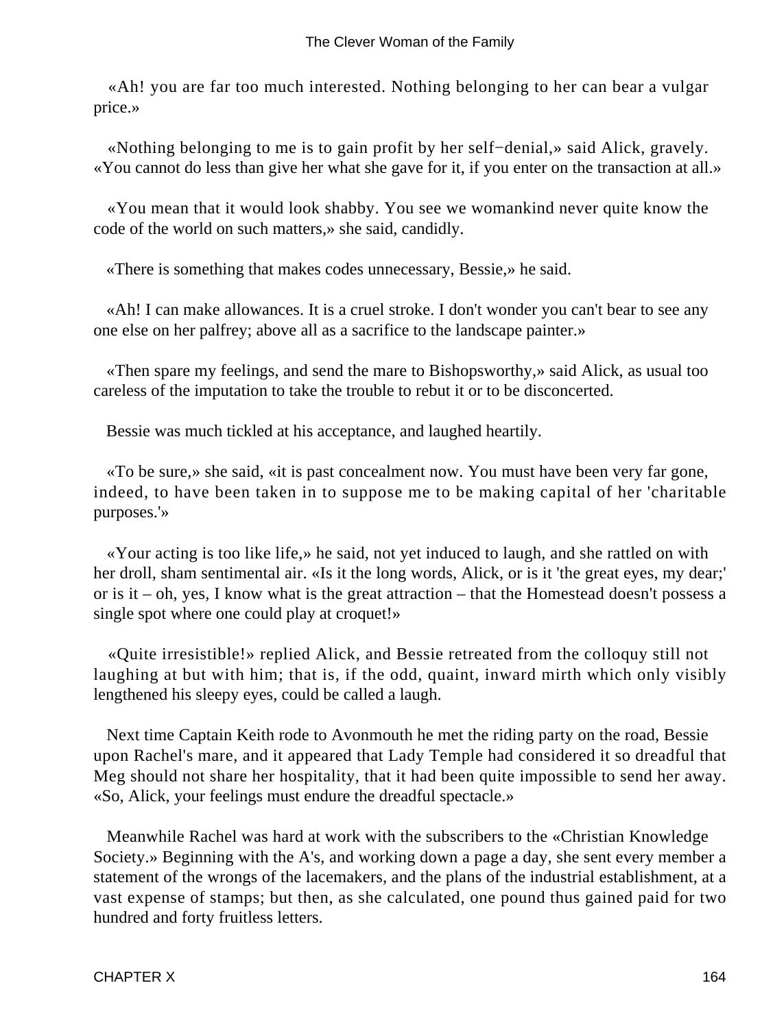«Ah! you are far too much interested. Nothing belonging to her can bear a vulgar price.»

«Nothing belonging to me is to gain profit by her self−denial,» said Alick, gravely. «You cannot do less than give her what she gave for it, if you enter on the transaction at all.»

«You mean that it would look shabby. You see we womankind never quite know the code of the world on such matters,» she said, candidly.

«There is something that makes codes unnecessary, Bessie,» he said.

«Ah! I can make allowances. It is a cruel stroke. I don't wonder you can't bear to see any one else on her palfrey; above all as a sacrifice to the landscape painter.»

«Then spare my feelings, and send the mare to Bishopsworthy,» said Alick, as usual too careless of the imputation to take the trouble to rebut it or to be disconcerted.

Bessie was much tickled at his acceptance, and laughed heartily.

«To be sure,» she said, «it is past concealment now. You must have been very far gone, indeed, to have been taken in to suppose me to be making capital of her 'charitable purposes.'»

«Your acting is too like life,» he said, not yet induced to laugh, and she rattled on with her droll, sham sentimental air. «Is it the long words, Alick, or is it 'the great eyes, my dear;' or is it – oh, yes, I know what is the great attraction – that the Homestead doesn't possess a single spot where one could play at croquet!»

«Quite irresistible!» replied Alick, and Bessie retreated from the colloquy still not laughing at but with him; that is, if the odd, quaint, inward mirth which only visibly lengthened his sleepy eyes, could be called a laugh.

Next time Captain Keith rode to Avonmouth he met the riding party on the road, Bessie upon Rachel's mare, and it appeared that Lady Temple had considered it so dreadful that Meg should not share her hospitality, that it had been quite impossible to send her away. «So, Alick, your feelings must endure the dreadful spectacle.»

Meanwhile Rachel was hard at work with the subscribers to the «Christian Knowledge Society.» Beginning with the A's, and working down a page a day, she sent every member a statement of the wrongs of the lacemakers, and the plans of the industrial establishment, at a vast expense of stamps; but then, as she calculated, one pound thus gained paid for two hundred and forty fruitless letters.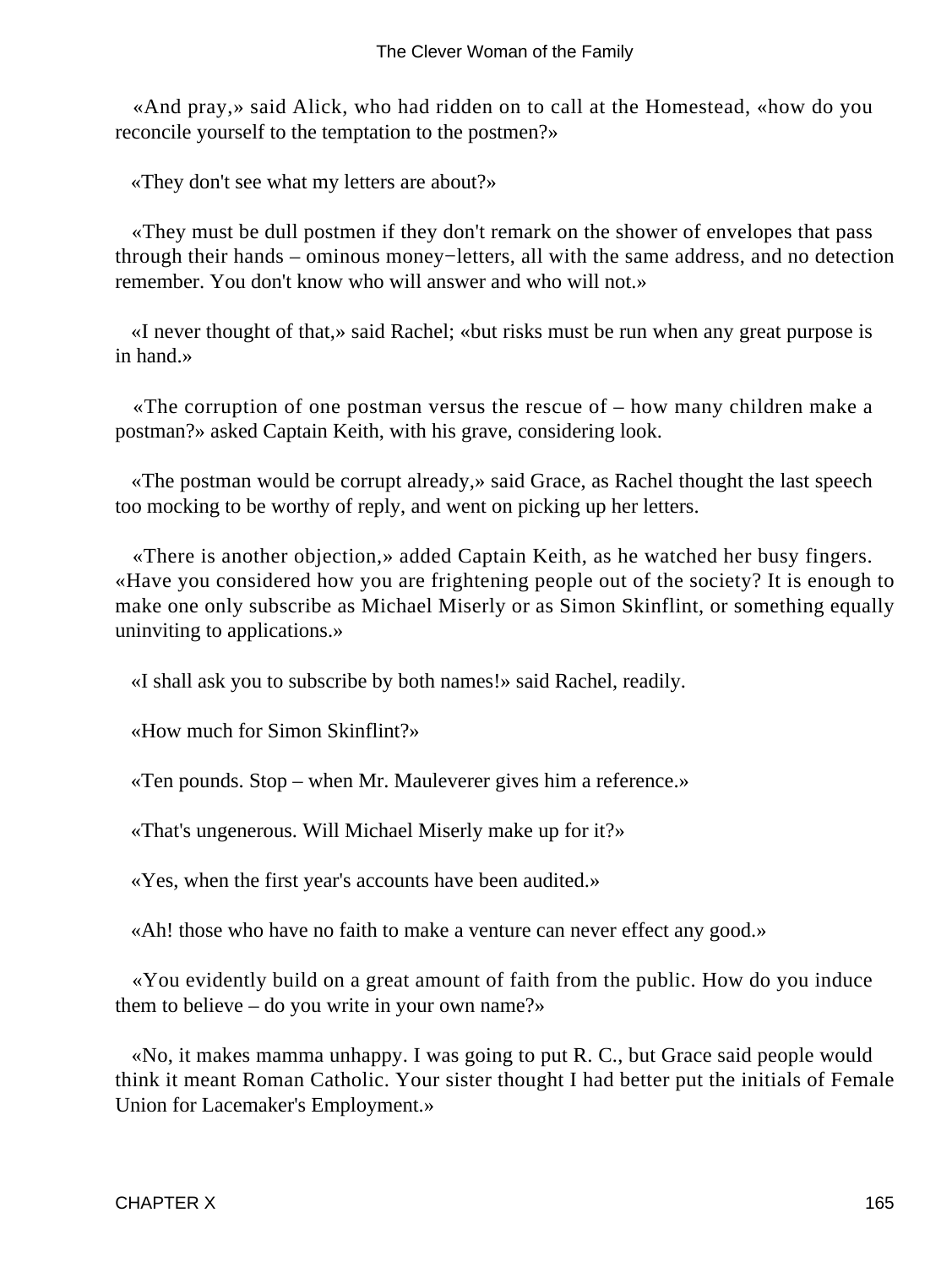«And pray,» said Alick, who had ridden on to call at the Homestead, «how do you reconcile yourself to the temptation to the postmen?»

«They don't see what my letters are about?»

«They must be dull postmen if they don't remark on the shower of envelopes that pass through their hands – ominous money−letters, all with the same address, and no detection remember. You don't know who will answer and who will not.»

«I never thought of that,» said Rachel; «but risks must be run when any great purpose is in hand.»

«The corruption of one postman versus the rescue of – how many children make a postman?» asked Captain Keith, with his grave, considering look.

«The postman would be corrupt already,» said Grace, as Rachel thought the last speech too mocking to be worthy of reply, and went on picking up her letters.

«There is another objection,» added Captain Keith, as he watched her busy fingers. «Have you considered how you are frightening people out of the society? It is enough to make one only subscribe as Michael Miserly or as Simon Skinflint, or something equally uninviting to applications.»

«I shall ask you to subscribe by both names!» said Rachel, readily.

«How much for Simon Skinflint?»

«Ten pounds. Stop – when Mr. Mauleverer gives him a reference.»

«That's ungenerous. Will Michael Miserly make up for it?»

«Yes, when the first year's accounts have been audited.»

«Ah! those who have no faith to make a venture can never effect any good.»

«You evidently build on a great amount of faith from the public. How do you induce them to believe – do you write in your own name?»

«No, it makes mamma unhappy. I was going to put R. C., but Grace said people would think it meant Roman Catholic. Your sister thought I had better put the initials of Female Union for Lacemaker's Employment.»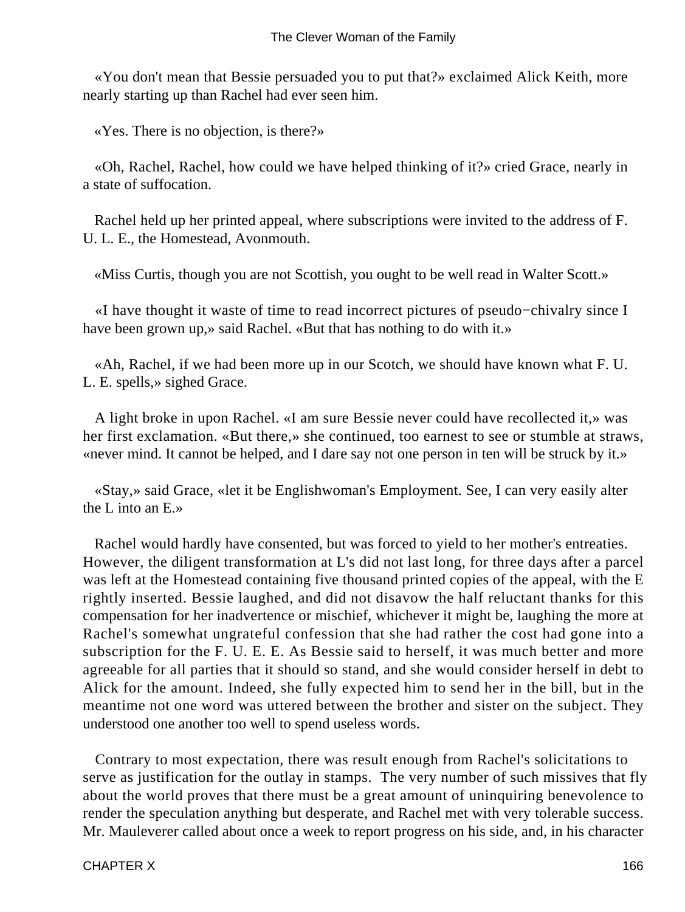«You don't mean that Bessie persuaded you to put that?» exclaimed Alick Keith, more nearly starting up than Rachel had ever seen him.

«Yes. There is no objection, is there?»

«Oh, Rachel, Rachel, how could we have helped thinking of it?» cried Grace, nearly in a state of suffocation.

Rachel held up her printed appeal, where subscriptions were invited to the address of F. U. L. E., the Homestead, Avonmouth.

«Miss Curtis, though you are not Scottish, you ought to be well read in Walter Scott.»

«I have thought it waste of time to read incorrect pictures of pseudo−chivalry since I have been grown up,» said Rachel. «But that has nothing to do with it.»

«Ah, Rachel, if we had been more up in our Scotch, we should have known what F. U. L. E. spells,» sighed Grace.

A light broke in upon Rachel. «I am sure Bessie never could have recollected it,» was her first exclamation. «But there,» she continued, too earnest to see or stumble at straws, «never mind. It cannot be helped, and I dare say not one person in ten will be struck by it.»

«Stay,» said Grace, «let it be Englishwoman's Employment. See, I can very easily alter the L into an E.»

Rachel would hardly have consented, but was forced to yield to her mother's entreaties. However, the diligent transformation at L's did not last long, for three days after a parcel was left at the Homestead containing five thousand printed copies of the appeal, with the E rightly inserted. Bessie laughed, and did not disavow the half reluctant thanks for this compensation for her inadvertence or mischief, whichever it might be, laughing the more at Rachel's somewhat ungrateful confession that she had rather the cost had gone into a subscription for the F. U. E. E. As Bessie said to herself, it was much better and more agreeable for all parties that it should so stand, and she would consider herself in debt to Alick for the amount. Indeed, she fully expected him to send her in the bill, but in the meantime not one word was uttered between the brother and sister on the subject. They understood one another too well to spend useless words.

Contrary to most expectation, there was result enough from Rachel's solicitations to serve as justification for the outlay in stamps. The very number of such missives that fly about the world proves that there must be a great amount of uninquiring benevolence to render the speculation anything but desperate, and Rachel met with very tolerable success. Mr. Mauleverer called about once a week to report progress on his side, and, in his character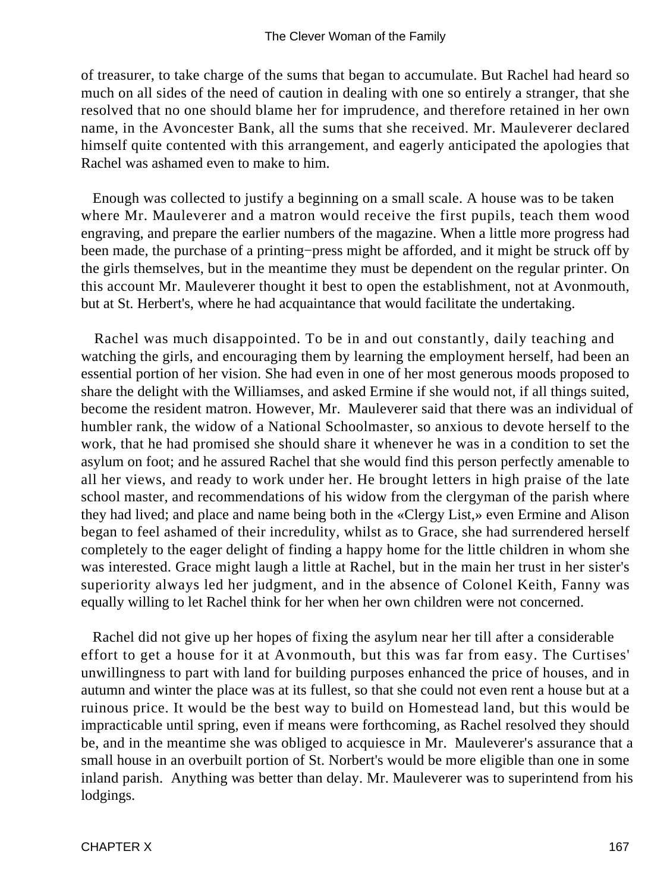of treasurer, to take charge of the sums that began to accumulate. But Rachel had heard so much on all sides of the need of caution in dealing with one so entirely a stranger, that she resolved that no one should blame her for imprudence, and therefore retained in her own name, in the Avoncester Bank, all the sums that she received. Mr. Mauleverer declared himself quite contented with this arrangement, and eagerly anticipated the apologies that Rachel was ashamed even to make to him.

Enough was collected to justify a beginning on a small scale. A house was to be taken where Mr. Mauleverer and a matron would receive the first pupils, teach them wood engraving, and prepare the earlier numbers of the magazine. When a little more progress had been made, the purchase of a printing−press might be afforded, and it might be struck off by the girls themselves, but in the meantime they must be dependent on the regular printer. On this account Mr. Mauleverer thought it best to open the establishment, not at Avonmouth, but at St. Herbert's, where he had acquaintance that would facilitate the undertaking.

Rachel was much disappointed. To be in and out constantly, daily teaching and watching the girls, and encouraging them by learning the employment herself, had been an essential portion of her vision. She had even in one of her most generous moods proposed to share the delight with the Williamses, and asked Ermine if she would not, if all things suited, become the resident matron. However, Mr. Mauleverer said that there was an individual of humbler rank, the widow of a National Schoolmaster, so anxious to devote herself to the work, that he had promised she should share it whenever he was in a condition to set the asylum on foot; and he assured Rachel that she would find this person perfectly amenable to all her views, and ready to work under her. He brought letters in high praise of the late school master, and recommendations of his widow from the clergyman of the parish where they had lived; and place and name being both in the «Clergy List,» even Ermine and Alison began to feel ashamed of their incredulity, whilst as to Grace, she had surrendered herself completely to the eager delight of finding a happy home for the little children in whom she was interested. Grace might laugh a little at Rachel, but in the main her trust in her sister's superiority always led her judgment, and in the absence of Colonel Keith, Fanny was equally willing to let Rachel think for her when her own children were not concerned.

Rachel did not give up her hopes of fixing the asylum near her till after a considerable effort to get a house for it at Avonmouth, but this was far from easy. The Curtises' unwillingness to part with land for building purposes enhanced the price of houses, and in autumn and winter the place was at its fullest, so that she could not even rent a house but at a ruinous price. It would be the best way to build on Homestead land, but this would be impracticable until spring, even if means were forthcoming, as Rachel resolved they should be, and in the meantime she was obliged to acquiesce in Mr. Mauleverer's assurance that a small house in an overbuilt portion of St. Norbert's would be more eligible than one in some inland parish. Anything was better than delay. Mr. Mauleverer was to superintend from his lodgings.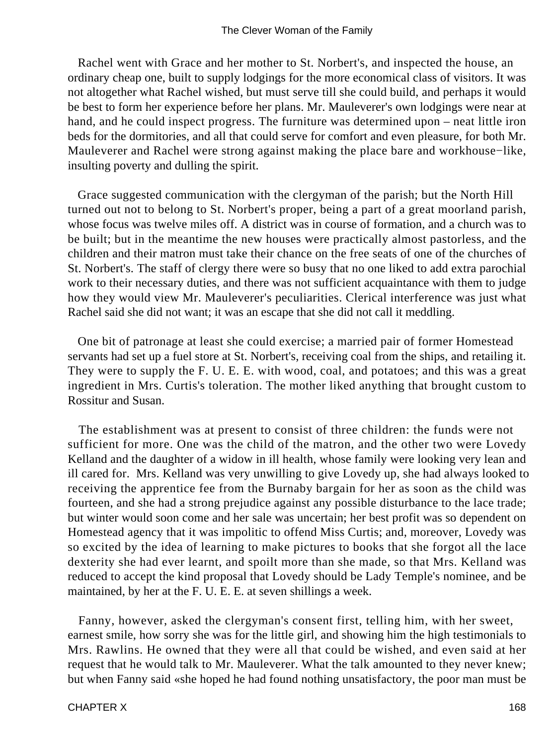Rachel went with Grace and her mother to St. Norbert's, and inspected the house, an ordinary cheap one, built to supply lodgings for the more economical class of visitors. It was not altogether what Rachel wished, but must serve till she could build, and perhaps it would be best to form her experience before her plans. Mr. Mauleverer's own lodgings were near at hand, and he could inspect progress. The furniture was determined upon – neat little iron beds for the dormitories, and all that could serve for comfort and even pleasure, for both Mr. Mauleverer and Rachel were strong against making the place bare and workhouse−like, insulting poverty and dulling the spirit.

Grace suggested communication with the clergyman of the parish; but the North Hill turned out not to belong to St. Norbert's proper, being a part of a great moorland parish, whose focus was twelve miles off. A district was in course of formation, and a church was to be built; but in the meantime the new houses were practically almost pastorless, and the children and their matron must take their chance on the free seats of one of the churches of St. Norbert's. The staff of clergy there were so busy that no one liked to add extra parochial work to their necessary duties, and there was not sufficient acquaintance with them to judge how they would view Mr. Mauleverer's peculiarities. Clerical interference was just what Rachel said she did not want; it was an escape that she did not call it meddling.

One bit of patronage at least she could exercise; a married pair of former Homestead servants had set up a fuel store at St. Norbert's, receiving coal from the ships, and retailing it. They were to supply the F. U. E. E. with wood, coal, and potatoes; and this was a great ingredient in Mrs. Curtis's toleration. The mother liked anything that brought custom to Rossitur and Susan.

The establishment was at present to consist of three children: the funds were not sufficient for more. One was the child of the matron, and the other two were Lovedy Kelland and the daughter of a widow in ill health, whose family were looking very lean and ill cared for. Mrs. Kelland was very unwilling to give Lovedy up, she had always looked to receiving the apprentice fee from the Burnaby bargain for her as soon as the child was fourteen, and she had a strong prejudice against any possible disturbance to the lace trade; but winter would soon come and her sale was uncertain; her best profit was so dependent on Homestead agency that it was impolitic to offend Miss Curtis; and, moreover, Lovedy was so excited by the idea of learning to make pictures to books that she forgot all the lace dexterity she had ever learnt, and spoilt more than she made, so that Mrs. Kelland was reduced to accept the kind proposal that Lovedy should be Lady Temple's nominee, and be maintained, by her at the F. U. E. E. at seven shillings a week.

Fanny, however, asked the clergyman's consent first, telling him, with her sweet, earnest smile, how sorry she was for the little girl, and showing him the high testimonials to Mrs. Rawlins. He owned that they were all that could be wished, and even said at her request that he would talk to Mr. Mauleverer. What the talk amounted to they never knew; but when Fanny said «she hoped he had found nothing unsatisfactory, the poor man must be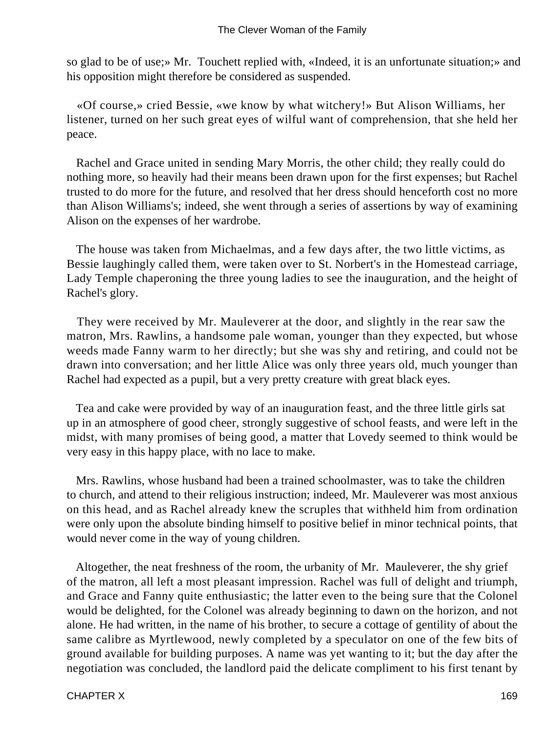so glad to be of use;» Mr. Touchett replied with, «Indeed, it is an unfortunate situation;» and his opposition might therefore be considered as suspended.

«Of course,» cried Bessie, «we know by what witchery!» But Alison Williams, her listener, turned on her such great eyes of wilful want of comprehension, that she held her peace.

Rachel and Grace united in sending Mary Morris, the other child; they really could do nothing more, so heavily had their means been drawn upon for the first expenses; but Rachel trusted to do more for the future, and resolved that her dress should henceforth cost no more than Alison Williams's; indeed, she went through a series of assertions by way of examining Alison on the expenses of her wardrobe.

The house was taken from Michaelmas, and a few days after, the two little victims, as Bessie laughingly called them, were taken over to St. Norbert's in the Homestead carriage, Lady Temple chaperoning the three young ladies to see the inauguration, and the height of Rachel's glory.

They were received by Mr. Mauleverer at the door, and slightly in the rear saw the matron, Mrs. Rawlins, a handsome pale woman, younger than they expected, but whose weeds made Fanny warm to her directly; but she was shy and retiring, and could not be drawn into conversation; and her little Alice was only three years old, much younger than Rachel had expected as a pupil, but a very pretty creature with great black eyes.

Tea and cake were provided by way of an inauguration feast, and the three little girls sat up in an atmosphere of good cheer, strongly suggestive of school feasts, and were left in the midst, with many promises of being good, a matter that Lovedy seemed to think would be very easy in this happy place, with no lace to make.

Mrs. Rawlins, whose husband had been a trained schoolmaster, was to take the children to church, and attend to their religious instruction; indeed, Mr. Mauleverer was most anxious on this head, and as Rachel already knew the scruples that withheld him from ordination were only upon the absolute binding himself to positive belief in minor technical points, that would never come in the way of young children.

Altogether, the neat freshness of the room, the urbanity of Mr. Mauleverer, the shy grief of the matron, all left a most pleasant impression. Rachel was full of delight and triumph, and Grace and Fanny quite enthusiastic; the latter even to the being sure that the Colonel would be delighted, for the Colonel was already beginning to dawn on the horizon, and not alone. He had written, in the name of his brother, to secure a cottage of gentility of about the same calibre as Myrtlewood, newly completed by a speculator on one of the few bits of ground available for building purposes. A name was yet wanting to it; but the day after the negotiation was concluded, the landlord paid the delicate compliment to his first tenant by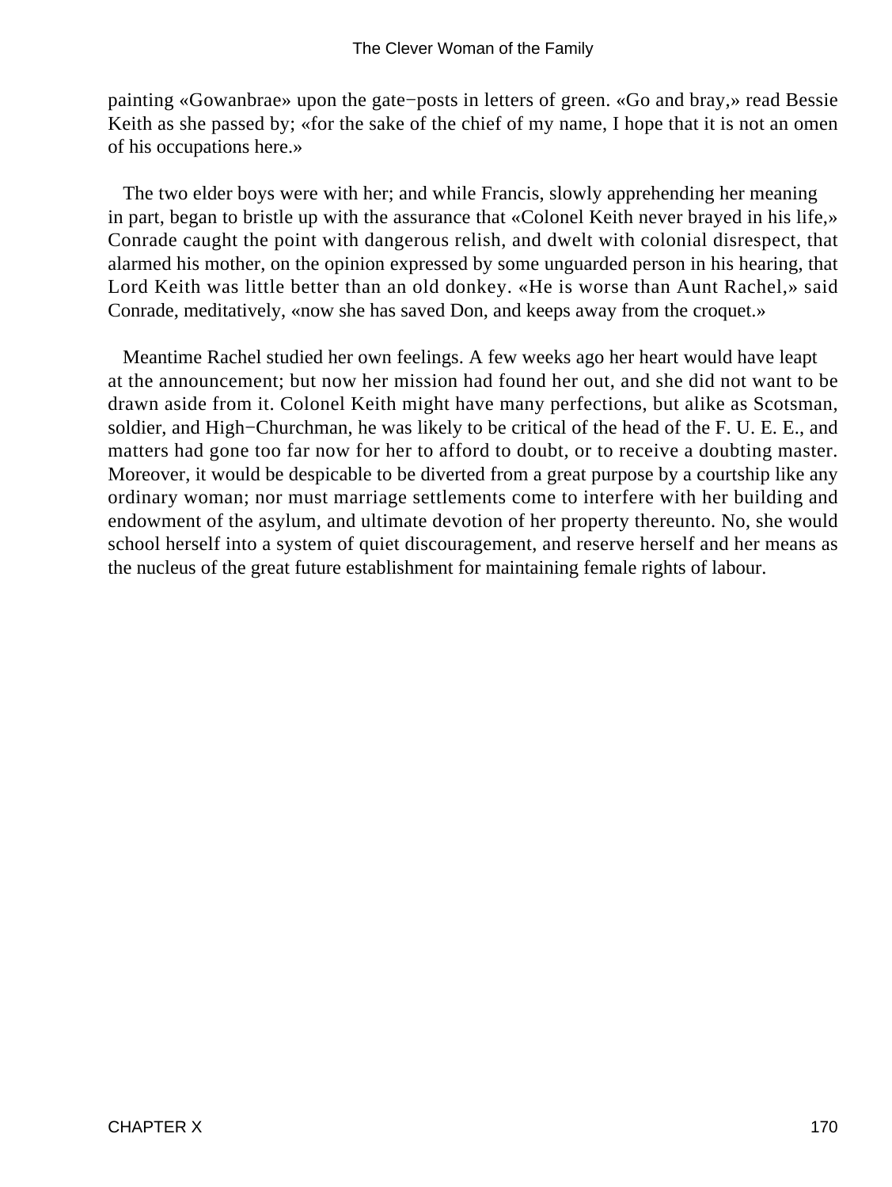painting «Gowanbrae» upon the gate−posts in letters of green. «Go and bray,» read Bessie Keith as she passed by; «for the sake of the chief of my name, I hope that it is not an omen of his occupations here.»

The two elder boys were with her; and while Francis, slowly apprehending her meaning in part, began to bristle up with the assurance that «Colonel Keith never brayed in his life,» Conrade caught the point with dangerous relish, and dwelt with colonial disrespect, that alarmed his mother, on the opinion expressed by some unguarded person in his hearing, that Lord Keith was little better than an old donkey. «He is worse than Aunt Rachel,» said Conrade, meditatively, «now she has saved Don, and keeps away from the croquet.»

Meantime Rachel studied her own feelings. A few weeks ago her heart would have leapt at the announcement; but now her mission had found her out, and she did not want to be drawn aside from it. Colonel Keith might have many perfections, but alike as Scotsman, soldier, and High−Churchman, he was likely to be critical of the head of the F. U. E. E., and matters had gone too far now for her to afford to doubt, or to receive a doubting master. Moreover, it would be despicable to be diverted from a great purpose by a courtship like any ordinary woman; nor must marriage settlements come to interfere with her building and endowment of the asylum, and ultimate devotion of her property thereunto. No, she would school herself into a system of quiet discouragement, and reserve herself and her means as the nucleus of the great future establishment for maintaining female rights of labour.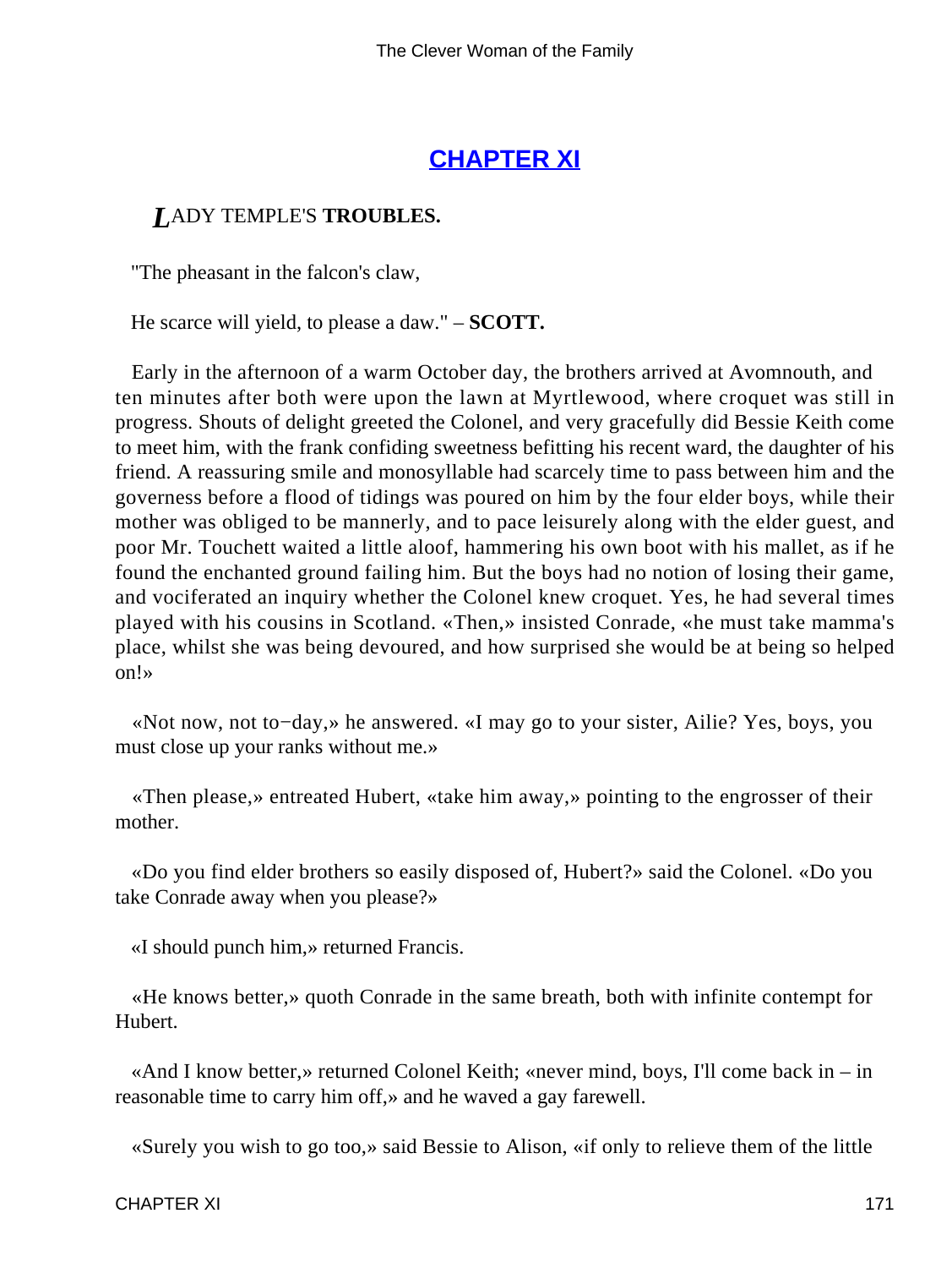## CHAPTER XI

### *L*ADY TEMPLE'S **TROUBLES.**

"The pheasant in the falcon's claw,

He scarce will yield, to please a daw." – **SCOTT.**

Early in the afternoon of a warm October day, the brothers arrived at Avomnouth, and ten minutes after both were upon the lawn at Myrtlewood, where croquet was still in progress. Shouts of delight greeted the Colonel, and very gracefully did Bessie Keith come to meet him, with the frank confiding sweetness befitting his recent ward, the daughter of his friend. A reassuring smile and monosyllable had scarcely time to pass between him and the governess before a flood of tidings was poured on him by the four elder boys, while their mother was obliged to be mannerly, and to pace leisurely along with the elder guest, and poor Mr. Touchett waited a little aloof, hammering his own boot with his mallet, as if he found the enchanted ground failing him. But the boys had no notion of losing their game, and vociferated an inquiry whether the Colonel knew croquet. Yes, he had several times played with his cousins in Scotland. «Then,» insisted Conrade, «he must take mamma's place, whilst she was being devoured, and how surprised she would be at being so helped on!»

«Not now, not to−day,» he answered. «I may go to your sister, Ailie? Yes, boys, you must close up your ranks without me.»

«Then please,» entreated Hubert, «take him away,» pointing to the engrosser of their mother.

«Do you find elder brothers so easily disposed of, Hubert?» said the Colonel. «Do you take Conrade away when you please?»

«I should punch him,» returned Francis.

«He knows better,» quoth Conrade in the same breath, both with infinite contempt for Hubert.

«And I know better,» returned Colonel Keith; «never mind, boys, I'll come back in – in reasonable time to carry him off,» and he waved a gay farewell.

«Surely you wish to go too,» said Bessie to Alison, «if only to relieve them of the little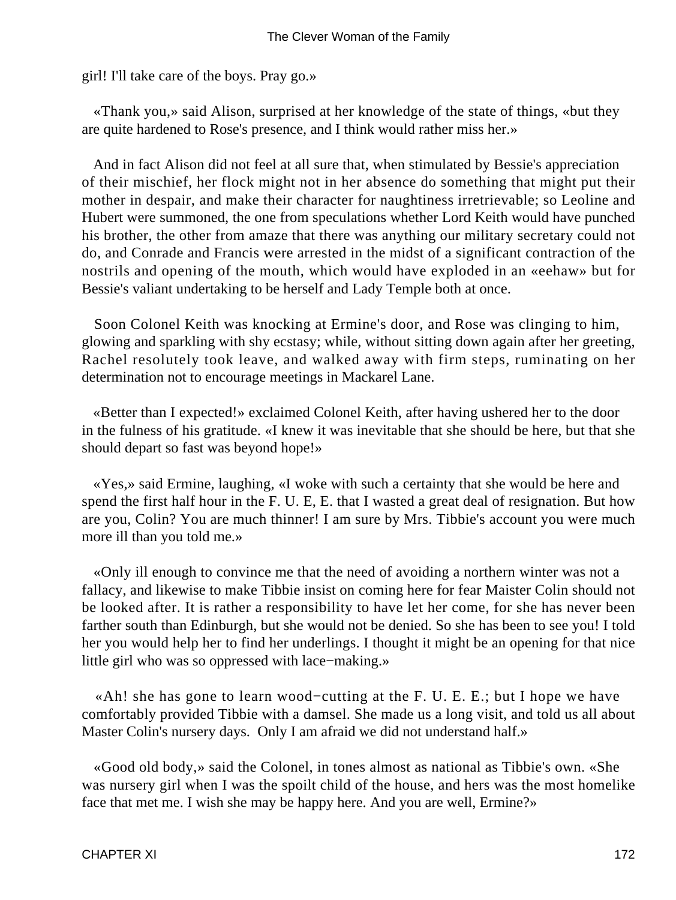girl! I'll take care of the boys. Pray go.»

«Thank you,» said Alison, surprised at her knowledge of the state of things, «but they are quite hardened to Rose's presence, and I think would rather miss her.»

And in fact Alison did not feel at all sure that, when stimulated by Bessie's appreciation of their mischief, her flock might not in her absence do something that might put their mother in despair, and make their character for naughtiness irretrievable; so Leoline and Hubert were summoned, the one from speculations whether Lord Keith would have punched his brother, the other from amaze that there was anything our military secretary could not do, and Conrade and Francis were arrested in the midst of a significant contraction of the nostrils and opening of the mouth, which would have exploded in an «eehaw» but for Bessie's valiant undertaking to be herself and Lady Temple both at once.

Soon Colonel Keith was knocking at Ermine's door, and Rose was clinging to him, glowing and sparkling with shy ecstasy; while, without sitting down again after her greeting, Rachel resolutely took leave, and walked away with firm steps, ruminating on her determination not to encourage meetings in Mackarel Lane.

«Better than I expected!» exclaimed Colonel Keith, after having ushered her to the door in the fulness of his gratitude. «I knew it was inevitable that she should be here, but that she should depart so fast was beyond hope!»

«Yes,» said Ermine, laughing, «I woke with such a certainty that she would be here and spend the first half hour in the F. U. E, E. that I wasted a great deal of resignation. But how are you, Colin? You are much thinner! I am sure by Mrs. Tibbie's account you were much more ill than you told me.»

«Only ill enough to convince me that the need of avoiding a northern winter was not a fallacy, and likewise to make Tibbie insist on coming here for fear Maister Colin should not be looked after. It is rather a responsibility to have let her come, for she has never been farther south than Edinburgh, but she would not be denied. So she has been to see you! I told her you would help her to find her underlings. I thought it might be an opening for that nice little girl who was so oppressed with lace−making.»

«Ah! she has gone to learn wood−cutting at the F. U. E. E.; but I hope we have comfortably provided Tibbie with a damsel. She made us a long visit, and told us all about Master Colin's nursery days. Only I am afraid we did not understand half.»

«Good old body,» said the Colonel, in tones almost as national as Tibbie's own. «She was nursery girl when I was the spoilt child of the house, and hers was the most homelike face that met me. I wish she may be happy here. And you are well, Ermine?»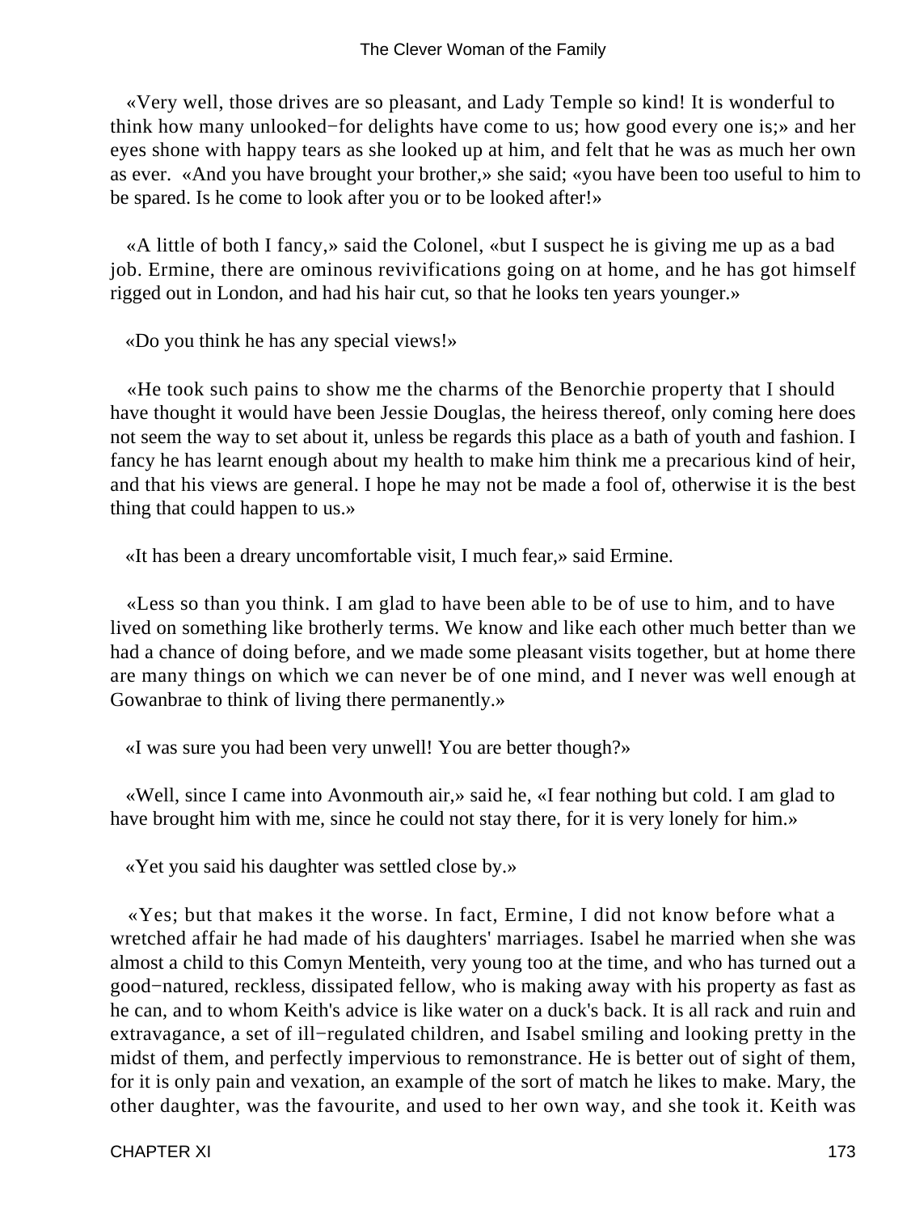«Very well, those drives are so pleasant, and Lady Temple so kind! It is wonderful to think how many unlooked−for delights have come to us; how good every one is;» and her eyes shone with happy tears as she looked up at him, and felt that he was as much her own as ever. «And you have brought your brother,» she said; «you have been too useful to him to be spared. Is he come to look after you or to be looked after!»

«A little of both I fancy,» said the Colonel, «but I suspect he is giving me up as a bad job. Ermine, there are ominous revivifications going on at home, and he has got himself rigged out in London, and had his hair cut, so that he looks ten years younger.»

«Do you think he has any special views!»

«He took such pains to show me the charms of the Benorchie property that I should have thought it would have been Jessie Douglas, the heiress thereof, only coming here does not seem the way to set about it, unless be regards this place as a bath of youth and fashion. I fancy he has learnt enough about my health to make him think me a precarious kind of heir, and that his views are general. I hope he may not be made a fool of, otherwise it is the best thing that could happen to us.»

«It has been a dreary uncomfortable visit, I much fear,» said Ermine.

«Less so than you think. I am glad to have been able to be of use to him, and to have lived on something like brotherly terms. We know and like each other much better than we had a chance of doing before, and we made some pleasant visits together, but at home there are many things on which we can never be of one mind, and I never was well enough at Gowanbrae to think of living there permanently.»

«I was sure you had been very unwell! You are better though?»

«Well, since I came into Avonmouth air,» said he, «I fear nothing but cold. I am glad to have brought him with me, since he could not stay there, for it is very lonely for him.»

«Yet you said his daughter was settled close by.»

«Yes; but that makes it the worse. In fact, Ermine, I did not know before what a wretched affair he had made of his daughters' marriages. Isabel he married when she was almost a child to this Comyn Menteith, very young too at the time, and who has turned out a good−natured, reckless, dissipated fellow, who is making away with his property as fast as he can, and to whom Keith's advice is like water on a duck's back. It is all rack and ruin and extravagance, a set of ill−regulated children, and Isabel smiling and looking pretty in the midst of them, and perfectly impervious to remonstrance. He is better out of sight of them, for it is only pain and vexation, an example of the sort of match he likes to make. Mary, the other daughter, was the favourite, and used to her own way, and she took it. Keith was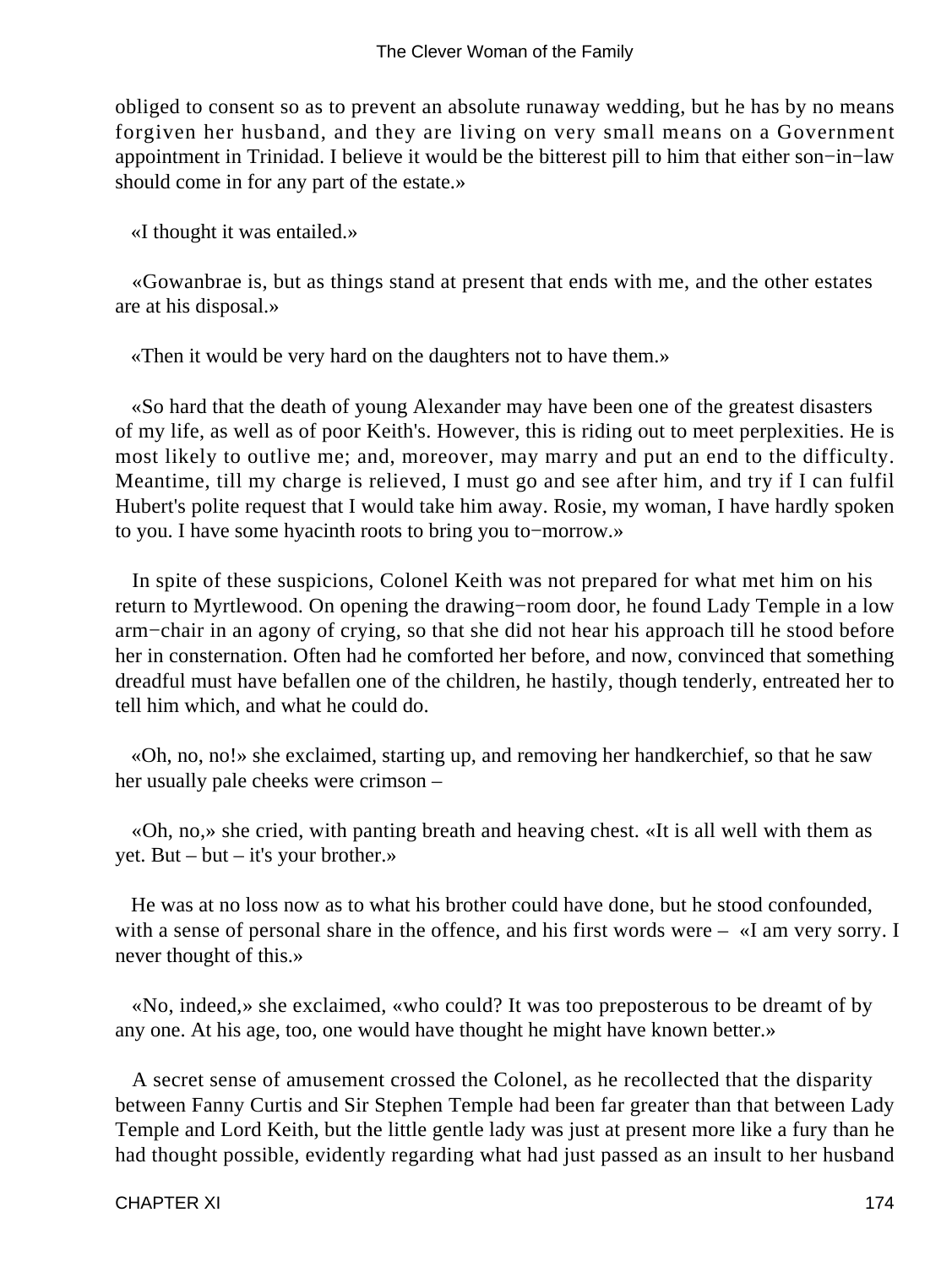obliged to consent so as to prevent an absolute runaway wedding, but he has by no means forgiven her husband, and they are living on very small means on a Government appointment in Trinidad. I believe it would be the bitterest pill to him that either son−in−law should come in for any part of the estate.»

«I thought it was entailed.»

«Gowanbrae is, but as things stand at present that ends with me, and the other estates are at his disposal.»

«Then it would be very hard on the daughters not to have them.»

«So hard that the death of young Alexander may have been one of the greatest disasters of my life, as well as of poor Keith's. However, this is riding out to meet perplexities. He is most likely to outlive me; and, moreover, may marry and put an end to the difficulty. Meantime, till my charge is relieved, I must go and see after him, and try if I can fulfil Hubert's polite request that I would take him away. Rosie, my woman, I have hardly spoken to you. I have some hyacinth roots to bring you to−morrow.»

In spite of these suspicions, Colonel Keith was not prepared for what met him on his return to Myrtlewood. On opening the drawing−room door, he found Lady Temple in a low arm−chair in an agony of crying, so that she did not hear his approach till he stood before her in consternation. Often had he comforted her before, and now, convinced that something dreadful must have befallen one of the children, he hastily, though tenderly, entreated her to tell him which, and what he could do.

«Oh, no, no!» she exclaimed, starting up, and removing her handkerchief, so that he saw her usually pale cheeks were crimson –

«Oh, no,» she cried, with panting breath and heaving chest. «It is all well with them as yet. But – but – it's your brother.»

He was at no loss now as to what his brother could have done, but he stood confounded, with a sense of personal share in the offence, and his first words were – «I am very sorry. I never thought of this.»

«No, indeed,» she exclaimed, «who could? It was too preposterous to be dreamt of by any one. At his age, too, one would have thought he might have known better.»

A secret sense of amusement crossed the Colonel, as he recollected that the disparity between Fanny Curtis and Sir Stephen Temple had been far greater than that between Lady Temple and Lord Keith, but the little gentle lady was just at present more like a fury than he had thought possible, evidently regarding what had just passed as an insult to her husband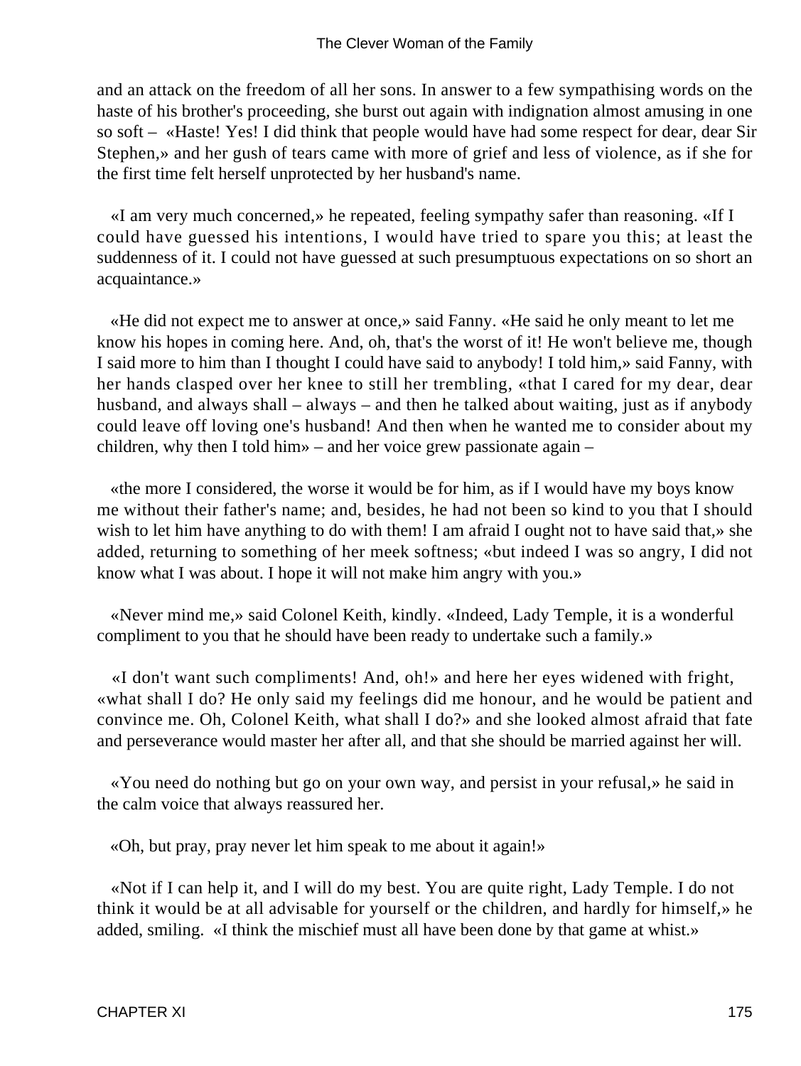and an attack on the freedom of all her sons. In answer to a few sympathising words on the haste of his brother's proceeding, she burst out again with indignation almost amusing in one so soft – «Haste! Yes! I did think that people would have had some respect for dear, dear Sir Stephen,» and her gush of tears came with more of grief and less of violence, as if she for the first time felt herself unprotected by her husband's name.

«I am very much concerned,» he repeated, feeling sympathy safer than reasoning. «If I could have guessed his intentions, I would have tried to spare you this; at least the suddenness of it. I could not have guessed at such presumptuous expectations on so short an acquaintance.»

«He did not expect me to answer at once,» said Fanny. «He said he only meant to let me know his hopes in coming here. And, oh, that's the worst of it! He won't believe me, though I said more to him than I thought I could have said to anybody! I told him,» said Fanny, with her hands clasped over her knee to still her trembling, «that I cared for my dear, dear husband, and always shall – always – and then he talked about waiting, just as if anybody could leave off loving one's husband! And then when he wanted me to consider about my children, why then I told him» – and her voice grew passionate again –

«the more I considered, the worse it would be for him, as if I would have my boys know me without their father's name; and, besides, he had not been so kind to you that I should wish to let him have anything to do with them! I am afraid I ought not to have said that,» she added, returning to something of her meek softness; «but indeed I was so angry, I did not know what I was about. I hope it will not make him angry with you.»

«Never mind me,» said Colonel Keith, kindly. «Indeed, Lady Temple, it is a wonderful compliment to you that he should have been ready to undertake such a family.»

«I don't want such compliments! And, oh!» and here her eyes widened with fright, «what shall I do? He only said my feelings did me honour, and he would be patient and convince me. Oh, Colonel Keith, what shall I do?» and she looked almost afraid that fate and perseverance would master her after all, and that she should be married against her will.

«You need do nothing but go on your own way, and persist in your refusal,» he said in the calm voice that always reassured her.

«Oh, but pray, pray never let him speak to me about it again!»

«Not if I can help it, and I will do my best. You are quite right, Lady Temple. I do not think it would be at all advisable for yourself or the children, and hardly for himself,» he added, smiling. «I think the mischief must all have been done by that game at whist.»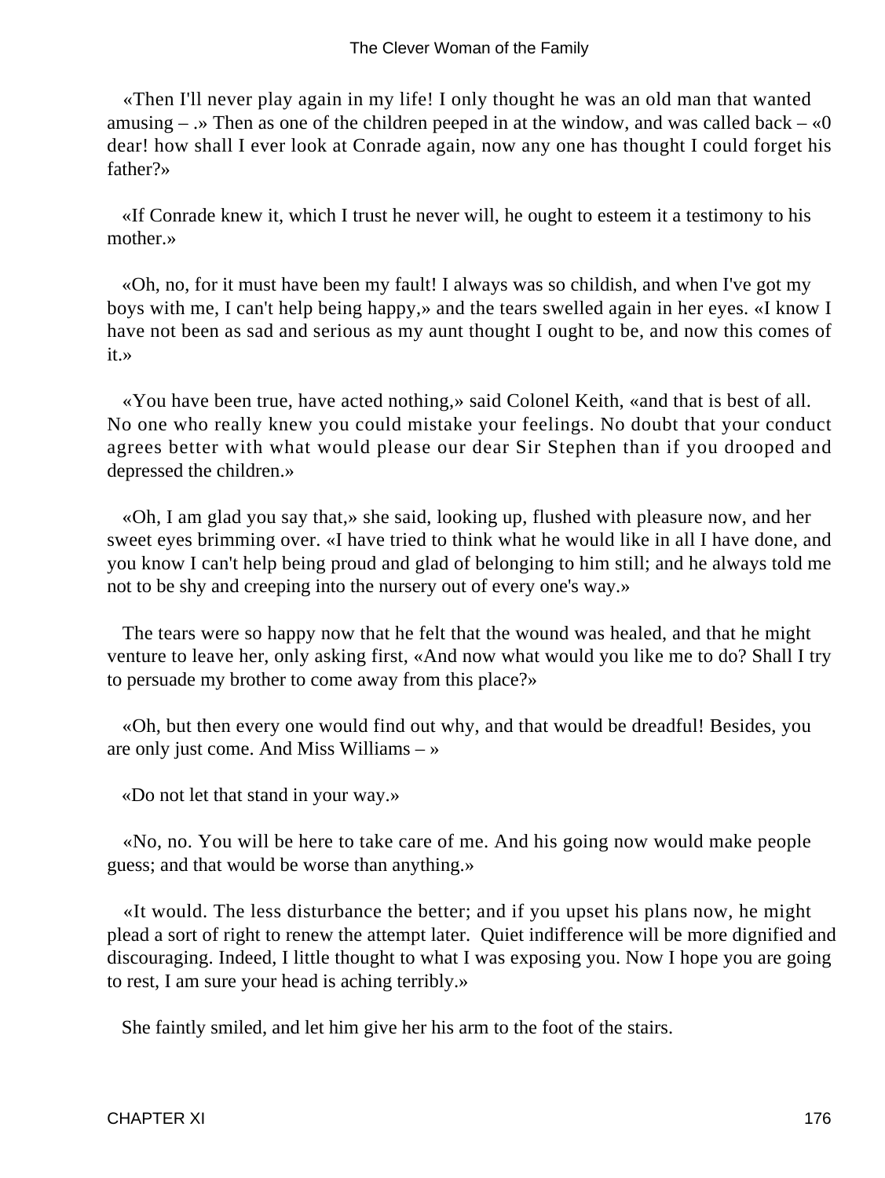«Then I'll never play again in my life! I only thought he was an old man that wanted amusing – .» Then as one of the children peeped in at the window, and was called back – «0 dear! how shall I ever look at Conrade again, now any one has thought I could forget his father?»

«If Conrade knew it, which I trust he never will, he ought to esteem it a testimony to his mother.»

«Oh, no, for it must have been my fault! I always was so childish, and when I've got my boys with me, I can't help being happy,» and the tears swelled again in her eyes. «I know I have not been as sad and serious as my aunt thought I ought to be, and now this comes of it.»

«You have been true, have acted nothing,» said Colonel Keith, «and that is best of all. No one who really knew you could mistake your feelings. No doubt that your conduct agrees better with what would please our dear Sir Stephen than if you drooped and depressed the children.»

«Oh, I am glad you say that,» she said, looking up, flushed with pleasure now, and her sweet eyes brimming over. «I have tried to think what he would like in all I have done, and you know I can't help being proud and glad of belonging to him still; and he always told me not to be shy and creeping into the nursery out of every one's way.»

The tears were so happy now that he felt that the wound was healed, and that he might venture to leave her, only asking first, «And now what would you like me to do? Shall I try to persuade my brother to come away from this place?»

«Oh, but then every one would find out why, and that would be dreadful! Besides, you are only just come. And Miss Williams – »

«Do not let that stand in your way.»

«No, no. You will be here to take care of me. And his going now would make people guess; and that would be worse than anything.»

«It would. The less disturbance the better; and if you upset his plans now, he might plead a sort of right to renew the attempt later. Quiet indifference will be more dignified and discouraging. Indeed, I little thought to what I was exposing you. Now I hope you are going to rest, I am sure your head is aching terribly.»

She faintly smiled, and let him give her his arm to the foot of the stairs.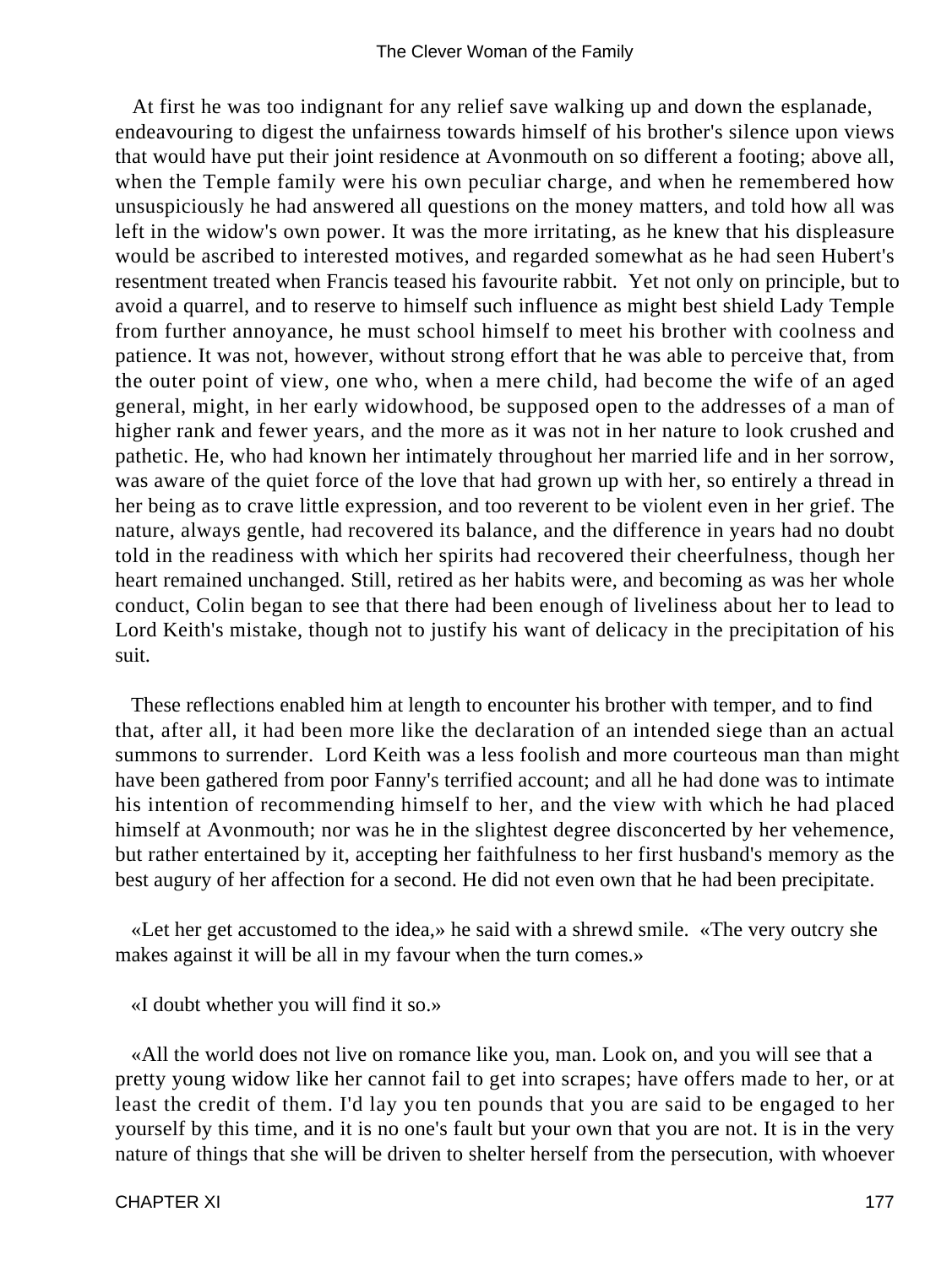At first he was too indignant for any relief save walking up and down the esplanade, endeavouring to digest the unfairness towards himself of his brother's silence upon views that would have put their joint residence at Avonmouth on so different a footing; above all, when the Temple family were his own peculiar charge, and when he remembered how unsuspiciously he had answered all questions on the money matters, and told how all was left in the widow's own power. It was the more irritating, as he knew that his displeasure would be ascribed to interested motives, and regarded somewhat as he had seen Hubert's resentment treated when Francis teased his favourite rabbit. Yet not only on principle, but to avoid a quarrel, and to reserve to himself such influence as might best shield Lady Temple from further annoyance, he must school himself to meet his brother with coolness and patience. It was not, however, without strong effort that he was able to perceive that, from the outer point of view, one who, when a mere child, had become the wife of an aged general, might, in her early widowhood, be supposed open to the addresses of a man of higher rank and fewer years, and the more as it was not in her nature to look crushed and pathetic. He, who had known her intimately throughout her married life and in her sorrow, was aware of the quiet force of the love that had grown up with her, so entirely a thread in her being as to crave little expression, and too reverent to be violent even in her grief. The nature, always gentle, had recovered its balance, and the difference in years had no doubt told in the readiness with which her spirits had recovered their cheerfulness, though her heart remained unchanged. Still, retired as her habits were, and becoming as was her whole conduct, Colin began to see that there had been enough of liveliness about her to lead to Lord Keith's mistake, though not to justify his want of delicacy in the precipitation of his suit.

These reflections enabled him at length to encounter his brother with temper, and to find that, after all, it had been more like the declaration of an intended siege than an actual summons to surrender. Lord Keith was a less foolish and more courteous man than might have been gathered from poor Fanny's terrified account; and all he had done was to intimate his intention of recommending himself to her, and the view with which he had placed himself at Avonmouth; nor was he in the slightest degree disconcerted by her vehemence, but rather entertained by it, accepting her faithfulness to her first husband's memory as the best augury of her affection for a second. He did not even own that he had been precipitate.

«Let her get accustomed to the idea,» he said with a shrewd smile. «The very outcry she makes against it will be all in my favour when the turn comes.»

«I doubt whether you will find it so.»

«All the world does not live on romance like you, man. Look on, and you will see that a pretty young widow like her cannot fail to get into scrapes; have offers made to her, or at least the credit of them. I'd lay you ten pounds that you are said to be engaged to her yourself by this time, and it is no one's fault but your own that you are not. It is in the very nature of things that she will be driven to shelter herself from the persecution, with whoever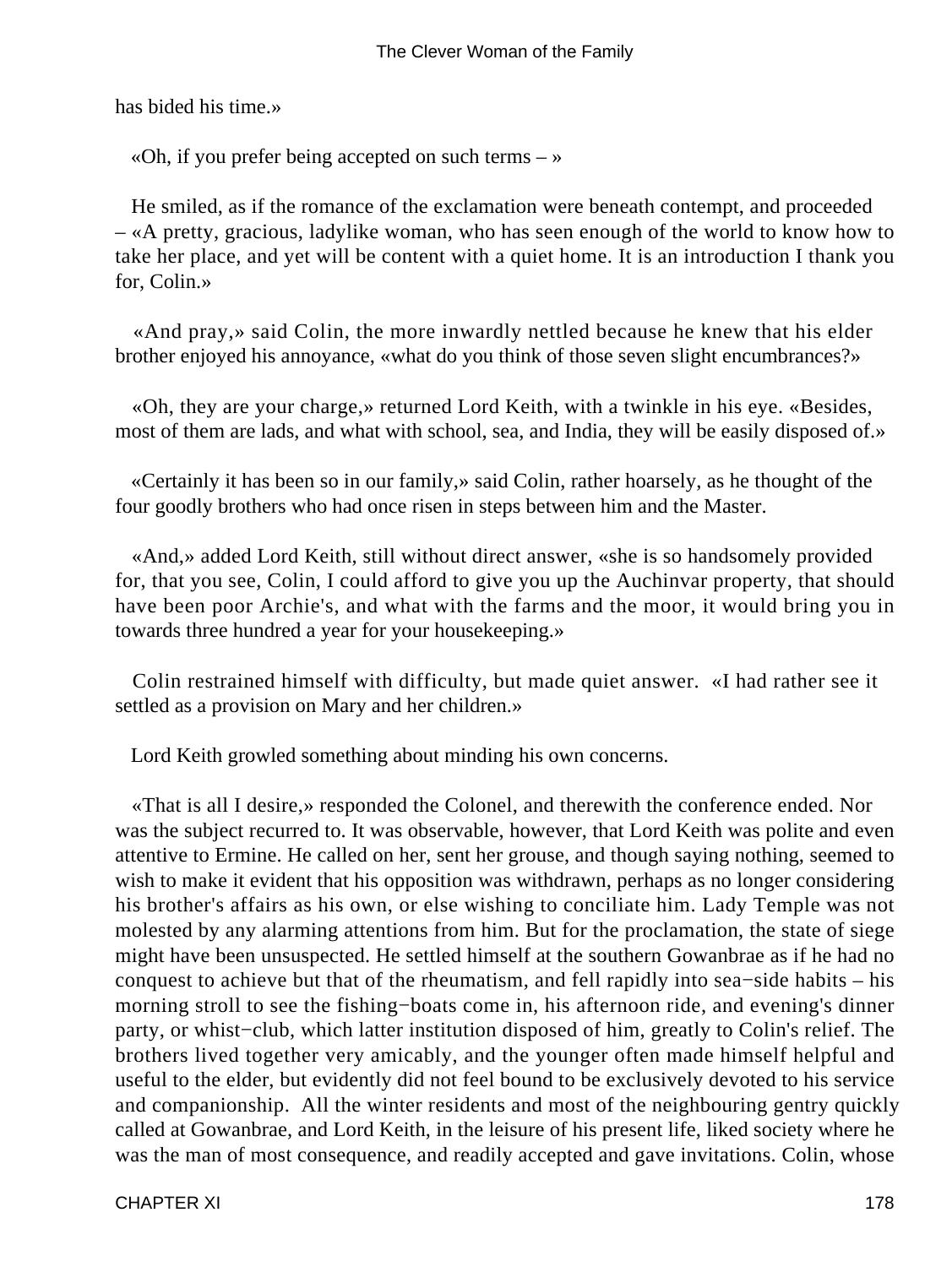has bided his time.»

«Oh, if you prefer being accepted on such terms – »

He smiled, as if the romance of the exclamation were beneath contempt, and proceeded – «A pretty, gracious, ladylike woman, who has seen enough of the world to know how to take her place, and yet will be content with a quiet home. It is an introduction I thank you for, Colin.»

«And pray,» said Colin, the more inwardly nettled because he knew that his elder brother enjoyed his annoyance, «what do you think of those seven slight encumbrances?»

«Oh, they are your charge,» returned Lord Keith, with a twinkle in his eye. «Besides, most of them are lads, and what with school, sea, and India, they will be easily disposed of.»

«Certainly it has been so in our family,» said Colin, rather hoarsely, as he thought of the four goodly brothers who had once risen in steps between him and the Master.

«And,» added Lord Keith, still without direct answer, «she is so handsomely provided for, that you see, Colin, I could afford to give you up the Auchinvar property, that should have been poor Archie's, and what with the farms and the moor, it would bring you in towards three hundred a year for your housekeeping.»

Colin restrained himself with difficulty, but made quiet answer. «I had rather see it settled as a provision on Mary and her children.»

Lord Keith growled something about minding his own concerns.

«That is all I desire,» responded the Colonel, and therewith the conference ended. Nor was the subject recurred to. It was observable, however, that Lord Keith was polite and even attentive to Ermine. He called on her, sent her grouse, and though saying nothing, seemed to wish to make it evident that his opposition was withdrawn, perhaps as no longer considering his brother's affairs as his own, or else wishing to conciliate him. Lady Temple was not molested by any alarming attentions from him. But for the proclamation, the state of siege might have been unsuspected. He settled himself at the southern Gowanbrae as if he had no conquest to achieve but that of the rheumatism, and fell rapidly into sea-side habits – his morning stroll to see the fishing-boats come in, his afternoon ride, and evening's dinner party, or whist-club, which latter institution disposed of him, greatly to Colin's relief. The brothers lived together very amicably, and the younger often made himself helpful and useful to the elder, but evidently did not feel bound to be exclusively devoted to his service and companionship. All the winter residents and most of the neighbouring gentry quickly called at Gowanbrae, and Lord Keith, in the leisure of his present life, liked society where he was the man of most consequence, and readily accepted and gave invitations. Colin, whose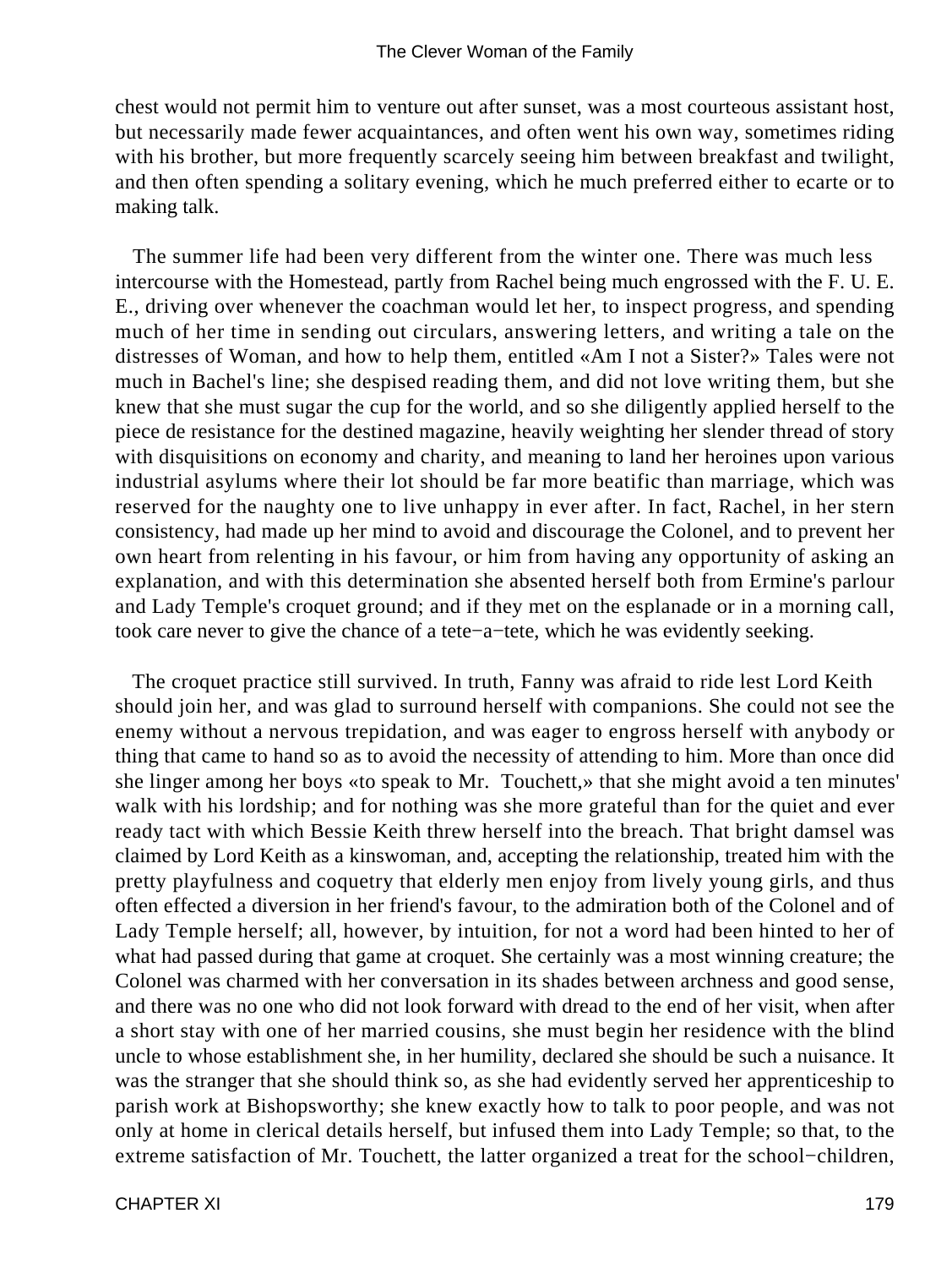chest would not permit him to venture out after sunset, was a most courteous assistant host, but necessarily made fewer acquaintances, and often went his own way, sometimes riding with his brother, but more frequently scarcely seeing him between breakfast and twilight, and then often spending a solitary evening, which he much preferred either to ecarte or to making talk.

The summer life had been very different from the winter one. There was much less intercourse with the Homestead, partly from Rachel being much engrossed with the F. U. E. E., driving over whenever the coachman would let her, to inspect progress, and spending much of her time in sending out circulars, answering letters, and writing a tale on the distresses of Woman, and how to help them, entitled «Am I not a Sister?» Tales were not much in Bachel's line; she despised reading them, and did not love writing them, but she knew that she must sugar the cup for the world, and so she diligently applied herself to the piece de resistance for the destined magazine, heavily weighting her slender thread of story with disquisitions on economy and charity, and meaning to land her heroines upon various industrial asylums where their lot should be far more beatific than marriage, which was reserved for the naughty one to live unhappy in ever after. In fact, Rachel, in her stern consistency, had made up her mind to avoid and discourage the Colonel, and to prevent her own heart from relenting in his favour, or him from having any opportunity of asking an explanation, and with this determination she absented herself both from Ermine's parlour and Lady Temple's croquet ground; and if they met on the esplanade or in a morning call, took care never to give the chance of a tete−a−tete, which he was evidently seeking.

The croquet practice still survived. In truth, Fanny was afraid to ride lest Lord Keith should join her, and was glad to surround herself with companions. She could not see the enemy without a nervous trepidation, and was eager to engross herself with anybody or thing that came to hand so as to avoid the necessity of attending to him. More than once did she linger among her boys «to speak to Mr. Touchett,» that she might avoid a ten minutes' walk with his lordship; and for nothing was she more grateful than for the quiet and ever ready tact with which Bessie Keith threw herself into the breach. That bright damsel was claimed by Lord Keith as a kinswoman, and, accepting the relationship, treated him with the pretty playfulness and coquetry that elderly men enjoy from lively young girls, and thus often effected a diversion in her friend's favour, to the admiration both of the Colonel and of Lady Temple herself; all, however, by intuition, for not a word had been hinted to her of what had passed during that game at croquet. She certainly was a most winning creature; the Colonel was charmed with her conversation in its shades between archness and good sense, and there was no one who did not look forward with dread to the end of her visit, when after a short stay with one of her married cousins, she must begin her residence with the blind uncle to whose establishment she, in her humility, declared she should be such a nuisance. It was the stranger that she should think so, as she had evidently served her apprenticeship to parish work at Bishopsworthy; she knew exactly how to talk to poor people, and was not only at home in clerical details herself, but infused them into Lady Temple; so that, to the extreme satisfaction of Mr. Touchett, the latter organized a treat for the school−children,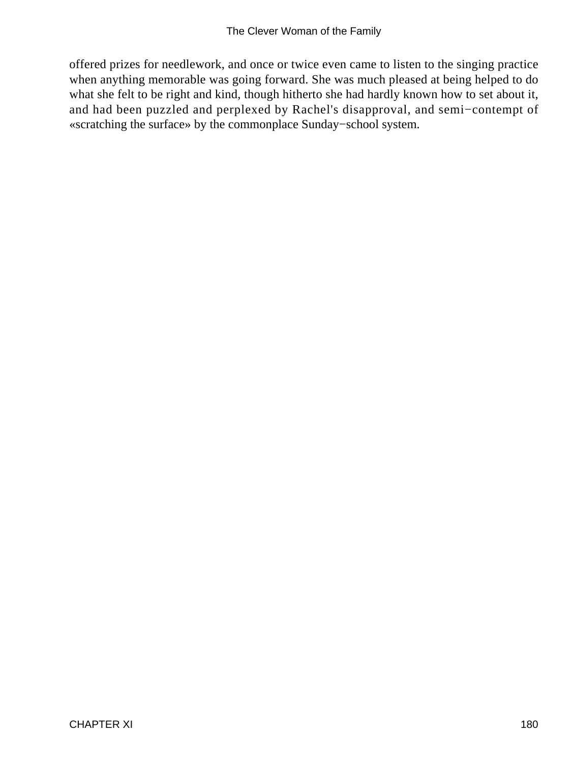offered prizes for needlework, and once or twice even came to listen to the singing practice when anything memorable was going forward. She was much pleased at being helped to do what she felt to be right and kind, though hitherto she had hardly known how to set about it, and had been puzzled and perplexed by Rachel's disapproval, and semi−contempt of «scratching the surface» by the commonplace Sunday−school system.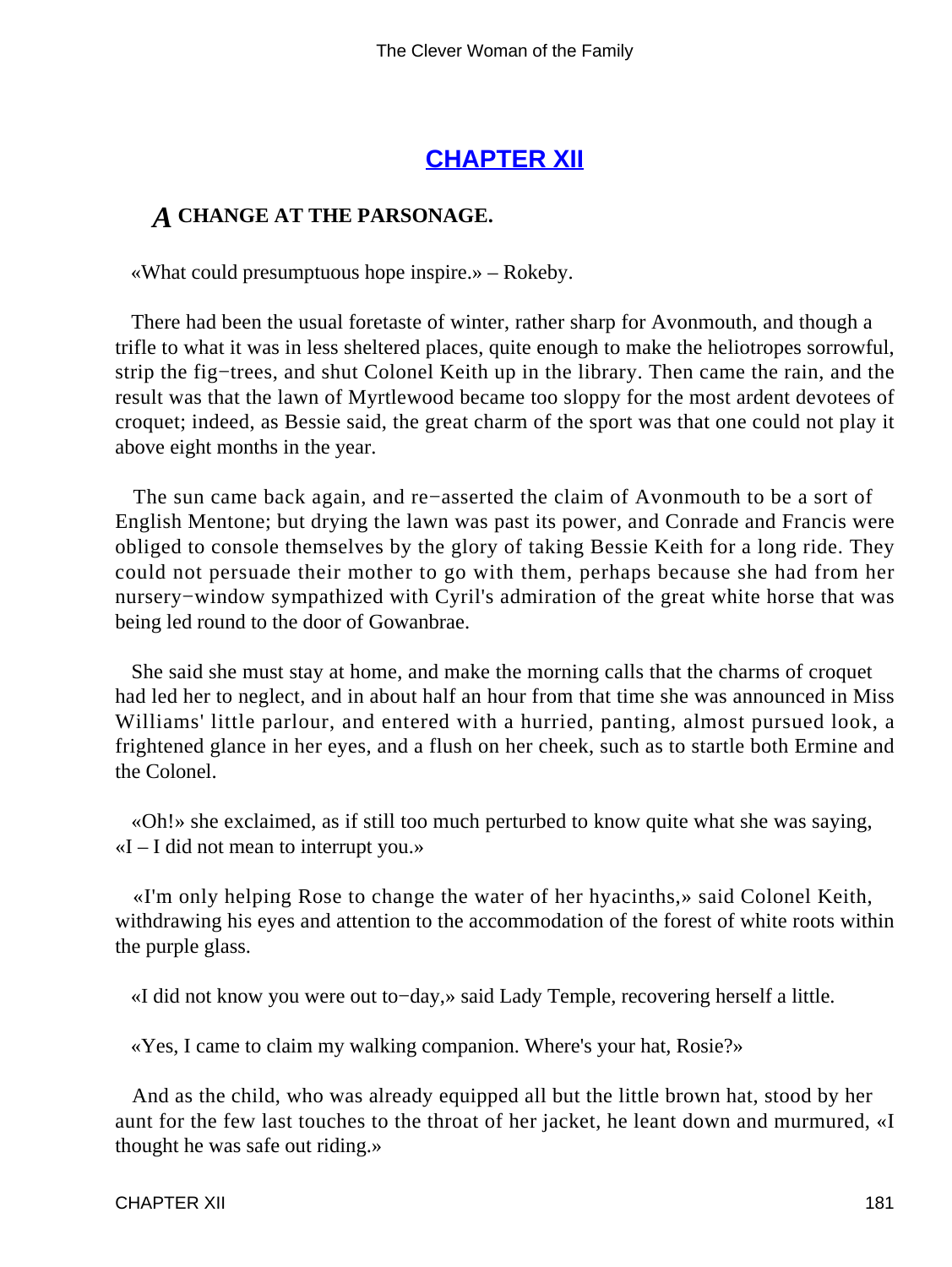## CHAPTER XII

### *A* CHANGE AT THE PARSONAGE.

«What could presumptuous hope inspire.» – Rokeby.

There had been the usual foretaste of winter, rather sharp for Avonmouth, and though a trifle to what it was in less sheltered places, quite enough to make the heliotropes sorrowful, strip the fig−trees, and shut Colonel Keith up in the library. Then came the rain, and the result was that the lawn of Myrtlewood became too sloppy for the most ardent devotees of croquet; indeed, as Bessie said, the great charm of the sport was that one could not play it above eight months in the year.

The sun came back again, and re−asserted the claim of Avonmouth to be a sort of English Mentone; but drying the lawn was past its power, and Conrade and Francis were obliged to console themselves by the glory of taking Bessie Keith for a long ride. They could not persuade their mother to go with them, perhaps because she had from her nursery−window sympathized with Cyril's admiration of the great white horse that was being led round to the door of Gowanbrae.

She said she must stay at home, and make the morning calls that the charms of croquet had led her to neglect, and in about half an hour from that time she was announced in Miss Williams' little parlour, and entered with a hurried, panting, almost pursued look, a frightened glance in her eyes, and a flush on her cheek, such as to startle both Ermine and the Colonel.

«Oh!» she exclaimed, as if still too much perturbed to know quite what she was saying, «I – I did not mean to interrupt you.»

«I'm only helping Rose to change the water of her hyacinths,» said Colonel Keith, withdrawing his eyes and attention to the accommodation of the forest of white roots within the purple glass.

«I did not know you were out to−day,» said Lady Temple, recovering herself a little.

«Yes, I came to claim my walking companion. Where's your hat, Rosie?»

And as the child, who was already equipped all but the little brown hat, stood by her aunt for the few last touches to the throat of her jacket, he leant down and murmured, «I thought he was safe out riding.»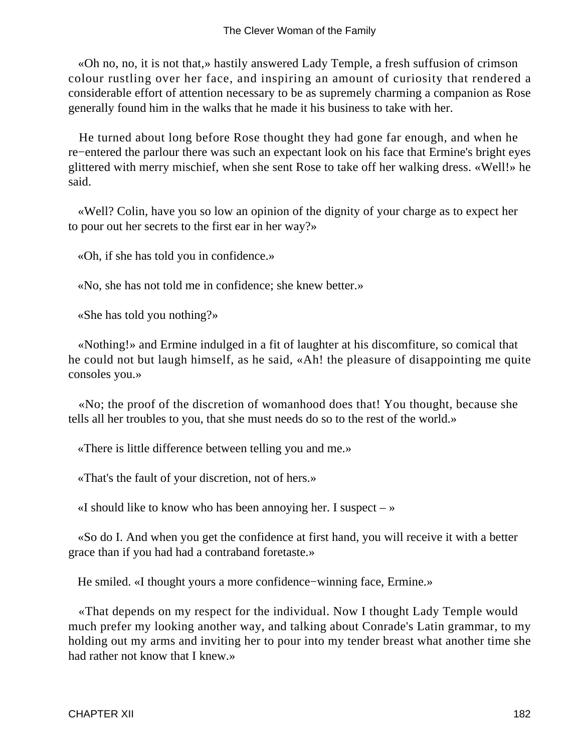«Oh no, no, it is not that,» hastily answered Lady Temple, a fresh suffusion of crimson colour rustling over her face, and inspiring an amount of curiosity that rendered a considerable effort of attention necessary to be as supremely charming a companion as Rose generally found him in the walks that he made it his business to take with her.

He turned about long before Rose thought they had gone far enough, and when he re−entered the parlour there was such an expectant look on his face that Ermine's bright eyes glittered with merry mischief, when she sent Rose to take off her walking dress. «Well!» he said.

«Well? Colin, have you so low an opinion of the dignity of your charge as to expect her to pour out her secrets to the first ear in her way?»

«Oh, if she has told you in confidence.»

«No, she has not told me in confidence; she knew better.»

«She has told you nothing?»

«Nothing!» and Ermine indulged in a fit of laughter at his discomfiture, so comical that he could not but laugh himself, as he said, «Ah! the pleasure of disappointing me quite consoles you.»

«No; the proof of the discretion of womanhood does that! You thought, because she tells all her troubles to you, that she must needs do so to the rest of the world.»

«There is little difference between telling you and me.»

«That's the fault of your discretion, not of hers.»

«I should like to know who has been annoying her. I suspect – »

«So do I. And when you get the confidence at first hand, you will receive it with a better grace than if you had had a contraband foretaste.»

He smiled. «I thought yours a more confidence−winning face, Ermine.»

«That depends on my respect for the individual. Now I thought Lady Temple would much prefer my looking another way, and talking about Conrade's Latin grammar, to my holding out my arms and inviting her to pour into my tender breast what another time she had rather not know that I knew.»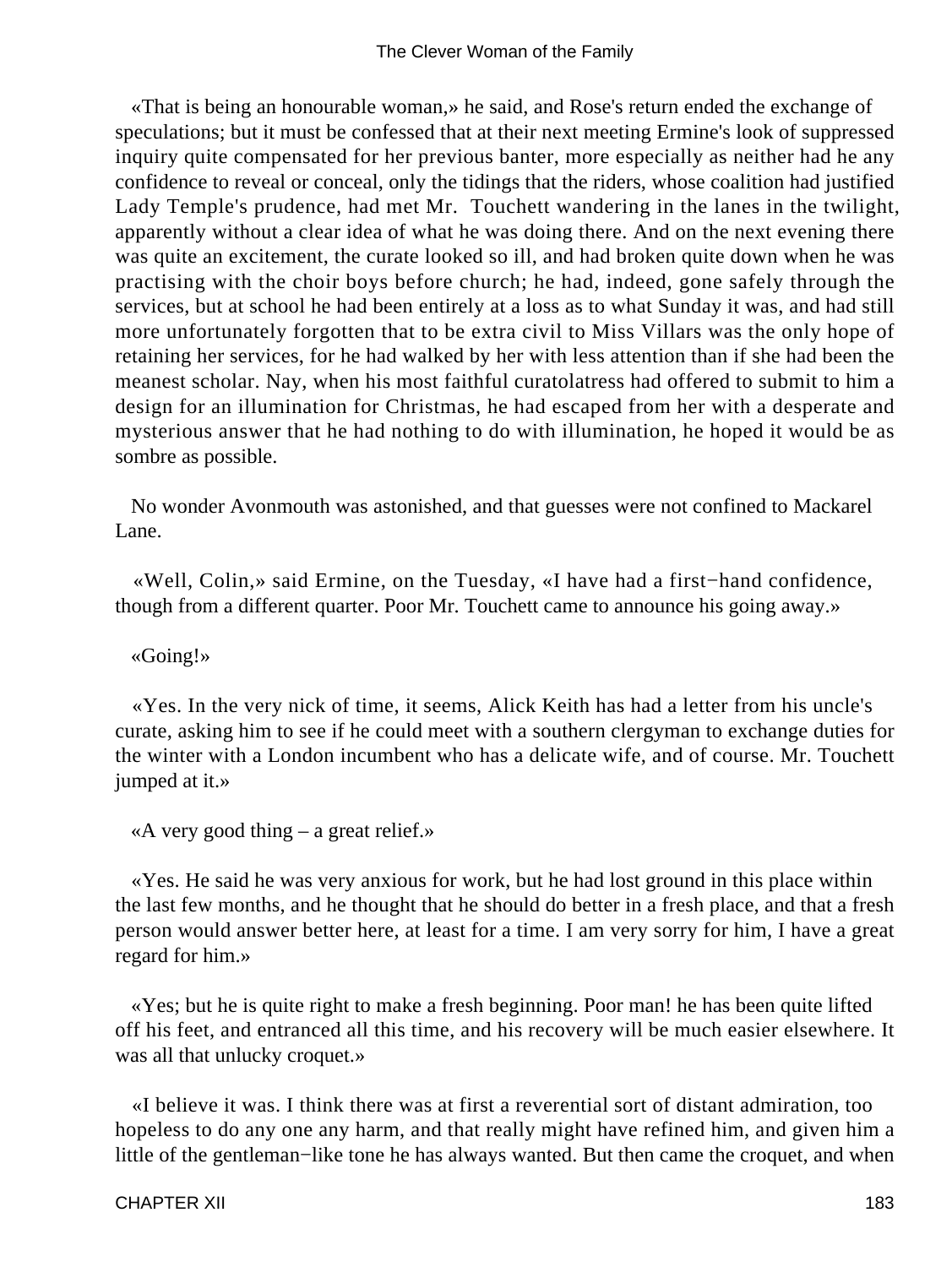«That is being an honourable woman,» he said, and Rose's return ended the exchange of speculations; but it must be confessed that at their next meeting Ermine's look of suppressed inquiry quite compensated for her previous banter, more especially as neither had he any confidence to reveal or conceal, only the tidings that the riders, whose coalition had justified Lady Temple's prudence, had met Mr. Touchett wandering in the lanes in the twilight, apparently without a clear idea of what he was doing there. And on the next evening there was quite an excitement, the curate looked so ill, and had broken quite down when he was practising with the choir boys before church; he had, indeed, gone safely through the services, but at school he had been entirely at a loss as to what Sunday it was, and had still more unfortunately forgotten that to be extra civil to Miss Villars was the only hope of retaining her services, for he had walked by her with less attention than if she had been the meanest scholar. Nay, when his most faithful curatolatress had offered to submit to him a design for an illumination for Christmas, he had escaped from her with a desperate and mysterious answer that he had nothing to do with illumination, he hoped it would be as sombre as possible.

No wonder Avonmouth was astonished, and that guesses were not confined to Mackarel Lane.

«Well, Colin,» said Ermine, on the Tuesday, «I have had a first−hand confidence, though from a different quarter. Poor Mr. Touchett came to announce his going away.»

«Going!»

«Yes. In the very nick of time, it seems, Alick Keith has had a letter from his uncle's curate, asking him to see if he could meet with a southern clergyman to exchange duties for the winter with a London incumbent who has a delicate wife, and of course. Mr. Touchett jumped at it.»

«A very good thing – a great relief.»

«Yes. He said he was very anxious for work, but he had lost ground in this place within the last few months, and he thought that he should do better in a fresh place, and that a fresh person would answer better here, at least for a time. I am very sorry for him, I have a great regard for him.»

«Yes; but he is quite right to make a fresh beginning. Poor man! he has been quite lifted off his feet, and entranced all this time, and his recovery will be much easier elsewhere. It was all that unlucky croquet.»

«I believe it was. I think there was at first a reverential sort of distant admiration, too hopeless to do any one any harm, and that really might have refined him, and given him a little of the gentleman−like tone he has always wanted. But then came the croquet, and when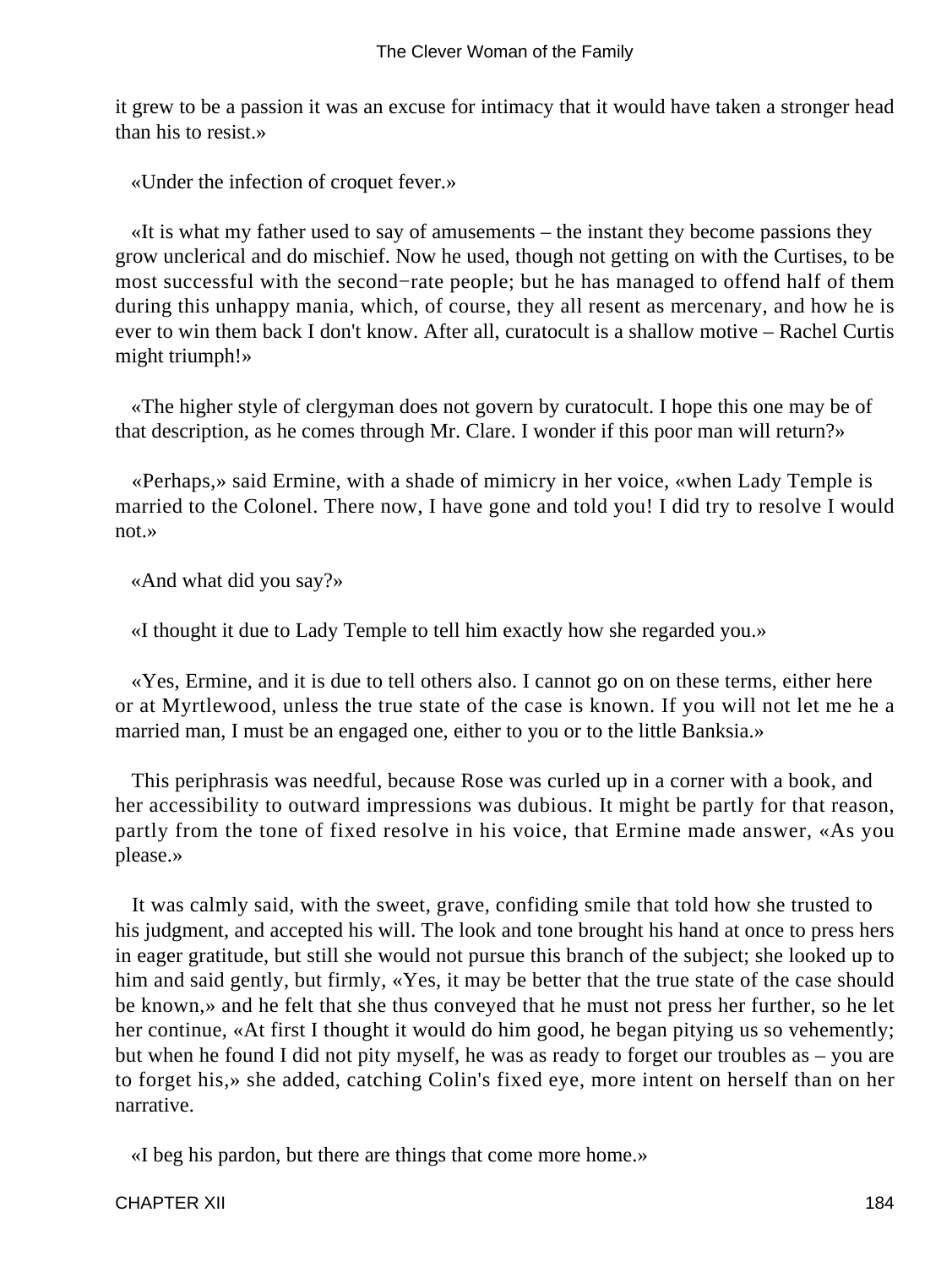it grew to be a passion it was an excuse for intimacy that it would have taken a stronger head than his to resist.»

«Under the infection of croquet fever.»

«It is what my father used to say of amusements – the instant they become passions they grow unclerical and do mischief. Now he used, though not getting on with the Curtises, to be most successful with the second−rate people; but he has managed to offend half of them during this unhappy mania, which, of course, they all resent as mercenary, and how he is ever to win them back I don't know. After all, curatocult is a shallow motive – Rachel Curtis might triumph!»

«The higher style of clergyman does not govern by curatocult. I hope this one may be of that description, as he comes through Mr. Clare. I wonder if this poor man will return?»

«Perhaps,» said Ermine, with a shade of mimicry in her voice, «when Lady Temple is married to the Colonel. There now, I have gone and told you! I did try to resolve I would not.»

«And what did you say?»

«I thought it due to Lady Temple to tell him exactly how she regarded you.»

«Yes, Ermine, and it is due to tell others also. I cannot go on on these terms, either here or at Myrtlewood, unless the true state of the case is known. If you will not let me he a married man, I must be an engaged one, either to you or to the little Banksia.»

This periphrasis was needful, because Rose was curled up in a corner with a book, and her accessibility to outward impressions was dubious. It might be partly for that reason, partly from the tone of fixed resolve in his voice, that Ermine made answer, «As you please.»

It was calmly said, with the sweet, grave, confiding smile that told how she trusted to his judgment, and accepted his will. The look and tone brought his hand at once to press hers in eager gratitude, but still she would not pursue this branch of the subject; she looked up to him and said gently, but firmly, «Yes, it may be better that the true state of the case should be known,» and he felt that she thus conveyed that he must not press her further, so he let her continue, «At first I thought it would do him good, he began pitying us so vehemently; but when he found I did not pity myself, he was as ready to forget our troubles as – you are to forget his,» she added, catching Colin's fixed eye, more intent on herself than on her narrative.

«I beg his pardon, but there are things that come more home.»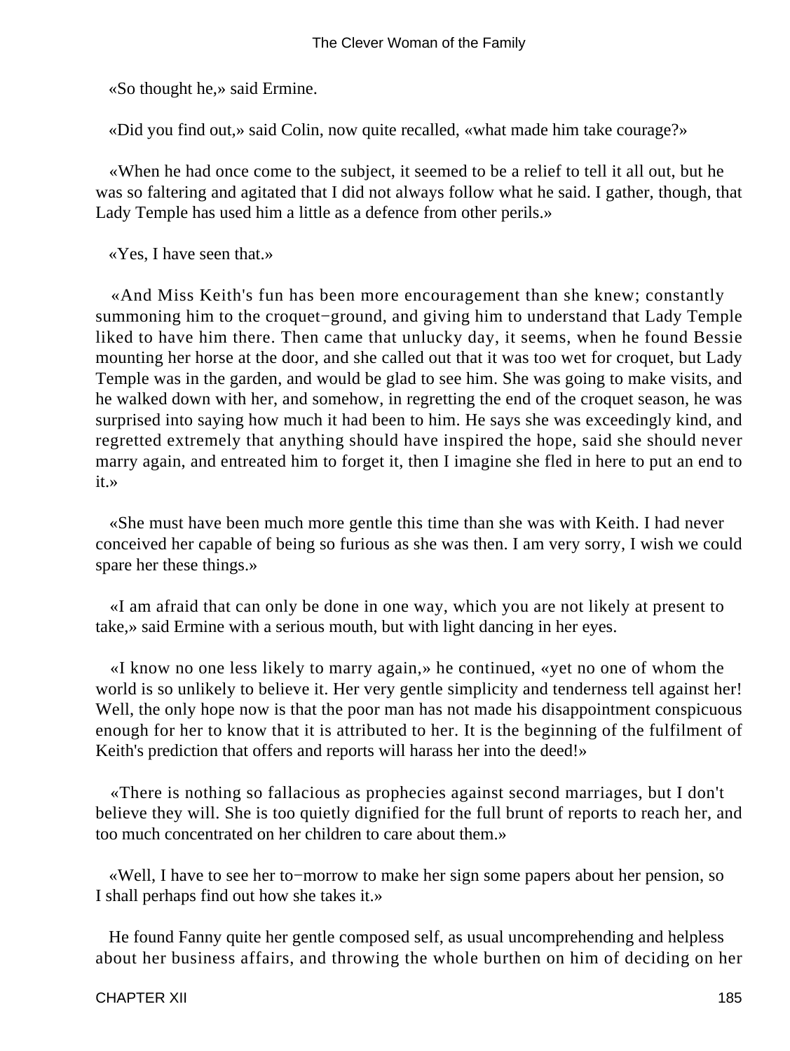«So thought he,» said Ermine.

«Did you find out,» said Colin, now quite recalled, «what made him take courage?»

«When he had once come to the subject, it seemed to be a relief to tell it all out, but he was so faltering and agitated that I did not always follow what he said. I gather, though, that Lady Temple has used him a little as a defence from other perils.»

«Yes, I have seen that.»

«And Miss Keith's fun has been more encouragement than she knew; constantly summoning him to the croquet−ground, and giving him to understand that Lady Temple liked to have him there. Then came that unlucky day, it seems, when he found Bessie mounting her horse at the door, and she called out that it was too wet for croquet, but Lady Temple was in the garden, and would be glad to see him. She was going to make visits, and he walked down with her, and somehow, in regretting the end of the croquet season, he was surprised into saying how much it had been to him. He says she was exceedingly kind, and regretted extremely that anything should have inspired the hope, said she should never marry again, and entreated him to forget it, then I imagine she fled in here to put an end to it.»

«She must have been much more gentle this time than she was with Keith. I had never conceived her capable of being so furious as she was then. I am very sorry, I wish we could spare her these things.»

«I am afraid that can only be done in one way, which you are not likely at present to take,» said Ermine with a serious mouth, but with light dancing in her eyes.

«I know no one less likely to marry again,» he continued, «yet no one of whom the world is so unlikely to believe it. Her very gentle simplicity and tenderness tell against her! Well, the only hope now is that the poor man has not made his disappointment conspicuous enough for her to know that it is attributed to her. It is the beginning of the fulfilment of Keith's prediction that offers and reports will harass her into the deed!»

«There is nothing so fallacious as prophecies against second marriages, but I don't believe they will. She is too quietly dignified for the full brunt of reports to reach her, and too much concentrated on her children to care about them.»

«Well, I have to see her to−morrow to make her sign some papers about her pension, so I shall perhaps find out how she takes it.»

He found Fanny quite her gentle composed self, as usual uncomprehending and helpless about her business affairs, and throwing the whole burthen on him of deciding on her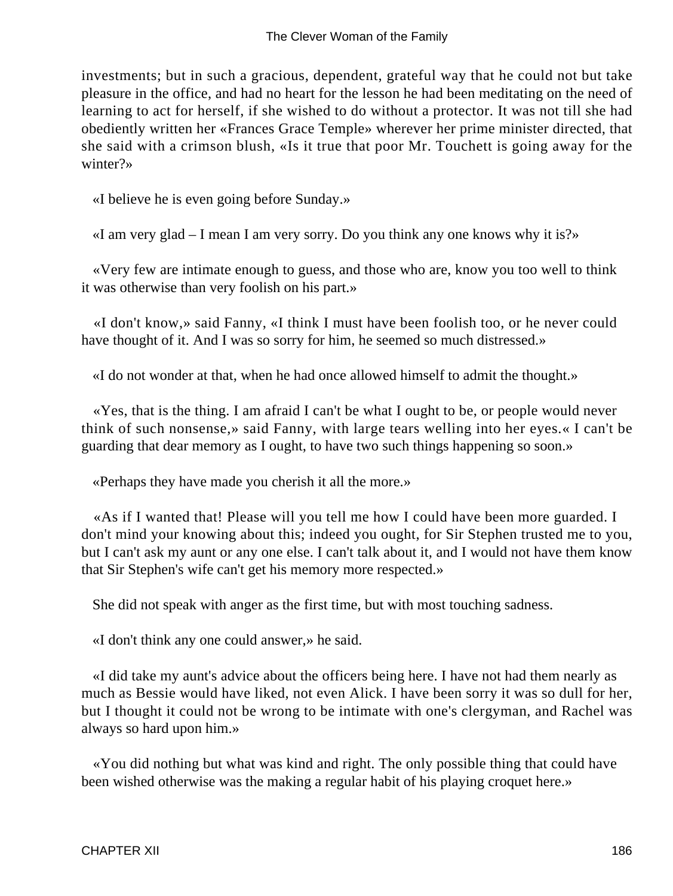investments; but in such a gracious, dependent, grateful way that he could not but take pleasure in the office, and had no heart for the lesson he had been meditating on the need of learning to act for herself, if she wished to do without a protector. It was not till she had obediently written her «Frances Grace Temple» wherever her prime minister directed, that she said with a crimson blush, «Is it true that poor Mr. Touchett is going away for the winter?»

«I believe he is even going before Sunday.»

«I am very glad – I mean I am very sorry. Do you think any one knows why it is?»

«Very few are intimate enough to guess, and those who are, know you too well to think it was otherwise than very foolish on his part.»

«I don't know,» said Fanny, «I think I must have been foolish too, or he never could have thought of it. And I was so sorry for him, he seemed so much distressed.»

«I do not wonder at that, when he had once allowed himself to admit the thought.»

«Yes, that is the thing. I am afraid I can't be what I ought to be, or people would never think of such nonsense,» said Fanny, with large tears welling into her eyes.« I can't be guarding that dear memory as I ought, to have two such things happening so soon.»

«Perhaps they have made you cherish it all the more.»

«As if I wanted that! Please will you tell me how I could have been more guarded. I don't mind your knowing about this; indeed you ought, for Sir Stephen trusted me to you, but I can't ask my aunt or any one else. I can't talk about it, and I would not have them know that Sir Stephen's wife can't get his memory more respected.»

She did not speak with anger as the first time, but with most touching sadness.

«I don't think any one could answer,» he said.

«I did take my aunt's advice about the officers being here. I have not had them nearly as much as Bessie would have liked, not even Alick. I have been sorry it was so dull for her, but I thought it could not be wrong to be intimate with one's clergyman, and Rachel was always so hard upon him.»

«You did nothing but what was kind and right. The only possible thing that could have been wished otherwise was the making a regular habit of his playing croquet here.»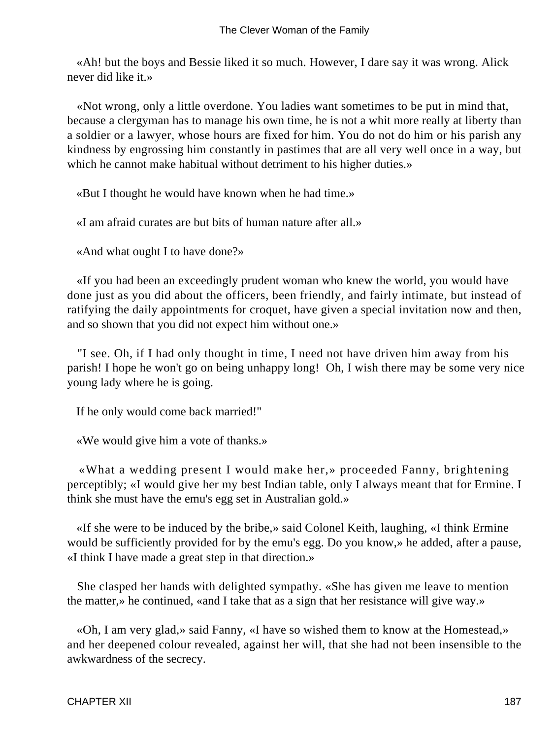«Ah! but the boys and Bessie liked it so much. However, I dare say it was wrong. Alick never did like it.»

«Not wrong, only a little overdone. You ladies want sometimes to be put in mind that, because a clergyman has to manage his own time, he is not a whit more really at liberty than a soldier or a lawyer, whose hours are fixed for him. You do not do him or his parish any kindness by engrossing him constantly in pastimes that are all very well once in a way, but which he cannot make habitual without detriment to his higher duties.»

«But I thought he would have known when he had time.»

«I am afraid curates are but bits of human nature after all.»

«And what ought I to have done?»

«If you had been an exceedingly prudent woman who knew the world, you would have done just as you did about the officers, been friendly, and fairly intimate, but instead of ratifying the daily appointments for croquet, have given a special invitation now and then, and so shown that you did not expect him without one.»

"I see. Oh, if I had only thought in time, I need not have driven him away from his parish! I hope he won't go on being unhappy long! Oh, I wish there may be some very nice young lady where he is going.

If he only would come back married!"

«We would give him a vote of thanks.»

«What a wedding present I would make her,» proceeded Fanny, brightening perceptibly; «I would give her my best Indian table, only I always meant that for Ermine. I think she must have the emu's egg set in Australian gold.»

«If she were to be induced by the bribe,» said Colonel Keith, laughing, «I think Ermine would be sufficiently provided for by the emu's egg. Do you know,» he added, after a pause, «I think I have made a great step in that direction.»

She clasped her hands with delighted sympathy. «She has given me leave to mention the matter,» he continued, «and I take that as a sign that her resistance will give way.»

«Oh, I am very glad,» said Fanny, «I have so wished them to know at the Homestead,» and her deepened colour revealed, against her will, that she had not been insensible to the awkwardness of the secrecy.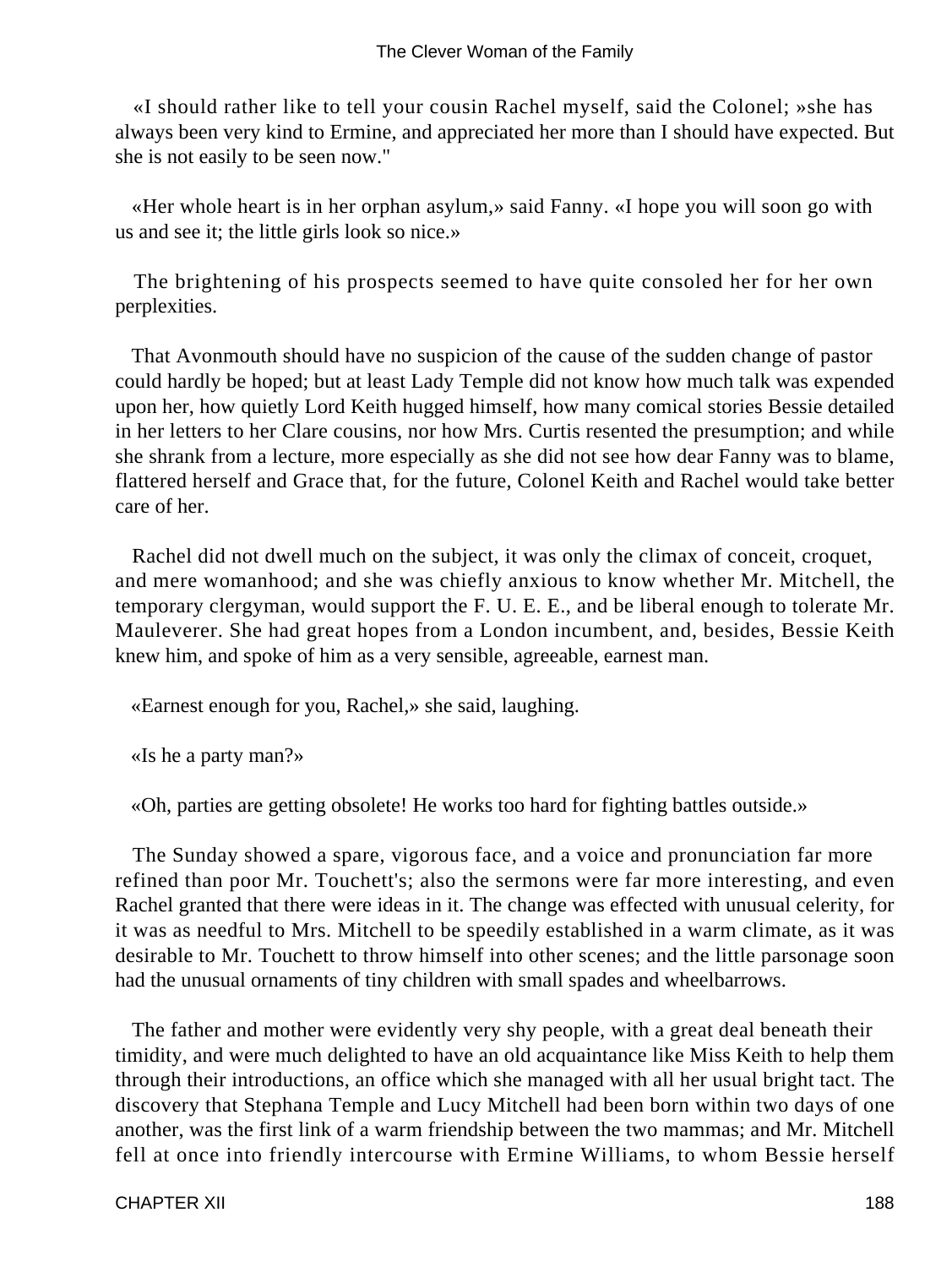«I should rather like to tell your cousin Rachel myself, said the Colonel; »she has always been very kind to Ermine, and appreciated her more than I should have expected. But she is not easily to be seen now."

«Her whole heart is in her orphan asylum,» said Fanny. «I hope you will soon go with us and see it; the little girls look so nice.»

The brightening of his prospects seemed to have quite consoled her for her own perplexities.

That Avonmouth should have no suspicion of the cause of the sudden change of pastor could hardly be hoped; but at least Lady Temple did not know how much talk was expended upon her, how quietly Lord Keith hugged himself, how many comical stories Bessie detailed in her letters to her Clare cousins, nor how Mrs. Curtis resented the presumption; and while she shrank from a lecture, more especially as she did not see how dear Fanny was to blame, flattered herself and Grace that, for the future, Colonel Keith and Rachel would take better care of her.

Rachel did not dwell much on the subject, it was only the climax of conceit, croquet, and mere womanhood; and she was chiefly anxious to know whether Mr. Mitchell, the temporary clergyman, would support the F. U. E. E., and be liberal enough to tolerate Mr. Mauleverer. She had great hopes from a London incumbent, and, besides, Bessie Keith knew him, and spoke of him as a very sensible, agreeable, earnest man.

«Earnest enough for you, Rachel,» she said, laughing.

«Is he a party man?»

«Oh, parties are getting obsolete! He works too hard for fighting battles outside.»

The Sunday showed a spare, vigorous face, and a voice and pronunciation far more refined than poor Mr. Touchett's; also the sermons were far more interesting, and even Rachel granted that there were ideas in it. The change was effected with unusual celerity, for it was as needful to Mrs. Mitchell to be speedily established in a warm climate, as it was desirable to Mr. Touchett to throw himself into other scenes; and the little parsonage soon had the unusual ornaments of tiny children with small spades and wheelbarrows.

The father and mother were evidently very shy people, with a great deal beneath their timidity, and were much delighted to have an old acquaintance like Miss Keith to help them through their introductions, an office which she managed with all her usual bright tact. The discovery that Stephana Temple and Lucy Mitchell had been born within two days of one another, was the first link of a warm friendship between the two mammas; and Mr. Mitchell fell at once into friendly intercourse with Ermine Williams, to whom Bessie herself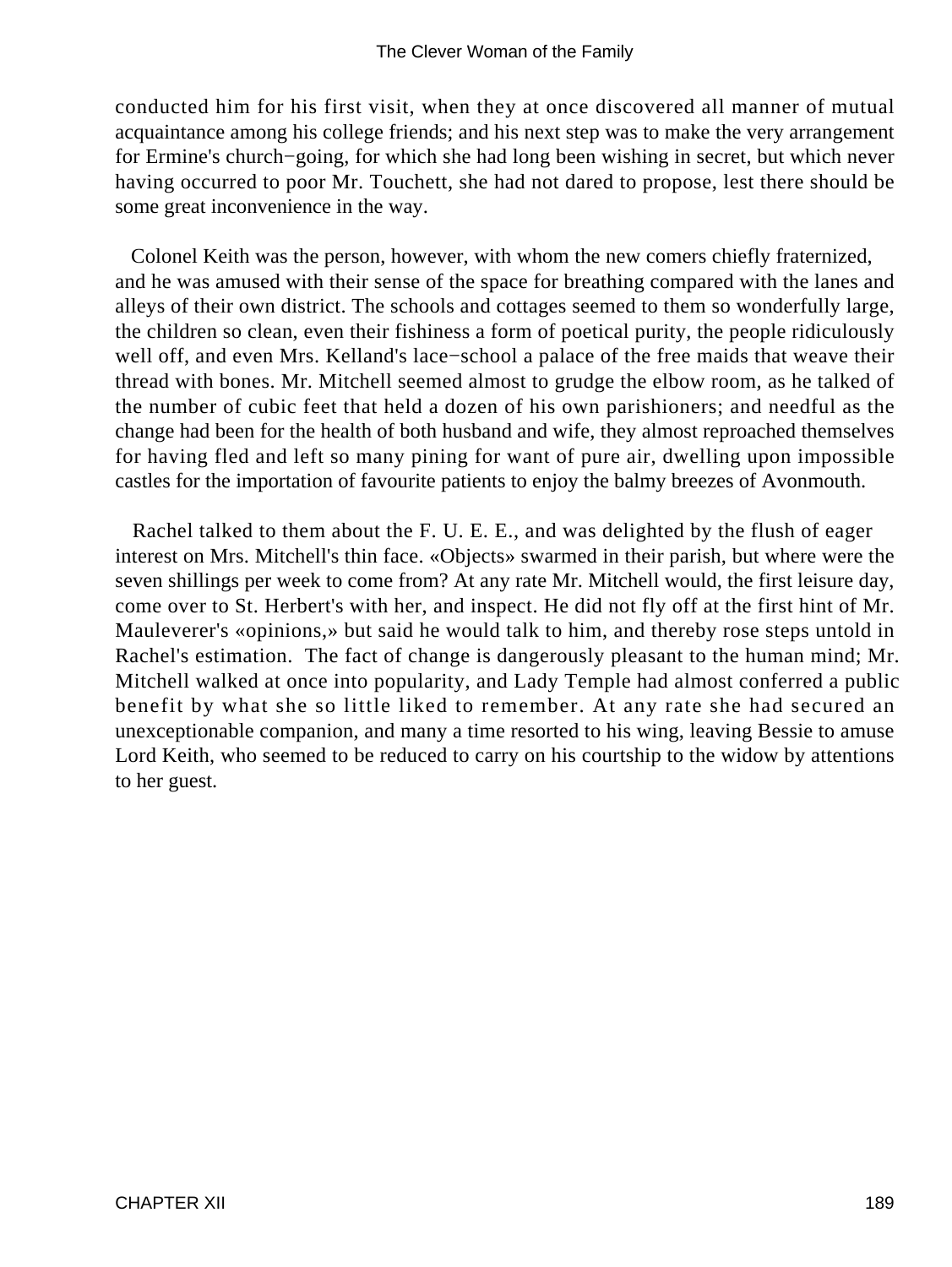conducted him for his first visit, when they at once discovered all manner of mutual acquaintance among his college friends; and his next step was to make the very arrangement for Ermine's church−going, for which she had long been wishing in secret, but which never having occurred to poor Mr. Touchett, she had not dared to propose, lest there should be some great inconvenience in the way.

Colonel Keith was the person, however, with whom the new comers chiefly fraternized, and he was amused with their sense of the space for breathing compared with the lanes and alleys of their own district. The schools and cottages seemed to them so wonderfully large, the children so clean, even their fishiness a form of poetical purity, the people ridiculously well off, and even Mrs. Kelland's lace−school a palace of the free maids that weave their thread with bones. Mr. Mitchell seemed almost to grudge the elbow room, as he talked of the number of cubic feet that held a dozen of his own parishioners; and needful as the change had been for the health of both husband and wife, they almost reproached themselves for having fled and left so many pining for want of pure air, dwelling upon impossible castles for the importation of favourite patients to enjoy the balmy breezes of Avonmouth.

Rachel talked to them about the F. U. E. E., and was delighted by the flush of eager interest on Mrs. Mitchell's thin face. «Objects» swarmed in their parish, but where were the seven shillings per week to come from? At any rate Mr. Mitchell would, the first leisure day, come over to St. Herbert's with her, and inspect. He did not fly off at the first hint of Mr. Mauleverer's «opinions,» but said he would talk to him, and thereby rose steps untold in Rachel's estimation. The fact of change is dangerously pleasant to the human mind; Mr. Mitchell walked at once into popularity, and Lady Temple had almost conferred a public benefit by what she so little liked to remember. At any rate she had secured an unexceptionable companion, and many a time resorted to his wing, leaving Bessie to amuse Lord Keith, who seemed to be reduced to carry on his courtship to the widow by attentions to her guest.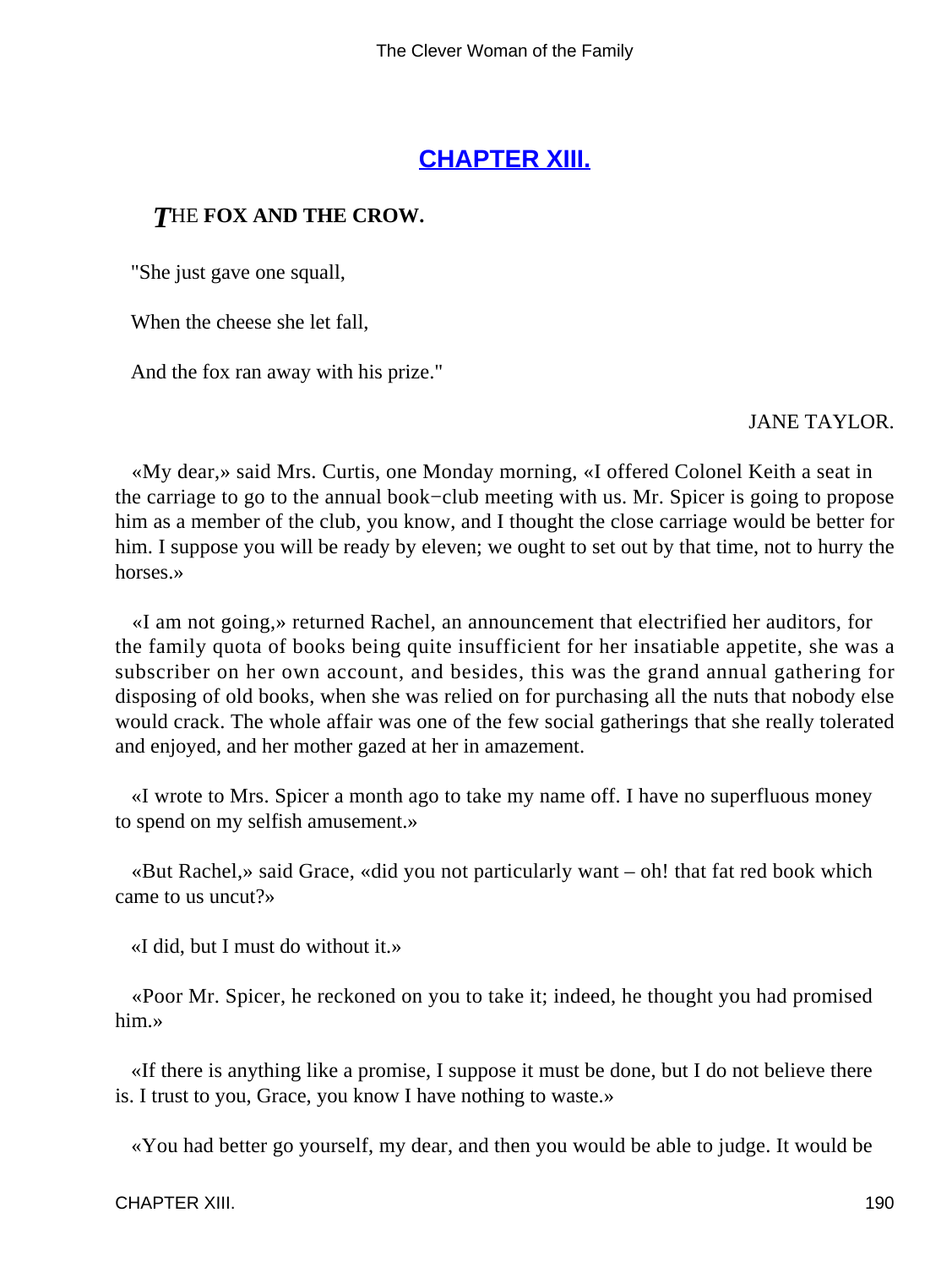## [CHAPTER XIII.](#)

### *T*HE **FOX AND THE CROW.**

"She just gave one squall,

When the cheese she let fall,

And the fox ran away with his prize."

JANE TAYLOR.

«My dear,» said Mrs. Curtis, one Monday morning, «I offered Colonel Keith a seat in the carriage to go to the annual book−club meeting with us. Mr. Spicer is going to propose him as a member of the club, you know, and I thought the close carriage would be better for him. I suppose you will be ready by eleven; we ought to set out by that time, not to hurry the horses.»

«I am not going,» returned Rachel, an announcement that electrified her auditors, for the family quota of books being quite insufficient for her insatiable appetite, she was a subscriber on her own account, and besides, this was the grand annual gathering for disposing of old books, when she was relied on for purchasing all the nuts that nobody else would crack. The whole affair was one of the few social gatherings that she really tolerated and enjoyed, and her mother gazed at her in amazement.

«I wrote to Mrs. Spicer a month ago to take my name off. I have no superfluous money to spend on my selfish amusement.»

«But Rachel,» said Grace, «did you not particularly want – oh! that fat red book which came to us uncut?»

«I did, but I must do without it.»

«Poor Mr. Spicer, he reckoned on you to take it; indeed, he thought you had promised him.»

«If there is anything like a promise, I suppose it must be done, but I do not believe there is. I trust to you, Grace, you know I have nothing to waste.»

«You had better go yourself, my dear, and then you would be able to judge. It would be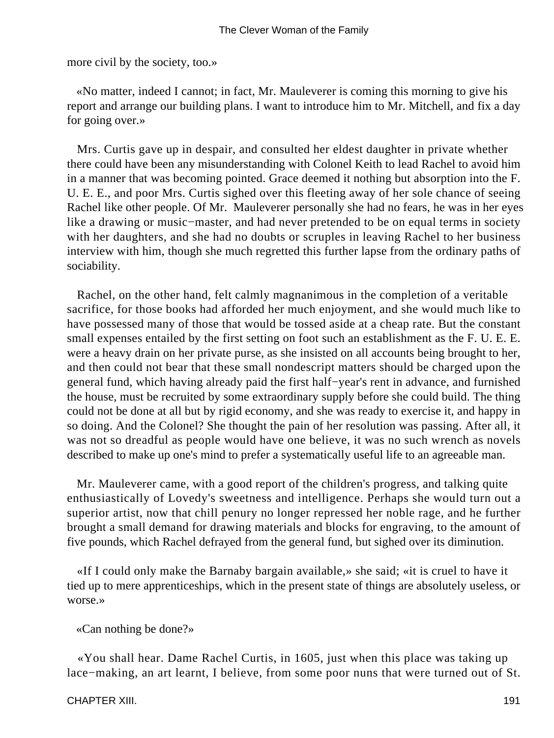more civil by the society, too.»

«No matter, indeed I cannot; in fact, Mr. Mauleverer is coming this morning to give his report and arrange our building plans. I want to introduce him to Mr. Mitchell, and fix a day for going over.»

Mrs. Curtis gave up in despair, and consulted her eldest daughter in private whether there could have been any misunderstanding with Colonel Keith to lead Rachel to avoid him in a manner that was becoming pointed. Grace deemed it nothing but absorption into the F. U. E. E., and poor Mrs. Curtis sighed over this fleeting away of her sole chance of seeing Rachel like other people. Of Mr. Mauleverer personally she had no fears, he was in her eyes like a drawing or music−master, and had never pretended to be on equal terms in society with her daughters, and she had no doubts or scruples in leaving Rachel to her business interview with him, though she much regretted this further lapse from the ordinary paths of sociability.

Rachel, on the other hand, felt calmly magnanimous in the completion of a veritable sacrifice, for those books had afforded her much enjoyment, and she would much like to have possessed many of those that would be tossed aside at a cheap rate. But the constant small expenses entailed by the first setting on foot such an establishment as the F. U. E. E. were a heavy drain on her private purse, as she insisted on all accounts being brought to her, and then could not bear that these small nondescript matters should be charged upon the general fund, which having already paid the first half−year's rent in advance, and furnished the house, must be recruited by some extraordinary supply before she could build. The thing could not be done at all but by rigid economy, and she was ready to exercise it, and happy in so doing. And the Colonel? She thought the pain of her resolution was passing. After all, it was not so dreadful as people would have one believe, it was no such wrench as novels described to make up one's mind to prefer a systematically useful life to an agreeable man.

Mr. Mauleverer came, with a good report of the children's progress, and talking quite enthusiastically of Lovedy's sweetness and intelligence. Perhaps she would turn out a superior artist, now that chill penury no longer repressed her noble rage, and he further brought a small demand for drawing materials and blocks for engraving, to the amount of five pounds, which Rachel defrayed from the general fund, but sighed over its diminution.

«If I could only make the Barnaby bargain available,» she said; «it is cruel to have it tied up to mere apprenticeships, which in the present state of things are absolutely useless, or worse.»

«Can nothing be done?»

«You shall hear. Dame Rachel Curtis, in 1605, just when this place was taking up lace−making, an art learnt, I believe, from some poor nuns that were turned out of St.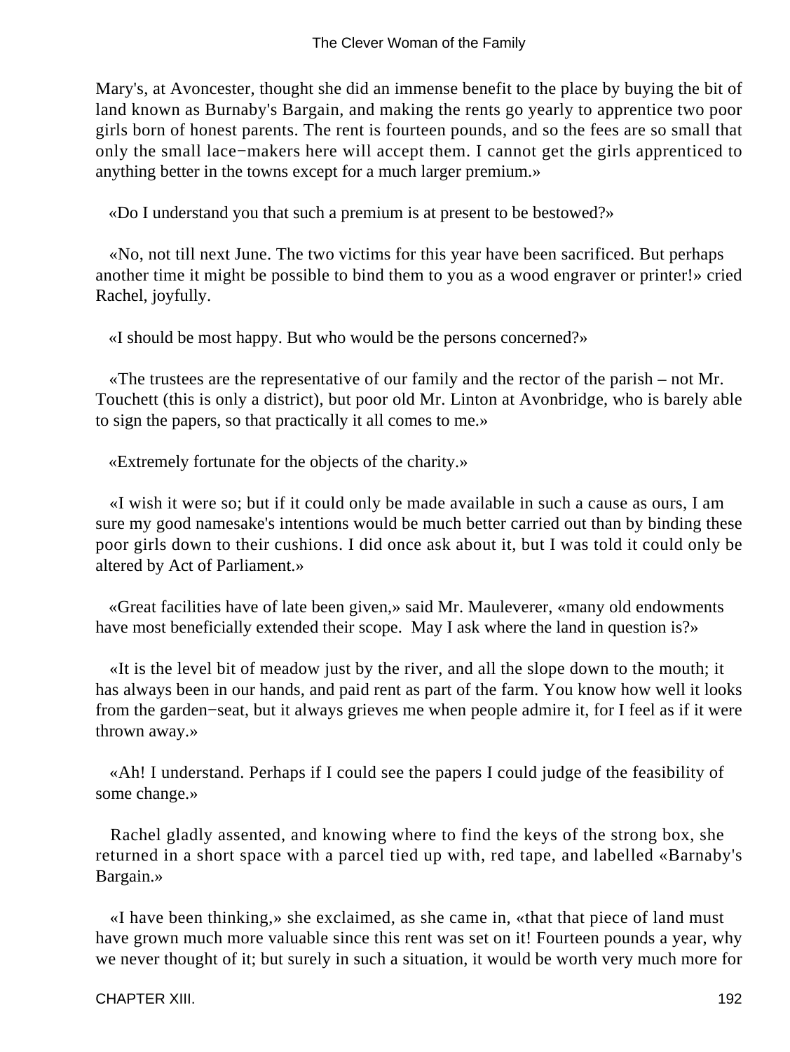Mary's, at Avoncester, thought she did an immense benefit to the place by buying the bit of land known as Burnaby's Bargain, and making the rents go yearly to apprentice two poor girls born of honest parents. The rent is fourteen pounds, and so the fees are so small that only the small lace−makers here will accept them. I cannot get the girls apprenticed to anything better in the towns except for a much larger premium.»

«Do I understand you that such a premium is at present to be bestowed?»

«No, not till next June. The two victims for this year have been sacrificed. But perhaps another time it might be possible to bind them to you as a wood engraver or printer!» cried Rachel, joyfully.

«I should be most happy. But who would be the persons concerned?»

«The trustees are the representative of our family and the rector of the parish – not Mr. Touchett (this is only a district), but poor old Mr. Linton at Avonbridge, who is barely able to sign the papers, so that practically it all comes to me.»

«Extremely fortunate for the objects of the charity.»

«I wish it were so; but if it could only be made available in such a cause as ours, I am sure my good namesake's intentions would be much better carried out than by binding these poor girls down to their cushions. I did once ask about it, but I was told it could only be altered by Act of Parliament.»

«Great facilities have of late been given,» said Mr. Mauleverer, «many old endowments have most beneficially extended their scope. May I ask where the land in question is?»

«It is the level bit of meadow just by the river, and all the slope down to the mouth; it has always been in our hands, and paid rent as part of the farm. You know how well it looks from the garden−seat, but it always grieves me when people admire it, for I feel as if it were thrown away.»

«Ah! I understand. Perhaps if I could see the papers I could judge of the feasibility of some change.»

Rachel gladly assented, and knowing where to find the keys of the strong box, she returned in a short space with a parcel tied up with, red tape, and labelled «Barnaby's Bargain.»

«I have been thinking,» she exclaimed, as she came in, «that that piece of land must have grown much more valuable since this rent was set on it! Fourteen pounds a year, why we never thought of it; but surely in such a situation, it would be worth very much more for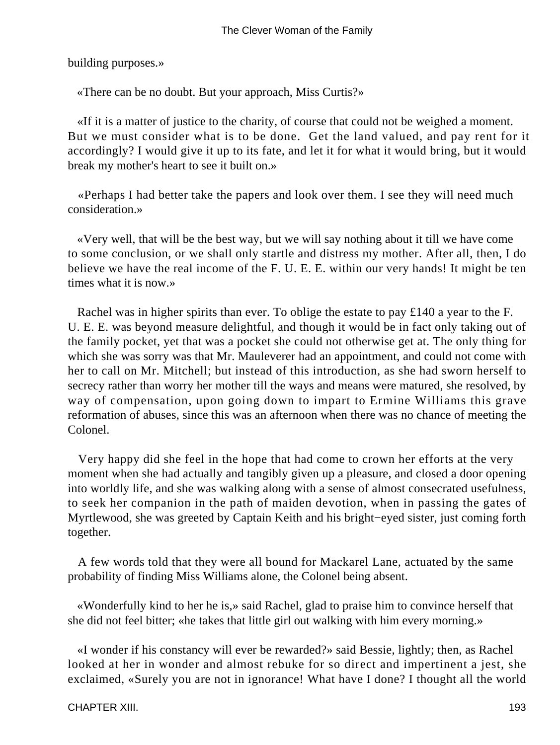building purposes.»

«There can be no doubt. But your approach, Miss Curtis?»

«If it is a matter of justice to the charity, of course that could not be weighed a moment. But we must consider what is to be done. Get the land valued, and pay rent for it accordingly? I would give it up to its fate, and let it for what it would bring, but it would break my mother's heart to see it built on.»

«Perhaps I had better take the papers and look over them. I see they will need much consideration.»

«Very well, that will be the best way, but we will say nothing about it till we have come to some conclusion, or we shall only startle and distress my mother. After all, then, I do believe we have the real income of the F. U. E. E. within our very hands! It might be ten times what it is now.»

Rachel was in higher spirits than ever. To oblige the estate to pay £140 a year to the F. U. E. E. was beyond measure delightful, and though it would be in fact only taking out of the family pocket, yet that was a pocket she could not otherwise get at. The only thing for which she was sorry was that Mr. Mauleverer had an appointment, and could not come with her to call on Mr. Mitchell; but instead of this introduction, as she had sworn herself to secrecy rather than worry her mother till the ways and means were matured, she resolved, by way of compensation, upon going down to impart to Ermine Williams this grave reformation of abuses, since this was an afternoon when there was no chance of meeting the Colonel.

Very happy did she feel in the hope that had come to crown her efforts at the very moment when she had actually and tangibly given up a pleasure, and closed a door opening into worldly life, and she was walking along with a sense of almost consecrated usefulness, to seek her companion in the path of maiden devotion, when in passing the gates of Myrtlewood, she was greeted by Captain Keith and his bright−eyed sister, just coming forth together.

A few words told that they were all bound for Mackarel Lane, actuated by the same probability of finding Miss Williams alone, the Colonel being absent.

«Wonderfully kind to her he is,» said Rachel, glad to praise him to convince herself that she did not feel bitter; «he takes that little girl out walking with him every morning.»

«I wonder if his constancy will ever be rewarded?» said Bessie, lightly; then, as Rachel looked at her in wonder and almost rebuke for so direct and impertinent a jest, she exclaimed, «Surely you are not in ignorance! What have I done? I thought all the world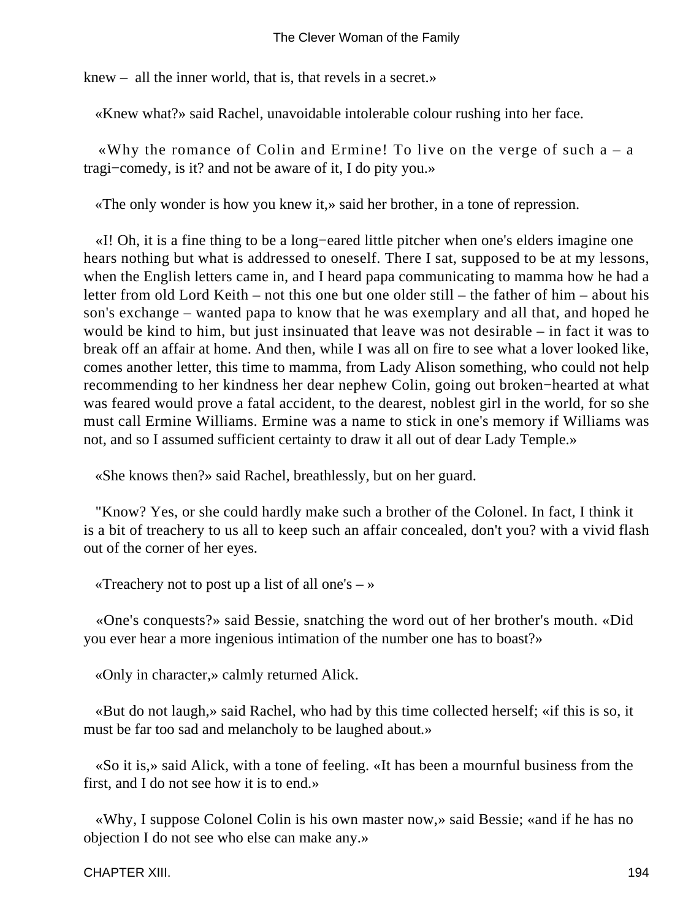knew – all the inner world, that is, that revels in a secret.»

«Knew what?» said Rachel, unavoidable intolerable colour rushing into her face.

«Why the romance of Colin and Ermine! To live on the verge of such a – a tragi−comedy, is it? and not be aware of it, I do pity you.»

«The only wonder is how you knew it,» said her brother, in a tone of repression.

«I! Oh, it is a fine thing to be a long−eared little pitcher when one's elders imagine one hears nothing but what is addressed to oneself. There I sat, supposed to be at my lessons, when the English letters came in, and I heard papa communicating to mamma how he had a letter from old Lord Keith – not this one but one older still – the father of him – about his son's exchange – wanted papa to know that he was exemplary and all that, and hoped he would be kind to him, but just insinuated that leave was not desirable – in fact it was to break off an affair at home. And then, while I was all on fire to see what a lover looked like, comes another letter, this time to mamma, from Lady Alison something, who could not help recommending to her kindness her dear nephew Colin, going out broken−hearted at what was feared would prove a fatal accident, to the dearest, noblest girl in the world, for so she must call Ermine Williams. Ermine was a name to stick in one's memory if Williams was not, and so I assumed sufficient certainty to draw it all out of dear Lady Temple.»

«She knows then?» said Rachel, breathlessly, but on her guard.

"Know? Yes, or she could hardly make such a brother of the Colonel. In fact, I think it is a bit of treachery to us all to keep such an affair concealed, don't you? with a vivid flash out of the corner of her eyes.

«Treachery not to post up a list of all one's – »

«One's conquests?» said Bessie, snatching the word out of her brother's mouth. «Did you ever hear a more ingenious intimation of the number one has to boast?»

«Only in character,» calmly returned Alick.

«But do not laugh,» said Rachel, who had by this time collected herself; «if this is so, it must be far too sad and melancholy to be laughed about.»

«So it is,» said Alick, with a tone of feeling. «It has been a mournful business from the first, and I do not see how it is to end.»

«Why, I suppose Colonel Colin is his own master now,» said Bessie; «and if he has no objection I do not see who else can make any.»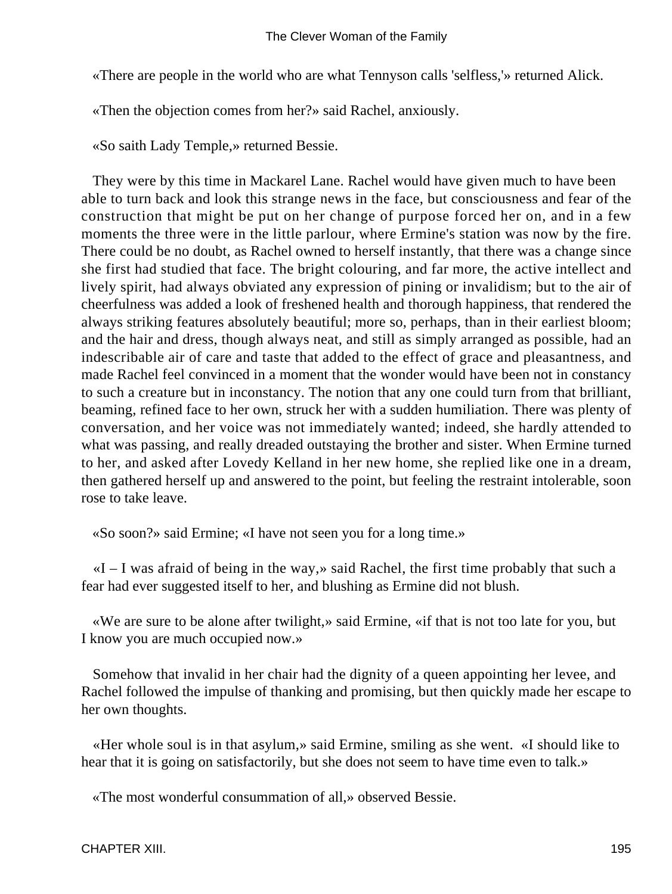«There are people in the world who are what Tennyson calls 'selfless,'» returned Alick.

«Then the objection comes from her?» said Rachel, anxiously.

«So saith Lady Temple,» returned Bessie.

They were by this time in Mackarel Lane. Rachel would have given much to have been able to turn back and look this strange news in the face, but consciousness and fear of the construction that might be put on her change of purpose forced her on, and in a few moments the three were in the little parlour, where Ermine's station was now by the fire. There could be no doubt, as Rachel owned to herself instantly, that there was a change since she first had studied that face. The bright colouring, and far more, the active intellect and lively spirit, had always obviated any expression of pining or invalidism; but to the air of cheerfulness was added a look of freshened health and thorough happiness, that rendered the always striking features absolutely beautiful; more so, perhaps, than in their earliest bloom; and the hair and dress, though always neat, and still as simply arranged as possible, had an indescribable air of care and taste that added to the effect of grace and pleasantness, and made Rachel feel convinced in a moment that the wonder would have been not in constancy to such a creature but in inconstancy. The notion that any one could turn from that brilliant, beaming, refined face to her own, struck her with a sudden humiliation. There was plenty of conversation, and her voice was not immediately wanted; indeed, she hardly attended to what was passing, and really dreaded outstaying the brother and sister. When Ermine turned to her, and asked after Lovedy Kelland in her new home, she replied like one in a dream, then gathered herself up and answered to the point, but feeling the restraint intolerable, soon rose to take leave.

«So soon?» said Ermine; «I have not seen you for a long time.»

«I – I was afraid of being in the way,» said Rachel, the first time probably that such a fear had ever suggested itself to her, and blushing as Ermine did not blush.

«We are sure to be alone after twilight,» said Ermine, «if that is not too late for you, but I know you are much occupied now.»

Somehow that invalid in her chair had the dignity of a queen appointing her levee, and Rachel followed the impulse of thanking and promising, but then quickly made her escape to her own thoughts.

«Her whole soul is in that asylum,» said Ermine, smiling as she went. «I should like to hear that it is going on satisfactorily, but she does not seem to have time even to talk.»

«The most wonderful consummation of all,» observed Bessie.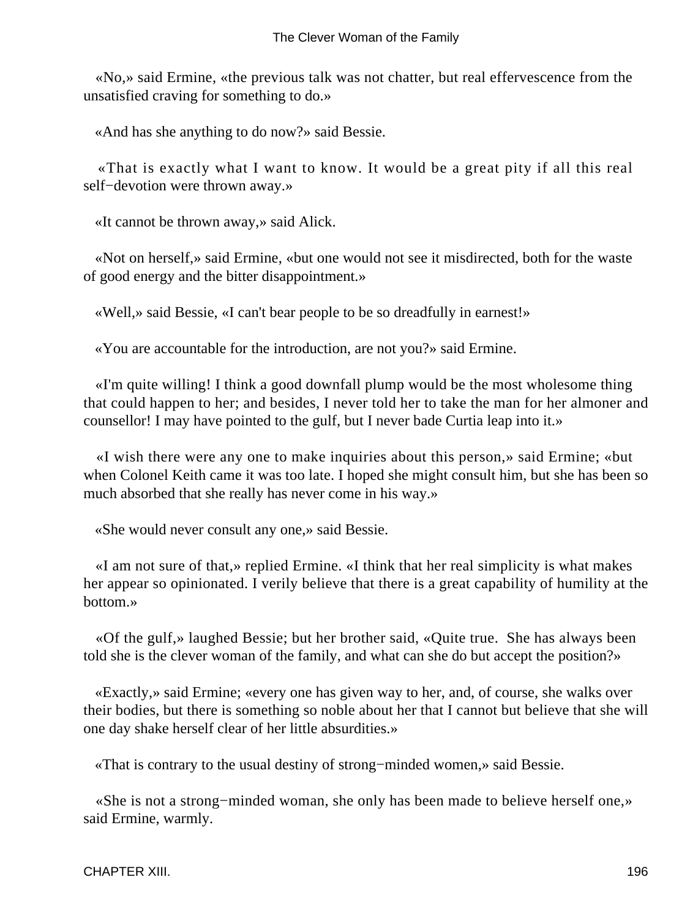«No,» said Ermine, «the previous talk was not chatter, but real effervescence from the unsatisfied craving for something to do.»

«And has she anything to do now?» said Bessie.

«That is exactly what I want to know. It would be a great pity if all this real self−devotion were thrown away.»

«It cannot be thrown away,» said Alick.

«Not on herself,» said Ermine, «but one would not see it misdirected, both for the waste of good energy and the bitter disappointment.»

«Well,» said Bessie, «I can't bear people to be so dreadfully in earnest!»

«You are accountable for the introduction, are not you?» said Ermine.

«I'm quite willing! I think a good downfall plump would be the most wholesome thing that could happen to her; and besides, I never told her to take the man for her almoner and counsellor! I may have pointed to the gulf, but I never bade Curtia leap into it.»

«I wish there were any one to make inquiries about this person,» said Ermine; «but when Colonel Keith came it was too late. I hoped she might consult him, but she has been so much absorbed that she really has never come in his way.»

«She would never consult any one,» said Bessie.

«I am not sure of that,» replied Ermine. «I think that her real simplicity is what makes her appear so opinionated. I verily believe that there is a great capability of humility at the bottom.»

«Of the gulf,» laughed Bessie; but her brother said, «Quite true. She has always been told she is the clever woman of the family, and what can she do but accept the position?»

«Exactly,» said Ermine; «every one has given way to her, and, of course, she walks over their bodies, but there is something so noble about her that I cannot but believe that she will one day shake herself clear of her little absurdities.»

«That is contrary to the usual destiny of strong−minded women,» said Bessie.

«She is not a strong−minded woman, she only has been made to believe herself one,» said Ermine, warmly.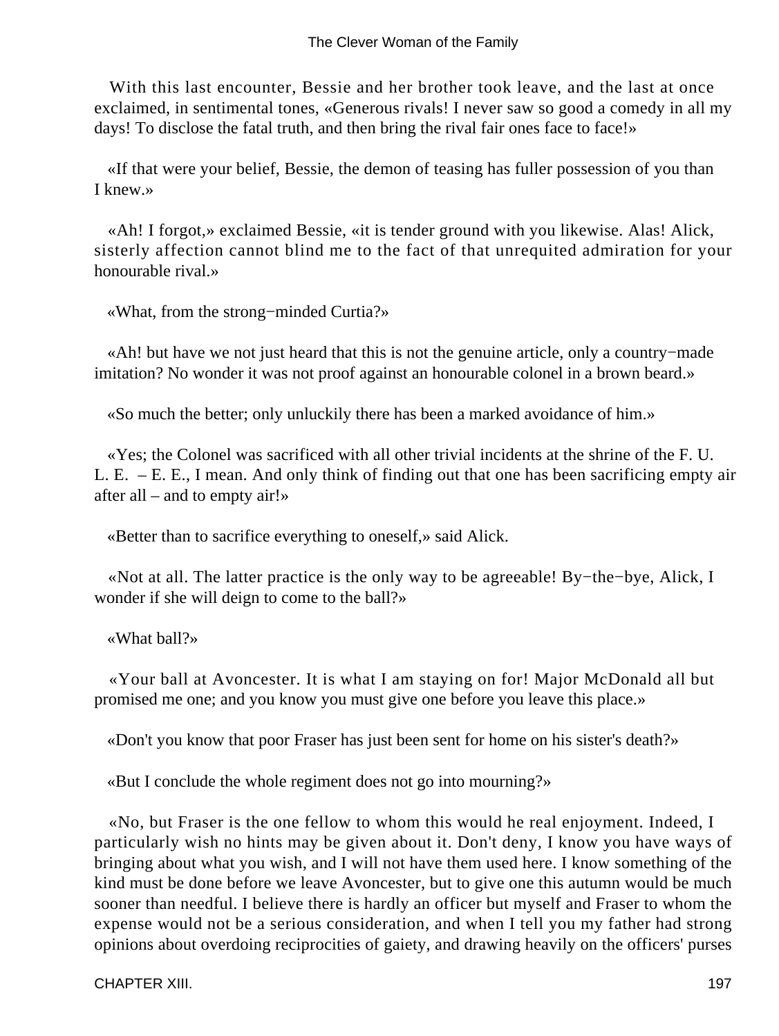With this last encounter, Bessie and her brother took leave, and the last at once exclaimed, in sentimental tones, «Generous rivals! I never saw so good a comedy in all my days! To disclose the fatal truth, and then bring the rival fair ones face to face!»

«If that were your belief, Bessie, the demon of teasing has fuller possession of you than I knew.»

«Ah! I forgot,» exclaimed Bessie, «it is tender ground with you likewise. Alas! Alick, sisterly affection cannot blind me to the fact of that unrequited admiration for your honourable rival.»

«What, from the strong−minded Curtia?»

«Ah! but have we not just heard that this is not the genuine article, only a country−made imitation? No wonder it was not proof against an honourable colonel in a brown beard.»

«So much the better; only unluckily there has been a marked avoidance of him.»

«Yes; the Colonel was sacrificed with all other trivial incidents at the shrine of the F. U. L. E. – E. E., I mean. And only think of finding out that one has been sacrificing empty air after all – and to empty air!»

«Better than to sacrifice everything to oneself,» said Alick.

«Not at all. The latter practice is the only way to be agreeable! By−the−bye, Alick, I wonder if she will deign to come to the ball?»

«What ball?»

«Your ball at Avoncester. It is what I am staying on for! Major McDonald all but promised me one; and you know you must give one before you leave this place.»

«Don't you know that poor Fraser has just been sent for home on his sister's death?»

«But I conclude the whole regiment does not go into mourning?»

«No, but Fraser is the one fellow to whom this would he real enjoyment. Indeed, I particularly wish no hints may be given about it. Don't deny, I know you have ways of bringing about what you wish, and I will not have them used here. I know something of the kind must be done before we leave Avoncester, but to give one this autumn would be much sooner than needful. I believe there is hardly an officer but myself and Fraser to whom the expense would not be a serious consideration, and when I tell you my father had strong opinions about overdoing reciprocities of gaiety, and drawing heavily on the officers' purses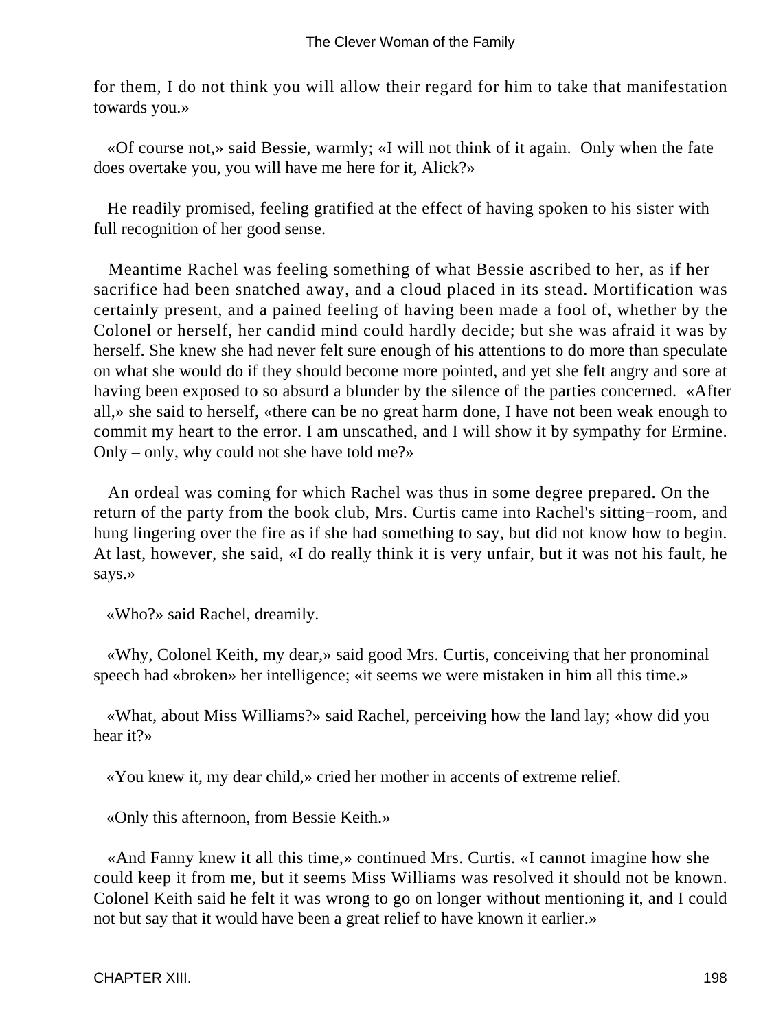for them, I do not think you will allow their regard for him to take that manifestation towards you.»

«Of course not,» said Bessie, warmly; «I will not think of it again. Only when the fate does overtake you, you will have me here for it, Alick?»

He readily promised, feeling gratified at the effect of having spoken to his sister with full recognition of her good sense.

Meantime Rachel was feeling something of what Bessie ascribed to her, as if her sacrifice had been snatched away, and a cloud placed in its stead. Mortification was certainly present, and a pained feeling of having been made a fool of, whether by the Colonel or herself, her candid mind could hardly decide; but she was afraid it was by herself. She knew she had never felt sure enough of his attentions to do more than speculate on what she would do if they should become more pointed, and yet she felt angry and sore at having been exposed to so absurd a blunder by the silence of the parties concerned. «After all,» she said to herself, «there can be no great harm done, I have not been weak enough to commit my heart to the error. I am unscathed, and I will show it by sympathy for Ermine. Only – only, why could not she have told me?»

An ordeal was coming for which Rachel was thus in some degree prepared. On the return of the party from the book club, Mrs. Curtis came into Rachel's sitting−room, and hung lingering over the fire as if she had something to say, but did not know how to begin. At last, however, she said, «I do really think it is very unfair, but it was not his fault, he says.»

«Who?» said Rachel, dreamily.

«Why, Colonel Keith, my dear,» said good Mrs. Curtis, conceiving that her pronominal speech had «broken» her intelligence; «it seems we were mistaken in him all this time.»

«What, about Miss Williams?» said Rachel, perceiving how the land lay; «how did you hear it?»

«You knew it, my dear child,» cried her mother in accents of extreme relief.

«Only this afternoon, from Bessie Keith.»

«And Fanny knew it all this time,» continued Mrs. Curtis. «I cannot imagine how she could keep it from me, but it seems Miss Williams was resolved it should not be known. Colonel Keith said he felt it was wrong to go on longer without mentioning it, and I could not but say that it would have been a great relief to have known it earlier.»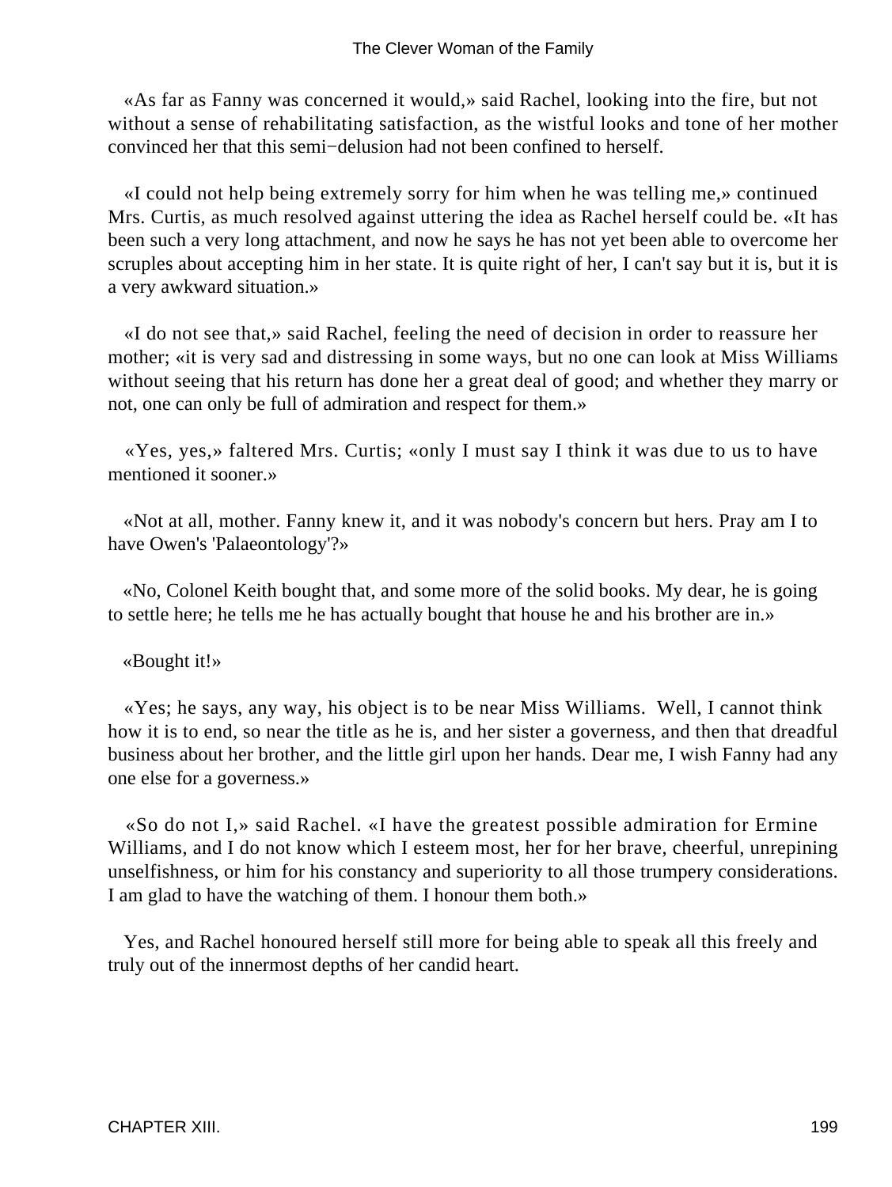«As far as Fanny was concerned it would,» said Rachel, looking into the fire, but not without a sense of rehabilitating satisfaction, as the wistful looks and tone of her mother convinced her that this semi−delusion had not been confined to herself.

«I could not help being extremely sorry for him when he was telling me,» continued Mrs. Curtis, as much resolved against uttering the idea as Rachel herself could be. «It has been such a very long attachment, and now he says he has not yet been able to overcome her scruples about accepting him in her state. It is quite right of her, I can't say but it is, but it is a very awkward situation.»

«I do not see that,» said Rachel, feeling the need of decision in order to reassure her mother; «it is very sad and distressing in some ways, but no one can look at Miss Williams without seeing that his return has done her a great deal of good; and whether they marry or not, one can only be full of admiration and respect for them.»

«Yes, yes,» faltered Mrs. Curtis; «only I must say I think it was due to us to have mentioned it sooner.»

«Not at all, mother. Fanny knew it, and it was nobody's concern but hers. Pray am I to have Owen's 'Palaeontology'?»

«No, Colonel Keith bought that, and some more of the solid books. My dear, he is going to settle here; he tells me he has actually bought that house he and his brother are in.»

«Bought it!»

«Yes; he says, any way, his object is to be near Miss Williams. Well, I cannot think how it is to end, so near the title as he is, and her sister a governess, and then that dreadful business about her brother, and the little girl upon her hands. Dear me, I wish Fanny had any one else for a governess.»

«So do not I,» said Rachel. «I have the greatest possible admiration for Ermine Williams, and I do not know which I esteem most, her for her brave, cheerful, unrepining unselfishness, or him for his constancy and superiority to all those trumpery considerations. I am glad to have the watching of them. I honour them both.»

Yes, and Rachel honoured herself still more for being able to speak all this freely and truly out of the innermost depths of her candid heart.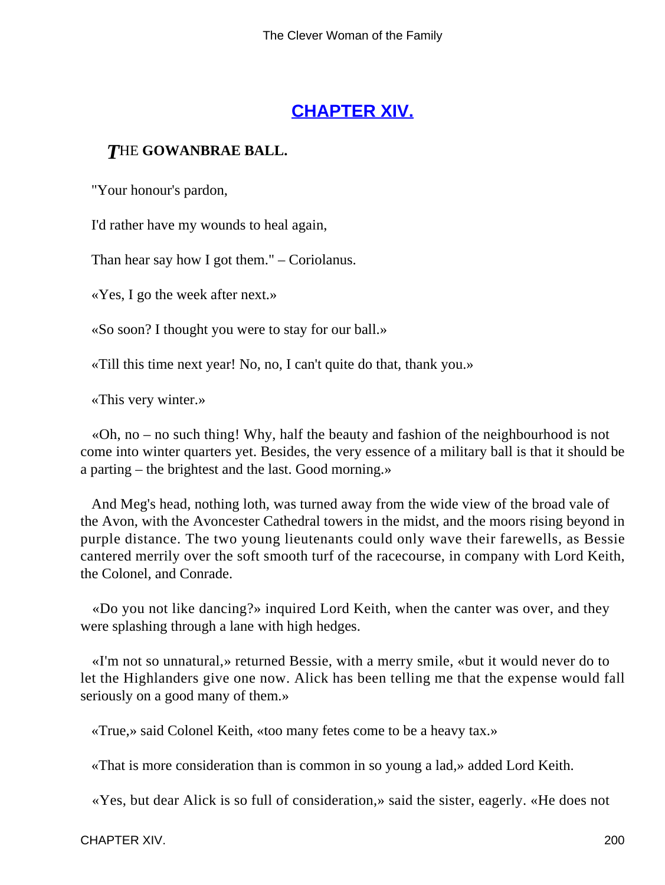## CHAPTER XIV.

### THE GOWANBRAE BALL.

"Your honour's pardon,

I'd rather have my wounds to heal again,

Than hear say how I got them." – Coriolanus.

«Yes, I go the week after next.»

«So soon? I thought you were to stay for our ball.»

«Till this time next year! No, no, I can't quite do that, thank you.»

«This very winter.»

«Oh, no – no such thing! Why, half the beauty and fashion of the neighbourhood is not come into winter quarters yet. Besides, the very essence of a military ball is that it should be a parting – the brightest and the last. Good morning.»

And Meg's head, nothing loth, was turned away from the wide view of the broad vale of the Avon, with the Avoncester Cathedral towers in the midst, and the moors rising beyond in purple distance. The two young lieutenants could only wave their farewells, as Bessie cantered merrily over the soft smooth turf of the racecourse, in company with Lord Keith, the Colonel, and Conrade.

«Do you not like dancing?» inquired Lord Keith, when the canter was over, and they were splashing through a lane with high hedges.

«I'm not so unnatural,» returned Bessie, with a merry smile, «but it would never do to let the Highlanders give one now. Alick has been telling me that the expense would fall seriously on a good many of them.»

«True,» said Colonel Keith, «too many fetes come to be a heavy tax.»

«That is more consideration than is common in so young a lad,» added Lord Keith.

«Yes, but dear Alick is so full of consideration,» said the sister, eagerly. «He does not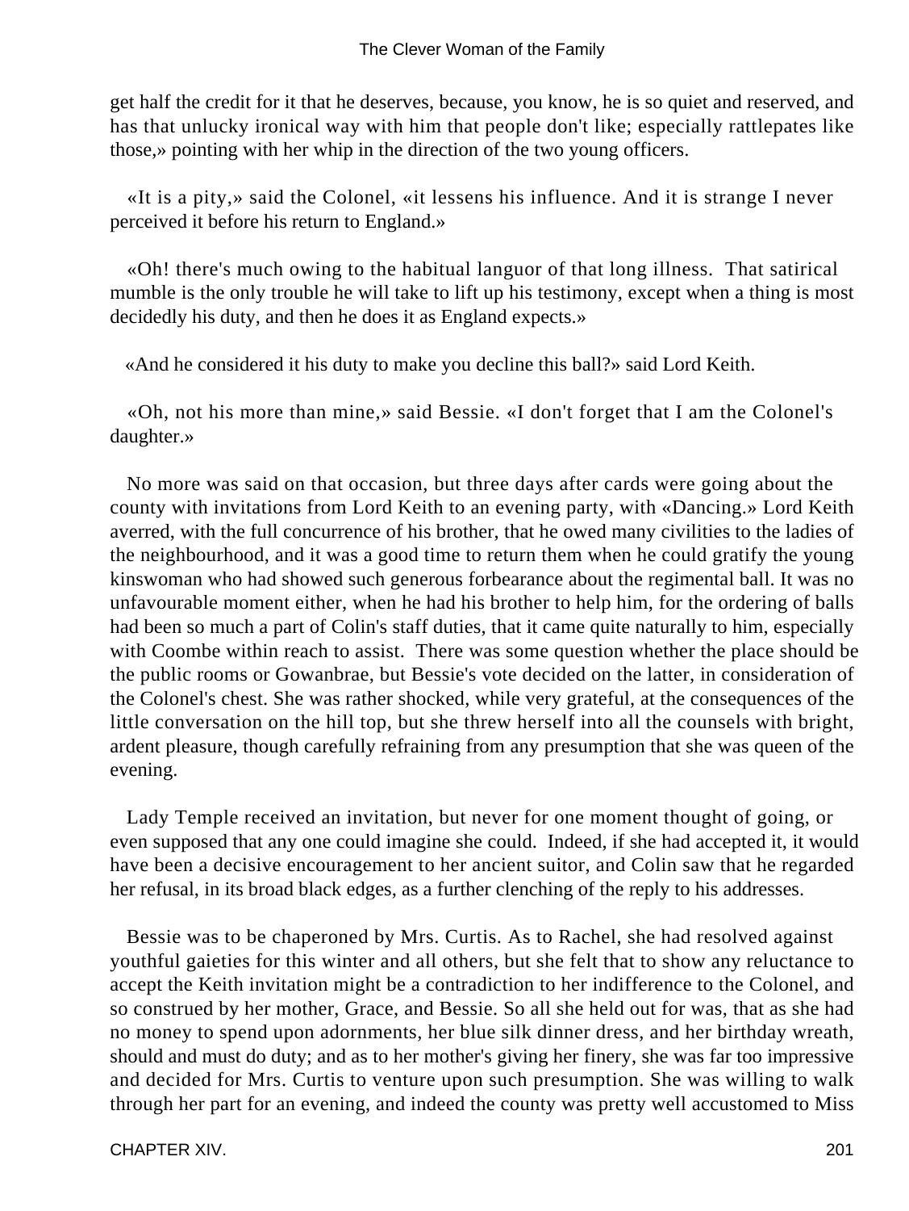get half the credit for it that he deserves, because, you know, he is so quiet and reserved, and has that unlucky ironical way with him that people don't like; especially rattlepates like those,» pointing with her whip in the direction of the two young officers.

«It is a pity,» said the Colonel, «it lessens his influence. And it is strange I never perceived it before his return to England.»

«Oh! there's much owing to the habitual languor of that long illness. That satirical mumble is the only trouble he will take to lift up his testimony, except when a thing is most decidedly his duty, and then he does it as England expects.»

«And he considered it his duty to make you decline this ball?» said Lord Keith.

«Oh, not his more than mine,» said Bessie. «I don't forget that I am the Colonel's daughter.»

No more was said on that occasion, but three days after cards were going about the county with invitations from Lord Keith to an evening party, with «Dancing.» Lord Keith averred, with the full concurrence of his brother, that he owed many civilities to the ladies of the neighbourhood, and it was a good time to return them when he could gratify the young kinswoman who had showed such generous forbearance about the regimental ball. It was no unfavourable moment either, when he had his brother to help him, for the ordering of balls had been so much a part of Colin's staff duties, that it came quite naturally to him, especially with Coombe within reach to assist. There was some question whether the place should be the public rooms or Gowanbrae, but Bessie's vote decided on the latter, in consideration of the Colonel's chest. She was rather shocked, while very grateful, at the consequences of the little conversation on the hill top, but she threw herself into all the counsels with bright, ardent pleasure, though carefully refraining from any presumption that she was queen of the evening.

Lady Temple received an invitation, but never for one moment thought of going, or even supposed that any one could imagine she could. Indeed, if she had accepted it, it would have been a decisive encouragement to her ancient suitor, and Colin saw that he regarded her refusal, in its broad black edges, as a further clenching of the reply to his addresses.

Bessie was to be chaperoned by Mrs. Curtis. As to Rachel, she had resolved against youthful gaieties for this winter and all others, but she felt that to show any reluctance to accept the Keith invitation might be a contradiction to her indifference to the Colonel, and so construed by her mother, Grace, and Bessie. So all she held out for was, that as she had no money to spend upon adornments, her blue silk dinner dress, and her birthday wreath, should and must do duty; and as to her mother's giving her finery, she was far too impressive and decided for Mrs. Curtis to venture upon such presumption. She was willing to walk through her part for an evening, and indeed the county was pretty well accustomed to Miss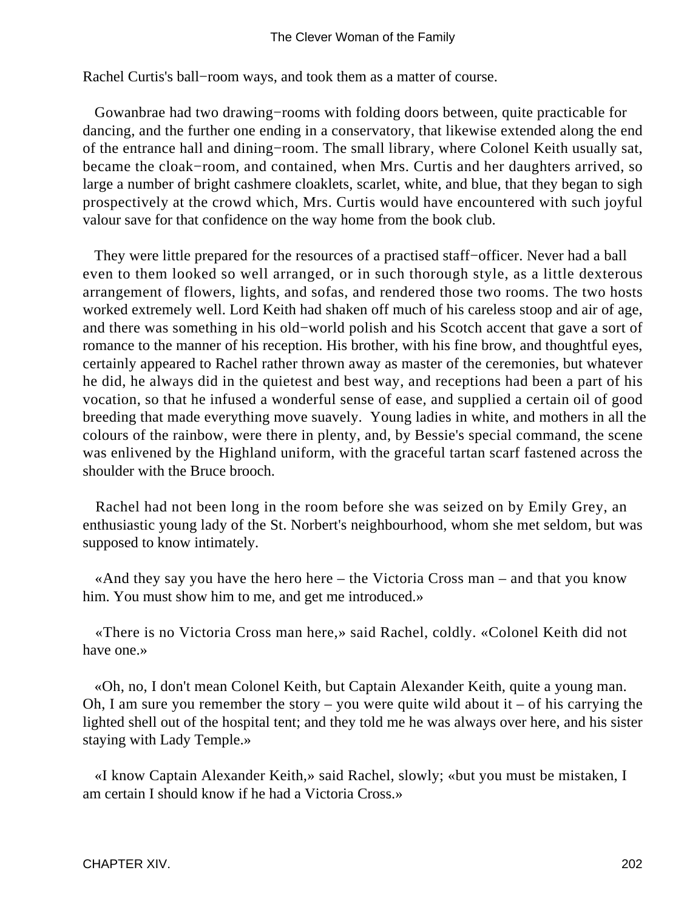Rachel Curtis's ball−room ways, and took them as a matter of course.

Gowanbrae had two drawing−rooms with folding doors between, quite practicable for dancing, and the further one ending in a conservatory, that likewise extended along the end of the entrance hall and dining−room. The small library, where Colonel Keith usually sat, became the cloak−room, and contained, when Mrs. Curtis and her daughters arrived, so large a number of bright cashmere cloaklets, scarlet, white, and blue, that they began to sigh prospectively at the crowd which, Mrs. Curtis would have encountered with such joyful valour save for that confidence on the way home from the book club.

They were little prepared for the resources of a practised staff−officer. Never had a ball even to them looked so well arranged, or in such thorough style, as a little dexterous arrangement of flowers, lights, and sofas, and rendered those two rooms. The two hosts worked extremely well. Lord Keith had shaken off much of his careless stoop and air of age, and there was something in his old−world polish and his Scotch accent that gave a sort of romance to the manner of his reception. His brother, with his fine brow, and thoughtful eyes, certainly appeared to Rachel rather thrown away as master of the ceremonies, but whatever he did, he always did in the quietest and best way, and receptions had been a part of his vocation, so that he infused a wonderful sense of ease, and supplied a certain oil of good breeding that made everything move suavely. Young ladies in white, and mothers in all the colours of the rainbow, were there in plenty, and, by Bessie's special command, the scene was enlivened by the Highland uniform, with the graceful tartan scarf fastened across the shoulder with the Bruce brooch.

Rachel had not been long in the room before she was seized on by Emily Grey, an enthusiastic young lady of the St. Norbert's neighbourhood, whom she met seldom, but was supposed to know intimately.

«And they say you have the hero here – the Victoria Cross man – and that you know him. You must show him to me, and get me introduced.»

«There is no Victoria Cross man here,» said Rachel, coldly. «Colonel Keith did not have one.»

«Oh, no, I don't mean Colonel Keith, but Captain Alexander Keith, quite a young man. Oh, I am sure you remember the story – you were quite wild about it – of his carrying the lighted shell out of the hospital tent; and they told me he was always over here, and his sister staying with Lady Temple.»

«I know Captain Alexander Keith,» said Rachel, slowly; «but you must be mistaken, I am certain I should know if he had a Victoria Cross.»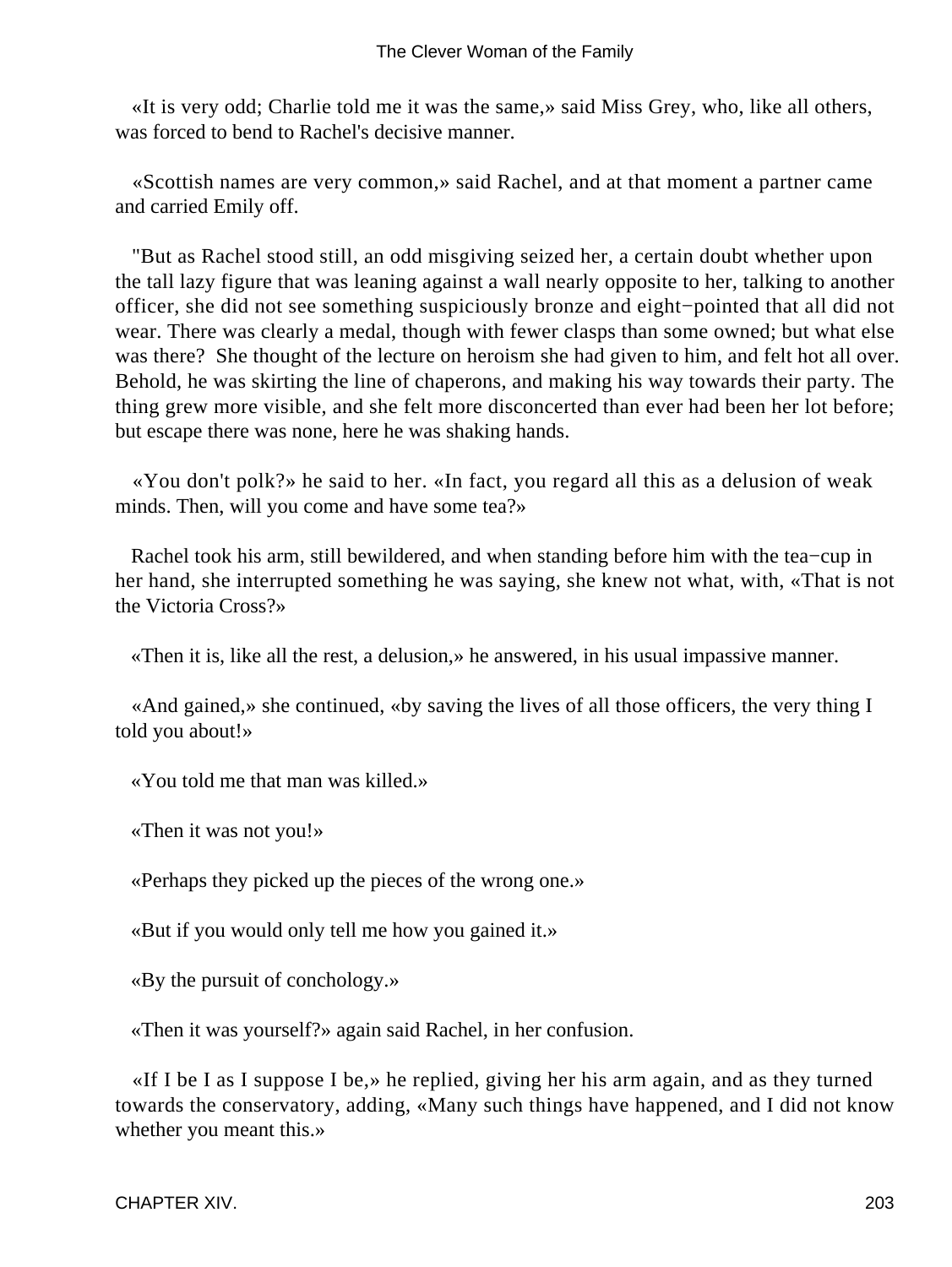«It is very odd; Charlie told me it was the same,» said Miss Grey, who, like all others, was forced to bend to Rachel's decisive manner.

«Scottish names are very common,» said Rachel, and at that moment a partner came and carried Emily off.

"But as Rachel stood still, an odd misgiving seized her, a certain doubt whether upon the tall lazy figure that was leaning against a wall nearly opposite to her, talking to another officer, she did not see something suspiciously bronze and eight−pointed that all did not wear. There was clearly a medal, though with fewer clasps than some owned; but what else was there? She thought of the lecture on heroism she had given to him, and felt hot all over. Behold, he was skirting the line of chaperons, and making his way towards their party. The thing grew more visible, and she felt more disconcerted than ever had been her lot before; but escape there was none, here he was shaking hands.

«You don't polk?» he said to her. «In fact, you regard all this as a delusion of weak minds. Then, will you come and have some tea?»

Rachel took his arm, still bewildered, and when standing before him with the tea−cup in her hand, she interrupted something he was saying, she knew not what, with, «That is not the Victoria Cross?»

«Then it is, like all the rest, a delusion,» he answered, in his usual impassive manner.

«And gained,» she continued, «by saving the lives of all those officers, the very thing I told you about!»

«You told me that man was killed.»

«Then it was not you!»

«Perhaps they picked up the pieces of the wrong one.»

«But if you would only tell me how you gained it.»

«By the pursuit of conchology.»

«Then it was yourself?» again said Rachel, in her confusion.

«If I be I as I suppose I be,» he replied, giving her his arm again, and as they turned towards the conservatory, adding, «Many such things have happened, and I did not know whether you meant this.»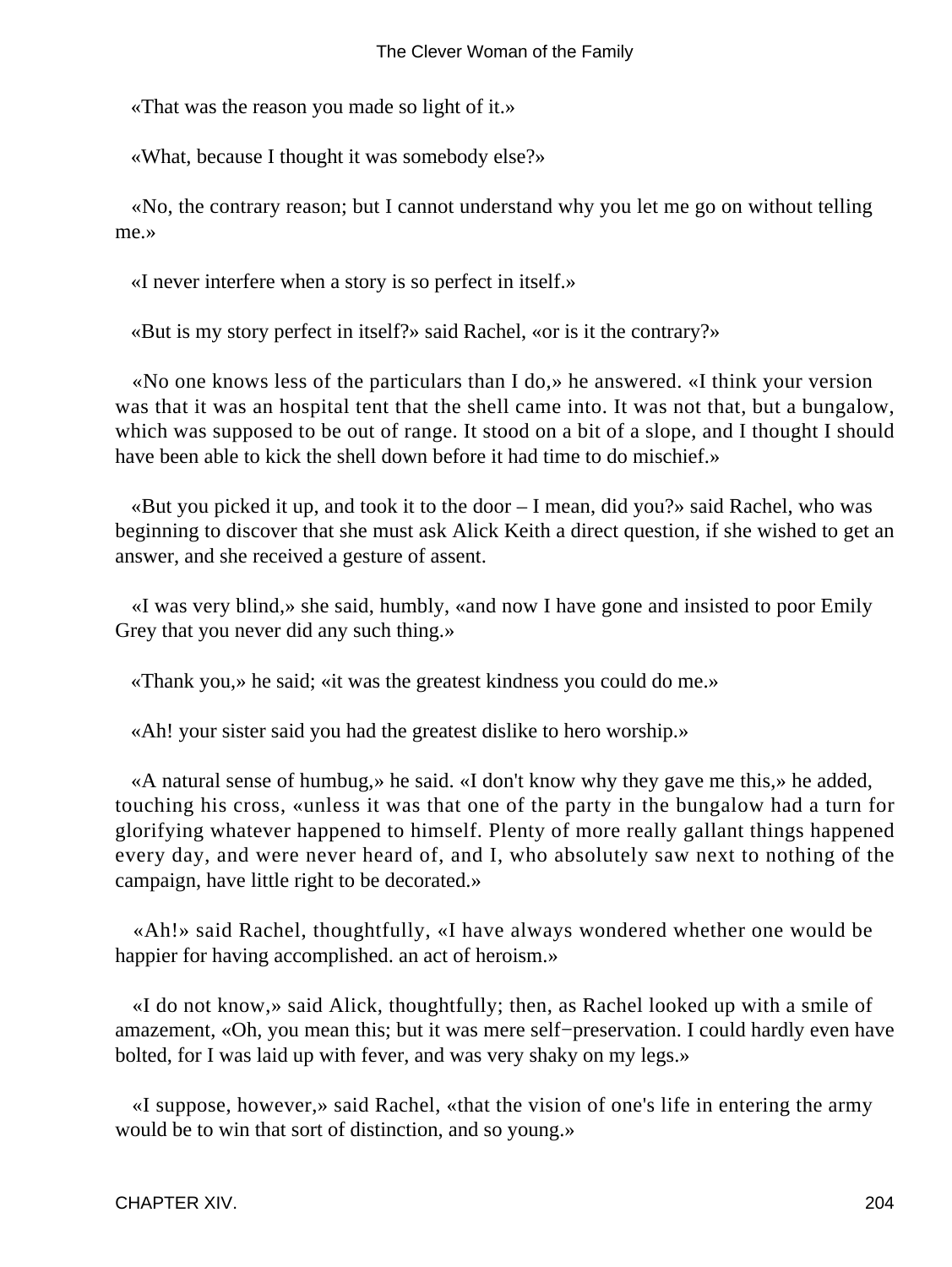«That was the reason you made so light of it.»

«What, because I thought it was somebody else?»

«No, the contrary reason; but I cannot understand why you let me go on without telling me.»

«I never interfere when a story is so perfect in itself.»

«But is my story perfect in itself?» said Rachel, «or is it the contrary?»

«No one knows less of the particulars than I do,» he answered. «I think your version was that it was an hospital tent that the shell came into. It was not that, but a bungalow, which was supposed to be out of range. It stood on a bit of a slope, and I thought I should have been able to kick the shell down before it had time to do mischief.»

«But you picked it up, and took it to the door – I mean, did you?» said Rachel, who was beginning to discover that she must ask Alick Keith a direct question, if she wished to get an answer, and she received a gesture of assent.

«I was very blind,» she said, humbly, «and now I have gone and insisted to poor Emily Grey that you never did any such thing.»

«Thank you,» he said; «it was the greatest kindness you could do me.»

«Ah! your sister said you had the greatest dislike to hero worship.»

«A natural sense of humbug,» he said. «I don't know why they gave me this,» he added, touching his cross, «unless it was that one of the party in the bungalow had a turn for glorifying whatever happened to himself. Plenty of more really gallant things happened every day, and were never heard of, and I, who absolutely saw next to nothing of the campaign, have little right to be decorated.»

«Ah!» said Rachel, thoughtfully, «I have always wondered whether one would be happier for having accomplished. an act of heroism.»

«I do not know,» said Alick, thoughtfully; then, as Rachel looked up with a smile of amazement, «Oh, you mean this; but it was mere self−preservation. I could hardly even have bolted, for I was laid up with fever, and was very shaky on my legs.»

«I suppose, however,» said Rachel, «that the vision of one's life in entering the army would be to win that sort of distinction, and so young.»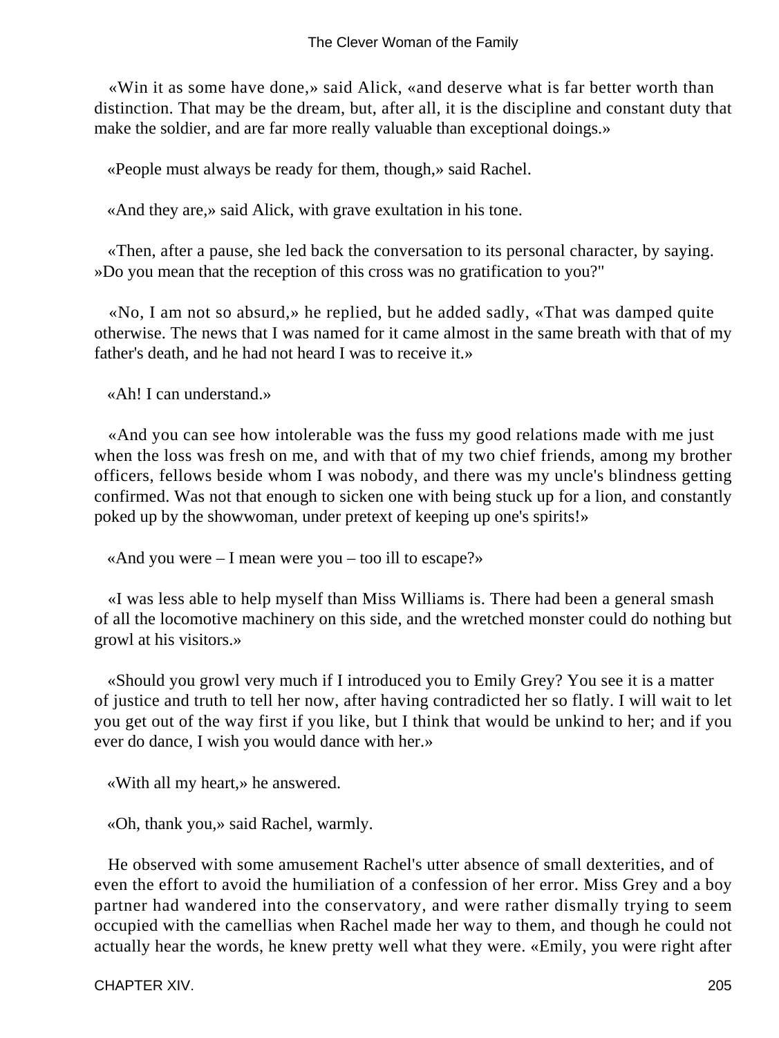«Win it as some have done,» said Alick, «and deserve what is far better worth than distinction. That may be the dream, but, after all, it is the discipline and constant duty that make the soldier, and are far more really valuable than exceptional doings.»

«People must always be ready for them, though,» said Rachel.

«And they are,» said Alick, with grave exultation in his tone.

«Then, after a pause, she led back the conversation to its personal character, by saying. »Do you mean that the reception of this cross was no gratification to you?"

«No, I am not so absurd,» he replied, but he added sadly, «That was damped quite otherwise. The news that I was named for it came almost in the same breath with that of my father's death, and he had not heard I was to receive it.»

«Ah! I can understand.»

«And you can see how intolerable was the fuss my good relations made with me just when the loss was fresh on me, and with that of my two chief friends, among my brother officers, fellows beside whom I was nobody, and there was my uncle's blindness getting confirmed. Was not that enough to sicken one with being stuck up for a lion, and constantly poked up by the showwoman, under pretext of keeping up one's spirits!»

«And you were – I mean were you – too ill to escape?»

«I was less able to help myself than Miss Williams is. There had been a general smash of all the locomotive machinery on this side, and the wretched monster could do nothing but growl at his visitors.»

«Should you growl very much if I introduced you to Emily Grey? You see it is a matter of justice and truth to tell her now, after having contradicted her so flatly. I will wait to let you get out of the way first if you like, but I think that would be unkind to her; and if you ever do dance, I wish you would dance with her.»

«With all my heart,» he answered.

«Oh, thank you,» said Rachel, warmly.

He observed with some amusement Rachel's utter absence of small dexterities, and of even the effort to avoid the humiliation of a confession of her error. Miss Grey and a boy partner had wandered into the conservatory, and were rather dismally trying to seem occupied with the camellias when Rachel made her way to them, and though he could not actually hear the words, he knew pretty well what they were. «Emily, you were right after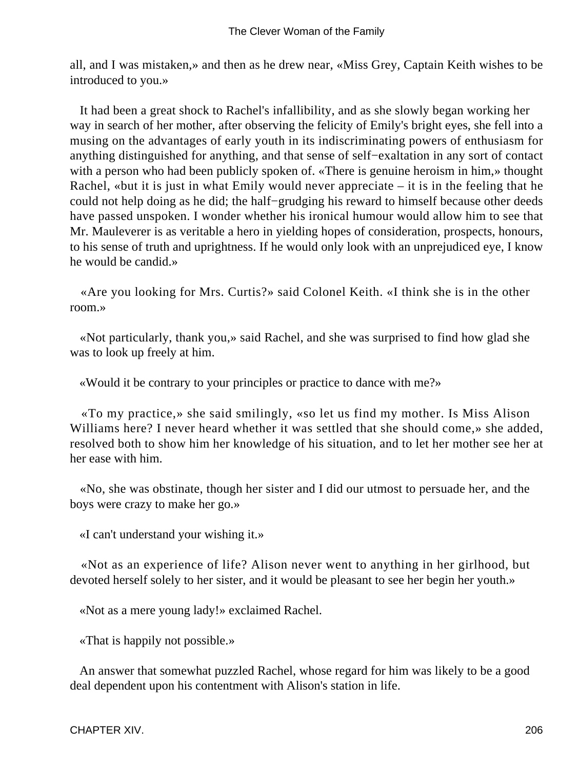all, and I was mistaken,» and then as he drew near, «Miss Grey, Captain Keith wishes to be introduced to you.»

It had been a great shock to Rachel's infallibility, and as she slowly began working her way in search of her mother, after observing the felicity of Emily's bright eyes, she fell into a musing on the advantages of early youth in its indiscriminating powers of enthusiasm for anything distinguished for anything, and that sense of self−exaltation in any sort of contact with a person who had been publicly spoken of. «There is genuine heroism in him,» thought Rachel, «but it is just in what Emily would never appreciate – it is in the feeling that he could not help doing as he did; the half−grudging his reward to himself because other deeds have passed unspoken. I wonder whether his ironical humour would allow him to see that Mr. Mauleverer is as veritable a hero in yielding hopes of consideration, prospects, honours, to his sense of truth and uprightness. If he would only look with an unprejudiced eye, I know he would be candid.»

«Are you looking for Mrs. Curtis?» said Colonel Keith. «I think she is in the other room.»

«Not particularly, thank you,» said Rachel, and she was surprised to find how glad she was to look up freely at him.

«Would it be contrary to your principles or practice to dance with me?»

«To my practice,» she said smilingly, «so let us find my mother. Is Miss Alison Williams here? I never heard whether it was settled that she should come,» she added, resolved both to show him her knowledge of his situation, and to let her mother see her at her ease with him.

«No, she was obstinate, though her sister and I did our utmost to persuade her, and the boys were crazy to make her go.»

«I can't understand your wishing it.»

«Not as an experience of life? Alison never went to anything in her girlhood, but devoted herself solely to her sister, and it would be pleasant to see her begin her youth.»

«Not as a mere young lady!» exclaimed Rachel.

«That is happily not possible.»

An answer that somewhat puzzled Rachel, whose regard for him was likely to be a good deal dependent upon his contentment with Alison's station in life.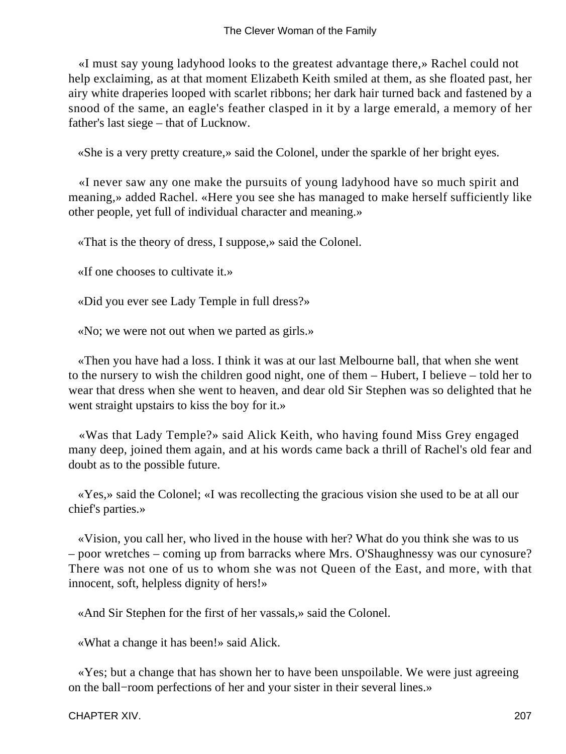«I must say young ladyhood looks to the greatest advantage there,» Rachel could not help exclaiming, as at that moment Elizabeth Keith smiled at them, as she floated past, her airy white draperies looped with scarlet ribbons; her dark hair turned back and fastened by a snood of the same, an eagle's feather clasped in it by a large emerald, a memory of her father's last siege – that of Lucknow.

«She is a very pretty creature,» said the Colonel, under the sparkle of her bright eyes.

«I never saw any one make the pursuits of young ladyhood have so much spirit and meaning,» added Rachel. «Here you see she has managed to make herself sufficiently like other people, yet full of individual character and meaning.»

«That is the theory of dress, I suppose,» said the Colonel.

«If one chooses to cultivate it.»

«Did you ever see Lady Temple in full dress?»

«No; we were not out when we parted as girls.»

«Then you have had a loss. I think it was at our last Melbourne ball, that when she went to the nursery to wish the children good night, one of them – Hubert, I believe – told her to wear that dress when she went to heaven, and dear old Sir Stephen was so delighted that he went straight upstairs to kiss the boy for it.»

«Was that Lady Temple?» said Alick Keith, who having found Miss Grey engaged many deep, joined them again, and at his words came back a thrill of Rachel's old fear and doubt as to the possible future.

«Yes,» said the Colonel; «I was recollecting the gracious vision she used to be at all our chief's parties.»

«Vision, you call her, who lived in the house with her? What do you think she was to us – poor wretches – coming up from barracks where Mrs. O'Shaughnessy was our cynosure? There was not one of us to whom she was not Queen of the East, and more, with that innocent, soft, helpless dignity of hers!»

«And Sir Stephen for the first of her vassals,» said the Colonel.

«What a change it has been!» said Alick.

«Yes; but a change that has shown her to have been unspoilable. We were just agreeing on the ball−room perfections of her and your sister in their several lines.»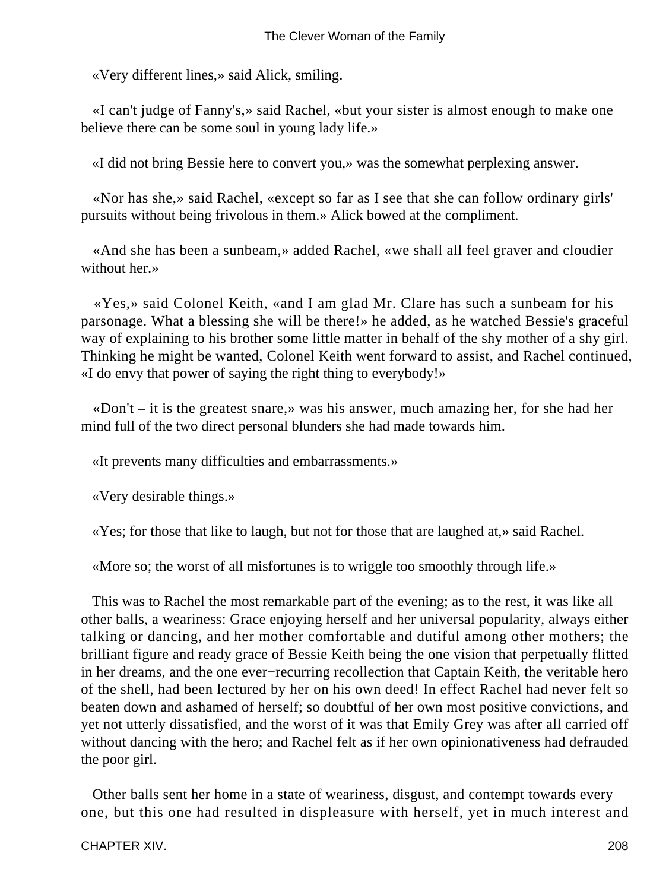«Very different lines,» said Alick, smiling.

«I can't judge of Fanny's,» said Rachel, «but your sister is almost enough to make one believe there can be some soul in young lady life.»

«I did not bring Bessie here to convert you,» was the somewhat perplexing answer.

«Nor has she,» said Rachel, «except so far as I see that she can follow ordinary girls' pursuits without being frivolous in them.» Alick bowed at the compliment.

«And she has been a sunbeam,» added Rachel, «we shall all feel graver and cloudier without her.»

«Yes,» said Colonel Keith, «and I am glad Mr. Clare has such a sunbeam for his parsonage. What a blessing she will be there!» he added, as he watched Bessie's graceful way of explaining to his brother some little matter in behalf of the shy mother of a shy girl. Thinking he might be wanted, Colonel Keith went forward to assist, and Rachel continued, «I do envy that power of saying the right thing to everybody!»

«Don't – it is the greatest snare,» was his answer, much amazing her, for she had her mind full of the two direct personal blunders she had made towards him.

«It prevents many difficulties and embarrassments.»

«Very desirable things.»

«Yes; for those that like to laugh, but not for those that are laughed at,» said Rachel.

«More so; the worst of all misfortunes is to wriggle too smoothly through life.»

This was to Rachel the most remarkable part of the evening; as to the rest, it was like all other balls, a weariness: Grace enjoying herself and her universal popularity, always either talking or dancing, and her mother comfortable and dutiful among other mothers; the brilliant figure and ready grace of Bessie Keith being the one vision that perpetually flitted in her dreams, and the one ever−recurring recollection that Captain Keith, the veritable hero of the shell, had been lectured by her on his own deed! In effect Rachel had never felt so beaten down and ashamed of herself; so doubtful of her own most positive convictions, and yet not utterly dissatisfied, and the worst of it was that Emily Grey was after all carried off without dancing with the hero; and Rachel felt as if her own opinionativeness had defrauded the poor girl.

Other balls sent her home in a state of weariness, disgust, and contempt towards every one, but this one had resulted in displeasure with herself, yet in much interest and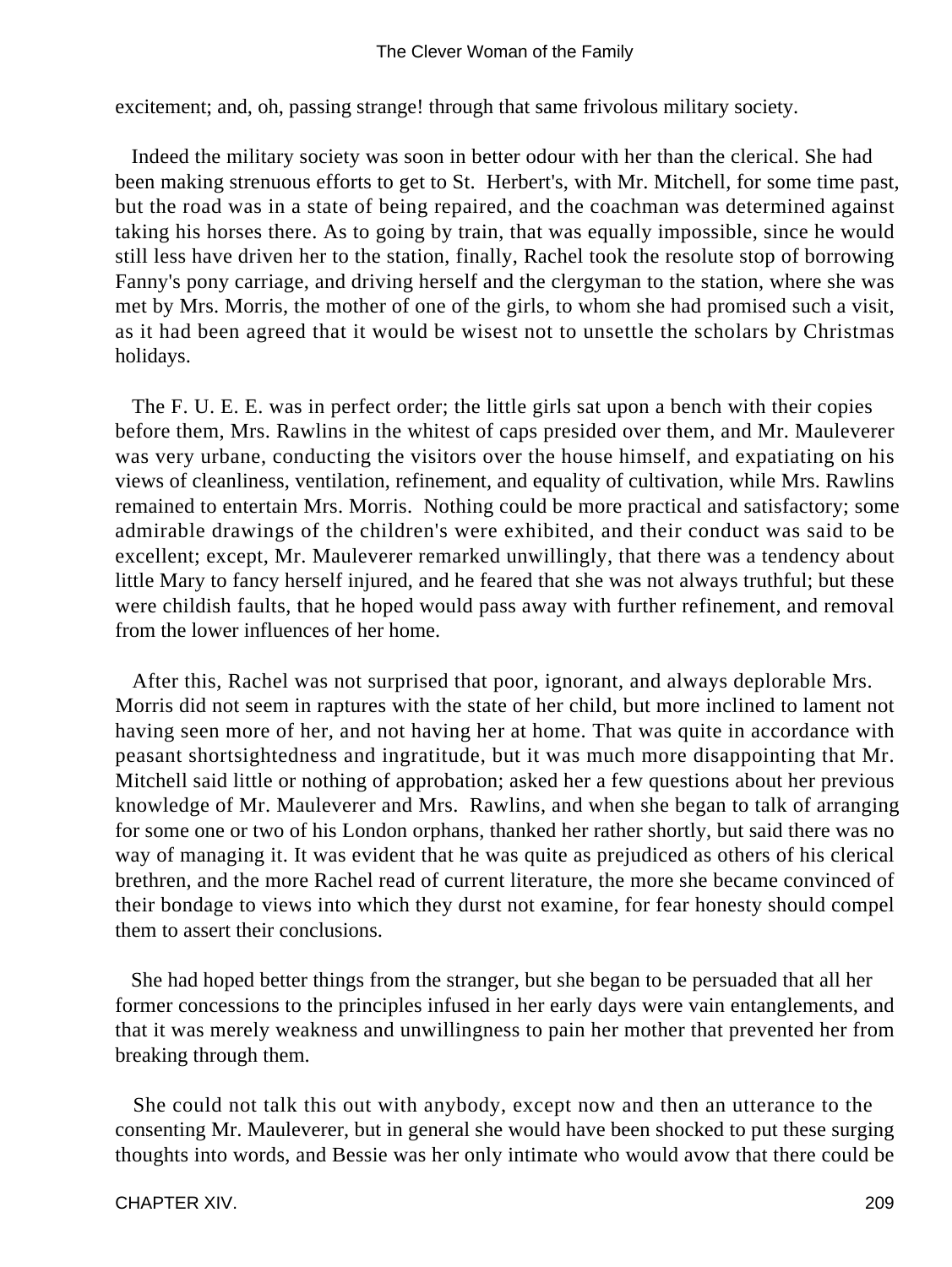excitement; and, oh, passing strange! through that same frivolous military society.

Indeed the military society was soon in better odour with her than the clerical. She had been making strenuous efforts to get to St. Herbert's, with Mr. Mitchell, for some time past, but the road was in a state of being repaired, and the coachman was determined against taking his horses there. As to going by train, that was equally impossible, since he would still less have driven her to the station, finally, Rachel took the resolute stop of borrowing Fanny's pony carriage, and driving herself and the clergyman to the station, where she was met by Mrs. Morris, the mother of one of the girls, to whom she had promised such a visit, as it had been agreed that it would be wisest not to unsettle the scholars by Christmas holidays.

The F. U. E. E. was in perfect order; the little girls sat upon a bench with their copies before them, Mrs. Rawlins in the whitest of caps presided over them, and Mr. Mauleverer was very urbane, conducting the visitors over the house himself, and expatiating on his views of cleanliness, ventilation, refinement, and equality of cultivation, while Mrs. Rawlins remained to entertain Mrs. Morris. Nothing could be more practical and satisfactory; some admirable drawings of the children's were exhibited, and their conduct was said to be excellent; except, Mr. Mauleverer remarked unwillingly, that there was a tendency about little Mary to fancy herself injured, and he feared that she was not always truthful; but these were childish faults, that he hoped would pass away with further refinement, and removal from the lower influences of her home.

After this, Rachel was not surprised that poor, ignorant, and always deplorable Mrs. Morris did not seem in raptures with the state of her child, but more inclined to lament not having seen more of her, and not having her at home. That was quite in accordance with peasant shortsightedness and ingratitude, but it was much more disappointing that Mr. Mitchell said little or nothing of approbation; asked her a few questions about her previous knowledge of Mr. Mauleverer and Mrs. Rawlins, and when she began to talk of arranging for some one or two of his London orphans, thanked her rather shortly, but said there was no way of managing it. It was evident that he was quite as prejudiced as others of his clerical brethren, and the more Rachel read of current literature, the more she became convinced of their bondage to views into which they durst not examine, for fear honesty should compel them to assert their conclusions.

She had hoped better things from the stranger, but she began to be persuaded that all her former concessions to the principles infused in her early days were vain entanglements, and that it was merely weakness and unwillingness to pain her mother that prevented her from breaking through them.

She could not talk this out with anybody, except now and then an utterance to the consenting Mr. Mauleverer, but in general she would have been shocked to put these surging thoughts into words, and Bessie was her only intimate who would avow that there could be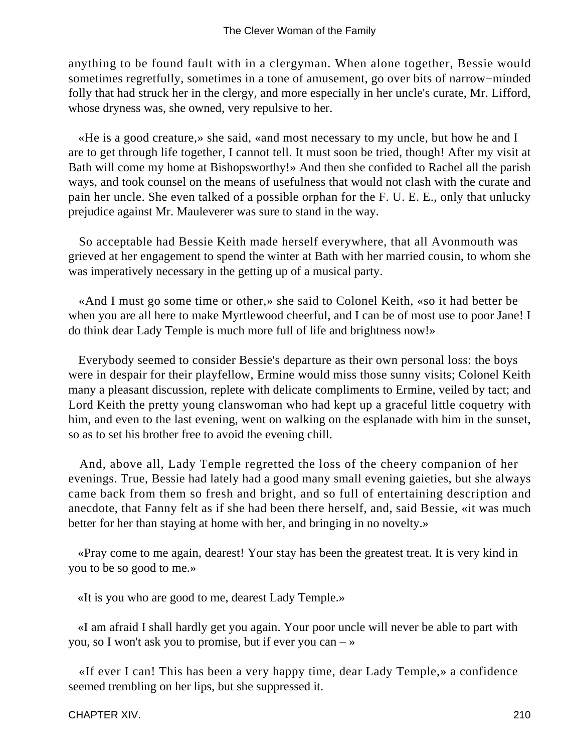anything to be found fault with in a clergyman. When alone together, Bessie would sometimes regretfully, sometimes in a tone of amusement, go over bits of narrow−minded folly that had struck her in the clergy, and more especially in her uncle's curate, Mr. Lifford, whose dryness was, she owned, very repulsive to her.

«He is a good creature,» she said, «and most necessary to my uncle, but how he and I are to get through life together, I cannot tell. It must soon be tried, though! After my visit at Bath will come my home at Bishopsworthy!» And then she confided to Rachel all the parish ways, and took counsel on the means of usefulness that would not clash with the curate and pain her uncle. She even talked of a possible orphan for the F. U. E. E., only that unlucky prejudice against Mr. Mauleverer was sure to stand in the way.

So acceptable had Bessie Keith made herself everywhere, that all Avonmouth was grieved at her engagement to spend the winter at Bath with her married cousin, to whom she was imperatively necessary in the getting up of a musical party.

«And I must go some time or other,» she said to Colonel Keith, «so it had better be when you are all here to make Myrtlewood cheerful, and I can be of most use to poor Jane! I do think dear Lady Temple is much more full of life and brightness now!»

Everybody seemed to consider Bessie's departure as their own personal loss: the boys were in despair for their playfellow, Ermine would miss those sunny visits; Colonel Keith many a pleasant discussion, replete with delicate compliments to Ermine, veiled by tact; and Lord Keith the pretty young clanswoman who had kept up a graceful little coquetry with him, and even to the last evening, went on walking on the esplanade with him in the sunset, so as to set his brother free to avoid the evening chill.

And, above all, Lady Temple regretted the loss of the cheery companion of her evenings. True, Bessie had lately had a good many small evening gaieties, but she always came back from them so fresh and bright, and so full of entertaining description and anecdote, that Fanny felt as if she had been there herself, and, said Bessie, «it was much better for her than staying at home with her, and bringing in no novelty.»

«Pray come to me again, dearest! Your stay has been the greatest treat. It is very kind in you to be so good to me.»

«It is you who are good to me, dearest Lady Temple.»

«I am afraid I shall hardly get you again. Your poor uncle will never be able to part with you, so I won't ask you to promise, but if ever you can – »

«If ever I can! This has been a very happy time, dear Lady Temple,» a confidence seemed trembling on her lips, but she suppressed it.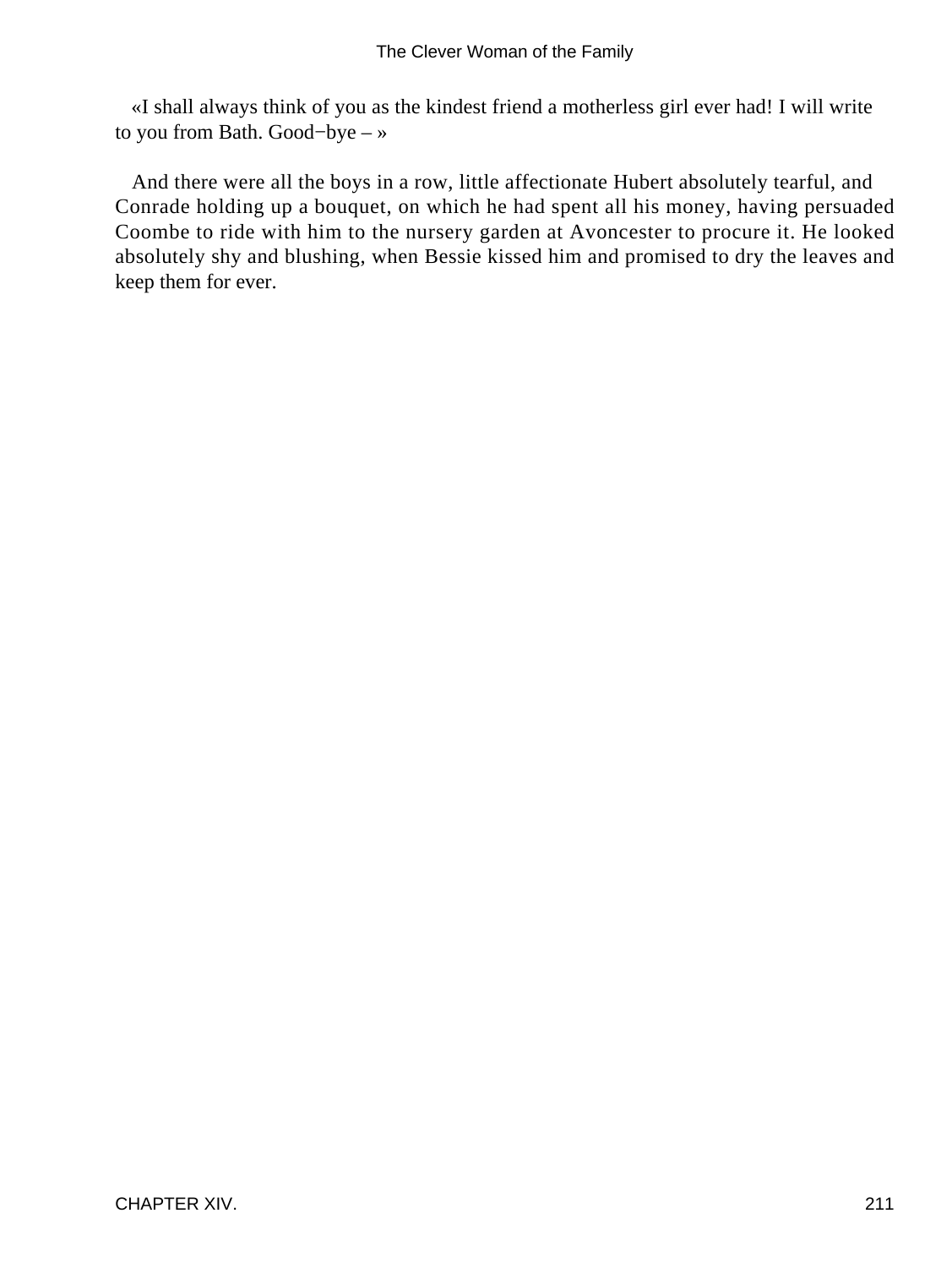«I shall always think of you as the kindest friend a motherless girl ever had! I will write to you from Bath. Good−bye – »

And there were all the boys in a row, little affectionate Hubert absolutely tearful, and Conrade holding up a bouquet, on which he had spent all his money, having persuaded Coombe to ride with him to the nursery garden at Avoncester to procure it. He looked absolutely shy and blushing, when Bessie kissed him and promised to dry the leaves and keep them for ever.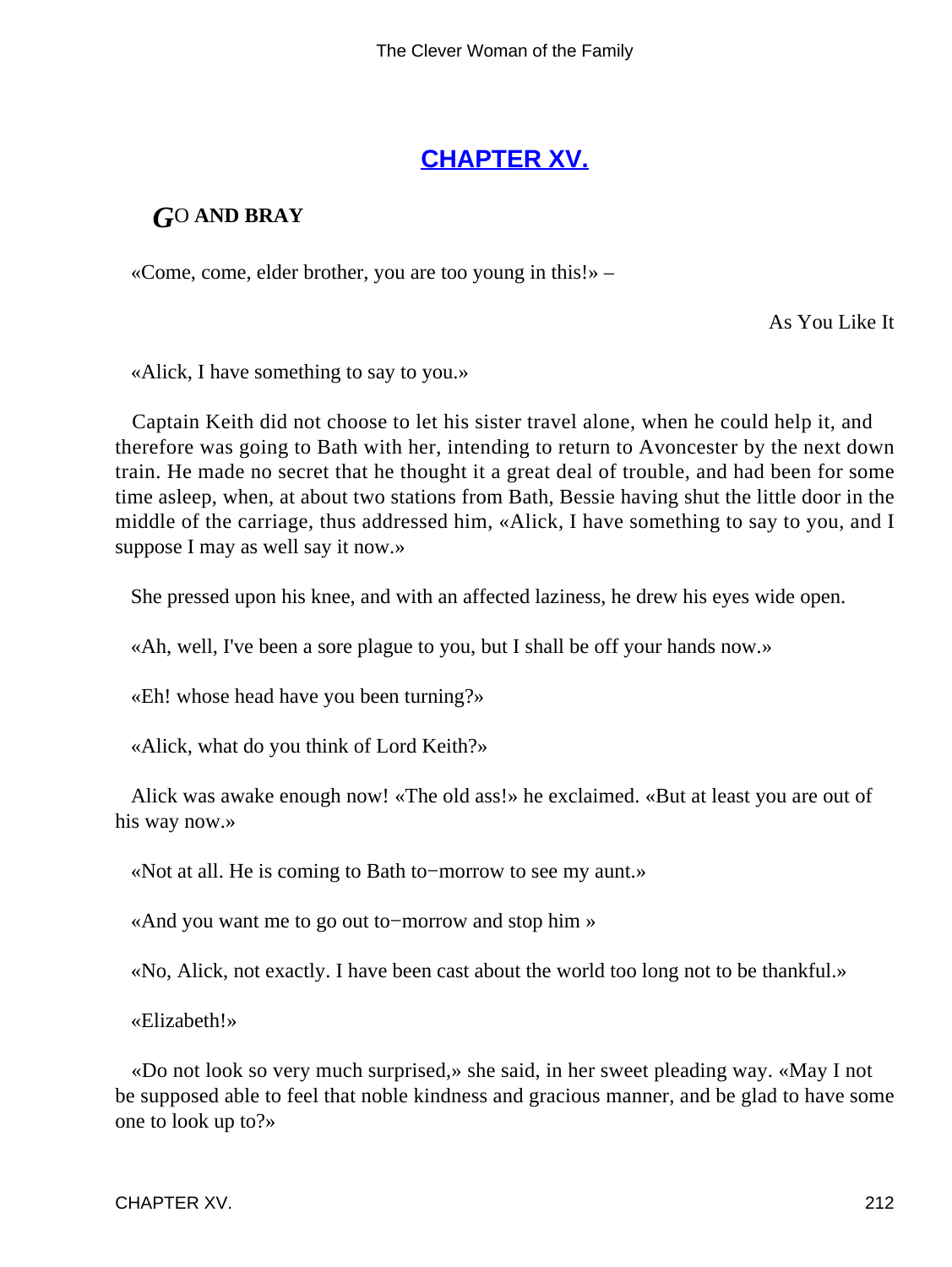## [CHAPTER XV.]()

### *G*O AND BRAY

«Come, come, elder brother, you are too young in this!» –

As You Like It

«Alick, I have something to say to you.»

Captain Keith did not choose to let his sister travel alone, when he could help it, and therefore was going to Bath with her, intending to return to Avoncester by the next down train. He made no secret that he thought it a great deal of trouble, and had been for some time asleep, when, at about two stations from Bath, Bessie having shut the little door in the middle of the carriage, thus addressed him, «Alick, I have something to say to you, and I suppose I may as well say it now.»

She pressed upon his knee, and with an affected laziness, he drew his eyes wide open.

«Ah, well, I've been a sore plague to you, but I shall be off your hands now.»

«Eh! whose head have you been turning?»

«Alick, what do you think of Lord Keith?»

Alick was awake enough now! «The old ass!» he exclaimed. «But at least you are out of his way now.»

«Not at all. He is coming to Bath to−morrow to see my aunt.»

«And you want me to go out to−morrow and stop him »

«No, Alick, not exactly. I have been cast about the world too long not to be thankful.»

«Elizabeth!»

«Do not look so very much surprised,» she said, in her sweet pleading way. «May I not be supposed able to feel that noble kindness and gracious manner, and be glad to have some one to look up to?»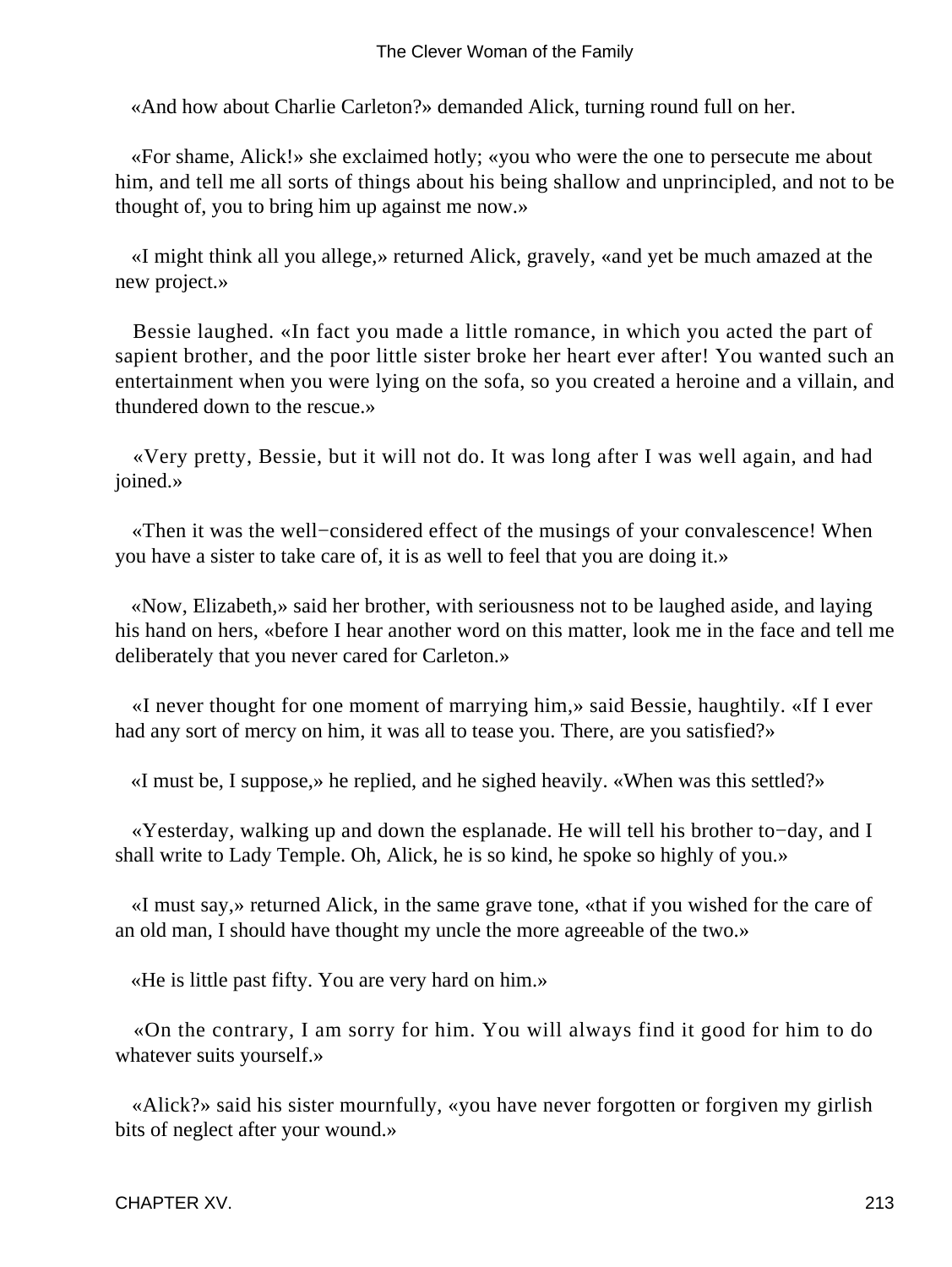«And how about Charlie Carleton?» demanded Alick, turning round full on her.

«For shame, Alick!» she exclaimed hotly; «you who were the one to persecute me about him, and tell me all sorts of things about his being shallow and unprincipled, and not to be thought of, you to bring him up against me now.»

«I might think all you allege,» returned Alick, gravely, «and yet be much amazed at the new project.»

Bessie laughed. «In fact you made a little romance, in which you acted the part of sapient brother, and the poor little sister broke her heart ever after! You wanted such an entertainment when you were lying on the sofa, so you created a heroine and a villain, and thundered down to the rescue.»

«Very pretty, Bessie, but it will not do. It was long after I was well again, and had joined.»

«Then it was the well−considered effect of the musings of your convalescence! When you have a sister to take care of, it is as well to feel that you are doing it.»

«Now, Elizabeth,» said her brother, with seriousness not to be laughed aside, and laying his hand on hers, «before I hear another word on this matter, look me in the face and tell me deliberately that you never cared for Carleton.»

«I never thought for one moment of marrying him,» said Bessie, haughtily. «If I ever had any sort of mercy on him, it was all to tease you. There, are you satisfied?»

«I must be, I suppose,» he replied, and he sighed heavily. «When was this settled?»

«Yesterday, walking up and down the esplanade. He will tell his brother to−day, and I shall write to Lady Temple. Oh, Alick, he is so kind, he spoke so highly of you.»

«I must say,» returned Alick, in the same grave tone, «that if you wished for the care of an old man, I should have thought my uncle the more agreeable of the two.»

«He is little past fifty. You are very hard on him.»

«On the contrary, I am sorry for him. You will always find it good for him to do whatever suits yourself.»

«Alick?» said his sister mournfully, «you have never forgotten or forgiven my girlish bits of neglect after your wound.»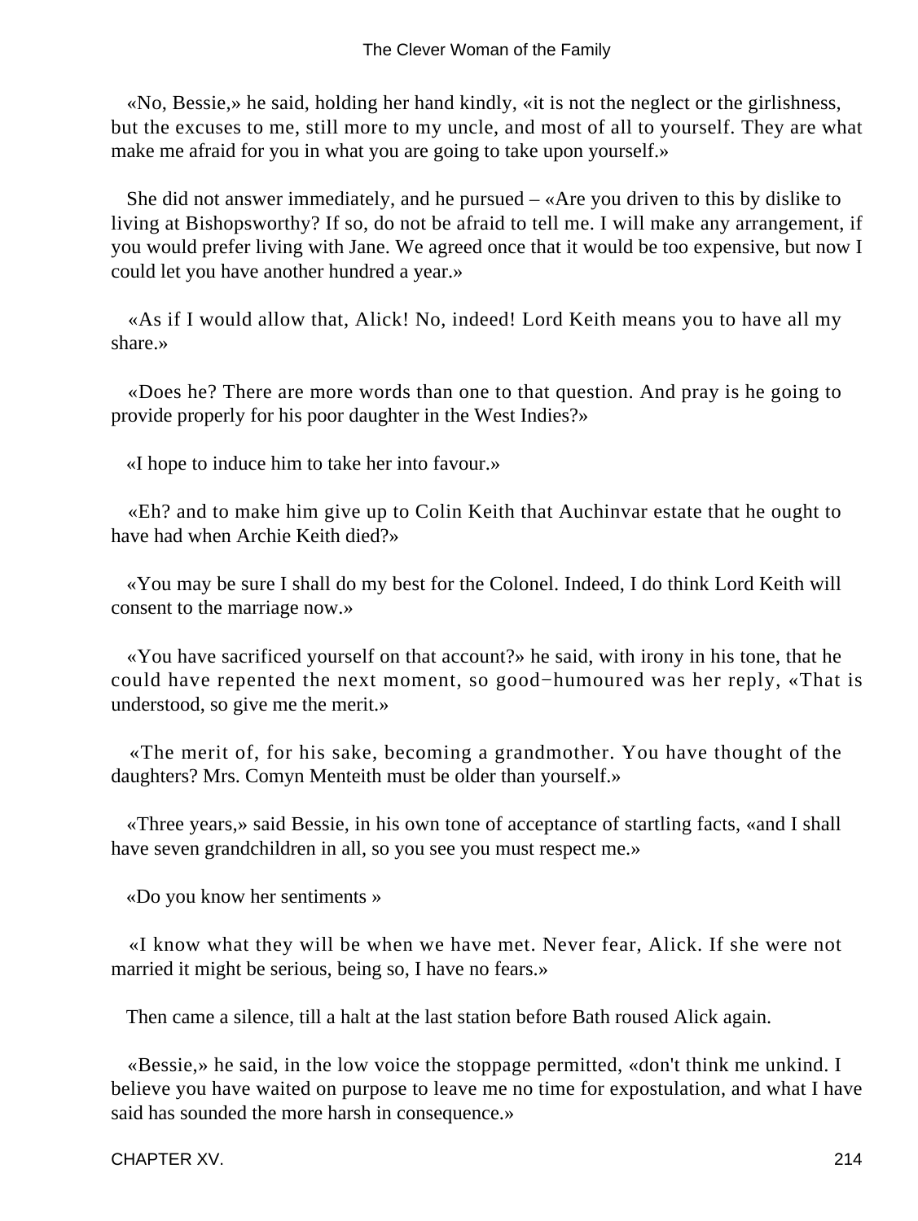«No, Bessie,» he said, holding her hand kindly, «it is not the neglect or the girlishness, but the excuses to me, still more to my uncle, and most of all to yourself. They are what make me afraid for you in what you are going to take upon yourself.»

She did not answer immediately, and he pursued – «Are you driven to this by dislike to living at Bishopsworthy? If so, do not be afraid to tell me. I will make any arrangement, if you would prefer living with Jane. We agreed once that it would be too expensive, but now I could let you have another hundred a year.»

«As if I would allow that, Alick! No, indeed! Lord Keith means you to have all my share.»

«Does he? There are more words than one to that question. And pray is he going to provide properly for his poor daughter in the West Indies?»

«I hope to induce him to take her into favour.»

«Eh? and to make him give up to Colin Keith that Auchinvar estate that he ought to have had when Archie Keith died?»

«You may be sure I shall do my best for the Colonel. Indeed, I do think Lord Keith will consent to the marriage now.»

«You have sacrificed yourself on that account?» he said, with irony in his tone, that he could have repented the next moment, so good−humoured was her reply, «That is understood, so give me the merit.»

«The merit of, for his sake, becoming a grandmother. You have thought of the daughters? Mrs. Comyn Menteith must be older than yourself.»

«Three years,» said Bessie, in his own tone of acceptance of startling facts, «and I shall have seven grandchildren in all, so you see you must respect me.»

«Do you know her sentiments »

«I know what they will be when we have met. Never fear, Alick. If she were not married it might be serious, being so, I have no fears.»

Then came a silence, till a halt at the last station before Bath roused Alick again.

«Bessie,» he said, in the low voice the stoppage permitted, «don't think me unkind. I believe you have waited on purpose to leave me no time for expostulation, and what I have said has sounded the more harsh in consequence.»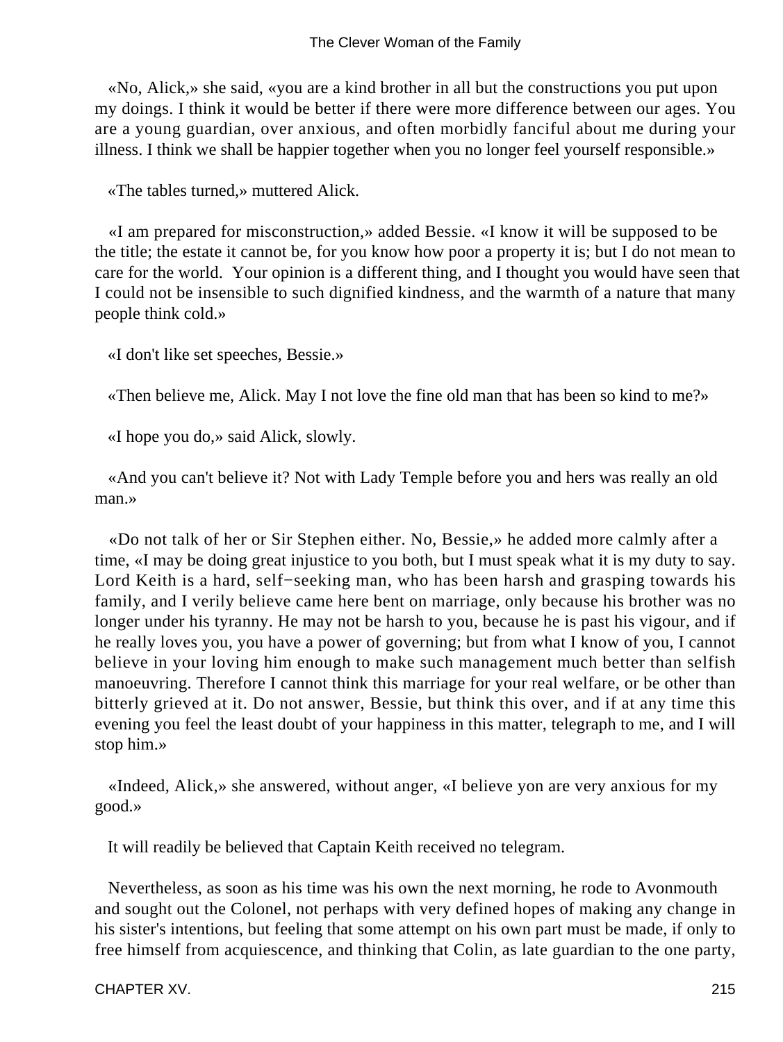«No, Alick,» she said, «you are a kind brother in all but the constructions you put upon my doings. I think it would be better if there were more difference between our ages. You are a young guardian, over anxious, and often morbidly fanciful about me during your illness. I think we shall be happier together when you no longer feel yourself responsible.»

«The tables turned,» muttered Alick.

«I am prepared for misconstruction,» added Bessie. «I know it will be supposed to be the title; the estate it cannot be, for you know how poor a property it is; but I do not mean to care for the world. Your opinion is a different thing, and I thought you would have seen that I could not be insensible to such dignified kindness, and the warmth of a nature that many people think cold.»

«I don't like set speeches, Bessie.»

«Then believe me, Alick. May I not love the fine old man that has been so kind to me?»

«I hope you do,» said Alick, slowly.

«And you can't believe it? Not with Lady Temple before you and hers was really an old man.»

«Do not talk of her or Sir Stephen either. No, Bessie,» he added more calmly after a time, «I may be doing great injustice to you both, but I must speak what it is my duty to say. Lord Keith is a hard, self−seeking man, who has been harsh and grasping towards his family, and I verily believe came here bent on marriage, only because his brother was no longer under his tyranny. He may not be harsh to you, because he is past his vigour, and if he really loves you, you have a power of governing; but from what I know of you, I cannot believe in your loving him enough to make such management much better than selfish manoeuvring. Therefore I cannot think this marriage for your real welfare, or be other than bitterly grieved at it. Do not answer, Bessie, but think this over, and if at any time this evening you feel the least doubt of your happiness in this matter, telegraph to me, and I will stop him.»

«Indeed, Alick,» she answered, without anger, «I believe yon are very anxious for my good.»

It will readily be believed that Captain Keith received no telegram.

Nevertheless, as soon as his time was his own the next morning, he rode to Avonmouth and sought out the Colonel, not perhaps with very defined hopes of making any change in his sister's intentions, but feeling that some attempt on his own part must be made, if only to free himself from acquiescence, and thinking that Colin, as late guardian to the one party,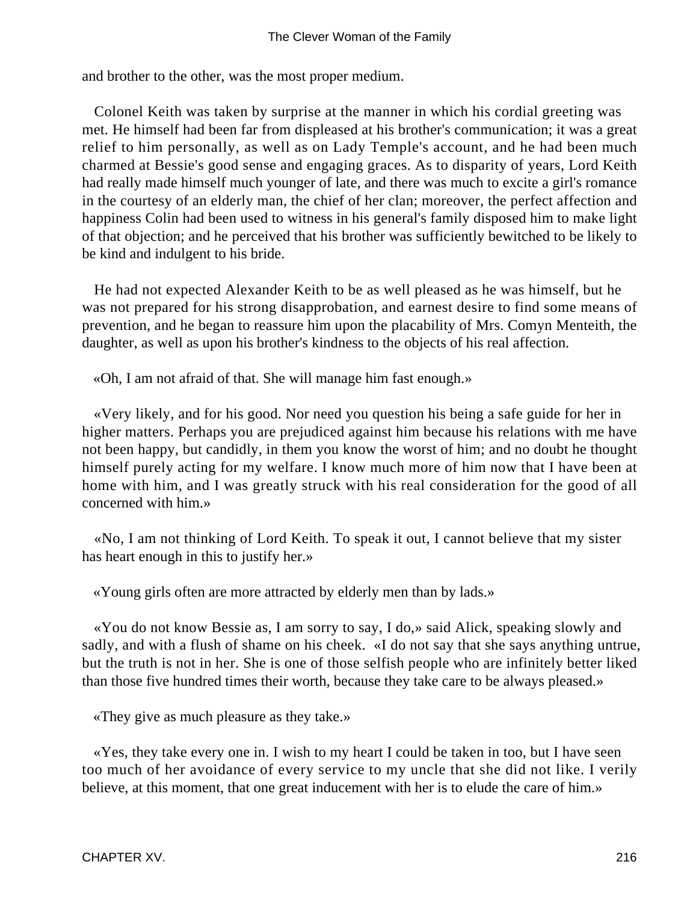and brother to the other, was the most proper medium.

Colonel Keith was taken by surprise at the manner in which his cordial greeting was met. He himself had been far from displeased at his brother's communication; it was a great relief to him personally, as well as on Lady Temple's account, and he had been much charmed at Bessie's good sense and engaging graces. As to disparity of years, Lord Keith had really made himself much younger of late, and there was much to excite a girl's romance in the courtesy of an elderly man, the chief of her clan; moreover, the perfect affection and happiness Colin had been used to witness in his general's family disposed him to make light of that objection; and he perceived that his brother was sufficiently bewitched to be likely to be kind and indulgent to his bride.

He had not expected Alexander Keith to be as well pleased as he was himself, but he was not prepared for his strong disapprobation, and earnest desire to find some means of prevention, and he began to reassure him upon the placability of Mrs. Comyn Menteith, the daughter, as well as upon his brother's kindness to the objects of his real affection.

«Oh, I am not afraid of that. She will manage him fast enough.»

«Very likely, and for his good. Nor need you question his being a safe guide for her in higher matters. Perhaps you are prejudiced against him because his relations with me have not been happy, but candidly, in them you know the worst of him; and no doubt he thought himself purely acting for my welfare. I know much more of him now that I have been at home with him, and I was greatly struck with his real consideration for the good of all concerned with him.»

«No, I am not thinking of Lord Keith. To speak it out, I cannot believe that my sister has heart enough in this to justify her.»

«Young girls often are more attracted by elderly men than by lads.»

«You do not know Bessie as, I am sorry to say, I do,» said Alick, speaking slowly and sadly, and with a flush of shame on his cheek. «I do not say that she says anything untrue, but the truth is not in her. She is one of those selfish people who are infinitely better liked than those five hundred times their worth, because they take care to be always pleased.»

«They give as much pleasure as they take.»

«Yes, they take every one in. I wish to my heart I could be taken in too, but I have seen too much of her avoidance of every service to my uncle that she did not like. I verily believe, at this moment, that one great inducement with her is to elude the care of him.»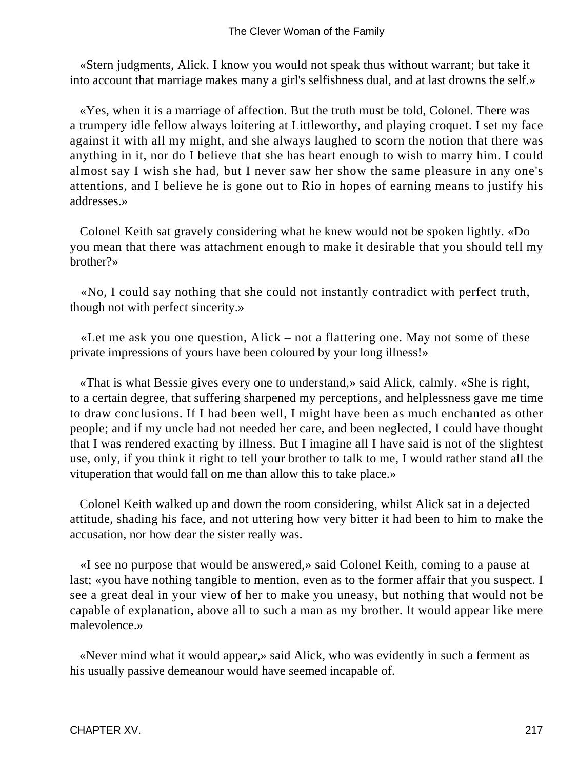«Stern judgments, Alick. I know you would not speak thus without warrant; but take it into account that marriage makes many a girl's selfishness dual, and at last drowns the self.»

«Yes, when it is a marriage of affection. But the truth must be told, Colonel. There was a trumpery idle fellow always loitering at Littleworthy, and playing croquet. I set my face against it with all my might, and she always laughed to scorn the notion that there was anything in it, nor do I believe that she has heart enough to wish to marry him. I could almost say I wish she had, but I never saw her show the same pleasure in any one's attentions, and I believe he is gone out to Rio in hopes of earning means to justify his addresses.»

Colonel Keith sat gravely considering what he knew would not be spoken lightly. «Do you mean that there was attachment enough to make it desirable that you should tell my brother?»

«No, I could say nothing that she could not instantly contradict with perfect truth, though not with perfect sincerity.»

«Let me ask you one question, Alick – not a flattering one. May not some of these private impressions of yours have been coloured by your long illness!»

«That is what Bessie gives every one to understand,» said Alick, calmly. «She is right, to a certain degree, that suffering sharpened my perceptions, and helplessness gave me time to draw conclusions. If I had been well, I might have been as much enchanted as other people; and if my uncle had not needed her care, and been neglected, I could have thought that I was rendered exacting by illness. But I imagine all I have said is not of the slightest use, only, if you think it right to tell your brother to talk to me, I would rather stand all the vituperation that would fall on me than allow this to take place.»

Colonel Keith walked up and down the room considering, whilst Alick sat in a dejected attitude, shading his face, and not uttering how very bitter it had been to him to make the accusation, nor how dear the sister really was.

«I see no purpose that would be answered,» said Colonel Keith, coming to a pause at last; «you have nothing tangible to mention, even as to the former affair that you suspect. I see a great deal in your view of her to make you uneasy, but nothing that would not be capable of explanation, above all to such a man as my brother. It would appear like mere malevolence.»

«Never mind what it would appear,» said Alick, who was evidently in such a ferment as his usually passive demeanour would have seemed incapable of.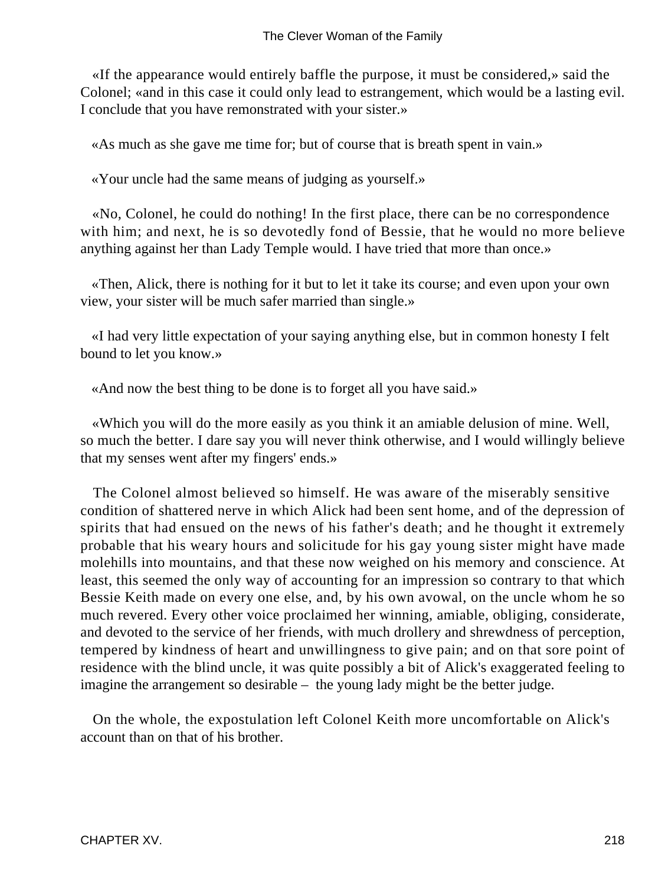«If the appearance would entirely baffle the purpose, it must be considered,» said the Colonel; «and in this case it could only lead to estrangement, which would be a lasting evil. I conclude that you have remonstrated with your sister.»

«As much as she gave me time for; but of course that is breath spent in vain.»

«Your uncle had the same means of judging as yourself.»

«No, Colonel, he could do nothing! In the first place, there can be no correspondence with him; and next, he is so devotedly fond of Bessie, that he would no more believe anything against her than Lady Temple would. I have tried that more than once.»

«Then, Alick, there is nothing for it but to let it take its course; and even upon your own view, your sister will be much safer married than single.»

«I had very little expectation of your saying anything else, but in common honesty I felt bound to let you know.»

«And now the best thing to be done is to forget all you have said.»

«Which you will do the more easily as you think it an amiable delusion of mine. Well, so much the better. I dare say you will never think otherwise, and I would willingly believe that my senses went after my fingers' ends.»

The Colonel almost believed so himself. He was aware of the miserably sensitive condition of shattered nerve in which Alick had been sent home, and of the depression of spirits that had ensued on the news of his father's death; and he thought it extremely probable that his weary hours and solicitude for his gay young sister might have made molehills into mountains, and that these now weighed on his memory and conscience. At least, this seemed the only way of accounting for an impression so contrary to that which Bessie Keith made on every one else, and, by his own avowal, on the uncle whom he so much revered. Every other voice proclaimed her winning, amiable, obliging, considerate, and devoted to the service of her friends, with much drollery and shrewdness of perception, tempered by kindness of heart and unwillingness to give pain; and on that sore point of residence with the blind uncle, it was quite possibly a bit of Alick's exaggerated feeling to imagine the arrangement so desirable – the young lady might be the better judge.

On the whole, the expostulation left Colonel Keith more uncomfortable on Alick's account than on that of his brother.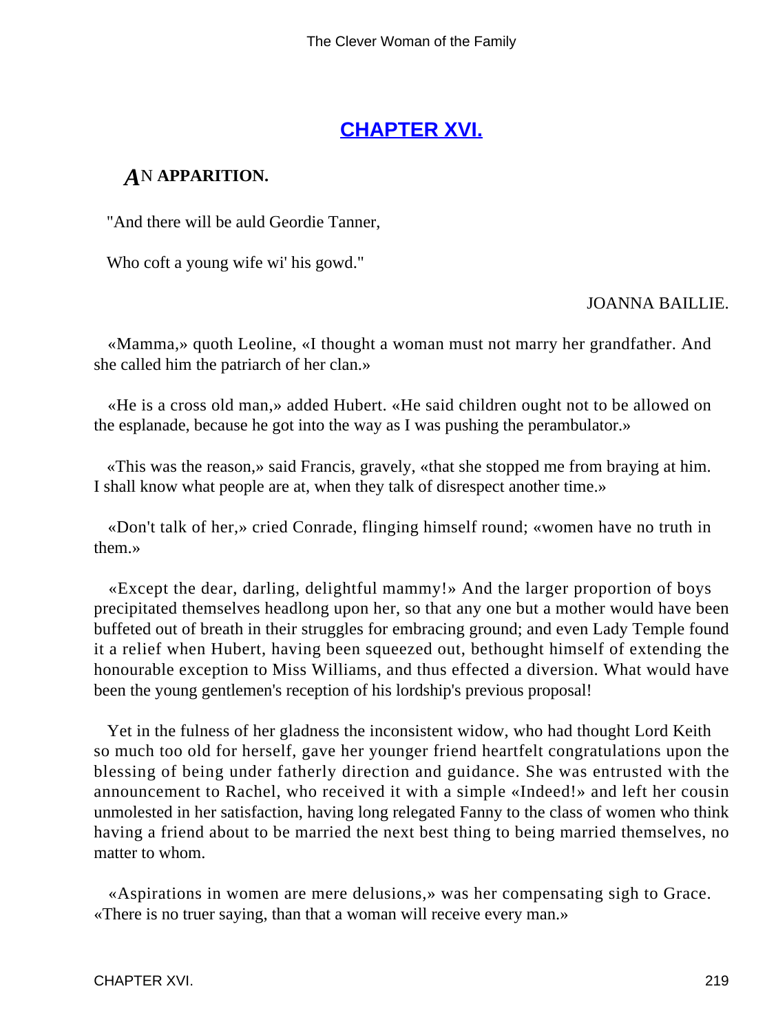## [CHAPTER XVI.](#)

### AN APPARITION.

"And there will be auld Geordie Tanner,

Who coft a young wife wi' his gowd."

JOANNA BAILLIE.

«Mamma,» quoth Leoline, «I thought a woman must not marry her grandfather. And she called him the patriarch of her clan.»

«He is a cross old man,» added Hubert. «He said children ought not to be allowed on the esplanade, because he got into the way as I was pushing the perambulator.»

«This was the reason,» said Francis, gravely, «that she stopped me from braying at him. I shall know what people are at, when they talk of disrespect another time.»

«Don't talk of her,» cried Conrade, flinging himself round; «women have no truth in them.»

«Except the dear, darling, delightful mammy!» And the larger proportion of boys precipitated themselves headlong upon her, so that any one but a mother would have been buffeted out of breath in their struggles for embracing ground; and even Lady Temple found it a relief when Hubert, having been squeezed out, bethought himself of extending the honourable exception to Miss Williams, and thus effected a diversion. What would have been the young gentlemen's reception of his lordship's previous proposal!

Yet in the fulness of her gladness the inconsistent widow, who had thought Lord Keith so much too old for herself, gave her younger friend heartfelt congratulations upon the blessing of being under fatherly direction and guidance. She was entrusted with the announcement to Rachel, who received it with a simple «Indeed!» and left her cousin unmolested in her satisfaction, having long relegated Fanny to the class of women who think having a friend about to be married the next best thing to being married themselves, no matter to whom.

«Aspirations in women are mere delusions,» was her compensating sigh to Grace. «There is no truer saying, than that a woman will receive every man.»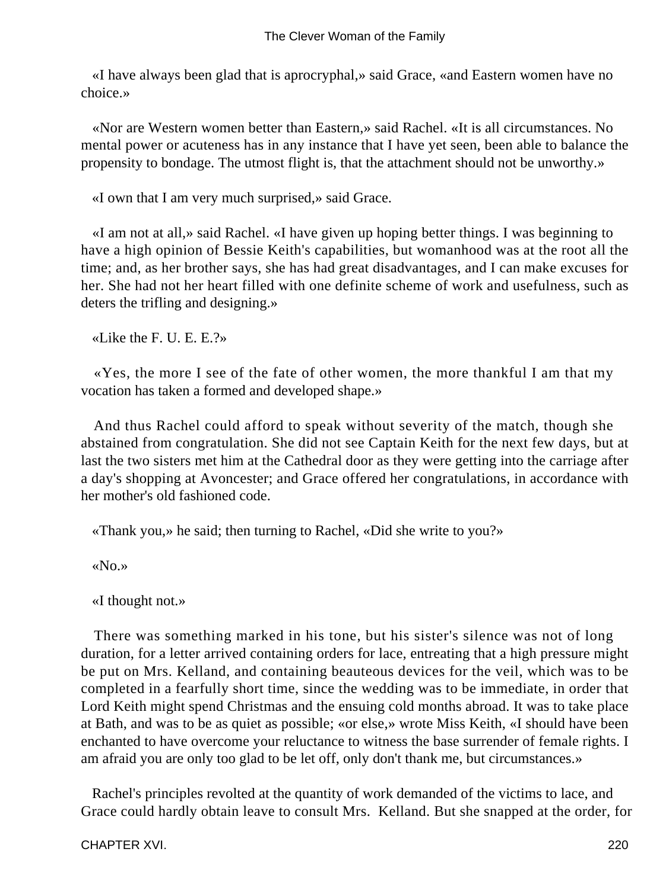«I have always been glad that is aprocryphal,» said Grace, «and Eastern women have no choice.»

«Nor are Western women better than Eastern,» said Rachel. «It is all circumstances. No mental power or acuteness has in any instance that I have yet seen, been able to balance the propensity to bondage. The utmost flight is, that the attachment should not be unworthy.»

«I own that I am very much surprised,» said Grace.

«I am not at all,» said Rachel. «I have given up hoping better things. I was beginning to have a high opinion of Bessie Keith's capabilities, but womanhood was at the root all the time; and, as her brother says, she has had great disadvantages, and I can make excuses for her. She had not her heart filled with one definite scheme of work and usefulness, such as deters the trifling and designing.»

«Like the F. U. E. E.?»

«Yes, the more I see of the fate of other women, the more thankful I am that my vocation has taken a formed and developed shape.»

And thus Rachel could afford to speak without severity of the match, though she abstained from congratulation. She did not see Captain Keith for the next few days, but at last the two sisters met him at the Cathedral door as they were getting into the carriage after a day's shopping at Avoncester; and Grace offered her congratulations, in accordance with her mother's old fashioned code.

«Thank you,» he said; then turning to Rachel, «Did she write to you?»

«No.»

«I thought not.»

There was something marked in his tone, but his sister's silence was not of long duration, for a letter arrived containing orders for lace, entreating that a high pressure might be put on Mrs. Kelland, and containing beauteous devices for the veil, which was to be completed in a fearfully short time, since the wedding was to be immediate, in order that Lord Keith might spend Christmas and the ensuing cold months abroad. It was to take place at Bath, and was to be as quiet as possible; «or else,» wrote Miss Keith, «I should have been enchanted to have overcome your reluctance to witness the base surrender of female rights. I am afraid you are only too glad to be let off, only don't thank me, but circumstances.»

Rachel's principles revolted at the quantity of work demanded of the victims to lace, and Grace could hardly obtain leave to consult Mrs. Kelland. But she snapped at the order, for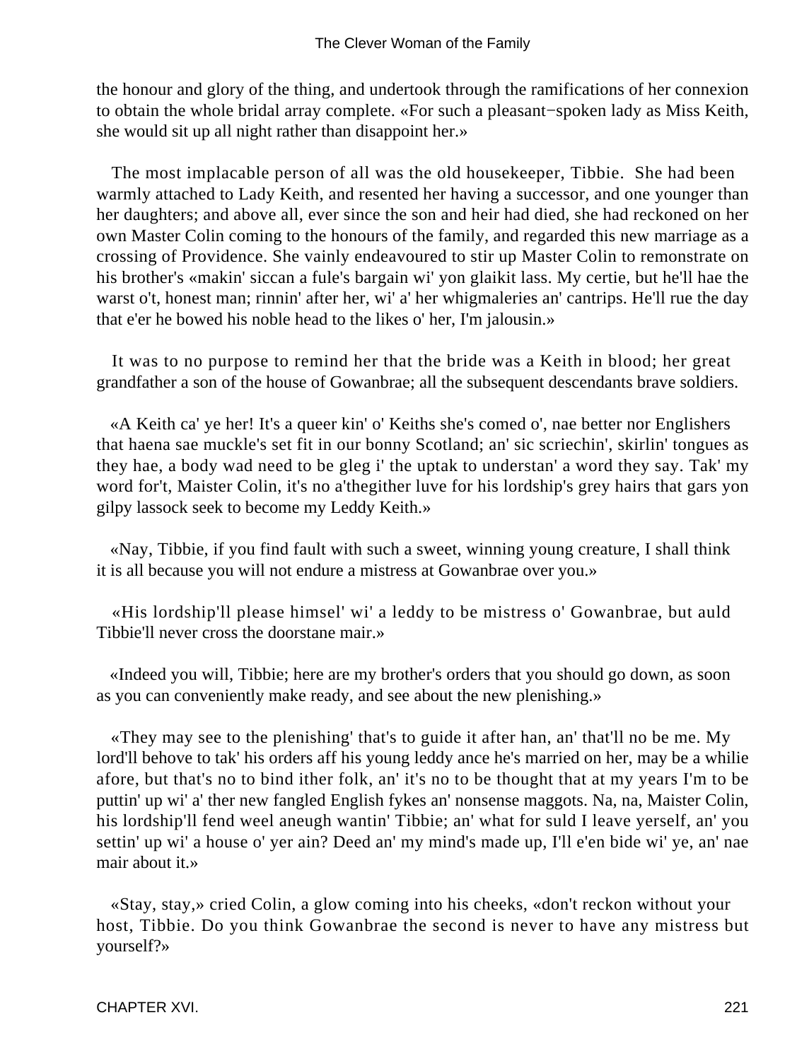the honour and glory of the thing, and undertook through the ramifications of her connexion to obtain the whole bridal array complete. «For such a pleasant−spoken lady as Miss Keith, she would sit up all night rather than disappoint her.»

The most implacable person of all was the old housekeeper, Tibbie. She had been warmly attached to Lady Keith, and resented her having a successor, and one younger than her daughters; and above all, ever since the son and heir had died, she had reckoned on her own Master Colin coming to the honours of the family, and regarded this new marriage as a crossing of Providence. She vainly endeavoured to stir up Master Colin to remonstrate on his brother's «makin' siccan a fule's bargain wi' yon glaikit lass. My certie, but he'll hae the warst o't, honest man; rinnin' after her, wi' a' her whigmaleries an' cantrips. He'll rue the day that e'er he bowed his noble head to the likes o' her, I'm jalousin.»

It was to no purpose to remind her that the bride was a Keith in blood; her great grandfather a son of the house of Gowanbrae; all the subsequent descendants brave soldiers.

«A Keith ca' ye her! It's a queer kin' o' Keiths she's comed o', nae better nor Englishers that haena sae muckle's set fit in our bonny Scotland; an' sic scriechin', skirlin' tongues as they hae, a body wad need to be gleg i' the uptak to understan' a word they say. Tak' my word for't, Maister Colin, it's no a'thegither luve for his lordship's grey hairs that gars yon gilpy lassock seek to become my Leddy Keith.»

«Nay, Tibbie, if you find fault with such a sweet, winning young creature, I shall think it is all because you will not endure a mistress at Gowanbrae over you.»

«His lordship'll please himsel' wi' a leddy to be mistress o' Gowanbrae, but auld Tibbie'll never cross the doorstane mair.»

«Indeed you will, Tibbie; here are my brother's orders that you should go down, as soon as you can conveniently make ready, and see about the new plenishing.»

«They may see to the plenishing' that's to guide it after han, an' that'll no be me. My lord'll behove to tak' his orders aff his young leddy ance he's married on her, may be a whilie afore, but that's no to bind ither folk, an' it's no to be thought that at my years I'm to be puttin' up wi' a' ther new fangled English fykes an' nonsense maggots. Na, na, Maister Colin, his lordship'll fend weel aneugh wantin' Tibbie; an' what for suld I leave yerself, an' you settin' up wi' a house o' yer ain? Deed an' my mind's made up, I'll e'en bide wi' ye, an' nae mair about it.»

«Stay, stay,» cried Colin, a glow coming into his cheeks, «don't reckon without your host, Tibbie. Do you think Gowanbrae the second is never to have any mistress but yourself?»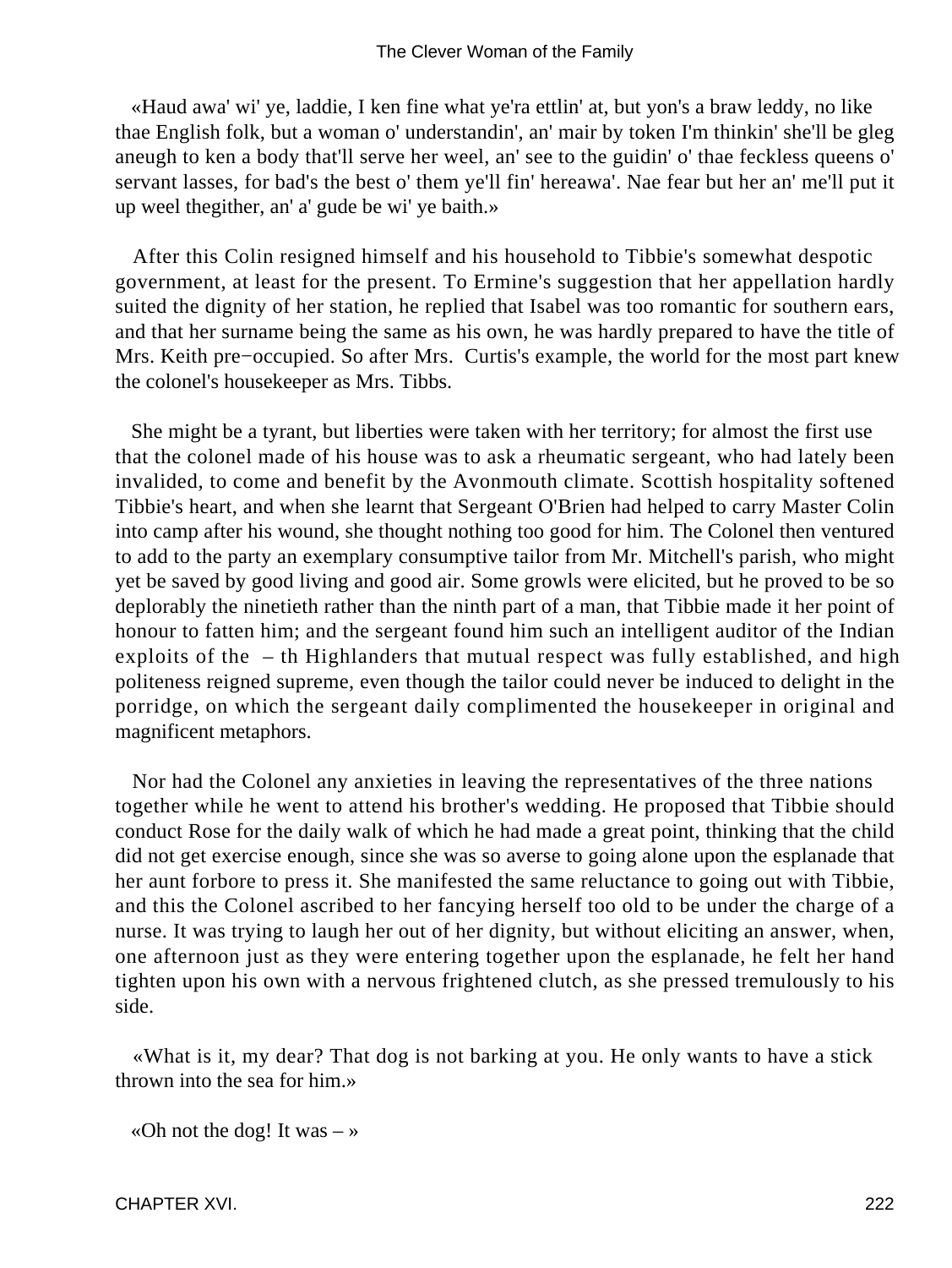«Haud awa' wi' ye, laddie, I ken fine what ye'ra ettlin' at, but yon's a braw leddy, no like thae English folk, but a woman o' understandin', an' mair by token I'm thinkin' she'll be gleg aneugh to ken a body that'll serve her weel, an' see to the guidin' o' thae feckless queens o' servant lasses, for bad's the best o' them ye'll fin' hereawa'. Nae fear but her an' me'll put it up weel thegither, an' a' gude be wi' ye baith.»

After this Colin resigned himself and his household to Tibbie's somewhat despotic government, at least for the present. To Ermine's suggestion that her appellation hardly suited the dignity of her station, he replied that Isabel was too romantic for southern ears, and that her surname being the same as his own, he was hardly prepared to have the title of Mrs. Keith pre−occupied. So after Mrs. Curtis's example, the world for the most part knew the colonel's housekeeper as Mrs. Tibbs.

She might be a tyrant, but liberties were taken with her territory; for almost the first use that the colonel made of his house was to ask a rheumatic sergeant, who had lately been invalided, to come and benefit by the Avonmouth climate. Scottish hospitality softened Tibbie's heart, and when she learnt that Sergeant O'Brien had helped to carry Master Colin into camp after his wound, she thought nothing too good for him. The Colonel then ventured to add to the party an exemplary consumptive tailor from Mr. Mitchell's parish, who might yet be saved by good living and good air. Some growls were elicited, but he proved to be so deplorably the ninetieth rather than the ninth part of a man, that Tibbie made it her point of honour to fatten him; and the sergeant found him such an intelligent auditor of the Indian exploits of the – th Highlanders that mutual respect was fully established, and high politeness reigned supreme, even though the tailor could never be induced to delight in the porridge, on which the sergeant daily complimented the housekeeper in original and magnificent metaphors.

Nor had the Colonel any anxieties in leaving the representatives of the three nations together while he went to attend his brother's wedding. He proposed that Tibbie should conduct Rose for the daily walk of which he had made a great point, thinking that the child did not get exercise enough, since she was so averse to going alone upon the esplanade that her aunt forbore to press it. She manifested the same reluctance to going out with Tibbie, and this the Colonel ascribed to her fancying herself too old to be under the charge of a nurse. It was trying to laugh her out of her dignity, but without eliciting an answer, when, one afternoon just as they were entering together upon the esplanade, he felt her hand tighten upon his own with a nervous frightened clutch, as she pressed tremulously to his side.

«What is it, my dear? That dog is not barking at you. He only wants to have a stick thrown into the sea for him.»

«Oh not the dog! It was – »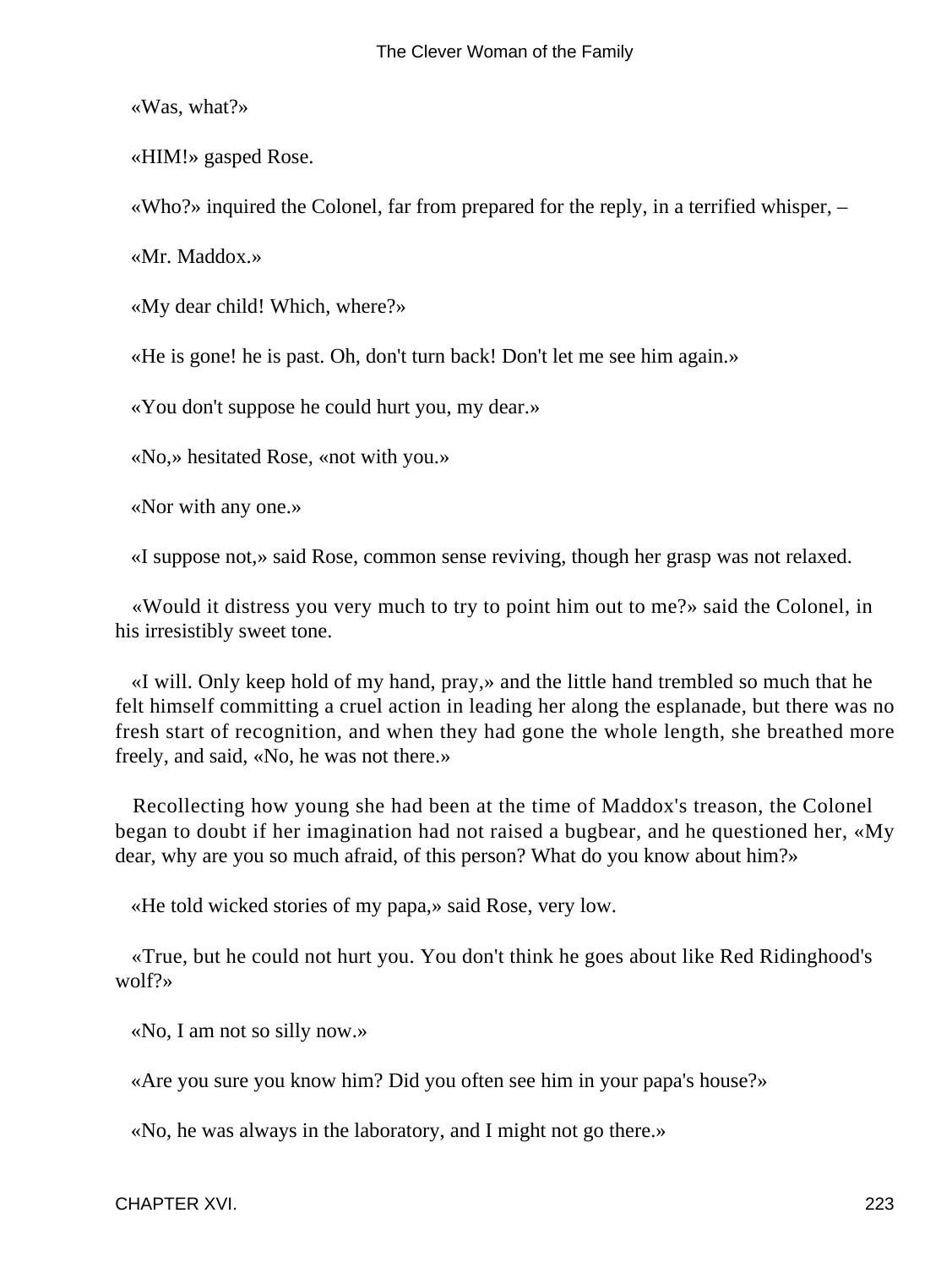«Was, what?»

«HIM!» gasped Rose.

«Who?» inquired the Colonel, far from prepared for the reply, in a terrified whisper, –

«Mr. Maddox.»

«My dear child! Which, where?»

«He is gone! he is past. Oh, don't turn back! Don't let me see him again.»

«You don't suppose he could hurt you, my dear.»

«No,» hesitated Rose, «not with you.»

«Nor with any one.»

«I suppose not,» said Rose, common sense reviving, though her grasp was not relaxed.

«Would it distress you very much to try to point him out to me?» said the Colonel, in his irresistibly sweet tone.

«I will. Only keep hold of my hand, pray,» and the little hand trembled so much that he felt himself committing a cruel action in leading her along the esplanade, but there was no fresh start of recognition, and when they had gone the whole length, she breathed more freely, and said, «No, he was not there.»

Recollecting how young she had been at the time of Maddox's treason, the Colonel began to doubt if her imagination had not raised a bugbear, and he questioned her, «My dear, why are you so much afraid, of this person? What do you know about him?»

«He told wicked stories of my papa,» said Rose, very low.

«True, but he could not hurt you. You don't think he goes about like Red Ridinghood's wolf?»

«No, I am not so silly now.»

«Are you sure you know him? Did you often see him in your papa's house?»

«No, he was always in the laboratory, and I might not go there.»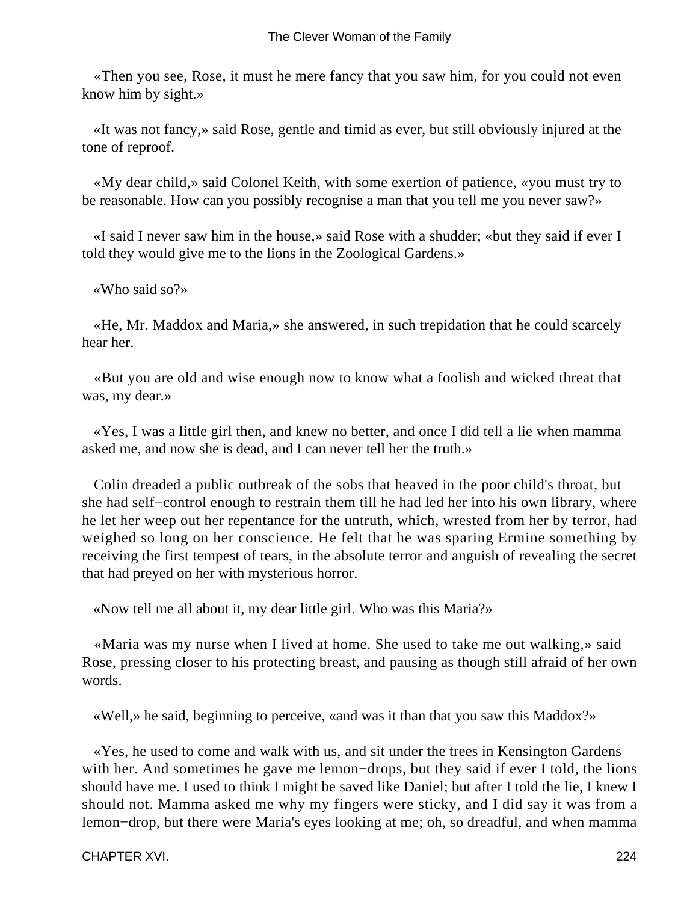«Then you see, Rose, it must he mere fancy that you saw him, for you could not even know him by sight.»

«It was not fancy,» said Rose, gentle and timid as ever, but still obviously injured at the tone of reproof.

«My dear child,» said Colonel Keith, with some exertion of patience, «you must try to be reasonable. How can you possibly recognise a man that you tell me you never saw?»

«I said I never saw him in the house,» said Rose with a shudder; «but they said if ever I told they would give me to the lions in the Zoological Gardens.»

«Who said so?»

«He, Mr. Maddox and Maria,» she answered, in such trepidation that he could scarcely hear her.

«But you are old and wise enough now to know what a foolish and wicked threat that was, my dear.»

«Yes, I was a little girl then, and knew no better, and once I did tell a lie when mamma asked me, and now she is dead, and I can never tell her the truth.»

Colin dreaded a public outbreak of the sobs that heaved in the poor child's throat, but she had self−control enough to restrain them till he had led her into his own library, where he let her weep out her repentance for the untruth, which, wrested from her by terror, had weighed so long on her conscience. He felt that he was sparing Ermine something by receiving the first tempest of tears, in the absolute terror and anguish of revealing the secret that had preyed on her with mysterious horror.

«Now tell me all about it, my dear little girl. Who was this Maria?»

«Maria was my nurse when I lived at home. She used to take me out walking,» said Rose, pressing closer to his protecting breast, and pausing as though still afraid of her own words.

«Well,» he said, beginning to perceive, «and was it than that you saw this Maddox?»

«Yes, he used to come and walk with us, and sit under the trees in Kensington Gardens with her. And sometimes he gave me lemon−drops, but they said if ever I told, the lions should have me. I used to think I might be saved like Daniel; but after I told the lie, I knew I should not. Mamma asked me why my fingers were sticky, and I did say it was from a lemon−drop, but there were Maria's eyes looking at me; oh, so dreadful, and when mamma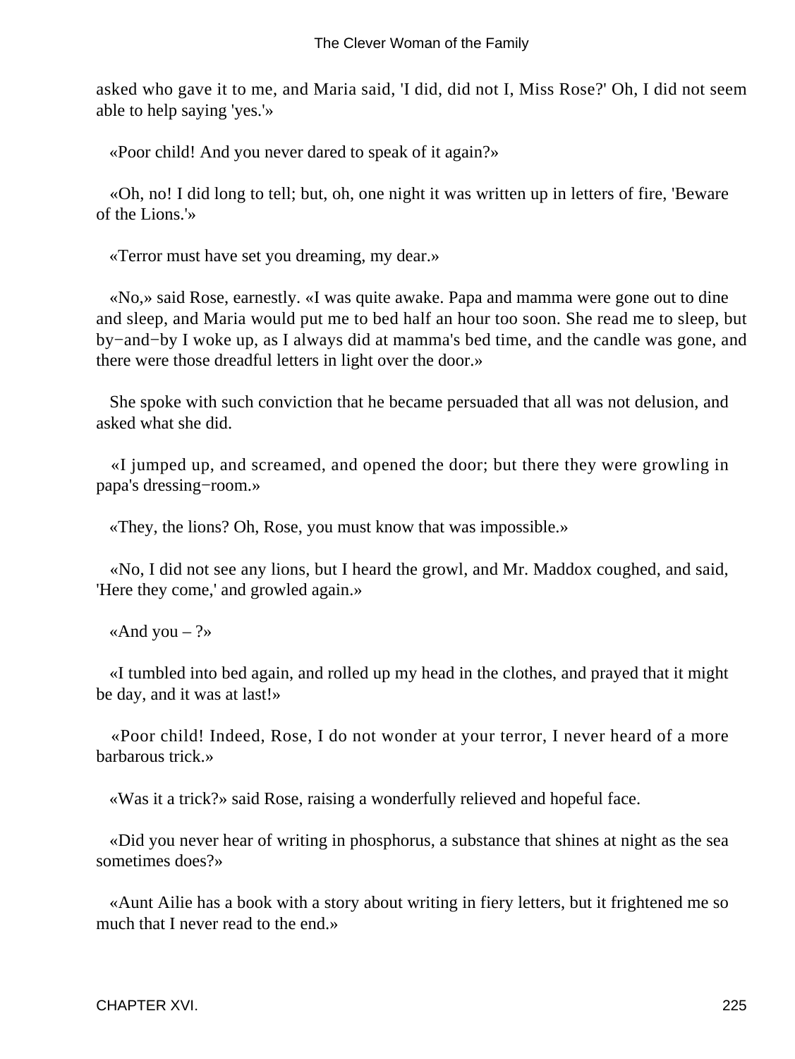asked who gave it to me, and Maria said, 'I did, did not I, Miss Rose?' Oh, I did not seem able to help saying 'yes.'»

«Poor child! And you never dared to speak of it again?»

«Oh, no! I did long to tell; but, oh, one night it was written up in letters of fire, 'Beware of the Lions.'»

«Terror must have set you dreaming, my dear.»

«No,» said Rose, earnestly. «I was quite awake. Papa and mamma were gone out to dine and sleep, and Maria would put me to bed half an hour too soon. She read me to sleep, but by−and−by I woke up, as I always did at mamma's bed time, and the candle was gone, and there were those dreadful letters in light over the door.»

She spoke with such conviction that he became persuaded that all was not delusion, and asked what she did.

«I jumped up, and screamed, and opened the door; but there they were growling in papa's dressing−room.»

«They, the lions? Oh, Rose, you must know that was impossible.»

«No, I did not see any lions, but I heard the growl, and Mr. Maddox coughed, and said, 'Here they come,' and growled again.»

«And you – ?»

«I tumbled into bed again, and rolled up my head in the clothes, and prayed that it might be day, and it was at last!»

«Poor child! Indeed, Rose, I do not wonder at your terror, I never heard of a more barbarous trick.»

«Was it a trick?» said Rose, raising a wonderfully relieved and hopeful face.

«Did you never hear of writing in phosphorus, a substance that shines at night as the sea sometimes does?»

«Aunt Ailie has a book with a story about writing in fiery letters, but it frightened me so much that I never read to the end.»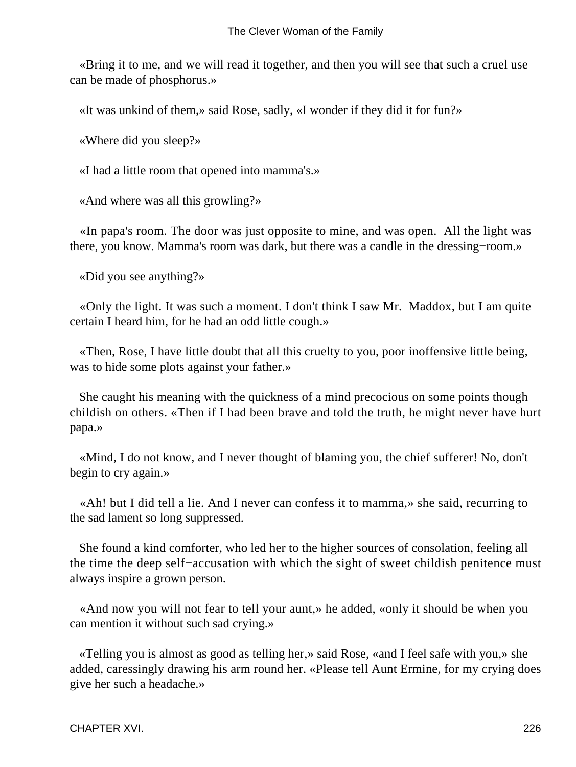«Bring it to me, and we will read it together, and then you will see that such a cruel use can be made of phosphorus.»

«It was unkind of them,» said Rose, sadly, «I wonder if they did it for fun?»

«Where did you sleep?»

«I had a little room that opened into mamma's.»

«And where was all this growling?»

«In papa's room. The door was just opposite to mine, and was open. All the light was there, you know. Mamma's room was dark, but there was a candle in the dressing−room.»

«Did you see anything?»

«Only the light. It was such a moment. I don't think I saw Mr. Maddox, but I am quite certain I heard him, for he had an odd little cough.»

«Then, Rose, I have little doubt that all this cruelty to you, poor inoffensive little being, was to hide some plots against your father.»

She caught his meaning with the quickness of a mind precocious on some points though childish on others. «Then if I had been brave and told the truth, he might never have hurt papa.»

«Mind, I do not know, and I never thought of blaming you, the chief sufferer! No, don't begin to cry again.»

«Ah! but I did tell a lie. And I never can confess it to mamma,» she said, recurring to the sad lament so long suppressed.

She found a kind comforter, who led her to the higher sources of consolation, feeling all the time the deep self−accusation with which the sight of sweet childish penitence must always inspire a grown person.

«And now you will not fear to tell your aunt,» he added, «only it should be when you can mention it without such sad crying.»

«Telling you is almost as good as telling her,» said Rose, «and I feel safe with you,» she added, caressingly drawing his arm round her. «Please tell Aunt Ermine, for my crying does give her such a headache.»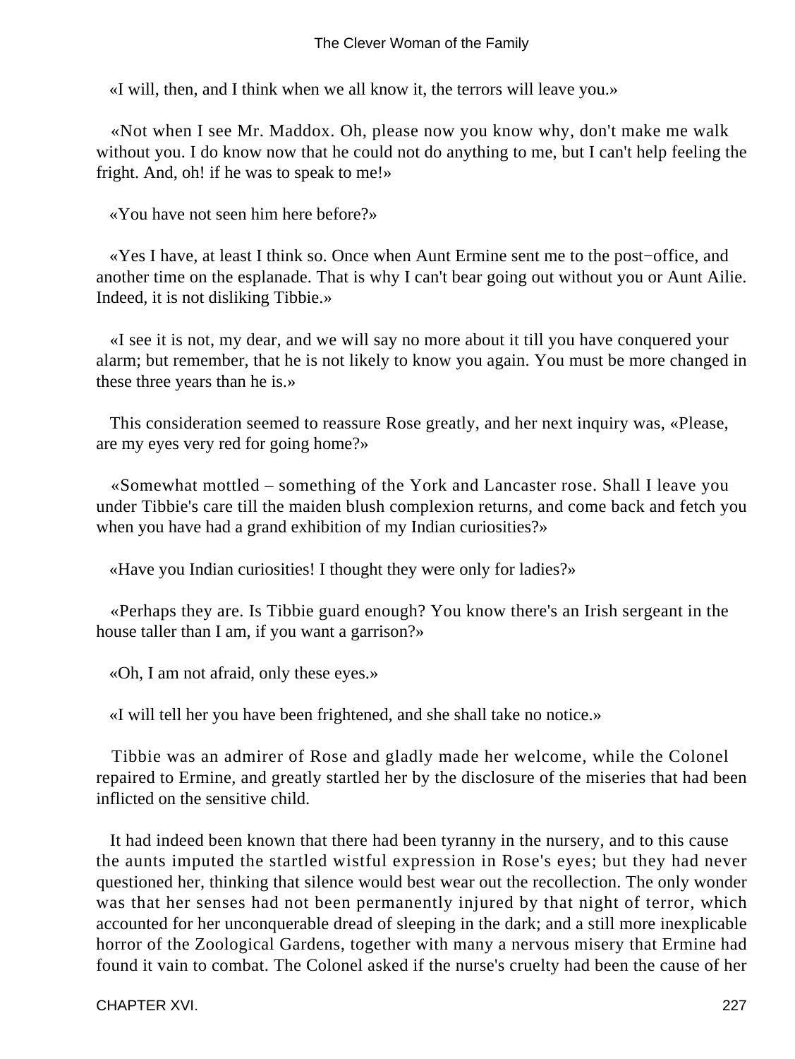«I will, then, and I think when we all know it, the terrors will leave you.»

«Not when I see Mr. Maddox. Oh, please now you know why, don't make me walk without you. I do know now that he could not do anything to me, but I can't help feeling the fright. And, oh! if he was to speak to me!»

«You have not seen him here before?»

«Yes I have, at least I think so. Once when Aunt Ermine sent me to the post−office, and another time on the esplanade. That is why I can't bear going out without you or Aunt Ailie. Indeed, it is not disliking Tibbie.»

«I see it is not, my dear, and we will say no more about it till you have conquered your alarm; but remember, that he is not likely to know you again. You must be more changed in these three years than he is.»

This consideration seemed to reassure Rose greatly, and her next inquiry was, «Please, are my eyes very red for going home?»

«Somewhat mottled – something of the York and Lancaster rose. Shall I leave you under Tibbie's care till the maiden blush complexion returns, and come back and fetch you when you have had a grand exhibition of my Indian curiosities?»

«Have you Indian curiosities! I thought they were only for ladies?»

«Perhaps they are. Is Tibbie guard enough? You know there's an Irish sergeant in the house taller than I am, if you want a garrison?»

«Oh, I am not afraid, only these eyes.»

«I will tell her you have been frightened, and she shall take no notice.»

Tibbie was an admirer of Rose and gladly made her welcome, while the Colonel repaired to Ermine, and greatly startled her by the disclosure of the miseries that had been inflicted on the sensitive child.

It had indeed been known that there had been tyranny in the nursery, and to this cause the aunts imputed the startled wistful expression in Rose's eyes; but they had never questioned her, thinking that silence would best wear out the recollection. The only wonder was that her senses had not been permanently injured by that night of terror, which accounted for her unconquerable dread of sleeping in the dark; and a still more inexplicable horror of the Zoological Gardens, together with many a nervous misery that Ermine had found it vain to combat. The Colonel asked if the nurse's cruelty had been the cause of her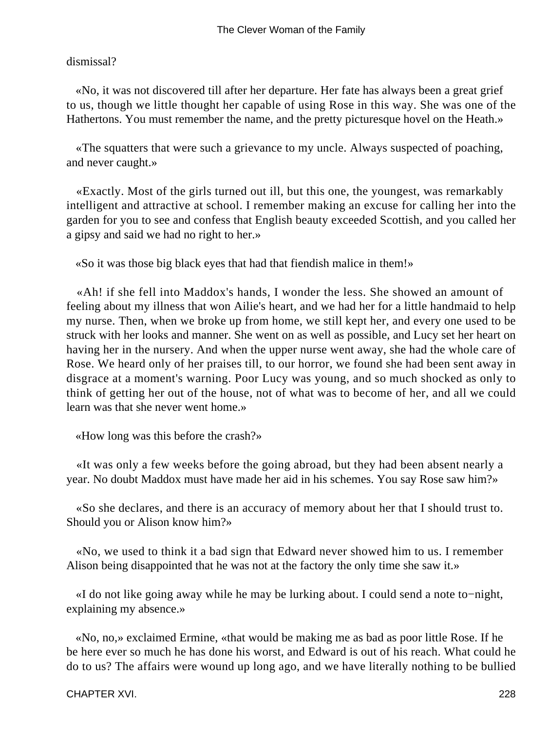dismissal?

«No, it was not discovered till after her departure. Her fate has always been a great grief to us, though we little thought her capable of using Rose in this way. She was one of the Hathertons. You must remember the name, and the pretty picturesque hovel on the Heath.»

«The squatters that were such a grievance to my uncle. Always suspected of poaching, and never caught.»

«Exactly. Most of the girls turned out ill, but this one, the youngest, was remarkably intelligent and attractive at school. I remember making an excuse for calling her into the garden for you to see and confess that English beauty exceeded Scottish, and you called her a gipsy and said we had no right to her.»

«So it was those big black eyes that had that fiendish malice in them!»

«Ah! if she fell into Maddox's hands, I wonder the less. She showed an amount of feeling about my illness that won Ailie's heart, and we had her for a little handmaid to help my nurse. Then, when we broke up from home, we still kept her, and every one used to be struck with her looks and manner. She went on as well as possible, and Lucy set her heart on having her in the nursery. And when the upper nurse went away, she had the whole care of Rose. We heard only of her praises till, to our horror, we found she had been sent away in disgrace at a moment's warning. Poor Lucy was young, and so much shocked as only to think of getting her out of the house, not of what was to become of her, and all we could learn was that she never went home.»

«How long was this before the crash?»

«It was only a few weeks before the going abroad, but they had been absent nearly a year. No doubt Maddox must have made her aid in his schemes. You say Rose saw him?»

«So she declares, and there is an accuracy of memory about her that I should trust to. Should you or Alison know him?»

«No, we used to think it a bad sign that Edward never showed him to us. I remember Alison being disappointed that he was not at the factory the only time she saw it.»

«I do not like going away while he may be lurking about. I could send a note to-night, explaining my absence.»

«No, no,» exclaimed Ermine, «that would be making me as bad as poor little Rose. If he be here ever so much he has done his worst, and Edward is out of his reach. What could he do to us? The affairs were wound up long ago, and we have literally nothing to be bullied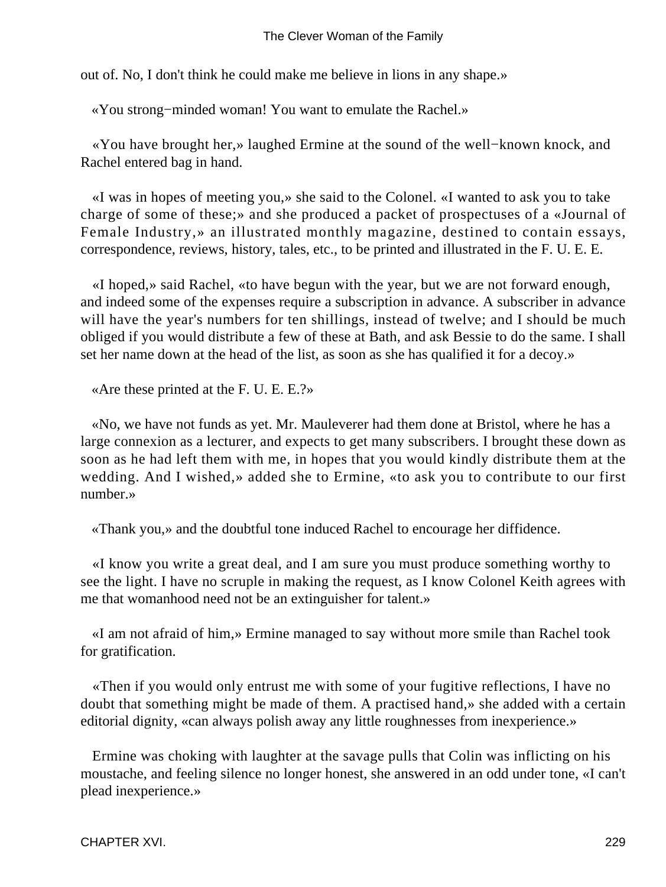out of. No, I don't think he could make me believe in lions in any shape.»

«You strong−minded woman! You want to emulate the Rachel.»

«You have brought her,» laughed Ermine at the sound of the well−known knock, and Rachel entered bag in hand.

«I was in hopes of meeting you,» she said to the Colonel. «I wanted to ask you to take charge of some of these;» and she produced a packet of prospectuses of a «Journal of Female Industry,» an illustrated monthly magazine, destined to contain essays, correspondence, reviews, history, tales, etc., to be printed and illustrated in the F. U. E. E.

«I hoped,» said Rachel, «to have begun with the year, but we are not forward enough, and indeed some of the expenses require a subscription in advance. A subscriber in advance will have the year's numbers for ten shillings, instead of twelve; and I should be much obliged if you would distribute a few of these at Bath, and ask Bessie to do the same. I shall set her name down at the head of the list, as soon as she has qualified it for a decoy.»

«Are these printed at the F. U. E. E.?»

«No, we have not funds as yet. Mr. Mauleverer had them done at Bristol, where he has a large connexion as a lecturer, and expects to get many subscribers. I brought these down as soon as he had left them with me, in hopes that you would kindly distribute them at the wedding. And I wished,» added she to Ermine, «to ask you to contribute to our first number.»

«Thank you,» and the doubtful tone induced Rachel to encourage her diffidence.

«I know you write a great deal, and I am sure you must produce something worthy to see the light. I have no scruple in making the request, as I know Colonel Keith agrees with me that womanhood need not be an extinguisher for talent.»

«I am not afraid of him,» Ermine managed to say without more smile than Rachel took for gratification.

«Then if you would only entrust me with some of your fugitive reflections, I have no doubt that something might be made of them. A practised hand,» she added with a certain editorial dignity, «can always polish away any little roughnesses from inexperience.»

Ermine was choking with laughter at the savage pulls that Colin was inflicting on his moustache, and feeling silence no longer honest, she answered in an odd under tone, «I can't plead inexperience.»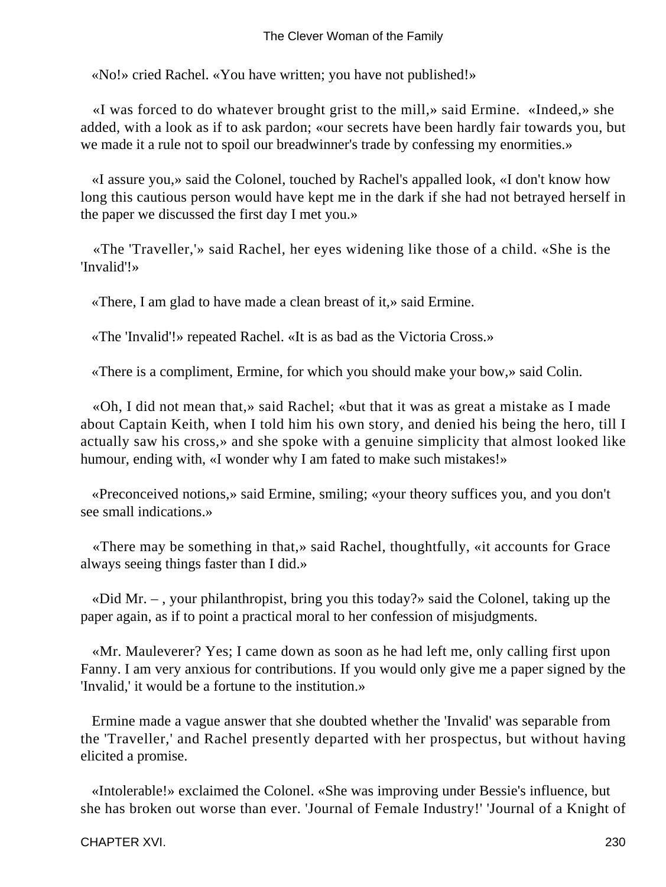«No!» cried Rachel. «You have written; you have not published!»

«I was forced to do whatever brought grist to the mill,» said Ermine. «Indeed,» she added, with a look as if to ask pardon; «our secrets have been hardly fair towards you, but we made it a rule not to spoil our breadwinner's trade by confessing my enormities.»

«I assure you,» said the Colonel, touched by Rachel's appalled look, «I don't know how long this cautious person would have kept me in the dark if she had not betrayed herself in the paper we discussed the first day I met you.»

«The 'Traveller,'» said Rachel, her eyes widening like those of a child. «She is the 'Invalid'!»

«There, I am glad to have made a clean breast of it,» said Ermine.

«The 'Invalid'!» repeated Rachel. «It is as bad as the Victoria Cross.»

«There is a compliment, Ermine, for which you should make your bow,» said Colin.

«Oh, I did not mean that,» said Rachel; «but that it was as great a mistake as I made about Captain Keith, when I told him his own story, and denied his being the hero, till I actually saw his cross,» and she spoke with a genuine simplicity that almost looked like humour, ending with, «I wonder why I am fated to make such mistakes!»

«Preconceived notions,» said Ermine, smiling; «your theory suffices you, and you don't see small indications.»

«There may be something in that,» said Rachel, thoughtfully, «it accounts for Grace always seeing things faster than I did.»

«Did Mr. – , your philanthropist, bring you this today?» said the Colonel, taking up the paper again, as if to point a practical moral to her confession of misjudgments.

«Mr. Mauleverer? Yes; I came down as soon as he had left me, only calling first upon Fanny. I am very anxious for contributions. If you would only give me a paper signed by the 'Invalid,' it would be a fortune to the institution.»

Ermine made a vague answer that she doubted whether the 'Invalid' was separable from the 'Traveller,' and Rachel presently departed with her prospectus, but without having elicited a promise.

«Intolerable!» exclaimed the Colonel. «She was improving under Bessie's influence, but she has broken out worse than ever. 'Journal of Female Industry!' 'Journal of a Knight of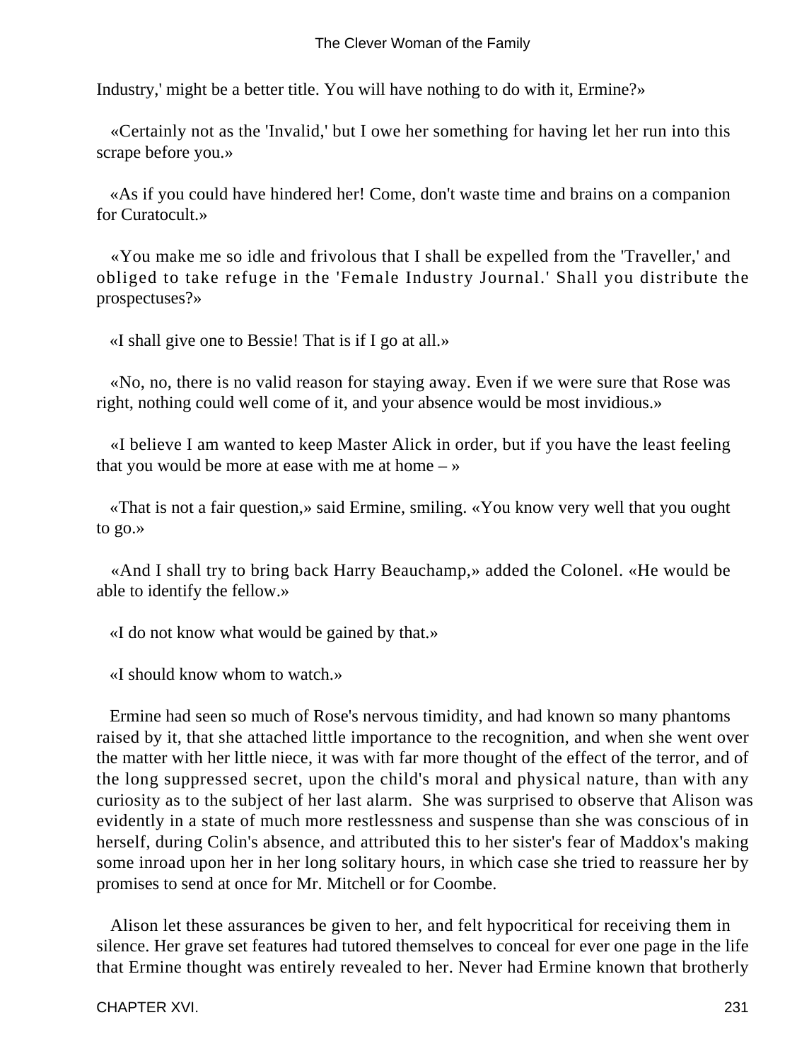Industry,' might be a better title. You will have nothing to do with it, Ermine?»

«Certainly not as the 'Invalid,' but I owe her something for having let her run into this scrape before you.»

«As if you could have hindered her! Come, don't waste time and brains on a companion for Curatocult.»

«You make me so idle and frivolous that I shall be expelled from the 'Traveller,' and obliged to take refuge in the 'Female Industry Journal.' Shall you distribute the prospectuses?»

«I shall give one to Bessie! That is if I go at all.»

«No, no, there is no valid reason for staying away. Even if we were sure that Rose was right, nothing could well come of it, and your absence would be most invidious.»

«I believe I am wanted to keep Master Alick in order, but if you have the least feeling that you would be more at ease with me at home – »

«That is not a fair question,» said Ermine, smiling. «You know very well that you ought to go.»

«And I shall try to bring back Harry Beauchamp,» added the Colonel. «He would be able to identify the fellow.»

«I do not know what would be gained by that.»

«I should know whom to watch.»

Ermine had seen so much of Rose's nervous timidity, and had known so many phantoms raised by it, that she attached little importance to the recognition, and when she went over the matter with her little niece, it was with far more thought of the effect of the terror, and of the long suppressed secret, upon the child's moral and physical nature, than with any curiosity as to the subject of her last alarm. She was surprised to observe that Alison was evidently in a state of much more restlessness and suspense than she was conscious of in herself, during Colin's absence, and attributed this to her sister's fear of Maddox's making some inroad upon her in her long solitary hours, in which case she tried to reassure her by promises to send at once for Mr. Mitchell or for Coombe.

Alison let these assurances be given to her, and felt hypocritical for receiving them in silence. Her grave set features had tutored themselves to conceal for ever one page in the life that Ermine thought was entirely revealed to her. Never had Ermine known that brotherly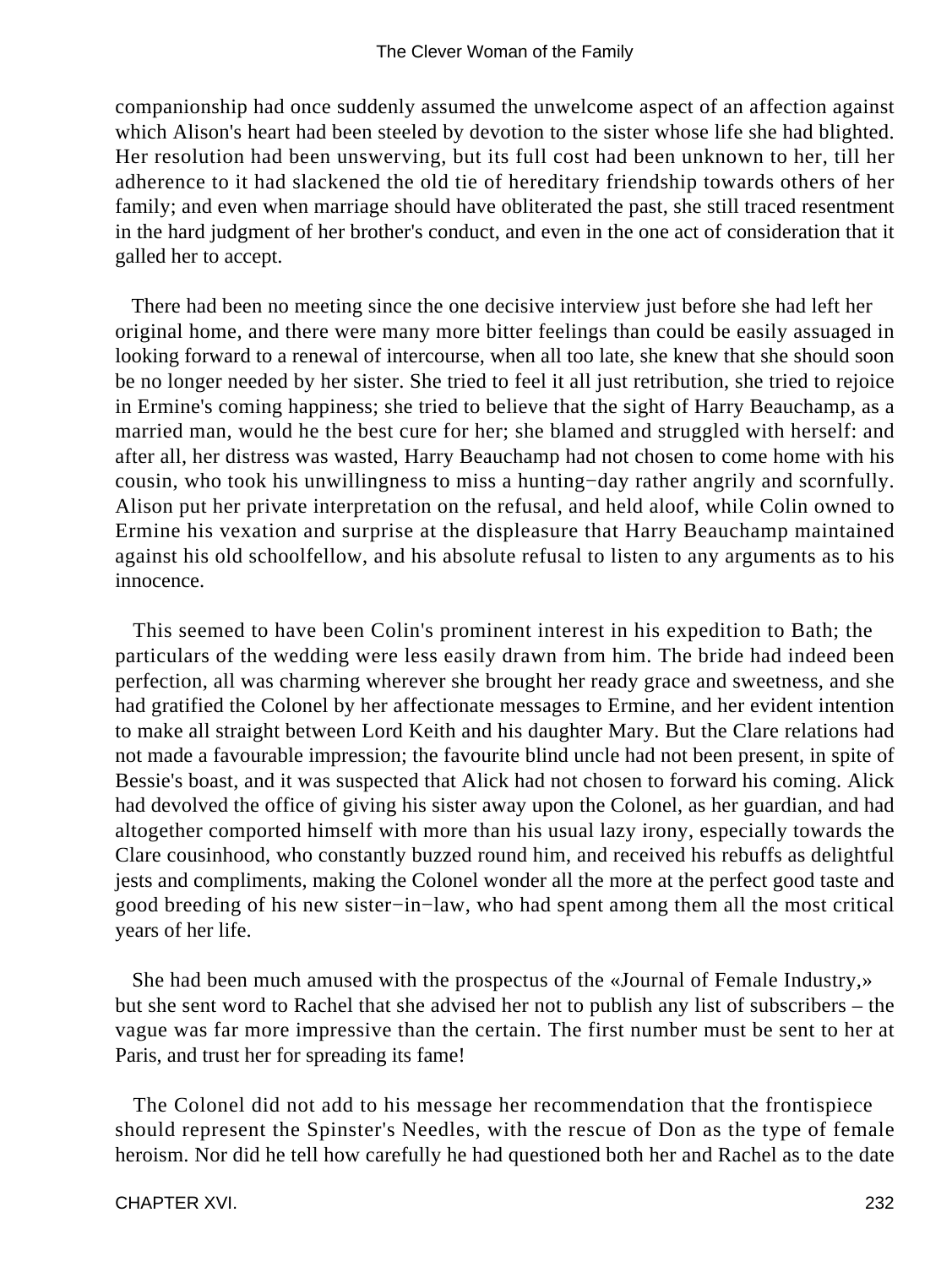companionship had once suddenly assumed the unwelcome aspect of an affection against which Alison's heart had been steeled by devotion to the sister whose life she had blighted. Her resolution had been unswerving, but its full cost had been unknown to her, till her adherence to it had slackened the old tie of hereditary friendship towards others of her family; and even when marriage should have obliterated the past, she still traced resentment in the hard judgment of her brother's conduct, and even in the one act of consideration that it galled her to accept.

There had been no meeting since the one decisive interview just before she had left her original home, and there were many more bitter feelings than could be easily assuaged in looking forward to a renewal of intercourse, when all too late, she knew that she should soon be no longer needed by her sister. She tried to feel it all just retribution, she tried to rejoice in Ermine's coming happiness; she tried to believe that the sight of Harry Beauchamp, as a married man, would he the best cure for her; she blamed and struggled with herself: and after all, her distress was wasted, Harry Beauchamp had not chosen to come home with his cousin, who took his unwillingness to miss a hunting−day rather angrily and scornfully. Alison put her private interpretation on the refusal, and held aloof, while Colin owned to Ermine his vexation and surprise at the displeasure that Harry Beauchamp maintained against his old schoolfellow, and his absolute refusal to listen to any arguments as to his innocence.

This seemed to have been Colin's prominent interest in his expedition to Bath; the particulars of the wedding were less easily drawn from him. The bride had indeed been perfection, all was charming wherever she brought her ready grace and sweetness, and she had gratified the Colonel by her affectionate messages to Ermine, and her evident intention to make all straight between Lord Keith and his daughter Mary. But the Clare relations had not made a favourable impression; the favourite blind uncle had not been present, in spite of Bessie's boast, and it was suspected that Alick had not chosen to forward his coming. Alick had devolved the office of giving his sister away upon the Colonel, as her guardian, and had altogether comported himself with more than his usual lazy irony, especially towards the Clare cousinhood, who constantly buzzed round him, and received his rebuffs as delightful jests and compliments, making the Colonel wonder all the more at the perfect good taste and good breeding of his new sister−in−law, who had spent among them all the most critical years of her life.

She had been much amused with the prospectus of the «Journal of Female Industry,» but she sent word to Rachel that she advised her not to publish any list of subscribers – the vague was far more impressive than the certain. The first number must be sent to her at Paris, and trust her for spreading its fame!

The Colonel did not add to his message her recommendation that the frontispiece should represent the Spinster's Needles, with the rescue of Don as the type of female heroism. Nor did he tell how carefully he had questioned both her and Rachel as to the date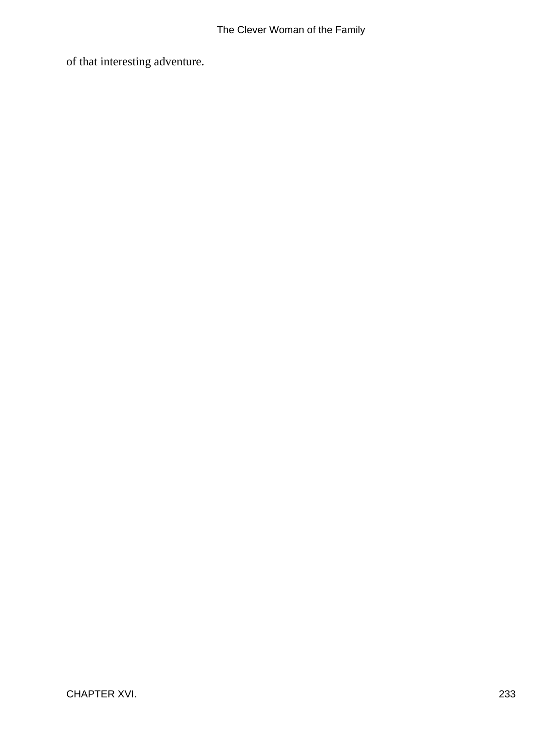of that interesting adventure.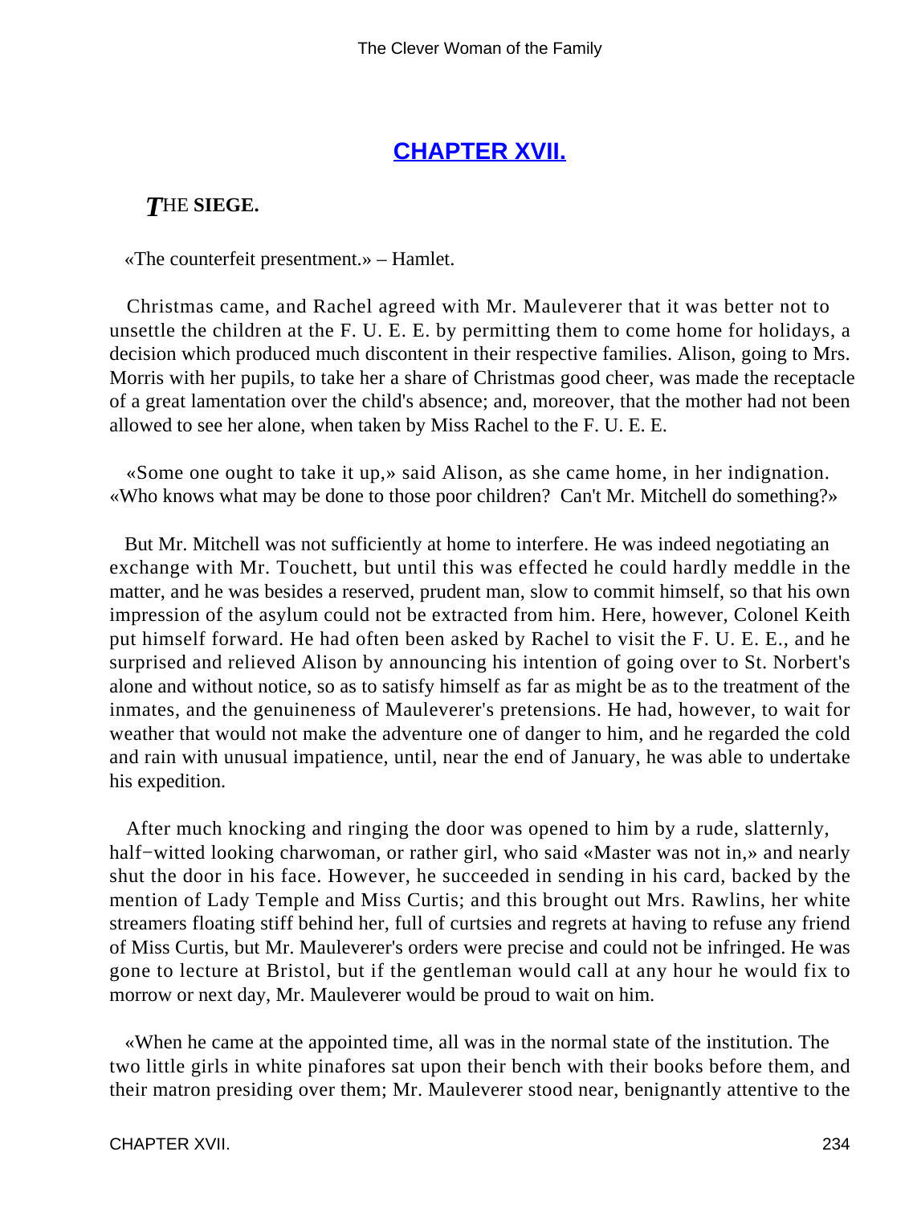## CHAPTER XVII.

### *T*HE **SIEGE.**

«The counterfeit presentment.» – Hamlet.

Christmas came, and Rachel agreed with Mr. Mauleverer that it was better not to unsettle the children at the F. U. E. E. by permitting them to come home for holidays, a decision which produced much discontent in their respective families. Alison, going to Mrs. Morris with her pupils, to take her a share of Christmas good cheer, was made the receptacle of a great lamentation over the child's absence; and, moreover, that the mother had not been allowed to see her alone, when taken by Miss Rachel to the F. U. E. E.

«Some one ought to take it up,» said Alison, as she came home, in her indignation. «Who knows what may be done to those poor children? Can't Mr. Mitchell do something?»

But Mr. Mitchell was not sufficiently at home to interfere. He was indeed negotiating an exchange with Mr. Touchett, but until this was effected he could hardly meddle in the matter, and he was besides a reserved, prudent man, slow to commit himself, so that his own impression of the asylum could not be extracted from him. Here, however, Colonel Keith put himself forward. He had often been asked by Rachel to visit the F. U. E. E., and he surprised and relieved Alison by announcing his intention of going over to St. Norbert's alone and without notice, so as to satisfy himself as far as might be as to the treatment of the inmates, and the genuineness of Mauleverer's pretensions. He had, however, to wait for weather that would not make the adventure one of danger to him, and he regarded the cold and rain with unusual impatience, until, near the end of January, he was able to undertake his expedition.

After much knocking and ringing the door was opened to him by a rude, slatternly, half−witted looking charwoman, or rather girl, who said «Master was not in,» and nearly shut the door in his face. However, he succeeded in sending in his card, backed by the mention of Lady Temple and Miss Curtis; and this brought out Mrs. Rawlins, her white streamers floating stiff behind her, full of curtsies and regrets at having to refuse any friend of Miss Curtis, but Mr. Mauleverer's orders were precise and could not be infringed. He was gone to lecture at Bristol, but if the gentleman would call at any hour he would fix to morrow or next day, Mr. Mauleverer would be proud to wait on him.

«When he came at the appointed time, all was in the normal state of the institution. The two little girls in white pinafores sat upon their bench with their books before them, and their matron presiding over them; Mr. Mauleverer stood near, benignantly attentive to the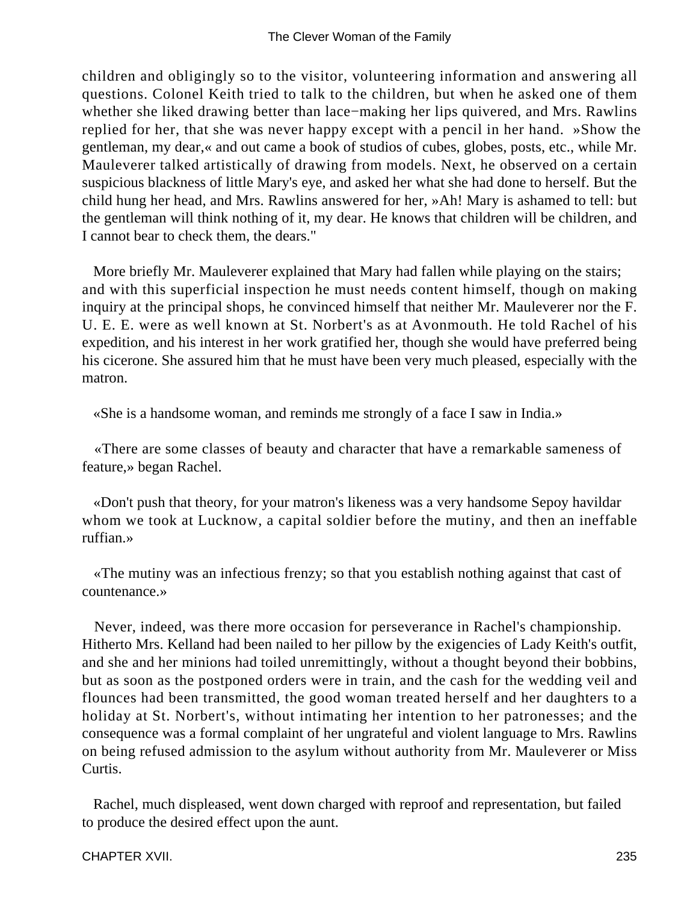children and obligingly so to the visitor, volunteering information and answering all questions. Colonel Keith tried to talk to the children, but when he asked one of them whether she liked drawing better than lace−making her lips quivered, and Mrs. Rawlins replied for her, that she was never happy except with a pencil in her hand. »Show the gentleman, my dear,« and out came a book of studios of cubes, globes, posts, etc., while Mr. Mauleverer talked artistically of drawing from models. Next, he observed on a certain suspicious blackness of little Mary's eye, and asked her what she had done to herself. But the child hung her head, and Mrs. Rawlins answered for her, »Ah! Mary is ashamed to tell: but the gentleman will think nothing of it, my dear. He knows that children will be children, and I cannot bear to check them, the dears."

More briefly Mr. Mauleverer explained that Mary had fallen while playing on the stairs; and with this superficial inspection he must needs content himself, though on making inquiry at the principal shops, he convinced himself that neither Mr. Mauleverer nor the F. U. E. E. were as well known at St. Norbert's as at Avonmouth. He told Rachel of his expedition, and his interest in her work gratified her, though she would have preferred being his cicerone. She assured him that he must have been very much pleased, especially with the matron.

«She is a handsome woman, and reminds me strongly of a face I saw in India.»

«There are some classes of beauty and character that have a remarkable sameness of feature,» began Rachel.

«Don't push that theory, for your matron's likeness was a very handsome Sepoy havildar whom we took at Lucknow, a capital soldier before the mutiny, and then an ineffable ruffian.»

«The mutiny was an infectious frenzy; so that you establish nothing against that cast of countenance.»

Never, indeed, was there more occasion for perseverance in Rachel's championship. Hitherto Mrs. Kelland had been nailed to her pillow by the exigencies of Lady Keith's outfit, and she and her minions had toiled unremittingly, without a thought beyond their bobbins, but as soon as the postponed orders were in train, and the cash for the wedding veil and flounces had been transmitted, the good woman treated herself and her daughters to a holiday at St. Norbert's, without intimating her intention to her patronesses; and the consequence was a formal complaint of her ungrateful and violent language to Mrs. Rawlins on being refused admission to the asylum without authority from Mr. Mauleverer or Miss Curtis.

Rachel, much displeased, went down charged with reproof and representation, but failed to produce the desired effect upon the aunt.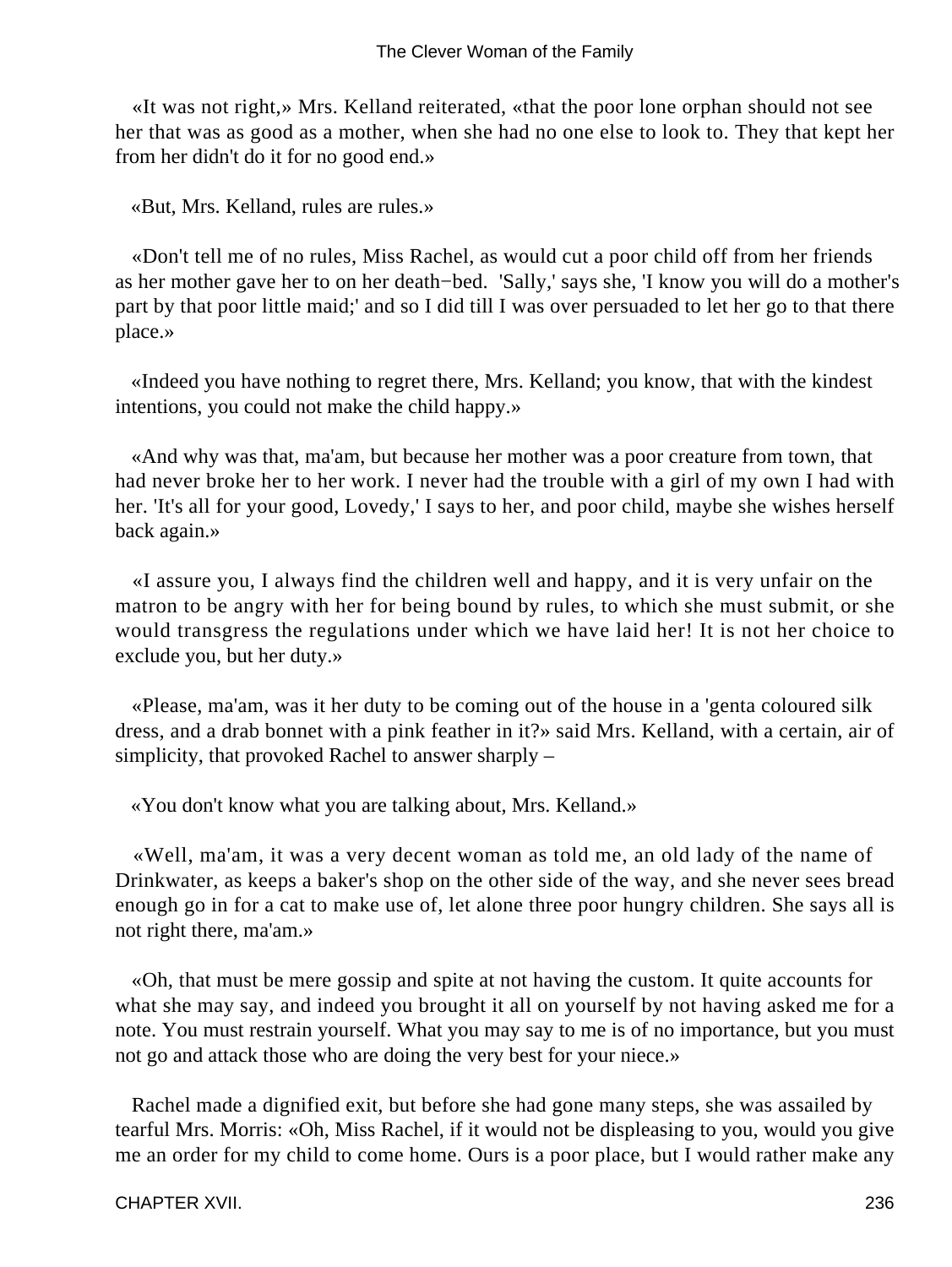«It was not right,» Mrs. Kelland reiterated, «that the poor lone orphan should not see her that was as good as a mother, when she had no one else to look to. They that kept her from her didn't do it for no good end.»

«But, Mrs. Kelland, rules are rules.»

«Don't tell me of no rules, Miss Rachel, as would cut a poor child off from her friends as her mother gave her to on her death−bed. 'Sally,' says she, 'I know you will do a mother's part by that poor little maid;' and so I did till I was over persuaded to let her go to that there place.»

«Indeed you have nothing to regret there, Mrs. Kelland; you know, that with the kindest intentions, you could not make the child happy.»

«And why was that, ma'am, but because her mother was a poor creature from town, that had never broke her to her work. I never had the trouble with a girl of my own I had with her. 'It's all for your good, Lovedy,' I says to her, and poor child, maybe she wishes herself back again.»

«I assure you, I always find the children well and happy, and it is very unfair on the matron to be angry with her for being bound by rules, to which she must submit, or she would transgress the regulations under which we have laid her! It is not her choice to exclude you, but her duty.»

«Please, ma'am, was it her duty to be coming out of the house in a 'genta coloured silk dress, and a drab bonnet with a pink feather in it?» said Mrs. Kelland, with a certain, air of simplicity, that provoked Rachel to answer sharply –

«You don't know what you are talking about, Mrs. Kelland.»

«Well, ma'am, it was a very decent woman as told me, an old lady of the name of Drinkwater, as keeps a baker's shop on the other side of the way, and she never sees bread enough go in for a cat to make use of, let alone three poor hungry children. She says all is not right there, ma'am.»

«Oh, that must be mere gossip and spite at not having the custom. It quite accounts for what she may say, and indeed you brought it all on yourself by not having asked me for a note. You must restrain yourself. What you may say to me is of no importance, but you must not go and attack those who are doing the very best for your niece.»

Rachel made a dignified exit, but before she had gone many steps, she was assailed by tearful Mrs. Morris: «Oh, Miss Rachel, if it would not be displeasing to you, would you give me an order for my child to come home. Ours is a poor place, but I would rather make any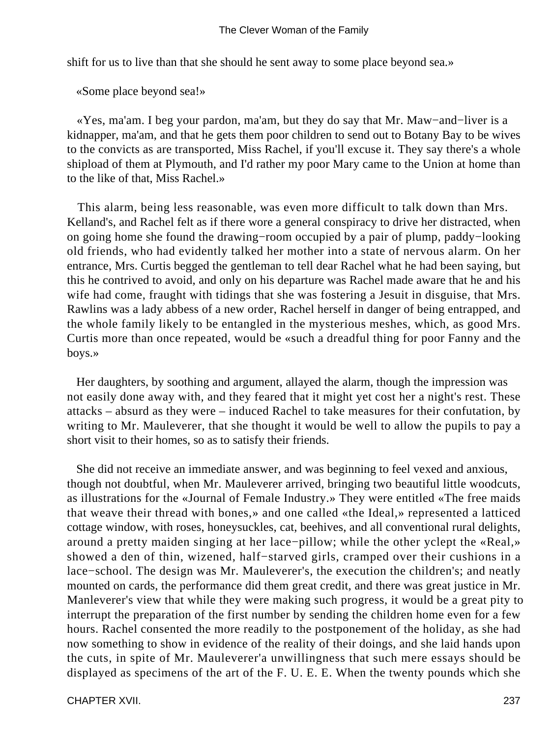shift for us to live than that she should he sent away to some place beyond sea.»

«Some place beyond sea!»

«Yes, ma'am. I beg your pardon, ma'am, but they do say that Mr. Maw−and−liver is a kidnapper, ma'am, and that he gets them poor children to send out to Botany Bay to be wives to the convicts as are transported, Miss Rachel, if you'll excuse it. They say there's a whole shipload of them at Plymouth, and I'd rather my poor Mary came to the Union at home than to the like of that, Miss Rachel.»

This alarm, being less reasonable, was even more difficult to talk down than Mrs. Kelland's, and Rachel felt as if there wore a general conspiracy to drive her distracted, when on going home she found the drawing−room occupied by a pair of plump, paddy−looking old friends, who had evidently talked her mother into a state of nervous alarm. On her entrance, Mrs. Curtis begged the gentleman to tell dear Rachel what he had been saying, but this he contrived to avoid, and only on his departure was Rachel made aware that he and his wife had come, fraught with tidings that she was fostering a Jesuit in disguise, that Mrs. Rawlins was a lady abbess of a new order, Rachel herself in danger of being entrapped, and the whole family likely to be entangled in the mysterious meshes, which, as good Mrs. Curtis more than once repeated, would be «such a dreadful thing for poor Fanny and the boys.»

Her daughters, by soothing and argument, allayed the alarm, though the impression was not easily done away with, and they feared that it might yet cost her a night's rest. These attacks – absurd as they were – induced Rachel to take measures for their confutation, by writing to Mr. Mauleverer, that she thought it would be well to allow the pupils to pay a short visit to their homes, so as to satisfy their friends.

She did not receive an immediate answer, and was beginning to feel vexed and anxious, though not doubtful, when Mr. Mauleverer arrived, bringing two beautiful little woodcuts, as illustrations for the «Journal of Female Industry.» They were entitled «The free maids that weave their thread with bones,» and one called «the Ideal,» represented a latticed cottage window, with roses, honeysuckles, cat, beehives, and all conventional rural delights, around a pretty maiden singing at her lace−pillow; while the other yclept the «Real,» showed a den of thin, wizened, half−starved girls, cramped over their cushions in a lace−school. The design was Mr. Mauleverer's, the execution the children's; and neatly mounted on cards, the performance did them great credit, and there was great justice in Mr. Manleverer's view that while they were making such progress, it would be a great pity to interrupt the preparation of the first number by sending the children home even for a few hours. Rachel consented the more readily to the postponement of the holiday, as she had now something to show in evidence of the reality of their doings, and she laid hands upon the cuts, in spite of Mr. Mauleverer'a unwillingness that such mere essays should be displayed as specimens of the art of the F. U. E. E. When the twenty pounds which she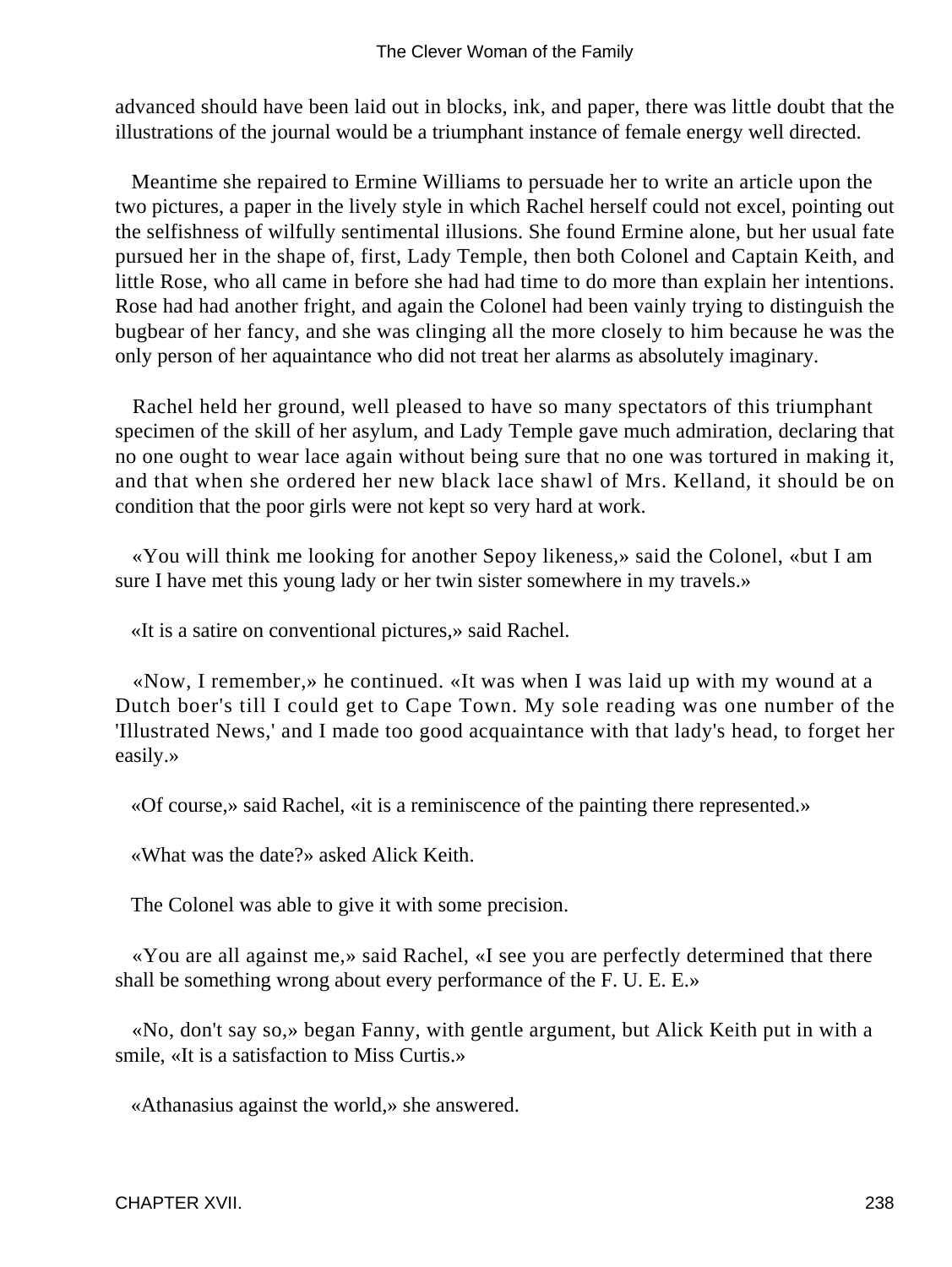advanced should have been laid out in blocks, ink, and paper, there was little doubt that the illustrations of the journal would be a triumphant instance of female energy well directed.

Meantime she repaired to Ermine Williams to persuade her to write an article upon the two pictures, a paper in the lively style in which Rachel herself could not excel, pointing out the selfishness of wilfully sentimental illusions. She found Ermine alone, but her usual fate pursued her in the shape of, first, Lady Temple, then both Colonel and Captain Keith, and little Rose, who all came in before she had had time to do more than explain her intentions. Rose had had another fright, and again the Colonel had been vainly trying to distinguish the bugbear of her fancy, and she was clinging all the more closely to him because he was the only person of her aquaintance who did not treat her alarms as absolutely imaginary.

Rachel held her ground, well pleased to have so many spectators of this triumphant specimen of the skill of her asylum, and Lady Temple gave much admiration, declaring that no one ought to wear lace again without being sure that no one was tortured in making it, and that when she ordered her new black lace shawl of Mrs. Kelland, it should be on condition that the poor girls were not kept so very hard at work.

«You will think me looking for another Sepoy likeness,» said the Colonel, «but I am sure I have met this young lady or her twin sister somewhere in my travels.»

«It is a satire on conventional pictures,» said Rachel.

«Now, I remember,» he continued. «It was when I was laid up with my wound at a Dutch boer's till I could get to Cape Town. My sole reading was one number of the 'Illustrated News,' and I made too good acquaintance with that lady's head, to forget her easily.»

«Of course,» said Rachel, «it is a reminiscence of the painting there represented.»

«What was the date?» asked Alick Keith.

The Colonel was able to give it with some precision.

«You are all against me,» said Rachel, «I see you are perfectly determined that there shall be something wrong about every performance of the F. U. E. E.»

«No, don't say so,» began Fanny, with gentle argument, but Alick Keith put in with a smile, «It is a satisfaction to Miss Curtis.»

«Athanasius against the world,» she answered.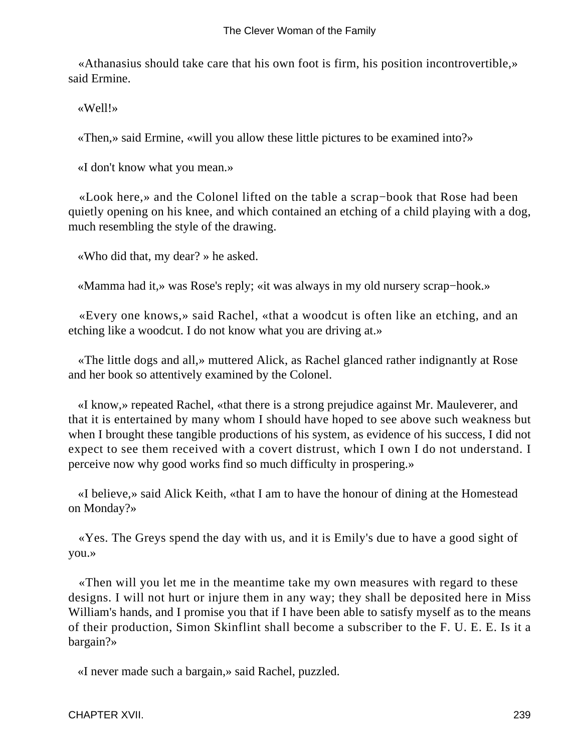«Athanasius should take care that his own foot is firm, his position incontrovertible,» said Ermine.

«Well!»

«Then,» said Ermine, «will you allow these little pictures to be examined into?»

«I don't know what you mean.»

«Look here,» and the Colonel lifted on the table a scrap−book that Rose had been quietly opening on his knee, and which contained an etching of a child playing with a dog, much resembling the style of the drawing.

«Who did that, my dear? » he asked.

«Mamma had it,» was Rose's reply; «it was always in my old nursery scrap−hook.»

«Every one knows,» said Rachel, «that a woodcut is often like an etching, and an etching like a woodcut. I do not know what you are driving at.»

«The little dogs and all,» muttered Alick, as Rachel glanced rather indignantly at Rose and her book so attentively examined by the Colonel.

«I know,» repeated Rachel, «that there is a strong prejudice against Mr. Mauleverer, and that it is entertained by many whom I should have hoped to see above such weakness but when I brought these tangible productions of his system, as evidence of his success, I did not expect to see them received with a covert distrust, which I own I do not understand. I perceive now why good works find so much difficulty in prospering.»

«I believe,» said Alick Keith, «that I am to have the honour of dining at the Homestead on Monday?»

«Yes. The Greys spend the day with us, and it is Emily's due to have a good sight of you.»

«Then will you let me in the meantime take my own measures with regard to these designs. I will not hurt or injure them in any way; they shall be deposited here in Miss William's hands, and I promise you that if I have been able to satisfy myself as to the means of their production, Simon Skinflint shall become a subscriber to the F. U. E. E. Is it a bargain?»

«I never made such a bargain,» said Rachel, puzzled.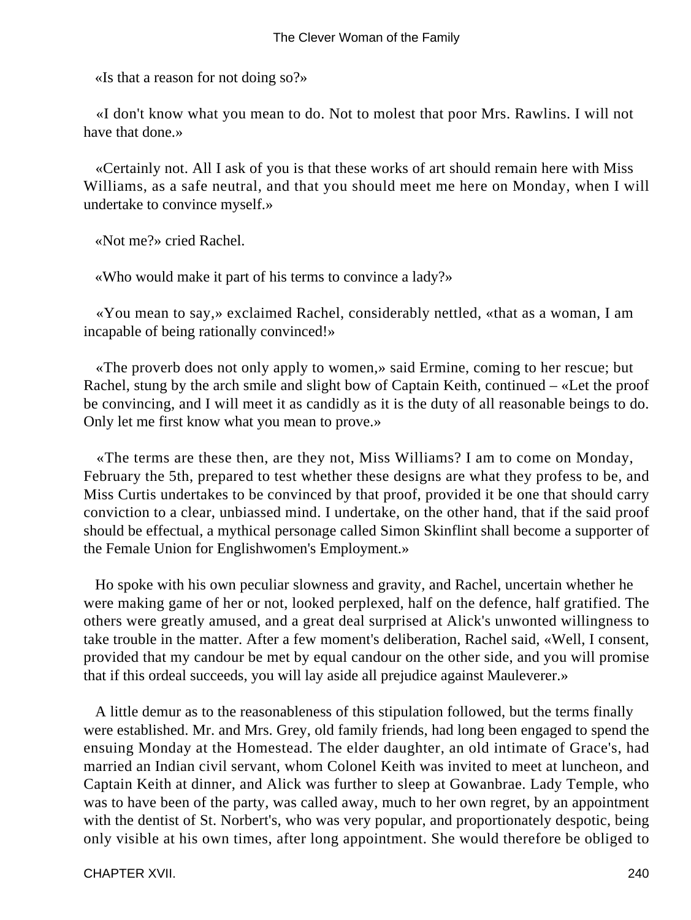«Is that a reason for not doing so?»

«I don't know what you mean to do. Not to molest that poor Mrs. Rawlins. I will not have that done.»

«Certainly not. All I ask of you is that these works of art should remain here with Miss Williams, as a safe neutral, and that you should meet me here on Monday, when I will undertake to convince myself.»

«Not me?» cried Rachel.

«Who would make it part of his terms to convince a lady?»

«You mean to say,» exclaimed Rachel, considerably nettled, «that as a woman, I am incapable of being rationally convinced!»

«The proverb does not only apply to women,» said Ermine, coming to her rescue; but Rachel, stung by the arch smile and slight bow of Captain Keith, continued – «Let the proof be convincing, and I will meet it as candidly as it is the duty of all reasonable beings to do. Only let me first know what you mean to prove.»

«The terms are these then, are they not, Miss Williams? I am to come on Monday, February the 5th, prepared to test whether these designs are what they profess to be, and Miss Curtis undertakes to be convinced by that proof, provided it be one that should carry conviction to a clear, unbiassed mind. I undertake, on the other hand, that if the said proof should be effectual, a mythical personage called Simon Skinflint shall become a supporter of the Female Union for Englishwomen's Employment.»

Ho spoke with his own peculiar slowness and gravity, and Rachel, uncertain whether he were making game of her or not, looked perplexed, half on the defence, half gratified. The others were greatly amused, and a great deal surprised at Alick's unwonted willingness to take trouble in the matter. After a few moment's deliberation, Rachel said, «Well, I consent, provided that my candour be met by equal candour on the other side, and you will promise that if this ordeal succeeds, you will lay aside all prejudice against Mauleverer.»

A little demur as to the reasonableness of this stipulation followed, but the terms finally were established. Mr. and Mrs. Grey, old family friends, had long been engaged to spend the ensuing Monday at the Homestead. The elder daughter, an old intimate of Grace's, had married an Indian civil servant, whom Colonel Keith was invited to meet at luncheon, and Captain Keith at dinner, and Alick was further to sleep at Gowanbrae. Lady Temple, who was to have been of the party, was called away, much to her own regret, by an appointment with the dentist of St. Norbert's, who was very popular, and proportionately despotic, being only visible at his own times, after long appointment. She would therefore be obliged to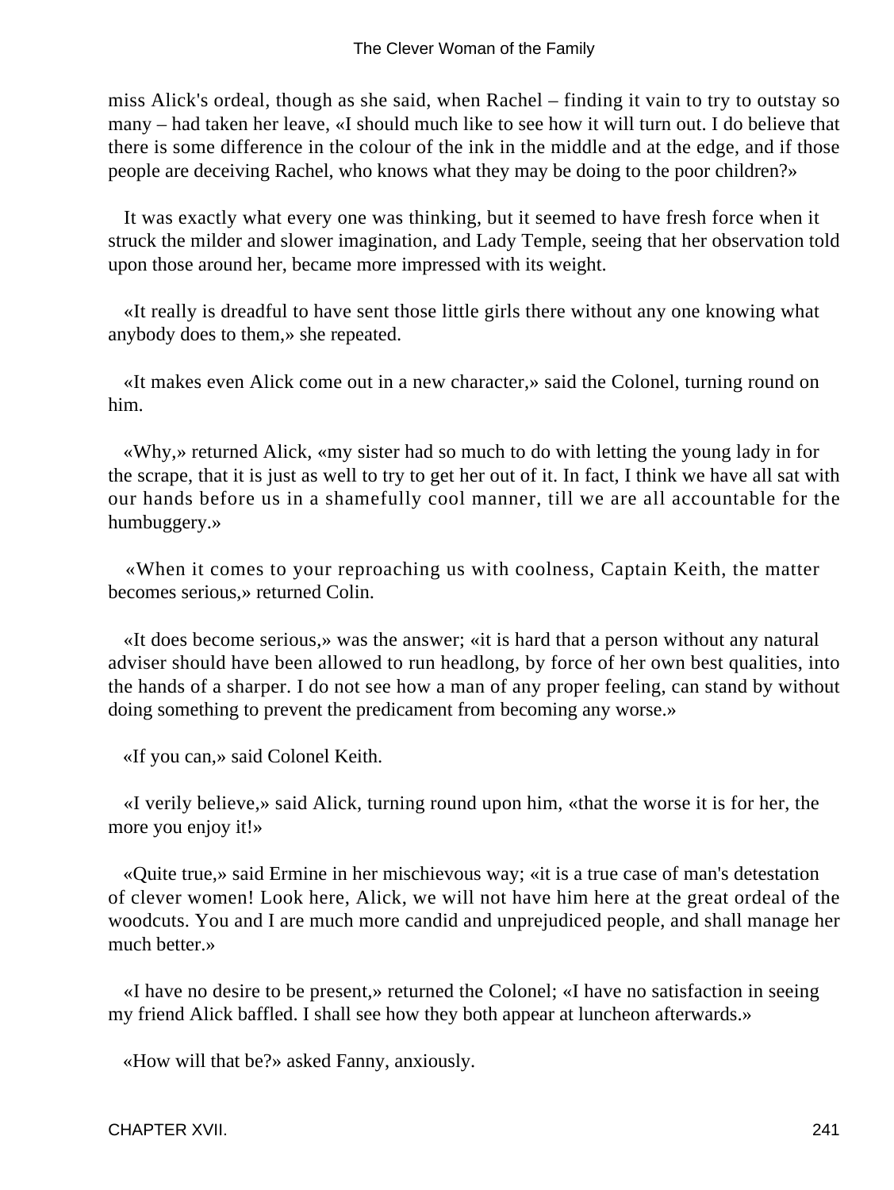miss Alick's ordeal, though as she said, when Rachel – finding it vain to try to outstay so many – had taken her leave, «I should much like to see how it will turn out. I do believe that there is some difference in the colour of the ink in the middle and at the edge, and if those people are deceiving Rachel, who knows what they may be doing to the poor children?»

It was exactly what every one was thinking, but it seemed to have fresh force when it struck the milder and slower imagination, and Lady Temple, seeing that her observation told upon those around her, became more impressed with its weight.

«It really is dreadful to have sent those little girls there without any one knowing what anybody does to them,» she repeated.

«It makes even Alick come out in a new character,» said the Colonel, turning round on him.

«Why,» returned Alick, «my sister had so much to do with letting the young lady in for the scrape, that it is just as well to try to get her out of it. In fact, I think we have all sat with our hands before us in a shamefully cool manner, till we are all accountable for the humbuggery.»

«When it comes to your reproaching us with coolness, Captain Keith, the matter becomes serious,» returned Colin.

«It does become serious,» was the answer; «it is hard that a person without any natural adviser should have been allowed to run headlong, by force of her own best qualities, into the hands of a sharper. I do not see how a man of any proper feeling, can stand by without doing something to prevent the predicament from becoming any worse.»

«If you can,» said Colonel Keith.

«I verily believe,» said Alick, turning round upon him, «that the worse it is for her, the more you enjoy it!»

«Quite true,» said Ermine in her mischievous way; «it is a true case of man's detestation of clever women! Look here, Alick, we will not have him here at the great ordeal of the woodcuts. You and I are much more candid and unprejudiced people, and shall manage her much better.»

«I have no desire to be present,» returned the Colonel; «I have no satisfaction in seeing my friend Alick baffled. I shall see how they both appear at luncheon afterwards.»

«How will that be?» asked Fanny, anxiously.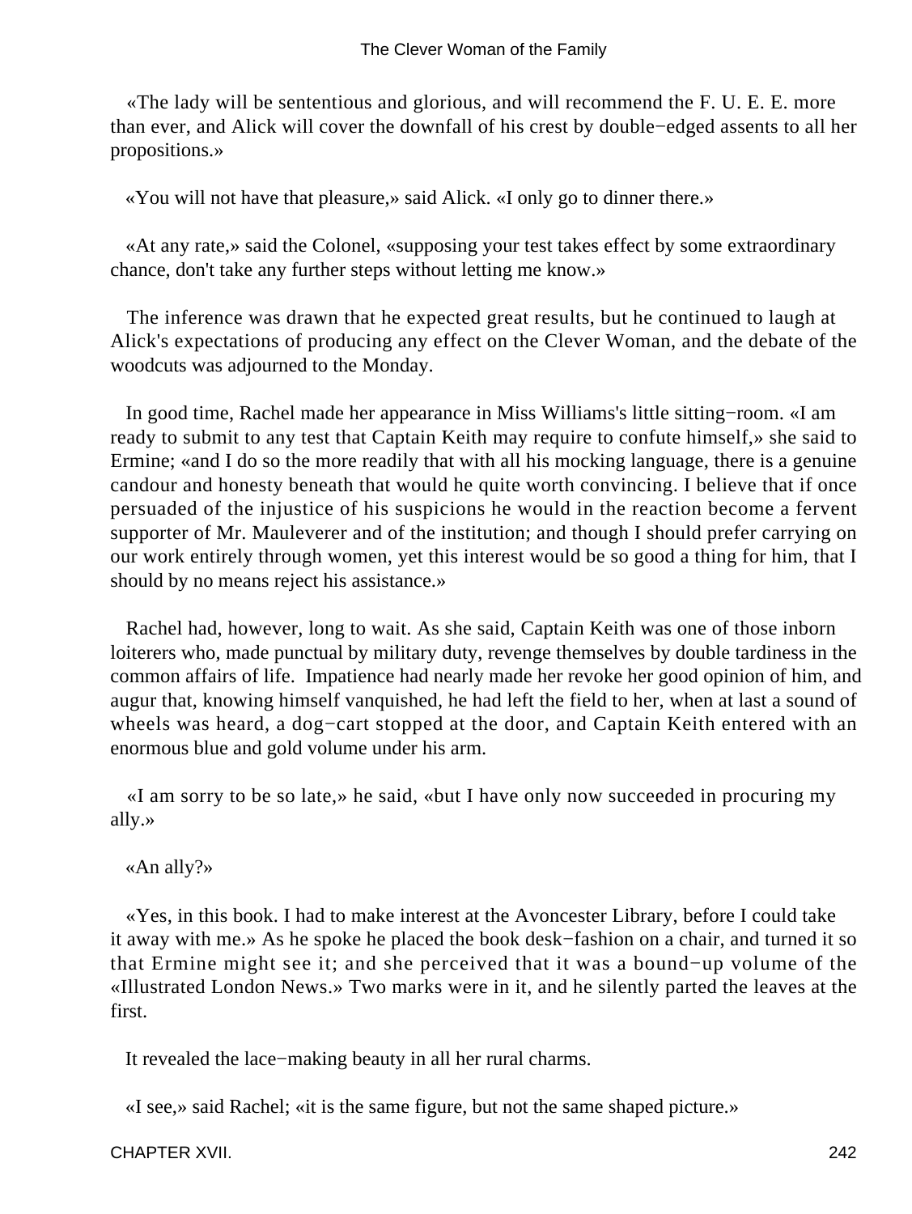«The lady will be sententious and glorious, and will recommend the F. U. E. E. more than ever, and Alick will cover the downfall of his crest by double−edged assents to all her propositions.»

«You will not have that pleasure,» said Alick. «I only go to dinner there.»

«At any rate,» said the Colonel, «supposing your test takes effect by some extraordinary chance, don't take any further steps without letting me know.»

The inference was drawn that he expected great results, but he continued to laugh at Alick's expectations of producing any effect on the Clever Woman, and the debate of the woodcuts was adjourned to the Monday.

In good time, Rachel made her appearance in Miss Williams's little sitting−room. «I am ready to submit to any test that Captain Keith may require to confute himself,» she said to Ermine; «and I do so the more readily that with all his mocking language, there is a genuine candour and honesty beneath that would he quite worth convincing. I believe that if once persuaded of the injustice of his suspicions he would in the reaction become a fervent supporter of Mr. Mauleverer and of the institution; and though I should prefer carrying on our work entirely through women, yet this interest would be so good a thing for him, that I should by no means reject his assistance.»

Rachel had, however, long to wait. As she said, Captain Keith was one of those inborn loiterers who, made punctual by military duty, revenge themselves by double tardiness in the common affairs of life. Impatience had nearly made her revoke her good opinion of him, and augur that, knowing himself vanquished, he had left the field to her, when at last a sound of wheels was heard, a dog−cart stopped at the door, and Captain Keith entered with an enormous blue and gold volume under his arm.

«I am sorry to be so late,» he said, «but I have only now succeeded in procuring my ally.»

«An ally?»

«Yes, in this book. I had to make interest at the Avoncester Library, before I could take it away with me.» As he spoke he placed the book desk−fashion on a chair, and turned it so that Ermine might see it; and she perceived that it was a bound−up volume of the «Illustrated London News.» Two marks were in it, and he silently parted the leaves at the first.

It revealed the lace−making beauty in all her rural charms.

«I see,» said Rachel; «it is the same figure, but not the same shaped picture.»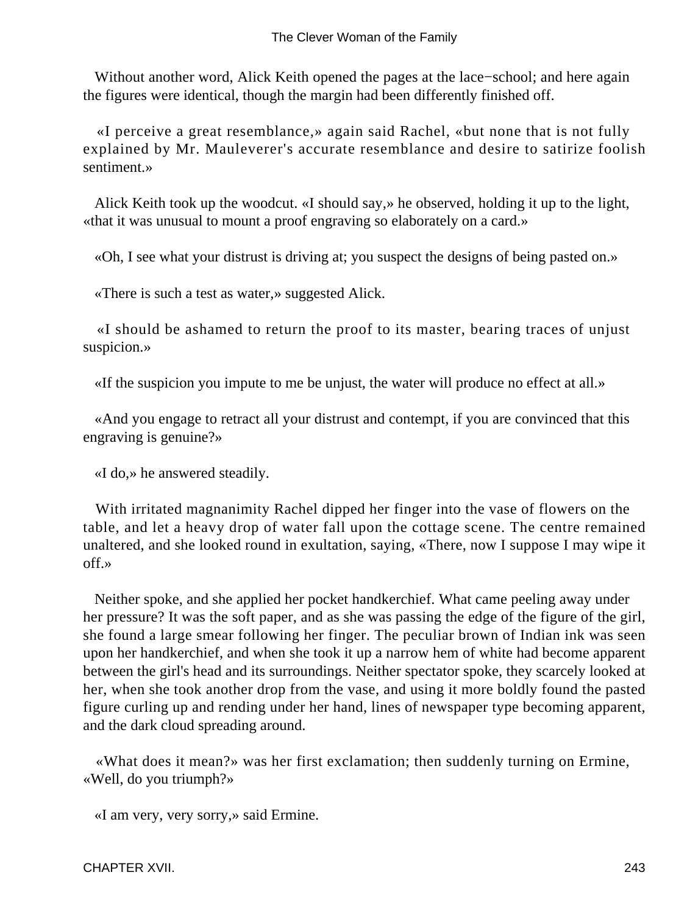Without another word, Alick Keith opened the pages at the lace−school; and here again the figures were identical, though the margin had been differently finished off.

«I perceive a great resemblance,» again said Rachel, «but none that is not fully explained by Mr. Mauleverer's accurate resemblance and desire to satirize foolish sentiment.»

Alick Keith took up the woodcut. «I should say,» he observed, holding it up to the light, «that it was unusual to mount a proof engraving so elaborately on a card.»

«Oh, I see what your distrust is driving at; you suspect the designs of being pasted on.»

«There is such a test as water,» suggested Alick.

«I should be ashamed to return the proof to its master, bearing traces of unjust suspicion.»

«If the suspicion you impute to me be unjust, the water will produce no effect at all.»

«And you engage to retract all your distrust and contempt, if you are convinced that this engraving is genuine?»

«I do,» he answered steadily.

With irritated magnanimity Rachel dipped her finger into the vase of flowers on the table, and let a heavy drop of water fall upon the cottage scene. The centre remained unaltered, and she looked round in exultation, saying, «There, now I suppose I may wipe it off.»

Neither spoke, and she applied her pocket handkerchief. What came peeling away under her pressure? It was the soft paper, and as she was passing the edge of the figure of the girl, she found a large smear following her finger. The peculiar brown of Indian ink was seen upon her handkerchief, and when she took it up a narrow hem of white had become apparent between the girl's head and its surroundings. Neither spectator spoke, they scarcely looked at her, when she took another drop from the vase, and using it more boldly found the pasted figure curling up and rending under her hand, lines of newspaper type becoming apparent, and the dark cloud spreading around.

«What does it mean?» was her first exclamation; then suddenly turning on Ermine, «Well, do you triumph?»

«I am very, very sorry,» said Ermine.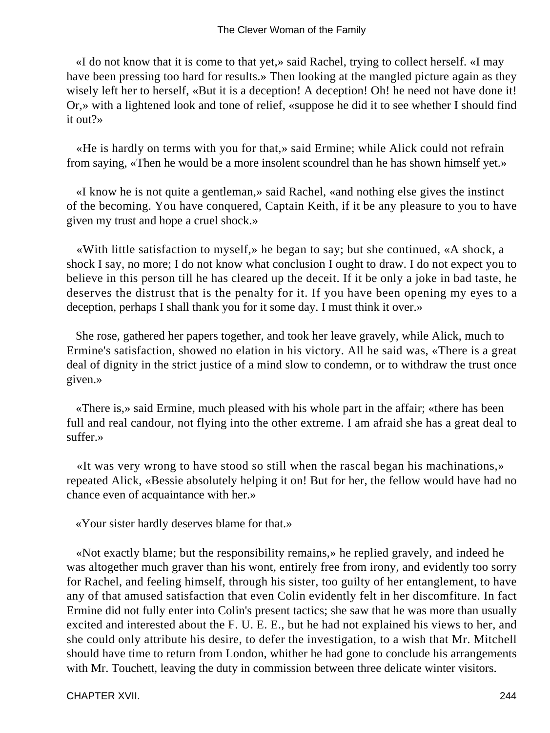«I do not know that it is come to that yet,» said Rachel, trying to collect herself. «I may have been pressing too hard for results.» Then looking at the mangled picture again as they wisely left her to herself, «But it is a deception! A deception! Oh! he need not have done it! Or,» with a lightened look and tone of relief, «suppose he did it to see whether I should find it out?»

«He is hardly on terms with you for that,» said Ermine; while Alick could not refrain from saying, «Then he would be a more insolent scoundrel than he has shown himself yet.»

«I know he is not quite a gentleman,» said Rachel, «and nothing else gives the instinct of the becoming. You have conquered, Captain Keith, if it be any pleasure to you to have given my trust and hope a cruel shock.»

«With little satisfaction to myself,» he began to say; but she continued, «A shock, a shock I say, no more; I do not know what conclusion I ought to draw. I do not expect you to believe in this person till he has cleared up the deceit. If it be only a joke in bad taste, he deserves the distrust that is the penalty for it. If you have been opening my eyes to a deception, perhaps I shall thank you for it some day. I must think it over.»

She rose, gathered her papers together, and took her leave gravely, while Alick, much to Ermine's satisfaction, showed no elation in his victory. All he said was, «There is a great deal of dignity in the strict justice of a mind slow to condemn, or to withdraw the trust once given.»

«There is,» said Ermine, much pleased with his whole part in the affair; «there has been full and real candour, not flying into the other extreme. I am afraid she has a great deal to suffer.»

«It was very wrong to have stood so still when the rascal began his machinations,» repeated Alick, «Bessie absolutely helping it on! But for her, the fellow would have had no chance even of acquaintance with her.»

«Your sister hardly deserves blame for that.»

«Not exactly blame; but the responsibility remains,» he replied gravely, and indeed he was altogether much graver than his wont, entirely free from irony, and evidently too sorry for Rachel, and feeling himself, through his sister, too guilty of her entanglement, to have any of that amused satisfaction that even Colin evidently felt in her discomfiture. In fact Ermine did not fully enter into Colin's present tactics; she saw that he was more than usually excited and interested about the F. U. E. E., but he had not explained his views to her, and she could only attribute his desire, to defer the investigation, to a wish that Mr. Mitchell should have time to return from London, whither he had gone to conclude his arrangements with Mr. Touchett, leaving the duty in commission between three delicate winter visitors.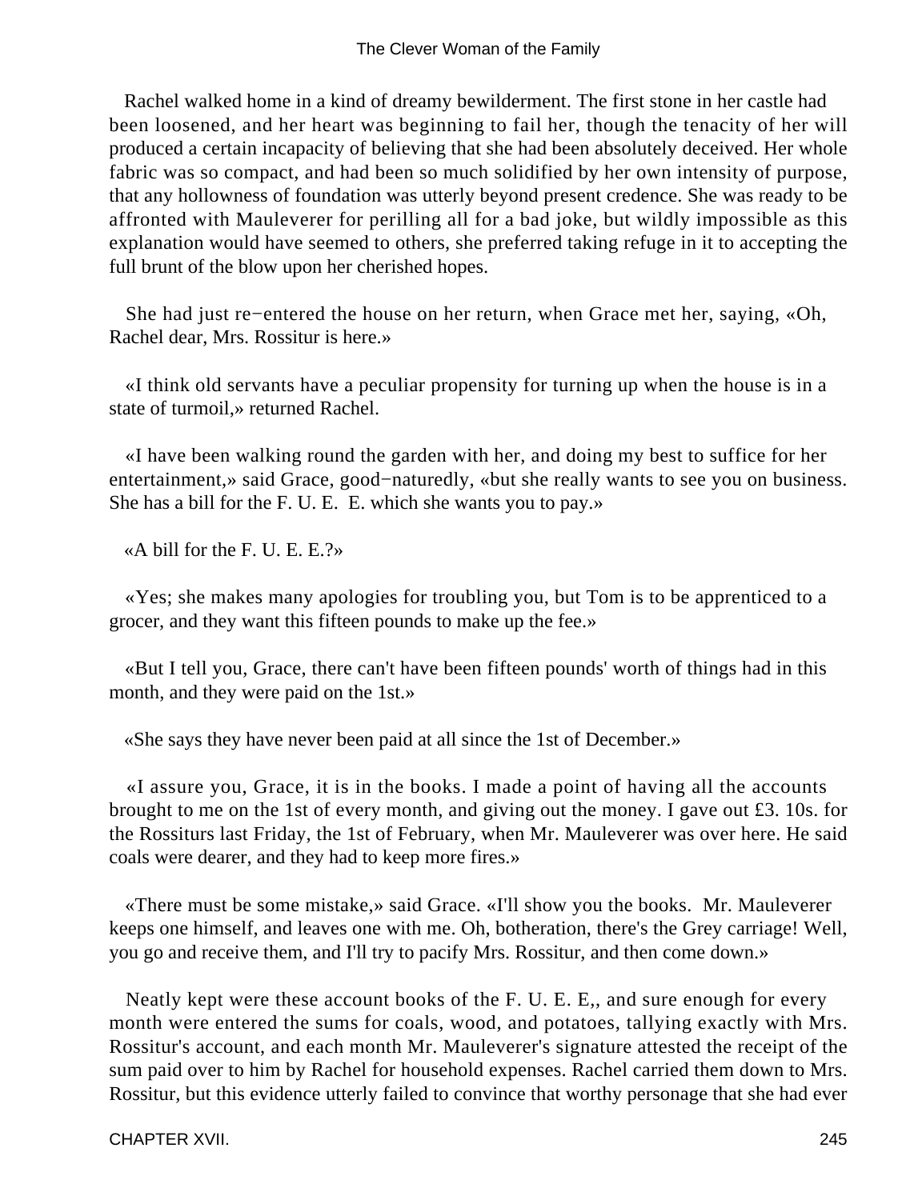Rachel walked home in a kind of dreamy bewilderment. The first stone in her castle had been loosened, and her heart was beginning to fail her, though the tenacity of her will produced a certain incapacity of believing that she had been absolutely deceived. Her whole fabric was so compact, and had been so much solidified by her own intensity of purpose, that any hollowness of foundation was utterly beyond present credence. She was ready to be affronted with Mauleverer for perilling all for a bad joke, but wildly impossible as this explanation would have seemed to others, she preferred taking refuge in it to accepting the full brunt of the blow upon her cherished hopes.

She had just re−entered the house on her return, when Grace met her, saying, «Oh, Rachel dear, Mrs. Rossitur is here.»

«I think old servants have a peculiar propensity for turning up when the house is in a state of turmoil,» returned Rachel.

«I have been walking round the garden with her, and doing my best to suffice for her entertainment,» said Grace, good−naturedly, «but she really wants to see you on business. She has a bill for the F. U. E. E. which she wants you to pay.»

«A bill for the F. U. E. E.?»

«Yes; she makes many apologies for troubling you, but Tom is to be apprenticed to a grocer, and they want this fifteen pounds to make up the fee.»

«But I tell you, Grace, there can't have been fifteen pounds' worth of things had in this month, and they were paid on the 1st.»

«She says they have never been paid at all since the 1st of December.»

«I assure you, Grace, it is in the books. I made a point of having all the accounts brought to me on the 1st of every month, and giving out the money. I gave out £3. 10s. for the Rossiturs last Friday, the 1st of February, when Mr. Mauleverer was over here. He said coals were dearer, and they had to keep more fires.»

«There must be some mistake,» said Grace. «I'll show you the books. Mr. Mauleverer keeps one himself, and leaves one with me. Oh, botheration, there's the Grey carriage! Well, you go and receive them, and I'll try to pacify Mrs. Rossitur, and then come down.»

Neatly kept were these account books of the F. U. E. E,, and sure enough for every month were entered the sums for coals, wood, and potatoes, tallying exactly with Mrs. Rossitur's account, and each month Mr. Mauleverer's signature attested the receipt of the sum paid over to him by Rachel for household expenses. Rachel carried them down to Mrs. Rossitur, but this evidence utterly failed to convince that worthy personage that she had ever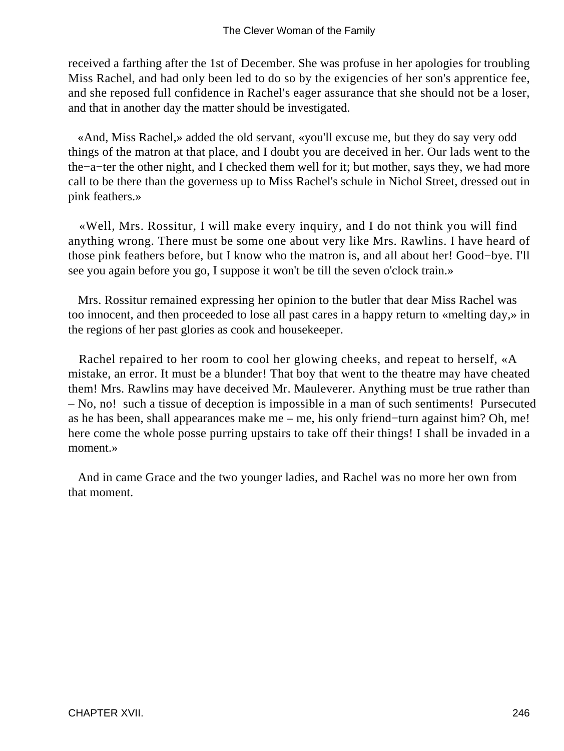received a farthing after the 1st of December. She was profuse in her apologies for troubling Miss Rachel, and had only been led to do so by the exigencies of her son's apprentice fee, and she reposed full confidence in Rachel's eager assurance that she should not be a loser, and that in another day the matter should be investigated.

«And, Miss Rachel,» added the old servant, «you'll excuse me, but they do say very odd things of the matron at that place, and I doubt you are deceived in her. Our lads went to the the−a−ter the other night, and I checked them well for it; but mother, says they, we had more call to be there than the governess up to Miss Rachel's schule in Nichol Street, dressed out in pink feathers.»

«Well, Mrs. Rossitur, I will make every inquiry, and I do not think you will find anything wrong. There must be some one about very like Mrs. Rawlins. I have heard of those pink feathers before, but I know who the matron is, and all about her! Good−bye. I'll see you again before you go, I suppose it won't be till the seven o'clock train.»

Mrs. Rossitur remained expressing her opinion to the butler that dear Miss Rachel was too innocent, and then proceeded to lose all past cares in a happy return to «melting day,» in the regions of her past glories as cook and housekeeper.

Rachel repaired to her room to cool her glowing cheeks, and repeat to herself, «A mistake, an error. It must be a blunder! That boy that went to the theatre may have cheated them! Mrs. Rawlins may have deceived Mr. Mauleverer. Anything must be true rather than – No, no! such a tissue of deception is impossible in a man of such sentiments! Pursecuted as he has been, shall appearances make me – me, his only friend−turn against him? Oh, me! here come the whole posse purring upstairs to take off their things! I shall be invaded in a moment.»

And in came Grace and the two younger ladies, and Rachel was no more her own from that moment.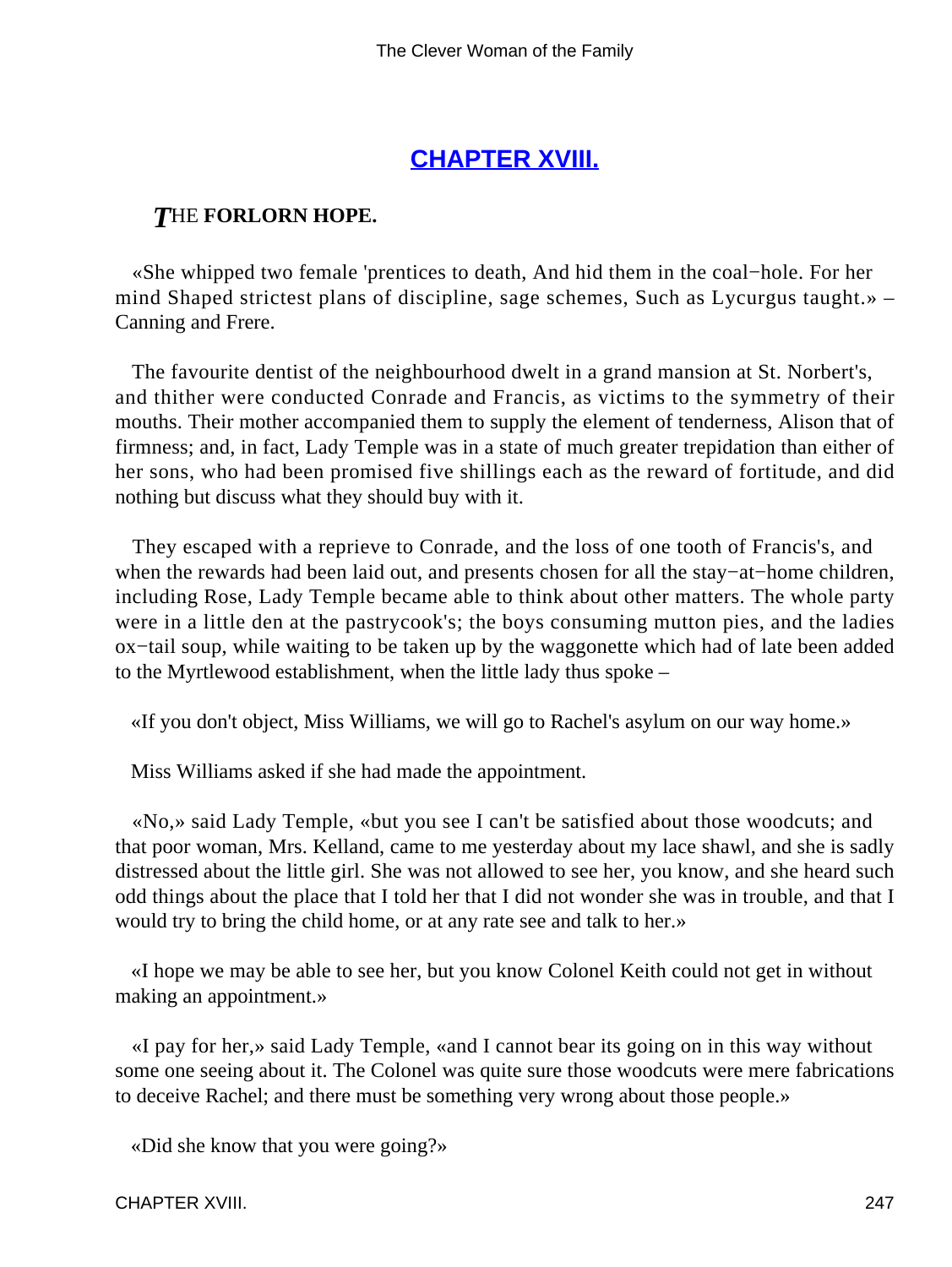## CHAPTER XVIII.

### THE FORLORN HOPE.

«She whipped two female 'prentices to death, And hid them in the coal−hole. For her mind Shaped strictest plans of discipline, sage schemes, Such as Lycurgus taught.» – Canning and Frere.

The favourite dentist of the neighbourhood dwelt in a grand mansion at St. Norbert's, and thither were conducted Conrade and Francis, as victims to the symmetry of their mouths. Their mother accompanied them to supply the element of tenderness, Alison that of firmness; and, in fact, Lady Temple was in a state of much greater trepidation than either of her sons, who had been promised five shillings each as the reward of fortitude, and did nothing but discuss what they should buy with it.

They escaped with a reprieve to Conrade, and the loss of one tooth of Francis's, and when the rewards had been laid out, and presents chosen for all the stay−at−home children, including Rose, Lady Temple became able to think about other matters. The whole party were in a little den at the pastrycook's; the boys consuming mutton pies, and the ladies ox−tail soup, while waiting to be taken up by the waggonette which had of late been added to the Myrtlewood establishment, when the little lady thus spoke –

«If you don't object, Miss Williams, we will go to Rachel's asylum on our way home.»

Miss Williams asked if she had made the appointment.

«No,» said Lady Temple, «but you see I can't be satisfied about those woodcuts; and that poor woman, Mrs. Kelland, came to me yesterday about my lace shawl, and she is sadly distressed about the little girl. She was not allowed to see her, you know, and she heard such odd things about the place that I told her that I did not wonder she was in trouble, and that I would try to bring the child home, or at any rate see and talk to her.»

«I hope we may be able to see her, but you know Colonel Keith could not get in without making an appointment.»

«I pay for her,» said Lady Temple, «and I cannot bear its going on in this way without some one seeing about it. The Colonel was quite sure those woodcuts were mere fabrications to deceive Rachel; and there must be something very wrong about those people.»

«Did she know that you were going?»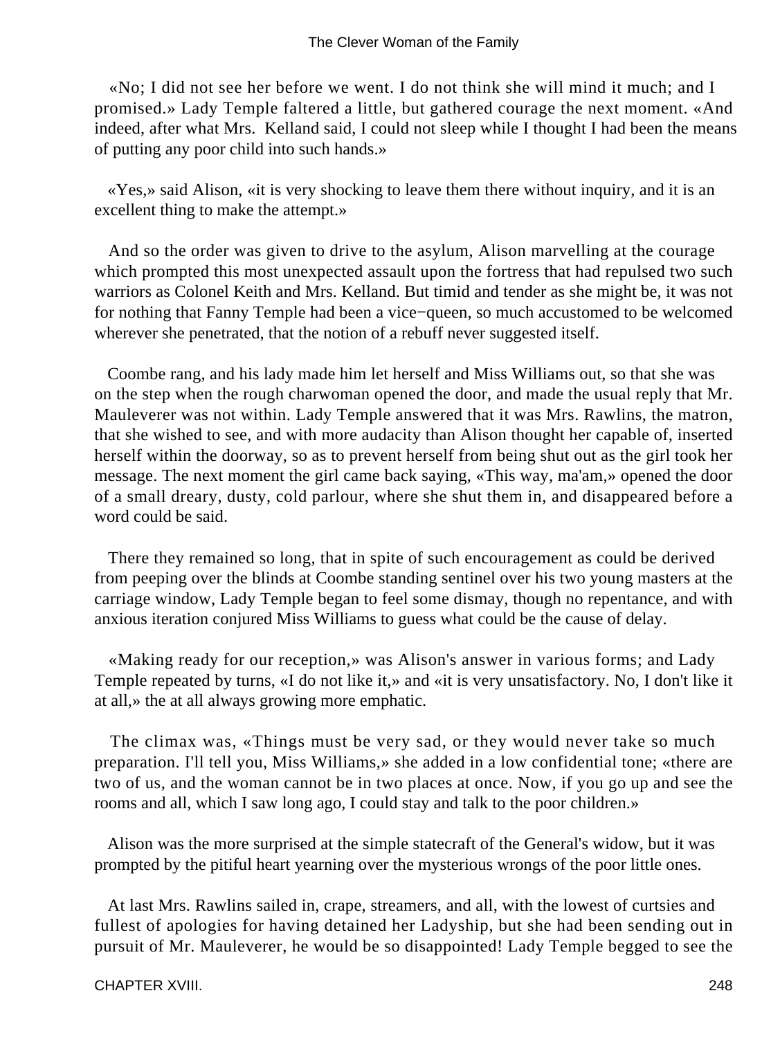«No; I did not see her before we went. I do not think she will mind it much; and I promised.» Lady Temple faltered a little, but gathered courage the next moment. «And indeed, after what Mrs. Kelland said, I could not sleep while I thought I had been the means of putting any poor child into such hands.»

«Yes,» said Alison, «it is very shocking to leave them there without inquiry, and it is an excellent thing to make the attempt.»

And so the order was given to drive to the asylum, Alison marvelling at the courage which prompted this most unexpected assault upon the fortress that had repulsed two such warriors as Colonel Keith and Mrs. Kelland. But timid and tender as she might be, it was not for nothing that Fanny Temple had been a vice−queen, so much accustomed to be welcomed wherever she penetrated, that the notion of a rebuff never suggested itself.

Coombe rang, and his lady made him let herself and Miss Williams out, so that she was on the step when the rough charwoman opened the door, and made the usual reply that Mr. Mauleverer was not within. Lady Temple answered that it was Mrs. Rawlins, the matron, that she wished to see, and with more audacity than Alison thought her capable of, inserted herself within the doorway, so as to prevent herself from being shut out as the girl took her message. The next moment the girl came back saying, «This way, ma'am,» opened the door of a small dreary, dusty, cold parlour, where she shut them in, and disappeared before a word could be said.

There they remained so long, that in spite of such encouragement as could be derived from peeping over the blinds at Coombe standing sentinel over his two young masters at the carriage window, Lady Temple began to feel some dismay, though no repentance, and with anxious iteration conjured Miss Williams to guess what could be the cause of delay.

«Making ready for our reception,» was Alison's answer in various forms; and Lady Temple repeated by turns, «I do not like it,» and «it is very unsatisfactory. No, I don't like it at all,» the at all always growing more emphatic.

The climax was, «Things must be very sad, or they would never take so much preparation. I'll tell you, Miss Williams,» she added in a low confidential tone; «there are two of us, and the woman cannot be in two places at once. Now, if you go up and see the rooms and all, which I saw long ago, I could stay and talk to the poor children.»

Alison was the more surprised at the simple statecraft of the General's widow, but it was prompted by the pitiful heart yearning over the mysterious wrongs of the poor little ones.

At last Mrs. Rawlins sailed in, crape, streamers, and all, with the lowest of curtsies and fullest of apologies for having detained her Ladyship, but she had been sending out in pursuit of Mr. Mauleverer, he would be so disappointed! Lady Temple begged to see the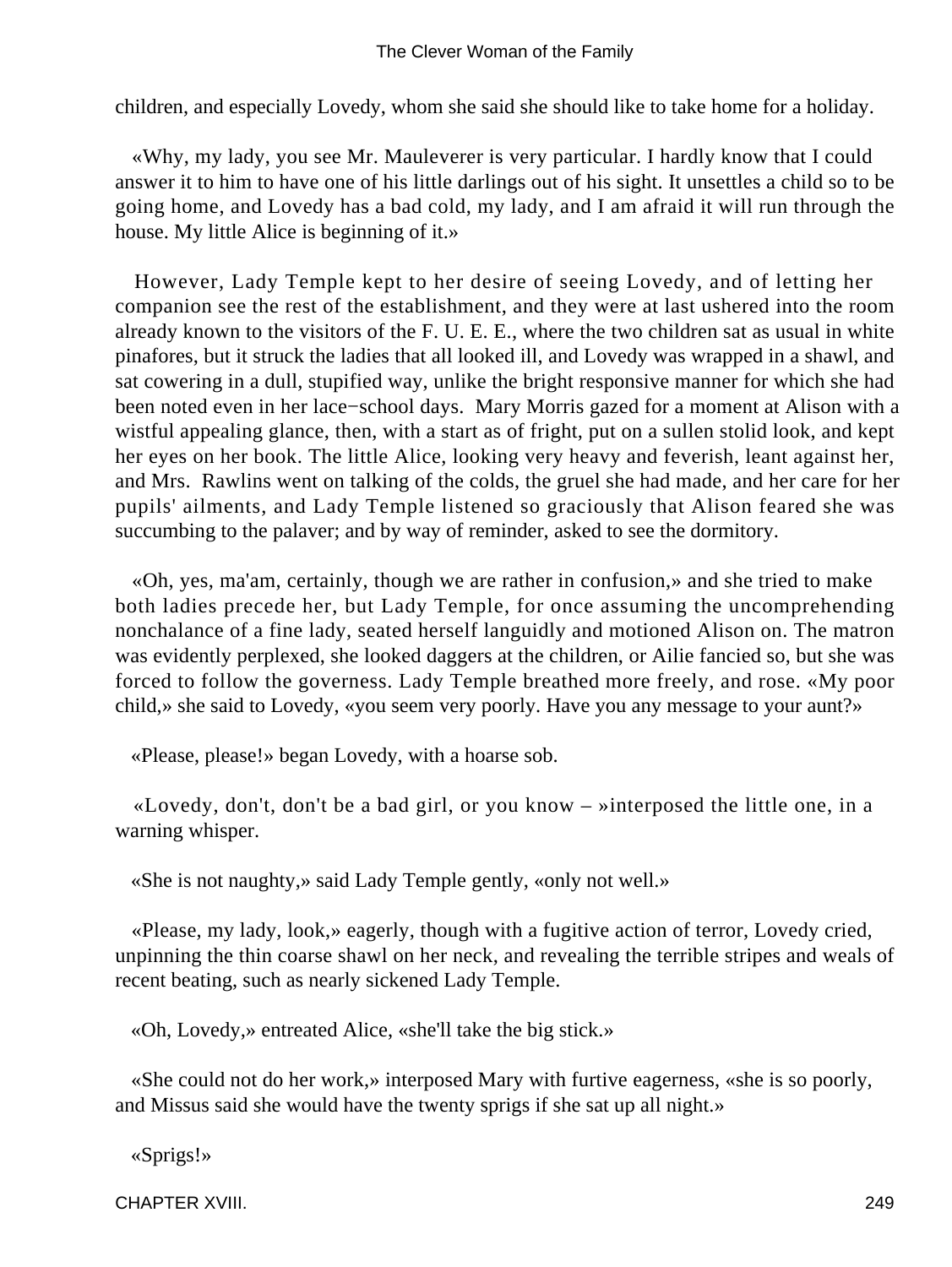children, and especially Lovedy, whom she said she should like to take home for a holiday.

«Why, my lady, you see Mr. Mauleverer is very particular. I hardly know that I could answer it to him to have one of his little darlings out of his sight. It unsettles a child so to be going home, and Lovedy has a bad cold, my lady, and I am afraid it will run through the house. My little Alice is beginning of it.»

However, Lady Temple kept to her desire of seeing Lovedy, and of letting her companion see the rest of the establishment, and they were at last ushered into the room already known to the visitors of the F. U. E. E., where the two children sat as usual in white pinafores, but it struck the ladies that all looked ill, and Lovedy was wrapped in a shawl, and sat cowering in a dull, stupified way, unlike the bright responsive manner for which she had been noted even in her lace−school days. Mary Morris gazed for a moment at Alison with a wistful appealing glance, then, with a start as of fright, put on a sullen stolid look, and kept her eyes on her book. The little Alice, looking very heavy and feverish, leant against her, and Mrs. Rawlins went on talking of the colds, the gruel she had made, and her care for her pupils' ailments, and Lady Temple listened so graciously that Alison feared she was succumbing to the palaver; and by way of reminder, asked to see the dormitory.

«Oh, yes, ma'am, certainly, though we are rather in confusion,» and she tried to make both ladies precede her, but Lady Temple, for once assuming the uncomprehending nonchalance of a fine lady, seated herself languidly and motioned Alison on. The matron was evidently perplexed, she looked daggers at the children, or Ailie fancied so, but she was forced to follow the governess. Lady Temple breathed more freely, and rose. «My poor child,» she said to Lovedy, «you seem very poorly. Have you any message to your aunt?»

«Please, please!» began Lovedy, with a hoarse sob.

«Lovedy, don't, don't be a bad girl, or you know – »interposed the little one, in a warning whisper.

«She is not naughty,» said Lady Temple gently, «only not well.»

«Please, my lady, look,» eagerly, though with a fugitive action of terror, Lovedy cried, unpinning the thin coarse shawl on her neck, and revealing the terrible stripes and weals of recent beating, such as nearly sickened Lady Temple.

«Oh, Lovedy,» entreated Alice, «she'll take the big stick.»

«She could not do her work,» interposed Mary with furtive eagerness, «she is so poorly, and Missus said she would have the twenty sprigs if she sat up all night.»

«Sprigs!»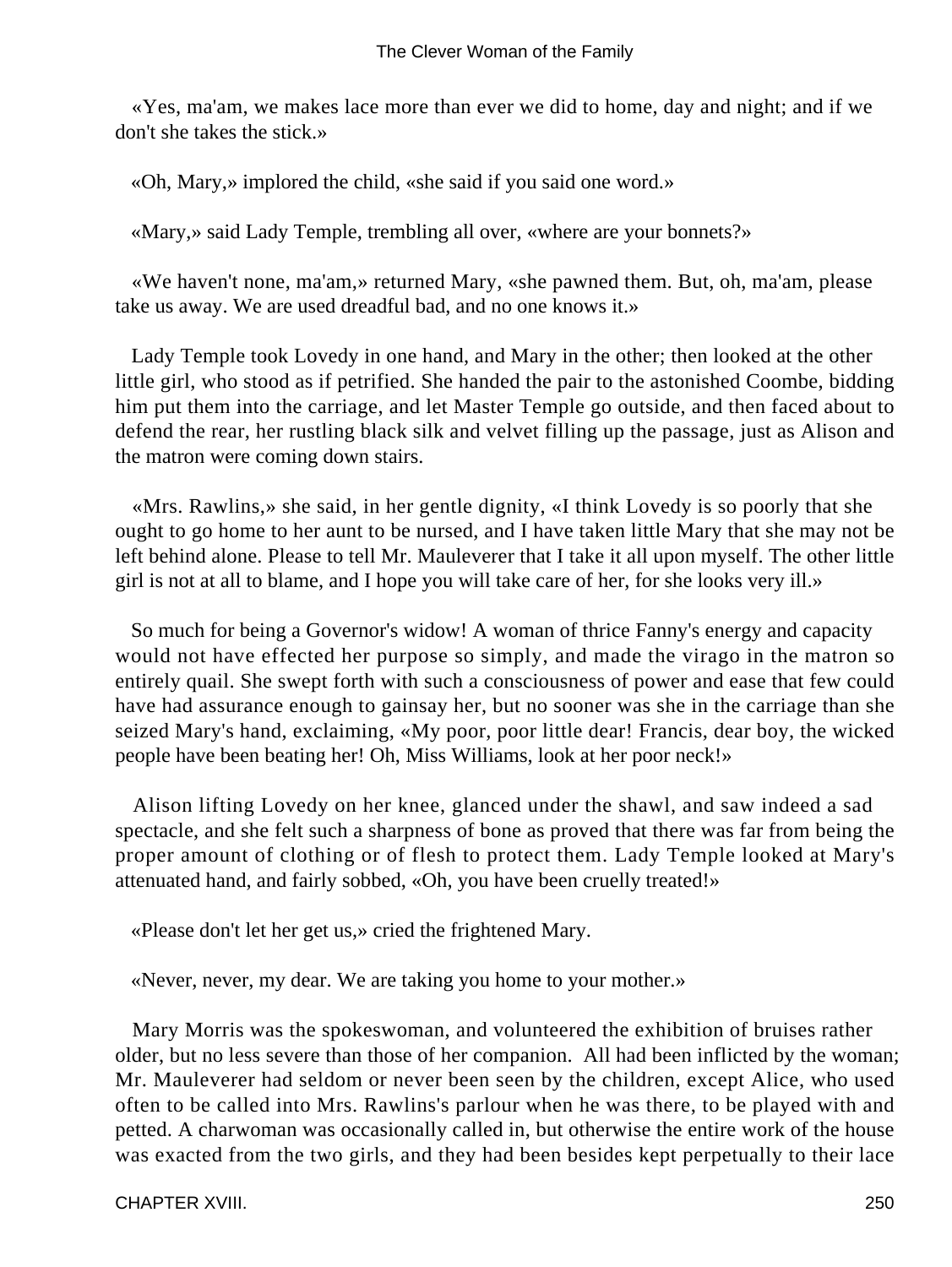«Yes, ma'am, we makes lace more than ever we did to home, day and night; and if we don't she takes the stick.»

«Oh, Mary,» implored the child, «she said if you said one word.»

«Mary,» said Lady Temple, trembling all over, «where are your bonnets?»

«We haven't none, ma'am,» returned Mary, «she pawned them. But, oh, ma'am, please take us away. We are used dreadful bad, and no one knows it.»

Lady Temple took Lovedy in one hand, and Mary in the other; then looked at the other little girl, who stood as if petrified. She handed the pair to the astonished Coombe, bidding him put them into the carriage, and let Master Temple go outside, and then faced about to defend the rear, her rustling black silk and velvet filling up the passage, just as Alison and the matron were coming down stairs.

«Mrs. Rawlins,» she said, in her gentle dignity, «I think Lovedy is so poorly that she ought to go home to her aunt to be nursed, and I have taken little Mary that she may not be left behind alone. Please to tell Mr. Mauleverer that I take it all upon myself. The other little girl is not at all to blame, and I hope you will take care of her, for she looks very ill.»

So much for being a Governor's widow! A woman of thrice Fanny's energy and capacity would not have effected her purpose so simply, and made the virago in the matron so entirely quail. She swept forth with such a consciousness of power and ease that few could have had assurance enough to gainsay her, but no sooner was she in the carriage than she seized Mary's hand, exclaiming, «My poor, poor little dear! Francis, dear boy, the wicked people have been beating her! Oh, Miss Williams, look at her poor neck!»

Alison lifting Lovedy on her knee, glanced under the shawl, and saw indeed a sad spectacle, and she felt such a sharpness of bone as proved that there was far from being the proper amount of clothing or of flesh to protect them. Lady Temple looked at Mary's attenuated hand, and fairly sobbed, «Oh, you have been cruelly treated!»

«Please don't let her get us,» cried the frightened Mary.

«Never, never, my dear. We are taking you home to your mother.»

Mary Morris was the spokeswoman, and volunteered the exhibition of bruises rather older, but no less severe than those of her companion. All had been inflicted by the woman; Mr. Mauleverer had seldom or never been seen by the children, except Alice, who used often to be called into Mrs. Rawlins's parlour when he was there, to be played with and petted. A charwoman was occasionally called in, but otherwise the entire work of the house was exacted from the two girls, and they had been besides kept perpetually to their lace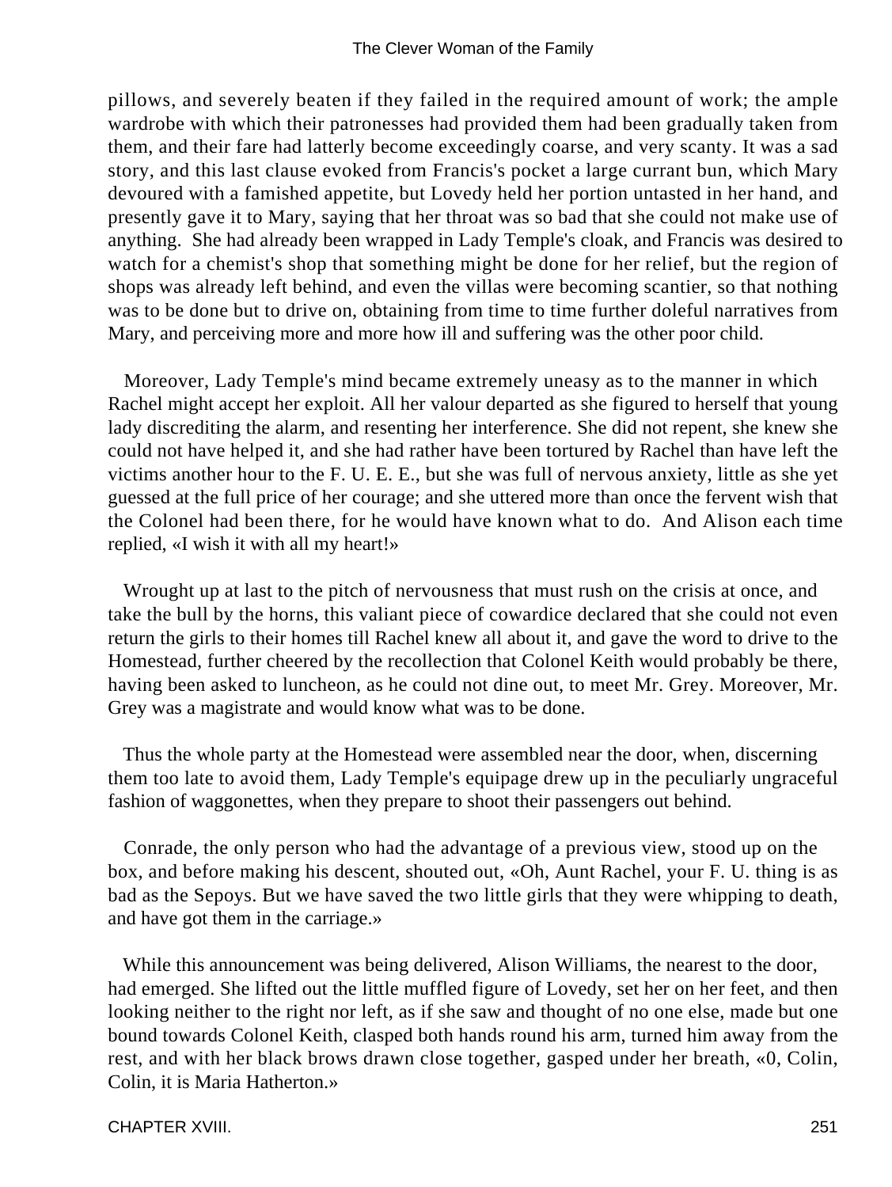pillows, and severely beaten if they failed in the required amount of work; the ample wardrobe with which their patronesses had provided them had been gradually taken from them, and their fare had latterly become exceedingly coarse, and very scanty. It was a sad story, and this last clause evoked from Francis's pocket a large currant bun, which Mary devoured with a famished appetite, but Lovedy held her portion untasted in her hand, and presently gave it to Mary, saying that her throat was so bad that she could not make use of anything. She had already been wrapped in Lady Temple's cloak, and Francis was desired to watch for a chemist's shop that something might be done for her relief, but the region of shops was already left behind, and even the villas were becoming scantier, so that nothing was to be done but to drive on, obtaining from time to time further doleful narratives from Mary, and perceiving more and more how ill and suffering was the other poor child.

Moreover, Lady Temple's mind became extremely uneasy as to the manner in which Rachel might accept her exploit. All her valour departed as she figured to herself that young lady discrediting the alarm, and resenting her interference. She did not repent, she knew she could not have helped it, and she had rather have been tortured by Rachel than have left the victims another hour to the F. U. E. E., but she was full of nervous anxiety, little as she yet guessed at the full price of her courage; and she uttered more than once the fervent wish that the Colonel had been there, for he would have known what to do. And Alison each time replied, «I wish it with all my heart!»

Wrought up at last to the pitch of nervousness that must rush on the crisis at once, and take the bull by the horns, this valiant piece of cowardice declared that she could not even return the girls to their homes till Rachel knew all about it, and gave the word to drive to the Homestead, further cheered by the recollection that Colonel Keith would probably be there, having been asked to luncheon, as he could not dine out, to meet Mr. Grey. Moreover, Mr. Grey was a magistrate and would know what was to be done.

Thus the whole party at the Homestead were assembled near the door, when, discerning them too late to avoid them, Lady Temple's equipage drew up in the peculiarly ungraceful fashion of waggonettes, when they prepare to shoot their passengers out behind.

Conrade, the only person who had the advantage of a previous view, stood up on the box, and before making his descent, shouted out, «Oh, Aunt Rachel, your F. U. thing is as bad as the Sepoys. But we have saved the two little girls that they were whipping to death, and have got them in the carriage.»

While this announcement was being delivered, Alison Williams, the nearest to the door, had emerged. She lifted out the little muffled figure of Lovedy, set her on her feet, and then looking neither to the right nor left, as if she saw and thought of no one else, made but one bound towards Colonel Keith, clasped both hands round his arm, turned him away from the rest, and with her black brows drawn close together, gasped under her breath, «0, Colin, Colin, it is Maria Hatherton.»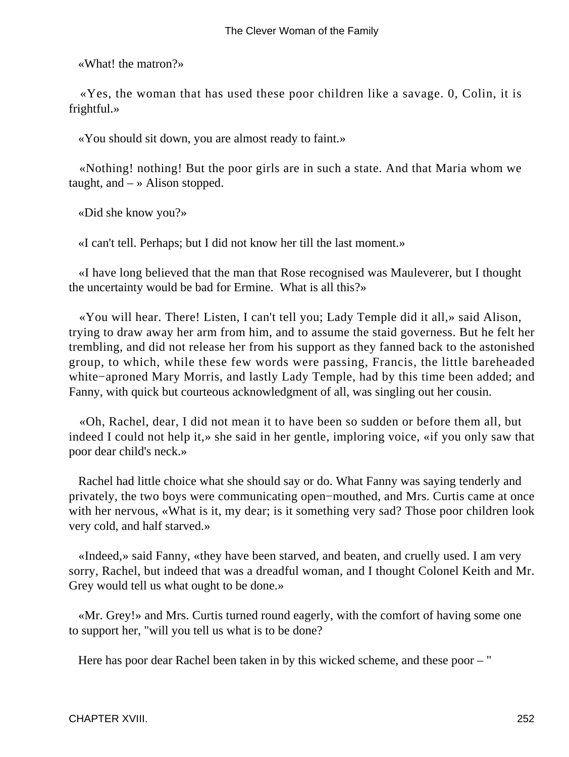«What! the matron?»

«Yes, the woman that has used these poor children like a savage. 0, Colin, it is frightful.»

«You should sit down, you are almost ready to faint.»

«Nothing! nothing! But the poor girls are in such a state. And that Maria whom we taught, and – » Alison stopped.

«Did she know you?»

«I can't tell. Perhaps; but I did not know her till the last moment.»

«I have long believed that the man that Rose recognised was Mauleverer, but I thought the uncertainty would be bad for Ermine. What is all this?»

«You will hear. There! Listen, I can't tell you; Lady Temple did it all,» said Alison, trying to draw away her arm from him, and to assume the staid governess. But he felt her trembling, and did not release her from his support as they fanned back to the astonished group, to which, while these few words were passing, Francis, the little bareheaded white−aproned Mary Morris, and lastly Lady Temple, had by this time been added; and Fanny, with quick but courteous acknowledgment of all, was singling out her cousin.

«Oh, Rachel, dear, I did not mean it to have been so sudden or before them all, but indeed I could not help it,» she said in her gentle, imploring voice, «if you only saw that poor dear child's neck.»

Rachel had little choice what she should say or do. What Fanny was saying tenderly and privately, the two boys were communicating open−mouthed, and Mrs. Curtis came at once with her nervous, «What is it, my dear; is it something very sad? Those poor children look very cold, and half starved.»

«Indeed,» said Fanny, «they have been starved, and beaten, and cruelly used. I am very sorry, Rachel, but indeed that was a dreadful woman, and I thought Colonel Keith and Mr. Grey would tell us what ought to be done.»

«Mr. Grey!» and Mrs. Curtis turned round eagerly, with the comfort of having some one to support her, "will you tell us what is to be done?

Here has poor dear Rachel been taken in by this wicked scheme, and these poor – "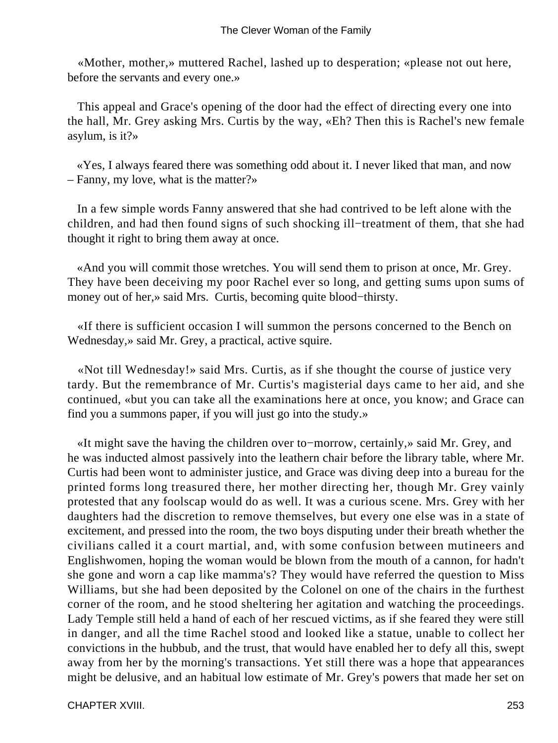«Mother, mother,» muttered Rachel, lashed up to desperation; «please not out here, before the servants and every one.»

This appeal and Grace's opening of the door had the effect of directing every one into the hall, Mr. Grey asking Mrs. Curtis by the way, «Eh? Then this is Rachel's new female asylum, is it?»

«Yes, I always feared there was something odd about it. I never liked that man, and now – Fanny, my love, what is the matter?»

In a few simple words Fanny answered that she had contrived to be left alone with the children, and had then found signs of such shocking ill−treatment of them, that she had thought it right to bring them away at once.

«And you will commit those wretches. You will send them to prison at once, Mr. Grey. They have been deceiving my poor Rachel ever so long, and getting sums upon sums of money out of her,» said Mrs. Curtis, becoming quite blood−thirsty.

«If there is sufficient occasion I will summon the persons concerned to the Bench on Wednesday,» said Mr. Grey, a practical, active squire.

«Not till Wednesday!» said Mrs. Curtis, as if she thought the course of justice very tardy. But the remembrance of Mr. Curtis's magisterial days came to her aid, and she continued, «but you can take all the examinations here at once, you know; and Grace can find you a summons paper, if you will just go into the study.»

«It might save the having the children over to−morrow, certainly,» said Mr. Grey, and he was inducted almost passively into the leathern chair before the library table, where Mr. Curtis had been wont to administer justice, and Grace was diving deep into a bureau for the printed forms long treasured there, her mother directing her, though Mr. Grey vainly protested that any foolscap would do as well. It was a curious scene. Mrs. Grey with her daughters had the discretion to remove themselves, but every one else was in a state of excitement, and pressed into the room, the two boys disputing under their breath whether the civilians called it a court martial, and, with some confusion between mutineers and Englishwomen, hoping the woman would be blown from the mouth of a cannon, for hadn't she gone and worn a cap like mamma's? They would have referred the question to Miss Williams, but she had been deposited by the Colonel on one of the chairs in the furthest corner of the room, and he stood sheltering her agitation and watching the proceedings. Lady Temple still held a hand of each of her rescued victims, as if she feared they were still in danger, and all the time Rachel stood and looked like a statue, unable to collect her convictions in the hubbub, and the trust, that would have enabled her to defy all this, swept away from her by the morning's transactions. Yet still there was a hope that appearances might be delusive, and an habitual low estimate of Mr. Grey's powers that made her set on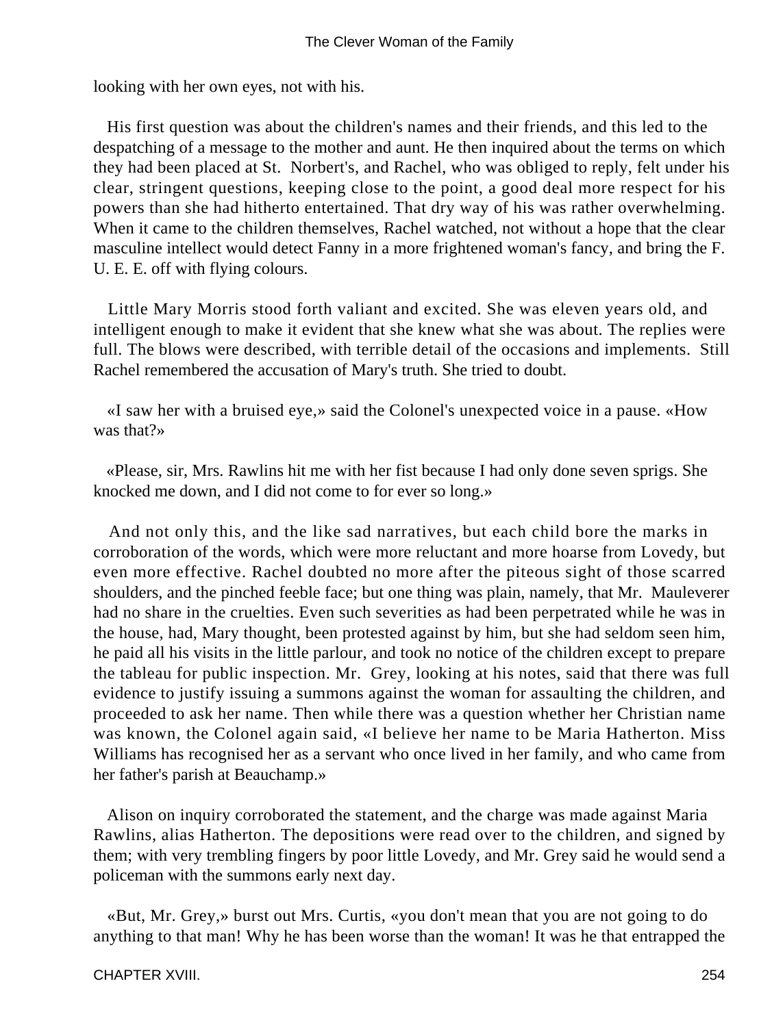looking with her own eyes, not with his.

His first question was about the children's names and their friends, and this led to the despatching of a message to the mother and aunt. He then inquired about the terms on which they had been placed at St. Norbert's, and Rachel, who was obliged to reply, felt under his clear, stringent questions, keeping close to the point, a good deal more respect for his powers than she had hitherto entertained. That dry way of his was rather overwhelming. When it came to the children themselves, Rachel watched, not without a hope that the clear masculine intellect would detect Fanny in a more frightened woman's fancy, and bring the F. U. E. E. off with flying colours.

Little Mary Morris stood forth valiant and excited. She was eleven years old, and intelligent enough to make it evident that she knew what she was about. The replies were full. The blows were described, with terrible detail of the occasions and implements. Still Rachel remembered the accusation of Mary's truth. She tried to doubt.

«I saw her with a bruised eye,» said the Colonel's unexpected voice in a pause. «How was that?»

«Please, sir, Mrs. Rawlins hit me with her fist because I had only done seven sprigs. She knocked me down, and I did not come to for ever so long.»

And not only this, and the like sad narratives, but each child bore the marks in corroboration of the words, which were more reluctant and more hoarse from Lovedy, but even more effective. Rachel doubted no more after the piteous sight of those scarred shoulders, and the pinched feeble face; but one thing was plain, namely, that Mr. Mauleverer had no share in the cruelties. Even such severities as had been perpetrated while he was in the house, had, Mary thought, been protested against by him, but she had seldom seen him, he paid all his visits in the little parlour, and took no notice of the children except to prepare the tableau for public inspection. Mr. Grey, looking at his notes, said that there was full evidence to justify issuing a summons against the woman for assaulting the children, and proceeded to ask her name. Then while there was a question whether her Christian name was known, the Colonel again said, «I believe her name to be Maria Hatherton. Miss Williams has recognised her as a servant who once lived in her family, and who came from her father's parish at Beauchamp.»

Alison on inquiry corroborated the statement, and the charge was made against Maria Rawlins, alias Hatherton. The depositions were read over to the children, and signed by them; with very trembling fingers by poor little Lovedy, and Mr. Grey said he would send a policeman with the summons early next day.

«But, Mr. Grey,» burst out Mrs. Curtis, «you don't mean that you are not going to do anything to that man! Why he has been worse than the woman! It was he that entrapped the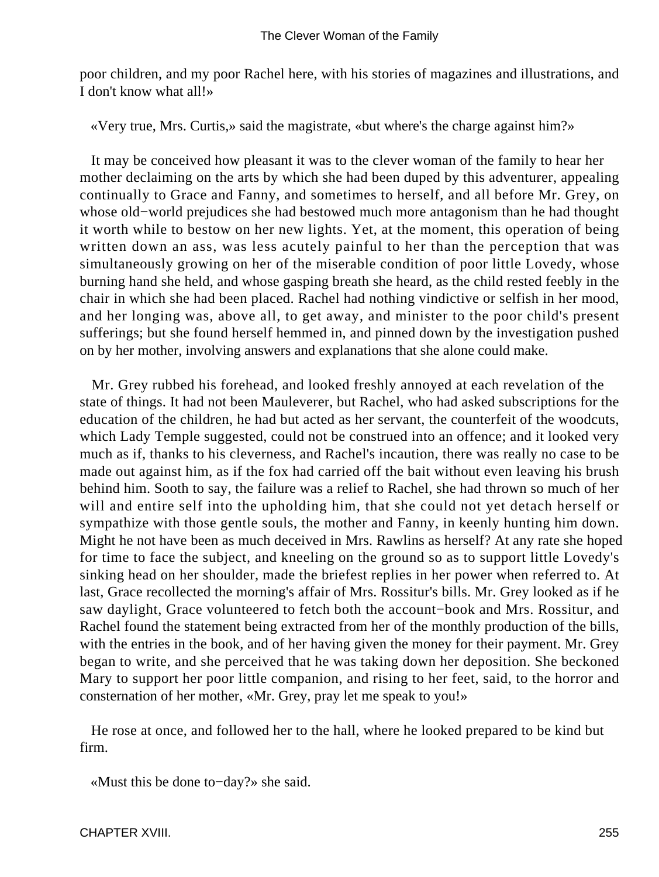poor children, and my poor Rachel here, with his stories of magazines and illustrations, and I don't know what all!»

«Very true, Mrs. Curtis,» said the magistrate, «but where's the charge against him?»

It may be conceived how pleasant it was to the clever woman of the family to hear her mother declaiming on the arts by which she had been duped by this adventurer, appealing continually to Grace and Fanny, and sometimes to herself, and all before Mr. Grey, on whose old−world prejudices she had bestowed much more antagonism than he had thought it worth while to bestow on her new lights. Yet, at the moment, this operation of being written down an ass, was less acutely painful to her than the perception that was simultaneously growing on her of the miserable condition of poor little Lovedy, whose burning hand she held, and whose gasping breath she heard, as the child rested feebly in the chair in which she had been placed. Rachel had nothing vindictive or selfish in her mood, and her longing was, above all, to get away, and minister to the poor child's present sufferings; but she found herself hemmed in, and pinned down by the investigation pushed on by her mother, involving answers and explanations that she alone could make.

Mr. Grey rubbed his forehead, and looked freshly annoyed at each revelation of the state of things. It had not been Mauleverer, but Rachel, who had asked subscriptions for the education of the children, he had but acted as her servant, the counterfeit of the woodcuts, which Lady Temple suggested, could not be construed into an offence; and it looked very much as if, thanks to his cleverness, and Rachel's incaution, there was really no case to be made out against him, as if the fox had carried off the bait without even leaving his brush behind him. Sooth to say, the failure was a relief to Rachel, she had thrown so much of her will and entire self into the upholding him, that she could not yet detach herself or sympathize with those gentle souls, the mother and Fanny, in keenly hunting him down. Might he not have been as much deceived in Mrs. Rawlins as herself? At any rate she hoped for time to face the subject, and kneeling on the ground so as to support little Lovedy's sinking head on her shoulder, made the briefest replies in her power when referred to. At last, Grace recollected the morning's affair of Mrs. Rossitur's bills. Mr. Grey looked as if he saw daylight, Grace volunteered to fetch both the account−book and Mrs. Rossitur, and Rachel found the statement being extracted from her of the monthly production of the bills, with the entries in the book, and of her having given the money for their payment. Mr. Grey began to write, and she perceived that he was taking down her deposition. She beckoned Mary to support her poor little companion, and rising to her feet, said, to the horror and consternation of her mother, «Mr. Grey, pray let me speak to you!»

He rose at once, and followed her to the hall, where he looked prepared to be kind but firm.

«Must this be done to−day?» she said.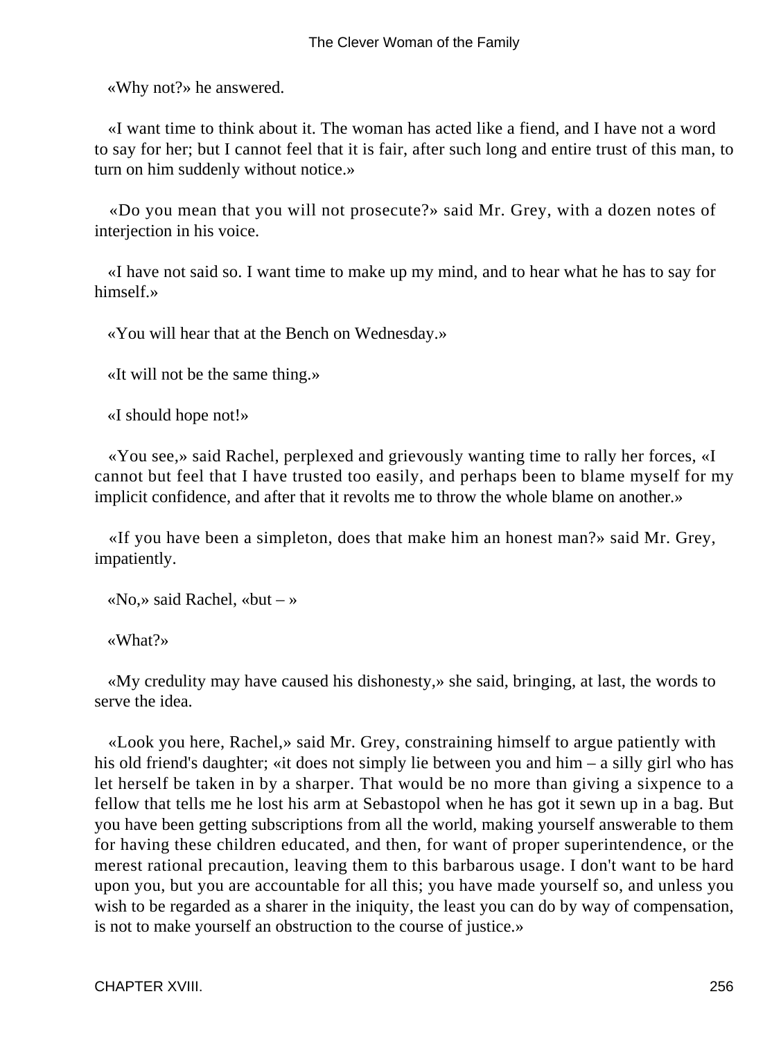«Why not?» he answered.

«I want time to think about it. The woman has acted like a fiend, and I have not a word to say for her; but I cannot feel that it is fair, after such long and entire trust of this man, to turn on him suddenly without notice.»

«Do you mean that you will not prosecute?» said Mr. Grey, with a dozen notes of interjection in his voice.

«I have not said so. I want time to make up my mind, and to hear what he has to say for himself.»

«You will hear that at the Bench on Wednesday.»

«It will not be the same thing.»

«I should hope not!»

«You see,» said Rachel, perplexed and grievously wanting time to rally her forces, «I cannot but feel that I have trusted too easily, and perhaps been to blame myself for my implicit confidence, and after that it revolts me to throw the whole blame on another.»

«If you have been a simpleton, does that make him an honest man?» said Mr. Grey, impatiently.

«No,» said Rachel, «but – »

«What?»

«My credulity may have caused his dishonesty,» she said, bringing, at last, the words to serve the idea.

«Look you here, Rachel,» said Mr. Grey, constraining himself to argue patiently with his old friend's daughter; «it does not simply lie between you and him – a silly girl who has let herself be taken in by a sharper. That would be no more than giving a sixpence to a fellow that tells me he lost his arm at Sebastopol when he has got it sewn up in a bag. But you have been getting subscriptions from all the world, making yourself answerable to them for having these children educated, and then, for want of proper superintendence, or the merest rational precaution, leaving them to this barbarous usage. I don't want to be hard upon you, but you are accountable for all this; you have made yourself so, and unless you wish to be regarded as a sharer in the iniquity, the least you can do by way of compensation, is not to make yourself an obstruction to the course of justice.»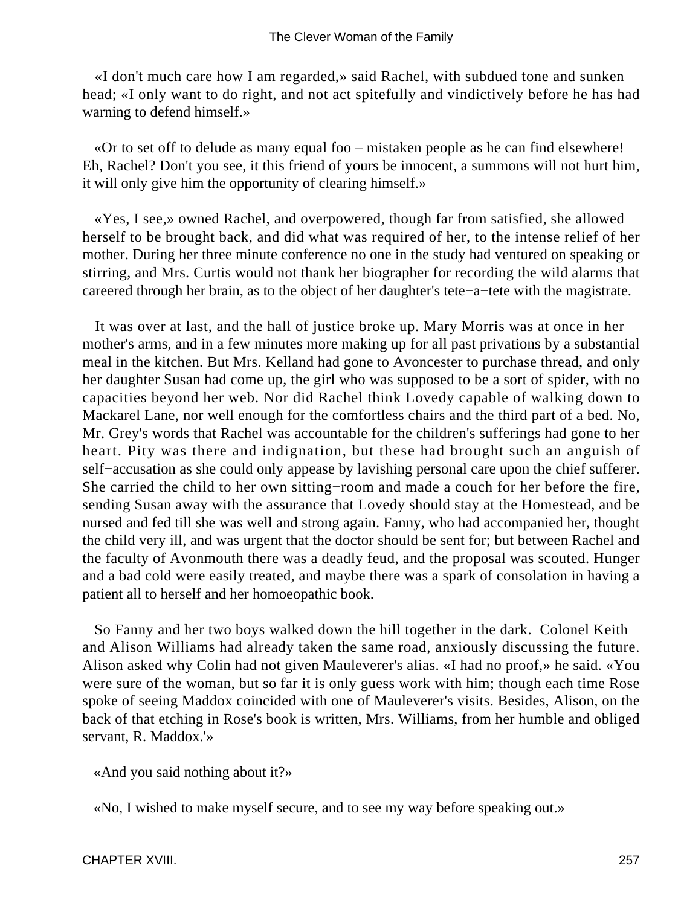«I don't much care how I am regarded,» said Rachel, with subdued tone and sunken head; «I only want to do right, and not act spitefully and vindictively before he has had warning to defend himself.»

«Or to set off to delude as many equal foo – mistaken people as he can find elsewhere! Eh, Rachel? Don't you see, it this friend of yours be innocent, a summons will not hurt him, it will only give him the opportunity of clearing himself.»

«Yes, I see,» owned Rachel, and overpowered, though far from satisfied, she allowed herself to be brought back, and did what was required of her, to the intense relief of her mother. During her three minute conference no one in the study had ventured on speaking or stirring, and Mrs. Curtis would not thank her biographer for recording the wild alarms that careered through her brain, as to the object of her daughter's tete−a−tete with the magistrate.

It was over at last, and the hall of justice broke up. Mary Morris was at once in her mother's arms, and in a few minutes more making up for all past privations by a substantial meal in the kitchen. But Mrs. Kelland had gone to Avoncester to purchase thread, and only her daughter Susan had come up, the girl who was supposed to be a sort of spider, with no capacities beyond her web. Nor did Rachel think Lovedy capable of walking down to Mackarel Lane, nor well enough for the comfortless chairs and the third part of a bed. No, Mr. Grey's words that Rachel was accountable for the children's sufferings had gone to her heart. Pity was there and indignation, but these had brought such an anguish of self−accusation as she could only appease by lavishing personal care upon the chief sufferer. She carried the child to her own sitting−room and made a couch for her before the fire, sending Susan away with the assurance that Lovedy should stay at the Homestead, and be nursed and fed till she was well and strong again. Fanny, who had accompanied her, thought the child very ill, and was urgent that the doctor should be sent for; but between Rachel and the faculty of Avonmouth there was a deadly feud, and the proposal was scouted. Hunger and a bad cold were easily treated, and maybe there was a spark of consolation in having a patient all to herself and her homoeopathic book.

So Fanny and her two boys walked down the hill together in the dark. Colonel Keith and Alison Williams had already taken the same road, anxiously discussing the future. Alison asked why Colin had not given Mauleverer's alias. «I had no proof,» he said. «You were sure of the woman, but so far it is only guess work with him; though each time Rose spoke of seeing Maddox coincided with one of Mauleverer's visits. Besides, Alison, on the back of that etching in Rose's book is written, Mrs. Williams, from her humble and obliged servant, R. Maddox.'»

«And you said nothing about it?»

«No, I wished to make myself secure, and to see my way before speaking out.»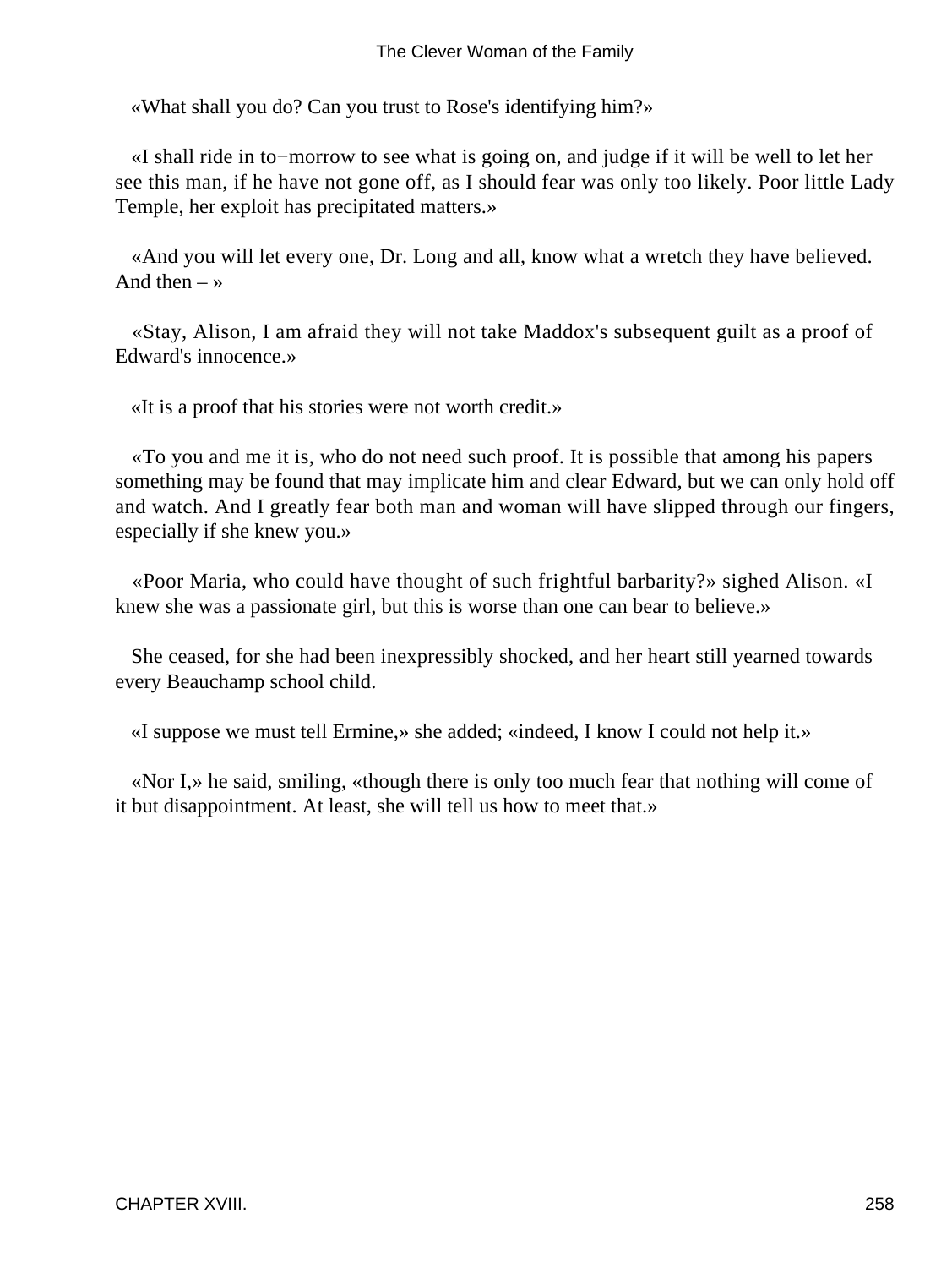«What shall you do? Can you trust to Rose's identifying him?»

«I shall ride in to−morrow to see what is going on, and judge if it will be well to let her see this man, if he have not gone off, as I should fear was only too likely. Poor little Lady Temple, her exploit has precipitated matters.»

«And you will let every one, Dr. Long and all, know what a wretch they have believed. And then – »

«Stay, Alison, I am afraid they will not take Maddox's subsequent guilt as a proof of Edward's innocence.»

«It is a proof that his stories were not worth credit.»

«To you and me it is, who do not need such proof. It is possible that among his papers something may be found that may implicate him and clear Edward, but we can only hold off and watch. And I greatly fear both man and woman will have slipped through our fingers, especially if she knew you.»

«Poor Maria, who could have thought of such frightful barbarity?» sighed Alison. «I knew she was a passionate girl, but this is worse than one can bear to believe.»

She ceased, for she had been inexpressibly shocked, and her heart still yearned towards every Beauchamp school child.

«I suppose we must tell Ermine,» she added; «indeed, I know I could not help it.»

«Nor I,» he said, smiling, «though there is only too much fear that nothing will come of it but disappointment. At least, she will tell us how to meet that.»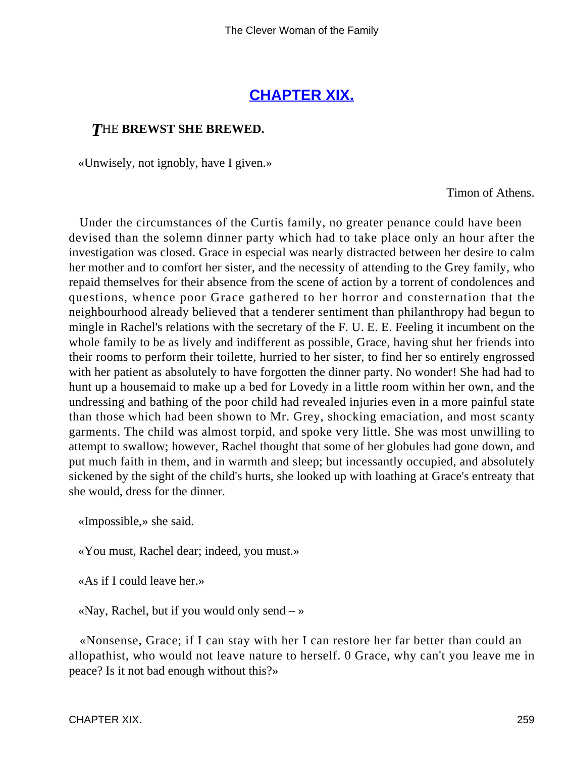## CHAPTER XIX.

### THE BREWST SHE BREWED.

«Unwisely, not ignobly, have I given.»

Timon of Athens.

Under the circumstances of the Curtis family, no greater penance could have been devised than the solemn dinner party which had to take place only an hour after the investigation was closed. Grace in especial was nearly distracted between her desire to calm her mother and to comfort her sister, and the necessity of attending to the Grey family, who repaid themselves for their absence from the scene of action by a torrent of condolences and questions, whence poor Grace gathered to her horror and consternation that the neighbourhood already believed that a tenderer sentiment than philanthropy had begun to mingle in Rachel's relations with the secretary of the F. U. E. E. Feeling it incumbent on the whole family to be as lively and indifferent as possible, Grace, having shut her friends into their rooms to perform their toilette, hurried to her sister, to find her so entirely engrossed with her patient as absolutely to have forgotten the dinner party. No wonder! She had had to hunt up a housemaid to make up a bed for Lovedy in a little room within her own, and the undressing and bathing of the poor child had revealed injuries even in a more painful state than those which had been shown to Mr. Grey, shocking emaciation, and most scanty garments. The child was almost torpid, and spoke very little. She was most unwilling to attempt to swallow; however, Rachel thought that some of her globules had gone down, and put much faith in them, and in warmth and sleep; but incessantly occupied, and absolutely sickened by the sight of the child's hurts, she looked up with loathing at Grace's entreaty that she would, dress for the dinner.

«Impossible,» she said.

«You must, Rachel dear; indeed, you must.»

«As if I could leave her.»

«Nay, Rachel, but if you would only send – »

«Nonsense, Grace; if I can stay with her I can restore her far better than could an allopathist, who would not leave nature to herself. 0 Grace, why can't you leave me in peace? Is it not bad enough without this?»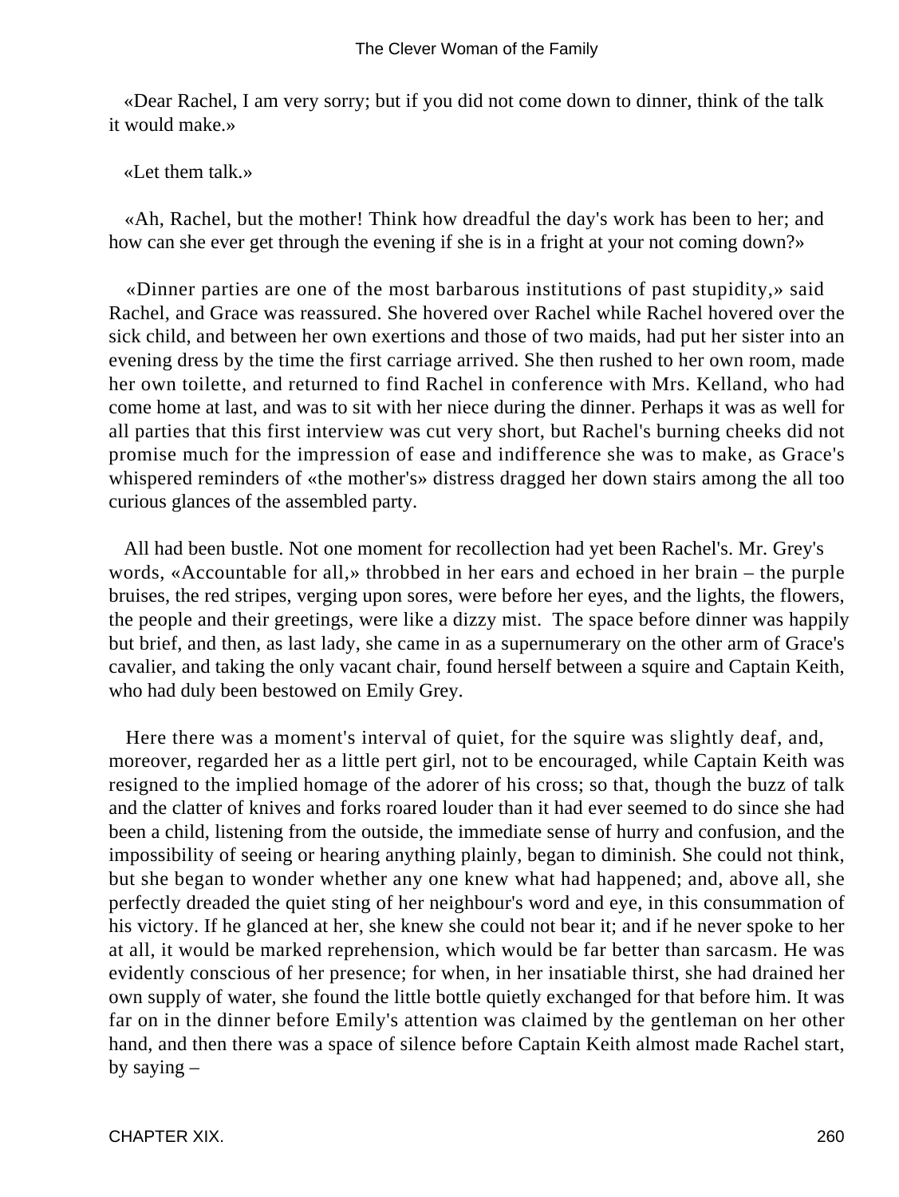«Dear Rachel, I am very sorry; but if you did not come down to dinner, think of the talk it would make.»

«Let them talk.»

«Ah, Rachel, but the mother! Think how dreadful the day's work has been to her; and how can she ever get through the evening if she is in a fright at your not coming down?»

«Dinner parties are one of the most barbarous institutions of past stupidity,» said Rachel, and Grace was reassured. She hovered over Rachel while Rachel hovered over the sick child, and between her own exertions and those of two maids, had put her sister into an evening dress by the time the first carriage arrived. She then rushed to her own room, made her own toilette, and returned to find Rachel in conference with Mrs. Kelland, who had come home at last, and was to sit with her niece during the dinner. Perhaps it was as well for all parties that this first interview was cut very short, but Rachel's burning cheeks did not promise much for the impression of ease and indifference she was to make, as Grace's whispered reminders of «the mother's» distress dragged her down stairs among the all too curious glances of the assembled party.

All had been bustle. Not one moment for recollection had yet been Rachel's. Mr. Grey's words, «Accountable for all,» throbbed in her ears and echoed in her brain – the purple bruises, the red stripes, verging upon sores, were before her eyes, and the lights, the flowers, the people and their greetings, were like a dizzy mist. The space before dinner was happily but brief, and then, as last lady, she came in as a supernumerary on the other arm of Grace's cavalier, and taking the only vacant chair, found herself between a squire and Captain Keith, who had duly been bestowed on Emily Grey.

Here there was a moment's interval of quiet, for the squire was slightly deaf, and, moreover, regarded her as a little pert girl, not to be encouraged, while Captain Keith was resigned to the implied homage of the adorer of his cross; so that, though the buzz of talk and the clatter of knives and forks roared louder than it had ever seemed to do since she had been a child, listening from the outside, the immediate sense of hurry and confusion, and the impossibility of seeing or hearing anything plainly, began to diminish. She could not think, but she began to wonder whether any one knew what had happened; and, above all, she perfectly dreaded the quiet sting of her neighbour's word and eye, in this consummation of his victory. If he glanced at her, she knew she could not bear it; and if he never spoke to her at all, it would be marked reprehension, which would be far better than sarcasm. He was evidently conscious of her presence; for when, in her insatiable thirst, she had drained her own supply of water, she found the little bottle quietly exchanged for that before him. It was far on in the dinner before Emily's attention was claimed by the gentleman on her other hand, and then there was a space of silence before Captain Keith almost made Rachel start, by saying –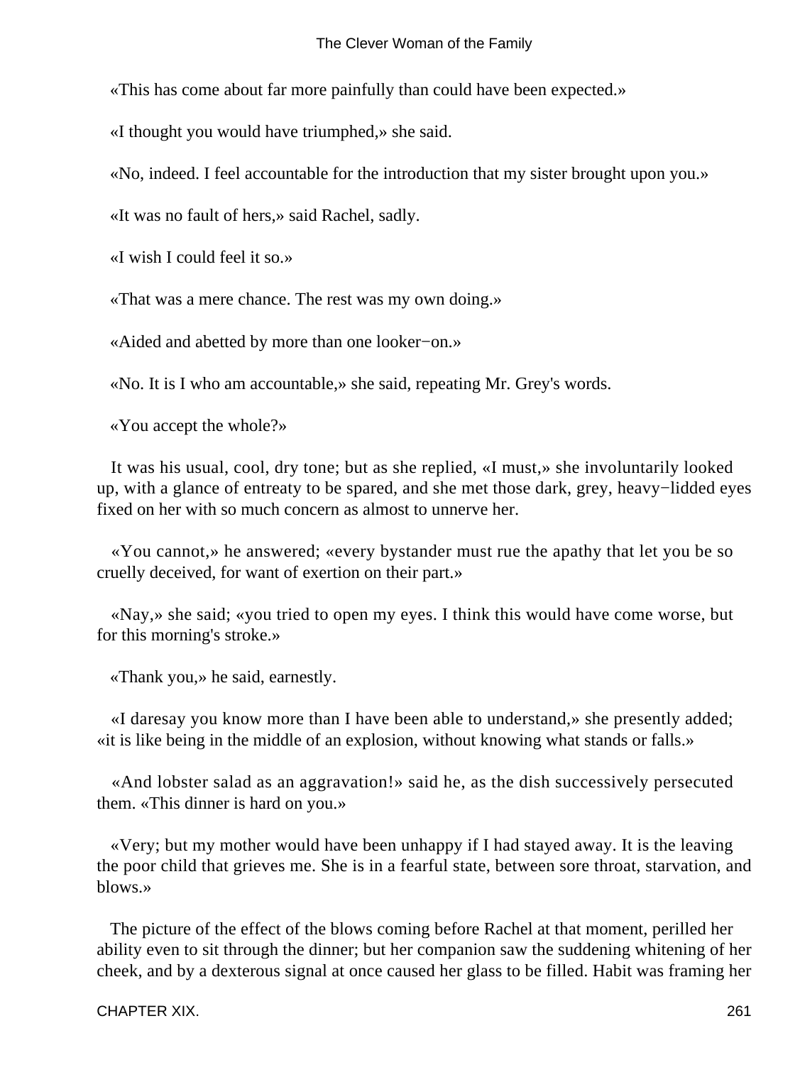«This has come about far more painfully than could have been expected.»

«I thought you would have triumphed,» she said.

«No, indeed. I feel accountable for the introduction that my sister brought upon you.»

«It was no fault of hers,» said Rachel, sadly.

«I wish I could feel it so.»

«That was a mere chance. The rest was my own doing.»

«Aided and abetted by more than one looker−on.»

«No. It is I who am accountable,» she said, repeating Mr. Grey's words.

«You accept the whole?»

It was his usual, cool, dry tone; but as she replied, «I must,» she involuntarily looked up, with a glance of entreaty to be spared, and she met those dark, grey, heavy−lidded eyes fixed on her with so much concern as almost to unnerve her.

«You cannot,» he answered; «every bystander must rue the apathy that let you be so cruelly deceived, for want of exertion on their part.»

«Nay,» she said; «you tried to open my eyes. I think this would have come worse, but for this morning's stroke.»

«Thank you,» he said, earnestly.

«I daresay you know more than I have been able to understand,» she presently added; «it is like being in the middle of an explosion, without knowing what stands or falls.»

«And lobster salad as an aggravation!» said he, as the dish successively persecuted them. «This dinner is hard on you.»

«Very; but my mother would have been unhappy if I had stayed away. It is the leaving the poor child that grieves me. She is in a fearful state, between sore throat, starvation, and blows.»

The picture of the effect of the blows coming before Rachel at that moment, perilled her ability even to sit through the dinner; but her companion saw the suddening whitening of her cheek, and by a dexterous signal at once caused her glass to be filled. Habit was framing her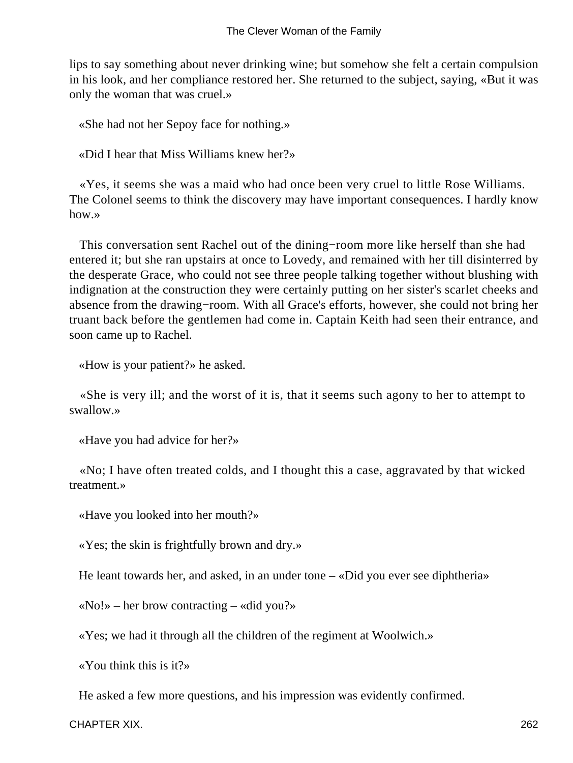lips to say something about never drinking wine; but somehow she felt a certain compulsion in his look, and her compliance restored her. She returned to the subject, saying, «But it was only the woman that was cruel.»

«She had not her Sepoy face for nothing.»

«Did I hear that Miss Williams knew her?»

«Yes, it seems she was a maid who had once been very cruel to little Rose Williams. The Colonel seems to think the discovery may have important consequences. I hardly know how.»

This conversation sent Rachel out of the dining−room more like herself than she had entered it; but she ran upstairs at once to Lovedy, and remained with her till disinterred by the desperate Grace, who could not see three people talking together without blushing with indignation at the construction they were certainly putting on her sister's scarlet cheeks and absence from the drawing−room. With all Grace's efforts, however, she could not bring her truant back before the gentlemen had come in. Captain Keith had seen their entrance, and soon came up to Rachel.

«How is your patient?» he asked.

«She is very ill; and the worst of it is, that it seems such agony to her to attempt to swallow.»

«Have you had advice for her?»

«No; I have often treated colds, and I thought this a case, aggravated by that wicked treatment.»

«Have you looked into her mouth?»

«Yes; the skin is frightfully brown and dry.»

He leant towards her, and asked, in an under tone – «Did you ever see diphtheria»

«No!» – her brow contracting – «did you?»

«Yes; we had it through all the children of the regiment at Woolwich.»

«You think this is it?»

He asked a few more questions, and his impression was evidently confirmed.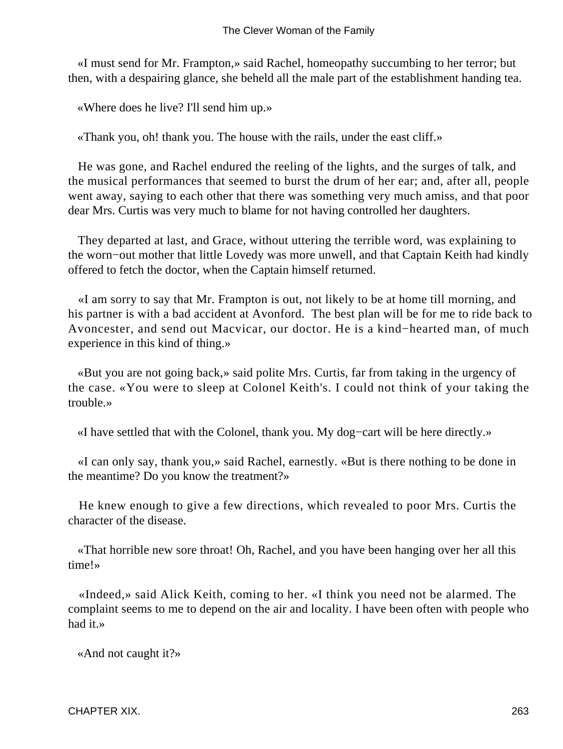«I must send for Mr. Frampton,» said Rachel, homeopathy succumbing to her terror; but then, with a despairing glance, she beheld all the male part of the establishment handing tea.

«Where does he live? I'll send him up.»

«Thank you, oh! thank you. The house with the rails, under the east cliff.»

He was gone, and Rachel endured the reeling of the lights, and the surges of talk, and the musical performances that seemed to burst the drum of her ear; and, after all, people went away, saying to each other that there was something very much amiss, and that poor dear Mrs. Curtis was very much to blame for not having controlled her daughters.

They departed at last, and Grace, without uttering the terrible word, was explaining to the worn−out mother that little Lovedy was more unwell, and that Captain Keith had kindly offered to fetch the doctor, when the Captain himself returned.

«I am sorry to say that Mr. Frampton is out, not likely to be at home till morning, and his partner is with a bad accident at Avonford. The best plan will be for me to ride back to Avoncester, and send out Macvicar, our doctor. He is a kind−hearted man, of much experience in this kind of thing.»

«But you are not going back,» said polite Mrs. Curtis, far from taking in the urgency of the case. «You were to sleep at Colonel Keith's. I could not think of your taking the trouble.»

«I have settled that with the Colonel, thank you. My dog−cart will be here directly.»

«I can only say, thank you,» said Rachel, earnestly. «But is there nothing to be done in the meantime? Do you know the treatment?»

He knew enough to give a few directions, which revealed to poor Mrs. Curtis the character of the disease.

«That horrible new sore throat! Oh, Rachel, and you have been hanging over her all this time!»

«Indeed,» said Alick Keith, coming to her. «I think you need not be alarmed. The complaint seems to me to depend on the air and locality. I have been often with people who had it.»

«And not caught it?»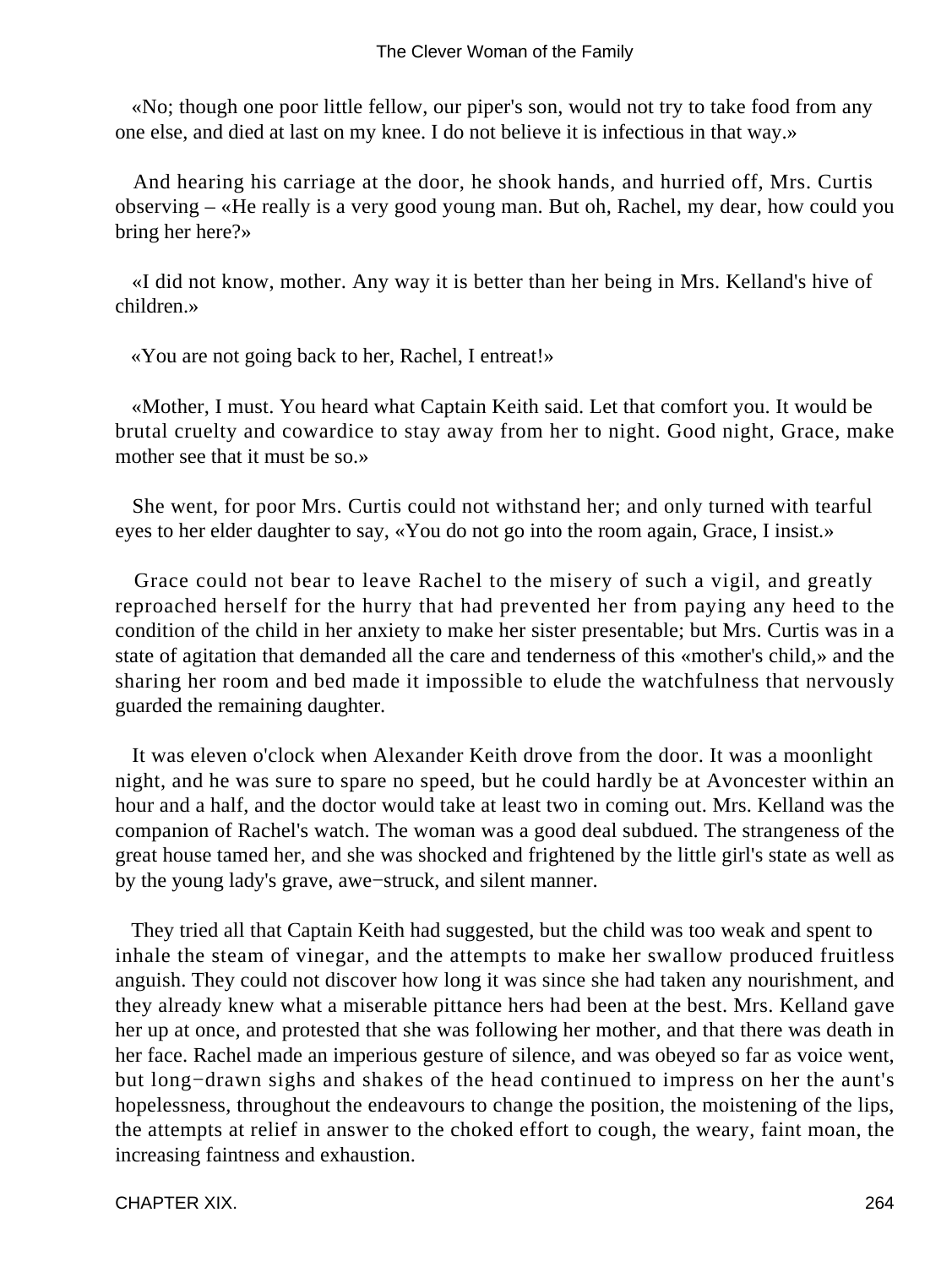«No; though one poor little fellow, our piper's son, would not try to take food from any one else, and died at last on my knee. I do not believe it is infectious in that way.»

And hearing his carriage at the door, he shook hands, and hurried off, Mrs. Curtis observing – «He really is a very good young man. But oh, Rachel, my dear, how could you bring her here?»

«I did not know, mother. Any way it is better than her being in Mrs. Kelland's hive of children.»

«You are not going back to her, Rachel, I entreat!»

«Mother, I must. You heard what Captain Keith said. Let that comfort you. It would be brutal cruelty and cowardice to stay away from her to night. Good night, Grace, make mother see that it must be so.»

She went, for poor Mrs. Curtis could not withstand her; and only turned with tearful eyes to her elder daughter to say, «You do not go into the room again, Grace, I insist.»

Grace could not bear to leave Rachel to the misery of such a vigil, and greatly reproached herself for the hurry that had prevented her from paying any heed to the condition of the child in her anxiety to make her sister presentable; but Mrs. Curtis was in a state of agitation that demanded all the care and tenderness of this «mother's child,» and the sharing her room and bed made it impossible to elude the watchfulness that nervously guarded the remaining daughter.

It was eleven o'clock when Alexander Keith drove from the door. It was a moonlight night, and he was sure to spare no speed, but he could hardly be at Avoncester within an hour and a half, and the doctor would take at least two in coming out. Mrs. Kelland was the companion of Rachel's watch. The woman was a good deal subdued. The strangeness of the great house tamed her, and she was shocked and frightened by the little girl's state as well as by the young lady's grave, awe−struck, and silent manner.

They tried all that Captain Keith had suggested, but the child was too weak and spent to inhale the steam of vinegar, and the attempts to make her swallow produced fruitless anguish. They could not discover how long it was since she had taken any nourishment, and they already knew what a miserable pittance hers had been at the best. Mrs. Kelland gave her up at once, and protested that she was following her mother, and that there was death in her face. Rachel made an imperious gesture of silence, and was obeyed so far as voice went, but long−drawn sighs and shakes of the head continued to impress on her the aunt's hopelessness, throughout the endeavours to change the position, the moistening of the lips, the attempts at relief in answer to the choked effort to cough, the weary, faint moan, the increasing faintness and exhaustion.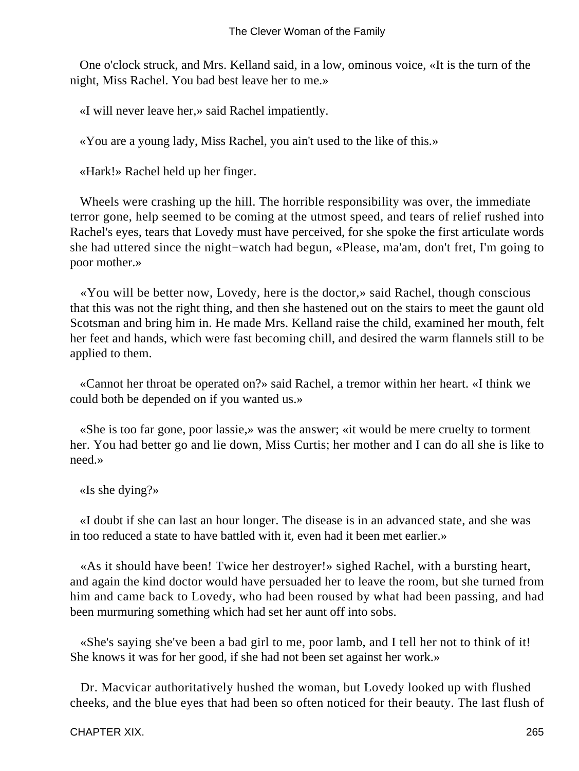One o'clock struck, and Mrs. Kelland said, in a low, ominous voice, «It is the turn of the night, Miss Rachel. You bad best leave her to me.»

«I will never leave her,» said Rachel impatiently.

«You are a young lady, Miss Rachel, you ain't used to the like of this.»

«Hark!» Rachel held up her finger.

Wheels were crashing up the hill. The horrible responsibility was over, the immediate terror gone, help seemed to be coming at the utmost speed, and tears of relief rushed into Rachel's eyes, tears that Lovedy must have perceived, for she spoke the first articulate words she had uttered since the night−watch had begun, «Please, ma'am, don't fret, I'm going to poor mother.»

«You will be better now, Lovedy, here is the doctor,» said Rachel, though conscious that this was not the right thing, and then she hastened out on the stairs to meet the gaunt old Scotsman and bring him in. He made Mrs. Kelland raise the child, examined her mouth, felt her feet and hands, which were fast becoming chill, and desired the warm flannels still to be applied to them.

«Cannot her throat be operated on?» said Rachel, a tremor within her heart. «I think we could both be depended on if you wanted us.»

«She is too far gone, poor lassie,» was the answer; «it would be mere cruelty to torment her. You had better go and lie down, Miss Curtis; her mother and I can do all she is like to need.»

«Is she dying?»

«I doubt if she can last an hour longer. The disease is in an advanced state, and she was in too reduced a state to have battled with it, even had it been met earlier.»

«As it should have been! Twice her destroyer!» sighed Rachel, with a bursting heart, and again the kind doctor would have persuaded her to leave the room, but she turned from him and came back to Lovedy, who had been roused by what had been passing, and had been murmuring something which had set her aunt off into sobs.

«She's saying she've been a bad girl to me, poor lamb, and I tell her not to think of it! She knows it was for her good, if she had not been set against her work.»

Dr. Macvicar authoritatively hushed the woman, but Lovedy looked up with flushed cheeks, and the blue eyes that had been so often noticed for their beauty. The last flush of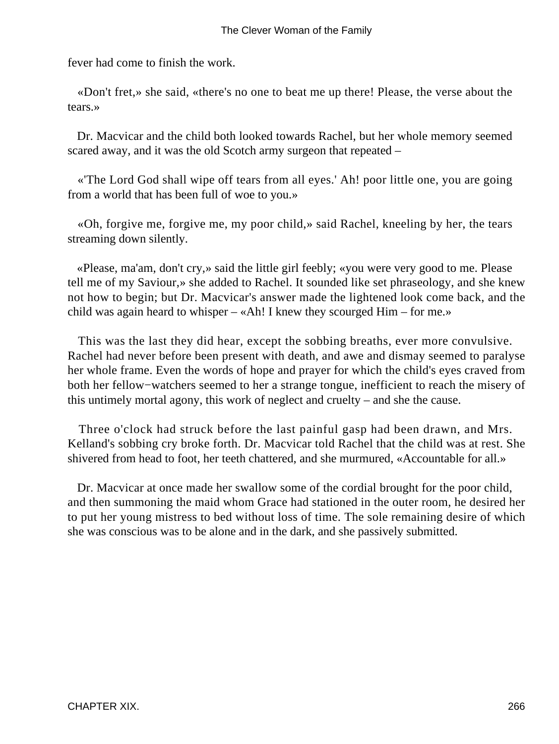fever had come to finish the work.

«Don't fret,» she said, «there's no one to beat me up there! Please, the verse about the tears.»

Dr. Macvicar and the child both looked towards Rachel, but her whole memory seemed scared away, and it was the old Scotch army surgeon that repeated –

«'The Lord God shall wipe off tears from all eyes.' Ah! poor little one, you are going from a world that has been full of woe to you.»

«Oh, forgive me, forgive me, my poor child,» said Rachel, kneeling by her, the tears streaming down silently.

«Please, ma'am, don't cry,» said the little girl feebly; «you were very good to me. Please tell me of my Saviour,» she added to Rachel. It sounded like set phraseology, and she knew not how to begin; but Dr. Macvicar's answer made the lightened look come back, and the child was again heard to whisper – «Ah! I knew they scourged Him – for me.»

This was the last they did hear, except the sobbing breaths, ever more convulsive. Rachel had never before been present with death, and awe and dismay seemed to paralyse her whole frame. Even the words of hope and prayer for which the child's eyes craved from both her fellow−watchers seemed to her a strange tongue, inefficient to reach the misery of this untimely mortal agony, this work of neglect and cruelty – and she the cause.

Three o'clock had struck before the last painful gasp had been drawn, and Mrs. Kelland's sobbing cry broke forth. Dr. Macvicar told Rachel that the child was at rest. She shivered from head to foot, her teeth chattered, and she murmured, «Accountable for all.»

Dr. Macvicar at once made her swallow some of the cordial brought for the poor child, and then summoning the maid whom Grace had stationed in the outer room, he desired her to put her young mistress to bed without loss of time. The sole remaining desire of which she was conscious was to be alone and in the dark, and she passively submitted.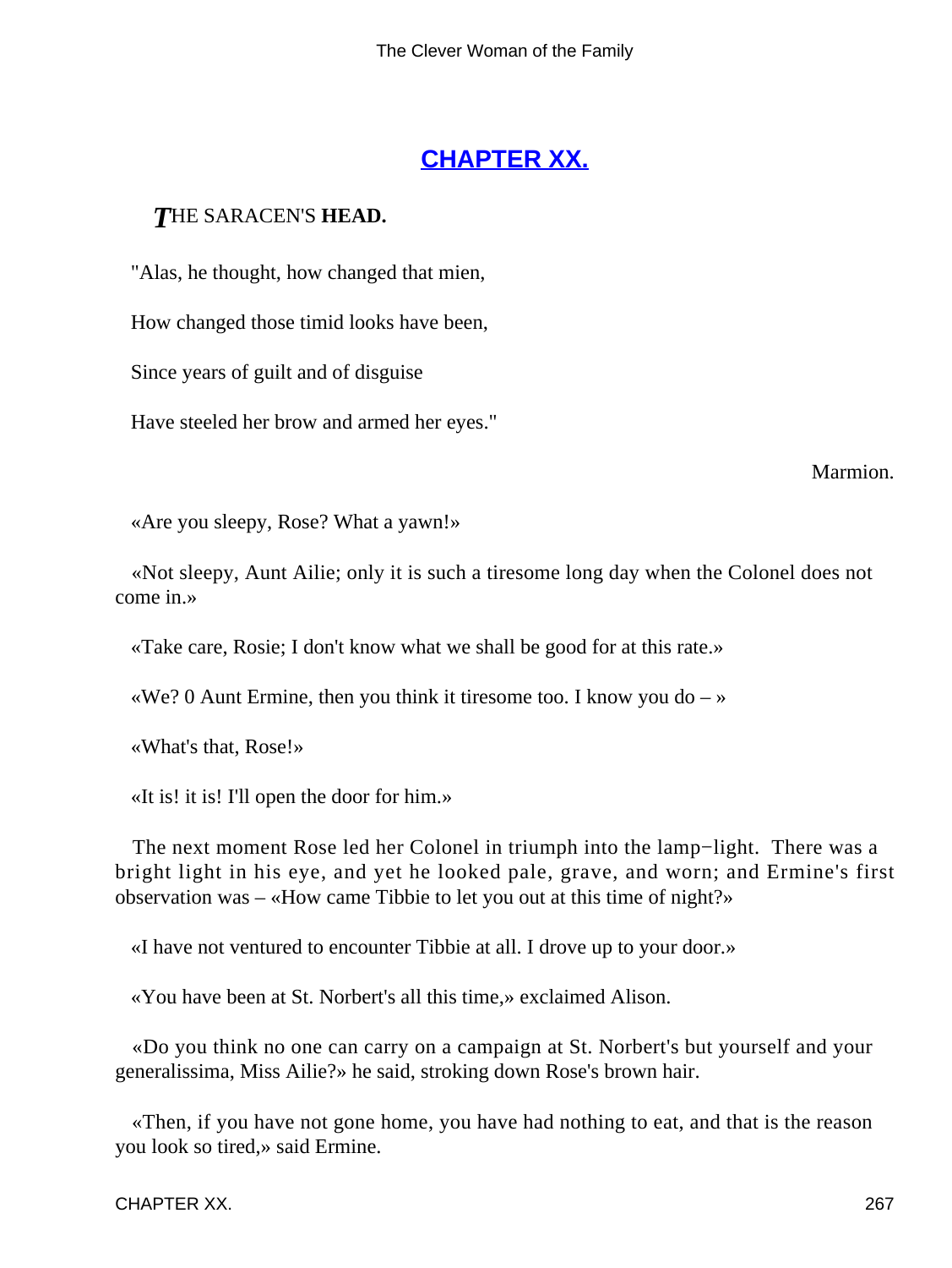## CHAPTER XX.

*T*HE SARACEN'S **HEAD.**

"Alas, he thought, how changed that mien,

How changed those timid looks have been,

Since years of guilt and of disguise

Have steeled her brow and armed her eyes."

Marmion.

«Are you sleepy, Rose? What a yawn!»

«Not sleepy, Aunt Ailie; only it is such a tiresome long day when the Colonel does not come in.»

«Take care, Rosie; I don't know what we shall be good for at this rate.»

«We? 0 Aunt Ermine, then you think it tiresome too. I know you do – »

«What's that, Rose!»

«It is! it is! I'll open the door for him.»

The next moment Rose led her Colonel in triumph into the lamp−light. There was a bright light in his eye, and yet he looked pale, grave, and worn; and Ermine's first observation was – «How came Tibbie to let you out at this time of night?»

«I have not ventured to encounter Tibbie at all. I drove up to your door.»

«You have been at St. Norbert's all this time,» exclaimed Alison.

«Do you think no one can carry on a campaign at St. Norbert's but yourself and your generalissima, Miss Ailie?» he said, stroking down Rose's brown hair.

«Then, if you have not gone home, you have had nothing to eat, and that is the reason you look so tired,» said Ermine.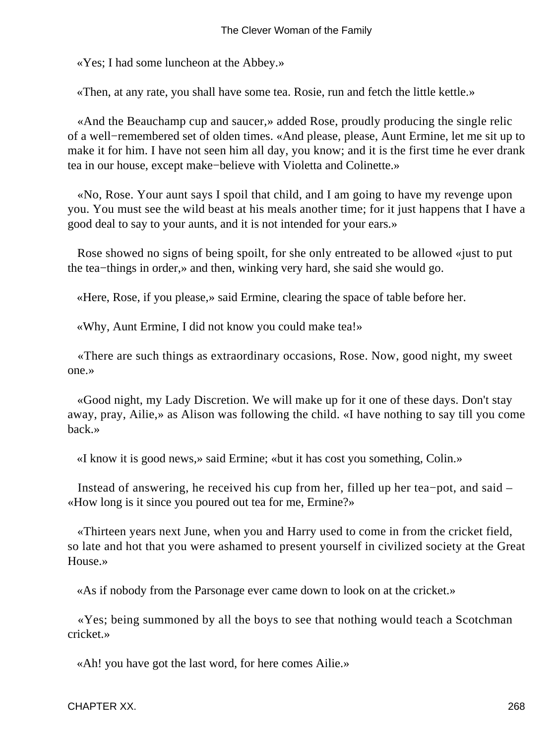«Yes; I had some luncheon at the Abbey.»

«Then, at any rate, you shall have some tea. Rosie, run and fetch the little kettle.»

«And the Beauchamp cup and saucer,» added Rose, proudly producing the single relic of a well−remembered set of olden times. «And please, please, Aunt Ermine, let me sit up to make it for him. I have not seen him all day, you know; and it is the first time he ever drank tea in our house, except make−believe with Violetta and Colinette.»

«No, Rose. Your aunt says I spoil that child, and I am going to have my revenge upon you. You must see the wild beast at his meals another time; for it just happens that I have a good deal to say to your aunts, and it is not intended for your ears.»

Rose showed no signs of being spoilt, for she only entreated to be allowed «just to put the tea−things in order,» and then, winking very hard, she said she would go.

«Here, Rose, if you please,» said Ermine, clearing the space of table before her.

«Why, Aunt Ermine, I did not know you could make tea!»

«There are such things as extraordinary occasions, Rose. Now, good night, my sweet one.»

«Good night, my Lady Discretion. We will make up for it one of these days. Don't stay away, pray, Ailie,» as Alison was following the child. «I have nothing to say till you come back.»

«I know it is good news,» said Ermine; «but it has cost you something, Colin.»

Instead of answering, he received his cup from her, filled up her tea−pot, and said – «How long is it since you poured out tea for me, Ermine?»

«Thirteen years next June, when you and Harry used to come in from the cricket field, so late and hot that you were ashamed to present yourself in civilized society at the Great House.»

«As if nobody from the Parsonage ever came down to look on at the cricket.»

«Yes; being summoned by all the boys to see that nothing would teach a Scotchman cricket.»

«Ah! you have got the last word, for here comes Ailie.»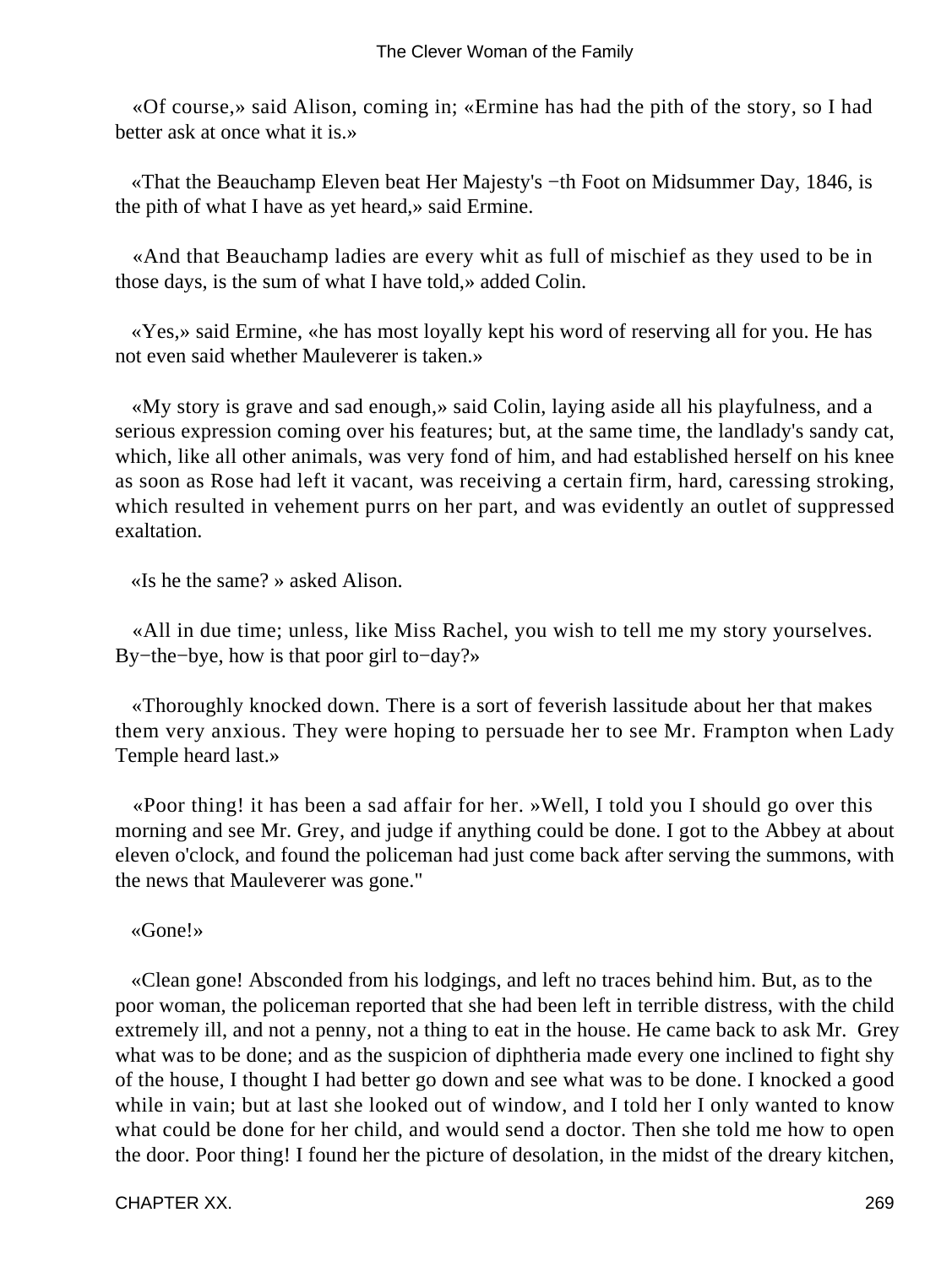«Of course,» said Alison, coming in; «Ermine has had the pith of the story, so I had better ask at once what it is.»

«That the Beauchamp Eleven beat Her Majesty's −th Foot on Midsummer Day, 1846, is the pith of what I have as yet heard,» said Ermine.

«And that Beauchamp ladies are every whit as full of mischief as they used to be in those days, is the sum of what I have told,» added Colin.

«Yes,» said Ermine, «he has most loyally kept his word of reserving all for you. He has not even said whether Mauleverer is taken.»

«My story is grave and sad enough,» said Colin, laying aside all his playfulness, and a serious expression coming over his features; but, at the same time, the landlady's sandy cat, which, like all other animals, was very fond of him, and had established herself on his knee as soon as Rose had left it vacant, was receiving a certain firm, hard, caressing stroking, which resulted in vehement purrs on her part, and was evidently an outlet of suppressed exaltation.

«Is he the same? » asked Alison.

«All in due time; unless, like Miss Rachel, you wish to tell me my story yourselves. By−the−bye, how is that poor girl to−day?»

«Thoroughly knocked down. There is a sort of feverish lassitude about her that makes them very anxious. They were hoping to persuade her to see Mr. Frampton when Lady Temple heard last.»

«Poor thing! it has been a sad affair for her. »Well, I told you I should go over this morning and see Mr. Grey, and judge if anything could be done. I got to the Abbey at about eleven o'clock, and found the policeman had just come back after serving the summons, with the news that Mauleverer was gone."

«Gone!»

«Clean gone! Absconded from his lodgings, and left no traces behind him. But, as to the poor woman, the policeman reported that she had been left in terrible distress, with the child extremely ill, and not a penny, not a thing to eat in the house. He came back to ask Mr. Grey what was to be done; and as the suspicion of diphtheria made every one inclined to fight shy of the house, I thought I had better go down and see what was to be done. I knocked a good while in vain; but at last she looked out of window, and I told her I only wanted to know what could be done for her child, and would send a doctor. Then she told me how to open the door. Poor thing! I found her the picture of desolation, in the midst of the dreary kitchen,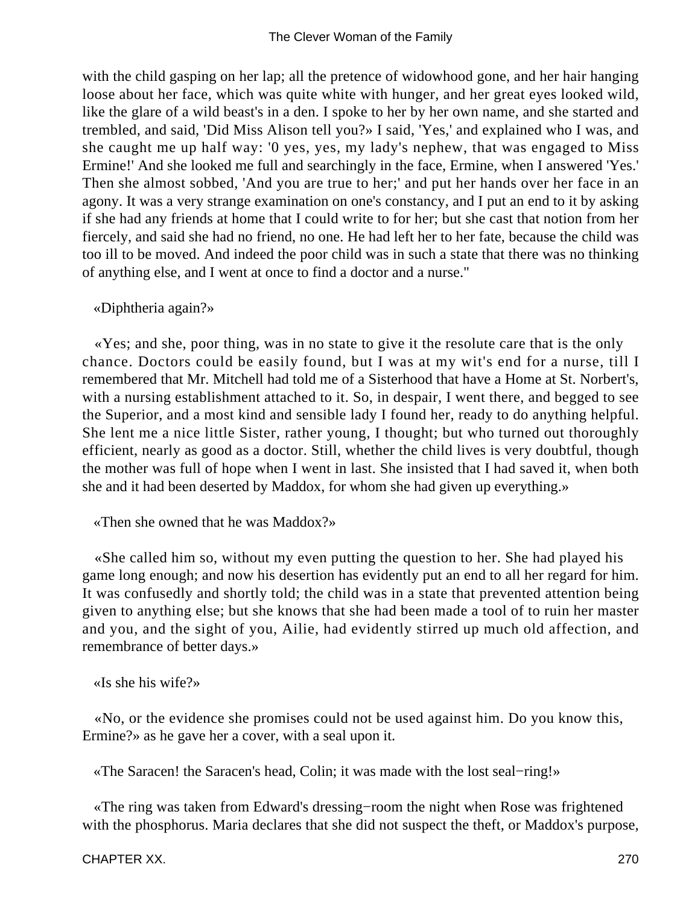with the child gasping on her lap; all the pretence of widowhood gone, and her hair hanging loose about her face, which was quite white with hunger, and her great eyes looked wild, like the glare of a wild beast's in a den. I spoke to her by her own name, and she started and trembled, and said, 'Did Miss Alison tell you?» I said, 'Yes,' and explained who I was, and she caught me up half way: '0 yes, yes, my lady's nephew, that was engaged to Miss Ermine!' And she looked me full and searchingly in the face, Ermine, when I answered 'Yes.' Then she almost sobbed, 'And you are true to her;' and put her hands over her face in an agony. It was a very strange examination on one's constancy, and I put an end to it by asking if she had any friends at home that I could write to for her; but she cast that notion from her fiercely, and said she had no friend, no one. He had left her to her fate, because the child was too ill to be moved. And indeed the poor child was in such a state that there was no thinking of anything else, and I went at once to find a doctor and a nurse."

«Diphtheria again?»

«Yes; and she, poor thing, was in no state to give it the resolute care that is the only chance. Doctors could be easily found, but I was at my wit's end for a nurse, till I remembered that Mr. Mitchell had told me of a Sisterhood that have a Home at St. Norbert's, with a nursing establishment attached to it. So, in despair, I went there, and begged to see the Superior, and a most kind and sensible lady I found her, ready to do anything helpful. She lent me a nice little Sister, rather young, I thought; but who turned out thoroughly efficient, nearly as good as a doctor. Still, whether the child lives is very doubtful, though the mother was full of hope when I went in last. She insisted that I had saved it, when both she and it had been deserted by Maddox, for whom she had given up everything.»

«Then she owned that he was Maddox?»

«She called him so, without my even putting the question to her. She had played his game long enough; and now his desertion has evidently put an end to all her regard for him. It was confusedly and shortly told; the child was in a state that prevented attention being given to anything else; but she knows that she had been made a tool of to ruin her master and you, and the sight of you, Ailie, had evidently stirred up much old affection, and remembrance of better days.»

«Is she his wife?»

«No, or the evidence she promises could not be used against him. Do you know this, Ermine?» as he gave her a cover, with a seal upon it.

«The Saracen! the Saracen's head, Colin; it was made with the lost seal−ring!»

«The ring was taken from Edward's dressing−room the night when Rose was frightened with the phosphorus. Maria declares that she did not suspect the theft, or Maddox's purpose,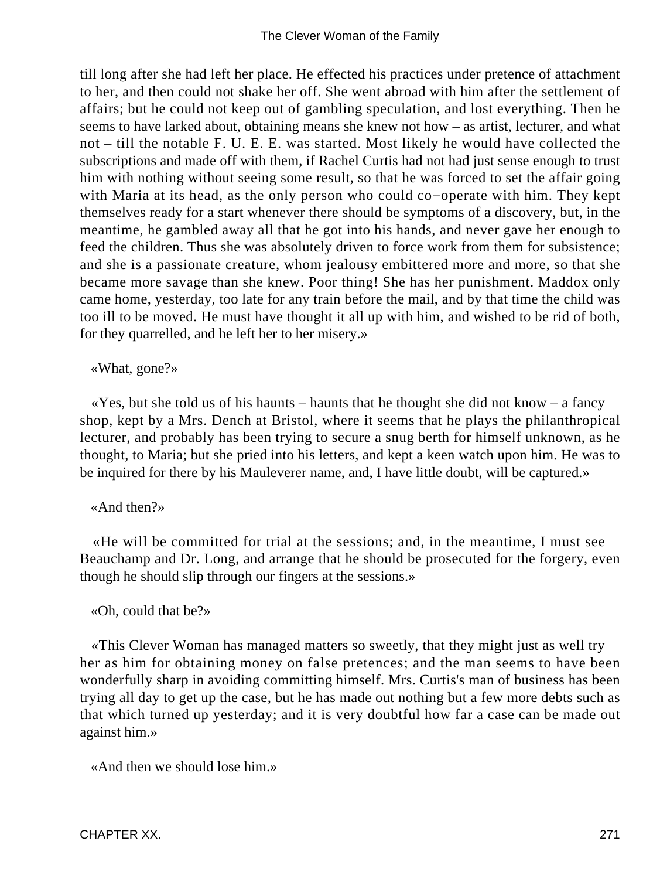till long after she had left her place. He effected his practices under pretence of attachment to her, and then could not shake her off. She went abroad with him after the settlement of affairs; but he could not keep out of gambling speculation, and lost everything. Then he seems to have larked about, obtaining means she knew not how – as artist, lecturer, and what not – till the notable F. U. E. E. was started. Most likely he would have collected the subscriptions and made off with them, if Rachel Curtis had not had just sense enough to trust him with nothing without seeing some result, so that he was forced to set the affair going with Maria at its head, as the only person who could co−operate with him. They kept themselves ready for a start whenever there should be symptoms of a discovery, but, in the meantime, he gambled away all that he got into his hands, and never gave her enough to feed the children. Thus she was absolutely driven to force work from them for subsistence; and she is a passionate creature, whom jealousy embittered more and more, so that she became more savage than she knew. Poor thing! She has her punishment. Maddox only came home, yesterday, too late for any train before the mail, and by that time the child was too ill to be moved. He must have thought it all up with him, and wished to be rid of both, for they quarrelled, and he left her to her misery.»

«What, gone?»

«Yes, but she told us of his haunts – haunts that he thought she did not know – a fancy shop, kept by a Mrs. Dench at Bristol, where it seems that he plays the philanthropical lecturer, and probably has been trying to secure a snug berth for himself unknown, as he thought, to Maria; but she pried into his letters, and kept a keen watch upon him. He was to be inquired for there by his Mauleverer name, and, I have little doubt, will be captured.»

«And then?»

«He will be committed for trial at the sessions; and, in the meantime, I must see Beauchamp and Dr. Long, and arrange that he should be prosecuted for the forgery, even though he should slip through our fingers at the sessions.»

«Oh, could that be?»

«This Clever Woman has managed matters so sweetly, that they might just as well try her as him for obtaining money on false pretences; and the man seems to have been wonderfully sharp in avoiding committing himself. Mrs. Curtis's man of business has been trying all day to get up the case, but he has made out nothing but a few more debts such as that which turned up yesterday; and it is very doubtful how far a case can be made out against him.»

«And then we should lose him.»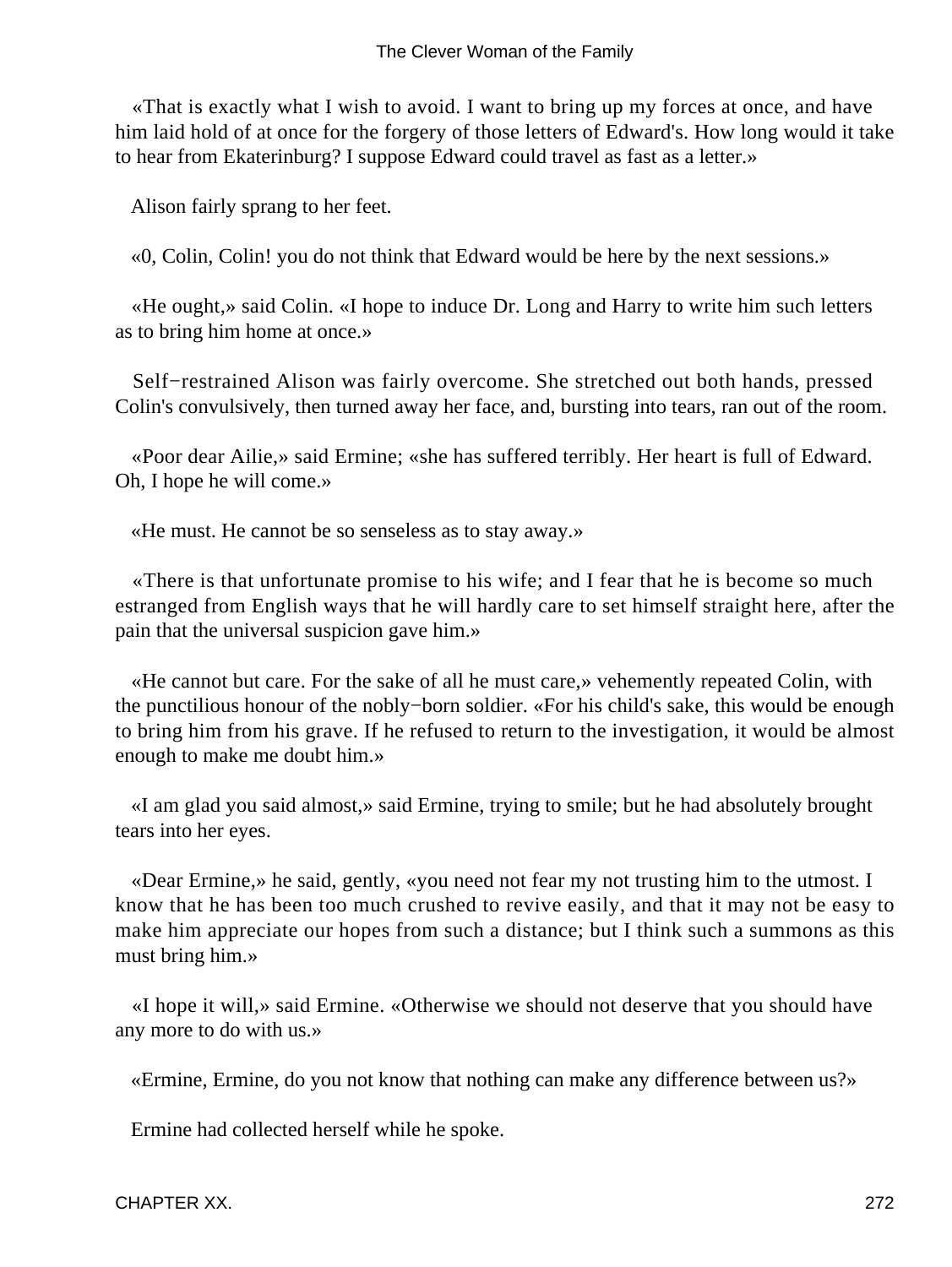«That is exactly what I wish to avoid. I want to bring up my forces at once, and have him laid hold of at once for the forgery of those letters of Edward's. How long would it take to hear from Ekaterinburg? I suppose Edward could travel as fast as a letter.»

Alison fairly sprang to her feet.

«0, Colin, Colin! you do not think that Edward would be here by the next sessions.»

«He ought,» said Colin. «I hope to induce Dr. Long and Harry to write him such letters as to bring him home at once.»

Self−restrained Alison was fairly overcome. She stretched out both hands, pressed Colin's convulsively, then turned away her face, and, bursting into tears, ran out of the room.

«Poor dear Ailie,» said Ermine; «she has suffered terribly. Her heart is full of Edward. Oh, I hope he will come.»

«He must. He cannot be so senseless as to stay away.»

«There is that unfortunate promise to his wife; and I fear that he is become so much estranged from English ways that he will hardly care to set himself straight here, after the pain that the universal suspicion gave him.»

«He cannot but care. For the sake of all he must care,» vehemently repeated Colin, with the punctilious honour of the nobly−born soldier. «For his child's sake, this would be enough to bring him from his grave. If he refused to return to the investigation, it would be almost enough to make me doubt him.»

«I am glad you said almost,» said Ermine, trying to smile; but he had absolutely brought tears into her eyes.

«Dear Ermine,» he said, gently, «you need not fear my not trusting him to the utmost. I know that he has been too much crushed to revive easily, and that it may not be easy to make him appreciate our hopes from such a distance; but I think such a summons as this must bring him.»

«I hope it will,» said Ermine. «Otherwise we should not deserve that you should have any more to do with us.»

«Ermine, Ermine, do you not know that nothing can make any difference between us?»

Ermine had collected herself while he spoke.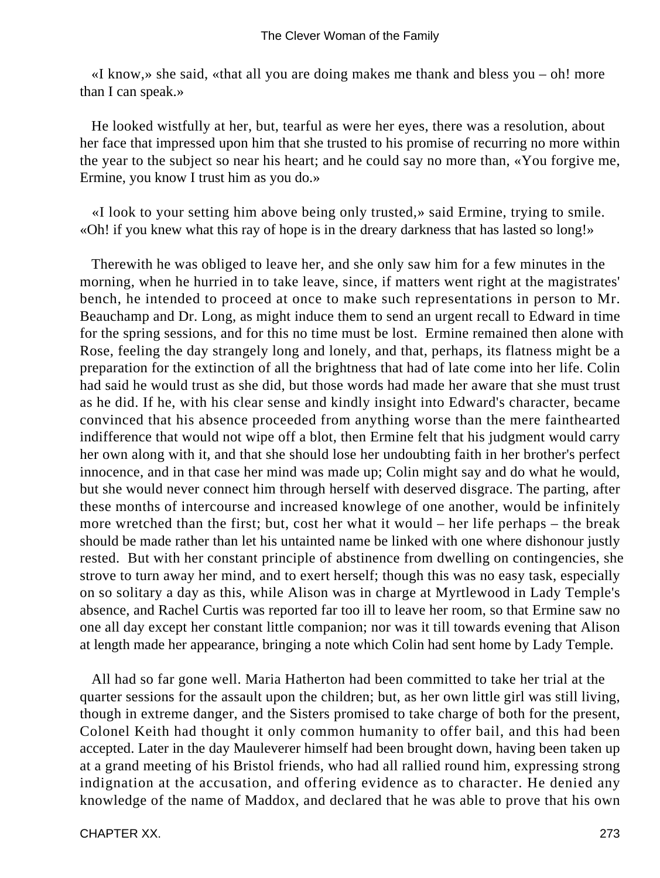«I know,» she said, «that all you are doing makes me thank and bless you – oh! more than I can speak.»

He looked wistfully at her, but, tearful as were her eyes, there was a resolution, about her face that impressed upon him that she trusted to his promise of recurring no more within the year to the subject so near his heart; and he could say no more than, «You forgive me, Ermine, you know I trust him as you do.»

«I look to your setting him above being only trusted,» said Ermine, trying to smile. «Oh! if you knew what this ray of hope is in the dreary darkness that has lasted so long!»

Therewith he was obliged to leave her, and she only saw him for a few minutes in the morning, when he hurried in to take leave, since, if matters went right at the magistrates' bench, he intended to proceed at once to make such representations in person to Mr. Beauchamp and Dr. Long, as might induce them to send an urgent recall to Edward in time for the spring sessions, and for this no time must be lost. Ermine remained then alone with Rose, feeling the day strangely long and lonely, and that, perhaps, its flatness might be a preparation for the extinction of all the brightness that had of late come into her life. Colin had said he would trust as she did, but those words had made her aware that she must trust as he did. If he, with his clear sense and kindly insight into Edward's character, became convinced that his absence proceeded from anything worse than the mere fainthearted indifference that would not wipe off a blot, then Ermine felt that his judgment would carry her own along with it, and that she should lose her undoubting faith in her brother's perfect innocence, and in that case her mind was made up; Colin might say and do what he would, but she would never connect him through herself with deserved disgrace. The parting, after these months of intercourse and increased knowlege of one another, would be infinitely more wretched than the first; but, cost her what it would – her life perhaps – the break should be made rather than let his untainted name be linked with one where dishonour justly rested. But with her constant principle of abstinence from dwelling on contingencies, she strove to turn away her mind, and to exert herself; though this was no easy task, especially on so solitary a day as this, while Alison was in charge at Myrtlewood in Lady Temple's absence, and Rachel Curtis was reported far too ill to leave her room, so that Ermine saw no one all day except her constant little companion; nor was it till towards evening that Alison at length made her appearance, bringing a note which Colin had sent home by Lady Temple.

All had so far gone well. Maria Hatherton had been committed to take her trial at the quarter sessions for the assault upon the children; but, as her own little girl was still living, though in extreme danger, and the Sisters promised to take charge of both for the present, Colonel Keith had thought it only common humanity to offer bail, and this had been accepted. Later in the day Mauleverer himself had been brought down, having been taken up at a grand meeting of his Bristol friends, who had all rallied round him, expressing strong indignation at the accusation, and offering evidence as to character. He denied any knowledge of the name of Maddox, and declared that he was able to prove that his own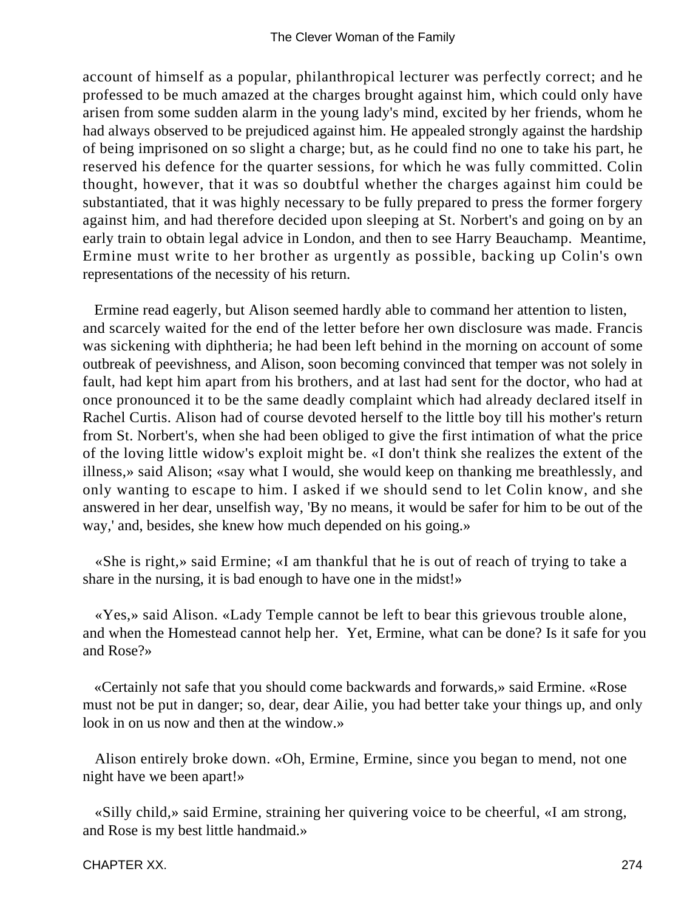account of himself as a popular, philanthropical lecturer was perfectly correct; and he professed to be much amazed at the charges brought against him, which could only have arisen from some sudden alarm in the young lady's mind, excited by her friends, whom he had always observed to be prejudiced against him. He appealed strongly against the hardship of being imprisoned on so slight a charge; but, as he could find no one to take his part, he reserved his defence for the quarter sessions, for which he was fully committed. Colin thought, however, that it was so doubtful whether the charges against him could be substantiated, that it was highly necessary to be fully prepared to press the former forgery against him, and had therefore decided upon sleeping at St. Norbert's and going on by an early train to obtain legal advice in London, and then to see Harry Beauchamp. Meantime, Ermine must write to her brother as urgently as possible, backing up Colin's own representations of the necessity of his return.

Ermine read eagerly, but Alison seemed hardly able to command her attention to listen, and scarcely waited for the end of the letter before her own disclosure was made. Francis was sickening with diphtheria; he had been left behind in the morning on account of some outbreak of peevishness, and Alison, soon becoming convinced that temper was not solely in fault, had kept him apart from his brothers, and at last had sent for the doctor, who had at once pronounced it to be the same deadly complaint which had already declared itself in Rachel Curtis. Alison had of course devoted herself to the little boy till his mother's return from St. Norbert's, when she had been obliged to give the first intimation of what the price of the loving little widow's exploit might be. «I don't think she realizes the extent of the illness,» said Alison; «say what I would, she would keep on thanking me breathlessly, and only wanting to escape to him. I asked if we should send to let Colin know, and she answered in her dear, unselfish way, 'By no means, it would be safer for him to be out of the way,' and, besides, she knew how much depended on his going.»

«She is right,» said Ermine; «I am thankful that he is out of reach of trying to take a share in the nursing, it is bad enough to have one in the midst!»

«Yes,» said Alison. «Lady Temple cannot be left to bear this grievous trouble alone, and when the Homestead cannot help her. Yet, Ermine, what can be done? Is it safe for you and Rose?»

«Certainly not safe that you should come backwards and forwards,» said Ermine. «Rose must not be put in danger; so, dear, dear Ailie, you had better take your things up, and only look in on us now and then at the window.»

Alison entirely broke down. «Oh, Ermine, Ermine, since you began to mend, not one night have we been apart!»

«Silly child,» said Ermine, straining her quivering voice to be cheerful, «I am strong, and Rose is my best little handmaid.»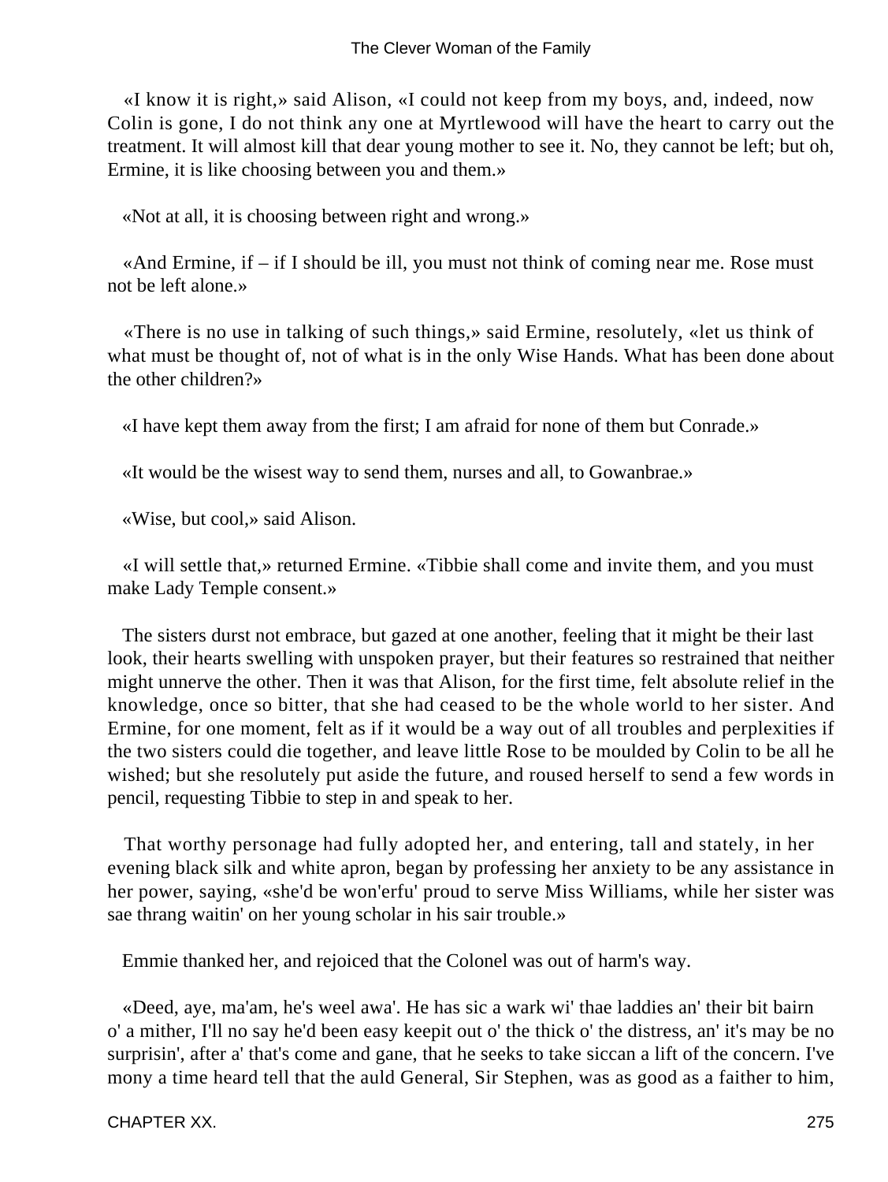«I know it is right,» said Alison, «I could not keep from my boys, and, indeed, now Colin is gone, I do not think any one at Myrtlewood will have the heart to carry out the treatment. It will almost kill that dear young mother to see it. No, they cannot be left; but oh, Ermine, it is like choosing between you and them.»

«Not at all, it is choosing between right and wrong.»

«And Ermine, if – if I should be ill, you must not think of coming near me. Rose must not be left alone.»

«There is no use in talking of such things,» said Ermine, resolutely, «let us think of what must be thought of, not of what is in the only Wise Hands. What has been done about the other children?»

«I have kept them away from the first; I am afraid for none of them but Conrade.»

«It would be the wisest way to send them, nurses and all, to Gowanbrae.»

«Wise, but cool,» said Alison.

«I will settle that,» returned Ermine. «Tibbie shall come and invite them, and you must make Lady Temple consent.»

The sisters durst not embrace, but gazed at one another, feeling that it might be their last look, their hearts swelling with unspoken prayer, but their features so restrained that neither might unnerve the other. Then it was that Alison, for the first time, felt absolute relief in the knowledge, once so bitter, that she had ceased to be the whole world to her sister. And Ermine, for one moment, felt as if it would be a way out of all troubles and perplexities if the two sisters could die together, and leave little Rose to be moulded by Colin to be all he wished; but she resolutely put aside the future, and roused herself to send a few words in pencil, requesting Tibbie to step in and speak to her.

That worthy personage had fully adopted her, and entering, tall and stately, in her evening black silk and white apron, began by professing her anxiety to be any assistance in her power, saying, «she'd be won'erfu' proud to serve Miss Williams, while her sister was sae thrang waitin' on her young scholar in his sair trouble.»

Emmie thanked her, and rejoiced that the Colonel was out of harm's way.

«Deed, aye, ma'am, he's weel awa'. He has sic a wark wi' thae laddies an' their bit bairn o' a mither, I'll no say he'd been easy keepit out o' the thick o' the distress, an' it's may be no surprisin', after a' that's come and gane, that he seeks to take siccan a lift of the concern. I've mony a time heard tell that the auld General, Sir Stephen, was as good as a faither to him,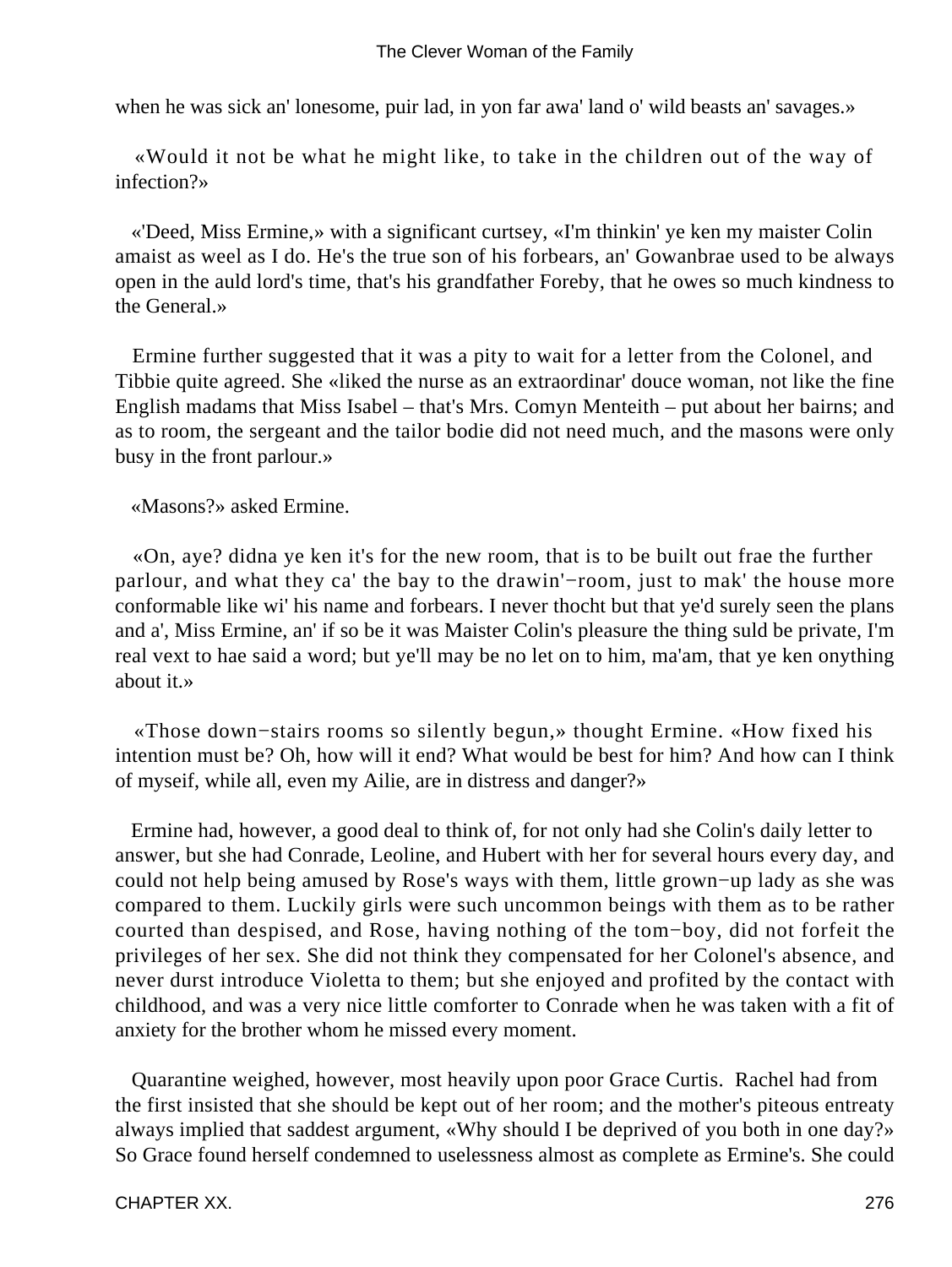when he was sick an' lonesome, puir lad, in yon far awa' land o' wild beasts an' savages.»

«Would it not be what he might like, to take in the children out of the way of infection?»

«'Deed, Miss Ermine,» with a significant curtsey, «I'm thinkin' ye ken my maister Colin amaist as weel as I do. He's the true son of his forbears, an' Gowanbrae used to be always open in the auld lord's time, that's his grandfather Foreby, that he owes so much kindness to the General.»

Ermine further suggested that it was a pity to wait for a letter from the Colonel, and Tibbie quite agreed. She «liked the nurse as an extraordinar' douce woman, not like the fine English madams that Miss Isabel – that's Mrs. Comyn Menteith – put about her bairns; and as to room, the sergeant and the tailor bodie did not need much, and the masons were only busy in the front parlour.»

«Masons?» asked Ermine.

«On, aye? didna ye ken it's for the new room, that is to be built out frae the further parlour, and what they ca' the bay to the drawin'−room, just to mak' the house more conformable like wi' his name and forbears. I never thocht but that ye'd surely seen the plans and a', Miss Ermine, an' if so be it was Maister Colin's pleasure the thing suld be private, I'm real vext to hae said a word; but ye'll may be no let on to him, ma'am, that ye ken onything about it.»

«Those down−stairs rooms so silently begun,» thought Ermine. «How fixed his intention must be? Oh, how will it end? What would be best for him? And how can I think of myseif, while all, even my Ailie, are in distress and danger?»

Ermine had, however, a good deal to think of, for not only had she Colin's daily letter to answer, but she had Conrade, Leoline, and Hubert with her for several hours every day, and could not help being amused by Rose's ways with them, little grown−up lady as she was compared to them. Luckily girls were such uncommon beings with them as to be rather courted than despised, and Rose, having nothing of the tom−boy, did not forfeit the privileges of her sex. She did not think they compensated for her Colonel's absence, and never durst introduce Violetta to them; but she enjoyed and profited by the contact with childhood, and was a very nice little comforter to Conrade when he was taken with a fit of anxiety for the brother whom he missed every moment.

Quarantine weighed, however, most heavily upon poor Grace Curtis. Rachel had from the first insisted that she should be kept out of her room; and the mother's piteous entreaty always implied that saddest argument, «Why should I be deprived of you both in one day?» So Grace found herself condemned to uselessness almost as complete as Ermine's. She could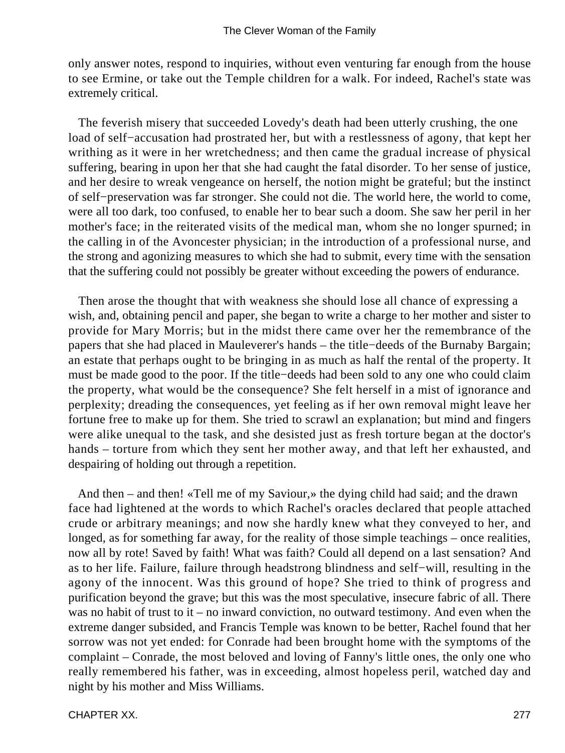only answer notes, respond to inquiries, without even venturing far enough from the house to see Ermine, or take out the Temple children for a walk. For indeed, Rachel's state was extremely critical.

The feverish misery that succeeded Lovedy's death had been utterly crushing, the one load of self−accusation had prostrated her, but with a restlessness of agony, that kept her writhing as it were in her wretchedness; and then came the gradual increase of physical suffering, bearing in upon her that she had caught the fatal disorder. To her sense of justice, and her desire to wreak vengeance on herself, the notion might be grateful; but the instinct of self−preservation was far stronger. She could not die. The world here, the world to come, were all too dark, too confused, to enable her to bear such a doom. She saw her peril in her mother's face; in the reiterated visits of the medical man, whom she no longer spurned; in the calling in of the Avoncester physician; in the introduction of a professional nurse, and the strong and agonizing measures to which she had to submit, every time with the sensation that the suffering could not possibly be greater without exceeding the powers of endurance.

Then arose the thought that with weakness she should lose all chance of expressing a wish, and, obtaining pencil and paper, she began to write a charge to her mother and sister to provide for Mary Morris; but in the midst there came over her the remembrance of the papers that she had placed in Mauleverer's hands – the title−deeds of the Burnaby Bargain; an estate that perhaps ought to be bringing in as much as half the rental of the property. It must be made good to the poor. If the title−deeds had been sold to any one who could claim the property, what would be the consequence? She felt herself in a mist of ignorance and perplexity; dreading the consequences, yet feeling as if her own removal might leave her fortune free to make up for them. She tried to scrawl an explanation; but mind and fingers were alike unequal to the task, and she desisted just as fresh torture began at the doctor's hands – torture from which they sent her mother away, and that left her exhausted, and despairing of holding out through a repetition.

And then – and then! «Tell me of my Saviour,» the dying child had said; and the drawn face had lightened at the words to which Rachel's oracles declared that people attached crude or arbitrary meanings; and now she hardly knew what they conveyed to her, and longed, as for something far away, for the reality of those simple teachings – once realities, now all by rote! Saved by faith! What was faith? Could all depend on a last sensation? And as to her life. Failure, failure through headstrong blindness and self−will, resulting in the agony of the innocent. Was this ground of hope? She tried to think of progress and purification beyond the grave; but this was the most speculative, insecure fabric of all. There was no habit of trust to it – no inward conviction, no outward testimony. And even when the extreme danger subsided, and Francis Temple was known to be better, Rachel found that her sorrow was not yet ended: for Conrade had been brought home with the symptoms of the complaint – Conrade, the most beloved and loving of Fanny's little ones, the only one who really remembered his father, was in exceeding, almost hopeless peril, watched day and night by his mother and Miss Williams.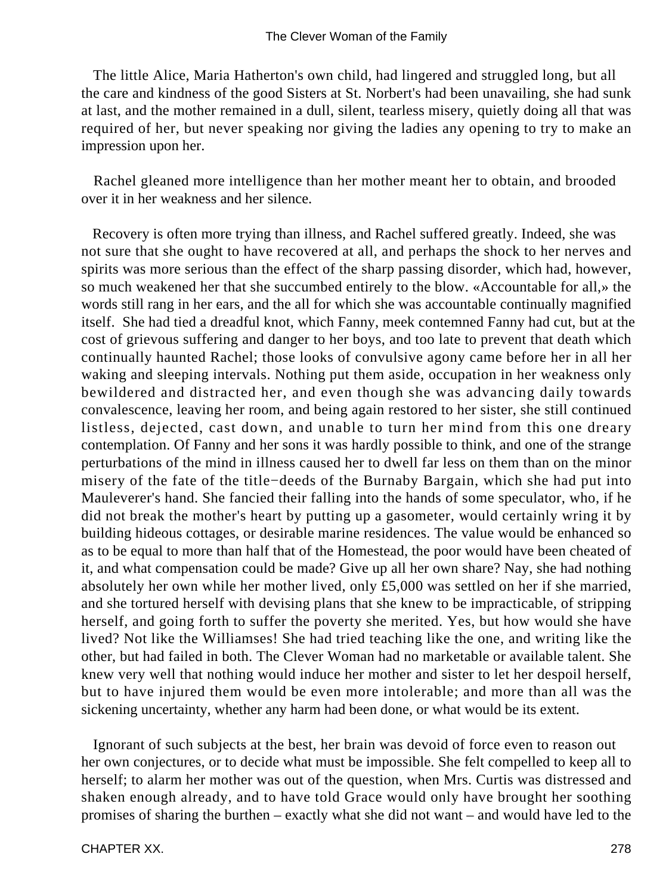The little Alice, Maria Hatherton's own child, had lingered and struggled long, but all the care and kindness of the good Sisters at St. Norbert's had been unavailing, she had sunk at last, and the mother remained in a dull, silent, tearless misery, quietly doing all that was required of her, but never speaking nor giving the ladies any opening to try to make an impression upon her.

Rachel gleaned more intelligence than her mother meant her to obtain, and brooded over it in her weakness and her silence.

Recovery is often more trying than illness, and Rachel suffered greatly. Indeed, she was not sure that she ought to have recovered at all, and perhaps the shock to her nerves and spirits was more serious than the effect of the sharp passing disorder, which had, however, so much weakened her that she succumbed entirely to the blow. «Accountable for all,» the words still rang in her ears, and the all for which she was accountable continually magnified itself. She had tied a dreadful knot, which Fanny, meek contemned Fanny had cut, but at the cost of grievous suffering and danger to her boys, and too late to prevent that death which continually haunted Rachel; those looks of convulsive agony came before her in all her waking and sleeping intervals. Nothing put them aside, occupation in her weakness only bewildered and distracted her, and even though she was advancing daily towards convalescence, leaving her room, and being again restored to her sister, she still continued listless, dejected, cast down, and unable to turn her mind from this one dreary contemplation. Of Fanny and her sons it was hardly possible to think, and one of the strange perturbations of the mind in illness caused her to dwell far less on them than on the minor misery of the fate of the title−deeds of the Burnaby Bargain, which she had put into Mauleverer's hand. She fancied their falling into the hands of some speculator, who, if he did not break the mother's heart by putting up a gasometer, would certainly wring it by building hideous cottages, or desirable marine residences. The value would be enhanced so as to be equal to more than half that of the Homestead, the poor would have been cheated of it, and what compensation could be made? Give up all her own share? Nay, she had nothing absolutely her own while her mother lived, only £5,000 was settled on her if she married, and she tortured herself with devising plans that she knew to be impracticable, of stripping herself, and going forth to suffer the poverty she merited. Yes, but how would she have lived? Not like the Williamses! She had tried teaching like the one, and writing like the other, but had failed in both. The Clever Woman had no marketable or available talent. She knew very well that nothing would induce her mother and sister to let her despoil herself, but to have injured them would be even more intolerable; and more than all was the sickening uncertainty, whether any harm had been done, or what would be its extent.

Ignorant of such subjects at the best, her brain was devoid of force even to reason out her own conjectures, or to decide what must be impossible. She felt compelled to keep all to herself; to alarm her mother was out of the question, when Mrs. Curtis was distressed and shaken enough already, and to have told Grace would only have brought her soothing promises of sharing the burthen – exactly what she did not want – and would have led to the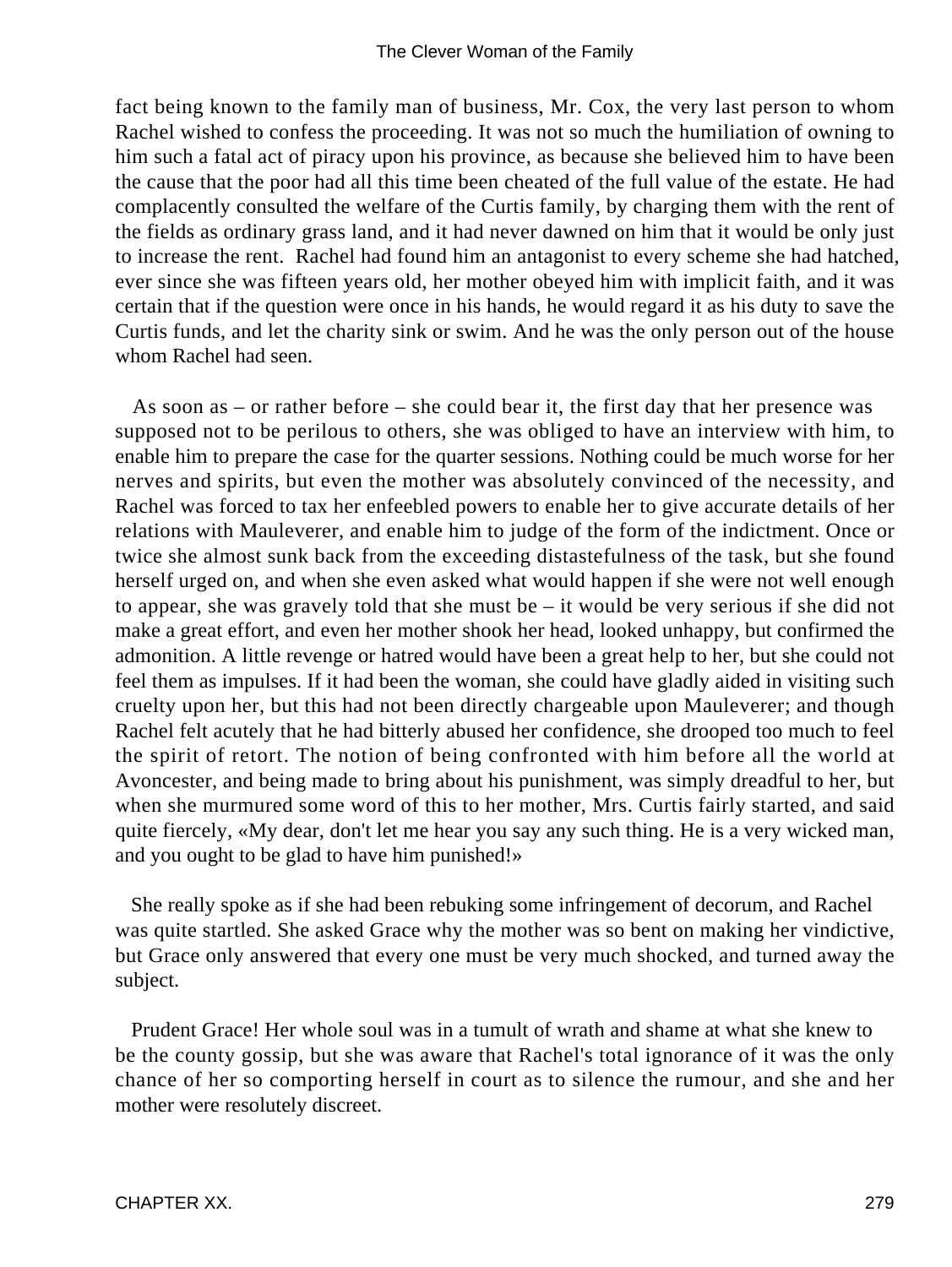fact being known to the family man of business, Mr. Cox, the very last person to whom Rachel wished to confess the proceeding. It was not so much the humiliation of owning to him such a fatal act of piracy upon his province, as because she believed him to have been the cause that the poor had all this time been cheated of the full value of the estate. He had complacently consulted the welfare of the Curtis family, by charging them with the rent of the fields as ordinary grass land, and it had never dawned on him that it would be only just to increase the rent. Rachel had found him an antagonist to every scheme she had hatched, ever since she was fifteen years old, her mother obeyed him with implicit faith, and it was certain that if the question were once in his hands, he would regard it as his duty to save the Curtis funds, and let the charity sink or swim. And he was the only person out of the house whom Rachel had seen.

As soon as – or rather before – she could bear it, the first day that her presence was supposed not to be perilous to others, she was obliged to have an interview with him, to enable him to prepare the case for the quarter sessions. Nothing could be much worse for her nerves and spirits, but even the mother was absolutely convinced of the necessity, and Rachel was forced to tax her enfeebled powers to enable her to give accurate details of her relations with Mauleverer, and enable him to judge of the form of the indictment. Once or twice she almost sunk back from the exceeding distastefulness of the task, but she found herself urged on, and when she even asked what would happen if she were not well enough to appear, she was gravely told that she must be – it would be very serious if she did not make a great effort, and even her mother shook her head, looked unhappy, but confirmed the admonition. A little revenge or hatred would have been a great help to her, but she could not feel them as impulses. If it had been the woman, she could have gladly aided in visiting such cruelty upon her, but this had not been directly chargeable upon Mauleverer; and though Rachel felt acutely that he had bitterly abused her confidence, she drooped too much to feel the spirit of retort. The notion of being confronted with him before all the world at Avoncester, and being made to bring about his punishment, was simply dreadful to her, but when she murmured some word of this to her mother, Mrs. Curtis fairly started, and said quite fiercely, «My dear, don't let me hear you say any such thing. He is a very wicked man, and you ought to be glad to have him punished!»

She really spoke as if she had been rebuking some infringement of decorum, and Rachel was quite startled. She asked Grace why the mother was so bent on making her vindictive, but Grace only answered that every one must be very much shocked, and turned away the subject.

Prudent Grace! Her whole soul was in a tumult of wrath and shame at what she knew to be the county gossip, but she was aware that Rachel's total ignorance of it was the only chance of her so comporting herself in court as to silence the rumour, and she and her mother were resolutely discreet.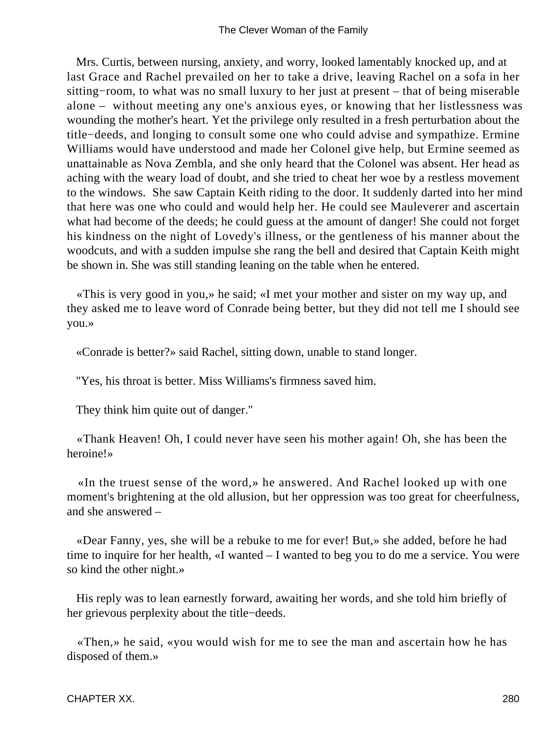Mrs. Curtis, between nursing, anxiety, and worry, looked lamentably knocked up, and at last Grace and Rachel prevailed on her to take a drive, leaving Rachel on a sofa in her sitting−room, to what was no small luxury to her just at present – that of being miserable alone – without meeting any one's anxious eyes, or knowing that her listlessness was wounding the mother's heart. Yet the privilege only resulted in a fresh perturbation about the title−deeds, and longing to consult some one who could advise and sympathize. Ermine Williams would have understood and made her Colonel give help, but Ermine seemed as unattainable as Nova Zembla, and she only heard that the Colonel was absent. Her head as aching with the weary load of doubt, and she tried to cheat her woe by a restless movement to the windows. She saw Captain Keith riding to the door. It suddenly darted into her mind that here was one who could and would help her. He could see Mauleverer and ascertain what had become of the deeds; he could guess at the amount of danger! She could not forget his kindness on the night of Lovedy's illness, or the gentleness of his manner about the woodcuts, and with a sudden impulse she rang the bell and desired that Captain Keith might be shown in. She was still standing leaning on the table when he entered.

«This is very good in you,» he said; «I met your mother and sister on my way up, and they asked me to leave word of Conrade being better, but they did not tell me I should see you.»

«Conrade is better?» said Rachel, sitting down, unable to stand longer.

"Yes, his throat is better. Miss Williams's firmness saved him.

They think him quite out of danger."

«Thank Heaven! Oh, I could never have seen his mother again! Oh, she has been the heroine!»

«In the truest sense of the word,» he answered. And Rachel looked up with one moment's brightening at the old allusion, but her oppression was too great for cheerfulness, and she answered –

«Dear Fanny, yes, she will be a rebuke to me for ever! But,» she added, before he had time to inquire for her health, «I wanted – I wanted to beg you to do me a service. You were so kind the other night.»

His reply was to lean earnestly forward, awaiting her words, and she told him briefly of her grievous perplexity about the title−deeds.

«Then,» he said, «you would wish for me to see the man and ascertain how he has disposed of them.»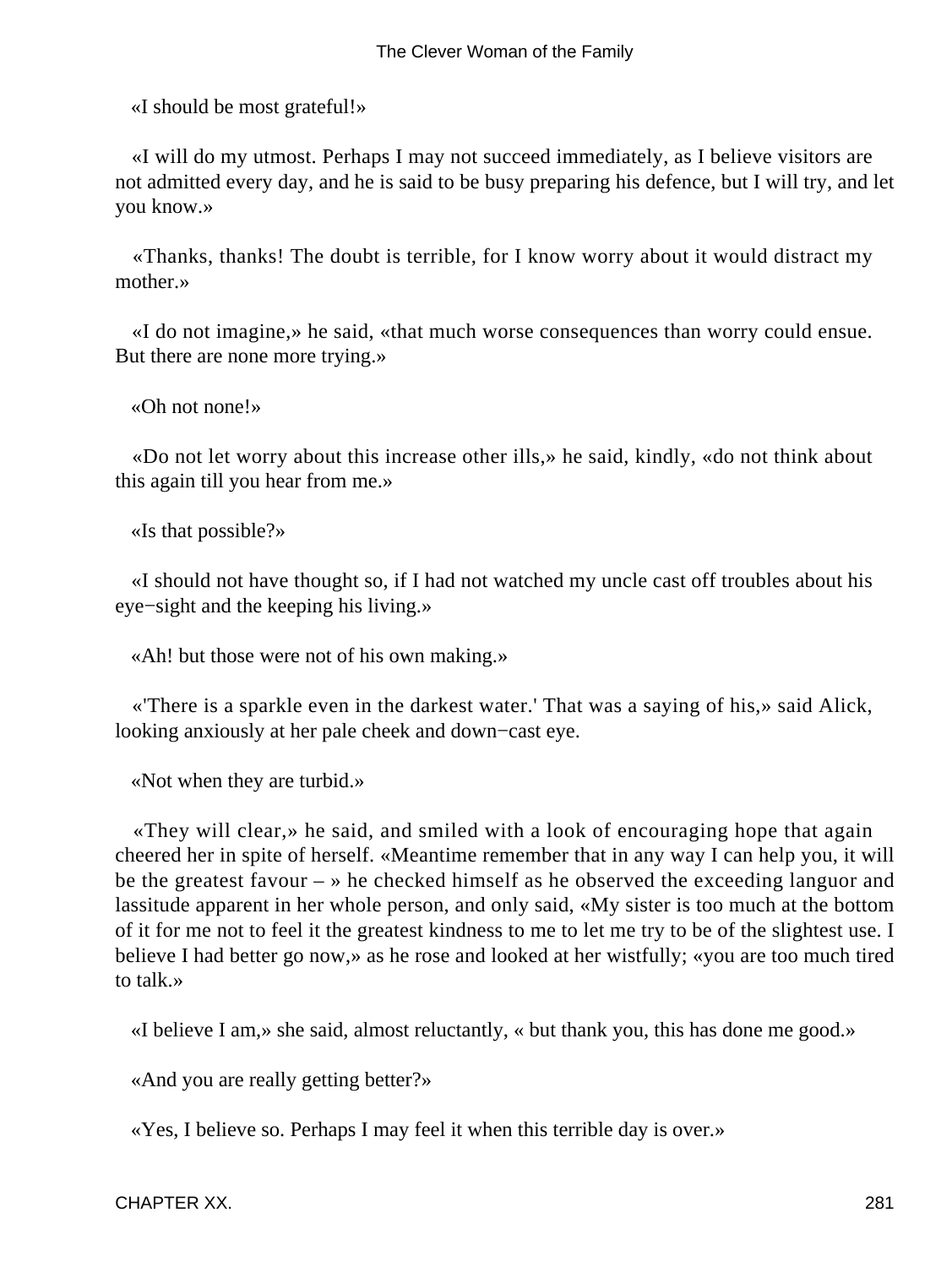«I should be most grateful!»

«I will do my utmost. Perhaps I may not succeed immediately, as I believe visitors are not admitted every day, and he is said to be busy preparing his defence, but I will try, and let you know.»

«Thanks, thanks! The doubt is terrible, for I know worry about it would distract my mother.»

«I do not imagine,» he said, «that much worse consequences than worry could ensue. But there are none more trying.»

«Oh not none!»

«Do not let worry about this increase other ills,» he said, kindly, «do not think about this again till you hear from me.»

«Is that possible?»

«I should not have thought so, if I had not watched my uncle cast off troubles about his eye−sight and the keeping his living.»

«Ah! but those were not of his own making.»

«'There is a sparkle even in the darkest water.' That was a saying of his,» said Alick, looking anxiously at her pale cheek and down−cast eye.

«Not when they are turbid.»

«They will clear,» he said, and smiled with a look of encouraging hope that again cheered her in spite of herself. «Meantime remember that in any way I can help you, it will be the greatest favour – » he checked himself as he observed the exceeding languor and lassitude apparent in her whole person, and only said, «My sister is too much at the bottom of it for me not to feel it the greatest kindness to me to let me try to be of the slightest use. I believe I had better go now,» as he rose and looked at her wistfully; «you are too much tired to talk.»

«I believe I am,» she said, almost reluctantly, « but thank you, this has done me good.»

«And you are really getting better?»

«Yes, I believe so. Perhaps I may feel it when this terrible day is over.»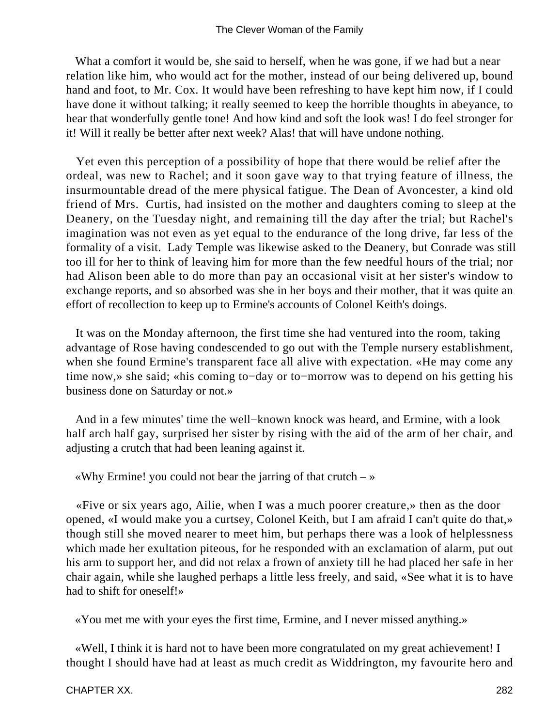What a comfort it would be, she said to herself, when he was gone, if we had but a near relation like him, who would act for the mother, instead of our being delivered up, bound hand and foot, to Mr. Cox. It would have been refreshing to have kept him now, if I could have done it without talking; it really seemed to keep the horrible thoughts in abeyance, to hear that wonderfully gentle tone! And how kind and soft the look was! I do feel stronger for it! Will it really be better after next week? Alas! that will have undone nothing.

Yet even this perception of a possibility of hope that there would be relief after the ordeal, was new to Rachel; and it soon gave way to that trying feature of illness, the insurmountable dread of the mere physical fatigue. The Dean of Avoncester, a kind old friend of Mrs. Curtis, had insisted on the mother and daughters coming to sleep at the Deanery, on the Tuesday night, and remaining till the day after the trial; but Rachel's imagination was not even as yet equal to the endurance of the long drive, far less of the formality of a visit. Lady Temple was likewise asked to the Deanery, but Conrade was still too ill for her to think of leaving him for more than the few needful hours of the trial; nor had Alison been able to do more than pay an occasional visit at her sister's window to exchange reports, and so absorbed was she in her boys and their mother, that it was quite an effort of recollection to keep up to Ermine's accounts of Colonel Keith's doings.

It was on the Monday afternoon, the first time she had ventured into the room, taking advantage of Rose having condescended to go out with the Temple nursery establishment, when she found Ermine's transparent face all alive with expectation. «He may come any time now,» she said; «his coming to−day or to−morrow was to depend on his getting his business done on Saturday or not.»

And in a few minutes' time the well−known knock was heard, and Ermine, with a look half arch half gay, surprised her sister by rising with the aid of the arm of her chair, and adjusting a crutch that had been leaning against it.

«Why Ermine! you could not bear the jarring of that crutch – »

«Five or six years ago, Ailie, when I was a much poorer creature,» then as the door opened, «I would make you a curtsey, Colonel Keith, but I am afraid I can't quite do that,» though still she moved nearer to meet him, but perhaps there was a look of helplessness which made her exultation piteous, for he responded with an exclamation of alarm, put out his arm to support her, and did not relax a frown of anxiety till he had placed her safe in her chair again, while she laughed perhaps a little less freely, and said, «See what it is to have had to shift for oneself!»

«You met me with your eyes the first time, Ermine, and I never missed anything.»

«Well, I think it is hard not to have been more congratulated on my great achievement! I thought I should have had at least as much credit as Widdrington, my favourite hero and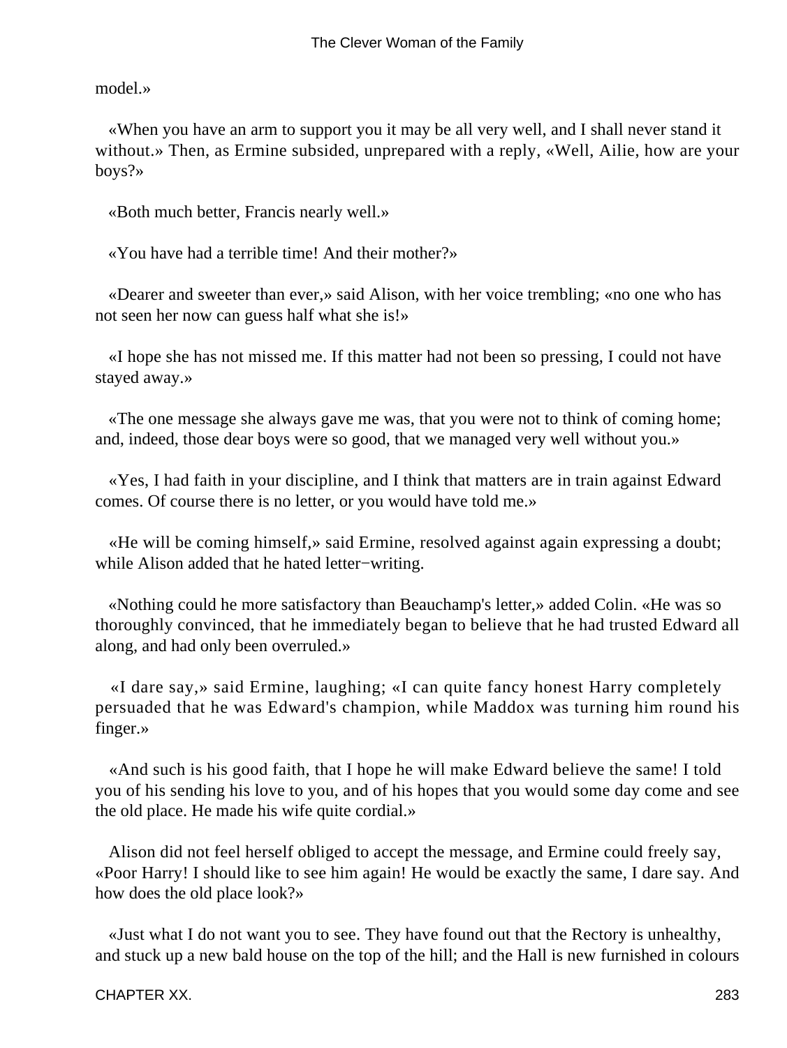model.»

«When you have an arm to support you it may be all very well, and I shall never stand it without.» Then, as Ermine subsided, unprepared with a reply, «Well, Ailie, how are your boys?»

«Both much better, Francis nearly well.»

«You have had a terrible time! And their mother?»

«Dearer and sweeter than ever,» said Alison, with her voice trembling; «no one who has not seen her now can guess half what she is!»

«I hope she has not missed me. If this matter had not been so pressing, I could not have stayed away.»

«The one message she always gave me was, that you were not to think of coming home; and, indeed, those dear boys were so good, that we managed very well without you.»

«Yes, I had faith in your discipline, and I think that matters are in train against Edward comes. Of course there is no letter, or you would have told me.»

«He will be coming himself,» said Ermine, resolved against again expressing a doubt; while Alison added that he hated letter−writing.

«Nothing could he more satisfactory than Beauchamp's letter,» added Colin. «He was so thoroughly convinced, that he immediately began to believe that he had trusted Edward all along, and had only been overruled.»

«I dare say,» said Ermine, laughing; «I can quite fancy honest Harry completely persuaded that he was Edward's champion, while Maddox was turning him round his finger.»

«And such is his good faith, that I hope he will make Edward believe the same! I told you of his sending his love to you, and of his hopes that you would some day come and see the old place. He made his wife quite cordial.»

Alison did not feel herself obliged to accept the message, and Ermine could freely say, «Poor Harry! I should like to see him again! He would be exactly the same, I dare say. And how does the old place look?»

«Just what I do not want you to see. They have found out that the Rectory is unhealthy, and stuck up a new bald house on the top of the hill; and the Hall is new furnished in colours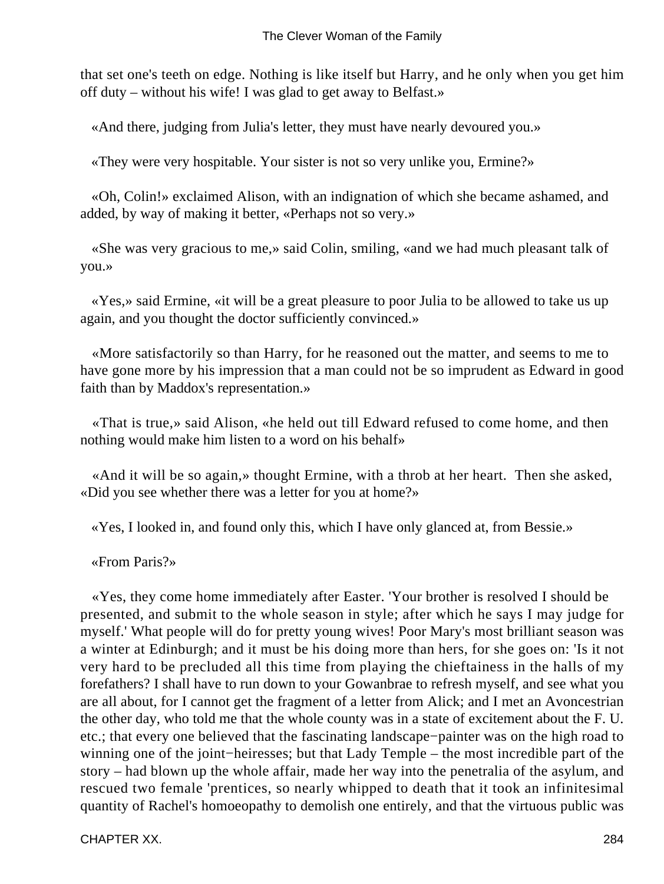that set one's teeth on edge. Nothing is like itself but Harry, and he only when you get him off duty – without his wife! I was glad to get away to Belfast.»

«And there, judging from Julia's letter, they must have nearly devoured you.»

«They were very hospitable. Your sister is not so very unlike you, Ermine?»

«Oh, Colin!» exclaimed Alison, with an indignation of which she became ashamed, and added, by way of making it better, «Perhaps not so very.»

«She was very gracious to me,» said Colin, smiling, «and we had much pleasant talk of you.»

«Yes,» said Ermine, «it will be a great pleasure to poor Julia to be allowed to take us up again, and you thought the doctor sufficiently convinced.»

«More satisfactorily so than Harry, for he reasoned out the matter, and seems to me to have gone more by his impression that a man could not be so imprudent as Edward in good faith than by Maddox's representation.»

«That is true,» said Alison, «he held out till Edward refused to come home, and then nothing would make him listen to a word on his behalf»

«And it will be so again,» thought Ermine, with a throb at her heart. Then she asked, «Did you see whether there was a letter for you at home?»

«Yes, I looked in, and found only this, which I have only glanced at, from Bessie.»

«From Paris?»

«Yes, they come home immediately after Easter. 'Your brother is resolved I should be presented, and submit to the whole season in style; after which he says I may judge for myself.' What people will do for pretty young wives! Poor Mary's most brilliant season was a winter at Edinburgh; and it must be his doing more than hers, for she goes on: 'Is it not very hard to be precluded all this time from playing the chieftainess in the halls of my forefathers? I shall have to run down to your Gowanbrae to refresh myself, and see what you are all about, for I cannot get the fragment of a letter from Alick; and I met an Avoncestrian the other day, who told me that the whole county was in a state of excitement about the F. U. etc.; that every one believed that the fascinating landscape−painter was on the high road to winning one of the joint−heiresses; but that Lady Temple – the most incredible part of the story – had blown up the whole affair, made her way into the penetralia of the asylum, and rescued two female 'prentices, so nearly whipped to death that it took an infinitesimal quantity of Rachel's homoeopathy to demolish one entirely, and that the virtuous public was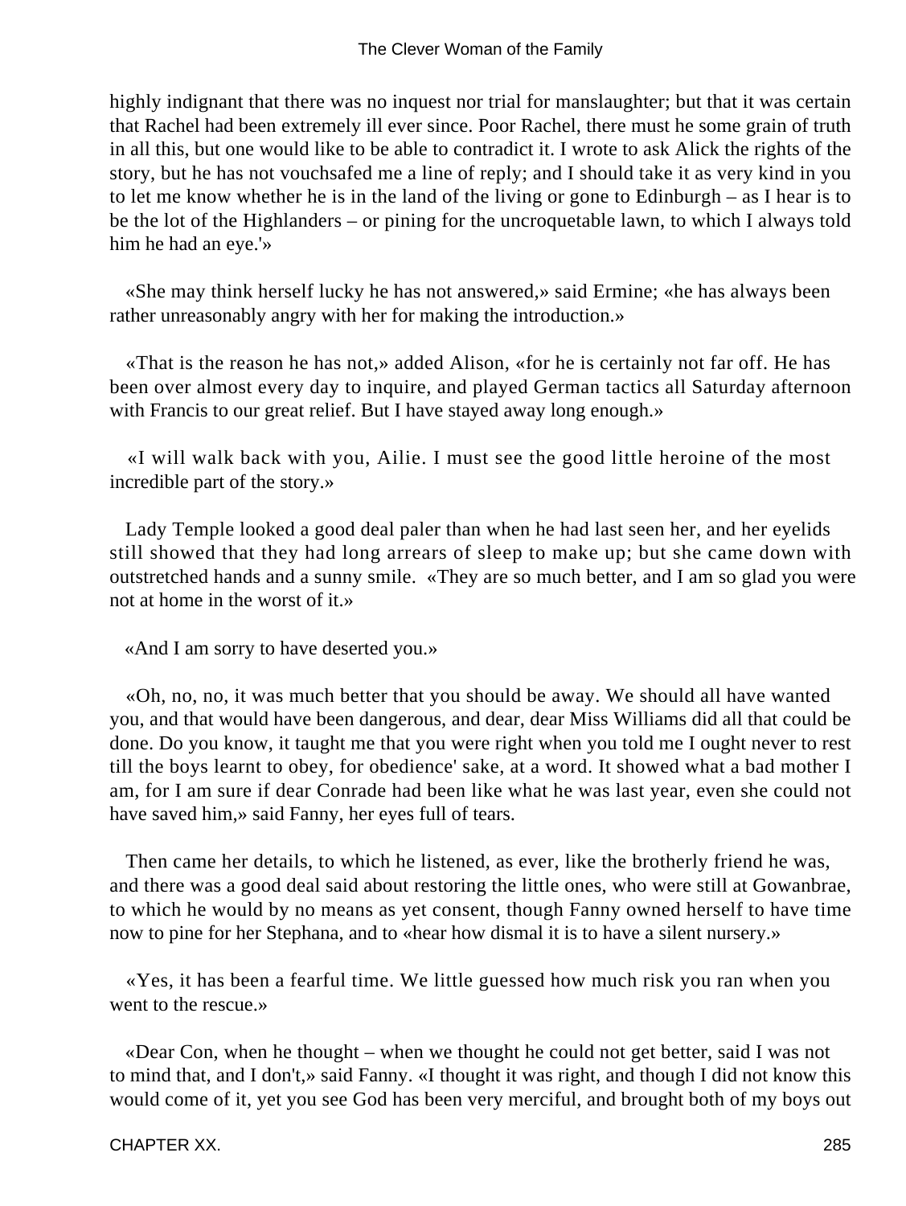highly indignant that there was no inquest nor trial for manslaughter; but that it was certain that Rachel had been extremely ill ever since. Poor Rachel, there must he some grain of truth in all this, but one would like to be able to contradict it. I wrote to ask Alick the rights of the story, but he has not vouchsafed me a line of reply; and I should take it as very kind in you to let me know whether he is in the land of the living or gone to Edinburgh – as I hear is to be the lot of the Highlanders – or pining for the uncroquetable lawn, to which I always told him he had an eye.'»

«She may think herself lucky he has not answered,» said Ermine; «he has always been rather unreasonably angry with her for making the introduction.»

«That is the reason he has not,» added Alison, «for he is certainly not far off. He has been over almost every day to inquire, and played German tactics all Saturday afternoon with Francis to our great relief. But I have stayed away long enough.»

«I will walk back with you, Ailie. I must see the good little heroine of the most incredible part of the story.»

Lady Temple looked a good deal paler than when he had last seen her, and her eyelids still showed that they had long arrears of sleep to make up; but she came down with outstretched hands and a sunny smile. «They are so much better, and I am so glad you were not at home in the worst of it.»

«And I am sorry to have deserted you.»

«Oh, no, no, it was much better that you should be away. We should all have wanted you, and that would have been dangerous, and dear, dear Miss Williams did all that could be done. Do you know, it taught me that you were right when you told me I ought never to rest till the boys learnt to obey, for obedience' sake, at a word. It showed what a bad mother I am, for I am sure if dear Conrade had been like what he was last year, even she could not have saved him,» said Fanny, her eyes full of tears.

Then came her details, to which he listened, as ever, like the brotherly friend he was, and there was a good deal said about restoring the little ones, who were still at Gowanbrae, to which he would by no means as yet consent, though Fanny owned herself to have time now to pine for her Stephana, and to «hear how dismal it is to have a silent nursery.»

«Yes, it has been a fearful time. We little guessed how much risk you ran when you went to the rescue.»

«Dear Con, when he thought – when we thought he could not get better, said I was not to mind that, and I don't,» said Fanny. «I thought it was right, and though I did not know this would come of it, yet you see God has been very merciful, and brought both of my boys out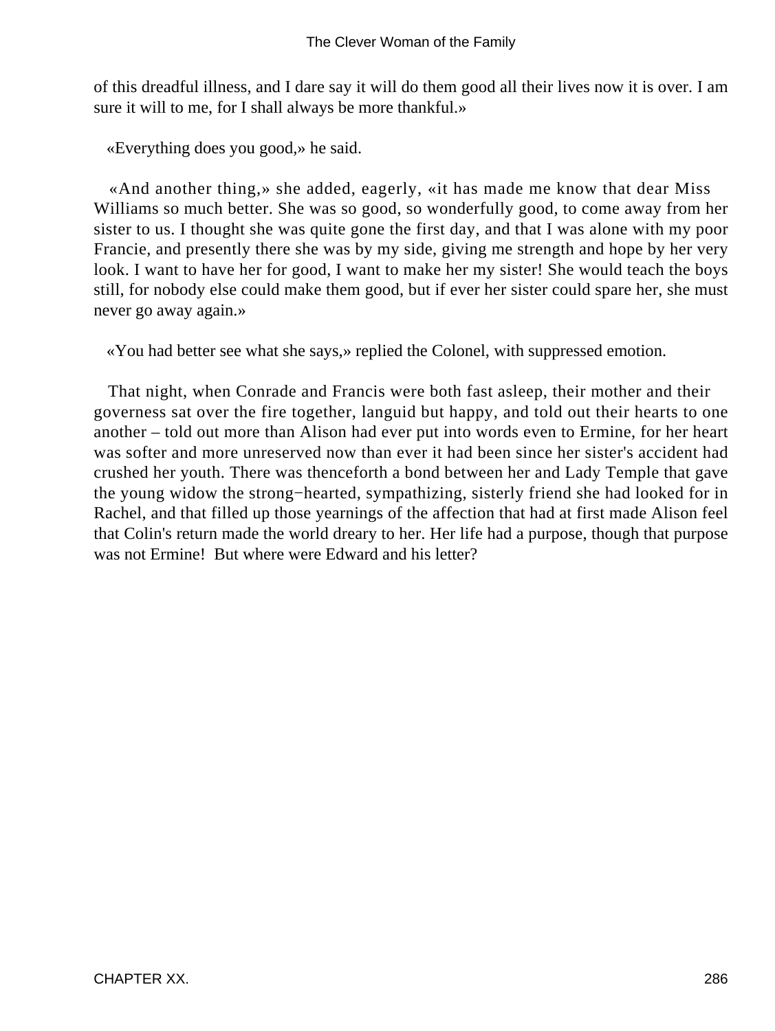of this dreadful illness, and I dare say it will do them good all their lives now it is over. I am sure it will to me, for I shall always be more thankful.»

«Everything does you good,» he said.

«And another thing,» she added, eagerly, «it has made me know that dear Miss Williams so much better. She was so good, so wonderfully good, to come away from her sister to us. I thought she was quite gone the first day, and that I was alone with my poor Francie, and presently there she was by my side, giving me strength and hope by her very look. I want to have her for good, I want to make her my sister! She would teach the boys still, for nobody else could make them good, but if ever her sister could spare her, she must never go away again.»

«You had better see what she says,» replied the Colonel, with suppressed emotion.

That night, when Conrade and Francis were both fast asleep, their mother and their governess sat over the fire together, languid but happy, and told out their hearts to one another – told out more than Alison had ever put into words even to Ermine, for her heart was softer and more unreserved now than ever it had been since her sister's accident had crushed her youth. There was thenceforth a bond between her and Lady Temple that gave the young widow the strong−hearted, sympathizing, sisterly friend she had looked for in Rachel, and that filled up those yearnings of the affection that had at first made Alison feel that Colin's return made the world dreary to her. Her life had a purpose, though that purpose was not Ermine! But where were Edward and his letter?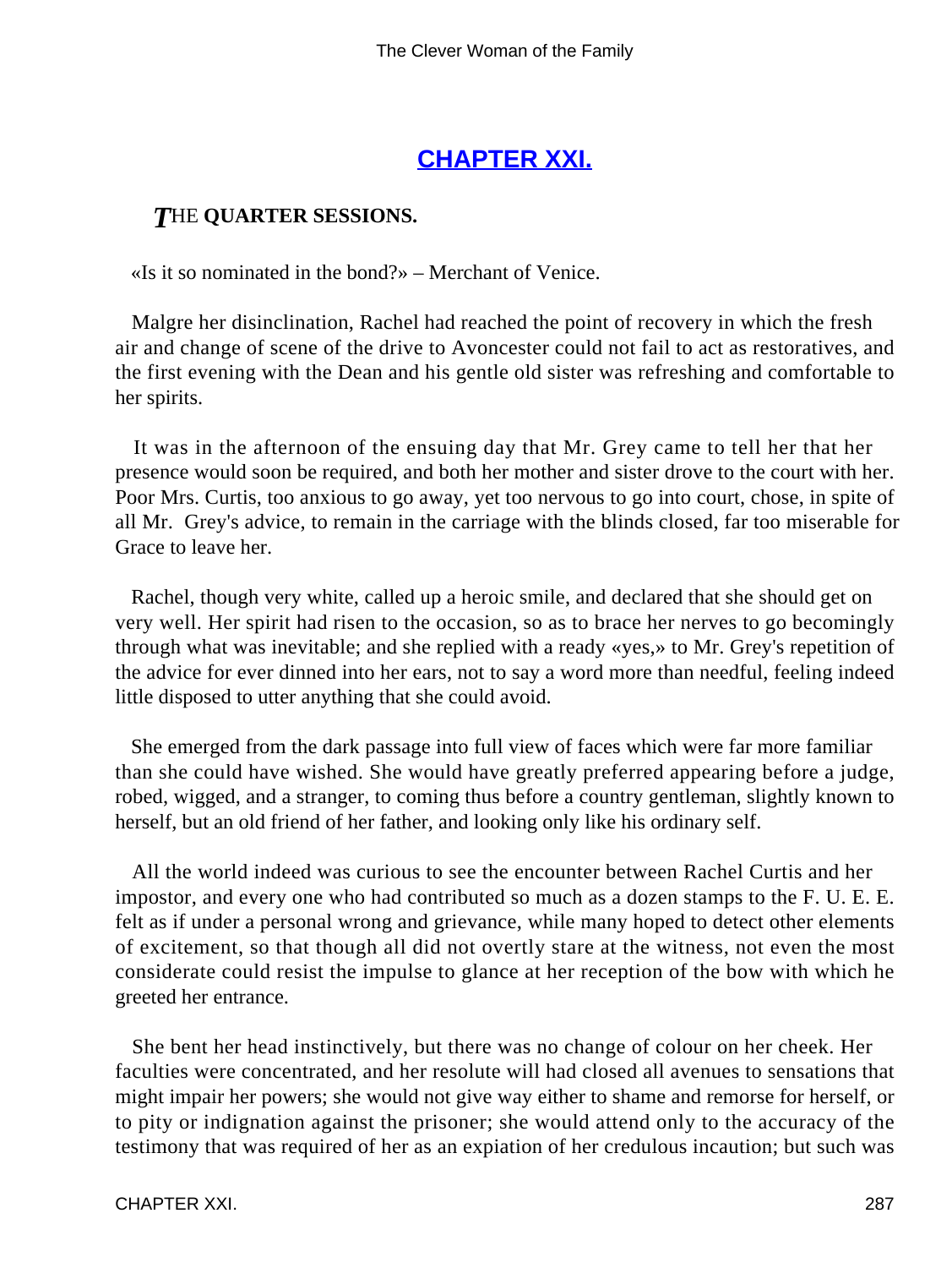## [CHAPTER XXI.](#)

### *T*HE **QUARTER SESSIONS.**

«Is it so nominated in the bond?» – Merchant of Venice.

Malgre her disinclination, Rachel had reached the point of recovery in which the fresh air and change of scene of the drive to Avoncester could not fail to act as restoratives, and the first evening with the Dean and his gentle old sister was refreshing and comfortable to her spirits.

It was in the afternoon of the ensuing day that Mr. Grey came to tell her that her presence would soon be required, and both her mother and sister drove to the court with her. Poor Mrs. Curtis, too anxious to go away, yet too nervous to go into court, chose, in spite of all Mr. Grey's advice, to remain in the carriage with the blinds closed, far too miserable for Grace to leave her.

Rachel, though very white, called up a heroic smile, and declared that she should get on very well. Her spirit had risen to the occasion, so as to brace her nerves to go becomingly through what was inevitable; and she replied with a ready «yes,» to Mr. Grey's repetition of the advice for ever dinned into her ears, not to say a word more than needful, feeling indeed little disposed to utter anything that she could avoid.

She emerged from the dark passage into full view of faces which were far more familiar than she could have wished. She would have greatly preferred appearing before a judge, robed, wigged, and a stranger, to coming thus before a country gentleman, slightly known to herself, but an old friend of her father, and looking only like his ordinary self.

All the world indeed was curious to see the encounter between Rachel Curtis and her impostor, and every one who had contributed so much as a dozen stamps to the F. U. E. E. felt as if under a personal wrong and grievance, while many hoped to detect other elements of excitement, so that though all did not overtly stare at the witness, not even the most considerate could resist the impulse to glance at her reception of the bow with which he greeted her entrance.

She bent her head instinctively, but there was no change of colour on her cheek. Her faculties were concentrated, and her resolute will had closed all avenues to sensations that might impair her powers; she would not give way either to shame and remorse for herself, or to pity or indignation against the prisoner; she would attend only to the accuracy of the testimony that was required of her as an expiation of her credulous incaution; but such was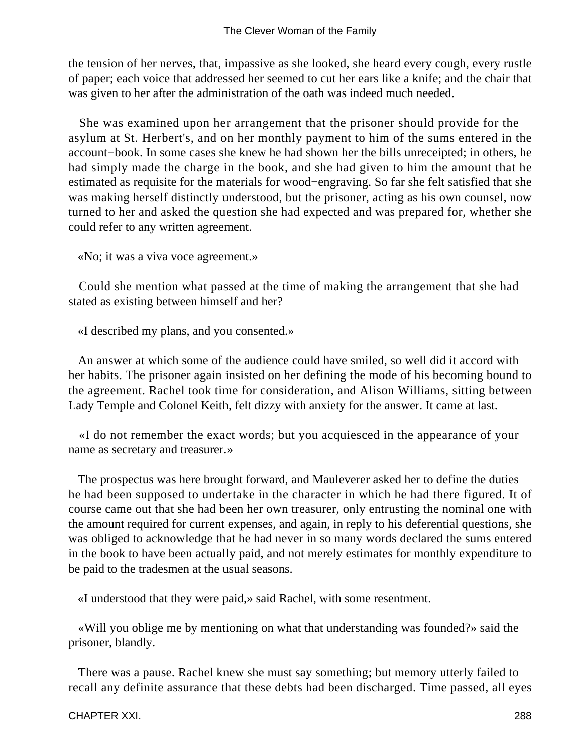the tension of her nerves, that, impassive as she looked, she heard every cough, every rustle of paper; each voice that addressed her seemed to cut her ears like a knife; and the chair that was given to her after the administration of the oath was indeed much needed.

She was examined upon her arrangement that the prisoner should provide for the asylum at St. Herbert's, and on her monthly payment to him of the sums entered in the account−book. In some cases she knew he had shown her the bills unreceipted; in others, he had simply made the charge in the book, and she had given to him the amount that he estimated as requisite for the materials for wood−engraving. So far she felt satisfied that she was making herself distinctly understood, but the prisoner, acting as his own counsel, now turned to her and asked the question she had expected and was prepared for, whether she could refer to any written agreement.

«No; it was a viva voce agreement.»

Could she mention what passed at the time of making the arrangement that she had stated as existing between himself and her?

«I described my plans, and you consented.»

An answer at which some of the audience could have smiled, so well did it accord with her habits. The prisoner again insisted on her defining the mode of his becoming bound to the agreement. Rachel took time for consideration, and Alison Williams, sitting between Lady Temple and Colonel Keith, felt dizzy with anxiety for the answer. It came at last.

«I do not remember the exact words; but you acquiesced in the appearance of your name as secretary and treasurer.»

The prospectus was here brought forward, and Mauleverer asked her to define the duties he had been supposed to undertake in the character in which he had there figured. It of course came out that she had been her own treasurer, only entrusting the nominal one with the amount required for current expenses, and again, in reply to his deferential questions, she was obliged to acknowledge that he had never in so many words declared the sums entered in the book to have been actually paid, and not merely estimates for monthly expenditure to be paid to the tradesmen at the usual seasons.

«I understood that they were paid,» said Rachel, with some resentment.

«Will you oblige me by mentioning on what that understanding was founded?» said the prisoner, blandly.

There was a pause. Rachel knew she must say something; but memory utterly failed to recall any definite assurance that these debts had been discharged. Time passed, all eyes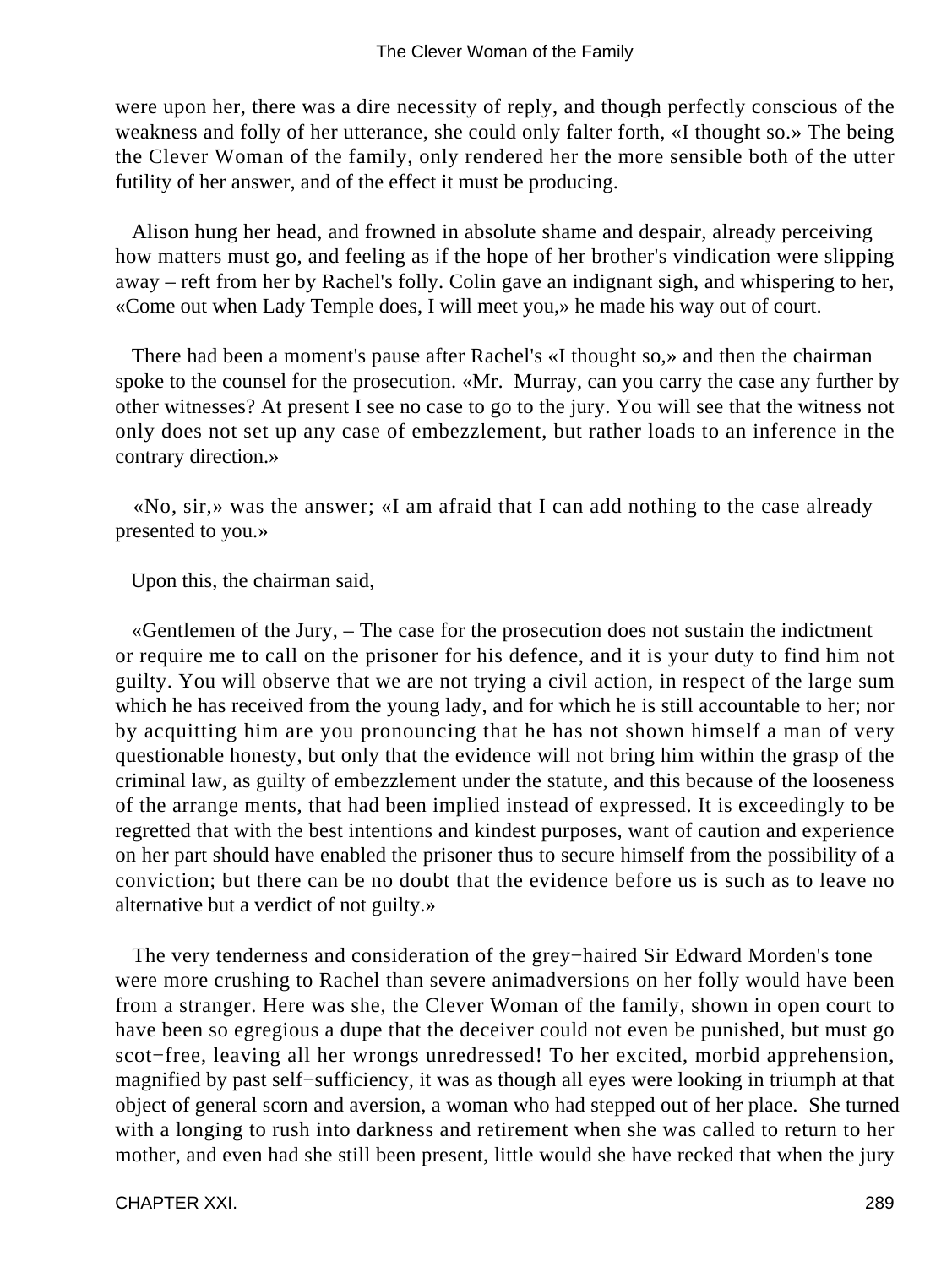were upon her, there was a dire necessity of reply, and though perfectly conscious of the weakness and folly of her utterance, she could only falter forth, «I thought so.» The being the Clever Woman of the family, only rendered her the more sensible both of the utter futility of her answer, and of the effect it must be producing.

Alison hung her head, and frowned in absolute shame and despair, already perceiving how matters must go, and feeling as if the hope of her brother's vindication were slipping away – reft from her by Rachel's folly. Colin gave an indignant sigh, and whispering to her, «Come out when Lady Temple does, I will meet you,» he made his way out of court.

There had been a moment's pause after Rachel's «I thought so,» and then the chairman spoke to the counsel for the prosecution. «Mr. Murray, can you carry the case any further by other witnesses? At present I see no case to go to the jury. You will see that the witness not only does not set up any case of embezzlement, but rather loads to an inference in the contrary direction.»

«No, sir,» was the answer; «I am afraid that I can add nothing to the case already presented to you.»

Upon this, the chairman said,

«Gentlemen of the Jury, – The case for the prosecution does not sustain the indictment or require me to call on the prisoner for his defence, and it is your duty to find him not guilty. You will observe that we are not trying a civil action, in respect of the large sum which he has received from the young lady, and for which he is still accountable to her; nor by acquitting him are you pronouncing that he has not shown himself a man of very questionable honesty, but only that the evidence will not bring him within the grasp of the criminal law, as guilty of embezzlement under the statute, and this because of the looseness of the arrange ments, that had been implied instead of expressed. It is exceedingly to be regretted that with the best intentions and kindest purposes, want of caution and experience on her part should have enabled the prisoner thus to secure himself from the possibility of a conviction; but there can be no doubt that the evidence before us is such as to leave no alternative but a verdict of not guilty.»

The very tenderness and consideration of the grey−haired Sir Edward Morden's tone were more crushing to Rachel than severe animadversions on her folly would have been from a stranger. Here was she, the Clever Woman of the family, shown in open court to have been so egregious a dupe that the deceiver could not even be punished, but must go scot−free, leaving all her wrongs unredressed! To her excited, morbid apprehension, magnified by past self−sufficiency, it was as though all eyes were looking in triumph at that object of general scorn and aversion, a woman who had stepped out of her place. She turned with a longing to rush into darkness and retirement when she was called to return to her mother, and even had she still been present, little would she have recked that when the jury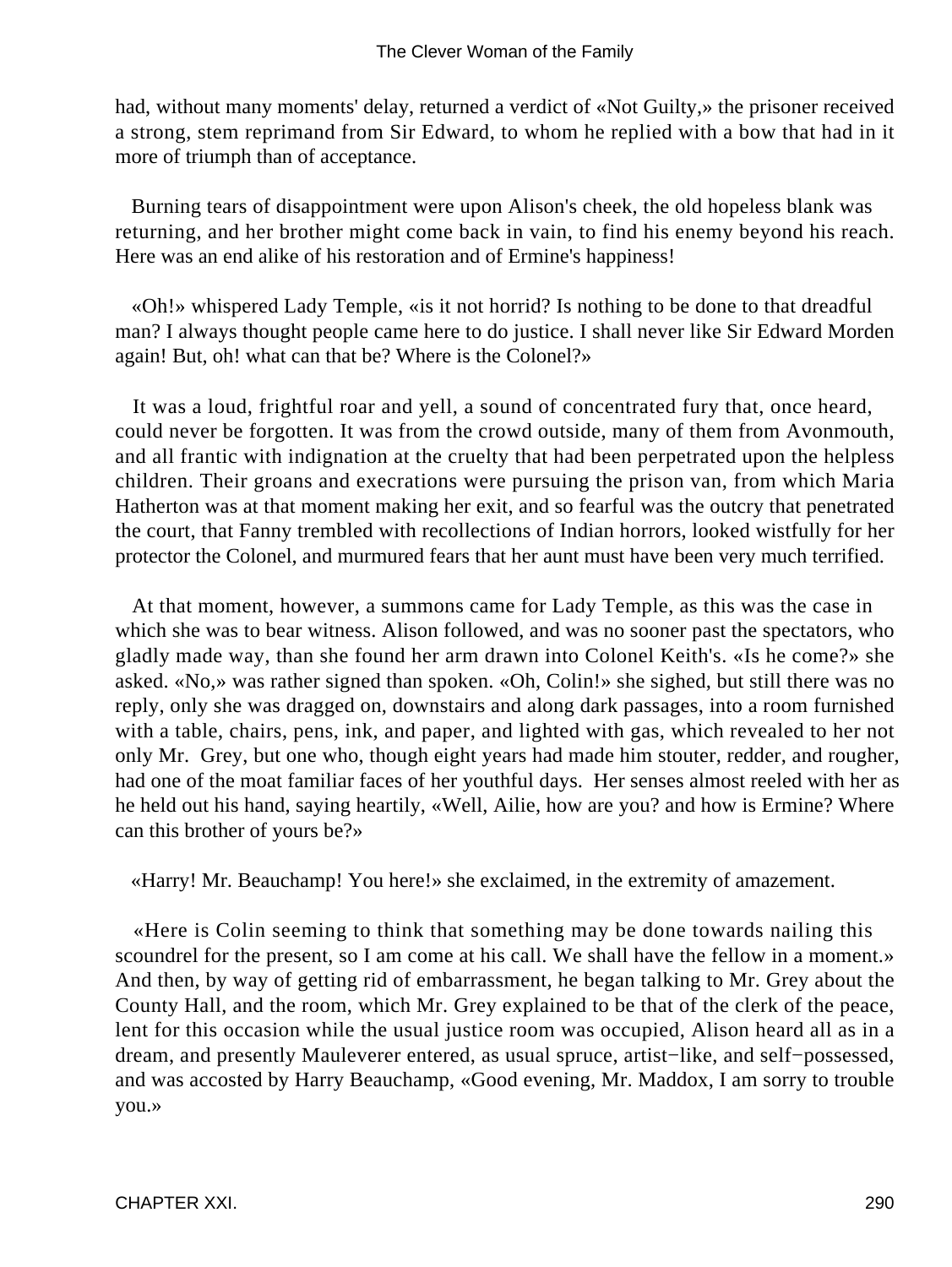had, without many moments' delay, returned a verdict of «Not Guilty,» the prisoner received a strong, stem reprimand from Sir Edward, to whom he replied with a bow that had in it more of triumph than of acceptance.

Burning tears of disappointment were upon Alison's cheek, the old hopeless blank was returning, and her brother might come back in vain, to find his enemy beyond his reach. Here was an end alike of his restoration and of Ermine's happiness!

«Oh!» whispered Lady Temple, «is it not horrid? Is nothing to be done to that dreadful man? I always thought people came here to do justice. I shall never like Sir Edward Morden again! But, oh! what can that be? Where is the Colonel?»

It was a loud, frightful roar and yell, a sound of concentrated fury that, once heard, could never be forgotten. It was from the crowd outside, many of them from Avonmouth, and all frantic with indignation at the cruelty that had been perpetrated upon the helpless children. Their groans and execrations were pursuing the prison van, from which Maria Hatherton was at that moment making her exit, and so fearful was the outcry that penetrated the court, that Fanny trembled with recollections of Indian horrors, looked wistfully for her protector the Colonel, and murmured fears that her aunt must have been very much terrified.

At that moment, however, a summons came for Lady Temple, as this was the case in which she was to bear witness. Alison followed, and was no sooner past the spectators, who gladly made way, than she found her arm drawn into Colonel Keith's. «Is he come?» she asked. «No,» was rather signed than spoken. «Oh, Colin!» she sighed, but still there was no reply, only she was dragged on, downstairs and along dark passages, into a room furnished with a table, chairs, pens, ink, and paper, and lighted with gas, which revealed to her not only Mr. Grey, but one who, though eight years had made him stouter, redder, and rougher, had one of the moat familiar faces of her youthful days. Her senses almost reeled with her as he held out his hand, saying heartily, «Well, Ailie, how are you? and how is Ermine? Where can this brother of yours be?»

«Harry! Mr. Beauchamp! You here!» she exclaimed, in the extremity of amazement.

«Here is Colin seeming to think that something may be done towards nailing this scoundrel for the present, so I am come at his call. We shall have the fellow in a moment.» And then, by way of getting rid of embarrassment, he began talking to Mr. Grey about the County Hall, and the room, which Mr. Grey explained to be that of the clerk of the peace, lent for this occasion while the usual justice room was occupied, Alison heard all as in a dream, and presently Mauleverer entered, as usual spruce, artist−like, and self−possessed, and was accosted by Harry Beauchamp, «Good evening, Mr. Maddox, I am sorry to trouble you.»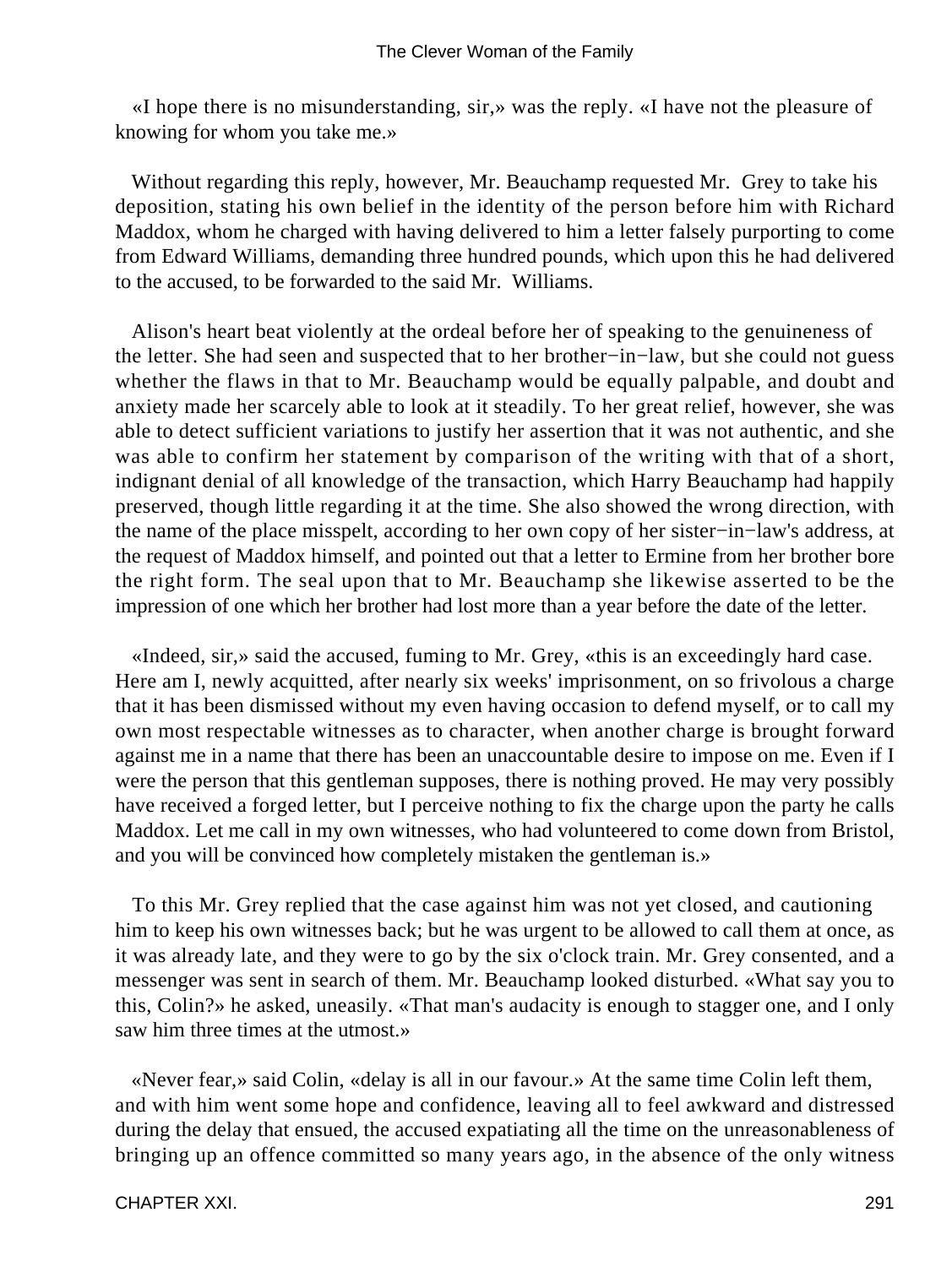«I hope there is no misunderstanding, sir,» was the reply. «I have not the pleasure of knowing for whom you take me.»

Without regarding this reply, however, Mr. Beauchamp requested Mr. Grey to take his deposition, stating his own belief in the identity of the person before him with Richard Maddox, whom he charged with having delivered to him a letter falsely purporting to come from Edward Williams, demanding three hundred pounds, which upon this he had delivered to the accused, to be forwarded to the said Mr. Williams.

Alison's heart beat violently at the ordeal before her of speaking to the genuineness of the letter. She had seen and suspected that to her brother−in−law, but she could not guess whether the flaws in that to Mr. Beauchamp would be equally palpable, and doubt and anxiety made her scarcely able to look at it steadily. To her great relief, however, she was able to detect sufficient variations to justify her assertion that it was not authentic, and she was able to confirm her statement by comparison of the writing with that of a short, indignant denial of all knowledge of the transaction, which Harry Beauchamp had happily preserved, though little regarding it at the time. She also showed the wrong direction, with the name of the place misspelt, according to her own copy of her sister−in−law's address, at the request of Maddox himself, and pointed out that a letter to Ermine from her brother bore the right form. The seal upon that to Mr. Beauchamp she likewise asserted to be the impression of one which her brother had lost more than a year before the date of the letter.

«Indeed, sir,» said the accused, fuming to Mr. Grey, «this is an exceedingly hard case. Here am I, newly acquitted, after nearly six weeks' imprisonment, on so frivolous a charge that it has been dismissed without my even having occasion to defend myself, or to call my own most respectable witnesses as to character, when another charge is brought forward against me in a name that there has been an unaccountable desire to impose on me. Even if I were the person that this gentleman supposes, there is nothing proved. He may very possibly have received a forged letter, but I perceive nothing to fix the charge upon the party he calls Maddox. Let me call in my own witnesses, who had volunteered to come down from Bristol, and you will be convinced how completely mistaken the gentleman is.»

To this Mr. Grey replied that the case against him was not yet closed, and cautioning him to keep his own witnesses back; but he was urgent to be allowed to call them at once, as it was already late, and they were to go by the six o'clock train. Mr. Grey consented, and a messenger was sent in search of them. Mr. Beauchamp looked disturbed. «What say you to this, Colin?» he asked, uneasily. «That man's audacity is enough to stagger one, and I only saw him three times at the utmost.»

«Never fear,» said Colin, «delay is all in our favour.» At the same time Colin left them, and with him went some hope and confidence, leaving all to feel awkward and distressed during the delay that ensued, the accused expatiating all the time on the unreasonableness of bringing up an offence committed so many years ago, in the absence of the only witness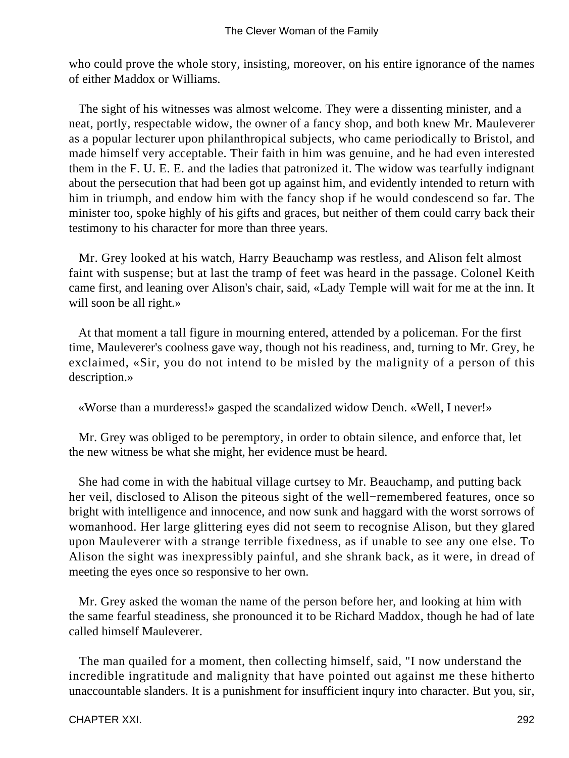who could prove the whole story, insisting, moreover, on his entire ignorance of the names of either Maddox or Williams.

The sight of his witnesses was almost welcome. They were a dissenting minister, and a neat, portly, respectable widow, the owner of a fancy shop, and both knew Mr. Mauleverer as a popular lecturer upon philanthropical subjects, who came periodically to Bristol, and made himself very acceptable. Their faith in him was genuine, and he had even interested them in the F. U. E. E. and the ladies that patronized it. The widow was tearfully indignant about the persecution that had been got up against him, and evidently intended to return with him in triumph, and endow him with the fancy shop if he would condescend so far. The minister too, spoke highly of his gifts and graces, but neither of them could carry back their testimony to his character for more than three years.

Mr. Grey looked at his watch, Harry Beauchamp was restless, and Alison felt almost faint with suspense; but at last the tramp of feet was heard in the passage. Colonel Keith came first, and leaning over Alison's chair, said, «Lady Temple will wait for me at the inn. It will soon be all right.»

At that moment a tall figure in mourning entered, attended by a policeman. For the first time, Mauleverer's coolness gave way, though not his readiness, and, turning to Mr. Grey, he exclaimed, «Sir, you do not intend to be misled by the malignity of a person of this description.»

«Worse than a murderess!» gasped the scandalized widow Dench. «Well, I never!»

Mr. Grey was obliged to be peremptory, in order to obtain silence, and enforce that, let the new witness be what she might, her evidence must be heard.

She had come in with the habitual village curtsey to Mr. Beauchamp, and putting back her veil, disclosed to Alison the piteous sight of the well−remembered features, once so bright with intelligence and innocence, and now sunk and haggard with the worst sorrows of womanhood. Her large glittering eyes did not seem to recognise Alison, but they glared upon Mauleverer with a strange terrible fixedness, as if unable to see any one else. To Alison the sight was inexpressibly painful, and she shrank back, as it were, in dread of meeting the eyes once so responsive to her own.

Mr. Grey asked the woman the name of the person before her, and looking at him with the same fearful steadiness, she pronounced it to be Richard Maddox, though he had of late called himself Mauleverer.

The man quailed for a moment, then collecting himself, said, "I now understand the incredible ingratitude and malignity that have pointed out against me these hitherto unaccountable slanders. It is a punishment for insufficient inqury into character. But you, sir,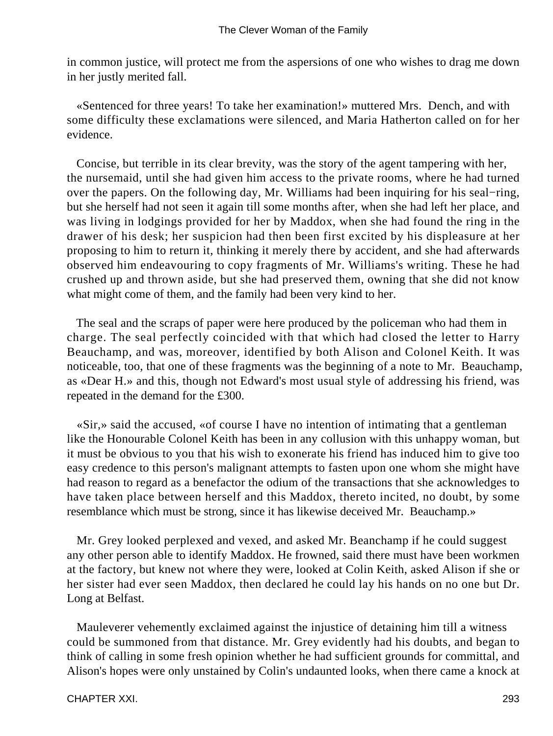in common justice, will protect me from the aspersions of one who wishes to drag me down in her justly merited fall.

«Sentenced for three years! To take her examination!» muttered Mrs. Dench, and with some difficulty these exclamations were silenced, and Maria Hatherton called on for her evidence.

Concise, but terrible in its clear brevity, was the story of the agent tampering with her, the nursemaid, until she had given him access to the private rooms, where he had turned over the papers. On the following day, Mr. Williams had been inquiring for his seal−ring, but she herself had not seen it again till some months after, when she had left her place, and was living in lodgings provided for her by Maddox, when she had found the ring in the drawer of his desk; her suspicion had then been first excited by his displeasure at her proposing to him to return it, thinking it merely there by accident, and she had afterwards observed him endeavouring to copy fragments of Mr. Williams's writing. These he had crushed up and thrown aside, but she had preserved them, owning that she did not know what might come of them, and the family had been very kind to her.

The seal and the scraps of paper were here produced by the policeman who had them in charge. The seal perfectly coincided with that which had closed the letter to Harry Beauchamp, and was, moreover, identified by both Alison and Colonel Keith. It was noticeable, too, that one of these fragments was the beginning of a note to Mr. Beauchamp, as «Dear H.» and this, though not Edward's most usual style of addressing his friend, was repeated in the demand for the £300.

«Sir,» said the accused, «of course I have no intention of intimating that a gentleman like the Honourable Colonel Keith has been in any collusion with this unhappy woman, but it must be obvious to you that his wish to exonerate his friend has induced him to give too easy credence to this person's malignant attempts to fasten upon one whom she might have had reason to regard as a benefactor the odium of the transactions that she acknowledges to have taken place between herself and this Maddox, thereto incited, no doubt, by some resemblance which must be strong, since it has likewise deceived Mr. Beauchamp.»

Mr. Grey looked perplexed and vexed, and asked Mr. Beanchamp if he could suggest any other person able to identify Maddox. He frowned, said there must have been workmen at the factory, but knew not where they were, looked at Colin Keith, asked Alison if she or her sister had ever seen Maddox, then declared he could lay his hands on no one but Dr. Long at Belfast.

Mauleverer vehemently exclaimed against the injustice of detaining him till a witness could be summoned from that distance. Mr. Grey evidently had his doubts, and began to think of calling in some fresh opinion whether he had sufficient grounds for committal, and Alison's hopes were only unstained by Colin's undaunted looks, when there came a knock at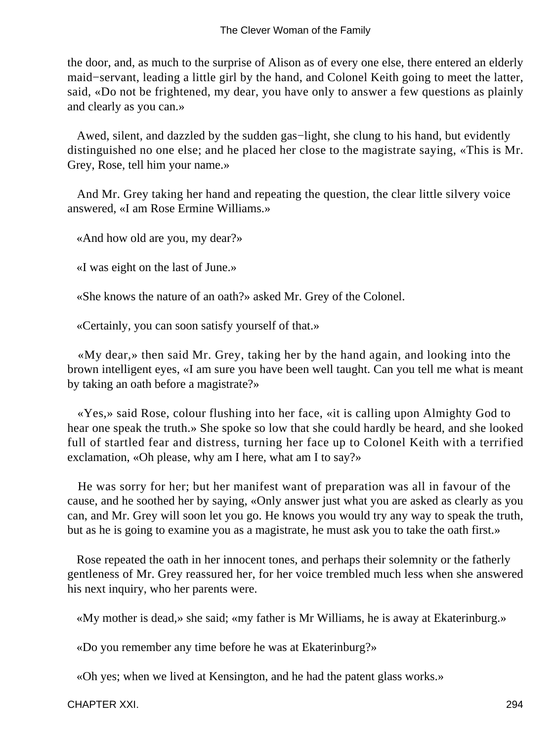the door, and, as much to the surprise of Alison as of every one else, there entered an elderly maid−servant, leading a little girl by the hand, and Colonel Keith going to meet the latter, said, «Do not be frightened, my dear, you have only to answer a few questions as plainly and clearly as you can.»

Awed, silent, and dazzled by the sudden gas−light, she clung to his hand, but evidently distinguished no one else; and he placed her close to the magistrate saying, «This is Mr. Grey, Rose, tell him your name.»

And Mr. Grey taking her hand and repeating the question, the clear little silvery voice answered, «I am Rose Ermine Williams.»

«And how old are you, my dear?»

«I was eight on the last of June.»

«She knows the nature of an oath?» asked Mr. Grey of the Colonel.

«Certainly, you can soon satisfy yourself of that.»

«My dear,» then said Mr. Grey, taking her by the hand again, and looking into the brown intelligent eyes, «I am sure you have been well taught. Can you tell me what is meant by taking an oath before a magistrate?»

«Yes,» said Rose, colour flushing into her face, «it is calling upon Almighty God to hear one speak the truth.» She spoke so low that she could hardly be heard, and she looked full of startled fear and distress, turning her face up to Colonel Keith with a terrified exclamation, «Oh please, why am I here, what am I to say?»

He was sorry for her; but her manifest want of preparation was all in favour of the cause, and he soothed her by saying, «Only answer just what you are asked as clearly as you can, and Mr. Grey will soon let you go. He knows you would try any way to speak the truth, but as he is going to examine you as a magistrate, he must ask you to take the oath first.»

Rose repeated the oath in her innocent tones, and perhaps their solemnity or the fatherly gentleness of Mr. Grey reassured her, for her voice trembled much less when she answered his next inquiry, who her parents were.

«My mother is dead,» she said; «my father is Mr Williams, he is away at Ekaterinburg.»

«Do you remember any time before he was at Ekaterinburg?»

«Oh yes; when we lived at Kensington, and he had the patent glass works.»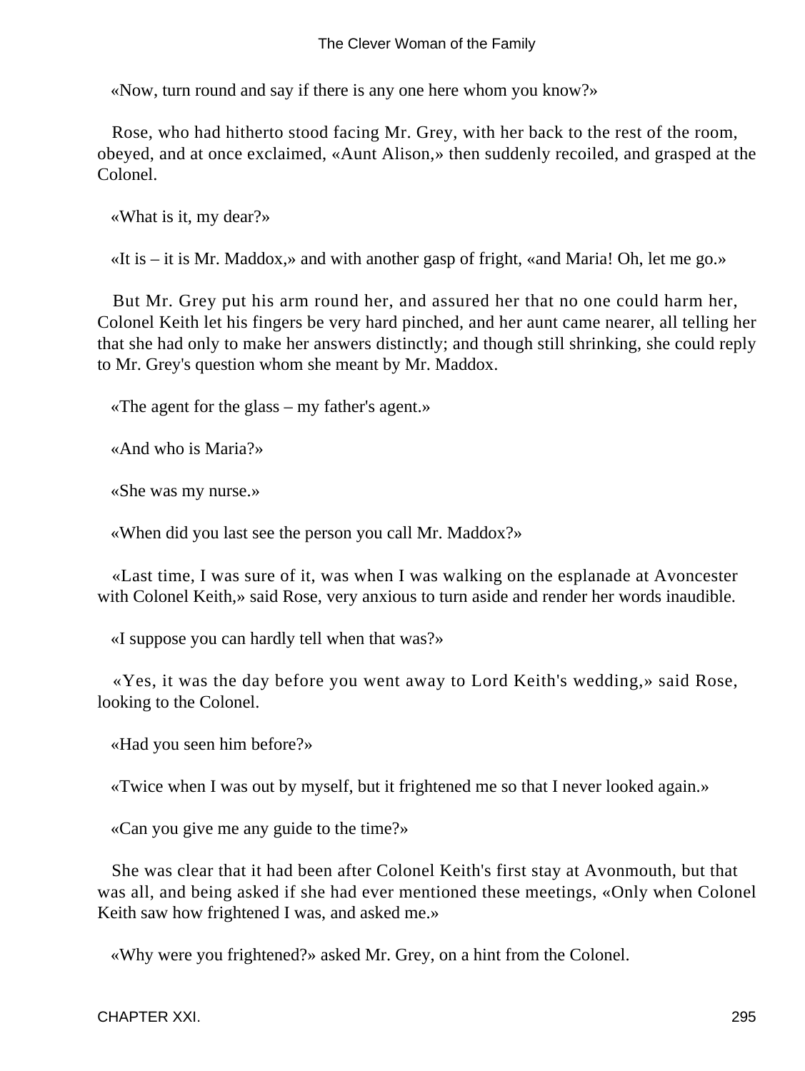«Now, turn round and say if there is any one here whom you know?»

Rose, who had hitherto stood facing Mr. Grey, with her back to the rest of the room, obeyed, and at once exclaimed, «Aunt Alison,» then suddenly recoiled, and grasped at the Colonel.

«What is it, my dear?»

«It is – it is Mr. Maddox,» and with another gasp of fright, «and Maria! Oh, let me go.»

But Mr. Grey put his arm round her, and assured her that no one could harm her, Colonel Keith let his fingers be very hard pinched, and her aunt came nearer, all telling her that she had only to make her answers distinctly; and though still shrinking, she could reply to Mr. Grey's question whom she meant by Mr. Maddox.

«The agent for the glass – my father's agent.»

«And who is Maria?»

«She was my nurse.»

«When did you last see the person you call Mr. Maddox?»

«Last time, I was sure of it, was when I was walking on the esplanade at Avoncester with Colonel Keith,» said Rose, very anxious to turn aside and render her words inaudible.

«I suppose you can hardly tell when that was?»

«Yes, it was the day before you went away to Lord Keith's wedding,» said Rose, looking to the Colonel.

«Had you seen him before?»

«Twice when I was out by myself, but it frightened me so that I never looked again.»

«Can you give me any guide to the time?»

She was clear that it had been after Colonel Keith's first stay at Avonmouth, but that was all, and being asked if she had ever mentioned these meetings, «Only when Colonel Keith saw how frightened I was, and asked me.»

«Why were you frightened?» asked Mr. Grey, on a hint from the Colonel.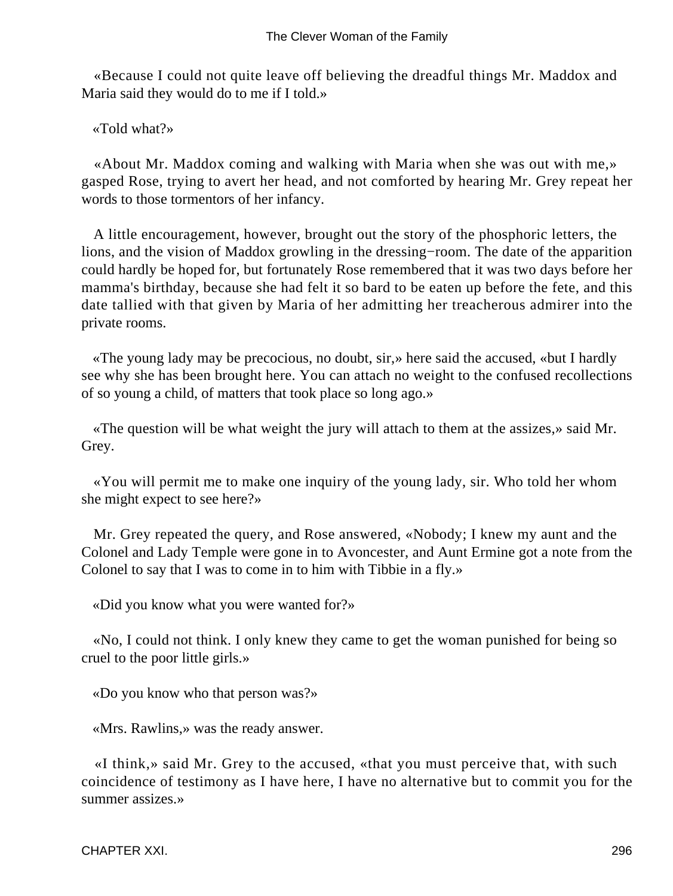«Because I could not quite leave off believing the dreadful things Mr. Maddox and Maria said they would do to me if I told.»

«Told what?»

«About Mr. Maddox coming and walking with Maria when she was out with me,» gasped Rose, trying to avert her head, and not comforted by hearing Mr. Grey repeat her words to those tormentors of her infancy.

A little encouragement, however, brought out the story of the phosphoric letters, the lions, and the vision of Maddox growling in the dressing−room. The date of the apparition could hardly be hoped for, but fortunately Rose remembered that it was two days before her mamma's birthday, because she had felt it so bard to be eaten up before the fete, and this date tallied with that given by Maria of her admitting her treacherous admirer into the private rooms.

«The young lady may be precocious, no doubt, sir,» here said the accused, «but I hardly see why she has been brought here. You can attach no weight to the confused recollections of so young a child, of matters that took place so long ago.»

«The question will be what weight the jury will attach to them at the assizes,» said Mr. Grey.

«You will permit me to make one inquiry of the young lady, sir. Who told her whom she might expect to see here?»

Mr. Grey repeated the query, and Rose answered, «Nobody; I knew my aunt and the Colonel and Lady Temple were gone in to Avoncester, and Aunt Ermine got a note from the Colonel to say that I was to come in to him with Tibbie in a fly.»

«Did you know what you were wanted for?»

«No, I could not think. I only knew they came to get the woman punished for being so cruel to the poor little girls.»

«Do you know who that person was?»

«Mrs. Rawlins,» was the ready answer.

«I think,» said Mr. Grey to the accused, «that you must perceive that, with such coincidence of testimony as I have here, I have no alternative but to commit you for the summer assizes.»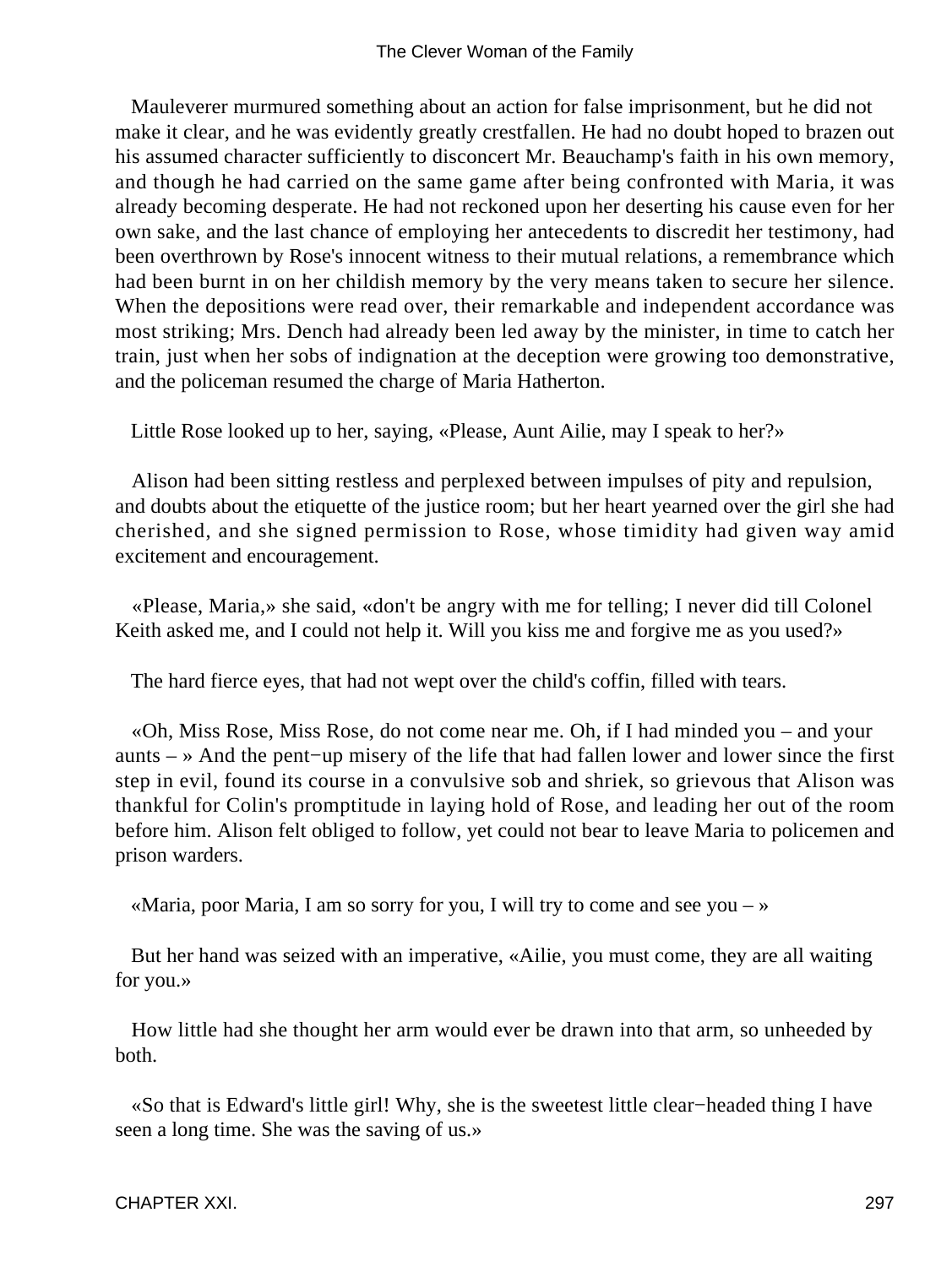Mauleverer murmured something about an action for false imprisonment, but he did not make it clear, and he was evidently greatly crestfallen. He had no doubt hoped to brazen out his assumed character sufficiently to disconcert Mr. Beauchamp's faith in his own memory, and though he had carried on the same game after being confronted with Maria, it was already becoming desperate. He had not reckoned upon her deserting his cause even for her own sake, and the last chance of employing her antecedents to discredit her testimony, had been overthrown by Rose's innocent witness to their mutual relations, a remembrance which had been burnt in on her childish memory by the very means taken to secure her silence. When the depositions were read over, their remarkable and independent accordance was most striking; Mrs. Dench had already been led away by the minister, in time to catch her train, just when her sobs of indignation at the deception were growing too demonstrative, and the policeman resumed the charge of Maria Hatherton.

Little Rose looked up to her, saying, «Please, Aunt Ailie, may I speak to her?»

Alison had been sitting restless and perplexed between impulses of pity and repulsion, and doubts about the etiquette of the justice room; but her heart yearned over the girl she had cherished, and she signed permission to Rose, whose timidity had given way amid excitement and encouragement.

«Please, Maria,» she said, «don't be angry with me for telling; I never did till Colonel Keith asked me, and I could not help it. Will you kiss me and forgive me as you used?»

The hard fierce eyes, that had not wept over the child's coffin, filled with tears.

«Oh, Miss Rose, Miss Rose, do not come near me. Oh, if I had minded you – and your aunts – » And the pent−up misery of the life that had fallen lower and lower since the first step in evil, found its course in a convulsive sob and shriek, so grievous that Alison was thankful for Colin's promptitude in laying hold of Rose, and leading her out of the room before him. Alison felt obliged to follow, yet could not bear to leave Maria to policemen and prison warders.

«Maria, poor Maria, I am so sorry for you, I will try to come and see you – »

But her hand was seized with an imperative, «Ailie, you must come, they are all waiting for you.»

How little had she thought her arm would ever be drawn into that arm, so unheeded by both.

«So that is Edward's little girl! Why, she is the sweetest little clear−headed thing I have seen a long time. She was the saving of us.»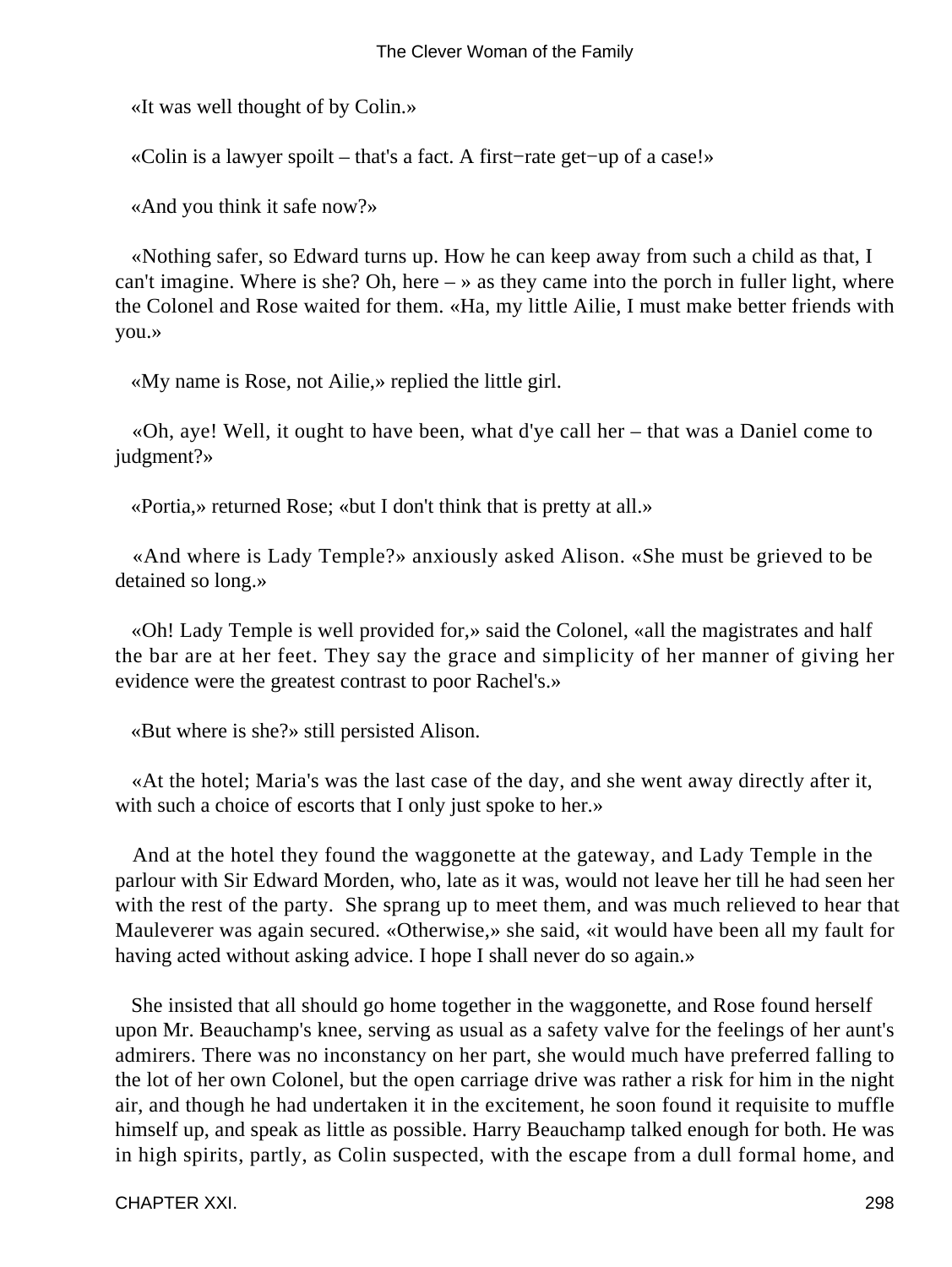«It was well thought of by Colin.»

«Colin is a lawyer spoilt – that's a fact. A first−rate get−up of a case!»

«And you think it safe now?»

«Nothing safer, so Edward turns up. How he can keep away from such a child as that, I can't imagine. Where is she? Oh, here – » as they came into the porch in fuller light, where the Colonel and Rose waited for them. «Ha, my little Ailie, I must make better friends with you.»

«My name is Rose, not Ailie,» replied the little girl.

«Oh, aye! Well, it ought to have been, what d'ye call her – that was a Daniel come to judgment?»

«Portia,» returned Rose; «but I don't think that is pretty at all.»

«And where is Lady Temple?» anxiously asked Alison. «She must be grieved to be detained so long.»

«Oh! Lady Temple is well provided for,» said the Colonel, «all the magistrates and half the bar are at her feet. They say the grace and simplicity of her manner of giving her evidence were the greatest contrast to poor Rachel's.»

«But where is she?» still persisted Alison.

«At the hotel; Maria's was the last case of the day, and she went away directly after it, with such a choice of escorts that I only just spoke to her.»

And at the hotel they found the waggonette at the gateway, and Lady Temple in the parlour with Sir Edward Morden, who, late as it was, would not leave her till he had seen her with the rest of the party. She sprang up to meet them, and was much relieved to hear that Mauleverer was again secured. «Otherwise,» she said, «it would have been all my fault for having acted without asking advice. I hope I shall never do so again.»

She insisted that all should go home together in the waggonette, and Rose found herself upon Mr. Beauchamp's knee, serving as usual as a safety valve for the feelings of her aunt's admirers. There was no inconstancy on her part, she would much have preferred falling to the lot of her own Colonel, but the open carriage drive was rather a risk for him in the night air, and though he had undertaken it in the excitement, he soon found it requisite to muffle himself up, and speak as little as possible. Harry Beauchamp talked enough for both. He was in high spirits, partly, as Colin suspected, with the escape from a dull formal home, and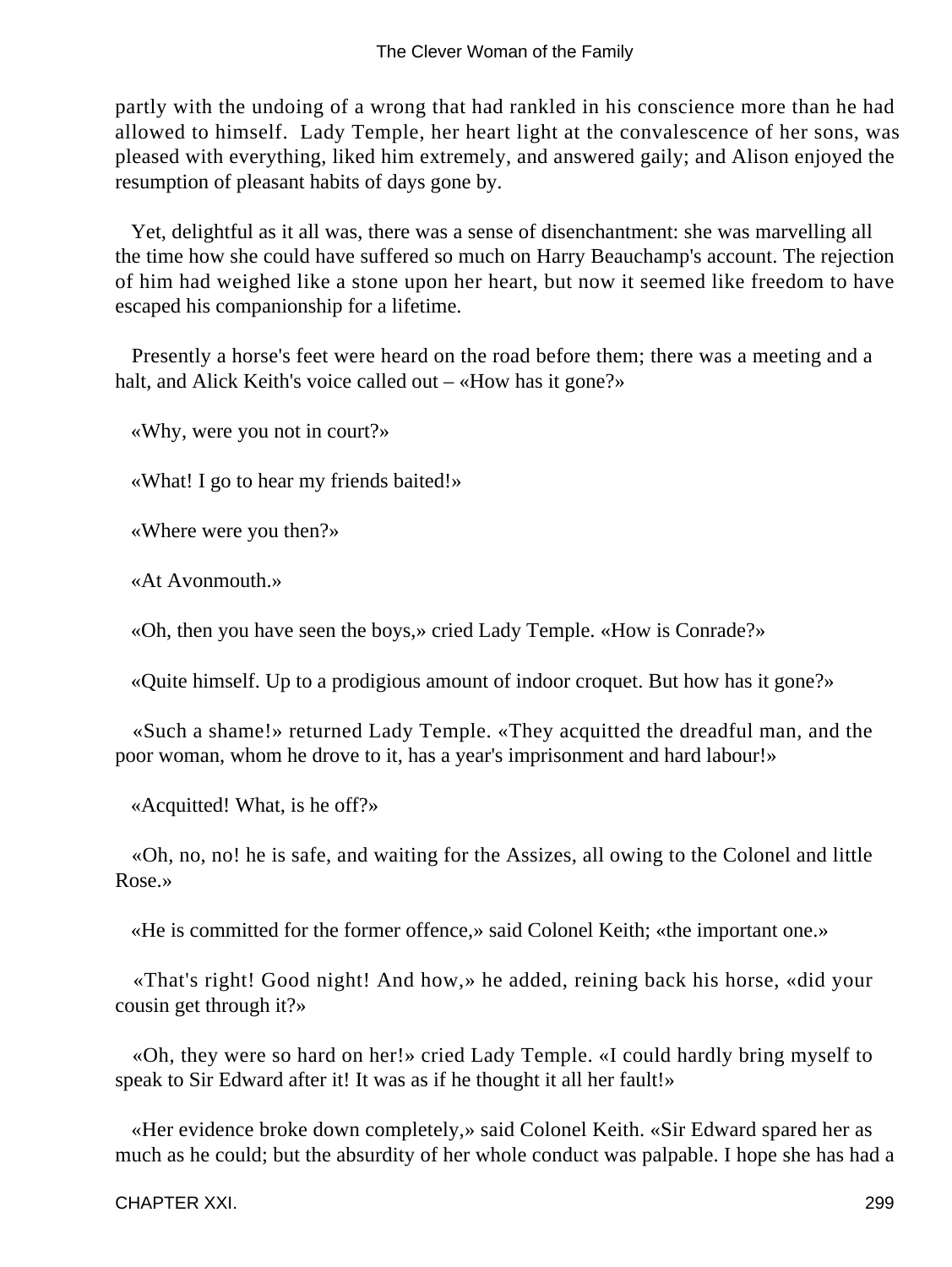partly with the undoing of a wrong that had rankled in his conscience more than he had allowed to himself. Lady Temple, her heart light at the convalescence of her sons, was pleased with everything, liked him extremely, and answered gaily; and Alison enjoyed the resumption of pleasant habits of days gone by.

Yet, delightful as it all was, there was a sense of disenchantment: she was marvelling all the time how she could have suffered so much on Harry Beauchamp's account. The rejection of him had weighed like a stone upon her heart, but now it seemed like freedom to have escaped his companionship for a lifetime.

Presently a horse's feet were heard on the road before them; there was a meeting and a halt, and Alick Keith's voice called out – «How has it gone?»

«Why, were you not in court?»

«What! I go to hear my friends baited!»

«Where were you then?»

«At Avonmouth.»

«Oh, then you have seen the boys,» cried Lady Temple. «How is Conrade?»

«Quite himself. Up to a prodigious amount of indoor croquet. But how has it gone?»

«Such a shame!» returned Lady Temple. «They acquitted the dreadful man, and the poor woman, whom he drove to it, has a year's imprisonment and hard labour!»

«Acquitted! What, is he off?»

«Oh, no, no! he is safe, and waiting for the Assizes, all owing to the Colonel and little Rose.»

«He is committed for the former offence,» said Colonel Keith; «the important one.»

«That's right! Good night! And how,» he added, reining back his horse, «did your cousin get through it?»

«Oh, they were so hard on her!» cried Lady Temple. «I could hardly bring myself to speak to Sir Edward after it! It was as if he thought it all her fault!»

«Her evidence broke down completely,» said Colonel Keith. «Sir Edward spared her as much as he could; but the absurdity of her whole conduct was palpable. I hope she has had a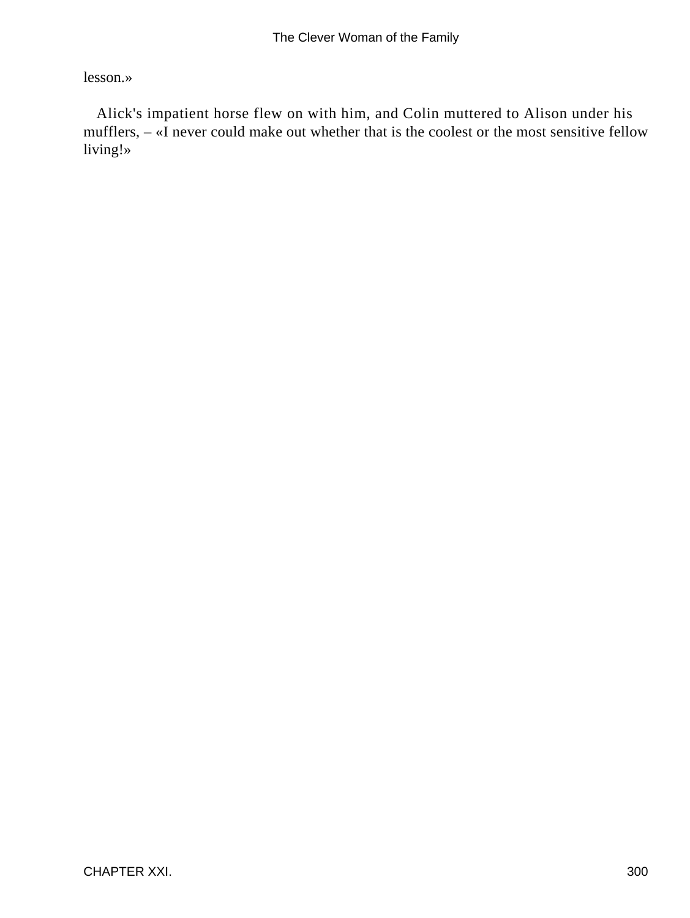lesson.»

Alick's impatient horse flew on with him, and Colin muttered to Alison under his mufflers, – «I never could make out whether that is the coolest or the most sensitive fellow living!»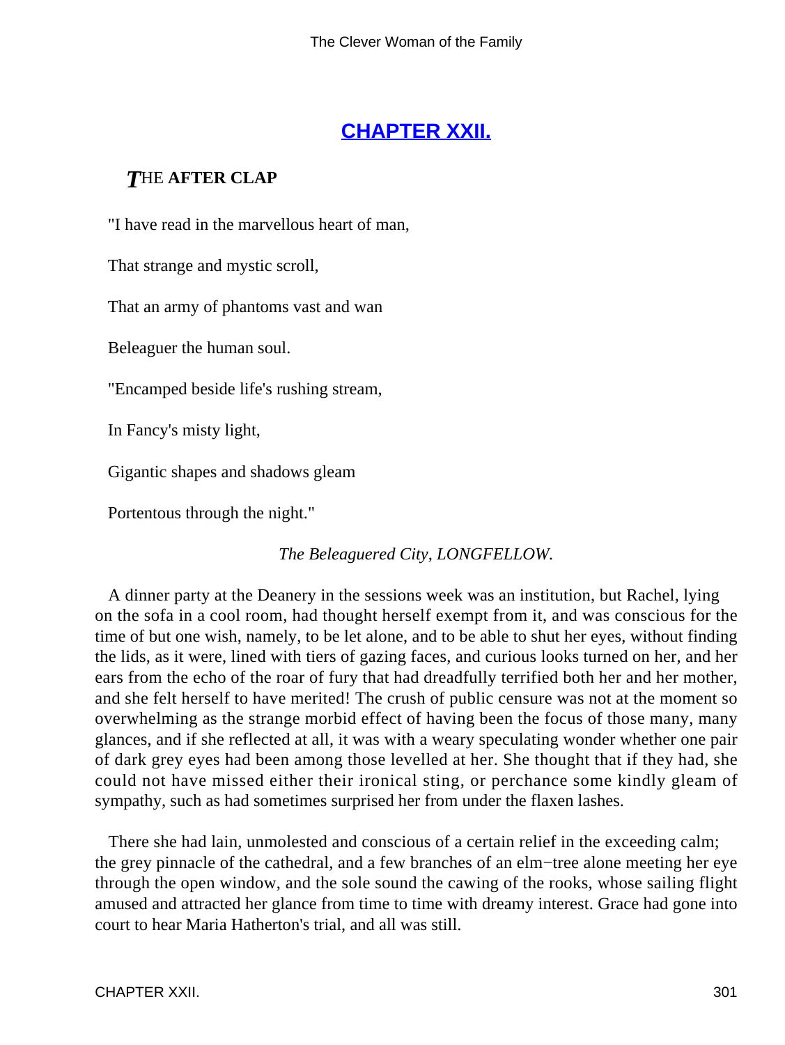## [CHAPTER XXII.](#)

### *T*HE **AFTER CLAP**

"I have read in the marvellous heart of man,

That strange and mystic scroll,

That an army of phantoms vast and wan

Beleaguer the human soul.

"Encamped beside life's rushing stream,

In Fancy's misty light,

Gigantic shapes and shadows gleam

Portentous through the night."

*The Beleaguered City, LONGFELLOW.*

A dinner party at the Deanery in the sessions week was an institution, but Rachel, lying on the sofa in a cool room, had thought herself exempt from it, and was conscious for the time of but one wish, namely, to be let alone, and to be able to shut her eyes, without finding the lids, as it were, lined with tiers of gazing faces, and curious looks turned on her, and her ears from the echo of the roar of fury that had dreadfully terrified both her and her mother, and she felt herself to have merited! The crush of public censure was not at the moment so overwhelming as the strange morbid effect of having been the focus of those many, many glances, and if she reflected at all, it was with a weary speculating wonder whether one pair of dark grey eyes had been among those levelled at her. She thought that if they had, she could not have missed either their ironical sting, or perchance some kindly gleam of sympathy, such as had sometimes surprised her from under the flaxen lashes.

There she had lain, unmolested and conscious of a certain relief in the exceeding calm; the grey pinnacle of the cathedral, and a few branches of an elm−tree alone meeting her eye through the open window, and the sole sound the cawing of the rooks, whose sailing flight amused and attracted her glance from time to time with dreamy interest. Grace had gone into court to hear Maria Hatherton's trial, and all was still.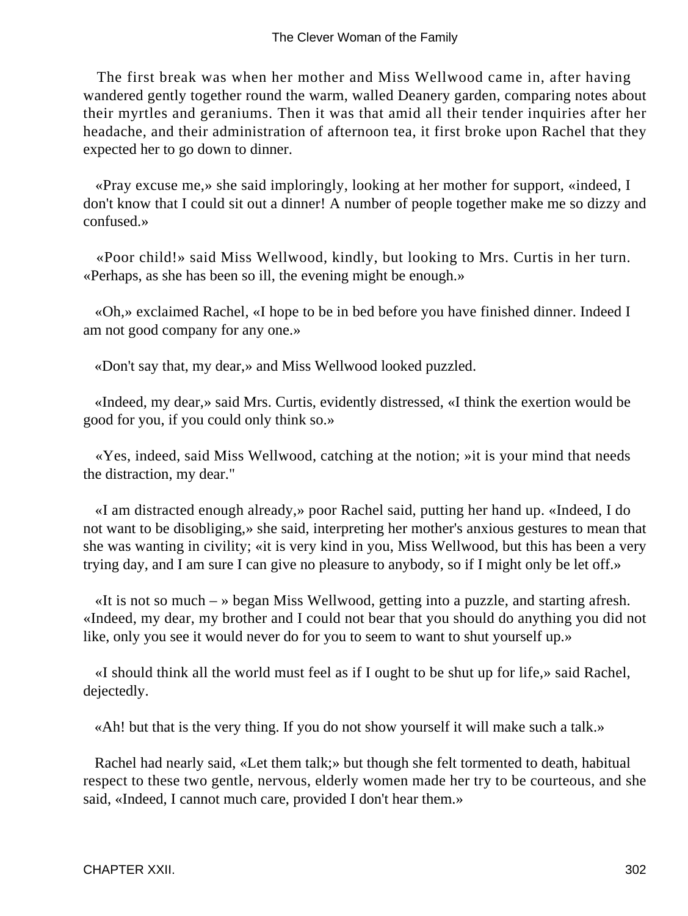The first break was when her mother and Miss Wellwood came in, after having wandered gently together round the warm, walled Deanery garden, comparing notes about their myrtles and geraniums. Then it was that amid all their tender inquiries after her headache, and their administration of afternoon tea, it first broke upon Rachel that they expected her to go down to dinner.

«Pray excuse me,» she said imploringly, looking at her mother for support, «indeed, I don't know that I could sit out a dinner! A number of people together make me so dizzy and confused.»

«Poor child!» said Miss Wellwood, kindly, but looking to Mrs. Curtis in her turn. «Perhaps, as she has been so ill, the evening might be enough.»

«Oh,» exclaimed Rachel, «I hope to be in bed before you have finished dinner. Indeed I am not good company for any one.»

«Don't say that, my dear,» and Miss Wellwood looked puzzled.

«Indeed, my dear,» said Mrs. Curtis, evidently distressed, «I think the exertion would be good for you, if you could only think so.»

«Yes, indeed, said Miss Wellwood, catching at the notion; »it is your mind that needs the distraction, my dear."

«I am distracted enough already,» poor Rachel said, putting her hand up. «Indeed, I do not want to be disobliging,» she said, interpreting her mother's anxious gestures to mean that she was wanting in civility; «it is very kind in you, Miss Wellwood, but this has been a very trying day, and I am sure I can give no pleasure to anybody, so if I might only be let off.»

«It is not so much – » began Miss Wellwood, getting into a puzzle, and starting afresh. «Indeed, my dear, my brother and I could not bear that you should do anything you did not like, only you see it would never do for you to seem to want to shut yourself up.»

«I should think all the world must feel as if I ought to be shut up for life,» said Rachel, dejectedly.

«Ah! but that is the very thing. If you do not show yourself it will make such a talk.»

Rachel had nearly said, «Let them talk;» but though she felt tormented to death, habitual respect to these two gentle, nervous, elderly women made her try to be courteous, and she said, «Indeed, I cannot much care, provided I don't hear them.»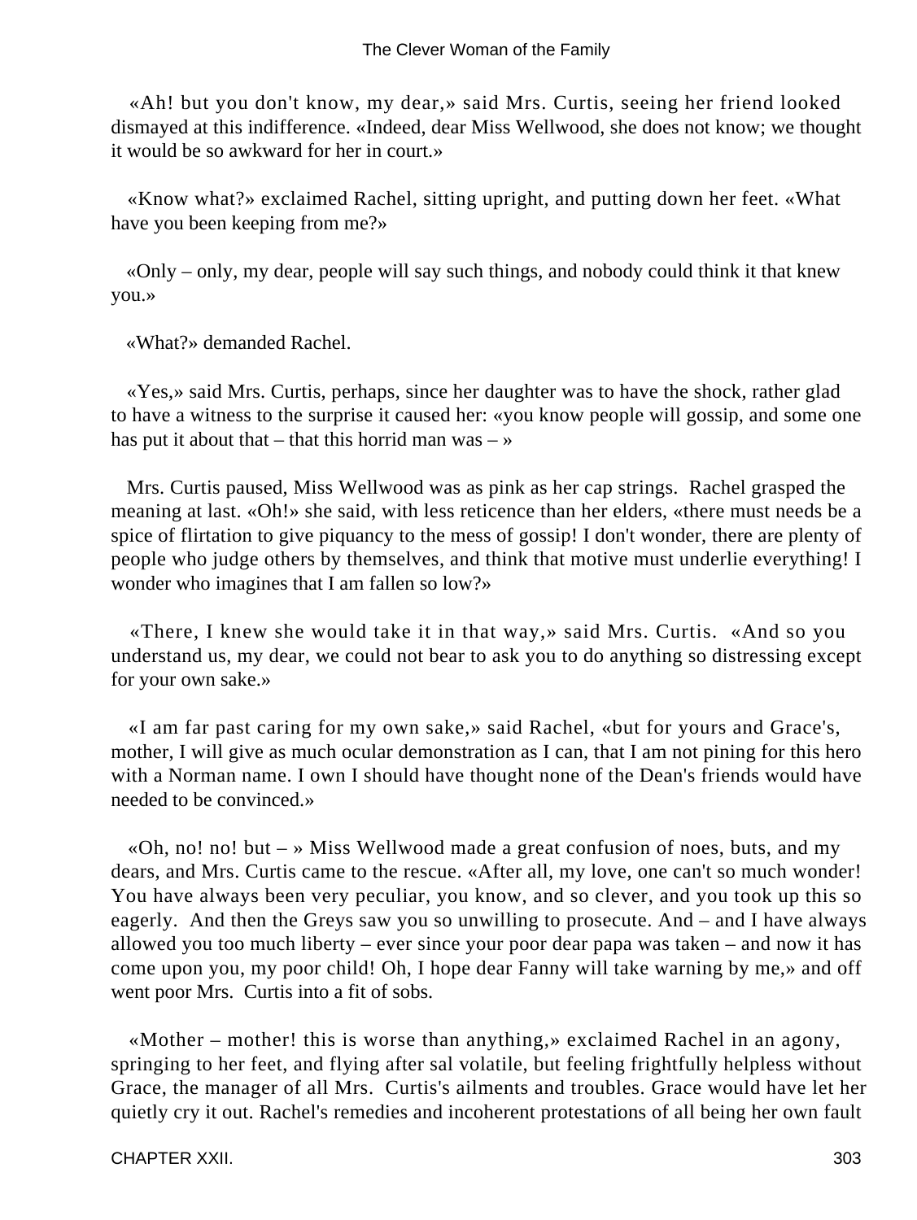«Ah! but you don't know, my dear,» said Mrs. Curtis, seeing her friend looked dismayed at this indifference. «Indeed, dear Miss Wellwood, she does not know; we thought it would be so awkward for her in court.»

«Know what?» exclaimed Rachel, sitting upright, and putting down her feet. «What have you been keeping from me?»

«Only – only, my dear, people will say such things, and nobody could think it that knew you.»

«What?» demanded Rachel.

«Yes,» said Mrs. Curtis, perhaps, since her daughter was to have the shock, rather glad to have a witness to the surprise it caused her: «you know people will gossip, and some one has put it about that – that this horrid man was – »

Mrs. Curtis paused, Miss Wellwood was as pink as her cap strings. Rachel grasped the meaning at last. «Oh!» she said, with less reticence than her elders, «there must needs be a spice of flirtation to give piquancy to the mess of gossip! I don't wonder, there are plenty of people who judge others by themselves, and think that motive must underlie everything! I wonder who imagines that I am fallen so low?»

«There, I knew she would take it in that way,» said Mrs. Curtis. «And so you understand us, my dear, we could not bear to ask you to do anything so distressing except for your own sake.»

«I am far past caring for my own sake,» said Rachel, «but for yours and Grace's, mother, I will give as much ocular demonstration as I can, that I am not pining for this hero with a Norman name. I own I should have thought none of the Dean's friends would have needed to be convinced.»

«Oh, no! no! but – » Miss Wellwood made a great confusion of noes, buts, and my dears, and Mrs. Curtis came to the rescue. «After all, my love, one can't so much wonder! You have always been very peculiar, you know, and so clever, and you took up this so eagerly. And then the Greys saw you so unwilling to prosecute. And – and I have always allowed you too much liberty – ever since your poor dear papa was taken – and now it has come upon you, my poor child! Oh, I hope dear Fanny will take warning by me,» and off went poor Mrs. Curtis into a fit of sobs.

«Mother – mother! this is worse than anything,» exclaimed Rachel in an agony, springing to her feet, and flying after sal volatile, but feeling frightfully helpless without Grace, the manager of all Mrs. Curtis's ailments and troubles. Grace would have let her quietly cry it out. Rachel's remedies and incoherent protestations of all being her own fault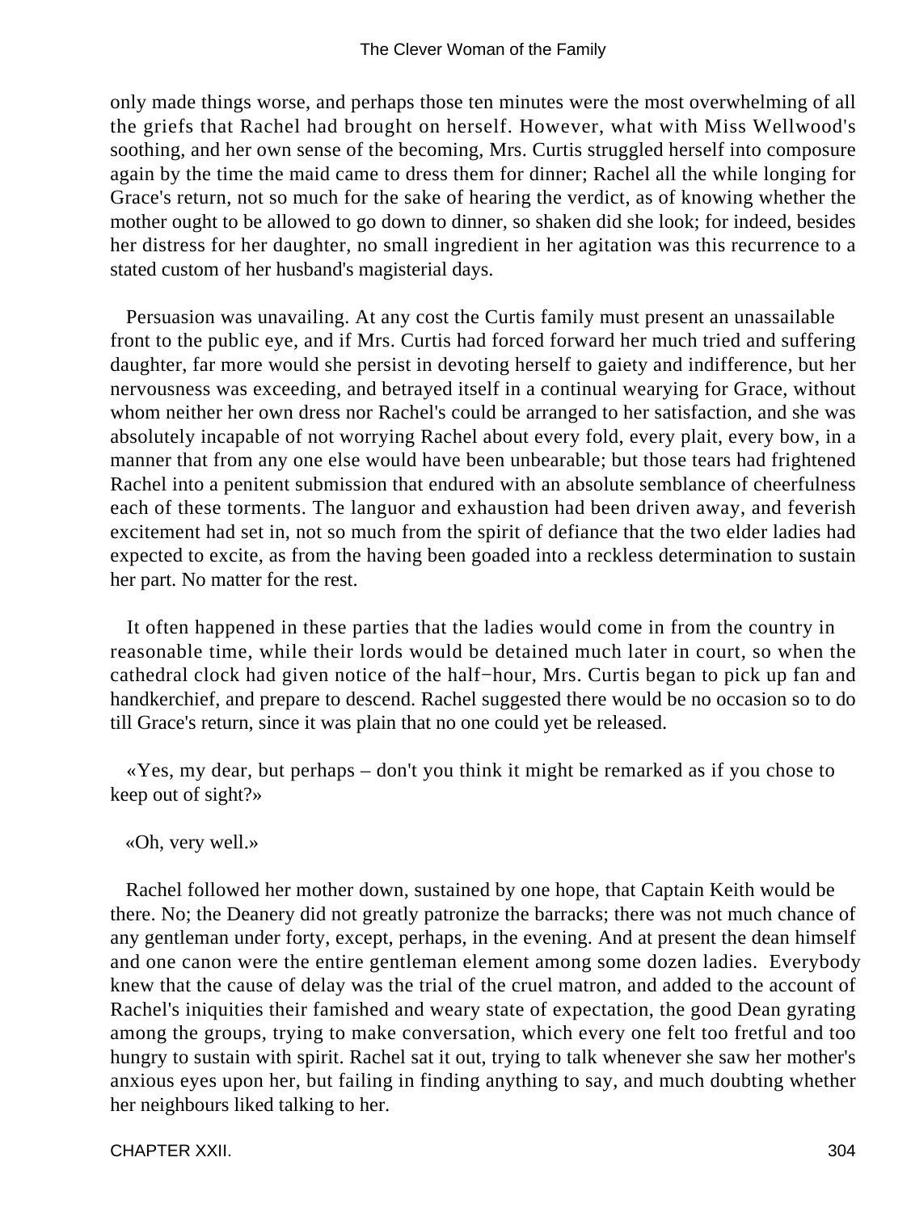only made things worse, and perhaps those ten minutes were the most overwhelming of all the griefs that Rachel had brought on herself. However, what with Miss Wellwood's soothing, and her own sense of the becoming, Mrs. Curtis struggled herself into composure again by the time the maid came to dress them for dinner; Rachel all the while longing for Grace's return, not so much for the sake of hearing the verdict, as of knowing whether the mother ought to be allowed to go down to dinner, so shaken did she look; for indeed, besides her distress for her daughter, no small ingredient in her agitation was this recurrence to a stated custom of her husband's magisterial days.

Persuasion was unavailing. At any cost the Curtis family must present an unassailable front to the public eye, and if Mrs. Curtis had forced forward her much tried and suffering daughter, far more would she persist in devoting herself to gaiety and indifference, but her nervousness was exceeding, and betrayed itself in a continual wearying for Grace, without whom neither her own dress nor Rachel's could be arranged to her satisfaction, and she was absolutely incapable of not worrying Rachel about every fold, every plait, every bow, in a manner that from any one else would have been unbearable; but those tears had frightened Rachel into a penitent submission that endured with an absolute semblance of cheerfulness each of these torments. The languor and exhaustion had been driven away, and feverish excitement had set in, not so much from the spirit of defiance that the two elder ladies had expected to excite, as from the having been goaded into a reckless determination to sustain her part. No matter for the rest.

It often happened in these parties that the ladies would come in from the country in reasonable time, while their lords would be detained much later in court, so when the cathedral clock had given notice of the half−hour, Mrs. Curtis began to pick up fan and handkerchief, and prepare to descend. Rachel suggested there would be no occasion so to do till Grace's return, since it was plain that no one could yet be released.

«Yes, my dear, but perhaps – don't you think it might be remarked as if you chose to keep out of sight?»

«Oh, very well.»

Rachel followed her mother down, sustained by one hope, that Captain Keith would be there. No; the Deanery did not greatly patronize the barracks; there was not much chance of any gentleman under forty, except, perhaps, in the evening. And at present the dean himself and one canon were the entire gentleman element among some dozen ladies. Everybody knew that the cause of delay was the trial of the cruel matron, and added to the account of Rachel's iniquities their famished and weary state of expectation, the good Dean gyrating among the groups, trying to make conversation, which every one felt too fretful and too hungry to sustain with spirit. Rachel sat it out, trying to talk whenever she saw her mother's anxious eyes upon her, but failing in finding anything to say, and much doubting whether her neighbours liked talking to her.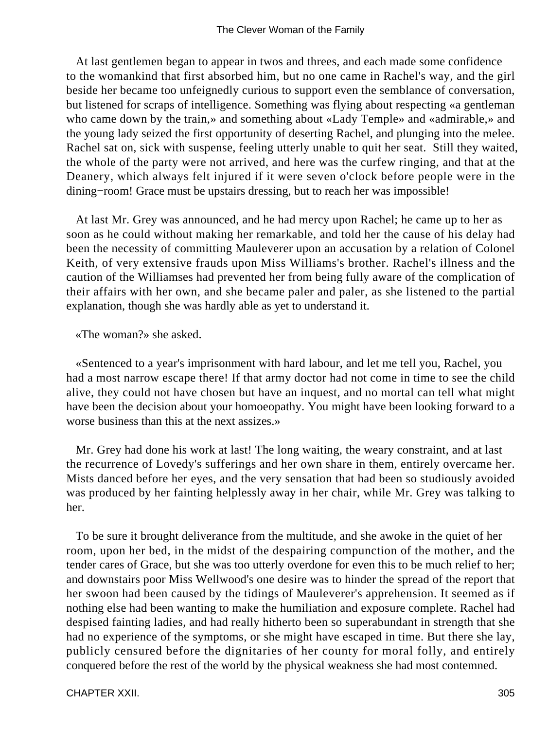At last gentlemen began to appear in twos and threes, and each made some confidence to the womankind that first absorbed him, but no one came in Rachel's way, and the girl beside her became too unfeignedly curious to support even the semblance of conversation, but listened for scraps of intelligence. Something was flying about respecting «a gentleman who came down by the train,» and something about «Lady Temple» and «admirable,» and the young lady seized the first opportunity of deserting Rachel, and plunging into the melee. Rachel sat on, sick with suspense, feeling utterly unable to quit her seat. Still they waited, the whole of the party were not arrived, and here was the curfew ringing, and that at the Deanery, which always felt injured if it were seven o'clock before people were in the dining−room! Grace must be upstairs dressing, but to reach her was impossible!

At last Mr. Grey was announced, and he had mercy upon Rachel; he came up to her as soon as he could without making her remarkable, and told her the cause of his delay had been the necessity of committing Mauleverer upon an accusation by a relation of Colonel Keith, of very extensive frauds upon Miss Williams's brother. Rachel's illness and the caution of the Williamses had prevented her from being fully aware of the complication of their affairs with her own, and she became paler and paler, as she listened to the partial explanation, though she was hardly able as yet to understand it.

«The woman?» she asked.

«Sentenced to a year's imprisonment with hard labour, and let me tell you, Rachel, you had a most narrow escape there! If that army doctor had not come in time to see the child alive, they could not have chosen but have an inquest, and no mortal can tell what might have been the decision about your homoeopathy. You might have been looking forward to a worse business than this at the next assizes.»

Mr. Grey had done his work at last! The long waiting, the weary constraint, and at last the recurrence of Lovedy's sufferings and her own share in them, entirely overcame her. Mists danced before her eyes, and the very sensation that had been so studiously avoided was produced by her fainting helplessly away in her chair, while Mr. Grey was talking to her.

To be sure it brought deliverance from the multitude, and she awoke in the quiet of her room, upon her bed, in the midst of the despairing compunction of the mother, and the tender cares of Grace, but she was too utterly overdone for even this to be much relief to her; and downstairs poor Miss Wellwood's one desire was to hinder the spread of the report that her swoon had been caused by the tidings of Mauleverer's apprehension. It seemed as if nothing else had been wanting to make the humiliation and exposure complete. Rachel had despised fainting ladies, and had really hitherto been so superabundant in strength that she had no experience of the symptoms, or she might have escaped in time. But there she lay, publicly censured before the dignitaries of her county for moral folly, and entirely conquered before the rest of the world by the physical weakness she had most contemned.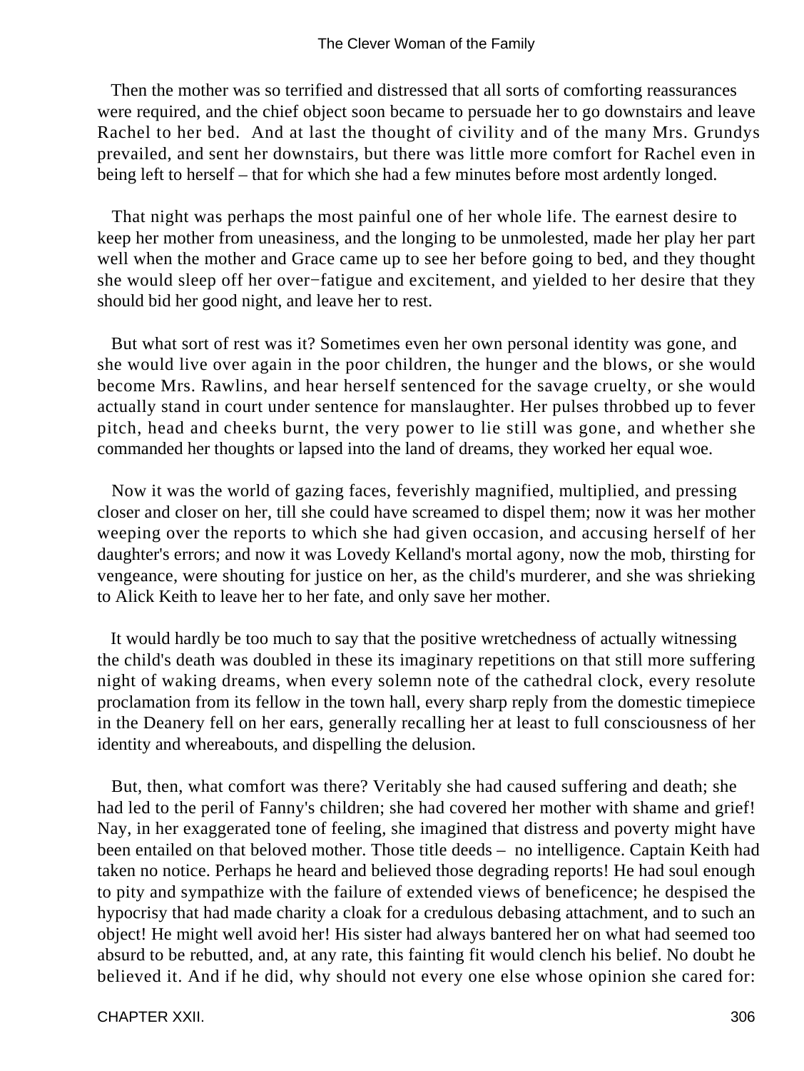Then the mother was so terrified and distressed that all sorts of comforting reassurances were required, and the chief object soon became to persuade her to go downstairs and leave Rachel to her bed. And at last the thought of civility and of the many Mrs. Grundys prevailed, and sent her downstairs, but there was little more comfort for Rachel even in being left to herself – that for which she had a few minutes before most ardently longed.

That night was perhaps the most painful one of her whole life. The earnest desire to keep her mother from uneasiness, and the longing to be unmolested, made her play her part well when the mother and Grace came up to see her before going to bed, and they thought she would sleep off her over−fatigue and excitement, and yielded to her desire that they should bid her good night, and leave her to rest.

But what sort of rest was it? Sometimes even her own personal identity was gone, and she would live over again in the poor children, the hunger and the blows, or she would become Mrs. Rawlins, and hear herself sentenced for the savage cruelty, or she would actually stand in court under sentence for manslaughter. Her pulses throbbed up to fever pitch, head and cheeks burnt, the very power to lie still was gone, and whether she commanded her thoughts or lapsed into the land of dreams, they worked her equal woe.

Now it was the world of gazing faces, feverishly magnified, multiplied, and pressing closer and closer on her, till she could have screamed to dispel them; now it was her mother weeping over the reports to which she had given occasion, and accusing herself of her daughter's errors; and now it was Lovedy Kelland's mortal agony, now the mob, thirsting for vengeance, were shouting for justice on her, as the child's murderer, and she was shrieking to Alick Keith to leave her to her fate, and only save her mother.

It would hardly be too much to say that the positive wretchedness of actually witnessing the child's death was doubled in these its imaginary repetitions on that still more suffering night of waking dreams, when every solemn note of the cathedral clock, every resolute proclamation from its fellow in the town hall, every sharp reply from the domestic timepiece in the Deanery fell on her ears, generally recalling her at least to full consciousness of her identity and whereabouts, and dispelling the delusion.

But, then, what comfort was there? Veritably she had caused suffering and death; she had led to the peril of Fanny's children; she had covered her mother with shame and grief! Nay, in her exaggerated tone of feeling, she imagined that distress and poverty might have been entailed on that beloved mother. Those title deeds – no intelligence. Captain Keith had taken no notice. Perhaps he heard and believed those degrading reports! He had soul enough to pity and sympathize with the failure of extended views of beneficence; he despised the hypocrisy that had made charity a cloak for a credulous debasing attachment, and to such an object! He might well avoid her! His sister had always bantered her on what had seemed too absurd to be rebutted, and, at any rate, this fainting fit would clench his belief. No doubt he believed it. And if he did, why should not every one else whose opinion she cared for: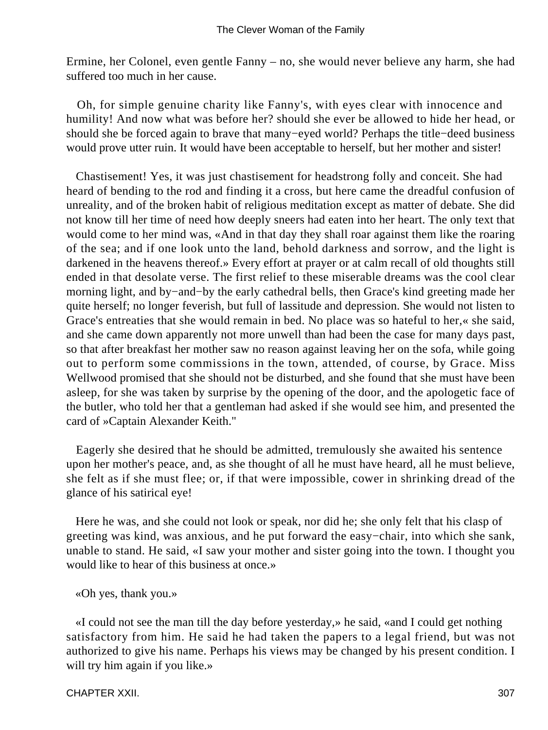Ermine, her Colonel, even gentle Fanny – no, she would never believe any harm, she had suffered too much in her cause.

Oh, for simple genuine charity like Fanny's, with eyes clear with innocence and humility! And now what was before her? should she ever be allowed to hide her head, or should she be forced again to brave that many−eyed world? Perhaps the title−deed business would prove utter ruin. It would have been acceptable to herself, but her mother and sister!

Chastisement! Yes, it was just chastisement for headstrong folly and conceit. She had heard of bending to the rod and finding it a cross, but here came the dreadful confusion of unreality, and of the broken habit of religious meditation except as matter of debate. She did not know till her time of need how deeply sneers had eaten into her heart. The only text that would come to her mind was, «And in that day they shall roar against them like the roaring of the sea; and if one look unto the land, behold darkness and sorrow, and the light is darkened in the heavens thereof.» Every effort at prayer or at calm recall of old thoughts still ended in that desolate verse. The first relief to these miserable dreams was the cool clear morning light, and by−and−by the early cathedral bells, then Grace's kind greeting made her quite herself; no longer feverish, but full of lassitude and depression. She would not listen to Grace's entreaties that she would remain in bed. No place was so hateful to her,« she said, and she came down apparently not more unwell than had been the case for many days past, so that after breakfast her mother saw no reason against leaving her on the sofa, while going out to perform some commissions in the town, attended, of course, by Grace. Miss Wellwood promised that she should not be disturbed, and she found that she must have been asleep, for she was taken by surprise by the opening of the door, and the apologetic face of the butler, who told her that a gentleman had asked if she would see him, and presented the card of »Captain Alexander Keith."

Eagerly she desired that he should be admitted, tremulously she awaited his sentence upon her mother's peace, and, as she thought of all he must have heard, all he must believe, she felt as if she must flee; or, if that were impossible, cower in shrinking dread of the glance of his satirical eye!

Here he was, and she could not look or speak, nor did he; she only felt that his clasp of greeting was kind, was anxious, and he put forward the easy−chair, into which she sank, unable to stand. He said, «I saw your mother and sister going into the town. I thought you would like to hear of this business at once.»

«Oh yes, thank you.»

«I could not see the man till the day before yesterday,» he said, «and I could get nothing satisfactory from him. He said he had taken the papers to a legal friend, but was not authorized to give his name. Perhaps his views may be changed by his present condition. I will try him again if you like.»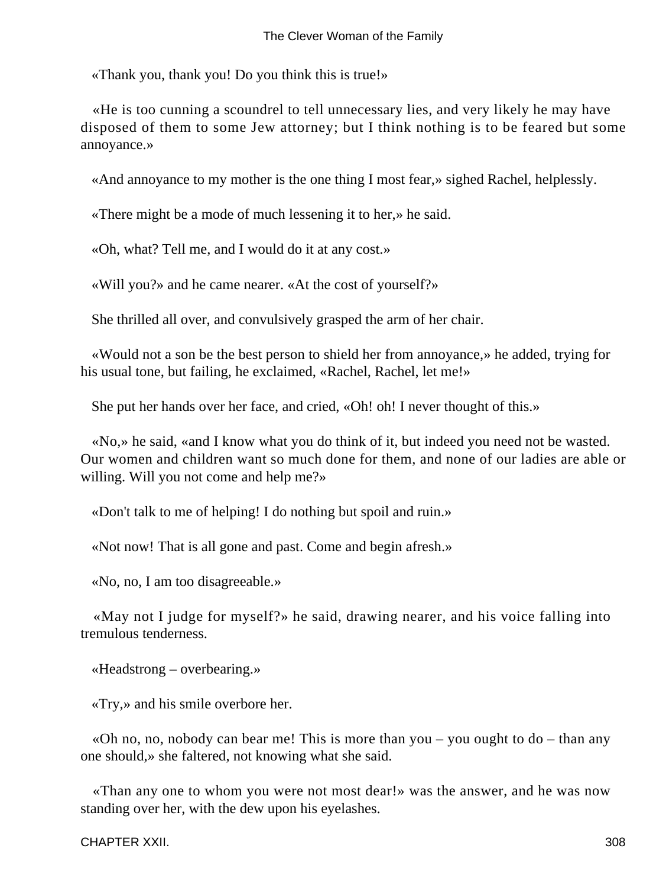«Thank you, thank you! Do you think this is true!»

«He is too cunning a scoundrel to tell unnecessary lies, and very likely he may have disposed of them to some Jew attorney; but I think nothing is to be feared but some annoyance.»

«And annoyance to my mother is the one thing I most fear,» sighed Rachel, helplessly.

«There might be a mode of much lessening it to her,» he said.

«Oh, what? Tell me, and I would do it at any cost.»

«Will you?» and he came nearer. «At the cost of yourself?»

She thrilled all over, and convulsively grasped the arm of her chair.

«Would not a son be the best person to shield her from annoyance,» he added, trying for his usual tone, but failing, he exclaimed, «Rachel, Rachel, let me!»

She put her hands over her face, and cried, «Oh! oh! I never thought of this.»

«No,» he said, «and I know what you do think of it, but indeed you need not be wasted. Our women and children want so much done for them, and none of our ladies are able or willing. Will you not come and help me?»

«Don't talk to me of helping! I do nothing but spoil and ruin.»

«Not now! That is all gone and past. Come and begin afresh.»

«No, no, I am too disagreeable.»

«May not I judge for myself?» he said, drawing nearer, and his voice falling into tremulous tenderness.

«Headstrong – overbearing.»

«Try,» and his smile overbore her.

«Oh no, no, nobody can bear me! This is more than you – you ought to do – than any one should,» she faltered, not knowing what she said.

«Than any one to whom you were not most dear!» was the answer, and he was now standing over her, with the dew upon his eyelashes.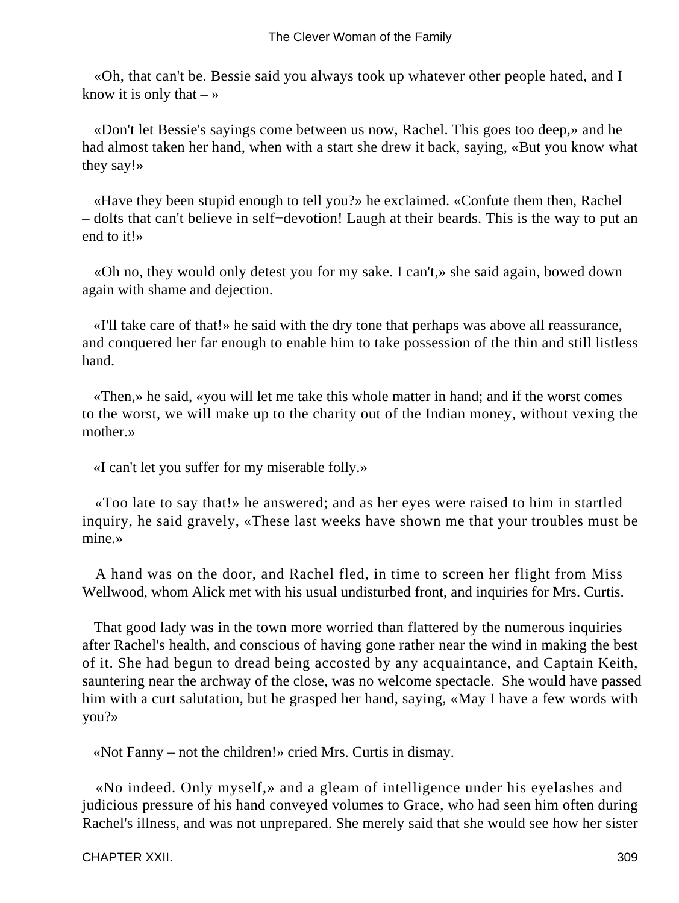«Oh, that can't be. Bessie said you always took up whatever other people hated, and I know it is only that – »

«Don't let Bessie's sayings come between us now, Rachel. This goes too deep,» and he had almost taken her hand, when with a start she drew it back, saying, «But you know what they say!»

«Have they been stupid enough to tell you?» he exclaimed. «Confute them then, Rachel – dolts that can't believe in self−devotion! Laugh at their beards. This is the way to put an end to it!»

«Oh no, they would only detest you for my sake. I can't,» she said again, bowed down again with shame and dejection.

«I'll take care of that!» he said with the dry tone that perhaps was above all reassurance, and conquered her far enough to enable him to take possession of the thin and still listless hand.

«Then,» he said, «you will let me take this whole matter in hand; and if the worst comes to the worst, we will make up to the charity out of the Indian money, without vexing the mother.»

«I can't let you suffer for my miserable folly.»

«Too late to say that!» he answered; and as her eyes were raised to him in startled inquiry, he said gravely, «These last weeks have shown me that your troubles must be mine.»

A hand was on the door, and Rachel fled, in time to screen her flight from Miss Wellwood, whom Alick met with his usual undisturbed front, and inquiries for Mrs. Curtis.

That good lady was in the town more worried than flattered by the numerous inquiries after Rachel's health, and conscious of having gone rather near the wind in making the best of it. She had begun to dread being accosted by any acquaintance, and Captain Keith, sauntering near the archway of the close, was no welcome spectacle. She would have passed him with a curt salutation, but he grasped her hand, saying, «May I have a few words with you?»

«Not Fanny – not the children!» cried Mrs. Curtis in dismay.

«No indeed. Only myself,» and a gleam of intelligence under his eyelashes and judicious pressure of his hand conveyed volumes to Grace, who had seen him often during Rachel's illness, and was not unprepared. She merely said that she would see how her sister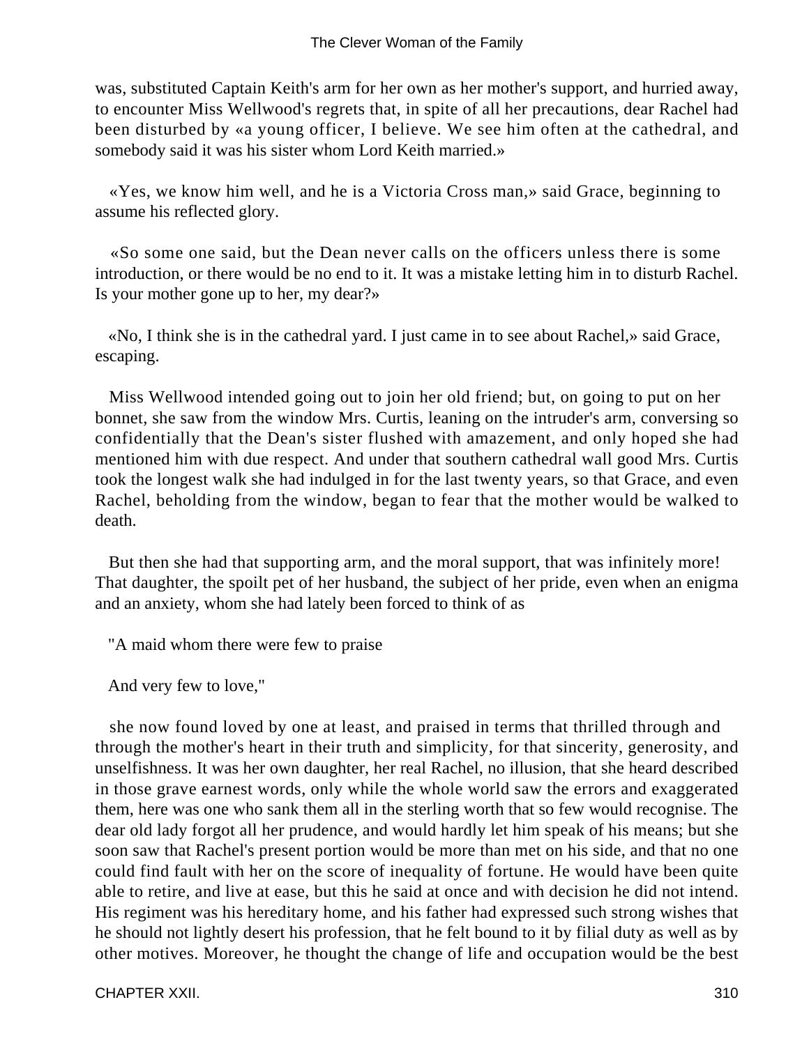was, substituted Captain Keith's arm for her own as her mother's support, and hurried away, to encounter Miss Wellwood's regrets that, in spite of all her precautions, dear Rachel had been disturbed by «a young officer, I believe. We see him often at the cathedral, and somebody said it was his sister whom Lord Keith married.»

«Yes, we know him well, and he is a Victoria Cross man,» said Grace, beginning to assume his reflected glory.

«So some one said, but the Dean never calls on the officers unless there is some introduction, or there would be no end to it. It was a mistake letting him in to disturb Rachel. Is your mother gone up to her, my dear?»

«No, I think she is in the cathedral yard. I just came in to see about Rachel,» said Grace, escaping.

Miss Wellwood intended going out to join her old friend; but, on going to put on her bonnet, she saw from the window Mrs. Curtis, leaning on the intruder's arm, conversing so confidentially that the Dean's sister flushed with amazement, and only hoped she had mentioned him with due respect. And under that southern cathedral wall good Mrs. Curtis took the longest walk she had indulged in for the last twenty years, so that Grace, and even Rachel, beholding from the window, began to fear that the mother would be walked to death.

But then she had that supporting arm, and the moral support, that was infinitely more! That daughter, the spoilt pet of her husband, the subject of her pride, even when an enigma and an anxiety, whom she had lately been forced to think of as

"A maid whom there were few to praise

And very few to love,"

she now found loved by one at least, and praised in terms that thrilled through and through the mother's heart in their truth and simplicity, for that sincerity, generosity, and unselfishness. It was her own daughter, her real Rachel, no illusion, that she heard described in those grave earnest words, only while the whole world saw the errors and exaggerated them, here was one who sank them all in the sterling worth that so few would recognise. The dear old lady forgot all her prudence, and would hardly let him speak of his means; but she soon saw that Rachel's present portion would be more than met on his side, and that no one could find fault with her on the score of inequality of fortune. He would have been quite able to retire, and live at ease, but this he said at once and with decision he did not intend. His regiment was his hereditary home, and his father had expressed such strong wishes that he should not lightly desert his profession, that he felt bound to it by filial duty as well as by other motives. Moreover, he thought the change of life and occupation would be the best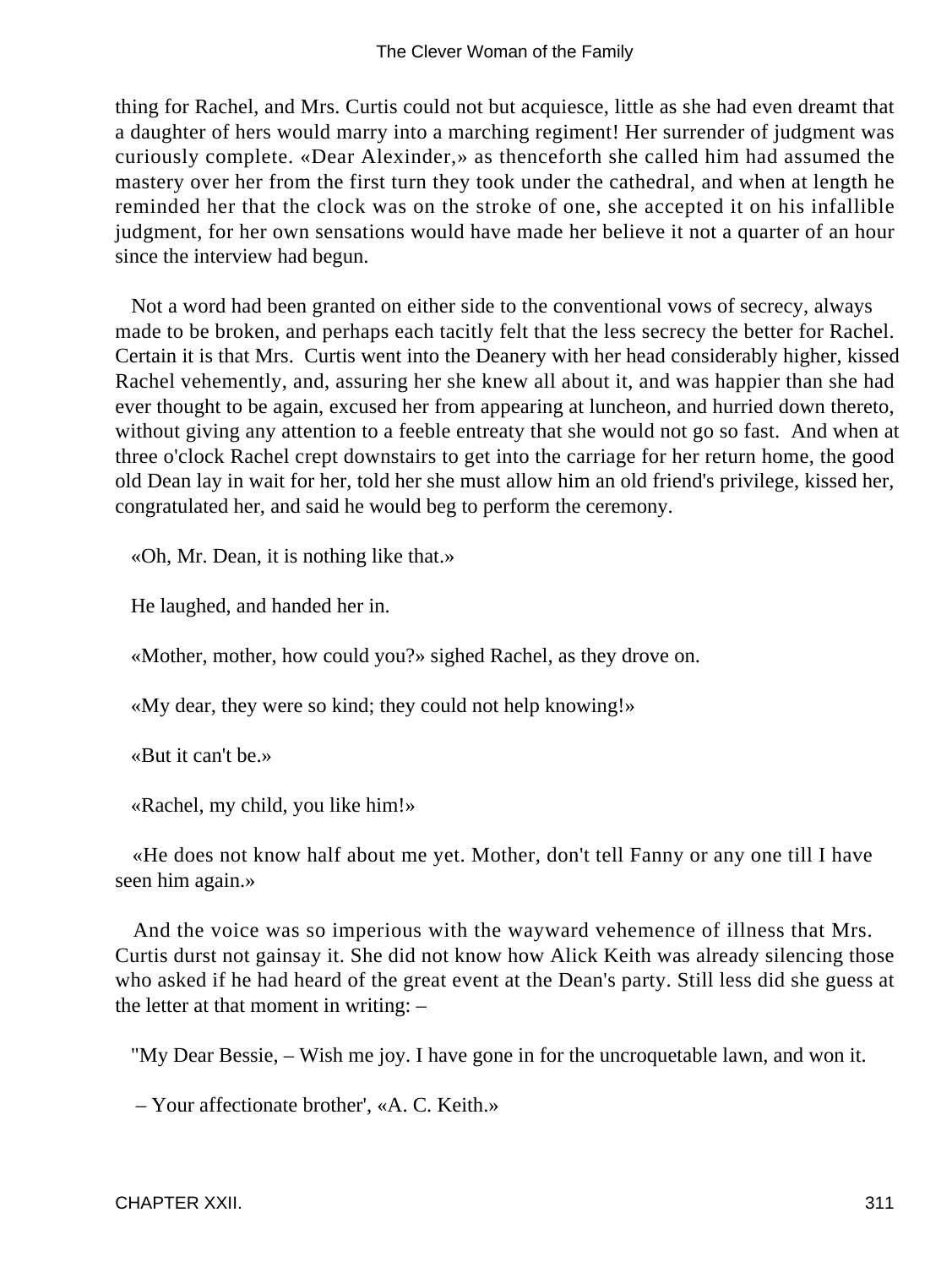thing for Rachel, and Mrs. Curtis could not but acquiesce, little as she had even dreamt that a daughter of hers would marry into a marching regiment! Her surrender of judgment was curiously complete. «Dear Alexinder,» as thenceforth she called him had assumed the mastery over her from the first turn they took under the cathedral, and when at length he reminded her that the clock was on the stroke of one, she accepted it on his infallible judgment, for her own sensations would have made her believe it not a quarter of an hour since the interview had begun.

Not a word had been granted on either side to the conventional vows of secrecy, always made to be broken, and perhaps each tacitly felt that the less secrecy the better for Rachel. Certain it is that Mrs. Curtis went into the Deanery with her head considerably higher, kissed Rachel vehemently, and, assuring her she knew all about it, and was happier than she had ever thought to be again, excused her from appearing at luncheon, and hurried down thereto, without giving any attention to a feeble entreaty that she would not go so fast. And when at three o'clock Rachel crept downstairs to get into the carriage for her return home, the good old Dean lay in wait for her, told her she must allow him an old friend's privilege, kissed her, congratulated her, and said he would beg to perform the ceremony.

«Oh, Mr. Dean, it is nothing like that.»

He laughed, and handed her in.

«Mother, mother, how could you?» sighed Rachel, as they drove on.

«My dear, they were so kind; they could not help knowing!»

«But it can't be.»

«Rachel, my child, you like him!»

«He does not know half about me yet. Mother, don't tell Fanny or any one till I have seen him again.»

And the voice was so imperious with the wayward vehemence of illness that Mrs. Curtis durst not gainsay it. She did not know how Alick Keith was already silencing those who asked if he had heard of the great event at the Dean's party. Still less did she guess at the letter at that moment in writing: –

"My Dear Bessie, – Wish me joy. I have gone in for the uncroquetable lawn, and won it.

– Your affectionate brother', «A. C. Keith.»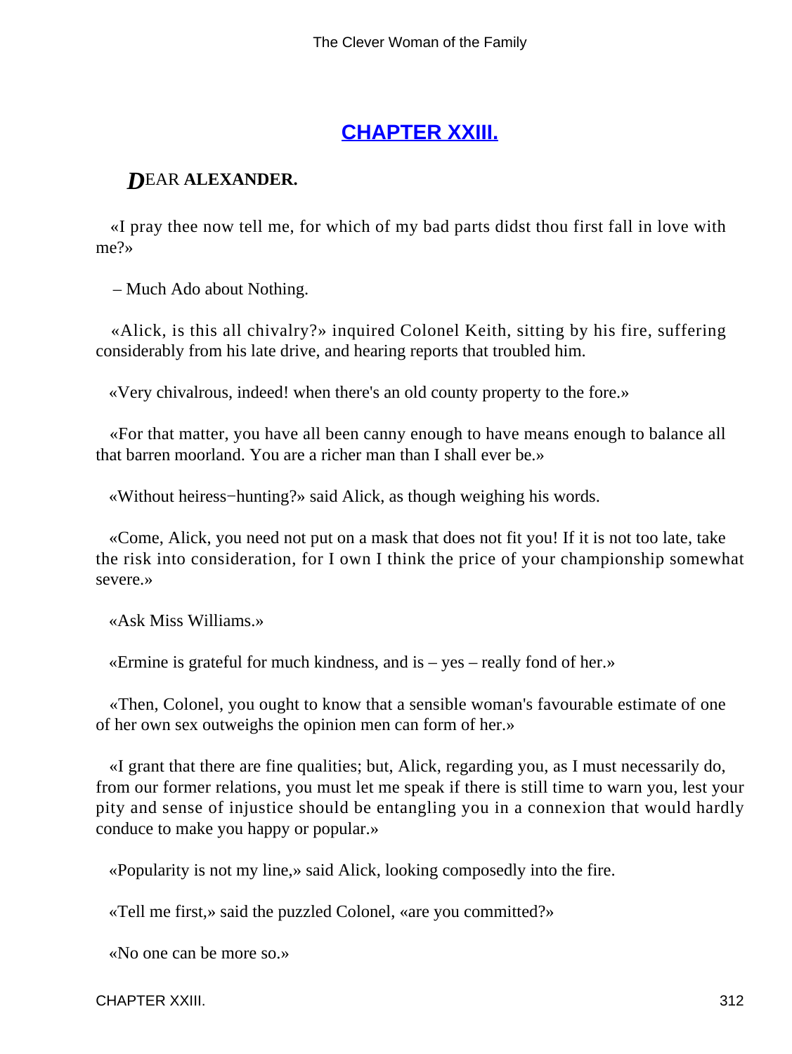## CHAPTER XXIII.

### DEAR ALEXANDER.

«I pray thee now tell me, for which of my bad parts didst thou first fall in love with me?»

– Much Ado about Nothing.

«Alick, is this all chivalry?» inquired Colonel Keith, sitting by his fire, suffering considerably from his late drive, and hearing reports that troubled him.

«Very chivalrous, indeed! when there's an old county property to the fore.»

«For that matter, you have all been canny enough to have means enough to balance all that barren moorland. You are a richer man than I shall ever be.»

«Without heiress−hunting?» said Alick, as though weighing his words.

«Come, Alick, you need not put on a mask that does not fit you! If it is not too late, take the risk into consideration, for I own I think the price of your championship somewhat severe.»

«Ask Miss Williams.»

«Ermine is grateful for much kindness, and is – yes – really fond of her.»

«Then, Colonel, you ought to know that a sensible woman's favourable estimate of one of her own sex outweighs the opinion men can form of her.»

«I grant that there are fine qualities; but, Alick, regarding you, as I must necessarily do, from our former relations, you must let me speak if there is still time to warn you, lest your pity and sense of injustice should be entangling you in a connexion that would hardly conduce to make you happy or popular.»

«Popularity is not my line,» said Alick, looking composedly into the fire.

«Tell me first,» said the puzzled Colonel, «are you committed?»

«No one can be more so.»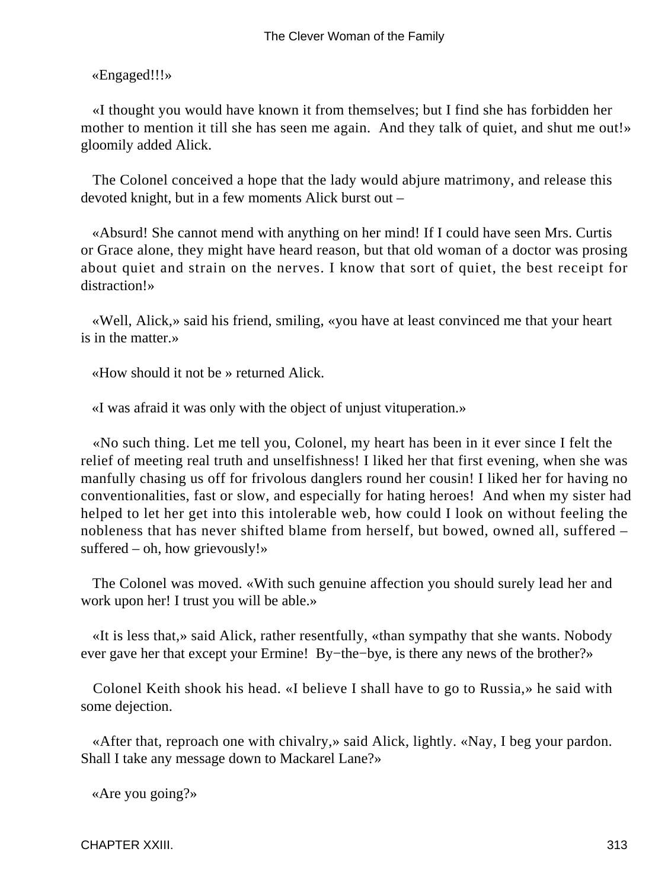«Engaged!!!»

«I thought you would have known it from themselves; but I find she has forbidden her mother to mention it till she has seen me again. And they talk of quiet, and shut me out!» gloomily added Alick.

The Colonel conceived a hope that the lady would abjure matrimony, and release this devoted knight, but in a few moments Alick burst out –

«Absurd! She cannot mend with anything on her mind! If I could have seen Mrs. Curtis or Grace alone, they might have heard reason, but that old woman of a doctor was prosing about quiet and strain on the nerves. I know that sort of quiet, the best receipt for distraction!»

«Well, Alick,» said his friend, smiling, «you have at least convinced me that your heart is in the matter.»

«How should it not be » returned Alick.

«I was afraid it was only with the object of unjust vituperation.»

«No such thing. Let me tell you, Colonel, my heart has been in it ever since I felt the relief of meeting real truth and unselfishness! I liked her that first evening, when she was manfully chasing us off for frivolous danglers round her cousin! I liked her for having no conventionalities, fast or slow, and especially for hating heroes! And when my sister had helped to let her get into this intolerable web, how could I look on without feeling the nobleness that has never shifted blame from herself, but bowed, owned all, suffered – suffered – oh, how grievously!»

The Colonel was moved. «With such genuine affection you should surely lead her and work upon her! I trust you will be able.»

«It is less that,» said Alick, rather resentfully, «than sympathy that she wants. Nobody ever gave her that except your Ermine! By−the−bye, is there any news of the brother?»

Colonel Keith shook his head. «I believe I shall have to go to Russia,» he said with some dejection.

«After that, reproach one with chivalry,» said Alick, lightly. «Nay, I beg your pardon. Shall I take any message down to Mackarel Lane?»

«Are you going?»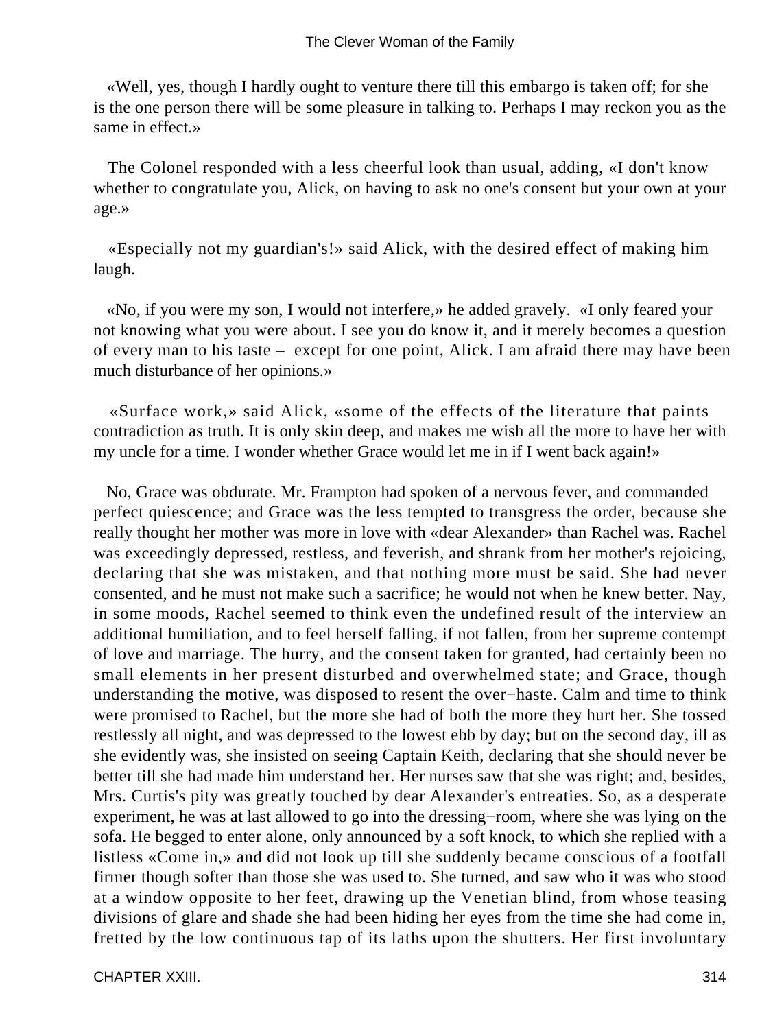«Well, yes, though I hardly ought to venture there till this embargo is taken off; for she is the one person there will be some pleasure in talking to. Perhaps I may reckon you as the same in effect.»

The Colonel responded with a less cheerful look than usual, adding, «I don't know whether to congratulate you, Alick, on having to ask no one's consent but your own at your age.»

«Especially not my guardian's!» said Alick, with the desired effect of making him laugh.

«No, if you were my son, I would not interfere,» he added gravely. «I only feared your not knowing what you were about. I see you do know it, and it merely becomes a question of every man to his taste – except for one point, Alick. I am afraid there may have been much disturbance of her opinions.»

«Surface work,» said Alick, «some of the effects of the literature that paints contradiction as truth. It is only skin deep, and makes me wish all the more to have her with my uncle for a time. I wonder whether Grace would let me in if I went back again!»

No, Grace was obdurate. Mr. Frampton had spoken of a nervous fever, and commanded perfect quiescence; and Grace was the less tempted to transgress the order, because she really thought her mother was more in love with «dear Alexander» than Rachel was. Rachel was exceedingly depressed, restless, and feverish, and shrank from her mother's rejoicing, declaring that she was mistaken, and that nothing more must be said. She had never consented, and he must not make such a sacrifice; he would not when he knew better. Nay, in some moods, Rachel seemed to think even the undefined result of the interview an additional humiliation, and to feel herself falling, if not fallen, from her supreme contempt of love and marriage. The hurry, and the consent taken for granted, had certainly been no small elements in her present disturbed and overwhelmed state; and Grace, though understanding the motive, was disposed to resent the over−haste. Calm and time to think were promised to Rachel, but the more she had of both the more they hurt her. She tossed restlessly all night, and was depressed to the lowest ebb by day; but on the second day, ill as she evidently was, she insisted on seeing Captain Keith, declaring that she should never be better till she had made him understand her. Her nurses saw that she was right; and, besides, Mrs. Curtis's pity was greatly touched by dear Alexander's entreaties. So, as a desperate experiment, he was at last allowed to go into the dressing−room, where she was lying on the sofa. He begged to enter alone, only announced by a soft knock, to which she replied with a listless «Come in,» and did not look up till she suddenly became conscious of a footfall firmer though softer than those she was used to. She turned, and saw who it was who stood at a window opposite to her feet, drawing up the Venetian blind, from whose teasing divisions of glare and shade she had been hiding her eyes from the time she had come in, fretted by the low continuous tap of its laths upon the shutters. Her first involuntary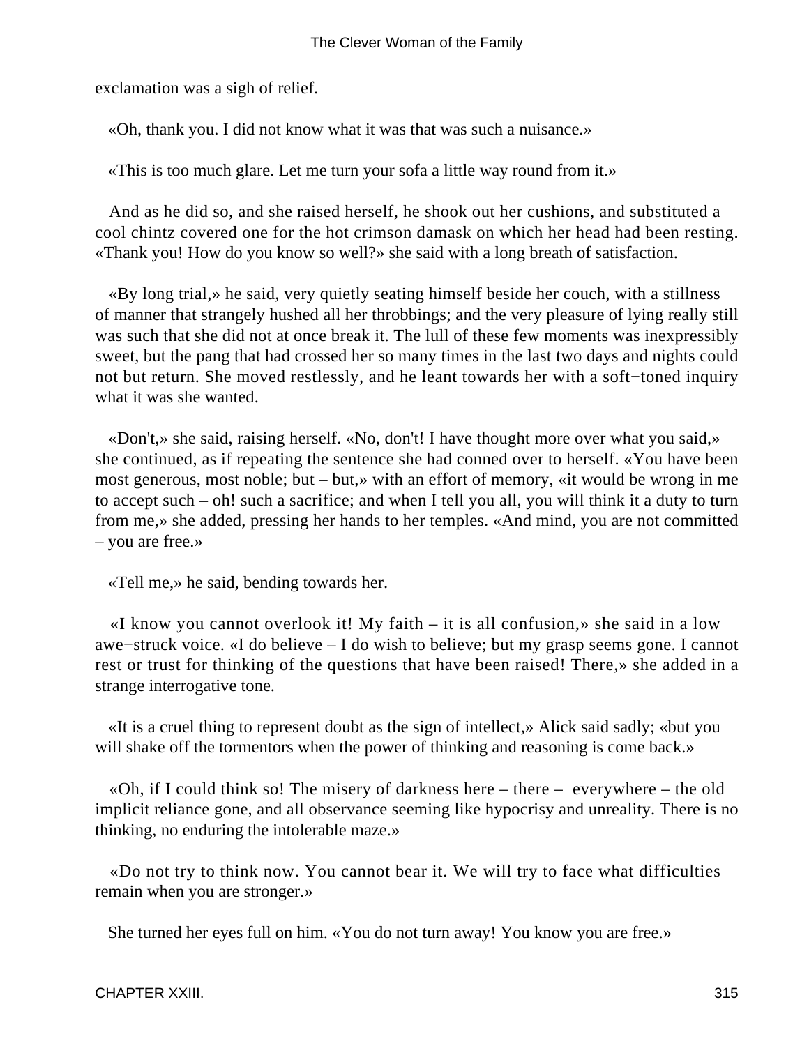exclamation was a sigh of relief.

«Oh, thank you. I did not know what it was that was such a nuisance.»

«This is too much glare. Let me turn your sofa a little way round from it.»

And as he did so, and she raised herself, he shook out her cushions, and substituted a cool chintz covered one for the hot crimson damask on which her head had been resting. «Thank you! How do you know so well?» she said with a long breath of satisfaction.

«By long trial,» he said, very quietly seating himself beside her couch, with a stillness of manner that strangely hushed all her throbbings; and the very pleasure of lying really still was such that she did not at once break it. The lull of these few moments was inexpressibly sweet, but the pang that had crossed her so many times in the last two days and nights could not but return. She moved restlessly, and he leant towards her with a soft−toned inquiry what it was she wanted.

«Don't,» she said, raising herself. «No, don't! I have thought more over what you said,» she continued, as if repeating the sentence she had conned over to herself. «You have been most generous, most noble; but – but,» with an effort of memory, «it would be wrong in me to accept such – oh! such a sacrifice; and when I tell you all, you will think it a duty to turn from me,» she added, pressing her hands to her temples. «And mind, you are not committed – you are free.»

«Tell me,» he said, bending towards her.

«I know you cannot overlook it! My faith – it is all confusion,» she said in a low awe−struck voice. «I do believe – I do wish to believe; but my grasp seems gone. I cannot rest or trust for thinking of the questions that have been raised! There,» she added in a strange interrogative tone.

«It is a cruel thing to represent doubt as the sign of intellect,» Alick said sadly; «but you will shake off the tormentors when the power of thinking and reasoning is come back.»

«Oh, if I could think so! The misery of darkness here – there – everywhere – the old implicit reliance gone, and all observance seeming like hypocrisy and unreality. There is no thinking, no enduring the intolerable maze.»

«Do not try to think now. You cannot bear it. We will try to face what difficulties remain when you are stronger.»

She turned her eyes full on him. «You do not turn away! You know you are free.»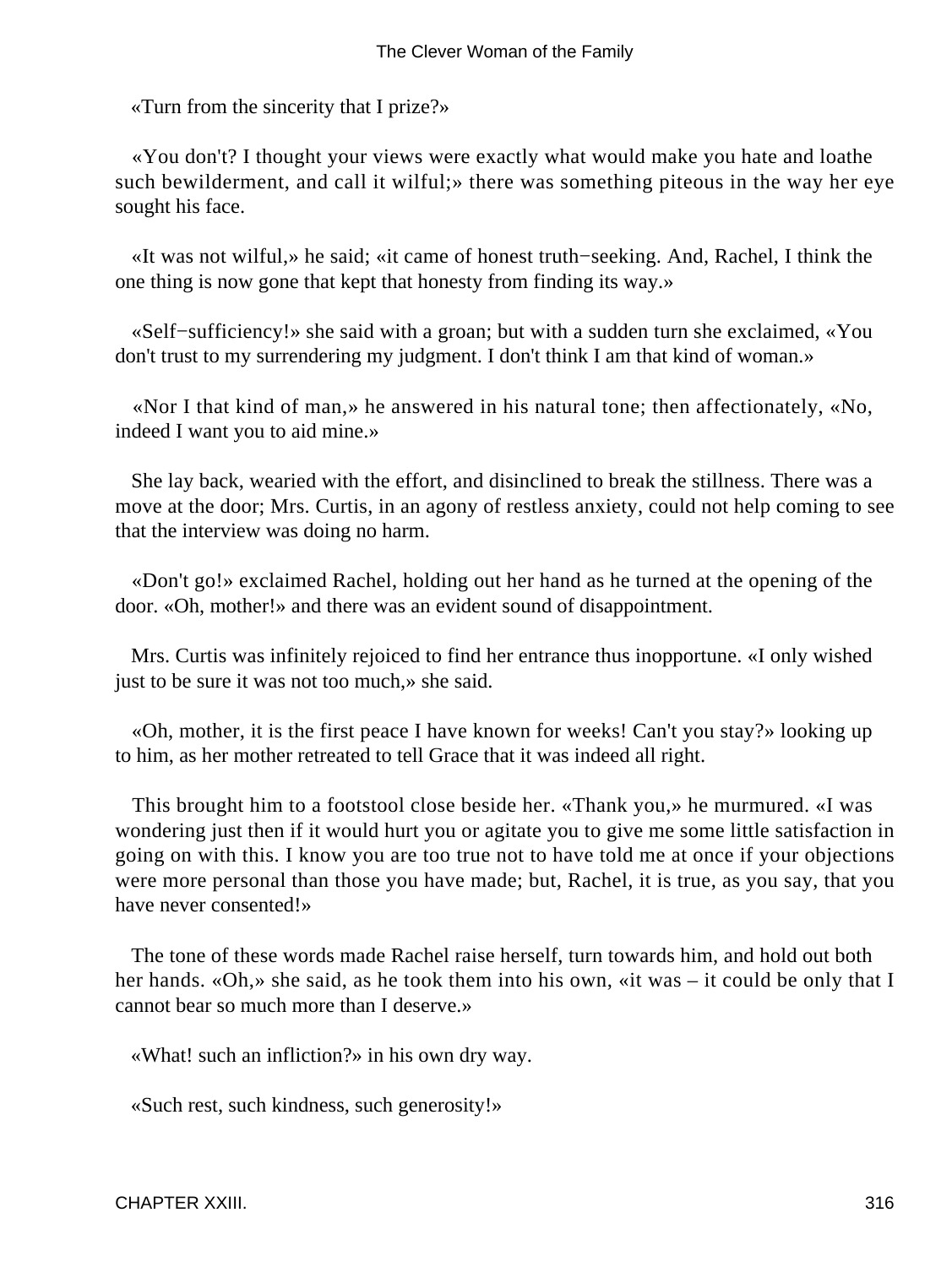«Turn from the sincerity that I prize?»

«You don't? I thought your views were exactly what would make you hate and loathe such bewilderment, and call it wilful;» there was something piteous in the way her eye sought his face.

«It was not wilful,» he said; «it came of honest truth−seeking. And, Rachel, I think the one thing is now gone that kept that honesty from finding its way.»

«Self−sufficiency!» she said with a groan; but with a sudden turn she exclaimed, «You don't trust to my surrendering my judgment. I don't think I am that kind of woman.»

«Nor I that kind of man,» he answered in his natural tone; then affectionately, «No, indeed I want you to aid mine.»

She lay back, wearied with the effort, and disinclined to break the stillness. There was a move at the door; Mrs. Curtis, in an agony of restless anxiety, could not help coming to see that the interview was doing no harm.

«Don't go!» exclaimed Rachel, holding out her hand as he turned at the opening of the door. «Oh, mother!» and there was an evident sound of disappointment.

Mrs. Curtis was infinitely rejoiced to find her entrance thus inopportune. «I only wished just to be sure it was not too much,» she said.

«Oh, mother, it is the first peace I have known for weeks! Can't you stay?» looking up to him, as her mother retreated to tell Grace that it was indeed all right.

This brought him to a footstool close beside her. «Thank you,» he murmured. «I was wondering just then if it would hurt you or agitate you to give me some little satisfaction in going on with this. I know you are too true not to have told me at once if your objections were more personal than those you have made; but, Rachel, it is true, as you say, that you have never consented!»

The tone of these words made Rachel raise herself, turn towards him, and hold out both her hands. «Oh,» she said, as he took them into his own, «it was – it could be only that I cannot bear so much more than I deserve.»

«What! such an infliction?» in his own dry way.

«Such rest, such kindness, such generosity!»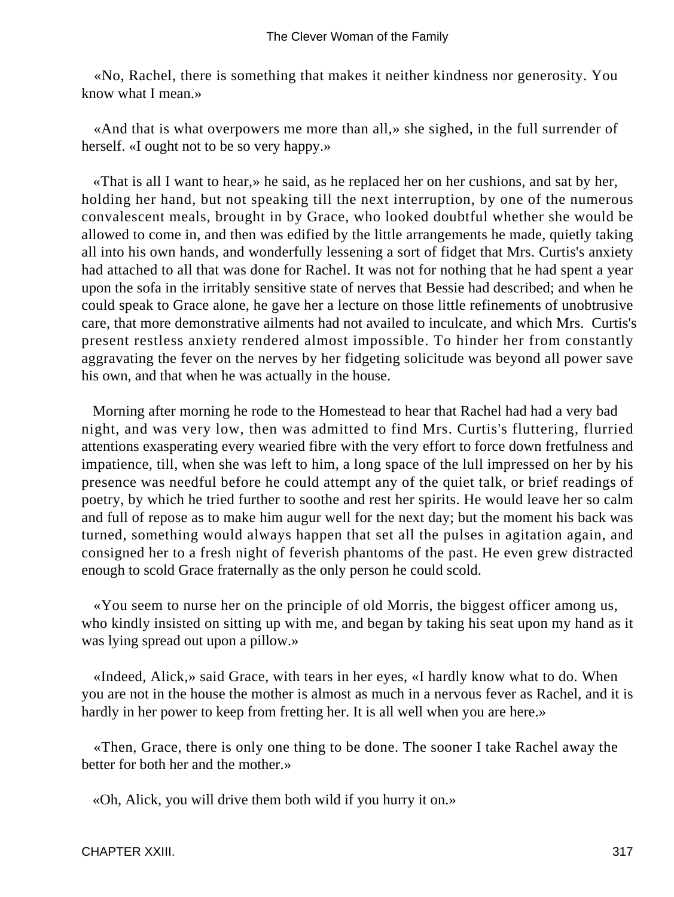«No, Rachel, there is something that makes it neither kindness nor generosity. You know what I mean.»

«And that is what overpowers me more than all,» she sighed, in the full surrender of herself. «I ought not to be so very happy.»

«That is all I want to hear,» he said, as he replaced her on her cushions, and sat by her, holding her hand, but not speaking till the next interruption, by one of the numerous convalescent meals, brought in by Grace, who looked doubtful whether she would be allowed to come in, and then was edified by the little arrangements he made, quietly taking all into his own hands, and wonderfully lessening a sort of fidget that Mrs. Curtis's anxiety had attached to all that was done for Rachel. It was not for nothing that he had spent a year upon the sofa in the irritably sensitive state of nerves that Bessie had described; and when he could speak to Grace alone, he gave her a lecture on those little refinements of unobtrusive care, that more demonstrative ailments had not availed to inculcate, and which Mrs. Curtis's present restless anxiety rendered almost impossible. To hinder her from constantly aggravating the fever on the nerves by her fidgeting solicitude was beyond all power save his own, and that when he was actually in the house.

Morning after morning he rode to the Homestead to hear that Rachel had had a very bad night, and was very low, then was admitted to find Mrs. Curtis's fluttering, flurried attentions exasperating every wearied fibre with the very effort to force down fretfulness and impatience, till, when she was left to him, a long space of the lull impressed on her by his presence was needful before he could attempt any of the quiet talk, or brief readings of poetry, by which he tried further to soothe and rest her spirits. He would leave her so calm and full of repose as to make him augur well for the next day; but the moment his back was turned, something would always happen that set all the pulses in agitation again, and consigned her to a fresh night of feverish phantoms of the past. He even grew distracted enough to scold Grace fraternally as the only person he could scold.

«You seem to nurse her on the principle of old Morris, the biggest officer among us, who kindly insisted on sitting up with me, and began by taking his seat upon my hand as it was lying spread out upon a pillow.»

«Indeed, Alick,» said Grace, with tears in her eyes, «I hardly know what to do. When you are not in the house the mother is almost as much in a nervous fever as Rachel, and it is hardly in her power to keep from fretting her. It is all well when you are here.»

«Then, Grace, there is only one thing to be done. The sooner I take Rachel away the better for both her and the mother.»

«Oh, Alick, you will drive them both wild if you hurry it on.»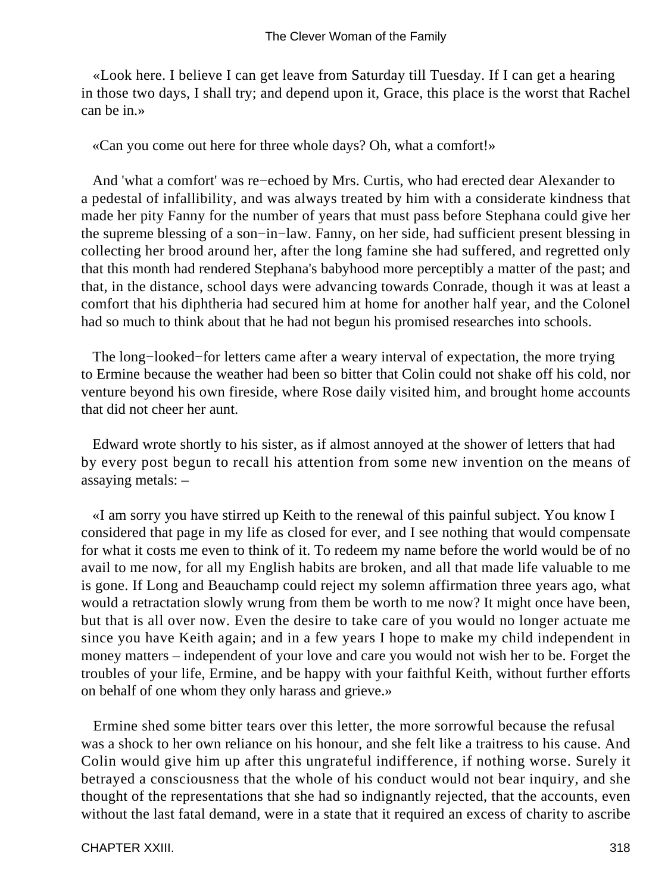«Look here. I believe I can get leave from Saturday till Tuesday. If I can get a hearing in those two days, I shall try; and depend upon it, Grace, this place is the worst that Rachel can be in.»

«Can you come out here for three whole days? Oh, what a comfort!»

And 'what a comfort' was re−echoed by Mrs. Curtis, who had erected dear Alexander to a pedestal of infallibility, and was always treated by him with a considerate kindness that made her pity Fanny for the number of years that must pass before Stephana could give her the supreme blessing of a son−in−law. Fanny, on her side, had sufficient present blessing in collecting her brood around her, after the long famine she had suffered, and regretted only that this month had rendered Stephana's babyhood more perceptibly a matter of the past; and that, in the distance, school days were advancing towards Conrade, though it was at least a comfort that his diphtheria had secured him at home for another half year, and the Colonel had so much to think about that he had not begun his promised researches into schools.

The long−looked−for letters came after a weary interval of expectation, the more trying to Ermine because the weather had been so bitter that Colin could not shake off his cold, nor venture beyond his own fireside, where Rose daily visited him, and brought home accounts that did not cheer her aunt.

Edward wrote shortly to his sister, as if almost annoyed at the shower of letters that had by every post begun to recall his attention from some new invention on the means of assaying metals: –

«I am sorry you have stirred up Keith to the renewal of this painful subject. You know I considered that page in my life as closed for ever, and I see nothing that would compensate for what it costs me even to think of it. To redeem my name before the world would be of no avail to me now, for all my English habits are broken, and all that made life valuable to me is gone. If Long and Beauchamp could reject my solemn affirmation three years ago, what would a retractation slowly wrung from them be worth to me now? It might once have been, but that is all over now. Even the desire to take care of you would no longer actuate me since you have Keith again; and in a few years I hope to make my child independent in money matters – independent of your love and care you would not wish her to be. Forget the troubles of your life, Ermine, and be happy with your faithful Keith, without further efforts on behalf of one whom they only harass and grieve.»

Ermine shed some bitter tears over this letter, the more sorrowful because the refusal was a shock to her own reliance on his honour, and she felt like a traitress to his cause. And Colin would give him up after this ungrateful indifference, if nothing worse. Surely it betrayed a consciousness that the whole of his conduct would not bear inquiry, and she thought of the representations that she had so indignantly rejected, that the accounts, even without the last fatal demand, were in a state that it required an excess of charity to ascribe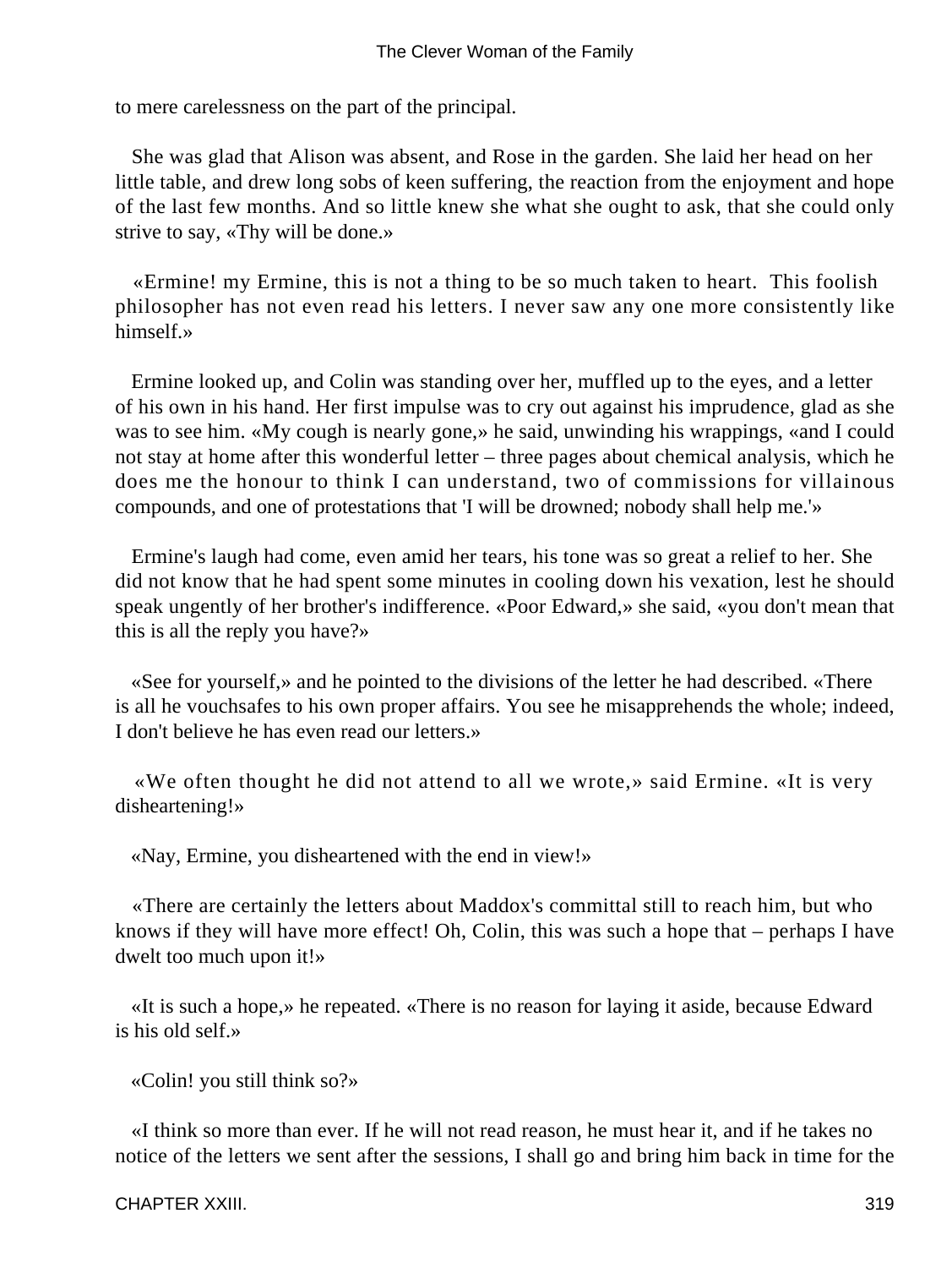to mere carelessness on the part of the principal.

She was glad that Alison was absent, and Rose in the garden. She laid her head on her little table, and drew long sobs of keen suffering, the reaction from the enjoyment and hope of the last few months. And so little knew she what she ought to ask, that she could only strive to say, «Thy will be done.»

«Ermine! my Ermine, this is not a thing to be so much taken to heart. This foolish philosopher has not even read his letters. I never saw any one more consistently like himself.»

Ermine looked up, and Colin was standing over her, muffled up to the eyes, and a letter of his own in his hand. Her first impulse was to cry out against his imprudence, glad as she was to see him. «My cough is nearly gone,» he said, unwinding his wrappings, «and I could not stay at home after this wonderful letter – three pages about chemical analysis, which he does me the honour to think I can understand, two of commissions for villainous compounds, and one of protestations that 'I will be drowned; nobody shall help me.'»

Ermine's laugh had come, even amid her tears, his tone was so great a relief to her. She did not know that he had spent some minutes in cooling down his vexation, lest he should speak ungently of her brother's indifference. «Poor Edward,» she said, «you don't mean that this is all the reply you have?»

«See for yourself,» and he pointed to the divisions of the letter he had described. «There is all he vouchsafes to his own proper affairs. You see he misapprehends the whole; indeed, I don't believe he has even read our letters.»

«We often thought he did not attend to all we wrote,» said Ermine. «It is very disheartening!»

«Nay, Ermine, you disheartened with the end in view!»

«There are certainly the letters about Maddox's committal still to reach him, but who knows if they will have more effect! Oh, Colin, this was such a hope that – perhaps I have dwelt too much upon it!»

«It is such a hope,» he repeated. «There is no reason for laying it aside, because Edward is his old self.»

«Colin! you still think so?»

«I think so more than ever. If he will not read reason, he must hear it, and if he takes no notice of the letters we sent after the sessions, I shall go and bring him back in time for the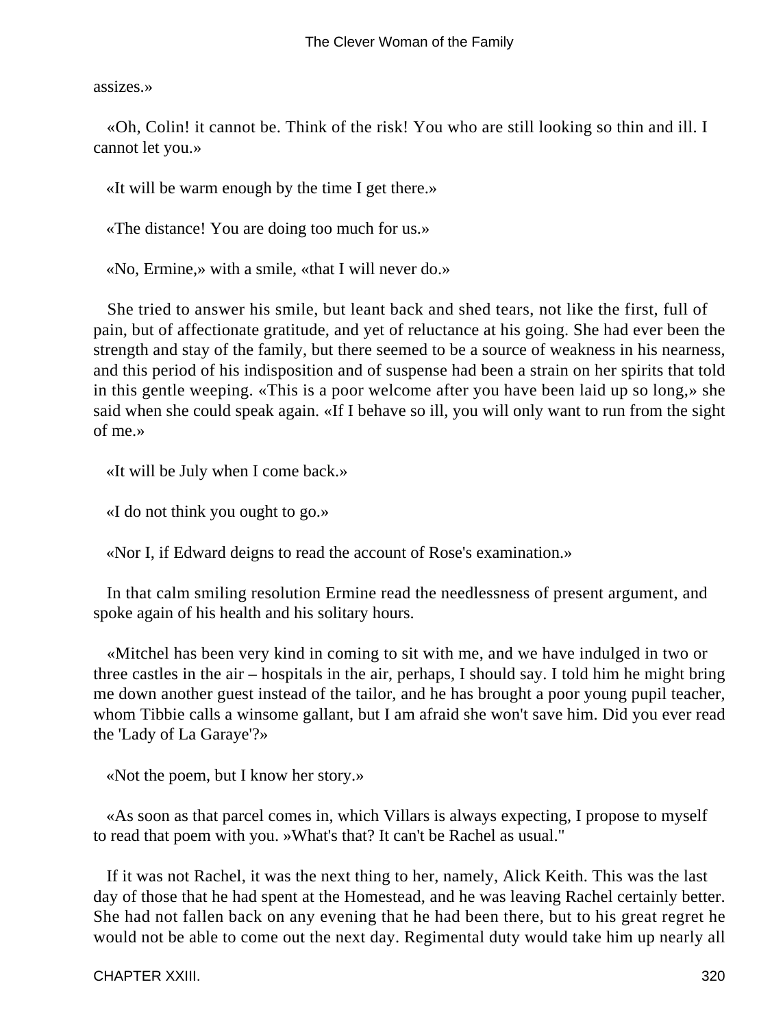assizes.»

«Oh, Colin! it cannot be. Think of the risk! You who are still looking so thin and ill. I cannot let you.»

«It will be warm enough by the time I get there.»

«The distance! You are doing too much for us.»

«No, Ermine,» with a smile, «that I will never do.»

She tried to answer his smile, but leant back and shed tears, not like the first, full of pain, but of affectionate gratitude, and yet of reluctance at his going. She had ever been the strength and stay of the family, but there seemed to be a source of weakness in his nearness, and this period of his indisposition and of suspense had been a strain on her spirits that told in this gentle weeping. «This is a poor welcome after you have been laid up so long,» she said when she could speak again. «If I behave so ill, you will only want to run from the sight of me.»

«It will be July when I come back.»

«I do not think you ought to go.»

«Nor I, if Edward deigns to read the account of Rose's examination.»

In that calm smiling resolution Ermine read the needlessness of present argument, and spoke again of his health and his solitary hours.

«Mitchel has been very kind in coming to sit with me, and we have indulged in two or three castles in the air – hospitals in the air, perhaps, I should say. I told him he might bring me down another guest instead of the tailor, and he has brought a poor young pupil teacher, whom Tibbie calls a winsome gallant, but I am afraid she won't save him. Did you ever read the 'Lady of La Garaye'?»

«Not the poem, but I know her story.»

«As soon as that parcel comes in, which Villars is always expecting, I propose to myself to read that poem with you. »What's that? It can't be Rachel as usual."

If it was not Rachel, it was the next thing to her, namely, Alick Keith. This was the last day of those that he had spent at the Homestead, and he was leaving Rachel certainly better. She had not fallen back on any evening that he had been there, but to his great regret he would not be able to come out the next day. Regimental duty would take him up nearly all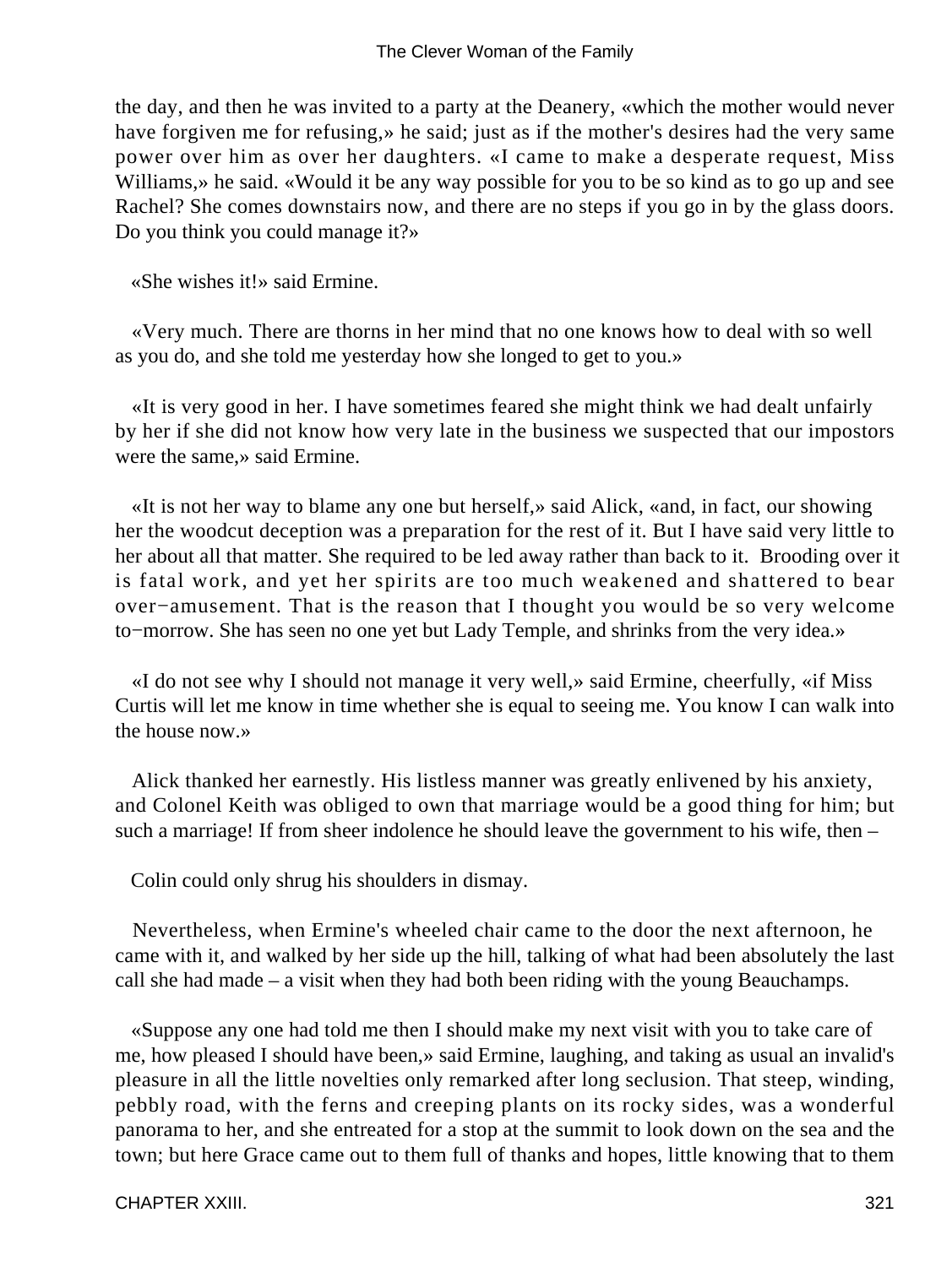the day, and then he was invited to a party at the Deanery, «which the mother would never have forgiven me for refusing,» he said; just as if the mother's desires had the very same power over him as over her daughters. «I came to make a desperate request, Miss Williams,» he said. «Would it be any way possible for you to be so kind as to go up and see Rachel? She comes downstairs now, and there are no steps if you go in by the glass doors. Do you think you could manage it?»

«She wishes it!» said Ermine.

«Very much. There are thorns in her mind that no one knows how to deal with so well as you do, and she told me yesterday how she longed to get to you.»

«It is very good in her. I have sometimes feared she might think we had dealt unfairly by her if she did not know how very late in the business we suspected that our impostors were the same,» said Ermine.

«It is not her way to blame any one but herself,» said Alick, «and, in fact, our showing her the woodcut deception was a preparation for the rest of it. But I have said very little to her about all that matter. She required to be led away rather than back to it. Brooding over it is fatal work, and yet her spirits are too much weakened and shattered to bear over−amusement. That is the reason that I thought you would be so very welcome to−morrow. She has seen no one yet but Lady Temple, and shrinks from the very idea.»

«I do not see why I should not manage it very well,» said Ermine, cheerfully, «if Miss Curtis will let me know in time whether she is equal to seeing me. You know I can walk into the house now.»

Alick thanked her earnestly. His listless manner was greatly enlivened by his anxiety, and Colonel Keith was obliged to own that marriage would be a good thing for him; but such a marriage! If from sheer indolence he should leave the government to his wife, then –

Colin could only shrug his shoulders in dismay.

Nevertheless, when Ermine's wheeled chair came to the door the next afternoon, he came with it, and walked by her side up the hill, talking of what had been absolutely the last call she had made – a visit when they had both been riding with the young Beauchamps.

«Suppose any one had told me then I should make my next visit with you to take care of me, how pleased I should have been,» said Ermine, laughing, and taking as usual an invalid's pleasure in all the little novelties only remarked after long seclusion. That steep, winding, pebbly road, with the ferns and creeping plants on its rocky sides, was a wonderful panorama to her, and she entreated for a stop at the summit to look down on the sea and the town; but here Grace came out to them full of thanks and hopes, little knowing that to them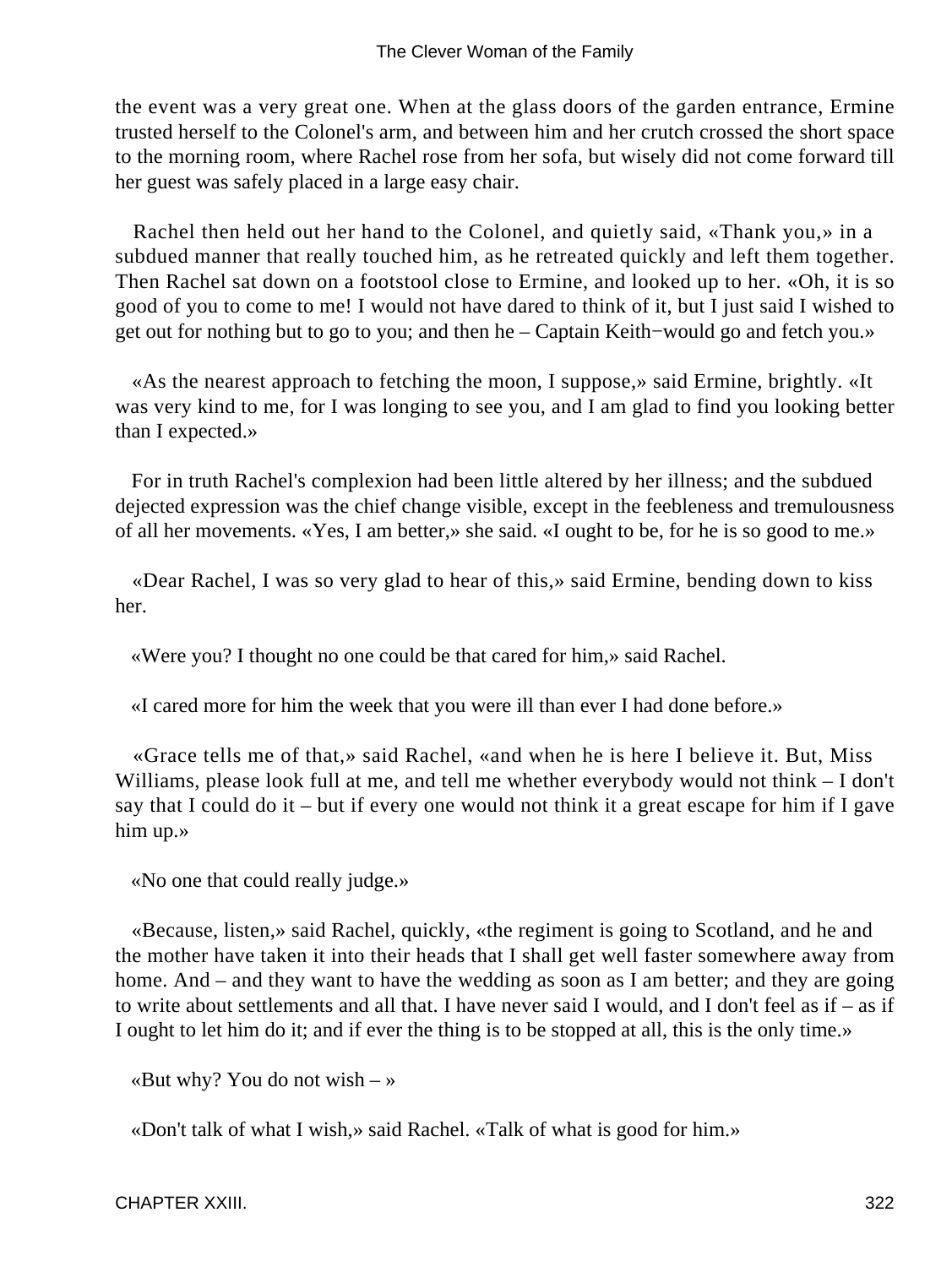the event was a very great one. When at the glass doors of the garden entrance, Ermine trusted herself to the Colonel's arm, and between him and her crutch crossed the short space to the morning room, where Rachel rose from her sofa, but wisely did not come forward till her guest was safely placed in a large easy chair.

Rachel then held out her hand to the Colonel, and quietly said, «Thank you,» in a subdued manner that really touched him, as he retreated quickly and left them together. Then Rachel sat down on a footstool close to Ermine, and looked up to her. «Oh, it is so good of you to come to me! I would not have dared to think of it, but I just said I wished to get out for nothing but to go to you; and then he – Captain Keith−would go and fetch you.»

«As the nearest approach to fetching the moon, I suppose,» said Ermine, brightly. «It was very kind to me, for I was longing to see you, and I am glad to find you looking better than I expected.»

For in truth Rachel's complexion had been little altered by her illness; and the subdued dejected expression was the chief change visible, except in the feebleness and tremulousness of all her movements. «Yes, I am better,» she said. «I ought to be, for he is so good to me.»

«Dear Rachel, I was so very glad to hear of this,» said Ermine, bending down to kiss her.

«Were you? I thought no one could be that cared for him,» said Rachel.

«I cared more for him the week that you were ill than ever I had done before.»

«Grace tells me of that,» said Rachel, «and when he is here I believe it. But, Miss Williams, please look full at me, and tell me whether everybody would not think – I don't say that I could do it – but if every one would not think it a great escape for him if I gave him up.»

«No one that could really judge.»

«Because, listen,» said Rachel, quickly, «the regiment is going to Scotland, and he and the mother have taken it into their heads that I shall get well faster somewhere away from home. And – and they want to have the wedding as soon as I am better; and they are going to write about settlements and all that. I have never said I would, and I don't feel as if – as if I ought to let him do it; and if ever the thing is to be stopped at all, this is the only time.»

«But why? You do not wish – »

«Don't talk of what I wish,» said Rachel. «Talk of what is good for him.»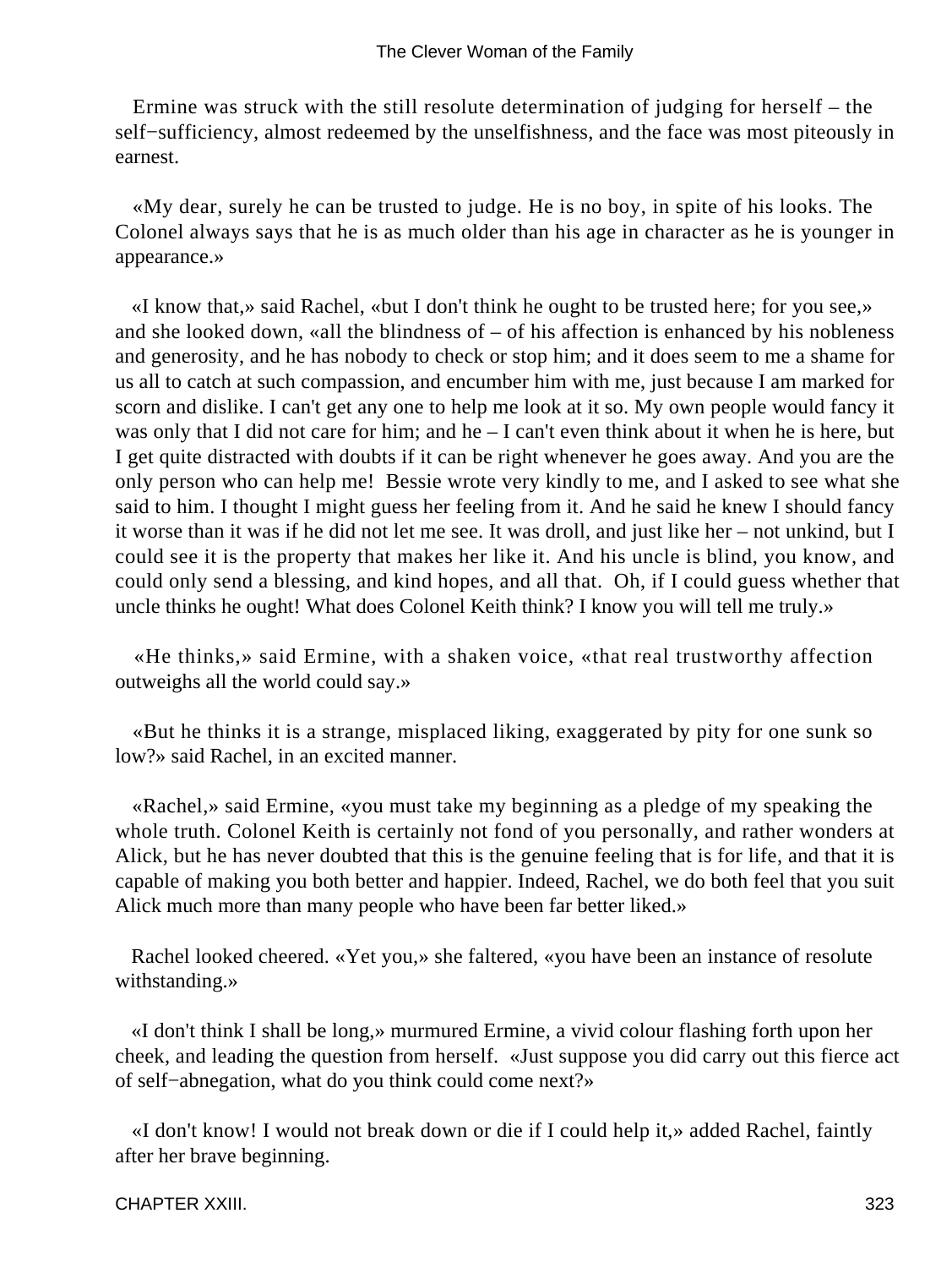Ermine was struck with the still resolute determination of judging for herself – the self−sufficiency, almost redeemed by the unselfishness, and the face was most piteously in earnest.

«My dear, surely he can be trusted to judge. He is no boy, in spite of his looks. The Colonel always says that he is as much older than his age in character as he is younger in appearance.»

«I know that,» said Rachel, «but I don't think he ought to be trusted here; for you see,» and she looked down, «all the blindness of – of his affection is enhanced by his nobleness and generosity, and he has nobody to check or stop him; and it does seem to me a shame for us all to catch at such compassion, and encumber him with me, just because I am marked for scorn and dislike. I can't get any one to help me look at it so. My own people would fancy it was only that I did not care for him; and he – I can't even think about it when he is here, but I get quite distracted with doubts if it can be right whenever he goes away. And you are the only person who can help me! Bessie wrote very kindly to me, and I asked to see what she said to him. I thought I might guess her feeling from it. And he said he knew I should fancy it worse than it was if he did not let me see. It was droll, and just like her – not unkind, but I could see it is the property that makes her like it. And his uncle is blind, you know, and could only send a blessing, and kind hopes, and all that. Oh, if I could guess whether that uncle thinks he ought! What does Colonel Keith think? I know you will tell me truly.»

«He thinks,» said Ermine, with a shaken voice, «that real trustworthy affection outweighs all the world could say.»

«But he thinks it is a strange, misplaced liking, exaggerated by pity for one sunk so low?» said Rachel, in an excited manner.

«Rachel,» said Ermine, «you must take my beginning as a pledge of my speaking the whole truth. Colonel Keith is certainly not fond of you personally, and rather wonders at Alick, but he has never doubted that this is the genuine feeling that is for life, and that it is capable of making you both better and happier. Indeed, Rachel, we do both feel that you suit Alick much more than many people who have been far better liked.»

Rachel looked cheered. «Yet you,» she faltered, «you have been an instance of resolute withstanding.»

«I don't think I shall be long,» murmured Ermine, a vivid colour flashing forth upon her cheek, and leading the question from herself. «Just suppose you did carry out this fierce act of self−abnegation, what do you think could come next?»

«I don't know! I would not break down or die if I could help it,» added Rachel, faintly after her brave beginning.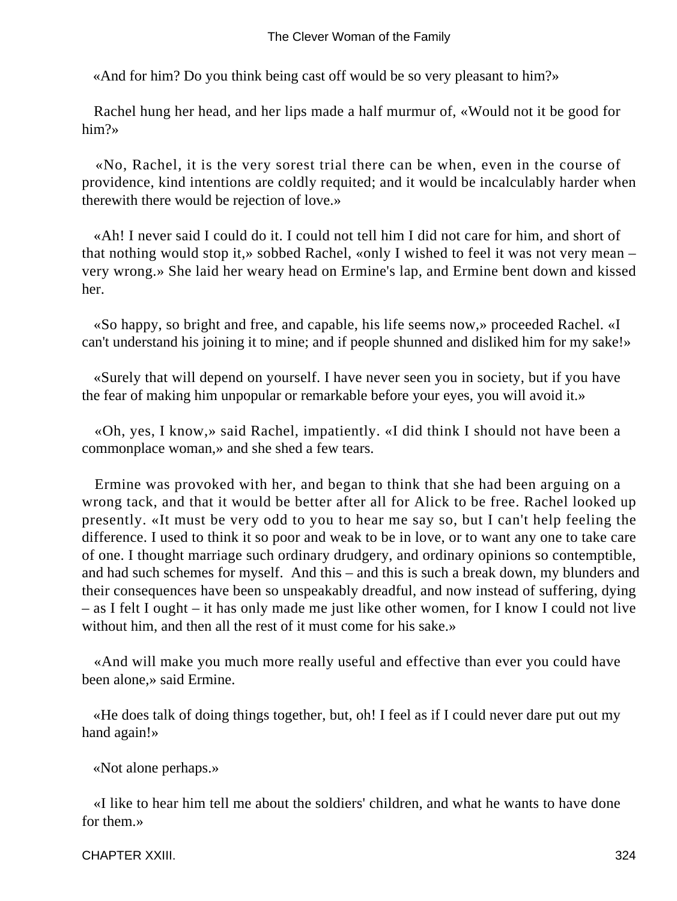«And for him? Do you think being cast off would be so very pleasant to him?»

Rachel hung her head, and her lips made a half murmur of, «Would not it be good for him?»

«No, Rachel, it is the very sorest trial there can be when, even in the course of providence, kind intentions are coldly requited; and it would be incalculably harder when therewith there would be rejection of love.»

«Ah! I never said I could do it. I could not tell him I did not care for him, and short of that nothing would stop it,» sobbed Rachel, «only I wished to feel it was not very mean – very wrong.» She laid her weary head on Ermine's lap, and Ermine bent down and kissed her.

«So happy, so bright and free, and capable, his life seems now,» proceeded Rachel. «I can't understand his joining it to mine; and if people shunned and disliked him for my sake!»

«Surely that will depend on yourself. I have never seen you in society, but if you have the fear of making him unpopular or remarkable before your eyes, you will avoid it.»

«Oh, yes, I know,» said Rachel, impatiently. «I did think I should not have been a commonplace woman,» and she shed a few tears.

Ermine was provoked with her, and began to think that she had been arguing on a wrong tack, and that it would be better after all for Alick to be free. Rachel looked up presently. «It must be very odd to you to hear me say so, but I can't help feeling the difference. I used to think it so poor and weak to be in love, or to want any one to take care of one. I thought marriage such ordinary drudgery, and ordinary opinions so contemptible, and had such schemes for myself. And this – and this is such a break down, my blunders and their consequences have been so unspeakably dreadful, and now instead of suffering, dying – as I felt I ought – it has only made me just like other women, for I know I could not live without him, and then all the rest of it must come for his sake.»

«And will make you much more really useful and effective than ever you could have been alone,» said Ermine.

«He does talk of doing things together, but, oh! I feel as if I could never dare put out my hand again!»

«Not alone perhaps.»

«I like to hear him tell me about the soldiers' children, and what he wants to have done for them.»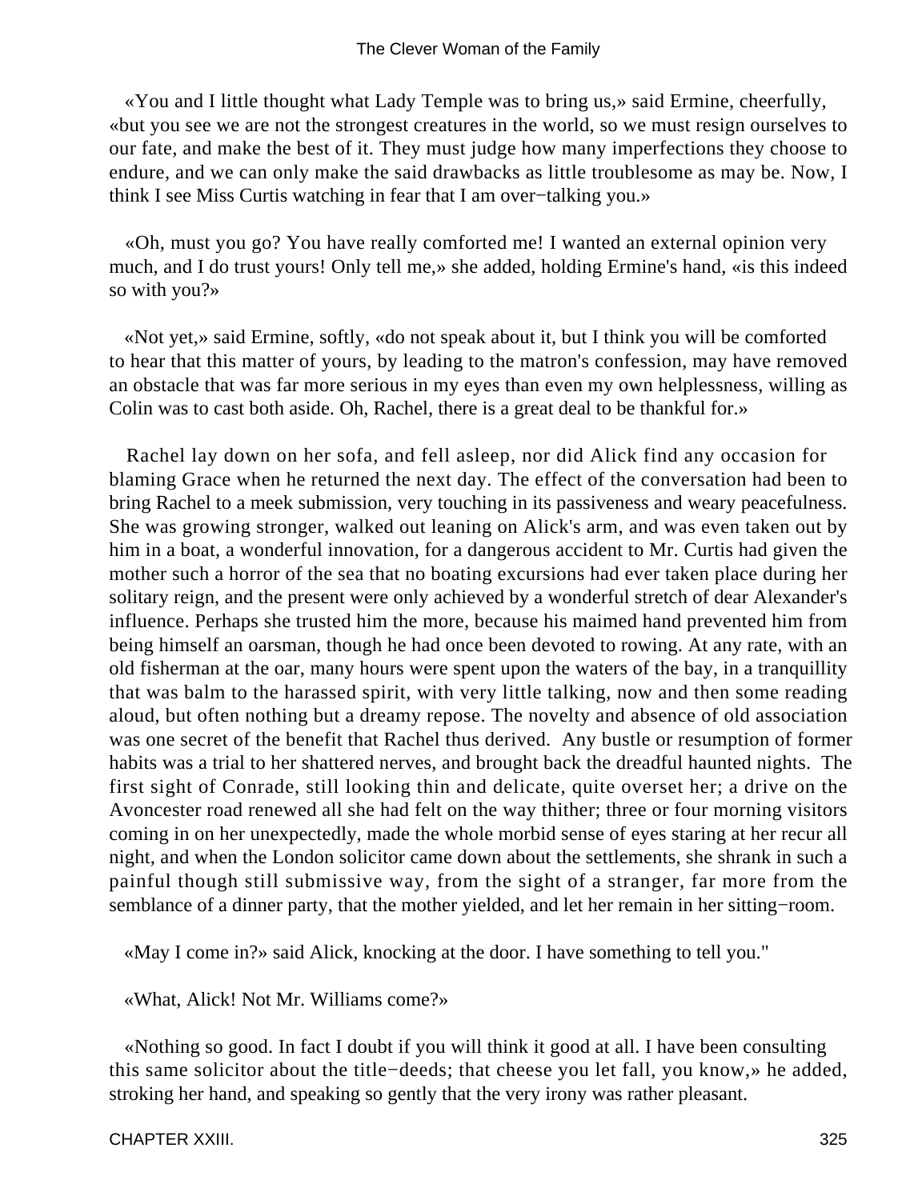«You and I little thought what Lady Temple was to bring us,» said Ermine, cheerfully, «but you see we are not the strongest creatures in the world, so we must resign ourselves to our fate, and make the best of it. They must judge how many imperfections they choose to endure, and we can only make the said drawbacks as little troublesome as may be. Now, I think I see Miss Curtis watching in fear that I am over−talking you.»

«Oh, must you go? You have really comforted me! I wanted an external opinion very much, and I do trust yours! Only tell me,» she added, holding Ermine's hand, «is this indeed so with you?»

«Not yet,» said Ermine, softly, «do not speak about it, but I think you will be comforted to hear that this matter of yours, by leading to the matron's confession, may have removed an obstacle that was far more serious in my eyes than even my own helplessness, willing as Colin was to cast both aside. Oh, Rachel, there is a great deal to be thankful for.»

Rachel lay down on her sofa, and fell asleep, nor did Alick find any occasion for blaming Grace when he returned the next day. The effect of the conversation had been to bring Rachel to a meek submission, very touching in its passiveness and weary peacefulness. She was growing stronger, walked out leaning on Alick's arm, and was even taken out by him in a boat, a wonderful innovation, for a dangerous accident to Mr. Curtis had given the mother such a horror of the sea that no boating excursions had ever taken place during her solitary reign, and the present were only achieved by a wonderful stretch of dear Alexander's influence. Perhaps she trusted him the more, because his maimed hand prevented him from being himself an oarsman, though he had once been devoted to rowing. At any rate, with an old fisherman at the oar, many hours were spent upon the waters of the bay, in a tranquillity that was balm to the harassed spirit, with very little talking, now and then some reading aloud, but often nothing but a dreamy repose. The novelty and absence of old association was one secret of the benefit that Rachel thus derived. Any bustle or resumption of former habits was a trial to her shattered nerves, and brought back the dreadful haunted nights. The first sight of Conrade, still looking thin and delicate, quite overset her; a drive on the Avoncester road renewed all she had felt on the way thither; three or four morning visitors coming in on her unexpectedly, made the whole morbid sense of eyes staring at her recur all night, and when the London solicitor came down about the settlements, she shrank in such a painful though still submissive way, from the sight of a stranger, far more from the semblance of a dinner party, that the mother yielded, and let her remain in her sitting−room.

«May I come in?» said Alick, knocking at the door. I have something to tell you."

«What, Alick! Not Mr. Williams come?»

«Nothing so good. In fact I doubt if you will think it good at all. I have been consulting this same solicitor about the title−deeds; that cheese you let fall, you know,» he added, stroking her hand, and speaking so gently that the very irony was rather pleasant.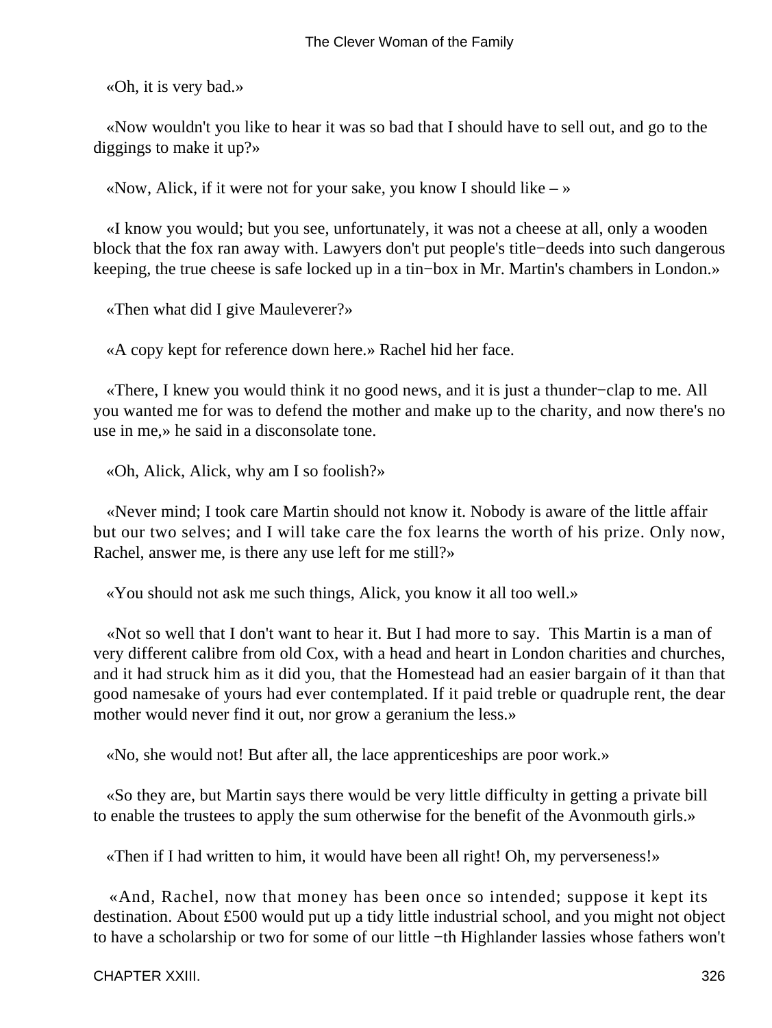«Oh, it is very bad.»

«Now wouldn't you like to hear it was so bad that I should have to sell out, and go to the diggings to make it up?»

«Now, Alick, if it were not for your sake, you know I should like – »

«I know you would; but you see, unfortunately, it was not a cheese at all, only a wooden block that the fox ran away with. Lawyers don't put people's title−deeds into such dangerous keeping, the true cheese is safe locked up in a tin−box in Mr. Martin's chambers in London.»

«Then what did I give Mauleverer?»

«A copy kept for reference down here.» Rachel hid her face.

«There, I knew you would think it no good news, and it is just a thunder−clap to me. All you wanted me for was to defend the mother and make up to the charity, and now there's no use in me,» he said in a disconsolate tone.

«Oh, Alick, Alick, why am I so foolish?»

«Never mind; I took care Martin should not know it. Nobody is aware of the little affair but our two selves; and I will take care the fox learns the worth of his prize. Only now, Rachel, answer me, is there any use left for me still?»

«You should not ask me such things, Alick, you know it all too well.»

«Not so well that I don't want to hear it. But I had more to say. This Martin is a man of very different calibre from old Cox, with a head and heart in London charities and churches, and it had struck him as it did you, that the Homestead had an easier bargain of it than that good namesake of yours had ever contemplated. If it paid treble or quadruple rent, the dear mother would never find it out, nor grow a geranium the less.»

«No, she would not! But after all, the lace apprenticeships are poor work.»

«So they are, but Martin says there would be very little difficulty in getting a private bill to enable the trustees to apply the sum otherwise for the benefit of the Avonmouth girls.»

«Then if I had written to him, it would have been all right! Oh, my perverseness!»

«And, Rachel, now that money has been once so intended; suppose it kept its destination. About £500 would put up a tidy little industrial school, and you might not object to have a scholarship or two for some of our little −th Highlander lassies whose fathers won't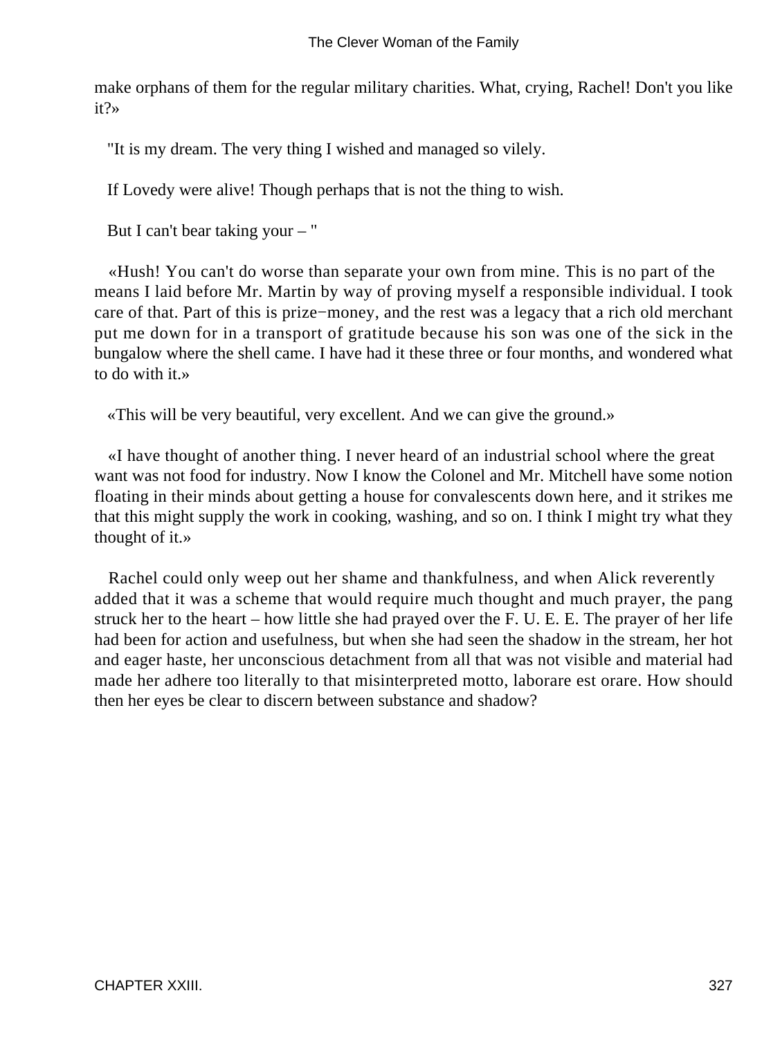make orphans of them for the regular military charities. What, crying, Rachel! Don't you like it?»

"It is my dream. The very thing I wished and managed so vilely.

If Lovedy were alive! Though perhaps that is not the thing to wish.

But I can't bear taking your – "

«Hush! You can't do worse than separate your own from mine. This is no part of the means I laid before Mr. Martin by way of proving myself a responsible individual. I took care of that. Part of this is prize−money, and the rest was a legacy that a rich old merchant put me down for in a transport of gratitude because his son was one of the sick in the bungalow where the shell came. I have had it these three or four months, and wondered what to do with it.»

«This will be very beautiful, very excellent. And we can give the ground.»

«I have thought of another thing. I never heard of an industrial school where the great want was not food for industry. Now I know the Colonel and Mr. Mitchell have some notion floating in their minds about getting a house for convalescents down here, and it strikes me that this might supply the work in cooking, washing, and so on. I think I might try what they thought of it.»

Rachel could only weep out her shame and thankfulness, and when Alick reverently added that it was a scheme that would require much thought and much prayer, the pang struck her to the heart – how little she had prayed over the F. U. E. E. The prayer of her life had been for action and usefulness, but when she had seen the shadow in the stream, her hot and eager haste, her unconscious detachment from all that was not visible and material had made her adhere too literally to that misinterpreted motto, laborare est orare. How should then her eyes be clear to discern between substance and shadow?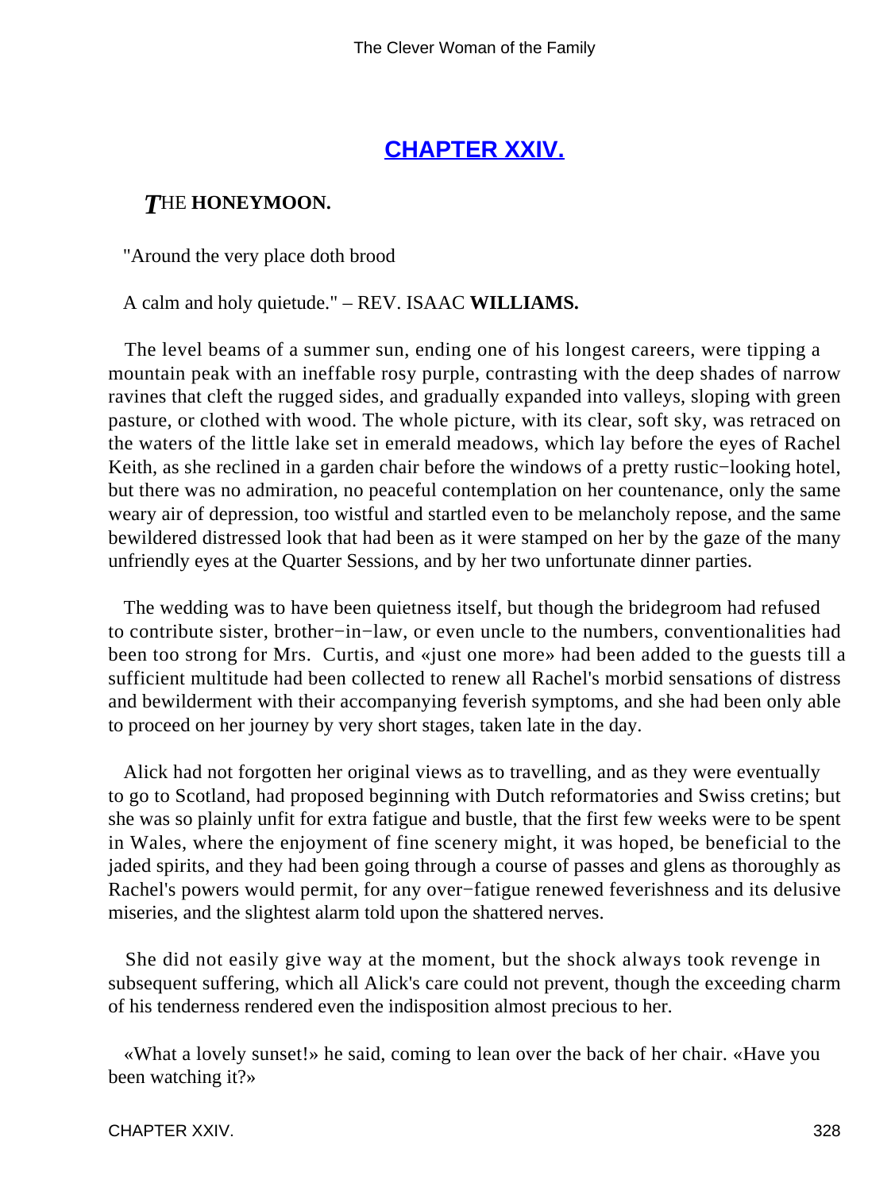## CHAPTER XXIV.

***T*HE HONEYMOON.**

"Around the very place doth brood

A calm and holy quietude." – REV. ISAAC **WILLIAMS.**

The level beams of a summer sun, ending one of his longest careers, were tipping a mountain peak with an ineffable rosy purple, contrasting with the deep shades of narrow ravines that cleft the rugged sides, and gradually expanded into valleys, sloping with green pasture, or clothed with wood. The whole picture, with its clear, soft sky, was retraced on the waters of the little lake set in emerald meadows, which lay before the eyes of Rachel Keith, as she reclined in a garden chair before the windows of a pretty rustic−looking hotel, but there was no admiration, no peaceful contemplation on her countenance, only the same weary air of depression, too wistful and startled even to be melancholy repose, and the same bewildered distressed look that had been as it were stamped on her by the gaze of the many unfriendly eyes at the Quarter Sessions, and by her two unfortunate dinner parties.

The wedding was to have been quietness itself, but though the bridegroom had refused to contribute sister, brother−in−law, or even uncle to the numbers, conventionalities had been too strong for Mrs. Curtis, and «just one more» had been added to the guests till a sufficient multitude had been collected to renew all Rachel's morbid sensations of distress and bewilderment with their accompanying feverish symptoms, and she had been only able to proceed on her journey by very short stages, taken late in the day.

Alick had not forgotten her original views as to travelling, and as they were eventually to go to Scotland, had proposed beginning with Dutch reformatories and Swiss cretins; but she was so plainly unfit for extra fatigue and bustle, that the first few weeks were to be spent in Wales, where the enjoyment of fine scenery might, it was hoped, be beneficial to the jaded spirits, and they had been going through a course of passes and glens as thoroughly as Rachel's powers would permit, for any over−fatigue renewed feverishness and its delusive miseries, and the slightest alarm told upon the shattered nerves.

She did not easily give way at the moment, but the shock always took revenge in subsequent suffering, which all Alick's care could not prevent, though the exceeding charm of his tenderness rendered even the indisposition almost precious to her.

«What a lovely sunset!» he said, coming to lean over the back of her chair. «Have you been watching it?»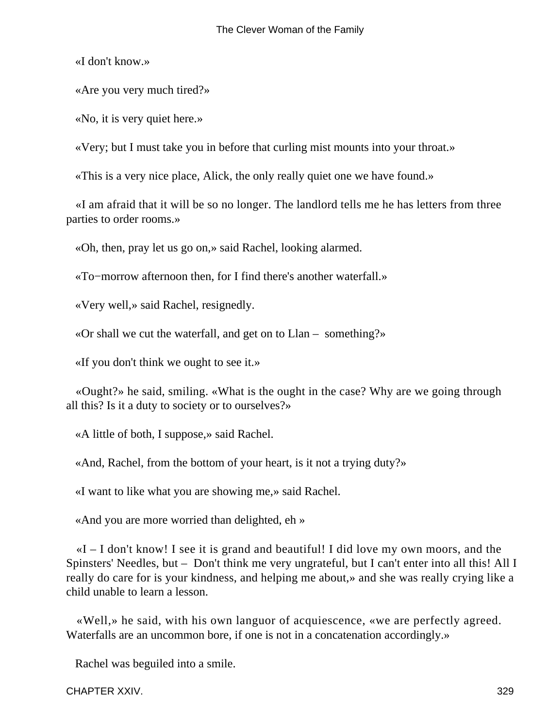«I don't know.»

«Are you very much tired?»

«No, it is very quiet here.»

«Very; but I must take you in before that curling mist mounts into your throat.»

«This is a very nice place, Alick, the only really quiet one we have found.»

«I am afraid that it will be so no longer. The landlord tells me he has letters from three parties to order rooms.»

«Oh, then, pray let us go on,» said Rachel, looking alarmed.

«To−morrow afternoon then, for I find there's another waterfall.»

«Very well,» said Rachel, resignedly.

«Or shall we cut the waterfall, and get on to Llan – something?»

«If you don't think we ought to see it.»

«Ought?» he said, smiling. «What is the ought in the case? Why are we going through all this? Is it a duty to society or to ourselves?»

«A little of both, I suppose,» said Rachel.

«And, Rachel, from the bottom of your heart, is it not a trying duty?»

«I want to like what you are showing me,» said Rachel.

«And you are more worried than delighted, eh »

«I – I don't know! I see it is grand and beautiful! I did love my own moors, and the Spinsters' Needles, but – Don't think me very ungrateful, but I can't enter into all this! All I really do care for is your kindness, and helping me about,» and she was really crying like a child unable to learn a lesson.

«Well,» he said, with his own languor of acquiescence, «we are perfectly agreed. Waterfalls are an uncommon bore, if one is not in a concatenation accordingly.»

Rachel was beguiled into a smile.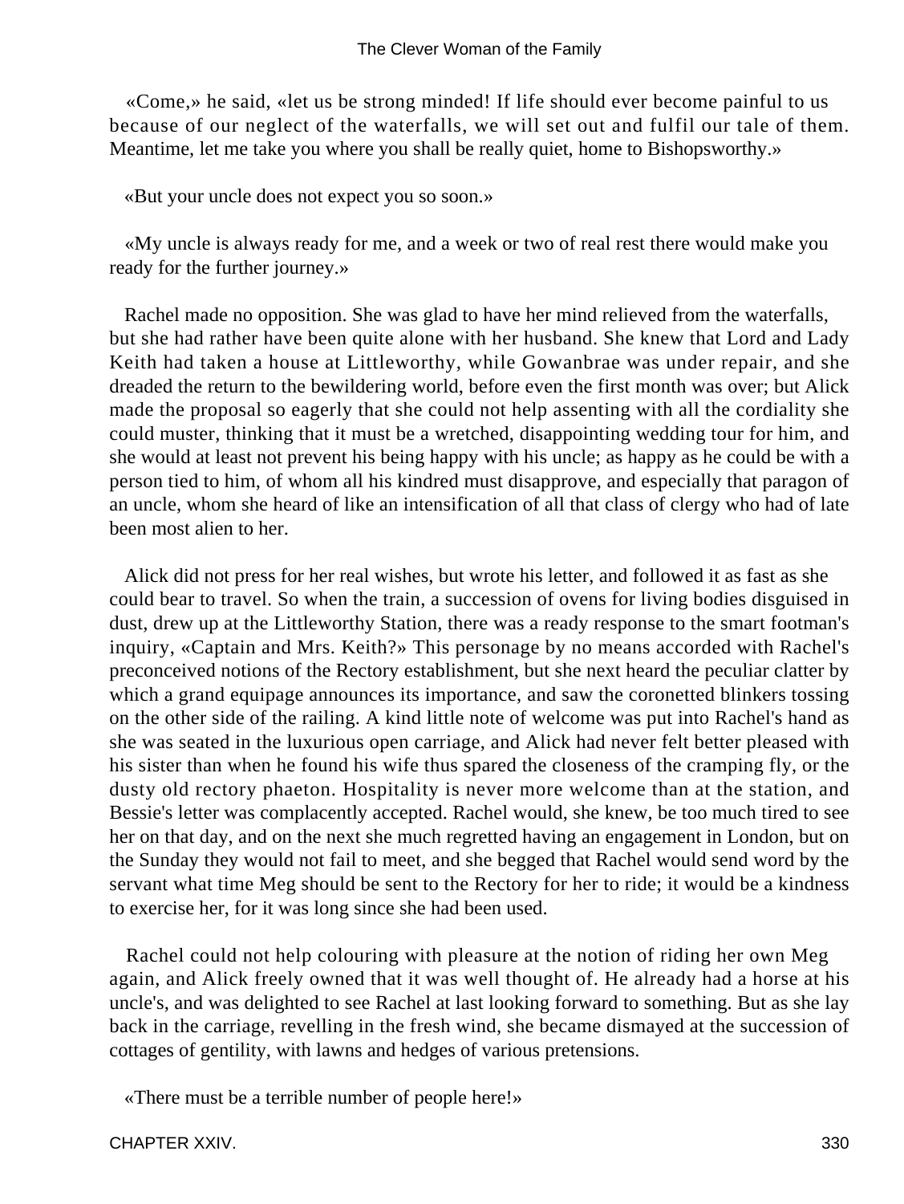«Come,» he said, «let us be strong minded! If life should ever become painful to us because of our neglect of the waterfalls, we will set out and fulfil our tale of them. Meantime, let me take you where you shall be really quiet, home to Bishopsworthy.»

«But your uncle does not expect you so soon.»

«My uncle is always ready for me, and a week or two of real rest there would make you ready for the further journey.»

Rachel made no opposition. She was glad to have her mind relieved from the waterfalls, but she had rather have been quite alone with her husband. She knew that Lord and Lady Keith had taken a house at Littleworthy, while Gowanbrae was under repair, and she dreaded the return to the bewildering world, before even the first month was over; but Alick made the proposal so eagerly that she could not help assenting with all the cordiality she could muster, thinking that it must be a wretched, disappointing wedding tour for him, and she would at least not prevent his being happy with his uncle; as happy as he could be with a person tied to him, of whom all his kindred must disapprove, and especially that paragon of an uncle, whom she heard of like an intensification of all that class of clergy who had of late been most alien to her.

Alick did not press for her real wishes, but wrote his letter, and followed it as fast as she could bear to travel. So when the train, a succession of ovens for living bodies disguised in dust, drew up at the Littleworthy Station, there was a ready response to the smart footman's inquiry, «Captain and Mrs. Keith?» This personage by no means accorded with Rachel's preconceived notions of the Rectory establishment, but she next heard the peculiar clatter by which a grand equipage announces its importance, and saw the coronetted blinkers tossing on the other side of the railing. A kind little note of welcome was put into Rachel's hand as she was seated in the luxurious open carriage, and Alick had never felt better pleased with his sister than when he found his wife thus spared the closeness of the cramping fly, or the dusty old rectory phaeton. Hospitality is never more welcome than at the station, and Bessie's letter was complacently accepted. Rachel would, she knew, be too much tired to see her on that day, and on the next she much regretted having an engagement in London, but on the Sunday they would not fail to meet, and she begged that Rachel would send word by the servant what time Meg should be sent to the Rectory for her to ride; it would be a kindness to exercise her, for it was long since she had been used.

Rachel could not help colouring with pleasure at the notion of riding her own Meg again, and Alick freely owned that it was well thought of. He already had a horse at his uncle's, and was delighted to see Rachel at last looking forward to something. But as she lay back in the carriage, revelling in the fresh wind, she became dismayed at the succession of cottages of gentility, with lawns and hedges of various pretensions.

«There must be a terrible number of people here!»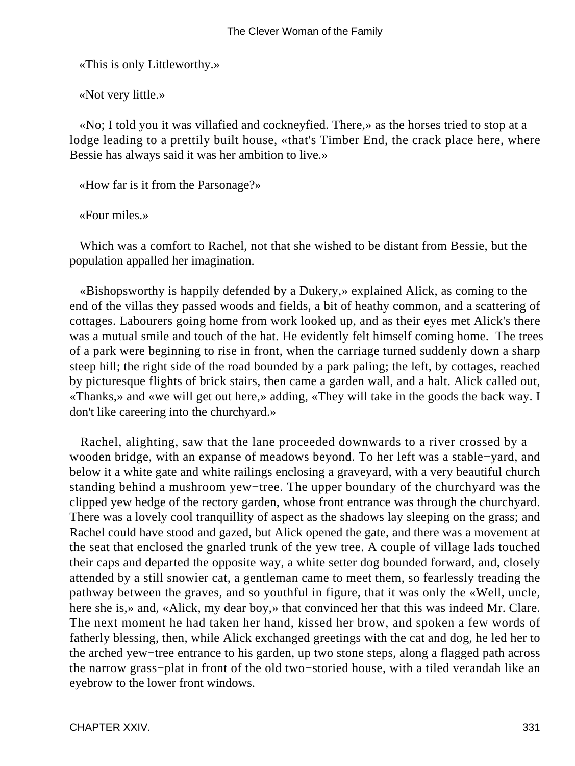«This is only Littleworthy.»

«Not very little.»

«No; I told you it was villafied and cockneyfied. There,» as the horses tried to stop at a lodge leading to a prettily built house, «that's Timber End, the crack place here, where Bessie has always said it was her ambition to live.»

«How far is it from the Parsonage?»

«Four miles.»

Which was a comfort to Rachel, not that she wished to be distant from Bessie, but the population appalled her imagination.

«Bishopsworthy is happily defended by a Dukery,» explained Alick, as coming to the end of the villas they passed woods and fields, a bit of heathy common, and a scattering of cottages. Labourers going home from work looked up, and as their eyes met Alick's there was a mutual smile and touch of the hat. He evidently felt himself coming home. The trees of a park were beginning to rise in front, when the carriage turned suddenly down a sharp steep hill; the right side of the road bounded by a park paling; the left, by cottages, reached by picturesque flights of brick stairs, then came a garden wall, and a halt. Alick called out, «Thanks,» and «we will get out here,» adding, «They will take in the goods the back way. I don't like careering into the churchyard.»

Rachel, alighting, saw that the lane proceeded downwards to a river crossed by a wooden bridge, with an expanse of meadows beyond. To her left was a stable−yard, and below it a white gate and white railings enclosing a graveyard, with a very beautiful church standing behind a mushroom yew−tree. The upper boundary of the churchyard was the clipped yew hedge of the rectory garden, whose front entrance was through the churchyard. There was a lovely cool tranquillity of aspect as the shadows lay sleeping on the grass; and Rachel could have stood and gazed, but Alick opened the gate, and there was a movement at the seat that enclosed the gnarled trunk of the yew tree. A couple of village lads touched their caps and departed the opposite way, a white setter dog bounded forward, and, closely attended by a still snowier cat, a gentleman came to meet them, so fearlessly treading the pathway between the graves, and so youthful in figure, that it was only the «Well, uncle, here she is,» and, «Alick, my dear boy,» that convinced her that this was indeed Mr. Clare. The next moment he had taken her hand, kissed her brow, and spoken a few words of fatherly blessing, then, while Alick exchanged greetings with the cat and dog, he led her to the arched yew−tree entrance to his garden, up two stone steps, along a flagged path across the narrow grass−plat in front of the old two−storied house, with a tiled verandah like an eyebrow to the lower front windows.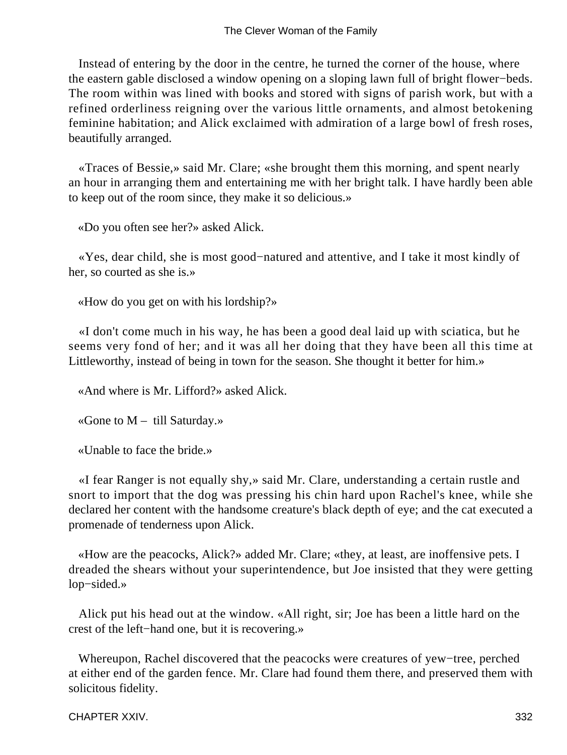Instead of entering by the door in the centre, he turned the corner of the house, where the eastern gable disclosed a window opening on a sloping lawn full of bright flower−beds. The room within was lined with books and stored with signs of parish work, but with a refined orderliness reigning over the various little ornaments, and almost betokening feminine habitation; and Alick exclaimed with admiration of a large bowl of fresh roses, beautifully arranged.

«Traces of Bessie,» said Mr. Clare; «she brought them this morning, and spent nearly an hour in arranging them and entertaining me with her bright talk. I have hardly been able to keep out of the room since, they make it so delicious.»

«Do you often see her?» asked Alick.

«Yes, dear child, she is most good−natured and attentive, and I take it most kindly of her, so courted as she is.»

«How do you get on with his lordship?»

«I don't come much in his way, he has been a good deal laid up with sciatica, but he seems very fond of her; and it was all her doing that they have been all this time at Littleworthy, instead of being in town for the season. She thought it better for him.»

«And where is Mr. Lifford?» asked Alick.

«Gone to M – till Saturday.»

«Unable to face the bride.»

«I fear Ranger is not equally shy,» said Mr. Clare, understanding a certain rustle and snort to import that the dog was pressing his chin hard upon Rachel's knee, while she declared her content with the handsome creature's black depth of eye; and the cat executed a promenade of tenderness upon Alick.

«How are the peacocks, Alick?» added Mr. Clare; «they, at least, are inoffensive pets. I dreaded the shears without your superintendence, but Joe insisted that they were getting lop−sided.»

Alick put his head out at the window. «All right, sir; Joe has been a little hard on the crest of the left−hand one, but it is recovering.»

Whereupon, Rachel discovered that the peacocks were creatures of yew−tree, perched at either end of the garden fence. Mr. Clare had found them there, and preserved them with solicitous fidelity.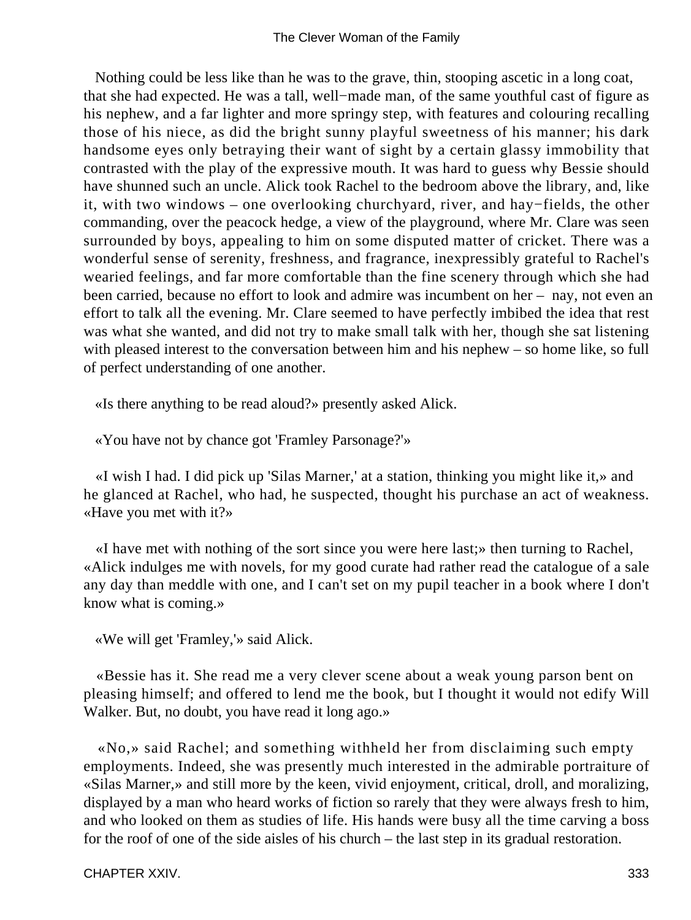Nothing could be less like than he was to the grave, thin, stooping ascetic in a long coat, that she had expected. He was a tall, well−made man, of the same youthful cast of figure as his nephew, and a far lighter and more springy step, with features and colouring recalling those of his niece, as did the bright sunny playful sweetness of his manner; his dark handsome eyes only betraying their want of sight by a certain glassy immobility that contrasted with the play of the expressive mouth. It was hard to guess why Bessie should have shunned such an uncle. Alick took Rachel to the bedroom above the library, and, like it, with two windows – one overlooking churchyard, river, and hay−fields, the other commanding, over the peacock hedge, a view of the playground, where Mr. Clare was seen surrounded by boys, appealing to him on some disputed matter of cricket. There was a wonderful sense of serenity, freshness, and fragrance, inexpressibly grateful to Rachel's wearied feelings, and far more comfortable than the fine scenery through which she had been carried, because no effort to look and admire was incumbent on her – nay, not even an effort to talk all the evening. Mr. Clare seemed to have perfectly imbibed the idea that rest was what she wanted, and did not try to make small talk with her, though she sat listening with pleased interest to the conversation between him and his nephew – so home like, so full of perfect understanding of one another.

«Is there anything to be read aloud?» presently asked Alick.

«You have not by chance got 'Framley Parsonage?'»

«I wish I had. I did pick up 'Silas Marner,' at a station, thinking you might like it,» and he glanced at Rachel, who had, he suspected, thought his purchase an act of weakness. «Have you met with it?»

«I have met with nothing of the sort since you were here last;» then turning to Rachel, «Alick indulges me with novels, for my good curate had rather read the catalogue of a sale any day than meddle with one, and I can't set on my pupil teacher in a book where I don't know what is coming.»

«We will get 'Framley,'» said Alick.

«Bessie has it. She read me a very clever scene about a weak young parson bent on pleasing himself; and offered to lend me the book, but I thought it would not edify Will Walker. But, no doubt, you have read it long ago.»

«No,» said Rachel; and something withheld her from disclaiming such empty employments. Indeed, she was presently much interested in the admirable portraiture of «Silas Marner,» and still more by the keen, vivid enjoyment, critical, droll, and moralizing, displayed by a man who heard works of fiction so rarely that they were always fresh to him, and who looked on them as studies of life. His hands were busy all the time carving a boss for the roof of one of the side aisles of his church – the last step in its gradual restoration.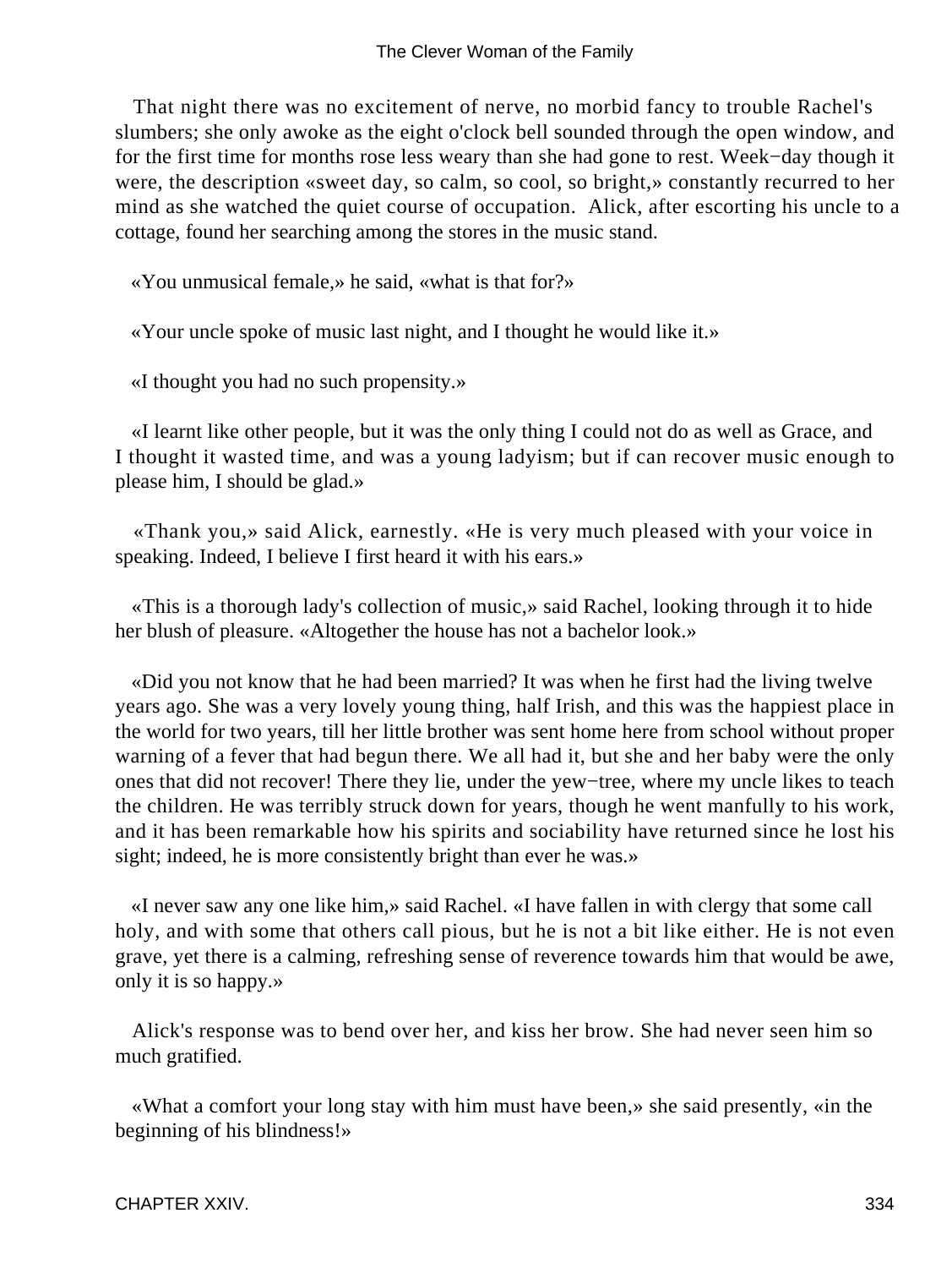That night there was no excitement of nerve, no morbid fancy to trouble Rachel's slumbers; she only awoke as the eight o'clock bell sounded through the open window, and for the first time for months rose less weary than she had gone to rest. Week−day though it were, the description «sweet day, so calm, so cool, so bright,» constantly recurred to her mind as she watched the quiet course of occupation. Alick, after escorting his uncle to a cottage, found her searching among the stores in the music stand.

«You unmusical female,» he said, «what is that for?»

«Your uncle spoke of music last night, and I thought he would like it.»

«I thought you had no such propensity.»

«I learnt like other people, but it was the only thing I could not do as well as Grace, and I thought it wasted time, and was a young ladyism; but if can recover music enough to please him, I should be glad.»

«Thank you,» said Alick, earnestly. «He is very much pleased with your voice in speaking. Indeed, I believe I first heard it with his ears.»

«This is a thorough lady's collection of music,» said Rachel, looking through it to hide her blush of pleasure. «Altogether the house has not a bachelor look.»

«Did you not know that he had been married? It was when he first had the living twelve years ago. She was a very lovely young thing, half Irish, and this was the happiest place in the world for two years, till her little brother was sent home here from school without proper warning of a fever that had begun there. We all had it, but she and her baby were the only ones that did not recover! There they lie, under the yew−tree, where my uncle likes to teach the children. He was terribly struck down for years, though he went manfully to his work, and it has been remarkable how his spirits and sociability have returned since he lost his sight; indeed, he is more consistently bright than ever he was.»

«I never saw any one like him,» said Rachel. «I have fallen in with clergy that some call holy, and with some that others call pious, but he is not a bit like either. He is not even grave, yet there is a calming, refreshing sense of reverence towards him that would be awe, only it is so happy.»

Alick's response was to bend over her, and kiss her brow. She had never seen him so much gratified.

«What a comfort your long stay with him must have been,» she said presently, «in the beginning of his blindness!»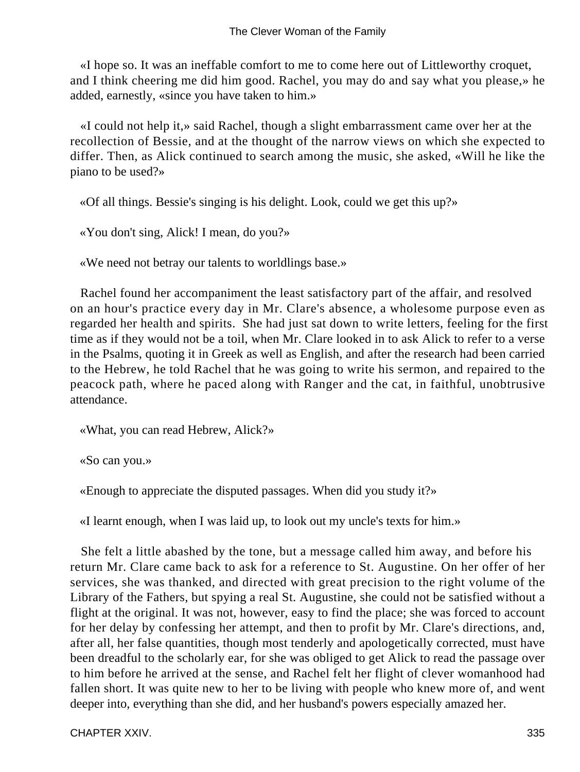«I hope so. It was an ineffable comfort to me to come here out of Littleworthy croquet, and I think cheering me did him good. Rachel, you may do and say what you please,» he added, earnestly, «since you have taken to him.»

«I could not help it,» said Rachel, though a slight embarrassment came over her at the recollection of Bessie, and at the thought of the narrow views on which she expected to differ. Then, as Alick continued to search among the music, she asked, «Will he like the piano to be used?»

«Of all things. Bessie's singing is his delight. Look, could we get this up?»

«You don't sing, Alick! I mean, do you?»

«We need not betray our talents to worldlings base.»

Rachel found her accompaniment the least satisfactory part of the affair, and resolved on an hour's practice every day in Mr. Clare's absence, a wholesome purpose even as regarded her health and spirits. She had just sat down to write letters, feeling for the first time as if they would not be a toil, when Mr. Clare looked in to ask Alick to refer to a verse in the Psalms, quoting it in Greek as well as English, and after the research had been carried to the Hebrew, he told Rachel that he was going to write his sermon, and repaired to the peacock path, where he paced along with Ranger and the cat, in faithful, unobtrusive attendance.

«What, you can read Hebrew, Alick?»

«So can you.»

«Enough to appreciate the disputed passages. When did you study it?»

«I learnt enough, when I was laid up, to look out my uncle's texts for him.»

She felt a little abashed by the tone, but a message called him away, and before his return Mr. Clare came back to ask for a reference to St. Augustine. On her offer of her services, she was thanked, and directed with great precision to the right volume of the Library of the Fathers, but spying a real St. Augustine, she could not be satisfied without a flight at the original. It was not, however, easy to find the place; she was forced to account for her delay by confessing her attempt, and then to profit by Mr. Clare's directions, and, after all, her false quantities, though most tenderly and apologetically corrected, must have been dreadful to the scholarly ear, for she was obliged to get Alick to read the passage over to him before he arrived at the sense, and Rachel felt her flight of clever womanhood had fallen short. It was quite new to her to be living with people who knew more of, and went deeper into, everything than she did, and her husband's powers especially amazed her.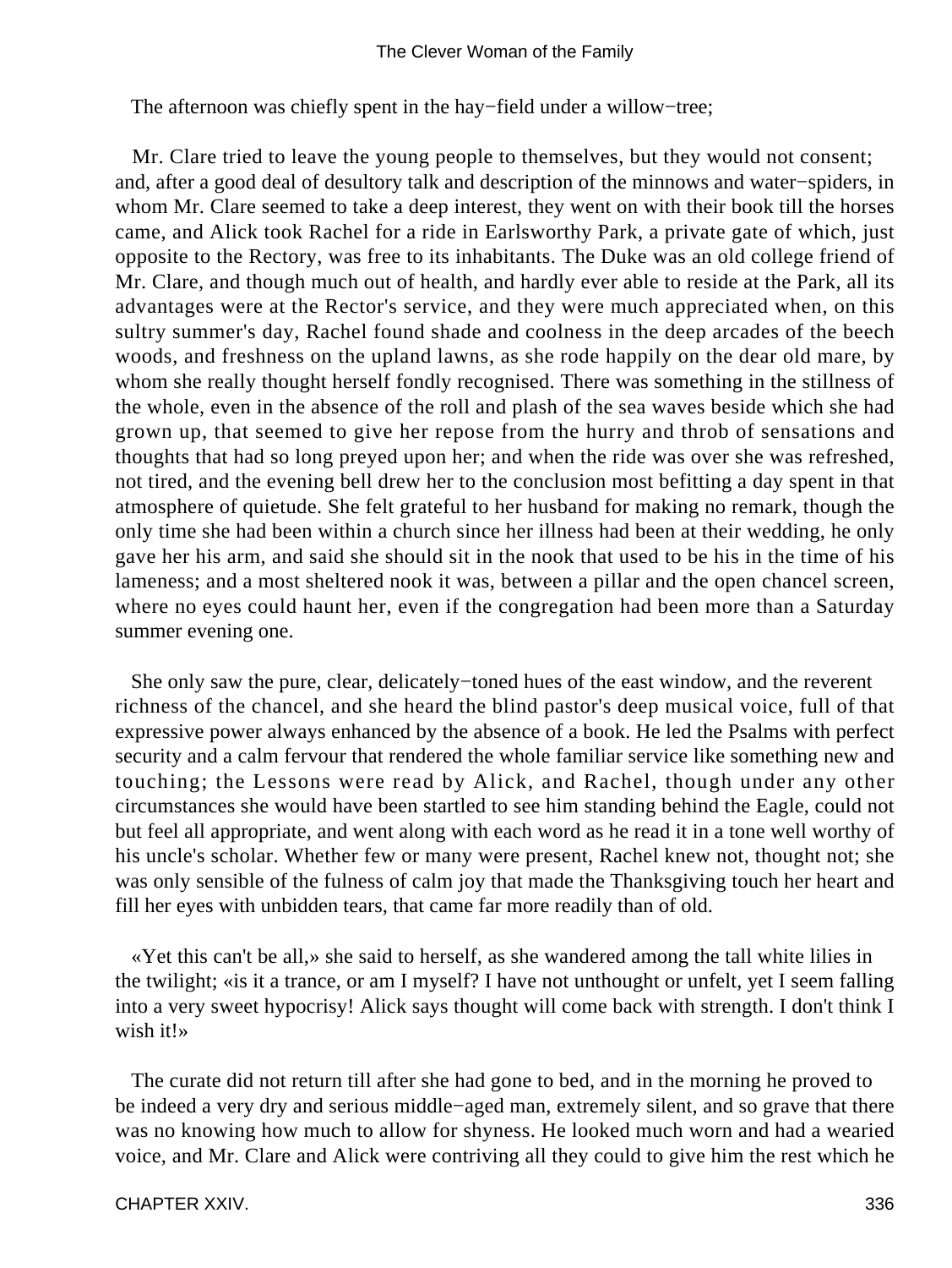The afternoon was chiefly spent in the hay−field under a willow−tree;

Mr. Clare tried to leave the young people to themselves, but they would not consent; and, after a good deal of desultory talk and description of the minnows and water−spiders, in whom Mr. Clare seemed to take a deep interest, they went on with their book till the horses came, and Alick took Rachel for a ride in Earlsworthy Park, a private gate of which, just opposite to the Rectory, was free to its inhabitants. The Duke was an old college friend of Mr. Clare, and though much out of health, and hardly ever able to reside at the Park, all its advantages were at the Rector's service, and they were much appreciated when, on this sultry summer's day, Rachel found shade and coolness in the deep arcades of the beech woods, and freshness on the upland lawns, as she rode happily on the dear old mare, by whom she really thought herself fondly recognised. There was something in the stillness of the whole, even in the absence of the roll and plash of the sea waves beside which she had grown up, that seemed to give her repose from the hurry and throb of sensations and thoughts that had so long preyed upon her; and when the ride was over she was refreshed, not tired, and the evening bell drew her to the conclusion most befitting a day spent in that atmosphere of quietude. She felt grateful to her husband for making no remark, though the only time she had been within a church since her illness had been at their wedding, he only gave her his arm, and said she should sit in the nook that used to be his in the time of his lameness; and a most sheltered nook it was, between a pillar and the open chancel screen, where no eyes could haunt her, even if the congregation had been more than a Saturday summer evening one.

She only saw the pure, clear, delicately−toned hues of the east window, and the reverent richness of the chancel, and she heard the blind pastor's deep musical voice, full of that expressive power always enhanced by the absence of a book. He led the Psalms with perfect security and a calm fervour that rendered the whole familiar service like something new and touching; the Lessons were read by Alick, and Rachel, though under any other circumstances she would have been startled to see him standing behind the Eagle, could not but feel all appropriate, and went along with each word as he read it in a tone well worthy of his uncle's scholar. Whether few or many were present, Rachel knew not, thought not; she was only sensible of the fulness of calm joy that made the Thanksgiving touch her heart and fill her eyes with unbidden tears, that came far more readily than of old.

«Yet this can't be all,» she said to herself, as she wandered among the tall white lilies in the twilight; «is it a trance, or am I myself? I have not unthought or unfelt, yet I seem falling into a very sweet hypocrisy! Alick says thought will come back with strength. I don't think I wish it!»

The curate did not return till after she had gone to bed, and in the morning he proved to be indeed a very dry and serious middle−aged man, extremely silent, and so grave that there was no knowing how much to allow for shyness. He looked much worn and had a wearied voice, and Mr. Clare and Alick were contriving all they could to give him the rest which he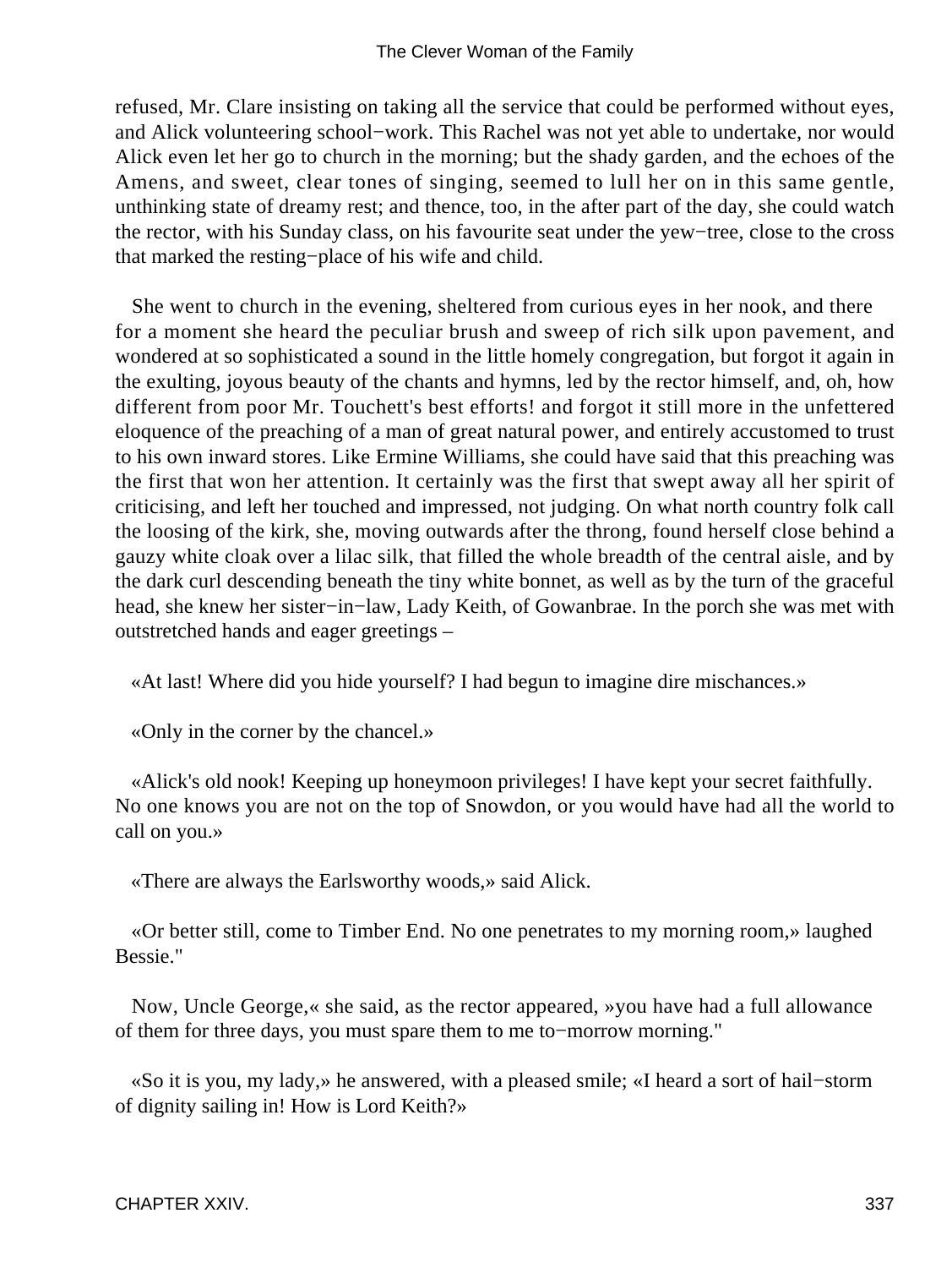refused, Mr. Clare insisting on taking all the service that could be performed without eyes, and Alick volunteering school−work. This Rachel was not yet able to undertake, nor would Alick even let her go to church in the morning; but the shady garden, and the echoes of the Amens, and sweet, clear tones of singing, seemed to lull her on in this same gentle, unthinking state of dreamy rest; and thence, too, in the after part of the day, she could watch the rector, with his Sunday class, on his favourite seat under the yew−tree, close to the cross that marked the resting−place of his wife and child.

She went to church in the evening, sheltered from curious eyes in her nook, and there for a moment she heard the peculiar brush and sweep of rich silk upon pavement, and wondered at so sophisticated a sound in the little homely congregation, but forgot it again in the exulting, joyous beauty of the chants and hymns, led by the rector himself, and, oh, how different from poor Mr. Touchett's best efforts! and forgot it still more in the unfettered eloquence of the preaching of a man of great natural power, and entirely accustomed to trust to his own inward stores. Like Ermine Williams, she could have said that this preaching was the first that won her attention. It certainly was the first that swept away all her spirit of criticising, and left her touched and impressed, not judging. On what north country folk call the loosing of the kirk, she, moving outwards after the throng, found herself close behind a gauzy white cloak over a lilac silk, that filled the whole breadth of the central aisle, and by the dark curl descending beneath the tiny white bonnet, as well as by the turn of the graceful head, she knew her sister−in−law, Lady Keith, of Gowanbrae. In the porch she was met with outstretched hands and eager greetings –

«At last! Where did you hide yourself? I had begun to imagine dire mischances.»

«Only in the corner by the chancel.»

«Alick's old nook! Keeping up honeymoon privileges! I have kept your secret faithfully. No one knows you are not on the top of Snowdon, or you would have had all the world to call on you.»

«There are always the Earlsworthy woods,» said Alick.

«Or better still, come to Timber End. No one penetrates to my morning room,» laughed Bessie."

Now, Uncle George,« she said, as the rector appeared, »you have had a full allowance of them for three days, you must spare them to me to−morrow morning."

«So it is you, my lady,» he answered, with a pleased smile; «I heard a sort of hail−storm of dignity sailing in! How is Lord Keith?»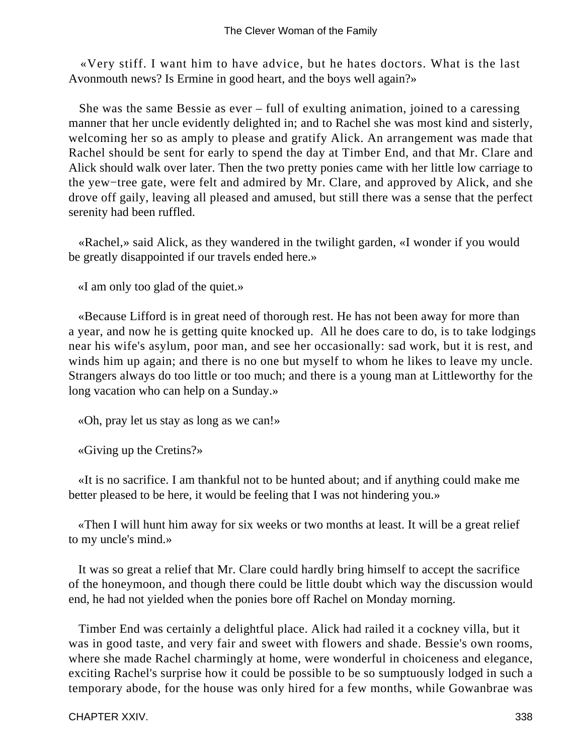«Very stiff. I want him to have advice, but he hates doctors. What is the last Avonmouth news? Is Ermine in good heart, and the boys well again?»

She was the same Bessie as ever – full of exulting animation, joined to a caressing manner that her uncle evidently delighted in; and to Rachel she was most kind and sisterly, welcoming her so as amply to please and gratify Alick. An arrangement was made that Rachel should be sent for early to spend the day at Timber End, and that Mr. Clare and Alick should walk over later. Then the two pretty ponies came with her little low carriage to the yew−tree gate, were felt and admired by Mr. Clare, and approved by Alick, and she drove off gaily, leaving all pleased and amused, but still there was a sense that the perfect serenity had been ruffled.

«Rachel,» said Alick, as they wandered in the twilight garden, «I wonder if you would be greatly disappointed if our travels ended here.»

«I am only too glad of the quiet.»

«Because Lifford is in great need of thorough rest. He has not been away for more than a year, and now he is getting quite knocked up. All he does care to do, is to take lodgings near his wife's asylum, poor man, and see her occasionally: sad work, but it is rest, and winds him up again; and there is no one but myself to whom he likes to leave my uncle. Strangers always do too little or too much; and there is a young man at Littleworthy for the long vacation who can help on a Sunday.»

«Oh, pray let us stay as long as we can!»

«Giving up the Cretins?»

«It is no sacrifice. I am thankful not to be hunted about; and if anything could make me better pleased to be here, it would be feeling that I was not hindering you.»

«Then I will hunt him away for six weeks or two months at least. It will be a great relief to my uncle's mind.»

It was so great a relief that Mr. Clare could hardly bring himself to accept the sacrifice of the honeymoon, and though there could be little doubt which way the discussion would end, he had not yielded when the ponies bore off Rachel on Monday morning.

Timber End was certainly a delightful place. Alick had railed it a cockney villa, but it was in good taste, and very fair and sweet with flowers and shade. Bessie's own rooms, where she made Rachel charmingly at home, were wonderful in choiceness and elegance, exciting Rachel's surprise how it could be possible to be so sumptuously lodged in such a temporary abode, for the house was only hired for a few months, while Gowanbrae was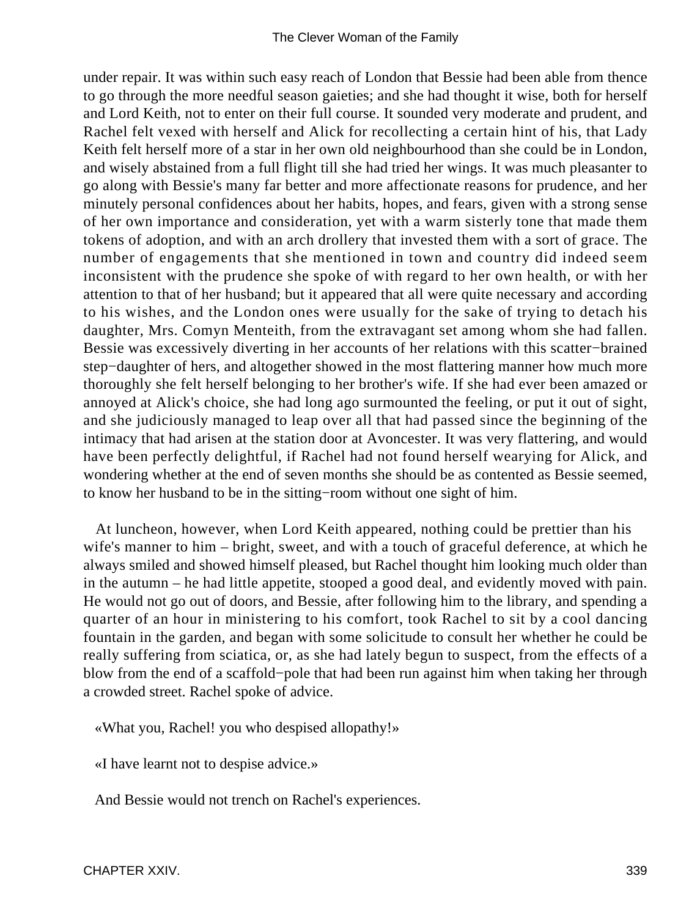under repair. It was within such easy reach of London that Bessie had been able from thence to go through the more needful season gaieties; and she had thought it wise, both for herself and Lord Keith, not to enter on their full course. It sounded very moderate and prudent, and Rachel felt vexed with herself and Alick for recollecting a certain hint of his, that Lady Keith felt herself more of a star in her own old neighbourhood than she could be in London, and wisely abstained from a full flight till she had tried her wings. It was much pleasanter to go along with Bessie's many far better and more affectionate reasons for prudence, and her minutely personal confidences about her habits, hopes, and fears, given with a strong sense of her own importance and consideration, yet with a warm sisterly tone that made them tokens of adoption, and with an arch drollery that invested them with a sort of grace. The number of engagements that she mentioned in town and country did indeed seem inconsistent with the prudence she spoke of with regard to her own health, or with her attention to that of her husband; but it appeared that all were quite necessary and according to his wishes, and the London ones were usually for the sake of trying to detach his daughter, Mrs. Comyn Menteith, from the extravagant set among whom she had fallen. Bessie was excessively diverting in her accounts of her relations with this scatter−brained step−daughter of hers, and altogether showed in the most flattering manner how much more thoroughly she felt herself belonging to her brother's wife. If she had ever been amazed or annoyed at Alick's choice, she had long ago surmounted the feeling, or put it out of sight, and she judiciously managed to leap over all that had passed since the beginning of the intimacy that had arisen at the station door at Avoncester. It was very flattering, and would have been perfectly delightful, if Rachel had not found herself wearying for Alick, and wondering whether at the end of seven months she should be as contented as Bessie seemed, to know her husband to be in the sitting−room without one sight of him.

At luncheon, however, when Lord Keith appeared, nothing could be prettier than his wife's manner to him – bright, sweet, and with a touch of graceful deference, at which he always smiled and showed himself pleased, but Rachel thought him looking much older than in the autumn – he had little appetite, stooped a good deal, and evidently moved with pain. He would not go out of doors, and Bessie, after following him to the library, and spending a quarter of an hour in ministering to his comfort, took Rachel to sit by a cool dancing fountain in the garden, and began with some solicitude to consult her whether he could be really suffering from sciatica, or, as she had lately begun to suspect, from the effects of a blow from the end of a scaffold−pole that had been run against him when taking her through a crowded street. Rachel spoke of advice.

«What you, Rachel! you who despised allopathy!»

«I have learnt not to despise advice.»

And Bessie would not trench on Rachel's experiences.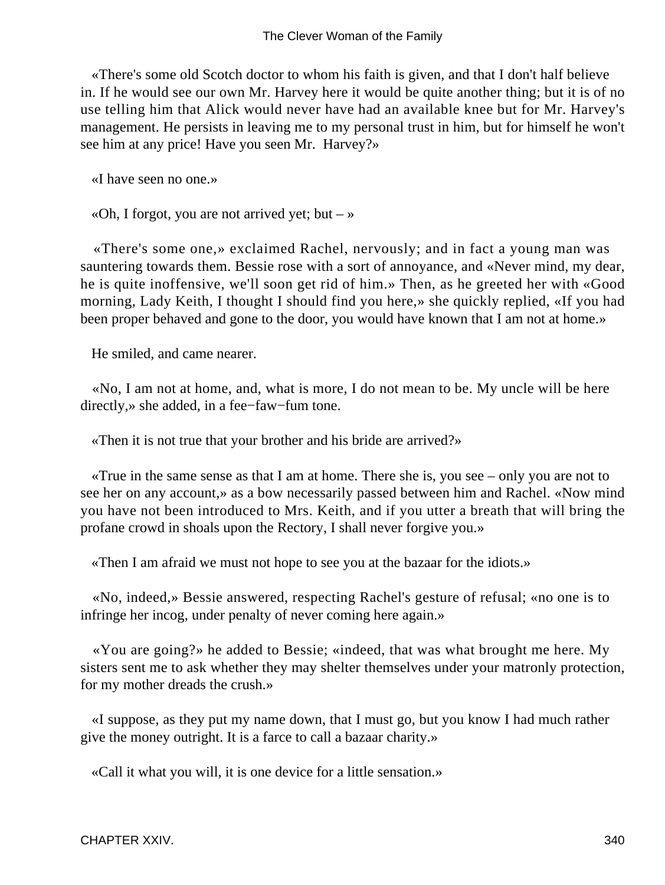«There's some old Scotch doctor to whom his faith is given, and that I don't half believe in. If he would see our own Mr. Harvey here it would be quite another thing; but it is of no use telling him that Alick would never have had an available knee but for Mr. Harvey's management. He persists in leaving me to my personal trust in him, but for himself he won't see him at any price! Have you seen Mr. Harvey?»

«I have seen no one.»

«Oh, I forgot, you are not arrived yet; but – »

«There's some one,» exclaimed Rachel, nervously; and in fact a young man was sauntering towards them. Bessie rose with a sort of annoyance, and «Never mind, my dear, he is quite inoffensive, we'll soon get rid of him.» Then, as he greeted her with «Good morning, Lady Keith, I thought I should find you here,» she quickly replied, «If you had been proper behaved and gone to the door, you would have known that I am not at home.»

He smiled, and came nearer.

«No, I am not at home, and, what is more, I do not mean to be. My uncle will be here directly,» she added, in a fee−faw−fum tone.

«Then it is not true that your brother and his bride are arrived?»

«True in the same sense as that I am at home. There she is, you see – only you are not to see her on any account,» as a bow necessarily passed between him and Rachel. «Now mind you have not been introduced to Mrs. Keith, and if you utter a breath that will bring the profane crowd in shoals upon the Rectory, I shall never forgive you.»

«Then I am afraid we must not hope to see you at the bazaar for the idiots.»

«No, indeed,» Bessie answered, respecting Rachel's gesture of refusal; «no one is to infringe her incog, under penalty of never coming here again.»

«You are going?» he added to Bessie; «indeed, that was what brought me here. My sisters sent me to ask whether they may shelter themselves under your matronly protection, for my mother dreads the crush.»

«I suppose, as they put my name down, that I must go, but you know I had much rather give the money outright. It is a farce to call a bazaar charity.»

«Call it what you will, it is one device for a little sensation.»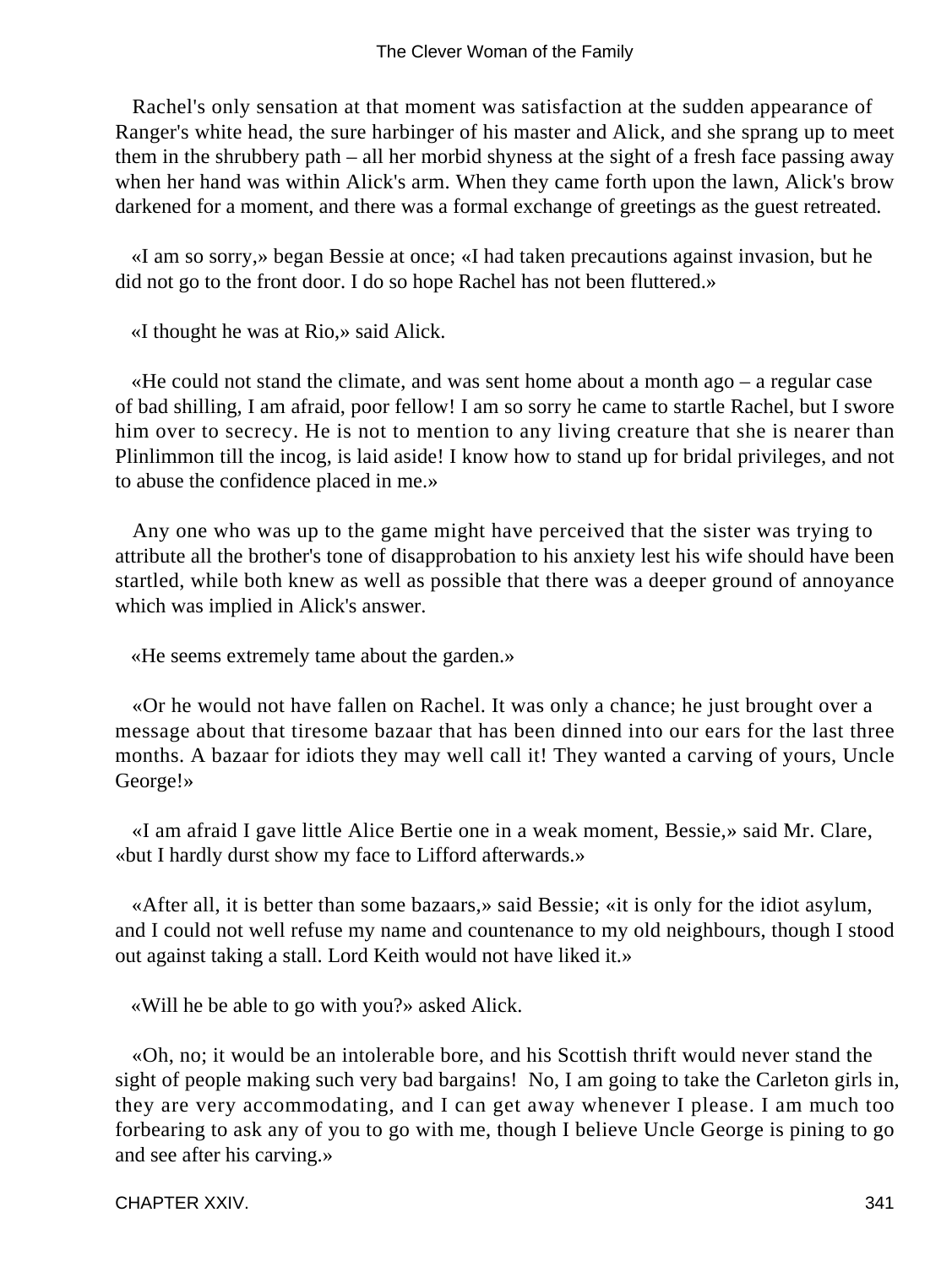Rachel's only sensation at that moment was satisfaction at the sudden appearance of Ranger's white head, the sure harbinger of his master and Alick, and she sprang up to meet them in the shrubbery path – all her morbid shyness at the sight of a fresh face passing away when her hand was within Alick's arm. When they came forth upon the lawn, Alick's brow darkened for a moment, and there was a formal exchange of greetings as the guest retreated.

«I am so sorry,» began Bessie at once; «I had taken precautions against invasion, but he did not go to the front door. I do so hope Rachel has not been fluttered.»

«I thought he was at Rio,» said Alick.

«He could not stand the climate, and was sent home about a month ago – a regular case of bad shilling, I am afraid, poor fellow! I am so sorry he came to startle Rachel, but I swore him over to secrecy. He is not to mention to any living creature that she is nearer than Plinlimmon till the incog, is laid aside! I know how to stand up for bridal privileges, and not to abuse the confidence placed in me.»

Any one who was up to the game might have perceived that the sister was trying to attribute all the brother's tone of disapprobation to his anxiety lest his wife should have been startled, while both knew as well as possible that there was a deeper ground of annoyance which was implied in Alick's answer.

«He seems extremely tame about the garden.»

«Or he would not have fallen on Rachel. It was only a chance; he just brought over a message about that tiresome bazaar that has been dinned into our ears for the last three months. A bazaar for idiots they may well call it! They wanted a carving of yours, Uncle George!»

«I am afraid I gave little Alice Bertie one in a weak moment, Bessie,» said Mr. Clare, «but I hardly durst show my face to Lifford afterwards.»

«After all, it is better than some bazaars,» said Bessie; «it is only for the idiot asylum, and I could not well refuse my name and countenance to my old neighbours, though I stood out against taking a stall. Lord Keith would not have liked it.»

«Will he be able to go with you?» asked Alick.

«Oh, no; it would be an intolerable bore, and his Scottish thrift would never stand the sight of people making such very bad bargains! No, I am going to take the Carleton girls in, they are very accommodating, and I can get away whenever I please. I am much too forbearing to ask any of you to go with me, though I believe Uncle George is pining to go and see after his carving.»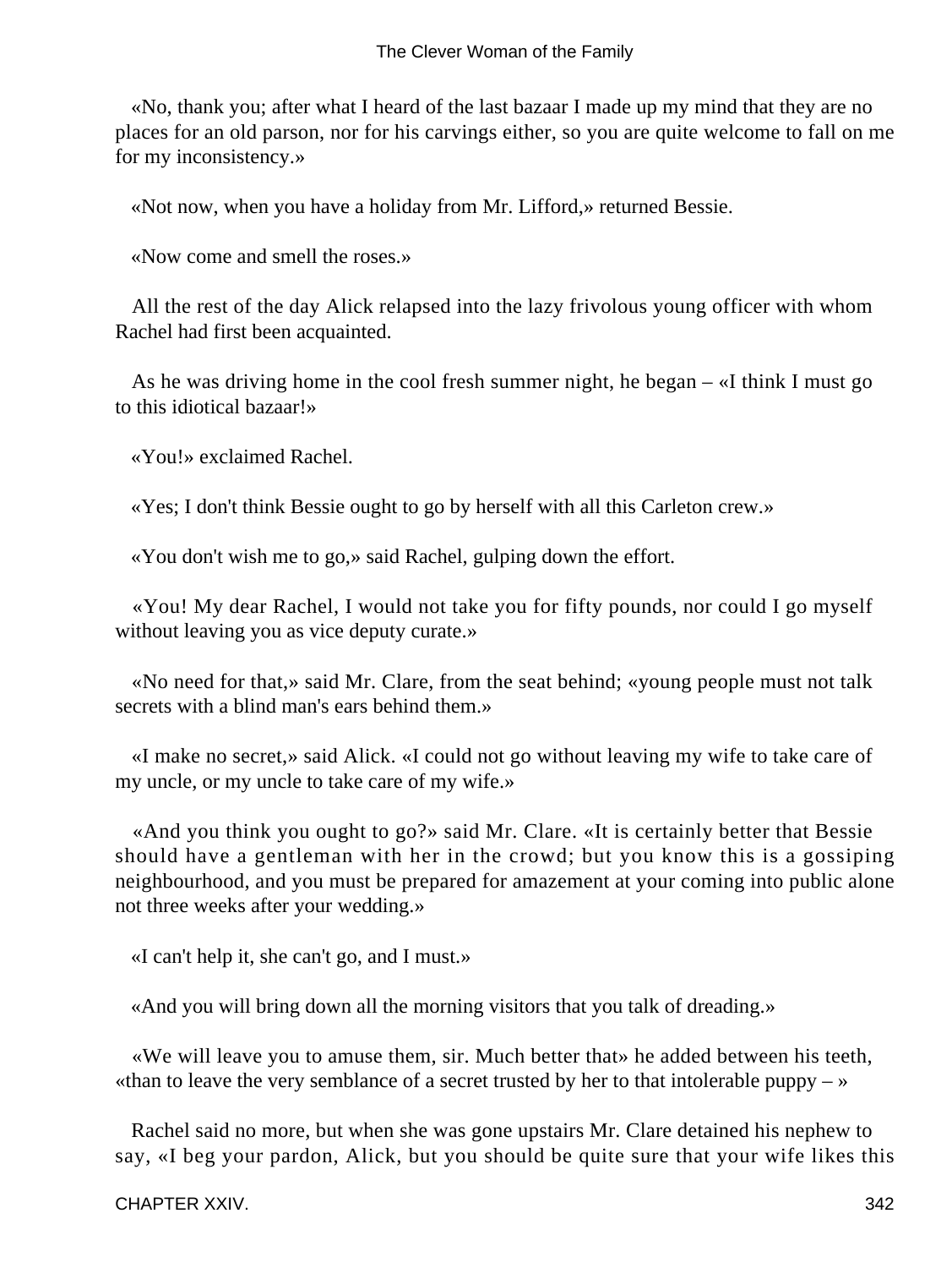«No, thank you; after what I heard of the last bazaar I made up my mind that they are no places for an old parson, nor for his carvings either, so you are quite welcome to fall on me for my inconsistency.»

«Not now, when you have a holiday from Mr. Lifford,» returned Bessie.

«Now come and smell the roses.»

All the rest of the day Alick relapsed into the lazy frivolous young officer with whom Rachel had first been acquainted.

As he was driving home in the cool fresh summer night, he began – «I think I must go to this idiotical bazaar!»

«You!» exclaimed Rachel.

«Yes; I don't think Bessie ought to go by herself with all this Carleton crew.»

«You don't wish me to go,» said Rachel, gulping down the effort.

«You! My dear Rachel, I would not take you for fifty pounds, nor could I go myself without leaving you as vice deputy curate.»

«No need for that,» said Mr. Clare, from the seat behind; «young people must not talk secrets with a blind man's ears behind them.»

«I make no secret,» said Alick. «I could not go without leaving my wife to take care of my uncle, or my uncle to take care of my wife.»

«And you think you ought to go?» said Mr. Clare. «It is certainly better that Bessie should have a gentleman with her in the crowd; but you know this is a gossiping neighbourhood, and you must be prepared for amazement at your coming into public alone not three weeks after your wedding.»

«I can't help it, she can't go, and I must.»

«And you will bring down all the morning visitors that you talk of dreading.»

«We will leave you to amuse them, sir. Much better that» he added between his teeth, «than to leave the very semblance of a secret trusted by her to that intolerable puppy – »

Rachel said no more, but when she was gone upstairs Mr. Clare detained his nephew to say, «I beg your pardon, Alick, but you should be quite sure that your wife likes this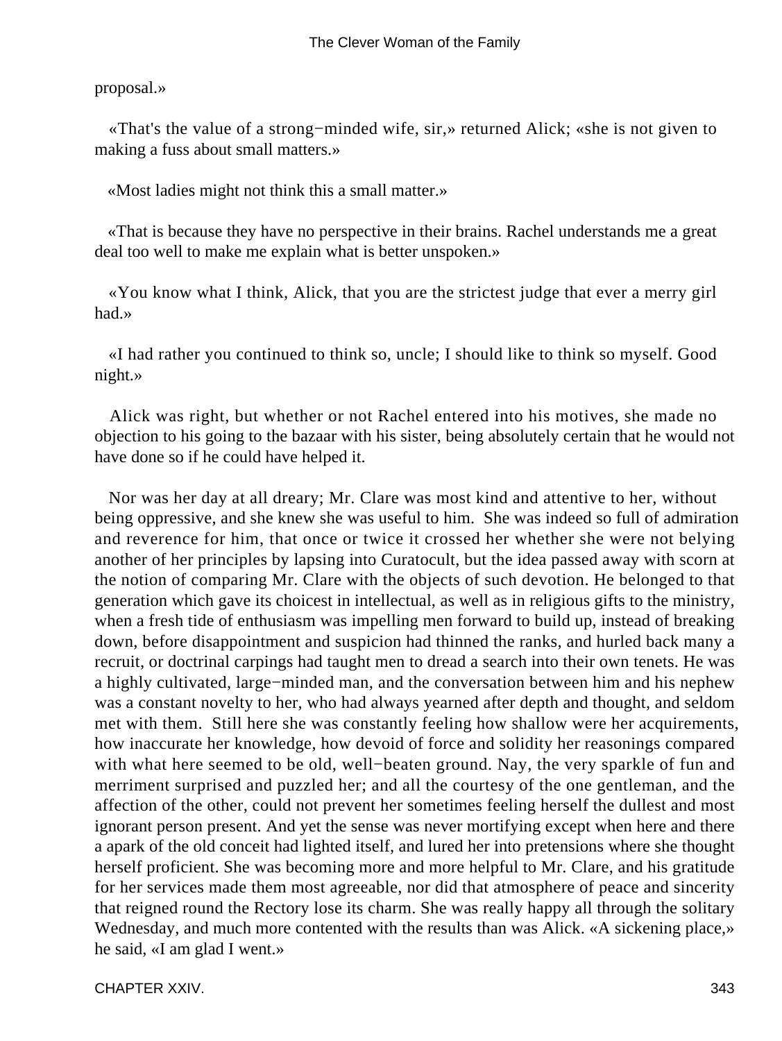proposal.»

«That's the value of a strong−minded wife, sir,» returned Alick; «she is not given to making a fuss about small matters.»

«Most ladies might not think this a small matter.»

«That is because they have no perspective in their brains. Rachel understands me a great deal too well to make me explain what is better unspoken.»

«You know what I think, Alick, that you are the strictest judge that ever a merry girl had.»

«I had rather you continued to think so, uncle; I should like to think so myself. Good night.»

Alick was right, but whether or not Rachel entered into his motives, she made no objection to his going to the bazaar with his sister, being absolutely certain that he would not have done so if he could have helped it.

Nor was her day at all dreary; Mr. Clare was most kind and attentive to her, without being oppressive, and she knew she was useful to him. She was indeed so full of admiration and reverence for him, that once or twice it crossed her whether she were not belying another of her principles by lapsing into Curatocult, but the idea passed away with scorn at the notion of comparing Mr. Clare with the objects of such devotion. He belonged to that generation which gave its choicest in intellectual, as well as in religious gifts to the ministry, when a fresh tide of enthusiasm was impelling men forward to build up, instead of breaking down, before disappointment and suspicion had thinned the ranks, and hurled back many a recruit, or doctrinal carpings had taught men to dread a search into their own tenets. He was a highly cultivated, large−minded man, and the conversation between him and his nephew was a constant novelty to her, who had always yearned after depth and thought, and seldom met with them. Still here she was constantly feeling how shallow were her acquirements, how inaccurate her knowledge, how devoid of force and solidity her reasonings compared with what here seemed to be old, well−beaten ground. Nay, the very sparkle of fun and merriment surprised and puzzled her; and all the courtesy of the one gentleman, and the affection of the other, could not prevent her sometimes feeling herself the dullest and most ignorant person present. And yet the sense was never mortifying except when here and there a apark of the old conceit had lighted itself, and lured her into pretensions where she thought herself proficient. She was becoming more and more helpful to Mr. Clare, and his gratitude for her services made them most agreeable, nor did that atmosphere of peace and sincerity that reigned round the Rectory lose its charm. She was really happy all through the solitary Wednesday, and much more contented with the results than was Alick. «A sickening place,» he said, «I am glad I went.»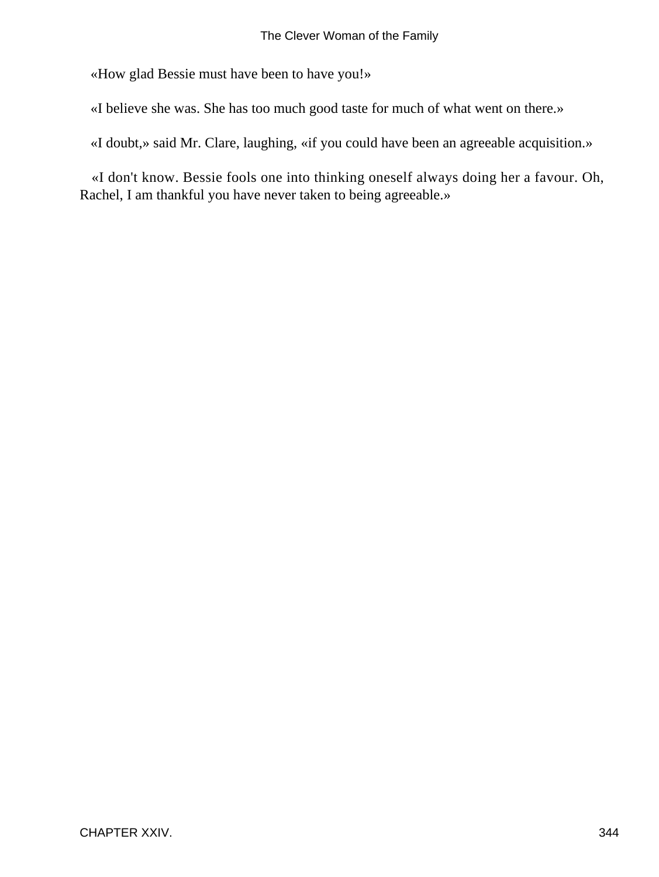«How glad Bessie must have been to have you!»

«I believe she was. She has too much good taste for much of what went on there.»

«I doubt,» said Mr. Clare, laughing, «if you could have been an agreeable acquisition.»

«I don't know. Bessie fools one into thinking oneself always doing her a favour. Oh, Rachel, I am thankful you have never taken to being agreeable.»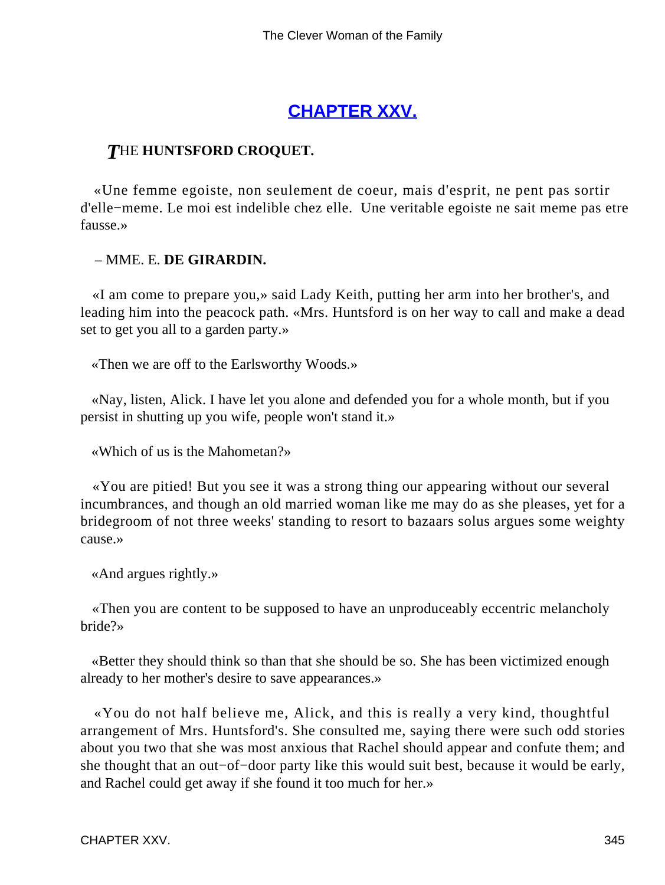## CHAPTER XXV.

### THE HUNTSFORD CROQUET.

«Une femme egoiste, non seulement de coeur, mais d'esprit, ne pent pas sortir d'elle−meme. Le moi est indelible chez elle. Une veritable egoiste ne sait meme pas etre fausse.»

– MME. E. **DE GIRARDIN.**

«I am come to prepare you,» said Lady Keith, putting her arm into her brother's, and leading him into the peacock path. «Mrs. Huntsford is on her way to call and make a dead set to get you all to a garden party.»

«Then we are off to the Earlsworthy Woods.»

«Nay, listen, Alick. I have let you alone and defended you for a whole month, but if you persist in shutting up you wife, people won't stand it.»

«Which of us is the Mahometan?»

«You are pitied! But you see it was a strong thing our appearing without our several incumbrances, and though an old married woman like me may do as she pleases, yet for a bridegroom of not three weeks' standing to resort to bazaars solus argues some weighty cause.»

«And argues rightly.»

«Then you are content to be supposed to have an unproduceably eccentric melancholy bride?»

«Better they should think so than that she should be so. She has been victimized enough already to her mother's desire to save appearances.»

«You do not half believe me, Alick, and this is really a very kind, thoughtful arrangement of Mrs. Huntsford's. She consulted me, saying there were such odd stories about you two that she was most anxious that Rachel should appear and confute them; and she thought that an out−of−door party like this would suit best, because it would be early, and Rachel could get away if she found it too much for her.»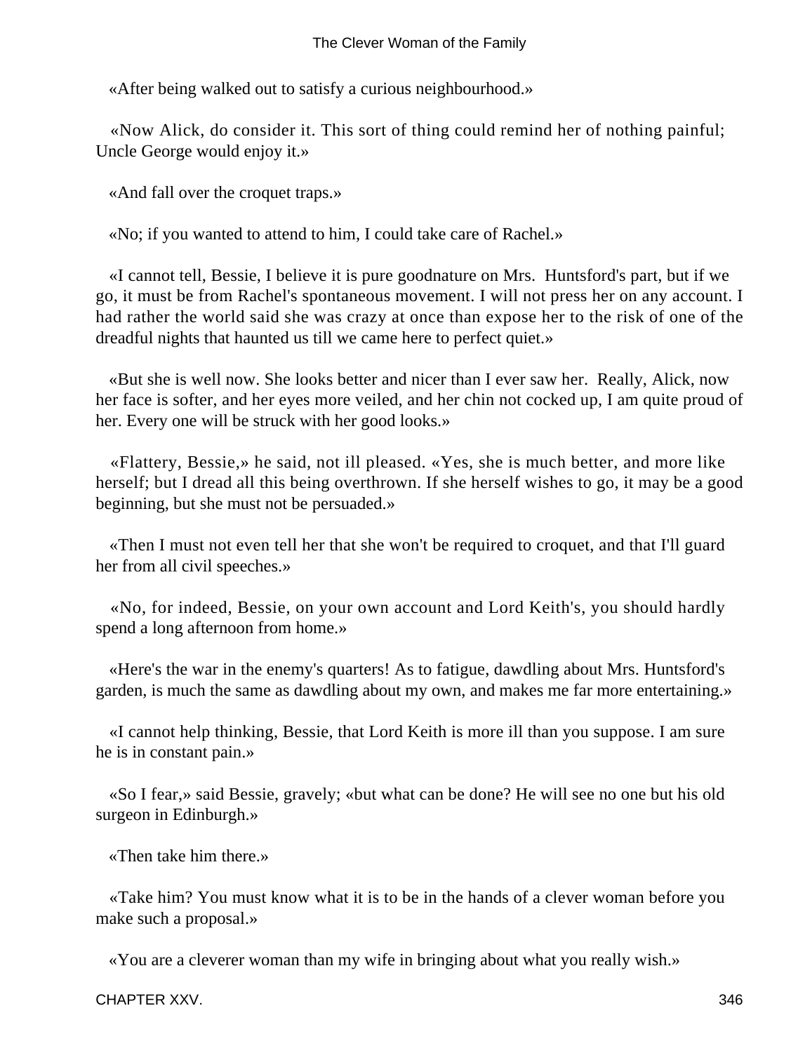«After being walked out to satisfy a curious neighbourhood.»

«Now Alick, do consider it. This sort of thing could remind her of nothing painful; Uncle George would enjoy it.»

«And fall over the croquet traps.»

«No; if you wanted to attend to him, I could take care of Rachel.»

«I cannot tell, Bessie, I believe it is pure goodnature on Mrs. Huntsford's part, but if we go, it must be from Rachel's spontaneous movement. I will not press her on any account. I had rather the world said she was crazy at once than expose her to the risk of one of the dreadful nights that haunted us till we came here to perfect quiet.»

«But she is well now. She looks better and nicer than I ever saw her. Really, Alick, now her face is softer, and her eyes more veiled, and her chin not cocked up, I am quite proud of her. Every one will be struck with her good looks.»

«Flattery, Bessie,» he said, not ill pleased. «Yes, she is much better, and more like herself; but I dread all this being overthrown. If she herself wishes to go, it may be a good beginning, but she must not be persuaded.»

«Then I must not even tell her that she won't be required to croquet, and that I'll guard her from all civil speeches.»

«No, for indeed, Bessie, on your own account and Lord Keith's, you should hardly spend a long afternoon from home.»

«Here's the war in the enemy's quarters! As to fatigue, dawdling about Mrs. Huntsford's garden, is much the same as dawdling about my own, and makes me far more entertaining.»

«I cannot help thinking, Bessie, that Lord Keith is more ill than you suppose. I am sure he is in constant pain.»

«So I fear,» said Bessie, gravely; «but what can be done? He will see no one but his old surgeon in Edinburgh.»

«Then take him there.»

«Take him? You must know what it is to be in the hands of a clever woman before you make such a proposal.»

«You are a cleverer woman than my wife in bringing about what you really wish.»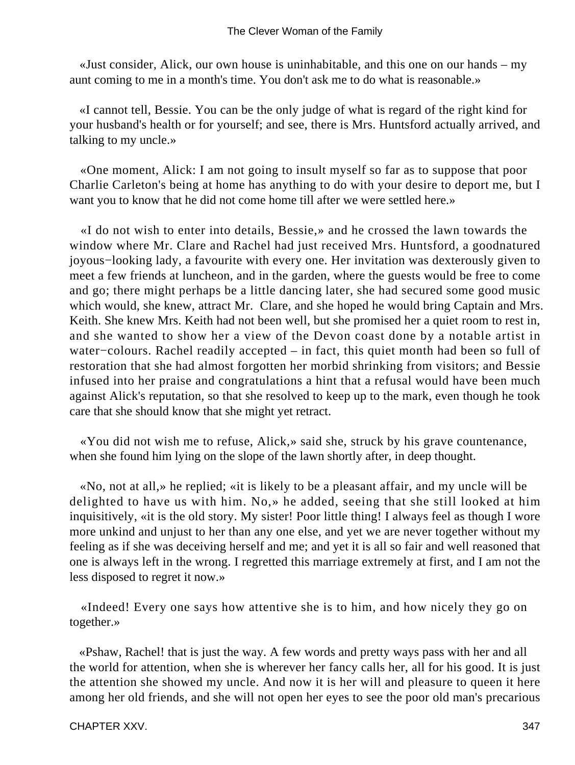«Just consider, Alick, our own house is uninhabitable, and this one on our hands – my aunt coming to me in a month's time. You don't ask me to do what is reasonable.»

«I cannot tell, Bessie. You can be the only judge of what is regard of the right kind for your husband's health or for yourself; and see, there is Mrs. Huntsford actually arrived, and talking to my uncle.»

«One moment, Alick: I am not going to insult myself so far as to suppose that poor Charlie Carleton's being at home has anything to do with your desire to deport me, but I want you to know that he did not come home till after we were settled here.»

«I do not wish to enter into details, Bessie,» and he crossed the lawn towards the window where Mr. Clare and Rachel had just received Mrs. Huntsford, a goodnatured joyous−looking lady, a favourite with every one. Her invitation was dexterously given to meet a few friends at luncheon, and in the garden, where the guests would be free to come and go; there might perhaps be a little dancing later, she had secured some good music which would, she knew, attract Mr. Clare, and she hoped he would bring Captain and Mrs. Keith. She knew Mrs. Keith had not been well, but she promised her a quiet room to rest in, and she wanted to show her a view of the Devon coast done by a notable artist in water−colours. Rachel readily accepted – in fact, this quiet month had been so full of restoration that she had almost forgotten her morbid shrinking from visitors; and Bessie infused into her praise and congratulations a hint that a refusal would have been much against Alick's reputation, so that she resolved to keep up to the mark, even though he took care that she should know that she might yet retract.

«You did not wish me to refuse, Alick,» said she, struck by his grave countenance, when she found him lying on the slope of the lawn shortly after, in deep thought.

«No, not at all,» he replied; «it is likely to be a pleasant affair, and my uncle will be delighted to have us with him. No,» he added, seeing that she still looked at him inquisitively, «it is the old story. My sister! Poor little thing! I always feel as though I wore more unkind and unjust to her than any one else, and yet we are never together without my feeling as if she was deceiving herself and me; and yet it is all so fair and well reasoned that one is always left in the wrong. I regretted this marriage extremely at first, and I am not the less disposed to regret it now.»

«Indeed! Every one says how attentive she is to him, and how nicely they go on together.»

«Pshaw, Rachel! that is just the way. A few words and pretty ways pass with her and all the world for attention, when she is wherever her fancy calls her, all for his good. It is just the attention she showed my uncle. And now it is her will and pleasure to queen it here among her old friends, and she will not open her eyes to see the poor old man's precarious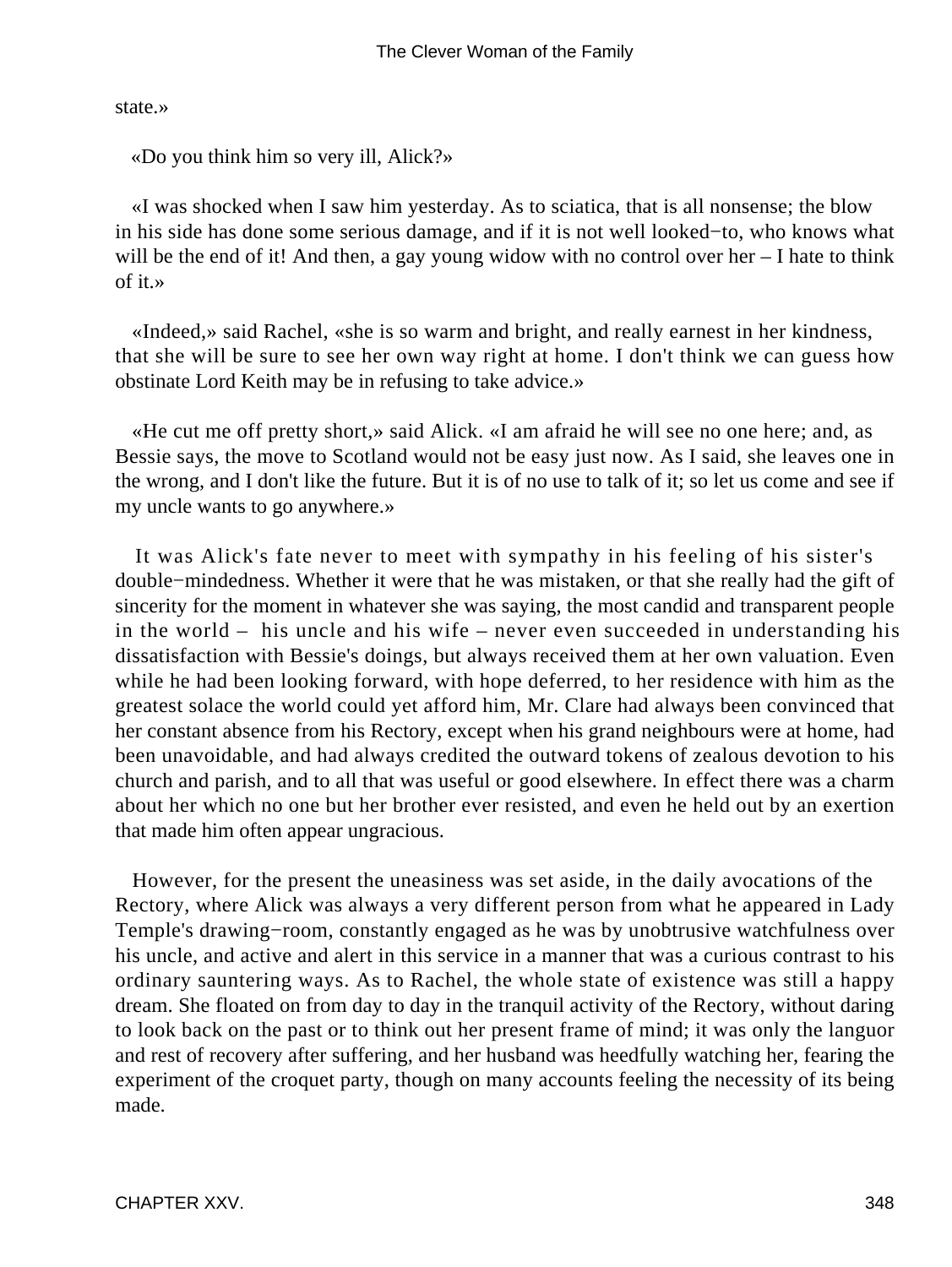state.»

«Do you think him so very ill, Alick?»

«I was shocked when I saw him yesterday. As to sciatica, that is all nonsense; the blow in his side has done some serious damage, and if it is not well looked−to, who knows what will be the end of it! And then, a gay young widow with no control over her – I hate to think of it.»

«Indeed,» said Rachel, «she is so warm and bright, and really earnest in her kindness, that she will be sure to see her own way right at home. I don't think we can guess how obstinate Lord Keith may be in refusing to take advice.»

«He cut me off pretty short,» said Alick. «I am afraid he will see no one here; and, as Bessie says, the move to Scotland would not be easy just now. As I said, she leaves one in the wrong, and I don't like the future. But it is of no use to talk of it; so let us come and see if my uncle wants to go anywhere.»

It was Alick's fate never to meet with sympathy in his feeling of his sister's double−mindedness. Whether it were that he was mistaken, or that she really had the gift of sincerity for the moment in whatever she was saying, the most candid and transparent people in the world – his uncle and his wife – never even succeeded in understanding his dissatisfaction with Bessie's doings, but always received them at her own valuation. Even while he had been looking forward, with hope deferred, to her residence with him as the greatest solace the world could yet afford him, Mr. Clare had always been convinced that her constant absence from his Rectory, except when his grand neighbours were at home, had been unavoidable, and had always credited the outward tokens of zealous devotion to his church and parish, and to all that was useful or good elsewhere. In effect there was a charm about her which no one but her brother ever resisted, and even he held out by an exertion that made him often appear ungracious.

However, for the present the uneasiness was set aside, in the daily avocations of the Rectory, where Alick was always a very different person from what he appeared in Lady Temple's drawing−room, constantly engaged as he was by unobtrusive watchfulness over his uncle, and active and alert in this service in a manner that was a curious contrast to his ordinary sauntering ways. As to Rachel, the whole state of existence was still a happy dream. She floated on from day to day in the tranquil activity of the Rectory, without daring to look back on the past or to think out her present frame of mind; it was only the languor and rest of recovery after suffering, and her husband was heedfully watching her, fearing the experiment of the croquet party, though on many accounts feeling the necessity of its being made.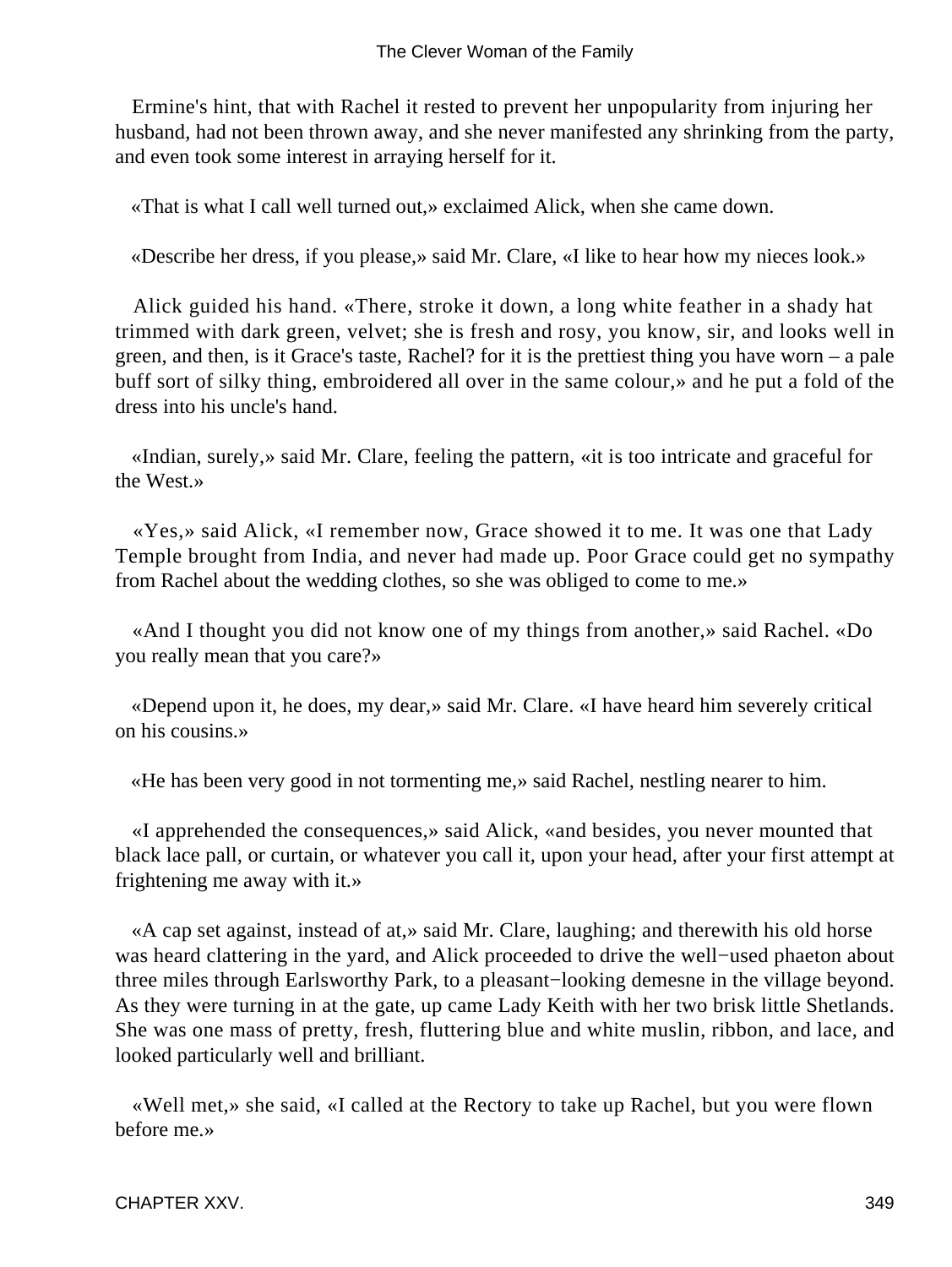Ermine's hint, that with Rachel it rested to prevent her unpopularity from injuring her husband, had not been thrown away, and she never manifested any shrinking from the party, and even took some interest in arraying herself for it.

«That is what I call well turned out,» exclaimed Alick, when she came down.

«Describe her dress, if you please,» said Mr. Clare, «I like to hear how my nieces look.»

Alick guided his hand. «There, stroke it down, a long white feather in a shady hat trimmed with dark green, velvet; she is fresh and rosy, you know, sir, and looks well in green, and then, is it Grace's taste, Rachel? for it is the prettiest thing you have worn – a pale buff sort of silky thing, embroidered all over in the same colour,» and he put a fold of the dress into his uncle's hand.

«Indian, surely,» said Mr. Clare, feeling the pattern, «it is too intricate and graceful for the West.»

«Yes,» said Alick, «I remember now, Grace showed it to me. It was one that Lady Temple brought from India, and never had made up. Poor Grace could get no sympathy from Rachel about the wedding clothes, so she was obliged to come to me.»

«And I thought you did not know one of my things from another,» said Rachel. «Do you really mean that you care?»

«Depend upon it, he does, my dear,» said Mr. Clare. «I have heard him severely critical on his cousins.»

«He has been very good in not tormenting me,» said Rachel, nestling nearer to him.

«I apprehended the consequences,» said Alick, «and besides, you never mounted that black lace pall, or curtain, or whatever you call it, upon your head, after your first attempt at frightening me away with it.»

«A cap set against, instead of at,» said Mr. Clare, laughing; and therewith his old horse was heard clattering in the yard, and Alick proceeded to drive the well−used phaeton about three miles through Earlsworthy Park, to a pleasant−looking demesne in the village beyond. As they were turning in at the gate, up came Lady Keith with her two brisk little Shetlands. She was one mass of pretty, fresh, fluttering blue and white muslin, ribbon, and lace, and looked particularly well and brilliant.

«Well met,» she said, «I called at the Rectory to take up Rachel, but you were flown before me.»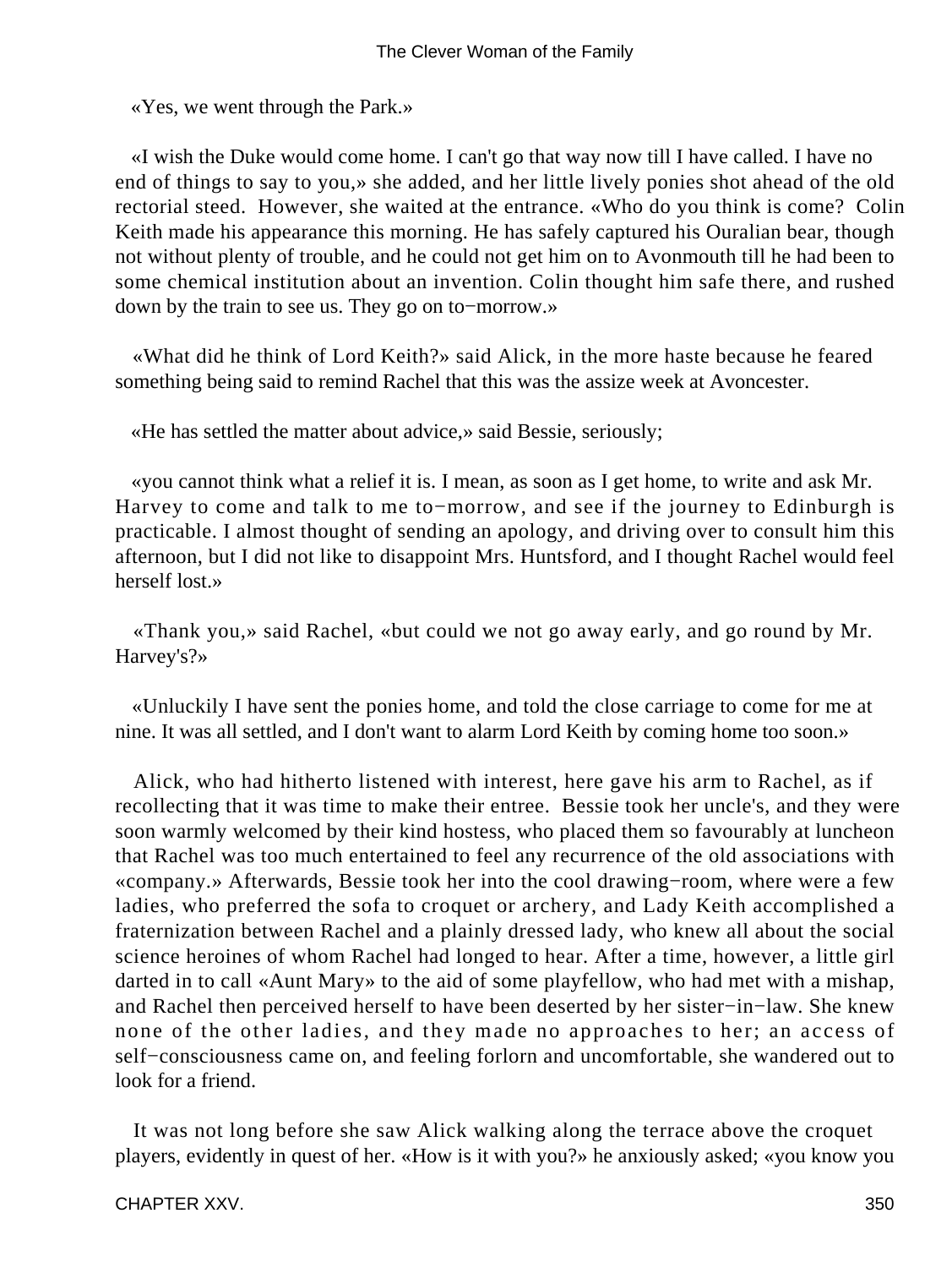«Yes, we went through the Park.»

«I wish the Duke would come home. I can't go that way now till I have called. I have no end of things to say to you,» she added, and her little lively ponies shot ahead of the old rectorial steed. However, she waited at the entrance. «Who do you think is come? Colin Keith made his appearance this morning. He has safely captured his Ouralian bear, though not without plenty of trouble, and he could not get him on to Avonmouth till he had been to some chemical institution about an invention. Colin thought him safe there, and rushed down by the train to see us. They go on to−morrow.»

«What did he think of Lord Keith?» said Alick, in the more haste because he feared something being said to remind Rachel that this was the assize week at Avoncester.

«He has settled the matter about advice,» said Bessie, seriously;

«you cannot think what a relief it is. I mean, as soon as I get home, to write and ask Mr. Harvey to come and talk to me to−morrow, and see if the journey to Edinburgh is practicable. I almost thought of sending an apology, and driving over to consult him this afternoon, but I did not like to disappoint Mrs. Huntsford, and I thought Rachel would feel herself lost.»

«Thank you,» said Rachel, «but could we not go away early, and go round by Mr. Harvey's?»

«Unluckily I have sent the ponies home, and told the close carriage to come for me at nine. It was all settled, and I don't want to alarm Lord Keith by coming home too soon.»

Alick, who had hitherto listened with interest, here gave his arm to Rachel, as if recollecting that it was time to make their entree. Bessie took her uncle's, and they were soon warmly welcomed by their kind hostess, who placed them so favourably at luncheon that Rachel was too much entertained to feel any recurrence of the old associations with «company.» Afterwards, Bessie took her into the cool drawing−room, where were a few ladies, who preferred the sofa to croquet or archery, and Lady Keith accomplished a fraternization between Rachel and a plainly dressed lady, who knew all about the social science heroines of whom Rachel had longed to hear. After a time, however, a little girl darted in to call «Aunt Mary» to the aid of some playfellow, who had met with a mishap, and Rachel then perceived herself to have been deserted by her sister−in−law. She knew none of the other ladies, and they made no approaches to her; an access of self−consciousness came on, and feeling forlorn and uncomfortable, she wandered out to look for a friend.

It was not long before she saw Alick walking along the terrace above the croquet players, evidently in quest of her. «How is it with you?» he anxiously asked; «you know you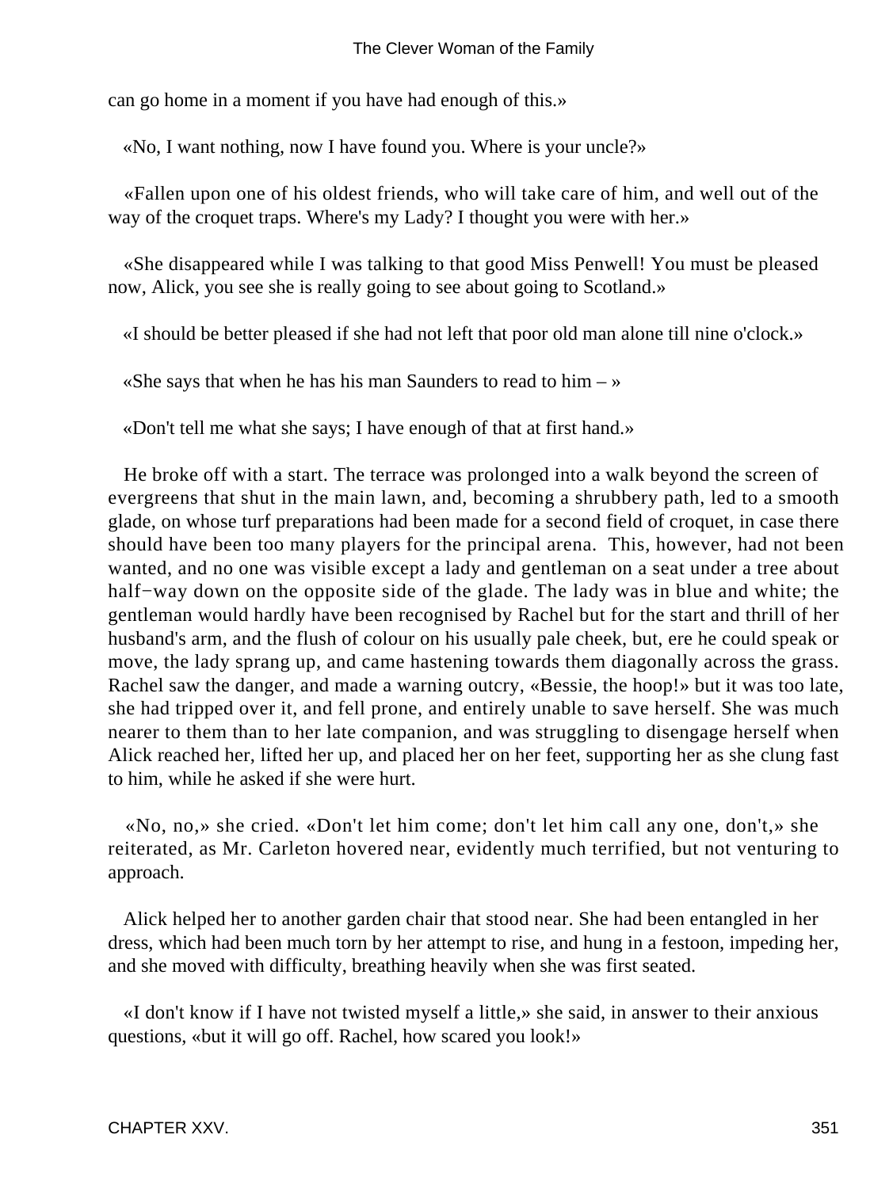can go home in a moment if you have had enough of this.»

«No, I want nothing, now I have found you. Where is your uncle?»

«Fallen upon one of his oldest friends, who will take care of him, and well out of the way of the croquet traps. Where's my Lady? I thought you were with her.»

«She disappeared while I was talking to that good Miss Penwell! You must be pleased now, Alick, you see she is really going to see about going to Scotland.»

«I should be better pleased if she had not left that poor old man alone till nine o'clock.»

«She says that when he has his man Saunders to read to him – »

«Don't tell me what she says; I have enough of that at first hand.»

He broke off with a start. The terrace was prolonged into a walk beyond the screen of evergreens that shut in the main lawn, and, becoming a shrubbery path, led to a smooth glade, on whose turf preparations had been made for a second field of croquet, in case there should have been too many players for the principal arena. This, however, had not been wanted, and no one was visible except a lady and gentleman on a seat under a tree about half−way down on the opposite side of the glade. The lady was in blue and white; the gentleman would hardly have been recognised by Rachel but for the start and thrill of her husband's arm, and the flush of colour on his usually pale cheek, but, ere he could speak or move, the lady sprang up, and came hastening towards them diagonally across the grass. Rachel saw the danger, and made a warning outcry, «Bessie, the hoop!» but it was too late, she had tripped over it, and fell prone, and entirely unable to save herself. She was much nearer to them than to her late companion, and was struggling to disengage herself when Alick reached her, lifted her up, and placed her on her feet, supporting her as she clung fast to him, while he asked if she were hurt.

«No, no,» she cried. «Don't let him come; don't let him call any one, don't,» she reiterated, as Mr. Carleton hovered near, evidently much terrified, but not venturing to approach.

Alick helped her to another garden chair that stood near. She had been entangled in her dress, which had been much torn by her attempt to rise, and hung in a festoon, impeding her, and she moved with difficulty, breathing heavily when she was first seated.

«I don't know if I have not twisted myself a little,» she said, in answer to their anxious questions, «but it will go off. Rachel, how scared you look!»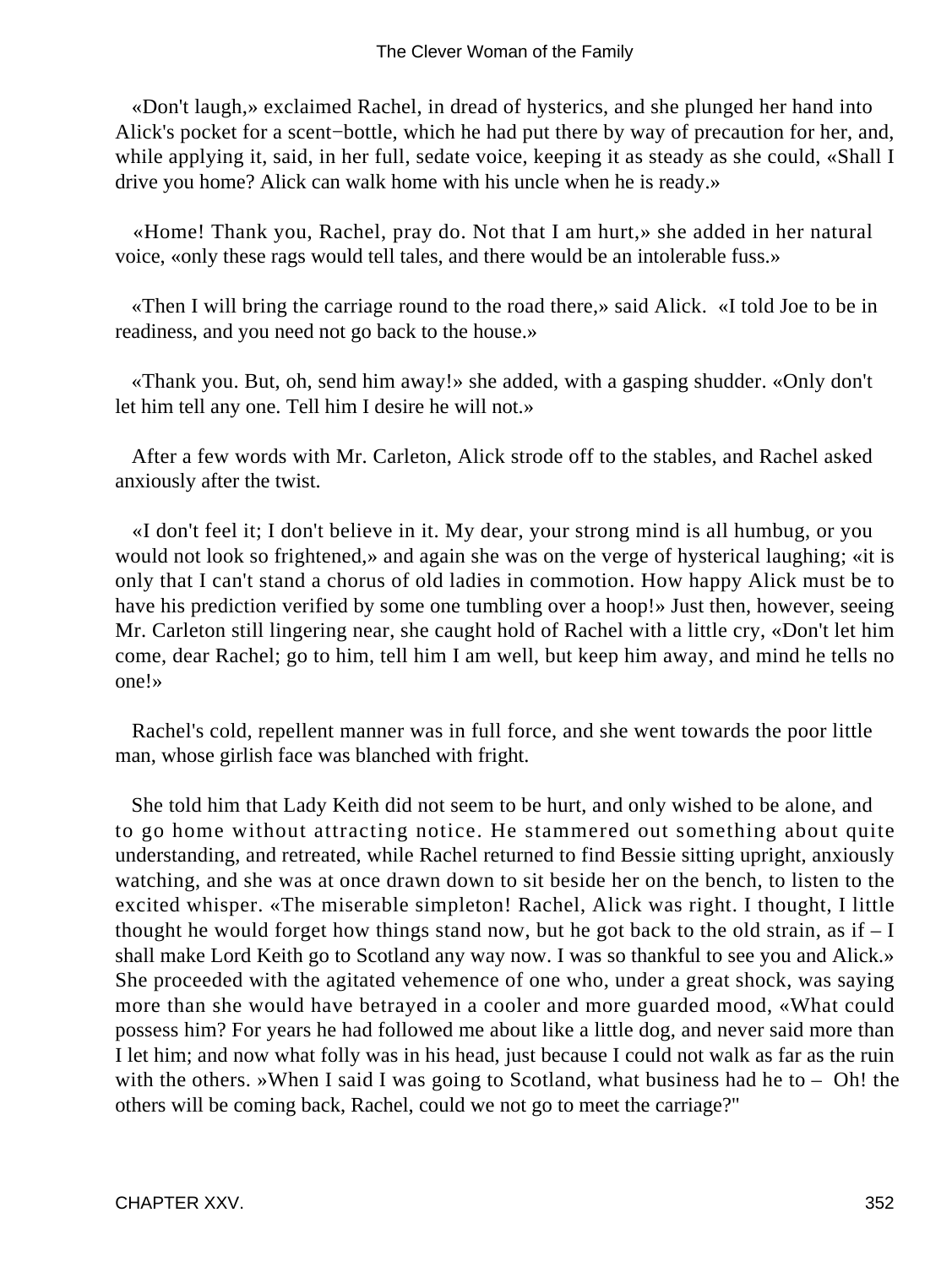«Don't laugh,» exclaimed Rachel, in dread of hysterics, and she plunged her hand into Alick's pocket for a scent−bottle, which he had put there by way of precaution for her, and, while applying it, said, in her full, sedate voice, keeping it as steady as she could, «Shall I drive you home? Alick can walk home with his uncle when he is ready.»

«Home! Thank you, Rachel, pray do. Not that I am hurt,» she added in her natural voice, «only these rags would tell tales, and there would be an intolerable fuss.»

«Then I will bring the carriage round to the road there,» said Alick. «I told Joe to be in readiness, and you need not go back to the house.»

«Thank you. But, oh, send him away!» she added, with a gasping shudder. «Only don't let him tell any one. Tell him I desire he will not.»

After a few words with Mr. Carleton, Alick strode off to the stables, and Rachel asked anxiously after the twist.

«I don't feel it; I don't believe in it. My dear, your strong mind is all humbug, or you would not look so frightened,» and again she was on the verge of hysterical laughing; «it is only that I can't stand a chorus of old ladies in commotion. How happy Alick must be to have his prediction verified by some one tumbling over a hoop!» Just then, however, seeing Mr. Carleton still lingering near, she caught hold of Rachel with a little cry, «Don't let him come, dear Rachel; go to him, tell him I am well, but keep him away, and mind he tells no one!»

Rachel's cold, repellent manner was in full force, and she went towards the poor little man, whose girlish face was blanched with fright.

She told him that Lady Keith did not seem to be hurt, and only wished to be alone, and to go home without attracting notice. He stammered out something about quite understanding, and retreated, while Rachel returned to find Bessie sitting upright, anxiously watching, and she was at once drawn down to sit beside her on the bench, to listen to the excited whisper. «The miserable simpleton! Rachel, Alick was right. I thought, I little thought he would forget how things stand now, but he got back to the old strain, as if – I shall make Lord Keith go to Scotland any way now. I was so thankful to see you and Alick.» She proceeded with the agitated vehemence of one who, under a great shock, was saying more than she would have betrayed in a cooler and more guarded mood, «What could possess him? For years he had followed me about like a little dog, and never said more than I let him; and now what folly was in his head, just because I could not walk as far as the ruin with the others. »When I said I was going to Scotland, what business had he to – Oh! the others will be coming back, Rachel, could we not go to meet the carriage?"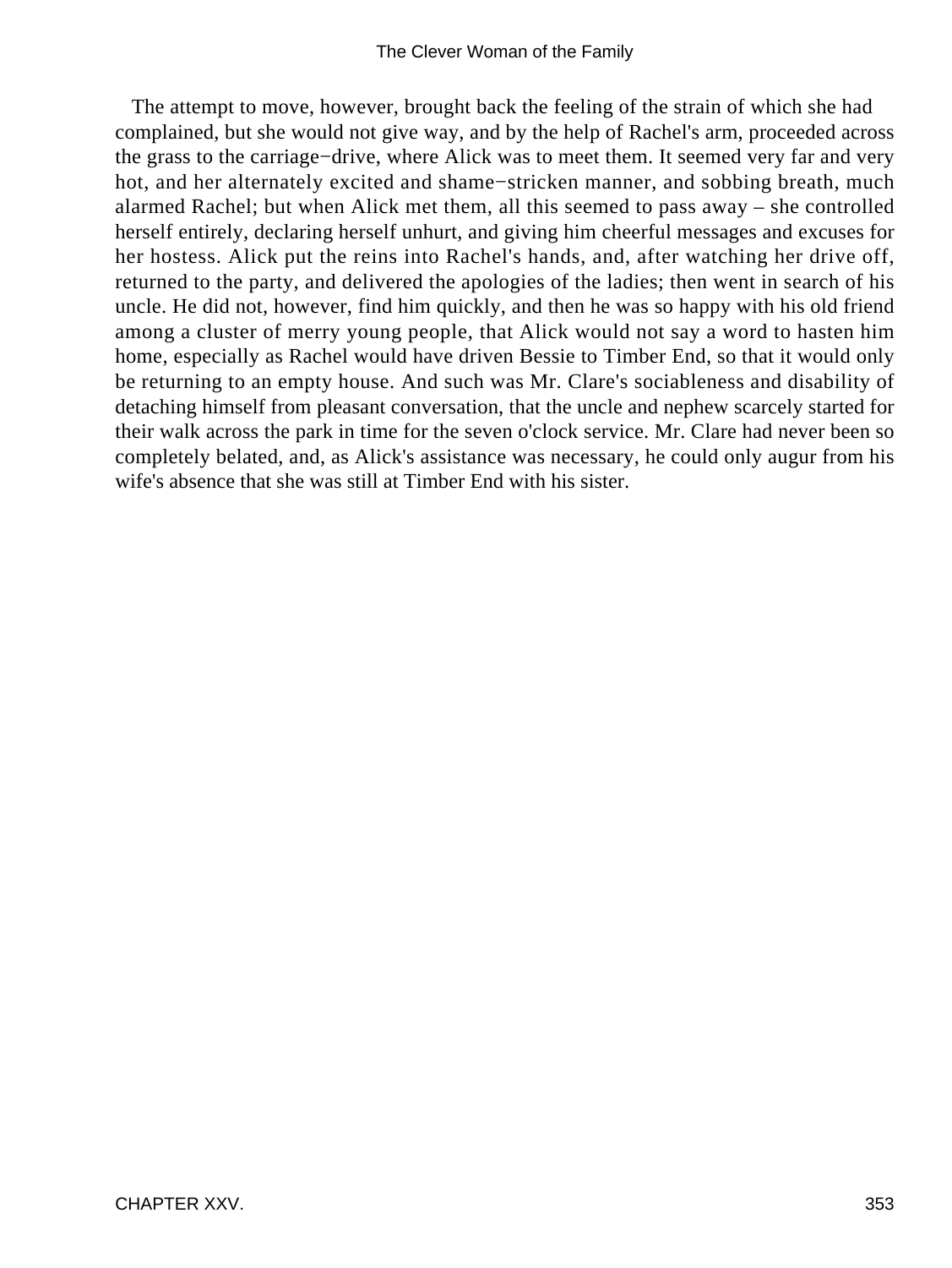The attempt to move, however, brought back the feeling of the strain of which she had complained, but she would not give way, and by the help of Rachel's arm, proceeded across the grass to the carriage−drive, where Alick was to meet them. It seemed very far and very hot, and her alternately excited and shame−stricken manner, and sobbing breath, much alarmed Rachel; but when Alick met them, all this seemed to pass away – she controlled herself entirely, declaring herself unhurt, and giving him cheerful messages and excuses for her hostess. Alick put the reins into Rachel's hands, and, after watching her drive off, returned to the party, and delivered the apologies of the ladies; then went in search of his uncle. He did not, however, find him quickly, and then he was so happy with his old friend among a cluster of merry young people, that Alick would not say a word to hasten him home, especially as Rachel would have driven Bessie to Timber End, so that it would only be returning to an empty house. And such was Mr. Clare's sociableness and disability of detaching himself from pleasant conversation, that the uncle and nephew scarcely started for their walk across the park in time for the seven o'clock service. Mr. Clare had never been so completely belated, and, as Alick's assistance was necessary, he could only augur from his wife's absence that she was still at Timber End with his sister.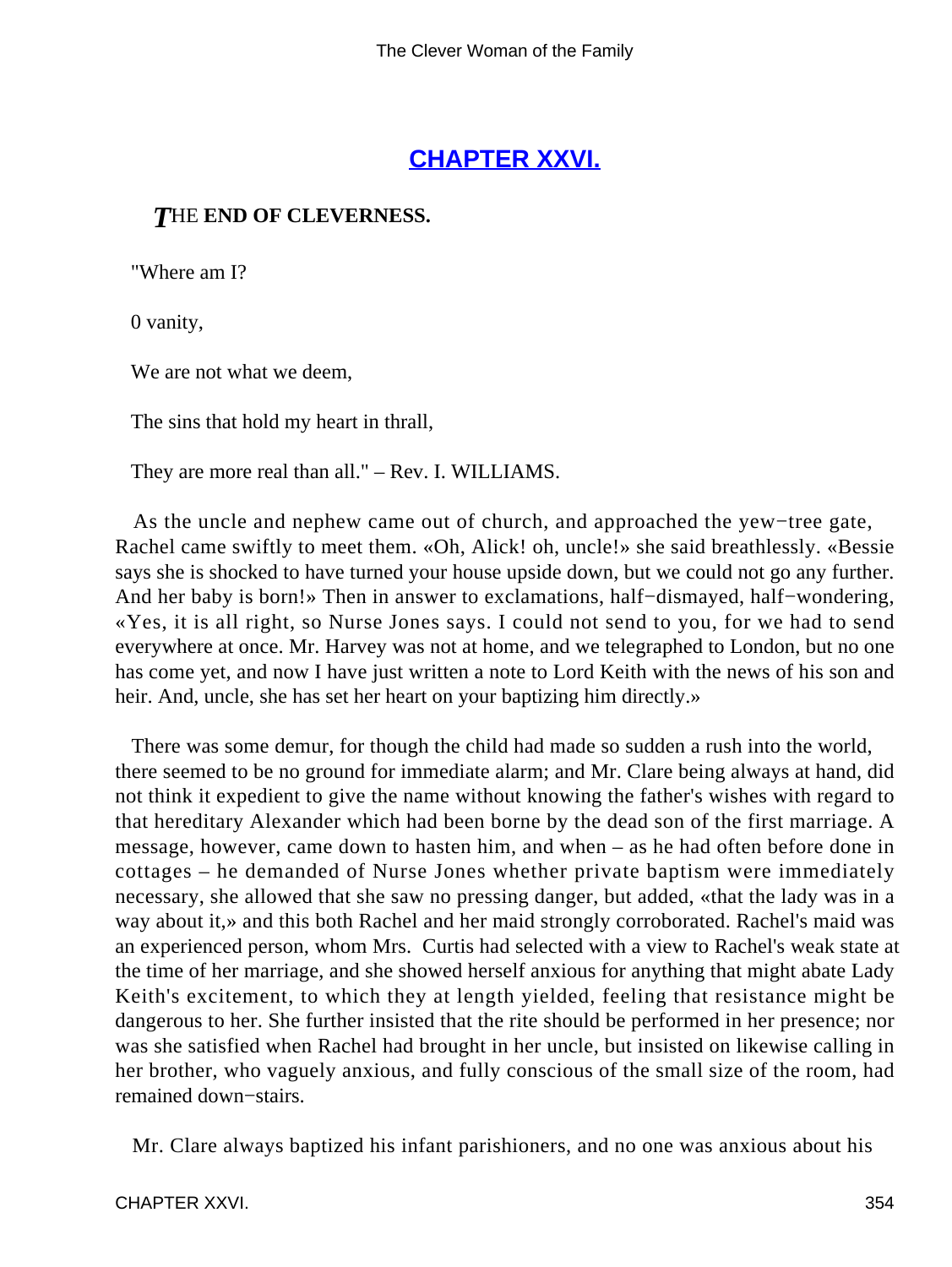## CHAPTER XXVI.

***T***HE **END OF CLEVERNESS.**

"Where am I?

0 vanity,

We are not what we deem,

The sins that hold my heart in thrall,

They are more real than all." – Rev. I. WILLIAMS.

As the uncle and nephew came out of church, and approached the yew−tree gate, Rachel came swiftly to meet them. «Oh, Alick! oh, uncle!» she said breathlessly. «Bessie says she is shocked to have turned your house upside down, but we could not go any further. And her baby is born!» Then in answer to exclamations, half−dismayed, half−wondering, «Yes, it is all right, so Nurse Jones says. I could not send to you, for we had to send everywhere at once. Mr. Harvey was not at home, and we telegraphed to London, but no one has come yet, and now I have just written a note to Lord Keith with the news of his son and heir. And, uncle, she has set her heart on your baptizing him directly.»

There was some demur, for though the child had made so sudden a rush into the world, there seemed to be no ground for immediate alarm; and Mr. Clare being always at hand, did not think it expedient to give the name without knowing the father's wishes with regard to that hereditary Alexander which had been borne by the dead son of the first marriage. A message, however, came down to hasten him, and when – as he had often before done in cottages – he demanded of Nurse Jones whether private baptism were immediately necessary, she allowed that she saw no pressing danger, but added, «that the lady was in a way about it,» and this both Rachel and her maid strongly corroborated. Rachel's maid was an experienced person, whom Mrs. Curtis had selected with a view to Rachel's weak state at the time of her marriage, and she showed herself anxious for anything that might abate Lady Keith's excitement, to which they at length yielded, feeling that resistance might be dangerous to her. She further insisted that the rite should be performed in her presence; nor was she satisfied when Rachel had brought in her uncle, but insisted on likewise calling in her brother, who vaguely anxious, and fully conscious of the small size of the room, had remained down−stairs.

Mr. Clare always baptized his infant parishioners, and no one was anxious about his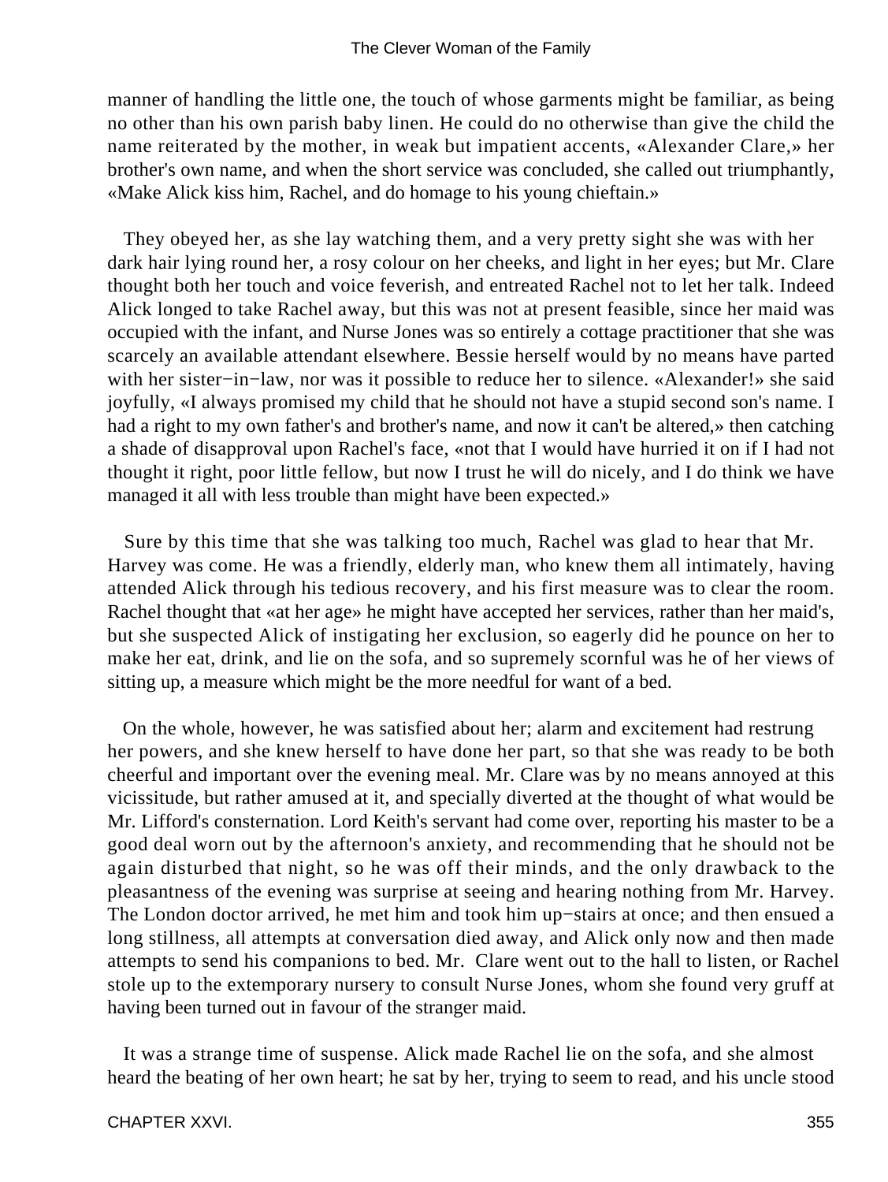manner of handling the little one, the touch of whose garments might be familiar, as being no other than his own parish baby linen. He could do no otherwise than give the child the name reiterated by the mother, in weak but impatient accents, «Alexander Clare,» her brother's own name, and when the short service was concluded, she called out triumphantly, «Make Alick kiss him, Rachel, and do homage to his young chieftain.»

They obeyed her, as she lay watching them, and a very pretty sight she was with her dark hair lying round her, a rosy colour on her cheeks, and light in her eyes; but Mr. Clare thought both her touch and voice feverish, and entreated Rachel not to let her talk. Indeed Alick longed to take Rachel away, but this was not at present feasible, since her maid was occupied with the infant, and Nurse Jones was so entirely a cottage practitioner that she was scarcely an available attendant elsewhere. Bessie herself would by no means have parted with her sister−in−law, nor was it possible to reduce her to silence. «Alexander!» she said joyfully, «I always promised my child that he should not have a stupid second son's name. I had a right to my own father's and brother's name, and now it can't be altered,» then catching a shade of disapproval upon Rachel's face, «not that I would have hurried it on if I had not thought it right, poor little fellow, but now I trust he will do nicely, and I do think we have managed it all with less trouble than might have been expected.»

Sure by this time that she was talking too much, Rachel was glad to hear that Mr. Harvey was come. He was a friendly, elderly man, who knew them all intimately, having attended Alick through his tedious recovery, and his first measure was to clear the room. Rachel thought that «at her age» he might have accepted her services, rather than her maid's, but she suspected Alick of instigating her exclusion, so eagerly did he pounce on her to make her eat, drink, and lie on the sofa, and so supremely scornful was he of her views of sitting up, a measure which might be the more needful for want of a bed.

On the whole, however, he was satisfied about her; alarm and excitement had restrung her powers, and she knew herself to have done her part, so that she was ready to be both cheerful and important over the evening meal. Mr. Clare was by no means annoyed at this vicissitude, but rather amused at it, and specially diverted at the thought of what would be Mr. Lifford's consternation. Lord Keith's servant had come over, reporting his master to be a good deal worn out by the afternoon's anxiety, and recommending that he should not be again disturbed that night, so he was off their minds, and the only drawback to the pleasantness of the evening was surprise at seeing and hearing nothing from Mr. Harvey. The London doctor arrived, he met him and took him up−stairs at once; and then ensued a long stillness, all attempts at conversation died away, and Alick only now and then made attempts to send his companions to bed. Mr. Clare went out to the hall to listen, or Rachel stole up to the extemporary nursery to consult Nurse Jones, whom she found very gruff at having been turned out in favour of the stranger maid.

It was a strange time of suspense. Alick made Rachel lie on the sofa, and she almost heard the beating of her own heart; he sat by her, trying to seem to read, and his uncle stood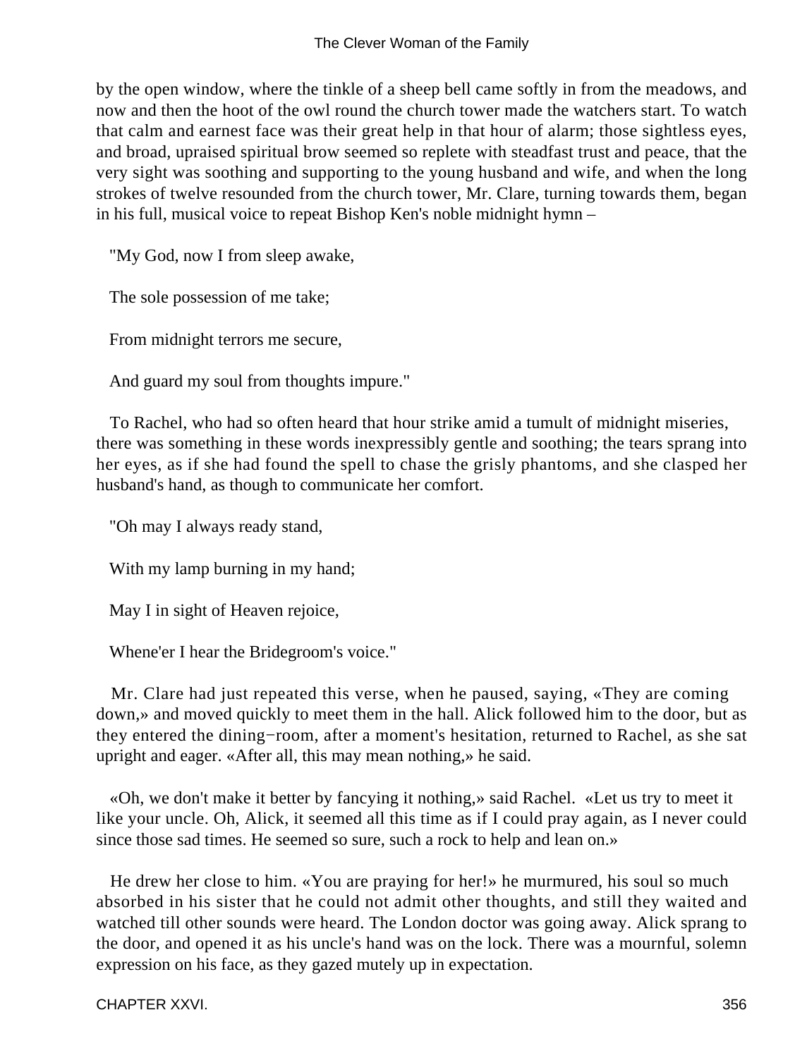by the open window, where the tinkle of a sheep bell came softly in from the meadows, and now and then the hoot of the owl round the church tower made the watchers start. To watch that calm and earnest face was their great help in that hour of alarm; those sightless eyes, and broad, upraised spiritual brow seemed so replete with steadfast trust and peace, that the very sight was soothing and supporting to the young husband and wife, and when the long strokes of twelve resounded from the church tower, Mr. Clare, turning towards them, began in his full, musical voice to repeat Bishop Ken's noble midnight hymn –

"My God, now I from sleep awake,

The sole possession of me take;

From midnight terrors me secure,

And guard my soul from thoughts impure."

To Rachel, who had so often heard that hour strike amid a tumult of midnight miseries, there was something in these words inexpressibly gentle and soothing; the tears sprang into her eyes, as if she had found the spell to chase the grisly phantoms, and she clasped her husband's hand, as though to communicate her comfort.

"Oh may I always ready stand,

With my lamp burning in my hand;

May I in sight of Heaven rejoice,

Whene'er I hear the Bridegroom's voice."

Mr. Clare had just repeated this verse, when he paused, saying, «They are coming down,» and moved quickly to meet them in the hall. Alick followed him to the door, but as they entered the dining−room, after a moment's hesitation, returned to Rachel, as she sat upright and eager. «After all, this may mean nothing,» he said.

«Oh, we don't make it better by fancying it nothing,» said Rachel. «Let us try to meet it like your uncle. Oh, Alick, it seemed all this time as if I could pray again, as I never could since those sad times. He seemed so sure, such a rock to help and lean on.»

He drew her close to him. «You are praying for her!» he murmured, his soul so much absorbed in his sister that he could not admit other thoughts, and still they waited and watched till other sounds were heard. The London doctor was going away. Alick sprang to the door, and opened it as his uncle's hand was on the lock. There was a mournful, solemn expression on his face, as they gazed mutely up in expectation.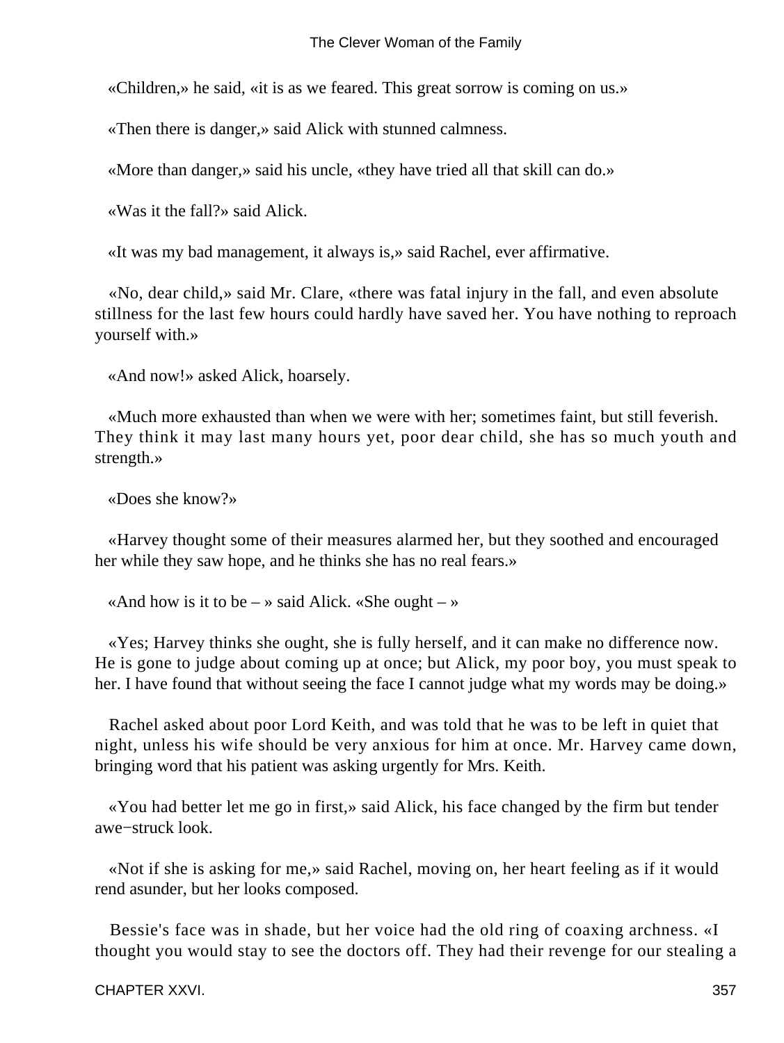«Children,» he said, «it is as we feared. This great sorrow is coming on us.»

«Then there is danger,» said Alick with stunned calmness.

«More than danger,» said his uncle, «they have tried all that skill can do.»

«Was it the fall?» said Alick.

«It was my bad management, it always is,» said Rachel, ever affirmative.

«No, dear child,» said Mr. Clare, «there was fatal injury in the fall, and even absolute stillness for the last few hours could hardly have saved her. You have nothing to reproach yourself with.»

«And now!» asked Alick, hoarsely.

«Much more exhausted than when we were with her; sometimes faint, but still feverish. They think it may last many hours yet, poor dear child, she has so much youth and strength.»

«Does she know?»

«Harvey thought some of their measures alarmed her, but they soothed and encouraged her while they saw hope, and he thinks she has no real fears.»

«And how is it to be – » said Alick. «She ought – »

«Yes; Harvey thinks she ought, she is fully herself, and it can make no difference now. He is gone to judge about coming up at once; but Alick, my poor boy, you must speak to her. I have found that without seeing the face I cannot judge what my words may be doing.»

Rachel asked about poor Lord Keith, and was told that he was to be left in quiet that night, unless his wife should be very anxious for him at once. Mr. Harvey came down, bringing word that his patient was asking urgently for Mrs. Keith.

«You had better let me go in first,» said Alick, his face changed by the firm but tender awe−struck look.

«Not if she is asking for me,» said Rachel, moving on, her heart feeling as if it would rend asunder, but her looks composed.

Bessie's face was in shade, but her voice had the old ring of coaxing archness. «I thought you would stay to see the doctors off. They had their revenge for our stealing a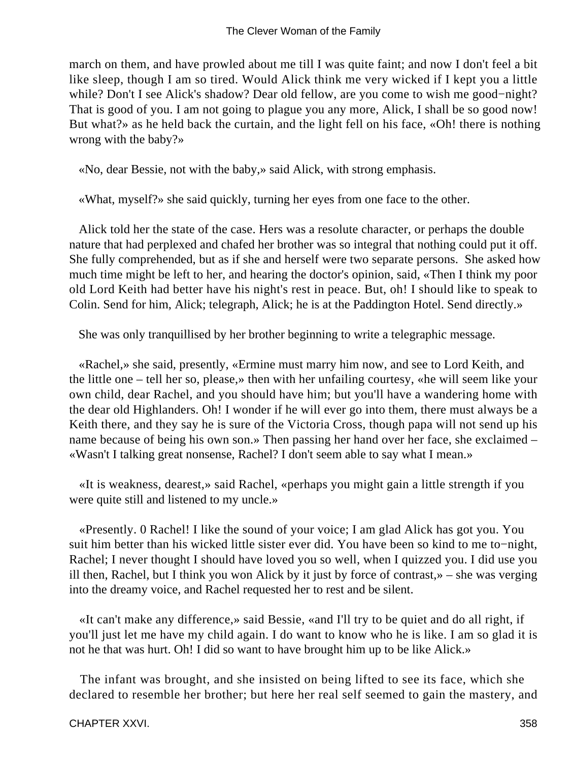march on them, and have prowled about me till I was quite faint; and now I don't feel a bit like sleep, though I am so tired. Would Alick think me very wicked if I kept you a little while? Don't I see Alick's shadow? Dear old fellow, are you come to wish me good−night? That is good of you. I am not going to plague you any more, Alick, I shall be so good now! But what?» as he held back the curtain, and the light fell on his face, «Oh! there is nothing wrong with the baby?»

«No, dear Bessie, not with the baby,» said Alick, with strong emphasis.

«What, myself?» she said quickly, turning her eyes from one face to the other.

Alick told her the state of the case. Hers was a resolute character, or perhaps the double nature that had perplexed and chafed her brother was so integral that nothing could put it off. She fully comprehended, but as if she and herself were two separate persons. She asked how much time might be left to her, and hearing the doctor's opinion, said, «Then I think my poor old Lord Keith had better have his night's rest in peace. But, oh! I should like to speak to Colin. Send for him, Alick; telegraph, Alick; he is at the Paddington Hotel. Send directly.»

She was only tranquillised by her brother beginning to write a telegraphic message.

«Rachel,» she said, presently, «Ermine must marry him now, and see to Lord Keith, and the little one – tell her so, please,» then with her unfailing courtesy, «he will seem like your own child, dear Rachel, and you should have him; but you'll have a wandering home with the dear old Highlanders. Oh! I wonder if he will ever go into them, there must always be a Keith there, and they say he is sure of the Victoria Cross, though papa will not send up his name because of being his own son.» Then passing her hand over her face, she exclaimed – «Wasn't I talking great nonsense, Rachel? I don't seem able to say what I mean.»

«It is weakness, dearest,» said Rachel, «perhaps you might gain a little strength if you were quite still and listened to my uncle.»

«Presently. 0 Rachel! I like the sound of your voice; I am glad Alick has got you. You suit him better than his wicked little sister ever did. You have been so kind to me to−night, Rachel; I never thought I should have loved you so well, when I quizzed you. I did use you ill then, Rachel, but I think you won Alick by it just by force of contrast,» – she was verging into the dreamy voice, and Rachel requested her to rest and be silent.

«It can't make any difference,» said Bessie, «and I'll try to be quiet and do all right, if you'll just let me have my child again. I do want to know who he is like. I am so glad it is not he that was hurt. Oh! I did so want to have brought him up to be like Alick.»

The infant was brought, and she insisted on being lifted to see its face, which she declared to resemble her brother; but here her real self seemed to gain the mastery, and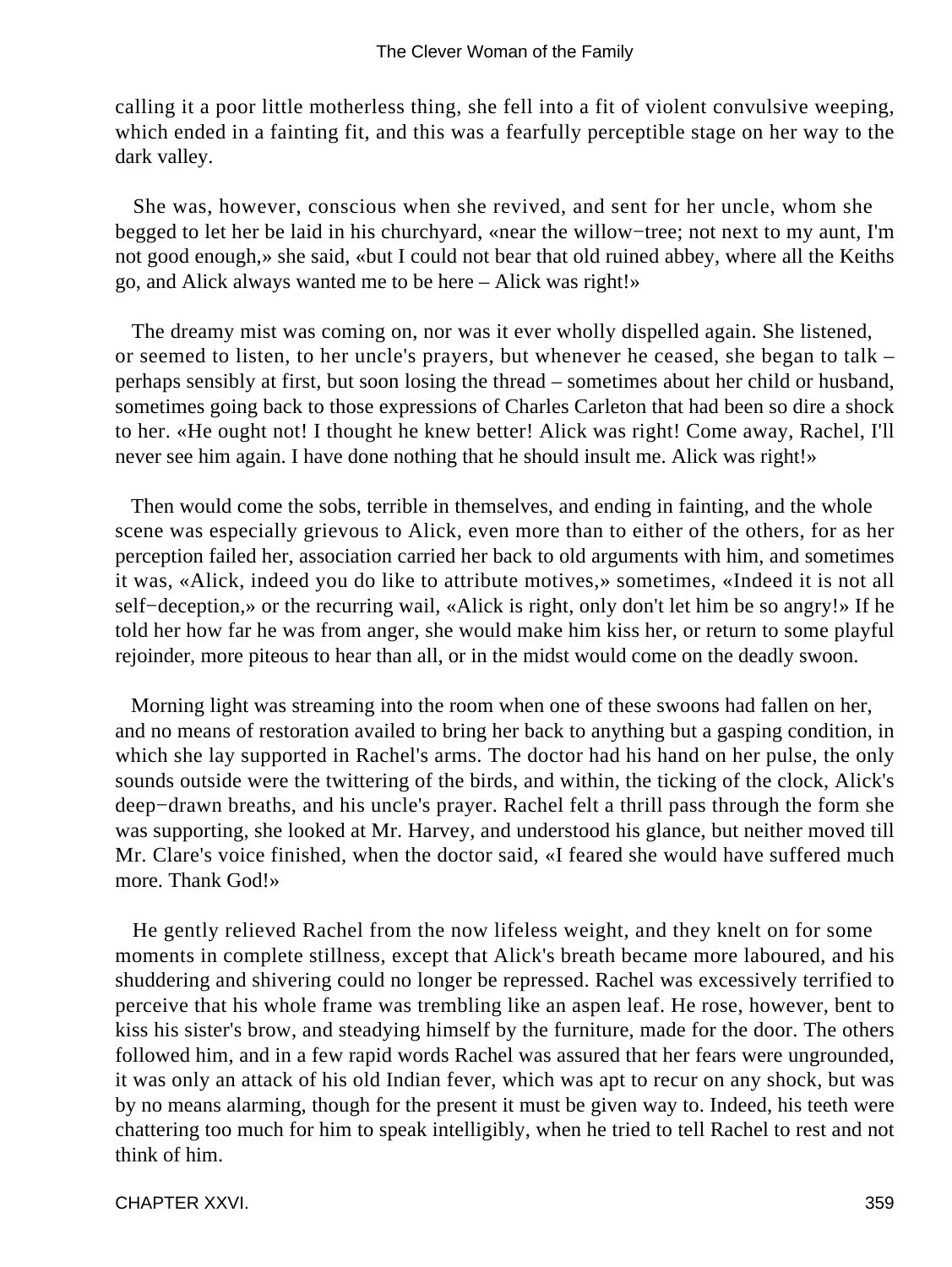calling it a poor little motherless thing, she fell into a fit of violent convulsive weeping, which ended in a fainting fit, and this was a fearfully perceptible stage on her way to the dark valley.

She was, however, conscious when she revived, and sent for her uncle, whom she begged to let her be laid in his churchyard, «near the willow−tree; not next to my aunt, I'm not good enough,» she said, «but I could not bear that old ruined abbey, where all the Keiths go, and Alick always wanted me to be here – Alick was right!»

The dreamy mist was coming on, nor was it ever wholly dispelled again. She listened, or seemed to listen, to her uncle's prayers, but whenever he ceased, she began to talk – perhaps sensibly at first, but soon losing the thread – sometimes about her child or husband, sometimes going back to those expressions of Charles Carleton that had been so dire a shock to her. «He ought not! I thought he knew better! Alick was right! Come away, Rachel, I'll never see him again. I have done nothing that he should insult me. Alick was right!»

Then would come the sobs, terrible in themselves, and ending in fainting, and the whole scene was especially grievous to Alick, even more than to either of the others, for as her perception failed her, association carried her back to old arguments with him, and sometimes it was, «Alick, indeed you do like to attribute motives,» sometimes, «Indeed it is not all self−deception,» or the recurring wail, «Alick is right, only don't let him be so angry!» If he told her how far he was from anger, she would make him kiss her, or return to some playful rejoinder, more piteous to hear than all, or in the midst would come on the deadly swoon.

Morning light was streaming into the room when one of these swoons had fallen on her, and no means of restoration availed to bring her back to anything but a gasping condition, in which she lay supported in Rachel's arms. The doctor had his hand on her pulse, the only sounds outside were the twittering of the birds, and within, the ticking of the clock, Alick's deep−drawn breaths, and his uncle's prayer. Rachel felt a thrill pass through the form she was supporting, she looked at Mr. Harvey, and understood his glance, but neither moved till Mr. Clare's voice finished, when the doctor said, «I feared she would have suffered much more. Thank God!»

He gently relieved Rachel from the now lifeless weight, and they knelt on for some moments in complete stillness, except that Alick's breath became more laboured, and his shuddering and shivering could no longer be repressed. Rachel was excessively terrified to perceive that his whole frame was trembling like an aspen leaf. He rose, however, bent to kiss his sister's brow, and steadying himself by the furniture, made for the door. The others followed him, and in a few rapid words Rachel was assured that her fears were ungrounded, it was only an attack of his old Indian fever, which was apt to recur on any shock, but was by no means alarming, though for the present it must be given way to. Indeed, his teeth were chattering too much for him to speak intelligibly, when he tried to tell Rachel to rest and not think of him.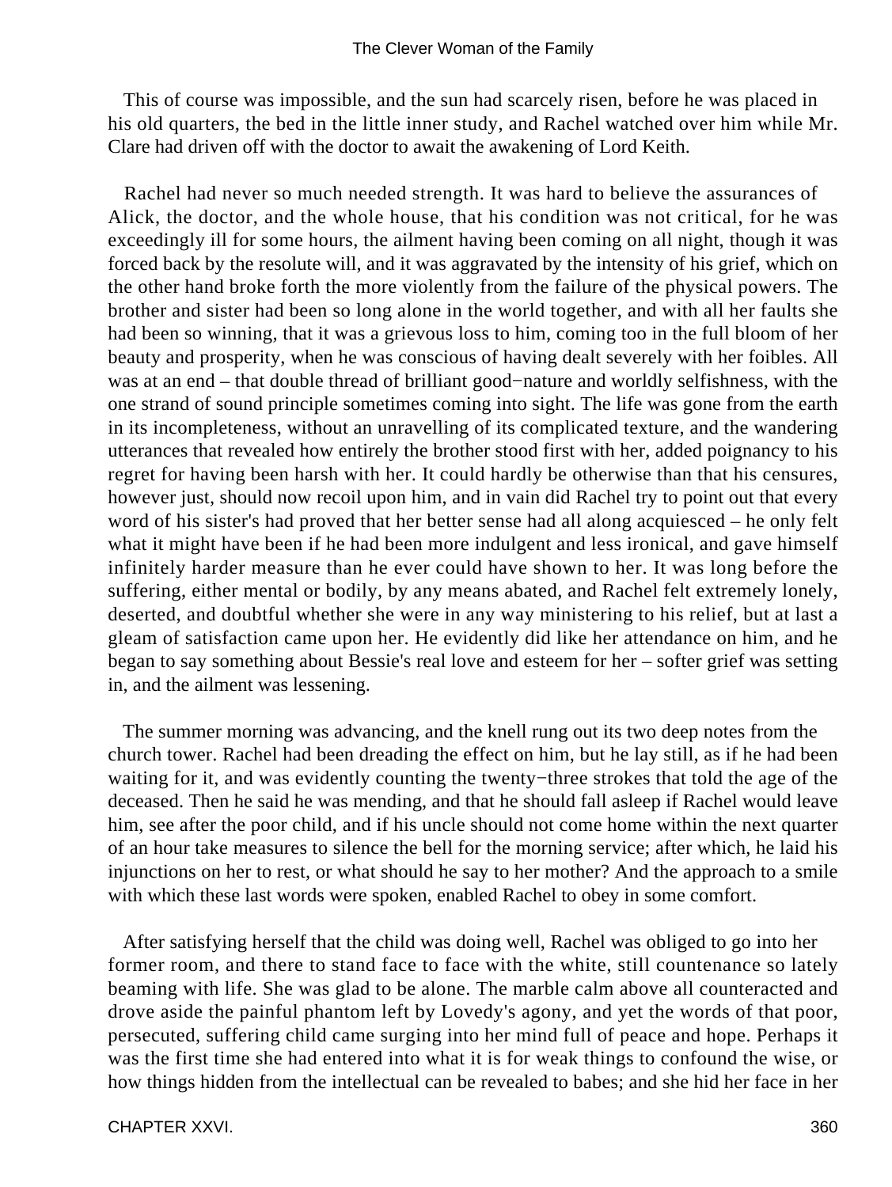This of course was impossible, and the sun had scarcely risen, before he was placed in his old quarters, the bed in the little inner study, and Rachel watched over him while Mr. Clare had driven off with the doctor to await the awakening of Lord Keith.

Rachel had never so much needed strength. It was hard to believe the assurances of Alick, the doctor, and the whole house, that his condition was not critical, for he was exceedingly ill for some hours, the ailment having been coming on all night, though it was forced back by the resolute will, and it was aggravated by the intensity of his grief, which on the other hand broke forth the more violently from the failure of the physical powers. The brother and sister had been so long alone in the world together, and with all her faults she had been so winning, that it was a grievous loss to him, coming too in the full bloom of her beauty and prosperity, when he was conscious of having dealt severely with her foibles. All was at an end – that double thread of brilliant good−nature and worldly selfishness, with the one strand of sound principle sometimes coming into sight. The life was gone from the earth in its incompleteness, without an unravelling of its complicated texture, and the wandering utterances that revealed how entirely the brother stood first with her, added poignancy to his regret for having been harsh with her. It could hardly be otherwise than that his censures, however just, should now recoil upon him, and in vain did Rachel try to point out that every word of his sister's had proved that her better sense had all along acquiesced – he only felt what it might have been if he had been more indulgent and less ironical, and gave himself infinitely harder measure than he ever could have shown to her. It was long before the suffering, either mental or bodily, by any means abated, and Rachel felt extremely lonely, deserted, and doubtful whether she were in any way ministering to his relief, but at last a gleam of satisfaction came upon her. He evidently did like her attendance on him, and he began to say something about Bessie's real love and esteem for her – softer grief was setting in, and the ailment was lessening.

The summer morning was advancing, and the knell rung out its two deep notes from the church tower. Rachel had been dreading the effect on him, but he lay still, as if he had been waiting for it, and was evidently counting the twenty−three strokes that told the age of the deceased. Then he said he was mending, and that he should fall asleep if Rachel would leave him, see after the poor child, and if his uncle should not come home within the next quarter of an hour take measures to silence the bell for the morning service; after which, he laid his injunctions on her to rest, or what should he say to her mother? And the approach to a smile with which these last words were spoken, enabled Rachel to obey in some comfort.

After satisfying herself that the child was doing well, Rachel was obliged to go into her former room, and there to stand face to face with the white, still countenance so lately beaming with life. She was glad to be alone. The marble calm above all counteracted and drove aside the painful phantom left by Lovedy's agony, and yet the words of that poor, persecuted, suffering child came surging into her mind full of peace and hope. Perhaps it was the first time she had entered into what it is for weak things to confound the wise, or how things hidden from the intellectual can be revealed to babes; and she hid her face in her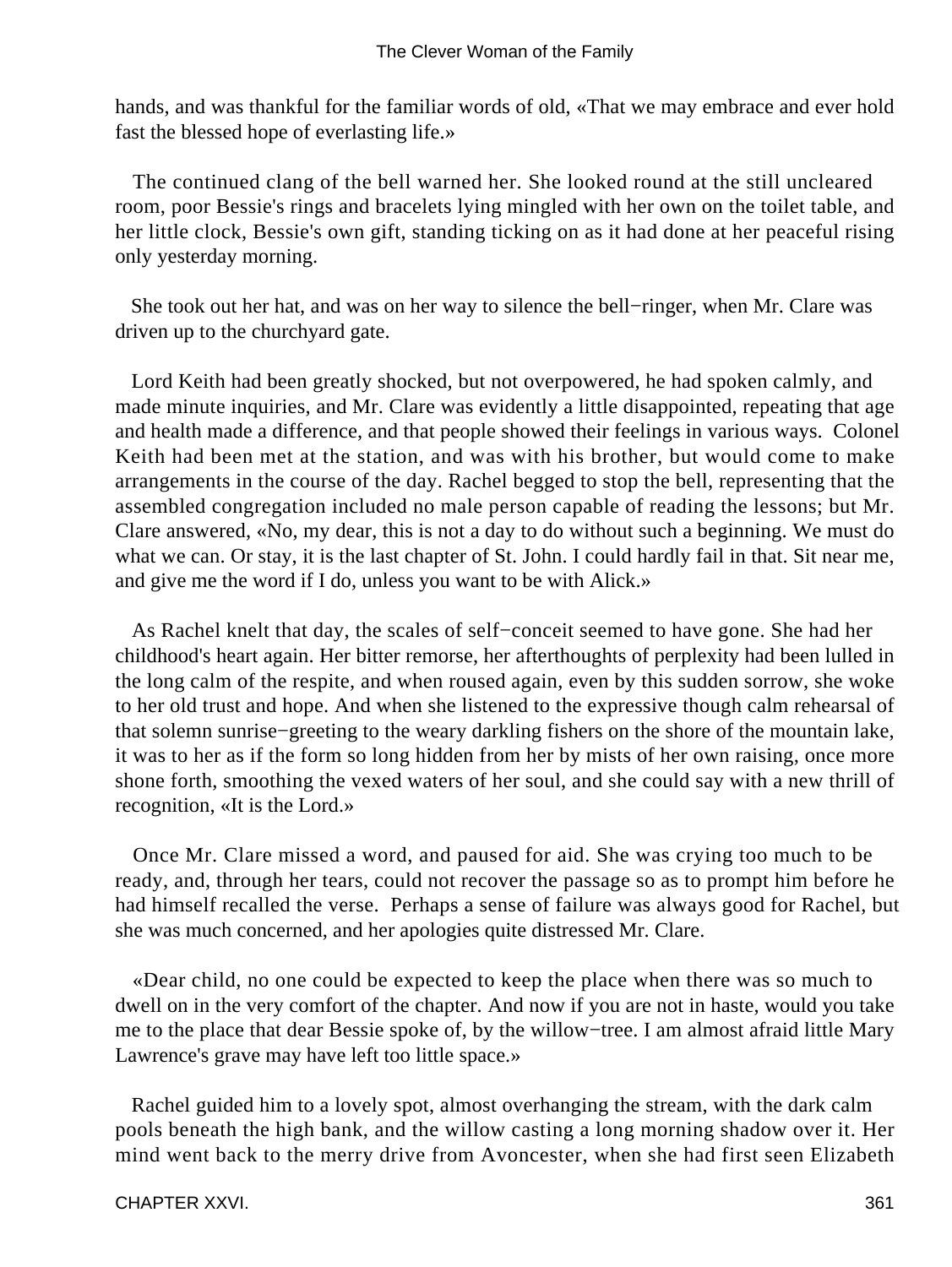hands, and was thankful for the familiar words of old, «That we may embrace and ever hold fast the blessed hope of everlasting life.»

The continued clang of the bell warned her. She looked round at the still uncleared room, poor Bessie's rings and bracelets lying mingled with her own on the toilet table, and her little clock, Bessie's own gift, standing ticking on as it had done at her peaceful rising only yesterday morning.

She took out her hat, and was on her way to silence the bell−ringer, when Mr. Clare was driven up to the churchyard gate.

Lord Keith had been greatly shocked, but not overpowered, he had spoken calmly, and made minute inquiries, and Mr. Clare was evidently a little disappointed, repeating that age and health made a difference, and that people showed their feelings in various ways. Colonel Keith had been met at the station, and was with his brother, but would come to make arrangements in the course of the day. Rachel begged to stop the bell, representing that the assembled congregation included no male person capable of reading the lessons; but Mr. Clare answered, «No, my dear, this is not a day to do without such a beginning. We must do what we can. Or stay, it is the last chapter of St. John. I could hardly fail in that. Sit near me, and give me the word if I do, unless you want to be with Alick.»

As Rachel knelt that day, the scales of self−conceit seemed to have gone. She had her childhood's heart again. Her bitter remorse, her afterthoughts of perplexity had been lulled in the long calm of the respite, and when roused again, even by this sudden sorrow, she woke to her old trust and hope. And when she listened to the expressive though calm rehearsal of that solemn sunrise−greeting to the weary darkling fishers on the shore of the mountain lake, it was to her as if the form so long hidden from her by mists of her own raising, once more shone forth, smoothing the vexed waters of her soul, and she could say with a new thrill of recognition, «It is the Lord.»

Once Mr. Clare missed a word, and paused for aid. She was crying too much to be ready, and, through her tears, could not recover the passage so as to prompt him before he had himself recalled the verse. Perhaps a sense of failure was always good for Rachel, but she was much concerned, and her apologies quite distressed Mr. Clare.

«Dear child, no one could be expected to keep the place when there was so much to dwell on in the very comfort of the chapter. And now if you are not in haste, would you take me to the place that dear Bessie spoke of, by the willow−tree. I am almost afraid little Mary Lawrence's grave may have left too little space.»

Rachel guided him to a lovely spot, almost overhanging the stream, with the dark calm pools beneath the high bank, and the willow casting a long morning shadow over it. Her mind went back to the merry drive from Avoncester, when she had first seen Elizabeth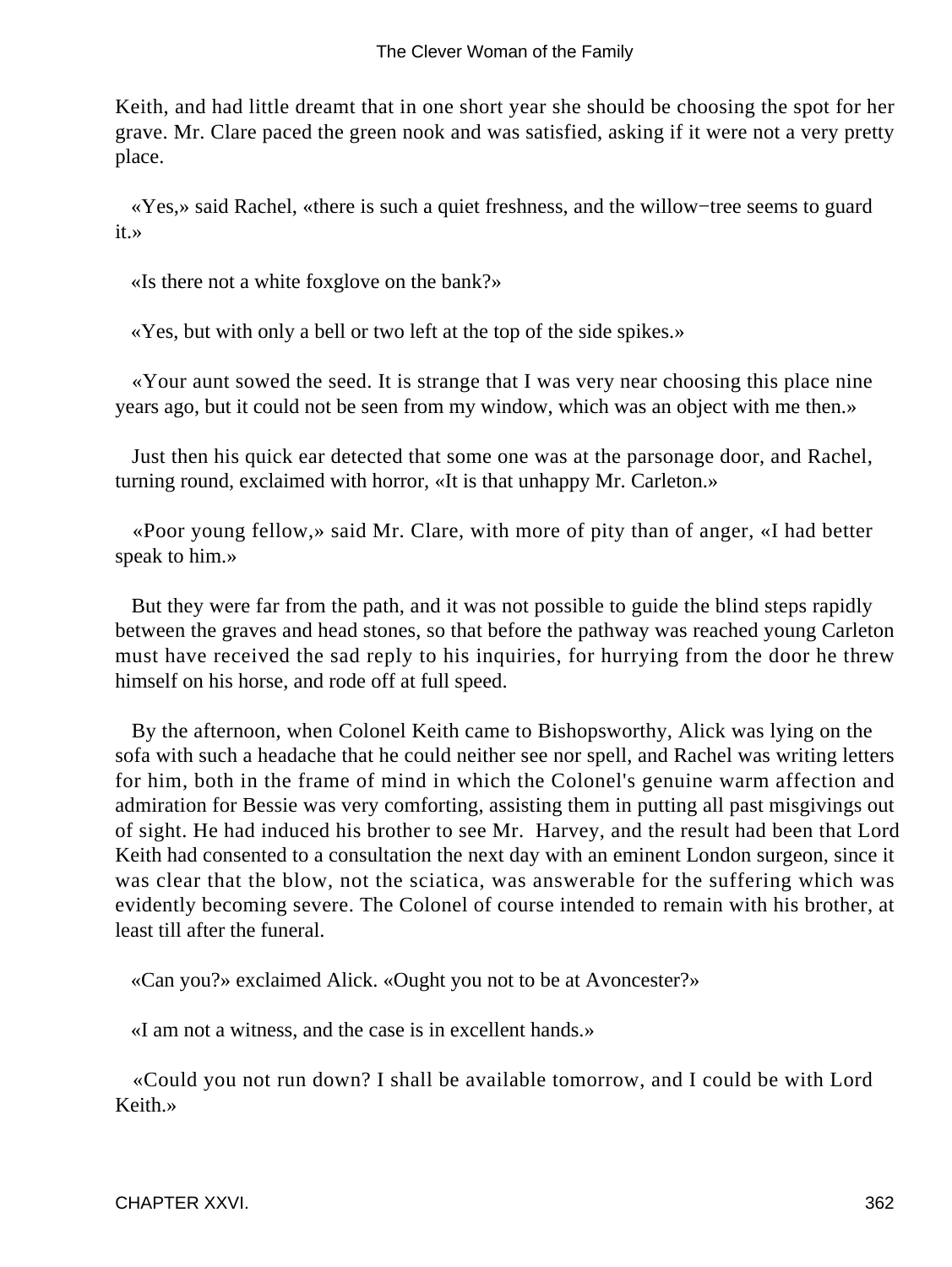Keith, and had little dreamt that in one short year she should be choosing the spot for her grave. Mr. Clare paced the green nook and was satisfied, asking if it were not a very pretty place.

«Yes,» said Rachel, «there is such a quiet freshness, and the willow−tree seems to guard it.»

«Is there not a white foxglove on the bank?»

«Yes, but with only a bell or two left at the top of the side spikes.»

«Your aunt sowed the seed. It is strange that I was very near choosing this place nine years ago, but it could not be seen from my window, which was an object with me then.»

Just then his quick ear detected that some one was at the parsonage door, and Rachel, turning round, exclaimed with horror, «It is that unhappy Mr. Carleton.»

«Poor young fellow,» said Mr. Clare, with more of pity than of anger, «I had better speak to him.»

But they were far from the path, and it was not possible to guide the blind steps rapidly between the graves and head stones, so that before the pathway was reached young Carleton must have received the sad reply to his inquiries, for hurrying from the door he threw himself on his horse, and rode off at full speed.

By the afternoon, when Colonel Keith came to Bishopsworthy, Alick was lying on the sofa with such a headache that he could neither see nor spell, and Rachel was writing letters for him, both in the frame of mind in which the Colonel's genuine warm affection and admiration for Bessie was very comforting, assisting them in putting all past misgivings out of sight. He had induced his brother to see Mr. Harvey, and the result had been that Lord Keith had consented to a consultation the next day with an eminent London surgeon, since it was clear that the blow, not the sciatica, was answerable for the suffering which was evidently becoming severe. The Colonel of course intended to remain with his brother, at least till after the funeral.

«Can you?» exclaimed Alick. «Ought you not to be at Avoncester?»

«I am not a witness, and the case is in excellent hands.»

«Could you not run down? I shall be available tomorrow, and I could be with Lord Keith.»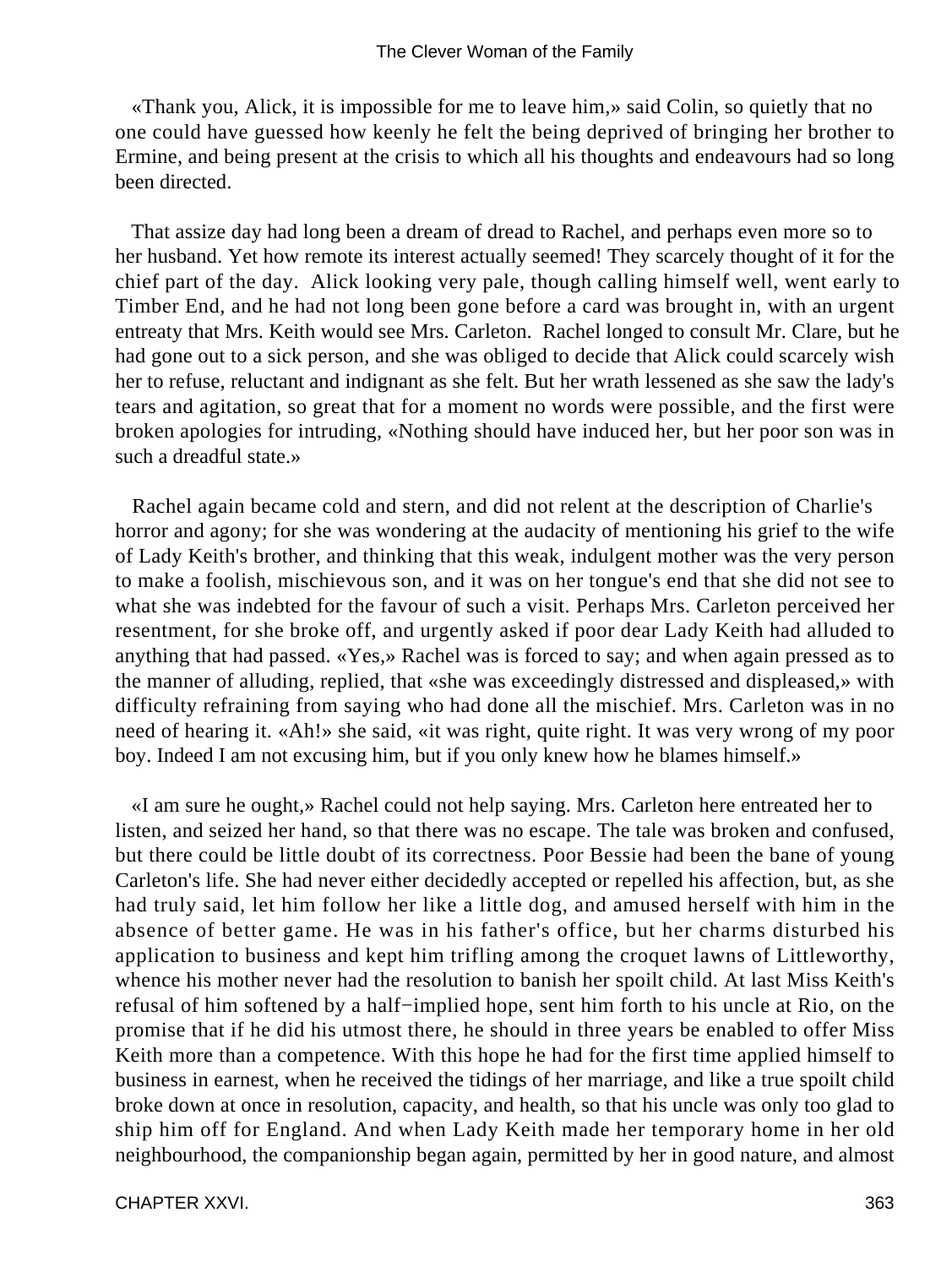«Thank you, Alick, it is impossible for me to leave him,» said Colin, so quietly that no one could have guessed how keenly he felt the being deprived of bringing her brother to Ermine, and being present at the crisis to which all his thoughts and endeavours had so long been directed.

That assize day had long been a dream of dread to Rachel, and perhaps even more so to her husband. Yet how remote its interest actually seemed! They scarcely thought of it for the chief part of the day. Alick looking very pale, though calling himself well, went early to Timber End, and he had not long been gone before a card was brought in, with an urgent entreaty that Mrs. Keith would see Mrs. Carleton. Rachel longed to consult Mr. Clare, but he had gone out to a sick person, and she was obliged to decide that Alick could scarcely wish her to refuse, reluctant and indignant as she felt. But her wrath lessened as she saw the lady's tears and agitation, so great that for a moment no words were possible, and the first were broken apologies for intruding, «Nothing should have induced her, but her poor son was in such a dreadful state.»

Rachel again became cold and stern, and did not relent at the description of Charlie's horror and agony; for she was wondering at the audacity of mentioning his grief to the wife of Lady Keith's brother, and thinking that this weak, indulgent mother was the very person to make a foolish, mischievous son, and it was on her tongue's end that she did not see to what she was indebted for the favour of such a visit. Perhaps Mrs. Carleton perceived her resentment, for she broke off, and urgently asked if poor dear Lady Keith had alluded to anything that had passed. «Yes,» Rachel was is forced to say; and when again pressed as to the manner of alluding, replied, that «she was exceedingly distressed and displeased,» with difficulty refraining from saying who had done all the mischief. Mrs. Carleton was in no need of hearing it. «Ah!» she said, «it was right, quite right. It was very wrong of my poor boy. Indeed I am not excusing him, but if you only knew how he blames himself.»

«I am sure he ought,» Rachel could not help saying. Mrs. Carleton here entreated her to listen, and seized her hand, so that there was no escape. The tale was broken and confused, but there could be little doubt of its correctness. Poor Bessie had been the bane of young Carleton's life. She had never either decidedly accepted or repelled his affection, but, as she had truly said, let him follow her like a little dog, and amused herself with him in the absence of better game. He was in his father's office, but her charms disturbed his application to business and kept him trifling among the croquet lawns of Littleworthy, whence his mother never had the resolution to banish her spoilt child. At last Miss Keith's refusal of him softened by a half−implied hope, sent him forth to his uncle at Rio, on the promise that if he did his utmost there, he should in three years be enabled to offer Miss Keith more than a competence. With this hope he had for the first time applied himself to business in earnest, when he received the tidings of her marriage, and like a true spoilt child broke down at once in resolution, capacity, and health, so that his uncle was only too glad to ship him off for England. And when Lady Keith made her temporary home in her old neighbourhood, the companionship began again, permitted by her in good nature, and almost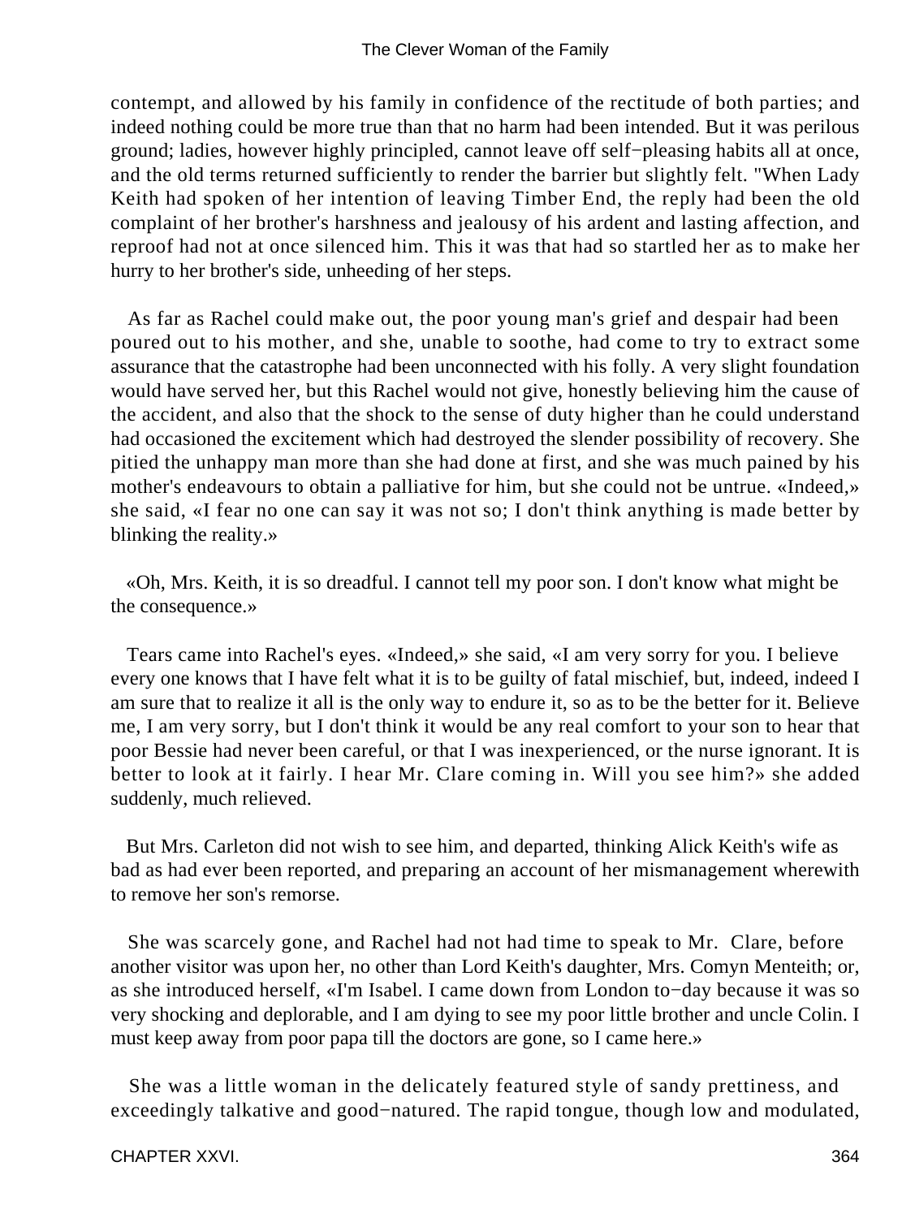contempt, and allowed by his family in confidence of the rectitude of both parties; and indeed nothing could be more true than that no harm had been intended. But it was perilous ground; ladies, however highly principled, cannot leave off self−pleasing habits all at once, and the old terms returned sufficiently to render the barrier but slightly felt. "When Lady Keith had spoken of her intention of leaving Timber End, the reply had been the old complaint of her brother's harshness and jealousy of his ardent and lasting affection, and reproof had not at once silenced him. This it was that had so startled her as to make her hurry to her brother's side, unheeding of her steps.

As far as Rachel could make out, the poor young man's grief and despair had been poured out to his mother, and she, unable to soothe, had come to try to extract some assurance that the catastrophe had been unconnected with his folly. A very slight foundation would have served her, but this Rachel would not give, honestly believing him the cause of the accident, and also that the shock to the sense of duty higher than he could understand had occasioned the excitement which had destroyed the slender possibility of recovery. She pitied the unhappy man more than she had done at first, and she was much pained by his mother's endeavours to obtain a palliative for him, but she could not be untrue. «Indeed,» she said, «I fear no one can say it was not so; I don't think anything is made better by blinking the reality.»

«Oh, Mrs. Keith, it is so dreadful. I cannot tell my poor son. I don't know what might be the consequence.»

Tears came into Rachel's eyes. «Indeed,» she said, «I am very sorry for you. I believe every one knows that I have felt what it is to be guilty of fatal mischief, but, indeed, indeed I am sure that to realize it all is the only way to endure it, so as to be the better for it. Believe me, I am very sorry, but I don't think it would be any real comfort to your son to hear that poor Bessie had never been careful, or that I was inexperienced, or the nurse ignorant. It is better to look at it fairly. I hear Mr. Clare coming in. Will you see him?» she added suddenly, much relieved.

But Mrs. Carleton did not wish to see him, and departed, thinking Alick Keith's wife as bad as had ever been reported, and preparing an account of her mismanagement wherewith to remove her son's remorse.

She was scarcely gone, and Rachel had not had time to speak to Mr. Clare, before another visitor was upon her, no other than Lord Keith's daughter, Mrs. Comyn Menteith; or, as she introduced herself, «I'm Isabel. I came down from London to−day because it was so very shocking and deplorable, and I am dying to see my poor little brother and uncle Colin. I must keep away from poor papa till the doctors are gone, so I came here.»

She was a little woman in the delicately featured style of sandy prettiness, and exceedingly talkative and good−natured. The rapid tongue, though low and modulated,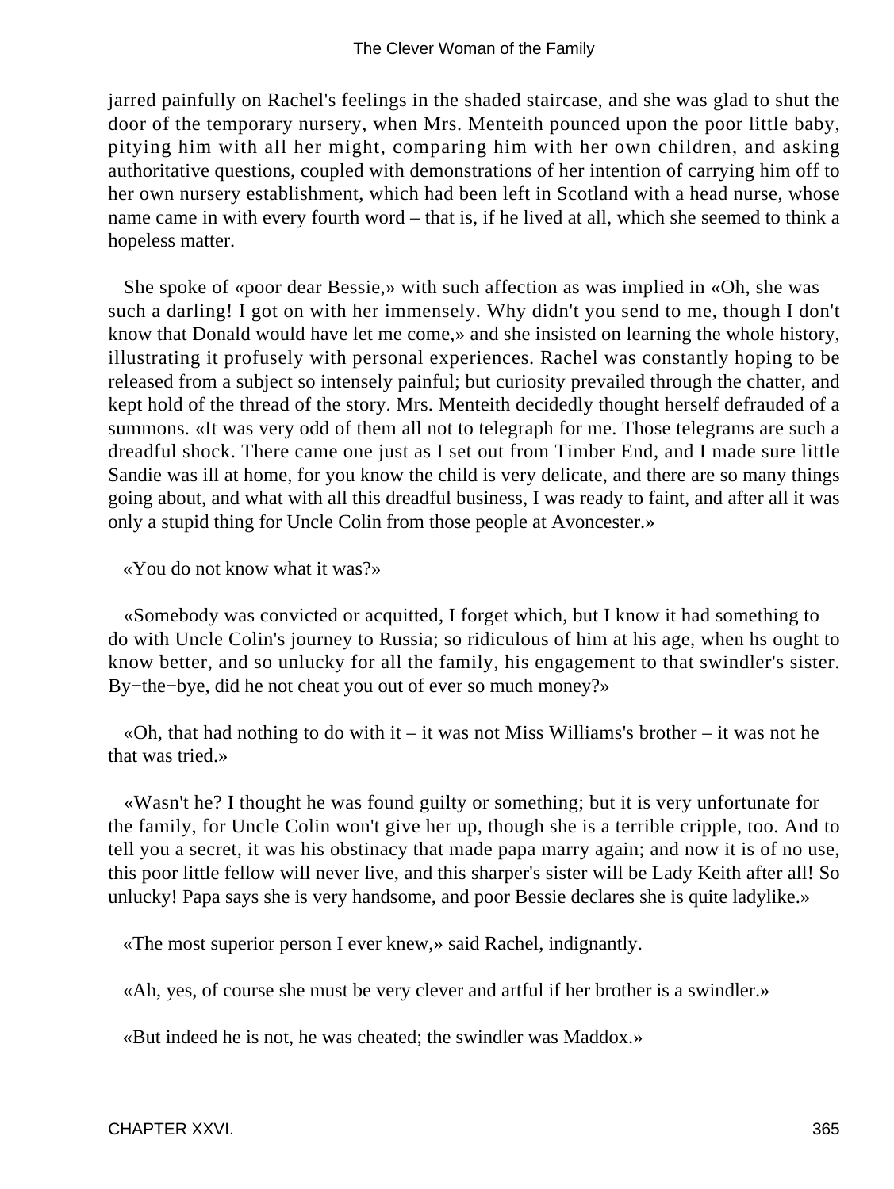jarred painfully on Rachel's feelings in the shaded staircase, and she was glad to shut the door of the temporary nursery, when Mrs. Menteith pounced upon the poor little baby, pitying him with all her might, comparing him with her own children, and asking authoritative questions, coupled with demonstrations of her intention of carrying him off to her own nursery establishment, which had been left in Scotland with a head nurse, whose name came in with every fourth word – that is, if he lived at all, which she seemed to think a hopeless matter.

She spoke of «poor dear Bessie,» with such affection as was implied in «Oh, she was such a darling! I got on with her immensely. Why didn't you send to me, though I don't know that Donald would have let me come,» and she insisted on learning the whole history, illustrating it profusely with personal experiences. Rachel was constantly hoping to be released from a subject so intensely painful; but curiosity prevailed through the chatter, and kept hold of the thread of the story. Mrs. Menteith decidedly thought herself defrauded of a summons. «It was very odd of them all not to telegraph for me. Those telegrams are such a dreadful shock. There came one just as I set out from Timber End, and I made sure little Sandie was ill at home, for you know the child is very delicate, and there are so many things going about, and what with all this dreadful business, I was ready to faint, and after all it was only a stupid thing for Uncle Colin from those people at Avoncester.»

«You do not know what it was?»

«Somebody was convicted or acquitted, I forget which, but I know it had something to do with Uncle Colin's journey to Russia; so ridiculous of him at his age, when hs ought to know better, and so unlucky for all the family, his engagement to that swindler's sister. By−the−bye, did he not cheat you out of ever so much money?»

«Oh, that had nothing to do with it – it was not Miss Williams's brother – it was not he that was tried.»

«Wasn't he? I thought he was found guilty or something; but it is very unfortunate for the family, for Uncle Colin won't give her up, though she is a terrible cripple, too. And to tell you a secret, it was his obstinacy that made papa marry again; and now it is of no use, this poor little fellow will never live, and this sharper's sister will be Lady Keith after all! So unlucky! Papa says she is very handsome, and poor Bessie declares she is quite ladylike.»

«The most superior person I ever knew,» said Rachel, indignantly.

«Ah, yes, of course she must be very clever and artful if her brother is a swindler.»

«But indeed he is not, he was cheated; the swindler was Maddox.»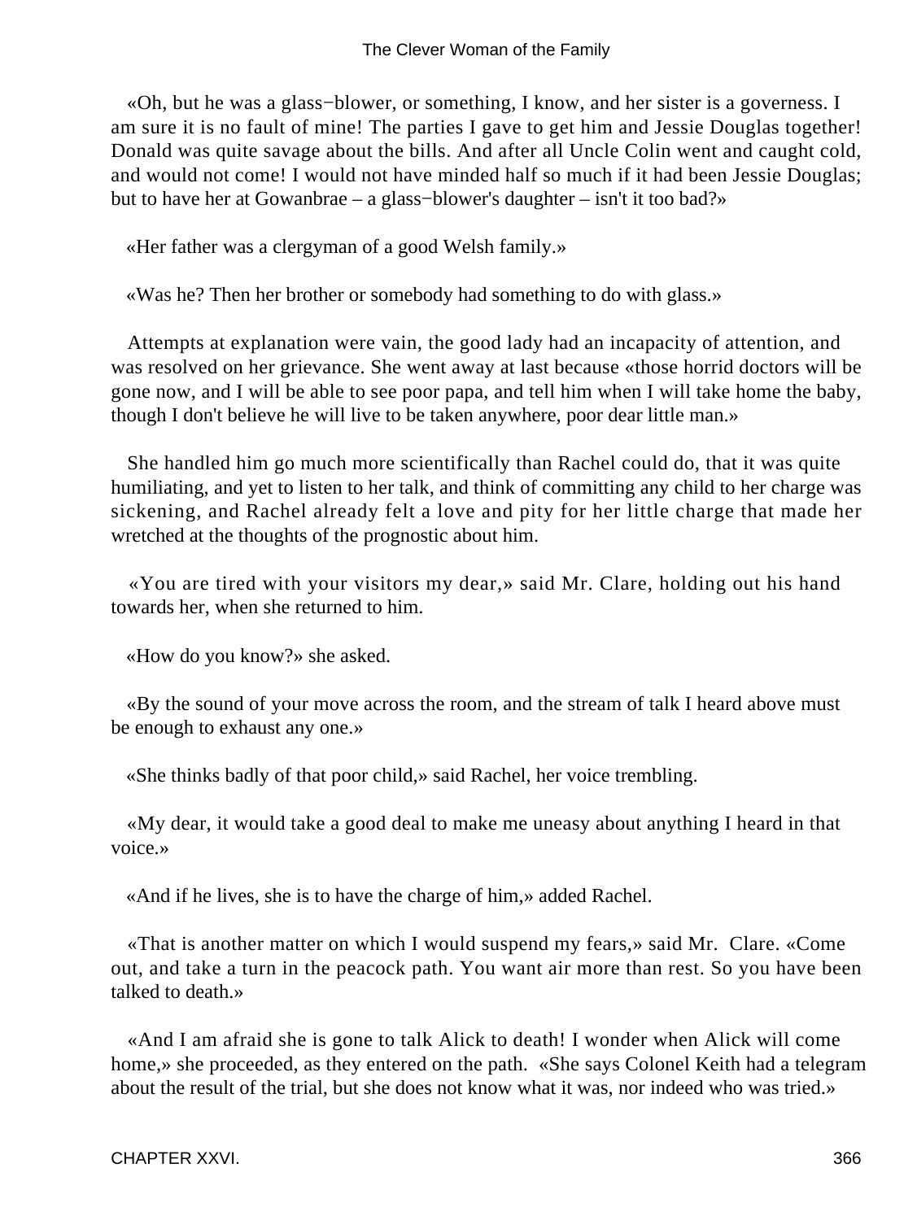«Oh, but he was a glass−blower, or something, I know, and her sister is a governess. I am sure it is no fault of mine! The parties I gave to get him and Jessie Douglas together! Donald was quite savage about the bills. And after all Uncle Colin went and caught cold, and would not come! I would not have minded half so much if it had been Jessie Douglas; but to have her at Gowanbrae – a glass−blower's daughter – isn't it too bad?»

«Her father was a clergyman of a good Welsh family.»

«Was he? Then her brother or somebody had something to do with glass.»

Attempts at explanation were vain, the good lady had an incapacity of attention, and was resolved on her grievance. She went away at last because «those horrid doctors will be gone now, and I will be able to see poor papa, and tell him when I will take home the baby, though I don't believe he will live to be taken anywhere, poor dear little man.»

She handled him go much more scientifically than Rachel could do, that it was quite humiliating, and yet to listen to her talk, and think of committing any child to her charge was sickening, and Rachel already felt a love and pity for her little charge that made her wretched at the thoughts of the prognostic about him.

«You are tired with your visitors my dear,» said Mr. Clare, holding out his hand towards her, when she returned to him.

«How do you know?» she asked.

«By the sound of your move across the room, and the stream of talk I heard above must be enough to exhaust any one.»

«She thinks badly of that poor child,» said Rachel, her voice trembling.

«My dear, it would take a good deal to make me uneasy about anything I heard in that voice.»

«And if he lives, she is to have the charge of him,» added Rachel.

«That is another matter on which I would suspend my fears,» said Mr. Clare. «Come out, and take a turn in the peacock path. You want air more than rest. So you have been talked to death.»

«And I am afraid she is gone to talk Alick to death! I wonder when Alick will come home,» she proceeded, as they entered on the path. «She says Colonel Keith had a telegram about the result of the trial, but she does not know what it was, nor indeed who was tried.»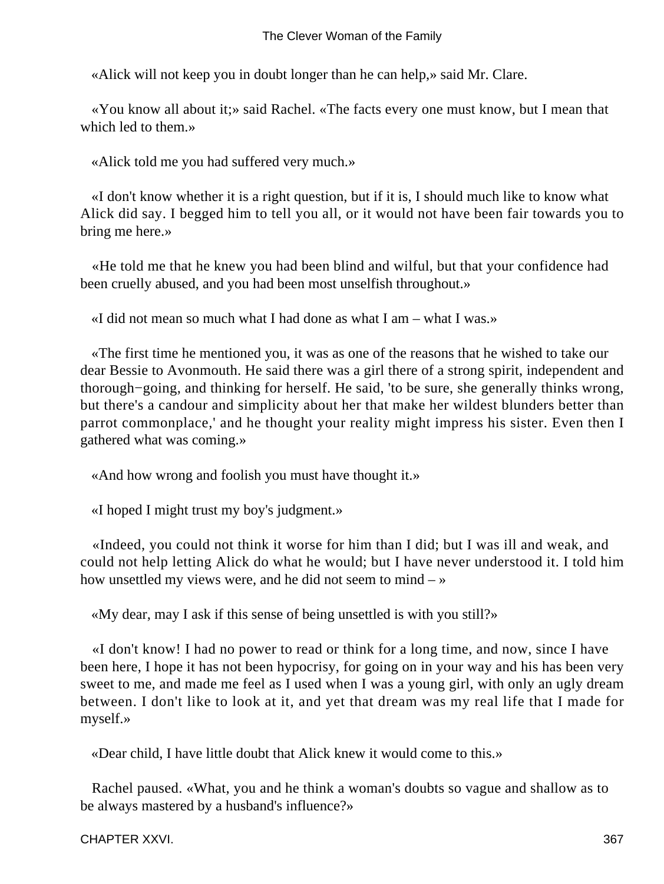«Alick will not keep you in doubt longer than he can help,» said Mr. Clare.

«You know all about it;» said Rachel. «The facts every one must know, but I mean that which led to them.»

«Alick told me you had suffered very much.»

«I don't know whether it is a right question, but if it is, I should much like to know what Alick did say. I begged him to tell you all, or it would not have been fair towards you to bring me here.»

«He told me that he knew you had been blind and wilful, but that your confidence had been cruelly abused, and you had been most unselfish throughout.»

«I did not mean so much what I had done as what I am – what I was.»

«The first time he mentioned you, it was as one of the reasons that he wished to take our dear Bessie to Avonmouth. He said there was a girl there of a strong spirit, independent and thorough−going, and thinking for herself. He said, 'to be sure, she generally thinks wrong, but there's a candour and simplicity about her that make her wildest blunders better than parrot commonplace,' and he thought your reality might impress his sister. Even then I gathered what was coming.»

«And how wrong and foolish you must have thought it.»

«I hoped I might trust my boy's judgment.»

«Indeed, you could not think it worse for him than I did; but I was ill and weak, and could not help letting Alick do what he would; but I have never understood it. I told him how unsettled my views were, and he did not seem to mind – »

«My dear, may I ask if this sense of being unsettled is with you still?»

«I don't know! I had no power to read or think for a long time, and now, since I have been here, I hope it has not been hypocrisy, for going on in your way and his has been very sweet to me, and made me feel as I used when I was a young girl, with only an ugly dream between. I don't like to look at it, and yet that dream was my real life that I made for myself.»

«Dear child, I have little doubt that Alick knew it would come to this.»

Rachel paused. «What, you and he think a woman's doubts so vague and shallow as to be always mastered by a husband's influence?»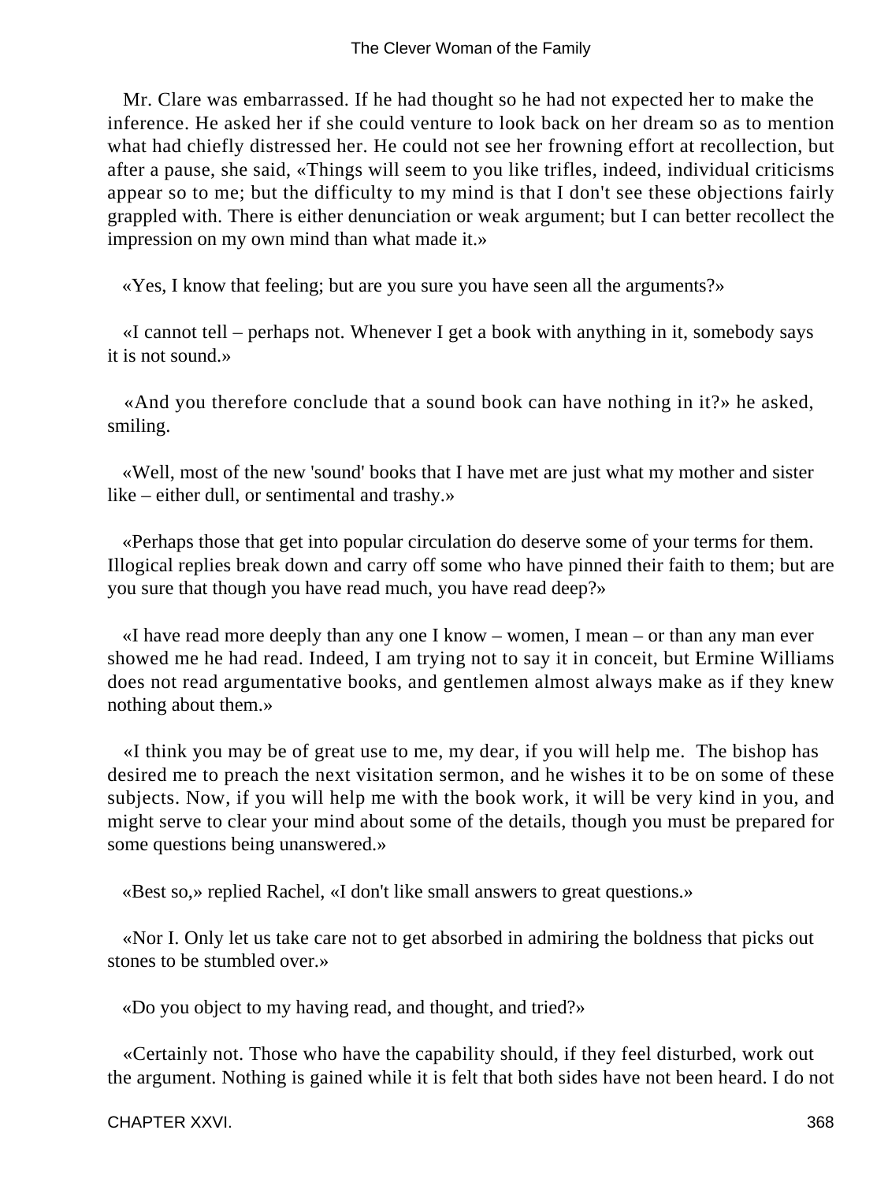Mr. Clare was embarrassed. If he had thought so he had not expected her to make the inference. He asked her if she could venture to look back on her dream so as to mention what had chiefly distressed her. He could not see her frowning effort at recollection, but after a pause, she said, «Things will seem to you like trifles, indeed, individual criticisms appear so to me; but the difficulty to my mind is that I don't see these objections fairly grappled with. There is either denunciation or weak argument; but I can better recollect the impression on my own mind than what made it.»

«Yes, I know that feeling; but are you sure you have seen all the arguments?»

«I cannot tell – perhaps not. Whenever I get a book with anything in it, somebody says it is not sound.»

«And you therefore conclude that a sound book can have nothing in it?» he asked, smiling.

«Well, most of the new 'sound' books that I have met are just what my mother and sister like – either dull, or sentimental and trashy.»

«Perhaps those that get into popular circulation do deserve some of your terms for them. Illogical replies break down and carry off some who have pinned their faith to them; but are you sure that though you have read much, you have read deep?»

«I have read more deeply than any one I know – women, I mean – or than any man ever showed me he had read. Indeed, I am trying not to say it in conceit, but Ermine Williams does not read argumentative books, and gentlemen almost always make as if they knew nothing about them.»

«I think you may be of great use to me, my dear, if you will help me. The bishop has desired me to preach the next visitation sermon, and he wishes it to be on some of these subjects. Now, if you will help me with the book work, it will be very kind in you, and might serve to clear your mind about some of the details, though you must be prepared for some questions being unanswered.»

«Best so,» replied Rachel, «I don't like small answers to great questions.»

«Nor I. Only let us take care not to get absorbed in admiring the boldness that picks out stones to be stumbled over.»

«Do you object to my having read, and thought, and tried?»

«Certainly not. Those who have the capability should, if they feel disturbed, work out the argument. Nothing is gained while it is felt that both sides have not been heard. I do not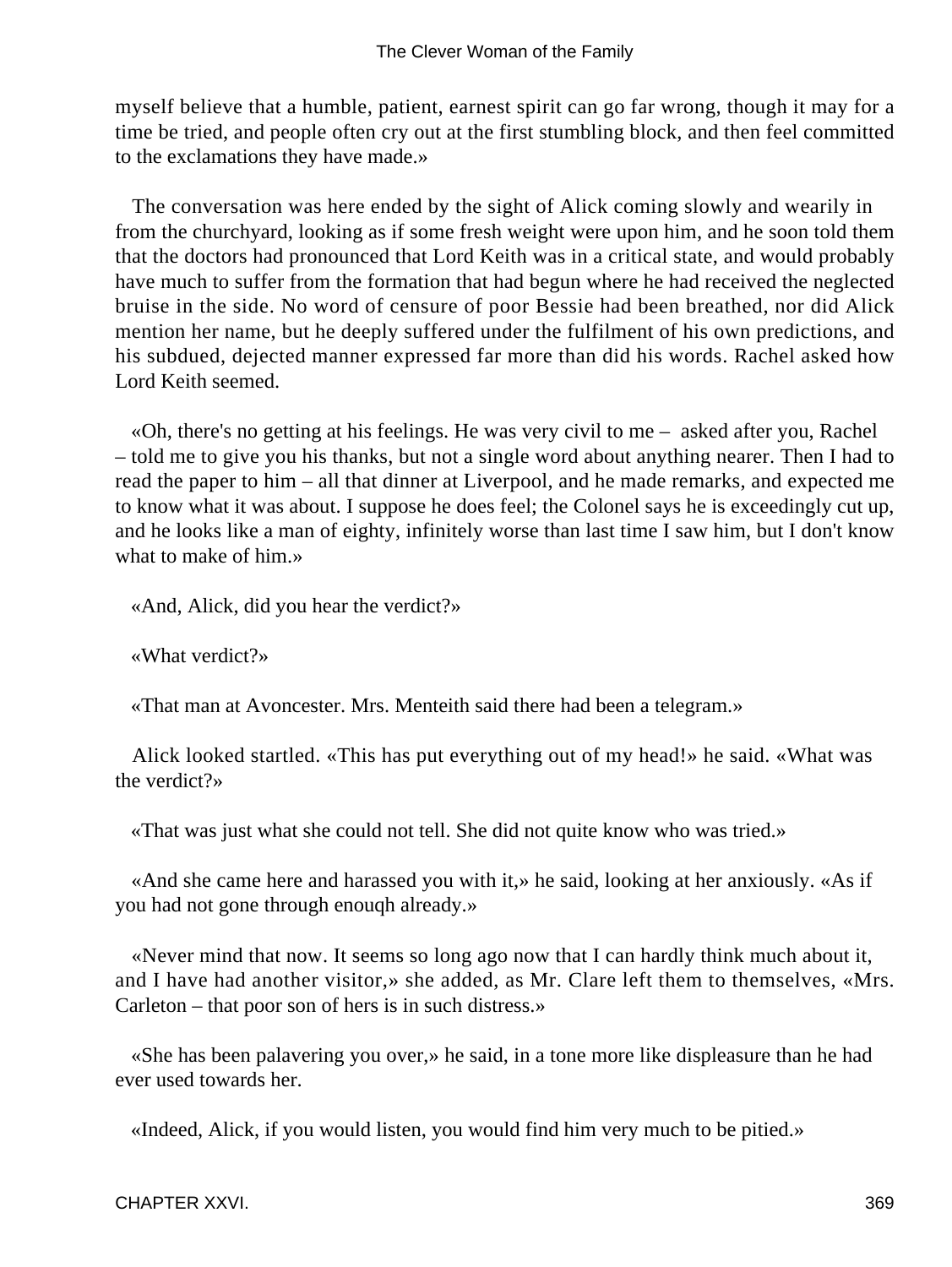myself believe that a humble, patient, earnest spirit can go far wrong, though it may for a time be tried, and people often cry out at the first stumbling block, and then feel committed to the exclamations they have made.»

The conversation was here ended by the sight of Alick coming slowly and wearily in from the churchyard, looking as if some fresh weight were upon him, and he soon told them that the doctors had pronounced that Lord Keith was in a critical state, and would probably have much to suffer from the formation that had begun where he had received the neglected bruise in the side. No word of censure of poor Bessie had been breathed, nor did Alick mention her name, but he deeply suffered under the fulfilment of his own predictions, and his subdued, dejected manner expressed far more than did his words. Rachel asked how Lord Keith seemed.

«Oh, there's no getting at his feelings. He was very civil to me – asked after you, Rachel – told me to give you his thanks, but not a single word about anything nearer. Then I had to read the paper to him – all that dinner at Liverpool, and he made remarks, and expected me to know what it was about. I suppose he does feel; the Colonel says he is exceedingly cut up, and he looks like a man of eighty, infinitely worse than last time I saw him, but I don't know what to make of him.»

«And, Alick, did you hear the verdict?»

«What verdict?»

«That man at Avoncester. Mrs. Menteith said there had been a telegram.»

Alick looked startled. «This has put everything out of my head!» he said. «What was the verdict?»

«That was just what she could not tell. She did not quite know who was tried.»

«And she came here and harassed you with it,» he said, looking at her anxiously. «As if you had not gone through enouqh already.»

«Never mind that now. It seems so long ago now that I can hardly think much about it, and I have had another visitor,» she added, as Mr. Clare left them to themselves, «Mrs. Carleton – that poor son of hers is in such distress.»

«She has been palavering you over,» he said, in a tone more like displeasure than he had ever used towards her.

«Indeed, Alick, if you would listen, you would find him very much to be pitied.»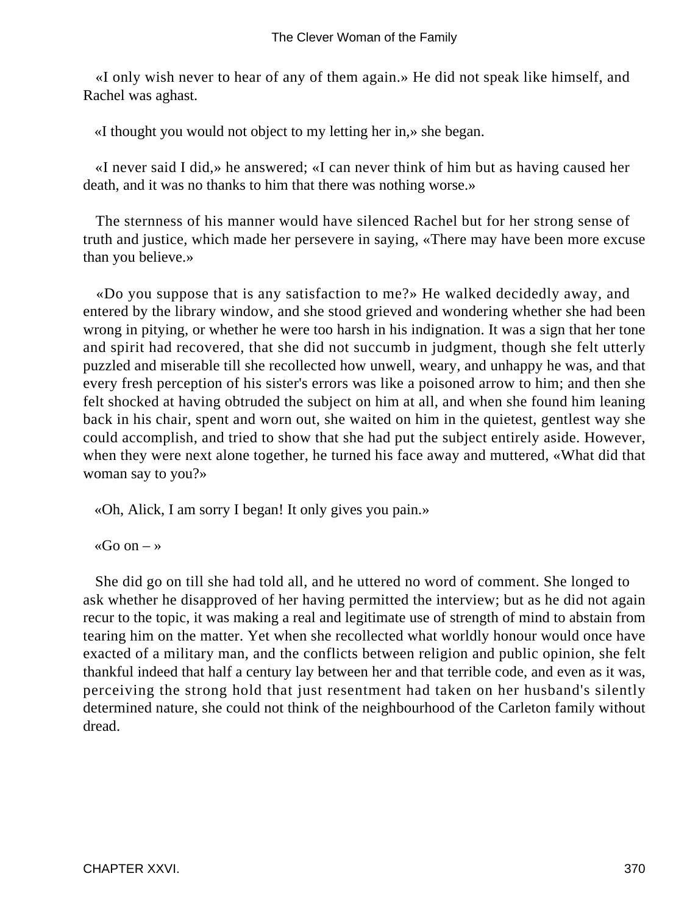«I only wish never to hear of any of them again.» He did not speak like himself, and Rachel was aghast.

«I thought you would not object to my letting her in,» she began.

«I never said I did,» he answered; «I can never think of him but as having caused her death, and it was no thanks to him that there was nothing worse.»

The sternness of his manner would have silenced Rachel but for her strong sense of truth and justice, which made her persevere in saying, «There may have been more excuse than you believe.»

«Do you suppose that is any satisfaction to me?» He walked decidedly away, and entered by the library window, and she stood grieved and wondering whether she had been wrong in pitying, or whether he were too harsh in his indignation. It was a sign that her tone and spirit had recovered, that she did not succumb in judgment, though she felt utterly puzzled and miserable till she recollected how unwell, weary, and unhappy he was, and that every fresh perception of his sister's errors was like a poisoned arrow to him; and then she felt shocked at having obtruded the subject on him at all, and when she found him leaning back in his chair, spent and worn out, she waited on him in the quietest, gentlest way she could accomplish, and tried to show that she had put the subject entirely aside. However, when they were next alone together, he turned his face away and muttered, «What did that woman say to you?»

«Oh, Alick, I am sorry I began! It only gives you pain.»

«Go on – »

She did go on till she had told all, and he uttered no word of comment. She longed to ask whether he disapproved of her having permitted the interview; but as he did not again recur to the topic, it was making a real and legitimate use of strength of mind to abstain from tearing him on the matter. Yet when she recollected what worldly honour would once have exacted of a military man, and the conflicts between religion and public opinion, she felt thankful indeed that half a century lay between her and that terrible code, and even as it was, perceiving the strong hold that just resentment had taken on her husband's silently determined nature, she could not think of the neighbourhood of the Carleton family without dread.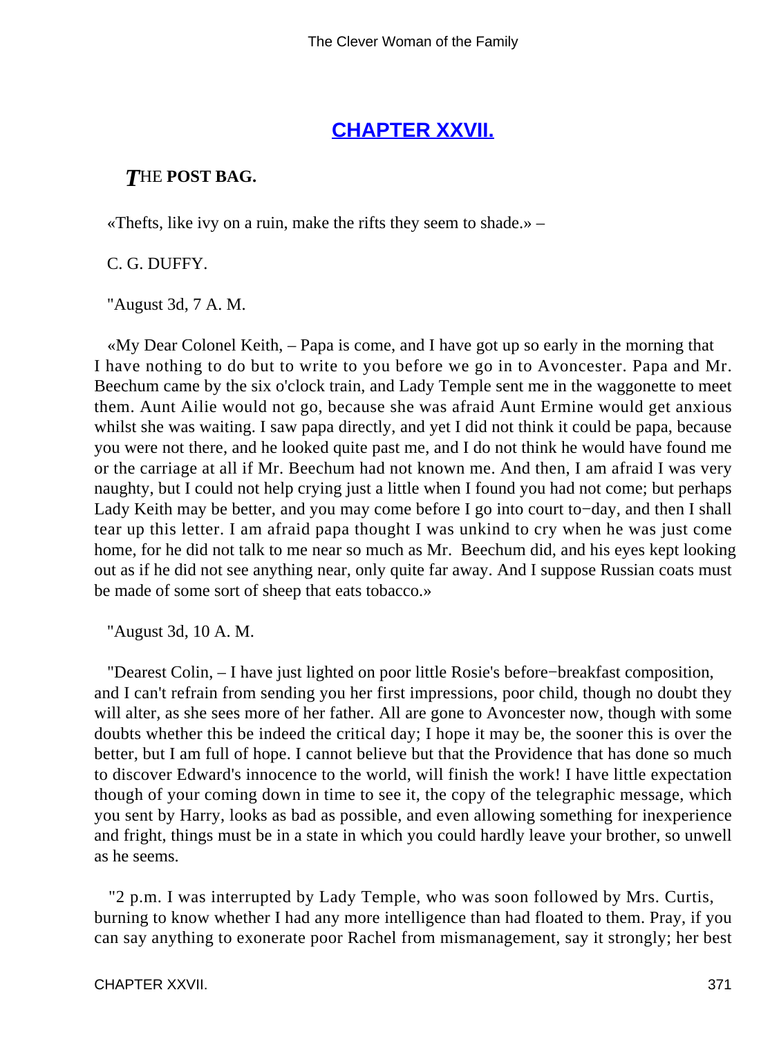## CHAPTER XXVII.

### *T*HE **POST BAG.**

«Thefts, like ivy on a ruin, make the rifts they seem to shade.» –

C. G. DUFFY.

"August 3d, 7 A. M.

«My Dear Colonel Keith, – Papa is come, and I have got up so early in the morning that I have nothing to do but to write to you before we go in to Avoncester. Papa and Mr. Beechum came by the six o'clock train, and Lady Temple sent me in the waggonette to meet them. Aunt Ailie would not go, because she was afraid Aunt Ermine would get anxious whilst she was waiting. I saw papa directly, and yet I did not think it could be papa, because you were not there, and he looked quite past me, and I do not think he would have found me or the carriage at all if Mr. Beechum had not known me. And then, I am afraid I was very naughty, but I could not help crying just a little when I found you had not come; but perhaps Lady Keith may be better, and you may come before I go into court to−day, and then I shall tear up this letter. I am afraid papa thought I was unkind to cry when he was just come home, for he did not talk to me near so much as Mr. Beechum did, and his eyes kept looking out as if he did not see anything near, only quite far away. And I suppose Russian coats must be made of some sort of sheep that eats tobacco.»

"August 3d, 10 A. M.

"Dearest Colin, – I have just lighted on poor little Rosie's before−breakfast composition, and I can't refrain from sending you her first impressions, poor child, though no doubt they will alter, as she sees more of her father. All are gone to Avoncester now, though with some doubts whether this be indeed the critical day; I hope it may be, the sooner this is over the better, but I am full of hope. I cannot believe but that the Providence that has done so much to discover Edward's innocence to the world, will finish the work! I have little expectation though of your coming down in time to see it, the copy of the telegraphic message, which you sent by Harry, looks as bad as possible, and even allowing something for inexperience and fright, things must be in a state in which you could hardly leave your brother, so unwell as he seems.

"2 p.m. I was interrupted by Lady Temple, who was soon followed by Mrs. Curtis, burning to know whether I had any more intelligence than had floated to them. Pray, if you can say anything to exonerate poor Rachel from mismanagement, say it strongly; her best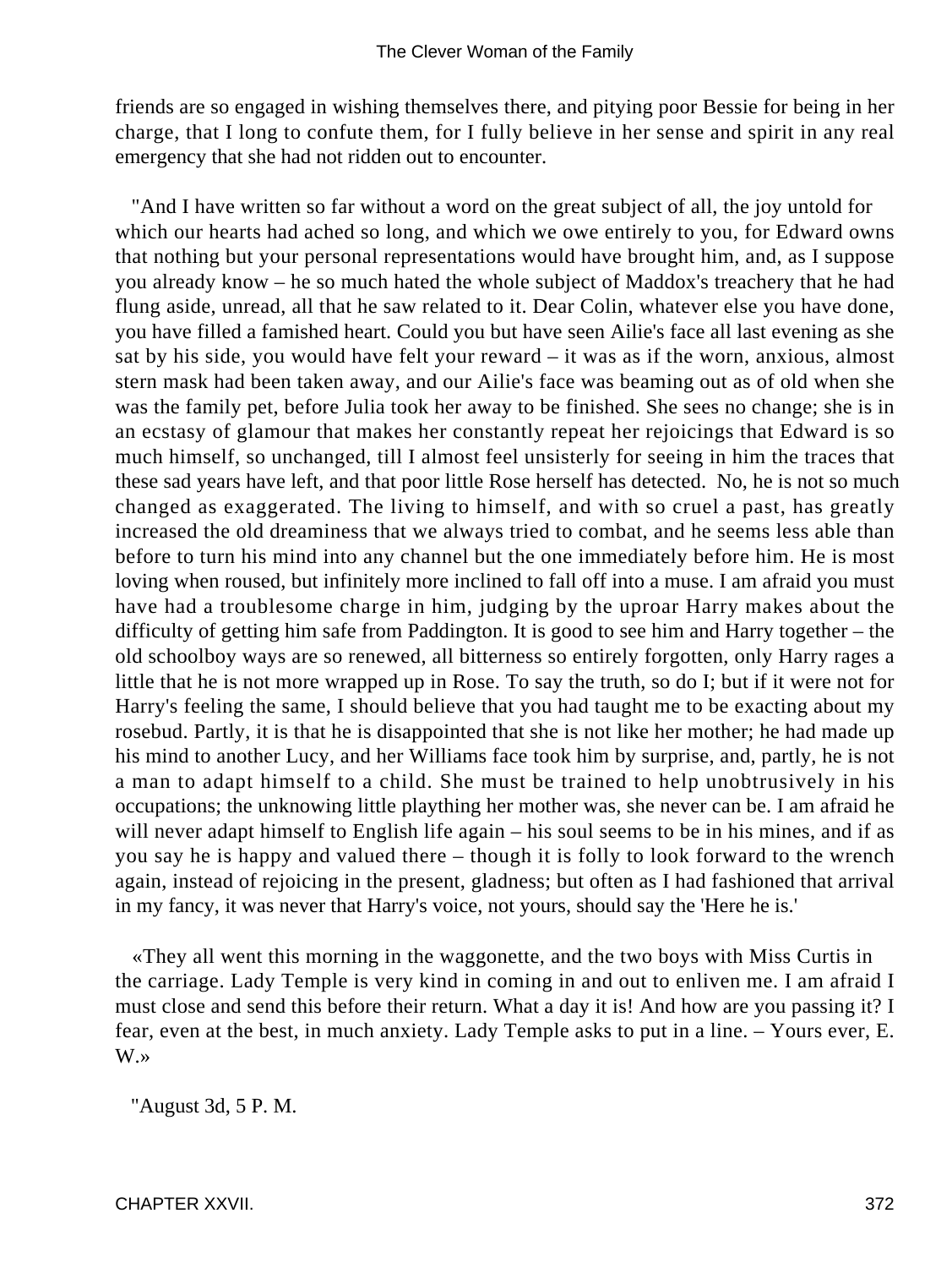friends are so engaged in wishing themselves there, and pitying poor Bessie for being in her charge, that I long to confute them, for I fully believe in her sense and spirit in any real emergency that she had not ridden out to encounter.

"And I have written so far without a word on the great subject of all, the joy untold for which our hearts had ached so long, and which we owe entirely to you, for Edward owns that nothing but your personal representations would have brought him, and, as I suppose you already know – he so much hated the whole subject of Maddox's treachery that he had flung aside, unread, all that he saw related to it. Dear Colin, whatever else you have done, you have filled a famished heart. Could you but have seen Ailie's face all last evening as she sat by his side, you would have felt your reward – it was as if the worn, anxious, almost stern mask had been taken away, and our Ailie's face was beaming out as of old when she was the family pet, before Julia took her away to be finished. She sees no change; she is in an ecstasy of glamour that makes her constantly repeat her rejoicings that Edward is so much himself, so unchanged, till I almost feel unsisterly for seeing in him the traces that these sad years have left, and that poor little Rose herself has detected. No, he is not so much changed as exaggerated. The living to himself, and with so cruel a past, has greatly increased the old dreaminess that we always tried to combat, and he seems less able than before to turn his mind into any channel but the one immediately before him. He is most loving when roused, but infinitely more inclined to fall off into a muse. I am afraid you must have had a troublesome charge in him, judging by the uproar Harry makes about the difficulty of getting him safe from Paddington. It is good to see him and Harry together – the old schoolboy ways are so renewed, all bitterness so entirely forgotten, only Harry rages a little that he is not more wrapped up in Rose. To say the truth, so do I; but if it were not for Harry's feeling the same, I should believe that you had taught me to be exacting about my rosebud. Partly, it is that he is disappointed that she is not like her mother; he had made up his mind to another Lucy, and her Williams face took him by surprise, and, partly, he is not a man to adapt himself to a child. She must be trained to help unobtrusively in his occupations; the unknowing little plaything her mother was, she never can be. I am afraid he will never adapt himself to English life again – his soul seems to be in his mines, and if as you say he is happy and valued there – though it is folly to look forward to the wrench again, instead of rejoicing in the present, gladness; but often as I had fashioned that arrival in my fancy, it was never that Harry's voice, not yours, should say the 'Here he is.'

«They all went this morning in the waggonette, and the two boys with Miss Curtis in the carriage. Lady Temple is very kind in coming in and out to enliven me. I am afraid I must close and send this before their return. What a day it is! And how are you passing it? I fear, even at the best, in much anxiety. Lady Temple asks to put in a line. – Yours ever, E. W.»

"August 3d, 5 P. M.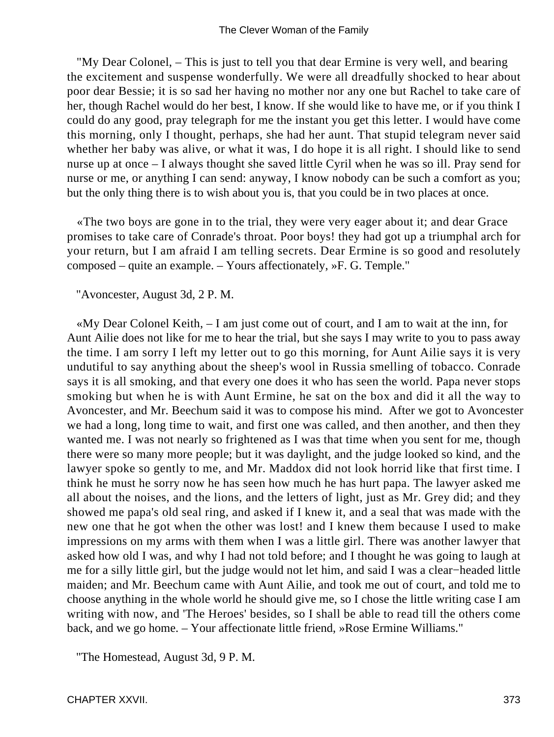"My Dear Colonel, – This is just to tell you that dear Ermine is very well, and bearing the excitement and suspense wonderfully. We were all dreadfully shocked to hear about poor dear Bessie; it is so sad her having no mother nor any one but Rachel to take care of her, though Rachel would do her best, I know. If she would like to have me, or if you think I could do any good, pray telegraph for me the instant you get this letter. I would have come this morning, only I thought, perhaps, she had her aunt. That stupid telegram never said whether her baby was alive, or what it was, I do hope it is all right. I should like to send nurse up at once – I always thought she saved little Cyril when he was so ill. Pray send for nurse or me, or anything I can send: anyway, I know nobody can be such a comfort as you; but the only thing there is to wish about you is, that you could be in two places at once.

«The two boys are gone in to the trial, they were very eager about it; and dear Grace promises to take care of Conrade's throat. Poor boys! they had got up a triumphal arch for your return, but I am afraid I am telling secrets. Dear Ermine is so good and resolutely composed – quite an example. – Yours affectionately, »F. G. Temple."

"Avoncester, August 3d, 2 P. M.

«My Dear Colonel Keith, – I am just come out of court, and I am to wait at the inn, for Aunt Ailie does not like for me to hear the trial, but she says I may write to you to pass away the time. I am sorry I left my letter out to go this morning, for Aunt Ailie says it is very undutiful to say anything about the sheep's wool in Russia smelling of tobacco. Conrade says it is all smoking, and that every one does it who has seen the world. Papa never stops smoking but when he is with Aunt Ermine, he sat on the box and did it all the way to Avoncester, and Mr. Beechum said it was to compose his mind. After we got to Avoncester we had a long, long time to wait, and first one was called, and then another, and then they wanted me. I was not nearly so frightened as I was that time when you sent for me, though there were so many more people; but it was daylight, and the judge looked so kind, and the lawyer spoke so gently to me, and Mr. Maddox did not look horrid like that first time. I think he must he sorry now he has seen how much he has hurt papa. The lawyer asked me all about the noises, and the lions, and the letters of light, just as Mr. Grey did; and they showed me papa's old seal ring, and asked if I knew it, and a seal that was made with the new one that he got when the other was lost! and I knew them because I used to make impressions on my arms with them when I was a little girl. There was another lawyer that asked how old I was, and why I had not told before; and I thought he was going to laugh at me for a silly little girl, but the judge would not let him, and said I was a clear−headed little maiden; and Mr. Beechum came with Aunt Ailie, and took me out of court, and told me to choose anything in the whole world he should give me, so I chose the little writing case I am writing with now, and 'The Heroes' besides, so I shall be able to read till the others come back, and we go home. – Your affectionate little friend, »Rose Ermine Williams."

"The Homestead, August 3d, 9 P. M.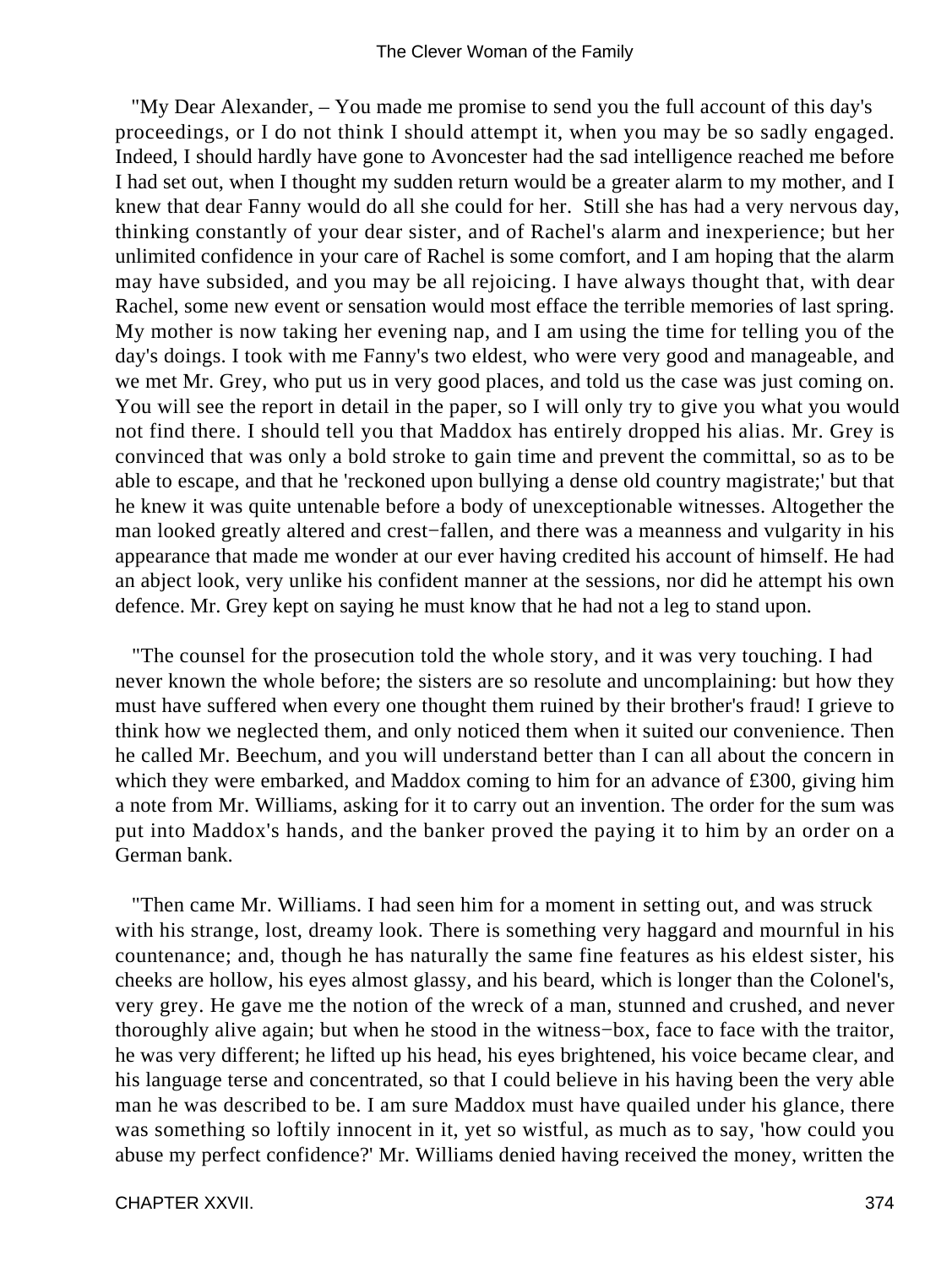"My Dear Alexander, – You made me promise to send you the full account of this day's proceedings, or I do not think I should attempt it, when you may be so sadly engaged. Indeed, I should hardly have gone to Avoncester had the sad intelligence reached me before I had set out, when I thought my sudden return would be a greater alarm to my mother, and I knew that dear Fanny would do all she could for her. Still she has had a very nervous day, thinking constantly of your dear sister, and of Rachel's alarm and inexperience; but her unlimited confidence in your care of Rachel is some comfort, and I am hoping that the alarm may have subsided, and you may be all rejoicing. I have always thought that, with dear Rachel, some new event or sensation would most efface the terrible memories of last spring. My mother is now taking her evening nap, and I am using the time for telling you of the day's doings. I took with me Fanny's two eldest, who were very good and manageable, and we met Mr. Grey, who put us in very good places, and told us the case was just coming on. You will see the report in detail in the paper, so I will only try to give you what you would not find there. I should tell you that Maddox has entirely dropped his alias. Mr. Grey is convinced that was only a bold stroke to gain time and prevent the committal, so as to be able to escape, and that he 'reckoned upon bullying a dense old country magistrate;' but that he knew it was quite untenable before a body of unexceptionable witnesses. Altogether the man looked greatly altered and crest−fallen, and there was a meanness and vulgarity in his appearance that made me wonder at our ever having credited his account of himself. He had an abject look, very unlike his confident manner at the sessions, nor did he attempt his own defence. Mr. Grey kept on saying he must know that he had not a leg to stand upon.

"The counsel for the prosecution told the whole story, and it was very touching. I had never known the whole before; the sisters are so resolute and uncomplaining: but how they must have suffered when every one thought them ruined by their brother's fraud! I grieve to think how we neglected them, and only noticed them when it suited our convenience. Then he called Mr. Beechum, and you will understand better than I can all about the concern in which they were embarked, and Maddox coming to him for an advance of £300, giving him a note from Mr. Williams, asking for it to carry out an invention. The order for the sum was put into Maddox's hands, and the banker proved the paying it to him by an order on a German bank.

"Then came Mr. Williams. I had seen him for a moment in setting out, and was struck with his strange, lost, dreamy look. There is something very haggard and mournful in his countenance; and, though he has naturally the same fine features as his eldest sister, his cheeks are hollow, his eyes almost glassy, and his beard, which is longer than the Colonel's, very grey. He gave me the notion of the wreck of a man, stunned and crushed, and never thoroughly alive again; but when he stood in the witness−box, face to face with the traitor, he was very different; he lifted up his head, his eyes brightened, his voice became clear, and his language terse and concentrated, so that I could believe in his having been the very able man he was described to be. I am sure Maddox must have quailed under his glance, there was something so loftily innocent in it, yet so wistful, as much as to say, 'how could you abuse my perfect confidence?' Mr. Williams denied having received the money, written the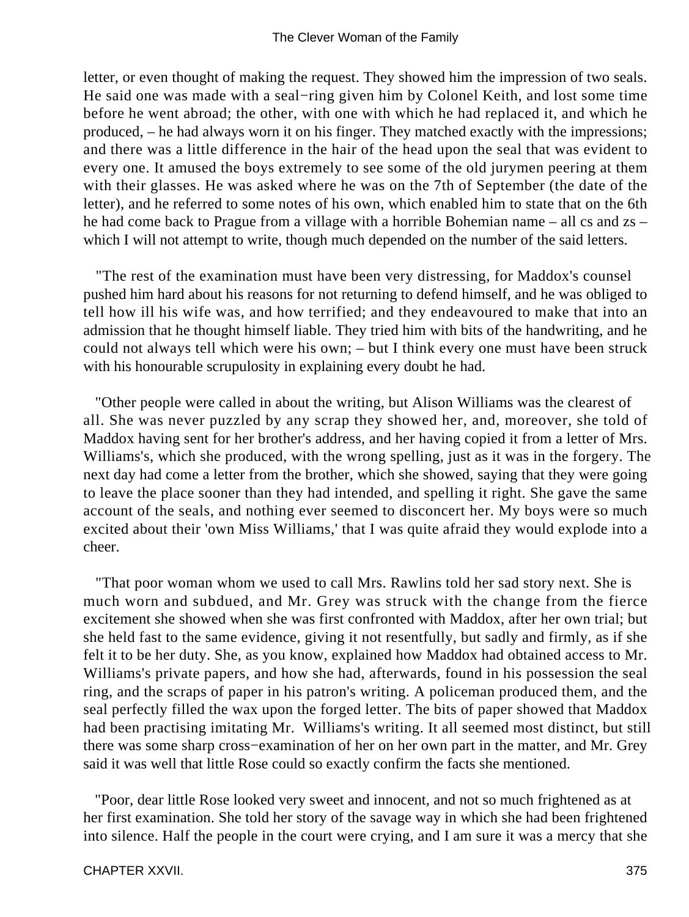letter, or even thought of making the request. They showed him the impression of two seals. He said one was made with a seal−ring given him by Colonel Keith, and lost some time before he went abroad; the other, with one with which he had replaced it, and which he produced, – he had always worn it on his finger. They matched exactly with the impressions; and there was a little difference in the hair of the head upon the seal that was evident to every one. It amused the boys extremely to see some of the old jurymen peering at them with their glasses. He was asked where he was on the 7th of September (the date of the letter), and he referred to some notes of his own, which enabled him to state that on the 6th he had come back to Prague from a village with a horrible Bohemian name – all cs and zs – which I will not attempt to write, though much depended on the number of the said letters.

"The rest of the examination must have been very distressing, for Maddox's counsel pushed him hard about his reasons for not returning to defend himself, and he was obliged to tell how ill his wife was, and how terrified; and they endeavoured to make that into an admission that he thought himself liable. They tried him with bits of the handwriting, and he could not always tell which were his own; – but I think every one must have been struck with his honourable scrupulosity in explaining every doubt he had.

"Other people were called in about the writing, but Alison Williams was the clearest of all. She was never puzzled by any scrap they showed her, and, moreover, she told of Maddox having sent for her brother's address, and her having copied it from a letter of Mrs. Williams's, which she produced, with the wrong spelling, just as it was in the forgery. The next day had come a letter from the brother, which she showed, saying that they were going to leave the place sooner than they had intended, and spelling it right. She gave the same account of the seals, and nothing ever seemed to disconcert her. My boys were so much excited about their 'own Miss Williams,' that I was quite afraid they would explode into a cheer.

"That poor woman whom we used to call Mrs. Rawlins told her sad story next. She is much worn and subdued, and Mr. Grey was struck with the change from the fierce excitement she showed when she was first confronted with Maddox, after her own trial; but she held fast to the same evidence, giving it not resentfully, but sadly and firmly, as if she felt it to be her duty. She, as you know, explained how Maddox had obtained access to Mr. Williams's private papers, and how she had, afterwards, found in his possession the seal ring, and the scraps of paper in his patron's writing. A policeman produced them, and the seal perfectly filled the wax upon the forged letter. The bits of paper showed that Maddox had been practising imitating Mr. Williams's writing. It all seemed most distinct, but still there was some sharp cross−examination of her on her own part in the matter, and Mr. Grey said it was well that little Rose could so exactly confirm the facts she mentioned.

"Poor, dear little Rose looked very sweet and innocent, and not so much frightened as at her first examination. She told her story of the savage way in which she had been frightened into silence. Half the people in the court were crying, and I am sure it was a mercy that she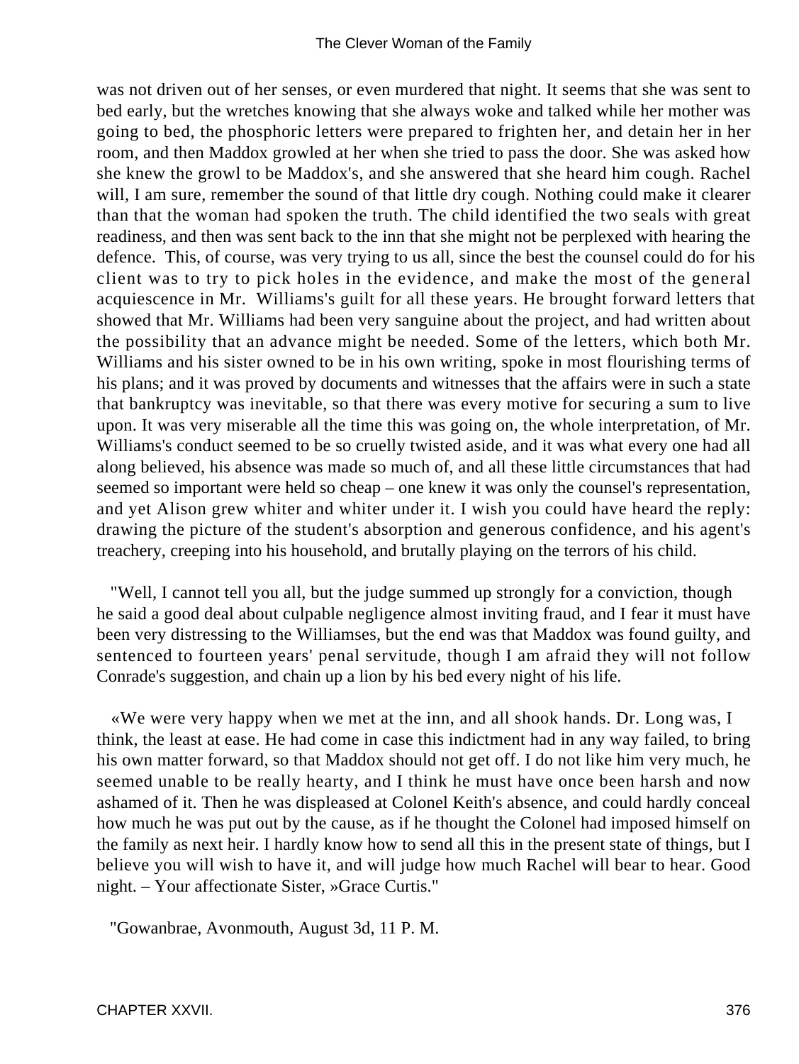was not driven out of her senses, or even murdered that night. It seems that she was sent to bed early, but the wretches knowing that she always woke and talked while her mother was going to bed, the phosphoric letters were prepared to frighten her, and detain her in her room, and then Maddox growled at her when she tried to pass the door. She was asked how she knew the growl to be Maddox's, and she answered that she heard him cough. Rachel will, I am sure, remember the sound of that little dry cough. Nothing could make it clearer than that the woman had spoken the truth. The child identified the two seals with great readiness, and then was sent back to the inn that she might not be perplexed with hearing the defence. This, of course, was very trying to us all, since the best the counsel could do for his client was to try to pick holes in the evidence, and make the most of the general acquiescence in Mr. Williams's guilt for all these years. He brought forward letters that showed that Mr. Williams had been very sanguine about the project, and had written about the possibility that an advance might be needed. Some of the letters, which both Mr. Williams and his sister owned to be in his own writing, spoke in most flourishing terms of his plans; and it was proved by documents and witnesses that the affairs were in such a state that bankruptcy was inevitable, so that there was every motive for securing a sum to live upon. It was very miserable all the time this was going on, the whole interpretation, of Mr. Williams's conduct seemed to be so cruelly twisted aside, and it was what every one had all along believed, his absence was made so much of, and all these little circumstances that had seemed so important were held so cheap – one knew it was only the counsel's representation, and yet Alison grew whiter and whiter under it. I wish you could have heard the reply: drawing the picture of the student's absorption and generous confidence, and his agent's treachery, creeping into his household, and brutally playing on the terrors of his child.

"Well, I cannot tell you all, but the judge summed up strongly for a conviction, though he said a good deal about culpable negligence almost inviting fraud, and I fear it must have been very distressing to the Williamses, but the end was that Maddox was found guilty, and sentenced to fourteen years' penal servitude, though I am afraid they will not follow Conrade's suggestion, and chain up a lion by his bed every night of his life.

«We were very happy when we met at the inn, and all shook hands. Dr. Long was, I think, the least at ease. He had come in case this indictment had in any way failed, to bring his own matter forward, so that Maddox should not get off. I do not like him very much, he seemed unable to be really hearty, and I think he must have once been harsh and now ashamed of it. Then he was displeased at Colonel Keith's absence, and could hardly conceal how much he was put out by the cause, as if he thought the Colonel had imposed himself on the family as next heir. I hardly know how to send all this in the present state of things, but I believe you will wish to have it, and will judge how much Rachel will bear to hear. Good night. – Your affectionate Sister, »Grace Curtis."

"Gowanbrae, Avonmouth, August 3d, 11 P. M.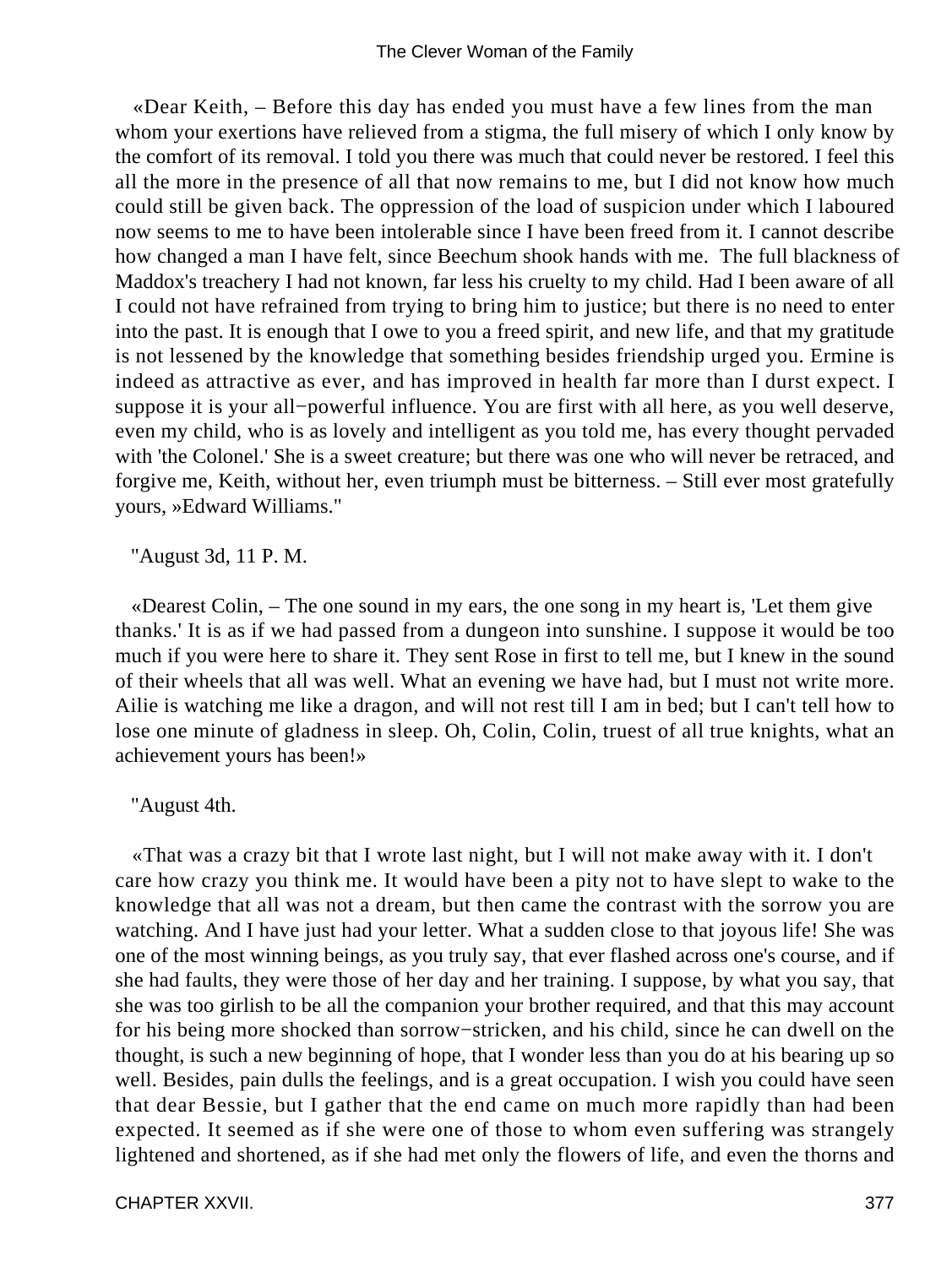«Dear Keith, – Before this day has ended you must have a few lines from the man whom your exertions have relieved from a stigma, the full misery of which I only know by the comfort of its removal. I told you there was much that could never be restored. I feel this all the more in the presence of all that now remains to me, but I did not know how much could still be given back. The oppression of the load of suspicion under which I laboured now seems to me to have been intolerable since I have been freed from it. I cannot describe how changed a man I have felt, since Beechum shook hands with me. The full blackness of Maddox's treachery I had not known, far less his cruelty to my child. Had I been aware of all I could not have refrained from trying to bring him to justice; but there is no need to enter into the past. It is enough that I owe to you a freed spirit, and new life, and that my gratitude is not lessened by the knowledge that something besides friendship urged you. Ermine is indeed as attractive as ever, and has improved in health far more than I durst expect. I suppose it is your all−powerful influence. You are first with all here, as you well deserve, even my child, who is as lovely and intelligent as you told me, has every thought pervaded with 'the Colonel.' She is a sweet creature; but there was one who will never be retraced, and forgive me, Keith, without her, even triumph must be bitterness. – Still ever most gratefully yours, »Edward Williams."

"August 3d, 11 P. M.

«Dearest Colin, – The one sound in my ears, the one song in my heart is, 'Let them give thanks.' It is as if we had passed from a dungeon into sunshine. I suppose it would be too much if you were here to share it. They sent Rose in first to tell me, but I knew in the sound of their wheels that all was well. What an evening we have had, but I must not write more. Ailie is watching me like a dragon, and will not rest till I am in bed; but I can't tell how to lose one minute of gladness in sleep. Oh, Colin, Colin, truest of all true knights, what an achievement yours has been!»

"August 4th.

«That was a crazy bit that I wrote last night, but I will not make away with it. I don't care how crazy you think me. It would have been a pity not to have slept to wake to the knowledge that all was not a dream, but then came the contrast with the sorrow you are watching. And I have just had your letter. What a sudden close to that joyous life! She was one of the most winning beings, as you truly say, that ever flashed across one's course, and if she had faults, they were those of her day and her training. I suppose, by what you say, that she was too girlish to be all the companion your brother required, and that this may account for his being more shocked than sorrow−stricken, and his child, since he can dwell on the thought, is such a new beginning of hope, that I wonder less than you do at his bearing up so well. Besides, pain dulls the feelings, and is a great occupation. I wish you could have seen that dear Bessie, but I gather that the end came on much more rapidly than had been expected. It seemed as if she were one of those to whom even suffering was strangely lightened and shortened, as if she had met only the flowers of life, and even the thorns and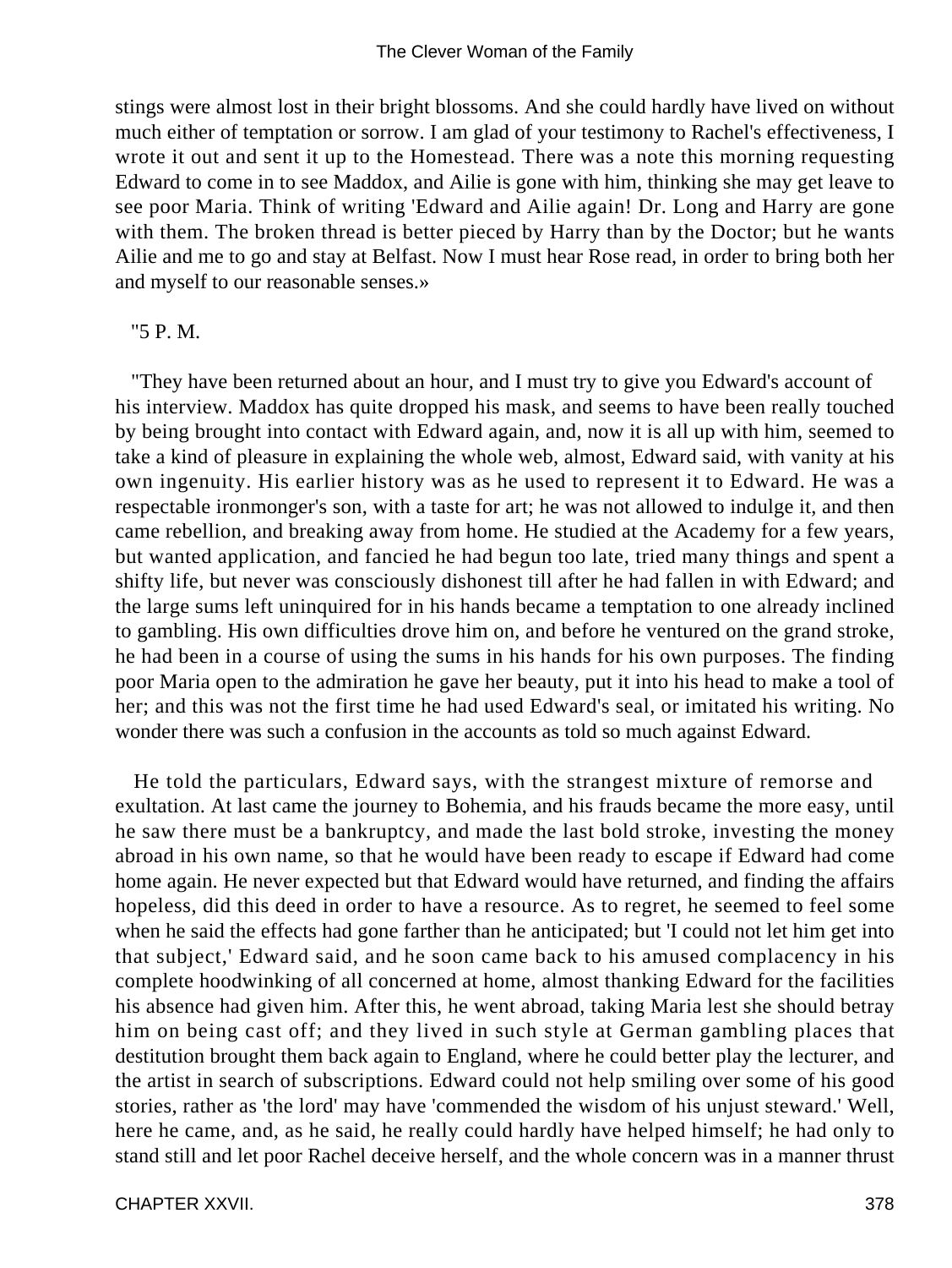stings were almost lost in their bright blossoms. And she could hardly have lived on without much either of temptation or sorrow. I am glad of your testimony to Rachel's effectiveness, I wrote it out and sent it up to the Homestead. There was a note this morning requesting Edward to come in to see Maddox, and Ailie is gone with him, thinking she may get leave to see poor Maria. Think of writing 'Edward and Ailie again! Dr. Long and Harry are gone with them. The broken thread is better pieced by Harry than by the Doctor; but he wants Ailie and me to go and stay at Belfast. Now I must hear Rose read, in order to bring both her and myself to our reasonable senses.»

"5 P. M.

"They have been returned about an hour, and I must try to give you Edward's account of his interview. Maddox has quite dropped his mask, and seems to have been really touched by being brought into contact with Edward again, and, now it is all up with him, seemed to take a kind of pleasure in explaining the whole web, almost, Edward said, with vanity at his own ingenuity. His earlier history was as he used to represent it to Edward. He was a respectable ironmonger's son, with a taste for art; he was not allowed to indulge it, and then came rebellion, and breaking away from home. He studied at the Academy for a few years, but wanted application, and fancied he had begun too late, tried many things and spent a shifty life, but never was consciously dishonest till after he had fallen in with Edward; and the large sums left uninquired for in his hands became a temptation to one already inclined to gambling. His own difficulties drove him on, and before he ventured on the grand stroke, he had been in a course of using the sums in his hands for his own purposes. The finding poor Maria open to the admiration he gave her beauty, put it into his head to make a tool of her; and this was not the first time he had used Edward's seal, or imitated his writing. No wonder there was such a confusion in the accounts as told so much against Edward.

He told the particulars, Edward says, with the strangest mixture of remorse and exultation. At last came the journey to Bohemia, and his frauds became the more easy, until he saw there must be a bankruptcy, and made the last bold stroke, investing the money abroad in his own name, so that he would have been ready to escape if Edward had come home again. He never expected but that Edward would have returned, and finding the affairs hopeless, did this deed in order to have a resource. As to regret, he seemed to feel some when he said the effects had gone farther than he anticipated; but 'I could not let him get into that subject,' Edward said, and he soon came back to his amused complacency in his complete hoodwinking of all concerned at home, almost thanking Edward for the facilities his absence had given him. After this, he went abroad, taking Maria lest she should betray him on being cast off; and they lived in such style at German gambling places that destitution brought them back again to England, where he could better play the lecturer, and the artist in search of subscriptions. Edward could not help smiling over some of his good stories, rather as 'the lord' may have 'commended the wisdom of his unjust steward.' Well, here he came, and, as he said, he really could hardly have helped himself; he had only to stand still and let poor Rachel deceive herself, and the whole concern was in a manner thrust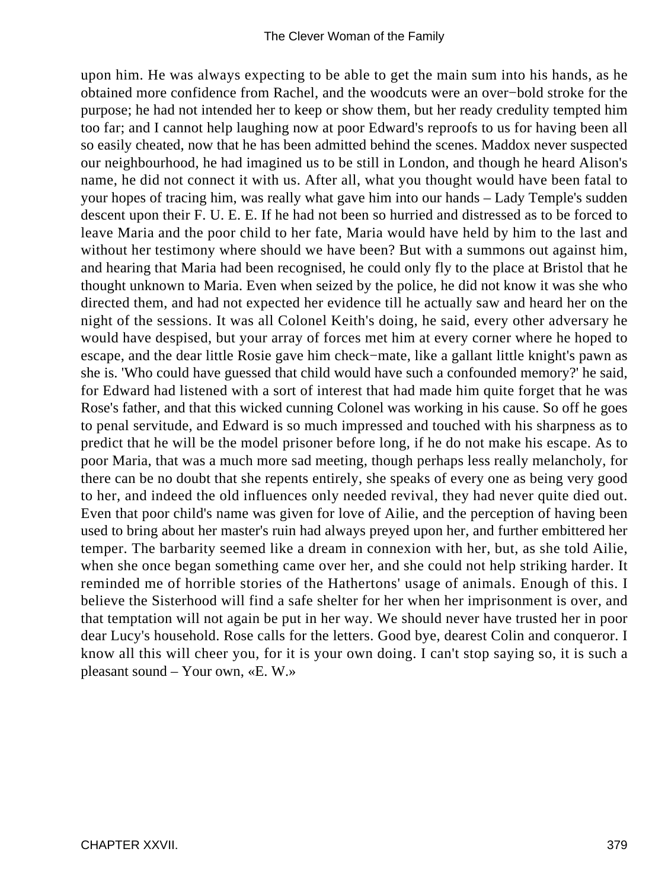upon him. He was always expecting to be able to get the main sum into his hands, as he obtained more confidence from Rachel, and the woodcuts were an over−bold stroke for the purpose; he had not intended her to keep or show them, but her ready credulity tempted him too far; and I cannot help laughing now at poor Edward's reproofs to us for having been all so easily cheated, now that he has been admitted behind the scenes. Maddox never suspected our neighbourhood, he had imagined us to be still in London, and though he heard Alison's name, he did not connect it with us. After all, what you thought would have been fatal to your hopes of tracing him, was really what gave him into our hands – Lady Temple's sudden descent upon their F. U. E. E. If he had not been so hurried and distressed as to be forced to leave Maria and the poor child to her fate, Maria would have held by him to the last and without her testimony where should we have been? But with a summons out against him, and hearing that Maria had been recognised, he could only fly to the place at Bristol that he thought unknown to Maria. Even when seized by the police, he did not know it was she who directed them, and had not expected her evidence till he actually saw and heard her on the night of the sessions. It was all Colonel Keith's doing, he said, every other adversary he would have despised, but your array of forces met him at every corner where he hoped to escape, and the dear little Rosie gave him check−mate, like a gallant little knight's pawn as she is. 'Who could have guessed that child would have such a confounded memory?' he said, for Edward had listened with a sort of interest that had made him quite forget that he was Rose's father, and that this wicked cunning Colonel was working in his cause. So off he goes to penal servitude, and Edward is so much impressed and touched with his sharpness as to predict that he will be the model prisoner before long, if he do not make his escape. As to poor Maria, that was a much more sad meeting, though perhaps less really melancholy, for there can be no doubt that she repents entirely, she speaks of every one as being very good to her, and indeed the old influences only needed revival, they had never quite died out. Even that poor child's name was given for love of Ailie, and the perception of having been used to bring about her master's ruin had always preyed upon her, and further embittered her temper. The barbarity seemed like a dream in connexion with her, but, as she told Ailie, when she once began something came over her, and she could not help striking harder. It reminded me of horrible stories of the Hathertons' usage of animals. Enough of this. I believe the Sisterhood will find a safe shelter for her when her imprisonment is over, and that temptation will not again be put in her way. We should never have trusted her in poor dear Lucy's household. Rose calls for the letters. Good bye, dearest Colin and conqueror. I know all this will cheer you, for it is your own doing. I can't stop saying so, it is such a pleasant sound – Your own, «E. W.»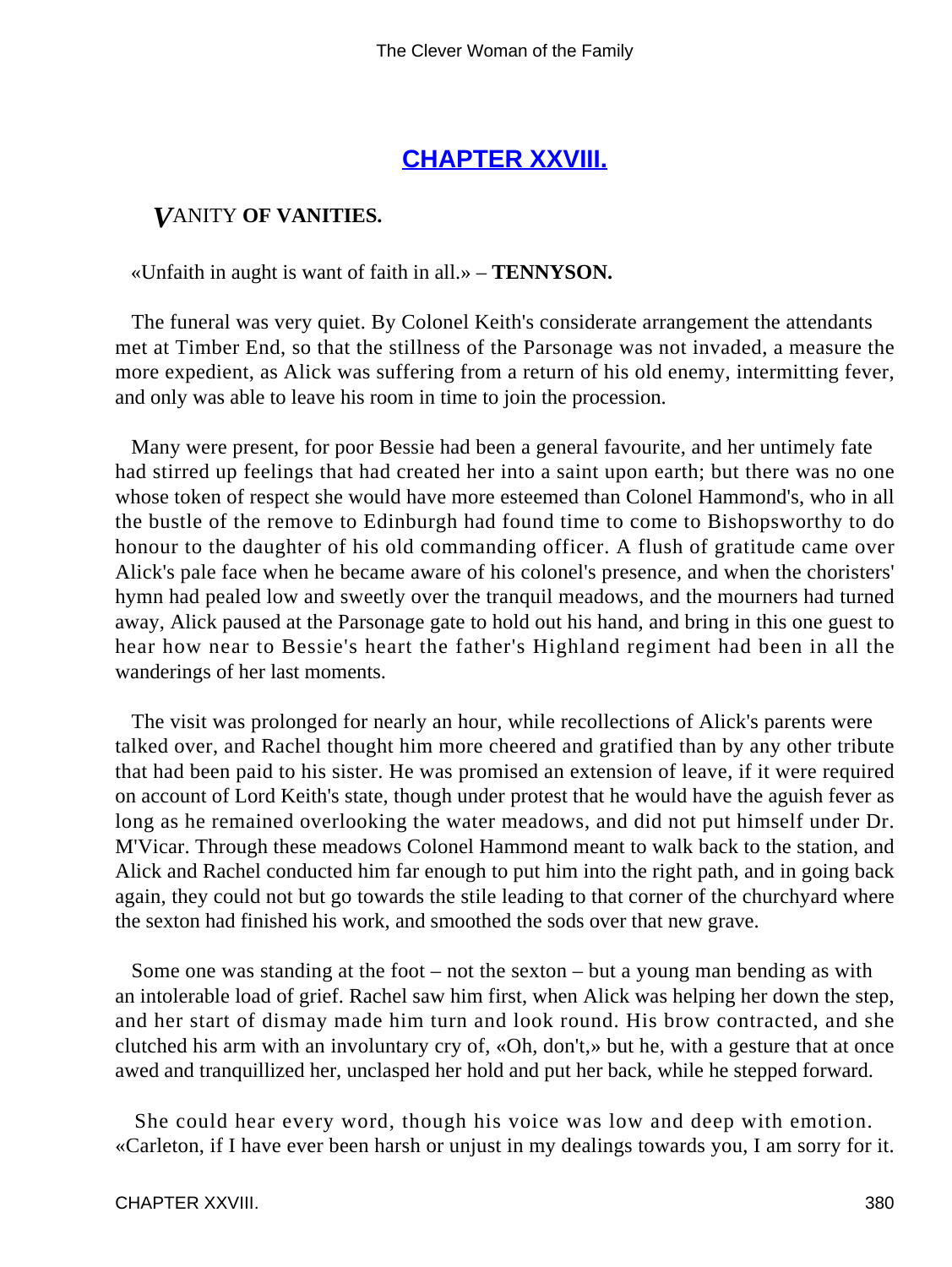## [CHAPTER XXVIII.](#)

### *V*ANITY **OF VANITIES.**

«Unfaith in aught is want of faith in all.» – **TENNYSON.**

The funeral was very quiet. By Colonel Keith's considerate arrangement the attendants met at Timber End, so that the stillness of the Parsonage was not invaded, a measure the more expedient, as Alick was suffering from a return of his old enemy, intermitting fever, and only was able to leave his room in time to join the procession.

Many were present, for poor Bessie had been a general favourite, and her untimely fate had stirred up feelings that had created her into a saint upon earth; but there was no one whose token of respect she would have more esteemed than Colonel Hammond's, who in all the bustle of the remove to Edinburgh had found time to come to Bishopsworthy to do honour to the daughter of his old commanding officer. A flush of gratitude came over Alick's pale face when he became aware of his colonel's presence, and when the choristers' hymn had pealed low and sweetly over the tranquil meadows, and the mourners had turned away, Alick paused at the Parsonage gate to hold out his hand, and bring in this one guest to hear how near to Bessie's heart the father's Highland regiment had been in all the wanderings of her last moments.

The visit was prolonged for nearly an hour, while recollections of Alick's parents were talked over, and Rachel thought him more cheered and gratified than by any other tribute that had been paid to his sister. He was promised an extension of leave, if it were required on account of Lord Keith's state, though under protest that he would have the aguish fever as long as he remained overlooking the water meadows, and did not put himself under Dr. M'Vicar. Through these meadows Colonel Hammond meant to walk back to the station, and Alick and Rachel conducted him far enough to put him into the right path, and in going back again, they could not but go towards the stile leading to that corner of the churchyard where the sexton had finished his work, and smoothed the sods over that new grave.

Some one was standing at the foot – not the sexton – but a young man bending as with an intolerable load of grief. Rachel saw him first, when Alick was helping her down the step, and her start of dismay made him turn and look round. His brow contracted, and she clutched his arm with an involuntary cry of, «Oh, don't,» but he, with a gesture that at once awed and tranquillized her, unclasped her hold and put her back, while he stepped forward.

She could hear every word, though his voice was low and deep with emotion. «Carleton, if I have ever been harsh or unjust in my dealings towards you, I am sorry for it.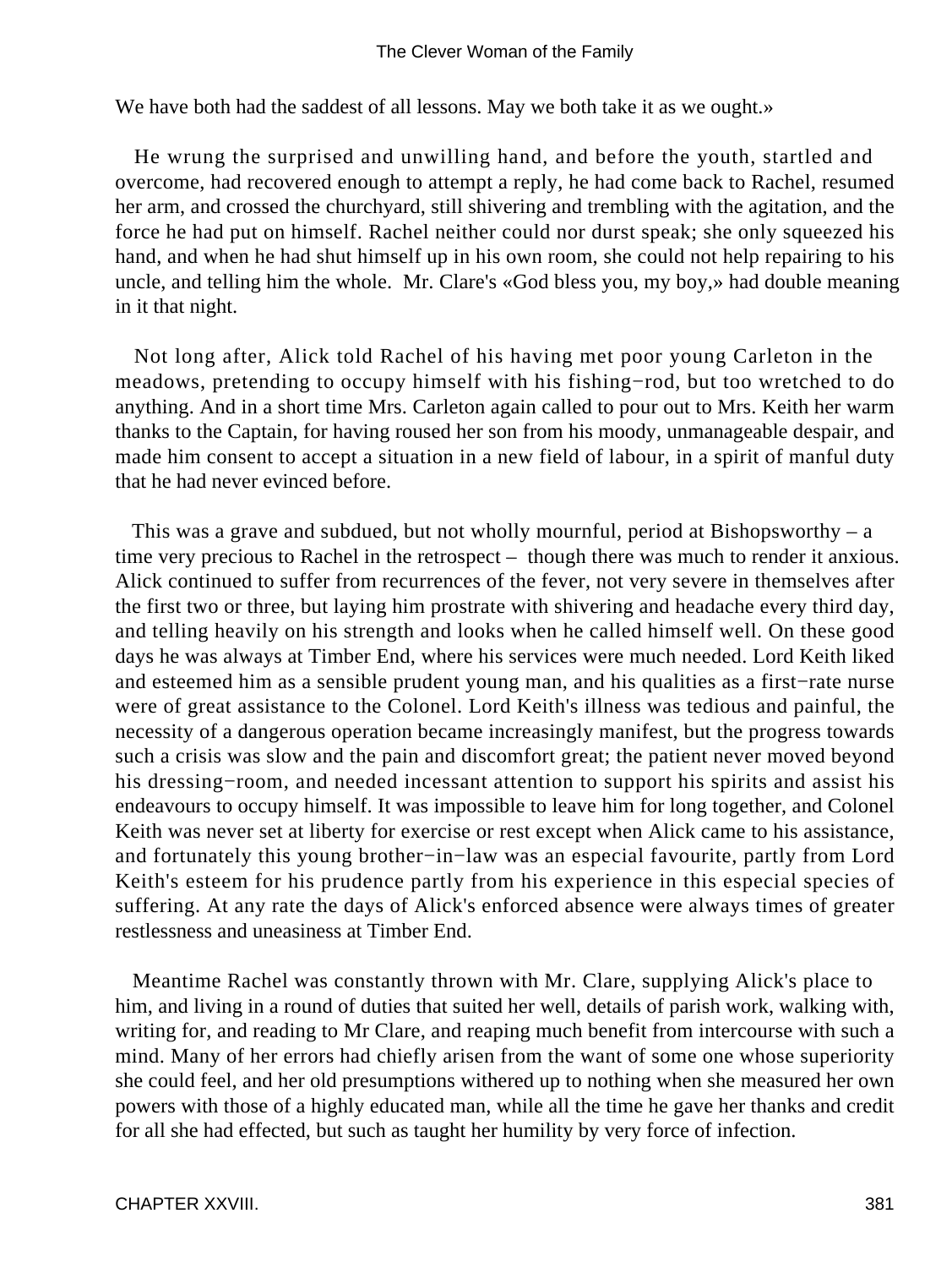We have both had the saddest of all lessons. May we both take it as we ought.»

He wrung the surprised and unwilling hand, and before the youth, startled and overcome, had recovered enough to attempt a reply, he had come back to Rachel, resumed her arm, and crossed the churchyard, still shivering and trembling with the agitation, and the force he had put on himself. Rachel neither could nor durst speak; she only squeezed his hand, and when he had shut himself up in his own room, she could not help repairing to his uncle, and telling him the whole. Mr. Clare's «God bless you, my boy,» had double meaning in it that night.

Not long after, Alick told Rachel of his having met poor young Carleton in the meadows, pretending to occupy himself with his fishing−rod, but too wretched to do anything. And in a short time Mrs. Carleton again called to pour out to Mrs. Keith her warm thanks to the Captain, for having roused her son from his moody, unmanageable despair, and made him consent to accept a situation in a new field of labour, in a spirit of manful duty that he had never evinced before.

This was a grave and subdued, but not wholly mournful, period at Bishopsworthy – a time very precious to Rachel in the retrospect – though there was much to render it anxious. Alick continued to suffer from recurrences of the fever, not very severe in themselves after the first two or three, but laying him prostrate with shivering and headache every third day, and telling heavily on his strength and looks when he called himself well. On these good days he was always at Timber End, where his services were much needed. Lord Keith liked and esteemed him as a sensible prudent young man, and his qualities as a first−rate nurse were of great assistance to the Colonel. Lord Keith's illness was tedious and painful, the necessity of a dangerous operation became increasingly manifest, but the progress towards such a crisis was slow and the pain and discomfort great; the patient never moved beyond his dressing−room, and needed incessant attention to support his spirits and assist his endeavours to occupy himself. It was impossible to leave him for long together, and Colonel Keith was never set at liberty for exercise or rest except when Alick came to his assistance, and fortunately this young brother−in−law was an especial favourite, partly from Lord Keith's esteem for his prudence partly from his experience in this especial species of suffering. At any rate the days of Alick's enforced absence were always times of greater restlessness and uneasiness at Timber End.

Meantime Rachel was constantly thrown with Mr. Clare, supplying Alick's place to him, and living in a round of duties that suited her well, details of parish work, walking with, writing for, and reading to Mr Clare, and reaping much benefit from intercourse with such a mind. Many of her errors had chiefly arisen from the want of some one whose superiority she could feel, and her old presumptions withered up to nothing when she measured her own powers with those of a highly educated man, while all the time he gave her thanks and credit for all she had effected, but such as taught her humility by very force of infection.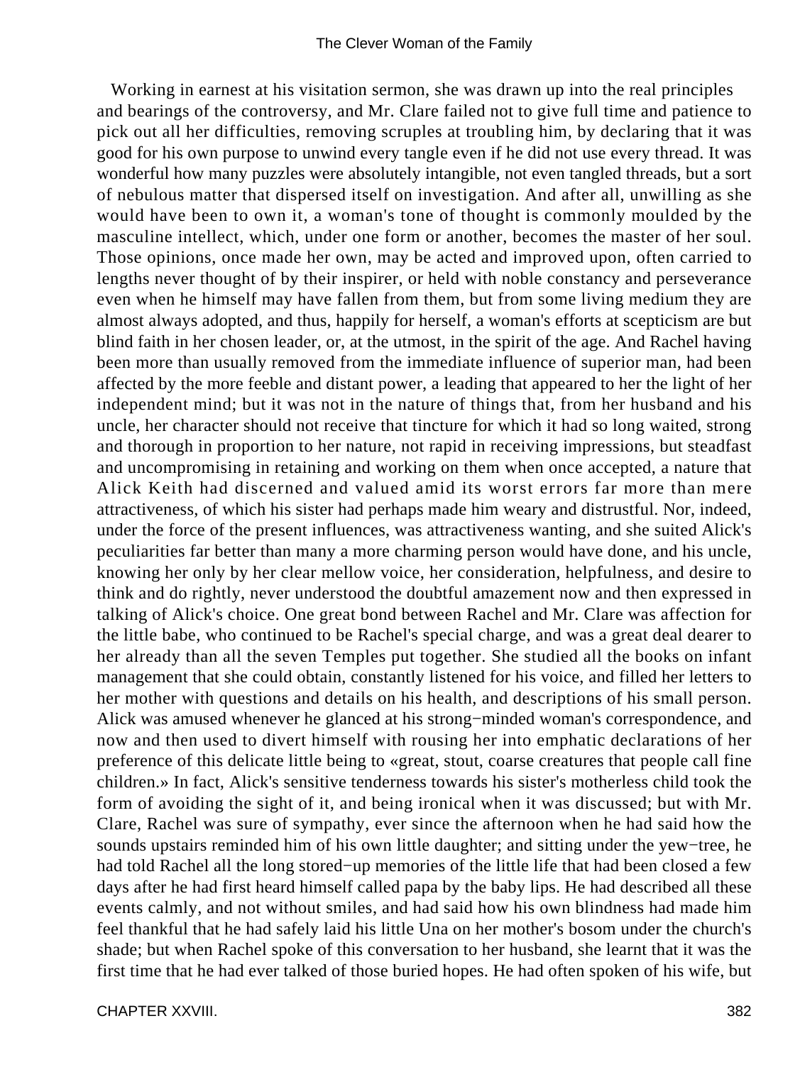Working in earnest at his visitation sermon, she was drawn up into the real principles and bearings of the controversy, and Mr. Clare failed not to give full time and patience to pick out all her difficulties, removing scruples at troubling him, by declaring that it was good for his own purpose to unwind every tangle even if he did not use every thread. It was wonderful how many puzzles were absolutely intangible, not even tangled threads, but a sort of nebulous matter that dispersed itself on investigation. And after all, unwilling as she would have been to own it, a woman's tone of thought is commonly moulded by the masculine intellect, which, under one form or another, becomes the master of her soul. Those opinions, once made her own, may be acted and improved upon, often carried to lengths never thought of by their inspirer, or held with noble constancy and perseverance even when he himself may have fallen from them, but from some living medium they are almost always adopted, and thus, happily for herself, a woman's efforts at scepticism are but blind faith in her chosen leader, or, at the utmost, in the spirit of the age. And Rachel having been more than usually removed from the immediate influence of superior man, had been affected by the more feeble and distant power, a leading that appeared to her the light of her independent mind; but it was not in the nature of things that, from her husband and his uncle, her character should not receive that tincture for which it had so long waited, strong and thorough in proportion to her nature, not rapid in receiving impressions, but steadfast and uncompromising in retaining and working on them when once accepted, a nature that Alick Keith had discerned and valued amid its worst errors far more than mere attractiveness, of which his sister had perhaps made him weary and distrustful. Nor, indeed, under the force of the present influences, was attractiveness wanting, and she suited Alick's peculiarities far better than many a more charming person would have done, and his uncle, knowing her only by her clear mellow voice, her consideration, helpfulness, and desire to think and do rightly, never understood the doubtful amazement now and then expressed in talking of Alick's choice. One great bond between Rachel and Mr. Clare was affection for the little babe, who continued to be Rachel's special charge, and was a great deal dearer to her already than all the seven Temples put together. She studied all the books on infant management that she could obtain, constantly listened for his voice, and filled her letters to her mother with questions and details on his health, and descriptions of his small person. Alick was amused whenever he glanced at his strong−minded woman's correspondence, and now and then used to divert himself with rousing her into emphatic declarations of her preference of this delicate little being to «great, stout, coarse creatures that people call fine children.» In fact, Alick's sensitive tenderness towards his sister's motherless child took the form of avoiding the sight of it, and being ironical when it was discussed; but with Mr. Clare, Rachel was sure of sympathy, ever since the afternoon when he had said how the sounds upstairs reminded him of his own little daughter; and sitting under the yew−tree, he had told Rachel all the long stored−up memories of the little life that had been closed a few days after he had first heard himself called papa by the baby lips. He had described all these events calmly, and not without smiles, and had said how his own blindness had made him feel thankful that he had safely laid his little Una on her mother's bosom under the church's shade; but when Rachel spoke of this conversation to her husband, she learnt that it was the first time that he had ever talked of those buried hopes. He had often spoken of his wife, but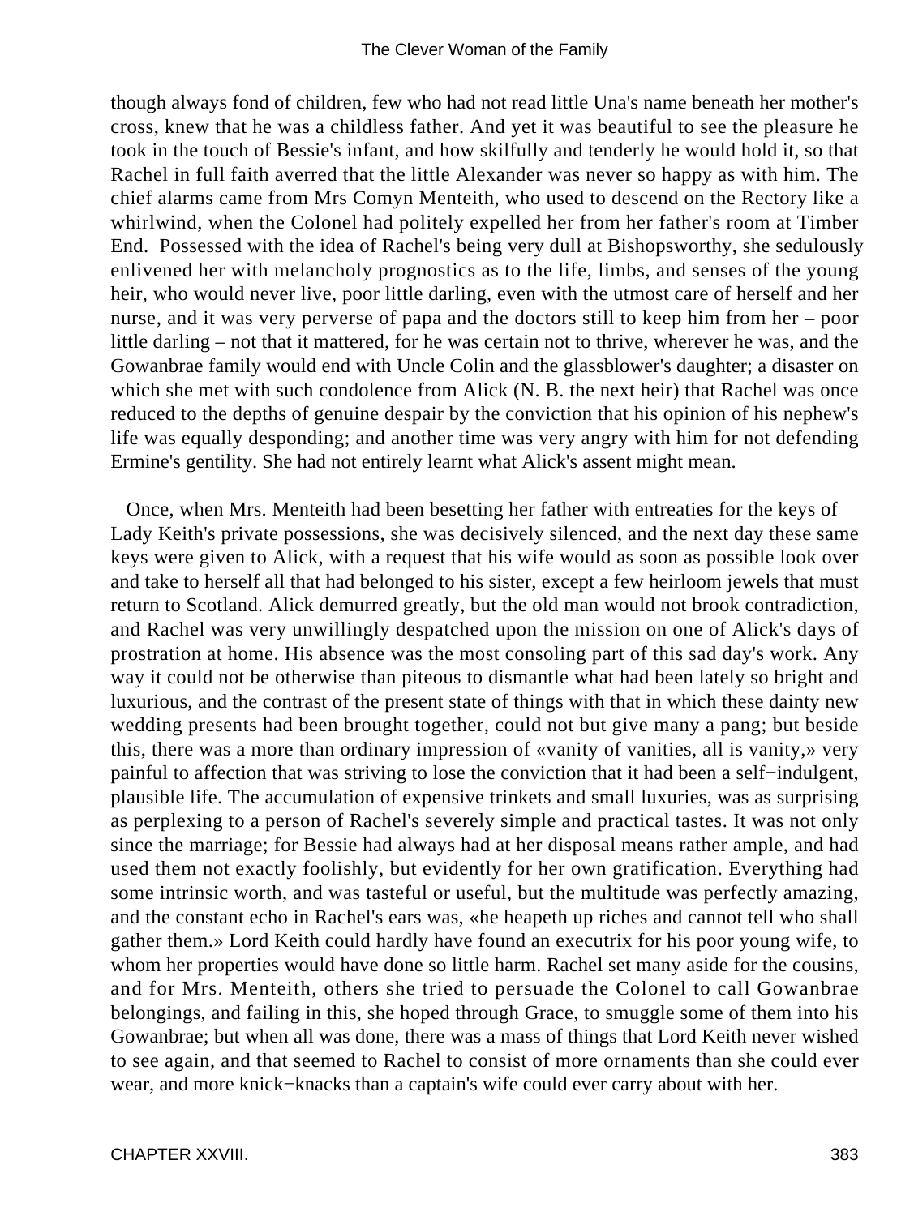though always fond of children, few who had not read little Una's name beneath her mother's cross, knew that he was a childless father. And yet it was beautiful to see the pleasure he took in the touch of Bessie's infant, and how skilfully and tenderly he would hold it, so that Rachel in full faith averred that the little Alexander was never so happy as with him. The chief alarms came from Mrs Comyn Menteith, who used to descend on the Rectory like a whirlwind, when the Colonel had politely expelled her from her father's room at Timber End. Possessed with the idea of Rachel's being very dull at Bishopsworthy, she sedulously enlivened her with melancholy prognostics as to the life, limbs, and senses of the young heir, who would never live, poor little darling, even with the utmost care of herself and her nurse, and it was very perverse of papa and the doctors still to keep him from her – poor little darling – not that it mattered, for he was certain not to thrive, wherever he was, and the Gowanbrae family would end with Uncle Colin and the glassblower's daughter; a disaster on which she met with such condolence from Alick (N. B. the next heir) that Rachel was once reduced to the depths of genuine despair by the conviction that his opinion of his nephew's life was equally desponding; and another time was very angry with him for not defending Ermine's gentility. She had not entirely learnt what Alick's assent might mean.

Once, when Mrs. Menteith had been besetting her father with entreaties for the keys of Lady Keith's private possessions, she was decisively silenced, and the next day these same keys were given to Alick, with a request that his wife would as soon as possible look over and take to herself all that had belonged to his sister, except a few heirloom jewels that must return to Scotland. Alick demurred greatly, but the old man would not brook contradiction, and Rachel was very unwillingly despatched upon the mission on one of Alick's days of prostration at home. His absence was the most consoling part of this sad day's work. Any way it could not be otherwise than piteous to dismantle what had been lately so bright and luxurious, and the contrast of the present state of things with that in which these dainty new wedding presents had been brought together, could not but give many a pang; but beside this, there was a more than ordinary impression of «vanity of vanities, all is vanity,» very painful to affection that was striving to lose the conviction that it had been a self−indulgent, plausible life. The accumulation of expensive trinkets and small luxuries, was as surprising as perplexing to a person of Rachel's severely simple and practical tastes. It was not only since the marriage; for Bessie had always had at her disposal means rather ample, and had used them not exactly foolishly, but evidently for her own gratification. Everything had some intrinsic worth, and was tasteful or useful, but the multitude was perfectly amazing, and the constant echo in Rachel's ears was, «he heapeth up riches and cannot tell who shall gather them.» Lord Keith could hardly have found an executrix for his poor young wife, to whom her properties would have done so little harm. Rachel set many aside for the cousins, and for Mrs. Menteith, others she tried to persuade the Colonel to call Gowanbrae belongings, and failing in this, she hoped through Grace, to smuggle some of them into his Gowanbrae; but when all was done, there was a mass of things that Lord Keith never wished to see again, and that seemed to Rachel to consist of more ornaments than she could ever wear, and more knick−knacks than a captain's wife could ever carry about with her.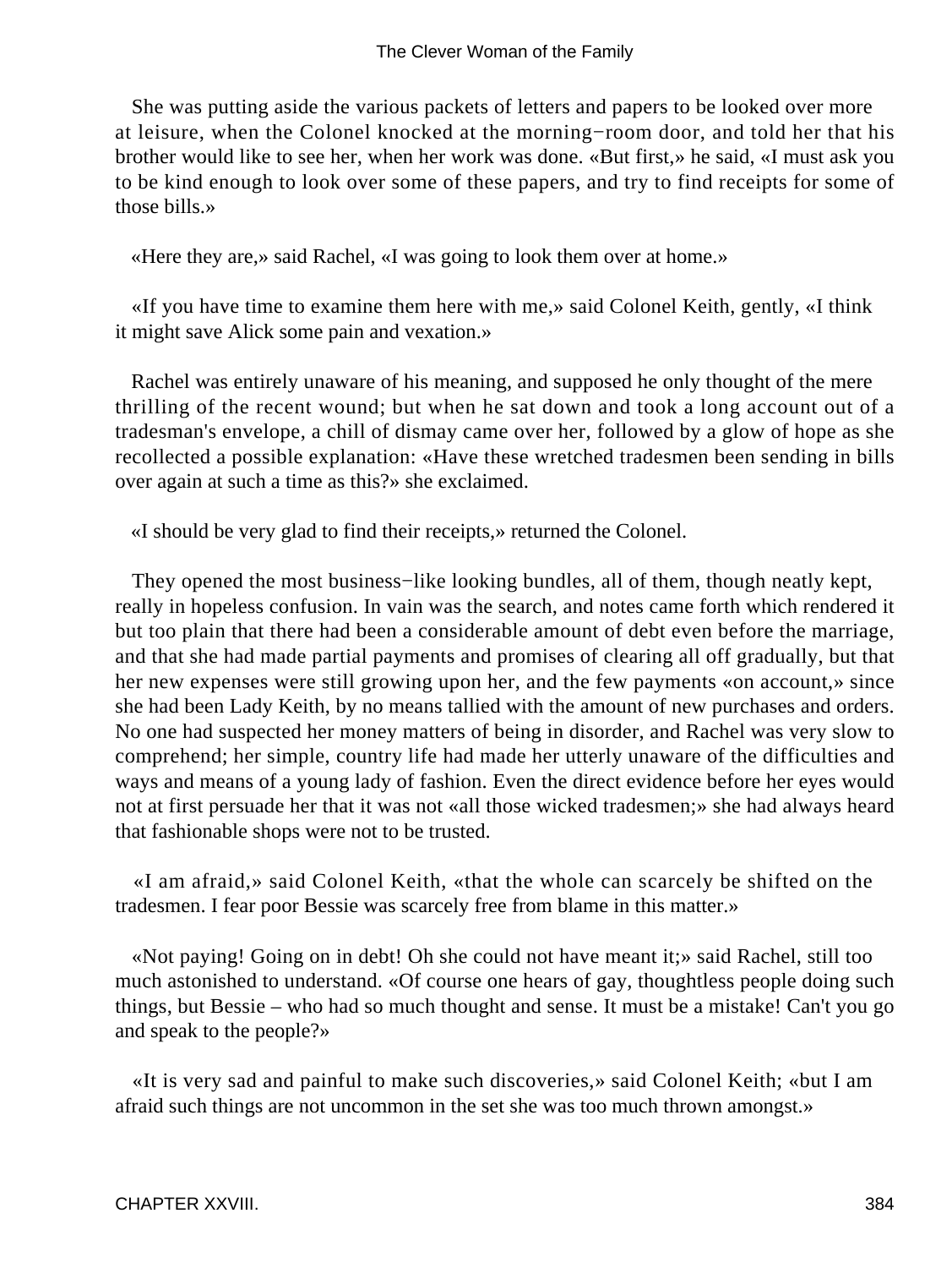She was putting aside the various packets of letters and papers to be looked over more at leisure, when the Colonel knocked at the morning−room door, and told her that his brother would like to see her, when her work was done. «But first,» he said, «I must ask you to be kind enough to look over some of these papers, and try to find receipts for some of those bills.»

«Here they are,» said Rachel, «I was going to look them over at home.»

«If you have time to examine them here with me,» said Colonel Keith, gently, «I think it might save Alick some pain and vexation.»

Rachel was entirely unaware of his meaning, and supposed he only thought of the mere thrilling of the recent wound; but when he sat down and took a long account out of a tradesman's envelope, a chill of dismay came over her, followed by a glow of hope as she recollected a possible explanation: «Have these wretched tradesmen been sending in bills over again at such a time as this?» she exclaimed.

«I should be very glad to find their receipts,» returned the Colonel.

They opened the most business−like looking bundles, all of them, though neatly kept, really in hopeless confusion. In vain was the search, and notes came forth which rendered it but too plain that there had been a considerable amount of debt even before the marriage, and that she had made partial payments and promises of clearing all off gradually, but that her new expenses were still growing upon her, and the few payments «on account,» since she had been Lady Keith, by no means tallied with the amount of new purchases and orders. No one had suspected her money matters of being in disorder, and Rachel was very slow to comprehend; her simple, country life had made her utterly unaware of the difficulties and ways and means of a young lady of fashion. Even the direct evidence before her eyes would not at first persuade her that it was not «all those wicked tradesmen;» she had always heard that fashionable shops were not to be trusted.

«I am afraid,» said Colonel Keith, «that the whole can scarcely be shifted on the tradesmen. I fear poor Bessie was scarcely free from blame in this matter.»

«Not paying! Going on in debt! Oh she could not have meant it;» said Rachel, still too much astonished to understand. «Of course one hears of gay, thoughtless people doing such things, but Bessie – who had so much thought and sense. It must be a mistake! Can't you go and speak to the people?»

«It is very sad and painful to make such discoveries,» said Colonel Keith; «but I am afraid such things are not uncommon in the set she was too much thrown amongst.»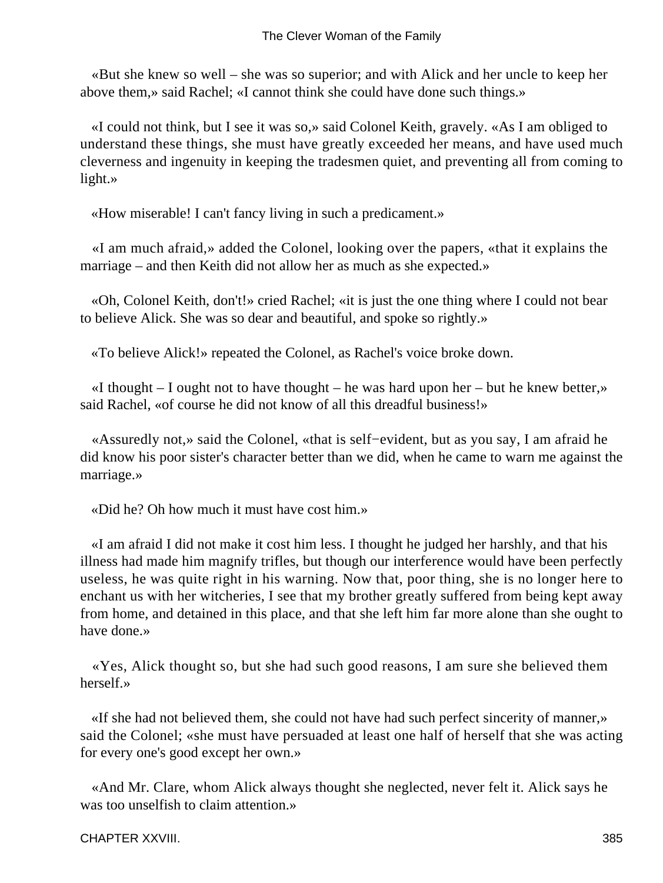«But she knew so well – she was so superior; and with Alick and her uncle to keep her above them,» said Rachel; «I cannot think she could have done such things.»

«I could not think, but I see it was so,» said Colonel Keith, gravely. «As I am obliged to understand these things, she must have greatly exceeded her means, and have used much cleverness and ingenuity in keeping the tradesmen quiet, and preventing all from coming to light.»

«How miserable! I can't fancy living in such a predicament.»

«I am much afraid,» added the Colonel, looking over the papers, «that it explains the marriage – and then Keith did not allow her as much as she expected.»

«Oh, Colonel Keith, don't!» cried Rachel; «it is just the one thing where I could not bear to believe Alick. She was so dear and beautiful, and spoke so rightly.»

«To believe Alick!» repeated the Colonel, as Rachel's voice broke down.

«I thought – I ought not to have thought – he was hard upon her – but he knew better,» said Rachel, «of course he did not know of all this dreadful business!»

«Assuredly not,» said the Colonel, «that is self−evident, but as you say, I am afraid he did know his poor sister's character better than we did, when he came to warn me against the marriage.»

«Did he? Oh how much it must have cost him.»

«I am afraid I did not make it cost him less. I thought he judged her harshly, and that his illness had made him magnify trifles, but though our interference would have been perfectly useless, he was quite right in his warning. Now that, poor thing, she is no longer here to enchant us with her witcheries, I see that my brother greatly suffered from being kept away from home, and detained in this place, and that she left him far more alone than she ought to have done.»

«Yes, Alick thought so, but she had such good reasons, I am sure she believed them herself.»

«If she had not believed them, she could not have had such perfect sincerity of manner,» said the Colonel; «she must have persuaded at least one half of herself that she was acting for every one's good except her own.»

«And Mr. Clare, whom Alick always thought she neglected, never felt it. Alick says he was too unselfish to claim attention.»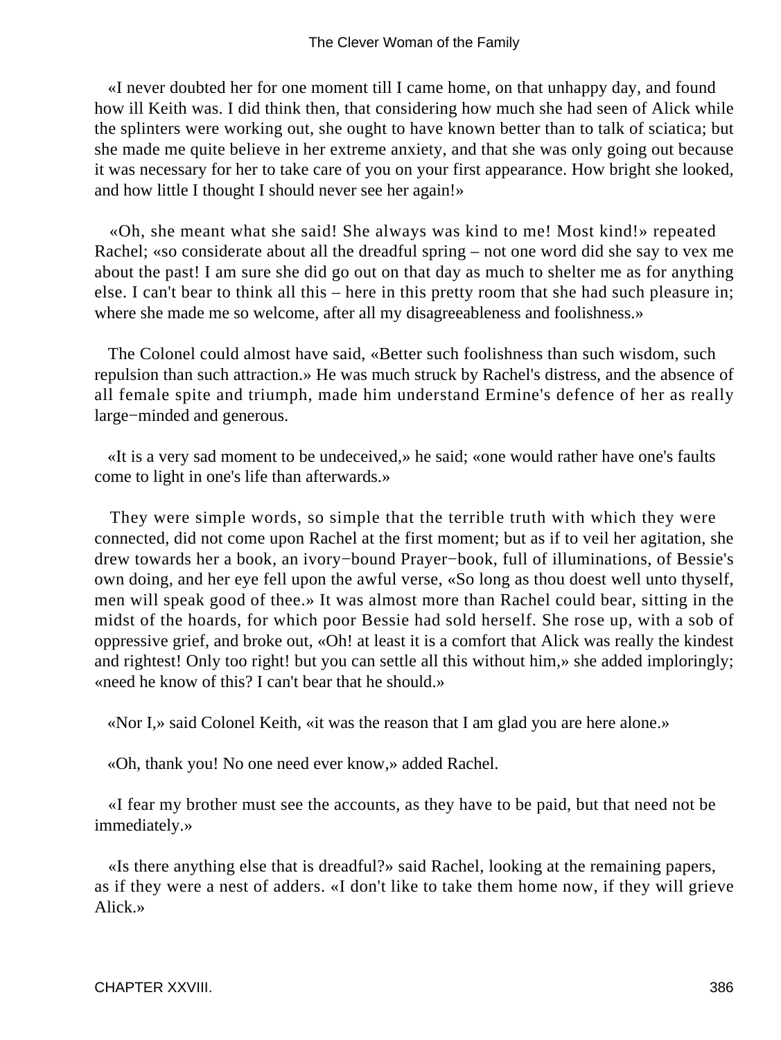«I never doubted her for one moment till I came home, on that unhappy day, and found how ill Keith was. I did think then, that considering how much she had seen of Alick while the splinters were working out, she ought to have known better than to talk of sciatica; but she made me quite believe in her extreme anxiety, and that she was only going out because it was necessary for her to take care of you on your first appearance. How bright she looked, and how little I thought I should never see her again!»

«Oh, she meant what she said! She always was kind to me! Most kind!» repeated Rachel; «so considerate about all the dreadful spring – not one word did she say to vex me about the past! I am sure she did go out on that day as much to shelter me as for anything else. I can't bear to think all this – here in this pretty room that she had such pleasure in; where she made me so welcome, after all my disagreeableness and foolishness.»

The Colonel could almost have said, «Better such foolishness than such wisdom, such repulsion than such attraction.» He was much struck by Rachel's distress, and the absence of all female spite and triumph, made him understand Ermine's defence of her as really large−minded and generous.

«It is a very sad moment to be undeceived,» he said; «one would rather have one's faults come to light in one's life than afterwards.»

They were simple words, so simple that the terrible truth with which they were connected, did not come upon Rachel at the first moment; but as if to veil her agitation, she drew towards her a book, an ivory−bound Prayer−book, full of illuminations, of Bessie's own doing, and her eye fell upon the awful verse, «So long as thou doest well unto thyself, men will speak good of thee.» It was almost more than Rachel could bear, sitting in the midst of the hoards, for which poor Bessie had sold herself. She rose up, with a sob of oppressive grief, and broke out, «Oh! at least it is a comfort that Alick was really the kindest and rightest! Only too right! but you can settle all this without him,» she added imploringly; «need he know of this? I can't bear that he should.»

«Nor I,» said Colonel Keith, «it was the reason that I am glad you are here alone.»

«Oh, thank you! No one need ever know,» added Rachel.

«I fear my brother must see the accounts, as they have to be paid, but that need not be immediately.»

«Is there anything else that is dreadful?» said Rachel, looking at the remaining papers, as if they were a nest of adders. «I don't like to take them home now, if they will grieve Alick.»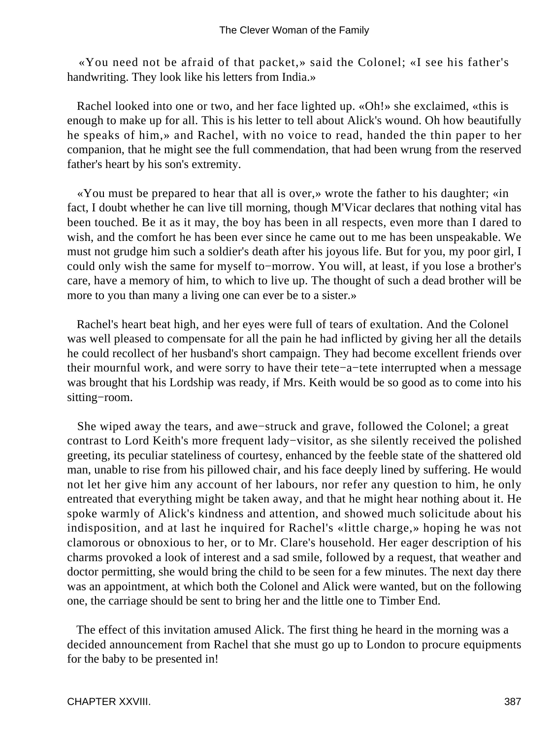«You need not be afraid of that packet,» said the Colonel; «I see his father's handwriting. They look like his letters from India.»

Rachel looked into one or two, and her face lighted up. «Oh!» she exclaimed, «this is enough to make up for all. This is his letter to tell about Alick's wound. Oh how beautifully he speaks of him,» and Rachel, with no voice to read, handed the thin paper to her companion, that he might see the full commendation, that had been wrung from the reserved father's heart by his son's extremity.

«You must be prepared to hear that all is over,» wrote the father to his daughter; «in fact, I doubt whether he can live till morning, though M'Vicar declares that nothing vital has been touched. Be it as it may, the boy has been in all respects, even more than I dared to wish, and the comfort he has been ever since he came out to me has been unspeakable. We must not grudge him such a soldier's death after his joyous life. But for you, my poor girl, I could only wish the same for myself to−morrow. You will, at least, if you lose a brother's care, have a memory of him, to which to live up. The thought of such a dead brother will be more to you than many a living one can ever be to a sister.»

Rachel's heart beat high, and her eyes were full of tears of exultation. And the Colonel was well pleased to compensate for all the pain he had inflicted by giving her all the details he could recollect of her husband's short campaign. They had become excellent friends over their mournful work, and were sorry to have their tete−a−tete interrupted when a message was brought that his Lordship was ready, if Mrs. Keith would be so good as to come into his sitting−room.

She wiped away the tears, and awe−struck and grave, followed the Colonel; a great contrast to Lord Keith's more frequent lady−visitor, as she silently received the polished greeting, its peculiar stateliness of courtesy, enhanced by the feeble state of the shattered old man, unable to rise from his pillowed chair, and his face deeply lined by suffering. He would not let her give him any account of her labours, nor refer any question to him, he only entreated that everything might be taken away, and that he might hear nothing about it. He spoke warmly of Alick's kindness and attention, and showed much solicitude about his indisposition, and at last he inquired for Rachel's «little charge,» hoping he was not clamorous or obnoxious to her, or to Mr. Clare's household. Her eager description of his charms provoked a look of interest and a sad smile, followed by a request, that weather and doctor permitting, she would bring the child to be seen for a few minutes. The next day there was an appointment, at which both the Colonel and Alick were wanted, but on the following one, the carriage should be sent to bring her and the little one to Timber End.

The effect of this invitation amused Alick. The first thing he heard in the morning was a decided announcement from Rachel that she must go up to London to procure equipments for the baby to be presented in!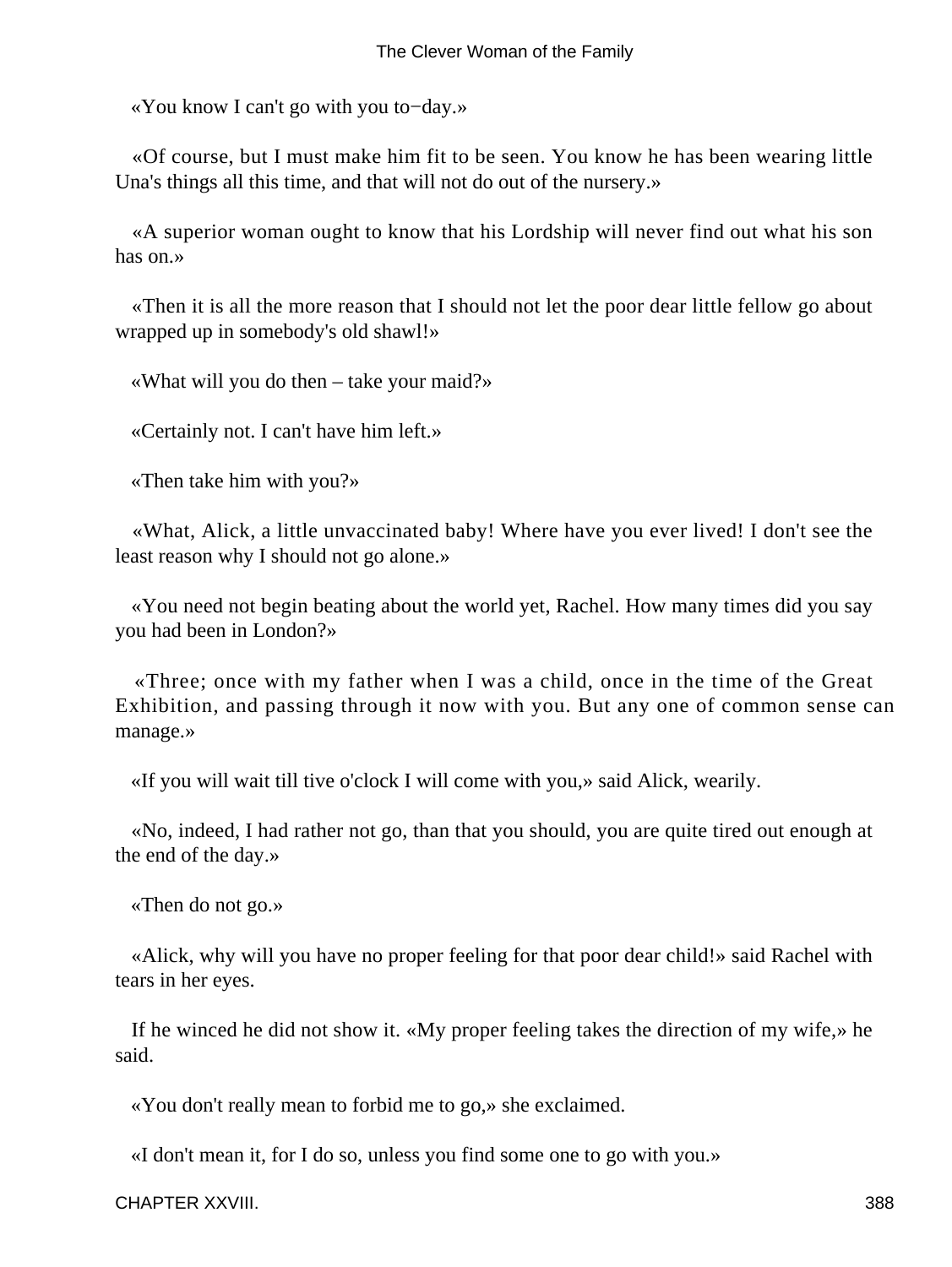«You know I can't go with you to−day.»

«Of course, but I must make him fit to be seen. You know he has been wearing little Una's things all this time, and that will not do out of the nursery.»

«A superior woman ought to know that his Lordship will never find out what his son has on.»

«Then it is all the more reason that I should not let the poor dear little fellow go about wrapped up in somebody's old shawl!»

«What will you do then – take your maid?»

«Certainly not. I can't have him left.»

«Then take him with you?»

«What, Alick, a little unvaccinated baby! Where have you ever lived! I don't see the least reason why I should not go alone.»

«You need not begin beating about the world yet, Rachel. How many times did you say you had been in London?»

«Three; once with my father when I was a child, once in the time of the Great Exhibition, and passing through it now with you. But any one of common sense can manage.»

«If you will wait till tive o'clock I will come with you,» said Alick, wearily.

«No, indeed, I had rather not go, than that you should, you are quite tired out enough at the end of the day.»

«Then do not go.»

«Alick, why will you have no proper feeling for that poor dear child!» said Rachel with tears in her eyes.

If he winced he did not show it. «My proper feeling takes the direction of my wife,» he said.

«You don't really mean to forbid me to go,» she exclaimed.

«I don't mean it, for I do so, unless you find some one to go with you.»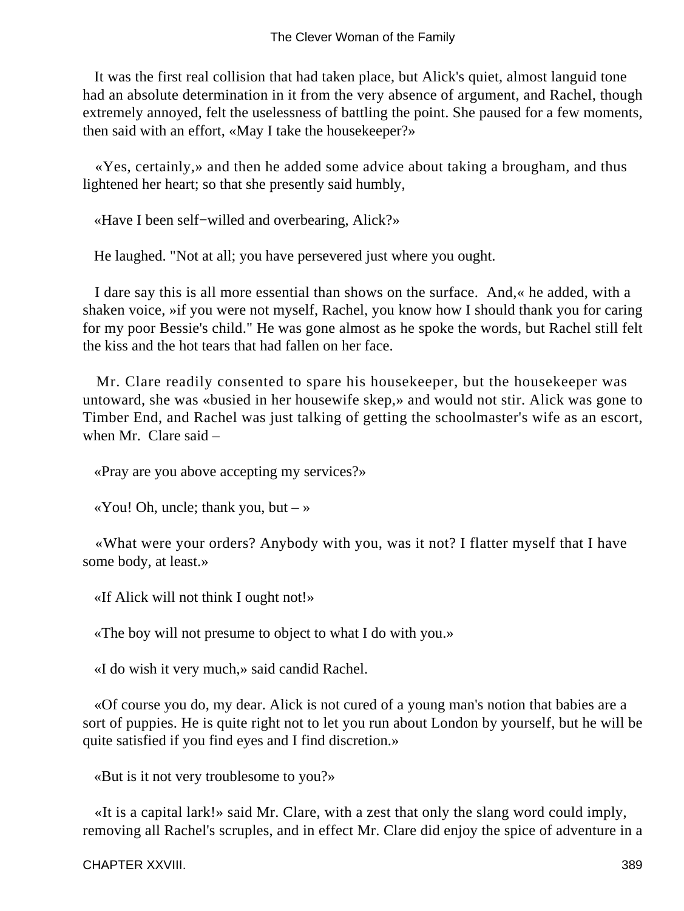It was the first real collision that had taken place, but Alick's quiet, almost languid tone had an absolute determination in it from the very absence of argument, and Rachel, though extremely annoyed, felt the uselessness of battling the point. She paused for a few moments, then said with an effort, «May I take the housekeeper?»

«Yes, certainly,» and then he added some advice about taking a brougham, and thus lightened her heart; so that she presently said humbly,

«Have I been self−willed and overbearing, Alick?»

He laughed. "Not at all; you have persevered just where you ought.

I dare say this is all more essential than shows on the surface. And,« he added, with a shaken voice, »if you were not myself, Rachel, you know how I should thank you for caring for my poor Bessie's child." He was gone almost as he spoke the words, but Rachel still felt the kiss and the hot tears that had fallen on her face.

Mr. Clare readily consented to spare his housekeeper, but the housekeeper was untoward, she was «busied in her housewife skep,» and would not stir. Alick was gone to Timber End, and Rachel was just talking of getting the schoolmaster's wife as an escort, when Mr. Clare said –

«Pray are you above accepting my services?»

«You! Oh, uncle; thank you, but – »

«What were your orders? Anybody with you, was it not? I flatter myself that I have some body, at least.»

«If Alick will not think I ought not!»

«The boy will not presume to object to what I do with you.»

«I do wish it very much,» said candid Rachel.

«Of course you do, my dear. Alick is not cured of a young man's notion that babies are a sort of puppies. He is quite right not to let you run about London by yourself, but he will be quite satisfied if you find eyes and I find discretion.»

«But is it not very troublesome to you?»

«It is a capital lark!» said Mr. Clare, with a zest that only the slang word could imply, removing all Rachel's scruples, and in effect Mr. Clare did enjoy the spice of adventure in a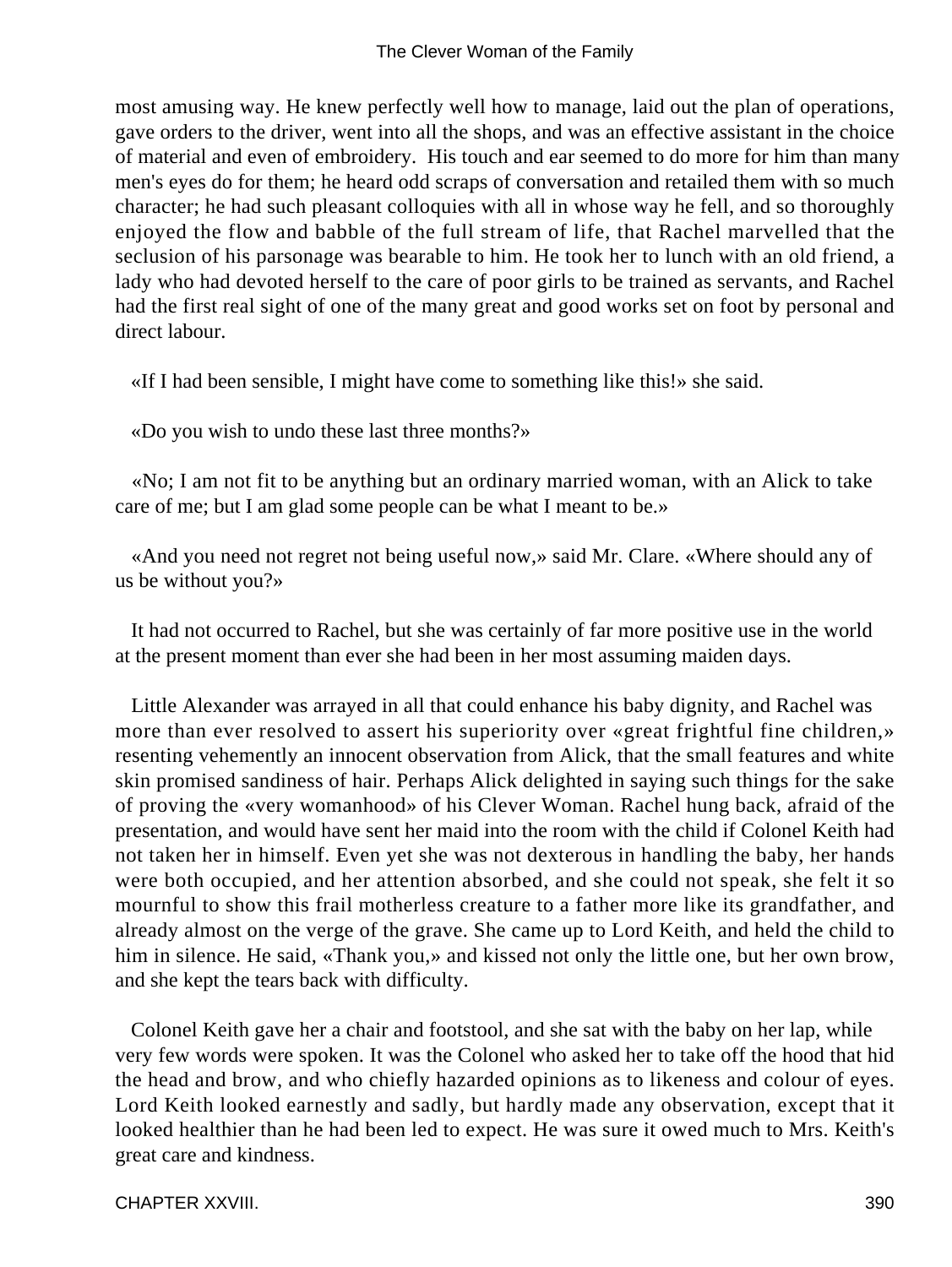most amusing way. He knew perfectly well how to manage, laid out the plan of operations, gave orders to the driver, went into all the shops, and was an effective assistant in the choice of material and even of embroidery.  His touch and ear seemed to do more for him than many men's eyes do for them; he heard odd scraps of conversation and retailed them with so much character; he had such pleasant colloquies with all in whose way he fell, and so thoroughly enjoyed the flow and babble of the full stream of life, that Rachel marvelled that the seclusion of his parsonage was bearable to him. He took her to lunch with an old friend, a lady who had devoted herself to the care of poor girls to be trained as servants, and Rachel had the first real sight of one of the many great and good works set on foot by personal and direct labour.

«If I had been sensible, I might have come to something like this!» she said.

«Do you wish to undo these last three months?»

«No; I am not fit to be anything but an ordinary married woman, with an Alick to take care of me; but I am glad some people can be what I meant to be.»

«And you need not regret not being useful now,» said Mr. Clare. «Where should any of us be without you?»

It had not occurred to Rachel, but she was certainly of far more positive use in the world at the present moment than ever she had been in her most assuming maiden days.

Little Alexander was arrayed in all that could enhance his baby dignity, and Rachel was more than ever resolved to assert his superiority over «great frightful fine children,» resenting vehemently an innocent observation from Alick, that the small features and white skin promised sandiness of hair. Perhaps Alick delighted in saying such things for the sake of proving the «very womanhood» of his Clever Woman. Rachel hung back, afraid of the presentation, and would have sent her maid into the room with the child if Colonel Keith had not taken her in himself. Even yet she was not dexterous in handling the baby, her hands were both occupied, and her attention absorbed, and she could not speak, she felt it so mournful to show this frail motherless creature to a father more like its grandfather, and already almost on the verge of the grave. She came up to Lord Keith, and held the child to him in silence. He said, «Thank you,» and kissed not only the little one, but her own brow, and she kept the tears back with difficulty.

Colonel Keith gave her a chair and footstool, and she sat with the baby on her lap, while very few words were spoken. It was the Colonel who asked her to take off the hood that hid the head and brow, and who chiefly hazarded opinions as to likeness and colour of eyes. Lord Keith looked earnestly and sadly, but hardly made any observation, except that it looked healthier than he had been led to expect. He was sure it owed much to Mrs. Keith's great care and kindness.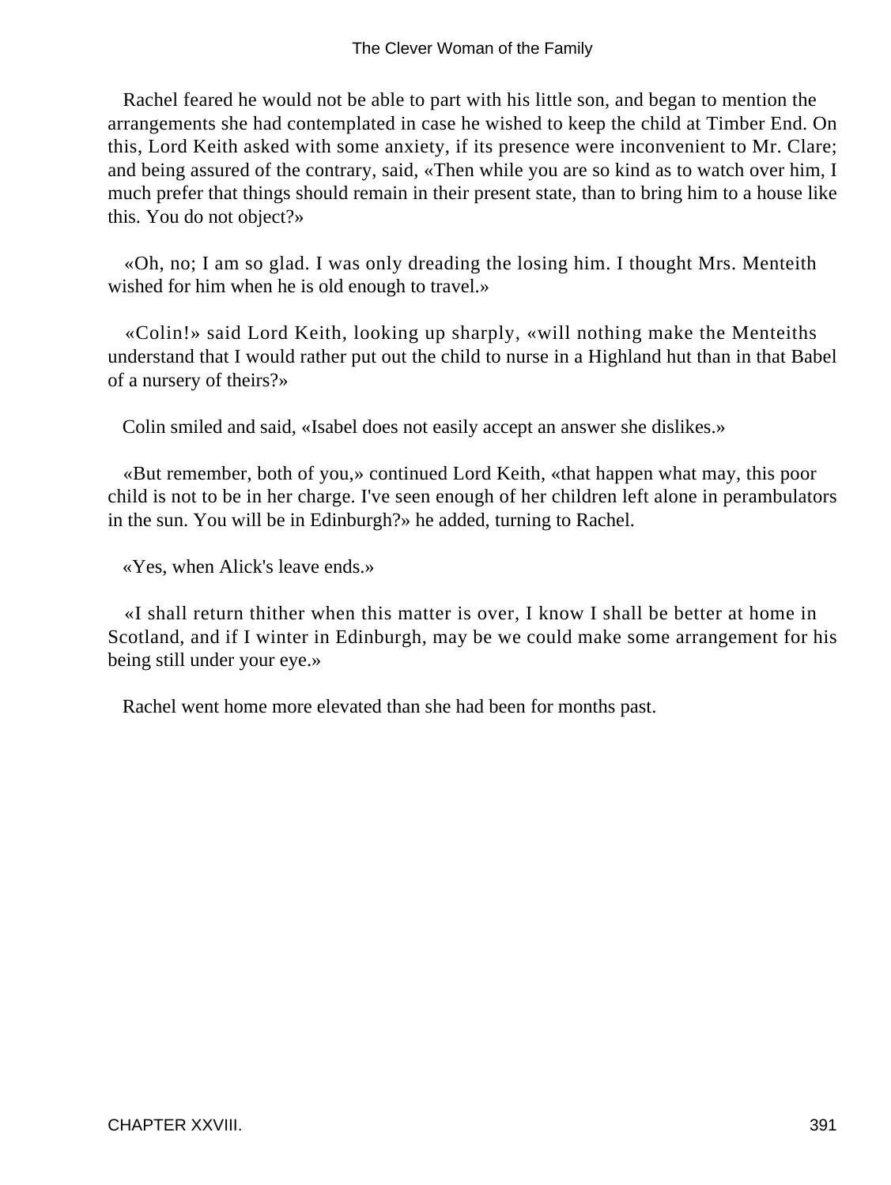Rachel feared he would not be able to part with his little son, and began to mention the arrangements she had contemplated in case he wished to keep the child at Timber End. On this, Lord Keith asked with some anxiety, if its presence were inconvenient to Mr. Clare; and being assured of the contrary, said, «Then while you are so kind as to watch over him, I much prefer that things should remain in their present state, than to bring him to a house like this. You do not object?»

«Oh, no; I am so glad. I was only dreading the losing him. I thought Mrs. Menteith wished for him when he is old enough to travel.»

«Colin!» said Lord Keith, looking up sharply, «will nothing make the Menteiths understand that I would rather put out the child to nurse in a Highland hut than in that Babel of a nursery of theirs?»

Colin smiled and said, «Isabel does not easily accept an answer she dislikes.»

«But remember, both of you,» continued Lord Keith, «that happen what may, this poor child is not to be in her charge. I've seen enough of her children left alone in perambulators in the sun. You will be in Edinburgh?» he added, turning to Rachel.

«Yes, when Alick's leave ends.»

«I shall return thither when this matter is over, I know I shall be better at home in Scotland, and if I winter in Edinburgh, may be we could make some arrangement for his being still under your eye.»

Rachel went home more elevated than she had been for months past.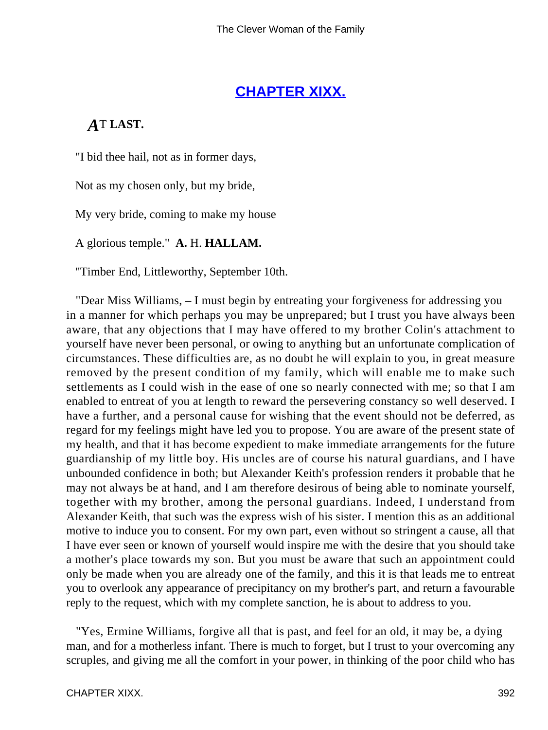## CHAPTER XIXX.

### AT LAST.

"I bid thee hail, not as in former days,

Not as my chosen only, but my bride,

My very bride, coming to make my house

A glorious temple." **A.** H. **HALLAM.**

"Timber End, Littleworthy, September 10th.

"Dear Miss Williams, – I must begin by entreating your forgiveness for addressing you in a manner for which perhaps you may be unprepared; but I trust you have always been aware, that any objections that I may have offered to my brother Colin's attachment to yourself have never been personal, or owing to anything but an unfortunate complication of circumstances. These difficulties are, as no doubt he will explain to you, in great measure removed by the present condition of my family, which will enable me to make such settlements as I could wish in the ease of one so nearly connected with me; so that I am enabled to entreat of you at length to reward the persevering constancy so well deserved. I have a further, and a personal cause for wishing that the event should not be deferred, as regard for my feelings might have led you to propose. You are aware of the present state of my health, and that it has become expedient to make immediate arrangements for the future guardianship of my little boy. His uncles are of course his natural guardians, and I have unbounded confidence in both; but Alexander Keith's profession renders it probable that he may not always be at hand, and I am therefore desirous of being able to nominate yourself, together with my brother, among the personal guardians. Indeed, I understand from Alexander Keith, that such was the express wish of his sister. I mention this as an additional motive to induce you to consent. For my own part, even without so stringent a cause, all that I have ever seen or known of yourself would inspire me with the desire that you should take a mother's place towards my son. But you must be aware that such an appointment could only be made when you are already one of the family, and this it is that leads me to entreat you to overlook any appearance of precipitancy on my brother's part, and return a favourable reply to the request, which with my complete sanction, he is about to address to you.

"Yes, Ermine Williams, forgive all that is past, and feel for an old, it may be, a dying man, and for a motherless infant. There is much to forget, but I trust to your overcoming any scruples, and giving me all the comfort in your power, in thinking of the poor child who has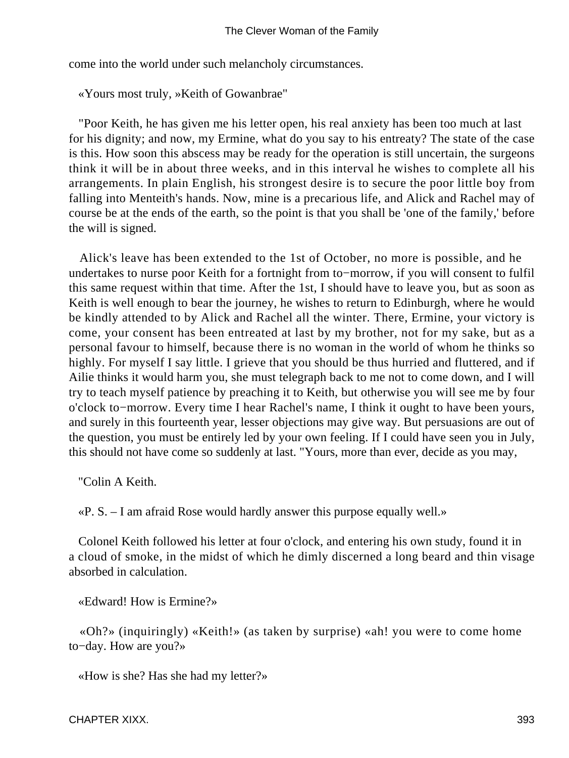come into the world under such melancholy circumstances.

«Yours most truly, »Keith of Gowanbrae"

"Poor Keith, he has given me his letter open, his real anxiety has been too much at last for his dignity; and now, my Ermine, what do you say to his entreaty? The state of the case is this. How soon this abscess may be ready for the operation is still uncertain, the surgeons think it will be in about three weeks, and in this interval he wishes to complete all his arrangements. In plain English, his strongest desire is to secure the poor little boy from falling into Menteith's hands. Now, mine is a precarious life, and Alick and Rachel may of course be at the ends of the earth, so the point is that you shall be 'one of the family,' before the will is signed.

Alick's leave has been extended to the 1st of October, no more is possible, and he undertakes to nurse poor Keith for a fortnight from to−morrow, if you will consent to fulfil this same request within that time. After the 1st, I should have to leave you, but as soon as Keith is well enough to bear the journey, he wishes to return to Edinburgh, where he would be kindly attended to by Alick and Rachel all the winter. There, Ermine, your victory is come, your consent has been entreated at last by my brother, not for my sake, but as a personal favour to himself, because there is no woman in the world of whom he thinks so highly. For myself I say little. I grieve that you should be thus hurried and fluttered, and if Ailie thinks it would harm you, she must telegraph back to me not to come down, and I will try to teach myself patience by preaching it to Keith, but otherwise you will see me by four o'clock to−morrow. Every time I hear Rachel's name, I think it ought to have been yours, and surely in this fourteenth year, lesser objections may give way. But persuasions are out of the question, you must be entirely led by your own feeling. If I could have seen you in July, this should not have come so suddenly at last. "Yours, more than ever, decide as you may,

"Colin A Keith.

«P. S. – I am afraid Rose would hardly answer this purpose equally well.»

Colonel Keith followed his letter at four o'clock, and entering his own study, found it in a cloud of smoke, in the midst of which he dimly discerned a long beard and thin visage absorbed in calculation.

«Edward! How is Ermine?»

«Oh?» (inquiringly) «Keith!» (as taken by surprise) «ah! you were to come home to−day. How are you?»

«How is she? Has she had my letter?»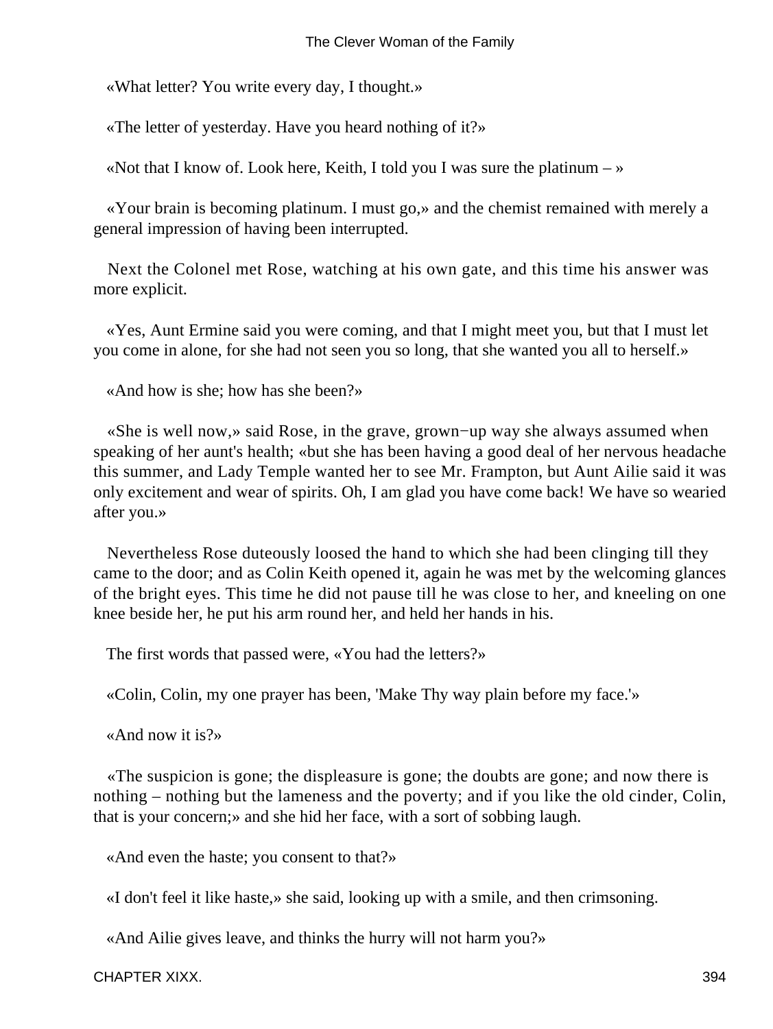«What letter? You write every day, I thought.»

«The letter of yesterday. Have you heard nothing of it?»

«Not that I know of. Look here, Keith, I told you I was sure the platinum – »

«Your brain is becoming platinum. I must go,» and the chemist remained with merely a general impression of having been interrupted.

Next the Colonel met Rose, watching at his own gate, and this time his answer was more explicit.

«Yes, Aunt Ermine said you were coming, and that I might meet you, but that I must let you come in alone, for she had not seen you so long, that she wanted you all to herself.»

«And how is she; how has she been?»

«She is well now,» said Rose, in the grave, grown−up way she always assumed when speaking of her aunt's health; «but she has been having a good deal of her nervous headache this summer, and Lady Temple wanted her to see Mr. Frampton, but Aunt Ailie said it was only excitement and wear of spirits. Oh, I am glad you have come back! We have so wearied after you.»

Nevertheless Rose duteously loosed the hand to which she had been clinging till they came to the door; and as Colin Keith opened it, again he was met by the welcoming glances of the bright eyes. This time he did not pause till he was close to her, and kneeling on one knee beside her, he put his arm round her, and held her hands in his.

The first words that passed were, «You had the letters?»

«Colin, Colin, my one prayer has been, 'Make Thy way plain before my face.'»

«And now it is?»

«The suspicion is gone; the displeasure is gone; the doubts are gone; and now there is nothing – nothing but the lameness and the poverty; and if you like the old cinder, Colin, that is your concern;» and she hid her face, with a sort of sobbing laugh.

«And even the haste; you consent to that?»

«I don't feel it like haste,» she said, looking up with a smile, and then crimsoning.

«And Ailie gives leave, and thinks the hurry will not harm you?»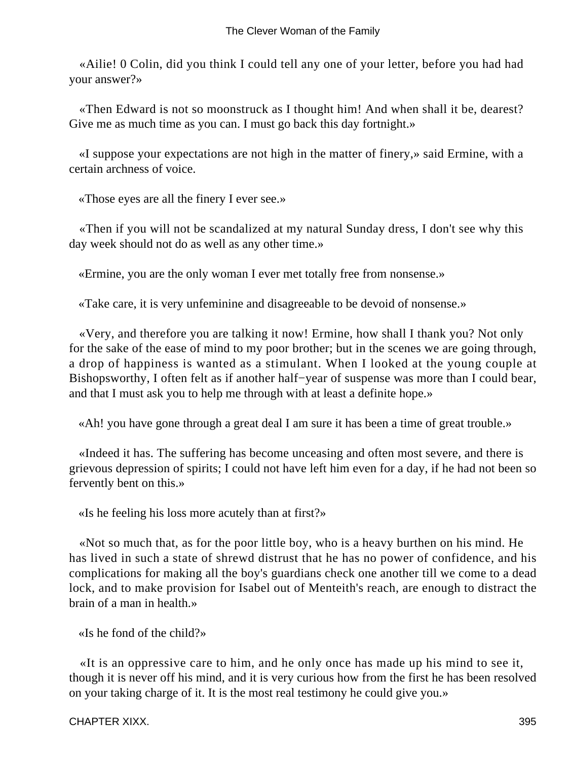«Ailie! 0 Colin, did you think I could tell any one of your letter, before you had had your answer?»

«Then Edward is not so moonstruck as I thought him! And when shall it be, dearest? Give me as much time as you can. I must go back this day fortnight.»

«I suppose your expectations are not high in the matter of finery,» said Ermine, with a certain archness of voice.

«Those eyes are all the finery I ever see.»

«Then if you will not be scandalized at my natural Sunday dress, I don't see why this day week should not do as well as any other time.»

«Ermine, you are the only woman I ever met totally free from nonsense.»

«Take care, it is very unfeminine and disagreeable to be devoid of nonsense.»

«Very, and therefore you are talking it now! Ermine, how shall I thank you? Not only for the sake of the ease of mind to my poor brother; but in the scenes we are going through, a drop of happiness is wanted as a stimulant. When I looked at the young couple at Bishopsworthy, I often felt as if another half−year of suspense was more than I could bear, and that I must ask you to help me through with at least a definite hope.»

«Ah! you have gone through a great deal I am sure it has been a time of great trouble.»

«Indeed it has. The suffering has become unceasing and often most severe, and there is grievous depression of spirits; I could not have left him even for a day, if he had not been so fervently bent on this.»

«Is he feeling his loss more acutely than at first?»

«Not so much that, as for the poor little boy, who is a heavy burthen on his mind. He has lived in such a state of shrewd distrust that he has no power of confidence, and his complications for making all the boy's guardians check one another till we come to a dead lock, and to make provision for Isabel out of Menteith's reach, are enough to distract the brain of a man in health.»

«Is he fond of the child?»

«It is an oppressive care to him, and he only once has made up his mind to see it, though it is never off his mind, and it is very curious how from the first he has been resolved on your taking charge of it. It is the most real testimony he could give you.»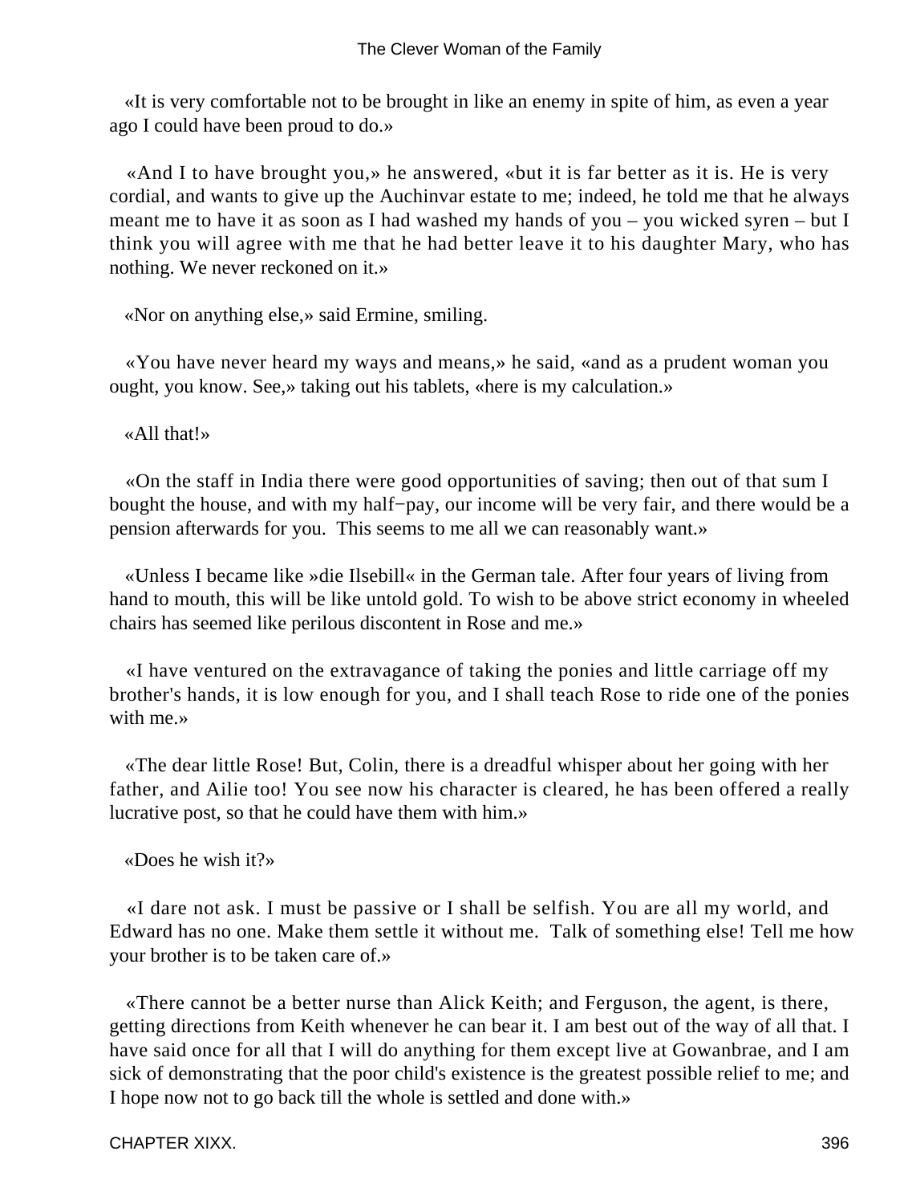«It is very comfortable not to be brought in like an enemy in spite of him, as even a year ago I could have been proud to do.»

«And I to have brought you,» he answered, «but it is far better as it is. He is very cordial, and wants to give up the Auchinvar estate to me; indeed, he told me that he always meant me to have it as soon as I had washed my hands of you – you wicked syren – but I think you will agree with me that he had better leave it to his daughter Mary, who has nothing. We never reckoned on it.»

«Nor on anything else,» said Ermine, smiling.

«You have never heard my ways and means,» he said, «and as a prudent woman you ought, you know. See,» taking out his tablets, «here is my calculation.»

«All that!»

«On the staff in India there were good opportunities of saving; then out of that sum I bought the house, and with my half−pay, our income will be very fair, and there would be a pension afterwards for you. This seems to me all we can reasonably want.»

«Unless I became like »die Ilsebill« in the German tale. After four years of living from hand to mouth, this will be like untold gold. To wish to be above strict economy in wheeled chairs has seemed like perilous discontent in Rose and me.»

«I have ventured on the extravagance of taking the ponies and little carriage off my brother's hands, it is low enough for you, and I shall teach Rose to ride one of the ponies with me.»

«The dear little Rose! But, Colin, there is a dreadful whisper about her going with her father, and Ailie too! You see now his character is cleared, he has been offered a really lucrative post, so that he could have them with him.»

«Does he wish it?»

«I dare not ask. I must be passive or I shall be selfish. You are all my world, and Edward has no one. Make them settle it without me. Talk of something else! Tell me how your brother is to be taken care of.»

«There cannot be a better nurse than Alick Keith; and Ferguson, the agent, is there, getting directions from Keith whenever he can bear it. I am best out of the way of all that. I have said once for all that I will do anything for them except live at Gowanbrae, and I am sick of demonstrating that the poor child's existence is the greatest possible relief to me; and I hope now not to go back till the whole is settled and done with.»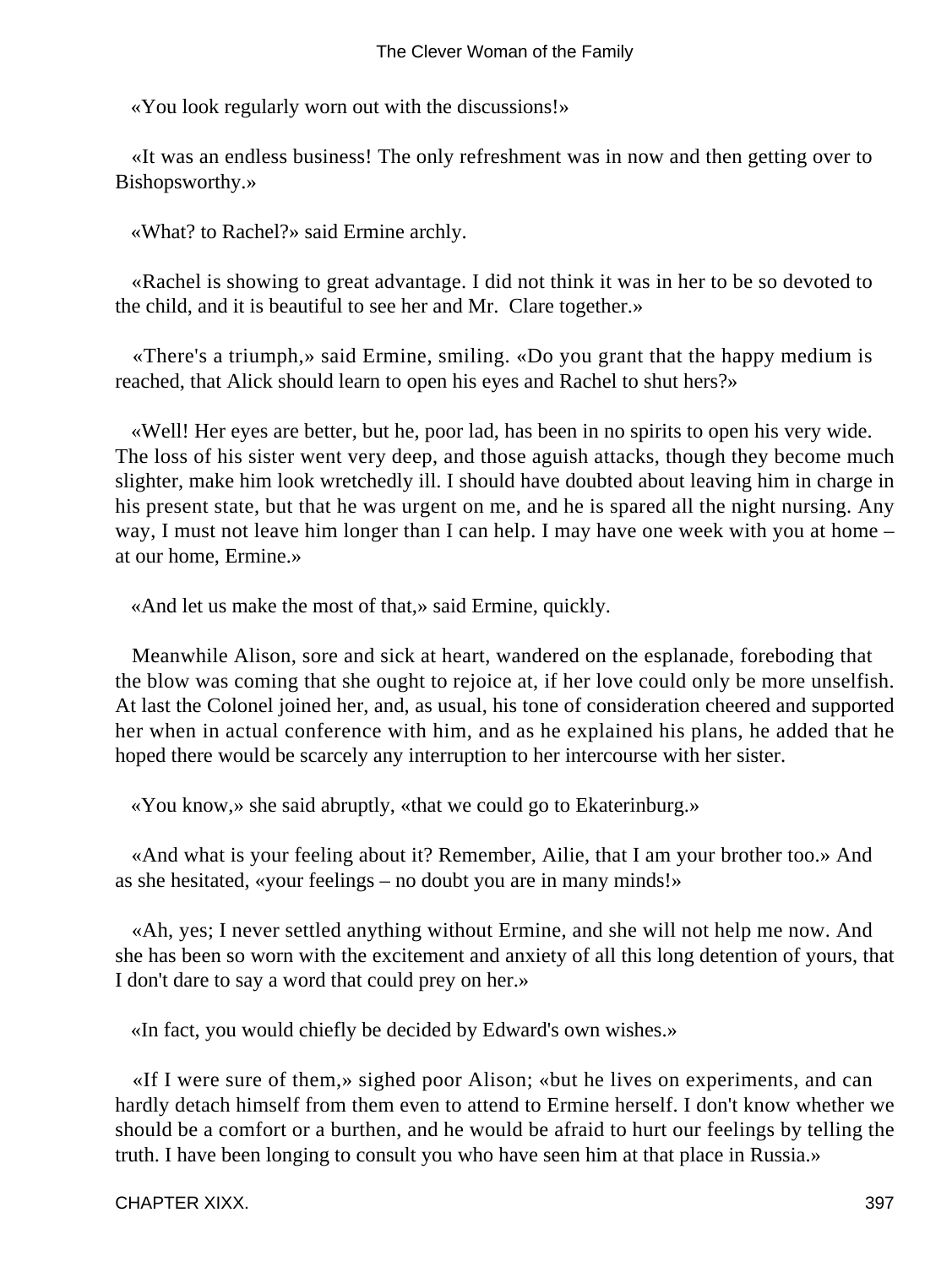«You look regularly worn out with the discussions!»

«It was an endless business! The only refreshment was in now and then getting over to Bishopsworthy.»

«What? to Rachel?» said Ermine archly.

«Rachel is showing to great advantage. I did not think it was in her to be so devoted to the child, and it is beautiful to see her and Mr. Clare together.»

«There's a triumph,» said Ermine, smiling. «Do you grant that the happy medium is reached, that Alick should learn to open his eyes and Rachel to shut hers?»

«Well! Her eyes are better, but he, poor lad, has been in no spirits to open his very wide. The loss of his sister went very deep, and those aguish attacks, though they become much slighter, make him look wretchedly ill. I should have doubted about leaving him in charge in his present state, but that he was urgent on me, and he is spared all the night nursing. Any way, I must not leave him longer than I can help. I may have one week with you at home – at our home, Ermine.»

«And let us make the most of that,» said Ermine, quickly.

Meanwhile Alison, sore and sick at heart, wandered on the esplanade, foreboding that the blow was coming that she ought to rejoice at, if her love could only be more unselfish. At last the Colonel joined her, and, as usual, his tone of consideration cheered and supported her when in actual conference with him, and as he explained his plans, he added that he hoped there would be scarcely any interruption to her intercourse with her sister.

«You know,» she said abruptly, «that we could go to Ekaterinburg.»

«And what is your feeling about it? Remember, Ailie, that I am your brother too.» And as she hesitated, «your feelings – no doubt you are in many minds!»

«Ah, yes; I never settled anything without Ermine, and she will not help me now. And she has been so worn with the excitement and anxiety of all this long detention of yours, that I don't dare to say a word that could prey on her.»

«In fact, you would chiefly be decided by Edward's own wishes.»

«If I were sure of them,» sighed poor Alison; «but he lives on experiments, and can hardly detach himself from them even to attend to Ermine herself. I don't know whether we should be a comfort or a burthen, and he would be afraid to hurt our feelings by telling the truth. I have been longing to consult you who have seen him at that place in Russia.»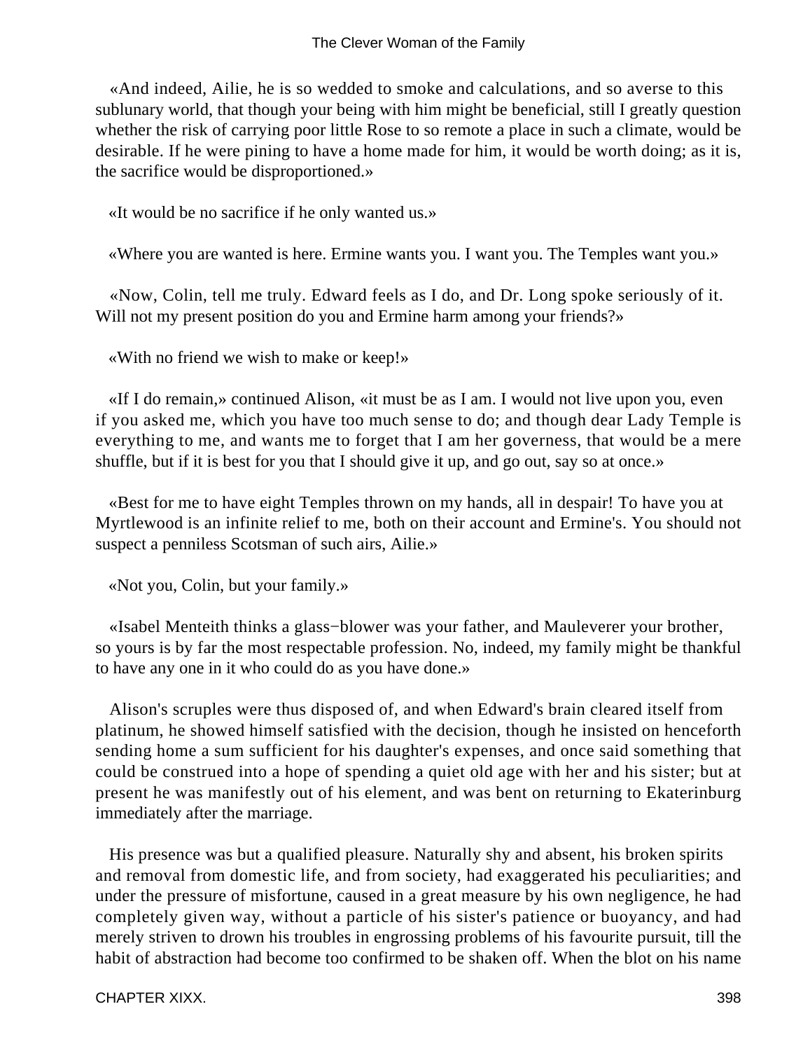«And indeed, Ailie, he is so wedded to smoke and calculations, and so averse to this sublunary world, that though your being with him might be beneficial, still I greatly question whether the risk of carrying poor little Rose to so remote a place in such a climate, would be desirable. If he were pining to have a home made for him, it would be worth doing; as it is, the sacrifice would be disproportioned.»

«It would be no sacrifice if he only wanted us.»

«Where you are wanted is here. Ermine wants you. I want you. The Temples want you.»

«Now, Colin, tell me truly. Edward feels as I do, and Dr. Long spoke seriously of it. Will not my present position do you and Ermine harm among your friends?»

«With no friend we wish to make or keep!»

«If I do remain,» continued Alison, «it must be as I am. I would not live upon you, even if you asked me, which you have too much sense to do; and though dear Lady Temple is everything to me, and wants me to forget that I am her governess, that would be a mere shuffle, but if it is best for you that I should give it up, and go out, say so at once.»

«Best for me to have eight Temples thrown on my hands, all in despair! To have you at Myrtlewood is an infinite relief to me, both on their account and Ermine's. You should not suspect a penniless Scotsman of such airs, Ailie.»

«Not you, Colin, but your family.»

«Isabel Menteith thinks a glass−blower was your father, and Mauleverer your brother, so yours is by far the most respectable profession. No, indeed, my family might be thankful to have any one in it who could do as you have done.»

Alison's scruples were thus disposed of, and when Edward's brain cleared itself from platinum, he showed himself satisfied with the decision, though he insisted on henceforth sending home a sum sufficient for his daughter's expenses, and once said something that could be construed into a hope of spending a quiet old age with her and his sister; but at present he was manifestly out of his element, and was bent on returning to Ekaterinburg immediately after the marriage.

His presence was but a qualified pleasure. Naturally shy and absent, his broken spirits and removal from domestic life, and from society, had exaggerated his peculiarities; and under the pressure of misfortune, caused in a great measure by his own negligence, he had completely given way, without a particle of his sister's patience or buoyancy, and had merely striven to drown his troubles in engrossing problems of his favourite pursuit, till the habit of abstraction had become too confirmed to be shaken off. When the blot on his name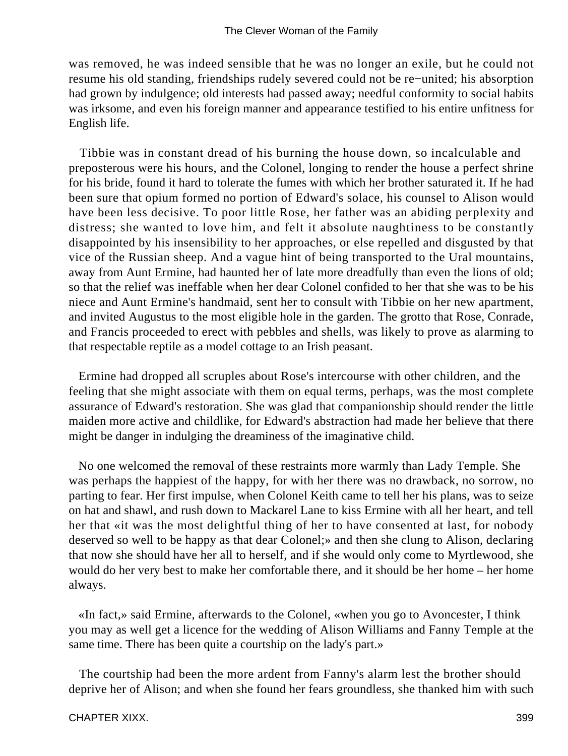was removed, he was indeed sensible that he was no longer an exile, but he could not resume his old standing, friendships rudely severed could not be re−united; his absorption had grown by indulgence; old interests had passed away; needful conformity to social habits was irksome, and even his foreign manner and appearance testified to his entire unfitness for English life.

Tibbie was in constant dread of his burning the house down, so incalculable and preposterous were his hours, and the Colonel, longing to render the house a perfect shrine for his bride, found it hard to tolerate the fumes with which her brother saturated it. If he had been sure that opium formed no portion of Edward's solace, his counsel to Alison would have been less decisive. To poor little Rose, her father was an abiding perplexity and distress; she wanted to love him, and felt it absolute naughtiness to be constantly disappointed by his insensibility to her approaches, or else repelled and disgusted by that vice of the Russian sheep. And a vague hint of being transported to the Ural mountains, away from Aunt Ermine, had haunted her of late more dreadfully than even the lions of old; so that the relief was ineffable when her dear Colonel confided to her that she was to be his niece and Aunt Ermine's handmaid, sent her to consult with Tibbie on her new apartment, and invited Augustus to the most eligible hole in the garden. The grotto that Rose, Conrade, and Francis proceeded to erect with pebbles and shells, was likely to prove as alarming to that respectable reptile as a model cottage to an Irish peasant.

Ermine had dropped all scruples about Rose's intercourse with other children, and the feeling that she might associate with them on equal terms, perhaps, was the most complete assurance of Edward's restoration. She was glad that companionship should render the little maiden more active and childlike, for Edward's abstraction had made her believe that there might be danger in indulging the dreaminess of the imaginative child.

No one welcomed the removal of these restraints more warmly than Lady Temple. She was perhaps the happiest of the happy, for with her there was no drawback, no sorrow, no parting to fear. Her first impulse, when Colonel Keith came to tell her his plans, was to seize on hat and shawl, and rush down to Mackarel Lane to kiss Ermine with all her heart, and tell her that «it was the most delightful thing of her to have consented at last, for nobody deserved so well to be happy as that dear Colonel;» and then she clung to Alison, declaring that now she should have her all to herself, and if she would only come to Myrtlewood, she would do her very best to make her comfortable there, and it should be her home – her home always.

«In fact,» said Ermine, afterwards to the Colonel, «when you go to Avoncester, I think you may as well get a licence for the wedding of Alison Williams and Fanny Temple at the same time. There has been quite a courtship on the lady's part.»

The courtship had been the more ardent from Fanny's alarm lest the brother should deprive her of Alison; and when she found her fears groundless, she thanked him with such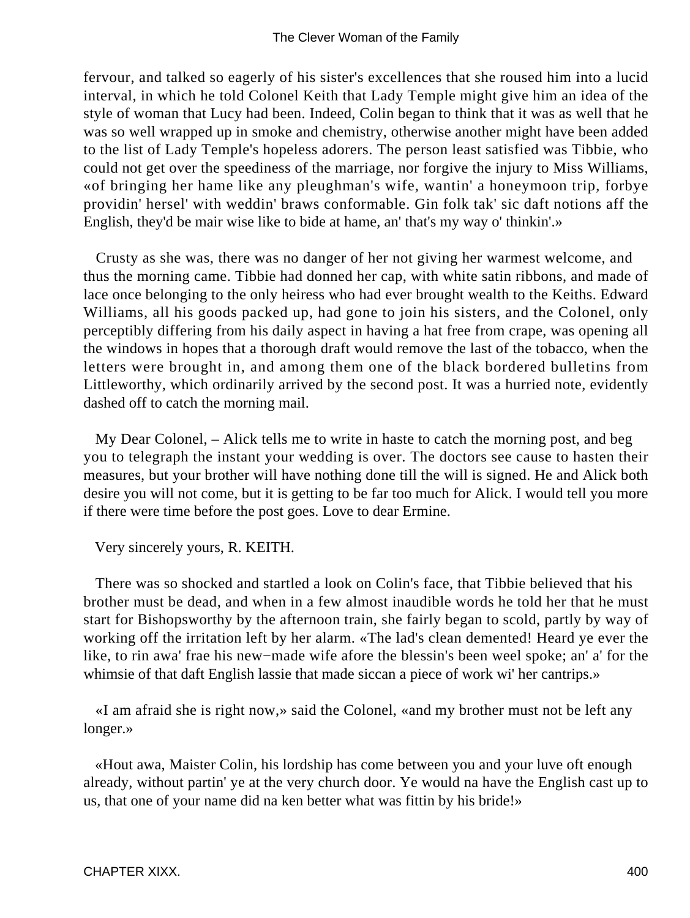fervour, and talked so eagerly of his sister's excellences that she roused him into a lucid interval, in which he told Colonel Keith that Lady Temple might give him an idea of the style of woman that Lucy had been. Indeed, Colin began to think that it was as well that he was so well wrapped up in smoke and chemistry, otherwise another might have been added to the list of Lady Temple's hopeless adorers. The person least satisfied was Tibbie, who could not get over the speediness of the marriage, nor forgive the injury to Miss Williams, «of bringing her hame like any pleughman's wife, wantin' a honeymoon trip, forbye providin' hersel' with weddin' braws conformable. Gin folk tak' sic daft notions aff the English, they'd be mair wise like to bide at hame, an' that's my way o' thinkin'.»

Crusty as she was, there was no danger of her not giving her warmest welcome, and thus the morning came. Tibbie had donned her cap, with white satin ribbons, and made of lace once belonging to the only heiress who had ever brought wealth to the Keiths. Edward Williams, all his goods packed up, had gone to join his sisters, and the Colonel, only perceptibly differing from his daily aspect in having a hat free from crape, was opening all the windows in hopes that a thorough draft would remove the last of the tobacco, when the letters were brought in, and among them one of the black bordered bulletins from Littleworthy, which ordinarily arrived by the second post. It was a hurried note, evidently dashed off to catch the morning mail.

My Dear Colonel, – Alick tells me to write in haste to catch the morning post, and beg you to telegraph the instant your wedding is over. The doctors see cause to hasten their measures, but your brother will have nothing done till the will is signed. He and Alick both desire you will not come, but it is getting to be far too much for Alick. I would tell you more if there were time before the post goes. Love to dear Ermine.

Very sincerely yours, R. KEITH.

There was so shocked and startled a look on Colin's face, that Tibbie believed that his brother must be dead, and when in a few almost inaudible words he told her that he must start for Bishopsworthy by the afternoon train, she fairly began to scold, partly by way of working off the irritation left by her alarm. «The lad's clean demented! Heard ye ever the like, to rin awa' frae his new−made wife afore the blessin's been weel spoke; an' a' for the whimsie of that daft English lassie that made siccan a piece of work wi' her cantrips.»

«I am afraid she is right now,» said the Colonel, «and my brother must not be left any longer.»

«Hout awa, Maister Colin, his lordship has come between you and your luve oft enough already, without partin' ye at the very church door. Ye would na have the English cast up to us, that one of your name did na ken better what was fittin by his bride!»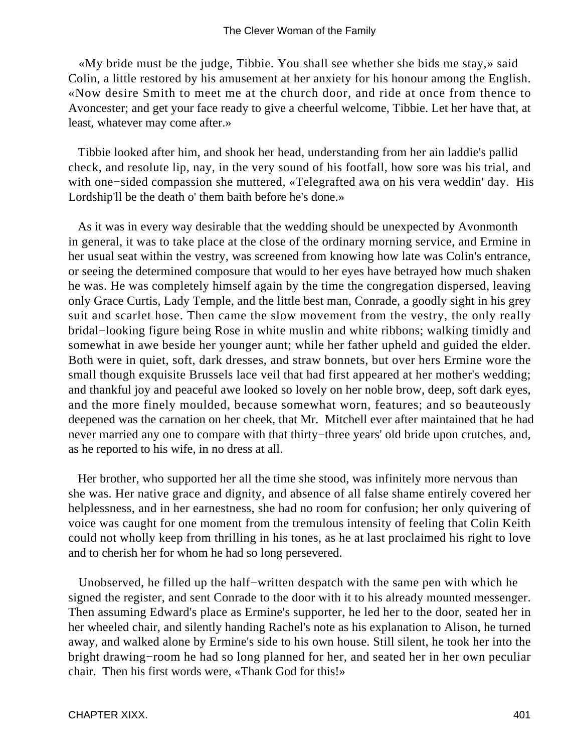«My bride must be the judge, Tibbie. You shall see whether she bids me stay,» said Colin, a little restored by his amusement at her anxiety for his honour among the English. «Now desire Smith to meet me at the church door, and ride at once from thence to Avoncester; and get your face ready to give a cheerful welcome, Tibbie. Let her have that, at least, whatever may come after.»

Tibbie looked after him, and shook her head, understanding from her ain laddie's pallid check, and resolute lip, nay, in the very sound of his footfall, how sore was his trial, and with one−sided compassion she muttered, «Telegrafted awa on his vera weddin' day. His Lordship'll be the death o' them baith before he's done.»

As it was in every way desirable that the wedding should be unexpected by Avonmonth in general, it was to take place at the close of the ordinary morning service, and Ermine in her usual seat within the vestry, was screened from knowing how late was Colin's entrance, or seeing the determined composure that would to her eyes have betrayed how much shaken he was. He was completely himself again by the time the congregation dispersed, leaving only Grace Curtis, Lady Temple, and the little best man, Conrade, a goodly sight in his grey suit and scarlet hose. Then came the slow movement from the vestry, the only really bridal−looking figure being Rose in white muslin and white ribbons; walking timidly and somewhat in awe beside her younger aunt; while her father upheld and guided the elder. Both were in quiet, soft, dark dresses, and straw bonnets, but over hers Ermine wore the small though exquisite Brussels lace veil that had first appeared at her mother's wedding; and thankful joy and peaceful awe looked so lovely on her noble brow, deep, soft dark eyes, and the more finely moulded, because somewhat worn, features; and so beauteously deepened was the carnation on her cheek, that Mr. Mitchell ever after maintained that he had never married any one to compare with that thirty−three years' old bride upon crutches, and, as he reported to his wife, in no dress at all.

Her brother, who supported her all the time she stood, was infinitely more nervous than she was. Her native grace and dignity, and absence of all false shame entirely covered her helplessness, and in her earnestness, she had no room for confusion; her only quivering of voice was caught for one moment from the tremulous intensity of feeling that Colin Keith could not wholly keep from thrilling in his tones, as he at last proclaimed his right to love and to cherish her for whom he had so long persevered.

Unobserved, he filled up the half−written despatch with the same pen with which he signed the register, and sent Conrade to the door with it to his already mounted messenger. Then assuming Edward's place as Ermine's supporter, he led her to the door, seated her in her wheeled chair, and silently handing Rachel's note as his explanation to Alison, he turned away, and walked alone by Ermine's side to his own house. Still silent, he took her into the bright drawing−room he had so long planned for her, and seated her in her own peculiar chair. Then his first words were, «Thank God for this!»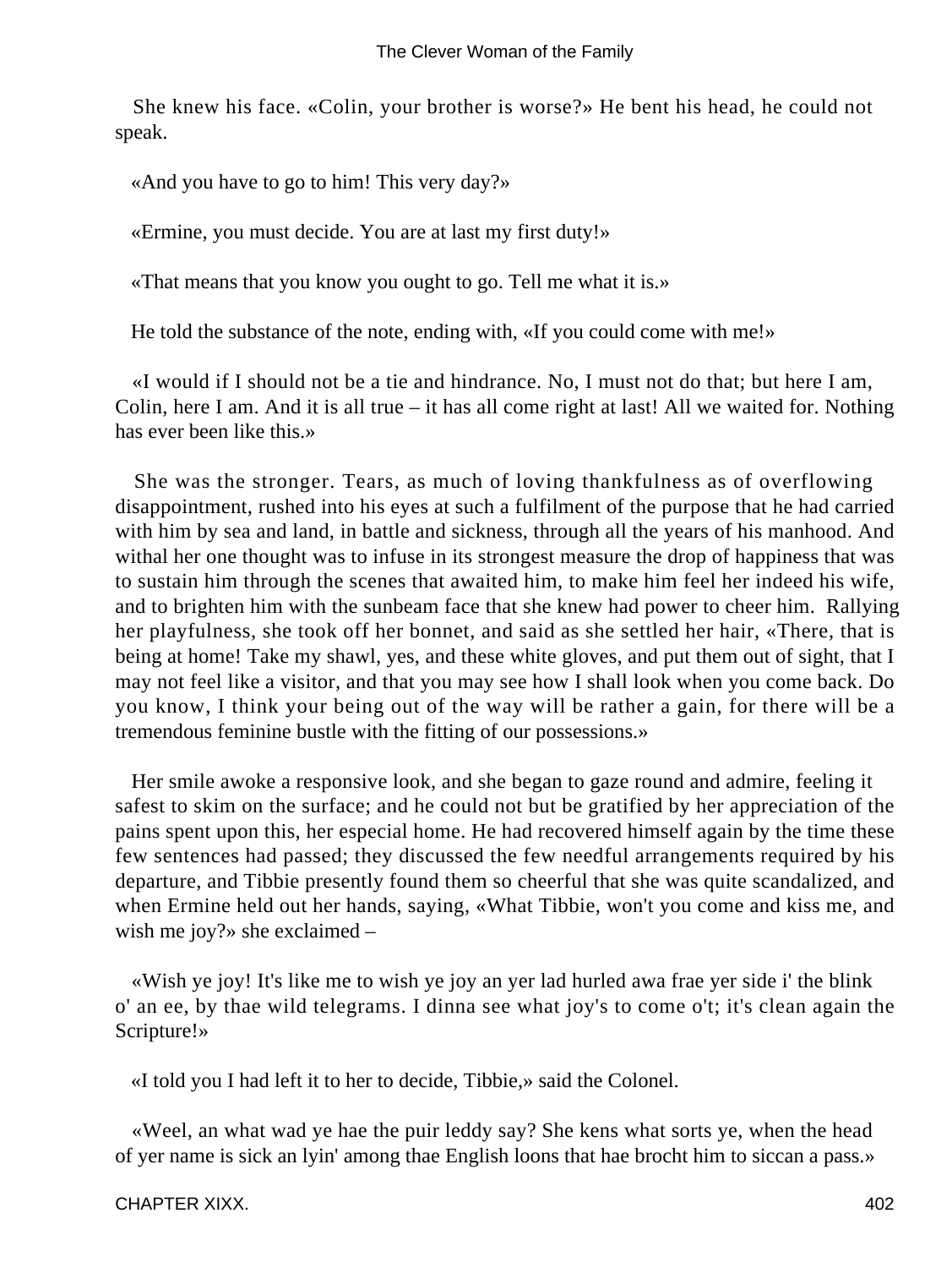She knew his face. «Colin, your brother is worse?» He bent his head, he could not speak.

«And you have to go to him! This very day?»

«Ermine, you must decide. You are at last my first duty!»

«That means that you know you ought to go. Tell me what it is.»

He told the substance of the note, ending with, «If you could come with me!»

«I would if I should not be a tie and hindrance. No, I must not do that; but here I am, Colin, here I am. And it is all true – it has all come right at last! All we waited for. Nothing has ever been like this.»

She was the stronger. Tears, as much of loving thankfulness as of overflowing disappointment, rushed into his eyes at such a fulfilment of the purpose that he had carried with him by sea and land, in battle and sickness, through all the years of his manhood. And withal her one thought was to infuse in its strongest measure the drop of happiness that was to sustain him through the scenes that awaited him, to make him feel her indeed his wife, and to brighten him with the sunbeam face that she knew had power to cheer him. Rallying her playfulness, she took off her bonnet, and said as she settled her hair, «There, that is being at home! Take my shawl, yes, and these white gloves, and put them out of sight, that I may not feel like a visitor, and that you may see how I shall look when you come back. Do you know, I think your being out of the way will be rather a gain, for there will be a tremendous feminine bustle with the fitting of our possessions.»

Her smile awoke a responsive look, and she began to gaze round and admire, feeling it safest to skim on the surface; and he could not but be gratified by her appreciation of the pains spent upon this, her especial home. He had recovered himself again by the time these few sentences had passed; they discussed the few needful arrangements required by his departure, and Tibbie presently found them so cheerful that she was quite scandalized, and when Ermine held out her hands, saying, «What Tibbie, won't you come and kiss me, and wish me joy?» she exclaimed –

«Wish ye joy! It's like me to wish ye joy an yer lad hurled awa frae yer side i' the blink o' an ee, by thae wild telegrams. I dinna see what joy's to come o't; it's clean again the Scripture!»

«I told you I had left it to her to decide, Tibbie,» said the Colonel.

«Weel, an what wad ye hae the puir leddy say? She kens what sorts ye, when the head of yer name is sick an lyin' among thae English loons that hae brocht him to siccan a pass.»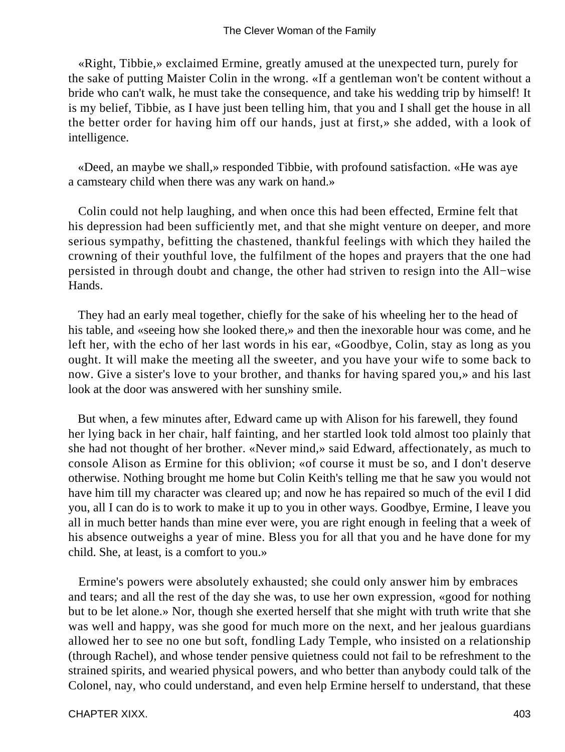«Right, Tibbie,» exclaimed Ermine, greatly amused at the unexpected turn, purely for the sake of putting Maister Colin in the wrong. «If a gentleman won't be content without a bride who can't walk, he must take the consequence, and take his wedding trip by himself! It is my belief, Tibbie, as I have just been telling him, that you and I shall get the house in all the better order for having him off our hands, just at first,» she added, with a look of intelligence.

«Deed, an maybe we shall,» responded Tibbie, with profound satisfaction. «He was aye a camsteary child when there was any wark on hand.»

Colin could not help laughing, and when once this had been effected, Ermine felt that his depression had been sufficiently met, and that she might venture on deeper, and more serious sympathy, befitting the chastened, thankful feelings with which they hailed the crowning of their youthful love, the fulfilment of the hopes and prayers that the one had persisted in through doubt and change, the other had striven to resign into the All−wise Hands.

They had an early meal together, chiefly for the sake of his wheeling her to the head of his table, and «seeing how she looked there,» and then the inexorable hour was come, and he left her, with the echo of her last words in his ear, «Goodbye, Colin, stay as long as you ought. It will make the meeting all the sweeter, and you have your wife to some back to now. Give a sister's love to your brother, and thanks for having spared you,» and his last look at the door was answered with her sunshiny smile.

But when, a few minutes after, Edward came up with Alison for his farewell, they found her lying back in her chair, half fainting, and her startled look told almost too plainly that she had not thought of her brother. «Never mind,» said Edward, affectionately, as much to console Alison as Ermine for this oblivion; «of course it must be so, and I don't deserve otherwise. Nothing brought me home but Colin Keith's telling me that he saw you would not have him till my character was cleared up; and now he has repaired so much of the evil I did you, all I can do is to work to make it up to you in other ways. Goodbye, Ermine, I leave you all in much better hands than mine ever were, you are right enough in feeling that a week of his absence outweighs a year of mine. Bless you for all that you and he have done for my child. She, at least, is a comfort to you.»

Ermine's powers were absolutely exhausted; she could only answer him by embraces and tears; and all the rest of the day she was, to use her own expression, «good for nothing but to be let alone.» Nor, though she exerted herself that she might with truth write that she was well and happy, was she good for much more on the next, and her jealous guardians allowed her to see no one but soft, fondling Lady Temple, who insisted on a relationship (through Rachel), and whose tender pensive quietness could not fail to be refreshment to the strained spirits, and wearied physical powers, and who better than anybody could talk of the Colonel, nay, who could understand, and even help Ermine herself to understand, that these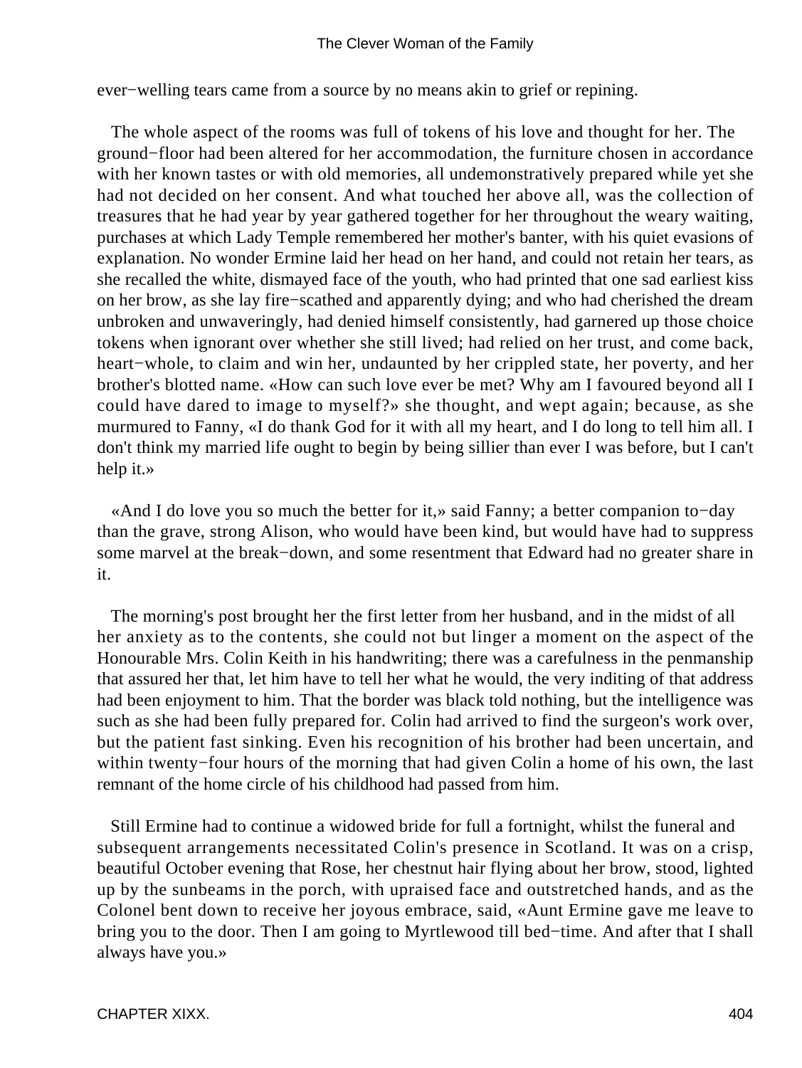ever−welling tears came from a source by no means akin to grief or repining.

The whole aspect of the rooms was full of tokens of his love and thought for her. The ground−floor had been altered for her accommodation, the furniture chosen in accordance with her known tastes or with old memories, all undemonstratively prepared while yet she had not decided on her consent. And what touched her above all, was the collection of treasures that he had year by year gathered together for her throughout the weary waiting, purchases at which Lady Temple remembered her mother's banter, with his quiet evasions of explanation. No wonder Ermine laid her head on her hand, and could not retain her tears, as she recalled the white, dismayed face of the youth, who had printed that one sad earliest kiss on her brow, as she lay fire−scathed and apparently dying; and who had cherished the dream unbroken and unwaveringly, had denied himself consistently, had garnered up those choice tokens when ignorant over whether she still lived; had relied on her trust, and come back, heart−whole, to claim and win her, undaunted by her crippled state, her poverty, and her brother's blotted name. «How can such love ever be met? Why am I favoured beyond all I could have dared to image to myself?» she thought, and wept again; because, as she murmured to Fanny, «I do thank God for it with all my heart, and I do long to tell him all. I don't think my married life ought to begin by being sillier than ever I was before, but I can't help it.»

«And I do love you so much the better for it,» said Fanny; a better companion to−day than the grave, strong Alison, who would have been kind, but would have had to suppress some marvel at the break−down, and some resentment that Edward had no greater share in it.

The morning's post brought her the first letter from her husband, and in the midst of all her anxiety as to the contents, she could not but linger a moment on the aspect of the Honourable Mrs. Colin Keith in his handwriting; there was a carefulness in the penmanship that assured her that, let him have to tell her what he would, the very inditing of that address had been enjoyment to him. That the border was black told nothing, but the intelligence was such as she had been fully prepared for. Colin had arrived to find the surgeon's work over, but the patient fast sinking. Even his recognition of his brother had been uncertain, and within twenty−four hours of the morning that had given Colin a home of his own, the last remnant of the home circle of his childhood had passed from him.

Still Ermine had to continue a widowed bride for full a fortnight, whilst the funeral and subsequent arrangements necessitated Colin's presence in Scotland. It was on a crisp, beautiful October evening that Rose, her chestnut hair flying about her brow, stood, lighted up by the sunbeams in the porch, with upraised face and outstretched hands, and as the Colonel bent down to receive her joyous embrace, said, «Aunt Ermine gave me leave to bring you to the door. Then I am going to Myrtlewood till bed−time. And after that I shall always have you.»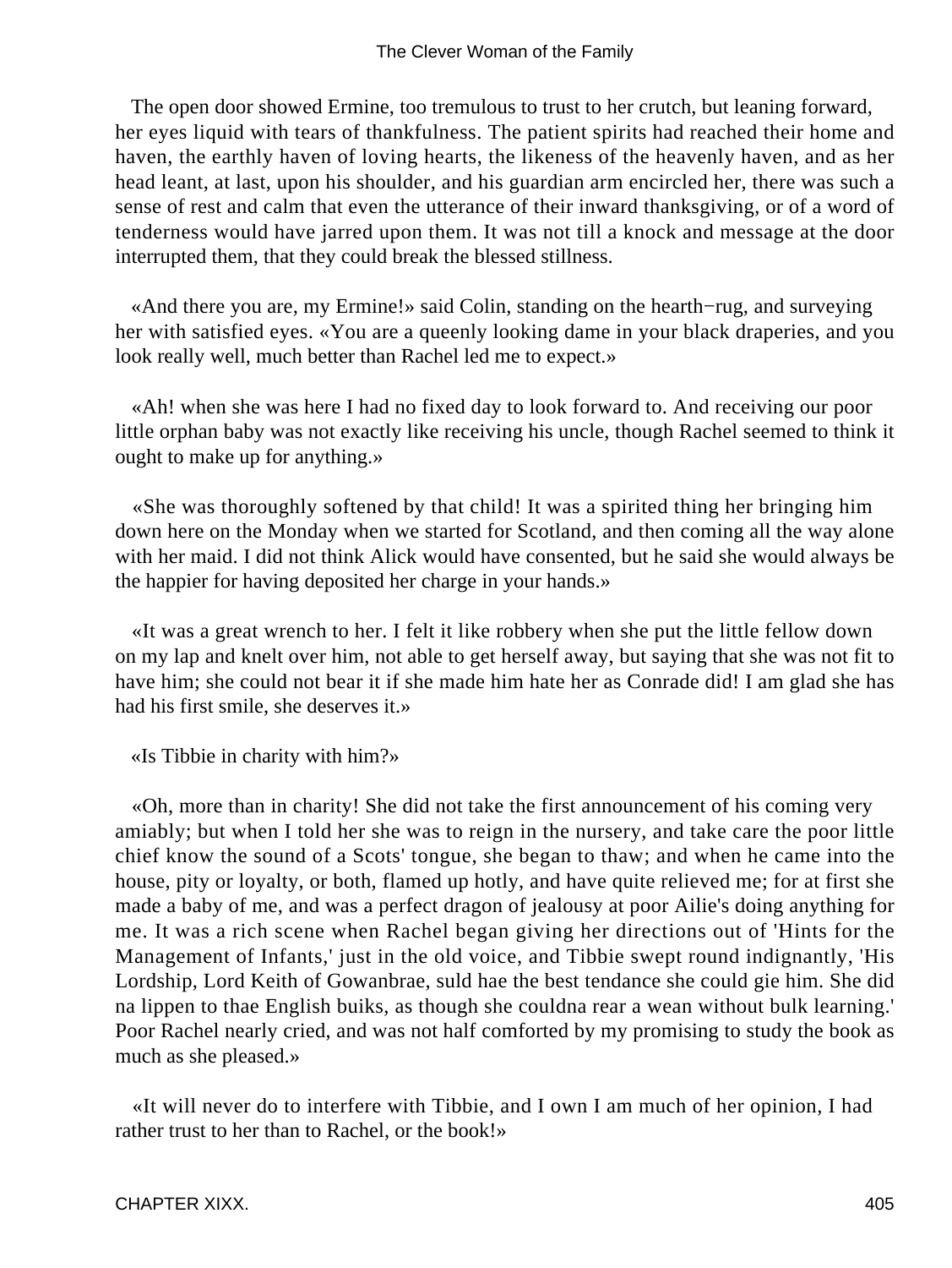The open door showed Ermine, too tremulous to trust to her crutch, but leaning forward, her eyes liquid with tears of thankfulness. The patient spirits had reached their home and haven, the earthly haven of loving hearts, the likeness of the heavenly haven, and as her head leant, at last, upon his shoulder, and his guardian arm encircled her, there was such a sense of rest and calm that even the utterance of their inward thanksgiving, or of a word of tenderness would have jarred upon them. It was not till a knock and message at the door interrupted them, that they could break the blessed stillness.

«And there you are, my Ermine!» said Colin, standing on the hearth−rug, and surveying her with satisfied eyes. «You are a queenly looking dame in your black draperies, and you look really well, much better than Rachel led me to expect.»

«Ah! when she was here I had no fixed day to look forward to. And receiving our poor little orphan baby was not exactly like receiving his uncle, though Rachel seemed to think it ought to make up for anything.»

«She was thoroughly softened by that child! It was a spirited thing her bringing him down here on the Monday when we started for Scotland, and then coming all the way alone with her maid. I did not think Alick would have consented, but he said she would always be the happier for having deposited her charge in your hands.»

«It was a great wrench to her. I felt it like robbery when she put the little fellow down on my lap and knelt over him, not able to get herself away, but saying that she was not fit to have him; she could not bear it if she made him hate her as Conrade did! I am glad she has had his first smile, she deserves it.»

«Is Tibbie in charity with him?»

«Oh, more than in charity! She did not take the first announcement of his coming very amiably; but when I told her she was to reign in the nursery, and take care the poor little chief know the sound of a Scots' tongue, she began to thaw; and when he came into the house, pity or loyalty, or both, flamed up hotly, and have quite relieved me; for at first she made a baby of me, and was a perfect dragon of jealousy at poor Ailie's doing anything for me. It was a rich scene when Rachel began giving her directions out of 'Hints for the Management of Infants,' just in the old voice, and Tibbie swept round indignantly, 'His Lordship, Lord Keith of Gowanbrae, suld hae the best tendance she could gie him. She did na lippen to thae English buiks, as though she couldna rear a wean without bulk learning.' Poor Rachel nearly cried, and was not half comforted by my promising to study the book as much as she pleased.»

«It will never do to interfere with Tibbie, and I own I am much of her opinion, I had rather trust to her than to Rachel, or the book!»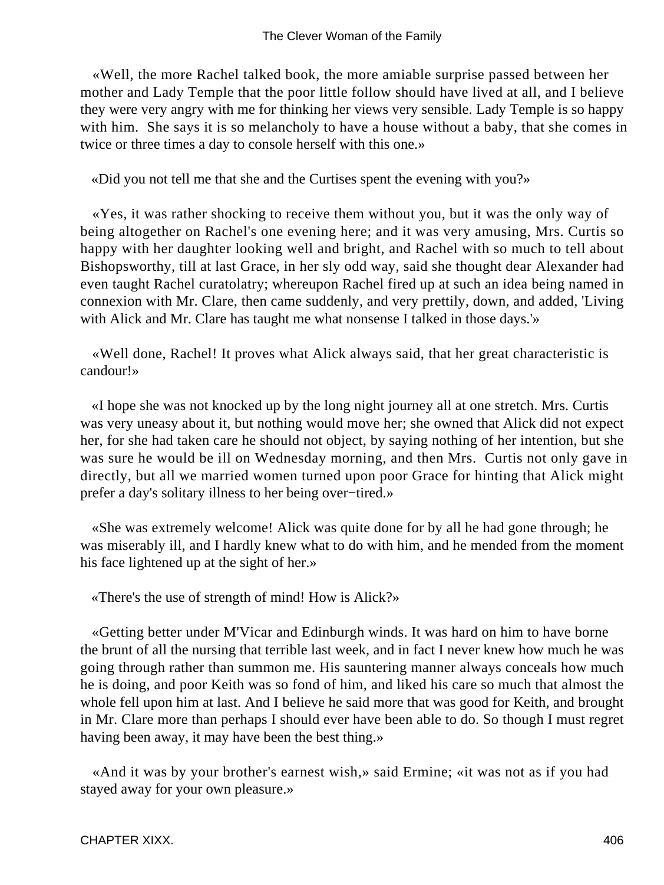«Well, the more Rachel talked book, the more amiable surprise passed between her mother and Lady Temple that the poor little follow should have lived at all, and I believe they were very angry with me for thinking her views very sensible. Lady Temple is so happy with him. She says it is so melancholy to have a house without a baby, that she comes in twice or three times a day to console herself with this one.»

«Did you not tell me that she and the Curtises spent the evening with you?»

«Yes, it was rather shocking to receive them without you, but it was the only way of being altogether on Rachel's one evening here; and it was very amusing, Mrs. Curtis so happy with her daughter looking well and bright, and Rachel with so much to tell about Bishopsworthy, till at last Grace, in her sly odd way, said she thought dear Alexander had even taught Rachel curatolatry; whereupon Rachel fired up at such an idea being named in connexion with Mr. Clare, then came suddenly, and very prettily, down, and added, 'Living with Alick and Mr. Clare has taught me what nonsense I talked in those days.'»

«Well done, Rachel! It proves what Alick always said, that her great characteristic is candour!»

«I hope she was not knocked up by the long night journey all at one stretch. Mrs. Curtis was very uneasy about it, but nothing would move her; she owned that Alick did not expect her, for she had taken care he should not object, by saying nothing of her intention, but she was sure he would be ill on Wednesday morning, and then Mrs. Curtis not only gave in directly, but all we married women turned upon poor Grace for hinting that Alick might prefer a day's solitary illness to her being over−tired.»

«She was extremely welcome! Alick was quite done for by all he had gone through; he was miserably ill, and I hardly knew what to do with him, and he mended from the moment his face lightened up at the sight of her.»

«There's the use of strength of mind! How is Alick?»

«Getting better under M'Vicar and Edinburgh winds. It was hard on him to have borne the brunt of all the nursing that terrible last week, and in fact I never knew how much he was going through rather than summon me. His sauntering manner always conceals how much he is doing, and poor Keith was so fond of him, and liked his care so much that almost the whole fell upon him at last. And I believe he said more that was good for Keith, and brought in Mr. Clare more than perhaps I should ever have been able to do. So though I must regret having been away, it may have been the best thing.»

«And it was by your brother's earnest wish,» said Ermine; «it was not as if you had stayed away for your own pleasure.»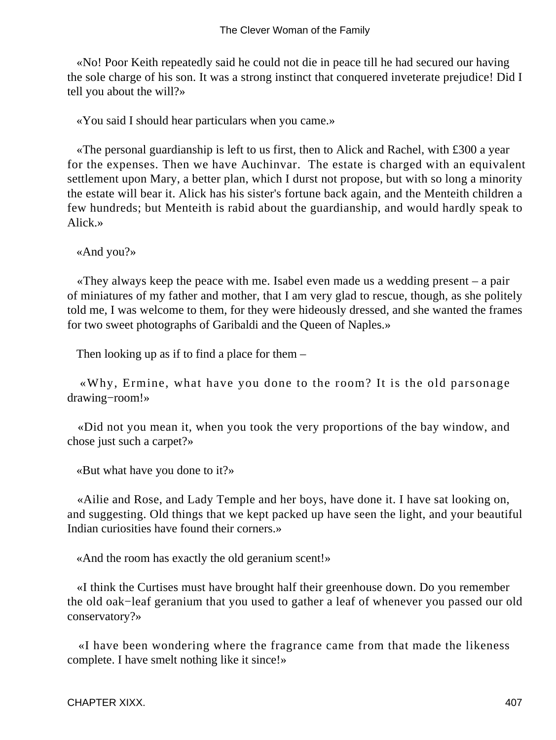«No! Poor Keith repeatedly said he could not die in peace till he had secured our having the sole charge of his son. It was a strong instinct that conquered inveterate prejudice! Did I tell you about the will?»

«You said I should hear particulars when you came.»

«The personal guardianship is left to us first, then to Alick and Rachel, with £300 a year for the expenses. Then we have Auchinvar. The estate is charged with an equivalent settlement upon Mary, a better plan, which I durst not propose, but with so long a minority the estate will bear it. Alick has his sister's fortune back again, and the Menteith children a few hundreds; but Menteith is rabid about the guardianship, and would hardly speak to Alick.»

«And you?»

«They always keep the peace with me. Isabel even made us a wedding present – a pair of miniatures of my father and mother, that I am very glad to rescue, though, as she politely told me, I was welcome to them, for they were hideously dressed, and she wanted the frames for two sweet photographs of Garibaldi and the Queen of Naples.»

Then looking up as if to find a place for them –

«Why, Ermine, what have you done to the room? It is the old parsonage drawing−room!»

«Did not you mean it, when you took the very proportions of the bay window, and chose just such a carpet?»

«But what have you done to it?»

«Ailie and Rose, and Lady Temple and her boys, have done it. I have sat looking on, and suggesting. Old things that we kept packed up have seen the light, and your beautiful Indian curiosities have found their corners.»

«And the room has exactly the old geranium scent!»

«I think the Curtises must have brought half their greenhouse down. Do you remember the old oak−leaf geranium that you used to gather a leaf of whenever you passed our old conservatory?»

«I have been wondering where the fragrance came from that made the likeness complete. I have smelt nothing like it since!»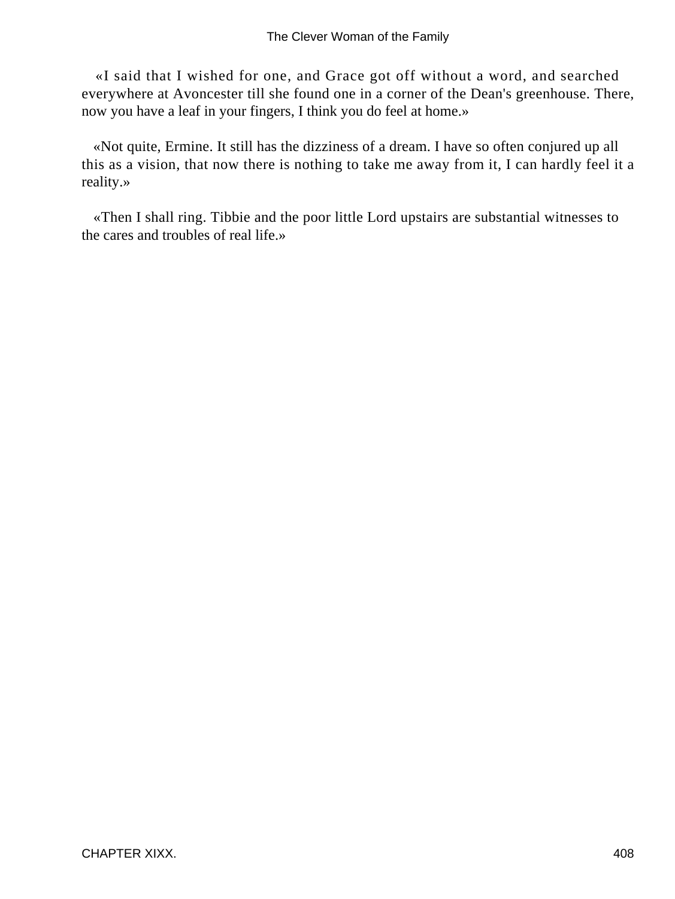«I said that I wished for one, and Grace got off without a word, and searched everywhere at Avoncester till she found one in a corner of the Dean's greenhouse. There, now you have a leaf in your fingers, I think you do feel at home.»

«Not quite, Ermine. It still has the dizziness of a dream. I have so often conjured up all this as a vision, that now there is nothing to take me away from it, I can hardly feel it a reality.»

«Then I shall ring. Tibbie and the poor little Lord upstairs are substantial witnesses to the cares and troubles of real life.»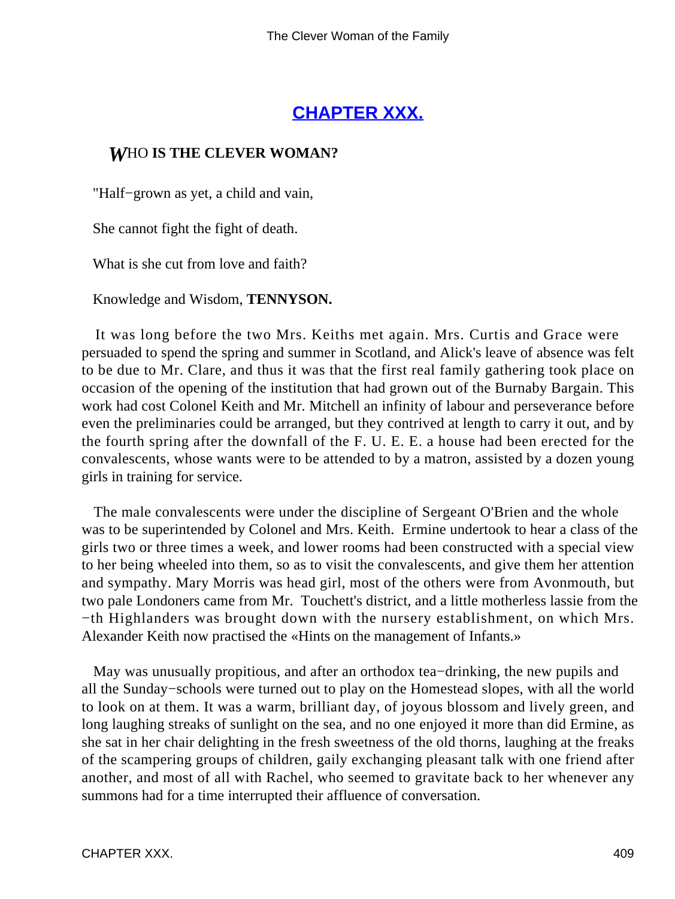## [CHAPTER XXX.](#)

### *W*HO **IS THE CLEVER WOMAN?**

"Half−grown as yet, a child and vain,

She cannot fight the fight of death.

What is she cut from love and faith?

Knowledge and Wisdom, **TENNYSON.**

It was long before the two Mrs. Keiths met again. Mrs. Curtis and Grace were persuaded to spend the spring and summer in Scotland, and Alick's leave of absence was felt to be due to Mr. Clare, and thus it was that the first real family gathering took place on occasion of the opening of the institution that had grown out of the Burnaby Bargain. This work had cost Colonel Keith and Mr. Mitchell an infinity of labour and perseverance before even the preliminaries could be arranged, but they contrived at length to carry it out, and by the fourth spring after the downfall of the F. U. E. E. a house had been erected for the convalescents, whose wants were to be attended to by a matron, assisted by a dozen young girls in training for service.

The male convalescents were under the discipline of Sergeant O'Brien and the whole was to be superintended by Colonel and Mrs. Keith. Ermine undertook to hear a class of the girls two or three times a week, and lower rooms had been constructed with a special view to her being wheeled into them, so as to visit the convalescents, and give them her attention and sympathy. Mary Morris was head girl, most of the others were from Avonmouth, but two pale Londoners came from Mr. Touchett's district, and a little motherless lassie from the −th Highlanders was brought down with the nursery establishment, on which Mrs. Alexander Keith now practised the «Hints on the management of Infants.»

May was unusually propitious, and after an orthodox tea−drinking, the new pupils and all the Sunday−schools were turned out to play on the Homestead slopes, with all the world to look on at them. It was a warm, brilliant day, of joyous blossom and lively green, and long laughing streaks of sunlight on the sea, and no one enjoyed it more than did Ermine, as she sat in her chair delighting in the fresh sweetness of the old thorns, laughing at the freaks of the scampering groups of children, gaily exchanging pleasant talk with one friend after another, and most of all with Rachel, who seemed to gravitate back to her whenever any summons had for a time interrupted their affluence of conversation.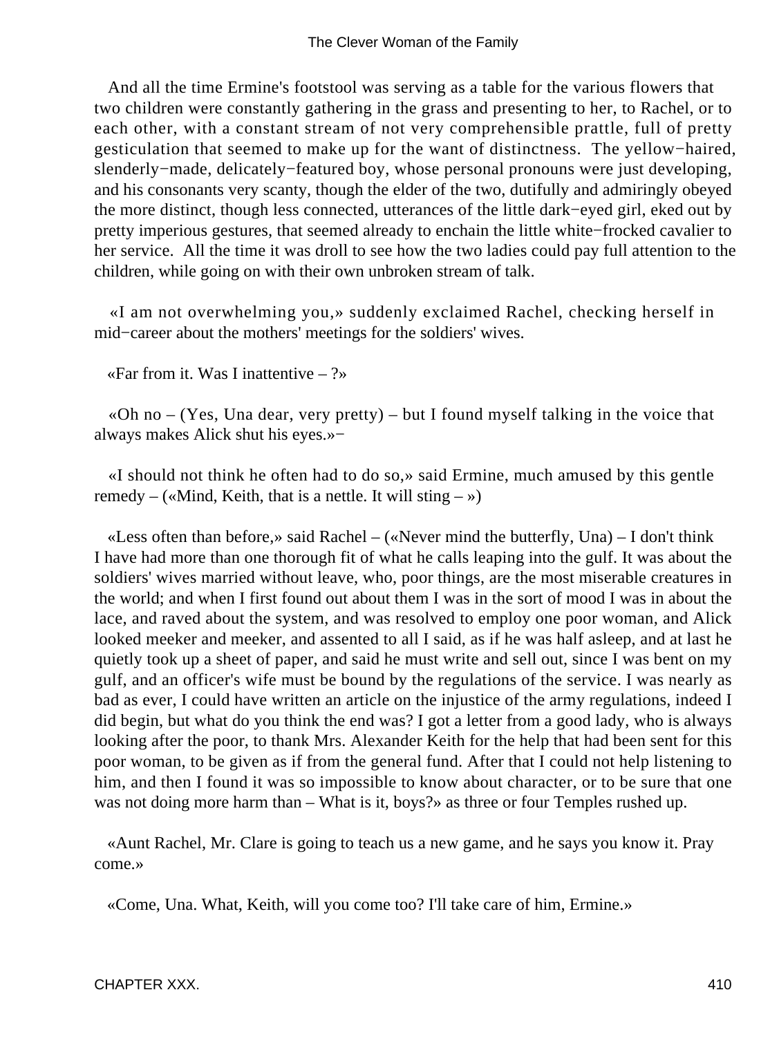And all the time Ermine's footstool was serving as a table for the various flowers that two children were constantly gathering in the grass and presenting to her, to Rachel, or to each other, with a constant stream of not very comprehensible prattle, full of pretty gesticulation that seemed to make up for the want of distinctness. The yellow−haired, slenderly−made, delicately−featured boy, whose personal pronouns were just developing, and his consonants very scanty, though the elder of the two, dutifully and admiringly obeyed the more distinct, though less connected, utterances of the little dark−eyed girl, eked out by pretty imperious gestures, that seemed already to enchain the little white−frocked cavalier to her service. All the time it was droll to see how the two ladies could pay full attention to the children, while going on with their own unbroken stream of talk.

«I am not overwhelming you,» suddenly exclaimed Rachel, checking herself in mid−career about the mothers' meetings for the soldiers' wives.

«Far from it. Was I inattentive – ?»

«Oh no – (Yes, Una dear, very pretty) – but I found myself talking in the voice that always makes Alick shut his eyes.»−

«I should not think he often had to do so,» said Ermine, much amused by this gentle remedy – («Mind, Keith, that is a nettle. It will sting – »)

«Less often than before,» said Rachel – («Never mind the butterfly, Una) – I don't think I have had more than one thorough fit of what he calls leaping into the gulf. It was about the soldiers' wives married without leave, who, poor things, are the most miserable creatures in the world; and when I first found out about them I was in the sort of mood I was in about the lace, and raved about the system, and was resolved to employ one poor woman, and Alick looked meeker and meeker, and assented to all I said, as if he was half asleep, and at last he quietly took up a sheet of paper, and said he must write and sell out, since I was bent on my gulf, and an officer's wife must be bound by the regulations of the service. I was nearly as bad as ever, I could have written an article on the injustice of the army regulations, indeed I did begin, but what do you think the end was? I got a letter from a good lady, who is always looking after the poor, to thank Mrs. Alexander Keith for the help that had been sent for this poor woman, to be given as if from the general fund. After that I could not help listening to him, and then I found it was so impossible to know about character, or to be sure that one was not doing more harm than – What is it, boys?» as three or four Temples rushed up.

«Aunt Rachel, Mr. Clare is going to teach us a new game, and he says you know it. Pray come.»

«Come, Una. What, Keith, will you come too? I'll take care of him, Ermine.»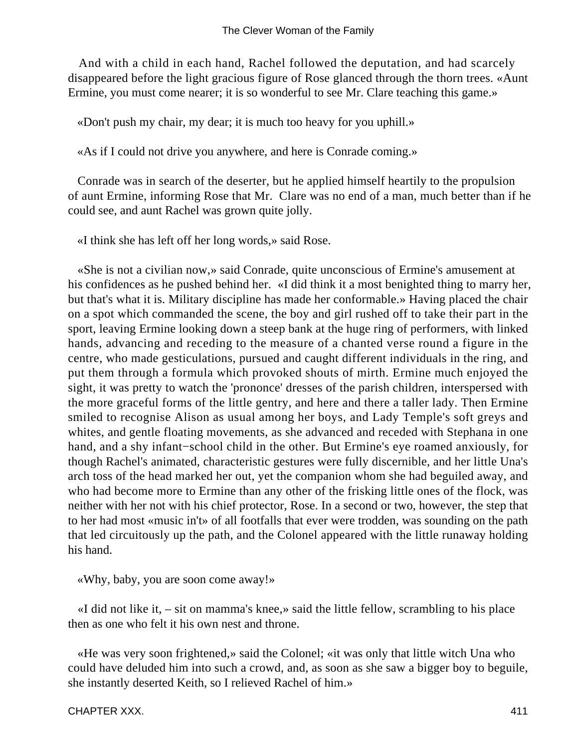And with a child in each hand, Rachel followed the deputation, and had scarcely disappeared before the light gracious figure of Rose glanced through the thorn trees. «Aunt Ermine, you must come nearer; it is so wonderful to see Mr. Clare teaching this game.»

«Don't push my chair, my dear; it is much too heavy for you uphill.»

«As if I could not drive you anywhere, and here is Conrade coming.»

Conrade was in search of the deserter, but he applied himself heartily to the propulsion of aunt Ermine, informing Rose that Mr. Clare was no end of a man, much better than if he could see, and aunt Rachel was grown quite jolly.

«I think she has left off her long words,» said Rose.

«She is not a civilian now,» said Conrade, quite unconscious of Ermine's amusement at his confidences as he pushed behind her. «I did think it a most benighted thing to marry her, but that's what it is. Military discipline has made her conformable.» Having placed the chair on a spot which commanded the scene, the boy and girl rushed off to take their part in the sport, leaving Ermine looking down a steep bank at the huge ring of performers, with linked hands, advancing and receding to the measure of a chanted verse round a figure in the centre, who made gesticulations, pursued and caught different individuals in the ring, and put them through a formula which provoked shouts of mirth. Ermine much enjoyed the sight, it was pretty to watch the 'prononce' dresses of the parish children, interspersed with the more graceful forms of the little gentry, and here and there a taller lady. Then Ermine smiled to recognise Alison as usual among her boys, and Lady Temple's soft greys and whites, and gentle floating movements, as she advanced and receded with Stephana in one hand, and a shy infant−school child in the other. But Ermine's eye roamed anxiously, for though Rachel's animated, characteristic gestures were fully discernible, and her little Una's arch toss of the head marked her out, yet the companion whom she had beguiled away, and who had become more to Ermine than any other of the frisking little ones of the flock, was neither with her not with his chief protector, Rose. In a second or two, however, the step that to her had most «music in't» of all footfalls that ever were trodden, was sounding on the path that led circuitously up the path, and the Colonel appeared with the little runaway holding his hand.

«Why, baby, you are soon come away!»

«I did not like it, – sit on mamma's knee,» said the little fellow, scrambling to his place then as one who felt it his own nest and throne.

«He was very soon frightened,» said the Colonel; «it was only that little witch Una who could have deluded him into such a crowd, and, as soon as she saw a bigger boy to beguile, she instantly deserted Keith, so I relieved Rachel of him.»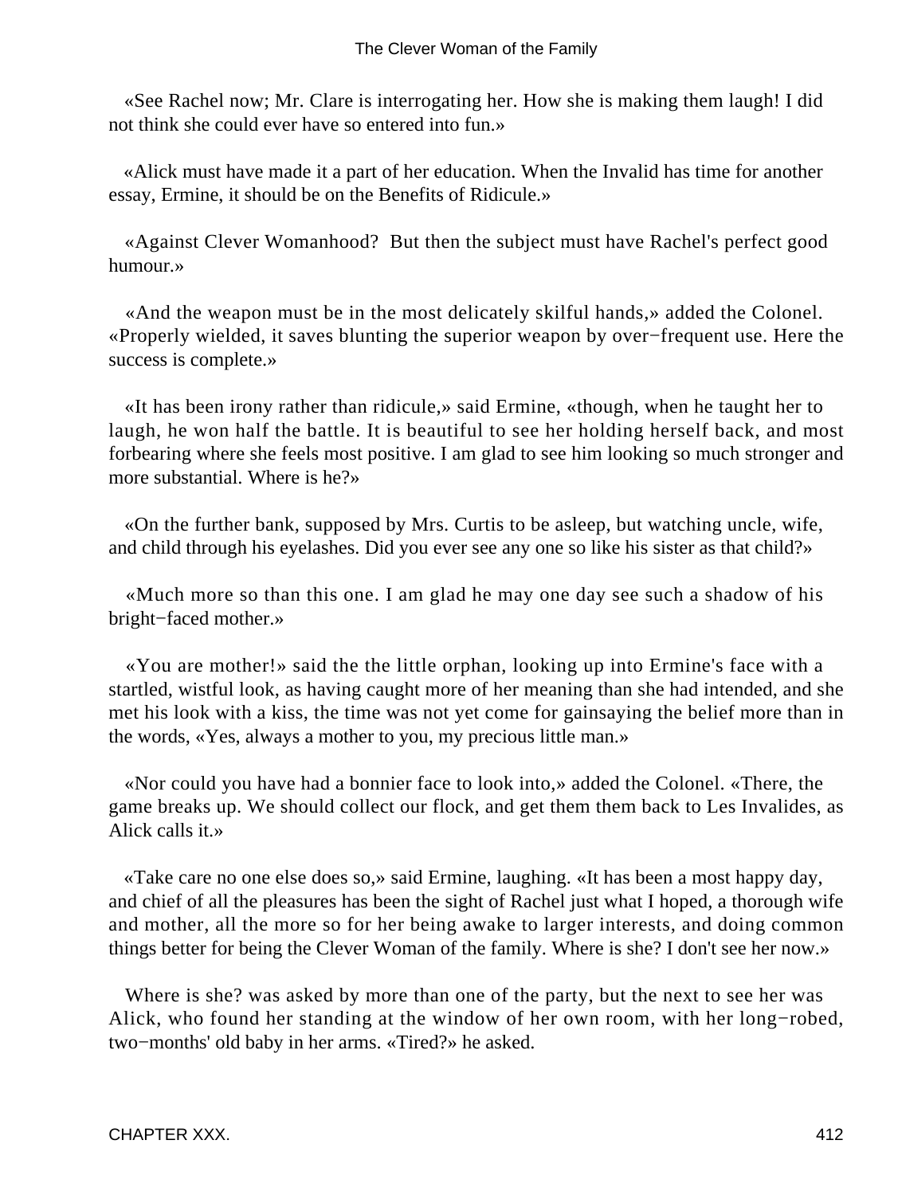«See Rachel now; Mr. Clare is interrogating her. How she is making them laugh! I did not think she could ever have so entered into fun.»

«Alick must have made it a part of her education. When the Invalid has time for another essay, Ermine, it should be on the Benefits of Ridicule.»

«Against Clever Womanhood? But then the subject must have Rachel's perfect good humour.»

«And the weapon must be in the most delicately skilful hands,» added the Colonel. «Properly wielded, it saves blunting the superior weapon by over−frequent use. Here the success is complete.»

«It has been irony rather than ridicule,» said Ermine, «though, when he taught her to laugh, he won half the battle. It is beautiful to see her holding herself back, and most forbearing where she feels most positive. I am glad to see him looking so much stronger and more substantial. Where is he?»

«On the further bank, supposed by Mrs. Curtis to be asleep, but watching uncle, wife, and child through his eyelashes. Did you ever see any one so like his sister as that child?»

«Much more so than this one. I am glad he may one day see such a shadow of his bright−faced mother.»

«You are mother!» said the the little orphan, looking up into Ermine's face with a startled, wistful look, as having caught more of her meaning than she had intended, and she met his look with a kiss, the time was not yet come for gainsaying the belief more than in the words, «Yes, always a mother to you, my precious little man.»

«Nor could you have had a bonnier face to look into,» added the Colonel. «There, the game breaks up. We should collect our flock, and get them them back to Les Invalides, as Alick calls it.»

«Take care no one else does so,» said Ermine, laughing. «It has been a most happy day, and chief of all the pleasures has been the sight of Rachel just what I hoped, a thorough wife and mother, all the more so for her being awake to larger interests, and doing common things better for being the Clever Woman of the family. Where is she? I don't see her now.»

Where is she? was asked by more than one of the party, but the next to see her was Alick, who found her standing at the window of her own room, with her long−robed, two−months' old baby in her arms. «Tired?» he asked.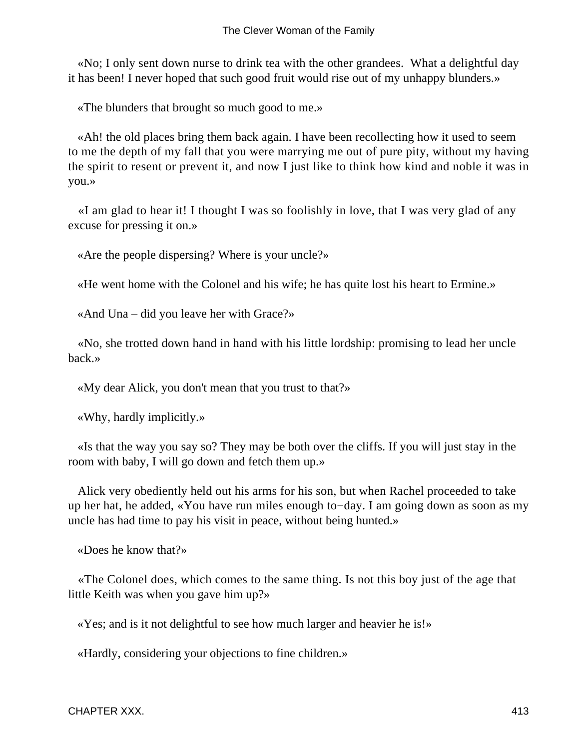«No; I only sent down nurse to drink tea with the other grandees.  What a delightful day it has been! I never hoped that such good fruit would rise out of my unhappy blunders.»

«The blunders that brought so much good to me.»

«Ah! the old places bring them back again. I have been recollecting how it used to seem to me the depth of my fall that you were marrying me out of pure pity, without my having the spirit to resent or prevent it, and now I just like to think how kind and noble it was in you.»

«I am glad to hear it! I thought I was so foolishly in love, that I was very glad of any excuse for pressing it on.»

«Are the people dispersing? Where is your uncle?»

«He went home with the Colonel and his wife; he has quite lost his heart to Ermine.»

«And Una – did you leave her with Grace?»

«No, she trotted down hand in hand with his little lordship: promising to lead her uncle back.»

«My dear Alick, you don't mean that you trust to that?»

«Why, hardly implicitly.»

«Is that the way you say so? They may be both over the cliffs. If you will just stay in the room with baby, I will go down and fetch them up.»

Alick very obediently held out his arms for his son, but when Rachel proceeded to take up her hat, he added, «You have run miles enough to−day. I am going down as soon as my uncle has had time to pay his visit in peace, without being hunted.»

«Does he know that?»

«The Colonel does, which comes to the same thing. Is not this boy just of the age that little Keith was when you gave him up?»

«Yes; and is it not delightful to see how much larger and heavier he is!»

«Hardly, considering your objections to fine children.»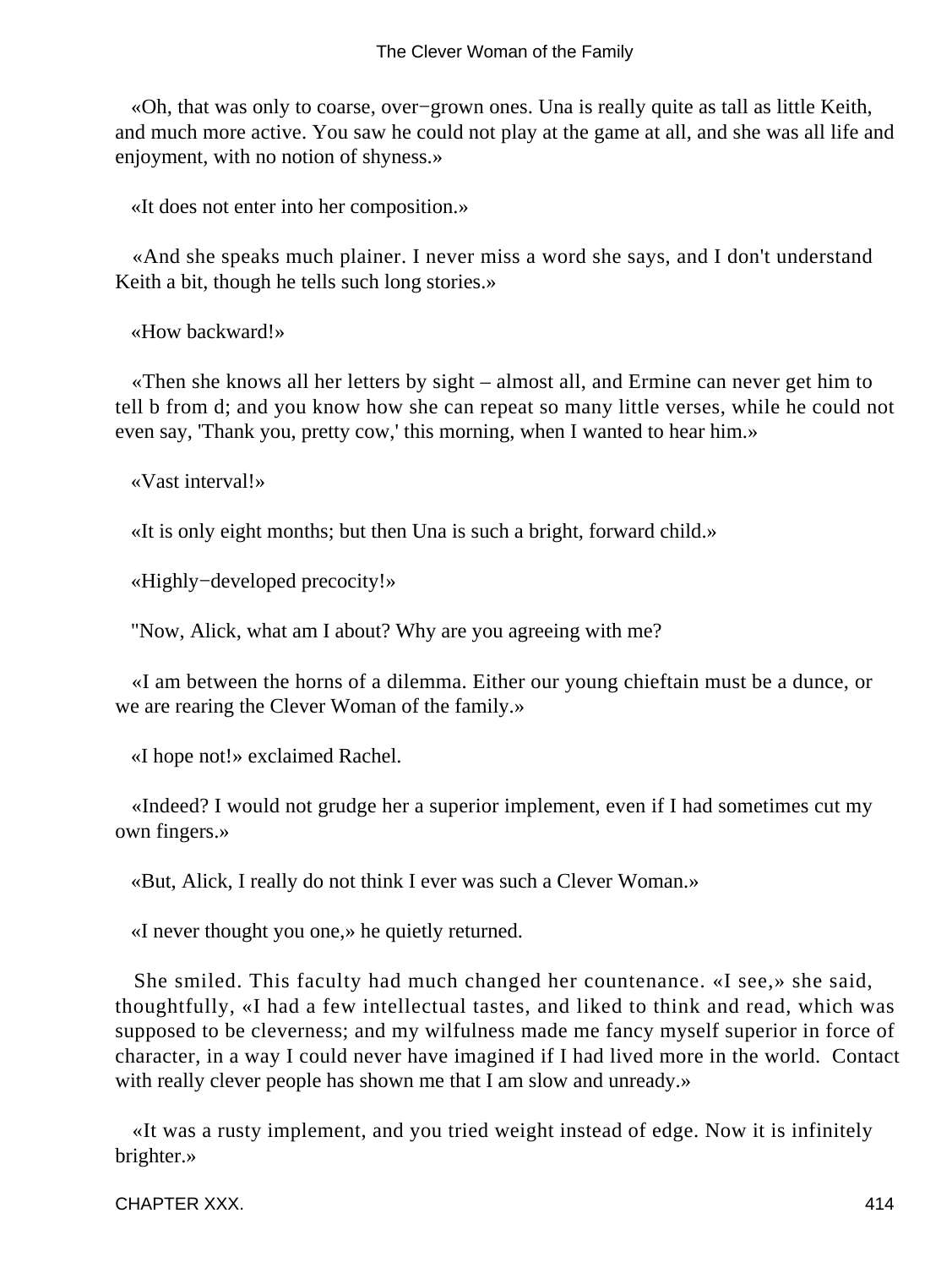«Oh, that was only to coarse, over−grown ones. Una is really quite as tall as little Keith, and much more active. You saw he could not play at the game at all, and she was all life and enjoyment, with no notion of shyness.»

«It does not enter into her composition.»

«And she speaks much plainer. I never miss a word she says, and I don't understand Keith a bit, though he tells such long stories.»

«How backward!»

«Then she knows all her letters by sight – almost all, and Ermine can never get him to tell b from d; and you know how she can repeat so many little verses, while he could not even say, 'Thank you, pretty cow,' this morning, when I wanted to hear him.»

«Vast interval!»

«It is only eight months; but then Una is such a bright, forward child.»

«Highly−developed precocity!»

"Now, Alick, what am I about? Why are you agreeing with me?

«I am between the horns of a dilemma. Either our young chieftain must be a dunce, or we are rearing the Clever Woman of the family.»

«I hope not!» exclaimed Rachel.

«Indeed? I would not grudge her a superior implement, even if I had sometimes cut my own fingers.»

«But, Alick, I really do not think I ever was such a Clever Woman.»

«I never thought you one,» he quietly returned.

She smiled. This faculty had much changed her countenance. «I see,» she said, thoughtfully, «I had a few intellectual tastes, and liked to think and read, which was supposed to be cleverness; and my wilfulness made me fancy myself superior in force of character, in a way I could never have imagined if I had lived more in the world. Contact with really clever people has shown me that I am slow and unready.»

«It was a rusty implement, and you tried weight instead of edge. Now it is infinitely brighter.»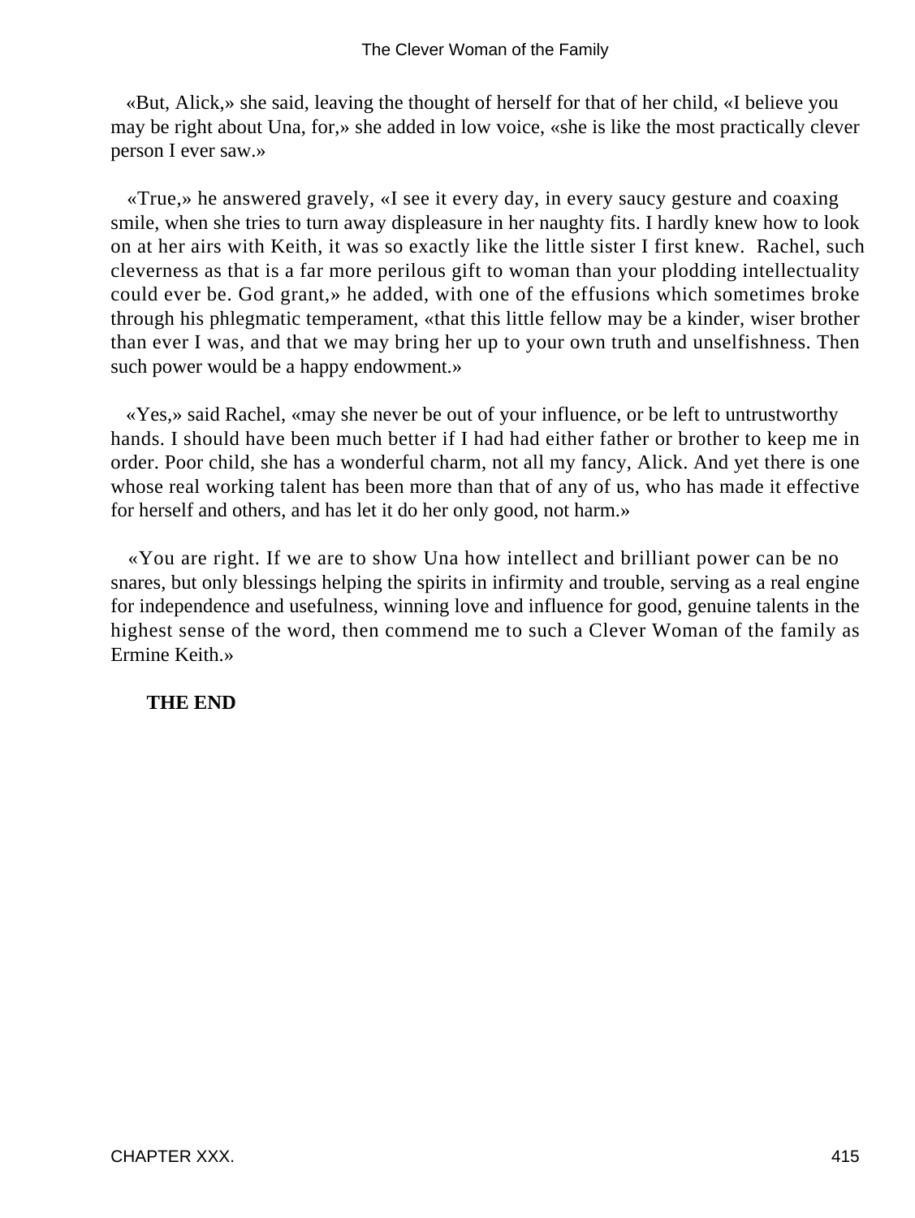«But, Alick,» she said, leaving the thought of herself for that of her child, «I believe you may be right about Una, for,» she added in low voice, «she is like the most practically clever person I ever saw.»

«True,» he answered gravely, «I see it every day, in every saucy gesture and coaxing smile, when she tries to turn away displeasure in her naughty fits. I hardly knew how to look on at her airs with Keith, it was so exactly like the little sister I first knew. Rachel, such cleverness as that is a far more perilous gift to woman than your plodding intellectuality could ever be. God grant,» he added, with one of the effusions which sometimes broke through his phlegmatic temperament, «that this little fellow may be a kinder, wiser brother than ever I was, and that we may bring her up to your own truth and unselfishness. Then such power would be a happy endowment.»

«Yes,» said Rachel, «may she never be out of your influence, or be left to untrustworthy hands. I should have been much better if I had had either father or brother to keep me in order. Poor child, she has a wonderful charm, not all my fancy, Alick. And yet there is one whose real working talent has been more than that of any of us, who has made it effective for herself and others, and has let it do her only good, not harm.»

«You are right. If we are to show Una how intellect and brilliant power can be no snares, but only blessings helping the spirits in infirmity and trouble, serving as a real engine for independence and usefulness, winning love and influence for good, genuine talents in the highest sense of the word, then commend me to such a Clever Woman of the family as Ermine Keith.»

**THE END**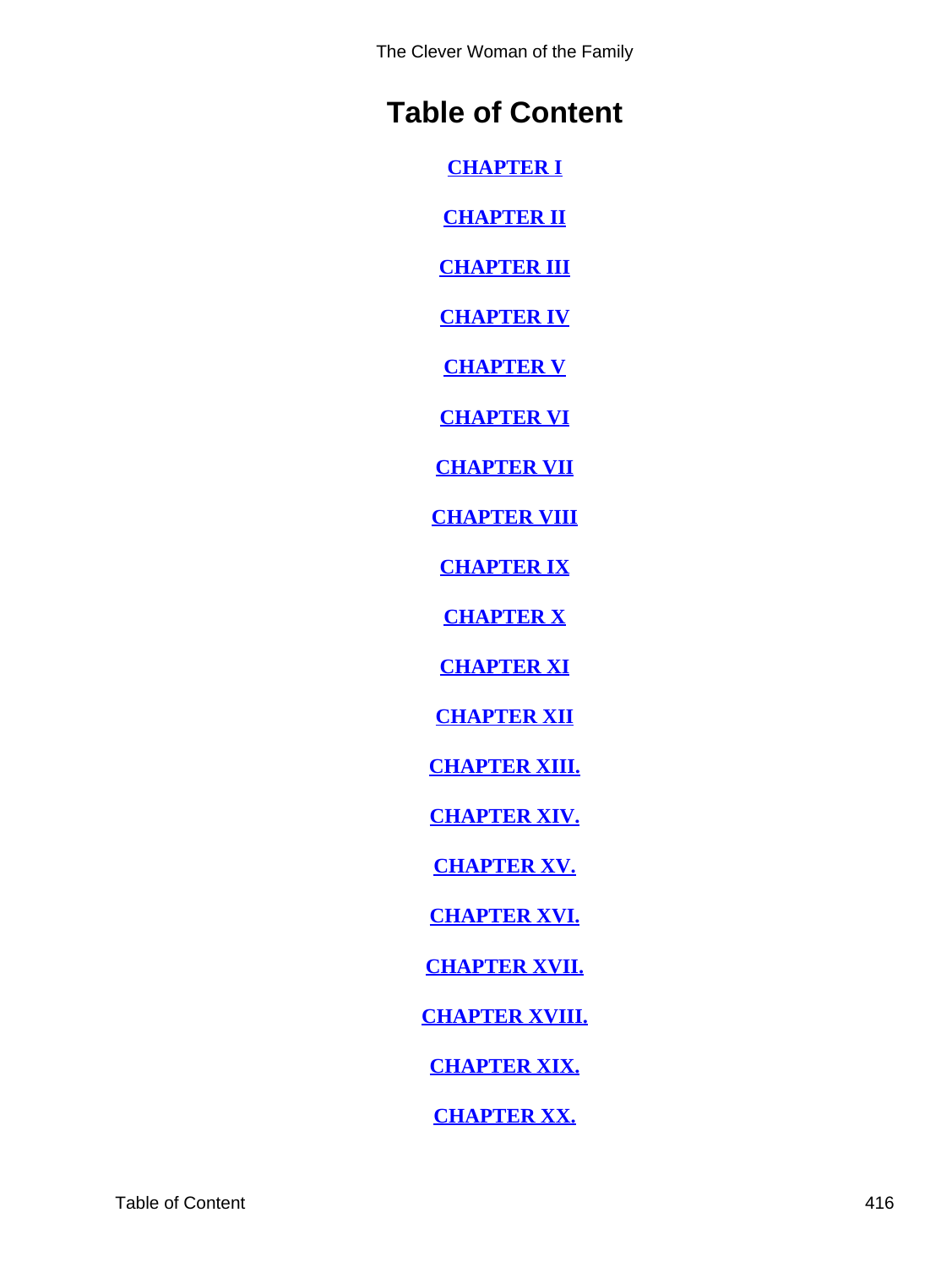# Table of Content

**CHAPTER I**

**CHAPTER II**

**CHAPTER III**

**CHAPTER IV**

**CHAPTER V**

**CHAPTER VI**

**CHAPTER VII**

**CHAPTER VIII**

**CHAPTER IX**

**CHAPTER X**

**CHAPTER XI**

**CHAPTER XII**

**CHAPTER XIII.**

**CHAPTER XIV.**

**CHAPTER XV.**

**CHAPTER XVI.**

**CHAPTER XVII.**

**CHAPTER XVIII.**

**CHAPTER XIX.**

**CHAPTER XX.**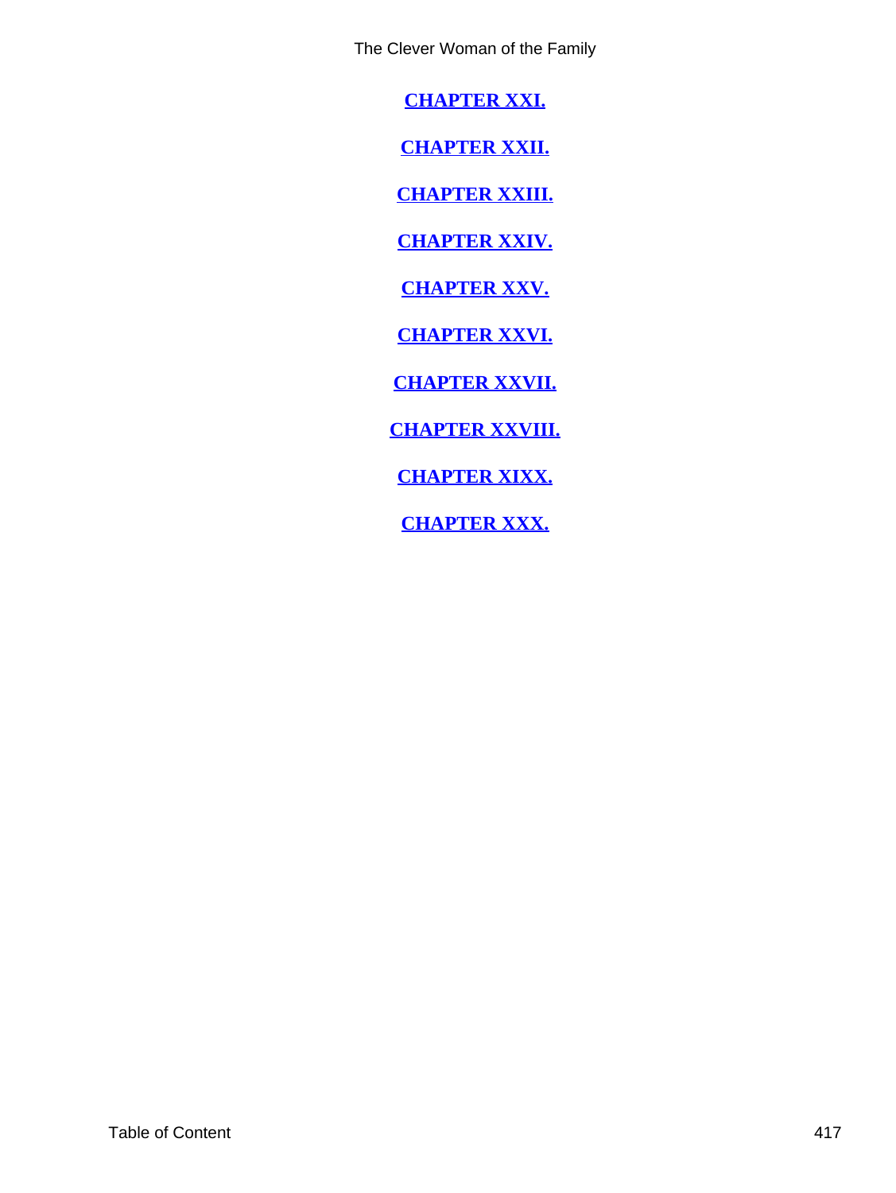**CHAPTER XXI.**

**CHAPTER XXII.**

**CHAPTER XXIII.**

**CHAPTER XXIV.**

**CHAPTER XXV.**

**CHAPTER XXVI.**

**CHAPTER XXVII.**

**CHAPTER XXVIII.**

**CHAPTER XIXX.**

**CHAPTER XXX.**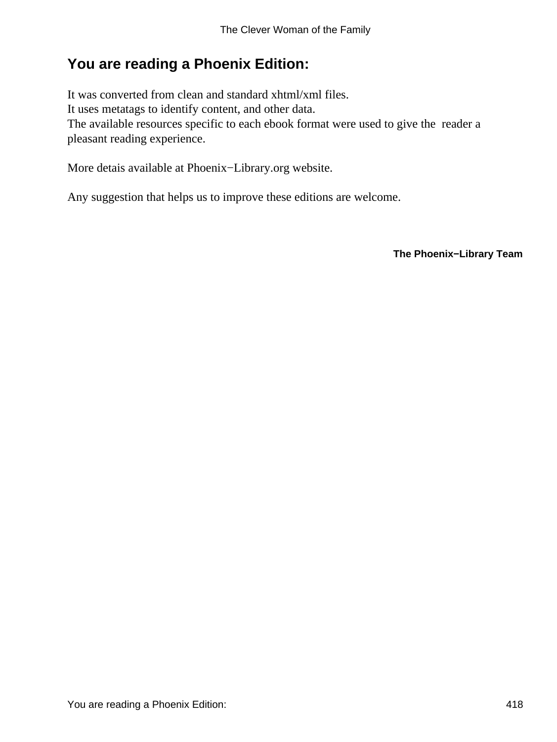## You are reading a Phoenix Edition:

It was converted from clean and standard xhtml/xml files.
It uses metatags to identify content, and other data.
The available resources specific to each ebook format were used to give the reader a pleasant reading experience.

More detais available at Phoenix−Library.org website.

Any suggestion that helps us to improve these editions are welcome.

**The Phoenix−Library Team**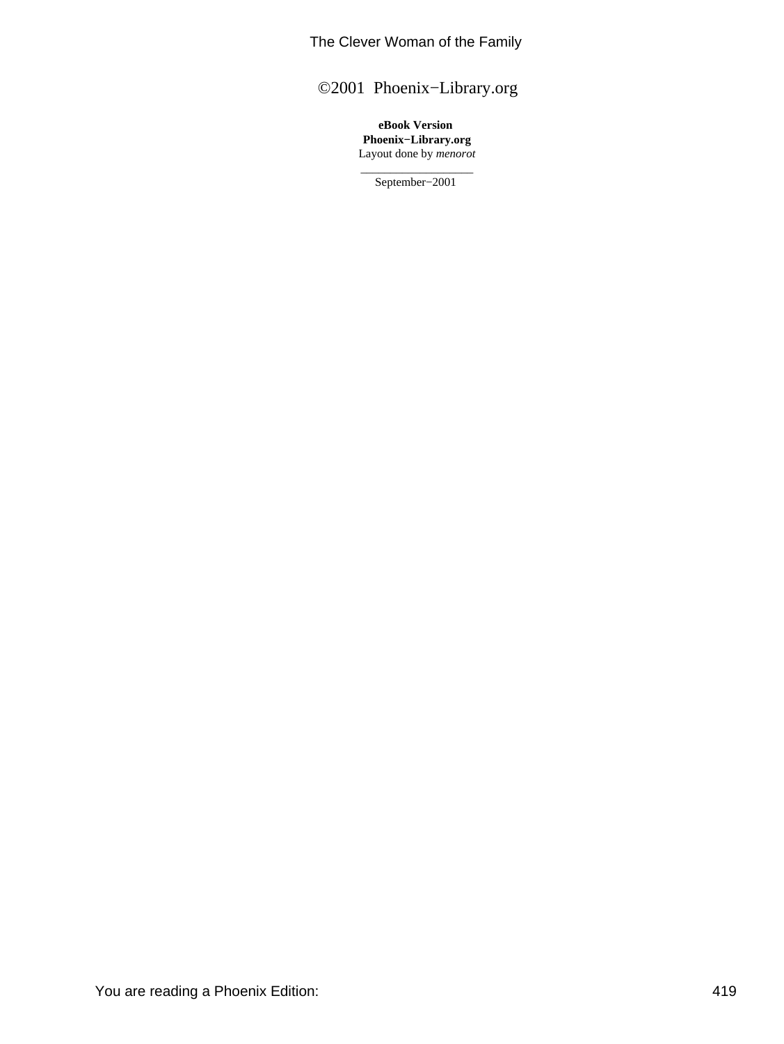©2001 Phoenix−Library.org

**eBook Version**
**Phoenix−Library.org**
Layout done by *menorot*

___________________

September−2001